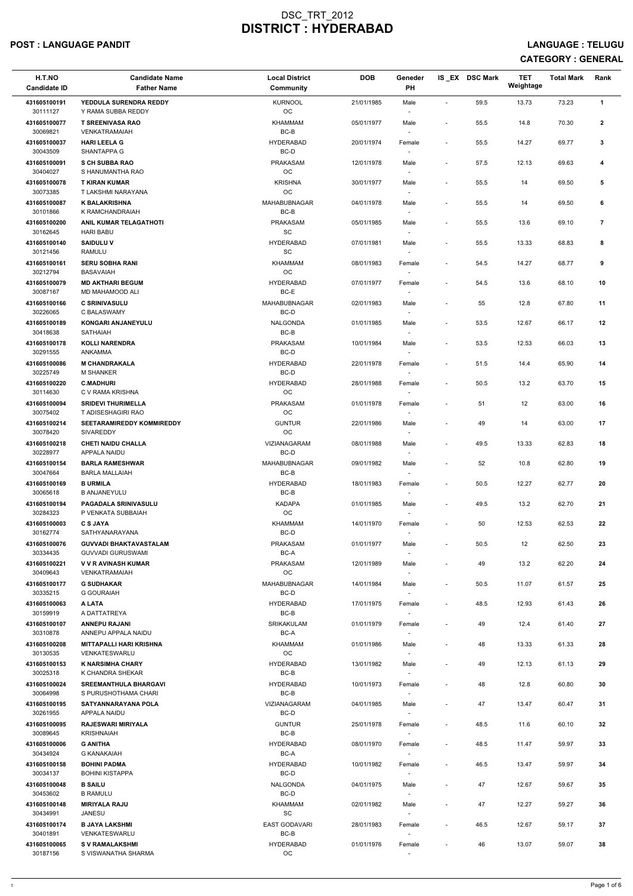# DSC_TRT_2012
# DISTRICT : HYDERABAD

**POST : LANGUAGE PANDIT** **LANGUAGE : TELUGU**

**CATEGORY : GENERAL**

| H.T.NO<br>Candidate ID | Candidate Name<br>Father Name | Local District<br>Community | DOB | Geneder<br>PH | IS _EX | DSC Mark | TET Weightage | Total Mark | Rank |
|---|---|---|---|---|---|---|---|---|---|
| 431605100191<br>30111127 | YEDDULA SURENDRA REDDY<br>Y RAMA SUBBA REDDY | KURNOOL<br>OC | 21/01/1985 | Male<br>- | - | 59.5 | 13.73 | 73.23 | 1 |
| 431605100077<br>30069821 | T SREENIVASA RAO<br>VENKATRAMAIAH | KHAMMAM<br>BC-B | 05/01/1977 | Male<br>- | - | 55.5 | 14.8 | 70.30 | 2 |
| 431605100037<br>30043509 | HARI LEELA G<br>SHANTAPPA G | HYDERABAD<br>BC-D | 20/01/1974 | Female<br>- | - | 55.5 | 14.27 | 69.77 | 3 |
| 431605100091<br>30404027 | S CH SUBBA RAO<br>S HANUMANTHA RAO | PRAKASAM<br>OC | 12/01/1978 | Male<br>- | - | 57.5 | 12.13 | 69.63 | 4 |
| 431605100078<br>30073385 | T KIRAN KUMAR<br>T LAKSHMI NARAYANA | KRISHNA<br>OC | 30/01/1977 | Male<br>- | - | 55.5 | 14 | 69.50 | 5 |
| 431605100087<br>30101866 | K BALAKRISHNA<br>K RAMCHANDRAIAH | MAHABUBNAGAR<br>BC-B | 04/01/1978 | Male<br>- | - | 55.5 | 14 | 69.50 | 6 |
| 431605100200<br>30162645 | ANIL KUMAR TELAGATHOTI<br>HARI BABU | PRAKASAM<br>SC | 05/01/1985 | Male<br>- | - | 55.5 | 13.6 | 69.10 | 7 |
| 431605100140<br>30121456 | SAIDULU V<br>RAMULU | HYDERABAD<br>SC | 07/01/1981 | Male<br>- | - | 55.5 | 13.33 | 68.83 | 8 |
| 431605100161<br>30212794 | SERU SOBHA RANI<br>BASAVAIAH | KHAMMAM<br>OC | 08/01/1983 | Female<br>- | - | 54.5 | 14.27 | 68.77 | 9 |
| 431605100079<br>30087167 | MD AKTHARI BEGUM<br>MD MAHAMOOD ALI | HYDERABAD<br>BC-E | 07/01/1977 | Female<br>- | - | 54.5 | 13.6 | 68.10 | 10 |
| 431605100166<br>30226065 | C SRINIVASULU<br>C BALASWAMY | MAHABUBNAGAR<br>BC-D | 02/01/1983 | Male<br>- | - | 55 | 12.8 | 67.80 | 11 |
| 431605100189<br>30418638 | KONGARI ANJANEYULU<br>SATHAIAH | NALGONDA<br>BC-B | 01/01/1985 | Male<br>- | - | 53.5 | 12.67 | 66.17 | 12 |
| 431605100178<br>30291555 | KOLLI NARENDRA<br>ANKAMMA | PRAKASAM<br>BC-D | 10/01/1984 | Male<br>- | - | 53.5 | 12.53 | 66.03 | 13 |
| 431605100086<br>30225749 | M CHANDRAKALA<br>M SHANKER | HYDERABAD<br>BC-D | 22/01/1978 | Female<br>- | - | 51.5 | 14.4 | 65.90 | 14 |
| 431605100220<br>30114630 | C.MADHURI<br>C V RAMA KRISHNA | HYDERABAD<br>OC | 28/01/1988 | Female<br>- | - | 50.5 | 13.2 | 63.70 | 15 |
| 431605100094<br>30075402 | SRIDEVI THURIMELLA<br>T ADISESHAGIRI RAO | PRAKASAM<br>OC | 01/01/1978 | Female<br>- | - | 51 | 12 | 63.00 | 16 |
| 431605100214<br>30078420 | SEETARAMIREDDY KOMMIREDDY<br>SIVAREDDY | GUNTUR<br>OC | 22/01/1986 | Male<br>- | - | 49 | 14 | 63.00 | 17 |
| 431605100218<br>30228977 | CHETI NAIDU CHALLA<br>APPALA NAIDU | VIZIANAGARAM<br>BC-D | 08/01/1988 | Male<br>- | - | 49.5 | 13.33 | 62.83 | 18 |
| 431605100154<br>30047664 | BARLA RAMESHWAR<br>BARLA MALLAIAH | MAHABUBNAGAR<br>BC-B | 09/01/1982 | Male<br>- | - | 52 | 10.8 | 62.80 | 19 |
| 431605100169<br>30065618 | B URMILA<br>B ANJANEYULU | HYDERABAD<br>BC-B | 18/01/1983 | Female<br>- | - | 50.5 | 12.27 | 62.77 | 20 |
| 431605100194<br>30284323 | PAGADALA SRINIVASULU<br>P VENKATA SUBBAIAH | KADAPA<br>OC | 01/01/1985 | Male<br>- | - | 49.5 | 13.2 | 62.70 | 21 |
| 431605100003<br>30162774 | C S JAYA<br>SATHYANARAYANA | KHAMMAM<br>BC-D | 14/01/1970 | Female<br>- | - | 50 | 12.53 | 62.53 | 22 |
| 431605100076<br>30334435 | GUVVADI BHAKTAVASTALAM<br>GUVVADI GURUSWAMI | PRAKASAM<br>BC-A | 01/01/1977 | Male<br>- | - | 50.5 | 12 | 62.50 | 23 |
| 431605100221<br>30409643 | V V R AVINASH KUMAR<br>VENKATRAMAIAH | PRAKASAM<br>OC | 12/01/1989 | Male<br>- | - | 49 | 13.2 | 62.20 | 24 |
| 431605100177<br>30335215 | G SUDHAKAR<br>G GOURAIAH | MAHABUBNAGAR<br>BC-D | 14/01/1984 | Male<br>- | - | 50.5 | 11.07 | 61.57 | 25 |
| 431605100063<br>30159919 | A LATA<br>A DATTATREYA | HYDERABAD<br>BC-B | 17/01/1975 | Female<br>- | - | 48.5 | 12.93 | 61.43 | 26 |
| 431605100107<br>30310878 | ANNEPU RAJANI<br>ANNEPU APPALA NAIDU | SRIKAKULAM<br>BC-A | 01/01/1979 | Female<br>- | - | 49 | 12.4 | 61.40 | 27 |
| 431605100208<br>30130535 | MITTAPALLI HARI KRISHNA<br>VENKATESWARLU | KHAMMAM<br>OC | 01/01/1986 | Male<br>- | - | 48 | 13.33 | 61.33 | 28 |
| 431605100153<br>30025318 | K NARSIMHA CHARY<br>K CHANDRA SHEKAR | HYDERABAD<br>BC-B | 13/01/1982 | Male<br>- | - | 49 | 12.13 | 61.13 | 29 |
| 431605100024<br>30064998 | SREEMANTHULA BHARGAVI<br>S PURUSHOTHAMA CHARI | HYDERABAD<br>BC-B | 10/01/1973 | Female<br>- | - | 48 | 12.8 | 60.80 | 30 |
| 431605100195<br>30261955 | SATYANNARAYANA POLA<br>APPALA NAIDU | VIZIANAGARAM<br>BC-D | 04/01/1985 | Male<br>- | - | 47 | 13.47 | 60.47 | 31 |
| 431605100095<br>30089645 | RAJESWARI MIRIYALA<br>KRISHNAIAH | GUNTUR<br>BC-B | 25/01/1978 | Female<br>- | - | 48.5 | 11.6 | 60.10 | 32 |
| 431605100006<br>30434924 | G ANITHA<br>G KANAKAIAH | HYDERABAD<br>BC-A | 08/01/1970 | Female<br>- | - | 48.5 | 11.47 | 59.97 | 33 |
| 431605100158<br>30034137 | BOHINI PADMA<br>BOHINI KISTAPPA | HYDERABAD<br>BC-D | 10/01/1982 | Female<br>- | - | 46.5 | 13.47 | 59.97 | 34 |
| 431605100048<br>30453602 | B SAILU<br>B RAMULU | NALGONDA<br>BC-D | 04/01/1975 | Male<br>- | - | 47 | 12.67 | 59.67 | 35 |
| 431605100148<br>30434991 | MIRIYALA RAJU<br>JANESU | KHAMMAM<br>SC | 02/01/1982 | Male<br>- | - | 47 | 12.27 | 59.27 | 36 |
| 431605100174<br>30401891 | B JAYA LAKSHMI<br>VENKATESWARLU | EAST GODAVARI<br>BC-B | 28/01/1983 | Female<br>- | - | 46.5 | 12.67 | 59.17 | 37 |
| 431605100065<br>30187156 | S V RAMALAKSHMI<br>S VISWANATHA SHARMA | HYDERABAD<br>OC | 01/01/1976 | Female<br>- | - | 46 | 13.07 | 59.07 | 38 |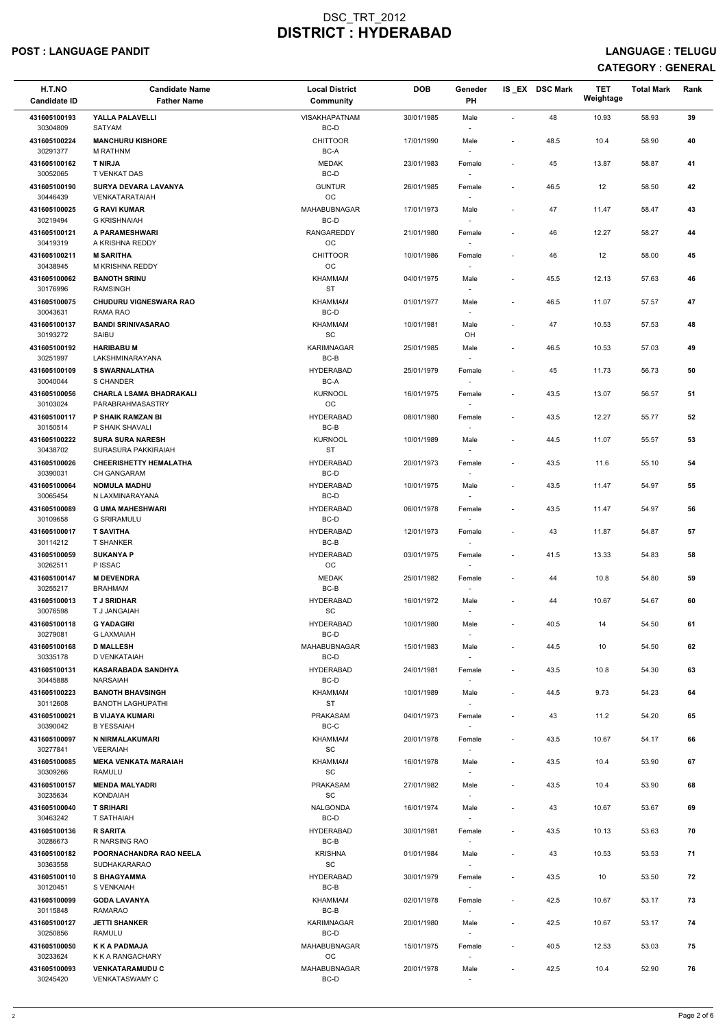# DSC_TRT_2012
# DISTRICT : HYDERABAD

**POST : LANGUAGE PANDIT** **LANGUAGE : TELUGU**

**CATEGORY : GENERAL**

| H.T.NO<br>Candidate ID | Candidate Name<br>Father Name | Local District<br>Community | DOB | Geneder<br>PH | IS_EX | DSC Mark | TET Weightage | Total Mark | Rank |
|---|---|---|---|---|---|---|---|---|---|
| 431605100193<br>30304809 | YALLA PALAVELLI<br>SATYAM | VISAKHAPATNAM<br>BC-D | 30/01/1985 | Male<br>- | - | 48 | 10.93 | 58.93 | 39 |
| 431605100224<br>30291377 | MANCHURU KISHORE<br>M RATHNM | CHITTOOR<br>BC-A | 17/01/1990 | Male<br>- | - | 48.5 | 10.4 | 58.90 | 40 |
| 431605100162<br>30052065 | T NIRJA<br>T VENKAT DAS | MEDAK<br>BC-D | 23/01/1983 | Female<br>- | - | 45 | 13.87 | 58.87 | 41 |
| 431605100190<br>30446439 | SURYA DEVARA LAVANYA<br>VENKATARATAIAH | GUNTUR<br>OC | 26/01/1985 | Female<br>- | - | 46.5 | 12 | 58.50 | 42 |
| 431605100025<br>30219494 | G RAVI KUMAR<br>G KRISHNAIAH | MAHABUBNAGAR<br>BC-D | 17/01/1973 | Male<br>- | - | 47 | 11.47 | 58.47 | 43 |
| 431605100121<br>30419319 | A PARAMESHWARI<br>A KRISHNA REDDY | RANGAREDDY<br>OC | 21/01/1980 | Female<br>- | - | 46 | 12.27 | 58.27 | 44 |
| 431605100211<br>30438945 | M SARITHA<br>M KRISHNA REDDY | CHITTOOR<br>OC | 10/01/1986 | Female<br>- | - | 46 | 12 | 58.00 | 45 |
| 431605100062<br>30176996 | BANOTH SRINU<br>RAMSINGH | KHAMMAM<br>ST | 04/01/1975 | Male<br>- | - | 45.5 | 12.13 | 57.63 | 46 |
| 431605100075<br>30043631 | CHUDURU VIGNESWARA RAO<br>RAMA RAO | KHAMMAM<br>BC-D | 01/01/1977 | Male<br>- | - | 46.5 | 11.07 | 57.57 | 47 |
| 431605100137<br>30193272 | BANDI SRINIVASARAO<br>SAIBU | KHAMMAM<br>SC | 10/01/1981 | Male<br>OH | - | 47 | 10.53 | 57.53 | 48 |
| 431605100192<br>30251997 | HARIBABU M<br>LAKSHMINARAYANA | KARIMNAGAR<br>BC-B | 25/01/1985 | Male<br>- | - | 46.5 | 10.53 | 57.03 | 49 |
| 431605100109<br>30040044 | S SWARNALATHA<br>S CHANDER | HYDERABAD<br>BC-A | 25/01/1979 | Female<br>- | - | 45 | 11.73 | 56.73 | 50 |
| 431605100056<br>30103024 | CHARLA LSAMA BHADRAKALI<br>PARABRAHMASASTRY | KURNOOL<br>OC | 16/01/1975 | Female<br>- | - | 43.5 | 13.07 | 56.57 | 51 |
| 431605100117<br>30150514 | P SHAIK RAMZAN BI<br>P SHAIK SHAVALI | HYDERABAD<br>BC-B | 08/01/1980 | Female<br>- | - | 43.5 | 12.27 | 55.77 | 52 |
| 431605100222<br>30438702 | SURA SURA NARESH<br>SURASURA PAKKIRAIAH | KURNOOL<br>ST | 10/01/1989 | Male<br>- | - | 44.5 | 11.07 | 55.57 | 53 |
| 431605100026<br>30390031 | CHEERISHETTY HEMALATHA<br>CH GANGARAM | HYDERABAD<br>BC-D | 20/01/1973 | Female<br>- | - | 43.5 | 11.6 | 55.10 | 54 |
| 431605100064<br>30065454 | NOMULA MADHU<br>N LAXMINARAYANA | HYDERABAD<br>BC-D | 10/01/1975 | Male<br>- | - | 43.5 | 11.47 | 54.97 | 55 |
| 431605100089<br>30109658 | G UMA MAHESHWARI<br>G SRIRAMULU | HYDERABAD<br>BC-D | 06/01/1978 | Female<br>- | - | 43.5 | 11.47 | 54.97 | 56 |
| 431605100017<br>30114212 | T SAVITHA<br>T SHANKER | HYDERABAD<br>BC-B | 12/01/1973 | Female<br>- | - | 43 | 11.87 | 54.87 | 57 |
| 431605100059<br>30262511 | SUKANYA P<br>P ISSAC | HYDERABAD<br>OC | 03/01/1975 | Female<br>- | - | 41.5 | 13.33 | 54.83 | 58 |
| 431605100147<br>30255217 | M DEVENDRA<br>BRAHMAM | MEDAK<br>BC-B | 25/01/1982 | Female<br>- | - | 44 | 10.8 | 54.80 | 59 |
| 431605100013<br>30076598 | T J SRIDHAR<br>T J JANGAIAH | HYDERABAD<br>SC | 16/01/1972 | Male<br>- | - | 44 | 10.67 | 54.67 | 60 |
| 431605100118<br>30279081 | G YADAGIRI<br>G LAXMAIAH | HYDERABAD<br>BC-D | 10/01/1980 | Male<br>- | - | 40.5 | 14 | 54.50 | 61 |
| 431605100168<br>30335178 | D MALLESH<br>D VENKATAIAH | MAHABUBNAGAR<br>BC-D | 15/01/1983 | Male<br>- | - | 44.5 | 10 | 54.50 | 62 |
| 431605100131<br>30445888 | KASARABADA SANDHYA<br>NARSAIAH | HYDERABAD<br>BC-D | 24/01/1981 | Female<br>- | - | 43.5 | 10.8 | 54.30 | 63 |
| 431605100223<br>30112608 | BANOTH BHAVSINGH<br>BANOTH LAGHUPATHI | KHAMMAM<br>ST | 10/01/1989 | Male<br>- | - | 44.5 | 9.73 | 54.23 | 64 |
| 431605100021<br>30390042 | B VIJAYA KUMARI<br>B YESSAIAH | PRAKASAM<br>BC-C | 04/01/1973 | Female<br>- | - | 43 | 11.2 | 54.20 | 65 |
| 431605100097<br>30277841 | N NIRMALAKUMARI<br>VEERAIAH | KHAMMAM<br>SC | 20/01/1978 | Female<br>- | - | 43.5 | 10.67 | 54.17 | 66 |
| 431605100085<br>30309266 | MEKA VENKATA MARAIAH<br>RAMULU | KHAMMAM<br>SC | 16/01/1978 | Male<br>- | - | 43.5 | 10.4 | 53.90 | 67 |
| 431605100157<br>30235634 | MENDA MALYADRI<br>KONDAIAH | PRAKASAM<br>SC | 27/01/1982 | Male<br>- | - | 43.5 | 10.4 | 53.90 | 68 |
| 431605100040<br>30463242 | T SRIHARI<br>T SATHAIAH | NALGONDA<br>BC-D | 16/01/1974 | Male<br>- | - | 43 | 10.67 | 53.67 | 69 |
| 431605100136<br>30286673 | R SARITA<br>R NARSING RAO | HYDERABAD<br>BC-B | 30/01/1981 | Female<br>- | - | 43.5 | 10.13 | 53.63 | 70 |
| 431605100182<br>30363558 | POORNACHANDRA RAO NEELA<br>SUDHAKARARAO | KRISHNA<br>SC | 01/01/1984 | Male<br>- | - | 43 | 10.53 | 53.53 | 71 |
| 431605100110<br>30120451 | S BHAGYAMMA<br>S VENKAIAH | HYDERABAD<br>BC-B | 30/01/1979 | Female<br>- | - | 43.5 | 10 | 53.50 | 72 |
| 431605100099<br>30115848 | GODA LAVANYA<br>RAMARAO | KHAMMAM<br>BC-B | 02/01/1978 | Female<br>- | - | 42.5 | 10.67 | 53.17 | 73 |
| 431605100127<br>30250856 | JETTI SHANKER<br>RAMULU | KARIMNAGAR<br>BC-D | 20/01/1980 | Male<br>- | - | 42.5 | 10.67 | 53.17 | 74 |
| 431605100050<br>30233624 | K K A PADMAJA<br>K K A RANGACHARY | MAHABUBNAGAR<br>OC | 15/01/1975 | Female<br>- | - | 40.5 | 12.53 | 53.03 | 75 |
| 431605100093<br>30245420 | VENKATARAMUDU C<br>VENKATASWAMY C | MAHABUBNAGAR<br>BC-D | 20/01/1978 | Male<br>- | - | 42.5 | 10.4 | 52.90 | 76 |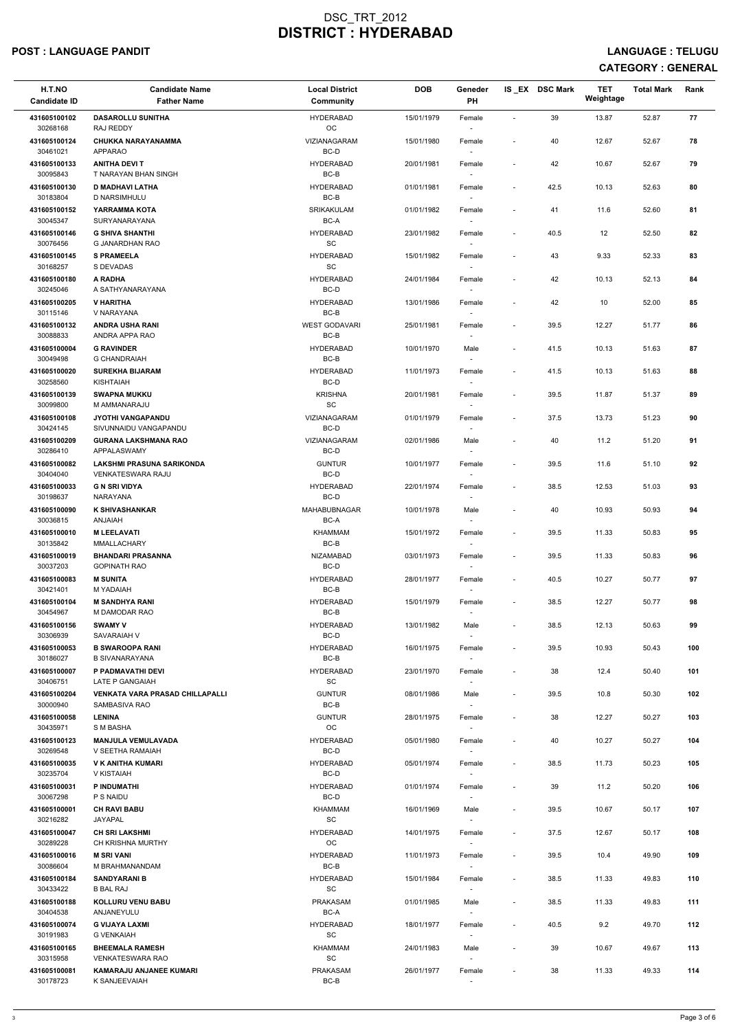# DSC_TRT_2012
# DISTRICT : HYDERABAD

**POST : LANGUAGE PANDIT** **LANGUAGE : TELUGU**

**CATEGORY : GENERAL**

| H.T.NO<br>Candidate ID | Candidate Name<br>Father Name | Local District<br>Community | DOB | Geneder<br>PH | IS_EX | DSC Mark | TET Weightage | Total Mark | Rank |
|---|---|---|---|---|---|---|---|---|---|
| 431605100102<br>30268168 | DASAROLLU SUNITHA<br>RAJ REDDY | HYDERABAD<br>OC | 15/01/1979 | Female<br>- | - | 39 | 13.87 | 52.87 | 77 |
| 431605100124<br>30461021 | CHUKKA NARAYANAMMA<br>APPARAO | VIZIANAGARAM<br>BC-D | 15/01/1980 | Female<br>- | - | 40 | 12.67 | 52.67 | 78 |
| 431605100133<br>30095843 | ANITHA DEVI T<br>T NARAYAN BHAN SINGH | HYDERABAD<br>BC-B | 20/01/1981 | Female<br>- | - | 42 | 10.67 | 52.67 | 79 |
| 431605100130<br>30183804 | D MADHAVI LATHA<br>D NARSIMHULU | HYDERABAD<br>BC-B | 01/01/1981 | Female<br>- | - | 42.5 | 10.13 | 52.63 | 80 |
| 431605100152<br>30045347 | YARRAMMA KOTA<br>SURYANARAYANA | SRIKAKULAM<br>BC-A | 01/01/1982 | Female<br>- | - | 41 | 11.6 | 52.60 | 81 |
| 431605100146<br>30076456 | G SHIVA SHANTHI<br>G JANARDHAN RAO | HYDERABAD<br>SC | 23/01/1982 | Female<br>- | - | 40.5 | 12 | 52.50 | 82 |
| 431605100145<br>30168257 | S PRAMEELA<br>S DEVADAS | HYDERABAD<br>SC | 15/01/1982 | Female<br>- | - | 43 | 9.33 | 52.33 | 83 |
| 431605100180<br>30245046 | A RADHA<br>A SATHYANARAYANA | HYDERABAD<br>BC-D | 24/01/1984 | Female<br>- | - | 42 | 10.13 | 52.13 | 84 |
| 431605100205<br>30115146 | V HARITHA<br>V NARAYANA | HYDERABAD<br>BC-B | 13/01/1986 | Female<br>- | - | 42 | 10 | 52.00 | 85 |
| 431605100132<br>30088833 | ANDRA USHA RANI<br>ANDRA APPA RAO | WEST GODAVARI<br>BC-B | 25/01/1981 | Female<br>- | - | 39.5 | 12.27 | 51.77 | 86 |
| 431605100004<br>30049498 | G RAVINDER<br>G CHANDRAIAH | HYDERABAD<br>BC-B | 10/01/1970 | Male<br>- | - | 41.5 | 10.13 | 51.63 | 87 |
| 431605100020<br>30258560 | SUREKHA BIJARAM<br>KISHTAIAH | HYDERABAD<br>BC-D | 11/01/1973 | Female<br>- | - | 41.5 | 10.13 | 51.63 | 88 |
| 431605100139<br>30099800 | SWAPNA MUKKU<br>M AMMANARAJU | KRISHNA<br>SC | 20/01/1981 | Female<br>- | - | 39.5 | 11.87 | 51.37 | 89 |
| 431605100108<br>30424145 | JYOTHI VANGAPANDU<br>SIVUNNAIDU VANGAPANDU | VIZIANAGARAM<br>BC-D | 01/01/1979 | Female<br>- | - | 37.5 | 13.73 | 51.23 | 90 |
| 431605100209<br>30286410 | GURANA LAKSHMANA RAO<br>APPALASWAMY | VIZIANAGARAM<br>BC-D | 02/01/1986 | Male<br>- | - | 40 | 11.2 | 51.20 | 91 |
| 431605100082<br>30404040 | LAKSHMI PRASUNA SARIKONDA<br>VENKATESWARA RAJU | GUNTUR<br>BC-D | 10/01/1977 | Female<br>- | - | 39.5 | 11.6 | 51.10 | 92 |
| 431605100033<br>30198637 | G N SRI VIDYA<br>NARAYANA | HYDERABAD<br>BC-D | 22/01/1974 | Female<br>- | - | 38.5 | 12.53 | 51.03 | 93 |
| 431605100090<br>30036815 | K SHIVASHANKAR<br>ANJAIAH | MAHABUBNAGAR<br>BC-A | 10/01/1978 | Male<br>- | - | 40 | 10.93 | 50.93 | 94 |
| 431605100010<br>30135842 | M LEELAVATI<br>MMALLACHARY | KHAMMAM<br>BC-B | 15/01/1972 | Female<br>- | - | 39.5 | 11.33 | 50.83 | 95 |
| 431605100019<br>30037203 | BHANDARI PRASANNA<br>GOPINATH RAO | NIZAMABAD<br>BC-D | 03/01/1973 | Female<br>- | - | 39.5 | 11.33 | 50.83 | 96 |
| 431605100083<br>30421401 | M SUNITA<br>M YADAIAH | HYDERABAD<br>BC-B | 28/01/1977 | Female<br>- | - | 40.5 | 10.27 | 50.77 | 97 |
| 431605100104<br>30454967 | M SANDHYA RANI<br>M DAMODAR RAO | HYDERABAD<br>BC-B | 15/01/1979 | Female<br>- | - | 38.5 | 12.27 | 50.77 | 98 |
| 431605100156<br>30306939 | SWAMY V<br>SAVARAIAH V | HYDERABAD<br>BC-D | 13/01/1982 | Male<br>- | - | 38.5 | 12.13 | 50.63 | 99 |
| 431605100053<br>30186027 | B SWAROOPA RANI<br>B SIVANARAYANA | HYDERABAD<br>BC-B | 16/01/1975 | Female<br>- | - | 39.5 | 10.93 | 50.43 | 100 |
| 431605100007<br>30406751 | P PADMAVATHI DEVI<br>LATE P GANGAIAH | HYDERABAD<br>SC | 23/01/1970 | Female<br>- | - | 38 | 12.4 | 50.40 | 101 |
| 431605100204<br>30000940 | VENKATA VARA PRASAD CHILLAPALLI<br>SAMBASIVA RAO | GUNTUR<br>BC-B | 08/01/1986 | Male<br>- | - | 39.5 | 10.8 | 50.30 | 102 |
| 431605100058<br>30435971 | LENINA<br>S M BASHA | GUNTUR<br>OC | 28/01/1975 | Female<br>- | - | 38 | 12.27 | 50.27 | 103 |
| 431605100123<br>30269548 | MANJULA VEMULAVADA<br>V SEETHA RAMAIAH | HYDERABAD<br>BC-D | 05/01/1980 | Female<br>- | - | 40 | 10.27 | 50.27 | 104 |
| 431605100035<br>30235704 | V K ANITHA KUMARI<br>V KISTAIAH | HYDERABAD<br>BC-D | 05/01/1974 | Female<br>- | - | 38.5 | 11.73 | 50.23 | 105 |
| 431605100031<br>30067298 | P INDUMATHI<br>P S NAIDU | HYDERABAD<br>BC-D | 01/01/1974 | Female<br>- | - | 39 | 11.2 | 50.20 | 106 |
| 431605100001<br>30216282 | CH RAVI BABU<br>JAYAPAL | KHAMMAM<br>SC | 16/01/1969 | Male<br>- | - | 39.5 | 10.67 | 50.17 | 107 |
| 431605100047<br>30289228 | CH SRI LAKSHMI<br>CH KRISHNA MURTHY | HYDERABAD<br>OC | 14/01/1975 | Female<br>- | - | 37.5 | 12.67 | 50.17 | 108 |
| 431605100016<br>30086604 | M SRI VANI<br>M BRAHMANANDAM | HYDERABAD<br>BC-B | 11/01/1973 | Female<br>- | - | 39.5 | 10.4 | 49.90 | 109 |
| 431605100184<br>30433422 | SANDYARANI B<br>B BAL RAJ | HYDERABAD<br>SC | 15/01/1984 | Female<br>- | - | 38.5 | 11.33 | 49.83 | 110 |
| 431605100188<br>30404538 | KOLLURU VENU BABU<br>ANJANEYULU | PRAKASAM<br>BC-A | 01/01/1985 | Male<br>- | - | 38.5 | 11.33 | 49.83 | 111 |
| 431605100074<br>30191983 | G VIJAYA LAXMI<br>G VENKAIAH | HYDERABAD<br>SC | 18/01/1977 | Female<br>- | - | 40.5 | 9.2 | 49.70 | 112 |
| 431605100165<br>30315958 | BHEEMALA RAMESH<br>VENKATESWARA RAO | KHAMMAM<br>SC | 24/01/1983 | Male<br>- | - | 39 | 10.67 | 49.67 | 113 |
| 431605100081<br>30178723 | KAMARAJU ANJANEE KUMARI<br>K SANJEEVAIAH | PRAKASAM<br>BC-B | 26/01/1977 | Female<br>- | - | 38 | 11.33 | 49.33 | 114 |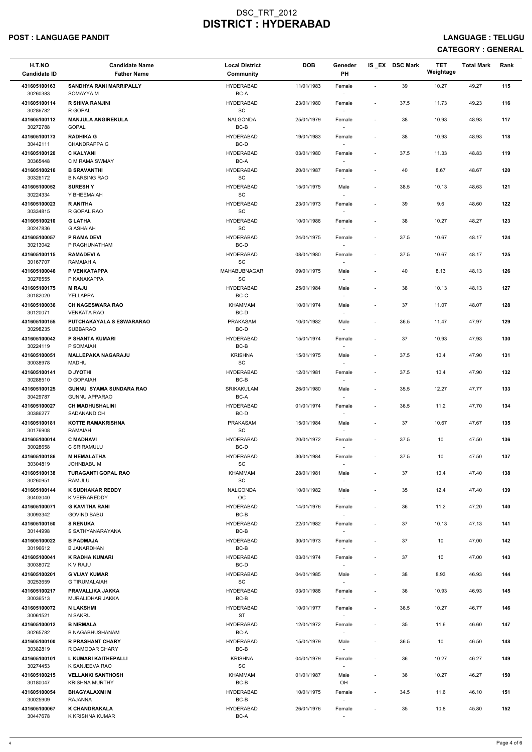# DSC_TRT_2012
# DISTRICT : HYDERABAD

**POST : LANGUAGE PANDIT** **LANGUAGE : TELUGU**

**CATEGORY : GENERAL**

| H.T.NO<br>Candidate ID | Candidate Name<br>Father Name | Local District<br>Community | DOB | Geneder<br>PH | IS_EX | DSC Mark | TET Weightage | Total Mark | Rank |
|---|---|---|---|---|---|---|---|---|---|
| 431605100163<br>30260383 | SANDHYA RANI MARRIPALLY<br>SOMAYYA M | HYDERABAD<br>BC-A | 11/01/1983 | Female<br>- | - | 39 | 10.27 | 49.27 | 115 |
| 431605100114<br>30286782 | R SHIVA RANJINI<br>R GOPAL | HYDERABAD<br>SC | 23/01/1980 | Female<br>- | - | 37.5 | 11.73 | 49.23 | 116 |
| 431605100112<br>30272788 | MANJULA ANGIREKULA<br>GOPAL | NALGONDA<br>BC-B | 25/01/1979 | Female<br>- | - | 38 | 10.93 | 48.93 | 117 |
| 431605100173<br>30442111 | RADHIKA G<br>CHANDRAPPA G | HYDERABAD<br>BC-D | 19/01/1983 | Female<br>- | - | 38 | 10.93 | 48.93 | 118 |
| 431605100120<br>30365448 | C KALYANI<br>C M RAMA SWMAY | HYDERABAD<br>BC-A | 03/01/1980 | Female<br>- | - | 37.5 | 11.33 | 48.83 | 119 |
| 431605100216<br>30326172 | B SRAVANTHI<br>B NARSING RAO | HYDERABAD<br>SC | 20/01/1987 | Female<br>- | - | 40 | 8.67 | 48.67 | 120 |
| 431605100052<br>30224334 | SURESH Y<br>Y BHEEMAIAH | HYDERABAD<br>SC | 15/01/1975 | Male<br>- | - | 38.5 | 10.13 | 48.63 | 121 |
| 431605100023<br>30334815 | R ANITHA<br>R GOPAL RAO | HYDERABAD<br>SC | 23/01/1973 | Female<br>- | - | 39 | 9.6 | 48.60 | 122 |
| 431605100210<br>30247836 | G LATHA<br>G ASHAIAH | HYDERABAD<br>SC | 10/01/1986 | Female<br>- | - | 38 | 10.27 | 48.27 | 123 |
| 431605100057<br>30213042 | P RAMA DEVI<br>P RAGHUNATHAM | HYDERABAD<br>BC-D | 24/01/1975 | Female<br>- | - | 37.5 | 10.67 | 48.17 | 124 |
| 431605100115<br>30167707 | RAMADEVI A<br>RAMAIAH A | HYDERABAD<br>SC | 08/01/1980 | Female<br>- | - | 37.5 | 10.67 | 48.17 | 125 |
| 431605100046<br>30276555 | P VENKATAPPA<br>P KANAKAPPA | MAHABUBNAGAR<br>SC | 09/01/1975 | Male<br>- | - | 40 | 8.13 | 48.13 | 126 |
| 431605100175<br>30182020 | M RAJU<br>YELLAPPA | HYDERABAD<br>BC-C | 25/01/1984 | Male<br>- | - | 38 | 10.13 | 48.13 | 127 |
| 431605100036<br>30120071 | CH NAGESWARA RAO<br>VENKATA RAO | KHAMMAM<br>BC-D | 10/01/1974 | Male<br>- | - | 37 | 11.07 | 48.07 | 128 |
| 431605100155<br>30298235 | PUTCHAKAYALA S ESWARARAO<br>SUBBARAO | PRAKASAM<br>BC-D | 10/01/1982 | Male<br>- | - | 36.5 | 11.47 | 47.97 | 129 |
| 431605100042<br>30224119 | P SHANTA KUMARI<br>P SOMAIAH | HYDERABAD<br>BC-B | 15/01/1974 | Female<br>- | - | 37 | 10.93 | 47.93 | 130 |
| 431605100051<br>30038978 | MALLEPAKA NAGARAJU<br>MADHU | KRISHNA<br>SC | 15/01/1975 | Male<br>- | - | 37.5 | 10.4 | 47.90 | 131 |
| 431605100141<br>30288510 | D JYOTHI<br>D GOPAIAH | HYDERABAD<br>BC-B | 12/01/1981 | Female<br>- | - | 37.5 | 10.4 | 47.90 | 132 |
| 431605100125<br>30429787 | GUNNU SYAMA SUNDARA RAO<br>GUNNU APPARAO | SRIKAKULAM<br>BC-A | 26/01/1980 | Male<br>- | - | 35.5 | 12.27 | 47.77 | 133 |
| 431605100027<br>30386277 | CH MADHUSHALINI<br>SADANAND CH | HYDERABAD<br>BC-D | 01/01/1974 | Female<br>- | - | 36.5 | 11.2 | 47.70 | 134 |
| 431605100181<br>30176908 | KOTTE RAMAKRISHNA<br>RAMAIAH | PRAKASAM<br>SC | 15/01/1984 | Male<br>- | - | 37 | 10.67 | 47.67 | 135 |
| 431605100014<br>30028658 | C MADHAVI<br>C SRIRAMULU | HYDERABAD<br>BC-D | 20/01/1972 | Female<br>- | - | 37.5 | 10 | 47.50 | 136 |
| 431605100186<br>30304819 | M HEMALATHA<br>JOHNBABU M | HYDERABAD<br>SC | 30/01/1984 | Female<br>- | - | 37.5 | 10 | 47.50 | 137 |
| 431605100138<br>30260951 | TURAGANTI GOPAL RAO<br>RAMULU | KHAMMAM<br>SC | 28/01/1981 | Male<br>- | - | 37 | 10.4 | 47.40 | 138 |
| 431605100144<br>30403040 | K SUDHAKAR REDDY<br>K VEERAREDDY | NALGONDA<br>OC | 10/01/1982 | Male<br>- | - | 35 | 12.4 | 47.40 | 139 |
| 431605100071<br>30093342 | G KAVITHA RANI<br>GOVIND BABU | HYDERABAD<br>BC-B | 14/01/1976 | Female<br>- | - | 36 | 11.2 | 47.20 | 140 |
| 431605100150<br>30144998 | S RENUKA<br>S SATHYANARAYANA | HYDERABAD<br>BC-B | 22/01/1982 | Female<br>- | - | 37 | 10.13 | 47.13 | 141 |
| 431605100022<br>30196612 | B PADMAJA<br>B JANARDHAN | HYDERABAD<br>BC-B | 30/01/1973 | Female<br>- | - | 37 | 10 | 47.00 | 142 |
| 431605100041<br>30038072 | K RADHA KUMARI<br>K V RAJU | HYDERABAD<br>BC-D | 03/01/1974 | Female<br>- | - | 37 | 10 | 47.00 | 143 |
| 431605100201<br>30253659 | G VIJAY KUMAR<br>G TIRUMALAIAH | HYDERABAD<br>SC | 04/01/1985 | Male<br>- | - | 38 | 8.93 | 46.93 | 144 |
| 431605100217<br>30036513 | PRAVALLIKA JAKKA<br>MURALIDHAR JAKKA | HYDERABAD<br>BC-B | 03/01/1988 | Female<br>- | - | 36 | 10.93 | 46.93 | 145 |
| 431605100072<br>30061521 | N LAKSHMI<br>N SAKRU | HYDERABAD<br>ST | 10/01/1977 | Female<br>- | - | 36.5 | 10.27 | 46.77 | 146 |
| 431605100012<br>30265782 | B NIRMALA<br>B NAGABHUSHANAM | HYDERABAD<br>BC-A | 12/01/1972 | Female<br>- | - | 35 | 11.6 | 46.60 | 147 |
| 431605100100<br>30382819 | R PRASHANT CHARY<br>R DAMODAR CHARY | HYDERABAD<br>BC-B | 15/01/1979 | Male<br>- | - | 36.5 | 10 | 46.50 | 148 |
| 431605100101<br>30274453 | L KUMARI KAITHEPALLI<br>K SANJEEVA RAO | KRISHNA<br>SC | 04/01/1979 | Female<br>- | - | 36 | 10.27 | 46.27 | 149 |
| 431605100215<br>30180047 | VELLANKI SANTHOSH<br>KRISHNA MURTHY | KHAMMAM<br>BC-B | 01/01/1987 | Male<br>OH | - | 36 | 10.27 | 46.27 | 150 |
| 431605100054<br>30025909 | BHAGYALAXMI M<br>RAJANNA | HYDERABAD<br>BC-B | 10/01/1975 | Female<br>- | - | 34.5 | 11.6 | 46.10 | 151 |
| 431605100067<br>30447678 | K CHANDRAKALA<br>K KRISHNA KUMAR | HYDERABAD<br>BC-A | 26/01/1976 | Female<br>- | - | 35 | 10.8 | 45.80 | 152 |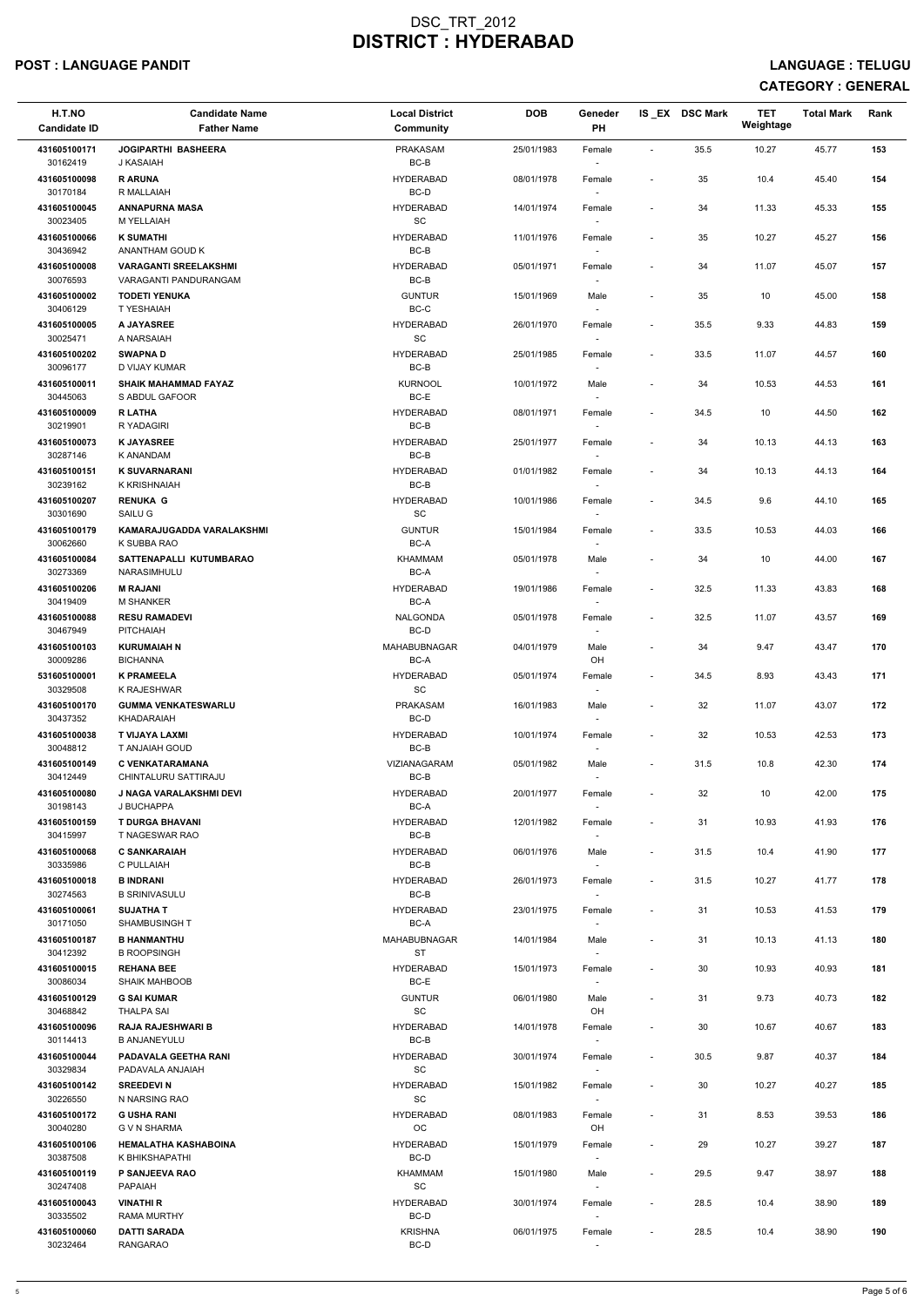# DSC_TRT_2012
# DISTRICT : HYDERABAD

**POST : LANGUAGE PANDIT** **LANGUAGE : TELUGU**

**CATEGORY : GENERAL**

| H.T.NO<br>Candidate ID | Candidate Name<br>Father Name | Local District<br>Community | DOB | Geneder<br>PH | IS_EX | DSC Mark | TET Weightage | Total Mark | Rank |
|---|---|---|---|---|---|---|---|---|---|
| 431605100171<br>30162419 | JOGIPARTHI BASHEERA<br>J KASAIAH | PRAKASAM<br>BC-B | 25/01/1983 | Female<br>- | - | 35.5 | 10.27 | 45.77 | 153 |
| 431605100098<br>30170184 | R ARUNA<br>R MALLAIAH | HYDERABAD<br>BC-D | 08/01/1978 | Female<br>- | - | 35 | 10.4 | 45.40 | 154 |
| 431605100045<br>30023405 | ANNAPURNA MASA<br>M YELLAIAH | HYDERABAD<br>SC | 14/01/1974 | Female<br>- | - | 34 | 11.33 | 45.33 | 155 |
| 431605100066<br>30436942 | K SUMATHI<br>ANANTHAM GOUD K | HYDERABAD<br>BC-B | 11/01/1976 | Female<br>- | - | 35 | 10.27 | 45.27 | 156 |
| 431605100008<br>30076593 | VARAGANTI SREELAKSHMI<br>VARAGANTI PANDURANGAM | HYDERABAD<br>BC-B | 05/01/1971 | Female<br>- | - | 34 | 11.07 | 45.07 | 157 |
| 431605100002<br>30406129 | TODETI YENUKA<br>T YESHAIAH | GUNTUR<br>BC-C | 15/01/1969 | Male<br>- | - | 35 | 10 | 45.00 | 158 |
| 431605100005<br>30025471 | A JAYASREE<br>A NARSAIAH | HYDERABAD<br>SC | 26/01/1970 | Female<br>- | - | 35.5 | 9.33 | 44.83 | 159 |
| 431605100202<br>30096177 | SWAPNA D<br>D VIJAY KUMAR | HYDERABAD<br>BC-B | 25/01/1985 | Female<br>- | - | 33.5 | 11.07 | 44.57 | 160 |
| 431605100011<br>30445063 | SHAIK MAHAMMAD FAYAZ<br>S ABDUL GAFOOR | KURNOOL<br>BC-E | 10/01/1972 | Male<br>- | - | 34 | 10.53 | 44.53 | 161 |
| 431605100009<br>30219901 | R LATHA<br>R YADAGIRI | HYDERABAD<br>BC-B | 08/01/1971 | Female<br>- | - | 34.5 | 10 | 44.50 | 162 |
| 431605100073<br>30287146 | K JAYASREE<br>K ANANDAM | HYDERABAD<br>BC-B | 25/01/1977 | Female<br>- | - | 34 | 10.13 | 44.13 | 163 |
| 431605100151<br>30239162 | K SUVARNARANI<br>K KRISHNAIAH | HYDERABAD<br>BC-B | 01/01/1982 | Female<br>- | - | 34 | 10.13 | 44.13 | 164 |
| 431605100207<br>30301690 | RENUKA G<br>SAILU G | HYDERABAD<br>SC | 10/01/1986 | Female<br>- | - | 34.5 | 9.6 | 44.10 | 165 |
| 431605100179<br>30062660 | KAMARAJUGADDA VARALAKSHMI<br>K SUBBA RAO | GUNTUR<br>BC-A | 15/01/1984 | Female<br>- | - | 33.5 | 10.53 | 44.03 | 166 |
| 431605100084<br>30273369 | SATTENAPALLI KUTUMBARAO<br>NARASIMHULU | KHAMMAM<br>BC-A | 05/01/1978 | Male<br>- | - | 34 | 10 | 44.00 | 167 |
| 431605100206<br>30419409 | M RAJANI<br>M SHANKER | HYDERABAD<br>BC-A | 19/01/1986 | Female<br>- | - | 32.5 | 11.33 | 43.83 | 168 |
| 431605100088<br>30467949 | RESU RAMADEVI<br>PITCHAIAH | NALGONDA<br>BC-D | 05/01/1978 | Female<br>- | - | 32.5 | 11.07 | 43.57 | 169 |
| 431605100103<br>30009286 | KURUMAIAH N<br>BICHANNA | MAHABUBNAGAR<br>BC-A | 04/01/1979 | Male<br>OH | - | 34 | 9.47 | 43.47 | 170 |
| 531605100001<br>30329508 | K PRAMEELA<br>K RAJESHWAR | HYDERABAD<br>SC | 05/01/1974 | Female<br>- | - | 34.5 | 8.93 | 43.43 | 171 |
| 431605100170<br>30437352 | GUMMA VENKATESWARLU<br>KHADARAIAH | PRAKASAM<br>BC-D | 16/01/1983 | Male<br>- | - | 32 | 11.07 | 43.07 | 172 |
| 431605100038<br>30048812 | T VIJAYA LAXMI<br>T ANJAIAH GOUD | HYDERABAD<br>BC-B | 10/01/1974 | Female<br>- | - | 32 | 10.53 | 42.53 | 173 |
| 431605100149<br>30412449 | C VENKATARAMANA<br>CHINTALURU SATTIRAJU | VIZIANAGARAM<br>BC-B | 05/01/1982 | Male<br>- | - | 31.5 | 10.8 | 42.30 | 174 |
| 431605100080<br>30198143 | J NAGA VARALAKSHMI DEVI<br>J BUCHAPPA | HYDERABAD<br>BC-A | 20/01/1977 | Female<br>- | - | 32 | 10 | 42.00 | 175 |
| 431605100159<br>30415997 | T DURGA BHAVANI<br>T NAGESWAR RAO | HYDERABAD<br>BC-B | 12/01/1982 | Female<br>- | - | 31 | 10.93 | 41.93 | 176 |
| 431605100068<br>30335986 | C SANKARAIAH<br>C PULLAIAH | HYDERABAD<br>BC-B | 06/01/1976 | Male<br>- | - | 31.5 | 10.4 | 41.90 | 177 |
| 431605100018<br>30274563 | B INDRANI<br>B SRINIVASULU | HYDERABAD<br>BC-B | 26/01/1973 | Female<br>- | - | 31.5 | 10.27 | 41.77 | 178 |
| 431605100061<br>30171050 | SUJATHA T<br>SHAMBUSINGH T | HYDERABAD<br>BC-A | 23/01/1975 | Female<br>- | - | 31 | 10.53 | 41.53 | 179 |
| 431605100187<br>30412392 | B HANMANTHU<br>B ROOPSINGH | MAHABUBNAGAR<br>ST | 14/01/1984 | Male<br>- | - | 31 | 10.13 | 41.13 | 180 |
| 431605100015<br>30086034 | REHANA BEE<br>SHAIK MAHBOOB | HYDERABAD<br>BC-E | 15/01/1973 | Female<br>- | - | 30 | 10.93 | 40.93 | 181 |
| 431605100129<br>30468842 | G SAI KUMAR<br>THALPA SAI | GUNTUR<br>SC | 06/01/1980 | Male<br>OH | - | 31 | 9.73 | 40.73 | 182 |
| 431605100096<br>30114413 | RAJA RAJESHWARI B<br>B ANJANEYULU | HYDERABAD<br>BC-B | 14/01/1978 | Female<br>- | - | 30 | 10.67 | 40.67 | 183 |
| 431605100044<br>30329834 | PADAVALA GEETHA RANI<br>PADAVALA ANJAIAH | HYDERABAD<br>SC | 30/01/1974 | Female<br>- | - | 30.5 | 9.87 | 40.37 | 184 |
| 431605100142<br>30226550 | SREEDEVI N<br>N NARSING RAO | HYDERABAD<br>SC | 15/01/1982 | Female<br>- | - | 30 | 10.27 | 40.27 | 185 |
| 431605100172<br>30040280 | G USHA RANI<br>G V N SHARMA | HYDERABAD<br>OC | 08/01/1983 | Female<br>OH | - | 31 | 8.53 | 39.53 | 186 |
| 431605100106<br>30387508 | HEMALATHA KASHABOINA<br>K BHIKSHAPATHI | HYDERABAD<br>BC-D | 15/01/1979 | Female<br>- | - | 29 | 10.27 | 39.27 | 187 |
| 431605100119<br>30247408 | P SANJEEVA RAO<br>PAPAIAH | KHAMMAM<br>SC | 15/01/1980 | Male<br>- | - | 29.5 | 9.47 | 38.97 | 188 |
| 431605100043<br>30335502 | VINATHI R<br>RAMA MURTHY | HYDERABAD<br>BC-D | 30/01/1974 | Female<br>- | - | 28.5 | 10.4 | 38.90 | 189 |
| 431605100060<br>30232464 | DATTI SARADA<br>RANGARAO | KRISHNA<br>BC-D | 06/01/1975 | Female<br>- | - | 28.5 | 10.4 | 38.90 | 190 |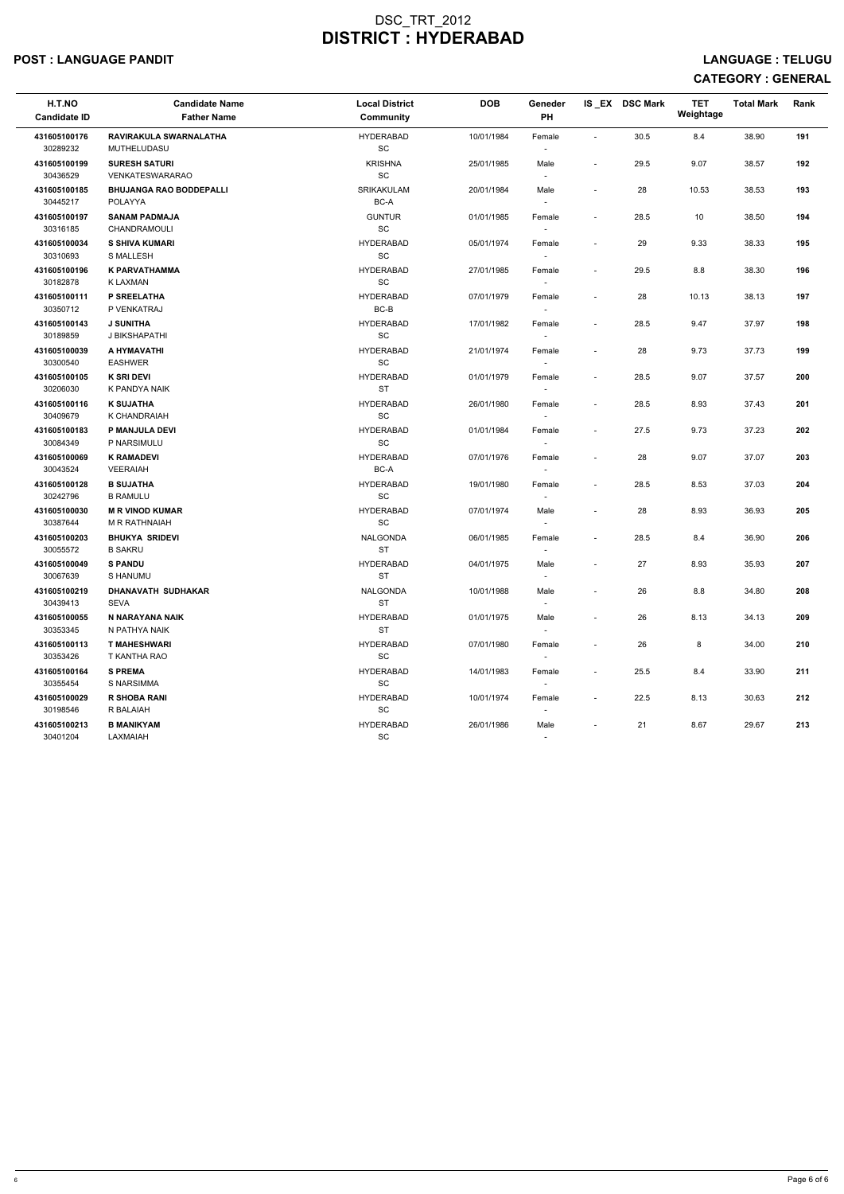# DSC_TRT_2012
# DISTRICT : HYDERABAD

**POST : LANGUAGE PANDIT** **LANGUAGE : TELUGU**

**CATEGORY : GENERAL**

| H.T.NO<br>Candidate ID | Candidate Name<br>Father Name | Local District<br>Community | DOB | Geneder<br>PH | IS _EX | DSC Mark | TET Weightage | Total Mark | Rank |
|---|---|---|---|---|---|---|---|---|---|
| 431605100176<br>30289232 | RAVIRAKULA SWARNALATHA<br>MUTHELUDASU | HYDERABAD<br>SC | 10/01/1984 | Female<br>- | - | 30.5 | 8.4 | 38.90 | 191 |
| 431605100199<br>30436529 | SURESH SATURI<br>VENKATESWARARAO | KRISHNA<br>SC | 25/01/1985 | Male<br>- | - | 29.5 | 9.07 | 38.57 | 192 |
| 431605100185<br>30445217 | BHUJANGA RAO BODDEPALLI<br>POLAYYA | SRIKAKULAM<br>BC-A | 20/01/1984 | Male<br>- | - | 28 | 10.53 | 38.53 | 193 |
| 431605100197<br>30316185 | SANAM PADMAJA<br>CHANDRAMOULI | GUNTUR<br>SC | 01/01/1985 | Female<br>- | - | 28.5 | 10 | 38.50 | 194 |
| 431605100034<br>30310693 | S SHIVA KUMARI<br>S MALLESH | HYDERABAD<br>SC | 05/01/1974 | Female<br>- | - | 29 | 9.33 | 38.33 | 195 |
| 431605100196<br>30182878 | K PARVATHAMMA<br>K LAXMAN | HYDERABAD<br>SC | 27/01/1985 | Female<br>- | - | 29.5 | 8.8 | 38.30 | 196 |
| 431605100111<br>30350712 | P SREELATHA<br>P VENKATRAJ | HYDERABAD<br>BC-B | 07/01/1979 | Female<br>- | - | 28 | 10.13 | 38.13 | 197 |
| 431605100143<br>30189859 | J SUNITHA<br>J BIKSHAPATHI | HYDERABAD<br>SC | 17/01/1982 | Female<br>- | - | 28.5 | 9.47 | 37.97 | 198 |
| 431605100039<br>30300540 | A HYMAVATHI<br>EASHWER | HYDERABAD<br>SC | 21/01/1974 | Female<br>- | - | 28 | 9.73 | 37.73 | 199 |
| 431605100105<br>30206030 | K SRI DEVI<br>K PANDYA NAIK | HYDERABAD<br>ST | 01/01/1979 | Female<br>- | - | 28.5 | 9.07 | 37.57 | 200 |
| 431605100116<br>30409679 | K SUJATHA<br>K CHANDRAIAH | HYDERABAD<br>SC | 26/01/1980 | Female<br>- | - | 28.5 | 8.93 | 37.43 | 201 |
| 431605100183<br>30084349 | P MANJULA DEVI<br>P NARSIMULU | HYDERABAD<br>SC | 01/01/1984 | Female<br>- | - | 27.5 | 9.73 | 37.23 | 202 |
| 431605100069<br>30043524 | K RAMADEVI<br>VEERAIAH | HYDERABAD<br>BC-A | 07/01/1976 | Female<br>- | - | 28 | 9.07 | 37.07 | 203 |
| 431605100128<br>30242796 | B SUJATHA<br>B RAMULU | HYDERABAD<br>SC | 19/01/1980 | Female<br>- | - | 28.5 | 8.53 | 37.03 | 204 |
| 431605100030<br>30387644 | M R VINOD KUMAR<br>M R RATHNAIAH | HYDERABAD<br>SC | 07/01/1974 | Male<br>- | - | 28 | 8.93 | 36.93 | 205 |
| 431605100203<br>30055572 | BHUKYA SRIDEVI<br>B SAKRU | NALGONDA<br>ST | 06/01/1985 | Female<br>- | - | 28.5 | 8.4 | 36.90 | 206 |
| 431605100049<br>30067639 | S PANDU<br>S HANUMU | HYDERABAD<br>ST | 04/01/1975 | Male<br>- | - | 27 | 8.93 | 35.93 | 207 |
| 431605100219<br>30439413 | DHANAVATH SUDHAKAR<br>SEVA | NALGONDA<br>ST | 10/01/1988 | Male<br>- | - | 26 | 8.8 | 34.80 | 208 |
| 431605100055<br>30353345 | N NARAYANA NAIK<br>N PATHYA NAIK | HYDERABAD<br>ST | 01/01/1975 | Male<br>- | - | 26 | 8.13 | 34.13 | 209 |
| 431605100113<br>30353426 | T MAHESHWARI<br>T KANTHA RAO | HYDERABAD<br>SC | 07/01/1980 | Female<br>- | - | 26 | 8 | 34.00 | 210 |
| 431605100164<br>30355454 | S PREMA<br>S NARSIMMA | HYDERABAD<br>SC | 14/01/1983 | Female<br>- | - | 25.5 | 8.4 | 33.90 | 211 |
| 431605100029<br>30198546 | R SHOBA RANI<br>R BALAIAH | HYDERABAD<br>SC | 10/01/1974 | Female<br>- | - | 22.5 | 8.13 | 30.63 | 212 |
| 431605100213<br>30401204 | B MANIKYAM<br>LAXMAIAH | HYDERABAD<br>SC | 26/01/1986 | Male<br>- | - | 21 | 8.67 | 29.67 | 213 |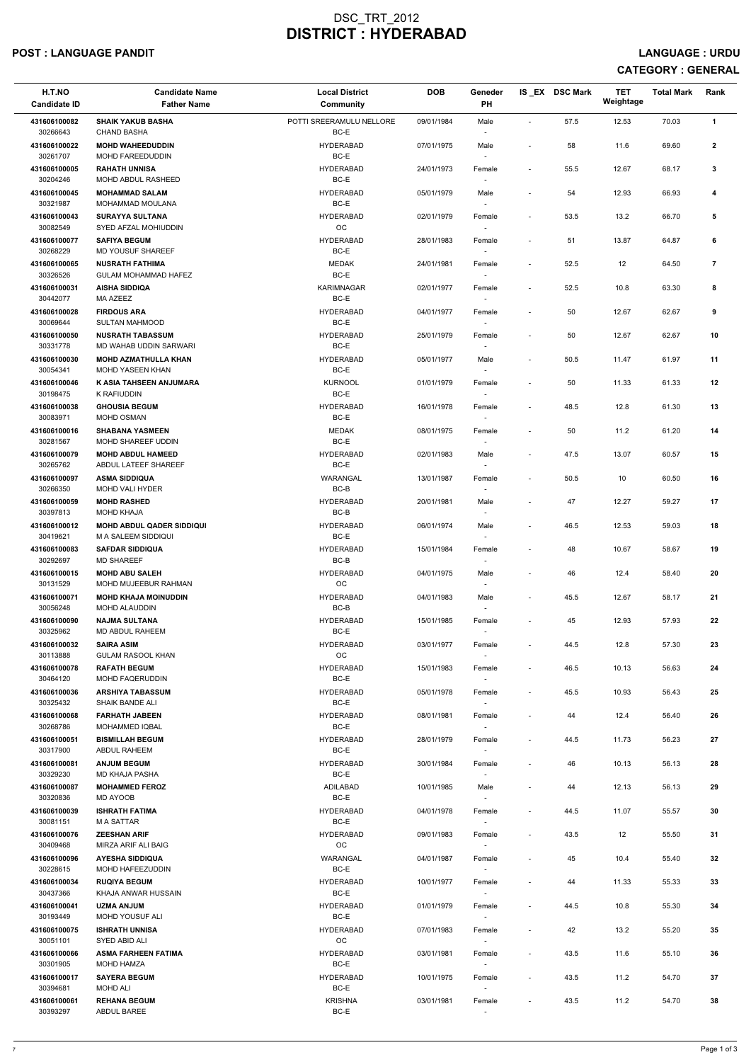# DSC_TRT_2012

# DISTRICT : HYDERABAD

**POST : LANGUAGE PANDIT**

**LANGUAGE : URDU**

**CATEGORY : GENERAL**

| H.T.NO<br>Candidate ID | Candidate Name<br>Father Name | Local District<br>Community | DOB | Geneder<br>PH | IS _EX | DSC Mark | TET Weightage | Total Mark | Rank |
|---|---|---|---|---|---|---|---|---|---|
| 431606100082<br>30266643 | **SHAIK YAKUB BASHA**<br>CHAND BASHA | POTTI SREERAMULU NELLORE<br>BC-E | 09/01/1984 | Male<br>- | - | 57.5 | 12.53 | 70.03 | **1** |
| 431606100022<br>30261707 | **MOHD WAHEEDUDDIN**<br>MOHD FAREEDUDDIN | HYDERABAD<br>BC-E | 07/01/1975 | Male<br>- | - | 58 | 11.6 | 69.60 | **2** |
| 431606100005<br>30204246 | **RAHATH UNNISA**<br>MOHD ABDUL RASHEED | HYDERABAD<br>BC-E | 24/01/1973 | Female<br>- | - | 55.5 | 12.67 | 68.17 | **3** |
| 431606100045<br>30321987 | **MOHAMMAD SALAM**<br>MOHAMMAD MOULANA | HYDERABAD<br>BC-E | 05/01/1979 | Male<br>- | - | 54 | 12.93 | 66.93 | **4** |
| 431606100043<br>30082549 | **SURAYYA SULTANA**<br>SYED AFZAL MOHIUDDIN | HYDERABAD<br>OC | 02/01/1979 | Female<br>- | - | 53.5 | 13.2 | 66.70 | **5** |
| 431606100077<br>30268229 | **SAFIYA BEGUM**<br>MD YOUSUF SHAREEF | HYDERABAD<br>BC-E | 28/01/1983 | Female<br>- | - | 51 | 13.87 | 64.87 | **6** |
| 431606100065<br>30326526 | **NUSRATH FATHIMA**<br>GULAM MOHAMMAD HAFEZ | MEDAK<br>BC-E | 24/01/1981 | Female<br>- | - | 52.5 | 12 | 64.50 | **7** |
| 431606100031<br>30442077 | **AISHA SIDDIQA**<br>MA AZEEZ | KARIMNAGAR<br>BC-E | 02/01/1977 | Female<br>- | - | 52.5 | 10.8 | 63.30 | **8** |
| 431606100028<br>30069644 | **FIRDOUS ARA**<br>SULTAN MAHMOOD | HYDERABAD<br>BC-E | 04/01/1977 | Female<br>- | - | 50 | 12.67 | 62.67 | **9** |
| 431606100050<br>30331778 | **NUSRATH TABASSUM**<br>MD WAHAB UDDIN SARWARI | HYDERABAD<br>BC-E | 25/01/1979 | Female<br>- | - | 50 | 12.67 | 62.67 | **10** |
| 431606100030<br>30054341 | **MOHD AZMATHULLA KHAN**<br>MOHD YASEEN KHAN | HYDERABAD<br>BC-E | 05/01/1977 | Male<br>- | - | 50.5 | 11.47 | 61.97 | **11** |
| 431606100046<br>30198475 | **K ASIA TAHSEEN ANJUMARA**<br>K RAFIUDDIN | KURNOOL<br>BC-E | 01/01/1979 | Female<br>- | - | 50 | 11.33 | 61.33 | **12** |
| 431606100038<br>30083971 | **GHOUSIA BEGUM**<br>MOHD OSMAN | HYDERABAD<br>BC-E | 16/01/1978 | Female<br>- | - | 48.5 | 12.8 | 61.30 | **13** |
| 431606100016<br>30281567 | **SHABANA YASMEEN**<br>MOHD SHAREEF UDDIN | MEDAK<br>BC-E | 08/01/1975 | Female<br>- | - | 50 | 11.2 | 61.20 | **14** |
| 431606100079<br>30265762 | **MOHD ABDUL HAMEED**<br>ABDUL LATEEF SHAREEF | HYDERABAD<br>BC-E | 02/01/1983 | Male<br>- | - | 47.5 | 13.07 | 60.57 | **15** |
| 431606100097<br>30266350 | **ASMA SIDDIQUA**<br>MOHD VALI HYDER | WARANGAL<br>BC-B | 13/01/1987 | Female<br>- | - | 50.5 | 10 | 60.50 | **16** |
| 431606100059<br>30397813 | **MOHD RASHED**<br>MOHD KHAJA | HYDERABAD<br>BC-B | 20/01/1981 | Male<br>- | - | 47 | 12.27 | 59.27 | **17** |
| 431606100012<br>30419621 | **MOHD ABDUL QADER SIDDIQUI**<br>M A SALEEM SIDDIQUI | HYDERABAD<br>BC-E | 06/01/1974 | Male<br>- | - | 46.5 | 12.53 | 59.03 | **18** |
| 431606100083<br>30292697 | **SAFDAR SIDDIQUA**<br>MD SHAREEF | HYDERABAD<br>BC-B | 15/01/1984 | Female<br>- | - | 48 | 10.67 | 58.67 | **19** |
| 431606100015<br>30131529 | **MOHD ABU SALEH**<br>MOHD MUJEEBUR RAHMAN | HYDERABAD<br>OC | 04/01/1975 | Male<br>- | - | 46 | 12.4 | 58.40 | **20** |
| 431606100071<br>30056248 | **MOHD KHAJA MOINUDDIN**<br>MOHD ALAUDDIN | HYDERABAD<br>BC-B | 04/01/1983 | Male<br>- | - | 45.5 | 12.67 | 58.17 | **21** |
| 431606100090<br>30325962 | **NAJMA SULTANA**<br>MD ABDUL RAHEEM | HYDERABAD<br>BC-E | 15/01/1985 | Female<br>- | - | 45 | 12.93 | 57.93 | **22** |
| 431606100032<br>30113888 | **SAIRA ASIM**<br>GULAM RASOOL KHAN | HYDERABAD<br>OC | 03/01/1977 | Female<br>- | - | 44.5 | 12.8 | 57.30 | **23** |
| 431606100078<br>30464120 | **RAFATH BEGUM**<br>MOHD FAQERUDDIN | HYDERABAD<br>BC-E | 15/01/1983 | Female<br>- | - | 46.5 | 10.13 | 56.63 | **24** |
| 431606100036<br>30325432 | **ARSHIYA TABASSUM**<br>SHAIK BANDE ALI | HYDERABAD<br>BC-E | 05/01/1978 | Female<br>- | - | 45.5 | 10.93 | 56.43 | **25** |
| 431606100068<br>30268786 | **FARHATH JABEEN**<br>MOHAMMED IQBAL | HYDERABAD<br>BC-E | 08/01/1981 | Female<br>- | - | 44 | 12.4 | 56.40 | **26** |
| 431606100051<br>30317900 | **BISMILLAH BEGUM**<br>ABDUL RAHEEM | HYDERABAD<br>BC-E | 28/01/1979 | Female<br>- | - | 44.5 | 11.73 | 56.23 | **27** |
| 431606100081<br>30329230 | **ANJUM BEGUM**<br>MD KHAJA PASHA | HYDERABAD<br>BC-E | 30/01/1984 | Female<br>- | - | 46 | 10.13 | 56.13 | **28** |
| 431606100087<br>30320836 | **MOHAMMED FEROZ**<br>MD AYOOB | ADILABAD<br>BC-E | 10/01/1985 | Male<br>- | - | 44 | 12.13 | 56.13 | **29** |
| 431606100039<br>30081151 | **ISHRATH FATIMA**<br>M A SATTAR | HYDERABAD<br>BC-E | 04/01/1978 | Female<br>- | - | 44.5 | 11.07 | 55.57 | **30** |
| 431606100076<br>30409468 | **ZEESHAN ARIF**<br>MIRZA ARIF ALI BAIG | HYDERABAD<br>OC | 09/01/1983 | Female<br>- | - | 43.5 | 12 | 55.50 | **31** |
| 431606100096<br>30228615 | **AYESHA SIDDIQUA**<br>MOHD HAFEEZUDDIN | WARANGAL<br>BC-E | 04/01/1987 | Female<br>- | - | 45 | 10.4 | 55.40 | **32** |
| 431606100034<br>30437366 | **RUQIYA BEGUM**<br>KHAJA ANWAR HUSSAIN | HYDERABAD<br>BC-E | 10/01/1977 | Female<br>- | - | 44 | 11.33 | 55.33 | **33** |
| 431606100041<br>30193449 | **UZMA ANJUM**<br>MOHD YOUSUF ALI | HYDERABAD<br>BC-E | 01/01/1979 | Female<br>- | - | 44.5 | 10.8 | 55.30 | **34** |
| 431606100075<br>30051101 | **ISHRATH UNNISA**<br>SYED ABID ALI | HYDERABAD<br>OC | 07/01/1983 | Female<br>- | - | 42 | 13.2 | 55.20 | **35** |
| 431606100066<br>30301905 | **ASMA FARHEEN FATIMA**<br>MOHD HAMZA | HYDERABAD<br>BC-E | 03/01/1981 | Female<br>- | - | 43.5 | 11.6 | 55.10 | **36** |
| 431606100017<br>30394681 | **SAYERA BEGUM**<br>MOHD ALI | HYDERABAD<br>BC-E | 10/01/1975 | Female<br>- | - | 43.5 | 11.2 | 54.70 | **37** |
| 431606100061<br>30393297 | **REHANA BEGUM**<br>ABDUL BAREE | KRISHNA<br>BC-E | 03/01/1981 | Female<br>- | - | 43.5 | 11.2 | 54.70 | **38** |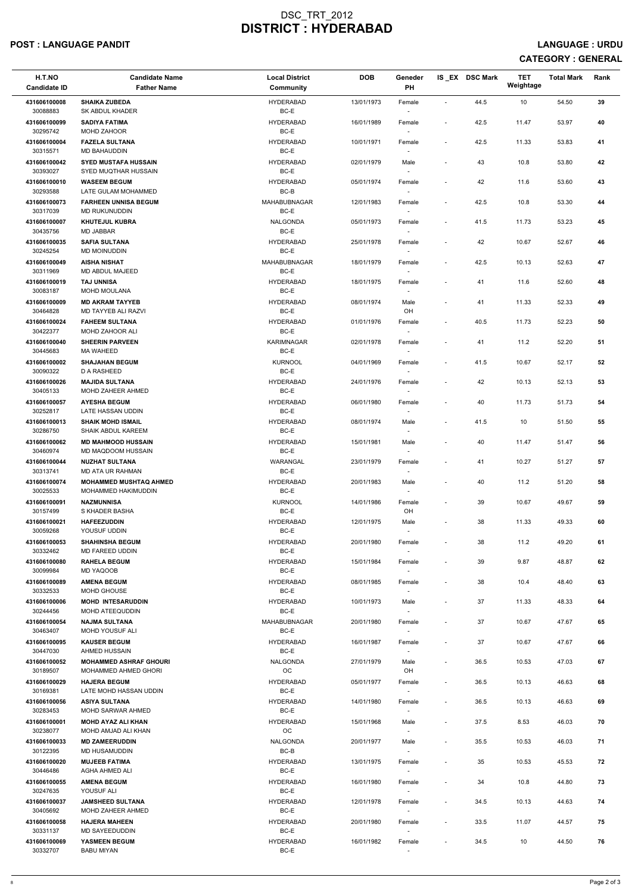# DSC_TRT_2012
# DISTRICT : HYDERABAD

**POST : LANGUAGE PANDIT** **LANGUAGE : URDU**

**CATEGORY : GENERAL**

| H.T.NO<br>Candidate ID | Candidate Name<br>Father Name | Local District<br>Community | DOB | Geneder<br>PH | IS _EX | DSC Mark | TET Weightage | Total Mark | Rank |
|---|---|---|---|---|---|---|---|---|---|
| 431606100008<br>30088883 | SHAIKA ZUBEDA<br>SK ABDUL KHADER | HYDERABAD<br>BC-E | 13/01/1973 | Female<br>- | - | 44.5 | 10 | 54.50 | 39 |
| 431606100099<br>30295742 | SADIYA FATIMA<br>MOHD ZAHOOR | HYDERABAD<br>BC-E | 16/01/1989 | Female<br>- | - | 42.5 | 11.47 | 53.97 | 40 |
| 431606100004<br>30315571 | FAZELA SULTANA<br>MD BAHAUDDIN | HYDERABAD<br>BC-E | 10/01/1971 | Female<br>- | - | 42.5 | 11.33 | 53.83 | 41 |
| 431606100042<br>30393027 | SYED MUSTAFA HUSSAIN<br>SYED MUQTHAR HUSSAIN | HYDERABAD<br>BC-E | 02/01/1979 | Male<br>- | - | 43 | 10.8 | 53.80 | 42 |
| 431606100010<br>30293588 | WASEEM BEGUM<br>LATE GULAM MOHAMMED | HYDERABAD<br>BC-B | 05/01/1974 | Female<br>- | - | 42 | 11.6 | 53.60 | 43 |
| 431606100073<br>30317039 | FARHEEN UNNISA BEGUM<br>MD RUKUNUDDIN | MAHABUBNAGAR<br>BC-E | 12/01/1983 | Female<br>- | - | 42.5 | 10.8 | 53.30 | 44 |
| 431606100007<br>30435756 | KHUTEJUL KUBRA<br>MD JABBAR | NALGONDA<br>BC-E | 05/01/1973 | Female<br>- | - | 41.5 | 11.73 | 53.23 | 45 |
| 431606100035<br>30245254 | SAFIA SULTANA<br>MD MOINUDDIN | HYDERABAD<br>BC-E | 25/01/1978 | Female<br>- | - | 42 | 10.67 | 52.67 | 46 |
| 431606100049<br>30311969 | AISHA NISHAT<br>MD ABDUL MAJEED | MAHABUBNAGAR<br>BC-E | 18/01/1979 | Female<br>- | - | 42.5 | 10.13 | 52.63 | 47 |
| 431606100019<br>30083187 | TAJ UNNISA<br>MOHD MOULANA | HYDERABAD<br>BC-E | 18/01/1975 | Female<br>- | - | 41 | 11.6 | 52.60 | 48 |
| 431606100009<br>30464828 | MD AKRAM TAYYEB<br>MD TAYYEB ALI RAZVI | HYDERABAD<br>BC-E | 08/01/1974 | Male<br>OH | - | 41 | 11.33 | 52.33 | 49 |
| 431606100024<br>30422377 | FAHEEM SULTANA<br>MOHD ZAHOOR ALI | HYDERABAD<br>BC-E | 01/01/1976 | Female<br>- | - | 40.5 | 11.73 | 52.23 | 50 |
| 431606100040<br>30445683 | SHEERIN PARVEEN<br>MA WAHEED | KARIMNAGAR<br>BC-E | 02/01/1978 | Female<br>- | - | 41 | 11.2 | 52.20 | 51 |
| 431606100002<br>30090322 | SHAJAHAN BEGUM<br>D A RASHEED | KURNOOL<br>BC-E | 04/01/1969 | Female<br>- | - | 41.5 | 10.67 | 52.17 | 52 |
| 431606100026<br>30405133 | MAJIDA SULTANA<br>MOHD ZAHEER AHMED | HYDERABAD<br>BC-E | 24/01/1976 | Female<br>- | - | 42 | 10.13 | 52.13 | 53 |
| 431606100057<br>30252817 | AYESHA BEGUM<br>LATE HASSAN UDDIN | HYDERABAD<br>BC-E | 06/01/1980 | Female<br>- | - | 40 | 11.73 | 51.73 | 54 |
| 431606100013<br>30286750 | SHAIK MOHD ISMAIL<br>SHAIK ABDUL KAREEM | HYDERABAD<br>BC-E | 08/01/1974 | Male<br>- | - | 41.5 | 10 | 51.50 | 55 |
| 431606100062<br>30460974 | MD MAHMOOD HUSSAIN<br>MD MAQDOOM HUSSAIN | HYDERABAD<br>BC-E | 15/01/1981 | Male<br>- | - | 40 | 11.47 | 51.47 | 56 |
| 431606100044<br>30313741 | NUZHAT SULTANA<br>MD ATA UR RAHMAN | WARANGAL<br>BC-E | 23/01/1979 | Female<br>- | - | 41 | 10.27 | 51.27 | 57 |
| 431606100074<br>30025533 | MOHAMMED MUSHTAQ AHMED<br>MOHAMMED HAKIMUDDIN | HYDERABAD<br>BC-E | 20/01/1983 | Male<br>- | - | 40 | 11.2 | 51.20 | 58 |
| 431606100091<br>30157499 | NAZMUNNISA<br>S KHADER BASHA | KURNOOL<br>BC-E | 14/01/1986 | Female<br>OH | - | 39 | 10.67 | 49.67 | 59 |
| 431606100021<br>30059268 | HAFEEZUDDIN<br>YOUSUF UDDIN | HYDERABAD<br>BC-E | 12/01/1975 | Male<br>- | - | 38 | 11.33 | 49.33 | 60 |
| 431606100053<br>30332462 | SHAHINSHA BEGUM<br>MD FAREED UDDIN | HYDERABAD<br>BC-E | 20/01/1980 | Female<br>- | - | 38 | 11.2 | 49.20 | 61 |
| 431606100080<br>30099984 | RAHELA BEGUM<br>MD YAQOOB | HYDERABAD<br>BC-E | 15/01/1984 | Female<br>- | - | 39 | 9.87 | 48.87 | 62 |
| 431606100089<br>30332533 | AMENA BEGUM<br>MOHD GHOUSE | HYDERABAD<br>BC-E | 08/01/1985 | Female<br>- | - | 38 | 10.4 | 48.40 | 63 |
| 431606100006<br>30244456 | MOHD INTESARUDDIN<br>MOHD ATEEQUDDIN | HYDERABAD<br>BC-E | 10/01/1973 | Male<br>- | - | 37 | 11.33 | 48.33 | 64 |
| 431606100054<br>30463407 | NAJMA SULTANA<br>MOHD YOUSUF ALI | MAHABUBNAGAR<br>BC-E | 20/01/1980 | Female<br>- | - | 37 | 10.67 | 47.67 | 65 |
| 431606100095<br>30447030 | KAUSER BEGUM<br>AHMED HUSSAIN | HYDERABAD<br>BC-E | 16/01/1987 | Female<br>- | - | 37 | 10.67 | 47.67 | 66 |
| 431606100052<br>30189507 | MOHAMMED ASHRAF GHOURI<br>MOHAMMED AHMED GHORI | NALGONDA<br>OC | 27/01/1979 | Male<br>OH | - | 36.5 | 10.53 | 47.03 | 67 |
| 431606100029<br>30169381 | HAJERA BEGUM<br>LATE MOHD HASSAN UDDIN | HYDERABAD<br>BC-E | 05/01/1977 | Female<br>- | - | 36.5 | 10.13 | 46.63 | 68 |
| 431606100056<br>30283453 | ASIYA SULTANA<br>MOHD SARWAR AHMED | HYDERABAD<br>BC-E | 14/01/1980 | Female<br>- | - | 36.5 | 10.13 | 46.63 | 69 |
| 431606100001<br>30238077 | MOHD AYAZ ALI KHAN<br>MOHD AMJAD ALI KHAN | HYDERABAD<br>OC | 15/01/1968 | Male<br>- | - | 37.5 | 8.53 | 46.03 | 70 |
| 431606100033<br>30122395 | MD ZAMEERUDDIN<br>MD HUSAMUDDIN | NALGONDA<br>BC-B | 20/01/1977 | Male<br>- | - | 35.5 | 10.53 | 46.03 | 71 |
| 431606100020<br>30446486 | MUJEEB FATIMA<br>AGHA AHMED ALI | HYDERABAD<br>BC-E | 13/01/1975 | Female<br>- | - | 35 | 10.53 | 45.53 | 72 |
| 431606100055<br>30247635 | AMENA BEGUM<br>YOUSUF ALI | HYDERABAD<br>BC-E | 16/01/1980 | Female<br>- | - | 34 | 10.8 | 44.80 | 73 |
| 431606100037<br>30405692 | JAMSHEED SULTANA<br>MOHD ZAHEER AHMED | HYDERABAD<br>BC-E | 12/01/1978 | Female<br>- | - | 34.5 | 10.13 | 44.63 | 74 |
| 431606100058<br>30331137 | HAJERA MAHEEN<br>MD SAYEEDUDDIN | HYDERABAD<br>BC-E | 20/01/1980 | Female<br>- | - | 33.5 | 11.07 | 44.57 | 75 |
| 431606100069<br>30332707 | YASMEEN BEGUM<br>BABU MIYAN | HYDERABAD<br>BC-E | 16/01/1982 | Female<br>- | - | 34.5 | 10 | 44.50 | 76 |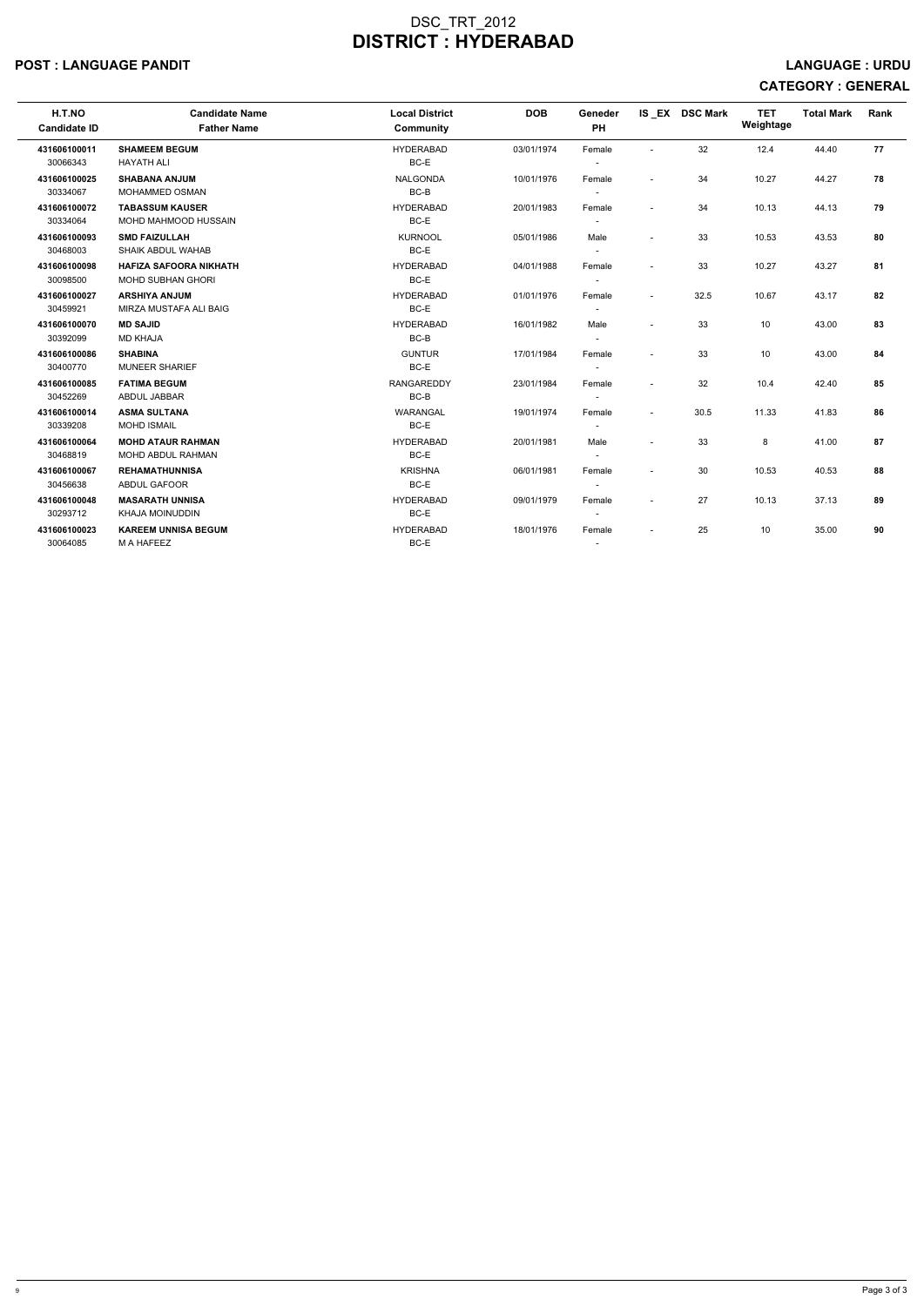# DSC_TRT_2012
# DISTRICT : HYDERABAD

**POST : LANGUAGE PANDIT** **LANGUAGE : URDU**

**CATEGORY : GENERAL**

| H.T.NO<br>Candidate ID | Candidate Name<br>Father Name | Local District<br>Community | DOB | Geneder<br>PH | IS _EX | DSC Mark | TET Weightage | Total Mark | Rank |
|---|---|---|---|---|---|---|---|---|---|
| **431606100011**<br>30066343 | **SHAMEEM BEGUM**<br>HAYATH ALI | HYDERABAD<br>BC-E | 03/01/1974 | Female<br>- | - | 32 | 12.4 | 44.40 | **77** |
| **431606100025**<br>30334067 | **SHABANA ANJUM**<br>MOHAMMED OSMAN | NALGONDA<br>BC-B | 10/01/1976 | Female<br>- | - | 34 | 10.27 | 44.27 | **78** |
| **431606100072**<br>30334064 | **TABASSUM KAUSER**<br>MOHD MAHMOOD HUSSAIN | HYDERABAD<br>BC-E | 20/01/1983 | Female<br>- | - | 34 | 10.13 | 44.13 | **79** |
| **431606100093**<br>30468003 | **SMD FAIZULLAH**<br>SHAIK ABDUL WAHAB | KURNOOL<br>BC-E | 05/01/1986 | Male<br>- | - | 33 | 10.53 | 43.53 | **80** |
| **431606100098**<br>30098500 | **HAFIZA SAFOORA NIKHATH**<br>MOHD SUBHAN GHORI | HYDERABAD<br>BC-E | 04/01/1988 | Female<br>- | - | 33 | 10.27 | 43.27 | **81** |
| **431606100027**<br>30459921 | **ARSHIYA ANJUM**<br>MIRZA MUSTAFA ALI BAIG | HYDERABAD<br>BC-E | 01/01/1976 | Female<br>- | - | 32.5 | 10.67 | 43.17 | **82** |
| **431606100070**<br>30392099 | **MD SAJID**<br>MD KHAJA | HYDERABAD<br>BC-B | 16/01/1982 | Male<br>- | - | 33 | 10 | 43.00 | **83** |
| **431606100086**<br>30400770 | **SHABINA**<br>MUNEER SHARIEF | GUNTUR<br>BC-E | 17/01/1984 | Female<br>- | - | 33 | 10 | 43.00 | **84** |
| **431606100085**<br>30452269 | **FATIMA BEGUM**<br>ABDUL JABBAR | RANGAREDDY<br>BC-B | 23/01/1984 | Female<br>- | - | 32 | 10.4 | 42.40 | **85** |
| **431606100014**<br>30339208 | **ASMA SULTANA**<br>MOHD ISMAIL | WARANGAL<br>BC-E | 19/01/1974 | Female<br>- | - | 30.5 | 11.33 | 41.83 | **86** |
| **431606100064**<br>30468819 | **MOHD ATAUR RAHMAN**<br>MOHD ABDUL RAHMAN | HYDERABAD<br>BC-E | 20/01/1981 | Male<br>- | - | 33 | 8 | 41.00 | **87** |
| **431606100067**<br>30456638 | **REHAMATHUNNISA**<br>ABDUL GAFOOR | KRISHNA<br>BC-E | 06/01/1981 | Female<br>- | - | 30 | 10.53 | 40.53 | **88** |
| **431606100048**<br>30293712 | **MASARATH UNNISA**<br>KHAJA MOINUDDIN | HYDERABAD<br>BC-E | 09/01/1979 | Female<br>- | - | 27 | 10.13 | 37.13 | **89** |
| **431606100023**<br>30064085 | **KAREEM UNNISA BEGUM**<br>M A HAFEEZ | HYDERABAD<br>BC-E | 18/01/1976 | Female<br>- | - | 25 | 10 | 35.00 | **90** |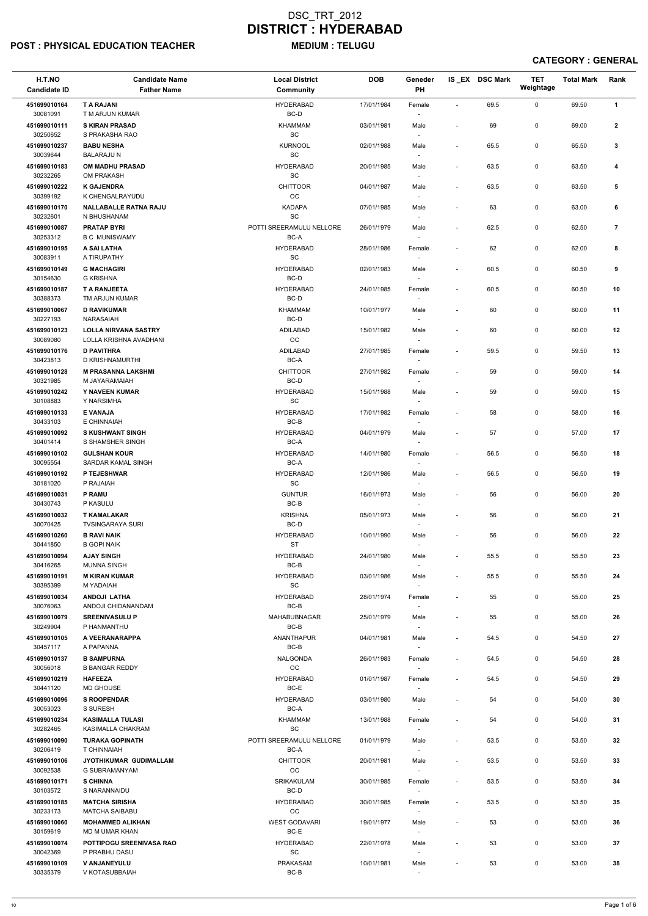# DSC_TRT_2012
# DISTRICT : HYDERABAD

**POST : PHYSICAL EDUCATION TEACHER** **MEDIUM : TELUGU**

**CATEGORY : GENERAL**

| H.T.NO<br>Candidate ID | Candidate Name<br>Father Name | Local District<br>Community | DOB | Geneder<br>PH | IS_EX | DSC Mark | TET Weightage | Total Mark | Rank |
|---|---|---|---|---|---|---|---|---|---|
| 451699010164<br>30081091 | **T A RAJANI**<br>T M ARJUN KUMAR | HYDERABAD<br>BC-D | 17/01/1984 | Female<br>- | - | 69.5 | 0 | 69.50 | **1** |
| 451699010111<br>30250652 | **S KIRAN PRASAD**<br>S PRAKASHA RAO | KHAMMAM<br>SC | 03/01/1981 | Male<br>- | - | 69 | 0 | 69.00 | **2** |
| 451699010237<br>30039644 | **BABU NESHA**<br>BALARAJU N | KURNOOL<br>SC | 02/01/1988 | Male<br>- | - | 65.5 | 0 | 65.50 | **3** |
| 451699010183<br>30232265 | **OM MADHU PRASAD**<br>OM PRAKASH | HYDERABAD<br>SC | 20/01/1985 | Male<br>- | - | 63.5 | 0 | 63.50 | **4** |
| 451699010222<br>30399192 | **K GAJENDRA**<br>K CHENGALRAYUDU | CHITTOOR<br>OC | 04/01/1987 | Male<br>- | - | 63.5 | 0 | 63.50 | **5** |
| 451699010170<br>30232601 | **NALLABALLE RATNA RAJU**<br>N BHUSHANAM | KADAPA<br>SC | 07/01/1985 | Male<br>- | - | 63 | 0 | 63.00 | **6** |
| 451699010087<br>30253312 | **PRATAP BYRI**<br>B C MUNISWAMY | POTTI SREERAMULU NELLORE<br>BC-A | 26/01/1979 | Male<br>- | - | 62.5 | 0 | 62.50 | **7** |
| 451699010195<br>30083911 | **A SAI LATHA**<br>A TIRUPATHY | HYDERABAD<br>SC | 28/01/1986 | Female<br>- | - | 62 | 0 | 62.00 | **8** |
| 451699010149<br>30154630 | **G MACHAGIRI**<br>G KRISHNA | HYDERABAD<br>BC-D | 02/01/1983 | Male<br>- | - | 60.5 | 0 | 60.50 | **9** |
| 451699010187<br>30388373 | **T A RANJEETA**<br>TM ARJUN KUMAR | HYDERABAD<br>BC-D | 24/01/1985 | Female<br>- | - | 60.5 | 0 | 60.50 | **10** |
| 451699010067<br>30227193 | **D RAVIKUMAR**<br>NARASAIAH | KHAMMAM<br>BC-D | 10/01/1977 | Male<br>- | - | 60 | 0 | 60.00 | **11** |
| 451699010123<br>30089080 | **LOLLA NIRVANA SASTRY**<br>LOLLA KRISHNA AVADHANI | ADILABAD<br>OC | 15/01/1982 | Male<br>- | - | 60 | 0 | 60.00 | **12** |
| 451699010176<br>30423813 | **D PAVITHRA**<br>D KRISHNAMURTHI | ADILABAD<br>BC-A | 27/01/1985 | Female<br>- | - | 59.5 | 0 | 59.50 | **13** |
| 451699010128<br>30321985 | **M PRASANNA LAKSHMI**<br>M JAYARAMAIAH | CHITTOOR<br>BC-D | 27/01/1982 | Female<br>- | - | 59 | 0 | 59.00 | **14** |
| 451699010242<br>30108883 | **Y NAVEEN KUMAR**<br>Y NARSIMHA | HYDERABAD<br>SC | 15/01/1988 | Male<br>- | - | 59 | 0 | 59.00 | **15** |
| 451699010133<br>30433103 | **E VANAJA**<br>E CHINNAIAH | HYDERABAD<br>BC-B | 17/01/1982 | Female<br>- | - | 58 | 0 | 58.00 | **16** |
| 451699010092<br>30401414 | **S KUSHWANT SINGH**<br>S SHAMSHER SINGH | HYDERABAD<br>BC-A | 04/01/1979 | Male<br>- | - | 57 | 0 | 57.00 | **17** |
| 451699010102<br>30095554 | **GULSHAN KOUR**<br>SARDAR KAMAL SINGH | HYDERABAD<br>BC-A | 14/01/1980 | Female<br>- | - | 56.5 | 0 | 56.50 | **18** |
| 451699010192<br>30181020 | **P TEJESHWAR**<br>P RAJAIAH | HYDERABAD<br>SC | 12/01/1986 | Male<br>- | - | 56.5 | 0 | 56.50 | **19** |
| 451699010031<br>30430743 | **P RAMU**<br>P KASULU | GUNTUR<br>BC-B | 16/01/1973 | Male<br>- | - | 56 | 0 | 56.00 | **20** |
| 451699010032<br>30070425 | **T KAMALAKAR**<br>TVSINGARAYA SURI | KRISHNA<br>BC-D | 05/01/1973 | Male<br>- | - | 56 | 0 | 56.00 | **21** |
| 451699010260<br>30441850 | **B RAVI NAIK**<br>B GOPI NAIK | HYDERABAD<br>ST | 10/01/1990 | Male<br>- | - | 56 | 0 | 56.00 | **22** |
| 451699010094<br>30416265 | **AJAY SINGH**<br>MUNNA SINGH | HYDERABAD<br>BC-B | 24/01/1980 | Male<br>- | - | 55.5 | 0 | 55.50 | **23** |
| 451699010191<br>30395399 | **M KIRAN KUMAR**<br>M YADAIAH | HYDERABAD<br>SC | 03/01/1986 | Male<br>- | - | 55.5 | 0 | 55.50 | **24** |
| 451699010034<br>30076063 | **ANDOJI LATHA**<br>ANDOJI CHIDANANDAM | HYDERABAD<br>BC-B | 28/01/1974 | Female<br>- | - | 55 | 0 | 55.00 | **25** |
| 451699010079<br>30249904 | **SREENIVASULU P**<br>P HANMANTHU | MAHABUBNAGAR<br>BC-B | 25/01/1979 | Male<br>- | - | 55 | 0 | 55.00 | **26** |
| 451699010105<br>30457117 | **A VEERANARAPPA**<br>A PAPANNA | ANANTHAPUR<br>BC-B | 04/01/1981 | Male<br>- | - | 54.5 | 0 | 54.50 | **27** |
| 451699010137<br>30056018 | **B SAMPURNA**<br>B BANGAR REDDY | NALGONDA<br>OC | 26/01/1983 | Female<br>- | - | 54.5 | 0 | 54.50 | **28** |
| 451699010219<br>30441120 | **HAFEEZA**<br>MD GHOUSE | HYDERABAD<br>BC-E | 01/01/1987 | Female<br>- | - | 54.5 | 0 | 54.50 | **29** |
| 451699010096<br>30053023 | **S ROOPENDAR**<br>S SURESH | HYDERABAD<br>BC-A | 03/01/1980 | Male<br>- | - | 54 | 0 | 54.00 | **30** |
| 451699010234<br>30282465 | **KASIMALLA TULASI**<br>KASIMALLA CHAKRAM | KHAMMAM<br>SC | 13/01/1988 | Female<br>- | - | 54 | 0 | 54.00 | **31** |
| 451699010090<br>30206419 | **TURAKA GOPINATH**<br>T CHINNAIAH | POTTI SREERAMULU NELLORE<br>BC-A | 01/01/1979 | Male<br>- | - | 53.5 | 0 | 53.50 | **32** |
| 451699010106<br>30092538 | **JYOTHIKUMAR GUDIMALLAM**<br>G SUBRAMANYAM | CHITTOOR<br>OC | 20/01/1981 | Male<br>- | - | 53.5 | 0 | 53.50 | **33** |
| 451699010171<br>30103572 | **S CHINNA**<br>S NARANNAIDU | SRIKAKULAM<br>BC-D | 30/01/1985 | Female<br>- | - | 53.5 | 0 | 53.50 | **34** |
| 451699010185<br>30233173 | **MATCHA SIRISHA**<br>MATCHA SAIBABU | HYDERABAD<br>OC | 30/01/1985 | Female<br>- | - | 53.5 | 0 | 53.50 | **35** |
| 451699010060<br>30159619 | **MOHAMMED ALIKHAN**<br>MD M UMAR KHAN | WEST GODAVARI<br>BC-E | 19/01/1977 | Male<br>- | - | 53 | 0 | 53.00 | **36** |
| 451699010074<br>30042369 | **POTTIPOGU SREENIVASA RAO**<br>P PRABHU DASU | HYDERABAD<br>SC | 22/01/1978 | Male<br>- | - | 53 | 0 | 53.00 | **37** |
| 451699010109<br>30335379 | **V ANJANEYULU**<br>V KOTASUBBAIAH | PRAKASAM<br>BC-B | 10/01/1981 | Male<br>- | - | 53 | 0 | 53.00 | **38** |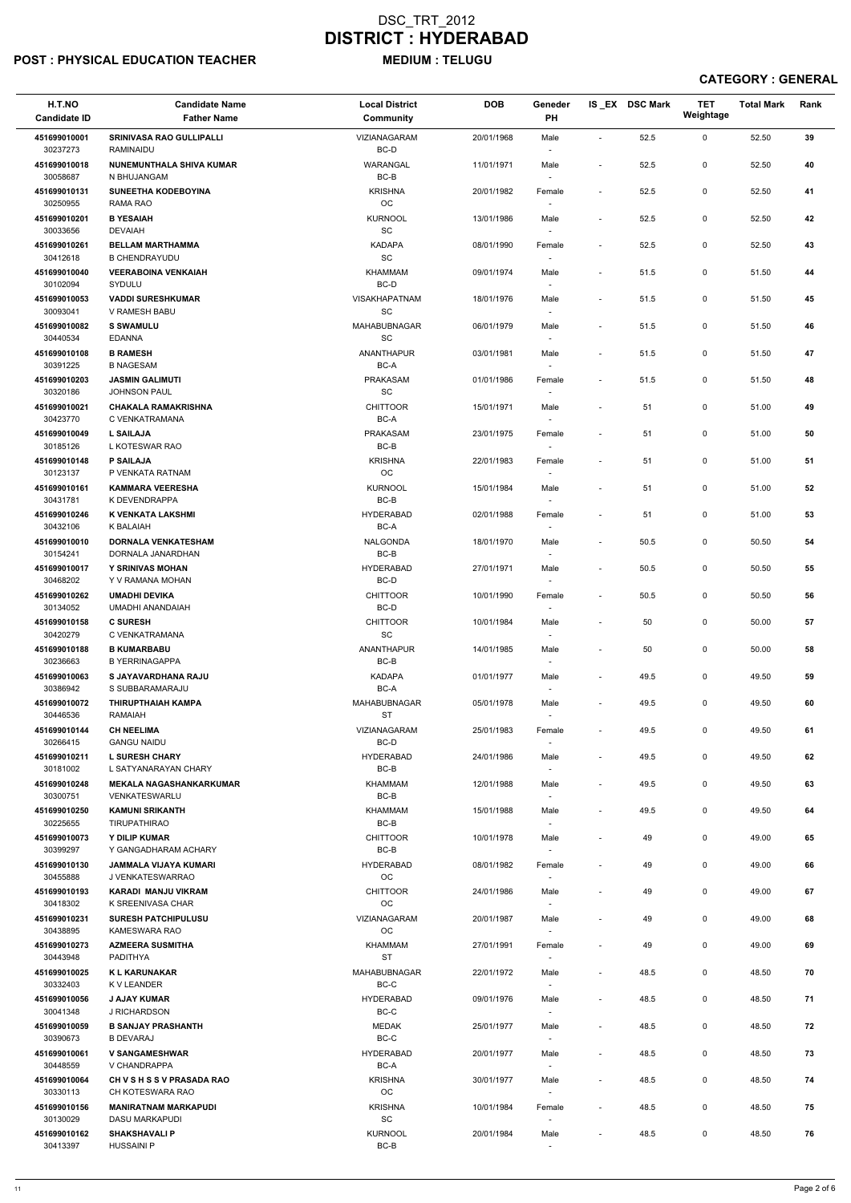# DSC_TRT_2012
# DISTRICT : HYDERABAD

**POST : PHYSICAL EDUCATION TEACHER** **MEDIUM : TELUGU**

**CATEGORY : GENERAL**

| H.T.NO Candidate ID | Candidate Name Father Name | Local District Community | DOB | Geneder PH | IS _EX | DSC Mark | TET Weightage | Total Mark | Rank |
|---|---|---|---|---|---|---|---|---|---|
| 451699010001 30237273 | SRINIVASA RAO GULLIPALLI RAMINAIDU | VIZIANAGARAM BC-D | 20/01/1968 | Male - | - | 52.5 | 0 | 52.50 | 39 |
| 451699010018 30058687 | NUNEMUNTHALA SHIVA KUMAR N BHUJANGAM | WARANGAL BC-B | 11/01/1971 | Male - | - | 52.5 | 0 | 52.50 | 40 |
| 451699010131 30250955 | SUNEETHA KODEBOYINA RAMA RAO | KRISHNA OC | 20/01/1982 | Female - | - | 52.5 | 0 | 52.50 | 41 |
| 451699010201 30033656 | B YESAIAH DEVAIAH | KURNOOL SC | 13/01/1986 | Male - | - | 52.5 | 0 | 52.50 | 42 |
| 451699010261 30412618 | BELLAM MARTHAMMA B CHENDRAYUDU | KADAPA SC | 08/01/1990 | Female - | - | 52.5 | 0 | 52.50 | 43 |
| 451699010040 30102094 | VEERABOINA VENKAIAH SYDULU | KHAMMAM BC-D | 09/01/1974 | Male - | - | 51.5 | 0 | 51.50 | 44 |
| 451699010053 30093041 | VADDI SURESHKUMAR V RAMESH BABU | VISAKHAPATNAM SC | 18/01/1976 | Male - | - | 51.5 | 0 | 51.50 | 45 |
| 451699010082 30440534 | S SWAMULU EDANNA | MAHABUBNAGAR SC | 06/01/1979 | Male - | - | 51.5 | 0 | 51.50 | 46 |
| 451699010108 30391225 | B RAMESH B NAGESAM | ANANTHAPUR BC-A | 03/01/1981 | Male - | - | 51.5 | 0 | 51.50 | 47 |
| 451699010203 30320186 | JASMIN GALIMUTI JOHNSON PAUL | PRAKASAM SC | 01/01/1986 | Female - | - | 51.5 | 0 | 51.50 | 48 |
| 451699010021 30423770 | CHAKALA RAMAKRISHNA C VENKATRAMANA | CHITTOOR BC-A | 15/01/1971 | Male - | - | 51 | 0 | 51.00 | 49 |
| 451699010049 30185126 | L SAILAJA L KOTESWAR RAO | PRAKASAM BC-B | 23/01/1975 | Female - | - | 51 | 0 | 51.00 | 50 |
| 451699010148 30123137 | P SAILAJA P VENKATA RATNAM | KRISHNA OC | 22/01/1983 | Female - | - | 51 | 0 | 51.00 | 51 |
| 451699010161 30431781 | KAMMARA VEERESHA K DEVENDRAPPA | KURNOOL BC-B | 15/01/1984 | Male - | - | 51 | 0 | 51.00 | 52 |
| 451699010246 30432106 | K VENKATA LAKSHMI K BALAIAH | HYDERABAD BC-A | 02/01/1988 | Female - | - | 51 | 0 | 51.00 | 53 |
| 451699010010 30154241 | DORNALA VENKATESHAM DORNALA JANARDHAN | NALGONDA BC-B | 18/01/1970 | Male - | - | 50.5 | 0 | 50.50 | 54 |
| 451699010017 30468202 | Y SRINIVAS MOHAN Y V RAMANA MOHAN | HYDERABAD BC-D | 27/01/1971 | Male - | - | 50.5 | 0 | 50.50 | 55 |
| 451699010262 30134052 | UMADHI DEVIKA UMADHI ANANDAIAH | CHITTOOR BC-D | 10/01/1990 | Female - | - | 50.5 | 0 | 50.50 | 56 |
| 451699010158 30420279 | C SURESH C VENKATRAMANA | CHITTOOR SC | 10/01/1984 | Male - | - | 50 | 0 | 50.00 | 57 |
| 451699010188 30236663 | B KUMARBABU B YERRINAGAPPA | ANANTHAPUR BC-B | 14/01/1985 | Male - | - | 50 | 0 | 50.00 | 58 |
| 451699010063 30386942 | S JAYAVARDHANA RAJU S SUBBARAMARAJU | KADAPA BC-A | 01/01/1977 | Male - | - | 49.5 | 0 | 49.50 | 59 |
| 451699010072 30446536 | THIRUPTHAIAH KAMPA RAMAIAH | MAHABUBNAGAR ST | 05/01/1978 | Male - | - | 49.5 | 0 | 49.50 | 60 |
| 451699010144 30266415 | CH NEELIMA GANGU NAIDU | VIZIANAGARAM BC-D | 25/01/1983 | Female - | - | 49.5 | 0 | 49.50 | 61 |
| 451699010211 30181002 | L SURESH CHARY L SATYANARAYAN CHARY | HYDERABAD BC-B | 24/01/1986 | Male - | - | 49.5 | 0 | 49.50 | 62 |
| 451699010248 30300751 | MEKALA NAGASHANKARKUMAR VENKATESWARLU | KHAMMAM BC-B | 12/01/1988 | Male - | - | 49.5 | 0 | 49.50 | 63 |
| 451699010250 30225655 | KAMUNI SRIKANTH TIRUPATHIRAO | KHAMMAM BC-B | 15/01/1988 | Male - | - | 49.5 | 0 | 49.50 | 64 |
| 451699010073 30399297 | Y DILIP KUMAR Y GANGADHARAM ACHARY | CHITTOOR BC-B | 10/01/1978 | Male - | - | 49 | 0 | 49.00 | 65 |
| 451699010130 30455888 | JAMMALA VIJAYA KUMARI J VENKATESWARRAO | HYDERABAD OC | 08/01/1982 | Female - | - | 49 | 0 | 49.00 | 66 |
| 451699010193 30418302 | KARADI MANJU VIKRAM K SREENIVASA CHAR | CHITTOOR OC | 24/01/1986 | Male - | - | 49 | 0 | 49.00 | 67 |
| 451699010231 30438895 | SURESH PATCHIPULUSU KAMESWARA RAO | VIZIANAGARAM OC | 20/01/1987 | Male - | - | 49 | 0 | 49.00 | 68 |
| 451699010273 30443948 | AZMEERA SUSMITHA PADITHYA | KHAMMAM ST | 27/01/1991 | Female - | - | 49 | 0 | 49.00 | 69 |
| 451699010025 30332403 | K L KARUNAKAR K V LEANDER | MAHABUBNAGAR BC-C | 22/01/1972 | Male - | - | 48.5 | 0 | 48.50 | 70 |
| 451699010056 30041348 | J AJAY KUMAR J RICHARDSON | HYDERABAD BC-C | 09/01/1976 | Male - | - | 48.5 | 0 | 48.50 | 71 |
| 451699010059 30390673 | B SANJAY PRASHANTH B DEVARAJ | MEDAK BC-C | 25/01/1977 | Male - | - | 48.5 | 0 | 48.50 | 72 |
| 451699010061 30448559 | V SANGAMESHWAR V CHANDRAPPA | HYDERABAD BC-A | 20/01/1977 | Male - | - | 48.5 | 0 | 48.50 | 73 |
| 451699010064 30330113 | CH V S H S S V PRASADA RAO CH KOTESWARA RAO | KRISHNA OC | 30/01/1977 | Male - | - | 48.5 | 0 | 48.50 | 74 |
| 451699010156 30130029 | MANIRATNAM MARKAPUDI DASU MARKAPUDI | KRISHNA SC | 10/01/1984 | Female - | - | 48.5 | 0 | 48.50 | 75 |
| 451699010162 30413397 | SHAKSHAVALI P HUSSAINI P | KURNOOL BC-B | 20/01/1984 | Male - | - | 48.5 | 0 | 48.50 | 76 |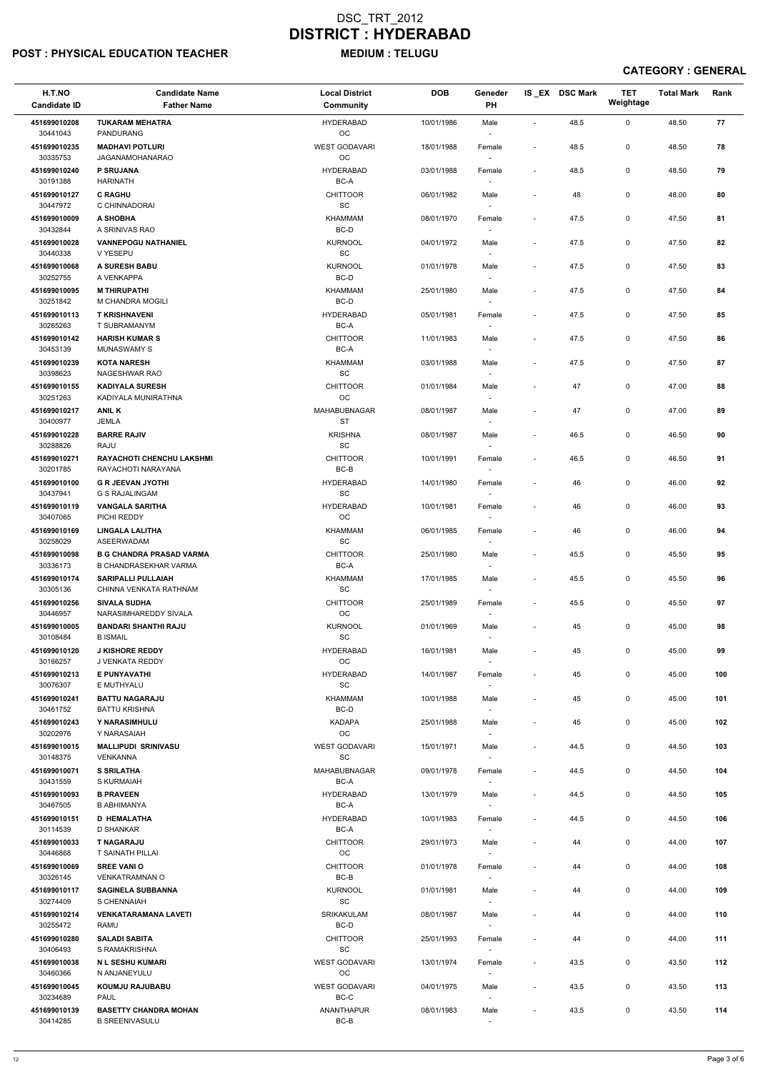# DSC_TRT_2012
# DISTRICT : HYDERABAD

**POST : PHYSICAL EDUCATION TEACHER** **MEDIUM : TELUGU**

**CATEGORY : GENERAL**

| H.T.NO / Candidate ID | Candidate Name / Father Name | Local District / Community | DOB | Geneder / PH | IS_EX | DSC Mark | TET Weightage | Total Mark | Rank |
|---|---|---|---|---|---|---|---|---|---|
| 451699010208 / 30441043 | **TUKARAM MEHATRA** / PANDURANG | HYDERABAD / OC | 10/01/1986 | Male / - | - | 48.5 | 0 | 48.50 | 77 |
| 451699010235 / 30335753 | **MADHAVI POTLURI** / JAGANAMOHANARAO | WEST GODAVARI / OC | 18/01/1988 | Female / - | - | 48.5 | 0 | 48.50 | 78 |
| 451699010240 / 30191388 | **P SRUJANA** / HARINATH | HYDERABAD / BC-A | 03/01/1988 | Female / - | - | 48.5 | 0 | 48.50 | 79 |
| 451699010127 / 30447972 | **C RAGHU** / C CHINNADORAI | CHITTOOR / SC | 06/01/1982 | Male / - | - | 48 | 0 | 48.00 | 80 |
| 451699010009 / 30432844 | **A SHOBHA** / A SRINIVAS RAO | KHAMMAM / BC-D | 08/01/1970 | Female / - | - | 47.5 | 0 | 47.50 | 81 |
| 451699010028 / 30440338 | **VANNEPOGU NATHANIEL** / V YESEPU | KURNOOL / SC | 04/01/1972 | Male / - | - | 47.5 | 0 | 47.50 | 82 |
| 451699010068 / 30252755 | **A SURESH BABU** / A VENKAPPA | KURNOOL / BC-D | 01/01/1978 | Male / - | - | 47.5 | 0 | 47.50 | 83 |
| 451699010095 / 30251842 | **M THIRUPATHI** / M CHANDRA MOGILI | KHAMMAM / BC-D | 25/01/1980 | Male / - | - | 47.5 | 0 | 47.50 | 84 |
| 451699010113 / 30265263 | **T KRISHNAVENI** / T SUBRAMANYM | HYDERABAD / BC-A | 05/01/1981 | Female / - | - | 47.5 | 0 | 47.50 | 85 |
| 451699010142 / 30453139 | **HARISH KUMAR S** / MUNASWAMY S | CHITTOOR / BC-A | 11/01/1983 | Male / - | - | 47.5 | 0 | 47.50 | 86 |
| 451699010239 / 30398623 | **KOTA NARESH** / NAGESHWAR RAO | KHAMMAM / SC | 03/01/1988 | Male / - | - | 47.5 | 0 | 47.50 | 87 |
| 451699010155 / 30251263 | **KADIYALA SURESH** / KADIYALA MUNIRATHNA | CHITTOOR / OC | 01/01/1984 | Male / - | - | 47 | 0 | 47.00 | 88 |
| 451699010217 / 30400977 | **ANIL K** / JEMLA | MAHABUBNAGAR / ST | 08/01/1987 | Male / - | - | 47 | 0 | 47.00 | 89 |
| 451699010228 / 30288826 | **BARRE RAJIV** / RAJU | KRISHNA / SC | 08/01/1987 | Male / - | - | 46.5 | 0 | 46.50 | 90 |
| 451699010271 / 30201785 | **RAYACHOTI CHENCHU LAKSHMI** / RAYACHOTI NARAYANA | CHITTOOR / BC-B | 10/01/1991 | Female / - | - | 46.5 | 0 | 46.50 | 91 |
| 451699010100 / 30437941 | **G R JEEVAN JYOTHI** / G S RAJALINGAM | HYDERABAD / SC | 14/01/1980 | Female / - | - | 46 | 0 | 46.00 | 92 |
| 451699010119 / 30407065 | **VANGALA SARITHA** / PICHI REDDY | HYDERABAD / OC | 10/01/1981 | Female / - | - | 46 | 0 | 46.00 | 93 |
| 451699010169 / 30258029 | **LINGALA LALITHA** / ASEERWADAM | KHAMMAM / SC | 06/01/1985 | Female / - | - | 46 | 0 | 46.00 | 94 |
| 451699010098 / 30336173 | **B G CHANDRA PRASAD VARMA** / B CHANDRASEKHAR VARMA | CHITTOOR / BC-A | 25/01/1980 | Male / - | - | 45.5 | 0 | 45.50 | 95 |
| 451699010174 / 30305136 | **SARIPALLI PULLAIAH** / CHINNA VENKATA RATHNAM | KHAMMAM / SC | 17/01/1985 | Male / - | - | 45.5 | 0 | 45.50 | 96 |
| 451699010256 / 30446957 | **SIVALA SUDHA** / NARASIMHAREDDY SIVALA | CHITTOOR / OC | 25/01/1989 | Female / - | - | 45.5 | 0 | 45.50 | 97 |
| 451699010005 / 30108484 | **BANDARI SHANTHI RAJU** / B ISMAIL | KURNOOL / SC | 01/01/1969 | Male / - | - | 45 | 0 | 45.00 | 98 |
| 451699010120 / 30166257 | **J KISHORE REDDY** / J VENKATA REDDY | HYDERABAD / OC | 16/01/1981 | Male / - | - | 45 | 0 | 45.00 | 99 |
| 451699010213 / 30076307 | **E PUNYAVATHI** / E MUTHYALU | HYDERABAD / SC | 14/01/1987 | Female / - | - | 45 | 0 | 45.00 | 100 |
| 451699010241 / 30461752 | **BATTU NAGARAJU** / BATTU KRISHNA | KHAMMAM / BC-D | 10/01/1988 | Male / - | - | 45 | 0 | 45.00 | 101 |
| 451699010243 / 30202976 | **Y NARASIMHULU** / Y NARASAIAH | KADAPA / OC | 25/01/1988 | Male / - | - | 45 | 0 | 45.00 | 102 |
| 451699010015 / 30148375 | **MALLIPUDI SRINIVASU** / VENKANNA | WEST GODAVARI / SC | 15/01/1971 | Male / - | - | 44.5 | 0 | 44.50 | 103 |
| 451699010071 / 30431559 | **S SRILATHA** / S KURMAIAH | MAHABUBNAGAR / BC-A | 09/01/1978 | Female / - | - | 44.5 | 0 | 44.50 | 104 |
| 451699010093 / 30467505 | **B PRAVEEN** / B ABHIMANYA | HYDERABAD / BC-A | 13/01/1979 | Male / - | - | 44.5 | 0 | 44.50 | 105 |
| 451699010151 / 30114539 | **D HEMALATHA** / D SHANKAR | HYDERABAD / BC-A | 10/01/1983 | Female / - | - | 44.5 | 0 | 44.50 | 106 |
| 451699010033 / 30446868 | **T NAGARAJU** / T SAINATH PILLAI | CHITTOOR / OC | 29/01/1973 | Male / - | - | 44 | 0 | 44.00 | 107 |
| 451699010069 / 30326145 | **SREE VANI O** / VENKATRAMNAN O | CHITTOOR / BC-B | 01/01/1978 | Female / - | - | 44 | 0 | 44.00 | 108 |
| 451699010117 / 30274409 | **SAGINELA SUBBANNA** / S CHENNAIAH | KURNOOL / SC | 01/01/1981 | Male / - | - | 44 | 0 | 44.00 | 109 |
| 451699010214 / 30255472 | **VENKATARAMANA LAVETI** / RAMU | SRIKAKULAM / BC-D | 08/01/1987 | Male / - | - | 44 | 0 | 44.00 | 110 |
| 451699010280 / 30406493 | **SALADI SABITA** / S RAMAKRISHNA | CHITTOOR / SC | 25/01/1993 | Female / - | - | 44 | 0 | 44.00 | 111 |
| 451699010038 / 30460366 | **N L SESHU KUMARI** / N ANJANEYULU | WEST GODAVARI / OC | 13/01/1974 | Female / - | - | 43.5 | 0 | 43.50 | 112 |
| 451699010045 / 30234689 | **KOUMJU RAJUBABU** / PAUL | WEST GODAVARI / BC-C | 04/01/1975 | Male / - | - | 43.5 | 0 | 43.50 | 113 |
| 451699010139 / 30414285 | **BASETTY CHANDRA MOHAN** / B SREENIVASULU | ANANTHAPUR / BC-B | 08/01/1983 | Male / - | - | 43.5 | 0 | 43.50 | 114 |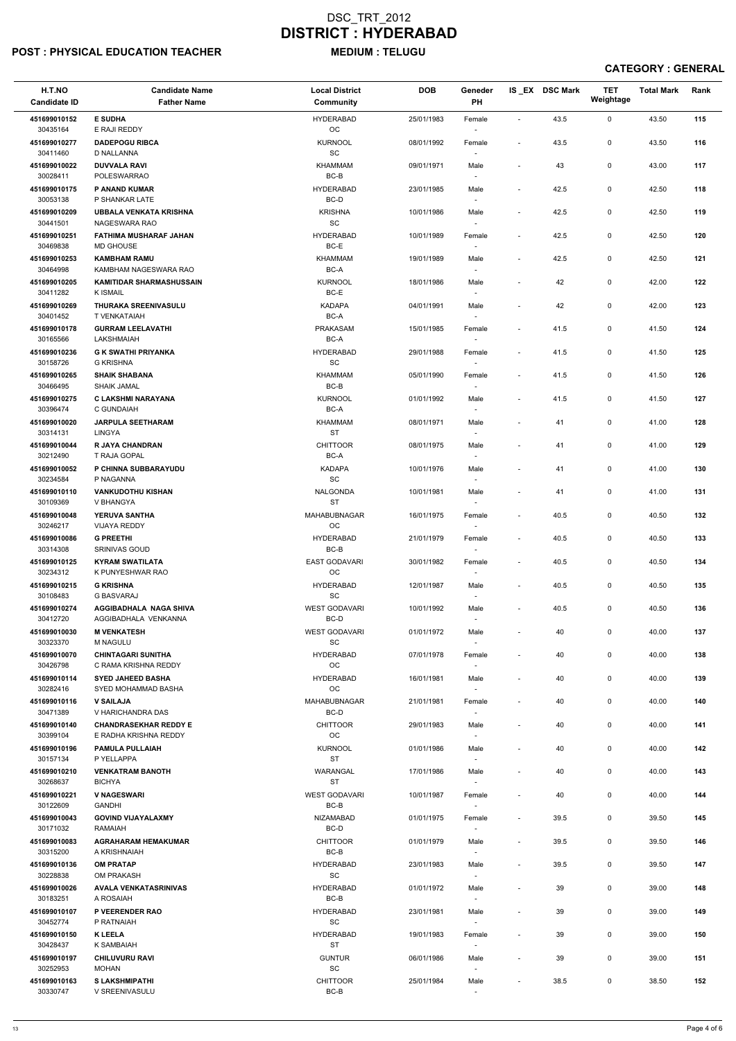# DSC_TRT_2012
# DISTRICT : HYDERABAD

**POST : PHYSICAL EDUCATION TEACHER** **MEDIUM : TELUGU**

**CATEGORY : GENERAL**

| H.T.NO Candidate ID | Candidate Name Father Name | Local District Community | DOB | Geneder PH | IS _EX | DSC Mark | TET Weightage | Total Mark | Rank |
|---|---|---|---|---|---|---|---|---|---|
| 451699010152 30435164 | **E SUDHA** E RAJI REDDY | HYDERABAD OC | 25/01/1983 | Female - | - | 43.5 | 0 | 43.50 | 115 |
| 451699010277 30411460 | **DADEPOGU RIBCA** D NALLANNA | KURNOOL SC | 08/01/1992 | Female - | - | 43.5 | 0 | 43.50 | 116 |
| 451699010022 30028411 | **DUVVALA RAVI** POLESWARRAO | KHAMMAM BC-B | 09/01/1971 | Male - | - | 43 | 0 | 43.00 | 117 |
| 451699010175 30053138 | **P ANAND KUMAR** P SHANKAR LATE | HYDERABAD BC-D | 23/01/1985 | Male - | - | 42.5 | 0 | 42.50 | 118 |
| 451699010209 30441501 | **UBBALA VENKATA KRISHNA** NAGESWARA RAO | KRISHNA SC | 10/01/1986 | Male - | - | 42.5 | 0 | 42.50 | 119 |
| 451699010251 30469838 | **FATHIMA MUSHARAF JAHAN** MD GHOUSE | HYDERABAD BC-E | 10/01/1989 | Female - | - | 42.5 | 0 | 42.50 | 120 |
| 451699010253 30464998 | **KAMBHAM RAMU** KAMBHAM NAGESWARA RAO | KHAMMAM BC-A | 19/01/1989 | Male - | - | 42.5 | 0 | 42.50 | 121 |
| 451699010205 30411282 | **KAMITIDAR SHARMASHUSSAIN** K ISMAIL | KURNOOL BC-E | 18/01/1986 | Male - | - | 42 | 0 | 42.00 | 122 |
| 451699010269 30401452 | **THURAKA SREENIVASULU** T VENKATAIAH | KADAPA BC-A | 04/01/1991 | Male - | - | 42 | 0 | 42.00 | 123 |
| 451699010178 30165566 | **GURRAM LEELAVATHI** LAKSHMAIAH | PRAKASAM BC-A | 15/01/1985 | Female - | - | 41.5 | 0 | 41.50 | 124 |
| 451699010236 30158726 | **G K SWATHI PRIYANKA** G KRISHNA | HYDERABAD SC | 29/01/1988 | Female - | - | 41.5 | 0 | 41.50 | 125 |
| 451699010265 30466495 | **SHAIK SHABANA** SHAIK JAMAL | KHAMMAM BC-B | 05/01/1990 | Female - | - | 41.5 | 0 | 41.50 | 126 |
| 451699010275 30396474 | **C LAKSHMI NARAYANA** C GUNDAIAH | KURNOOL BC-A | 01/01/1992 | Male - | - | 41.5 | 0 | 41.50 | 127 |
| 451699010020 30314131 | **JARPULA SEETHARAM** LINGYA | KHAMMAM ST | 08/01/1971 | Male - | - | 41 | 0 | 41.00 | 128 |
| 451699010044 30212490 | **R JAYA CHANDRAN** T RAJA GOPAL | CHITTOOR BC-A | 08/01/1975 | Male - | - | 41 | 0 | 41.00 | 129 |
| 451699010052 30234584 | **P CHINNA SUBBARAYUDU** P NAGANNA | KADAPA SC | 10/01/1976 | Male - | - | 41 | 0 | 41.00 | 130 |
| 451699010110 30109369 | **VANKUDOTHU KISHAN** V BHANGYA | NALGONDA ST | 10/01/1981 | Male - | - | 41 | 0 | 41.00 | 131 |
| 451699010048 30246217 | **YERUVA SANTHA** VIJAYA REDDY | MAHABUBNAGAR OC | 16/01/1975 | Female - | - | 40.5 | 0 | 40.50 | 132 |
| 451699010086 30314308 | **G PREETHI** SRINIVAS GOUD | HYDERABAD BC-B | 21/01/1979 | Female - | - | 40.5 | 0 | 40.50 | 133 |
| 451699010125 30234312 | **KYRAM SWATILATA** K PUNYESHWAR RAO | EAST GODAVARI OC | 30/01/1982 | Female - | - | 40.5 | 0 | 40.50 | 134 |
| 451699010215 30108483 | **G KRISHNA** G BASVARAJ | HYDERABAD SC | 12/01/1987 | Male - | - | 40.5 | 0 | 40.50 | 135 |
| 451699010274 30412720 | **AGGIBADHALA NAGA SHIVA** AGGIBADHALA VENKANNA | WEST GODAVARI BC-D | 10/01/1992 | Male - | - | 40.5 | 0 | 40.50 | 136 |
| 451699010030 30323370 | **M VENKATESH** M NAGULU | WEST GODAVARI SC | 01/01/1972 | Male - | - | 40 | 0 | 40.00 | 137 |
| 451699010070 30426798 | **CHINTAGARI SUNITHA** C RAMA KRISHNA REDDY | HYDERABAD OC | 07/01/1978 | Female - | - | 40 | 0 | 40.00 | 138 |
| 451699010114 30282416 | **SYED JAHEED BASHA** SYED MOHAMMAD BASHA | HYDERABAD OC | 16/01/1981 | Male - | - | 40 | 0 | 40.00 | 139 |
| 451699010116 30471389 | **V SAILAJA** V HARICHANDRA DAS | MAHABUBNAGAR BC-D | 21/01/1981 | Female - | - | 40 | 0 | 40.00 | 140 |
| 451699010140 30399104 | **CHANDRASEKHAR REDDY E** E RADHA KRISHNA REDDY | CHITTOOR OC | 29/01/1983 | Male - | - | 40 | 0 | 40.00 | 141 |
| 451699010196 30157134 | **PAMULA PULLAIAH** P YELLAPPA | KURNOOL ST | 01/01/1986 | Male - | - | 40 | 0 | 40.00 | 142 |
| 451699010210 30268637 | **VENKATRAM BANOTH** BICHYA | WARANGAL ST | 17/01/1986 | Male - | - | 40 | 0 | 40.00 | 143 |
| 451699010221 30122609 | **V NAGESWARI** GANDHI | WEST GODAVARI BC-B | 10/01/1987 | Female - | - | 40 | 0 | 40.00 | 144 |
| 451699010043 30171032 | **GOVIND VIJAYALAXMY** RAMAIAH | NIZAMABAD BC-D | 01/01/1975 | Female - | - | 39.5 | 0 | 39.50 | 145 |
| 451699010083 30315200 | **AGRAHARAM HEMAKUMAR** A KRISHNAIAH | CHITTOOR BC-B | 01/01/1979 | Male - | - | 39.5 | 0 | 39.50 | 146 |
| 451699010136 30228838 | **OM PRATAP** OM PRAKASH | HYDERABAD SC | 23/01/1983 | Male - | - | 39.5 | 0 | 39.50 | 147 |
| 451699010026 30183251 | **AVALA VENKATASRINIVAS** A ROSAIAH | HYDERABAD BC-B | 01/01/1972 | Male - | - | 39 | 0 | 39.00 | 148 |
| 451699010107 30452774 | **P VEERENDER RAO** P RATNAIAH | HYDERABAD SC | 23/01/1981 | Male - | - | 39 | 0 | 39.00 | 149 |
| 451699010150 30428437 | **K LEELA** K SAMBAIAH | HYDERABAD ST | 19/01/1983 | Female - | - | 39 | 0 | 39.00 | 150 |
| 451699010197 30252953 | **CHILUVURU RAVI** MOHAN | GUNTUR SC | 06/01/1986 | Male - | - | 39 | 0 | 39.00 | 151 |
| 451699010163 30330747 | **S LAKSHMIPATHI** V SREENIVASULU | CHITTOOR BC-B | 25/01/1984 | Male - | - | 38.5 | 0 | 38.50 | 152 |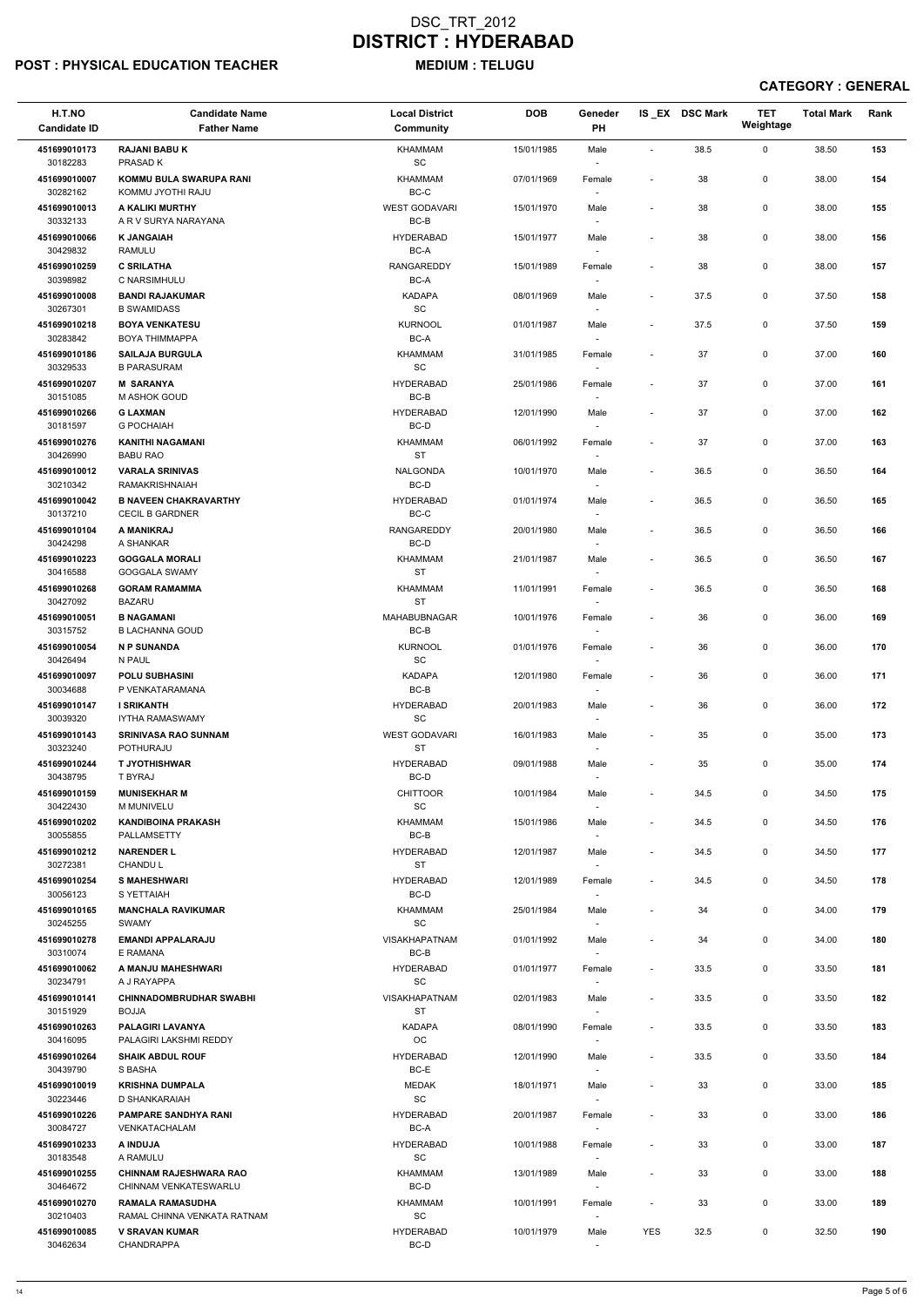# DSC_TRT_2012
# DISTRICT : HYDERABAD

**POST : PHYSICAL EDUCATION TEACHER** **MEDIUM : TELUGU**

**CATEGORY : GENERAL**

| H.T.NO<br>Candidate ID | Candidate Name<br>Father Name | Local District<br>Community | DOB | Geneder<br>PH | IS _EX | DSC Mark | TET Weightage | Total Mark | Rank |
|---|---|---|---|---|---|---|---|---|---|
| 451699010173<br>30182283 | **RAJANI BABU K**<br>PRASAD K | KHAMMAM<br>SC | 15/01/1985 | Male<br>- | - | 38.5 | 0 | 38.50 | 153 |
| 451699010007<br>30282162 | **KOMMU BULA SWARUPA RANI**<br>KOMMU JYOTHI RAJU | KHAMMAM<br>BC-C | 07/01/1969 | Female<br>- | - | 38 | 0 | 38.00 | 154 |
| 451699010013<br>30332133 | **A KALIKI MURTHY**<br>A R V SURYA NARAYANA | WEST GODAVARI<br>BC-B | 15/01/1970 | Male<br>- | - | 38 | 0 | 38.00 | 155 |
| 451699010066<br>30429832 | **K JANGAIAH**<br>RAMULU | HYDERABAD<br>BC-A | 15/01/1977 | Male<br>- | - | 38 | 0 | 38.00 | 156 |
| 451699010259<br>30398982 | **C SRILATHA**<br>C NARSIMHULU | RANGAREDDY<br>BC-A | 15/01/1989 | Female<br>- | - | 38 | 0 | 38.00 | 157 |
| 451699010008<br>30267301 | **BANDI RAJAKUMAR**<br>B SWAMIDASS | KADAPA<br>SC | 08/01/1969 | Male<br>- | - | 37.5 | 0 | 37.50 | 158 |
| 451699010218<br>30283842 | **BOYA VENKATESU**<br>BOYA THIMMAPPA | KURNOOL<br>BC-A | 01/01/1987 | Male<br>- | - | 37.5 | 0 | 37.50 | 159 |
| 451699010186<br>30329533 | **SAILAJA BURGULA**<br>B PARASURAM | KHAMMAM<br>SC | 31/01/1985 | Female<br>- | - | 37 | 0 | 37.00 | 160 |
| 451699010207<br>30151085 | **M SARANYA**<br>M ASHOK GOUD | HYDERABAD<br>BC-B | 25/01/1986 | Female<br>- | - | 37 | 0 | 37.00 | 161 |
| 451699010266<br>30181597 | **G LAXMAN**<br>G POCHAIAH | HYDERABAD<br>BC-D | 12/01/1990 | Male<br>- | - | 37 | 0 | 37.00 | 162 |
| 451699010276<br>30426990 | **KANITHI NAGAMANI**<br>BABU RAO | KHAMMAM<br>ST | 06/01/1992 | Female<br>- | - | 37 | 0 | 37.00 | 163 |
| 451699010012<br>30210342 | **VARALA SRINIVAS**<br>RAMAKRISHNAIAH | NALGONDA<br>BC-D | 10/01/1970 | Male<br>- | - | 36.5 | 0 | 36.50 | 164 |
| 451699010042<br>30137210 | **B NAVEEN CHAKRAVARTHY**<br>CECIL B GARDNER | HYDERABAD<br>BC-C | 01/01/1974 | Male<br>- | - | 36.5 | 0 | 36.50 | 165 |
| 451699010104<br>30424298 | **A MANIKRAJ**<br>A SHANKAR | RANGAREDDY<br>BC-D | 20/01/1980 | Male<br>- | - | 36.5 | 0 | 36.50 | 166 |
| 451699010223<br>30416588 | **GOGGALA MORALI**<br>GOGGALA SWAMY | KHAMMAM<br>ST | 21/01/1987 | Male<br>- | - | 36.5 | 0 | 36.50 | 167 |
| 451699010268<br>30427092 | **GORAM RAMAMMA**<br>BAZARU | KHAMMAM<br>ST | 11/01/1991 | Female<br>- | - | 36.5 | 0 | 36.50 | 168 |
| 451699010051<br>30315752 | **B NAGAMANI**<br>B LACHANNA GOUD | MAHABUBNAGAR<br>BC-B | 10/01/1976 | Female<br>- | - | 36 | 0 | 36.00 | 169 |
| 451699010054<br>30426494 | **N P SUNANDA**<br>N PAUL | KURNOOL<br>SC | 01/01/1976 | Female<br>- | - | 36 | 0 | 36.00 | 170 |
| 451699010097<br>30034688 | **POLU SUBHASINI**<br>P VENKATARAMANA | KADAPA<br>BC-B | 12/01/1980 | Female<br>- | - | 36 | 0 | 36.00 | 171 |
| 451699010147<br>30039320 | **I SRIKANTH**<br>IYTHA RAMASWAMY | HYDERABAD<br>SC | 20/01/1983 | Male<br>- | - | 36 | 0 | 36.00 | 172 |
| 451699010143<br>30323240 | **SRINIVASA RAO SUNNAM**<br>POTHURAJU | WEST GODAVARI<br>ST | 16/01/1983 | Male<br>- | - | 35 | 0 | 35.00 | 173 |
| 451699010244<br>30438795 | **T JYOTHISHWAR**<br>T BYRAJ | HYDERABAD<br>BC-D | 09/01/1988 | Male<br>- | - | 35 | 0 | 35.00 | 174 |
| 451699010159<br>30422430 | **MUNISEKHAR M**<br>M MUNIVELU | CHITTOOR<br>SC | 10/01/1984 | Male<br>- | - | 34.5 | 0 | 34.50 | 175 |
| 451699010202<br>30055855 | **KANDIBOINA PRAKASH**<br>PALLAMSETTY | KHAMMAM<br>BC-B | 15/01/1986 | Male<br>- | - | 34.5 | 0 | 34.50 | 176 |
| 451699010212<br>30272381 | **NARENDER L**<br>CHANDU L | HYDERABAD<br>ST | 12/01/1987 | Male<br>- | - | 34.5 | 0 | 34.50 | 177 |
| 451699010254<br>30056123 | **S MAHESHWARI**<br>S YETTAIAH | HYDERABAD<br>BC-D | 12/01/1989 | Female<br>- | - | 34.5 | 0 | 34.50 | 178 |
| 451699010165<br>30245255 | **MANCHALA RAVIKUMAR**<br>SWAMY | KHAMMAM<br>SC | 25/01/1984 | Male<br>- | - | 34 | 0 | 34.00 | 179 |
| 451699010278<br>30310074 | **EMANDI APPALARAJU**<br>E RAMANA | VISAKHAPATNAM<br>BC-B | 01/01/1992 | Male<br>- | - | 34 | 0 | 34.00 | 180 |
| 451699010062<br>30234791 | **A MANJU MAHESHWARI**<br>A J RAYAPPA | HYDERABAD<br>SC | 01/01/1977 | Female<br>- | - | 33.5 | 0 | 33.50 | 181 |
| 451699010141<br>30151929 | **CHINNADOMBRUDHAR SWABHI**<br>BOJJA | VISAKHAPATNAM<br>ST | 02/01/1983 | Male<br>- | - | 33.5 | 0 | 33.50 | 182 |
| 451699010263<br>30416095 | **PALAGIRI LAVANYA**<br>PALAGIRI LAKSHMI REDDY | KADAPA<br>OC | 08/01/1990 | Female<br>- | - | 33.5 | 0 | 33.50 | 183 |
| 451699010264<br>30439790 | **SHAIK ABDUL ROUF**<br>S BASHA | HYDERABAD<br>BC-E | 12/01/1990 | Male<br>- | - | 33.5 | 0 | 33.50 | 184 |
| 451699010019<br>30223446 | **KRISHNA DUMPALA**<br>D SHANKARAIAH | MEDAK<br>SC | 18/01/1971 | Male<br>- | - | 33 | 0 | 33.00 | 185 |
| 451699010226<br>30084727 | **PAMPARE SANDHYA RANI**<br>VENKATACHALAM | HYDERABAD<br>BC-A | 20/01/1987 | Female<br>- | - | 33 | 0 | 33.00 | 186 |
| 451699010233<br>30183548 | **A INDUJA**<br>A RAMULU | HYDERABAD<br>SC | 10/01/1988 | Female<br>- | - | 33 | 0 | 33.00 | 187 |
| 451699010255<br>30464672 | **CHINNAM RAJESHWARA RAO**<br>CHINNAM VENKATESWARLU | KHAMMAM<br>BC-D | 13/01/1989 | Male<br>- | - | 33 | 0 | 33.00 | 188 |
| 451699010270<br>30210403 | **RAMALA RAMASUDHA**<br>RAMAL CHINNA VENKATA RATNAM | KHAMMAM<br>SC | 10/01/1991 | Female<br>- | - | 33 | 0 | 33.00 | 189 |
| 451699010085<br>30462634 | **V SRAVAN KUMAR**<br>CHANDRAPPA | HYDERABAD<br>BC-D | 10/01/1979 | Male<br>- | YES | 32.5 | 0 | 32.50 | 190 |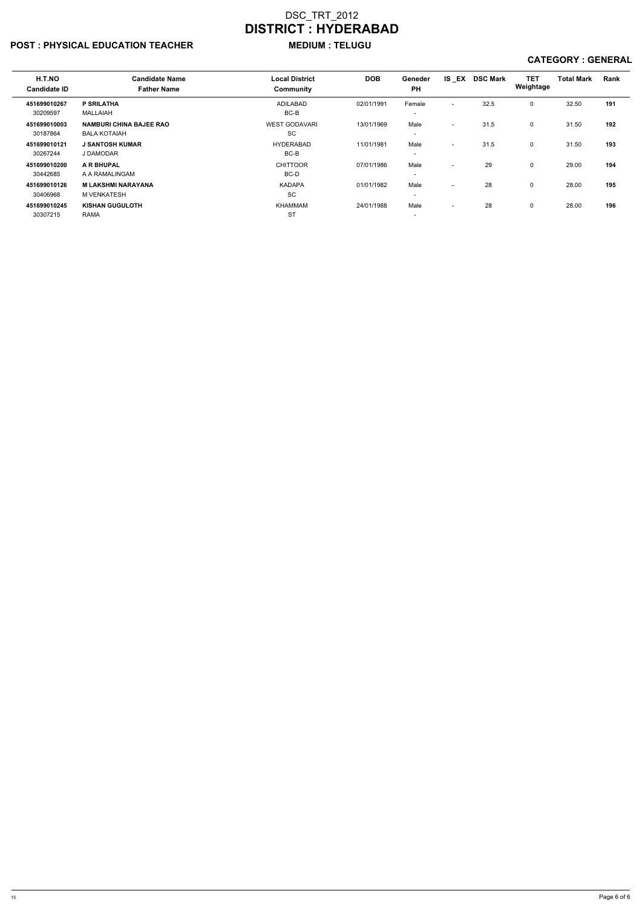# DSC_TRT_2012
# DISTRICT : HYDERABAD

**POST : PHYSICAL EDUCATION TEACHER** **MEDIUM : TELUGU**

**CATEGORY : GENERAL**

| H.T.NO<br>Candidate ID | Candidate Name<br>Father Name | Local District<br>Community | DOB | Geneder<br>PH | IS _EX | DSC Mark | TET Weightage | Total Mark | Rank |
|---|---|---|---|---|---|---|---|---|---|
| **451699010267**<br>30209597 | **P SRILATHA**<br>MALLAIAH | ADILABAD<br>BC-B | 02/01/1991 | Female<br>- | - | 32.5 | 0 | 32.50 | **191** |
| **451699010003**<br>30187864 | **NAMBURI CHINA BAJEE RAO**<br>BALA KOTAIAH | WEST GODAVARI<br>SC | 13/01/1969 | Male<br>- | - | 31.5 | 0 | 31.50 | **192** |
| **451699010121**<br>30267244 | **J SANTOSH KUMAR**<br>J DAMODAR | HYDERABAD<br>BC-B | 11/01/1981 | Male<br>- | - | 31.5 | 0 | 31.50 | **193** |
| **451699010200**<br>30442685 | **A R BHUPAL**<br>A A RAMALINGAM | CHITTOOR<br>BC-D | 07/01/1986 | Male<br>- | - | 29 | 0 | 29.00 | **194** |
| **451699010126**<br>30406968 | **M LAKSHMI NARAYANA**<br>M VENKATESH | KADAPA<br>SC | 01/01/1982 | Male<br>- | - | 28 | 0 | 28.00 | **195** |
| **451699010245**<br>30307215 | **KISHAN GUGULOTH**<br>RAMA | KHAMMAM<br>ST | 24/01/1988 | Male<br>- | - | 28 | 0 | 28.00 | **196** |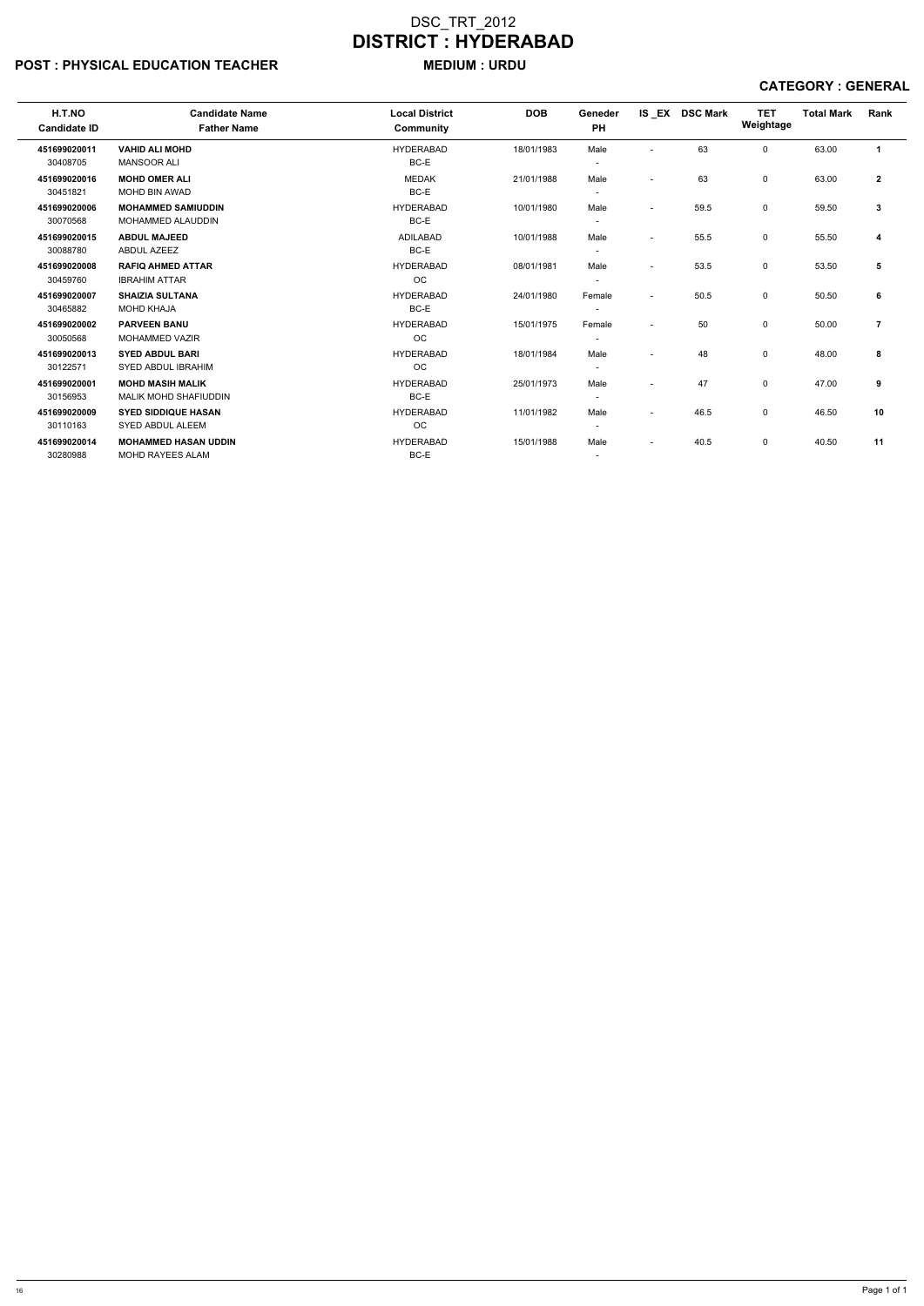# DSC_TRT_2012

# DISTRICT : HYDERABAD

**POST : PHYSICAL EDUCATION TEACHER** **MEDIUM : URDU**

**CATEGORY : GENERAL**

| H.T.NO<br>Candidate ID | Candidate Name<br>Father Name | Local District<br>Community | DOB | Geneder<br>PH | IS _EX | DSC Mark | TET Weightage | Total Mark | Rank |
|---|---|---|---|---|---|---|---|---|---|
| **451699020011**<br>30408705 | **VAHID ALI MOHD**<br>MANSOOR ALI | HYDERABAD<br>BC-E | 18/01/1983 | Male<br>- | - | 63 | 0 | 63.00 | **1** |
| **451699020016**<br>30451821 | **MOHD OMER ALI**<br>MOHD BIN AWAD | MEDAK<br>BC-E | 21/01/1988 | Male<br>- | - | 63 | 0 | 63.00 | **2** |
| **451699020006**<br>30070568 | **MOHAMMED SAMIUDDIN**<br>MOHAMMED ALAUDDIN | HYDERABAD<br>BC-E | 10/01/1980 | Male<br>- | - | 59.5 | 0 | 59.50 | **3** |
| **451699020015**<br>30088780 | **ABDUL MAJEED**<br>ABDUL AZEEZ | ADILABAD<br>BC-E | 10/01/1988 | Male<br>- | - | 55.5 | 0 | 55.50 | **4** |
| **451699020008**<br>30459760 | **RAFIQ AHMED ATTAR**<br>IBRAHIM ATTAR | HYDERABAD<br>OC | 08/01/1981 | Male<br>- | - | 53.5 | 0 | 53.50 | **5** |
| **451699020007**<br>30465882 | **SHAIZIA SULTANA**<br>MOHD KHAJA | HYDERABAD<br>BC-E | 24/01/1980 | Female<br>- | - | 50.5 | 0 | 50.50 | **6** |
| **451699020002**<br>30050568 | **PARVEEN BANU**<br>MOHAMMED VAZIR | HYDERABAD<br>OC | 15/01/1975 | Female<br>- | - | 50 | 0 | 50.00 | **7** |
| **451699020013**<br>30122571 | **SYED ABDUL BARI**<br>SYED ABDUL IBRAHIM | HYDERABAD<br>OC | 18/01/1984 | Male<br>- | - | 48 | 0 | 48.00 | **8** |
| **451699020001**<br>30156953 | **MOHD MASIH MALIK**<br>MALIK MOHD SHAFIUDDIN | HYDERABAD<br>BC-E | 25/01/1973 | Male<br>- | - | 47 | 0 | 47.00 | **9** |
| **451699020009**<br>30110163 | **SYED SIDDIQUE HASAN**<br>SYED ABDUL ALEEM | HYDERABAD<br>OC | 11/01/1982 | Male<br>- | - | 46.5 | 0 | 46.50 | **10** |
| **451699020014**<br>30280988 | **MOHAMMED HASAN UDDIN**<br>MOHD RAYEES ALAM | HYDERABAD<br>BC-E | 15/01/1988 | Male<br>- | - | 40.5 | 0 | 40.50 | **11** |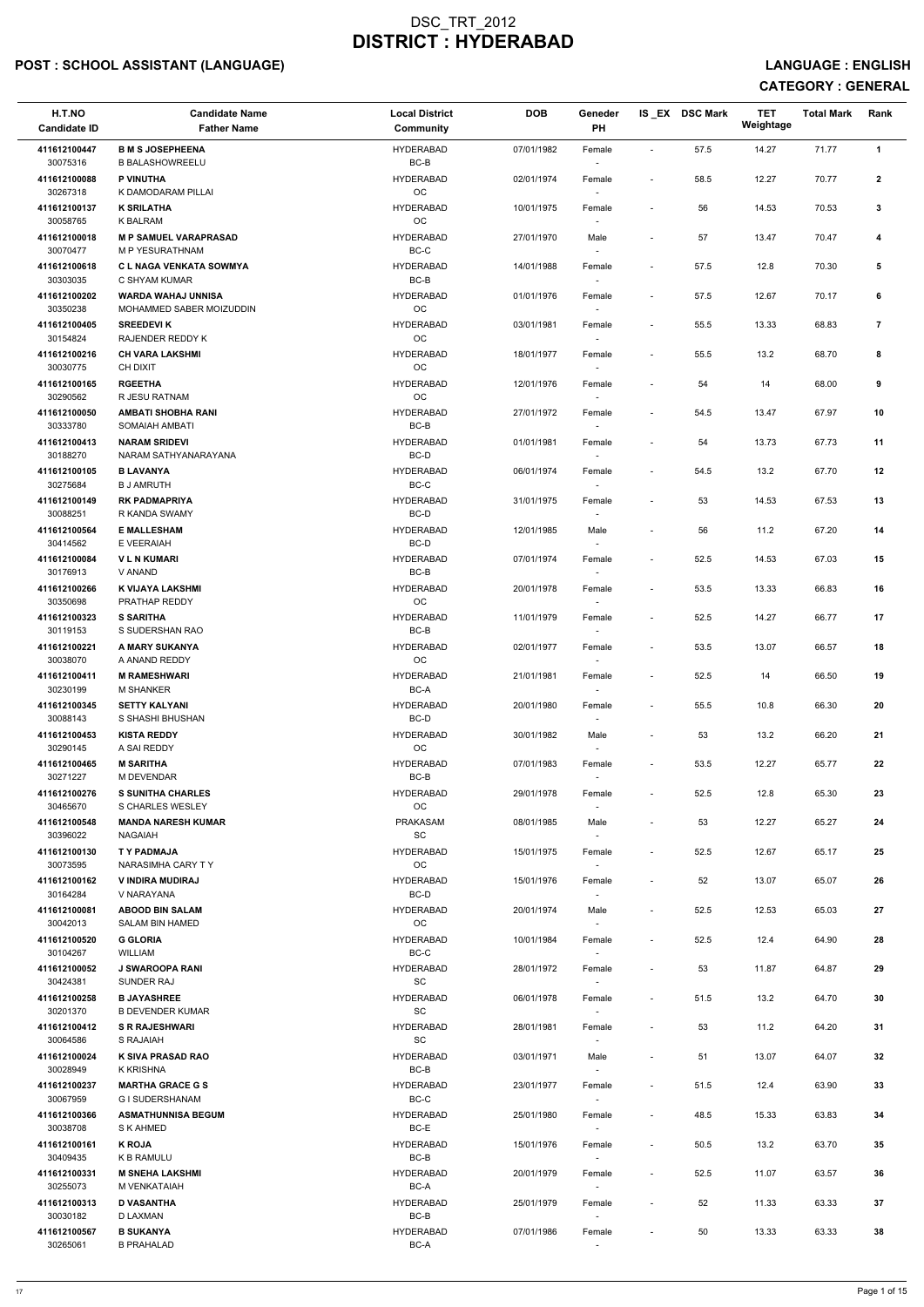# DSC_TRT_2012
# DISTRICT : HYDERABAD

**POST : SCHOOL ASSISTANT (LANGUAGE)** **LANGUAGE : ENGLISH**

**CATEGORY : GENERAL**

| H.T.NO Candidate ID | Candidate Name Father Name | Local District Community | DOB | Geneder PH | IS _EX | DSC Mark | TET Weightage | Total Mark | Rank |
|---|---|---|---|---|---|---|---|---|---|
| 411612100447 30075316 | B M S JOSEPHEENA B BALASHOWREELU | HYDERABAD BC-B | 07/01/1982 | Female - | - | 57.5 | 14.27 | 71.77 | 1 |
| 411612100088 30267318 | P VINUTHA K DAMODARAM PILLAI | HYDERABAD OC | 02/01/1974 | Female - | - | 58.5 | 12.27 | 70.77 | 2 |
| 411612100137 30058765 | K SRILATHA K BALRAM | HYDERABAD OC | 10/01/1975 | Female - | - | 56 | 14.53 | 70.53 | 3 |
| 411612100018 30070477 | M P SAMUEL VARAPRASAD M P YESURATHNAM | HYDERABAD BC-C | 27/01/1970 | Male - | - | 57 | 13.47 | 70.47 | 4 |
| 411612100618 30303035 | C L NAGA VENKATA SOWMYA C SHYAM KUMAR | HYDERABAD BC-B | 14/01/1988 | Female - | - | 57.5 | 12.8 | 70.30 | 5 |
| 411612100202 30350238 | WARDA WAHAJ UNNISA MOHAMMED SABER MOIZUDDIN | HYDERABAD OC | 01/01/1976 | Female - | - | 57.5 | 12.67 | 70.17 | 6 |
| 411612100405 30154824 | SREEDEVI K RAJENDER REDDY K | HYDERABAD OC | 03/01/1981 | Female - | - | 55.5 | 13.33 | 68.83 | 7 |
| 411612100216 30030775 | CH VARA LAKSHMI CH DIXIT | HYDERABAD OC | 18/01/1977 | Female - | - | 55.5 | 13.2 | 68.70 | 8 |
| 411612100165 30290562 | RGEETHA R JESU RATNAM | HYDERABAD OC | 12/01/1976 | Female - | - | 54 | 14 | 68.00 | 9 |
| 411612100050 30333780 | AMBATI SHOBHA RANI SOMAIAH AMBATI | HYDERABAD BC-B | 27/01/1972 | Female - | - | 54.5 | 13.47 | 67.97 | 10 |
| 411612100413 30188270 | NARAM SRIDEVI NARAM SATHYANARAYANA | HYDERABAD BC-D | 01/01/1981 | Female - | - | 54 | 13.73 | 67.73 | 11 |
| 411612100105 30275684 | B LAVANYA B J AMRUTH | HYDERABAD BC-C | 06/01/1974 | Female - | - | 54.5 | 13.2 | 67.70 | 12 |
| 411612100149 30088251 | RK PADMAPRIYA R KANDA SWAMY | HYDERABAD BC-D | 31/01/1975 | Female - | - | 53 | 14.53 | 67.53 | 13 |
| 411612100564 30414562 | E MALLESHAM E VEERAIAH | HYDERABAD BC-D | 12/01/1985 | Male - | - | 56 | 11.2 | 67.20 | 14 |
| 411612100084 30176913 | V L N KUMARI V ANAND | HYDERABAD BC-B | 07/01/1974 | Female - | - | 52.5 | 14.53 | 67.03 | 15 |
| 411612100266 30350698 | K VIJAYA LAKSHMI PRATHAP REDDY | HYDERABAD OC | 20/01/1978 | Female - | - | 53.5 | 13.33 | 66.83 | 16 |
| 411612100323 30119153 | S SARITHA S SUDERSHAN RAO | HYDERABAD BC-B | 11/01/1979 | Female - | - | 52.5 | 14.27 | 66.77 | 17 |
| 411612100221 30038070 | A MARY SUKANYA A ANAND REDDY | HYDERABAD OC | 02/01/1977 | Female - | - | 53.5 | 13.07 | 66.57 | 18 |
| 411612100411 30230199 | M RAMESHWARI M SHANKER | HYDERABAD BC-A | 21/01/1981 | Female - | - | 52.5 | 14 | 66.50 | 19 |
| 411612100345 30088143 | SETTY KALYANI S SHASHI BHUSHAN | HYDERABAD BC-D | 20/01/1980 | Female - | - | 55.5 | 10.8 | 66.30 | 20 |
| 411612100453 30290145 | KISTA REDDY A SAI REDDY | HYDERABAD OC | 30/01/1982 | Male - | - | 53 | 13.2 | 66.20 | 21 |
| 411612100465 30271227 | M SARITHA M DEVENDAR | HYDERABAD BC-B | 07/01/1983 | Female - | - | 53.5 | 12.27 | 65.77 | 22 |
| 411612100276 30465670 | S SUNITHA CHARLES S CHARLES WESLEY | HYDERABAD OC | 29/01/1978 | Female - | - | 52.5 | 12.8 | 65.30 | 23 |
| 411612100548 30396022 | MANDA NARESH KUMAR NAGAIAH | PRAKASAM SC | 08/01/1985 | Male - | - | 53 | 12.27 | 65.27 | 24 |
| 411612100130 30073595 | T Y PADMAJA NARASIMHA CARY T Y | HYDERABAD OC | 15/01/1975 | Female - | - | 52.5 | 12.67 | 65.17 | 25 |
| 411612100162 30164284 | V INDIRA MUDIRAJ V NARAYANA | HYDERABAD BC-D | 15/01/1976 | Female - | - | 52 | 13.07 | 65.07 | 26 |
| 411612100081 30042013 | ABOOD BIN SALAM SALAM BIN HAMED | HYDERABAD OC | 20/01/1974 | Male - | - | 52.5 | 12.53 | 65.03 | 27 |
| 411612100520 30104267 | G GLORIA WILLIAM | HYDERABAD BC-C | 10/01/1984 | Female - | - | 52.5 | 12.4 | 64.90 | 28 |
| 411612100052 30424381 | J SWAROOPA RANI SUNDER RAJ | HYDERABAD SC | 28/01/1972 | Female - | - | 53 | 11.87 | 64.87 | 29 |
| 411612100258 30201370 | B JAYASHREE B DEVENDER KUMAR | HYDERABAD SC | 06/01/1978 | Female - | - | 51.5 | 13.2 | 64.70 | 30 |
| 411612100412 30064586 | S R RAJESHWARI S RAJAIAH | HYDERABAD SC | 28/01/1981 | Female - | - | 53 | 11.2 | 64.20 | 31 |
| 411612100024 30028949 | K SIVA PRASAD RAO K KRISHNA | HYDERABAD BC-B | 03/01/1971 | Male - | - | 51 | 13.07 | 64.07 | 32 |
| 411612100237 30067959 | MARTHA GRACE G S G I SUDERSHANAM | HYDERABAD BC-C | 23/01/1977 | Female - | - | 51.5 | 12.4 | 63.90 | 33 |
| 411612100366 30038708 | ASMATHUNNISA BEGUM S K AHMED | HYDERABAD BC-E | 25/01/1980 | Female - | - | 48.5 | 15.33 | 63.83 | 34 |
| 411612100161 30409435 | K ROJA K B RAMULU | HYDERABAD BC-B | 15/01/1976 | Female - | - | 50.5 | 13.2 | 63.70 | 35 |
| 411612100331 30255073 | M SNEHA LAKSHMI M VENKATAIAH | HYDERABAD BC-A | 20/01/1979 | Female - | - | 52.5 | 11.07 | 63.57 | 36 |
| 411612100313 30030182 | D VASANTHA D LAXMAN | HYDERABAD BC-B | 25/01/1979 | Female - | - | 52 | 11.33 | 63.33 | 37 |
| 411612100567 30265061 | B SUKANYA B PRAHALAD | HYDERABAD BC-A | 07/01/1986 | Female - | - | 50 | 13.33 | 63.33 | 38 |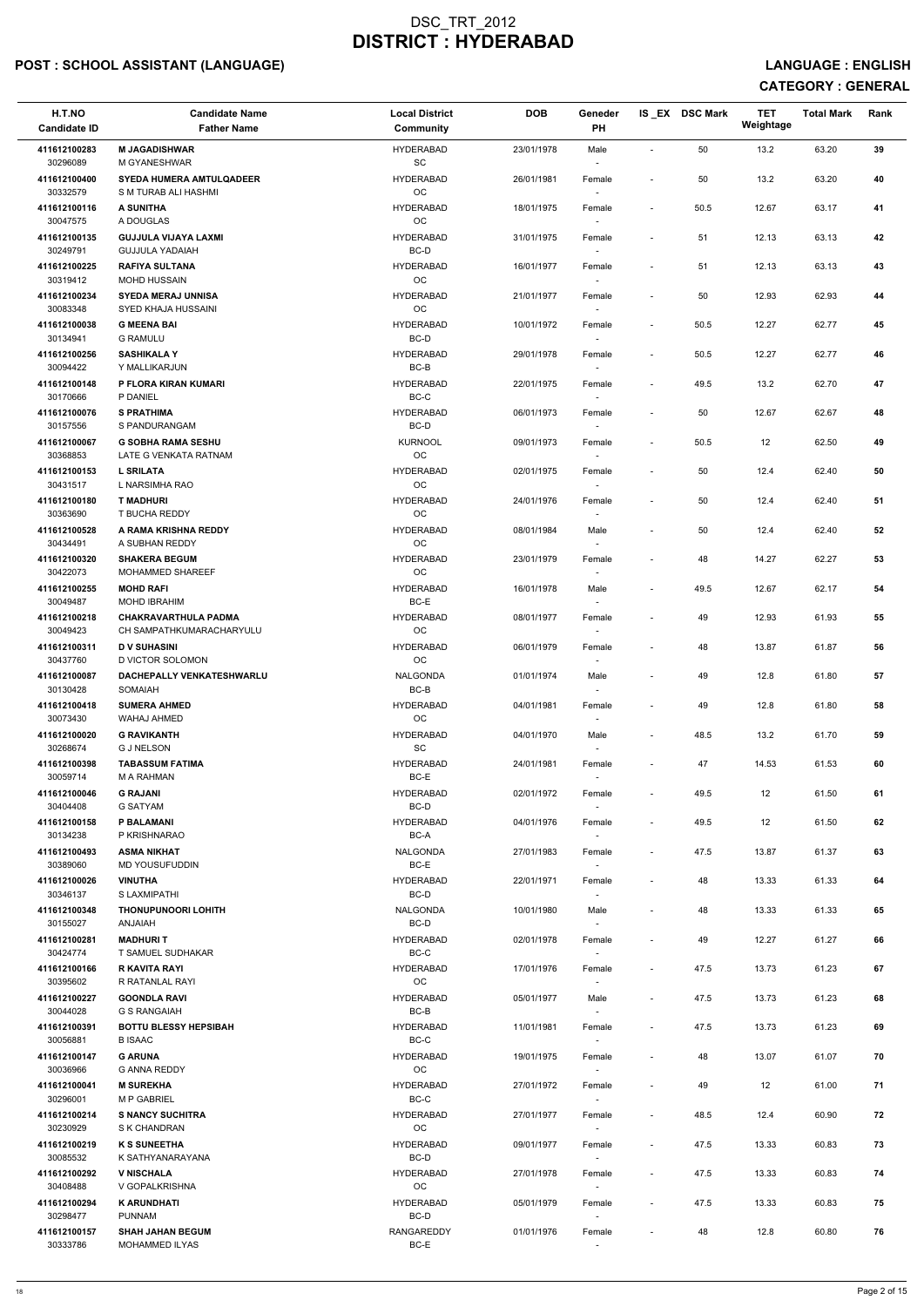# DSC_TRT_2012
# DISTRICT : HYDERABAD

## POST : SCHOOL ASSISTANT (LANGUAGE)

**LANGUAGE : ENGLISH**

**CATEGORY : GENERAL**

| H.T.NO<br>Candidate ID | Candidate Name<br>Father Name | Local District<br>Community | DOB | Geneder<br>PH | IS_EX | DSC Mark | TET Weightage | Total Mark | Rank |
|---|---|---|---|---|---|---|---|---|---|
| 411612100283<br>30296089 | **M JAGADISHWAR**<br>M GYANESHWAR | HYDERABAD<br>SC | 23/01/1978 | Male<br>- | - | 50 | 13.2 | 63.20 | 39 |
| 411612100400<br>30332579 | **SYEDA HUMERA AMTULQADEER**<br>S M TURAB ALI HASHMI | HYDERABAD<br>OC | 26/01/1981 | Female<br>- | - | 50 | 13.2 | 63.20 | 40 |
| 411612100116<br>30047575 | **A SUNITHA**<br>A DOUGLAS | HYDERABAD<br>OC | 18/01/1975 | Female<br>- | - | 50.5 | 12.67 | 63.17 | 41 |
| 411612100135<br>30249791 | **GUJJULA VIJAYA LAXMI**<br>GUJJULA YADAIAH | HYDERABAD<br>BC-D | 31/01/1975 | Female<br>- | - | 51 | 12.13 | 63.13 | 42 |
| 411612100225<br>30319412 | **RAFIYA SULTANA**<br>MOHD HUSSAIN | HYDERABAD<br>OC | 16/01/1977 | Female<br>- | - | 51 | 12.13 | 63.13 | 43 |
| 411612100234<br>30083348 | **SYEDA MERAJ UNNISA**<br>SYED KHAJA HUSSAINI | HYDERABAD<br>OC | 21/01/1977 | Female<br>- | - | 50 | 12.93 | 62.93 | 44 |
| 411612100038<br>30134941 | **G MEENA BAI**<br>G RAMULU | HYDERABAD<br>BC-D | 10/01/1972 | Female<br>- | - | 50.5 | 12.27 | 62.77 | 45 |
| 411612100256<br>30094422 | **SASHIKALA Y**<br>Y MALLIKARJUN | HYDERABAD<br>BC-B | 29/01/1978 | Female<br>- | - | 50.5 | 12.27 | 62.77 | 46 |
| 411612100148<br>30170666 | **P FLORA KIRAN KUMARI**<br>P DANIEL | HYDERABAD<br>BC-C | 22/01/1975 | Female<br>- | - | 49.5 | 13.2 | 62.70 | 47 |
| 411612100076<br>30157556 | **S PRATHIMA**<br>S PANDURANGAM | HYDERABAD<br>BC-D | 06/01/1973 | Female<br>- | - | 50 | 12.67 | 62.67 | 48 |
| 411612100067<br>30368853 | **G SOBHA RAMA SESHU**<br>LATE G VENKATA RATNAM | KURNOOL<br>OC | 09/01/1973 | Female<br>- | - | 50.5 | 12 | 62.50 | 49 |
| 411612100153<br>30431517 | **L SRILATA**<br>L NARSIMHA RAO | HYDERABAD<br>OC | 02/01/1975 | Female<br>- | - | 50 | 12.4 | 62.40 | 50 |
| 411612100180<br>30363690 | **T MADHURI**<br>T BUCHA REDDY | HYDERABAD<br>OC | 24/01/1976 | Female<br>- | - | 50 | 12.4 | 62.40 | 51 |
| 411612100528<br>30434491 | **A RAMA KRISHNA REDDY**<br>A SUBHAN REDDY | HYDERABAD<br>OC | 08/01/1984 | Male<br>- | - | 50 | 12.4 | 62.40 | 52 |
| 411612100320<br>30422073 | **SHAKERA BEGUM**<br>MOHAMMED SHAREEF | HYDERABAD<br>OC | 23/01/1979 | Female<br>- | - | 48 | 14.27 | 62.27 | 53 |
| 411612100255<br>30049487 | **MOHD RAFI**<br>MOHD IBRAHIM | HYDERABAD<br>BC-E | 16/01/1978 | Male<br>- | - | 49.5 | 12.67 | 62.17 | 54 |
| 411612100218<br>30049423 | **CHAKRAVARTHULA PADMA**<br>CH SAMPATHKUMARACHARYULU | HYDERABAD<br>OC | 08/01/1977 | Female<br>- | - | 49 | 12.93 | 61.93 | 55 |
| 411612100311<br>30437760 | **D V SUHASINI**<br>D VICTOR SOLOMON | HYDERABAD<br>OC | 06/01/1979 | Female<br>- | - | 48 | 13.87 | 61.87 | 56 |
| 411612100087<br>30130428 | **DACHEPALLY VENKATESHWARLU**<br>SOMAIAH | NALGONDA<br>BC-B | 01/01/1974 | Male<br>- | - | 49 | 12.8 | 61.80 | 57 |
| 411612100418<br>30073430 | **SUMERA AHMED**<br>WAHAJ AHMED | HYDERABAD<br>OC | 04/01/1981 | Female<br>- | - | 49 | 12.8 | 61.80 | 58 |
| 411612100020<br>30268674 | **G RAVIKANTH**<br>G J NELSON | HYDERABAD<br>SC | 04/01/1970 | Male<br>- | - | 48.5 | 13.2 | 61.70 | 59 |
| 411612100398<br>30059714 | **TABASSUM FATIMA**<br>M A RAHMAN | HYDERABAD<br>BC-E | 24/01/1981 | Female<br>- | - | 47 | 14.53 | 61.53 | 60 |
| 411612100046<br>30404408 | **G RAJANI**<br>G SATYAM | HYDERABAD<br>BC-D | 02/01/1972 | Female<br>- | - | 49.5 | 12 | 61.50 | 61 |
| 411612100158<br>30134238 | **P BALAMANI**<br>P KRISHNARAO | HYDERABAD<br>BC-A | 04/01/1976 | Female<br>- | - | 49.5 | 12 | 61.50 | 62 |
| 411612100493<br>30389060 | **ASMA NIKHAT**<br>MD YOUSUFUDDIN | NALGONDA<br>BC-E | 27/01/1983 | Female<br>- | - | 47.5 | 13.87 | 61.37 | 63 |
| 411612100026<br>30346137 | **VINUTHA**<br>S LAXMIPATHI | HYDERABAD<br>BC-D | 22/01/1971 | Female<br>- | - | 48 | 13.33 | 61.33 | 64 |
| 411612100348<br>30155027 | **THONUPUNOORI LOHITH**<br>ANJAIAH | NALGONDA<br>BC-D | 10/01/1980 | Male<br>- | - | 48 | 13.33 | 61.33 | 65 |
| 411612100281<br>30424774 | **MADHURI T**<br>T SAMUEL SUDHAKAR | HYDERABAD<br>BC-C | 02/01/1978 | Female<br>- | - | 49 | 12.27 | 61.27 | 66 |
| 411612100166<br>30395602 | **R KAVITA RAYI**<br>R RATANLAL RAYI | HYDERABAD<br>OC | 17/01/1976 | Female<br>- | - | 47.5 | 13.73 | 61.23 | 67 |
| 411612100227<br>30044028 | **GOONDLA RAVI**<br>G S RANGAIAH | HYDERABAD<br>BC-B | 05/01/1977 | Male<br>- | - | 47.5 | 13.73 | 61.23 | 68 |
| 411612100391<br>30056881 | **BOTTU BLESSY HEPSIBAH**<br>B ISAAC | HYDERABAD<br>BC-C | 11/01/1981 | Female<br>- | - | 47.5 | 13.73 | 61.23 | 69 |
| 411612100147<br>30036966 | **G ARUNA**<br>G ANNA REDDY | HYDERABAD<br>OC | 19/01/1975 | Female<br>- | - | 48 | 13.07 | 61.07 | 70 |
| 411612100041<br>30296001 | **M SUREKHA**<br>M P GABRIEL | HYDERABAD<br>BC-C | 27/01/1972 | Female<br>- | - | 49 | 12 | 61.00 | 71 |
| 411612100214<br>30230929 | **S NANCY SUCHITRA**<br>S K CHANDRAN | HYDERABAD<br>OC | 27/01/1977 | Female<br>- | - | 48.5 | 12.4 | 60.90 | 72 |
| 411612100219<br>30085532 | **K S SUNEETHA**<br>K SATHYANARAYANA | HYDERABAD<br>BC-D | 09/01/1977 | Female<br>- | - | 47.5 | 13.33 | 60.83 | 73 |
| 411612100292<br>30408488 | **V NISCHALA**<br>V GOPALKRISHNA | HYDERABAD<br>OC | 27/01/1978 | Female<br>- | - | 47.5 | 13.33 | 60.83 | 74 |
| 411612100294<br>30298477 | **K ARUNDHATI**<br>PUNNAM | HYDERABAD<br>BC-D | 05/01/1979 | Female<br>- | - | 47.5 | 13.33 | 60.83 | 75 |
| 411612100157<br>30333786 | **SHAH JAHAN BEGUM**<br>MOHAMMED ILYAS | RANGAREDDY<br>BC-E | 01/01/1976 | Female<br>- | - | 48 | 12.8 | 60.80 | 76 |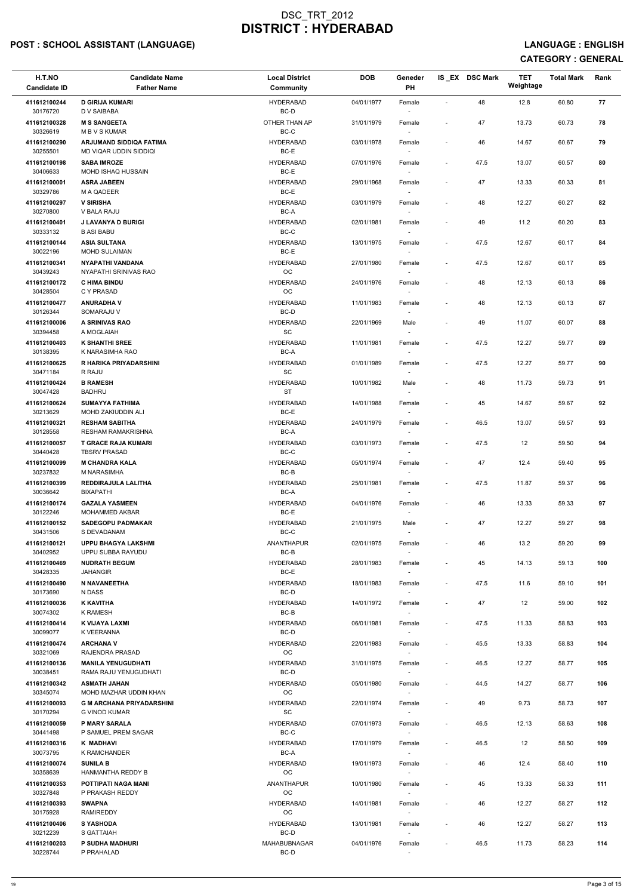# DSC_TRT_2012
# DISTRICT : HYDERABAD

## POST : SCHOOL ASSISTANT (LANGUAGE)

**LANGUAGE : ENGLISH**

**CATEGORY : GENERAL**

| H.T.NO<br>Candidate ID | Candidate Name<br>Father Name | Local District<br>Community | DOB | Geneder<br>PH | IS _EX | DSC Mark | TET Weightage | Total Mark | Rank |
|---|---|---|---|---|---|---|---|---|---|
| 411612100244<br>30176720 | D GIRIJA KUMARI<br>D V SAIBABA | HYDERABAD<br>BC-D | 04/01/1977 | Female<br>- | - | 48 | 12.8 | 60.80 | 77 |
| 411612100328<br>30326619 | M S SANGEETA<br>M B V S KUMAR | OTHER THAN AP<br>BC-C | 31/01/1979 | Female<br>- | - | 47 | 13.73 | 60.73 | 78 |
| 411612100290<br>30255501 | ARJUMAND SIDDIQA FATIMA<br>MD VIQAR UDDIN SIDDIQI | HYDERABAD<br>BC-E | 03/01/1978 | Female<br>- | - | 46 | 14.67 | 60.67 | 79 |
| 411612100198<br>30406633 | SABA IMROZE<br>MOHD ISHAQ HUSSAIN | HYDERABAD<br>BC-E | 07/01/1976 | Female<br>- | - | 47.5 | 13.07 | 60.57 | 80 |
| 411612100001<br>30329786 | ASRA JABEEN<br>M A QADEER | HYDERABAD<br>BC-E | 29/01/1968 | Female<br>- | - | 47 | 13.33 | 60.33 | 81 |
| 411612100297<br>30270800 | V SIRISHA<br>V BALA RAJU | HYDERABAD<br>BC-A | 03/01/1979 | Female<br>- | - | 48 | 12.27 | 60.27 | 82 |
| 411612100401<br>30333132 | J LAVANYA D BURIGI<br>B ASI BABU | HYDERABAD<br>BC-C | 02/01/1981 | Female<br>- | - | 49 | 11.2 | 60.20 | 83 |
| 411612100144<br>30022196 | ASIA SULTANA<br>MOHD SULAIMAN | HYDERABAD<br>BC-E | 13/01/1975 | Female<br>- | - | 47.5 | 12.67 | 60.17 | 84 |
| 411612100341<br>30439243 | NYAPATHI VANDANA<br>NYAPATHI SRINIVAS RAO | HYDERABAD<br>OC | 27/01/1980 | Female<br>- | - | 47.5 | 12.67 | 60.17 | 85 |
| 411612100172<br>30428504 | C HIMA BINDU<br>C Y PRASAD | HYDERABAD<br>OC | 24/01/1976 | Female<br>- | - | 48 | 12.13 | 60.13 | 86 |
| 411612100477<br>30126344 | ANURADHA V<br>SOMARAJU V | HYDERABAD<br>BC-D | 11/01/1983 | Female<br>- | - | 48 | 12.13 | 60.13 | 87 |
| 411612100006<br>30394458 | A SRINIVAS RAO<br>A MOGLAIAH | HYDERABAD<br>SC | 22/01/1969 | Male<br>- | - | 49 | 11.07 | 60.07 | 88 |
| 411612100403<br>30138395 | K SHANTHI SREE<br>K NARASIMHA RAO | HYDERABAD<br>BC-A | 11/01/1981 | Female<br>- | - | 47.5 | 12.27 | 59.77 | 89 |
| 411612100625<br>30471184 | R HARIKA PRIYADARSHINI<br>R RAJU | HYDERABAD<br>SC | 01/01/1989 | Female<br>- | - | 47.5 | 12.27 | 59.77 | 90 |
| 411612100424<br>30047428 | B RAMESH<br>BADHRU | HYDERABAD<br>ST | 10/01/1982 | Male<br>- | - | 48 | 11.73 | 59.73 | 91 |
| 411612100624<br>30213629 | SUMAYYA FATHIMA<br>MOHD ZAKIUDDIN ALI | HYDERABAD<br>BC-E | 14/01/1988 | Female<br>- | - | 45 | 14.67 | 59.67 | 92 |
| 411612100321<br>30128558 | RESHAM SABITHA<br>RESHAM RAMAKRISHNA | HYDERABAD<br>BC-A | 24/01/1979 | Female<br>- | - | 46.5 | 13.07 | 59.57 | 93 |
| 411612100057<br>30440428 | T GRACE RAJA KUMARI<br>TBSRV PRASAD | HYDERABAD<br>BC-C | 03/01/1973 | Female<br>- | - | 47.5 | 12 | 59.50 | 94 |
| 411612100099<br>30237832 | M CHANDRA KALA<br>M NARASIMHA | HYDERABAD<br>BC-B | 05/01/1974 | Female<br>- | - | 47 | 12.4 | 59.40 | 95 |
| 411612100399<br>30036642 | REDDIRAJULA LALITHA<br>BIXAPATHI | HYDERABAD<br>BC-A | 25/01/1981 | Female<br>- | - | 47.5 | 11.87 | 59.37 | 96 |
| 411612100174<br>30122246 | GAZALA YASMEEN<br>MOHAMMED AKBAR | HYDERABAD<br>BC-E | 04/01/1976 | Female<br>- | - | 46 | 13.33 | 59.33 | 97 |
| 411612100152<br>30431506 | SADEGOPU PADMAKAR<br>S DEVADANAM | HYDERABAD<br>BC-C | 21/01/1975 | Male<br>- | - | 47 | 12.27 | 59.27 | 98 |
| 411612100121<br>30402952 | UPPU BHAGYA LAKSHMI<br>UPPU SUBBA RAYUDU | ANANTHAPUR<br>BC-B | 02/01/1975 | Female<br>- | - | 46 | 13.2 | 59.20 | 99 |
| 411612100469<br>30428335 | NUDRATH BEGUM<br>JAHANGIR | HYDERABAD<br>BC-E | 28/01/1983 | Female<br>- | - | 45 | 14.13 | 59.13 | 100 |
| 411612100490<br>30173690 | N NAVANEETHA<br>N DASS | HYDERABAD<br>BC-D | 18/01/1983 | Female<br>- | - | 47.5 | 11.6 | 59.10 | 101 |
| 411612100036<br>30074302 | K KAVITHA<br>K RAMESH | HYDERABAD<br>BC-B | 14/01/1972 | Female<br>- | - | 47 | 12 | 59.00 | 102 |
| 411612100414<br>30099077 | K VIJAYA LAXMI<br>K VEERANNA | HYDERABAD<br>BC-D | 06/01/1981 | Female<br>- | - | 47.5 | 11.33 | 58.83 | 103 |
| 411612100474<br>30321069 | ARCHANA V<br>RAJENDRA PRASAD | HYDERABAD<br>OC | 22/01/1983 | Female<br>- | - | 45.5 | 13.33 | 58.83 | 104 |
| 411612100136<br>30038451 | MANILA YENUGUDHATI<br>RAMA RAJU YENUGUDHATI | HYDERABAD<br>BC-D | 31/01/1975 | Female<br>- | - | 46.5 | 12.27 | 58.77 | 105 |
| 411612100342<br>30345074 | ASMATH JAHAN<br>MOHD MAZHAR UDDIN KHAN | HYDERABAD<br>OC | 05/01/1980 | Female<br>- | - | 44.5 | 14.27 | 58.77 | 106 |
| 411612100093<br>30170294 | G M ARCHANA PRIYADARSHINI<br>G VINOD KUMAR | HYDERABAD<br>SC | 22/01/1974 | Female<br>- | - | 49 | 9.73 | 58.73 | 107 |
| 411612100059<br>30441498 | P MARY SARALA<br>P SAMUEL PREM SAGAR | HYDERABAD<br>BC-C | 07/01/1973 | Female<br>- | - | 46.5 | 12.13 | 58.63 | 108 |
| 411612100316<br>30073795 | K MADHAVI<br>K RAMCHANDER | HYDERABAD<br>BC-A | 17/01/1979 | Female<br>- | - | 46.5 | 12 | 58.50 | 109 |
| 411612100074<br>30358639 | SUNILA B<br>HANMANTHA REDDY B | HYDERABAD<br>OC | 19/01/1973 | Female<br>- | - | 46 | 12.4 | 58.40 | 110 |
| 411612100353<br>30327848 | POTTIPATI NAGA MANI<br>P PRAKASH REDDY | ANANTHAPUR<br>OC | 10/01/1980 | Female<br>- | - | 45 | 13.33 | 58.33 | 111 |
| 411612100393<br>30175928 | SWAPNA<br>RAMIREDDY | HYDERABAD<br>OC | 14/01/1981 | Female<br>- | - | 46 | 12.27 | 58.27 | 112 |
| 411612100406<br>30212239 | S YASHODA<br>S GATTAIAH | HYDERABAD<br>BC-D | 13/01/1981 | Female<br>- | - | 46 | 12.27 | 58.27 | 113 |
| 411612100203<br>30228744 | P SUDHA MADHURI<br>P PRAHALAD | MAHABUBNAGAR<br>BC-D | 04/01/1976 | Female<br>- | - | 46.5 | 11.73 | 58.23 | 114 |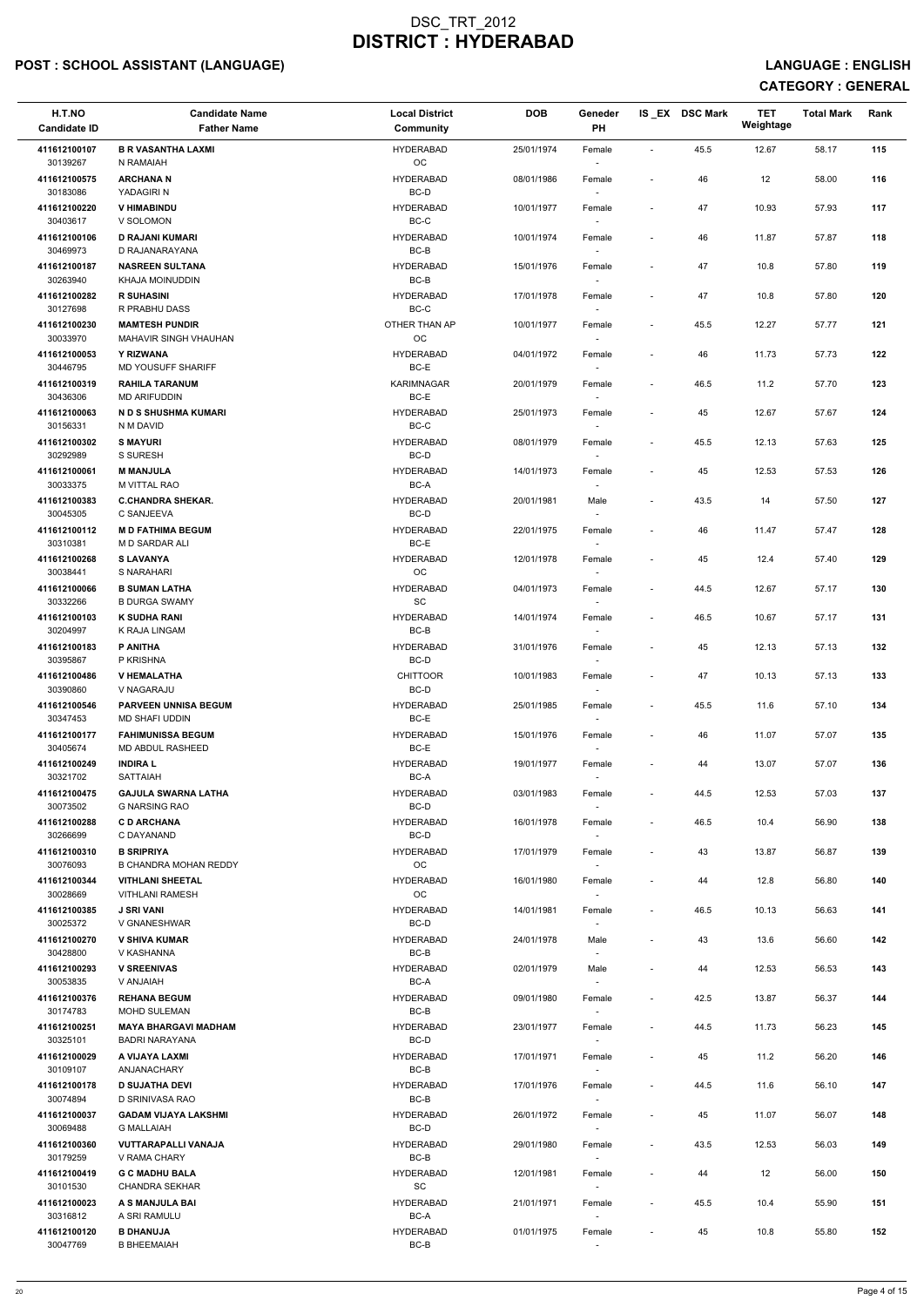# DSC_TRT_2012
# DISTRICT : HYDERABAD

**POST : SCHOOL ASSISTANT (LANGUAGE)** **LANGUAGE : ENGLISH**

**CATEGORY : GENERAL**

| H.T.NO<br>Candidate ID | Candidate Name<br>Father Name | Local District<br>Community | DOB | Geneder<br>PH | IS_EX | DSC Mark | TET Weightage | Total Mark | Rank |
|---|---|---|---|---|---|---|---|---|---|
| 411612100107<br>30139267 | **B R VASANTHA LAXMI**<br>N RAMAIAH | HYDERABAD<br>OC | 25/01/1974 | Female<br>- | - | 45.5 | 12.67 | 58.17 | 115 |
| 411612100575<br>30183086 | **ARCHANA N**<br>YADAGIRI N | HYDERABAD<br>BC-D | 08/01/1986 | Female<br>- | - | 46 | 12 | 58.00 | 116 |
| 411612100220<br>30403617 | **V HIMABINDU**<br>V SOLOMON | HYDERABAD<br>BC-C | 10/01/1977 | Female<br>- | - | 47 | 10.93 | 57.93 | 117 |
| 411612100106<br>30469973 | **D RAJANI KUMARI**<br>D RAJANARAYANA | HYDERABAD<br>BC-B | 10/01/1974 | Female<br>- | - | 46 | 11.87 | 57.87 | 118 |
| 411612100187<br>30263940 | **NASREEN SULTANA**<br>KHAJA MOINUDDIN | HYDERABAD<br>BC-B | 15/01/1976 | Female<br>- | - | 47 | 10.8 | 57.80 | 119 |
| 411612100282<br>30127698 | **R SUHASINI**<br>R PRABHU DASS | HYDERABAD<br>BC-C | 17/01/1978 | Female<br>- | - | 47 | 10.8 | 57.80 | 120 |
| 411612100230<br>30033970 | **MAMTESH PUNDIR**<br>MAHAVIR SINGH VHAUHAN | OTHER THAN AP<br>OC | 10/01/1977 | Female<br>- | - | 45.5 | 12.27 | 57.77 | 121 |
| 411612100053<br>30446795 | **Y RIZWANA**<br>MD YOUSUFF SHARIFF | HYDERABAD<br>BC-E | 04/01/1972 | Female<br>- | - | 46 | 11.73 | 57.73 | 122 |
| 411612100319<br>30436306 | **RAHILA TARANUM**<br>MD ARIFUDDIN | KARIMNAGAR<br>BC-E | 20/01/1979 | Female<br>- | - | 46.5 | 11.2 | 57.70 | 123 |
| 411612100063<br>30156331 | **N D S SHUSHMA KUMARI**<br>N M DAVID | HYDERABAD<br>BC-C | 25/01/1973 | Female<br>- | - | 45 | 12.67 | 57.67 | 124 |
| 411612100302<br>30292989 | **S MAYURI**<br>S SURESH | HYDERABAD<br>BC-D | 08/01/1979 | Female<br>- | - | 45.5 | 12.13 | 57.63 | 125 |
| 411612100061<br>30033375 | **M MANJULA**<br>M VITTAL RAO | HYDERABAD<br>BC-A | 14/01/1973 | Female<br>- | - | 45 | 12.53 | 57.53 | 126 |
| 411612100383<br>30045305 | **C.CHANDRA SHEKAR.**<br>C SANJEEVA | HYDERABAD<br>BC-D | 20/01/1981 | Male<br>- | - | 43.5 | 14 | 57.50 | 127 |
| 411612100112<br>30310381 | **M D FATHIMA BEGUM**<br>M D SARDAR ALI | HYDERABAD<br>BC-E | 22/01/1975 | Female<br>- | - | 46 | 11.47 | 57.47 | 128 |
| 411612100268<br>30038441 | **S LAVANYA**<br>S NARAHARI | HYDERABAD<br>OC | 12/01/1978 | Female<br>- | - | 45 | 12.4 | 57.40 | 129 |
| 411612100066<br>30332266 | **B SUMAN LATHA**<br>B DURGA SWAMY | HYDERABAD<br>SC | 04/01/1973 | Female<br>- | - | 44.5 | 12.67 | 57.17 | 130 |
| 411612100103<br>30204997 | **K SUDHA RANI**<br>K RAJA LINGAM | HYDERABAD<br>BC-B | 14/01/1974 | Female<br>- | - | 46.5 | 10.67 | 57.17 | 131 |
| 411612100183<br>30395867 | **P ANITHA**<br>P KRISHNA | HYDERABAD<br>BC-D | 31/01/1976 | Female<br>- | - | 45 | 12.13 | 57.13 | 132 |
| 411612100486<br>30390860 | **V HEMALATHA**<br>V NAGARAJU | CHITTOOR<br>BC-D | 10/01/1983 | Female<br>- | - | 47 | 10.13 | 57.13 | 133 |
| 411612100546<br>30347453 | **PARVEEN UNNISA BEGUM**<br>MD SHAFI UDDIN | HYDERABAD<br>BC-E | 25/01/1985 | Female<br>- | - | 45.5 | 11.6 | 57.10 | 134 |
| 411612100177<br>30405674 | **FAHIMUNISSA BEGUM**<br>MD ABDUL RASHEED | HYDERABAD<br>BC-E | 15/01/1976 | Female<br>- | - | 46 | 11.07 | 57.07 | 135 |
| 411612100249<br>30321702 | **INDIRA L**<br>SATTAIAH | HYDERABAD<br>BC-A | 19/01/1977 | Female<br>- | - | 44 | 13.07 | 57.07 | 136 |
| 411612100475<br>30073502 | **GAJULA SWARNA LATHA**<br>G NARSING RAO | HYDERABAD<br>BC-D | 03/01/1983 | Female<br>- | - | 44.5 | 12.53 | 57.03 | 137 |
| 411612100288<br>30266699 | **C D ARCHANA**<br>C DAYANAND | HYDERABAD<br>BC-D | 16/01/1978 | Female<br>- | - | 46.5 | 10.4 | 56.90 | 138 |
| 411612100310<br>30076093 | **B SRIPRIYA**<br>B CHANDRA MOHAN REDDY | HYDERABAD<br>OC | 17/01/1979 | Female<br>- | - | 43 | 13.87 | 56.87 | 139 |
| 411612100344<br>30028669 | **VITHLANI SHEETAL**<br>VITHLANI RAMESH | HYDERABAD<br>OC | 16/01/1980 | Female<br>- | - | 44 | 12.8 | 56.80 | 140 |
| 411612100385<br>30025372 | **J SRI VANI**<br>V GNANESHWAR | HYDERABAD<br>BC-D | 14/01/1981 | Female<br>- | - | 46.5 | 10.13 | 56.63 | 141 |
| 411612100270<br>30428800 | **V SHIVA KUMAR**<br>V KASHANNA | HYDERABAD<br>BC-B | 24/01/1978 | Male<br>- | - | 43 | 13.6 | 56.60 | 142 |
| 411612100293<br>30053835 | **V SREENIVAS**<br>V ANJAIAH | HYDERABAD<br>BC-A | 02/01/1979 | Male<br>- | - | 44 | 12.53 | 56.53 | 143 |
| 411612100376<br>30174783 | **REHANA BEGUM**<br>MOHD SULEMAN | HYDERABAD<br>BC-B | 09/01/1980 | Female<br>- | - | 42.5 | 13.87 | 56.37 | 144 |
| 411612100251<br>30325101 | **MAYA BHARGAVI MADHAM**<br>BADRI NARAYANA | HYDERABAD<br>BC-D | 23/01/1977 | Female<br>- | - | 44.5 | 11.73 | 56.23 | 145 |
| 411612100029<br>30109107 | **A VIJAYA LAXMI**<br>ANJANACHARY | HYDERABAD<br>BC-B | 17/01/1971 | Female<br>- | - | 45 | 11.2 | 56.20 | 146 |
| 411612100178<br>30074894 | **D SUJATHA DEVI**<br>D SRINIVASA RAO | HYDERABAD<br>BC-B | 17/01/1976 | Female<br>- | - | 44.5 | 11.6 | 56.10 | 147 |
| 411612100037<br>30069488 | **GADAM VIJAYA LAKSHMI**<br>G MALLAIAH | HYDERABAD<br>BC-D | 26/01/1972 | Female<br>- | - | 45 | 11.07 | 56.07 | 148 |
| 411612100360<br>30179259 | **VUTTARAPALLI VANAJA**<br>V RAMA CHARY | HYDERABAD<br>BC-B | 29/01/1980 | Female<br>- | - | 43.5 | 12.53 | 56.03 | 149 |
| 411612100419<br>30101530 | **G C MADHU BALA**<br>CHANDRA SEKHAR | HYDERABAD<br>SC | 12/01/1981 | Female<br>- | - | 44 | 12 | 56.00 | 150 |
| 411612100023<br>30316812 | **A S MANJULA BAI**<br>A SRI RAMULU | HYDERABAD<br>BC-A | 21/01/1971 | Female<br>- | - | 45.5 | 10.4 | 55.90 | 151 |
| 411612100120<br>30047769 | **B DHANUJA**<br>B BHEEMAIAH | HYDERABAD<br>BC-B | 01/01/1975 | Female<br>- | - | 45 | 10.8 | 55.80 | 152 |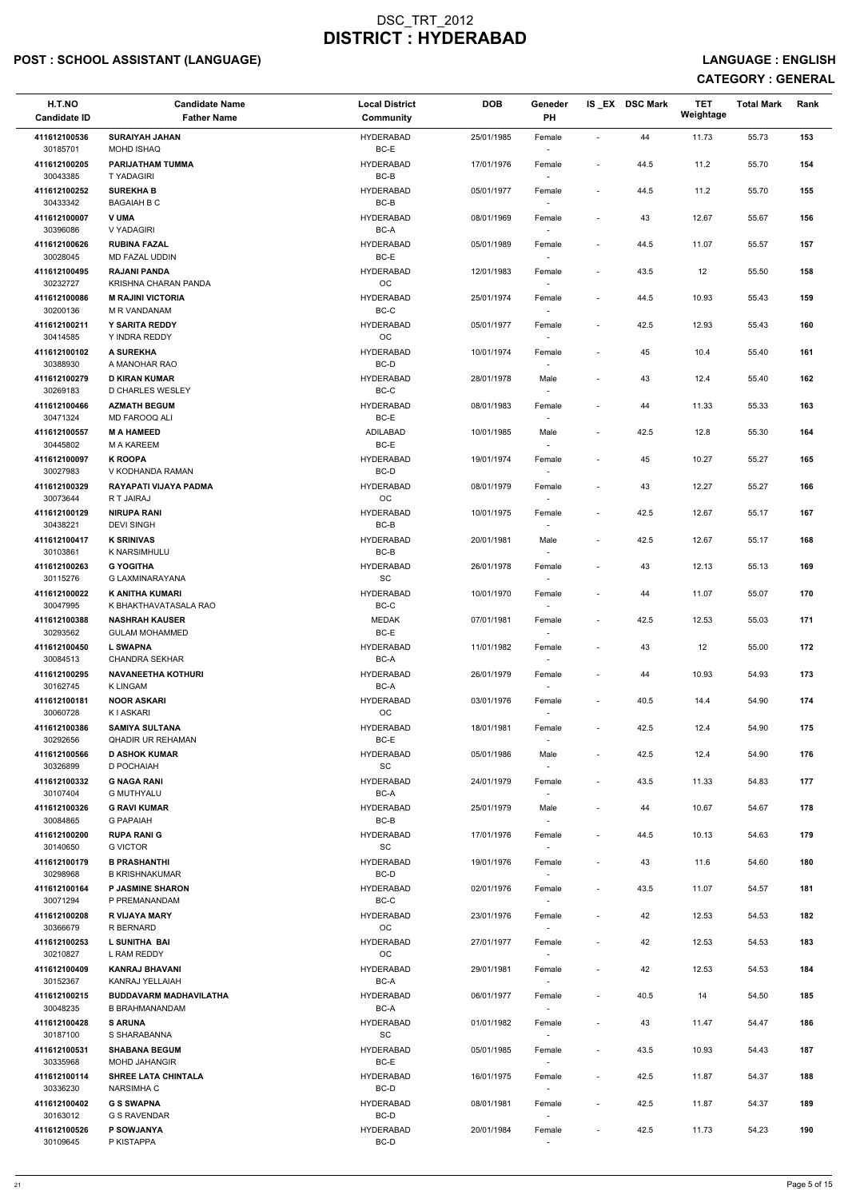# DSC_TRT_2012
# DISTRICT : HYDERABAD

**POST : SCHOOL ASSISTANT (LANGUAGE)** **LANGUAGE : ENGLISH**

**CATEGORY : GENERAL**

| H.T.NO / Candidate ID | Candidate Name / Father Name | Local District / Community | DOB | Geneder / PH | IS_EX | DSC Mark | TET Weightage | Total Mark | Rank |
|---|---|---|---|---|---|---|---|---|---|
| 411612100536 / 30185701 | SURAIYAH JAHAN / MOHD ISHAQ | HYDERABAD / BC-E | 25/01/1985 | Female / - | - | 44 | 11.73 | 55.73 | 153 |
| 411612100205 / 30043385 | PARIJATHAM TUMMA / T YADAGIRI | HYDERABAD / BC-B | 17/01/1976 | Female / - | - | 44.5 | 11.2 | 55.70 | 154 |
| 411612100252 / 30433342 | SUREKHA B / BAGAIAH B C | HYDERABAD / BC-B | 05/01/1977 | Female / - | - | 44.5 | 11.2 | 55.70 | 155 |
| 411612100007 / 30396086 | V UMA / V YADAGIRI | HYDERABAD / BC-A | 08/01/1969 | Female / - | - | 43 | 12.67 | 55.67 | 156 |
| 411612100626 / 30028045 | RUBINA FAZAL / MD FAZAL UDDIN | HYDERABAD / BC-E | 05/01/1989 | Female / - | - | 44.5 | 11.07 | 55.57 | 157 |
| 411612100495 / 30232727 | RAJANI PANDA / KRISHNA CHARAN PANDA | HYDERABAD / OC | 12/01/1983 | Female / - | - | 43.5 | 12 | 55.50 | 158 |
| 411612100086 / 30200136 | M RAJINI VICTORIA / M R VANDANAM | HYDERABAD / BC-C | 25/01/1974 | Female / - | - | 44.5 | 10.93 | 55.43 | 159 |
| 411612100211 / 30414585 | Y SARITA REDDY / Y INDRA REDDY | HYDERABAD / OC | 05/01/1977 | Female / - | - | 42.5 | 12.93 | 55.43 | 160 |
| 411612100102 / 30388930 | A SUREKHA / A MANOHAR RAO | HYDERABAD / BC-D | 10/01/1974 | Female / - | - | 45 | 10.4 | 55.40 | 161 |
| 411612100279 / 30269183 | D KIRAN KUMAR / D CHARLES WESLEY | HYDERABAD / BC-C | 28/01/1978 | Male / - | - | 43 | 12.4 | 55.40 | 162 |
| 411612100466 / 30471324 | AZMATH BEGUM / MD FAROOQ ALI | HYDERABAD / BC-E | 08/01/1983 | Female / - | - | 44 | 11.33 | 55.33 | 163 |
| 411612100557 / 30445802 | M A HAMEED / M A KAREEM | ADILABAD / BC-E | 10/01/1985 | Male / - | - | 42.5 | 12.8 | 55.30 | 164 |
| 411612100097 / 30027983 | K ROOPA / V KODHANDA RAMAN | HYDERABAD / BC-D | 19/01/1974 | Female / - | - | 45 | 10.27 | 55.27 | 165 |
| 411612100329 / 30073644 | RAYAPATI VIJAYA PADMA / R T JAIRAJ | HYDERABAD / OC | 08/01/1979 | Female / - | - | 43 | 12.27 | 55.27 | 166 |
| 411612100129 / 30438221 | NIRUPA RANI / DEVI SINGH | HYDERABAD / BC-B | 10/01/1975 | Female / - | - | 42.5 | 12.67 | 55.17 | 167 |
| 411612100417 / 30103861 | K SRINIVAS / K NARSIMHULU | HYDERABAD / BC-B | 20/01/1981 | Male / - | - | 42.5 | 12.67 | 55.17 | 168 |
| 411612100263 / 30115276 | G YOGITHA / G LAXMINARAYANA | HYDERABAD / SC | 26/01/1978 | Female / - | - | 43 | 12.13 | 55.13 | 169 |
| 411612100022 / 30047995 | K ANITHA KUMARI / K BHAKTHAVATASALA RAO | HYDERABAD / BC-C | 10/01/1970 | Female / - | - | 44 | 11.07 | 55.07 | 170 |
| 411612100388 / 30293562 | NASHRAH KAUSER / GULAM MOHAMMED | MEDAK / BC-E | 07/01/1981 | Female / - | - | 42.5 | 12.53 | 55.03 | 171 |
| 411612100450 / 30084513 | L SWAPNA / CHANDRA SEKHAR | HYDERABAD / BC-A | 11/01/1982 | Female / - | - | 43 | 12 | 55.00 | 172 |
| 411612100295 / 30162745 | NAVANEETHA KOTHURI / K LINGAM | HYDERABAD / BC-A | 26/01/1979 | Female / - | - | 44 | 10.93 | 54.93 | 173 |
| 411612100181 / 30060728 | NOOR ASKARI / K I ASKARI | HYDERABAD / OC | 03/01/1976 | Female / - | - | 40.5 | 14.4 | 54.90 | 174 |
| 411612100386 / 30292656 | SAMIYA SULTANA / QHADIR UR REHAMAN | HYDERABAD / BC-E | 18/01/1981 | Female / - | - | 42.5 | 12.4 | 54.90 | 175 |
| 411612100566 / 30326899 | D ASHOK KUMAR / D POCHAIAH | HYDERABAD / SC | 05/01/1986 | Male / - | - | 42.5 | 12.4 | 54.90 | 176 |
| 411612100332 / 30107404 | G NAGA RANI / G MUTHYALU | HYDERABAD / BC-A | 24/01/1979 | Female / - | - | 43.5 | 11.33 | 54.83 | 177 |
| 411612100326 / 30084865 | G RAVI KUMAR / G PAPAIAH | HYDERABAD / BC-B | 25/01/1979 | Male / - | - | 44 | 10.67 | 54.67 | 178 |
| 411612100200 / 30140650 | RUPA RANI G / G VICTOR | HYDERABAD / SC | 17/01/1976 | Female / - | - | 44.5 | 10.13 | 54.63 | 179 |
| 411612100179 / 30298968 | B PRASHANTHI / B KRISHNAKUMAR | HYDERABAD / BC-D | 19/01/1976 | Female / - | - | 43 | 11.6 | 54.60 | 180 |
| 411612100164 / 30071294 | P JASMINE SHARON / P PREMANANDAM | HYDERABAD / BC-C | 02/01/1976 | Female / - | - | 43.5 | 11.07 | 54.57 | 181 |
| 411612100208 / 30366679 | R VIJAYA MARY / R BERNARD | HYDERABAD / OC | 23/01/1976 | Female / - | - | 42 | 12.53 | 54.53 | 182 |
| 411612100253 / 30210827 | L SUNITHA BAI / L RAM REDDY | HYDERABAD / OC | 27/01/1977 | Female / - | - | 42 | 12.53 | 54.53 | 183 |
| 411612100409 / 30152367 | KANRAJ BHAVANI / KANRAJ YELLAIAH | HYDERABAD / BC-A | 29/01/1981 | Female / - | - | 42 | 12.53 | 54.53 | 184 |
| 411612100215 / 30048235 | BUDDAVARM MADHAVILATHA / B BRAHMANANDAM | HYDERABAD / BC-A | 06/01/1977 | Female / - | - | 40.5 | 14 | 54.50 | 185 |
| 411612100428 / 30187100 | S ARUNA / S SHARABANNA | HYDERABAD / SC | 01/01/1982 | Female / - | - | 43 | 11.47 | 54.47 | 186 |
| 411612100531 / 30335968 | SHABANA BEGUM / MOHD JAHANGIR | HYDERABAD / BC-E | 05/01/1985 | Female / - | - | 43.5 | 10.93 | 54.43 | 187 |
| 411612100114 / 30336230 | SHREE LATA CHINTALA / NARSIMHA C | HYDERABAD / BC-D | 16/01/1975 | Female / - | - | 42.5 | 11.87 | 54.37 | 188 |
| 411612100402 / 30163012 | G S SWAPNA / G S RAVENDAR | HYDERABAD / BC-D | 08/01/1981 | Female / - | - | 42.5 | 11.87 | 54.37 | 189 |
| 411612100526 / 30109645 | P SOWJANYA / P KISTAPPA | HYDERABAD / BC-D | 20/01/1984 | Female / - | - | 42.5 | 11.73 | 54.23 | 190 |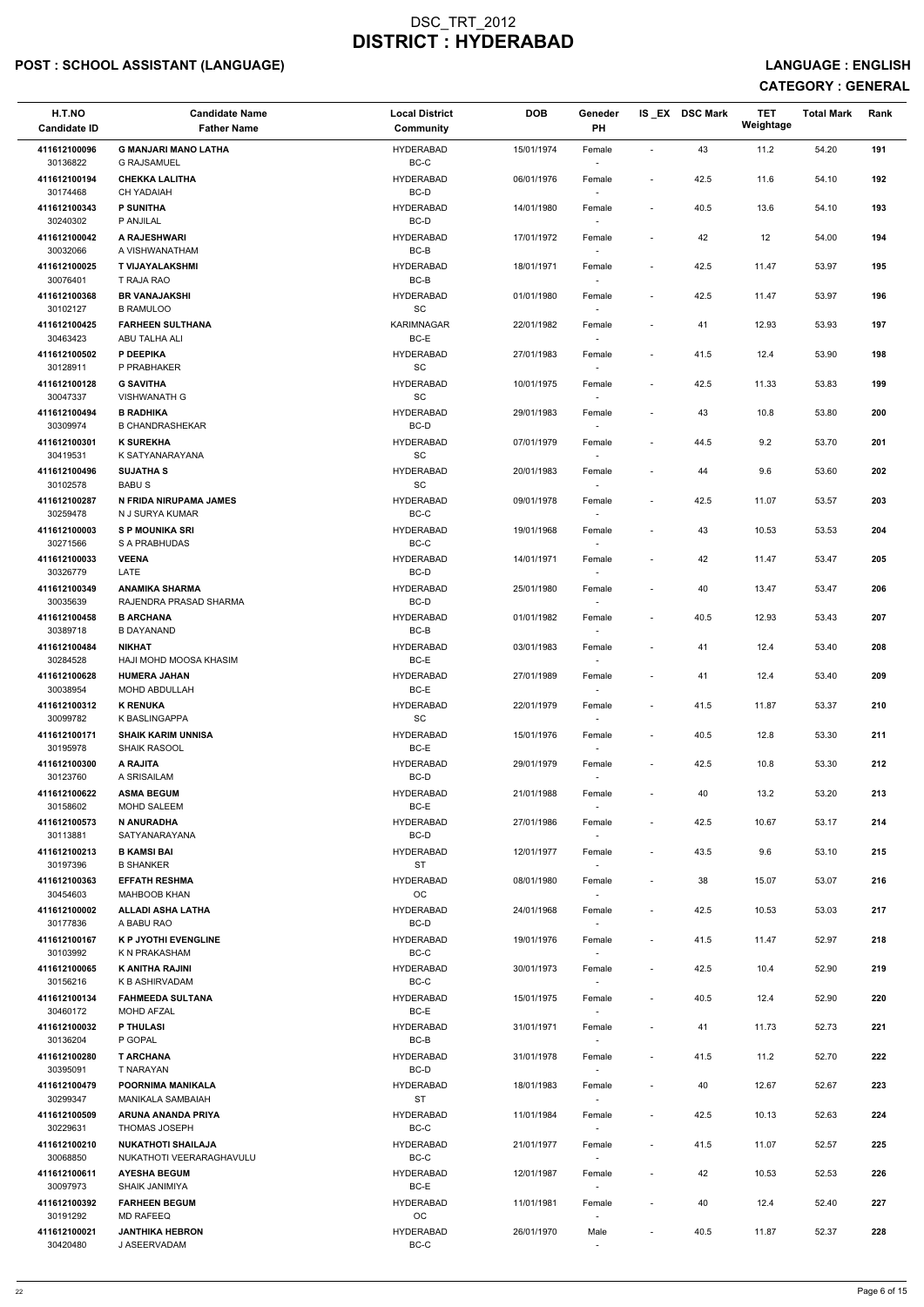# DSC_TRT_2012
# DISTRICT : HYDERABAD

**POST : SCHOOL ASSISTANT (LANGUAGE)** **LANGUAGE : ENGLISH**

**CATEGORY : GENERAL**

| H.T.NO / Candidate ID | Candidate Name / Father Name | Local District / Community | DOB | Geneder / PH | IS _EX | DSC Mark | TET Weightage | Total Mark | Rank |
|---|---|---|---|---|---|---|---|---|---|
| 411612100096 / 30136822 | **G MANJARI MANO LATHA** / G RAJSAMUEL | HYDERABAD / BC-C | 15/01/1974 | Female / - | - | 43 | 11.2 | 54.20 | 191 |
| 411612100194 / 30174468 | **CHEKKA LALITHA** / CH YADAIAH | HYDERABAD / BC-D | 06/01/1976 | Female / - | - | 42.5 | 11.6 | 54.10 | 192 |
| 411612100343 / 30240302 | **P SUNITHA** / P ANJILAL | HYDERABAD / BC-D | 14/01/1980 | Female / - | - | 40.5 | 13.6 | 54.10 | 193 |
| 411612100042 / 30032066 | **A RAJESHWARI** / A VISHWANATHAM | HYDERABAD / BC-B | 17/01/1972 | Female / - | - | 42 | 12 | 54.00 | 194 |
| 411612100025 / 30076401 | **T VIJAYALAKSHMI** / T RAJA RAO | HYDERABAD / BC-B | 18/01/1971 | Female / - | - | 42.5 | 11.47 | 53.97 | 195 |
| 411612100368 / 30102127 | **BR VANAJAKSHI** / B RAMULOO | HYDERABAD / SC | 01/01/1980 | Female / - | - | 42.5 | 11.47 | 53.97 | 196 |
| 411612100425 / 30463423 | **FARHEEN SULTHANA** / ABU TALHA ALI | KARIMNAGAR / BC-E | 22/01/1982 | Female / - | - | 41 | 12.93 | 53.93 | 197 |
| 411612100502 / 30128911 | **P DEEPIKA** / P PRABHAKER | HYDERABAD / SC | 27/01/1983 | Female / - | - | 41.5 | 12.4 | 53.90 | 198 |
| 411612100128 / 30047337 | **G SAVITHA** / VISHWANATH G | HYDERABAD / SC | 10/01/1975 | Female / - | - | 42.5 | 11.33 | 53.83 | 199 |
| 411612100494 / 30309974 | **B RADHIKA** / B CHANDRASHEKAR | HYDERABAD / BC-D | 29/01/1983 | Female / - | - | 43 | 10.8 | 53.80 | 200 |
| 411612100301 / 30419531 | **K SUREKHA** / K SATYANARAYANA | HYDERABAD / SC | 07/01/1979 | Female / - | - | 44.5 | 9.2 | 53.70 | 201 |
| 411612100496 / 30102578 | **SUJATHA S** / BABU S | HYDERABAD / SC | 20/01/1983 | Female / - | - | 44 | 9.6 | 53.60 | 202 |
| 411612100287 / 30259478 | **N FRIDA NIRUPAMA JAMES** / N J SURYA KUMAR | HYDERABAD / BC-C | 09/01/1978 | Female / - | - | 42.5 | 11.07 | 53.57 | 203 |
| 411612100003 / 30271566 | **S P MOUNIKA SRI** / S A PRABHUDAS | HYDERABAD / BC-C | 19/01/1968 | Female / - | - | 43 | 10.53 | 53.53 | 204 |
| 411612100033 / 30326779 | **VEENA** / LATE | HYDERABAD / BC-D | 14/01/1971 | Female / - | - | 42 | 11.47 | 53.47 | 205 |
| 411612100349 / 30035639 | **ANAMIKA SHARMA** / RAJENDRA PRASAD SHARMA | HYDERABAD / BC-D | 25/01/1980 | Female / - | - | 40 | 13.47 | 53.47 | 206 |
| 411612100458 / 30389718 | **B ARCHANA** / B DAYANAND | HYDERABAD / BC-B | 01/01/1982 | Female / - | - | 40.5 | 12.93 | 53.43 | 207 |
| 411612100484 / 30284528 | **NIKHAT** / HAJI MOHD MOOSA KHASIM | HYDERABAD / BC-E | 03/01/1983 | Female / - | - | 41 | 12.4 | 53.40 | 208 |
| 411612100628 / 30038954 | **HUMERA JAHAN** / MOHD ABDULLAH | HYDERABAD / BC-E | 27/01/1989 | Female / - | - | 41 | 12.4 | 53.40 | 209 |
| 411612100312 / 30099782 | **K RENUKA** / K BASLINGAPPA | HYDERABAD / SC | 22/01/1979 | Female / - | - | 41.5 | 11.87 | 53.37 | 210 |
| 411612100171 / 30195978 | **SHAIK KARIM UNNISA** / SHAIK RASOOL | HYDERABAD / BC-E | 15/01/1976 | Female / - | - | 40.5 | 12.8 | 53.30 | 211 |
| 411612100300 / 30123760 | **A RAJITA** / A SRISAILAM | HYDERABAD / BC-D | 29/01/1979 | Female / - | - | 42.5 | 10.8 | 53.30 | 212 |
| 411612100622 / 30158602 | **ASMA BEGUM** / MOHD SALEEM | HYDERABAD / BC-E | 21/01/1988 | Female / - | - | 40 | 13.2 | 53.20 | 213 |
| 411612100573 / 30113881 | **N ANURADHA** / SATYANARAYANA | HYDERABAD / BC-D | 27/01/1986 | Female / - | - | 42.5 | 10.67 | 53.17 | 214 |
| 411612100213 / 30197396 | **B KAMSI BAI** / B SHANKER | HYDERABAD / ST | 12/01/1977 | Female / - | - | 43.5 | 9.6 | 53.10 | 215 |
| 411612100363 / 30454603 | **EFFATH RESHMA** / MAHBOOB KHAN | HYDERABAD / OC | 08/01/1980 | Female / - | - | 38 | 15.07 | 53.07 | 216 |
| 411612100002 / 30177836 | **ALLADI ASHA LATHA** / A BABU RAO | HYDERABAD / BC-D | 24/01/1968 | Female / - | - | 42.5 | 10.53 | 53.03 | 217 |
| 411612100167 / 30103992 | **K P JYOTHI EVENGLINE** / K N PRAKASHAM | HYDERABAD / BC-C | 19/01/1976 | Female / - | - | 41.5 | 11.47 | 52.97 | 218 |
| 411612100065 / 30156216 | **K ANITHA RAJINI** / K B ASHIRVADAM | HYDERABAD / BC-C | 30/01/1973 | Female / - | - | 42.5 | 10.4 | 52.90 | 219 |
| 411612100134 / 30460172 | **FAHMEEDA SULTANA** / MOHD AFZAL | HYDERABAD / BC-E | 15/01/1975 | Female / - | - | 40.5 | 12.4 | 52.90 | 220 |
| 411612100032 / 30136204 | **P THULASI** / P GOPAL | HYDERABAD / BC-B | 31/01/1971 | Female / - | - | 41 | 11.73 | 52.73 | 221 |
| 411612100280 / 30395091 | **T ARCHANA** / T NARAYAN | HYDERABAD / BC-D | 31/01/1978 | Female / - | - | 41.5 | 11.2 | 52.70 | 222 |
| 411612100479 / 30299347 | **POORNIMA MANIKALA** / MANIKALA SAMBAIAH | HYDERABAD / ST | 18/01/1983 | Female / - | - | 40 | 12.67 | 52.67 | 223 |
| 411612100509 / 30229631 | **ARUNA ANANDA PRIYA** / THOMAS JOSEPH | HYDERABAD / BC-C | 11/01/1984 | Female / - | - | 42.5 | 10.13 | 52.63 | 224 |
| 411612100210 / 30068850 | **NUKATHOTI SHAILAJA** / NUKATHOTI VEERARAGHAVULU | HYDERABAD / BC-C | 21/01/1977 | Female / - | - | 41.5 | 11.07 | 52.57 | 225 |
| 411612100611 / 30097973 | **AYESHA BEGUM** / SHAIK JANIMIYA | HYDERABAD / BC-E | 12/01/1987 | Female / - | - | 42 | 10.53 | 52.53 | 226 |
| 411612100392 / 30191292 | **FARHEEN BEGUM** / MD RAFEEQ | HYDERABAD / OC | 11/01/1981 | Female / - | - | 40 | 12.4 | 52.40 | 227 |
| 411612100021 / 30420480 | **JANTHIKA HEBRON** / J ASEERVADAM | HYDERABAD / BC-C | 26/01/1970 | Male / - | - | 40.5 | 11.87 | 52.37 | 228 |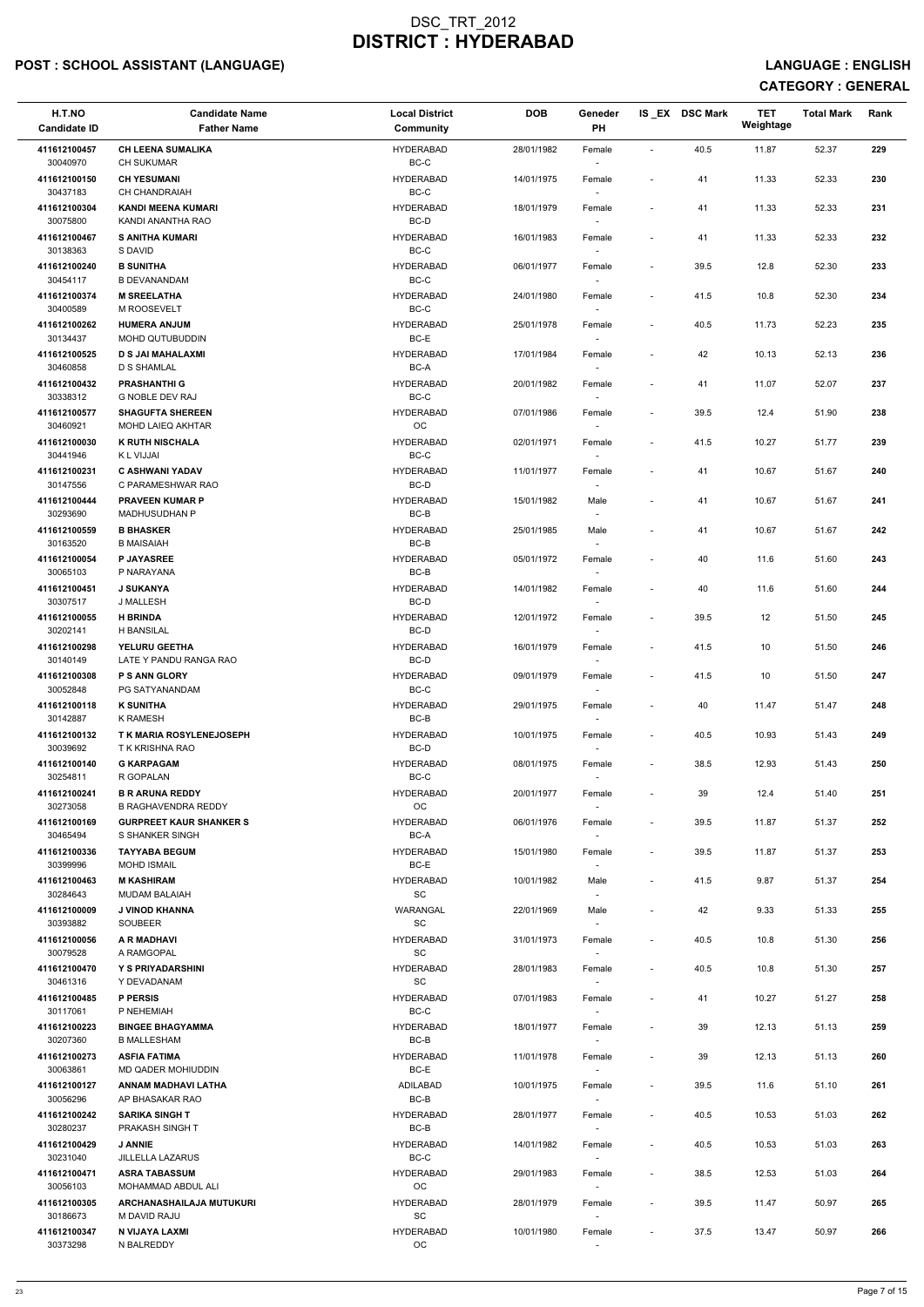# DSC_TRT_2012
# DISTRICT : HYDERABAD

**POST : SCHOOL ASSISTANT (LANGUAGE)** **LANGUAGE : ENGLISH**

**CATEGORY : GENERAL**

| H.T.NO<br>Candidate ID | Candidate Name<br>Father Name | Local District<br>Community | DOB | Geneder<br>PH | IS _EX | DSC Mark | TET Weightage | Total Mark | Rank |
|---|---|---|---|---|---|---|---|---|---|
| 411612100457<br>30040970 | CH LEENA SUMALIKA<br>CH SUKUMAR | HYDERABAD<br>BC-C | 28/01/1982 | Female<br>- | - | 40.5 | 11.87 | 52.37 | 229 |
| 411612100150<br>30437183 | CH YESUMANI<br>CH CHANDRAIAH | HYDERABAD<br>BC-C | 14/01/1975 | Female<br>- | - | 41 | 11.33 | 52.33 | 230 |
| 411612100304<br>30075800 | KANDI MEENA KUMARI<br>KANDI ANANTHA RAO | HYDERABAD<br>BC-D | 18/01/1979 | Female<br>- | - | 41 | 11.33 | 52.33 | 231 |
| 411612100467<br>30138363 | S ANITHA KUMARI<br>S DAVID | HYDERABAD<br>BC-C | 16/01/1983 | Female<br>- | - | 41 | 11.33 | 52.33 | 232 |
| 411612100240<br>30454117 | B SUNITHA<br>B DEVANANDAM | HYDERABAD<br>BC-C | 06/01/1977 | Female<br>- | - | 39.5 | 12.8 | 52.30 | 233 |
| 411612100374<br>30400589 | M SREELATHA<br>M ROOSEVELT | HYDERABAD<br>BC-C | 24/01/1980 | Female<br>- | - | 41.5 | 10.8 | 52.30 | 234 |
| 411612100262<br>30134437 | HUMERA ANJUM<br>MOHD QUTUBUDDIN | HYDERABAD<br>BC-E | 25/01/1978 | Female<br>- | - | 40.5 | 11.73 | 52.23 | 235 |
| 411612100525<br>30460858 | D S JAI MAHALAXMI<br>D S SHAMLAL | HYDERABAD<br>BC-A | 17/01/1984 | Female<br>- | - | 42 | 10.13 | 52.13 | 236 |
| 411612100432<br>30338312 | PRASHANTHI G<br>G NOBLE DEV RAJ | HYDERABAD<br>BC-C | 20/01/1982 | Female<br>- | - | 41 | 11.07 | 52.07 | 237 |
| 411612100577<br>30460921 | SHAGUFTA SHEREEN<br>MOHD LAIEQ AKHTAR | HYDERABAD<br>OC | 07/01/1986 | Female<br>- | - | 39.5 | 12.4 | 51.90 | 238 |
| 411612100030<br>30441946 | K RUTH NISCHALA<br>K L VIJJAI | HYDERABAD<br>BC-C | 02/01/1971 | Female<br>- | - | 41.5 | 10.27 | 51.77 | 239 |
| 411612100231<br>30147556 | C ASHWANI YADAV<br>C PARAMESHWAR RAO | HYDERABAD<br>BC-D | 11/01/1977 | Female<br>- | - | 41 | 10.67 | 51.67 | 240 |
| 411612100444<br>30293690 | PRAVEEN KUMAR P<br>MADHUSUDHAN P | HYDERABAD<br>BC-B | 15/01/1982 | Male<br>- | - | 41 | 10.67 | 51.67 | 241 |
| 411612100559<br>30163520 | B BHASKER<br>B MAISAIAH | HYDERABAD<br>BC-B | 25/01/1985 | Male<br>- | - | 41 | 10.67 | 51.67 | 242 |
| 411612100054<br>30065103 | P JAYASREE<br>P NARAYANA | HYDERABAD<br>BC-B | 05/01/1972 | Female<br>- | - | 40 | 11.6 | 51.60 | 243 |
| 411612100451<br>30307517 | J SUKANYA<br>J MALLESH | HYDERABAD<br>BC-D | 14/01/1982 | Female<br>- | - | 40 | 11.6 | 51.60 | 244 |
| 411612100055<br>30202141 | H BRINDA<br>H BANSILAL | HYDERABAD<br>BC-D | 12/01/1972 | Female<br>- | - | 39.5 | 12 | 51.50 | 245 |
| 411612100298<br>30140149 | YELURU GEETHA<br>LATE Y PANDU RANGA RAO | HYDERABAD<br>BC-D | 16/01/1979 | Female<br>- | - | 41.5 | 10 | 51.50 | 246 |
| 411612100308<br>30052848 | P S ANN GLORY<br>PG SATYANANDAM | HYDERABAD<br>BC-C | 09/01/1979 | Female<br>- | - | 41.5 | 10 | 51.50 | 247 |
| 411612100118<br>30142887 | K SUNITHA<br>K RAMESH | HYDERABAD<br>BC-B | 29/01/1975 | Female<br>- | - | 40 | 11.47 | 51.47 | 248 |
| 411612100132<br>30039692 | T K MARIA ROSYLENEJOSEPH<br>T K KRISHNA RAO | HYDERABAD<br>BC-D | 10/01/1975 | Female<br>- | - | 40.5 | 10.93 | 51.43 | 249 |
| 411612100140<br>30254811 | G KARPAGAM<br>R GOPALAN | HYDERABAD<br>BC-C | 08/01/1975 | Female<br>- | - | 38.5 | 12.93 | 51.43 | 250 |
| 411612100241<br>30273058 | B R ARUNA REDDY<br>B RAGHAVENDRA REDDY | HYDERABAD<br>OC | 20/01/1977 | Female<br>- | - | 39 | 12.4 | 51.40 | 251 |
| 411612100169<br>30465494 | GURPREET KAUR SHANKER S<br>S SHANKER SINGH | HYDERABAD<br>BC-A | 06/01/1976 | Female<br>- | - | 39.5 | 11.87 | 51.37 | 252 |
| 411612100336<br>30399996 | TAYYABA BEGUM<br>MOHD ISMAIL | HYDERABAD<br>BC-E | 15/01/1980 | Female<br>- | - | 39.5 | 11.87 | 51.37 | 253 |
| 411612100463<br>30284643 | M KASHIRAM<br>MUDAM BALAIAH | HYDERABAD<br>SC | 10/01/1982 | Male<br>- | - | 41.5 | 9.87 | 51.37 | 254 |
| 411612100009<br>30393882 | J VINOD KHANNA<br>SOUBEER | WARANGAL<br>SC | 22/01/1969 | Male<br>- | - | 42 | 9.33 | 51.33 | 255 |
| 411612100056<br>30079528 | A R MADHAVI<br>A RAMGOPAL | HYDERABAD<br>SC | 31/01/1973 | Female<br>- | - | 40.5 | 10.8 | 51.30 | 256 |
| 411612100470<br>30461316 | Y S PRIYADARSHINI<br>Y DEVADANAM | HYDERABAD<br>SC | 28/01/1983 | Female<br>- | - | 40.5 | 10.8 | 51.30 | 257 |
| 411612100485<br>30117061 | P PERSIS<br>P NEHEMIAH | HYDERABAD<br>BC-C | 07/01/1983 | Female<br>- | - | 41 | 10.27 | 51.27 | 258 |
| 411612100223<br>30207360 | BINGEE BHAGYAMMA<br>B MALLESHAM | HYDERABAD<br>BC-B | 18/01/1977 | Female<br>- | - | 39 | 12.13 | 51.13 | 259 |
| 411612100273<br>30063861 | ASFIA FATIMA<br>MD QADER MOHIUDDIN | HYDERABAD<br>BC-E | 11/01/1978 | Female<br>- | - | 39 | 12.13 | 51.13 | 260 |
| 411612100127<br>30056296 | ANNAM MADHAVI LATHA<br>AP BHASAKAR RAO | ADILABAD<br>BC-B | 10/01/1975 | Female<br>- | - | 39.5 | 11.6 | 51.10 | 261 |
| 411612100242<br>30280237 | SARIKA SINGH T<br>PRAKASH SINGH T | HYDERABAD<br>BC-B | 28/01/1977 | Female<br>- | - | 40.5 | 10.53 | 51.03 | 262 |
| 411612100429<br>30231040 | J ANNIE<br>JILLELLA LAZARUS | HYDERABAD<br>BC-C | 14/01/1982 | Female<br>- | - | 40.5 | 10.53 | 51.03 | 263 |
| 411612100471<br>30056103 | ASRA TABASSUM<br>MOHAMMAD ABDUL ALI | HYDERABAD<br>OC | 29/01/1983 | Female<br>- | - | 38.5 | 12.53 | 51.03 | 264 |
| 411612100305<br>30186673 | ARCHANASHAILAJA MUTUKURI<br>M DAVID RAJU | HYDERABAD<br>SC | 28/01/1979 | Female<br>- | - | 39.5 | 11.47 | 50.97 | 265 |
| 411612100347<br>30373298 | N VIJAYA LAXMI<br>N BALREDDY | HYDERABAD<br>OC | 10/01/1980 | Female<br>- | - | 37.5 | 13.47 | 50.97 | 266 |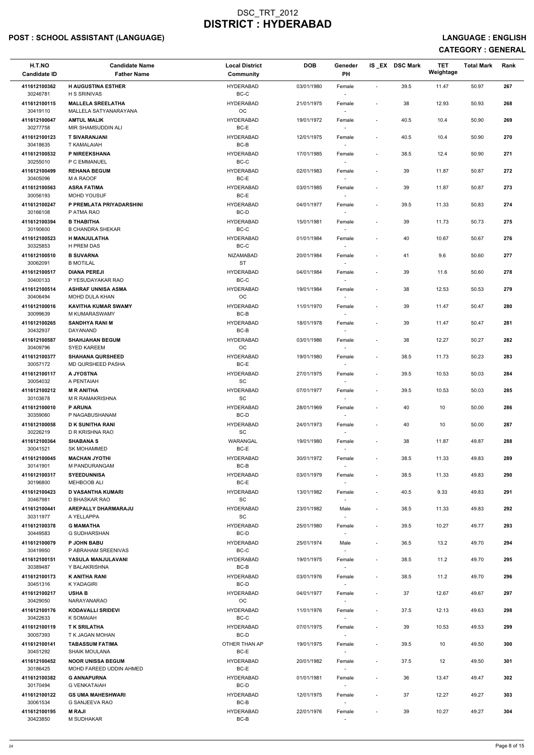# DSC_TRT_2012
# DISTRICT : HYDERABAD

## POST : SCHOOL ASSISTANT (LANGUAGE)

## LANGUAGE : ENGLISH

## CATEGORY : GENERAL

| H.T.NO<br>Candidate ID | Candidate Name<br>Father Name | Local District<br>Community | DOB | Geneder<br>PH | IS _EX | DSC Mark | TET Weightage | Total Mark | Rank |
|---|---|---|---|---|---|---|---|---|---|
| 411612100362<br>30246781 | H AUGUSTINA ESTHER<br>H S SRINIVAS | HYDERABAD<br>BC-C | 03/01/1980 | Female<br>- | - | 39.5 | 11.47 | 50.97 | 267 |
| 411612100115<br>30419110 | MALLELA SREELATHA<br>MALLELA SATYANARAYANA | HYDERABAD<br>OC | 21/01/1975 | Female<br>- | - | 38 | 12.93 | 50.93 | 268 |
| 411612100047<br>30277758 | AMTUL MALIK<br>MIR SHAMSUDDIN ALI | HYDERABAD<br>BC-E | 19/01/1972 | Female<br>- | - | 40.5 | 10.4 | 50.90 | 269 |
| 411612100123<br>30418635 | T SIVARANJANI<br>T KAMALAIAH | HYDERABAD<br>BC-B | 12/01/1975 | Female<br>- | - | 40.5 | 10.4 | 50.90 | 270 |
| 411612100532<br>30255010 | P NIREEKSHANA<br>P C EMMANUEL | HYDERABAD<br>BC-C | 17/01/1985 | Female<br>- | - | 38.5 | 12.4 | 50.90 | 271 |
| 411612100499<br>30405096 | REHANA BEGUM<br>M A RAOOF | HYDERABAD<br>BC-E | 02/01/1983 | Female<br>- | - | 39 | 11.87 | 50.87 | 272 |
| 411612100563<br>30056193 | ASRA FATIMA<br>MOHD YOUSUF | HYDERABAD<br>BC-E | 03/01/1985 | Female<br>- | - | 39 | 11.87 | 50.87 | 273 |
| 411612100247<br>30166108 | P PREMLATA PRIYADARSHINI<br>P ATMA RAO | HYDERABAD<br>BC-D | 04/01/1977 | Female<br>- | - | 39.5 | 11.33 | 50.83 | 274 |
| 411612100394<br>30190600 | B THABITHA<br>B CHANDRA SHEKAR | HYDERABAD<br>BC-C | 15/01/1981 | Female<br>- | - | 39 | 11.73 | 50.73 | 275 |
| 411612100523<br>30325853 | H MANJULATHA<br>H PREM DAS | HYDERABAD<br>BC-C | 01/01/1984 | Female<br>- | - | 40 | 10.67 | 50.67 | 276 |
| 411612100510<br>30062091 | B SUVARNA<br>B MOTILAL | NIZAMABAD<br>ST | 20/01/1984 | Female<br>- | - | 41 | 9.6 | 50.60 | 277 |
| 411612100517<br>30400133 | DIANA PEREJI<br>P YESUDAYAKAR RAO | HYDERABAD<br>BC-C | 04/01/1984 | Female<br>- | - | 39 | 11.6 | 50.60 | 278 |
| 411612100514<br>30406494 | ASHRAF UNNISA ASMA<br>MOHD DULA KHAN | HYDERABAD<br>OC | 19/01/1984 | Female<br>- | - | 38 | 12.53 | 50.53 | 279 |
| 411612100016<br>30099639 | KAVITHA KUMAR SWAMY<br>M KUMARASWAMY | HYDERABAD<br>BC-B | 11/01/1970 | Female<br>- | - | 39 | 11.47 | 50.47 | 280 |
| 411612100265<br>30432937 | SANDHYA RANI M<br>DAYANAND | HYDERABAD<br>BC-B | 18/01/1978 | Female<br>- | - | 39 | 11.47 | 50.47 | 281 |
| 411612100587<br>30409796 | SHAHJAHAN BEGUM<br>SYED KAREEM | HYDERABAD<br>OC | 03/01/1986 | Female<br>- | - | 38 | 12.27 | 50.27 | 282 |
| 411612100377<br>30057172 | SHAHANA QURSHEED<br>MD QURSHEED PASHA | HYDERABAD<br>BC-E | 19/01/1980 | Female<br>- | - | 38.5 | 11.73 | 50.23 | 283 |
| 411612100117<br>30054032 | A JYOSTNA<br>A PENTAIAH | HYDERABAD<br>SC | 27/01/1975 | Female<br>- | - | 39.5 | 10.53 | 50.03 | 284 |
| 411612100212<br>30103678 | M R ANITHA<br>M R RAMAKRISHNA | HYDERABAD<br>SC | 07/01/1977 | Female<br>- | - | 39.5 | 10.53 | 50.03 | 285 |
| 411612100010<br>30359060 | P ARUNA<br>P NAGABUSHANAM | HYDERABAD<br>BC-D | 28/01/1969 | Female<br>- | - | 40 | 10 | 50.00 | 286 |
| 411612100058<br>30226219 | D K SUNITHA RANI<br>D R KRISHNA RAO | HYDERABAD<br>SC | 24/01/1973 | Female<br>- | - | 40 | 10 | 50.00 | 287 |
| 411612100364<br>30041521 | SHABANA S<br>SK MOHAMMED | WARANGAL<br>BC-E | 19/01/1980 | Female<br>- | - | 38 | 11.87 | 49.87 | 288 |
| 411612100045<br>30141901 | MACHAN JYOTHI<br>M PANDURANGAM | HYDERABAD<br>BC-B | 30/01/1972 | Female<br>- | - | 38.5 | 11.33 | 49.83 | 289 |
| 411612100317<br>30196800 | SYEEDUNNISA<br>MEHBOOB ALI | HYDERABAD<br>BC-E | 03/01/1979 | Female<br>- | - | 38.5 | 11.33 | 49.83 | 290 |
| 411612100423<br>30467981 | D VASANTHA KUMARI<br>D BHASKAR RAO | HYDERABAD<br>SC | 13/01/1982 | Female<br>- | - | 40.5 | 9.33 | 49.83 | 291 |
| 411612100441<br>30311977 | AREPALLY DHARMARAJU<br>A YELLAPPA | HYDERABAD<br>SC | 23/01/1982 | Male<br>- | - | 38.5 | 11.33 | 49.83 | 292 |
| 411612100378<br>30449583 | G MAMATHA<br>G SUDHARSHAN | HYDERABAD<br>BC-D | 25/01/1980 | Female<br>- | - | 39.5 | 10.27 | 49.77 | 293 |
| 411612100079<br>30419950 | P JOHN BABU<br>P ABRAHAM SREENIVAS | HYDERABAD<br>BC-C | 25/01/1974 | Male<br>- | - | 36.5 | 13.2 | 49.70 | 294 |
| 411612100151<br>30389487 | YASULA MANJULAVANI<br>Y BALAKRISHNA | HYDERABAD<br>BC-B | 19/01/1975 | Female<br>- | - | 38.5 | 11.2 | 49.70 | 295 |
| 411612100173<br>30451316 | K ANITHA RANI<br>K YADAGIRI | HYDERABAD<br>BC-D | 03/01/1976 | Female<br>- | - | 38.5 | 11.2 | 49.70 | 296 |
| 411612100217<br>30429050 | USHA B<br>NARAYANARAO | HYDERABAD<br>OC | 04/01/1977 | Female<br>- | - | 37 | 12.67 | 49.67 | 297 |
| 411612100176<br>30422633 | KODAVALLI SRIDEVI<br>K SOMAIAH | HYDERABAD<br>BC-C | 11/01/1976 | Female<br>- | - | 37.5 | 12.13 | 49.63 | 298 |
| 411612100119<br>30057393 | T K SRILATHA<br>T K JAGAN MOHAN | HYDERABAD<br>BC-D | 07/01/1975 | Female<br>- | - | 39 | 10.53 | 49.53 | 299 |
| 411612100141<br>30451292 | TABASSUM FATIMA<br>SHAIK MOULANA | OTHER THAN AP<br>BC-E | 19/01/1975 | Female<br>- | - | 39.5 | 10 | 49.50 | 300 |
| 411612100452<br>30186425 | NOOR UNISSA BEGUM<br>MOHD FAREED UDDIN AHMED | HYDERABAD<br>BC-E | 20/01/1982 | Female<br>- | - | 37.5 | 12 | 49.50 | 301 |
| 411612100382<br>30170494 | G ANNAPURNA<br>G VENKATAIAH | HYDERABAD<br>BC-D | 01/01/1981 | Female<br>- | - | 36 | 13.47 | 49.47 | 302 |
| 411612100122<br>30061534 | GS UMA MAHESHWARI<br>G SANJEEVA RAO | HYDERABAD<br>BC-B | 12/01/1975 | Female<br>- | - | 37 | 12.27 | 49.27 | 303 |
| 411612100195<br>30423850 | M RAJI<br>M SUDHAKAR | HYDERABAD<br>BC-B | 22/01/1976 | Female<br>- | - | 39 | 10.27 | 49.27 | 304 |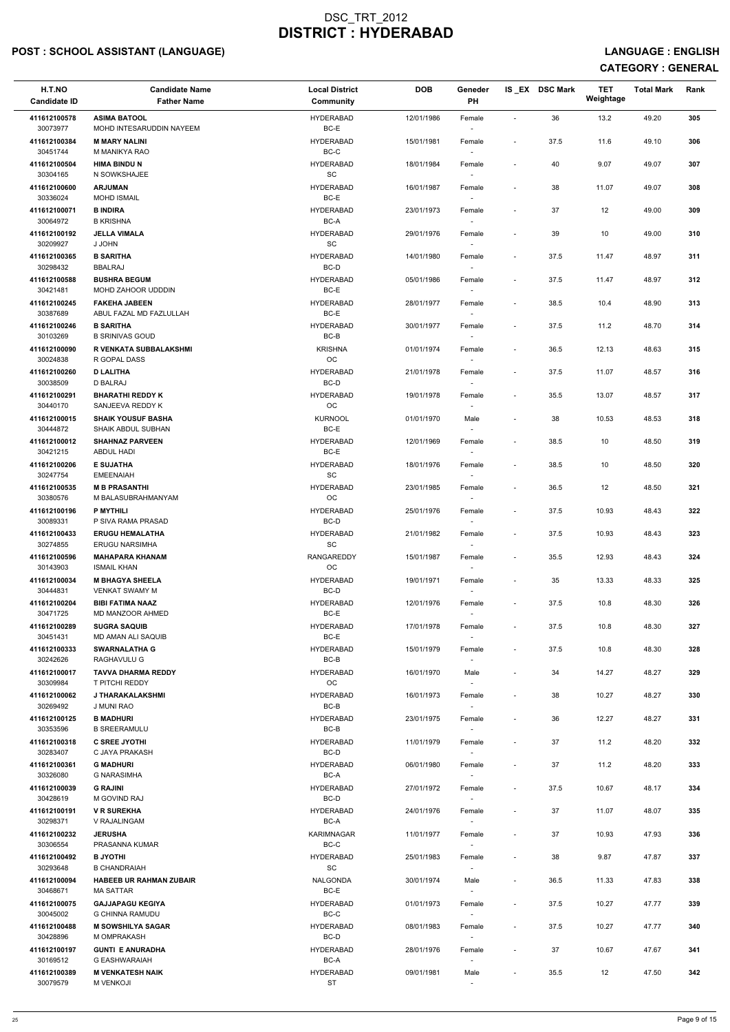# DSC_TRT_2012
# DISTRICT : HYDERABAD

## POST : SCHOOL ASSISTANT (LANGUAGE)

**LANGUAGE : ENGLISH**

**CATEGORY : GENERAL**

| H.T.NO<br>Candidate ID | Candidate Name<br>Father Name | Local District<br>Community | DOB | Geneder<br>PH | IS _EX | DSC Mark | TET<br>Weightage | Total Mark | Rank |
|---|---|---|---|---|---|---|---|---|---|
| 411612100578<br>30073977 | ASIMA BATOOL<br>MOHD INTESARUDDIN NAYEEM | HYDERABAD<br>BC-E | 12/01/1986 | Female<br>- | - | 36 | 13.2 | 49.20 | 305 |
| 411612100384<br>30451744 | M MARY NALINI<br>M MANIKYA RAO | HYDERABAD<br>BC-C | 15/01/1981 | Female<br>- | - | 37.5 | 11.6 | 49.10 | 306 |
| 411612100504<br>30304165 | HIMA BINDU N<br>N SOWKSHAJEE | HYDERABAD<br>SC | 18/01/1984 | Female<br>- | - | 40 | 9.07 | 49.07 | 307 |
| 411612100600<br>30336024 | ARJUMAN<br>MOHD ISMAIL | HYDERABAD<br>BC-E | 16/01/1987 | Female<br>- | - | 38 | 11.07 | 49.07 | 308 |
| 411612100071<br>30064972 | B INDIRA<br>B KRISHNA | HYDERABAD<br>BC-A | 23/01/1973 | Female<br>- | - | 37 | 12 | 49.00 | 309 |
| 411612100192<br>30209927 | JELLA VIMALA<br>J JOHN | HYDERABAD<br>SC | 29/01/1976 | Female<br>- | - | 39 | 10 | 49.00 | 310 |
| 411612100365<br>30298432 | B SARITHA<br>BBALRAJ | HYDERABAD<br>BC-D | 14/01/1980 | Female<br>- | - | 37.5 | 11.47 | 48.97 | 311 |
| 411612100588<br>30421481 | BUSHRA BEGUM<br>MOHD ZAHOOR UDDDIN | HYDERABAD<br>BC-E | 05/01/1986 | Female<br>- | - | 37.5 | 11.47 | 48.97 | 312 |
| 411612100245<br>30387689 | FAKEHA JABEEN<br>ABUL FAZAL MD FAZLULLAH | HYDERABAD<br>BC-E | 28/01/1977 | Female<br>- | - | 38.5 | 10.4 | 48.90 | 313 |
| 411612100246<br>30103269 | B SARITHA<br>B SRINIVAS GOUD | HYDERABAD<br>BC-B | 30/01/1977 | Female<br>- | - | 37.5 | 11.2 | 48.70 | 314 |
| 411612100090<br>30024838 | R VENKATA SUBBALAKSHMI<br>R GOPAL DASS | KRISHNA<br>OC | 01/01/1974 | Female<br>- | - | 36.5 | 12.13 | 48.63 | 315 |
| 411612100260<br>30038509 | D LALITHA<br>D BALRAJ | HYDERABAD<br>BC-D | 21/01/1978 | Female<br>- | - | 37.5 | 11.07 | 48.57 | 316 |
| 411612100291<br>30440170 | BHARATHI REDDY K<br>SANJEEVA REDDY K | HYDERABAD<br>OC | 19/01/1978 | Female<br>- | - | 35.5 | 13.07 | 48.57 | 317 |
| 411612100015<br>30444872 | SHAIK YOUSUF BASHA<br>SHAIK ABDUL SUBHAN | KURNOOL<br>BC-E | 01/01/1970 | Male<br>- | - | 38 | 10.53 | 48.53 | 318 |
| 411612100012<br>30421215 | SHAHNAZ PARVEEN<br>ABDUL HADI | HYDERABAD<br>BC-E | 12/01/1969 | Female<br>- | - | 38.5 | 10 | 48.50 | 319 |
| 411612100206<br>30247754 | E SUJATHA<br>EMEENAIAH | HYDERABAD<br>SC | 18/01/1976 | Female<br>- | - | 38.5 | 10 | 48.50 | 320 |
| 411612100535<br>30380576 | M B PRASANTHI<br>M BALASUBRAHMANYAM | HYDERABAD<br>OC | 23/01/1985 | Female<br>- | - | 36.5 | 12 | 48.50 | 321 |
| 411612100196<br>30089331 | P MYTHILI<br>P SIVA RAMA PRASAD | HYDERABAD<br>BC-D | 25/01/1976 | Female<br>- | - | 37.5 | 10.93 | 48.43 | 322 |
| 411612100433<br>30274855 | ERUGU HEMALATHA<br>ERUGU NARSIMHA | HYDERABAD<br>SC | 21/01/1982 | Female<br>- | - | 37.5 | 10.93 | 48.43 | 323 |
| 411612100596<br>30143903 | MAHAPARA KHANAM<br>ISMAIL KHAN | RANGAREDDY<br>OC | 15/01/1987 | Female<br>- | - | 35.5 | 12.93 | 48.43 | 324 |
| 411612100034<br>30444831 | M BHAGYA SHEELA<br>VENKAT SWAMY M | HYDERABAD<br>BC-D | 19/01/1971 | Female<br>- | - | 35 | 13.33 | 48.33 | 325 |
| 411612100204<br>30471725 | BIBI FATIMA NAAZ<br>MD MANZOOR AHMED | HYDERABAD<br>BC-E | 12/01/1976 | Female<br>- | - | 37.5 | 10.8 | 48.30 | 326 |
| 411612100289<br>30451431 | SUGRA SAQUIB<br>MD AMAN ALI SAQUIB | HYDERABAD<br>BC-E | 17/01/1978 | Female<br>- | - | 37.5 | 10.8 | 48.30 | 327 |
| 411612100333<br>30242626 | SWARNALATHA G<br>RAGHAVULU G | HYDERABAD<br>BC-B | 15/01/1979 | Female<br>- | - | 37.5 | 10.8 | 48.30 | 328 |
| 411612100017<br>30309984 | TAVVA DHARMA REDDY<br>T PITCHI REDDY | HYDERABAD<br>OC | 16/01/1970 | Male<br>- | - | 34 | 14.27 | 48.27 | 329 |
| 411612100062<br>30269492 | J THARAKALAKSHMI<br>J MUNI RAO | HYDERABAD<br>BC-B | 16/01/1973 | Female<br>- | - | 38 | 10.27 | 48.27 | 330 |
| 411612100125<br>30353596 | B MADHURI<br>B SREERAMULU | HYDERABAD<br>BC-B | 23/01/1975 | Female<br>- | - | 36 | 12.27 | 48.27 | 331 |
| 411612100318<br>30283407 | C SREE JYOTHI<br>C JAYA PRAKASH | HYDERABAD<br>BC-D | 11/01/1979 | Female<br>- | - | 37 | 11.2 | 48.20 | 332 |
| 411612100361<br>30326080 | G MADHURI<br>G NARASIMHA | HYDERABAD<br>BC-A | 06/01/1980 | Female<br>- | - | 37 | 11.2 | 48.20 | 333 |
| 411612100039<br>30428619 | G RAJINI<br>M GOVIND RAJ | HYDERABAD<br>BC-D | 27/01/1972 | Female<br>- | - | 37.5 | 10.67 | 48.17 | 334 |
| 411612100191<br>30298371 | V R SUREKHA<br>V RAJALINGAM | HYDERABAD<br>BC-A | 24/01/1976 | Female<br>- | - | 37 | 11.07 | 48.07 | 335 |
| 411612100232<br>30306554 | JERUSHA<br>PRASANNA KUMAR | KARIMNAGAR<br>BC-C | 11/01/1977 | Female<br>- | - | 37 | 10.93 | 47.93 | 336 |
| 411612100492<br>30293648 | B JYOTHI<br>B CHANDRAIAH | HYDERABAD<br>SC | 25/01/1983 | Female<br>- | - | 38 | 9.87 | 47.87 | 337 |
| 411612100094<br>30468671 | HABEEB UR RAHMAN ZUBAIR<br>MA SATTAR | NALGONDA<br>BC-E | 30/01/1974 | Male<br>- | - | 36.5 | 11.33 | 47.83 | 338 |
| 411612100075<br>30045002 | GAJJAPAGU KEGIYA<br>G CHINNA RAMUDU | HYDERABAD<br>BC-C | 01/01/1973 | Female<br>- | - | 37.5 | 10.27 | 47.77 | 339 |
| 411612100488<br>30428896 | M SOWSHILYA SAGAR<br>M OMPRAKASH | HYDERABAD<br>BC-D | 08/01/1983 | Female<br>- | - | 37.5 | 10.27 | 47.77 | 340 |
| 411612100197<br>30169512 | GUNTI E ANURADHA<br>G EASHWARAIAH | HYDERABAD<br>BC-A | 28/01/1976 | Female<br>- | - | 37 | 10.67 | 47.67 | 341 |
| 411612100389<br>30079579 | M VENKATESH NAIK<br>M VENKOJI | HYDERABAD<br>ST | 09/01/1981 | Male<br>- | - | 35.5 | 12 | 47.50 | 342 |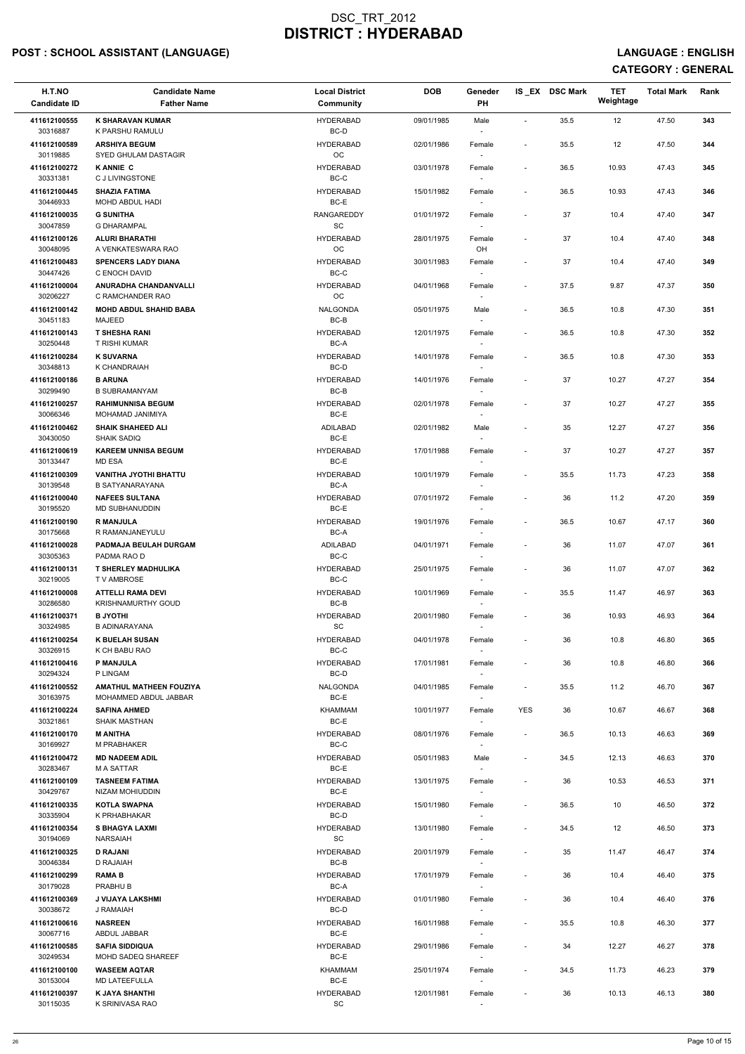# DSC_TRT_2012
# DISTRICT : HYDERABAD

## POST : SCHOOL ASSISTANT (LANGUAGE)

## LANGUAGE : ENGLISH

## CATEGORY : GENERAL

| H.T.NO / Candidate ID | Candidate Name / Father Name | Local District / Community | DOB | Geneder / PH | IS_EX | DSC Mark | TET Weightage | Total Mark | Rank |
|---|---|---|---|---|---|---|---|---|---|
| 411612100555 / 30316887 | **K SHARAVAN KUMAR** / K PARSHU RAMULU | HYDERABAD / BC-D | 09/01/1985 | Male / - | - | 35.5 | 12 | 47.50 | 343 |
| 411612100589 / 30119885 | **ARSHIYA BEGUM** / SYED GHULAM DASTAGIR | HYDERABAD / OC | 02/01/1986 | Female / - | - | 35.5 | 12 | 47.50 | 344 |
| 411612100272 / 30331381 | **K ANNIE C** / C J LIVINGSTONE | HYDERABAD / BC-C | 03/01/1978 | Female / - | - | 36.5 | 10.93 | 47.43 | 345 |
| 411612100445 / 30446933 | **SHAZIA FATIMA** / MOHD ABDUL HADI | HYDERABAD / BC-E | 15/01/1982 | Female / - | - | 36.5 | 10.93 | 47.43 | 346 |
| 411612100035 / 30047859 | **G SUNITHA** / G DHARAMPAL | RANGAREDDY / SC | 01/01/1972 | Female / - | - | 37 | 10.4 | 47.40 | 347 |
| 411612100126 / 30048095 | **ALURI BHARATHI** / A VENKATESWARA RAO | HYDERABAD / OC | 28/01/1975 | Female / OH | - | 37 | 10.4 | 47.40 | 348 |
| 411612100483 / 30447426 | **SPENCERS LADY DIANA** / C ENOCH DAVID | HYDERABAD / BC-C | 30/01/1983 | Female / - | - | 37 | 10.4 | 47.40 | 349 |
| 411612100004 / 30206227 | **ANURADHA CHANDANVALLI** / C RAMCHANDER RAO | HYDERABAD / OC | 04/01/1968 | Female / - | - | 37.5 | 9.87 | 47.37 | 350 |
| 411612100142 / 30451183 | **MOHD ABDUL SHAHID BABA** / MAJEED | NALGONDA / BC-B | 05/01/1975 | Male / - | - | 36.5 | 10.8 | 47.30 | 351 |
| 411612100143 / 30250448 | **T SHESHA RANI** / T RISHI KUMAR | HYDERABAD / BC-A | 12/01/1975 | Female / - | - | 36.5 | 10.8 | 47.30 | 352 |
| 411612100284 / 30348813 | **K SUVARNA** / K CHANDRAIAH | HYDERABAD / BC-D | 14/01/1978 | Female / - | - | 36.5 | 10.8 | 47.30 | 353 |
| 411612100186 / 30299490 | **B ARUNA** / B SUBRAMANYAM | HYDERABAD / BC-B | 14/01/1976 | Female / - | - | 37 | 10.27 | 47.27 | 354 |
| 411612100257 / 30066346 | **RAHIMUNNISA BEGUM** / MOHAMAD JANIMIYA | HYDERABAD / BC-E | 02/01/1978 | Female / - | - | 37 | 10.27 | 47.27 | 355 |
| 411612100462 / 30430050 | **SHAIK SHAHEED ALI** / SHAIK SADIQ | ADILABAD / BC-E | 02/01/1982 | Male / - | - | 35 | 12.27 | 47.27 | 356 |
| 411612100619 / 30133447 | **KAREEM UNNISA BEGUM** / MD ESA | HYDERABAD / BC-E | 17/01/1988 | Female / - | - | 37 | 10.27 | 47.27 | 357 |
| 411612100309 / 30139548 | **VANITHA JYOTHI BHATTU** / B SATYANARAYANA | HYDERABAD / BC-A | 10/01/1979 | Female / - | - | 35.5 | 11.73 | 47.23 | 358 |
| 411612100040 / 30195520 | **NAFEES SULTANA** / MD SUBHANUDDIN | HYDERABAD / BC-E | 07/01/1972 | Female / - | - | 36 | 11.2 | 47.20 | 359 |
| 411612100190 / 30175668 | **R MANJULA** / R RAMANJANEYULU | HYDERABAD / BC-A | 19/01/1976 | Female / - | - | 36.5 | 10.67 | 47.17 | 360 |
| 411612100028 / 30305363 | **PADMAJA BEULAH DURGAM** / PADMA RAO D | ADILABAD / BC-C | 04/01/1971 | Female / - | - | 36 | 11.07 | 47.07 | 361 |
| 411612100131 / 30219005 | **T SHERLEY MADHULIKA** / T V AMBROSE | HYDERABAD / BC-C | 25/01/1975 | Female / - | - | 36 | 11.07 | 47.07 | 362 |
| 411612100008 / 30286580 | **ATTELLI RAMA DEVI** / KRISHNAMURTHY GOUD | HYDERABAD / BC-B | 10/01/1969 | Female / - | - | 35.5 | 11.47 | 46.97 | 363 |
| 411612100371 / 30324985 | **B JYOTHI** / B ADINARAYANA | HYDERABAD / SC | 20/01/1980 | Female / - | - | 36 | 10.93 | 46.93 | 364 |
| 411612100254 / 30326915 | **K BUELAH SUSAN** / K CH BABU RAO | HYDERABAD / BC-C | 04/01/1978 | Female / - | - | 36 | 10.8 | 46.80 | 365 |
| 411612100416 / 30294324 | **P MANJULA** / P LINGAM | HYDERABAD / BC-D | 17/01/1981 | Female / - | - | 36 | 10.8 | 46.80 | 366 |
| 411612100552 / 30163975 | **AMATHUL MATHEEN FOUZIYA** / MOHAMMED ABDUL JABBAR | NALGONDA / BC-E | 04/01/1985 | Female / - | - | 35.5 | 11.2 | 46.70 | 367 |
| 411612100224 / 30321861 | **SAFINA AHMED** / SHAIK MASTHAN | KHAMMAM / BC-E | 10/01/1977 | Female / - | YES | 36 | 10.67 | 46.67 | 368 |
| 411612100170 / 30169927 | **M ANITHA** / M PRABHAKER | HYDERABAD / BC-C | 08/01/1976 | Female / - | - | 36.5 | 10.13 | 46.63 | 369 |
| 411612100472 / 30283467 | **MD NADEEM ADIL** / M A SATTAR | HYDERABAD / BC-E | 05/01/1983 | Male / - | - | 34.5 | 12.13 | 46.63 | 370 |
| 411612100109 / 30429767 | **TASNEEM FATIMA** / NIZAM MOHIUDDIN | HYDERABAD / BC-E | 13/01/1975 | Female / - | - | 36 | 10.53 | 46.53 | 371 |
| 411612100335 / 30335904 | **KOTLA SWAPNA** / K PRHABHAKAR | HYDERABAD / BC-D | 15/01/1980 | Female / - | - | 36.5 | 10 | 46.50 | 372 |
| 411612100354 / 30194069 | **S BHAGYA LAXMI** / NARSAIAH | HYDERABAD / SC | 13/01/1980 | Female / - | - | 34.5 | 12 | 46.50 | 373 |
| 411612100325 / 30046384 | **D RAJANI** / D RAJAIAH | HYDERABAD / BC-B | 20/01/1979 | Female / - | - | 35 | 11.47 | 46.47 | 374 |
| 411612100299 / 30179028 | **RAMA B** / PRABHU B | HYDERABAD / BC-A | 17/01/1979 | Female / - | - | 36 | 10.4 | 46.40 | 375 |
| 411612100369 / 30038672 | **J VIJAYA LAKSHMI** / J RAMAIAH | HYDERABAD / BC-D | 01/01/1980 | Female / - | - | 36 | 10.4 | 46.40 | 376 |
| 411612100616 / 30067716 | **NASREEN** / ABDUL JABBAR | HYDERABAD / BC-E | 16/01/1988 | Female / - | - | 35.5 | 10.8 | 46.30 | 377 |
| 411612100585 / 30249534 | **SAFIA SIDDIQUA** / MOHD SADEQ SHAREEF | HYDERABAD / BC-E | 29/01/1986 | Female / - | - | 34 | 12.27 | 46.27 | 378 |
| 411612100100 / 30153004 | **WASEEM AQTAR** / MD LATEEFULLA | KHAMMAM / BC-E | 25/01/1974 | Female / - | - | 34.5 | 11.73 | 46.23 | 379 |
| 411612100397 / 30115035 | **K JAYA SHANTHI** / K SRINIVASA RAO | HYDERABAD / SC | 12/01/1981 | Female / - | - | 36 | 10.13 | 46.13 | 380 |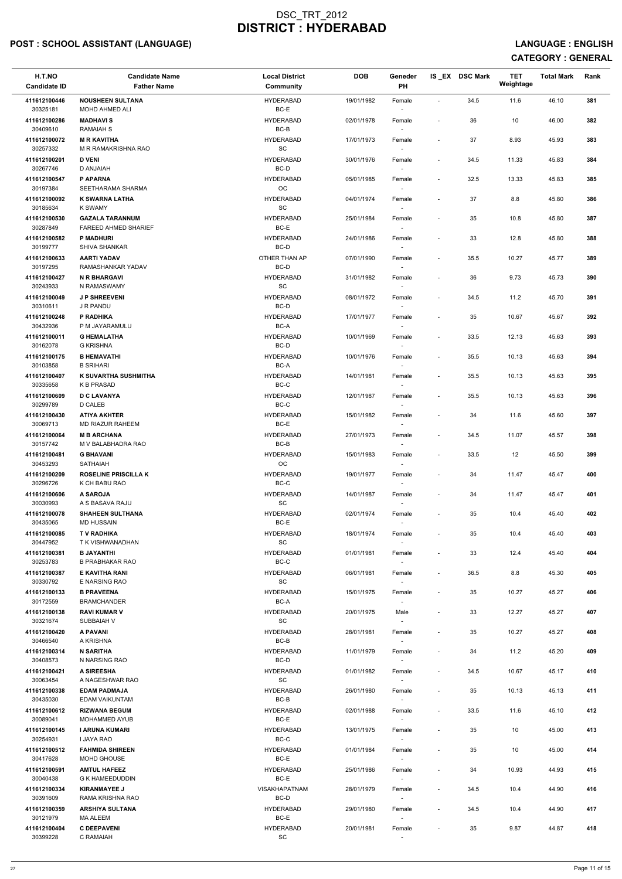# DSC_TRT_2012
# DISTRICT : HYDERABAD

**POST : SCHOOL ASSISTANT (LANGUAGE)** **LANGUAGE : ENGLISH**

**CATEGORY : GENERAL**

| H.T.NO<br>Candidate ID | Candidate Name<br>Father Name | Local District<br>Community | DOB | Geneder<br>PH | IS _EX | DSC Mark | TET Weightage | Total Mark | Rank |
|---|---|---|---|---|---|---|---|---|---|
| 411612100446<br>30325181 | **NOUSHEEN SULTANA**<br>MOHD AHMED ALI | HYDERABAD<br>BC-E | 19/01/1982 | Female<br>- | - | 34.5 | 11.6 | 46.10 | 381 |
| 411612100286<br>30409610 | **MADHAVI S**<br>RAMAIAH S | HYDERABAD<br>BC-B | 02/01/1978 | Female<br>- | - | 36 | 10 | 46.00 | 382 |
| 411612100072<br>30257332 | **M R KAVITHA**<br>M R RAMAKRISHNA RAO | HYDERABAD<br>SC | 17/01/1973 | Female<br>- | - | 37 | 8.93 | 45.93 | 383 |
| 411612100201<br>30267746 | **D VENI**<br>D ANJAIAH | HYDERABAD<br>BC-D | 30/01/1976 | Female<br>- | - | 34.5 | 11.33 | 45.83 | 384 |
| 411612100547<br>30197384 | **P APARNA**<br>SEETHARAMA SHARMA | HYDERABAD<br>OC | 05/01/1985 | Female<br>- | - | 32.5 | 13.33 | 45.83 | 385 |
| 411612100092<br>30185634 | **K SWARNA LATHA**<br>K SWAMY | HYDERABAD<br>SC | 04/01/1974 | Female<br>- | - | 37 | 8.8 | 45.80 | 386 |
| 411612100530<br>30287849 | **GAZALA TARANNUM**<br>FAREED AHMED SHARIEF | HYDERABAD<br>BC-E | 25/01/1984 | Female<br>- | - | 35 | 10.8 | 45.80 | 387 |
| 411612100582<br>30199777 | **P MADHURI**<br>SHIVA SHANKAR | HYDERABAD<br>BC-D | 24/01/1986 | Female<br>- | - | 33 | 12.8 | 45.80 | 388 |
| 411612100633<br>30197295 | **AARTI YADAV**<br>RAMASHANKAR YADAV | OTHER THAN AP<br>BC-D | 07/01/1990 | Female<br>- | - | 35.5 | 10.27 | 45.77 | 389 |
| 411612100427<br>30243933 | **N R BHARGAVI**<br>N RAMASWAMY | HYDERABAD<br>SC | 31/01/1982 | Female<br>- | - | 36 | 9.73 | 45.73 | 390 |
| 411612100049<br>30310611 | **J P SHREEVENI**<br>J R PANDU | HYDERABAD<br>BC-D | 08/01/1972 | Female<br>- | - | 34.5 | 11.2 | 45.70 | 391 |
| 411612100248<br>30432936 | **P RADHIKA**<br>P M JAYARAMULU | HYDERABAD<br>BC-A | 17/01/1977 | Female<br>- | - | 35 | 10.67 | 45.67 | 392 |
| 411612100011<br>30162078 | **G HEMALATHA**<br>G KRISHNA | HYDERABAD<br>BC-D | 10/01/1969 | Female<br>- | - | 33.5 | 12.13 | 45.63 | 393 |
| 411612100175<br>30103858 | **B HEMAVATHI**<br>B SRIHARI | HYDERABAD<br>BC-A | 10/01/1976 | Female<br>- | - | 35.5 | 10.13 | 45.63 | 394 |
| 411612100407<br>30335658 | **K SUVARTHA SUSHMITHA**<br>K B PRASAD | HYDERABAD<br>BC-C | 14/01/1981 | Female<br>- | - | 35.5 | 10.13 | 45.63 | 395 |
| 411612100609<br>30299789 | **D C LAVANYA**<br>D CALEB | HYDERABAD<br>BC-C | 12/01/1987 | Female<br>- | - | 35.5 | 10.13 | 45.63 | 396 |
| 411612100430<br>30069713 | **ATIYA AKHTER**<br>MD RIAZUR RAHEEM | HYDERABAD<br>BC-E | 15/01/1982 | Female<br>- | - | 34 | 11.6 | 45.60 | 397 |
| 411612100064<br>30157742 | **M B ARCHANA**<br>M V BALABHADRA RAO | HYDERABAD<br>BC-B | 27/01/1973 | Female<br>- | - | 34.5 | 11.07 | 45.57 | 398 |
| 411612100481<br>30453293 | **G BHAVANI**<br>SATHAIAH | HYDERABAD<br>OC | 15/01/1983 | Female<br>- | - | 33.5 | 12 | 45.50 | 399 |
| 411612100209<br>30296726 | **ROSELINE PRISCILLA K**<br>K CH BABU RAO | HYDERABAD<br>BC-C | 19/01/1977 | Female<br>- | - | 34 | 11.47 | 45.47 | 400 |
| 411612100606<br>30030993 | **A SAROJA**<br>A S BASAVA RAJU | HYDERABAD<br>SC | 14/01/1987 | Female<br>- | - | 34 | 11.47 | 45.47 | 401 |
| 411612100078<br>30435065 | **SHAHEEN SULTHANA**<br>MD HUSSAIN | HYDERABAD<br>BC-E | 02/01/1974 | Female<br>- | - | 35 | 10.4 | 45.40 | 402 |
| 411612100085<br>30447952 | **T V RADHIKA**<br>T K VISHWANADHAN | HYDERABAD<br>SC | 18/01/1974 | Female<br>- | - | 35 | 10.4 | 45.40 | 403 |
| 411612100381<br>30253783 | **B JAYANTHI**<br>B PRABHAKAR RAO | HYDERABAD<br>BC-C | 01/01/1981 | Female<br>- | - | 33 | 12.4 | 45.40 | 404 |
| 411612100387<br>30330792 | **E KAVITHA RANI**<br>E NARSING RAO | HYDERABAD<br>SC | 06/01/1981 | Female<br>- | - | 36.5 | 8.8 | 45.30 | 405 |
| 411612100133<br>30172559 | **B PRAVEENA**<br>BRAMCHANDER | HYDERABAD<br>BC-A | 15/01/1975 | Female<br>- | - | 35 | 10.27 | 45.27 | 406 |
| 411612100138<br>30321674 | **RAVI KUMAR V**<br>SUBBAIAH V | HYDERABAD<br>SC | 20/01/1975 | Male<br>- | - | 33 | 12.27 | 45.27 | 407 |
| 411612100420<br>30466540 | **A PAVANI**<br>A KRISHNA | HYDERABAD<br>BC-B | 28/01/1981 | Female<br>- | - | 35 | 10.27 | 45.27 | 408 |
| 411612100314<br>30408573 | **N SARITHA**<br>N NARSING RAO | HYDERABAD<br>BC-D | 11/01/1979 | Female<br>- | - | 34 | 11.2 | 45.20 | 409 |
| 411612100421<br>30063454 | **A SIREESHA**<br>A NAGESHWAR RAO | HYDERABAD<br>SC | 01/01/1982 | Female<br>- | - | 34.5 | 10.67 | 45.17 | 410 |
| 411612100338<br>30435030 | **EDAM PADMAJA**<br>EDAM VAIKUNTAM | HYDERABAD<br>BC-B | 26/01/1980 | Female<br>- | - | 35 | 10.13 | 45.13 | 411 |
| 411612100612<br>30089041 | **RIZWANA BEGUM**<br>MOHAMMED AYUB | HYDERABAD<br>BC-E | 02/01/1988 | Female<br>- | - | 33.5 | 11.6 | 45.10 | 412 |
| 411612100145<br>30254931 | **I ARUNA KUMARI**<br>I JAYA RAO | HYDERABAD<br>BC-C | 13/01/1975 | Female<br>- | - | 35 | 10 | 45.00 | 413 |
| 411612100512<br>30417628 | **FAHMIDA SHIREEN**<br>MOHD GHOUSE | HYDERABAD<br>BC-E | 01/01/1984 | Female<br>- | - | 35 | 10 | 45.00 | 414 |
| 411612100591<br>30040438 | **AMTUL HAFEEZ**<br>G K HAMEEDUDDIN | HYDERABAD<br>BC-E | 25/01/1986 | Female<br>- | - | 34 | 10.93 | 44.93 | 415 |
| 411612100334<br>30391609 | **KIRANMAYEE J**<br>RAMA KRISHNA RAO | VISAKHAPATNAM<br>BC-D | 28/01/1979 | Female<br>- | - | 34.5 | 10.4 | 44.90 | 416 |
| 411612100359<br>30121979 | **ARSHIYA SULTANA**<br>MA ALEEM | HYDERABAD<br>BC-E | 29/01/1980 | Female<br>- | - | 34.5 | 10.4 | 44.90 | 417 |
| 411612100404<br>30399228 | **C DEEPAVENI**<br>C RAMAIAH | HYDERABAD<br>SC | 20/01/1981 | Female<br>- | - | 35 | 9.87 | 44.87 | 418 |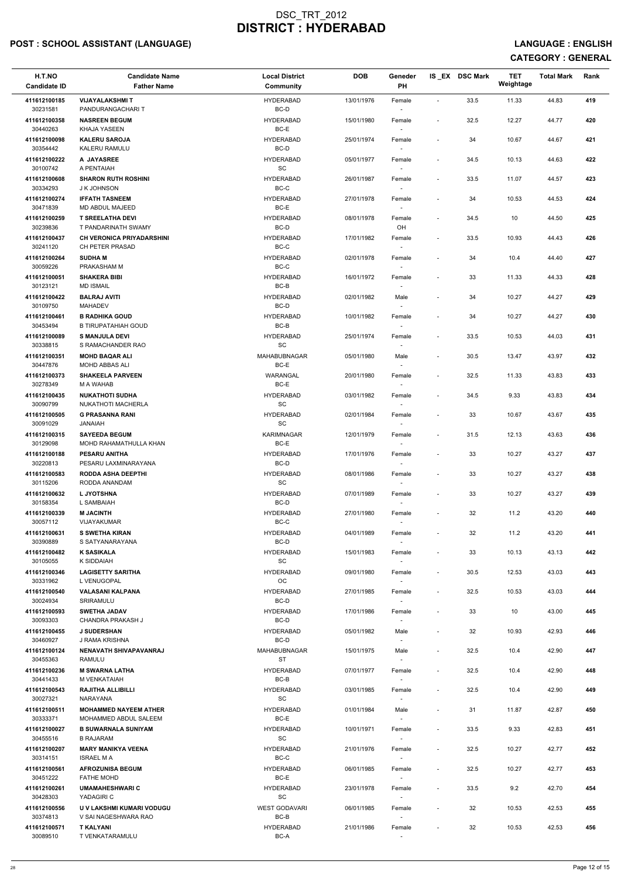# DSC_TRT_2012
# DISTRICT : HYDERABAD

**POST : SCHOOL ASSISTANT (LANGUAGE)** **LANGUAGE : ENGLISH**

**CATEGORY : GENERAL**

| H.T.NO<br>Candidate ID | Candidate Name<br>Father Name | Local District<br>Community | DOB | Geneder<br>PH | IS _EX | DSC Mark | TET Weightage | Total Mark | Rank |
|---|---|---|---|---|---|---|---|---|---|
| 411612100185<br>30231581 | **VIJAYALAKSHMI T**<br>PANDURANGACHARI T | HYDERABAD<br>BC-D | 13/01/1976 | Female<br>- | - | 33.5 | 11.33 | 44.83 | 419 |
| 411612100358<br>30440263 | **NASREEN BEGUM**<br>KHAJA YASEEN | HYDERABAD<br>BC-E | 15/01/1980 | Female<br>- | - | 32.5 | 12.27 | 44.77 | 420 |
| 411612100098<br>30354442 | **KALERU SAROJA**<br>KALERU RAMULU | HYDERABAD<br>BC-D | 25/01/1974 | Female<br>- | - | 34 | 10.67 | 44.67 | 421 |
| 411612100222<br>30100742 | **A JAYASREE**<br>A PENTAIAH | HYDERABAD<br>SC | 05/01/1977 | Female<br>- | - | 34.5 | 10.13 | 44.63 | 422 |
| 411612100608<br>30334293 | **SHARON RUTH ROSHINI**<br>J K JOHNSON | HYDERABAD<br>BC-C | 26/01/1987 | Female<br>- | - | 33.5 | 11.07 | 44.57 | 423 |
| 411612100274<br>30471839 | **IFFATH TASNEEM**<br>MD ABDUL MAJEED | HYDERABAD<br>BC-E | 27/01/1978 | Female<br>- | - | 34 | 10.53 | 44.53 | 424 |
| 411612100259<br>30239836 | **T SREELATHA DEVI**<br>T PANDARINATH SWAMY | HYDERABAD<br>BC-D | 08/01/1978 | Female<br>OH | - | 34.5 | 10 | 44.50 | 425 |
| 411612100437<br>30241120 | **CH VERONICA PRIYADARSHINI**<br>CH PETER PRASAD | HYDERABAD<br>BC-C | 17/01/1982 | Female<br>- | - | 33.5 | 10.93 | 44.43 | 426 |
| 411612100264<br>30059226 | **SUDHA M**<br>PRAKASHAM M | HYDERABAD<br>BC-C | 02/01/1978 | Female<br>- | - | 34 | 10.4 | 44.40 | 427 |
| 411612100051<br>30123121 | **SHAKERA BIBI**<br>MD ISMAIL | HYDERABAD<br>BC-B | 16/01/1972 | Female<br>- | - | 33 | 11.33 | 44.33 | 428 |
| 411612100422<br>30109750 | **BALRAJ AVITI**<br>MAHADEV | HYDERABAD<br>BC-D | 02/01/1982 | Male<br>- | - | 34 | 10.27 | 44.27 | 429 |
| 411612100461<br>30453494 | **B RADHIKA GOUD**<br>B TIRUPATAHIAH GOUD | HYDERABAD<br>BC-B | 10/01/1982 | Female<br>- | - | 34 | 10.27 | 44.27 | 430 |
| 411612100089<br>30338815 | **S MANJULA DEVI**<br>S RAMACHANDER RAO | HYDERABAD<br>SC | 25/01/1974 | Female<br>- | - | 33.5 | 10.53 | 44.03 | 431 |
| 411612100351<br>30447876 | **MOHD BAQAR ALI**<br>MOHD ABBAS ALI | MAHABUBNAGAR<br>BC-E | 05/01/1980 | Male<br>- | - | 30.5 | 13.47 | 43.97 | 432 |
| 411612100373<br>30278349 | **SHAKEELA PARVEEN**<br>M A WAHAB | WARANGAL<br>BC-E | 20/01/1980 | Female<br>- | - | 32.5 | 11.33 | 43.83 | 433 |
| 411612100435<br>30090799 | **NUKATHOTI SUDHA**<br>NUKATHOTI MACHERLA | HYDERABAD<br>SC | 03/01/1982 | Female<br>- | - | 34.5 | 9.33 | 43.83 | 434 |
| 411612100505<br>30091029 | **G PRASANNA RANI**<br>JANAIAH | HYDERABAD<br>SC | 02/01/1984 | Female<br>- | - | 33 | 10.67 | 43.67 | 435 |
| 411612100315<br>30129098 | **SAYEEDA BEGUM**<br>MOHD RAHAMATHULLA KHAN | KARIMNAGAR<br>BC-E | 12/01/1979 | Female<br>- | - | 31.5 | 12.13 | 43.63 | 436 |
| 411612100188<br>30220813 | **PESARU ANITHA**<br>PESARU LAXMINARAYANA | HYDERABAD<br>BC-D | 17/01/1976 | Female<br>- | - | 33 | 10.27 | 43.27 | 437 |
| 411612100583<br>30115206 | **RODDA ASHA DEEPTHI**<br>RODDA ANANDAM | HYDERABAD<br>SC | 08/01/1986 | Female<br>- | - | 33 | 10.27 | 43.27 | 438 |
| 411612100632<br>30158354 | **L JYOTSHNA**<br>L SAMBAIAH | HYDERABAD<br>BC-D | 07/01/1989 | Female<br>- | - | 33 | 10.27 | 43.27 | 439 |
| 411612100339<br>30057112 | **M JACINTH**<br>VIJAYAKUMAR | HYDERABAD<br>BC-C | 27/01/1980 | Female<br>- | - | 32 | 11.2 | 43.20 | 440 |
| 411612100631<br>30390889 | **S SWETHA KIRAN**<br>S SATYANARAYANA | HYDERABAD<br>BC-D | 04/01/1989 | Female<br>- | - | 32 | 11.2 | 43.20 | 441 |
| 411612100482<br>30105055 | **K SASIKALA**<br>K SIDDAIAH | HYDERABAD<br>SC | 15/01/1983 | Female<br>- | - | 33 | 10.13 | 43.13 | 442 |
| 411612100346<br>30331962 | **LAGISETTY SARITHA**<br>L VENUGOPAL | HYDERABAD<br>OC | 09/01/1980 | Female<br>- | - | 30.5 | 12.53 | 43.03 | 443 |
| 411612100540<br>30024934 | **VALASANI KALPANA**<br>SRIRAMULU | HYDERABAD<br>BC-D | 27/01/1985 | Female<br>- | - | 32.5 | 10.53 | 43.03 | 444 |
| 411612100593<br>30093303 | **SWETHA JADAV**<br>CHANDRA PRAKASH J | HYDERABAD<br>BC-D | 17/01/1986 | Female<br>- | - | 33 | 10 | 43.00 | 445 |
| 411612100455<br>30460927 | **J SUDERSHAN**<br>J RAMA KRISHNA | HYDERABAD<br>BC-D | 05/01/1982 | Male<br>- | - | 32 | 10.93 | 42.93 | 446 |
| 411612100124<br>30455363 | **NENAVATH SHIVAPAVANRAJ**<br>RAMULU | MAHABUBNAGAR<br>ST | 15/01/1975 | Male<br>- | - | 32.5 | 10.4 | 42.90 | 447 |
| 411612100236<br>30441433 | **M SWARNA LATHA**<br>M VENKATAIAH | HYDERABAD<br>BC-B | 07/01/1977 | Female<br>- | - | 32.5 | 10.4 | 42.90 | 448 |
| 411612100543<br>30027321 | **RAJITHA ALLIBILLI**<br>NARAYANA | HYDERABAD<br>SC | 03/01/1985 | Female<br>- | - | 32.5 | 10.4 | 42.90 | 449 |
| 411612100511<br>30333371 | **MOHAMMED NAYEEM ATHER**<br>MOHAMMED ABDUL SALEEM | HYDERABAD<br>BC-E | 01/01/1984 | Male<br>- | - | 31 | 11.87 | 42.87 | 450 |
| 411612100027<br>30455516 | **B SUWARNALA SUNIYAM**<br>B RAJARAM | HYDERABAD<br>SC | 10/01/1971 | Female<br>- | - | 33.5 | 9.33 | 42.83 | 451 |
| 411612100207<br>30314151 | **MARY MANIKYA VEENA**<br>ISRAEL M A | HYDERABAD<br>BC-C | 21/01/1976 | Female<br>- | - | 32.5 | 10.27 | 42.77 | 452 |
| 411612100561<br>30451222 | **AFROZUNISA BEGUM**<br>FATHE MOHD | HYDERABAD<br>BC-E | 06/01/1985 | Female<br>- | - | 32.5 | 10.27 | 42.77 | 453 |
| 411612100261<br>30428303 | **UMAMAHESHWARI C**<br>YADAGIRI C | HYDERABAD<br>SC | 23/01/1978 | Female<br>- | - | 33.5 | 9.2 | 42.70 | 454 |
| 411612100556<br>30374813 | **U V LAKSHMI KUMARI VODUGU**<br>V SAI NAGESHWARA RAO | WEST GODAVARI<br>BC-B | 06/01/1985 | Female<br>- | - | 32 | 10.53 | 42.53 | 455 |
| 411612100571<br>30089510 | **T KALYANI**<br>T VENKATARAMULU | HYDERABAD<br>BC-A | 21/01/1986 | Female<br>- | - | 32 | 10.53 | 42.53 | 456 |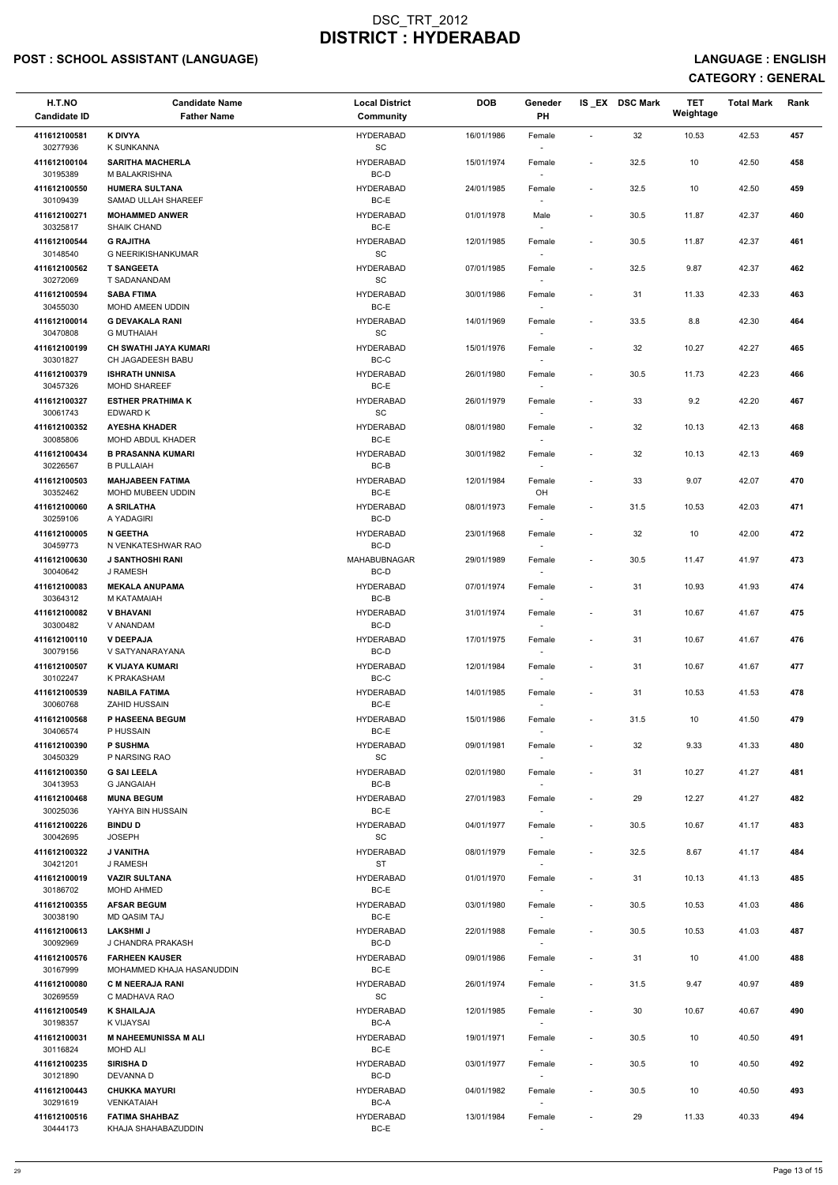# DSC_TRT_2012
# DISTRICT : HYDERABAD

## POST : SCHOOL ASSISTANT (LANGUAGE)

## LANGUAGE : ENGLISH

## CATEGORY : GENERAL

| H.T.NO<br>Candidate ID | Candidate Name<br>Father Name | Local District<br>Community | DOB | Geneder<br>PH | IS_EX | DSC Mark | TET Weightage | Total Mark | Rank |
|---|---|---|---|---|---|---|---|---|---|
| 411612100581<br>30277936 | K DIVYA<br>K SUNKANNA | HYDERABAD<br>SC | 16/01/1986 | Female<br>- | - | 32 | 10.53 | 42.53 | 457 |
| 411612100104<br>30195389 | SARITHA MACHERLA<br>M BALAKRISHNA | HYDERABAD<br>BC-D | 15/01/1974 | Female<br>- | - | 32.5 | 10 | 42.50 | 458 |
| 411612100550<br>30109439 | HUMERA SULTANA<br>SAMAD ULLAH SHAREEF | HYDERABAD<br>BC-E | 24/01/1985 | Female<br>- | - | 32.5 | 10 | 42.50 | 459 |
| 411612100271<br>30325817 | MOHAMMED ANWER<br>SHAIK CHAND | HYDERABAD<br>BC-E | 01/01/1978 | Male<br>- | - | 30.5 | 11.87 | 42.37 | 460 |
| 411612100544<br>30148540 | G RAJITHA<br>G NEERIKISHANKUMAR | HYDERABAD<br>SC | 12/01/1985 | Female<br>- | - | 30.5 | 11.87 | 42.37 | 461 |
| 411612100562<br>30272069 | T SANGEETA<br>T SADANANDAM | HYDERABAD<br>SC | 07/01/1985 | Female<br>- | - | 32.5 | 9.87 | 42.37 | 462 |
| 411612100594<br>30455030 | SABA FTIMA<br>MOHD AMEEN UDDIN | HYDERABAD<br>BC-E | 30/01/1986 | Female<br>- | - | 31 | 11.33 | 42.33 | 463 |
| 411612100014<br>30470808 | G DEVAKALA RANI<br>G MUTHAIAH | HYDERABAD<br>SC | 14/01/1969 | Female<br>- | - | 33.5 | 8.8 | 42.30 | 464 |
| 411612100199<br>30301827 | CH SWATHI JAYA KUMARI<br>CH JAGADEESH BABU | HYDERABAD<br>BC-C | 15/01/1976 | Female<br>- | - | 32 | 10.27 | 42.27 | 465 |
| 411612100379<br>30457326 | ISHRATH UNNISA<br>MOHD SHAREEF | HYDERABAD<br>BC-E | 26/01/1980 | Female<br>- | - | 30.5 | 11.73 | 42.23 | 466 |
| 411612100327<br>30061743 | ESTHER PRATHIMA K<br>EDWARD K | HYDERABAD<br>SC | 26/01/1979 | Female<br>- | - | 33 | 9.2 | 42.20 | 467 |
| 411612100352<br>30085806 | AYESHA KHADER<br>MOHD ABDUL KHADER | HYDERABAD<br>BC-E | 08/01/1980 | Female<br>- | - | 32 | 10.13 | 42.13 | 468 |
| 411612100434<br>30226567 | B PRASANNA KUMARI<br>B PULLAIAH | HYDERABAD<br>BC-B | 30/01/1982 | Female<br>- | - | 32 | 10.13 | 42.13 | 469 |
| 411612100503<br>30352462 | MAHJABEEN FATIMA<br>MOHD MUBEEN UDDIN | HYDERABAD<br>BC-E | 12/01/1984 | Female<br>OH | - | 33 | 9.07 | 42.07 | 470 |
| 411612100060<br>30259106 | A SRILATHA<br>A YADAGIRI | HYDERABAD<br>BC-D | 08/01/1973 | Female<br>- | - | 31.5 | 10.53 | 42.03 | 471 |
| 411612100005<br>30459773 | N GEETHA<br>N VENKATESHWAR RAO | HYDERABAD<br>BC-D | 23/01/1968 | Female<br>- | - | 32 | 10 | 42.00 | 472 |
| 411612100630<br>30040642 | J SANTHOSHI RANI<br>J RAMESH | MAHABUBNAGAR<br>BC-D | 29/01/1989 | Female<br>- | - | 30.5 | 11.47 | 41.97 | 473 |
| 411612100083<br>30364312 | MEKALA ANUPAMA<br>M KATAMAIAH | HYDERABAD<br>BC-B | 07/01/1974 | Female<br>- | - | 31 | 10.93 | 41.93 | 474 |
| 411612100082<br>30300482 | V BHAVANI<br>V ANANDAM | HYDERABAD<br>BC-D | 31/01/1974 | Female<br>- | - | 31 | 10.67 | 41.67 | 475 |
| 411612100110<br>30079156 | V DEEPAJA<br>V SATYANARAYANA | HYDERABAD<br>BC-D | 17/01/1975 | Female<br>- | - | 31 | 10.67 | 41.67 | 476 |
| 411612100507<br>30102247 | K VIJAYA KUMARI<br>K PRAKASHAM | HYDERABAD<br>BC-C | 12/01/1984 | Female<br>- | - | 31 | 10.67 | 41.67 | 477 |
| 411612100539<br>30060768 | NABILA FATIMA<br>ZAHID HUSSAIN | HYDERABAD<br>BC-E | 14/01/1985 | Female<br>- | - | 31 | 10.53 | 41.53 | 478 |
| 411612100568<br>30406574 | P HASEENA BEGUM<br>P HUSSAIN | HYDERABAD<br>BC-E | 15/01/1986 | Female<br>- | - | 31.5 | 10 | 41.50 | 479 |
| 411612100390<br>30450329 | P SUSHMA<br>P NARSING RAO | HYDERABAD<br>SC | 09/01/1981 | Female<br>- | - | 32 | 9.33 | 41.33 | 480 |
| 411612100350<br>30413953 | G SAI LEELA<br>G JANGAIAH | HYDERABAD<br>BC-B | 02/01/1980 | Female<br>- | - | 31 | 10.27 | 41.27 | 481 |
| 411612100468<br>30025036 | MUNA BEGUM<br>YAHYA BIN HUSSAIN | HYDERABAD<br>BC-E | 27/01/1983 | Female<br>- | - | 29 | 12.27 | 41.27 | 482 |
| 411612100226<br>30042695 | BINDU D<br>JOSEPH | HYDERABAD<br>SC | 04/01/1977 | Female<br>- | - | 30.5 | 10.67 | 41.17 | 483 |
| 411612100322<br>30421201 | J VANITHA<br>J RAMESH | HYDERABAD<br>ST | 08/01/1979 | Female<br>- | - | 32.5 | 8.67 | 41.17 | 484 |
| 411612100019<br>30186702 | VAZIR SULTANA<br>MOHD AHMED | HYDERABAD<br>BC-E | 01/01/1970 | Female<br>- | - | 31 | 10.13 | 41.13 | 485 |
| 411612100355<br>30038190 | AFSAR BEGUM<br>MD QASIM TAJ | HYDERABAD<br>BC-E | 03/01/1980 | Female<br>- | - | 30.5 | 10.53 | 41.03 | 486 |
| 411612100613<br>30092969 | LAKSHMI J<br>J CHANDRA PRAKASH | HYDERABAD<br>BC-D | 22/01/1988 | Female<br>- | - | 30.5 | 10.53 | 41.03 | 487 |
| 411612100576<br>30167999 | FARHEEN KAUSER<br>MOHAMMED KHAJA HASANUDDIN | HYDERABAD<br>BC-E | 09/01/1986 | Female<br>- | - | 31 | 10 | 41.00 | 488 |
| 411612100080<br>30269559 | C M NEERAJA RANI<br>C MADHAVA RAO | HYDERABAD<br>SC | 26/01/1974 | Female<br>- | - | 31.5 | 9.47 | 40.97 | 489 |
| 411612100549<br>30198357 | K SHAILAJA<br>K VIJAYSAI | HYDERABAD<br>BC-A | 12/01/1985 | Female<br>- | - | 30 | 10.67 | 40.67 | 490 |
| 411612100031<br>30116824 | M NAHEEMUNISSA M ALI<br>MOHD ALI | HYDERABAD<br>BC-E | 19/01/1971 | Female<br>- | - | 30.5 | 10 | 40.50 | 491 |
| 411612100235<br>30121890 | SIRISHA D<br>DEVANNA D | HYDERABAD<br>BC-D | 03/01/1977 | Female<br>- | - | 30.5 | 10 | 40.50 | 492 |
| 411612100443<br>30291619 | CHUKKA MAYURI<br>VENKATAIAH | HYDERABAD<br>BC-A | 04/01/1982 | Female<br>- | - | 30.5 | 10 | 40.50 | 493 |
| 411612100516<br>30444173 | FATIMA SHAHBAZ<br>KHAJA SHAHABAZUDDIN | HYDERABAD<br>BC-E | 13/01/1984 | Female<br>- | - | 29 | 11.33 | 40.33 | 494 |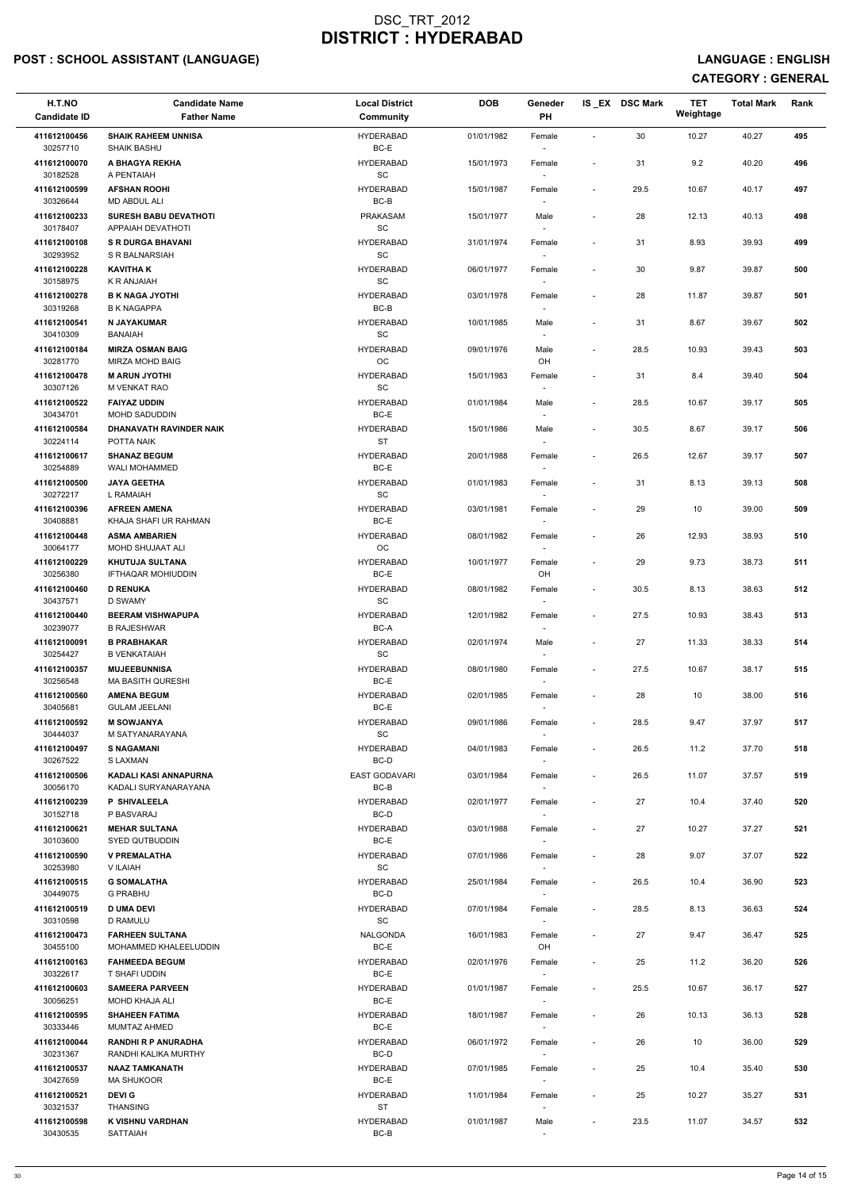# DSC_TRT_2012
# DISTRICT : HYDERABAD

## POST : SCHOOL ASSISTANT (LANGUAGE)

**LANGUAGE : ENGLISH**

**CATEGORY : GENERAL**

| H.T.NO<br>Candidate ID | Candidate Name<br>Father Name | Local District<br>Community | DOB | Geneder<br>PH | IS _EX | DSC Mark | TET Weightage | Total Mark | Rank |
|---|---|---|---|---|---|---|---|---|---|
| 411612100456<br>30257710 | **SHAIK RAHEEM UNNISA**<br>SHAIK BASHU | HYDERABAD<br>BC-E | 01/01/1982 | Female<br>- | - | 30 | 10.27 | 40.27 | 495 |
| 411612100070<br>30182528 | **A BHAGYA REKHA**<br>A PENTAIAH | HYDERABAD<br>SC | 15/01/1973 | Female<br>- | - | 31 | 9.2 | 40.20 | 496 |
| 411612100599<br>30326644 | **AFSHAN ROOHI**<br>MD ABDUL ALI | HYDERABAD<br>BC-B | 15/01/1987 | Female<br>- | - | 29.5 | 10.67 | 40.17 | 497 |
| 411612100233<br>30178407 | **SURESH BABU DEVATHOTI**<br>APPAIAH DEVATHOTI | PRAKASAM<br>SC | 15/01/1977 | Male<br>- | - | 28 | 12.13 | 40.13 | 498 |
| 411612100108<br>30293952 | **S R DURGA BHAVANI**<br>S R BALNARSIAH | HYDERABAD<br>SC | 31/01/1974 | Female<br>- | - | 31 | 8.93 | 39.93 | 499 |
| 411612100228<br>30158975 | **KAVITHA K**<br>K R ANJAIAH | HYDERABAD<br>SC | 06/01/1977 | Female<br>- | - | 30 | 9.87 | 39.87 | 500 |
| 411612100278<br>30319268 | **B K NAGA JYOTHI**<br>B K NAGAPPA | HYDERABAD<br>BC-B | 03/01/1978 | Female<br>- | - | 28 | 11.87 | 39.87 | 501 |
| 411612100541<br>30410309 | **N JAYAKUMAR**<br>BANAIAH | HYDERABAD<br>SC | 10/01/1985 | Male<br>- | - | 31 | 8.67 | 39.67 | 502 |
| 411612100184<br>30281770 | **MIRZA OSMAN BAIG**<br>MIRZA MOHD BAIG | HYDERABAD<br>OC | 09/01/1976 | Male<br>OH | - | 28.5 | 10.93 | 39.43 | 503 |
| 411612100478<br>30307126 | **M ARUN JYOTHI**<br>M VENKAT RAO | HYDERABAD<br>SC | 15/01/1983 | Female<br>- | - | 31 | 8.4 | 39.40 | 504 |
| 411612100522<br>30434701 | **FAIYAZ UDDIN**<br>MOHD SADUDDIN | HYDERABAD<br>BC-E | 01/01/1984 | Male<br>- | - | 28.5 | 10.67 | 39.17 | 505 |
| 411612100584<br>30224114 | **DHANAVATH RAVINDER NAIK**<br>POTTA NAIK | HYDERABAD<br>ST | 15/01/1986 | Male<br>- | - | 30.5 | 8.67 | 39.17 | 506 |
| 411612100617<br>30254889 | **SHANAZ BEGUM**<br>WALI MOHAMMED | HYDERABAD<br>BC-E | 20/01/1988 | Female<br>- | - | 26.5 | 12.67 | 39.17 | 507 |
| 411612100500<br>30272217 | **JAYA GEETHA**<br>L RAMAIAH | HYDERABAD<br>SC | 01/01/1983 | Female<br>- | - | 31 | 8.13 | 39.13 | 508 |
| 411612100396<br>30408881 | **AFREEN AMENA**<br>KHAJA SHAFI UR RAHMAN | HYDERABAD<br>BC-E | 03/01/1981 | Female<br>- | - | 29 | 10 | 39.00 | 509 |
| 411612100448<br>30064177 | **ASMA AMBARIEN**<br>MOHD SHUJAAT ALI | HYDERABAD<br>OC | 08/01/1982 | Female<br>- | - | 26 | 12.93 | 38.93 | 510 |
| 411612100229<br>30256380 | **KHUTUJA SULTANA**<br>IFTHAQAR MOHIUDDIN | HYDERABAD<br>BC-E | 10/01/1977 | Female<br>OH | - | 29 | 9.73 | 38.73 | 511 |
| 411612100460<br>30437571 | **D RENUKA**<br>D SWAMY | HYDERABAD<br>SC | 08/01/1982 | Female<br>- | - | 30.5 | 8.13 | 38.63 | 512 |
| 411612100440<br>30239077 | **BEERAM VISHWAPUPA**<br>B RAJESHWAR | HYDERABAD<br>BC-A | 12/01/1982 | Female<br>- | - | 27.5 | 10.93 | 38.43 | 513 |
| 411612100091<br>30254427 | **B PRABHAKAR**<br>B VENKATAIAH | HYDERABAD<br>SC | 02/01/1974 | Male<br>- | - | 27 | 11.33 | 38.33 | 514 |
| 411612100357<br>30256548 | **MUJEEBUNNISA**<br>MA BASITH QURESHI | HYDERABAD<br>BC-E | 08/01/1980 | Female<br>- | - | 27.5 | 10.67 | 38.17 | 515 |
| 411612100560<br>30405681 | **AMENA BEGUM**<br>GULAM JEELANI | HYDERABAD<br>BC-E | 02/01/1985 | Female<br>- | - | 28 | 10 | 38.00 | 516 |
| 411612100592<br>30444037 | **M SOWJANYA**<br>M SATYANARAYANA | HYDERABAD<br>SC | 09/01/1986 | Female<br>- | - | 28.5 | 9.47 | 37.97 | 517 |
| 411612100497<br>30267522 | **S NAGAMANI**<br>S LAXMAN | HYDERABAD<br>BC-D | 04/01/1983 | Female<br>- | - | 26.5 | 11.2 | 37.70 | 518 |
| 411612100506<br>30056170 | **KADALI KASI ANNAPURNA**<br>KADALI SURYANARAYANA | EAST GODAVARI<br>BC-B | 03/01/1984 | Female<br>- | - | 26.5 | 11.07 | 37.57 | 519 |
| 411612100239<br>30152718 | **P SHIVALEELA**<br>P BASVARAJ | HYDERABAD<br>BC-D | 02/01/1977 | Female<br>- | - | 27 | 10.4 | 37.40 | 520 |
| 411612100621<br>30103600 | **MEHAR SULTANA**<br>SYED QUTBUDDIN | HYDERABAD<br>BC-E | 03/01/1988 | Female<br>- | - | 27 | 10.27 | 37.27 | 521 |
| 411612100590<br>30253980 | **V PREMALATHA**<br>V ILAIAH | HYDERABAD<br>SC | 07/01/1986 | Female<br>- | - | 28 | 9.07 | 37.07 | 522 |
| 411612100515<br>30449075 | **G SOMALATHA**<br>G PRABHU | HYDERABAD<br>BC-D | 25/01/1984 | Female<br>- | - | 26.5 | 10.4 | 36.90 | 523 |
| 411612100519<br>30310598 | **D UMA DEVI**<br>D RAMULU | HYDERABAD<br>SC | 07/01/1984 | Female<br>- | - | 28.5 | 8.13 | 36.63 | 524 |
| 411612100473<br>30455100 | **FARHEEN SULTANA**<br>MOHAMMED KHALEELUDDIN | NALGONDA<br>BC-E | 16/01/1983 | Female<br>OH | - | 27 | 9.47 | 36.47 | 525 |
| 411612100163<br>30322617 | **FAHMEEDA BEGUM**<br>T SHAFI UDDIN | HYDERABAD<br>BC-E | 02/01/1976 | Female<br>- | - | 25 | 11.2 | 36.20 | 526 |
| 411612100603<br>30056251 | **SAMEERA PARVEEN**<br>MOHD KHAJA ALI | HYDERABAD<br>BC-E | 01/01/1987 | Female<br>- | - | 25.5 | 10.67 | 36.17 | 527 |
| 411612100595<br>30333446 | **SHAHEEN FATIMA**<br>MUMTAZ AHMED | HYDERABAD<br>BC-E | 18/01/1987 | Female<br>- | - | 26 | 10.13 | 36.13 | 528 |
| 411612100044<br>30231367 | **RANDHI R P ANURADHA**<br>RANDHI KALIKA MURTHY | HYDERABAD<br>BC-D | 06/01/1972 | Female<br>- | - | 26 | 10 | 36.00 | 529 |
| 411612100537<br>30427659 | **NAAZ TAMKANATH**<br>MA SHUKOOR | HYDERABAD<br>BC-E | 07/01/1985 | Female<br>- | - | 25 | 10.4 | 35.40 | 530 |
| 411612100521<br>30321537 | **DEVI G**<br>THANSING | HYDERABAD<br>ST | 11/01/1984 | Female<br>- | - | 25 | 10.27 | 35.27 | 531 |
| 411612100598<br>30430535 | **K VISHNU VARDHAN**<br>SATTAIAH | HYDERABAD<br>BC-B | 01/01/1987 | Male<br>- | - | 23.5 | 11.07 | 34.57 | 532 |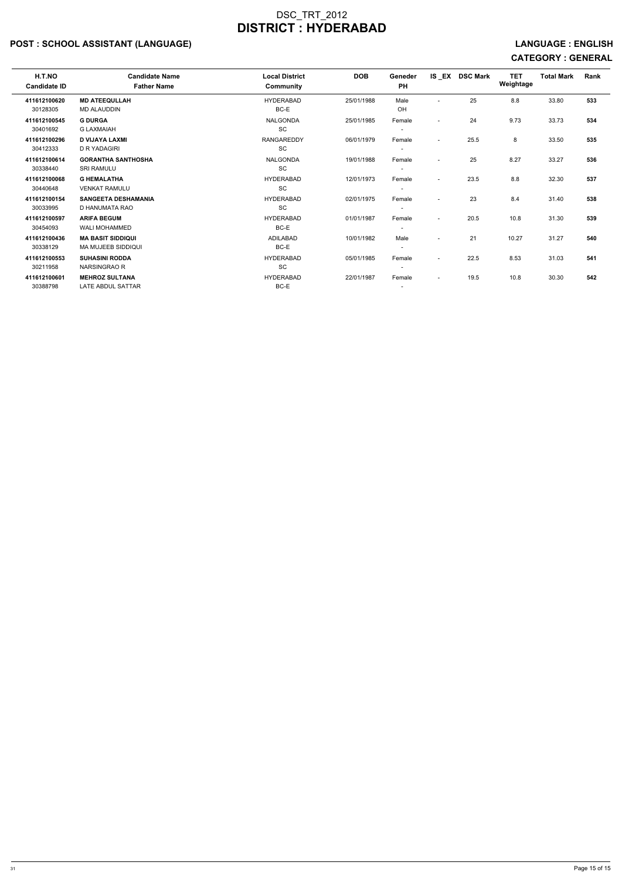# DSC_TRT_2012
# DISTRICT : HYDERABAD

## POST : SCHOOL ASSISTANT (LANGUAGE)

**LANGUAGE : ENGLISH**

**CATEGORY : GENERAL**

| H.T.NO<br>Candidate ID | Candidate Name<br>Father Name | Local District<br>Community | DOB | Geneder<br>PH | IS _EX | DSC Mark | TET Weightage | Total Mark | Rank |
|---|---|---|---|---|---|---|---|---|---|
| **411612100620**<br>30128305 | **MD ATEEQULLAH**<br>MD ALAUDDIN | HYDERABAD<br>BC-E | 25/01/1988 | Male<br>OH | - | 25 | 8.8 | 33.80 | **533** |
| **411612100545**<br>30401692 | **G DURGA**<br>G LAXMAIAH | NALGONDA<br>SC | 25/01/1985 | Female<br>- | - | 24 | 9.73 | 33.73 | **534** |
| **411612100296**<br>30412333 | **D VIJAYA LAXMI**<br>D R YADAGIRI | RANGAREDDY<br>SC | 06/01/1979 | Female<br>- | - | 25.5 | 8 | 33.50 | **535** |
| **411612100614**<br>30338440 | **GORANTHA SANTHOSHA**<br>SRI RAMULU | NALGONDA<br>SC | 19/01/1988 | Female<br>- | - | 25 | 8.27 | 33.27 | **536** |
| **411612100068**<br>30440648 | **G HEMALATHA**<br>VENKAT RAMULU | HYDERABAD<br>SC | 12/01/1973 | Female<br>- | - | 23.5 | 8.8 | 32.30 | **537** |
| **411612100154**<br>30033995 | **SANGEETA DESHAMANIA**<br>D HANUMATA RAO | HYDERABAD<br>SC | 02/01/1975 | Female<br>- | - | 23 | 8.4 | 31.40 | **538** |
| **411612100597**<br>30454093 | **ARIFA BEGUM**<br>WALI MOHAMMED | HYDERABAD<br>BC-E | 01/01/1987 | Female<br>- | - | 20.5 | 10.8 | 31.30 | **539** |
| **411612100436**<br>30338129 | **MA BASIT SIDDIQUI**<br>MA MUJEEB SIDDIQUI | ADILABAD<br>BC-E | 10/01/1982 | Male<br>- | - | 21 | 10.27 | 31.27 | **540** |
| **411612100553**<br>30211958 | **SUHASINI RODDA**<br>NARSINGRAO R | HYDERABAD<br>SC | 05/01/1985 | Female<br>- | - | 22.5 | 8.53 | 31.03 | **541** |
| **411612100601**<br>30388798 | **MEHROZ SULTANA**<br>LATE ABDUL SATTAR | HYDERABAD<br>BC-E | 22/01/1987 | Female<br>- | - | 19.5 | 10.8 | 30.30 | **542** |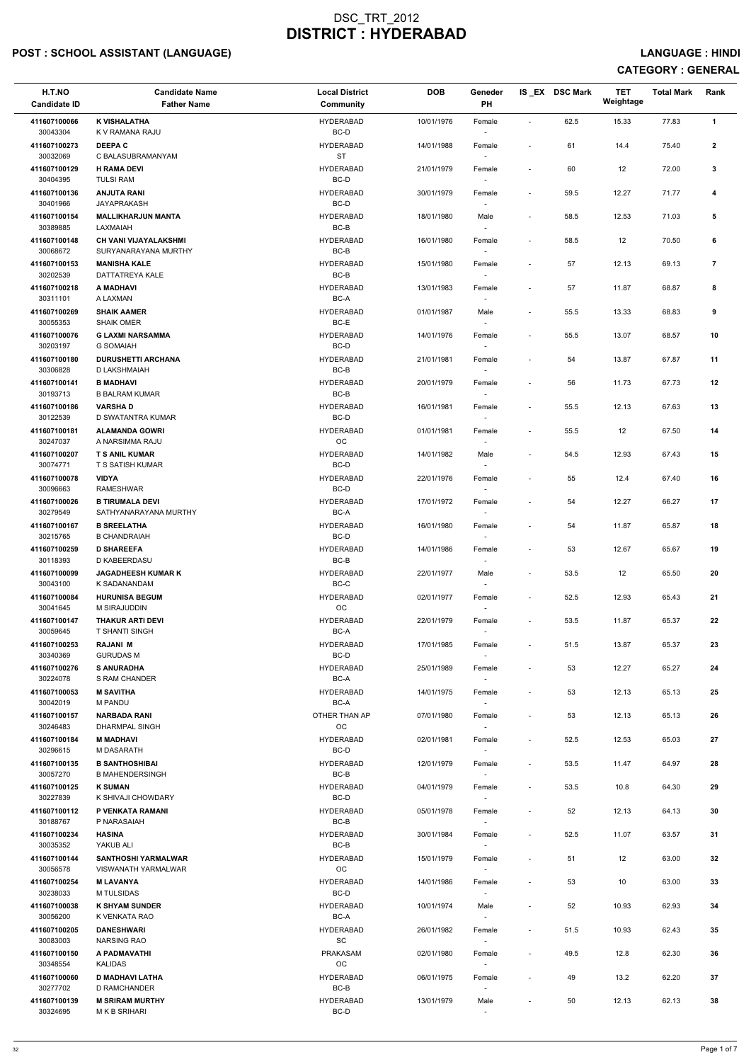# DSC_TRT_2012
# DISTRICT : HYDERABAD

**POST : SCHOOL ASSISTANT (LANGUAGE)** **LANGUAGE : HINDI**

**CATEGORY : GENERAL**

| H.T.NO<br>Candidate ID | Candidate Name<br>Father Name | Local District<br>Community | DOB | Geneder<br>PH | IS_EX | DSC Mark | TET Weightage | Total Mark | Rank |
|---|---|---|---|---|---|---|---|---|---|
| 411607100066<br>30043304 | K VISHALATHA<br>K V RAMANA RAJU | HYDERABAD<br>BC-D | 10/01/1976 | Female<br>- | - | 62.5 | 15.33 | 77.83 | 1 |
| 411607100273<br>30032069 | DEEPA C<br>C BALASUBRAMANYAM | HYDERABAD<br>ST | 14/01/1988 | Female<br>- | - | 61 | 14.4 | 75.40 | 2 |
| 411607100129<br>30404395 | H RAMA DEVI<br>TULSI RAM | HYDERABAD<br>BC-D | 21/01/1979 | Female<br>- | - | 60 | 12 | 72.00 | 3 |
| 411607100136<br>30401966 | ANJUTA RANI<br>JAYAPRAKASH | HYDERABAD<br>BC-D | 30/01/1979 | Female<br>- | - | 59.5 | 12.27 | 71.77 | 4 |
| 411607100154<br>30389885 | MALLIKHARJUN MANTA<br>LAXMAIAH | HYDERABAD<br>BC-B | 18/01/1980 | Male<br>- | - | 58.5 | 12.53 | 71.03 | 5 |
| 411607100148<br>30068672 | CH VANI VIJAYALAKSHMI<br>SURYANARAYANA MURTHY | HYDERABAD<br>BC-B | 16/01/1980 | Female<br>- | - | 58.5 | 12 | 70.50 | 6 |
| 411607100153<br>30202539 | MANISHA KALE<br>DATTATREYA KALE | HYDERABAD<br>BC-B | 15/01/1980 | Female<br>- | - | 57 | 12.13 | 69.13 | 7 |
| 411607100218<br>30311101 | A MADHAVI<br>A LAXMAN | HYDERABAD<br>BC-A | 13/01/1983 | Female<br>- | - | 57 | 11.87 | 68.87 | 8 |
| 411607100269<br>30055353 | SHAIK AAMER<br>SHAIK OMER | HYDERABAD<br>BC-E | 01/01/1987 | Male<br>- | - | 55.5 | 13.33 | 68.83 | 9 |
| 411607100076<br>30203197 | G LAXMI NARSAMMA<br>G SOMAIAH | HYDERABAD<br>BC-D | 14/01/1976 | Female<br>- | - | 55.5 | 13.07 | 68.57 | 10 |
| 411607100180<br>30306828 | DURUSHETTI ARCHANA<br>D LAKSHMAIAH | HYDERABAD<br>BC-B | 21/01/1981 | Female<br>- | - | 54 | 13.87 | 67.87 | 11 |
| 411607100141<br>30193713 | B MADHAVI<br>B BALRAM KUMAR | HYDERABAD<br>BC-B | 20/01/1979 | Female<br>- | - | 56 | 11.73 | 67.73 | 12 |
| 411607100186<br>30122539 | VARSHA D<br>D SWATANTRA KUMAR | HYDERABAD<br>BC-D | 16/01/1981 | Female<br>- | - | 55.5 | 12.13 | 67.63 | 13 |
| 411607100181<br>30247037 | ALAMANDA GOWRI<br>A NARSIMMA RAJU | HYDERABAD<br>OC | 01/01/1981 | Female<br>- | - | 55.5 | 12 | 67.50 | 14 |
| 411607100207<br>30074771 | T S ANIL KUMAR<br>T S SATISH KUMAR | HYDERABAD<br>BC-D | 14/01/1982 | Male<br>- | - | 54.5 | 12.93 | 67.43 | 15 |
| 411607100078<br>30096663 | VIDYA<br>RAMESHWAR | HYDERABAD<br>BC-D | 22/01/1976 | Female<br>- | - | 55 | 12.4 | 67.40 | 16 |
| 411607100026<br>30279549 | B TIRUMALA DEVI<br>SATHYANARAYANA MURTHY | HYDERABAD<br>BC-A | 17/01/1972 | Female<br>- | - | 54 | 12.27 | 66.27 | 17 |
| 411607100167<br>30215765 | B SREELATHA<br>B CHANDRAIAH | HYDERABAD<br>BC-D | 16/01/1980 | Female<br>- | - | 54 | 11.87 | 65.87 | 18 |
| 411607100259<br>30118393 | D SHAREEFA<br>D KABEERDASU | HYDERABAD<br>BC-B | 14/01/1986 | Female<br>- | - | 53 | 12.67 | 65.67 | 19 |
| 411607100099<br>30043100 | JAGADHEESH KUMAR K<br>K SADANANDAM | HYDERABAD<br>BC-C | 22/01/1977 | Male<br>- | - | 53.5 | 12 | 65.50 | 20 |
| 411607100084<br>30041645 | HURUNISA BEGUM<br>M SIRAJUDDIN | HYDERABAD<br>OC | 02/01/1977 | Female<br>- | - | 52.5 | 12.93 | 65.43 | 21 |
| 411607100147<br>30059645 | THAKUR ARTI DEVI<br>T SHANTI SINGH | HYDERABAD<br>BC-A | 22/01/1979 | Female<br>- | - | 53.5 | 11.87 | 65.37 | 22 |
| 411607100253<br>30340369 | RAJANI M<br>GURUDAS M | HYDERABAD<br>BC-D | 17/01/1985 | Female<br>- | - | 51.5 | 13.87 | 65.37 | 23 |
| 411607100276<br>30224078 | S ANURADHA<br>S RAM CHANDER | HYDERABAD<br>BC-A | 25/01/1989 | Female<br>- | - | 53 | 12.27 | 65.27 | 24 |
| 411607100053<br>30042019 | M SAVITHA<br>M PANDU | HYDERABAD<br>BC-A | 14/01/1975 | Female<br>- | - | 53 | 12.13 | 65.13 | 25 |
| 411607100157<br>30246483 | NARBADA RANI<br>DHARMPAL SINGH | OTHER THAN AP<br>OC | 07/01/1980 | Female<br>- | - | 53 | 12.13 | 65.13 | 26 |
| 411607100184<br>30296615 | M MADHAVI<br>M DASARATH | HYDERABAD<br>BC-D | 02/01/1981 | Female<br>- | - | 52.5 | 12.53 | 65.03 | 27 |
| 411607100135<br>30057270 | B SANTHOSHIBAI<br>B MAHENDERSINGH | HYDERABAD<br>BC-B | 12/01/1979 | Female<br>- | - | 53.5 | 11.47 | 64.97 | 28 |
| 411607100125<br>30227839 | K SUMAN<br>K SHIVAJI CHOWDARY | HYDERABAD<br>BC-D | 04/01/1979 | Female<br>- | - | 53.5 | 10.8 | 64.30 | 29 |
| 411607100112<br>30188767 | P VENKATA RAMANI<br>P NARASAIAH | HYDERABAD<br>BC-B | 05/01/1978 | Female<br>- | - | 52 | 12.13 | 64.13 | 30 |
| 411607100234<br>30035352 | HASINA<br>YAKUB ALI | HYDERABAD<br>BC-B | 30/01/1984 | Female<br>- | - | 52.5 | 11.07 | 63.57 | 31 |
| 411607100144<br>30056578 | SANTHOSHI YARMALWAR<br>VISWANATH YARMALWAR | HYDERABAD<br>OC | 15/01/1979 | Female<br>- | - | 51 | 12 | 63.00 | 32 |
| 411607100254<br>30238033 | M LAVANYA<br>M TULSIDAS | HYDERABAD<br>BC-D | 14/01/1986 | Female<br>- | - | 53 | 10 | 63.00 | 33 |
| 411607100038<br>30056200 | K SHYAM SUNDER<br>K VENKATA RAO | HYDERABAD<br>BC-A | 10/01/1974 | Male<br>- | - | 52 | 10.93 | 62.93 | 34 |
| 411607100205<br>30083003 | DANESHWARI<br>NARSING RAO | HYDERABAD<br>SC | 26/01/1982 | Female<br>- | - | 51.5 | 10.93 | 62.43 | 35 |
| 411607100150<br>30348554 | A PADMAVATHI<br>KALIDAS | PRAKASAM<br>OC | 02/01/1980 | Female<br>- | - | 49.5 | 12.8 | 62.30 | 36 |
| 411607100060<br>30277702 | D MADHAVI LATHA<br>D RAMCHANDER | HYDERABAD<br>BC-B | 06/01/1975 | Female<br>- | - | 49 | 13.2 | 62.20 | 37 |
| 411607100139<br>30324695 | M SRIRAM MURTHY<br>M K B SRIHARI | HYDERABAD<br>BC-D | 13/01/1979 | Male<br>- | - | 50 | 12.13 | 62.13 | 38 |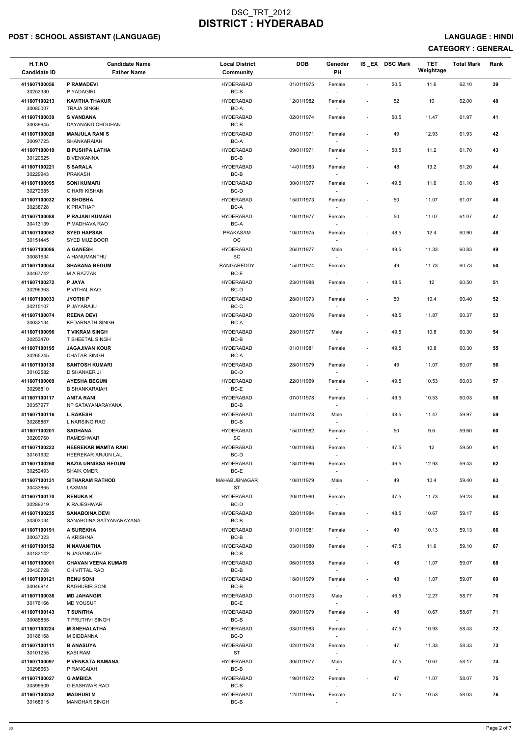# DSC_TRT_2012
# DISTRICT : HYDERABAD

**POST : SCHOOL ASSISTANT (LANGUAGE)** **LANGUAGE : HINDI**

**CATEGORY : GENERAL**

| H.T.NO<br>Candidate ID | Candidate Name<br>Father Name | Local District<br>Community | DOB | Geneder<br>PH | IS_EX | DSC Mark | TET Weightage | Total Mark | Rank |
|---|---|---|---|---|---|---|---|---|---|
| 411607100056<br>30253330 | **P RAMADEVI**<br>P YADAGIRI | HYDERABAD<br>BC-B | 01/01/1975 | Female<br>- | - | 50.5 | 11.6 | 62.10 | 39 |
| 411607100213<br>30080007 | **KAVITHA THAKUR**<br>TRAJA SINGH | HYDERABAD<br>BC-A | 12/01/1982 | Female<br>- | - | 52 | 10 | 62.00 | 40 |
| 411607100039<br>30039945 | **S VANDANA**<br>DAYANAND CHOUHAN | HYDERABAD<br>BC-B | 02/01/1974 | Female<br>- | - | 50.5 | 11.47 | 61.97 | 41 |
| 411607100020<br>30097725 | **MANJULA RANI S**<br>SHANKARAIAH | HYDERABAD<br>BC-A | 07/01/1971 | Female<br>- | - | 49 | 12.93 | 61.93 | 42 |
| 411607100019<br>30120625 | **B PUSHPA LATHA**<br>B VENKANNA | HYDERABAD<br>BC-B | 09/01/1971 | Female<br>- | - | 50.5 | 11.2 | 61.70 | 43 |
| 411607100221<br>30229943 | **S SARALA**<br>PRAKASH | HYDERABAD<br>BC-B | 14/01/1983 | Female<br>- | - | 48 | 13.2 | 61.20 | 44 |
| 411607100095<br>30272685 | **SONI KUMARI**<br>C HARI KISHAN | HYDERABAD<br>BC-D | 30/01/1977 | Female<br>- | - | 49.5 | 11.6 | 61.10 | 45 |
| 411607100032<br>30238728 | **K SHOBHA**<br>K PRATHAP | HYDERABAD<br>BC-A | 15/01/1973 | Female<br>- | - | 50 | 11.07 | 61.07 | 46 |
| 411607100088<br>30413139 | **P RAJANI KUMARI**<br>P MADHAVA RAO | HYDERABAD<br>BC-A | 10/01/1977 | Female<br>- | - | 50 | 11.07 | 61.07 | 47 |
| 411607100052<br>30151445 | **SYED HAPSAR**<br>SYED MUZIBOOR | PRAKASAM<br>OC | 10/01/1975 | Female<br>- | - | 48.5 | 12.4 | 60.90 | 48 |
| 411607100086<br>30081634 | **A GANESH**<br>A HANUMANTHU | HYDERABAD<br>SC | 26/01/1977 | Male<br>- | - | 49.5 | 11.33 | 60.83 | 49 |
| 411607100044<br>30467742 | **SHABANA BEGUM**<br>M A RAZZAK | RANGAREDDY<br>BC-E | 15/01/1974 | Female<br>- | - | 49 | 11.73 | 60.73 | 50 |
| 411607100272<br>30296363 | **P JAYA**<br>P VITHAL RAO | HYDERABAD<br>BC-D | 23/01/1988 | Female<br>- | - | 48.5 | 12 | 60.50 | 51 |
| 411607100033<br>30215107 | **JYOTHI P**<br>P JAYARAJU | HYDERABAD<br>BC-C | 28/01/1973 | Female<br>- | - | 50 | 10.4 | 60.40 | 52 |
| 411607100074<br>30032134 | **REENA DEVI**<br>KEDARNATH SINGH | HYDERABAD<br>BC-A | 02/01/1976 | Female<br>- | - | 48.5 | 11.87 | 60.37 | 53 |
| 411607100096<br>30253470 | **T VIKRAM SINGH**<br>T SHEETAL SINGH | HYDERABAD<br>BC-B | 28/01/1977 | Male<br>- | - | 49.5 | 10.8 | 60.30 | 54 |
| 411607100195<br>30265245 | **JAGAJIVAN KOUR**<br>CHATAR SINGH | HYDERABAD<br>BC-A | 01/01/1981 | Female<br>- | - | 49.5 | 10.8 | 60.30 | 55 |
| 411607100130<br>30102582 | **SANTOSH KUMARI**<br>D SHANKER JI | HYDERABAD<br>BC-D | 28/01/1979 | Female<br>- | - | 49 | 11.07 | 60.07 | 56 |
| 411607100009<br>30296810 | **AYESHA BEGUM**<br>B SHANKARAIAH | HYDERABAD<br>BC-E | 22/01/1969 | Female<br>- | - | 49.5 | 10.53 | 60.03 | 57 |
| 411607100117<br>30357977 | **ANITA RANI**<br>NP SATAYANARAYANA | HYDERABAD<br>BC-B | 07/01/1978 | Female<br>- | - | 49.5 | 10.53 | 60.03 | 58 |
| 411607100116<br>30288867 | **L RAKESH**<br>L NARSING RAO | HYDERABAD<br>BC-B | 04/01/1978 | Male<br>- | - | 48.5 | 11.47 | 59.97 | 59 |
| 411607100201<br>30209760 | **SADHANA**<br>RAMESHWAR | HYDERABAD<br>SC | 15/01/1982 | Female<br>- | - | 50 | 9.6 | 59.60 | 60 |
| 411607100223<br>30161932 | **HEEREKAR MAMTA RANI**<br>HEEREKAR ARJUN LAL | HYDERABAD<br>BC-D | 10/01/1983 | Female<br>- | - | 47.5 | 12 | 59.50 | 61 |
| 411607100260<br>30252493 | **NAZIA UNNISSA BEGUM**<br>SHAIK OMER | HYDERABAD<br>BC-E | 18/01/1986 | Female<br>- | - | 46.5 | 12.93 | 59.43 | 62 |
| 411607100131<br>30433865 | **SITHARAM RATHOD**<br>LAXMAN | MAHABUBNAGAR<br>ST | 10/01/1979 | Male<br>- | - | 49 | 10.4 | 59.40 | 63 |
| 411607100170<br>30289219 | **RENUKA K**<br>K RAJESHWAR | HYDERABAD<br>BC-D | 20/01/1980 | Female<br>- | - | 47.5 | 11.73 | 59.23 | 64 |
| 411607100235<br>30303034 | **SANABOINA DEVI**<br>SANABOINA SATYANARAYANA | HYDERABAD<br>BC-B | 02/01/1984 | Female<br>- | - | 48.5 | 10.67 | 59.17 | 65 |
| 411607100191<br>30037323 | **A SUREKHA**<br>A KRISHNA | HYDERABAD<br>BC-B | 01/01/1981 | Female<br>- | - | 49 | 10.13 | 59.13 | 66 |
| 411607100152<br>30183142 | **N NAVANITHA**<br>N JAGANNATH | HYDERABAD<br>BC-B | 03/01/1980 | Female<br>- | - | 47.5 | 11.6 | 59.10 | 67 |
| 411607100001<br>30430728 | **CHAVAN VEENA KUMARI**<br>CH VITTAL RAO | HYDERABAD<br>BC-B | 06/01/1968 | Female<br>- | - | 48 | 11.07 | 59.07 | 68 |
| 411607100121<br>30046914 | **RENU SONI**<br>RAGHUBIR SONI | HYDERABAD<br>BC-B | 18/01/1979 | Female<br>- | - | 48 | 11.07 | 59.07 | 69 |
| 411607100036<br>30176166 | **MD JAHANGIR**<br>MD YOUSUF | HYDERABAD<br>BC-E | 01/01/1973 | Male<br>- | - | 46.5 | 12.27 | 58.77 | 70 |
| 411607100143<br>30085855 | **T SUNITHA**<br>T PRUTHVI SINGH | HYDERABAD<br>BC-B | 09/01/1979 | Female<br>- | - | 48 | 10.67 | 58.67 | 71 |
| 411607100224<br>30186168 | **M SNEHALATHA**<br>M SIDDANNA | HYDERABAD<br>BC-D | 03/01/1983 | Female<br>- | - | 47.5 | 10.93 | 58.43 | 72 |
| 411607100111<br>30101255 | **B ANASUYA**<br>KASI RAM | HYDERABAD<br>ST | 02/01/1978 | Female<br>- | - | 47 | 11.33 | 58.33 | 73 |
| 411607100097<br>30298663 | **P VENKATA RAMANA**<br>P RANGAIAH | HYDERABAD<br>BC-B | 30/01/1977 | Male<br>- | - | 47.5 | 10.67 | 58.17 | 74 |
| 411607100027<br>30399609 | **G AMBICA**<br>G EASHWAR RAO | HYDERABAD<br>BC-B | 19/01/1972 | Female<br>- | - | 47 | 11.07 | 58.07 | 75 |
| 411607100252<br>30168915 | **MADHURI M**<br>MANOHAR SINGH | HYDERABAD<br>BC-B | 12/01/1985 | Female<br>- | - | 47.5 | 10.53 | 58.03 | 76 |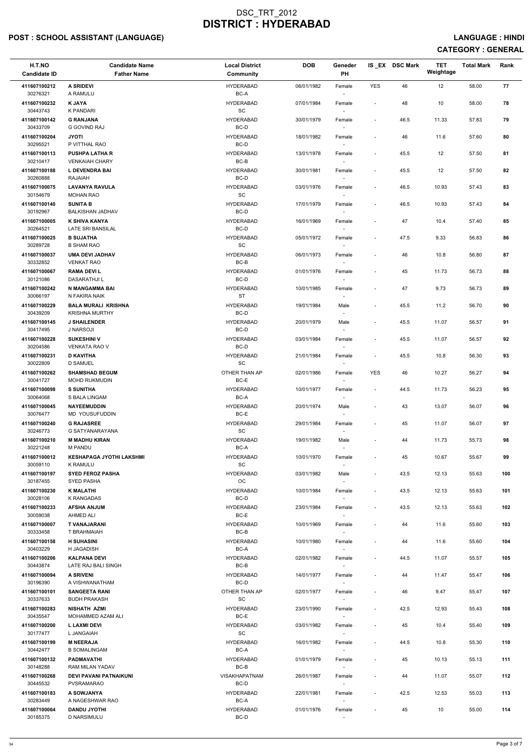# DSC_TRT_2012
# DISTRICT : HYDERABAD

**POST : SCHOOL ASSISTANT (LANGUAGE)** **LANGUAGE : HINDI**

**CATEGORY : GENERAL**

| H.T.NO<br>Candidate ID | Candidate Name<br>Father Name | Local District<br>Community | DOB | Geneder<br>PH | IS_EX | DSC Mark | TET Weightage | Total Mark | Rank |
|---|---|---|---|---|---|---|---|---|---|
| 411607100212<br>30276321 | **A SRIDEVI**<br>A RAMULU | HYDERABAD<br>BC-A | 06/01/1982 | Female<br>- | YES | 46 | 12 | 58.00 | 77 |
| 411607100232<br>30443743 | **K JAYA**<br>K PANDARI | HYDERABAD<br>SC | 07/01/1984 | Female<br>- | - | 48 | 10 | 58.00 | 78 |
| 411607100142<br>30433709 | **G RANJANA**<br>G GOVIND RAJ | HYDERABAD<br>BC-D | 30/01/1979 | Female<br>- | - | 46.5 | 11.33 | 57.83 | 79 |
| 411607100204<br>30295521 | **JYOTI**<br>P VITTHAL RAO | HYDERABAD<br>BC-D | 18/01/1982 | Female<br>- | - | 46 | 11.6 | 57.60 | 80 |
| 411607100113<br>30210417 | **PUSHPA LATHA R**<br>VENKAIAH CHARY | HYDERABAD<br>BC-B | 13/01/1978 | Female<br>- | - | 45.5 | 12 | 57.50 | 81 |
| 411607100188<br>30260888 | **L DEVENDRA BAI**<br>RAJAIAH | HYDERABAD<br>BC-D | 30/01/1981 | Female<br>- | - | 45.5 | 12 | 57.50 | 82 |
| 411607100075<br>30154679 | **LAVANYA RAVULA**<br>MOHAN RAO | HYDERABAD<br>SC | 03/01/1976 | Female<br>- | - | 46.5 | 10.93 | 57.43 | 83 |
| 411607100140<br>30192967 | **SUNITA B**<br>BALKISHAN JADHAV | HYDERABAD<br>BC-D | 17/01/1979 | Female<br>- | - | 46.5 | 10.93 | 57.43 | 84 |
| 411607100005<br>30264521 | **K SHIVA KANYA**<br>LATE SRI BANSILAL | HYDERABAD<br>BC-D | 16/01/1969 | Female<br>- | - | 47 | 10.4 | 57.40 | 85 |
| 411607100025<br>30289728 | **B SUJATHA**<br>B SHAM RAO | HYDERABAD<br>SC | 05/01/1972 | Female<br>- | - | 47.5 | 9.33 | 56.83 | 86 |
| 411607100037<br>30332852 | **UMA DEVI JADHAV**<br>VENKAT RAO | HYDERABAD<br>BC-B | 06/01/1973 | Female<br>- | - | 46 | 10.8 | 56.80 | 87 |
| 411607100067<br>30121086 | **RAMA DEVI L**<br>DASARATHJI L | HYDERABAD<br>BC-D | 01/01/1976 | Female<br>- | - | 45 | 11.73 | 56.73 | 88 |
| 411607100242<br>30066197 | **N MANGAMMA BAI**<br>N FAKIRA NAIK | HYDERABAD<br>ST | 10/01/1985 | Female<br>- | - | 47 | 9.73 | 56.73 | 89 |
| 411607100229<br>30439209 | **BALA MURALI KRISHNA**<br>KRISHNA MURTHY | HYDERABAD<br>BC-D | 19/01/1984 | Male<br>- | - | 45.5 | 11.2 | 56.70 | 90 |
| 411607100145<br>30417495 | **J SHAILENDER**<br>J NARSOJI | HYDERABAD<br>BC-D | 20/01/1979 | Male<br>- | - | 45.5 | 11.07 | 56.57 | 91 |
| 411607100228<br>30204586 | **SUKESHINI V**<br>VENKATA RAO V | HYDERABAD<br>BC-D | 03/01/1984 | Female<br>- | - | 45.5 | 11.07 | 56.57 | 92 |
| 411607100231<br>30022809 | **D KAVITHA**<br>D SAMUEL | HYDERABAD<br>SC | 21/01/1984 | Female<br>- | - | 45.5 | 10.8 | 56.30 | 93 |
| 411607100262<br>30041727 | **SHAMSHAD BEGUM**<br>MOHD RUKMUDIN | OTHER THAN AP<br>BC-E | 02/01/1986 | Female<br>- | YES | 46 | 10.27 | 56.27 | 94 |
| 411607100098<br>30064068 | **S SUNITHA**<br>S BALA LINGAM | HYDERABAD<br>BC-A | 10/01/1977 | Female<br>- | - | 44.5 | 11.73 | 56.23 | 95 |
| 411607100045<br>30076477 | **NAYEEMUDDIN**<br>MD YOUSUFUDDIN | HYDERABAD<br>BC-E | 20/01/1974 | Male<br>- | - | 43 | 13.07 | 56.07 | 96 |
| 411607100240<br>30246773 | **G RAJASREE**<br>G SATYANARAYANA | HYDERABAD<br>SC | 29/01/1984 | Female<br>- | - | 45 | 11.07 | 56.07 | 97 |
| 411607100210<br>30221248 | **M MADHU KIRAN**<br>M PANDU | HYDERABAD<br>BC-A | 19/01/1982 | Male<br>- | - | 44 | 11.73 | 55.73 | 98 |
| 411607100012<br>30059110 | **KESHAPAGA JYOTHI LAKSHMI**<br>K RAMULU | HYDERABAD<br>SC | 10/01/1970 | Female<br>- | - | 45 | 10.67 | 55.67 | 99 |
| 411607100197<br>30187455 | **SYED FEROZ PASHA**<br>SYED PASHA | HYDERABAD<br>OC | 03/01/1982 | Male<br>- | - | 43.5 | 12.13 | 55.63 | 100 |
| 411607100230<br>30028106 | **K MALATHI**<br>K RANGADAS | HYDERABAD<br>BC-D | 10/01/1984 | Female<br>- | - | 43.5 | 12.13 | 55.63 | 101 |
| 411607100233<br>30059038 | **AFSHA ANJUM**<br>AHMED ALI | HYDERABAD<br>BC-E | 23/01/1984 | Female<br>- | - | 43.5 | 12.13 | 55.63 | 102 |
| 411607100007<br>30333458 | **T VANAJARANI**<br>T BRAHMAIAH | HYDERABAD<br>BC-B | 10/01/1969 | Female<br>- | - | 44 | 11.6 | 55.60 | 103 |
| 411607100158<br>30403229 | **H SUHASINI**<br>H JAGADISH | HYDERABAD<br>BC-A | 10/01/1980 | Female<br>- | - | 44 | 11.6 | 55.60 | 104 |
| 411607100206<br>30443874 | **KALPANA DEVI**<br>LATE RAJ BALI SINGH | HYDERABAD<br>BC-B | 02/01/1982 | Female<br>- | - | 44.5 | 11.07 | 55.57 | 105 |
| 411607100094<br>30196390 | **A SRIVENI**<br>A VISHWANATHAM | HYDERABAD<br>BC-D | 14/01/1977 | Female<br>- | - | 44 | 11.47 | 55.47 | 106 |
| 411607100101<br>30337633 | **SANGEETA RANI**<br>BUDH PRAKASH | OTHER THAN AP<br>SC | 02/01/1977 | Female<br>- | - | 46 | 9.47 | 55.47 | 107 |
| 411607100283<br>30435547 | **NISHATH AZMI**<br>MOHAMMED AZAM ALI | HYDERABAD<br>BC-E | 23/01/1990 | Female<br>- | - | 42.5 | 12.93 | 55.43 | 108 |
| 411607100200<br>30177477 | **L LAXMI DEVI**<br>L JANGAIAH | HYDERABAD<br>SC | 03/01/1982 | Female<br>- | - | 45 | 10.4 | 55.40 | 109 |
| 411607100199<br>30442477 | **M NEERAJA**<br>B SOMALINGAM | HYDERABAD<br>BC-A | 16/01/1982 | Female<br>- | - | 44.5 | 10.8 | 55.30 | 110 |
| 411607100132<br>30148288 | **PADMAVATHI**<br>RAM MILAN YADAV | HYDERABAD<br>BC-B | 01/01/1979 | Female<br>- | - | 45 | 10.13 | 55.13 | 111 |
| 411607100268<br>30445532 | **DEVI PAVANI PATNAIKUNI**<br>PVSRAMARAO | VISAKHAPATNAM<br>BC-D | 26/01/1987 | Female<br>- | - | 44 | 11.07 | 55.07 | 112 |
| 411607100183<br>30283449 | **A SOWJANYA**<br>A NAGESHWAR RAO | HYDERABAD<br>BC-A | 22/01/1981 | Female<br>- | - | 42.5 | 12.53 | 55.03 | 113 |
| 411607100064<br>30185375 | **DANDU JYOTHI**<br>D NARSIMULU | HYDERABAD<br>BC-D | 01/01/1976 | Female<br>- | - | 45 | 10 | 55.00 | 114 |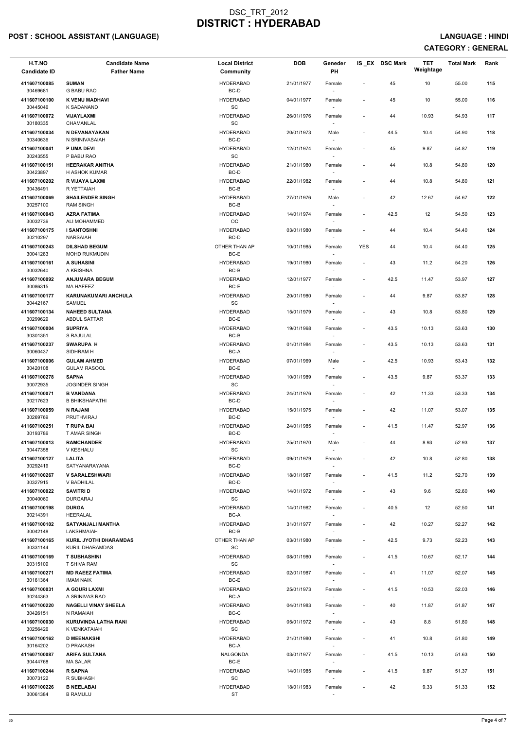# DSC_TRT_2012
# DISTRICT : HYDERABAD

**POST : SCHOOL ASSISTANT (LANGUAGE)** **LANGUAGE : HINDI**

**CATEGORY : GENERAL**

| H.T.NO<br>Candidate ID | Candidate Name<br>Father Name | Local District<br>Community | DOB | Geneder<br>PH | IS_EX | DSC Mark | TET Weightage | Total Mark | Rank |
|---|---|---|---|---|---|---|---|---|---|
| 411607100085<br>30469681 | **SUMAN**<br>G BABU RAO | HYDERABAD<br>BC-D | 21/01/1977 | Female<br>- | - | 45 | 10 | 55.00 | **115** |
| 411607100100<br>30445046 | **K VENU MADHAVI**<br>K SADANAND | HYDERABAD<br>SC | 04/01/1977 | Female<br>- | - | 45 | 10 | 55.00 | **116** |
| 411607100072<br>30180335 | **VIJAYLAXMI**<br>CHAMANLAL | HYDERABAD<br>SC | 26/01/1976 | Female<br>- | - | 44 | 10.93 | 54.93 | **117** |
| 411607100034<br>30340636 | **N DEVANAYAKAN**<br>N SRINIVASAIAH | HYDERABAD<br>BC-D | 20/01/1973 | Male<br>- | - | 44.5 | 10.4 | 54.90 | **118** |
| 411607100041<br>30243555 | **P UMA DEVI**<br>P BABU RAO | HYDERABAD<br>SC | 12/01/1974 | Female<br>- | - | 45 | 9.87 | 54.87 | **119** |
| 411607100151<br>30423897 | **HEERAKAR ANITHA**<br>H ASHOK KUMAR | HYDERABAD<br>BC-D | 21/01/1980 | Female<br>- | - | 44 | 10.8 | 54.80 | **120** |
| 411607100202<br>30436491 | **R VIJAYA LAXMI**<br>R YETTAIAH | HYDERABAD<br>BC-B | 22/01/1982 | Female<br>- | - | 44 | 10.8 | 54.80 | **121** |
| 411607100069<br>30257100 | **SHAILENDER SINGH**<br>RAM SINGH | HYDERABAD<br>BC-B | 27/01/1976 | Male<br>- | - | 42 | 12.67 | 54.67 | **122** |
| 411607100043<br>30032736 | **AZRA FATIMA**<br>ALI MOHAMMED | HYDERABAD<br>OC | 14/01/1974 | Female<br>- | - | 42.5 | 12 | 54.50 | **123** |
| 411607100175<br>30210297 | **I SANTOSHNI**<br>NARSAIAH | HYDERABAD<br>BC-D | 03/01/1980 | Female<br>- | - | 44 | 10.4 | 54.40 | **124** |
| 411607100243<br>30041283 | **DILSHAD BEGUM**<br>MOHD RUKMUDIN | OTHER THAN AP<br>BC-E | 10/01/1985 | Female<br>- | YES | 44 | 10.4 | 54.40 | **125** |
| 411607100161<br>30032640 | **A SUHASINI**<br>A KRISHNA | HYDERABAD<br>BC-B | 19/01/1980 | Female<br>- | - | 43 | 11.2 | 54.20 | **126** |
| 411607100092<br>30086315 | **ANJUMARA BEGUM**<br>MA HAFEEZ | HYDERABAD<br>BC-E | 12/01/1977 | Female<br>- | - | 42.5 | 11.47 | 53.97 | **127** |
| 411607100177<br>30442167 | **KARUNAKUMARI ANCHULA**<br>SAMUEL | HYDERABAD<br>SC | 20/01/1980 | Female<br>- | - | 44 | 9.87 | 53.87 | **128** |
| 411607100134<br>30299629 | **NAHEED SULTANA**<br>ABDUL SATTAR | HYDERABAD<br>BC-E | 15/01/1979 | Female<br>- | - | 43 | 10.8 | 53.80 | **129** |
| 411607100004<br>30301351 | **SUPRIYA**<br>S RAJULAL | HYDERABAD<br>BC-B | 19/01/1968 | Female<br>- | - | 43.5 | 10.13 | 53.63 | **130** |
| 411607100237<br>30060437 | **SWARUPA H**<br>SIDHRAM H | HYDERABAD<br>BC-A | 01/01/1984 | Female<br>- | - | 43.5 | 10.13 | 53.63 | **131** |
| 411607100006<br>30420108 | **GULAM AHMED**<br>GULAM RASOOL | HYDERABAD<br>BC-E | 07/01/1969 | Male<br>- | - | 42.5 | 10.93 | 53.43 | **132** |
| 411607100278<br>30072935 | **SAPNA**<br>JOGINDER SINGH | HYDERABAD<br>SC | 10/01/1989 | Female<br>- | - | 43.5 | 9.87 | 53.37 | **133** |
| 411607100071<br>30217623 | **B VANDANA**<br>B BHIKSHAPATHI | HYDERABAD<br>BC-D | 24/01/1976 | Female<br>- | - | 42 | 11.33 | 53.33 | **134** |
| 411607100059<br>30269769 | **N RAJANI**<br>PRUTHVIRAJ | HYDERABAD<br>BC-D | 15/01/1975 | Female<br>- | - | 42 | 11.07 | 53.07 | **135** |
| 411607100251<br>30193786 | **T RUPA BAI**<br>T AMAR SINGH | HYDERABAD<br>BC-D | 24/01/1985 | Female<br>- | - | 41.5 | 11.47 | 52.97 | **136** |
| 411607100013<br>30447358 | **RAMCHANDER**<br>V KESHALU | HYDERABAD<br>SC | 25/01/1970 | Male<br>- | - | 44 | 8.93 | 52.93 | **137** |
| 411607100127<br>30292419 | **LALITA**<br>SATYANARAYANA | HYDERABAD<br>BC-D | 09/01/1979 | Female<br>- | - | 42 | 10.8 | 52.80 | **138** |
| 411607100267<br>30327915 | **V SARALESHWARI**<br>V BADHILAL | HYDERABAD<br>BC-D | 18/01/1987 | Female<br>- | - | 41.5 | 11.2 | 52.70 | **139** |
| 411607100022<br>30040060 | **SAVITRI D**<br>DURGARAJ | HYDERABAD<br>SC | 14/01/1972 | Female<br>- | - | 43 | 9.6 | 52.60 | **140** |
| 411607100198<br>30214391 | **DURGA**<br>HEERALAL | HYDERABAD<br>BC-A | 14/01/1982 | Female<br>- | - | 40.5 | 12 | 52.50 | **141** |
| 411607100102<br>30042148 | **SATYANJALI MANTHA**<br>LAKSHMAIAH | HYDERABAD<br>BC-B | 31/01/1977 | Female<br>- | - | 42 | 10.27 | 52.27 | **142** |
| 411607100165<br>30331144 | **KURIL JYOTHI DHARAMDAS**<br>KURIL DHARAMDAS | OTHER THAN AP<br>SC | 03/01/1980 | Female<br>- | - | 42.5 | 9.73 | 52.23 | **143** |
| 411607100169<br>30315109 | **T SUBHASHINI**<br>T SHIVA RAM | HYDERABAD<br>SC | 08/01/1980 | Female<br>- | - | 41.5 | 10.67 | 52.17 | **144** |
| 411607100271<br>30161364 | **MD RAEEZ FATIMA**<br>IMAM NAIK | HYDERABAD<br>BC-E | 02/01/1987 | Female<br>- | - | 41 | 11.07 | 52.07 | **145** |
| 411607100031<br>30244363 | **A GOURI LAXMI**<br>A SRINIVAS RAO | HYDERABAD<br>BC-A | 25/01/1973 | Female<br>- | - | 41.5 | 10.53 | 52.03 | **146** |
| 411607100220<br>30426151 | **NAGELLI VINAY SHEELA**<br>N RAMAIAH | HYDERABAD<br>BC-C | 04/01/1983 | Female<br>- | - | 40 | 11.87 | 51.87 | **147** |
| 411607100030<br>30256426 | **KURUVINDA LATHA RANI**<br>K VENKATAIAH | HYDERABAD<br>SC | 05/01/1972 | Female<br>- | - | 43 | 8.8 | 51.80 | **148** |
| 411607100162<br>30164202 | **D MEENAKSHI**<br>D PRAKASH | HYDERABAD<br>BC-A | 21/01/1980 | Female<br>- | - | 41 | 10.8 | 51.80 | **149** |
| 411607100087<br>30444768 | **ARIFA SULTANA**<br>MA SALAR | NALGONDA<br>BC-E | 03/01/1977 | Female<br>- | - | 41.5 | 10.13 | 51.63 | **150** |
| 411607100244<br>30073122 | **R SAPNA**<br>R SUBHASH | HYDERABAD<br>SC | 14/01/1985 | Female<br>- | - | 41.5 | 9.87 | 51.37 | **151** |
| 411607100226<br>30061384 | **B NEELABAI**<br>B RAMULU | HYDERABAD<br>ST | 18/01/1983 | Female<br>- | - | 42 | 9.33 | 51.33 | **152** |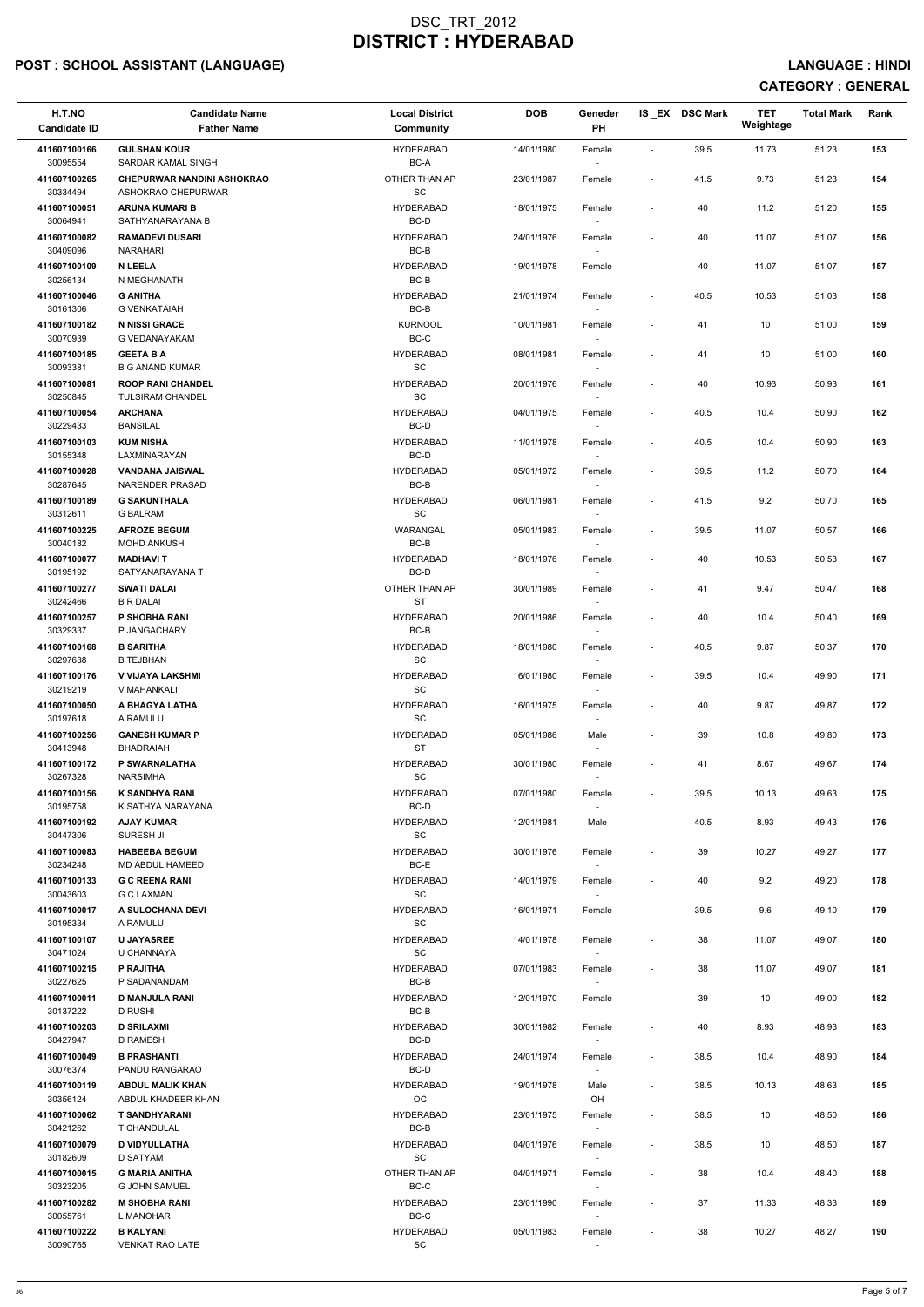# DSC_TRT_2012
# DISTRICT : HYDERABAD

## POST : SCHOOL ASSISTANT (LANGUAGE)

**LANGUAGE : HINDI**

**CATEGORY : GENERAL**

| H.T.NO<br>Candidate ID | Candidate Name<br>Father Name | Local District<br>Community | DOB | Geneder<br>PH | IS_EX | DSC Mark | TET Weightage | Total Mark | Rank |
|---|---|---|---|---|---|---|---|---|---|
| 411607100166<br>30095554 | **GULSHAN KOUR**<br>SARDAR KAMAL SINGH | HYDERABAD<br>BC-A | 14/01/1980 | Female<br>- | - | 39.5 | 11.73 | 51.23 | 153 |
| 411607100265<br>30334494 | **CHEPURWAR NANDINI ASHOKRAO**<br>ASHOKRAO CHEPURWAR | OTHER THAN AP<br>SC | 23/01/1987 | Female<br>- | - | 41.5 | 9.73 | 51.23 | 154 |
| 411607100051<br>30064941 | **ARUNA KUMARI B**<br>SATHYANARAYANA B | HYDERABAD<br>BC-D | 18/01/1975 | Female<br>- | - | 40 | 11.2 | 51.20 | 155 |
| 411607100082<br>30409096 | **RAMADEVI DUSARI**<br>NARAHARI | HYDERABAD<br>BC-B | 24/01/1976 | Female<br>- | - | 40 | 11.07 | 51.07 | 156 |
| 411607100109<br>30256134 | **N LEELA**<br>N MEGHANATH | HYDERABAD<br>BC-B | 19/01/1978 | Female<br>- | - | 40 | 11.07 | 51.07 | 157 |
| 411607100046<br>30161306 | **G ANITHA**<br>G VENKATAIAH | HYDERABAD<br>BC-B | 21/01/1974 | Female<br>- | - | 40.5 | 10.53 | 51.03 | 158 |
| 411607100182<br>30070939 | **N NISSI GRACE**<br>G VEDANAYAKAM | KURNOOL<br>BC-C | 10/01/1981 | Female<br>- | - | 41 | 10 | 51.00 | 159 |
| 411607100185<br>30093381 | **GEETA B A**<br>B G ANAND KUMAR | HYDERABAD<br>SC | 08/01/1981 | Female<br>- | - | 41 | 10 | 51.00 | 160 |
| 411607100081<br>30250845 | **ROOP RANI CHANDEL**<br>TULSIRAM CHANDEL | HYDERABAD<br>SC | 20/01/1976 | Female<br>- | - | 40 | 10.93 | 50.93 | 161 |
| 411607100054<br>30229433 | **ARCHANA**<br>BANSILAL | HYDERABAD<br>BC-D | 04/01/1975 | Female<br>- | - | 40.5 | 10.4 | 50.90 | 162 |
| 411607100103<br>30155348 | **KUM NISHA**<br>LAXMINARAYAN | HYDERABAD<br>BC-D | 11/01/1978 | Female<br>- | - | 40.5 | 10.4 | 50.90 | 163 |
| 411607100028<br>30287645 | **VANDANA JAISWAL**<br>NARENDER PRASAD | HYDERABAD<br>BC-B | 05/01/1972 | Female<br>- | - | 39.5 | 11.2 | 50.70 | 164 |
| 411607100189<br>30312611 | **G SAKUNTHALA**<br>G BALRAM | HYDERABAD<br>SC | 06/01/1981 | Female<br>- | - | 41.5 | 9.2 | 50.70 | 165 |
| 411607100225<br>30040182 | **AFROZE BEGUM**<br>MOHD ANKUSH | WARANGAL<br>BC-B | 05/01/1983 | Female<br>- | - | 39.5 | 11.07 | 50.57 | 166 |
| 411607100077<br>30195192 | **MADHAVI T**<br>SATYANARAYANA T | HYDERABAD<br>BC-D | 18/01/1976 | Female<br>- | - | 40 | 10.53 | 50.53 | 167 |
| 411607100277<br>30242466 | **SWATI DALAI**<br>B R DALAI | OTHER THAN AP<br>ST | 30/01/1989 | Female<br>- | - | 41 | 9.47 | 50.47 | 168 |
| 411607100257<br>30329337 | **P SHOBHA RANI**<br>P JANGACHARY | HYDERABAD<br>BC-B | 20/01/1986 | Female<br>- | - | 40 | 10.4 | 50.40 | 169 |
| 411607100168<br>30297638 | **B SARITHA**<br>B TEJBHAN | HYDERABAD<br>SC | 18/01/1980 | Female<br>- | - | 40.5 | 9.87 | 50.37 | 170 |
| 411607100176<br>30219219 | **V VIJAYA LAKSHMI**<br>V MAHANKALI | HYDERABAD<br>SC | 16/01/1980 | Female<br>- | - | 39.5 | 10.4 | 49.90 | 171 |
| 411607100050<br>30197618 | **A BHAGYA LATHA**<br>A RAMULU | HYDERABAD<br>SC | 16/01/1975 | Female<br>- | - | 40 | 9.87 | 49.87 | 172 |
| 411607100256<br>30413948 | **GANESH KUMAR P**<br>BHADRAIAH | HYDERABAD<br>ST | 05/01/1986 | Male<br>- | - | 39 | 10.8 | 49.80 | 173 |
| 411607100172<br>30267328 | **P SWARNALATHA**<br>NARSIMHA | HYDERABAD<br>SC | 30/01/1980 | Female<br>- | - | 41 | 8.67 | 49.67 | 174 |
| 411607100156<br>30195758 | **K SANDHYA RANI**<br>K SATHYA NARAYANA | HYDERABAD<br>BC-D | 07/01/1980 | Female<br>- | - | 39.5 | 10.13 | 49.63 | 175 |
| 411607100192<br>30447306 | **AJAY KUMAR**<br>SURESH JI | HYDERABAD<br>SC | 12/01/1981 | Male<br>- | - | 40.5 | 8.93 | 49.43 | 176 |
| 411607100083<br>30234248 | **HABEEBA BEGUM**<br>MD ABDUL HAMEED | HYDERABAD<br>BC-E | 30/01/1976 | Female<br>- | - | 39 | 10.27 | 49.27 | 177 |
| 411607100133<br>30043603 | **G C REENA RANI**<br>G C LAXMAN | HYDERABAD<br>SC | 14/01/1979 | Female<br>- | - | 40 | 9.2 | 49.20 | 178 |
| 411607100017<br>30195334 | **A SULOCHANA DEVI**<br>A RAMULU | HYDERABAD<br>SC | 16/01/1971 | Female<br>- | - | 39.5 | 9.6 | 49.10 | 179 |
| 411607100107<br>30471024 | **U JAYASREE**<br>U CHANNAYA | HYDERABAD<br>SC | 14/01/1978 | Female<br>- | - | 38 | 11.07 | 49.07 | 180 |
| 411607100215<br>30227625 | **P RAJITHA**<br>P SADANANDAM | HYDERABAD<br>BC-B | 07/01/1983 | Female<br>- | - | 38 | 11.07 | 49.07 | 181 |
| 411607100011<br>30137222 | **D MANJULA RANI**<br>D RUSHI | HYDERABAD<br>BC-B | 12/01/1970 | Female<br>- | - | 39 | 10 | 49.00 | 182 |
| 411607100203<br>30427947 | **D SRILAXMI**<br>D RAMESH | HYDERABAD<br>BC-D | 30/01/1982 | Female<br>- | - | 40 | 8.93 | 48.93 | 183 |
| 411607100049<br>30076374 | **B PRASHANTI**<br>PANDU RANGARAO | HYDERABAD<br>BC-D | 24/01/1974 | Female<br>- | - | 38.5 | 10.4 | 48.90 | 184 |
| 411607100119<br>30356124 | **ABDUL MALIK KHAN**<br>ABDUL KHADEER KHAN | HYDERABAD<br>OC | 19/01/1978 | Male<br>OH | - | 38.5 | 10.13 | 48.63 | 185 |
| 411607100062<br>30421262 | **T SANDHYARANI**<br>T CHANDULAL | HYDERABAD<br>BC-B | 23/01/1975 | Female<br>- | - | 38.5 | 10 | 48.50 | 186 |
| 411607100079<br>30182609 | **D VIDYULLATHA**<br>D SATYAM | HYDERABAD<br>SC | 04/01/1976 | Female<br>- | - | 38.5 | 10 | 48.50 | 187 |
| 411607100015<br>30323205 | **G MARIA ANITHA**<br>G JOHN SAMUEL | OTHER THAN AP<br>BC-C | 04/01/1971 | Female<br>- | - | 38 | 10.4 | 48.40 | 188 |
| 411607100282<br>30055761 | **M SHOBHA RANI**<br>L MANOHAR | HYDERABAD<br>BC-C | 23/01/1990 | Female<br>- | - | 37 | 11.33 | 48.33 | 189 |
| 411607100222<br>30090765 | **B KALYANI**<br>VENKAT RAO LATE | HYDERABAD<br>SC | 05/01/1983 | Female<br>- | - | 38 | 10.27 | 48.27 | 190 |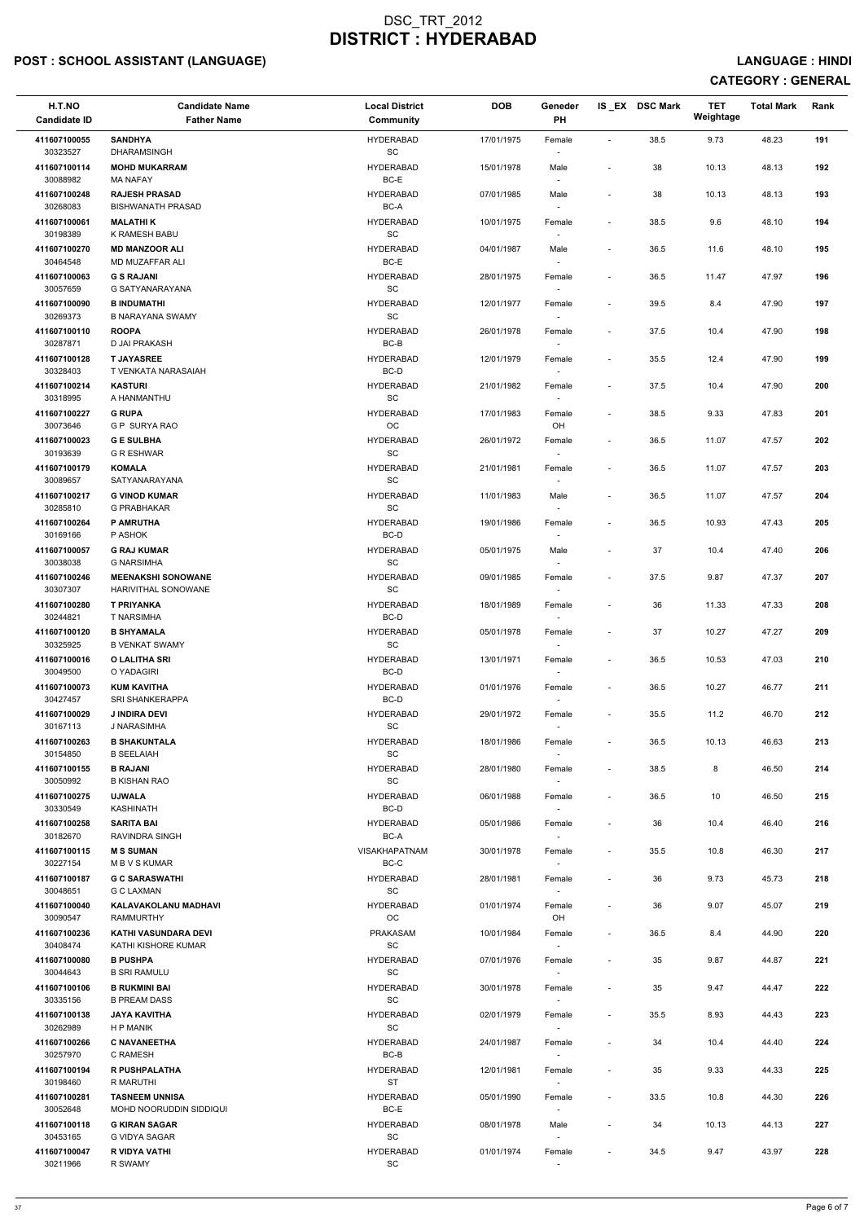# DSC_TRT_2012
# DISTRICT : HYDERABAD

**POST : SCHOOL ASSISTANT (LANGUAGE)** **LANGUAGE : HINDI**

**CATEGORY : GENERAL**

| H.T.NO<br>Candidate ID | Candidate Name<br>Father Name | Local District<br>Community | DOB | Geneder<br>PH | IS _EX | DSC Mark | TET Weightage | Total Mark | Rank |
|---|---|---|---|---|---|---|---|---|---|
| 411607100055<br>30323527 | **SANDHYA**<br>DHARAMSINGH | HYDERABAD<br>SC | 17/01/1975 | Female<br>- | - | 38.5 | 9.73 | 48.23 | 191 |
| 411607100114<br>30088982 | **MOHD MUKARRAM**<br>MA NAFAY | HYDERABAD<br>BC-E | 15/01/1978 | Male<br>- | - | 38 | 10.13 | 48.13 | 192 |
| 411607100248<br>30268083 | **RAJESH PRASAD**<br>BISHWANATH PRASAD | HYDERABAD<br>BC-A | 07/01/1985 | Male<br>- | - | 38 | 10.13 | 48.13 | 193 |
| 411607100061<br>30198389 | **MALATHI K**<br>K RAMESH BABU | HYDERABAD<br>SC | 10/01/1975 | Female<br>- | - | 38.5 | 9.6 | 48.10 | 194 |
| 411607100270<br>30464548 | **MD MANZOOR ALI**<br>MD MUZAFFAR ALI | HYDERABAD<br>BC-E | 04/01/1987 | Male<br>- | - | 36.5 | 11.6 | 48.10 | 195 |
| 411607100063<br>30057659 | **G S RAJANI**<br>G SATYANARAYANA | HYDERABAD<br>SC | 28/01/1975 | Female<br>- | - | 36.5 | 11.47 | 47.97 | 196 |
| 411607100090<br>30269373 | **B INDUMATHI**<br>B NARAYANA SWAMY | HYDERABAD<br>SC | 12/01/1977 | Female<br>- | - | 39.5 | 8.4 | 47.90 | 197 |
| 411607100110<br>30287871 | **ROOPA**<br>D JAI PRAKASH | HYDERABAD<br>BC-B | 26/01/1978 | Female<br>- | - | 37.5 | 10.4 | 47.90 | 198 |
| 411607100128<br>30328403 | **T JAYASREE**<br>T VENKATA NARASAIAH | HYDERABAD<br>BC-D | 12/01/1979 | Female<br>- | - | 35.5 | 12.4 | 47.90 | 199 |
| 411607100214<br>30318995 | **KASTURI**<br>A HANMANTHU | HYDERABAD<br>SC | 21/01/1982 | Female<br>- | - | 37.5 | 10.4 | 47.90 | 200 |
| 411607100227<br>30073646 | **G RUPA**<br>G P SURYA RAO | HYDERABAD<br>OC | 17/01/1983 | Female<br>OH | - | 38.5 | 9.33 | 47.83 | 201 |
| 411607100023<br>30193639 | **G E SULBHA**<br>G R ESHWAR | HYDERABAD<br>SC | 26/01/1972 | Female<br>- | - | 36.5 | 11.07 | 47.57 | 202 |
| 411607100179<br>30089657 | **KOMALA**<br>SATYANARAYANA | HYDERABAD<br>SC | 21/01/1981 | Female<br>- | - | 36.5 | 11.07 | 47.57 | 203 |
| 411607100217<br>30285810 | **G VINOD KUMAR**<br>G PRABHAKAR | HYDERABAD<br>SC | 11/01/1983 | Male<br>- | - | 36.5 | 11.07 | 47.57 | 204 |
| 411607100264<br>30169166 | **P AMRUTHA**<br>P ASHOK | HYDERABAD<br>BC-D | 19/01/1986 | Female<br>- | - | 36.5 | 10.93 | 47.43 | 205 |
| 411607100057<br>30038038 | **G RAJ KUMAR**<br>G NARSIMHA | HYDERABAD<br>SC | 05/01/1975 | Male<br>- | - | 37 | 10.4 | 47.40 | 206 |
| 411607100246<br>30307307 | **MEENAKSHI SONOWANE**<br>HARIVITHAL SONOWANE | HYDERABAD<br>SC | 09/01/1985 | Female<br>- | - | 37.5 | 9.87 | 47.37 | 207 |
| 411607100280<br>30244821 | **T PRIYANKA**<br>T NARSIMHA | HYDERABAD<br>BC-D | 18/01/1989 | Female<br>- | - | 36 | 11.33 | 47.33 | 208 |
| 411607100120<br>30325925 | **B SHYAMALA**<br>B VENKAT SWAMY | HYDERABAD<br>SC | 05/01/1978 | Female<br>- | - | 37 | 10.27 | 47.27 | 209 |
| 411607100016<br>30049500 | **O LALITHA SRI**<br>O YADAGIRI | HYDERABAD<br>BC-D | 13/01/1971 | Female<br>- | - | 36.5 | 10.53 | 47.03 | 210 |
| 411607100073<br>30427457 | **KUM KAVITHA**<br>SRI SHANKERAPPA | HYDERABAD<br>BC-D | 01/01/1976 | Female<br>- | - | 36.5 | 10.27 | 46.77 | 211 |
| 411607100029<br>30167113 | **J INDIRA DEVI**<br>J NARASIMHA | HYDERABAD<br>SC | 29/01/1972 | Female<br>- | - | 35.5 | 11.2 | 46.70 | 212 |
| 411607100263<br>30154850 | **B SHAKUNTALA**<br>B SEELAIAH | HYDERABAD<br>SC | 18/01/1986 | Female<br>- | - | 36.5 | 10.13 | 46.63 | 213 |
| 411607100155<br>30050992 | **B RAJANI**<br>B KISHAN RAO | HYDERABAD<br>SC | 28/01/1980 | Female<br>- | - | 38.5 | 8 | 46.50 | 214 |
| 411607100275<br>30330549 | **UJWALA**<br>KASHINATH | HYDERABAD<br>BC-D | 06/01/1988 | Female<br>- | - | 36.5 | 10 | 46.50 | 215 |
| 411607100258<br>30182670 | **SARITA BAI**<br>RAVINDRA SINGH | HYDERABAD<br>BC-A | 05/01/1986 | Female<br>- | - | 36 | 10.4 | 46.40 | 216 |
| 411607100115<br>30227154 | **M S SUMAN**<br>M B V S KUMAR | VISAKHAPATNAM<br>BC-C | 30/01/1978 | Female<br>- | - | 35.5 | 10.8 | 46.30 | 217 |
| 411607100187<br>30048651 | **G C SARASWATHI**<br>G C LAXMAN | HYDERABAD<br>SC | 28/01/1981 | Female<br>- | - | 36 | 9.73 | 45.73 | 218 |
| 411607100040<br>30090547 | **KALAVAKOLANU MADHAVI**<br>RAMMURTHY | HYDERABAD<br>OC | 01/01/1974 | Female<br>OH | - | 36 | 9.07 | 45.07 | 219 |
| 411607100236<br>30408474 | **KATHI VASUNDARA DEVI**<br>KATHI KISHORE KUMAR | PRAKASAM<br>SC | 10/01/1984 | Female<br>- | - | 36.5 | 8.4 | 44.90 | 220 |
| 411607100080<br>30444643 | **B PUSHPA**<br>B SRI RAMULU | HYDERABAD<br>SC | 07/01/1976 | Female<br>- | - | 35 | 9.87 | 44.87 | 221 |
| 411607100106<br>30335156 | **B RUKMINI BAI**<br>B PREAM DASS | HYDERABAD<br>SC | 30/01/1978 | Female<br>- | - | 35 | 9.47 | 44.47 | 222 |
| 411607100138<br>30262989 | **JAYA KAVITHA**<br>H P MANIK | HYDERABAD<br>SC | 02/01/1979 | Female<br>- | - | 35.5 | 8.93 | 44.43 | 223 |
| 411607100266<br>30257970 | **C NAVANEETHA**<br>C RAMESH | HYDERABAD<br>BC-B | 24/01/1987 | Female<br>- | - | 34 | 10.4 | 44.40 | 224 |
| 411607100194<br>30198460 | **R PUSHPALATHA**<br>R MARUTHI | HYDERABAD<br>ST | 12/01/1981 | Female<br>- | - | 35 | 9.33 | 44.33 | 225 |
| 411607100281<br>30052648 | **TASNEEM UNNISA**<br>MOHD NOORUDDIN SIDDIQUI | HYDERABAD<br>BC-E | 05/01/1990 | Female<br>- | - | 33.5 | 10.8 | 44.30 | 226 |
| 411607100118<br>30453165 | **G KIRAN SAGAR**<br>G VIDYA SAGAR | HYDERABAD<br>SC | 08/01/1978 | Male<br>- | - | 34 | 10.13 | 44.13 | 227 |
| 411607100047<br>30211966 | **R VIDYA VATHI**<br>R SWAMY | HYDERABAD<br>SC | 01/01/1974 | Female<br>- | - | 34.5 | 9.47 | 43.97 | 228 |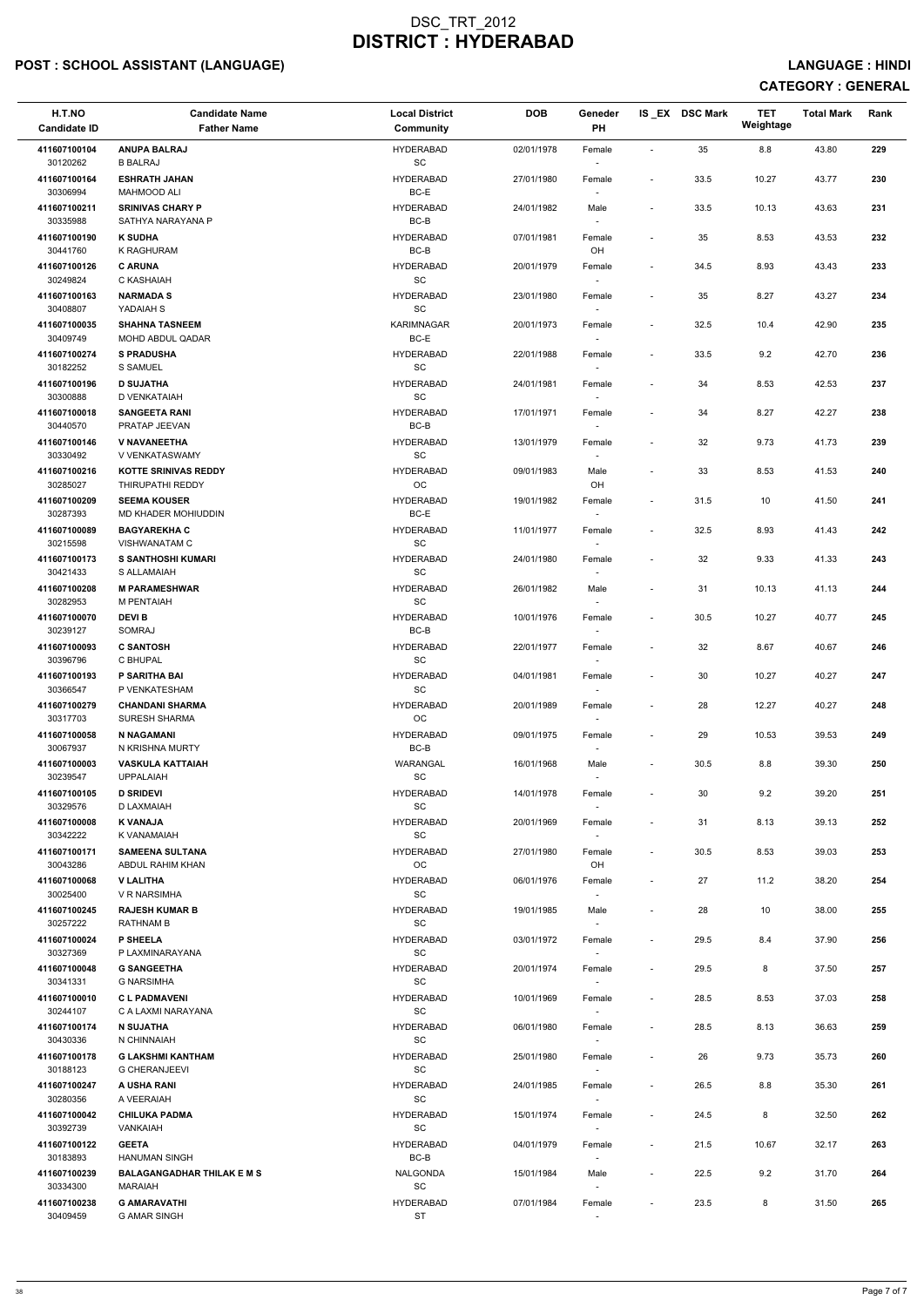# DSC_TRT_2012
# DISTRICT : HYDERABAD

## POST : SCHOOL ASSISTANT (LANGUAGE)

## LANGUAGE : HINDI

## CATEGORY : GENERAL

| H.T.NO<br>Candidate ID | Candidate Name<br>Father Name | Local District<br>Community | DOB | Geneder<br>PH | IS_EX | DSC Mark | TET Weightage | Total Mark | Rank |
|---|---|---|---|---|---|---|---|---|---|
| 411607100104<br>30120262 | ANUPA BALRAJ<br>B BALRAJ | HYDERABAD<br>SC | 02/01/1978 | Female<br>- | - | 35 | 8.8 | 43.80 | 229 |
| 411607100164<br>30306994 | ESHRATH JAHAN<br>MAHMOOD ALI | HYDERABAD<br>BC-E | 27/01/1980 | Female<br>- | - | 33.5 | 10.27 | 43.77 | 230 |
| 411607100211<br>30335988 | SRINIVAS CHARY P<br>SATHYA NARAYANA P | HYDERABAD<br>BC-B | 24/01/1982 | Male<br>- | - | 33.5 | 10.13 | 43.63 | 231 |
| 411607100190<br>30441760 | K SUDHA<br>K RAGHURAM | HYDERABAD<br>BC-B | 07/01/1981 | Female<br>OH | - | 35 | 8.53 | 43.53 | 232 |
| 411607100126<br>30249824 | C ARUNA<br>C KASHAIAH | HYDERABAD<br>SC | 20/01/1979 | Female<br>- | - | 34.5 | 8.93 | 43.43 | 233 |
| 411607100163<br>30408807 | NARMADA S<br>YADAIAH S | HYDERABAD<br>SC | 23/01/1980 | Female<br>- | - | 35 | 8.27 | 43.27 | 234 |
| 411607100035<br>30409749 | SHAHNA TASNEEM<br>MOHD ABDUL QADAR | KARIMNAGAR<br>BC-E | 20/01/1973 | Female<br>- | - | 32.5 | 10.4 | 42.90 | 235 |
| 411607100274<br>30182252 | S PRADUSHA<br>S SAMUEL | HYDERABAD<br>SC | 22/01/1988 | Female<br>- | - | 33.5 | 9.2 | 42.70 | 236 |
| 411607100196<br>30300888 | D SUJATHA<br>D VENKATAIAH | HYDERABAD<br>SC | 24/01/1981 | Female<br>- | - | 34 | 8.53 | 42.53 | 237 |
| 411607100018<br>30440570 | SANGEETA RANI<br>PRATAP JEEVAN | HYDERABAD<br>BC-B | 17/01/1971 | Female<br>- | - | 34 | 8.27 | 42.27 | 238 |
| 411607100146<br>30330492 | V NAVANEETHA<br>V VENKATASWAMY | HYDERABAD<br>SC | 13/01/1979 | Female<br>- | - | 32 | 9.73 | 41.73 | 239 |
| 411607100216<br>30285027 | KOTTE SRINIVAS REDDY<br>THIRUPATHI REDDY | HYDERABAD<br>OC | 09/01/1983 | Male<br>OH | - | 33 | 8.53 | 41.53 | 240 |
| 411607100209<br>30287393 | SEEMA KOUSER<br>MD KHADER MOHIUDDIN | HYDERABAD<br>BC-E | 19/01/1982 | Female<br>- | - | 31.5 | 10 | 41.50 | 241 |
| 411607100089<br>30215598 | BAGYAREKHA C<br>VISHWANATAM C | HYDERABAD<br>SC | 11/01/1977 | Female<br>- | - | 32.5 | 8.93 | 41.43 | 242 |
| 411607100173<br>30421433 | S SANTHOSHI KUMARI<br>S ALLAMAIAH | HYDERABAD<br>SC | 24/01/1980 | Female<br>- | - | 32 | 9.33 | 41.33 | 243 |
| 411607100208<br>30282953 | M PARAMESHWAR<br>M PENTAIAH | HYDERABAD<br>SC | 26/01/1982 | Male<br>- | - | 31 | 10.13 | 41.13 | 244 |
| 411607100070<br>30239127 | DEVI B<br>SOMRAJ | HYDERABAD<br>BC-B | 10/01/1976 | Female<br>- | - | 30.5 | 10.27 | 40.77 | 245 |
| 411607100093<br>30396796 | C SANTOSH<br>C BHUPAL | HYDERABAD<br>SC | 22/01/1977 | Female<br>- | - | 32 | 8.67 | 40.67 | 246 |
| 411607100193<br>30366547 | P SARITHA BAI<br>P VENKATESHAM | HYDERABAD<br>SC | 04/01/1981 | Female<br>- | - | 30 | 10.27 | 40.27 | 247 |
| 411607100279<br>30317703 | CHANDANI SHARMA<br>SURESH SHARMA | HYDERABAD<br>OC | 20/01/1989 | Female<br>- | - | 28 | 12.27 | 40.27 | 248 |
| 411607100058<br>30067937 | N NAGAMANI<br>N KRISHNA MURTY | HYDERABAD<br>BC-B | 09/01/1975 | Female<br>- | - | 29 | 10.53 | 39.53 | 249 |
| 411607100003<br>30239547 | VASKULA KATTAIAH<br>UPPALAIAH | WARANGAL<br>SC | 16/01/1968 | Male<br>- | - | 30.5 | 8.8 | 39.30 | 250 |
| 411607100105<br>30329576 | D SRIDEVI<br>D LAXMAIAH | HYDERABAD<br>SC | 14/01/1978 | Female<br>- | - | 30 | 9.2 | 39.20 | 251 |
| 411607100008<br>30342222 | K VANAJA<br>K VANAMAIAH | HYDERABAD<br>SC | 20/01/1969 | Female<br>- | - | 31 | 8.13 | 39.13 | 252 |
| 411607100171<br>30043286 | SAMEENA SULTANA<br>ABDUL RAHIM KHAN | HYDERABAD<br>OC | 27/01/1980 | Female<br>OH | - | 30.5 | 8.53 | 39.03 | 253 |
| 411607100068<br>30025400 | V LALITHA<br>V R NARSIMHA | HYDERABAD<br>SC | 06/01/1976 | Female<br>- | - | 27 | 11.2 | 38.20 | 254 |
| 411607100245<br>30257222 | RAJESH KUMAR B<br>RATHNAM B | HYDERABAD<br>SC | 19/01/1985 | Male<br>- | - | 28 | 10 | 38.00 | 255 |
| 411607100024<br>30327369 | P SHEELA<br>P LAXMINARAYANA | HYDERABAD<br>SC | 03/01/1972 | Female<br>- | - | 29.5 | 8.4 | 37.90 | 256 |
| 411607100048<br>30341331 | G SANGEETHA<br>G NARSIMHA | HYDERABAD<br>SC | 20/01/1974 | Female<br>- | - | 29.5 | 8 | 37.50 | 257 |
| 411607100010<br>30244107 | C L PADMAVENI<br>C A LAXMI NARAYANA | HYDERABAD<br>SC | 10/01/1969 | Female<br>- | - | 28.5 | 8.53 | 37.03 | 258 |
| 411607100174<br>30430336 | N SUJATHA<br>N CHINNAIAH | HYDERABAD<br>SC | 06/01/1980 | Female<br>- | - | 28.5 | 8.13 | 36.63 | 259 |
| 411607100178<br>30188123 | G LAKSHMI KANTHAM<br>G CHERANJEEVI | HYDERABAD<br>SC | 25/01/1980 | Female<br>- | - | 26 | 9.73 | 35.73 | 260 |
| 411607100247<br>30280356 | A USHA RANI<br>A VEERAIAH | HYDERABAD<br>SC | 24/01/1985 | Female<br>- | - | 26.5 | 8.8 | 35.30 | 261 |
| 411607100042<br>30392739 | CHILUKA PADMA<br>VANKAIAH | HYDERABAD<br>SC | 15/01/1974 | Female<br>- | - | 24.5 | 8 | 32.50 | 262 |
| 411607100122<br>30183893 | GEETA<br>HANUMAN SINGH | HYDERABAD<br>BC-B | 04/01/1979 | Female<br>- | - | 21.5 | 10.67 | 32.17 | 263 |
| 411607100239<br>30334300 | BALAGANGADHAR THILAK E M S<br>MARAIAH | NALGONDA<br>SC | 15/01/1984 | Male<br>- | - | 22.5 | 9.2 | 31.70 | 264 |
| 411607100238<br>30409459 | G AMARAVATHI<br>G AMAR SINGH | HYDERABAD<br>ST | 07/01/1984 | Female<br>- | - | 23.5 | 8 | 31.50 | 265 |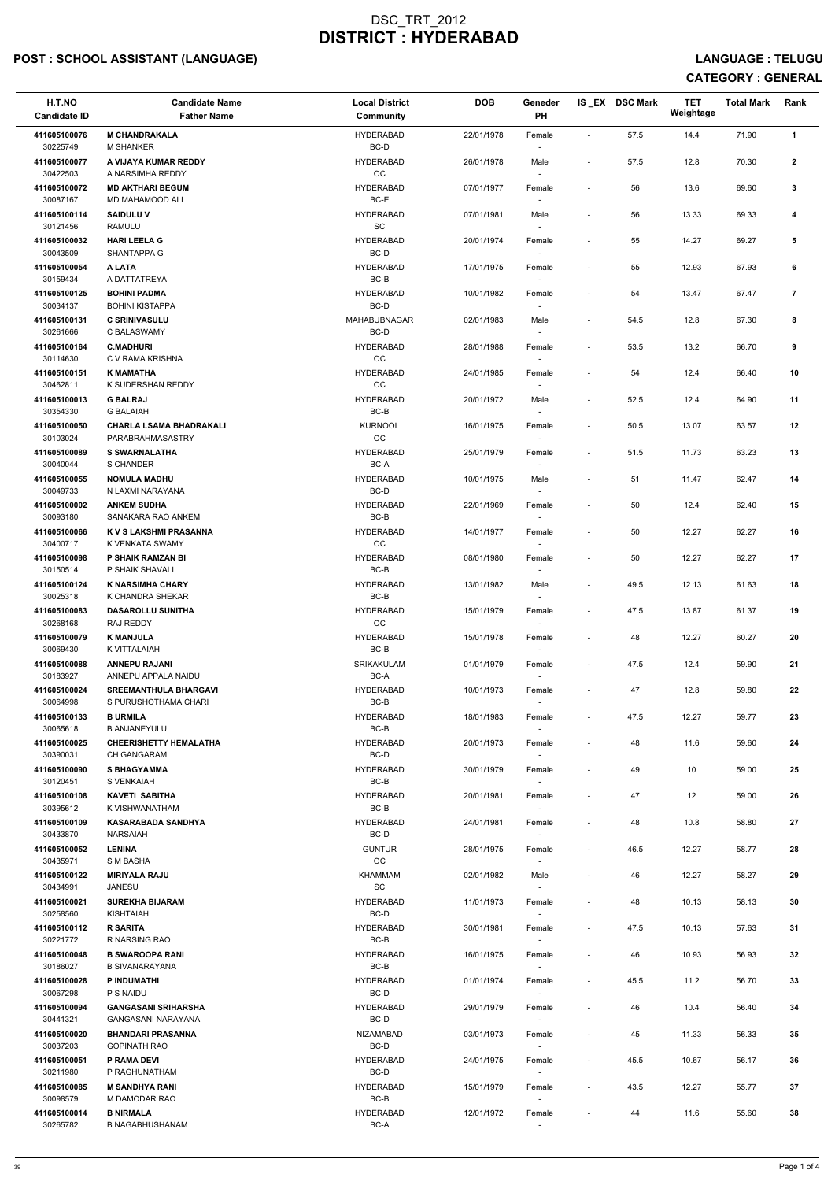# DSC_TRT_2012
# DISTRICT : HYDERABAD

**POST : SCHOOL ASSISTANT (LANGUAGE)** **LANGUAGE : TELUGU**

**CATEGORY : GENERAL**

| H.T.NO<br>Candidate ID | Candidate Name<br>Father Name | Local District<br>Community | DOB | Geneder<br>PH | IS_EX | DSC Mark | TET Weightage | Total Mark | Rank |
|---|---|---|---|---|---|---|---|---|---|
| 411605100076<br>30225749 | **M CHANDRAKALA**<br>M SHANKER | HYDERABAD<br>BC-D | 22/01/1978 | Female<br>- | - | 57.5 | 14.4 | 71.90 | 1 |
| 411605100077<br>30422503 | **A VIJAYA KUMAR REDDY**<br>A NARSIMHA REDDY | HYDERABAD<br>OC | 26/01/1978 | Male<br>- | - | 57.5 | 12.8 | 70.30 | 2 |
| 411605100072<br>30087167 | **MD AKTHARI BEGUM**<br>MD MAHAMOOD ALI | HYDERABAD<br>BC-E | 07/01/1977 | Female<br>- | - | 56 | 13.6 | 69.60 | 3 |
| 411605100114<br>30121456 | **SAIDULU V**<br>RAMULU | HYDERABAD<br>SC | 07/01/1981 | Male<br>- | - | 56 | 13.33 | 69.33 | 4 |
| 411605100032<br>30043509 | **HARI LEELA G**<br>SHANTAPPA G | HYDERABAD<br>BC-D | 20/01/1974 | Female<br>- | - | 55 | 14.27 | 69.27 | 5 |
| 411605100054<br>30159434 | **A LATA**<br>A DATTATREYA | HYDERABAD<br>BC-B | 17/01/1975 | Female<br>- | - | 55 | 12.93 | 67.93 | 6 |
| 411605100125<br>30034137 | **BOHINI PADMA**<br>BOHINI KISTAPPA | HYDERABAD<br>BC-D | 10/01/1982 | Female<br>- | - | 54 | 13.47 | 67.47 | 7 |
| 411605100131<br>30261666 | **C SRINIVASULU**<br>C BALASWAMY | MAHABUBNAGAR<br>BC-D | 02/01/1983 | Male<br>- | - | 54.5 | 12.8 | 67.30 | 8 |
| 411605100164<br>30114630 | **C.MADHURI**<br>C V RAMA KRISHNA | HYDERABAD<br>OC | 28/01/1988 | Female<br>- | - | 53.5 | 13.2 | 66.70 | 9 |
| 411605100151<br>30462811 | **K MAMATHA**<br>K SUDERSHAN REDDY | HYDERABAD<br>OC | 24/01/1985 | Female<br>- | - | 54 | 12.4 | 66.40 | 10 |
| 411605100013<br>30354330 | **G BALRAJ**<br>G BALAIAH | HYDERABAD<br>BC-B | 20/01/1972 | Male<br>- | - | 52.5 | 12.4 | 64.90 | 11 |
| 411605100050<br>30103024 | **CHARLA LSAMA BHADRAKALI**<br>PARABRAHMASASTRY | KURNOOL<br>OC | 16/01/1975 | Female<br>- | - | 50.5 | 13.07 | 63.57 | 12 |
| 411605100089<br>30040044 | **S SWARNALATHA**<br>S CHANDER | HYDERABAD<br>BC-A | 25/01/1979 | Female<br>- | - | 51.5 | 11.73 | 63.23 | 13 |
| 411605100055<br>30049733 | **NOMULA MADHU**<br>N LAXMI NARAYANA | HYDERABAD<br>BC-D | 10/01/1975 | Male<br>- | - | 51 | 11.47 | 62.47 | 14 |
| 411605100002<br>30093180 | **ANKEM SUDHA**<br>SANAKARA RAO ANKEM | HYDERABAD<br>BC-B | 22/01/1969 | Female<br>- | - | 50 | 12.4 | 62.40 | 15 |
| 411605100066<br>30400717 | **K V S LAKSHMI PRASANNA**<br>K VENKATA SWAMY | HYDERABAD<br>OC | 14/01/1977 | Female<br>- | - | 50 | 12.27 | 62.27 | 16 |
| 411605100098<br>30150514 | **P SHAIK RAMZAN BI**<br>P SHAIK SHAVALI | HYDERABAD<br>BC-B | 08/01/1980 | Female<br>- | - | 50 | 12.27 | 62.27 | 17 |
| 411605100124<br>30025318 | **K NARSIMHA CHARY**<br>K CHANDRA SHEKAR | HYDERABAD<br>BC-B | 13/01/1982 | Male<br>- | - | 49.5 | 12.13 | 61.63 | 18 |
| 411605100083<br>30268168 | **DASAROLLU SUNITHA**<br>RAJ REDDY | HYDERABAD<br>OC | 15/01/1979 | Female<br>- | - | 47.5 | 13.87 | 61.37 | 19 |
| 411605100079<br>30069430 | **K MANJULA**<br>K VITTALAIAH | HYDERABAD<br>BC-B | 15/01/1978 | Female<br>- | - | 48 | 12.27 | 60.27 | 20 |
| 411605100088<br>30183927 | **ANNEPU RAJANI**<br>ANNEPU APPALA NAIDU | SRIKAKULAM<br>BC-A | 01/01/1979 | Female<br>- | - | 47.5 | 12.4 | 59.90 | 21 |
| 411605100024<br>30064998 | **SREEMANTHULA BHARGAVI**<br>S PURUSHOTHAMA CHARI | HYDERABAD<br>BC-B | 10/01/1973 | Female<br>- | - | 47 | 12.8 | 59.80 | 22 |
| 411605100133<br>30065618 | **B URMILA**<br>B ANJANEYULU | HYDERABAD<br>BC-B | 18/01/1983 | Female<br>- | - | 47.5 | 12.27 | 59.77 | 23 |
| 411605100025<br>30390031 | **CHEERISHETTY HEMALATHA**<br>CH GANGARAM | HYDERABAD<br>BC-D | 20/01/1973 | Female<br>- | - | 48 | 11.6 | 59.60 | 24 |
| 411605100090<br>30120451 | **S BHAGYAMMA**<br>S VENKAIAH | HYDERABAD<br>BC-B | 30/01/1979 | Female<br>- | - | 49 | 10 | 59.00 | 25 |
| 411605100108<br>30395612 | **KAVETI SABITHA**<br>K VISHWANATHAM | HYDERABAD<br>BC-B | 20/01/1981 | Female<br>- | - | 47 | 12 | 59.00 | 26 |
| 411605100109<br>30433870 | **KASARABADA SANDHYA**<br>NARSAIAH | HYDERABAD<br>BC-D | 24/01/1981 | Female<br>- | - | 48 | 10.8 | 58.80 | 27 |
| 411605100052<br>30435971 | **LENINA**<br>S M BASHA | GUNTUR<br>OC | 28/01/1975 | Female<br>- | - | 46.5 | 12.27 | 58.77 | 28 |
| 411605100122<br>30434991 | **MIRIYALA RAJU**<br>JANESU | KHAMMAM<br>SC | 02/01/1982 | Male<br>- | - | 46 | 12.27 | 58.27 | 29 |
| 411605100021<br>30258560 | **SUREKHA BIJARAM**<br>KISHTAIAH | HYDERABAD<br>BC-D | 11/01/1973 | Female<br>- | - | 48 | 10.13 | 58.13 | 30 |
| 411605100112<br>30221772 | **R SARITA**<br>R NARSING RAO | HYDERABAD<br>BC-B | 30/01/1981 | Female<br>- | - | 47.5 | 10.13 | 57.63 | 31 |
| 411605100048<br>30186027 | **B SWAROOPA RANI**<br>B SIVANARAYANA | HYDERABAD<br>BC-B | 16/01/1975 | Female<br>- | - | 46 | 10.93 | 56.93 | 32 |
| 411605100028<br>30067298 | **P INDUMATHI**<br>P S NAIDU | HYDERABAD<br>BC-D | 01/01/1974 | Female<br>- | - | 45.5 | 11.2 | 56.70 | 33 |
| 411605100094<br>30441321 | **GANGASANI SRIHARSHA**<br>GANGASANI NARAYANA | HYDERABAD<br>BC-D | 29/01/1979 | Female<br>- | - | 46 | 10.4 | 56.40 | 34 |
| 411605100020<br>30037203 | **BHANDARI PRASANNA**<br>GOPINATH RAO | NIZAMABAD<br>BC-D | 03/01/1973 | Female<br>- | - | 45 | 11.33 | 56.33 | 35 |
| 411605100051<br>30211980 | **P RAMA DEVI**<br>P RAGHUNATHAM | HYDERABAD<br>BC-D | 24/01/1975 | Female<br>- | - | 45.5 | 10.67 | 56.17 | 36 |
| 411605100085<br>30098579 | **M SANDHYA RANI**<br>M DAMODAR RAO | HYDERABAD<br>BC-B | 15/01/1979 | Female<br>- | - | 43.5 | 12.27 | 55.77 | 37 |
| 411605100014<br>30265782 | **B NIRMALA**<br>B NAGABHUSHANAM | HYDERABAD<br>BC-A | 12/01/1972 | Female<br>- | - | 44 | 11.6 | 55.60 | 38 |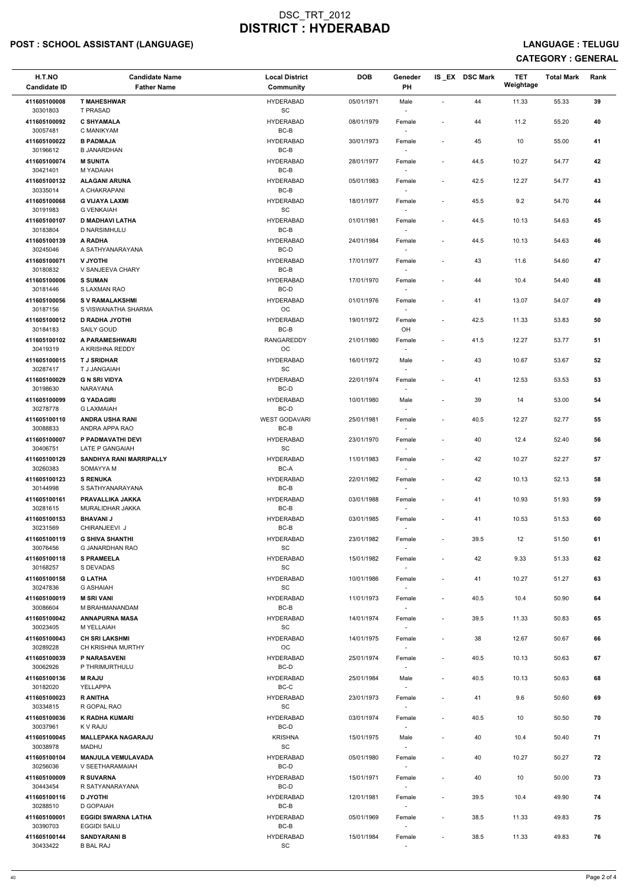# DSC_TRT_2012
# DISTRICT : HYDERABAD

**POST : SCHOOL ASSISTANT (LANGUAGE)** **LANGUAGE : TELUGU**

**CATEGORY : GENERAL**

| H.T.NO<br>Candidate ID | Candidate Name<br>Father Name | Local District<br>Community | DOB | Geneder<br>PH | IS _EX | DSC Mark | TET Weightage | Total Mark | Rank |
|---|---|---|---|---|---|---|---|---|---|
| 411605100008<br>30301803 | **T MAHESHWAR**<br>T PRASAD | HYDERABAD<br>SC | 05/01/1971 | Male<br>- | - | 44 | 11.33 | 55.33 | 39 |
| 411605100092<br>30057481 | **C SHYAMALA**<br>C MANIKYAM | HYDERABAD<br>BC-B | 08/01/1979 | Female<br>- | - | 44 | 11.2 | 55.20 | 40 |
| 411605100022<br>30196612 | **B PADMAJA**<br>B JANARDHAN | HYDERABAD<br>BC-B | 30/01/1973 | Female<br>- | - | 45 | 10 | 55.00 | 41 |
| 411605100074<br>30421401 | **M SUNITA**<br>M YADAIAH | HYDERABAD<br>BC-B | 28/01/1977 | Female<br>- | - | 44.5 | 10.27 | 54.77 | 42 |
| 411605100132<br>30335014 | **ALAGANI ARUNA**<br>A CHAKRAPANI | HYDERABAD<br>BC-B | 05/01/1983 | Female<br>- | - | 42.5 | 12.27 | 54.77 | 43 |
| 411605100068<br>30191983 | **G VIJAYA LAXMI**<br>G VENKAIAH | HYDERABAD<br>SC | 18/01/1977 | Female<br>- | - | 45.5 | 9.2 | 54.70 | 44 |
| 411605100107<br>30183804 | **D MADHAVI LATHA**<br>D NARSIMHULU | HYDERABAD<br>BC-B | 01/01/1981 | Female<br>- | - | 44.5 | 10.13 | 54.63 | 45 |
| 411605100139<br>30245046 | **A RADHA**<br>A SATHYANARAYANA | HYDERABAD<br>BC-D | 24/01/1984 | Female<br>- | - | 44.5 | 10.13 | 54.63 | 46 |
| 411605100071<br>30180832 | **V JYOTHI**<br>V SANJEEVA CHARY | HYDERABAD<br>BC-B | 17/01/1977 | Female<br>- | - | 43 | 11.6 | 54.60 | 47 |
| 411605100006<br>30181446 | **S SUMAN**<br>S LAXMAN RAO | HYDERABAD<br>BC-D | 17/01/1970 | Female<br>- | - | 44 | 10.4 | 54.40 | 48 |
| 411605100056<br>30187156 | **S V RAMALAKSHMI**<br>S VISWANATHA SHARMA | HYDERABAD<br>OC | 01/01/1976 | Female<br>- | - | 41 | 13.07 | 54.07 | 49 |
| 411605100012<br>30184183 | **D RADHA JYOTHI**<br>SAILY GOUD | HYDERABAD<br>BC-B | 19/01/1972 | Female<br>OH | - | 42.5 | 11.33 | 53.83 | 50 |
| 411605100102<br>30419319 | **A PARAMESHWARI**<br>A KRISHNA REDDY | RANGAREDDY<br>OC | 21/01/1980 | Female<br>- | - | 41.5 | 12.27 | 53.77 | 51 |
| 411605100015<br>30287417 | **T J SRIDHAR**<br>T J JANGAIAH | HYDERABAD<br>SC | 16/01/1972 | Male<br>- | - | 43 | 10.67 | 53.67 | 52 |
| 411605100029<br>30198630 | **G N SRI VIDYA**<br>NARAYANA | HYDERABAD<br>BC-D | 22/01/1974 | Female<br>- | - | 41 | 12.53 | 53.53 | 53 |
| 411605100099<br>30278778 | **G YADAGIRI**<br>G LAXMAIAH | HYDERABAD<br>BC-D | 10/01/1980 | Male<br>- | - | 39 | 14 | 53.00 | 54 |
| 411605100110<br>30088833 | **ANDRA USHA RANI**<br>ANDRA APPA RAO | WEST GODAVARI<br>BC-B | 25/01/1981 | Female<br>- | - | 40.5 | 12.27 | 52.77 | 55 |
| 411605100007<br>30406751 | **P PADMAVATHI DEVI**<br>LATE P GANGAIAH | HYDERABAD<br>SC | 23/01/1970 | Female<br>- | - | 40 | 12.4 | 52.40 | 56 |
| 411605100129<br>30260383 | **SANDHYA RANI MARRIPALLY**<br>SOMAYYA M | HYDERABAD<br>BC-A | 11/01/1983 | Female<br>- | - | 42 | 10.27 | 52.27 | 57 |
| 411605100123<br>30144998 | **S RENUKA**<br>S SATHYANARAYANA | HYDERABAD<br>BC-B | 22/01/1982 | Female<br>- | - | 42 | 10.13 | 52.13 | 58 |
| 411605100161<br>30281615 | **PRAVALLIKA JAKKA**<br>MURALIDHAR JAKKA | HYDERABAD<br>BC-B | 03/01/1988 | Female<br>- | - | 41 | 10.93 | 51.93 | 59 |
| 411605100153<br>30231569 | **BHAVANI J**<br>CHIRANJEEVI J | HYDERABAD<br>BC-B | 03/01/1985 | Female<br>- | - | 41 | 10.53 | 51.53 | 60 |
| 411605100119<br>30076456 | **G SHIVA SHANTHI**<br>G JANARDHAN RAO | HYDERABAD<br>SC | 23/01/1982 | Female<br>- | - | 39.5 | 12 | 51.50 | 61 |
| 411605100118<br>30168257 | **S PRAMEELA**<br>S DEVADAS | HYDERABAD<br>SC | 15/01/1982 | Female<br>- | - | 42 | 9.33 | 51.33 | 62 |
| 411605100158<br>30247836 | **G LATHA**<br>G ASHAIAH | HYDERABAD<br>SC | 10/01/1986 | Female<br>- | - | 41 | 10.27 | 51.27 | 63 |
| 411605100019<br>30086604 | **M SRI VANI**<br>M BRAHMANANDAM | HYDERABAD<br>BC-B | 11/01/1973 | Female<br>- | - | 40.5 | 10.4 | 50.90 | 64 |
| 411605100042<br>30023405 | **ANNAPURNA MASA**<br>M YELLAIAH | HYDERABAD<br>SC | 14/01/1974 | Female<br>- | - | 39.5 | 11.33 | 50.83 | 65 |
| 411605100043<br>30289228 | **CH SRI LAKSHMI**<br>CH KRISHNA MURTHY | HYDERABAD<br>OC | 14/01/1975 | Female<br>- | - | 38 | 12.67 | 50.67 | 66 |
| 411605100039<br>30062926 | **P NARASAVENI**<br>P THRIMURTHULU | HYDERABAD<br>BC-D | 25/01/1974 | Female<br>- | - | 40.5 | 10.13 | 50.63 | 67 |
| 411605100136<br>30182020 | **M RAJU**<br>YELLAPPA | HYDERABAD<br>BC-C | 25/01/1984 | Male<br>- | - | 40.5 | 10.13 | 50.63 | 68 |
| 411605100023<br>30334815 | **R ANITHA**<br>R GOPAL RAO | HYDERABAD<br>SC | 23/01/1973 | Female<br>- | - | 41 | 9.6 | 50.60 | 69 |
| 411605100036<br>30037961 | **K RADHA KUMARI**<br>K V RAJU | HYDERABAD<br>BC-D | 03/01/1974 | Female<br>- | - | 40.5 | 10 | 50.50 | 70 |
| 411605100045<br>30038978 | **MALLEPAKA NAGARAJU**<br>MADHU | KRISHNA<br>SC | 15/01/1975 | Male<br>- | - | 40 | 10.4 | 50.40 | 71 |
| 411605100104<br>30256036 | **MANJULA VEMULAVADA**<br>V SEETHARAMAIAH | HYDERABAD<br>BC-D | 05/01/1980 | Female<br>- | - | 40 | 10.27 | 50.27 | 72 |
| 411605100009<br>30443454 | **R SUVARNA**<br>R SATYANARAYANA | HYDERABAD<br>BC-D | 15/01/1971 | Female<br>- | - | 40 | 10 | 50.00 | 73 |
| 411605100116<br>30288510 | **D JYOTHI**<br>D GOPAIAH | HYDERABAD<br>BC-B | 12/01/1981 | Female<br>- | - | 39.5 | 10.4 | 49.90 | 74 |
| 411605100001<br>30390703 | **EGGIDI SWARNA LATHA**<br>EGGIDI SAILU | HYDERABAD<br>BC-B | 05/01/1969 | Female<br>- | - | 38.5 | 11.33 | 49.83 | 75 |
| 411605100144<br>30433422 | **SANDYARANI B**<br>B BAL RAJ | HYDERABAD<br>SC | 15/01/1984 | Female<br>- | - | 38.5 | 11.33 | 49.83 | 76 |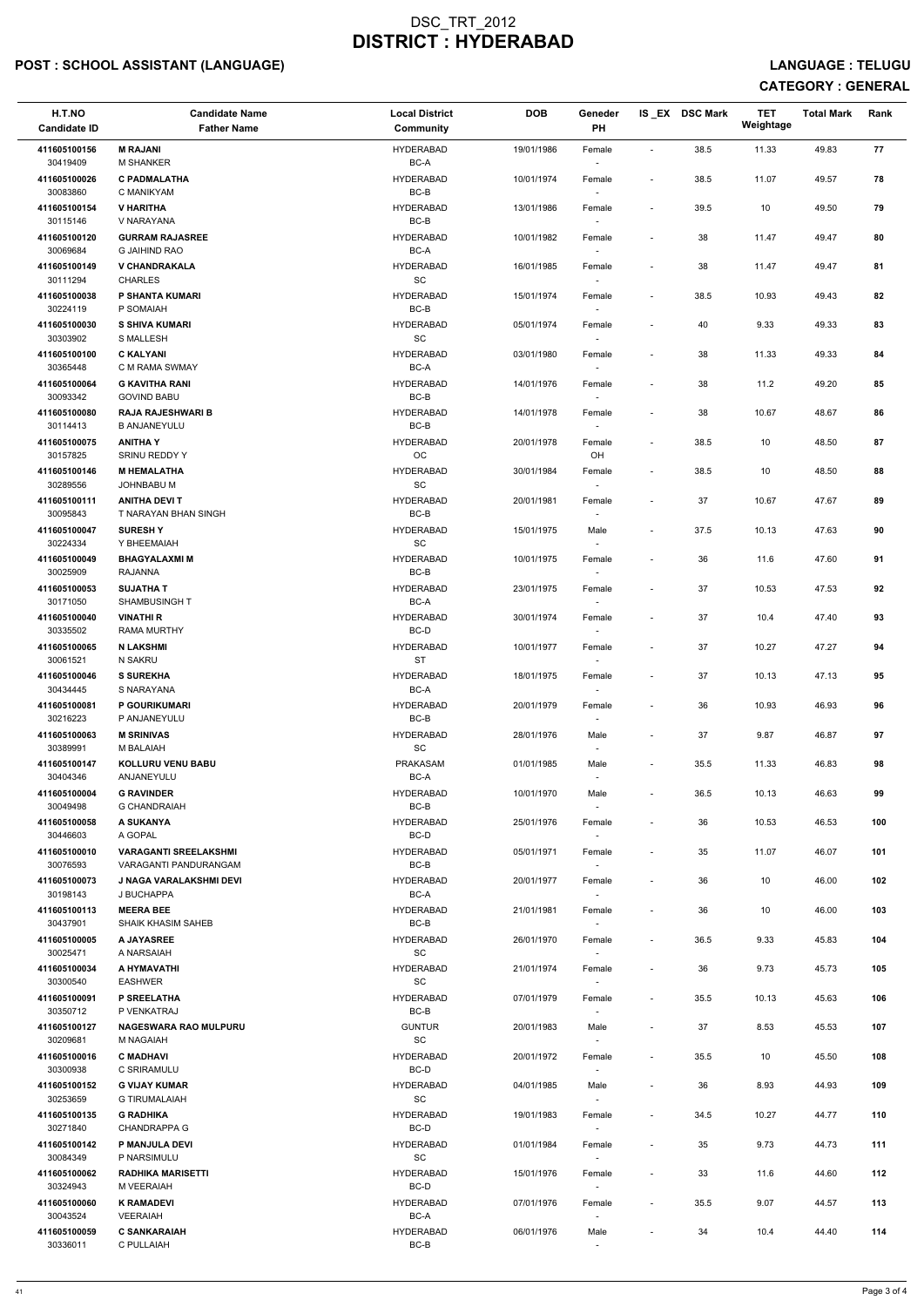# DSC_TRT_2012
# DISTRICT : HYDERABAD

**POST : SCHOOL ASSISTANT (LANGUAGE)** **LANGUAGE : TELUGU**

**CATEGORY : GENERAL**

| H.T.NO<br>Candidate ID | Candidate Name<br>Father Name | Local District<br>Community | DOB | Geneder<br>PH | IS _EX | DSC Mark | TET Weightage | Total Mark | Rank |
|---|---|---|---|---|---|---|---|---|---|
| 411605100156<br>30419409 | **M RAJANI**<br>M SHANKER | HYDERABAD<br>BC-A | 19/01/1986 | Female<br>- | - | 38.5 | 11.33 | 49.83 | 77 |
| 411605100026<br>30083860 | **C PADMALATHA**<br>C MANIKYAM | HYDERABAD<br>BC-B | 10/01/1974 | Female<br>- | - | 38.5 | 11.07 | 49.57 | 78 |
| 411605100154<br>30115146 | **V HARITHA**<br>V NARAYANA | HYDERABAD<br>BC-B | 13/01/1986 | Female<br>- | - | 39.5 | 10 | 49.50 | 79 |
| 411605100120<br>30069684 | **GURRAM RAJASREE**<br>G JAIHIND RAO | HYDERABAD<br>BC-A | 10/01/1982 | Female<br>- | - | 38 | 11.47 | 49.47 | 80 |
| 411605100149<br>30111294 | **V CHANDRAKALA**<br>CHARLES | HYDERABAD<br>SC | 16/01/1985 | Female<br>- | - | 38 | 11.47 | 49.47 | 81 |
| 411605100038<br>30224119 | **P SHANTA KUMARI**<br>P SOMAIAH | HYDERABAD<br>BC-B | 15/01/1974 | Female<br>- | - | 38.5 | 10.93 | 49.43 | 82 |
| 411605100030<br>30303902 | **S SHIVA KUMARI**<br>S MALLESH | HYDERABAD<br>SC | 05/01/1974 | Female<br>- | - | 40 | 9.33 | 49.33 | 83 |
| 411605100100<br>30365448 | **C KALYANI**<br>C M RAMA SWMAY | HYDERABAD<br>BC-A | 03/01/1980 | Female<br>- | - | 38 | 11.33 | 49.33 | 84 |
| 411605100064<br>30093342 | **G KAVITHA RANI**<br>GOVIND BABU | HYDERABAD<br>BC-B | 14/01/1976 | Female<br>- | - | 38 | 11.2 | 49.20 | 85 |
| 411605100080<br>30114413 | **RAJA RAJESHWARI B**<br>B ANJANEYULU | HYDERABAD<br>BC-B | 14/01/1978 | Female<br>- | - | 38 | 10.67 | 48.67 | 86 |
| 411605100075<br>30157825 | **ANITHA Y**<br>SRINU REDDY Y | HYDERABAD<br>OC | 20/01/1978 | Female<br>OH | - | 38.5 | 10 | 48.50 | 87 |
| 411605100146<br>30289556 | **M HEMALATHA**<br>JOHNBABU M | HYDERABAD<br>SC | 30/01/1984 | Female<br>- | - | 38.5 | 10 | 48.50 | 88 |
| 411605100111<br>30095843 | **ANITHA DEVI T**<br>T NARAYAN BHAN SINGH | HYDERABAD<br>BC-B | 20/01/1981 | Female<br>- | - | 37 | 10.67 | 47.67 | 89 |
| 411605100047<br>30224334 | **SURESH Y**<br>Y BHEEMAIAH | HYDERABAD<br>SC | 15/01/1975 | Male<br>- | - | 37.5 | 10.13 | 47.63 | 90 |
| 411605100049<br>30025909 | **BHAGYALAXMI M**<br>RAJANNA | HYDERABAD<br>BC-B | 10/01/1975 | Female<br>- | - | 36 | 11.6 | 47.60 | 91 |
| 411605100053<br>30171050 | **SUJATHA T**<br>SHAMBUSINGH T | HYDERABAD<br>BC-A | 23/01/1975 | Female<br>- | - | 37 | 10.53 | 47.53 | 92 |
| 411605100040<br>30335502 | **VINATHI R**<br>RAMA MURTHY | HYDERABAD<br>BC-D | 30/01/1974 | Female<br>- | - | 37 | 10.4 | 47.40 | 93 |
| 411605100065<br>30061521 | **N LAKSHMI**<br>N SAKRU | HYDERABAD<br>ST | 10/01/1977 | Female<br>- | - | 37 | 10.27 | 47.27 | 94 |
| 411605100046<br>30434445 | **S SUREKHA**<br>S NARAYANA | HYDERABAD<br>BC-A | 18/01/1975 | Female<br>- | - | 37 | 10.13 | 47.13 | 95 |
| 411605100081<br>30216223 | **P GOURIKUMARI**<br>P ANJANEYULU | HYDERABAD<br>BC-B | 20/01/1979 | Female<br>- | - | 36 | 10.93 | 46.93 | 96 |
| 411605100063<br>30389991 | **M SRINIVAS**<br>M BALAIAH | HYDERABAD<br>SC | 28/01/1976 | Male<br>- | - | 37 | 9.87 | 46.87 | 97 |
| 411605100147<br>30404346 | **KOLLURU VENU BABU**<br>ANJANEYULU | PRAKASAM<br>BC-A | 01/01/1985 | Male<br>- | - | 35.5 | 11.33 | 46.83 | 98 |
| 411605100004<br>30049498 | **G RAVINDER**<br>G CHANDRAIAH | HYDERABAD<br>BC-B | 10/01/1970 | Male<br>- | - | 36.5 | 10.13 | 46.63 | 99 |
| 411605100058<br>30446603 | **A SUKANYA**<br>A GOPAL | HYDERABAD<br>BC-D | 25/01/1976 | Female<br>- | - | 36 | 10.53 | 46.53 | 100 |
| 411605100010<br>30076593 | **VARAGANTI SREELAKSHMI**<br>VARAGANTI PANDURANGAM | HYDERABAD<br>BC-B | 05/01/1971 | Female<br>- | - | 35 | 11.07 | 46.07 | 101 |
| 411605100073<br>30198143 | **J NAGA VARALAKSHMI DEVI**<br>J BUCHAPPA | HYDERABAD<br>BC-A | 20/01/1977 | Female<br>- | - | 36 | 10 | 46.00 | 102 |
| 411605100113<br>30437901 | **MEERA BEE**<br>SHAIK KHASIM SAHEB | HYDERABAD<br>BC-B | 21/01/1981 | Female<br>- | - | 36 | 10 | 46.00 | 103 |
| 411605100005<br>30025471 | **A JAYASREE**<br>A NARSAIAH | HYDERABAD<br>SC | 26/01/1970 | Female<br>- | - | 36.5 | 9.33 | 45.83 | 104 |
| 411605100034<br>30300540 | **A HYMAVATHI**<br>EASHWER | HYDERABAD<br>SC | 21/01/1974 | Female<br>- | - | 36 | 9.73 | 45.73 | 105 |
| 411605100091<br>30350712 | **P SREELATHA**<br>P VENKATRAJ | HYDERABAD<br>BC-B | 07/01/1979 | Female<br>- | - | 35.5 | 10.13 | 45.63 | 106 |
| 411605100127<br>30209681 | **NAGESWARA RAO MULPURU**<br>M NAGAIAH | GUNTUR<br>SC | 20/01/1983 | Male<br>- | - | 37 | 8.53 | 45.53 | 107 |
| 411605100016<br>30300938 | **C MADHAVI**<br>C SRIRAMULU | HYDERABAD<br>BC-D | 20/01/1972 | Female<br>- | - | 35.5 | 10 | 45.50 | 108 |
| 411605100152<br>30253659 | **G VIJAY KUMAR**<br>G TIRUMALAIAH | HYDERABAD<br>SC | 04/01/1985 | Male<br>- | - | 36 | 8.93 | 44.93 | 109 |
| 411605100135<br>30271840 | **G RADHIKA**<br>CHANDRAPPA G | HYDERABAD<br>BC-D | 19/01/1983 | Female<br>- | - | 34.5 | 10.27 | 44.77 | 110 |
| 411605100142<br>30084349 | **P MANJULA DEVI**<br>P NARSIMULU | HYDERABAD<br>SC | 01/01/1984 | Female<br>- | - | 35 | 9.73 | 44.73 | 111 |
| 411605100062<br>30324943 | **RADHIKA MARISETTI**<br>M VEERAIAH | HYDERABAD<br>BC-D | 15/01/1976 | Female<br>- | - | 33 | 11.6 | 44.60 | 112 |
| 411605100060<br>30043524 | **K RAMADEVI**<br>VEERAIAH | HYDERABAD<br>BC-A | 07/01/1976 | Female<br>- | - | 35.5 | 9.07 | 44.57 | 113 |
| 411605100059<br>30336011 | **C SANKARAIAH**<br>C PULLAIAH | HYDERABAD<br>BC-B | 06/01/1976 | Male<br>- | - | 34 | 10.4 | 44.40 | 114 |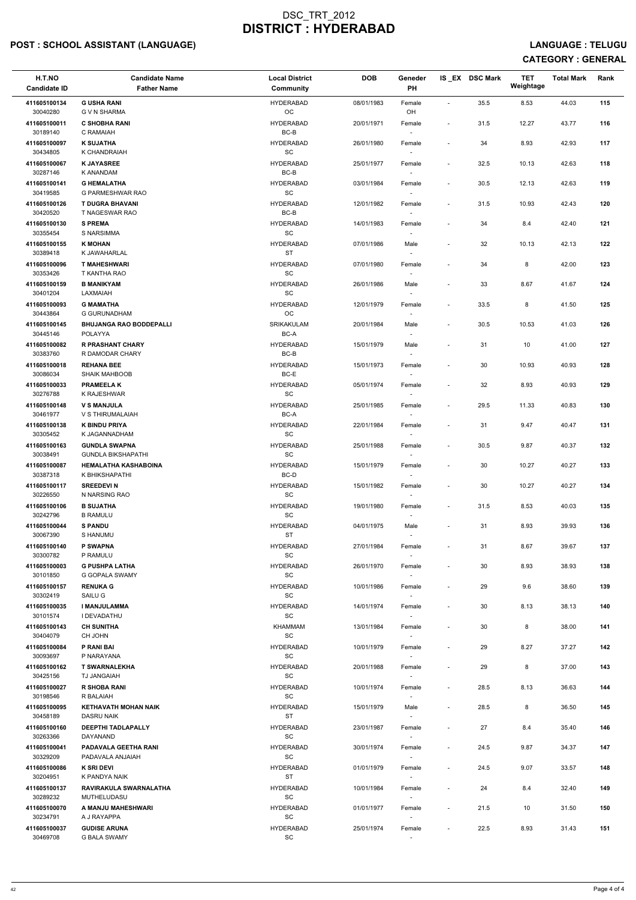# DSC_TRT_2012
# DISTRICT : HYDERABAD

**POST : SCHOOL ASSISTANT (LANGUAGE)** **LANGUAGE : TELUGU**

**CATEGORY : GENERAL**

| H.T.NO<br>Candidate ID | Candidate Name<br>Father Name | Local District<br>Community | DOB | Geneder<br>PH | IS _EX | DSC Mark | TET Weightage | Total Mark | Rank |
|---|---|---|---|---|---|---|---|---|---|
| 411605100134<br>30040280 | G USHA RANI<br>G V N SHARMA | HYDERABAD<br>OC | 08/01/1983 | Female<br>OH | - | 35.5 | 8.53 | 44.03 | 115 |
| 411605100011<br>30189140 | C SHOBHA RANI<br>C RAMAIAH | HYDERABAD<br>BC-B | 20/01/1971 | Female<br>- | - | 31.5 | 12.27 | 43.77 | 116 |
| 411605100097<br>30434805 | K SUJATHA<br>K CHANDRAIAH | HYDERABAD<br>SC | 26/01/1980 | Female<br>- | - | 34 | 8.93 | 42.93 | 117 |
| 411605100067<br>30287146 | K JAYASREE<br>K ANANDAM | HYDERABAD<br>BC-B | 25/01/1977 | Female<br>- | - | 32.5 | 10.13 | 42.63 | 118 |
| 411605100141<br>30419585 | G HEMALATHA<br>G PARMESHWAR RAO | HYDERABAD<br>SC | 03/01/1984 | Female<br>- | - | 30.5 | 12.13 | 42.63 | 119 |
| 411605100126<br>30420520 | T DUGRA BHAVANI<br>T NAGESWAR RAO | HYDERABAD<br>BC-B | 12/01/1982 | Female<br>- | - | 31.5 | 10.93 | 42.43 | 120 |
| 411605100130<br>30355454 | S PREMA<br>S NARSIMMA | HYDERABAD<br>SC | 14/01/1983 | Female<br>- | - | 34 | 8.4 | 42.40 | 121 |
| 411605100155<br>30389418 | K MOHAN<br>K JAWAHARLAL | HYDERABAD<br>ST | 07/01/1986 | Male<br>- | - | 32 | 10.13 | 42.13 | 122 |
| 411605100096<br>30353426 | T MAHESHWARI<br>T KANTHA RAO | HYDERABAD<br>SC | 07/01/1980 | Female<br>- | - | 34 | 8 | 42.00 | 123 |
| 411605100159<br>30401204 | B MANIKYAM<br>LAXMAIAH | HYDERABAD<br>SC | 26/01/1986 | Male<br>- | - | 33 | 8.67 | 41.67 | 124 |
| 411605100093<br>30443864 | G MAMATHA<br>G GURUNADHAM | HYDERABAD<br>OC | 12/01/1979 | Female<br>- | - | 33.5 | 8 | 41.50 | 125 |
| 411605100145<br>30445146 | BHUJANGA RAO BODDEPALLI<br>POLAYYA | SRIKAKULAM<br>BC-A | 20/01/1984 | Male<br>- | - | 30.5 | 10.53 | 41.03 | 126 |
| 411605100082<br>30383760 | R PRASHANT CHARY<br>R DAMODAR CHARY | HYDERABAD<br>BC-B | 15/01/1979 | Male<br>- | - | 31 | 10 | 41.00 | 127 |
| 411605100018<br>30086034 | REHANA BEE<br>SHAIK MAHBOOB | HYDERABAD<br>BC-E | 15/01/1973 | Female<br>- | - | 30 | 10.93 | 40.93 | 128 |
| 411605100033<br>30276788 | PRAMEELA K<br>K RAJESHWAR | HYDERABAD<br>SC | 05/01/1974 | Female<br>- | - | 32 | 8.93 | 40.93 | 129 |
| 411605100148<br>30461977 | V S MANJULA<br>V S THIRUMALAIAH | HYDERABAD<br>BC-A | 25/01/1985 | Female<br>- | - | 29.5 | 11.33 | 40.83 | 130 |
| 411605100138<br>30305452 | K BINDU PRIYA<br>K JAGANNADHAM | HYDERABAD<br>SC | 22/01/1984 | Female<br>- | - | 31 | 9.47 | 40.47 | 131 |
| 411605100163<br>30038491 | GUNDLA SWAPNA<br>GUNDLA BIKSHAPATHI | HYDERABAD<br>SC | 25/01/1988 | Female<br>- | - | 30.5 | 9.87 | 40.37 | 132 |
| 411605100087<br>30387318 | HEMALATHA KASHABOINA<br>K BHIKSHAPATHI | HYDERABAD<br>BC-D | 15/01/1979 | Female<br>- | - | 30 | 10.27 | 40.27 | 133 |
| 411605100117<br>30226550 | SREEDEVI N<br>N NARSING RAO | HYDERABAD<br>SC | 15/01/1982 | Female<br>- | - | 30 | 10.27 | 40.27 | 134 |
| 411605100106<br>30242796 | B SUJATHA<br>B RAMULU | HYDERABAD<br>SC | 19/01/1980 | Female<br>- | - | 31.5 | 8.53 | 40.03 | 135 |
| 411605100044<br>30067390 | S PANDU<br>S HANUMU | HYDERABAD<br>ST | 04/01/1975 | Male<br>- | - | 31 | 8.93 | 39.93 | 136 |
| 411605100140<br>30300782 | P SWAPNA<br>P RAMULU | HYDERABAD<br>SC | 27/01/1984 | Female<br>- | - | 31 | 8.67 | 39.67 | 137 |
| 411605100003<br>30101850 | G PUSHPA LATHA<br>G GOPALA SWAMY | HYDERABAD<br>SC | 26/01/1970 | Female<br>- | - | 30 | 8.93 | 38.93 | 138 |
| 411605100157<br>30302419 | RENUKA G<br>SAILU G | HYDERABAD<br>SC | 10/01/1986 | Female<br>- | - | 29 | 9.6 | 38.60 | 139 |
| 411605100035<br>30101574 | I MANJULAMMA<br>I DEVADATHU | HYDERABAD<br>SC | 14/01/1974 | Female<br>- | - | 30 | 8.13 | 38.13 | 140 |
| 411605100143<br>30404079 | CH SUNITHA<br>CH JOHN | KHAMMAM<br>SC | 13/01/1984 | Female<br>- | - | 30 | 8 | 38.00 | 141 |
| 411605100084<br>30093697 | P RANI BAI<br>P NARAYANA | HYDERABAD<br>SC | 10/01/1979 | Female<br>- | - | 29 | 8.27 | 37.27 | 142 |
| 411605100162<br>30425156 | T SWARNALEKHA<br>TJ JANGAIAH | HYDERABAD<br>SC | 20/01/1988 | Female<br>- | - | 29 | 8 | 37.00 | 143 |
| 411605100027<br>30198546 | R SHOBA RANI<br>R BALAIAH | HYDERABAD<br>SC | 10/01/1974 | Female<br>- | - | 28.5 | 8.13 | 36.63 | 144 |
| 411605100095<br>30458189 | KETHAVATH MOHAN NAIK<br>DASRU NAIK | HYDERABAD<br>ST | 15/01/1979 | Male<br>- | - | 28.5 | 8 | 36.50 | 145 |
| 411605100160<br>30263366 | DEEPTHI TADLAPALLY<br>DAYANAND | HYDERABAD<br>SC | 23/01/1987 | Female<br>- | - | 27 | 8.4 | 35.40 | 146 |
| 411605100041<br>30329209 | PADAVALA GEETHA RANI<br>PADAVALA ANJAIAH | HYDERABAD<br>SC | 30/01/1974 | Female<br>- | - | 24.5 | 9.87 | 34.37 | 147 |
| 411605100086<br>30204951 | K SRI DEVI<br>K PANDYA NAIK | HYDERABAD<br>ST | 01/01/1979 | Female<br>- | - | 24.5 | 9.07 | 33.57 | 148 |
| 411605100137<br>30289232 | RAVIRAKULA SWARNALATHA<br>MUTHELUDASU | HYDERABAD<br>SC | 10/01/1984 | Female<br>- | - | 24 | 8.4 | 32.40 | 149 |
| 411605100070<br>30234791 | A MANJU MAHESHWARI<br>A J RAYAPPA | HYDERABAD<br>SC | 01/01/1977 | Female<br>- | - | 21.5 | 10 | 31.50 | 150 |
| 411605100037<br>30469708 | GUDISE ARUNA<br>G BALA SWAMY | HYDERABAD<br>SC | 25/01/1974 | Female<br>- | - | 22.5 | 8.93 | 31.43 | 151 |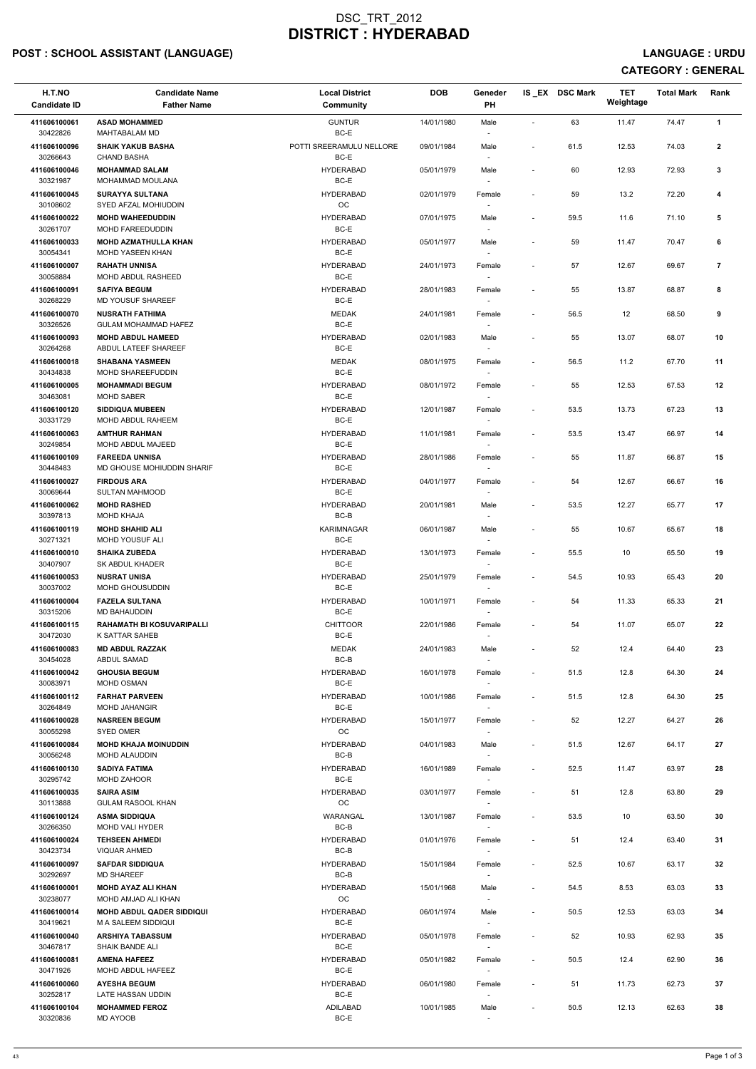# DSC_TRT_2012
# DISTRICT : HYDERABAD

**POST : SCHOOL ASSISTANT (LANGUAGE)** **LANGUAGE : URDU**

**CATEGORY : GENERAL**

| H.T.NO<br>Candidate ID | Candidate Name<br>Father Name | Local District<br>Community | DOB | Geneder<br>PH | IS _EX | DSC Mark | TET Weightage | Total Mark | Rank |
|---|---|---|---|---|---|---|---|---|---|
| 411606100061<br>30422826 | **ASAD MOHAMMED**<br>MAHTABALAM MD | GUNTUR<br>BC-E | 14/01/1980 | Male<br>- | - | 63 | 11.47 | 74.47 | **1** |
| 411606100096<br>30266643 | **SHAIK YAKUB BASHA**<br>CHAND BASHA | POTTI SREERAMULU NELLORE<br>BC-E | 09/01/1984 | Male<br>- | - | 61.5 | 12.53 | 74.03 | **2** |
| 411606100046<br>30321987 | **MOHAMMAD SALAM**<br>MOHAMMAD MOULANA | HYDERABAD<br>BC-E | 05/01/1979 | Male<br>- | - | 60 | 12.93 | 72.93 | **3** |
| 411606100045<br>30108602 | **SURAYYA SULTANA**<br>SYED AFZAL MOHIUDDIN | HYDERABAD<br>OC | 02/01/1979 | Female<br>- | - | 59 | 13.2 | 72.20 | **4** |
| 411606100022<br>30261707 | **MOHD WAHEEDUDDIN**<br>MOHD FAREEDUDDIN | HYDERABAD<br>BC-E | 07/01/1975 | Male<br>- | - | 59.5 | 11.6 | 71.10 | **5** |
| 411606100033<br>30054341 | **MOHD AZMATHULLA KHAN**<br>MOHD YASEEN KHAN | HYDERABAD<br>BC-E | 05/01/1977 | Male<br>- | - | 59 | 11.47 | 70.47 | **6** |
| 411606100007<br>30058884 | **RAHATH UNNISA**<br>MOHD ABDUL RASHEED | HYDERABAD<br>BC-E | 24/01/1973 | Female<br>- | - | 57 | 12.67 | 69.67 | **7** |
| 411606100091<br>30268229 | **SAFIYA BEGUM**<br>MD YOUSUF SHAREEF | HYDERABAD<br>BC-E | 28/01/1983 | Female<br>- | - | 55 | 13.87 | 68.87 | **8** |
| 411606100070<br>30326526 | **NUSRATH FATHIMA**<br>GULAM MOHAMMAD HAFEZ | MEDAK<br>BC-E | 24/01/1981 | Female<br>- | - | 56.5 | 12 | 68.50 | **9** |
| 411606100093<br>30264268 | **MOHD ABDUL HAMEED**<br>ABDUL LATEEF SHAREEF | HYDERABAD<br>BC-E | 02/01/1983 | Male<br>- | - | 55 | 13.07 | 68.07 | **10** |
| 411606100018<br>30434838 | **SHABANA YASMEEN**<br>MOHD SHAREEFUDDIN | MEDAK<br>BC-E | 08/01/1975 | Female<br>- | - | 56.5 | 11.2 | 67.70 | **11** |
| 411606100005<br>30463081 | **MOHAMMADI BEGUM**<br>MOHD SABER | HYDERABAD<br>BC-E | 08/01/1972 | Female<br>- | - | 55 | 12.53 | 67.53 | **12** |
| 411606100120<br>30331729 | **SIDDIQUA MUBEEN**<br>MOHD ABDUL RAHEEM | HYDERABAD<br>BC-E | 12/01/1987 | Female<br>- | - | 53.5 | 13.73 | 67.23 | **13** |
| 411606100063<br>30249854 | **AMTHUR RAHMAN**<br>MOHD ABDUL MAJEED | HYDERABAD<br>BC-E | 11/01/1981 | Female<br>- | - | 53.5 | 13.47 | 66.97 | **14** |
| 411606100109<br>30448483 | **FAREEDA UNNISA**<br>MD GHOUSE MOHIUDDIN SHARIF | HYDERABAD<br>BC-E | 28/01/1986 | Female<br>- | - | 55 | 11.87 | 66.87 | **15** |
| 411606100027<br>30069644 | **FIRDOUS ARA**<br>SULTAN MAHMOOD | HYDERABAD<br>BC-E | 04/01/1977 | Female<br>- | - | 54 | 12.67 | 66.67 | **16** |
| 411606100062<br>30397813 | **MOHD RASHED**<br>MOHD KHAJA | HYDERABAD<br>BC-B | 20/01/1981 | Male<br>- | - | 53.5 | 12.27 | 65.77 | **17** |
| 411606100119<br>30271321 | **MOHD SHAHID ALI**<br>MOHD YOUSUF ALI | KARIMNAGAR<br>BC-E | 06/01/1987 | Male<br>- | - | 55 | 10.67 | 65.67 | **18** |
| 411606100010<br>30407907 | **SHAIKA ZUBEDA**<br>SK ABDUL KHADER | HYDERABAD<br>BC-E | 13/01/1973 | Female<br>- | - | 55.5 | 10 | 65.50 | **19** |
| 411606100053<br>30037002 | **NUSRAT UNISA**<br>MOHD GHOUSUDDIN | HYDERABAD<br>BC-E | 25/01/1979 | Female<br>- | - | 54.5 | 10.93 | 65.43 | **20** |
| 411606100004<br>30315206 | **FAZELA SULTANA**<br>MD BAHAUDDIN | HYDERABAD<br>BC-E | 10/01/1971 | Female<br>- | - | 54 | 11.33 | 65.33 | **21** |
| 411606100115<br>30472030 | **RAHAMATH BI KOSUVARIPALLI**<br>K SATTAR SAHEB | CHITTOOR<br>BC-E | 22/01/1986 | Female<br>- | - | 54 | 11.07 | 65.07 | **22** |
| 411606100083<br>30454028 | **MD ABDUL RAZZAK**<br>ABDUL SAMAD | MEDAK<br>BC-B | 24/01/1983 | Male<br>- | - | 52 | 12.4 | 64.40 | **23** |
| 411606100042<br>30083971 | **GHOUSIA BEGUM**<br>MOHD OSMAN | HYDERABAD<br>BC-E | 16/01/1978 | Female<br>- | - | 51.5 | 12.8 | 64.30 | **24** |
| 411606100112<br>30264849 | **FARHAT PARVEEN**<br>MOHD JAHANGIR | HYDERABAD<br>BC-E | 10/01/1986 | Female<br>- | - | 51.5 | 12.8 | 64.30 | **25** |
| 411606100028<br>30055298 | **NASREEN BEGUM**<br>SYED OMER | HYDERABAD<br>OC | 15/01/1977 | Female<br>- | - | 52 | 12.27 | 64.27 | **26** |
| 411606100084<br>30056248 | **MOHD KHAJA MOINUDDIN**<br>MOHD ALAUDDIN | HYDERABAD<br>BC-B | 04/01/1983 | Male<br>- | - | 51.5 | 12.67 | 64.17 | **27** |
| 411606100130<br>30295742 | **SADIYA FATIMA**<br>MOHD ZAHOOR | HYDERABAD<br>BC-E | 16/01/1989 | Female<br>- | - | 52.5 | 11.47 | 63.97 | **28** |
| 411606100035<br>30113888 | **SAIRA ASIM**<br>GULAM RASOOL KHAN | HYDERABAD<br>OC | 03/01/1977 | Female<br>- | - | 51 | 12.8 | 63.80 | **29** |
| 411606100124<br>30266350 | **ASMA SIDDIQUA**<br>MOHD VALI HYDER | WARANGAL<br>BC-B | 13/01/1987 | Female<br>- | - | 53.5 | 10 | 63.50 | **30** |
| 411606100024<br>30423734 | **TEHSEEN AHMEDI**<br>VIQUAR AHMED | HYDERABAD<br>BC-B | 01/01/1976 | Female<br>- | - | 51 | 12.4 | 63.40 | **31** |
| 411606100097<br>30292697 | **SAFDAR SIDDIQUA**<br>MD SHAREEF | HYDERABAD<br>BC-B | 15/01/1984 | Female<br>- | - | 52.5 | 10.67 | 63.17 | **32** |
| 411606100001<br>30238077 | **MOHD AYAZ ALI KHAN**<br>MOHD AMJAD ALI KHAN | HYDERABAD<br>OC | 15/01/1968 | Male<br>- | - | 54.5 | 8.53 | 63.03 | **33** |
| 411606100014<br>30419621 | **MOHD ABDUL QADER SIDDIQUI**<br>M A SALEEM SIDDIQUI | HYDERABAD<br>BC-E | 06/01/1974 | Male<br>- | - | 50.5 | 12.53 | 63.03 | **34** |
| 411606100040<br>30467817 | **ARSHIYA TABASSUM**<br>SHAIK BANDE ALI | HYDERABAD<br>BC-E | 05/01/1978 | Female<br>- | - | 52 | 10.93 | 62.93 | **35** |
| 411606100081<br>30471926 | **AMENA HAFEEZ**<br>MOHD ABDUL HAFEEZ | HYDERABAD<br>BC-E | 05/01/1982 | Female<br>- | - | 50.5 | 12.4 | 62.90 | **36** |
| 411606100060<br>30252817 | **AYESHA BEGUM**<br>LATE HASSAN UDDIN | HYDERABAD<br>BC-E | 06/01/1980 | Female<br>- | - | 51 | 11.73 | 62.73 | **37** |
| 411606100104<br>30320836 | **MOHAMMED FEROZ**<br>MD AYOOB | ADILABAD<br>BC-E | 10/01/1985 | Male<br>- | - | 50.5 | 12.13 | 62.63 | **38** |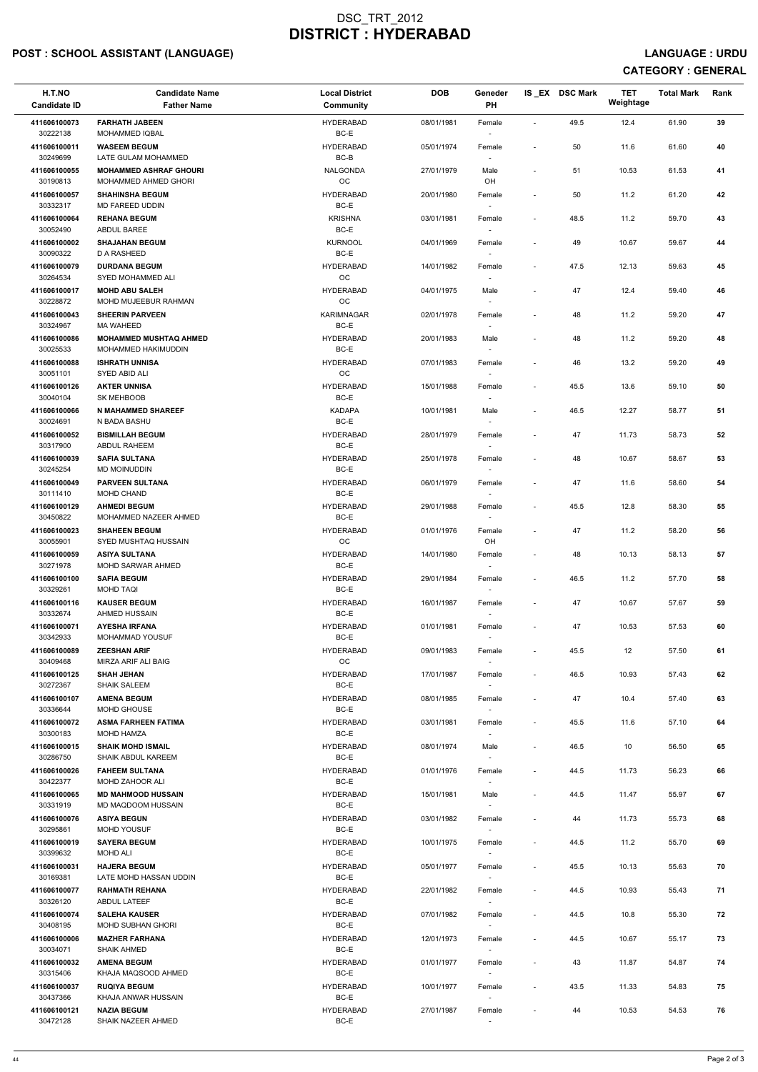# DSC_TRT_2012
# DISTRICT : HYDERABAD

**POST : SCHOOL ASSISTANT (LANGUAGE)** **LANGUAGE : URDU**

**CATEGORY : GENERAL**

| H.T.NO<br>Candidate ID | Candidate Name<br>Father Name | Local District<br>Community | DOB | Geneder<br>PH | IS _EX | DSC Mark | TET Weightage | Total Mark | Rank |
|---|---|---|---|---|---|---|---|---|---|
| 411606100073<br>30222138 | FARHATH JABEEN<br>MOHAMMED IQBAL | HYDERABAD<br>BC-E | 08/01/1981 | Female<br>- | - | 49.5 | 12.4 | 61.90 | 39 |
| 411606100011<br>30249699 | WASEEM BEGUM<br>LATE GULAM MOHAMMED | HYDERABAD<br>BC-B | 05/01/1974 | Female<br>- | - | 50 | 11.6 | 61.60 | 40 |
| 411606100055<br>30190813 | MOHAMMED ASHRAF GHOURI<br>MOHAMMED AHMED GHORI | NALGONDA<br>OC | 27/01/1979 | Male<br>OH | - | 51 | 10.53 | 61.53 | 41 |
| 411606100057<br>30332317 | SHAHINSHA BEGUM<br>MD FAREED UDDIN | HYDERABAD<br>BC-E | 20/01/1980 | Female<br>- | - | 50 | 11.2 | 61.20 | 42 |
| 411606100064<br>30052490 | REHANA BEGUM<br>ABDUL BAREE | KRISHNA<br>BC-E | 03/01/1981 | Female<br>- | - | 48.5 | 11.2 | 59.70 | 43 |
| 411606100002<br>30090322 | SHAJAHAN BEGUM<br>D A RASHEED | KURNOOL<br>BC-E | 04/01/1969 | Female<br>- | - | 49 | 10.67 | 59.67 | 44 |
| 411606100079<br>30264534 | DURDANA BEGUM<br>SYED MOHAMMED ALI | HYDERABAD<br>OC | 14/01/1982 | Female<br>- | - | 47.5 | 12.13 | 59.63 | 45 |
| 411606100017<br>30228872 | MOHD ABU SALEH<br>MOHD MUJEEBUR RAHMAN | HYDERABAD<br>OC | 04/01/1975 | Male<br>- | - | 47 | 12.4 | 59.40 | 46 |
| 411606100043<br>30324967 | SHEERIN PARVEEN<br>MA WAHEED | KARIMNAGAR<br>BC-E | 02/01/1978 | Female<br>- | - | 48 | 11.2 | 59.20 | 47 |
| 411606100086<br>30025533 | MOHAMMED MUSHTAQ AHMED<br>MOHAMMED HAKIMUDDIN | HYDERABAD<br>BC-E | 20/01/1983 | Male<br>- | - | 48 | 11.2 | 59.20 | 48 |
| 411606100088<br>30051101 | ISHRATH UNNISA<br>SYED ABID ALI | HYDERABAD<br>OC | 07/01/1983 | Female<br>- | - | 46 | 13.2 | 59.20 | 49 |
| 411606100126<br>30040104 | AKTER UNNISA<br>SK MEHBOOB | HYDERABAD<br>BC-E | 15/01/1988 | Female<br>- | - | 45.5 | 13.6 | 59.10 | 50 |
| 411606100066<br>30024691 | N MAHAMMED SHAREEF<br>N BADA BASHU | KADAPA<br>BC-E | 10/01/1981 | Male<br>- | - | 46.5 | 12.27 | 58.77 | 51 |
| 411606100052<br>30317900 | BISMILLAH BEGUM<br>ABDUL RAHEEM | HYDERABAD<br>BC-E | 28/01/1979 | Female<br>- | - | 47 | 11.73 | 58.73 | 52 |
| 411606100039<br>30245254 | SAFIA SULTANA<br>MD MOINUDDIN | HYDERABAD<br>BC-E | 25/01/1978 | Female<br>- | - | 48 | 10.67 | 58.67 | 53 |
| 411606100049<br>30111410 | PARVEEN SULTANA<br>MOHD CHAND | HYDERABAD<br>BC-E | 06/01/1979 | Female<br>- | - | 47 | 11.6 | 58.60 | 54 |
| 411606100129<br>30450822 | AHMEDI BEGUM<br>MOHAMMED NAZEER AHMED | HYDERABAD<br>BC-E | 29/01/1988 | Female<br>- | - | 45.5 | 12.8 | 58.30 | 55 |
| 411606100023<br>30055901 | SHAHEEN BEGUM<br>SYED MUSHTAQ HUSSAIN | HYDERABAD<br>OC | 01/01/1976 | Female<br>OH | - | 47 | 11.2 | 58.20 | 56 |
| 411606100059<br>30271978 | ASIYA SULTANA<br>MOHD SARWAR AHMED | HYDERABAD<br>BC-E | 14/01/1980 | Female<br>- | - | 48 | 10.13 | 58.13 | 57 |
| 411606100100<br>30329261 | SAFIA BEGUM<br>MOHD TAQI | HYDERABAD<br>BC-E | 29/01/1984 | Female<br>- | - | 46.5 | 11.2 | 57.70 | 58 |
| 411606100116<br>30332674 | KAUSER BEGUM<br>AHMED HUSSAIN | HYDERABAD<br>BC-E | 16/01/1987 | Female<br>- | - | 47 | 10.67 | 57.67 | 59 |
| 411606100071<br>30342933 | AYESHA IRFANA<br>MOHAMMAD YOUSUF | HYDERABAD<br>BC-E | 01/01/1981 | Female<br>- | - | 47 | 10.53 | 57.53 | 60 |
| 411606100089<br>30409468 | ZEESHAN ARIF<br>MIRZA ARIF ALI BAIG | HYDERABAD<br>OC | 09/01/1983 | Female<br>- | - | 45.5 | 12 | 57.50 | 61 |
| 411606100125<br>30272367 | SHAH JEHAN<br>SHAIK SALEEM | HYDERABAD<br>BC-E | 17/01/1987 | Female<br>- | - | 46.5 | 10.93 | 57.43 | 62 |
| 411606100107<br>30336644 | AMENA BEGUM<br>MOHD GHOUSE | HYDERABAD<br>BC-E | 08/01/1985 | Female<br>- | - | 47 | 10.4 | 57.40 | 63 |
| 411606100072<br>30300183 | ASMA FARHEEN FATIMA<br>MOHD HAMZA | HYDERABAD<br>BC-E | 03/01/1981 | Female<br>- | - | 45.5 | 11.6 | 57.10 | 64 |
| 411606100015<br>30286750 | SHAIK MOHD ISMAIL<br>SHAIK ABDUL KAREEM | HYDERABAD<br>BC-E | 08/01/1974 | Male<br>- | - | 46.5 | 10 | 56.50 | 65 |
| 411606100026<br>30422377 | FAHEEM SULTANA<br>MOHD ZAHOOR ALI | HYDERABAD<br>BC-E | 01/01/1976 | Female<br>- | - | 44.5 | 11.73 | 56.23 | 66 |
| 411606100065<br>30331919 | MD MAHMOOD HUSSAIN<br>MD MAQDOOM HUSSAIN | HYDERABAD<br>BC-E | 15/01/1981 | Male<br>- | - | 44.5 | 11.47 | 55.97 | 67 |
| 411606100076<br>30295861 | ASIYA BEGUN<br>MOHD YOUSUF | HYDERABAD<br>BC-E | 03/01/1982 | Female<br>- | - | 44 | 11.73 | 55.73 | 68 |
| 411606100019<br>30399632 | SAYERA BEGUM<br>MOHD ALI | HYDERABAD<br>BC-E | 10/01/1975 | Female<br>- | - | 44.5 | 11.2 | 55.70 | 69 |
| 411606100031<br>30169381 | HAJERA BEGUM<br>LATE MOHD HASSAN UDDIN | HYDERABAD<br>BC-E | 05/01/1977 | Female<br>- | - | 45.5 | 10.13 | 55.63 | 70 |
| 411606100077<br>30326120 | RAHMATH REHANA<br>ABDUL LATEEF | HYDERABAD<br>BC-E | 22/01/1982 | Female<br>- | - | 44.5 | 10.93 | 55.43 | 71 |
| 411606100074<br>30408195 | SALEHA KAUSER<br>MOHD SUBHAN GHORI | HYDERABAD<br>BC-E | 07/01/1982 | Female<br>- | - | 44.5 | 10.8 | 55.30 | 72 |
| 411606100006<br>30034071 | MAZHER FARHANA<br>SHAIK AHMED | HYDERABAD<br>BC-E | 12/01/1973 | Female<br>- | - | 44.5 | 10.67 | 55.17 | 73 |
| 411606100032<br>30315406 | AMENA BEGUM<br>KHAJA MAQSOOD AHMED | HYDERABAD<br>BC-E | 01/01/1977 | Female<br>- | - | 43 | 11.87 | 54.87 | 74 |
| 411606100037<br>30437366 | RUQIYA BEGUM<br>KHAJA ANWAR HUSSAIN | HYDERABAD<br>BC-E | 10/01/1977 | Female<br>- | - | 43.5 | 11.33 | 54.83 | 75 |
| 411606100121<br>30472128 | NAZIA BEGUM<br>SHAIK NAZEER AHMED | HYDERABAD<br>BC-E | 27/01/1987 | Female<br>- | - | 44 | 10.53 | 54.53 | 76 |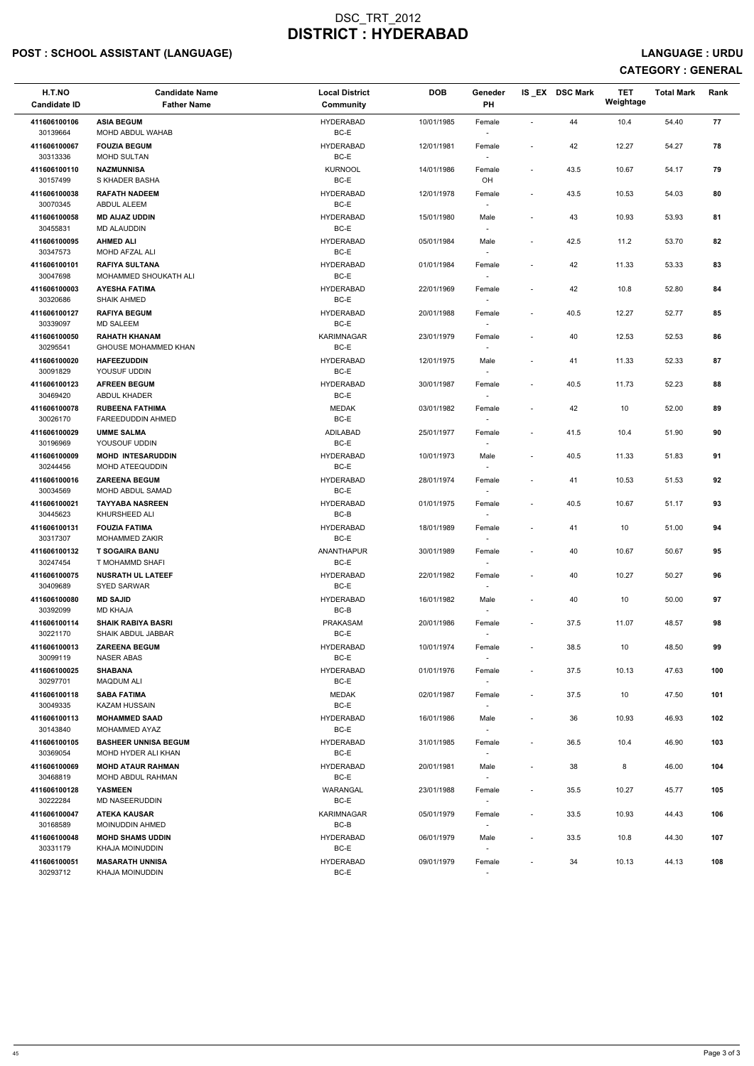# DSC_TRT_2012
# DISTRICT : HYDERABAD

## POST : SCHOOL ASSISTANT (LANGUAGE)

## LANGUAGE : URDU

## CATEGORY : GENERAL

| H.T.NO / Candidate ID | Candidate Name / Father Name | Local District / Community | DOB | Geneder / PH | IS_EX | DSC Mark | TET Weightage | Total Mark | Rank |
|---|---|---|---|---|---|---|---|---|---|
| 411606100106 / 30139664 | ASIA BEGUM / MOHD ABDUL WAHAB | HYDERABAD / BC-E | 10/01/1985 | Female / - | - | 44 | 10.4 | 54.40 | 77 |
| 411606100067 / 30313336 | FOUZIA BEGUM / MOHD SULTAN | HYDERABAD / BC-E | 12/01/1981 | Female / - | - | 42 | 12.27 | 54.27 | 78 |
| 411606100110 / 30157499 | NAZMUNNISA / S KHADER BASHA | KURNOOL / BC-E | 14/01/1986 | Female / OH | - | 43.5 | 10.67 | 54.17 | 79 |
| 411606100038 / 30070345 | RAFATH NADEEM / ABDUL ALEEM | HYDERABAD / BC-E | 12/01/1978 | Female / - | - | 43.5 | 10.53 | 54.03 | 80 |
| 411606100058 / 30455831 | MD AIJAZ UDDIN / MD ALAUDDIN | HYDERABAD / BC-E | 15/01/1980 | Male / - | - | 43 | 10.93 | 53.93 | 81 |
| 411606100095 / 30347573 | AHMED ALI / MOHD AFZAL ALI | HYDERABAD / BC-E | 05/01/1984 | Male / - | - | 42.5 | 11.2 | 53.70 | 82 |
| 411606100101 / 30047698 | RAFIYA SULTANA / MOHAMMED SHOUKATH ALI | HYDERABAD / BC-E | 01/01/1984 | Female / - | - | 42 | 11.33 | 53.33 | 83 |
| 411606100003 / 30320686 | AYESHA FATIMA / SHAIK AHMED | HYDERABAD / BC-E | 22/01/1969 | Female / - | - | 42 | 10.8 | 52.80 | 84 |
| 411606100127 / 30339097 | RAFIYA BEGUM / MD SALEEM | HYDERABAD / BC-E | 20/01/1988 | Female / - | - | 40.5 | 12.27 | 52.77 | 85 |
| 411606100050 / 30295541 | RAHATH KHANAM / GHOUSE MOHAMMED KHAN | KARIMNAGAR / BC-E | 23/01/1979 | Female / - | - | 40 | 12.53 | 52.53 | 86 |
| 411606100020 / 30091829 | HAFEEZUDDIN / YOUSUF UDDIN | HYDERABAD / BC-E | 12/01/1975 | Male / - | - | 41 | 11.33 | 52.33 | 87 |
| 411606100123 / 30469420 | AFREEN BEGUM / ABDUL KHADER | HYDERABAD / BC-E | 30/01/1987 | Female / - | - | 40.5 | 11.73 | 52.23 | 88 |
| 411606100078 / 30026170 | RUBEENA FATHIMA / FAREEDUDDIN AHMED | MEDAK / BC-E | 03/01/1982 | Female / - | - | 42 | 10 | 52.00 | 89 |
| 411606100029 / 30196969 | UMME SALMA / YOUSOUF UDDIN | ADILABAD / BC-E | 25/01/1977 | Female / - | - | 41.5 | 10.4 | 51.90 | 90 |
| 411606100009 / 30244456 | MOHD INTESARUDDIN / MOHD ATEEQUDDIN | HYDERABAD / BC-E | 10/01/1973 | Male / - | - | 40.5 | 11.33 | 51.83 | 91 |
| 411606100016 / 30034569 | ZAREENA BEGUM / MOHD ABDUL SAMAD | HYDERABAD / BC-E | 28/01/1974 | Female / - | - | 41 | 10.53 | 51.53 | 92 |
| 411606100021 / 30445623 | TAYYABA NASREEN / KHURSHEED ALI | HYDERABAD / BC-B | 01/01/1975 | Female / - | - | 40.5 | 10.67 | 51.17 | 93 |
| 411606100131 / 30317307 | FOUZIA FATIMA / MOHAMMED ZAKIR | HYDERABAD / BC-E | 18/01/1989 | Female / - | - | 41 | 10 | 51.00 | 94 |
| 411606100132 / 30247454 | T SOGAIRA BANU / T MOHAMMD SHAFI | ANANTHAPUR / BC-E | 30/01/1989 | Female / - | - | 40 | 10.67 | 50.67 | 95 |
| 411606100075 / 30409689 | NUSRATH UL LATEEF / SYED SARWAR | HYDERABAD / BC-E | 22/01/1982 | Female / - | - | 40 | 10.27 | 50.27 | 96 |
| 411606100080 / 30392099 | MD SAJID / MD KHAJA | HYDERABAD / BC-B | 16/01/1982 | Male / - | - | 40 | 10 | 50.00 | 97 |
| 411606100114 / 30221170 | SHAIK RABIYA BASRI / SHAIK ABDUL JABBAR | PRAKASAM / BC-E | 20/01/1986 | Female / - | - | 37.5 | 11.07 | 48.57 | 98 |
| 411606100013 / 30099119 | ZAREENA BEGUM / NASER ABAS | HYDERABAD / BC-E | 10/01/1974 | Female / - | - | 38.5 | 10 | 48.50 | 99 |
| 411606100025 / 30297701 | SHABANA / MAQDUM ALI | HYDERABAD / BC-E | 01/01/1976 | Female / - | - | 37.5 | 10.13 | 47.63 | 100 |
| 411606100118 / 30049335 | SABA FATIMA / KAZAM HUSSAIN | MEDAK / BC-E | 02/01/1987 | Female / - | - | 37.5 | 10 | 47.50 | 101 |
| 411606100113 / 30143840 | MOHAMMED SAAD / MOHAMMED AYAZ | HYDERABAD / BC-E | 16/01/1986 | Male / - | - | 36 | 10.93 | 46.93 | 102 |
| 411606100105 / 30369054 | BASHEER UNNISA BEGUM / MOHD HYDER ALI KHAN | HYDERABAD / BC-E | 31/01/1985 | Female / - | - | 36.5 | 10.4 | 46.90 | 103 |
| 411606100069 / 30468819 | MOHD ATAUR RAHMAN / MOHD ABDUL RAHMAN | HYDERABAD / BC-E | 20/01/1981 | Male / - | - | 38 | 8 | 46.00 | 104 |
| 411606100128 / 30222284 | YASMEEN / MD NASEERUDDIN | WARANGAL / BC-E | 23/01/1988 | Female / - | - | 35.5 | 10.27 | 45.77 | 105 |
| 411606100047 / 30168589 | ATEKA KAUSAR / MOINUDDIN AHMED | KARIMNAGAR / BC-B | 05/01/1979 | Female / - | - | 33.5 | 10.93 | 44.43 | 106 |
| 411606100048 / 30331179 | MOHD SHAMS UDDIN / KHAJA MOINUDDIN | HYDERABAD / BC-E | 06/01/1979 | Male / - | - | 33.5 | 10.8 | 44.30 | 107 |
| 411606100051 / 30293712 | MASARATH UNNISA / KHAJA MOINUDDIN | HYDERABAD / BC-E | 09/01/1979 | Female / - | - | 34 | 10.13 | 44.13 | 108 |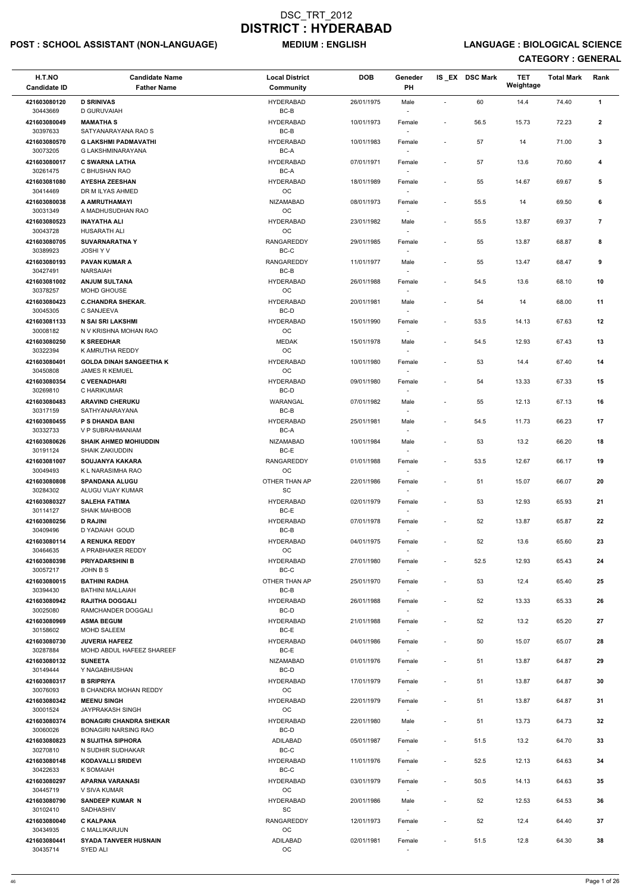# DSC_TRT_2012
# DISTRICT : HYDERABAD

**POST : SCHOOL ASSISTANT (NON-LANGUAGE)** **MEDIUM : ENGLISH** **LANGUAGE : BIOLOGICAL SCIENCE**

**CATEGORY : GENERAL**

| H.T.NO / Candidate ID | Candidate Name / Father Name | Local District / Community | DOB | Geneder / PH | IS_EX | DSC Mark | TET Weightage | Total Mark | Rank |
|---|---|---|---|---|---|---|---|---|---|
| 421603080120 / 30443669 | **D SRINIVAS** / D GURUVAIAH | HYDERABAD / BC-B | 26/01/1975 | Male / - | - | 60 | 14.4 | 74.40 | 1 |
| 421603080049 / 30397633 | **MAMATHA S** / SATYANARAYANA RAO S | HYDERABAD / BC-B | 10/01/1973 | Female / - | - | 56.5 | 15.73 | 72.23 | 2 |
| 421603080570 / 30073205 | **G LAKSHMI PADMAVATHI** / G LAKSHMINARAYANA | HYDERABAD / BC-A | 10/01/1983 | Female / - | - | 57 | 14 | 71.00 | 3 |
| 421603080017 / 30261475 | **C SWARNA LATHA** / C BHUSHAN RAO | HYDERABAD / BC-A | 07/01/1971 | Female / - | - | 57 | 13.6 | 70.60 | 4 |
| 421603081080 / 30414469 | **AYESHA ZEESHAN** / DR M ILYAS AHMED | HYDERABAD / OC | 18/01/1989 | Female / - | - | 55 | 14.67 | 69.67 | 5 |
| 421603080038 / 30031349 | **A AMRUTHAMAYI** / A MADHUSUDHAN RAO | NIZAMABAD / OC | 08/01/1973 | Female / - | - | 55.5 | 14 | 69.50 | 6 |
| 421603080523 / 30043728 | **INAYATHA ALI** / HUSARATH ALI | HYDERABAD / OC | 23/01/1982 | Male / - | - | 55.5 | 13.87 | 69.37 | 7 |
| 421603080705 / 30389923 | **SUVARNARATNA Y** / JOSHI Y V | RANGAREDDY / BC-C | 29/01/1985 | Female / - | - | 55 | 13.87 | 68.87 | 8 |
| 421603080193 / 30427491 | **PAVAN KUMAR A** / NARSAIAH | RANGAREDDY / BC-B | 11/01/1977 | Male / - | - | 55 | 13.47 | 68.47 | 9 |
| 421603081002 / 30378257 | **ANJUM SULTANA** / MOHD GHOUSE | HYDERABAD / OC | 26/01/1988 | Female / - | - | 54.5 | 13.6 | 68.10 | 10 |
| 421603080423 / 30045305 | **C.CHANDRA SHEKAR.** / C SANJEEVA | HYDERABAD / BC-D | 20/01/1981 | Male / - | - | 54 | 14 | 68.00 | 11 |
| 421603081133 / 30008182 | **N SAI SRI LAKSHMI** / N V KRISHNA MOHAN RAO | HYDERABAD / OC | 15/01/1990 | Female / - | - | 53.5 | 14.13 | 67.63 | 12 |
| 421603080250 / 30322394 | **K SREEDHAR** / K AMRUTHA REDDY | MEDAK / OC | 15/01/1978 | Male / - | - | 54.5 | 12.93 | 67.43 | 13 |
| 421603080401 / 30450808 | **GOLDA DINAH SANGEETHA K** / JAMES R KEMUEL | HYDERABAD / OC | 10/01/1980 | Female / - | - | 53 | 14.4 | 67.40 | 14 |
| 421603080354 / 30269810 | **C VEENADHARI** / C HARIKUMAR | HYDERABAD / BC-D | 09/01/1980 | Female / - | - | 54 | 13.33 | 67.33 | 15 |
| 421603080483 / 30317159 | **ARAVIND CHERUKU** / SATHYANARAYANA | WARANGAL / BC-B | 07/01/1982 | Male / - | - | 55 | 12.13 | 67.13 | 16 |
| 421603080455 / 30332733 | **P S DHANDA BANI** / V P SUBRAHMANIAM | HYDERABAD / BC-A | 25/01/1981 | Male / - | - | 54.5 | 11.73 | 66.23 | 17 |
| 421603080626 / 30191124 | **SHAIK AHMED MOHIUDDIN** / SHAIK ZAKIUDDIN | NIZAMABAD / BC-E | 10/01/1984 | Male / - | - | 53 | 13.2 | 66.20 | 18 |
| 421603081007 / 30049493 | **SOUJANYA KAKARA** / K L NARASIMHA RAO | RANGAREDDY / OC | 01/01/1988 | Female / - | - | 53.5 | 12.67 | 66.17 | 19 |
| 421603080808 / 30284302 | **SPANDANA ALUGU** / ALUGU VIJAY KUMAR | OTHER THAN AP / SC | 22/01/1986 | Female / - | - | 51 | 15.07 | 66.07 | 20 |
| 421603080327 / 30114127 | **SALEHA FATIMA** / SHAIK MAHBOOB | HYDERABAD / BC-E | 02/01/1979 | Female / - | - | 53 | 12.93 | 65.93 | 21 |
| 421603080256 / 30409496 | **D RAJINI** / D YADAIAH GOUD | HYDERABAD / BC-B | 07/01/1978 | Female / - | - | 52 | 13.87 | 65.87 | 22 |
| 421603080114 / 30464635 | **A RENUKA REDDY** / A PRABHAKER REDDY | HYDERABAD / OC | 04/01/1975 | Female / - | - | 52 | 13.6 | 65.60 | 23 |
| 421603080398 / 30057217 | **PRIYADARSHINI B** / JOHN B S | HYDERABAD / BC-C | 27/01/1980 | Female / - | - | 52.5 | 12.93 | 65.43 | 24 |
| 421603080015 / 30394430 | **BATHINI RADHA** / BATHINI MALLAIAH | OTHER THAN AP / BC-B | 25/01/1970 | Female / - | - | 53 | 12.4 | 65.40 | 25 |
| 421603080942 / 30025080 | **RAJITHA DOGGALI** / RAMCHANDER DOGGALI | HYDERABAD / BC-D | 26/01/1988 | Female / - | - | 52 | 13.33 | 65.33 | 26 |
| 421603080969 / 30158602 | **ASMA BEGUM** / MOHD SALEEM | HYDERABAD / BC-E | 21/01/1988 | Female / - | - | 52 | 13.2 | 65.20 | 27 |
| 421603080730 / 30287884 | **JUVERIA HAFEEZ** / MOHD ABDUL HAFEEZ SHAREEF | HYDERABAD / BC-E | 04/01/1986 | Female / - | - | 50 | 15.07 | 65.07 | 28 |
| 421603080132 / 30149444 | **SUNEETA** / Y NAGABHUSHAN | NIZAMABAD / BC-D | 01/01/1976 | Female / - | - | 51 | 13.87 | 64.87 | 29 |
| 421603080317 / 30076093 | **B SRIPRIYA** / B CHANDRA MOHAN REDDY | HYDERABAD / OC | 17/01/1979 | Female / - | - | 51 | 13.87 | 64.87 | 30 |
| 421603080342 / 30001524 | **MEENU SINGH** / JAYPRAKASH SINGH | HYDERABAD / OC | 22/01/1979 | Female / - | - | 51 | 13.87 | 64.87 | 31 |
| 421603080374 / 30060026 | **BONAGIRI CHANDRA SHEKAR** / BONAGIRI NARSING RAO | HYDERABAD / BC-D | 22/01/1980 | Male / - | - | 51 | 13.73 | 64.73 | 32 |
| 421603080823 / 30270810 | **N SUJITHA SIPHORA** / N SUDHIR SUDHAKAR | ADILABAD / BC-C | 05/01/1987 | Female / - | - | 51.5 | 13.2 | 64.70 | 33 |
| 421603080148 / 30422633 | **KODAVALLI SRIDEVI** / K SOMAIAH | HYDERABAD / BC-C | 11/01/1976 | Female / - | - | 52.5 | 12.13 | 64.63 | 34 |
| 421603080297 / 30445719 | **APARNA VARANASI** / V SIVA KUMAR | HYDERABAD / OC | 03/01/1979 | Female / - | - | 50.5 | 14.13 | 64.63 | 35 |
| 421603080790 / 30102410 | **SANDEEP KUMAR N** / SADHASHIV | HYDERABAD / SC | 20/01/1986 | Male / - | - | 52 | 12.53 | 64.53 | 36 |
| 421603080040 / 30434935 | **C KALPANA** / C MALLIKARJUN | RANGAREDDY / OC | 12/01/1973 | Female / - | - | 52 | 12.4 | 64.40 | 37 |
| 421603080441 / 30435714 | **SYADA TANVEER HUSNAIN** / SYED ALI | ADILABAD / OC | 02/01/1981 | Female / - | - | 51.5 | 12.8 | 64.30 | 38 |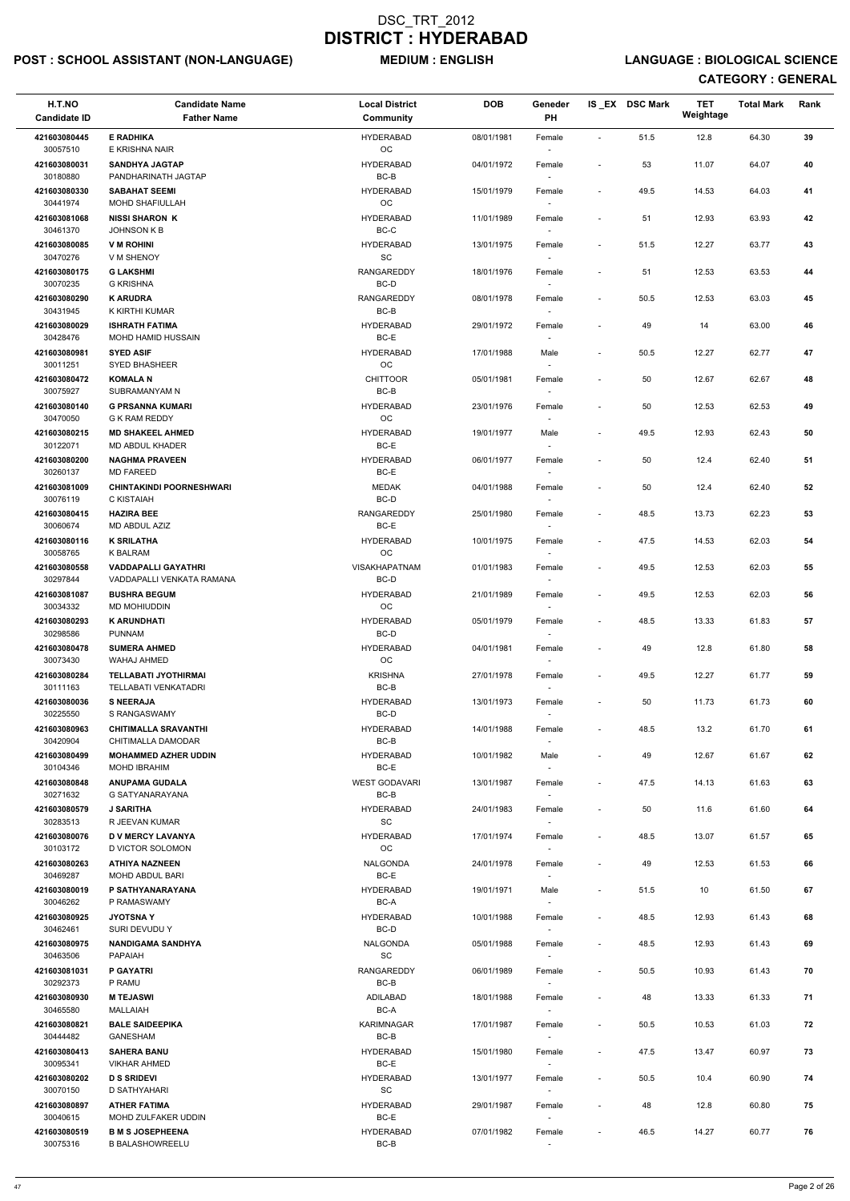# DSC_TRT_2012
# DISTRICT : HYDERABAD

**POST : SCHOOL ASSISTANT (NON-LANGUAGE)** **MEDIUM : ENGLISH** **LANGUAGE : BIOLOGICAL SCIENCE**

**CATEGORY : GENERAL**

| H.T.NO<br>Candidate ID | Candidate Name<br>Father Name | Local District<br>Community | DOB | Geneder<br>PH | IS_EX | DSC Mark | TET Weightage | Total Mark | Rank |
|---|---|---|---|---|---|---|---|---|---|
| 421603080445<br>30057510 | **E RADHIKA**<br>E KRISHNA NAIR | HYDERABAD<br>OC | 08/01/1981 | Female<br>- | - | 51.5 | 12.8 | 64.30 | 39 |
| 421603080031<br>30180880 | **SANDHYA JAGTAP**<br>PANDHARINATH JAGTAP | HYDERABAD<br>BC-B | 04/01/1972 | Female<br>- | - | 53 | 11.07 | 64.07 | 40 |
| 421603080330<br>30441974 | **SABAHAT SEEMI**<br>MOHD SHAFIULLAH | HYDERABAD<br>OC | 15/01/1979 | Female<br>- | - | 49.5 | 14.53 | 64.03 | 41 |
| 421603081068<br>30461370 | **NISSI SHARON K**<br>JOHNSON K B | HYDERABAD<br>BC-C | 11/01/1989 | Female<br>- | - | 51 | 12.93 | 63.93 | 42 |
| 421603080085<br>30470276 | **V M ROHINI**<br>V M SHENOY | HYDERABAD<br>SC | 13/01/1975 | Female<br>- | - | 51.5 | 12.27 | 63.77 | 43 |
| 421603080175<br>30070235 | **G LAKSHMI**<br>G KRISHNA | RANGAREDDY<br>BC-D | 18/01/1976 | Female<br>- | - | 51 | 12.53 | 63.53 | 44 |
| 421603080290<br>30431945 | **K ARUDRA**<br>K KIRTHI KUMAR | RANGAREDDY<br>BC-B | 08/01/1978 | Female<br>- | - | 50.5 | 12.53 | 63.03 | 45 |
| 421603080029<br>30428476 | **ISHRATH FATIMA**<br>MOHD HAMID HUSSAIN | HYDERABAD<br>BC-E | 29/01/1972 | Female<br>- | - | 49 | 14 | 63.00 | 46 |
| 421603080981<br>30011251 | **SYED ASIF**<br>SYED BHASHEER | HYDERABAD<br>OC | 17/01/1988 | Male<br>- | - | 50.5 | 12.27 | 62.77 | 47 |
| 421603080472<br>30075927 | **KOMALA N**<br>SUBRAMANYAM N | CHITTOOR<br>BC-B | 05/01/1981 | Female<br>- | - | 50 | 12.67 | 62.67 | 48 |
| 421603080140<br>30470050 | **G PRSANNA KUMARI**<br>G K RAM REDDY | HYDERABAD<br>OC | 23/01/1976 | Female<br>- | - | 50 | 12.53 | 62.53 | 49 |
| 421603080215<br>30122071 | **MD SHAKEEL AHMED**<br>MD ABDUL KHADER | HYDERABAD<br>BC-E | 19/01/1977 | Male<br>- | - | 49.5 | 12.93 | 62.43 | 50 |
| 421603080200<br>30260137 | **NAGHMA PRAVEEN**<br>MD FAREED | HYDERABAD<br>BC-E | 06/01/1977 | Female<br>- | - | 50 | 12.4 | 62.40 | 51 |
| 421603081009<br>30076119 | **CHINTAKINDI POORNESHWARI**<br>C KISTAIAH | MEDAK<br>BC-D | 04/01/1988 | Female<br>- | - | 50 | 12.4 | 62.40 | 52 |
| 421603080415<br>30060674 | **HAZIRA BEE**<br>MD ABDUL AZIZ | RANGAREDDY<br>BC-E | 25/01/1980 | Female<br>- | - | 48.5 | 13.73 | 62.23 | 53 |
| 421603080116<br>30058765 | **K SRILATHA**<br>K BALRAM | HYDERABAD<br>OC | 10/01/1975 | Female<br>- | - | 47.5 | 14.53 | 62.03 | 54 |
| 421603080558<br>30297844 | **VADDAPALLI GAYATHRI**<br>VADDAPALLI VENKATA RAMANA | VISAKHAPATNAM<br>BC-D | 01/01/1983 | Female<br>- | - | 49.5 | 12.53 | 62.03 | 55 |
| 421603081087<br>30034332 | **BUSHRA BEGUM**<br>MD MOHIUDDIN | HYDERABAD<br>OC | 21/01/1989 | Female<br>- | - | 49.5 | 12.53 | 62.03 | 56 |
| 421603080293<br>30298586 | **K ARUNDHATI**<br>PUNNAM | HYDERABAD<br>BC-D | 05/01/1979 | Female<br>- | - | 48.5 | 13.33 | 61.83 | 57 |
| 421603080478<br>30073430 | **SUMERA AHMED**<br>WAHAJ AHMED | HYDERABAD<br>OC | 04/01/1981 | Female<br>- | - | 49 | 12.8 | 61.80 | 58 |
| 421603080284<br>30111163 | **TELLABATI JYOTHIRMAI**<br>TELLABATI VENKATADRI | KRISHNA<br>BC-B | 27/01/1978 | Female<br>- | - | 49.5 | 12.27 | 61.77 | 59 |
| 421603080036<br>30225550 | **S NEERAJA**<br>S RANGASWAMY | HYDERABAD<br>BC-D | 13/01/1973 | Female<br>- | - | 50 | 11.73 | 61.73 | 60 |
| 421603080963<br>30420904 | **CHITIMALLA SRAVANTHI**<br>CHITIMALLA DAMODAR | HYDERABAD<br>BC-B | 14/01/1988 | Female<br>- | - | 48.5 | 13.2 | 61.70 | 61 |
| 421603080499<br>30104346 | **MOHAMMED AZHER UDDIN**<br>MOHD IBRAHIM | HYDERABAD<br>BC-E | 10/01/1982 | Male<br>- | - | 49 | 12.67 | 61.67 | 62 |
| 421603080848<br>30271632 | **ANUPAMA GUDALA**<br>G SATYANARAYANA | WEST GODAVARI<br>BC-B | 13/01/1987 | Female<br>- | - | 47.5 | 14.13 | 61.63 | 63 |
| 421603080579<br>30283513 | **J SARITHA**<br>R JEEVAN KUMAR | HYDERABAD<br>SC | 24/01/1983 | Female<br>- | - | 50 | 11.6 | 61.60 | 64 |
| 421603080076<br>30103172 | **D V MERCY LAVANYA**<br>D VICTOR SOLOMON | HYDERABAD<br>OC | 17/01/1974 | Female<br>- | - | 48.5 | 13.07 | 61.57 | 65 |
| 421603080263<br>30469287 | **ATHIYA NAZNEEN**<br>MOHD ABDUL BARI | NALGONDA<br>BC-E | 24/01/1978 | Female<br>- | - | 49 | 12.53 | 61.53 | 66 |
| 421603080019<br>30046262 | **P SATHYANARAYANA**<br>P RAMASWAMY | HYDERABAD<br>BC-A | 19/01/1971 | Male<br>- | - | 51.5 | 10 | 61.50 | 67 |
| 421603080925<br>30462461 | **JYOTSNA Y**<br>SURI DEVUDU Y | HYDERABAD<br>BC-D | 10/01/1988 | Female<br>- | - | 48.5 | 12.93 | 61.43 | 68 |
| 421603080975<br>30463506 | **NANDIGAMA SANDHYA**<br>PAPAIAH | NALGONDA<br>SC | 05/01/1988 | Female<br>- | - | 48.5 | 12.93 | 61.43 | 69 |
| 421603081031<br>30292373 | **P GAYATRI**<br>P RAMU | RANGAREDDY<br>BC-B | 06/01/1989 | Female<br>- | - | 50.5 | 10.93 | 61.43 | 70 |
| 421603080930<br>30465580 | **M TEJASWI**<br>MALLAIAH | ADILABAD<br>BC-A | 18/01/1988 | Female<br>- | - | 48 | 13.33 | 61.33 | 71 |
| 421603080821<br>30444482 | **BALE SAIDEEPIKA**<br>GANESHAM | KARIMNAGAR<br>BC-B | 17/01/1987 | Female<br>- | - | 50.5 | 10.53 | 61.03 | 72 |
| 421603080413<br>30095341 | **SAHERA BANU**<br>VIKHAR AHMED | HYDERABAD<br>BC-E | 15/01/1980 | Female<br>- | - | 47.5 | 13.47 | 60.97 | 73 |
| 421603080202<br>30070150 | **D S SRIDEVI**<br>D SATHYAHARI | HYDERABAD<br>SC | 13/01/1977 | Female<br>- | - | 50.5 | 10.4 | 60.90 | 74 |
| 421603080897<br>30040615 | **ATHER FATIMA**<br>MOHD ZULFAKER UDDIN | HYDERABAD<br>BC-E | 29/01/1987 | Female<br>- | - | 48 | 12.8 | 60.80 | 75 |
| 421603080519<br>30075316 | **B M S JOSEPHEENA**<br>B BALASHOWREELU | HYDERABAD<br>BC-B | 07/01/1982 | Female<br>- | - | 46.5 | 14.27 | 60.77 | 76 |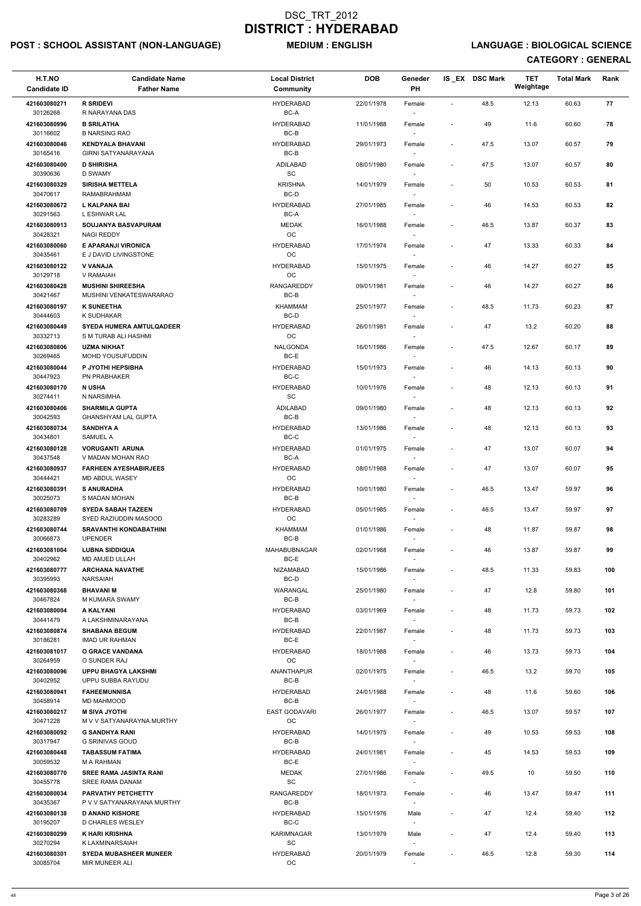# DSC_TRT_2012
# DISTRICT : HYDERABAD

**POST : SCHOOL ASSISTANT (NON-LANGUAGE)** **MEDIUM : ENGLISH** **LANGUAGE : BIOLOGICAL SCIENCE**

**CATEGORY : GENERAL**

| H.T.NO<br>Candidate ID | Candidate Name<br>Father Name | Local District<br>Community | DOB | Geneder<br>PH | IS _EX | DSC Mark | TET Weightage | Total Mark | Rank |
|---|---|---|---|---|---|---|---|---|---|
| 421603080271<br>30126268 | R SRIDEVI<br>R NARAYANA DAS | HYDERABAD<br>BC-A | 22/01/1978 | Female<br>- | - | 48.5 | 12.13 | 60.63 | 77 |
| 421603080996<br>30116602 | B SRILATHA<br>B NARSING RAO | HYDERABAD<br>BC-B | 11/01/1988 | Female<br>- | - | 49 | 11.6 | 60.60 | 78 |
| 421603080046<br>30165416 | KENDYALA BHAVANI<br>GIRNI SATYANARAYANA | HYDERABAD<br>BC-B | 29/01/1973 | Female<br>- | - | 47.5 | 13.07 | 60.57 | 79 |
| 421603080400<br>30390636 | D SHIRISHA<br>D SWAMY | ADILABAD<br>SC | 08/01/1980 | Female<br>- | - | 47.5 | 13.07 | 60.57 | 80 |
| 421603080329<br>30470617 | SIRISHA METTELA<br>RAMABRAHMAM | KRISHNA<br>BC-D | 14/01/1979 | Female<br>- | - | 50 | 10.53 | 60.53 | 81 |
| 421603080672<br>30291563 | L KALPANA BAI<br>L ESHWAR LAL | HYDERABAD<br>BC-A | 27/01/1985 | Female<br>- | - | 46 | 14.53 | 60.53 | 82 |
| 421603080913<br>30428321 | SOUJANYA BASVAPURAM<br>NAGI REDDY | MEDAK<br>OC | 16/01/1988 | Female<br>- | - | 46.5 | 13.87 | 60.37 | 83 |
| 421603080060<br>30435461 | E APARANJI VIRONICA<br>E J DAVID LIVINGSTONE | HYDERABAD<br>OC | 17/01/1974 | Female<br>- | - | 47 | 13.33 | 60.33 | 84 |
| 421603080122<br>30129718 | V VANAJA<br>V RAMAIAH | HYDERABAD<br>OC | 15/01/1975 | Female<br>- | - | 46 | 14.27 | 60.27 | 85 |
| 421603080428<br>30421467 | MUSHINI SHIREESHA<br>MUSHINI VENKATESWARARAO | RANGAREDDY<br>BC-B | 09/01/1981 | Female<br>- | - | 46 | 14.27 | 60.27 | 86 |
| 421603080197<br>30444603 | K SUNEETHA<br>K SUDHAKAR | KHAMMAM<br>BC-D | 25/01/1977 | Female<br>- | - | 48.5 | 11.73 | 60.23 | 87 |
| 421603080449<br>30332713 | SYEDA HUMERA AMTULQADEER<br>S M TURAB ALI HASHMI | HYDERABAD<br>OC | 26/01/1981 | Female<br>- | - | 47 | 13.2 | 60.20 | 88 |
| 421603080806<br>30269465 | UZMA NIKHAT<br>MOHD YOUSUFUDDIN | NALGONDA<br>BC-E | 16/01/1986 | Female<br>- | - | 47.5 | 12.67 | 60.17 | 89 |
| 421603080044<br>30447923 | P JYOTHI HEPSIBHA<br>PN PRABHAKER | HYDERABAD<br>BC-C | 15/01/1973 | Female<br>- | - | 46 | 14.13 | 60.13 | 90 |
| 421603080170<br>30274411 | N USHA<br>N NARSIMHA | HYDERABAD<br>SC | 10/01/1976 | Female<br>- | - | 48 | 12.13 | 60.13 | 91 |
| 421603080406<br>30042593 | SHARMILA GUPTA<br>GHANSHYAM LAL GUPTA | ADILABAD<br>BC-B | 09/01/1980 | Female<br>- | - | 48 | 12.13 | 60.13 | 92 |
| 421603080734<br>30434801 | SANDHYA A<br>SAMUEL A | HYDERABAD<br>BC-C | 13/01/1986 | Female<br>- | - | 48 | 12.13 | 60.13 | 93 |
| 421603080128<br>30437548 | VORUGANTI ARUNA<br>V MADAN MOHAN RAO | HYDERABAD<br>BC-A | 01/01/1975 | Female<br>- | - | 47 | 13.07 | 60.07 | 94 |
| 421603080937<br>30444421 | FARHEEN AYESHABIRJEES<br>MD ABDUL WASEY | HYDERABAD<br>OC | 08/01/1988 | Female<br>- | - | 47 | 13.07 | 60.07 | 95 |
| 421603080391<br>30025073 | S ANURADHA<br>S MADAN MOHAN | HYDERABAD<br>BC-B | 10/01/1980 | Female<br>- | - | 46.5 | 13.47 | 59.97 | 96 |
| 421603080709<br>30283289 | SYEDA SABAH TAZEEN<br>SYED RAZIUDDIN MASOOD | HYDERABAD<br>OC | 05/01/1985 | Female<br>- | - | 46.5 | 13.47 | 59.97 | 97 |
| 421603080744<br>30066873 | SRAVANTHI KONDABATHINI<br>UPENDER | KHAMMAM<br>BC-B | 01/01/1986 | Female<br>- | - | 48 | 11.87 | 59.87 | 98 |
| 421603081004<br>30402962 | LUBNA SIDDIQUA<br>MD AMJED ULLAH | MAHABUBNAGAR<br>BC-E | 02/01/1988 | Female<br>- | - | 46 | 13.87 | 59.87 | 99 |
| 421603080777<br>30395993 | ARCHANA NAVATHE<br>NARSAIAH | NIZAMABAD<br>BC-D | 15/01/1986 | Female<br>- | - | 48.5 | 11.33 | 59.83 | 100 |
| 421603080368<br>30467824 | BHAVANI M<br>M KUMARA SWAMY | WARANGAL<br>BC-B | 25/01/1980 | Female<br>- | - | 47 | 12.8 | 59.80 | 101 |
| 421603080004<br>30441479 | A KALYANI<br>A LAKSHMINARAYANA | HYDERABAD<br>BC-B | 03/01/1969 | Female<br>- | - | 48 | 11.73 | 59.73 | 102 |
| 421603080874<br>30186281 | SHABANA BEGUM<br>IMAD UR RAHMAN | HYDERABAD<br>BC-E | 22/01/1987 | Female<br>- | - | 48 | 11.73 | 59.73 | 103 |
| 421603081017<br>30264959 | O GRACE VANDANA<br>O SUNDER RAJ | HYDERABAD<br>OC | 18/01/1988 | Female<br>- | - | 46 | 13.73 | 59.73 | 104 |
| 421603080096<br>30402952 | UPPU BHAGYA LAKSHMI<br>UPPU SUBBA RAYUDU | ANANTHAPUR<br>BC-B | 02/01/1975 | Female<br>- | - | 46.5 | 13.2 | 59.70 | 105 |
| 421603080941<br>30458914 | FAHEEMUNNISA<br>MD MAHMOOD | HYDERABAD<br>BC-B | 24/01/1988 | Female<br>- | - | 48 | 11.6 | 59.60 | 106 |
| 421603080217<br>30471228 | M SIVA JYOTHI<br>M V V SATYANARAYNA MURTHY | EAST GODAVARI<br>OC | 26/01/1977 | Female<br>- | - | 46.5 | 13.07 | 59.57 | 107 |
| 421603080092<br>30317947 | G SANDHYA RANI<br>G SRINIVAS GOUD | HYDERABAD<br>BC-B | 14/01/1975 | Female<br>- | - | 49 | 10.53 | 59.53 | 108 |
| 421603080448<br>30059532 | TABASSUM FATIMA<br>M A RAHMAN | HYDERABAD<br>BC-E | 24/01/1981 | Female<br>- | - | 45 | 14.53 | 59.53 | 109 |
| 421603080770<br>30455778 | SREE RAMA JASINTA RANI<br>SREE RAMA DANAM | MEDAK<br>SC | 27/01/1986 | Female<br>- | - | 49.5 | 10 | 59.50 | 110 |
| 421603080034<br>30435367 | PARVATHY PETCHETTY<br>P V V SATYANARAYANA MURTHY | RANGAREDDY<br>BC-B | 18/01/1973 | Female<br>- | - | 46 | 13.47 | 59.47 | 111 |
| 421603080138<br>30195207 | D ANAND KISHORE<br>D CHARLES WESLEY | HYDERABAD<br>BC-C | 15/01/1976 | Male<br>- | - | 47 | 12.4 | 59.40 | 112 |
| 421603080299<br>30270294 | K HARI KRISHNA<br>K LAXMINARSAIAH | KARIMNAGAR<br>SC | 13/01/1979 | Male<br>- | - | 47 | 12.4 | 59.40 | 113 |
| 421603080301<br>30085704 | SYEDA MUBASHEER MUNEER<br>MIR MUNEER ALI | HYDERABAD<br>OC | 20/01/1979 | Female<br>- | - | 46.5 | 12.8 | 59.30 | 114 |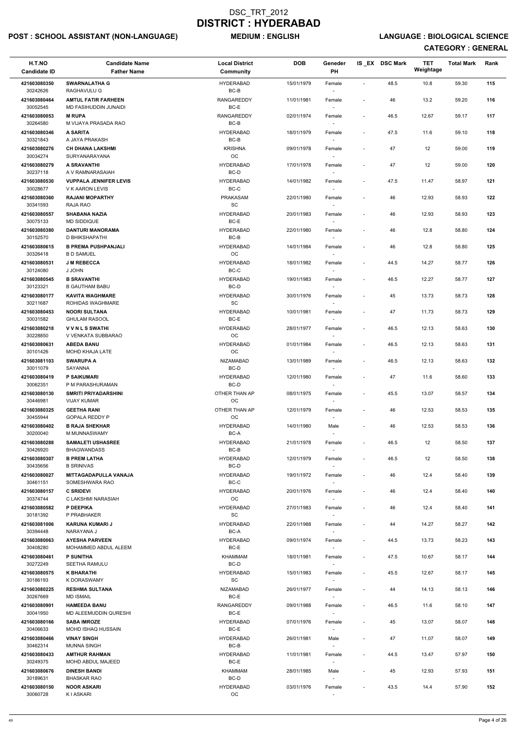# DSC_TRT_2012
# DISTRICT : HYDERABAD

**POST : SCHOOL ASSISTANT (NON-LANGUAGE)** **MEDIUM : ENGLISH** **LANGUAGE : BIOLOGICAL SCIENCE**

**CATEGORY : GENERAL**

| H.T.NO<br>Candidate ID | Candidate Name<br>Father Name | Local District<br>Community | DOB | Geneder<br>PH | IS _EX | DSC Mark | TET Weightage | Total Mark | Rank |
|---|---|---|---|---|---|---|---|---|---|
| 421603080350<br>30242626 | SWARNALATHA G<br>RAGHAVULU G | HYDERABAD<br>BC-B | 15/01/1979 | Female<br>- | - | 48.5 | 10.8 | 59.30 | 115 |
| 421603080464<br>30052545 | AMTUL FATIR FARHEEN<br>MD FASIHUDDIN JUNAIDI | RANGAREDDY<br>BC-E | 11/01/1981 | Female<br>- | - | 46 | 13.2 | 59.20 | 116 |
| 421603080053<br>30264580 | M RUPA<br>M VIJAYA PRASADA RAO | RANGAREDDY<br>BC-B | 02/01/1974 | Female<br>- | - | 46.5 | 12.67 | 59.17 | 117 |
| 421603080346<br>30321843 | A SARITA<br>A JAYA PRAKASH | HYDERABAD<br>BC-B | 18/01/1979 | Female<br>- | - | 47.5 | 11.6 | 59.10 | 118 |
| 421603080276<br>30034274 | CH DHANA LAKSHMI<br>SURYANARAYANA | KRISHNA<br>OC | 09/01/1978 | Female<br>- | - | 47 | 12 | 59.00 | 119 |
| 421603080279<br>30237118 | A SRAVANTHI<br>A V RAMNARASAIAH | HYDERABAD<br>BC-D | 17/01/1978 | Female<br>- | - | 47 | 12 | 59.00 | 120 |
| 421603080530<br>30028677 | VUPPALA JENNIFER LEVIS<br>V K AARON LEVIS | HYDERABAD<br>BC-C | 14/01/1982 | Female<br>- | - | 47.5 | 11.47 | 58.97 | 121 |
| 421603080360<br>30341593 | RAJANI MOPARTHY<br>RAJA RAO | PRAKASAM<br>SC | 22/01/1980 | Female<br>- | - | 46 | 12.93 | 58.93 | 122 |
| 421603080557<br>30075133 | SHABANA NAZIA<br>MD SIDDIQUE | HYDERABAD<br>BC-E | 20/01/1983 | Female<br>- | - | 46 | 12.93 | 58.93 | 123 |
| 421603080380<br>30152570 | DANTURI MANORAMA<br>D BHIKSHAPATHI | HYDERABAD<br>BC-B | 22/01/1980 | Female<br>- | - | 46 | 12.8 | 58.80 | 124 |
| 421603080615<br>30326418 | B PREMA PUSHPANJALI<br>B D SAMUEL | HYDERABAD<br>OC | 14/01/1984 | Female<br>- | - | 46 | 12.8 | 58.80 | 125 |
| 421603080531<br>30124080 | J M REBECCA<br>J JOHN | HYDERABAD<br>BC-C | 18/01/1982 | Female<br>- | - | 44.5 | 14.27 | 58.77 | 126 |
| 421603080545<br>30123321 | B SRAVANTHI<br>B GAUTHAM BABU | HYDERABAD<br>BC-D | 19/01/1983 | Female<br>- | - | 46.5 | 12.27 | 58.77 | 127 |
| 421603080177<br>30211687 | KAVITA WAGHMARE<br>ROHIDAS WAGHMARE | HYDERABAD<br>SC | 30/01/1976 | Female<br>- | - | 45 | 13.73 | 58.73 | 128 |
| 421603080453<br>30031582 | NOORI SULTANA<br>GHULAM RASOOL | HYDERABAD<br>BC-E | 10/01/1981 | Female<br>- | - | 47 | 11.73 | 58.73 | 129 |
| 421603080218<br>30228850 | V V N L S SWATHI<br>V VENKATA SUBBARAO | HYDERABAD<br>OC | 28/01/1977 | Female<br>- | - | 46.5 | 12.13 | 58.63 | 130 |
| 421603080631<br>30101426 | ABEDA BANU<br>MOHD KHAJA LATE | HYDERABAD<br>OC | 01/01/1984 | Female<br>- | - | 46.5 | 12.13 | 58.63 | 131 |
| 421603081103<br>30011079 | SWARUPA A<br>SAYANNA | NIZAMABAD<br>BC-D | 13/01/1989 | Female<br>- | - | 46.5 | 12.13 | 58.63 | 132 |
| 421603080419<br>30062351 | P SAIKUMARI<br>P M PARASHURAMAN | HYDERABAD<br>BC-D | 12/01/1980 | Female<br>- | - | 47 | 11.6 | 58.60 | 133 |
| 421603080130<br>30446981 | SMRITI PRIYADARSHINI<br>VIJAY KUMAR | OTHER THAN AP<br>OC | 08/01/1975 | Female<br>- | - | 45.5 | 13.07 | 58.57 | 134 |
| 421603080325<br>30455944 | GEETHA RANI<br>GOPALA REDDY P | OTHER THAN AP<br>OC | 12/01/1979 | Female<br>- | - | 46 | 12.53 | 58.53 | 135 |
| 421603080402<br>30200040 | B RAJA SHEKHAR<br>M MUNNASWAMY | HYDERABAD<br>BC-A | 14/01/1980 | Male<br>- | - | 46 | 12.53 | 58.53 | 136 |
| 421603080288<br>30426920 | SAMALETI USHASREE<br>BHAGWANDASS | HYDERABAD<br>BC-B | 21/01/1978 | Female<br>- | - | 46.5 | 12 | 58.50 | 137 |
| 421603080307<br>30435656 | B PREM LATHA<br>B SRINIVAS | HYDERABAD<br>BC-D | 12/01/1979 | Female<br>- | - | 46.5 | 12 | 58.50 | 138 |
| 421603080027<br>30461151 | MITTAGADAPULLA VANAJA<br>SOMESHWARA RAO | HYDERABAD<br>BC-C | 19/01/1972 | Female<br>- | - | 46 | 12.4 | 58.40 | 139 |
| 421603080157<br>30374744 | C SRIDEVI<br>C LAKSHMI NARASIAH | HYDERABAD<br>OC | 20/01/1976 | Female<br>- | - | 46 | 12.4 | 58.40 | 140 |
| 421603080582<br>30181392 | P DEEPIKA<br>P PRABHAKER | HYDERABAD<br>SC | 27/01/1983 | Female<br>- | - | 46 | 12.4 | 58.40 | 141 |
| 421603081006<br>30394448 | KARUNA KUMARI J<br>NARAYANA J | HYDERABAD<br>BC-A | 22/01/1988 | Female<br>- | - | 44 | 14.27 | 58.27 | 142 |
| 421603080063<br>30408280 | AYESHA PARVEEN<br>MOHAMMED ABDUL ALEEM | HYDERABAD<br>BC-E | 09/01/1974 | Female<br>- | - | 44.5 | 13.73 | 58.23 | 143 |
| 421603080461<br>30272249 | P SUNITHA<br>SEETHA RAMULU | KHAMMAM<br>BC-D | 18/01/1981 | Female<br>- | - | 47.5 | 10.67 | 58.17 | 144 |
| 421603080575<br>30186193 | K BHARATHI<br>K DORASWAMY | HYDERABAD<br>SC | 15/01/1983 | Female<br>- | - | 45.5 | 12.67 | 58.17 | 145 |
| 421603080225<br>30267669 | RESHMA SULTANA<br>MD ISMAIL | NIZAMABAD<br>BC-E | 26/01/1977 | Female<br>- | - | 44 | 14.13 | 58.13 | 146 |
| 421603080901<br>30041950 | HAMEEDA BANU<br>MD ALEEMUDDIN QURESHI | RANGAREDDY<br>BC-E | 09/01/1988 | Female<br>- | - | 46.5 | 11.6 | 58.10 | 147 |
| 421603080166<br>30406633 | SABA IMROZE<br>MOHD ISHAQ HUSSAIN | HYDERABAD<br>BC-E | 07/01/1976 | Female<br>- | - | 45 | 13.07 | 58.07 | 148 |
| 421603080466<br>30462314 | VINAY SINGH<br>MUNNA SINGH | HYDERABAD<br>BC-B | 26/01/1981 | Male<br>- | - | 47 | 11.07 | 58.07 | 149 |
| 421603080433<br>30249375 | AMTHUR RAHMAN<br>MOHD ABDUL MAJEED | HYDERABAD<br>BC-E | 11/01/1981 | Female<br>- | - | 44.5 | 13.47 | 57.97 | 150 |
| 421603080676<br>30189631 | DINESH BANDI<br>BHASKAR RAO | KHAMMAM<br>BC-D | 28/01/1985 | Male<br>- | - | 45 | 12.93 | 57.93 | 151 |
| 421603080150<br>30060728 | NOOR ASKARI<br>K I ASKARI | HYDERABAD<br>OC | 03/01/1976 | Female<br>- | - | 43.5 | 14.4 | 57.90 | 152 |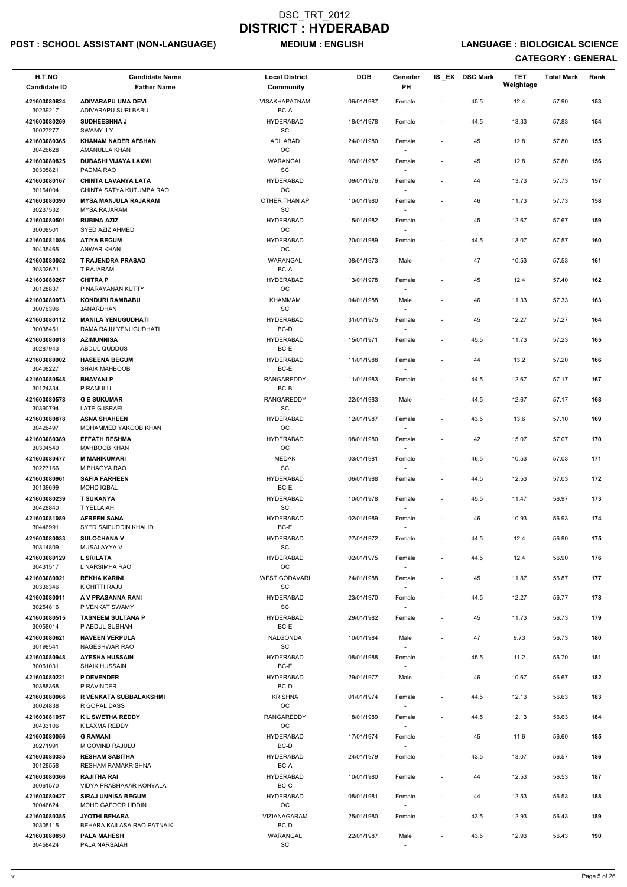# DSC_TRT_2012
# DISTRICT : HYDERABAD

**POST : SCHOOL ASSISTANT (NON-LANGUAGE)** **MEDIUM : ENGLISH** **LANGUAGE : BIOLOGICAL SCIENCE**

**CATEGORY : GENERAL**

| H.T.NO<br>Candidate ID | Candidate Name<br>Father Name | Local District<br>Community | DOB | Geneder<br>PH | IS _EX | DSC Mark | TET Weightage | Total Mark | Rank |
|---|---|---|---|---|---|---|---|---|---|
| 421603080824<br>30239217 | ADIVARAPU UMA DEVI<br>ADIVARAPU SURI BABU | VISAKHAPATNAM<br>BC-A | 06/01/1987 | Female<br>- | - | 45.5 | 12.4 | 57.90 | 153 |
| 421603080269<br>30027277 | SUDHEESHNA J<br>SWAMY J Y | HYDERABAD<br>SC | 18/01/1978 | Female<br>- | - | 44.5 | 13.33 | 57.83 | 154 |
| 421603080365<br>30426628 | KHANAM NADER AFSHAN<br>AMANULLA KHAN | ADILABAD<br>OC | 24/01/1980 | Female<br>- | - | 45 | 12.8 | 57.80 | 155 |
| 421603080825<br>30305821 | DUBASHI VIJAYA LAXMI<br>PADMA RAO | WARANGAL<br>SC | 06/01/1987 | Female<br>- | - | 45 | 12.8 | 57.80 | 156 |
| 421603080167<br>30164004 | CHINTA LAVANYA LATA<br>CHINTA SATYA KUTUMBA RAO | HYDERABAD<br>OC | 09/01/1976 | Female<br>- | - | 44 | 13.73 | 57.73 | 157 |
| 421603080390<br>30237532 | MYSA MANJULA RAJARAM<br>MYSA RAJARAM | OTHER THAN AP<br>SC | 10/01/1980 | Female<br>- | - | 46 | 11.73 | 57.73 | 158 |
| 421603080501<br>30008501 | RUBINA AZIZ<br>SYED AZIZ AHMED | HYDERABAD<br>OC | 15/01/1982 | Female<br>- | - | 45 | 12.67 | 57.67 | 159 |
| 421603081086<br>30435465 | ATIYA BEGUM<br>ANWAR KHAN | HYDERABAD<br>OC | 20/01/1989 | Female<br>- | - | 44.5 | 13.07 | 57.57 | 160 |
| 421603080052<br>30302621 | T RAJENDRA PRASAD<br>T RAJARAM | WARANGAL<br>BC-A | 08/01/1973 | Male<br>- | - | 47 | 10.53 | 57.53 | 161 |
| 421603080267<br>30128837 | CHITRA P<br>P NARAYANAN KUTTY | HYDERABAD<br>OC | 13/01/1978 | Female<br>- | - | 45 | 12.4 | 57.40 | 162 |
| 421603080973<br>30076396 | KONDURI RAMBABU<br>JANARDHAN | KHAMMAM<br>SC | 04/01/1988 | Male<br>- | - | 46 | 11.33 | 57.33 | 163 |
| 421603080112<br>30038451 | MANILA YENUGUDHATI<br>RAMA RAJU YENUGUDHATI | HYDERABAD<br>BC-D | 31/01/1975 | Female<br>- | - | 45 | 12.27 | 57.27 | 164 |
| 421603080018<br>30287943 | AZIMUNNISA<br>ABDUL QUDDUS | HYDERABAD<br>BC-E | 15/01/1971 | Female<br>- | - | 45.5 | 11.73 | 57.23 | 165 |
| 421603080902<br>30408227 | HASEENA BEGUM<br>SHAIK MAHBOOB | HYDERABAD<br>BC-E | 11/01/1988 | Female<br>- | - | 44 | 13.2 | 57.20 | 166 |
| 421603080548<br>30124334 | BHAVANI P<br>P RAMULU | RANGAREDDY<br>BC-B | 11/01/1983 | Female<br>- | - | 44.5 | 12.67 | 57.17 | 167 |
| 421603080578<br>30390794 | G E SUKUMAR<br>LATE G ISRAEL | RANGAREDDY<br>SC | 22/01/1983 | Male<br>- | - | 44.5 | 12.67 | 57.17 | 168 |
| 421603080878<br>30426497 | ASNA SHAHEEN<br>MOHAMMED YAKOOB KHAN | HYDERABAD<br>OC | 12/01/1987 | Female<br>- | - | 43.5 | 13.6 | 57.10 | 169 |
| 421603080389<br>30304540 | EFFATH RESHMA<br>MAHBOOB KHAN | HYDERABAD<br>OC | 08/01/1980 | Female<br>- | - | 42 | 15.07 | 57.07 | 170 |
| 421603080477<br>30227166 | M MANIKUMARI<br>M BHAGYA RAO | MEDAK<br>SC | 03/01/1981 | Female<br>- | - | 46.5 | 10.53 | 57.03 | 171 |
| 421603080961<br>30139699 | SAFIA FARHEEN<br>MOHD IQBAL | HYDERABAD<br>BC-E | 06/01/1988 | Female<br>- | - | 44.5 | 12.53 | 57.03 | 172 |
| 421603080239<br>30428840 | T SUKANYA<br>T YELLAIAH | HYDERABAD<br>SC | 10/01/1978 | Female<br>- | - | 45.5 | 11.47 | 56.97 | 173 |
| 421603081089<br>30446991 | AFREEN SANA<br>SYED SAIFUDDIN KHALID | HYDERABAD<br>BC-E | 02/01/1989 | Female<br>- | - | 46 | 10.93 | 56.93 | 174 |
| 421603080033<br>30314809 | SULOCHANA V<br>MUSALAYYA V | HYDERABAD<br>SC | 27/01/1972 | Female<br>- | - | 44.5 | 12.4 | 56.90 | 175 |
| 421603080129<br>30431517 | L SRILATA<br>L NARSIMHA RAO | HYDERABAD<br>OC | 02/01/1975 | Female<br>- | - | 44.5 | 12.4 | 56.90 | 176 |
| 421603080921<br>30336346 | REKHA KARINI<br>K CHITTI RAJU | WEST GODAVARI<br>SC | 24/01/1988 | Female<br>- | - | 45 | 11.87 | 56.87 | 177 |
| 421603080011<br>30254816 | A V PRASANNA RANI<br>P VENKAT SWAMY | HYDERABAD<br>SC | 23/01/1970 | Female<br>- | - | 44.5 | 12.27 | 56.77 | 178 |
| 421603080515<br>30058014 | TASNEEM SULTANA P<br>P ABDUL SUBHAN | HYDERABAD<br>BC-E | 29/01/1982 | Female<br>- | - | 45 | 11.73 | 56.73 | 179 |
| 421603080621<br>30198541 | NAVEEN VERPULA<br>NAGESHWAR RAO | NALGONDA<br>SC | 10/01/1984 | Male<br>- | - | 47 | 9.73 | 56.73 | 180 |
| 421603080948<br>30061031 | AYESHA HUSSAIN<br>SHAIK HUSSAIN | HYDERABAD<br>BC-E | 08/01/1988 | Female<br>- | - | 45.5 | 11.2 | 56.70 | 181 |
| 421603080221<br>30388368 | P DEVENDER<br>P RAVINDER | HYDERABAD<br>BC-D | 29/01/1977 | Male<br>- | - | 46 | 10.67 | 56.67 | 182 |
| 421603080066<br>30024838 | R VENKATA SUBBALAKSHMI<br>R GOPAL DASS | KRISHNA<br>OC | 01/01/1974 | Female<br>- | - | 44.5 | 12.13 | 56.63 | 183 |
| 421603081057<br>30433106 | K L SWETHA REDDY<br>K LAXMA REDDY | RANGAREDDY<br>OC | 18/01/1989 | Female<br>- | - | 44.5 | 12.13 | 56.63 | 184 |
| 421603080056<br>30271991 | G RAMANI<br>M GOVIND RAJULU | HYDERABAD<br>BC-D | 17/01/1974 | Female<br>- | - | 45 | 11.6 | 56.60 | 185 |
| 421603080335<br>30128558 | RESHAM SABITHA<br>RESHAM RAMAKRISHNA | HYDERABAD<br>BC-A | 24/01/1979 | Female<br>- | - | 43.5 | 13.07 | 56.57 | 186 |
| 421603080366<br>30061570 | RAJITHA RAI<br>VIDYA PRABHAKAR KONYALA | HYDERABAD<br>BC-C | 10/01/1980 | Female<br>- | - | 44 | 12.53 | 56.53 | 187 |
| 421603080427<br>30046624 | SIRAJ UNNISA BEGUM<br>MOHD GAFOOR UDDIN | HYDERABAD<br>OC | 08/01/1981 | Female<br>- | - | 44 | 12.53 | 56.53 | 188 |
| 421603080385<br>30305115 | JYOTHI BEHARA<br>BEHARA KAILASA RAO PATNAIK | VIZIANAGARAM<br>BC-D | 25/01/1980 | Female<br>- | - | 43.5 | 12.93 | 56.43 | 189 |
| 421603080850<br>30458424 | PALA MAHESH<br>PALA NARSAIAH | WARANGAL<br>SC | 22/01/1987 | Male<br>- | - | 43.5 | 12.93 | 56.43 | 190 |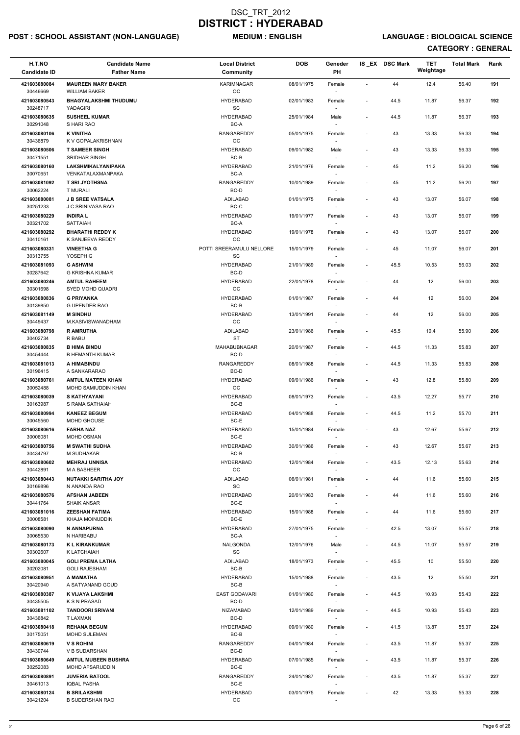# DSC_TRT_2012
# DISTRICT : HYDERABAD

**POST : SCHOOL ASSISTANT (NON-LANGUAGE)** **MEDIUM : ENGLISH** **LANGUAGE : BIOLOGICAL SCIENCE**

**CATEGORY : GENERAL**

| H.T.NO<br>Candidate ID | Candidate Name<br>Father Name | Local District<br>Community | DOB | Geneder<br>PH | IS _EX | DSC Mark | TET Weightage | Total Mark | Rank |
|---|---|---|---|---|---|---|---|---|---|
| 421603080084<br>30446669 | **MAUREEN MARY BAKER**<br>WILLIAM BAKER | KARIMNAGAR<br>OC | 08/01/1975 | Female<br>- | - | 44 | 12.4 | 56.40 | 191 |
| 421603080543<br>30248717 | **BHAGYALAKSHMI THUDUMU**<br>YADAGIRI | HYDERABAD<br>SC | 02/01/1983 | Female<br>- | - | 44.5 | 11.87 | 56.37 | 192 |
| 421603080635<br>30291048 | **SUSHEEL KUMAR**<br>S HARI RAO | HYDERABAD<br>BC-A | 25/01/1984 | Male<br>- | - | 44.5 | 11.87 | 56.37 | 193 |
| 421603080106<br>30436879 | **K VINITHA**<br>K V GOPALAKRISHNAN | RANGAREDDY<br>OC | 05/01/1975 | Female<br>- | - | 43 | 13.33 | 56.33 | 194 |
| 421603080506<br>30471551 | **T SAMEER SINGH**<br>SRIDHAR SINGH | HYDERABAD<br>BC-B | 09/01/1982 | Male<br>- | - | 43 | 13.33 | 56.33 | 195 |
| 421603080160<br>30070651 | **LAKSHMIKALYANIPAKA**<br>VENKATALAXMANPAKA | HYDERABAD<br>BC-A | 21/01/1976 | Female<br>- | - | 45 | 11.2 | 56.20 | 196 |
| 421603081092<br>30062224 | **T SRI JYOTHSNA**<br>T MURALI | RANGAREDDY<br>BC-D | 10/01/1989 | Female<br>- | - | 45 | 11.2 | 56.20 | 197 |
| 421603080081<br>30251233 | **J B SREE VATSALA**<br>J C SRINIVASA RAO | ADILABAD<br>BC-C | 01/01/1975 | Female<br>- | - | 43 | 13.07 | 56.07 | 198 |
| 421603080229<br>30321702 | **INDIRA L**<br>SATTAIAH | HYDERABAD<br>BC-A | 19/01/1977 | Female<br>- | - | 43 | 13.07 | 56.07 | 199 |
| 421603080292<br>30410161 | **BHARATHI REDDY K**<br>K SANJEEVA REDDY | HYDERABAD<br>OC | 19/01/1978 | Female<br>- | - | 43 | 13.07 | 56.07 | 200 |
| 421603080331<br>30313755 | **VINEETHA G**<br>YOSEPH G | POTTI SREERAMULU NELLORE<br>SC | 15/01/1979 | Female<br>- | - | 45 | 11.07 | 56.07 | 201 |
| 421603081093<br>30287642 | **G ASHWINI**<br>G KRISHNA KUMAR | HYDERABAD<br>BC-D | 21/01/1989 | Female<br>- | - | 45.5 | 10.53 | 56.03 | 202 |
| 421603080246<br>30301698 | **AMTUL RAHEEM**<br>SYED MOHD QUADRI | HYDERABAD<br>OC | 22/01/1978 | Female<br>- | - | 44 | 12 | 56.00 | 203 |
| 421603080836<br>30139850 | **G PRIYANKA**<br>G UPENDER RAO | HYDERABAD<br>BC-B | 01/01/1987 | Female<br>- | - | 44 | 12 | 56.00 | 204 |
| 421603081149<br>30449437 | **M SINDHU**<br>M.KASIVISWANADHAM | HYDERABAD<br>OC | 13/01/1991 | Female<br>- | - | 44 | 12 | 56.00 | 205 |
| 421603080798<br>30402734 | **R AMRUTHA**<br>R BABU | ADILABAD<br>ST | 23/01/1986 | Female<br>- | - | 45.5 | 10.4 | 55.90 | 206 |
| 421603080835<br>30454444 | **B HIMA BINDU**<br>B HEMANTH KUMAR | MAHABUBNAGAR<br>BC-D | 20/01/1987 | Female<br>- | - | 44.5 | 11.33 | 55.83 | 207 |
| 421603081013<br>30196415 | **A HIMABINDU**<br>A SANKARARAO | RANGAREDDY<br>BC-D | 08/01/1988 | Female<br>- | - | 44.5 | 11.33 | 55.83 | 208 |
| 421603080761<br>30052488 | **AMTUL MATEEN KHAN**<br>MOHD SAMIUDDIN KHAN | HYDERABAD<br>OC | 09/01/1986 | Female<br>- | - | 43 | 12.8 | 55.80 | 209 |
| 421603080039<br>30163987 | **S KATHYAYANI**<br>S RAMA SATHAIAH | HYDERABAD<br>BC-B | 08/01/1973 | Female<br>- | - | 43.5 | 12.27 | 55.77 | 210 |
| 421603080994<br>30045560 | **KANEEZ BEGUM**<br>MOHD GHOUSE | HYDERABAD<br>BC-E | 04/01/1988 | Female<br>- | - | 44.5 | 11.2 | 55.70 | 211 |
| 421603080616<br>30006081 | **FARHA NAZ**<br>MOHD OSMAN | HYDERABAD<br>BC-E | 15/01/1984 | Female<br>- | - | 43 | 12.67 | 55.67 | 212 |
| 421603080756<br>30434797 | **M SWATHI SUDHA**<br>M SUDHAKAR | HYDERABAD<br>BC-B | 30/01/1986 | Female<br>- | - | 43 | 12.67 | 55.67 | 213 |
| 421603080602<br>30442891 | **MEHRAJ UNNISA**<br>M A BASHEER | HYDERABAD<br>OC | 12/01/1984 | Female<br>- | - | 43.5 | 12.13 | 55.63 | 214 |
| 421603080443<br>30169896 | **NUTAKKI SARITHA JOY**<br>N ANANDA RAO | ADILABAD<br>SC | 06/01/1981 | Female<br>- | - | 44 | 11.6 | 55.60 | 215 |
| 421603080576<br>30441764 | **AFSHAN JABEEN**<br>SHAIK ANSAR | HYDERABAD<br>BC-E | 20/01/1983 | Female<br>- | - | 44 | 11.6 | 55.60 | 216 |
| 421603081016<br>30008581 | **ZEESHAN FATIMA**<br>KHAJA MOINUDDIN | HYDERABAD<br>BC-E | 15/01/1988 | Female<br>- | - | 44 | 11.6 | 55.60 | 217 |
| 421603080090<br>30065530 | **N ANNAPURNA**<br>N HARIBABU | HYDERABAD<br>BC-A | 27/01/1975 | Female<br>- | - | 42.5 | 13.07 | 55.57 | 218 |
| 421603080173<br>30302607 | **K L KIRANKUMAR**<br>K LATCHAIAH | NALGONDA<br>SC | 12/01/1976 | Male<br>- | - | 44.5 | 11.07 | 55.57 | 219 |
| 421603080045<br>30202081 | **GOLI PREMA LATHA**<br>GOLI RAJESHAM | ADILABAD<br>BC-B | 18/01/1973 | Female<br>- | - | 45.5 | 10 | 55.50 | 220 |
| 421603080951<br>30420940 | **A MAMATHA**<br>A SATYANAND GOUD | HYDERABAD<br>BC-B | 15/01/1988 | Female<br>- | - | 43.5 | 12 | 55.50 | 221 |
| 421603080387<br>30435505 | **K VIJAYA LAKSHMI**<br>K S N PRASAD | EAST GODAVARI<br>BC-D | 01/01/1980 | Female<br>- | - | 44.5 | 10.93 | 55.43 | 222 |
| 421603081102<br>30436842 | **TANDOORI SRIVANI**<br>T LAXMAN | NIZAMABAD<br>BC-D | 12/01/1989 | Female<br>- | - | 44.5 | 10.93 | 55.43 | 223 |
| 421603080418<br>30175051 | **REHANA BEGUM**<br>MOHD SULEMAN | HYDERABAD<br>BC-B | 09/01/1980 | Female<br>- | - | 41.5 | 13.87 | 55.37 | 224 |
| 421603080619<br>30430744 | **V S ROHINI**<br>V B SUDARSHAN | RANGAREDDY<br>BC-D | 04/01/1984 | Female<br>- | - | 43.5 | 11.87 | 55.37 | 225 |
| 421603080649<br>30252083 | **AMTUL MUBEEN BUSHRA**<br>MOHD AFSARUDDIN | HYDERABAD<br>BC-E | 07/01/1985 | Female<br>- | - | 43.5 | 11.87 | 55.37 | 226 |
| 421603080891<br>30461013 | **JUVERIA BATOOL**<br>IQBAL PASHA | RANGAREDDY<br>BC-E | 24/01/1987 | Female<br>- | - | 43.5 | 11.87 | 55.37 | 227 |
| 421603080124<br>30421204 | **B SRILAKSHMI**<br>B SUDERSHAN RAO | HYDERABAD<br>OC | 03/01/1975 | Female<br>- | - | 42 | 13.33 | 55.33 | 228 |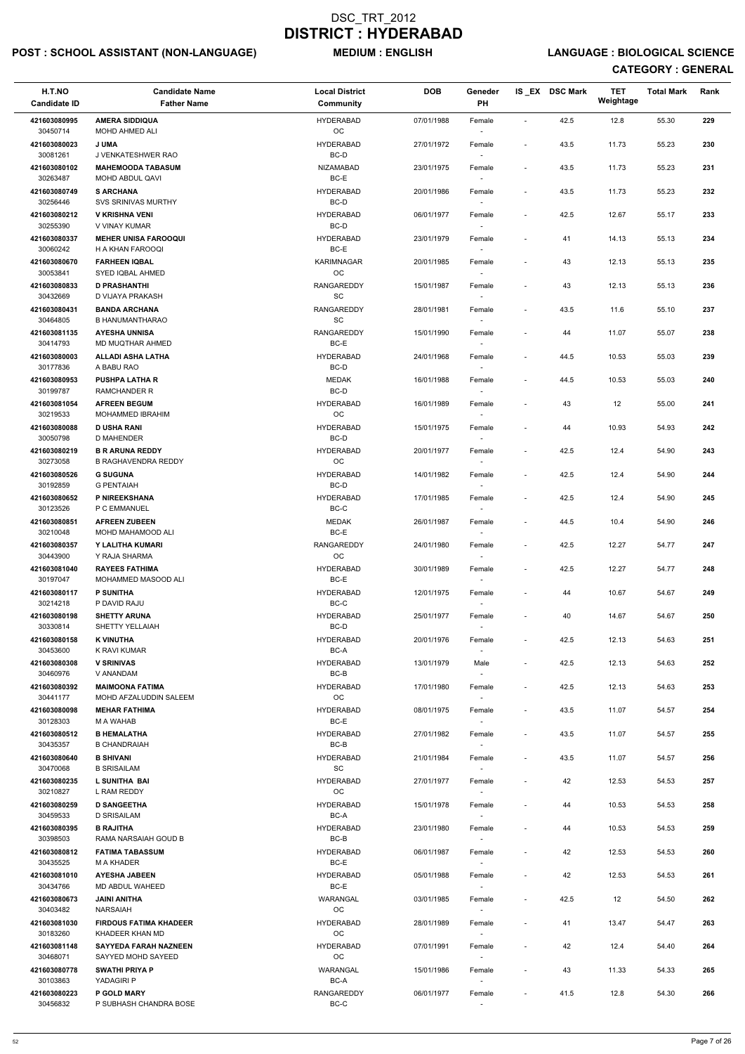# DSC_TRT_2012
# DISTRICT : HYDERABAD

**POST : SCHOOL ASSISTANT (NON-LANGUAGE)** **MEDIUM : ENGLISH** **LANGUAGE : BIOLOGICAL SCIENCE**

**CATEGORY : GENERAL**

| H.T.NO<br>Candidate ID | Candidate Name<br>Father Name | Local District<br>Community | DOB | Geneder<br>PH | IS _EX | DSC Mark | TET Weightage | Total Mark | Rank |
|---|---|---|---|---|---|---|---|---|---|
| 421603080995<br>30450714 | AMERA SIDDIQUA<br>MOHD AHMED ALI | HYDERABAD<br>OC | 07/01/1988 | Female<br>- | - | 42.5 | 12.8 | 55.30 | 229 |
| 421603080023<br>30081261 | J UMA<br>J VENKATESHWER RAO | HYDERABAD<br>BC-D | 27/01/1972 | Female<br>- | - | 43.5 | 11.73 | 55.23 | 230 |
| 421603080102<br>30263487 | MAHEMOODA TABASUM<br>MOHD ABDUL QAVI | NIZAMABAD<br>BC-E | 23/01/1975 | Female<br>- | - | 43.5 | 11.73 | 55.23 | 231 |
| 421603080749<br>30256446 | S ARCHANA<br>SVS SRINIVAS MURTHY | HYDERABAD<br>BC-D | 20/01/1986 | Female<br>- | - | 43.5 | 11.73 | 55.23 | 232 |
| 421603080212<br>30255390 | V KRISHNA VENI<br>V VINAY KUMAR | HYDERABAD<br>BC-D | 06/01/1977 | Female<br>- | - | 42.5 | 12.67 | 55.17 | 233 |
| 421603080337<br>30060242 | MEHER UNISA FAROOQUI<br>H A KHAN FAROOQI | HYDERABAD<br>BC-E | 23/01/1979 | Female<br>- | - | 41 | 14.13 | 55.13 | 234 |
| 421603080670<br>30053841 | FARHEEN IQBAL<br>SYED IQBAL AHMED | KARIMNAGAR<br>OC | 20/01/1985 | Female<br>- | - | 43 | 12.13 | 55.13 | 235 |
| 421603080833<br>30432669 | D PRASHANTHI<br>D VIJAYA PRAKASH | RANGAREDDY<br>SC | 15/01/1987 | Female<br>- | - | 43 | 12.13 | 55.13 | 236 |
| 421603080431<br>30464805 | BANDA ARCHANA<br>B HANUMANTHARAO | RANGAREDDY<br>SC | 28/01/1981 | Female<br>- | - | 43.5 | 11.6 | 55.10 | 237 |
| 421603081135<br>30414793 | AYESHA UNNISA<br>MD MUQTHAR AHMED | RANGAREDDY<br>BC-E | 15/01/1990 | Female<br>- | - | 44 | 11.07 | 55.07 | 238 |
| 421603080003<br>30177836 | ALLADI ASHA LATHA<br>A BABU RAO | HYDERABAD<br>BC-D | 24/01/1968 | Female<br>- | - | 44.5 | 10.53 | 55.03 | 239 |
| 421603080953<br>30199787 | PUSHPA LATHA R<br>RAMCHANDER R | MEDAK<br>BC-D | 16/01/1988 | Female<br>- | - | 44.5 | 10.53 | 55.03 | 240 |
| 421603081054<br>30219533 | AFREEN BEGUM<br>MOHAMMED IBRAHIM | HYDERABAD<br>OC | 16/01/1989 | Female<br>- | - | 43 | 12 | 55.00 | 241 |
| 421603080088<br>30050798 | D USHA RANI<br>D MAHENDER | HYDERABAD<br>BC-D | 15/01/1975 | Female<br>- | - | 44 | 10.93 | 54.93 | 242 |
| 421603080219<br>30273058 | B R ARUNA REDDY<br>B RAGHAVENDRA REDDY | HYDERABAD<br>OC | 20/01/1977 | Female<br>- | - | 42.5 | 12.4 | 54.90 | 243 |
| 421603080526<br>30192859 | G SUGUNA<br>G PENTAIAH | HYDERABAD<br>BC-D | 14/01/1982 | Female<br>- | - | 42.5 | 12.4 | 54.90 | 244 |
| 421603080652<br>30123526 | P NIREEKSHANA<br>P C EMMANUEL | HYDERABAD<br>BC-C | 17/01/1985 | Female<br>- | - | 42.5 | 12.4 | 54.90 | 245 |
| 421603080851<br>30210048 | AFREEN ZUBEEN<br>MOHD MAHAMOOD ALI | MEDAK<br>BC-E | 26/01/1987 | Female<br>- | - | 44.5 | 10.4 | 54.90 | 246 |
| 421603080357<br>30443900 | Y LALITHA KUMARI<br>Y RAJA SHARMA | RANGAREDDY<br>OC | 24/01/1980 | Female<br>- | - | 42.5 | 12.27 | 54.77 | 247 |
| 421603081040<br>30197047 | RAYEES FATHIMA<br>MOHAMMED MASOOD ALI | HYDERABAD<br>BC-E | 30/01/1989 | Female<br>- | - | 42.5 | 12.27 | 54.77 | 248 |
| 421603080117<br>30214218 | P SUNITHA<br>P DAVID RAJU | HYDERABAD<br>BC-C | 12/01/1975 | Female<br>- | - | 44 | 10.67 | 54.67 | 249 |
| 421603080198<br>30330814 | SHETTY ARUNA<br>SHETTY YELLAIAH | HYDERABAD<br>BC-D | 25/01/1977 | Female<br>- | - | 40 | 14.67 | 54.67 | 250 |
| 421603080158<br>30453600 | K VINUTHA<br>K RAVI KUMAR | HYDERABAD<br>BC-A | 20/01/1976 | Female<br>- | - | 42.5 | 12.13 | 54.63 | 251 |
| 421603080308<br>30460976 | V SRINIVAS<br>V ANANDAM | HYDERABAD<br>BC-B | 13/01/1979 | Male<br>- | - | 42.5 | 12.13 | 54.63 | 252 |
| 421603080392<br>30441177 | MAIMOONA FATIMA<br>MOHD AFZALUDDIN SALEEM | HYDERABAD<br>OC | 17/01/1980 | Female<br>- | - | 42.5 | 12.13 | 54.63 | 253 |
| 421603080098<br>30128303 | MEHAR FATHIMA<br>M A WAHAB | HYDERABAD<br>BC-E | 08/01/1975 | Female<br>- | - | 43.5 | 11.07 | 54.57 | 254 |
| 421603080512<br>30435357 | B HEMALATHA<br>B CHANDRAIAH | HYDERABAD<br>BC-B | 27/01/1982 | Female<br>- | - | 43.5 | 11.07 | 54.57 | 255 |
| 421603080640<br>30470068 | B SHIVANI<br>B SRISAILAM | HYDERABAD<br>SC | 21/01/1984 | Female<br>- | - | 43.5 | 11.07 | 54.57 | 256 |
| 421603080235<br>30210827 | L SUNITHA BAI<br>L RAM REDDY | HYDERABAD<br>OC | 27/01/1977 | Female<br>- | - | 42 | 12.53 | 54.53 | 257 |
| 421603080259<br>30459533 | D SANGEETHA<br>D SRISAILAM | HYDERABAD<br>BC-A | 15/01/1978 | Female<br>- | - | 44 | 10.53 | 54.53 | 258 |
| 421603080395<br>30398503 | B RAJITHA<br>RAMA NARSAIAH GOUD B | HYDERABAD<br>BC-B | 23/01/1980 | Female<br>- | - | 44 | 10.53 | 54.53 | 259 |
| 421603080812<br>30435525 | FATIMA TABASSUM<br>M A KHADER | HYDERABAD<br>BC-E | 06/01/1987 | Female<br>- | - | 42 | 12.53 | 54.53 | 260 |
| 421603081010<br>30434766 | AYESHA JABEEN<br>MD ABDUL WAHEED | HYDERABAD<br>BC-E | 05/01/1988 | Female<br>- | - | 42 | 12.53 | 54.53 | 261 |
| 421603080673<br>30403482 | JAINI ANITHA<br>NARSAIAH | WARANGAL<br>OC | 03/01/1985 | Female<br>- | - | 42.5 | 12 | 54.50 | 262 |
| 421603081030<br>30183260 | FIRDOUS FATIMA KHADEER<br>KHADEER KHAN MD | HYDERABAD<br>OC | 28/01/1989 | Female<br>- | - | 41 | 13.47 | 54.47 | 263 |
| 421603081148<br>30468071 | SAYYEDA FARAH NAZNEEN<br>SAYYED MOHD SAYEED | HYDERABAD<br>OC | 07/01/1991 | Female<br>- | - | 42 | 12.4 | 54.40 | 264 |
| 421603080778<br>30103863 | SWATHI PRIYA P<br>YADAGIRI P | WARANGAL<br>BC-A | 15/01/1986 | Female<br>- | - | 43 | 11.33 | 54.33 | 265 |
| 421603080223<br>30456832 | P GOLD MARY<br>P SUBHASH CHANDRA BOSE | RANGAREDDY<br>BC-C | 06/01/1977 | Female<br>- | - | 41.5 | 12.8 | 54.30 | 266 |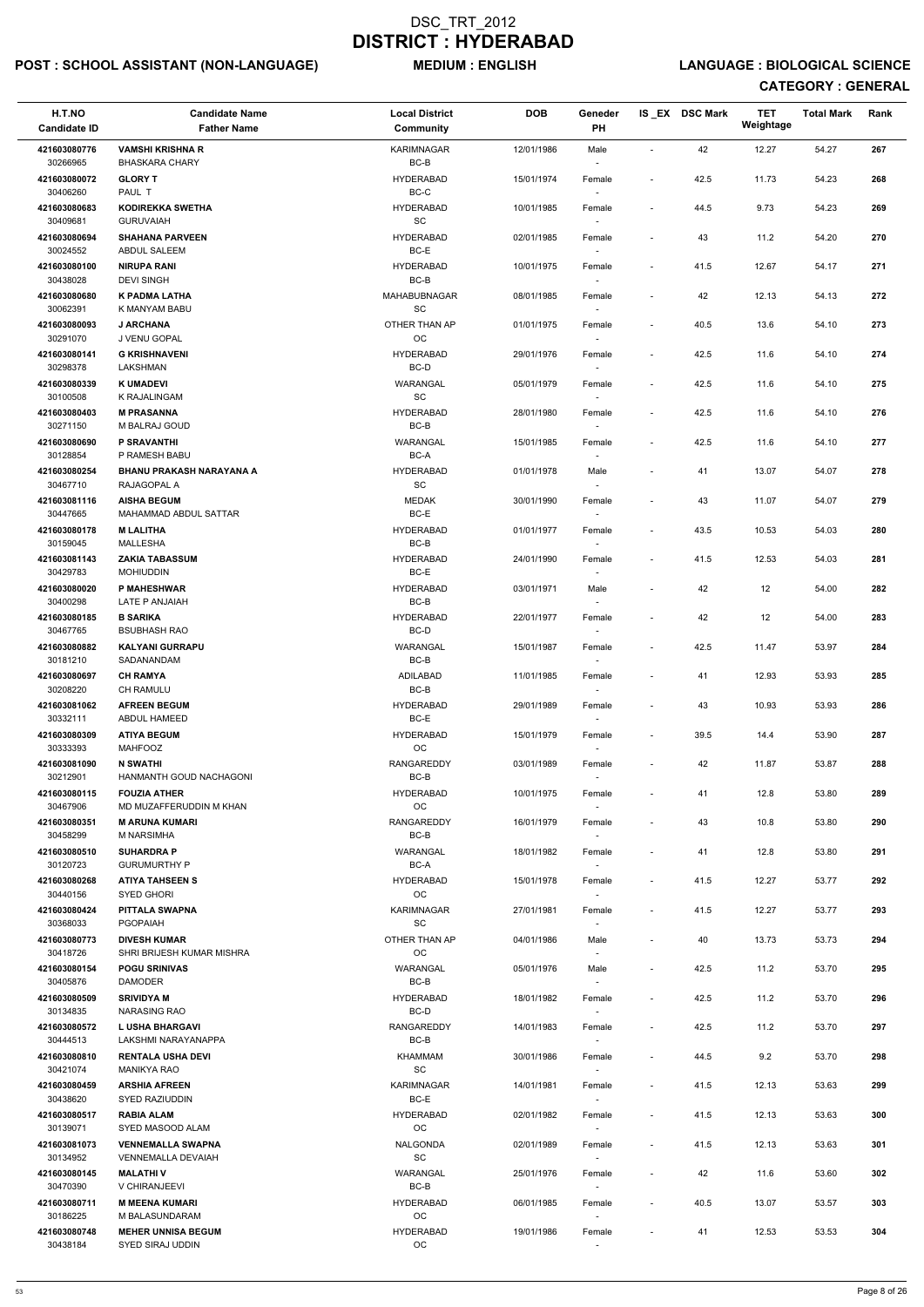# DSC_TRT_2012
# DISTRICT : HYDERABAD

**POST : SCHOOL ASSISTANT (NON-LANGUAGE)** **MEDIUM : ENGLISH** **LANGUAGE : BIOLOGICAL SCIENCE**

**CATEGORY : GENERAL**

| H.T.NO<br>Candidate ID | Candidate Name<br>Father Name | Local District<br>Community | DOB | Geneder<br>PH | IS_EX | DSC Mark | TET Weightage | Total Mark | Rank |
|---|---|---|---|---|---|---|---|---|---|
| 421603080776<br>30266965 | VAMSHI KRISHNA R<br>BHASKARA CHARY | KARIMNAGAR<br>BC-B | 12/01/1986 | Male<br>- | - | 42 | 12.27 | 54.27 | 267 |
| 421603080072<br>30406260 | GLORY T<br>PAUL T | HYDERABAD<br>BC-C | 15/01/1974 | Female<br>- | - | 42.5 | 11.73 | 54.23 | 268 |
| 421603080683<br>30409681 | KODIREKKA SWETHA<br>GURUVAIAH | HYDERABAD<br>SC | 10/01/1985 | Female<br>- | - | 44.5 | 9.73 | 54.23 | 269 |
| 421603080694<br>30024552 | SHAHANA PARVEEN<br>ABDUL SALEEM | HYDERABAD<br>BC-E | 02/01/1985 | Female<br>- | - | 43 | 11.2 | 54.20 | 270 |
| 421603080100<br>30438028 | NIRUPA RANI<br>DEVI SINGH | HYDERABAD<br>BC-B | 10/01/1975 | Female<br>- | - | 41.5 | 12.67 | 54.17 | 271 |
| 421603080680<br>30062391 | K PADMA LATHA<br>K MANYAM BABU | MAHABUBNAGAR<br>SC | 08/01/1985 | Female<br>- | - | 42 | 12.13 | 54.13 | 272 |
| 421603080093<br>30291070 | J ARCHANA<br>J VENU GOPAL | OTHER THAN AP<br>OC | 01/01/1975 | Female<br>- | - | 40.5 | 13.6 | 54.10 | 273 |
| 421603080141<br>30298378 | G KRISHNAVENI<br>LAKSHMAN | HYDERABAD<br>BC-D | 29/01/1976 | Female<br>- | - | 42.5 | 11.6 | 54.10 | 274 |
| 421603080339<br>30100508 | K UMADEVI<br>K RAJALINGAM | WARANGAL<br>SC | 05/01/1979 | Female<br>- | - | 42.5 | 11.6 | 54.10 | 275 |
| 421603080403<br>30271150 | M PRASANNA<br>M BALRAJ GOUD | HYDERABAD<br>BC-B | 28/01/1980 | Female<br>- | - | 42.5 | 11.6 | 54.10 | 276 |
| 421603080690<br>30128854 | P SRAVANTHI<br>P RAMESH BABU | WARANGAL<br>BC-A | 15/01/1985 | Female<br>- | - | 42.5 | 11.6 | 54.10 | 277 |
| 421603080254<br>30467710 | BHANU PRAKASH NARAYANA A<br>RAJAGOPAL A | HYDERABAD<br>SC | 01/01/1978 | Male<br>- | - | 41 | 13.07 | 54.07 | 278 |
| 421603081116<br>30447665 | AISHA BEGUM<br>MAHAMMAD ABDUL SATTAR | MEDAK<br>BC-E | 30/01/1990 | Female<br>- | - | 43 | 11.07 | 54.07 | 279 |
| 421603080178<br>30159045 | M LALITHA<br>MALLESHA | HYDERABAD<br>BC-B | 01/01/1977 | Female<br>- | - | 43.5 | 10.53 | 54.03 | 280 |
| 421603081143<br>30429783 | ZAKIA TABASSUM<br>MOHIUDDIN | HYDERABAD<br>BC-E | 24/01/1990 | Female<br>- | - | 41.5 | 12.53 | 54.03 | 281 |
| 421603080020<br>30400298 | P MAHESHWAR<br>LATE P ANJAIAH | HYDERABAD<br>BC-B | 03/01/1971 | Male<br>- | - | 42 | 12 | 54.00 | 282 |
| 421603080185<br>30467765 | B SARIKA<br>BSUBHASH RAO | HYDERABAD<br>BC-D | 22/01/1977 | Female<br>- | - | 42 | 12 | 54.00 | 283 |
| 421603080882<br>30181210 | KALYANI GURRAPU<br>SADANANDAM | WARANGAL<br>BC-B | 15/01/1987 | Female<br>- | - | 42.5 | 11.47 | 53.97 | 284 |
| 421603080697<br>30208220 | CH RAMYA<br>CH RAMULU | ADILABAD<br>BC-B | 11/01/1985 | Female<br>- | - | 41 | 12.93 | 53.93 | 285 |
| 421603081062<br>30332111 | AFREEN BEGUM<br>ABDUL HAMEED | HYDERABAD<br>BC-E | 29/01/1989 | Female<br>- | - | 43 | 10.93 | 53.93 | 286 |
| 421603080309<br>30333393 | ATIYA BEGUM<br>MAHFOOZ | HYDERABAD<br>OC | 15/01/1979 | Female<br>- | - | 39.5 | 14.4 | 53.90 | 287 |
| 421603081090<br>30212901 | N SWATHI<br>HANMANTH GOUD NACHAGONI | RANGAREDDY<br>BC-B | 03/01/1989 | Female<br>- | - | 42 | 11.87 | 53.87 | 288 |
| 421603080115<br>30467906 | FOUZIA ATHER<br>MD MUZAFFERUDDIN M KHAN | HYDERABAD<br>OC | 10/01/1975 | Female<br>- | - | 41 | 12.8 | 53.80 | 289 |
| 421603080351<br>30458299 | M ARUNA KUMARI<br>M NARSIMHA | RANGAREDDY<br>BC-B | 16/01/1979 | Female<br>- | - | 43 | 10.8 | 53.80 | 290 |
| 421603080510<br>30120723 | SUHARDRA P<br>GURUMURTHY P | WARANGAL<br>BC-A | 18/01/1982 | Female<br>- | - | 41 | 12.8 | 53.80 | 291 |
| 421603080268<br>30440156 | ATIYA TAHSEEN S<br>SYED GHORI | HYDERABAD<br>OC | 15/01/1978 | Female<br>- | - | 41.5 | 12.27 | 53.77 | 292 |
| 421603080424<br>30368033 | PITTALA SWAPNA<br>PGOPAIAH | KARIMNAGAR<br>SC | 27/01/1981 | Female<br>- | - | 41.5 | 12.27 | 53.77 | 293 |
| 421603080773<br>30418726 | DIVESH KUMAR<br>SHRI BRIJESH KUMAR MISHRA | OTHER THAN AP<br>OC | 04/01/1986 | Male<br>- | - | 40 | 13.73 | 53.73 | 294 |
| 421603080154<br>30405876 | POGU SRINIVAS<br>DAMODER | WARANGAL<br>BC-B | 05/01/1976 | Male<br>- | - | 42.5 | 11.2 | 53.70 | 295 |
| 421603080509<br>30134835 | SRIVIDYA M<br>NARASING RAO | HYDERABAD<br>BC-D | 18/01/1982 | Female<br>- | - | 42.5 | 11.2 | 53.70 | 296 |
| 421603080572<br>30444513 | L USHA BHARGAVI<br>LAKSHMI NARAYANAPPA | RANGAREDDY<br>BC-B | 14/01/1983 | Female<br>- | - | 42.5 | 11.2 | 53.70 | 297 |
| 421603080810<br>30421074 | RENTALA USHA DEVI<br>MANIKYA RAO | KHAMMAM<br>SC | 30/01/1986 | Female<br>- | - | 44.5 | 9.2 | 53.70 | 298 |
| 421603080459<br>30438620 | ARSHIA AFREEN<br>SYED RAZIUDDIN | KARIMNAGAR<br>BC-E | 14/01/1981 | Female<br>- | - | 41.5 | 12.13 | 53.63 | 299 |
| 421603080517<br>30139071 | RABIA ALAM<br>SYED MASOOD ALAM | HYDERABAD<br>OC | 02/01/1982 | Female<br>- | - | 41.5 | 12.13 | 53.63 | 300 |
| 421603081073<br>30134952 | VENNEMALLA SWAPNA<br>VENNEMALLA DEVAIAH | NALGONDA<br>SC | 02/01/1989 | Female<br>- | - | 41.5 | 12.13 | 53.63 | 301 |
| 421603080145<br>30470390 | MALATHI V<br>V CHIRANJEEVI | WARANGAL<br>BC-B | 25/01/1976 | Female<br>- | - | 42 | 11.6 | 53.60 | 302 |
| 421603080711<br>30186225 | M MEENA KUMARI<br>M BALASUNDARAM | HYDERABAD<br>OC | 06/01/1985 | Female<br>- | - | 40.5 | 13.07 | 53.57 | 303 |
| 421603080748<br>30438184 | MEHER UNNISA BEGUM<br>SYED SIRAJ UDDIN | HYDERABAD<br>OC | 19/01/1986 | Female<br>- | - | 41 | 12.53 | 53.53 | 304 |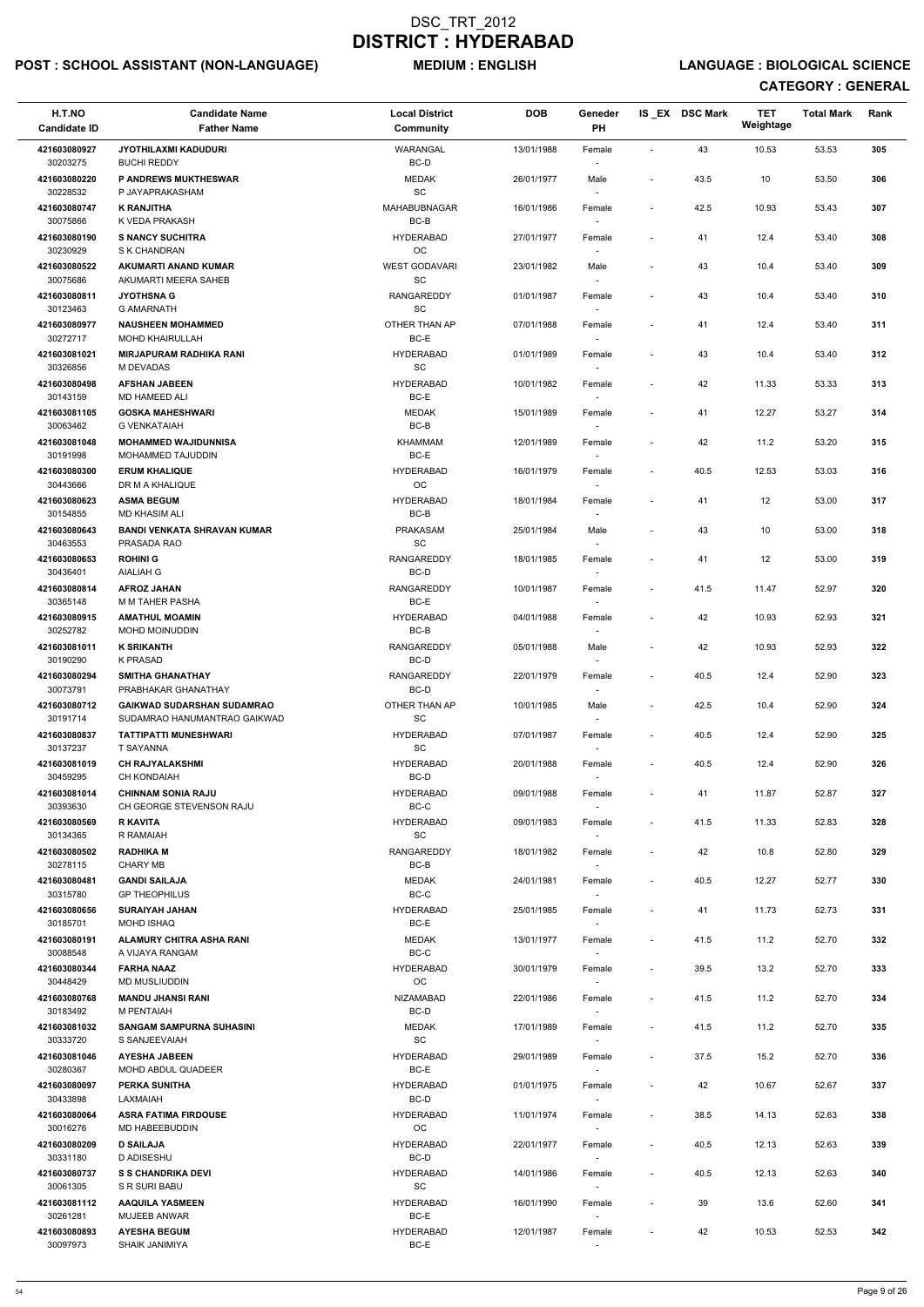# DSC_TRT_2012
# DISTRICT : HYDERABAD

**POST : SCHOOL ASSISTANT (NON-LANGUAGE)** **MEDIUM : ENGLISH** **LANGUAGE : BIOLOGICAL SCIENCE**

**CATEGORY : GENERAL**

| H.T.NO<br>Candidate ID | Candidate Name<br>Father Name | Local District<br>Community | DOB | Geneder<br>PH | IS_EX | DSC Mark | TET Weightage | Total Mark | Rank |
|---|---|---|---|---|---|---|---|---|---|
| 421603080927<br>30203275 | JYOTHILAXMI KADUDURI<br>BUCHI REDDY | WARANGAL<br>BC-D | 13/01/1988 | Female<br>- | - | 43 | 10.53 | 53.53 | 305 |
| 421603080220<br>30228532 | P ANDREWS MUKTHESWAR<br>P JAYAPRAKASHAM | MEDAK<br>SC | 26/01/1977 | Male<br>- | - | 43.5 | 10 | 53.50 | 306 |
| 421603080747<br>30075866 | K RANJITHA<br>K VEDA PRAKASH | MAHABUBNAGAR<br>BC-B | 16/01/1986 | Female<br>- | - | 42.5 | 10.93 | 53.43 | 307 |
| 421603080190<br>30230929 | S NANCY SUCHITRA<br>S K CHANDRAN | HYDERABAD<br>OC | 27/01/1977 | Female<br>- | - | 41 | 12.4 | 53.40 | 308 |
| 421603080522<br>30075686 | AKUMARTI ANAND KUMAR<br>AKUMARTI MEERA SAHEB | WEST GODAVARI<br>SC | 23/01/1982 | Male<br>- | - | 43 | 10.4 | 53.40 | 309 |
| 421603080811<br>30123463 | JYOTHSNA G<br>G AMARNATH | RANGAREDDY<br>SC | 01/01/1987 | Female<br>- | - | 43 | 10.4 | 53.40 | 310 |
| 421603080977<br>30272717 | NAUSHEEN MOHAMMED<br>MOHD KHAIRULLAH | OTHER THAN AP<br>BC-E | 07/01/1988 | Female<br>- | - | 41 | 12.4 | 53.40 | 311 |
| 421603081021<br>30326856 | MIRJAPURAM RADHIKA RANI<br>M DEVADAS | HYDERABAD<br>SC | 01/01/1989 | Female<br>- | - | 43 | 10.4 | 53.40 | 312 |
| 421603080498<br>30143159 | AFSHAN JABEEN<br>MD HAMEED ALI | HYDERABAD<br>BC-E | 10/01/1982 | Female<br>- | - | 42 | 11.33 | 53.33 | 313 |
| 421603081105<br>30063462 | GOSKA MAHESHWARI<br>G VENKATAIAH | MEDAK<br>BC-B | 15/01/1989 | Female<br>- | - | 41 | 12.27 | 53.27 | 314 |
| 421603081048<br>30191998 | MOHAMMED WAJIDUNNISA<br>MOHAMMED TAJUDDIN | KHAMMAM<br>BC-E | 12/01/1989 | Female<br>- | - | 42 | 11.2 | 53.20 | 315 |
| 421603080300<br>30443666 | ERUM KHALIQUE<br>DR M A KHALIQUE | HYDERABAD<br>OC | 16/01/1979 | Female<br>- | - | 40.5 | 12.53 | 53.03 | 316 |
| 421603080623<br>30154855 | ASMA BEGUM<br>MD KHASIM ALI | HYDERABAD<br>BC-B | 18/01/1984 | Female<br>- | - | 41 | 12 | 53.00 | 317 |
| 421603080643<br>30463553 | BANDI VENKATA SHRAVAN KUMAR<br>PRASADA RAO | PRAKASAM<br>SC | 25/01/1984 | Male<br>- | - | 43 | 10 | 53.00 | 318 |
| 421603080653<br>30436401 | ROHINI G<br>AIALIAH G | RANGAREDDY<br>BC-D | 18/01/1985 | Female<br>- | - | 41 | 12 | 53.00 | 319 |
| 421603080814<br>30365148 | AFROZ JAHAN<br>M M TAHER PASHA | RANGAREDDY<br>BC-E | 10/01/1987 | Female<br>- | - | 41.5 | 11.47 | 52.97 | 320 |
| 421603080915<br>30252782 | AMATHUL MOAMIN<br>MOHD MOINUDDIN | HYDERABAD<br>BC-B | 04/01/1988 | Female<br>- | - | 42 | 10.93 | 52.93 | 321 |
| 421603081011<br>30190290 | K SRIKANTH<br>K PRASAD | RANGAREDDY<br>BC-D | 05/01/1988 | Male<br>- | - | 42 | 10.93 | 52.93 | 322 |
| 421603080294<br>30073791 | SMITHA GHANATHAY<br>PRABHAKAR GHANATHAY | RANGAREDDY<br>BC-D | 22/01/1979 | Female<br>- | - | 40.5 | 12.4 | 52.90 | 323 |
| 421603080712<br>30191714 | GAIKWAD SUDARSHAN SUDAMRAO<br>SUDAMRAO HANUMANTRAO GAIKWAD | OTHER THAN AP<br>SC | 10/01/1985 | Male<br>- | - | 42.5 | 10.4 | 52.90 | 324 |
| 421603080837<br>30137237 | TATTIPATTI MUNESHWARI<br>T SAYANNA | HYDERABAD<br>SC | 07/01/1987 | Female<br>- | - | 40.5 | 12.4 | 52.90 | 325 |
| 421603081019<br>30459295 | CH RAJYALAKSHMI<br>CH KONDAIAH | HYDERABAD<br>BC-D | 20/01/1988 | Female<br>- | - | 40.5 | 12.4 | 52.90 | 326 |
| 421603081014<br>30393630 | CHINNAM SONIA RAJU<br>CH GEORGE STEVENSON RAJU | HYDERABAD<br>BC-C | 09/01/1988 | Female<br>- | - | 41 | 11.87 | 52.87 | 327 |
| 421603080569<br>30134365 | R KAVITA<br>R RAMAIAH | HYDERABAD<br>SC | 09/01/1983 | Female<br>- | - | 41.5 | 11.33 | 52.83 | 328 |
| 421603080502<br>30278115 | RADHIKA M<br>CHARY MB | RANGAREDDY<br>BC-B | 18/01/1982 | Female<br>- | - | 42 | 10.8 | 52.80 | 329 |
| 421603080481<br>30315780 | GANDI SAILAJA<br>GP THEOPHILUS | MEDAK<br>BC-C | 24/01/1981 | Female<br>- | - | 40.5 | 12.27 | 52.77 | 330 |
| 421603080656<br>30185701 | SURAIYAH JAHAN<br>MOHD ISHAQ | HYDERABAD<br>BC-E | 25/01/1985 | Female<br>- | - | 41 | 11.73 | 52.73 | 331 |
| 421603080191<br>30088548 | ALAMURY CHITRA ASHA RANI<br>A VIJAYA RANGAM | MEDAK<br>BC-C | 13/01/1977 | Female<br>- | - | 41.5 | 11.2 | 52.70 | 332 |
| 421603080344<br>30448429 | FARHA NAAZ<br>MD MUSLIUDDIN | HYDERABAD<br>OC | 30/01/1979 | Female<br>- | - | 39.5 | 13.2 | 52.70 | 333 |
| 421603080768<br>30183492 | MANDU JHANSI RANI<br>M PENTAIAH | NIZAMABAD<br>BC-D | 22/01/1986 | Female<br>- | - | 41.5 | 11.2 | 52.70 | 334 |
| 421603081032<br>30333720 | SANGAM SAMPURNA SUHASINI<br>S SANJEEVAIAH | MEDAK<br>SC | 17/01/1989 | Female<br>- | - | 41.5 | 11.2 | 52.70 | 335 |
| 421603081046<br>30280367 | AYESHA JABEEN<br>MOHD ABDUL QUADEER | HYDERABAD<br>BC-E | 29/01/1989 | Female<br>- | - | 37.5 | 15.2 | 52.70 | 336 |
| 421603080097<br>30433898 | PERKA SUNITHA<br>LAXMAIAH | HYDERABAD<br>BC-D | 01/01/1975 | Female<br>- | - | 42 | 10.67 | 52.67 | 337 |
| 421603080064<br>30016276 | ASRA FATIMA FIRDOUSE<br>MD HABEEBUDDIN | HYDERABAD<br>OC | 11/01/1974 | Female<br>- | - | 38.5 | 14.13 | 52.63 | 338 |
| 421603080209<br>30331180 | D SAILAJA<br>D ADISESHU | HYDERABAD<br>BC-D | 22/01/1977 | Female<br>- | - | 40.5 | 12.13 | 52.63 | 339 |
| 421603080737<br>30061305 | S S CHANDRIKA DEVI<br>S R SURI BABU | HYDERABAD<br>SC | 14/01/1986 | Female<br>- | - | 40.5 | 12.13 | 52.63 | 340 |
| 421603081112<br>30261281 | AAQUILA YASMEEN<br>MUJEEB ANWAR | HYDERABAD<br>BC-E | 16/01/1990 | Female<br>- | - | 39 | 13.6 | 52.60 | 341 |
| 421603080893<br>30097973 | AYESHA BEGUM<br>SHAIK JANIMIYA | HYDERABAD<br>BC-E | 12/01/1987 | Female<br>- | - | 42 | 10.53 | 52.53 | 342 |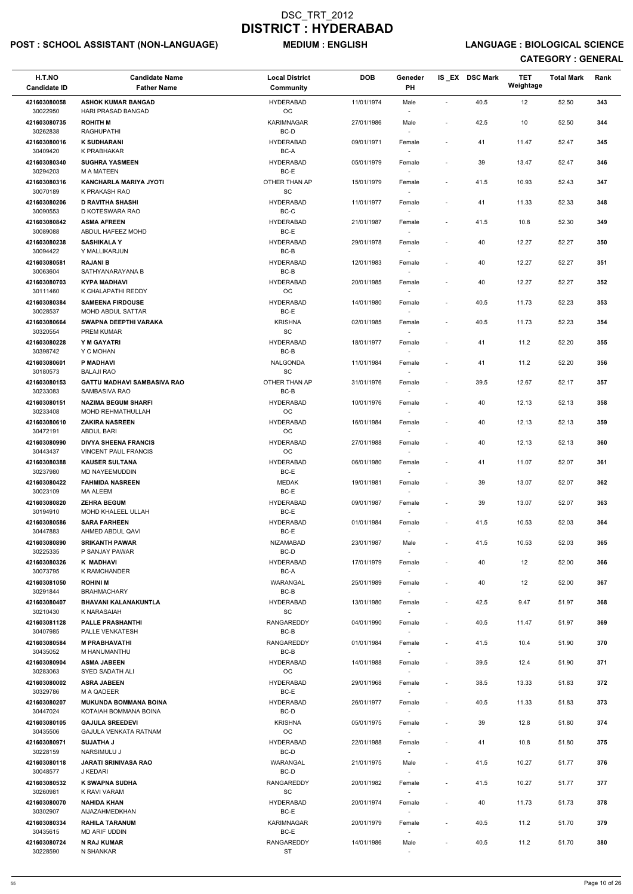# DSC_TRT_2012
# DISTRICT : HYDERABAD

**POST : SCHOOL ASSISTANT (NON-LANGUAGE)** **MEDIUM : ENGLISH** **LANGUAGE : BIOLOGICAL SCIENCE**

**CATEGORY : GENERAL**

| H.T.NO / Candidate ID | Candidate Name / Father Name | Local District / Community | DOB | Geneder / PH | IS_EX | DSC Mark | TET Weightage | Total Mark | Rank |
|---|---|---|---|---|---|---|---|---|---|
| 421603080058 / 30022950 | ASHOK KUMAR BANGAD / HARI PRASAD BANGAD | HYDERABAD / OC | 11/01/1974 | Male / - | - | 40.5 | 12 | 52.50 | 343 |
| 421603080735 / 30262838 | ROHITH M / RAGHUPATHI | KARIMNAGAR / BC-D | 27/01/1986 | Male / - | - | 42.5 | 10 | 52.50 | 344 |
| 421603080016 / 30409420 | K SUDHARANI / K PRABHAKAR | HYDERABAD / BC-A | 09/01/1971 | Female / - | - | 41 | 11.47 | 52.47 | 345 |
| 421603080340 / 30294203 | SUGHRA YASMEEN / M A MATEEN | HYDERABAD / BC-E | 05/01/1979 | Female / - | - | 39 | 13.47 | 52.47 | 346 |
| 421603080316 / 30070189 | KANCHARLA MARIYA JYOTI / K PRAKASH RAO | OTHER THAN AP / SC | 15/01/1979 | Female / - | - | 41.5 | 10.93 | 52.43 | 347 |
| 421603080206 / 30090553 | D RAVITHA SHASHI / D KOTESWARA RAO | HYDERABAD / BC-C | 11/01/1977 | Female / - | - | 41 | 11.33 | 52.33 | 348 |
| 421603080842 / 30089088 | ASMA AFREEN / ABDUL HAFEEZ MOHD | HYDERABAD / BC-E | 21/01/1987 | Female / - | - | 41.5 | 10.8 | 52.30 | 349 |
| 421603080238 / 30094422 | SASHIKALA Y / Y MALLIKARJUN | HYDERABAD / BC-B | 29/01/1978 | Female / - | - | 40 | 12.27 | 52.27 | 350 |
| 421603080581 / 30063604 | RAJANI B / SATHYANARAYANA B | HYDERABAD / BC-B | 12/01/1983 | Female / - | - | 40 | 12.27 | 52.27 | 351 |
| 421603080703 / 30111460 | KYPA MADHAVI / K CHALAPATHI REDDY | HYDERABAD / OC | 20/01/1985 | Female / - | - | 40 | 12.27 | 52.27 | 352 |
| 421603080384 / 30028537 | SAMEENA FIRDOUSE / MOHD ABDUL SATTAR | HYDERABAD / BC-E | 14/01/1980 | Female / - | - | 40.5 | 11.73 | 52.23 | 353 |
| 421603080664 / 30320554 | SWAPNA DEEPTHI VARAKA / PREM KUMAR | KRISHNA / SC | 02/01/1985 | Female / - | - | 40.5 | 11.73 | 52.23 | 354 |
| 421603080228 / 30398742 | Y M GAYATRI / Y C MOHAN | HYDERABAD / BC-B | 18/01/1977 | Female / - | - | 41 | 11.2 | 52.20 | 355 |
| 421603080601 / 30180573 | P MADHAVI / BALAJI RAO | NALGONDA / SC | 11/01/1984 | Female / - | - | 41 | 11.2 | 52.20 | 356 |
| 421603080153 / 30233083 | GATTU MADHAVI SAMBASIVA RAO / SAMBASIVA RAO | OTHER THAN AP / BC-B | 31/01/1976 | Female / - | - | 39.5 | 12.67 | 52.17 | 357 |
| 421603080151 / 30233408 | NAZIMA BEGUM SHARFI / MOHD REHMATHULLAH | HYDERABAD / OC | 10/01/1976 | Female / - | - | 40 | 12.13 | 52.13 | 358 |
| 421603080610 / 30472191 | ZAKIRA NASREEN / ABDUL BARI | HYDERABAD / OC | 16/01/1984 | Female / - | - | 40 | 12.13 | 52.13 | 359 |
| 421603080990 / 30443437 | DIVYA SHEENA FRANCIS / VINCENT PAUL FRANCIS | HYDERABAD / OC | 27/01/1988 | Female / - | - | 40 | 12.13 | 52.13 | 360 |
| 421603080388 / 30237980 | KAUSER SULTANA / MD NAYEEMUDDIN | HYDERABAD / BC-E | 06/01/1980 | Female / - | - | 41 | 11.07 | 52.07 | 361 |
| 421603080422 / 30023109 | FAHMIDA NASREEN / MA ALEEM | MEDAK / BC-E | 19/01/1981 | Female / - | - | 39 | 13.07 | 52.07 | 362 |
| 421603080820 / 30194910 | ZEHRA BEGUM / MOHD KHALEEL ULLAH | HYDERABAD / BC-E | 09/01/1987 | Female / - | - | 39 | 13.07 | 52.07 | 363 |
| 421603080586 / 30447883 | SARA FARHEEN / AHMED ABDUL QAVI | HYDERABAD / BC-E | 01/01/1984 | Female / - | - | 41.5 | 10.53 | 52.03 | 364 |
| 421603080890 / 30225335 | SRIKANTH PAWAR / P SANJAY PAWAR | NIZAMABAD / BC-D | 23/01/1987 | Male / - | - | 41.5 | 10.53 | 52.03 | 365 |
| 421603080326 / 30073795 | K MADHAVI / K RAMCHANDER | HYDERABAD / BC-A | 17/01/1979 | Female / - | - | 40 | 12 | 52.00 | 366 |
| 421603081050 / 30291844 | ROHINI M / BRAHMACHARY | WARANGAL / BC-B | 25/01/1989 | Female / - | - | 40 | 12 | 52.00 | 367 |
| 421603080407 / 30210430 | BHAVANI KALANAKUNTLA / K NARASAIAH | HYDERABAD / SC | 13/01/1980 | Female / - | - | 42.5 | 9.47 | 51.97 | 368 |
| 421603081128 / 30407985 | PALLE PRASHANTHI / PALLE VENKATESH | RANGAREDDY / BC-B | 04/01/1990 | Female / - | - | 40.5 | 11.47 | 51.97 | 369 |
| 421603080584 / 30435052 | M PRABHAVATHI / M HANUMANTHU | RANGAREDDY / BC-B | 01/01/1984 | Female / - | - | 41.5 | 10.4 | 51.90 | 370 |
| 421603080904 / 30283063 | ASMA JABEEN / SYED SADATH ALI | HYDERABAD / OC | 14/01/1988 | Female / - | - | 39.5 | 12.4 | 51.90 | 371 |
| 421603080002 / 30329786 | ASRA JABEEN / M A QADEER | HYDERABAD / BC-E | 29/01/1968 | Female / - | - | 38.5 | 13.33 | 51.83 | 372 |
| 421603080207 / 30447024 | MUKUNDA BOMMANA BOINA / KOTAIAH BOMMANA BOINA | HYDERABAD / BC-D | 26/01/1977 | Female / - | - | 40.5 | 11.33 | 51.83 | 373 |
| 421603080105 / 30435506 | GAJULA SREEDEVI / GAJULA VENKATA RATNAM | KRISHNA / OC | 05/01/1975 | Female / - | - | 39 | 12.8 | 51.80 | 374 |
| 421603080971 / 30228159 | SUJATHA J / NARSIMULU J | HYDERABAD / BC-D | 22/01/1988 | Female / - | - | 41 | 10.8 | 51.80 | 375 |
| 421603080118 / 30048577 | JARATI SRINIVASA RAO / J KEDARI | WARANGAL / BC-D | 21/01/1975 | Male / - | - | 41.5 | 10.27 | 51.77 | 376 |
| 421603080532 / 30260981 | K SWAPNA SUDHA / K RAVI VARAM | RANGAREDDY / SC | 20/01/1982 | Female / - | - | 41.5 | 10.27 | 51.77 | 377 |
| 421603080070 / 30302907 | NAHIDA KHAN / AIJAZAHMEDKHAN | HYDERABAD / BC-E | 20/01/1974 | Female / - | - | 40 | 11.73 | 51.73 | 378 |
| 421603080334 / 30435615 | RAHILA TARANUM / MD ARIF UDDIN | KARIMNAGAR / BC-E | 20/01/1979 | Female / - | - | 40.5 | 11.2 | 51.70 | 379 |
| 421603080724 / 30228590 | N RAJ KUMAR / N SHANKAR | RANGAREDDY / ST | 14/01/1986 | Male / - | - | 40.5 | 11.2 | 51.70 | 380 |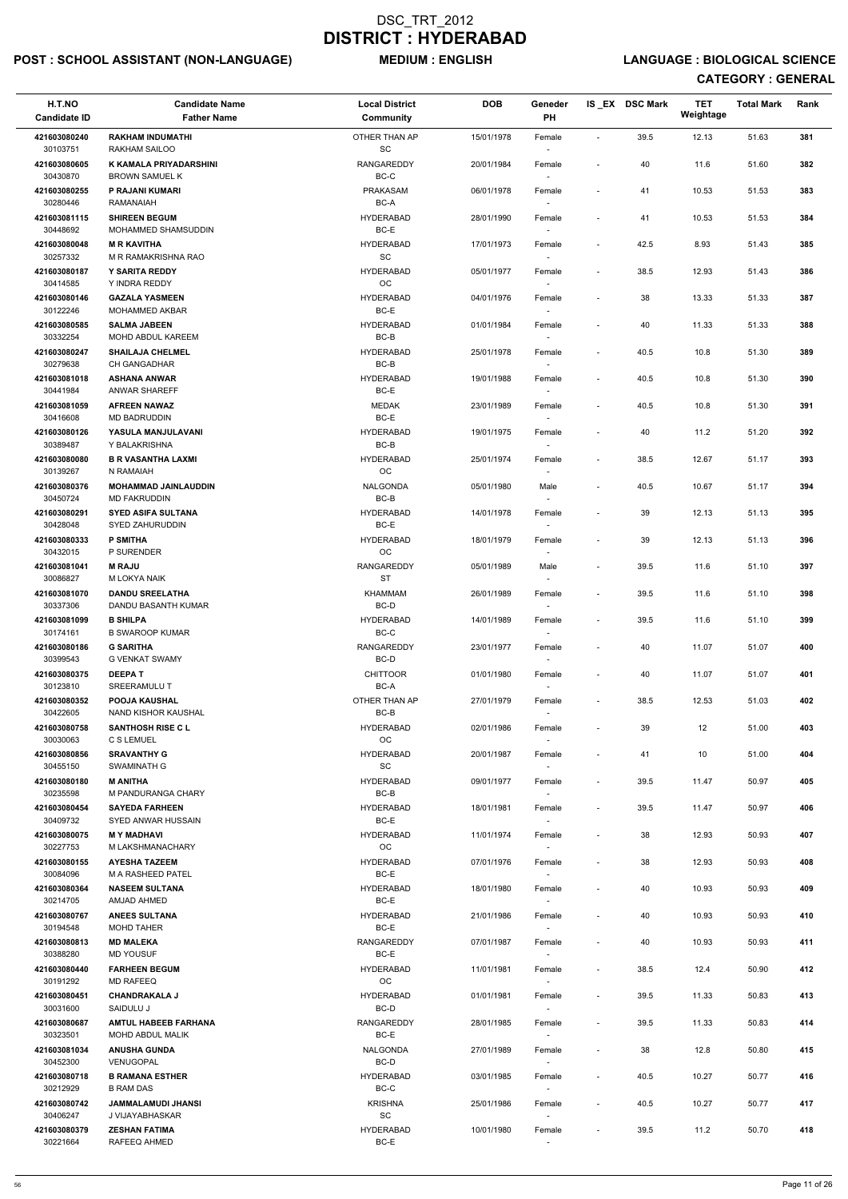# DSC_TRT_2012
# DISTRICT : HYDERABAD

**POST : SCHOOL ASSISTANT (NON-LANGUAGE)** **MEDIUM : ENGLISH** **LANGUAGE : BIOLOGICAL SCIENCE**

**CATEGORY : GENERAL**

| H.T.NO<br>Candidate ID | Candidate Name<br>Father Name | Local District<br>Community | DOB | Geneder<br>PH | IS_EX | DSC Mark | TET Weightage | Total Mark | Rank |
|---|---|---|---|---|---|---|---|---|---|
| 421603080240<br>30103751 | RAKHAM INDUMATHI<br>RAKHAM SAILOO | OTHER THAN AP<br>SC | 15/01/1978 | Female<br>- | - | 39.5 | 12.13 | 51.63 | 381 |
| 421603080605<br>30430870 | K KAMALA PRIYADARSHINI<br>BROWN SAMUEL K | RANGAREDDY<br>BC-C | 20/01/1984 | Female<br>- | - | 40 | 11.6 | 51.60 | 382 |
| 421603080255<br>30280446 | P RAJANI KUMARI<br>RAMANAIAH | PRAKASAM<br>BC-A | 06/01/1978 | Female<br>- | - | 41 | 10.53 | 51.53 | 383 |
| 421603081115<br>30448692 | SHIREEN BEGUM<br>MOHAMMED SHAMSUDDIN | HYDERABAD<br>BC-E | 28/01/1990 | Female<br>- | - | 41 | 10.53 | 51.53 | 384 |
| 421603080048<br>30257332 | M R KAVITHA<br>M R RAMAKRISHNA RAO | HYDERABAD<br>SC | 17/01/1973 | Female<br>- | - | 42.5 | 8.93 | 51.43 | 385 |
| 421603080187<br>30414585 | Y SARITA REDDY<br>Y INDRA REDDY | HYDERABAD<br>OC | 05/01/1977 | Female<br>- | - | 38.5 | 12.93 | 51.43 | 386 |
| 421603080146<br>30122246 | GAZALA YASMEEN<br>MOHAMMED AKBAR | HYDERABAD<br>BC-E | 04/01/1976 | Female<br>- | - | 38 | 13.33 | 51.33 | 387 |
| 421603080585<br>30332254 | SALMA JABEEN<br>MOHD ABDUL KAREEM | HYDERABAD<br>BC-B | 01/01/1984 | Female<br>- | - | 40 | 11.33 | 51.33 | 388 |
| 421603080247<br>30279638 | SHAILAJA CHELMEL<br>CH GANGADHAR | HYDERABAD<br>BC-B | 25/01/1978 | Female<br>- | - | 40.5 | 10.8 | 51.30 | 389 |
| 421603081018<br>30441984 | ASHANA ANWAR<br>ANWAR SHAREFF | HYDERABAD<br>BC-E | 19/01/1988 | Female<br>- | - | 40.5 | 10.8 | 51.30 | 390 |
| 421603081059<br>30416608 | AFREEN NAWAZ<br>MD BADRUDDIN | MEDAK<br>BC-E | 23/01/1989 | Female<br>- | - | 40.5 | 10.8 | 51.30 | 391 |
| 421603080126<br>30389487 | YASULA MANJULAVANI<br>Y BALAKRISHNA | HYDERABAD<br>BC-B | 19/01/1975 | Female<br>- | - | 40 | 11.2 | 51.20 | 392 |
| 421603080080<br>30139267 | B R VASANTHA LAXMI<br>N RAMAIAH | HYDERABAD<br>OC | 25/01/1974 | Female<br>- | - | 38.5 | 12.67 | 51.17 | 393 |
| 421603080376<br>30450724 | MOHAMMAD JAINLAUDDIN<br>MD FAKRUDDIN | NALGONDA<br>BC-B | 05/01/1980 | Male<br>- | - | 40.5 | 10.67 | 51.17 | 394 |
| 421603080291<br>30428048 | SYED ASIFA SULTANA<br>SYED ZAHURUDDIN | HYDERABAD<br>BC-E | 14/01/1978 | Female<br>- | - | 39 | 12.13 | 51.13 | 395 |
| 421603080333<br>30432015 | P SMITHA<br>P SURENDER | HYDERABAD<br>OC | 18/01/1979 | Female<br>- | - | 39 | 12.13 | 51.13 | 396 |
| 421603081041<br>30086827 | M RAJU<br>M LOKYA NAIK | RANGAREDDY<br>ST | 05/01/1989 | Male<br>- | - | 39.5 | 11.6 | 51.10 | 397 |
| 421603081070<br>30337306 | DANDU SREELATHA<br>DANDU BASANTH KUMAR | KHAMMAM<br>BC-D | 26/01/1989 | Female<br>- | - | 39.5 | 11.6 | 51.10 | 398 |
| 421603081099<br>30174161 | B SHILPA<br>B SWAROOP KUMAR | HYDERABAD<br>BC-C | 14/01/1989 | Female<br>- | - | 39.5 | 11.6 | 51.10 | 399 |
| 421603080186<br>30399543 | G SARITHA<br>G VENKAT SWAMY | RANGAREDDY<br>BC-D | 23/01/1977 | Female<br>- | - | 40 | 11.07 | 51.07 | 400 |
| 421603080375<br>30123810 | DEEPA T<br>SREERAMULU T | CHITTOOR<br>BC-A | 01/01/1980 | Female<br>- | - | 40 | 11.07 | 51.07 | 401 |
| 421603080352<br>30422605 | POOJA KAUSHAL<br>NAND KISHOR KAUSHAL | OTHER THAN AP<br>BC-B | 27/01/1979 | Female<br>- | - | 38.5 | 12.53 | 51.03 | 402 |
| 421603080758<br>30030063 | SANTHOSH RISE C L<br>C S LEMUEL | HYDERABAD<br>OC | 02/01/1986 | Female<br>- | - | 39 | 12 | 51.00 | 403 |
| 421603080856<br>30455150 | SRAVANTHY G<br>SWAMINATH G | HYDERABAD<br>SC | 20/01/1987 | Female<br>- | - | 41 | 10 | 51.00 | 404 |
| 421603080180<br>30235598 | M ANITHA<br>M PANDURANGA CHARY | HYDERABAD<br>BC-B | 09/01/1977 | Female<br>- | - | 39.5 | 11.47 | 50.97 | 405 |
| 421603080454<br>30409732 | SAYEDA FARHEEN<br>SYED ANWAR HUSSAIN | HYDERABAD<br>BC-E | 18/01/1981 | Female<br>- | - | 39.5 | 11.47 | 50.97 | 406 |
| 421603080075<br>30227753 | M Y MADHAVI<br>M LAKSHMANACHARY | HYDERABAD<br>OC | 11/01/1974 | Female<br>- | - | 38 | 12.93 | 50.93 | 407 |
| 421603080155<br>30084096 | AYESHA TAZEEM<br>M A RASHEED PATEL | HYDERABAD<br>BC-E | 07/01/1976 | Female<br>- | - | 38 | 12.93 | 50.93 | 408 |
| 421603080364<br>30214705 | NASEEM SULTANA<br>AMJAD AHMED | HYDERABAD<br>BC-E | 18/01/1980 | Female<br>- | - | 40 | 10.93 | 50.93 | 409 |
| 421603080767<br>30194548 | ANEES SULTANA<br>MOHD TAHER | HYDERABAD<br>BC-E | 21/01/1986 | Female<br>- | - | 40 | 10.93 | 50.93 | 410 |
| 421603080813<br>30388280 | MD MALEKA<br>MD YOUSUF | RANGAREDDY<br>BC-E | 07/01/1987 | Female<br>- | - | 40 | 10.93 | 50.93 | 411 |
| 421603080440<br>30191292 | FARHEEN BEGUM<br>MD RAFEEQ | HYDERABAD<br>OC | 11/01/1981 | Female<br>- | - | 38.5 | 12.4 | 50.90 | 412 |
| 421603080451<br>30031600 | CHANDRAKALA J<br>SAIDULU J | HYDERABAD<br>BC-D | 01/01/1981 | Female<br>- | - | 39.5 | 11.33 | 50.83 | 413 |
| 421603080687<br>30323501 | AMTUL HABEEB FARHANA<br>MOHD ABDUL MALIK | RANGAREDDY<br>BC-E | 28/01/1985 | Female<br>- | - | 39.5 | 11.33 | 50.83 | 414 |
| 421603081034<br>30452300 | ANUSHA GUNDA<br>VENUGOPAL | NALGONDA<br>BC-D | 27/01/1989 | Female<br>- | - | 38 | 12.8 | 50.80 | 415 |
| 421603080718<br>30212929 | B RAMANA ESTHER<br>B RAM DAS | HYDERABAD<br>BC-C | 03/01/1985 | Female<br>- | - | 40.5 | 10.27 | 50.77 | 416 |
| 421603080742<br>30406247 | JAMMALAMUDI JHANSI<br>J VIJAYABHASKAR | KRISHNA<br>SC | 25/01/1986 | Female<br>- | - | 40.5 | 10.27 | 50.77 | 417 |
| 421603080379<br>30221664 | ZESHAN FATIMA<br>RAFEEQ AHMED | HYDERABAD<br>BC-E | 10/01/1980 | Female<br>- | - | 39.5 | 11.2 | 50.70 | 418 |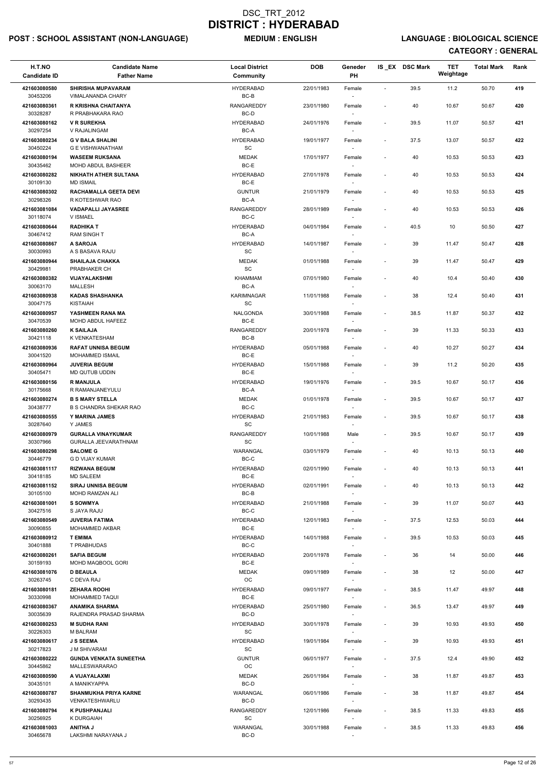# DSC_TRT_2012
# DISTRICT : HYDERABAD

**POST : SCHOOL ASSISTANT (NON-LANGUAGE)** **MEDIUM : ENGLISH** **LANGUAGE : BIOLOGICAL SCIENCE**

**CATEGORY : GENERAL**

| H.T.NO<br>Candidate ID | Candidate Name<br>Father Name | Local District<br>Community | DOB | Geneder<br>PH | IS _EX | DSC Mark | TET Weightage | Total Mark | Rank |
|---|---|---|---|---|---|---|---|---|---|
| 421603080580<br>30453206 | SHIRISHA MUPAVARAM<br>VIMALANANDA CHARY | HYDERABAD<br>BC-B | 22/01/1983 | Female<br>- | - | 39.5 | 11.2 | 50.70 | 419 |
| 421603080361<br>30328287 | R KRISHNA CHAITANYA<br>R PRABHAKARA RAO | RANGAREDDY<br>BC-D | 23/01/1980 | Female<br>- | - | 40 | 10.67 | 50.67 | 420 |
| 421603080162<br>30297254 | V R SUREKHA<br>V RAJALINGAM | HYDERABAD<br>BC-A | 24/01/1976 | Female<br>- | - | 39.5 | 11.07 | 50.57 | 421 |
| 421603080234<br>30450224 | G V BALA SHALINI<br>G E VISHWANATHAM | HYDERABAD<br>SC | 19/01/1977 | Female<br>- | - | 37.5 | 13.07 | 50.57 | 422 |
| 421603080194<br>30435462 | WASEEM RUKSANA<br>MOHD ABDUL BASHEER | MEDAK<br>BC-E | 17/01/1977 | Female<br>- | - | 40 | 10.53 | 50.53 | 423 |
| 421603080282<br>30109130 | NIKHATH ATHER SULTANA<br>MD ISMAIL | HYDERABAD<br>BC-E | 27/01/1978 | Female<br>- | - | 40 | 10.53 | 50.53 | 424 |
| 421603080302<br>30298326 | RACHAMALLA GEETA DEVI<br>R KOTESHWAR RAO | GUNTUR<br>BC-A | 21/01/1979 | Female<br>- | - | 40 | 10.53 | 50.53 | 425 |
| 421603081084<br>30118074 | VADAPALLI JAYASREE<br>V ISMAEL | RANGAREDDY<br>BC-C | 28/01/1989 | Female<br>- | - | 40 | 10.53 | 50.53 | 426 |
| 421603080644<br>30467412 | RADHIKA T<br>RAM SINGH T | HYDERABAD<br>BC-A | 04/01/1984 | Female<br>- | - | 40.5 | 10 | 50.50 | 427 |
| 421603080867<br>30030993 | A SAROJA<br>A S BASAVA RAJU | HYDERABAD<br>SC | 14/01/1987 | Female<br>- | - | 39 | 11.47 | 50.47 | 428 |
| 421603080944<br>30429981 | SHAILAJA CHAKKA<br>PRABHAKER CH | MEDAK<br>SC | 01/01/1988 | Female<br>- | - | 39 | 11.47 | 50.47 | 429 |
| 421603080382<br>30063170 | VIJAYALAKSHMI<br>MALLESH | KHAMMAM<br>BC-A | 07/01/1980 | Female<br>- | - | 40 | 10.4 | 50.40 | 430 |
| 421603080938<br>30047175 | KADAS SHASHANKA<br>KISTAIAH | KARIMNAGAR<br>SC | 11/01/1988 | Female<br>- | - | 38 | 12.4 | 50.40 | 431 |
| 421603080957<br>30470539 | YASHMEEN RANA MA<br>MOHD ABDUL HAFEEZ | NALGONDA<br>BC-E | 30/01/1988 | Female<br>- | - | 38.5 | 11.87 | 50.37 | 432 |
| 421603080260<br>30421118 | K SAILAJA<br>K VENKATESHAM | RANGAREDDY<br>BC-B | 20/01/1978 | Female<br>- | - | 39 | 11.33 | 50.33 | 433 |
| 421603080936<br>30041520 | RAFAT UNNISA BEGUM<br>MOHAMMED ISMAIL | HYDERABAD<br>BC-E | 05/01/1988 | Female<br>- | - | 40 | 10.27 | 50.27 | 434 |
| 421603080964<br>30405471 | JUVERIA BEGUM<br>MD QUTUB UDDIN | HYDERABAD<br>BC-E | 15/01/1988 | Female<br>- | - | 39 | 11.2 | 50.20 | 435 |
| 421603080156<br>30175668 | R MANJULA<br>R RAMANJANEYULU | HYDERABAD<br>BC-A | 19/01/1976 | Female<br>- | - | 39.5 | 10.67 | 50.17 | 436 |
| 421603080274<br>30438777 | B S MARY STELLA<br>B S CHANDRA SHEKAR RAO | MEDAK<br>BC-C | 01/01/1978 | Female<br>- | - | 39.5 | 10.67 | 50.17 | 437 |
| 421603080555<br>30287640 | Y MARINA JAMES<br>Y JAMES | HYDERABAD<br>SC | 21/01/1983 | Female<br>- | - | 39.5 | 10.67 | 50.17 | 438 |
| 421603080979<br>30307966 | GURALLA VINAYKUMAR<br>GURALLA JEEVARATHNAM | RANGAREDDY<br>SC | 10/01/1988 | Male<br>- | - | 39.5 | 10.67 | 50.17 | 439 |
| 421603080298<br>30446779 | SALOME G<br>G D VIJAY KUMAR | WARANGAL<br>BC-C | 03/01/1979 | Female<br>- | - | 40 | 10.13 | 50.13 | 440 |
| 421603081117<br>30418185 | RIZWANA BEGUM<br>MD SALEEM | HYDERABAD<br>BC-E | 02/01/1990 | Female<br>- | - | 40 | 10.13 | 50.13 | 441 |
| 421603081152<br>30105100 | SIRAJ UNNISA BEGUM<br>MOHD RAMZAN ALI | HYDERABAD<br>BC-B | 02/01/1991 | Female<br>- | - | 40 | 10.13 | 50.13 | 442 |
| 421603081001<br>30427516 | S SOWMYA<br>S JAYA RAJU | HYDERABAD<br>BC-C | 21/01/1988 | Female<br>- | - | 39 | 11.07 | 50.07 | 443 |
| 421603080549<br>30090855 | JUVERIA FATIMA<br>MOHAMMED AKBAR | HYDERABAD<br>BC-E | 12/01/1983 | Female<br>- | - | 37.5 | 12.53 | 50.03 | 444 |
| 421603080912<br>30401888 | T EMIMA<br>T PRABHUDAS | HYDERABAD<br>BC-C | 14/01/1988 | Female<br>- | - | 39.5 | 10.53 | 50.03 | 445 |
| 421603080261<br>30159193 | SAFIA BEGUM<br>MOHD MAQBOOL GORI | HYDERABAD<br>BC-E | 20/01/1978 | Female<br>- | - | 36 | 14 | 50.00 | 446 |
| 421603081076<br>30263745 | D BEAULA<br>C DEVA RAJ | MEDAK<br>OC | 09/01/1989 | Female<br>- | - | 38 | 12 | 50.00 | 447 |
| 421603080181<br>30330998 | ZEHARA ROOHI<br>MOHAMMED TAQUI | HYDERABAD<br>BC-E | 09/01/1977 | Female<br>- | - | 38.5 | 11.47 | 49.97 | 448 |
| 421603080367<br>30035639 | ANAMIKA SHARMA<br>RAJENDRA PRASAD SHARMA | HYDERABAD<br>BC-D | 25/01/1980 | Female<br>- | - | 36.5 | 13.47 | 49.97 | 449 |
| 421603080253<br>30226303 | M SUDHA RANI<br>M BALRAM | HYDERABAD<br>SC | 30/01/1978 | Female<br>- | - | 39 | 10.93 | 49.93 | 450 |
| 421603080617<br>30217823 | J S SEEMA<br>J M SHIVARAM | HYDERABAD<br>SC | 19/01/1984 | Female<br>- | - | 39 | 10.93 | 49.93 | 451 |
| 421603080222<br>30445862 | GUNDA VENKATA SUNEETHA<br>MALLESWARARAO | GUNTUR<br>OC | 06/01/1977 | Female<br>- | - | 37.5 | 12.4 | 49.90 | 452 |
| 421603080590<br>30435101 | A VIJAYALAXMI<br>A MANIKYAPPA | MEDAK<br>BC-D | 26/01/1984 | Female<br>- | - | 38 | 11.87 | 49.87 | 453 |
| 421603080787<br>30293435 | SHANMUKHA PRIYA KARNE<br>VENKATESHWARLU | WARANGAL<br>BC-D | 06/01/1986 | Female<br>- | - | 38 | 11.87 | 49.87 | 454 |
| 421603080794<br>30256925 | K PUSHPANJALI<br>K DURGAIAH | RANGAREDDY<br>SC | 12/01/1986 | Female<br>- | - | 38.5 | 11.33 | 49.83 | 455 |
| 421603081003<br>30465678 | ANITHA J<br>LAKSHMI NARAYANA J | WARANGAL<br>BC-D | 30/01/1988 | Female<br>- | - | 38.5 | 11.33 | 49.83 | 456 |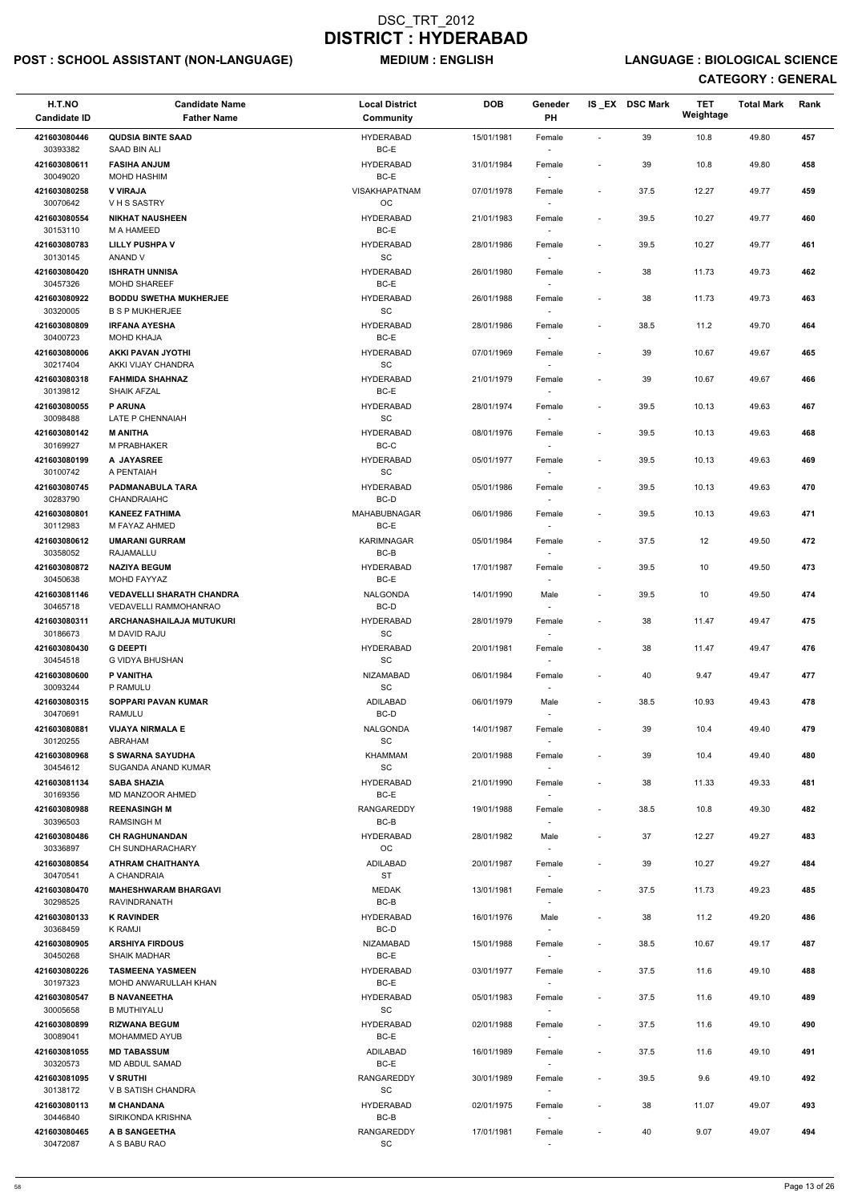# DSC_TRT_2012
# DISTRICT : HYDERABAD

**POST : SCHOOL ASSISTANT (NON-LANGUAGE)** **MEDIUM : ENGLISH** **LANGUAGE : BIOLOGICAL SCIENCE**

**CATEGORY : GENERAL**

| H.T.NO<br>Candidate ID | Candidate Name<br>Father Name | Local District<br>Community | DOB | Geneder<br>PH | IS_EX | DSC Mark | TET Weightage | Total Mark | Rank |
|---|---|---|---|---|---|---|---|---|---|
| 421603080446<br>30393382 | QUDSIA BINTE SAAD<br>SAAD BIN ALI | HYDERABAD<br>BC-E | 15/01/1981 | Female<br>- | - | 39 | 10.8 | 49.80 | 457 |
| 421603080611<br>30049020 | FASIHA ANJUM<br>MOHD HASHIM | HYDERABAD<br>BC-E | 31/01/1984 | Female<br>- | - | 39 | 10.8 | 49.80 | 458 |
| 421603080258<br>30070642 | V VIRAJA<br>V H S SASTRY | VISAKHAPATNAM<br>OC | 07/01/1978 | Female<br>- | - | 37.5 | 12.27 | 49.77 | 459 |
| 421603080554<br>30153110 | NIKHAT NAUSHEEN<br>M A HAMEED | HYDERABAD<br>BC-E | 21/01/1983 | Female<br>- | - | 39.5 | 10.27 | 49.77 | 460 |
| 421603080783<br>30130145 | LILLY PUSHPA V<br>ANAND V | HYDERABAD<br>SC | 28/01/1986 | Female<br>- | - | 39.5 | 10.27 | 49.77 | 461 |
| 421603080420<br>30457326 | ISHRATH UNNISA<br>MOHD SHAREEF | HYDERABAD<br>BC-E | 26/01/1980 | Female<br>- | - | 38 | 11.73 | 49.73 | 462 |
| 421603080922<br>30320005 | BODDU SWETHA MUKHERJEE<br>B S P MUKHERJEE | HYDERABAD<br>SC | 26/01/1988 | Female<br>- | - | 38 | 11.73 | 49.73 | 463 |
| 421603080809<br>30400723 | IRFANA AYESHA<br>MOHD KHAJA | HYDERABAD<br>BC-E | 28/01/1986 | Female<br>- | - | 38.5 | 11.2 | 49.70 | 464 |
| 421603080006<br>30217404 | AKKI PAVAN JYOTHI<br>AKKI VIJAY CHANDRA | HYDERABAD<br>SC | 07/01/1969 | Female<br>- | - | 39 | 10.67 | 49.67 | 465 |
| 421603080318<br>30139812 | FAHMIDA SHAHNAZ<br>SHAIK AFZAL | HYDERABAD<br>BC-E | 21/01/1979 | Female<br>- | - | 39 | 10.67 | 49.67 | 466 |
| 421603080055<br>30098488 | P ARUNA<br>LATE P CHENNAIAH | HYDERABAD<br>SC | 28/01/1974 | Female<br>- | - | 39.5 | 10.13 | 49.63 | 467 |
| 421603080142<br>30169927 | M ANITHA<br>M PRABHAKER | HYDERABAD<br>BC-C | 08/01/1976 | Female<br>- | - | 39.5 | 10.13 | 49.63 | 468 |
| 421603080199<br>30100742 | A JAYASREE<br>A PENTAIAH | HYDERABAD<br>SC | 05/01/1977 | Female<br>- | - | 39.5 | 10.13 | 49.63 | 469 |
| 421603080745<br>30283790 | PADMANABULA TARA<br>CHANDRAIAHC | HYDERABAD<br>BC-D | 05/01/1986 | Female<br>- | - | 39.5 | 10.13 | 49.63 | 470 |
| 421603080801<br>30112983 | KANEEZ FATHIMA<br>M FAYAZ AHMED | MAHABUBNAGAR<br>BC-E | 06/01/1986 | Female<br>- | - | 39.5 | 10.13 | 49.63 | 471 |
| 421603080612<br>30358052 | UMARANI GURRAM<br>RAJAMALLU | KARIMNAGAR<br>BC-B | 05/01/1984 | Female<br>- | - | 37.5 | 12 | 49.50 | 472 |
| 421603080872<br>30450638 | NAZIYA BEGUM<br>MOHD FAYYAZ | HYDERABAD<br>BC-E | 17/01/1987 | Female<br>- | - | 39.5 | 10 | 49.50 | 473 |
| 421603081146<br>30465718 | VEDAVELLI SHARATH CHANDRA<br>VEDAVELLI RAMMOHANRAO | NALGONDA<br>BC-D | 14/01/1990 | Male<br>- | - | 39.5 | 10 | 49.50 | 474 |
| 421603080311<br>30186673 | ARCHANASHAILAJA MUTUKURI<br>M DAVID RAJU | HYDERABAD<br>SC | 28/01/1979 | Female<br>- | - | 38 | 11.47 | 49.47 | 475 |
| 421603080430<br>30454518 | G DEEPTI<br>G VIDYA BHUSHAN | HYDERABAD<br>SC | 20/01/1981 | Female<br>- | - | 38 | 11.47 | 49.47 | 476 |
| 421603080600<br>30093244 | P VANITHA<br>P RAMULU | NIZAMABAD<br>SC | 06/01/1984 | Female<br>- | - | 40 | 9.47 | 49.47 | 477 |
| 421603080315<br>30470691 | SOPPARI PAVAN KUMAR<br>RAMULU | ADILABAD<br>BC-D | 06/01/1979 | Male<br>- | - | 38.5 | 10.93 | 49.43 | 478 |
| 421603080881<br>30120255 | VIJAYA NIRMALA E<br>ABRAHAM | NALGONDA<br>SC | 14/01/1987 | Female<br>- | - | 39 | 10.4 | 49.40 | 479 |
| 421603080968<br>30454612 | S SWARNA SAYUDHA<br>SUGANDA ANAND KUMAR | KHAMMAM<br>SC | 20/01/1988 | Female<br>- | - | 39 | 10.4 | 49.40 | 480 |
| 421603081134<br>30169356 | SABA SHAZIA<br>MD MANZOOR AHMED | HYDERABAD<br>BC-E | 21/01/1990 | Female<br>- | - | 38 | 11.33 | 49.33 | 481 |
| 421603080988<br>30396503 | REENASINGH M<br>RAMSINGH M | RANGAREDDY<br>BC-B | 19/01/1988 | Female<br>- | - | 38.5 | 10.8 | 49.30 | 482 |
| 421603080486<br>30336897 | CH RAGHUNANDAN<br>CH SUNDHARACHARY | HYDERABAD<br>OC | 28/01/1982 | Male<br>- | - | 37 | 12.27 | 49.27 | 483 |
| 421603080854<br>30470541 | ATHRAM CHAITHANYA<br>A CHANDRAIA | ADILABAD<br>ST | 20/01/1987 | Female<br>- | - | 39 | 10.27 | 49.27 | 484 |
| 421603080470<br>30298525 | MAHESHWARAM BHARGAVI<br>RAVINDRANATH | MEDAK<br>BC-B | 13/01/1981 | Female<br>- | - | 37.5 | 11.73 | 49.23 | 485 |
| 421603080133<br>30368459 | K RAVINDER<br>K RAMJI | HYDERABAD<br>BC-D | 16/01/1976 | Male<br>- | - | 38 | 11.2 | 49.20 | 486 |
| 421603080905<br>30450268 | ARSHIYA FIRDOUS<br>SHAIK MADHAR | NIZAMABAD<br>BC-E | 15/01/1988 | Female<br>- | - | 38.5 | 10.67 | 49.17 | 487 |
| 421603080226<br>30197323 | TASMEENA YASMEEN<br>MOHD ANWARULLAH KHAN | HYDERABAD<br>BC-E | 03/01/1977 | Female<br>- | - | 37.5 | 11.6 | 49.10 | 488 |
| 421603080547<br>30005658 | B NAVANEETHA<br>B MUTHIYALU | HYDERABAD<br>SC | 05/01/1983 | Female<br>- | - | 37.5 | 11.6 | 49.10 | 489 |
| 421603080899<br>30089041 | RIZWANA BEGUM<br>MOHAMMED AYUB | HYDERABAD<br>BC-E | 02/01/1988 | Female<br>- | - | 37.5 | 11.6 | 49.10 | 490 |
| 421603081055<br>30320573 | MD TABASSUM<br>MD ABDUL SAMAD | ADILABAD<br>BC-E | 16/01/1989 | Female<br>- | - | 37.5 | 11.6 | 49.10 | 491 |
| 421603081095<br>30138172 | V SRUTHI<br>V B SATISH CHANDRA | RANGAREDDY<br>SC | 30/01/1989 | Female<br>- | - | 39.5 | 9.6 | 49.10 | 492 |
| 421603080113<br>30446840 | M CHANDANA<br>SIRIKONDA KRISHNA | HYDERABAD<br>BC-B | 02/01/1975 | Female<br>- | - | 38 | 11.07 | 49.07 | 493 |
| 421603080465<br>30472087 | A B SANGEETHA<br>A S BABU RAO | RANGAREDDY<br>SC | 17/01/1981 | Female<br>- | - | 40 | 9.07 | 49.07 | 494 |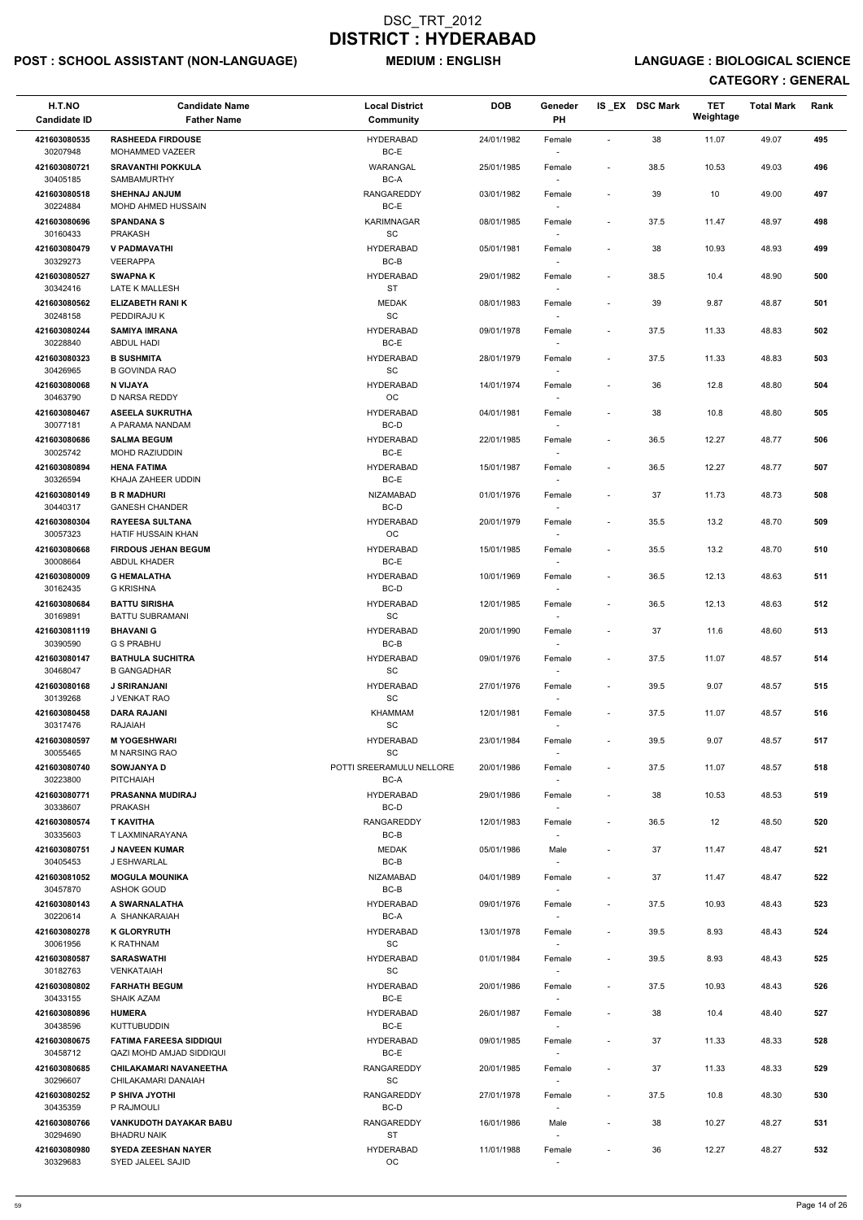# DSC_TRT_2012
# DISTRICT : HYDERABAD

**POST : SCHOOL ASSISTANT (NON-LANGUAGE)** **MEDIUM : ENGLISH** **LANGUAGE : BIOLOGICAL SCIENCE**

**CATEGORY : GENERAL**

| H.T.NO<br>Candidate ID | Candidate Name<br>Father Name | Local District<br>Community | DOB | Geneder<br>PH | IS_EX | DSC Mark | TET Weightage | Total Mark | Rank |
|---|---|---|---|---|---|---|---|---|---|
| 421603080535<br>30207948 | RASHEEDA FIRDOUSE<br>MOHAMMED VAZEER | HYDERABAD<br>BC-E | 24/01/1982 | Female<br>- | - | 38 | 11.07 | 49.07 | 495 |
| 421603080721<br>30405185 | SRAVANTHI POKKULA<br>SAMBAMURTHY | WARANGAL<br>BC-A | 25/01/1985 | Female<br>- | - | 38.5 | 10.53 | 49.03 | 496 |
| 421603080518<br>30224884 | SHEHNAJ ANJUM<br>MOHD AHMED HUSSAIN | RANGAREDDY<br>BC-E | 03/01/1982 | Female<br>- | - | 39 | 10 | 49.00 | 497 |
| 421603080696<br>30160433 | SPANDANA S<br>PRAKASH | KARIMNAGAR<br>SC | 08/01/1985 | Female<br>- | - | 37.5 | 11.47 | 48.97 | 498 |
| 421603080479<br>30329273 | V PADMAVATHI<br>VEERAPPA | HYDERABAD<br>BC-B | 05/01/1981 | Female<br>- | - | 38 | 10.93 | 48.93 | 499 |
| 421603080527<br>30342416 | SWAPNA K<br>LATE K MALLESH | HYDERABAD<br>ST | 29/01/1982 | Female<br>- | - | 38.5 | 10.4 | 48.90 | 500 |
| 421603080562<br>30248158 | ELIZABETH RANI K<br>PEDDIRAJU K | MEDAK<br>SC | 08/01/1983 | Female<br>- | - | 39 | 9.87 | 48.87 | 501 |
| 421603080244<br>30228840 | SAMIYA IMRANA<br>ABDUL HADI | HYDERABAD<br>BC-E | 09/01/1978 | Female<br>- | - | 37.5 | 11.33 | 48.83 | 502 |
| 421603080323<br>30426965 | B SUSHMITA<br>B GOVINDA RAO | HYDERABAD<br>SC | 28/01/1979 | Female<br>- | - | 37.5 | 11.33 | 48.83 | 503 |
| 421603080068<br>30463790 | N VIJAYA<br>D NARSA REDDY | HYDERABAD<br>OC | 14/01/1974 | Female<br>- | - | 36 | 12.8 | 48.80 | 504 |
| 421603080467<br>30077181 | ASEELA SUKRUTHA<br>A PARAMA NANDAM | HYDERABAD<br>BC-D | 04/01/1981 | Female<br>- | - | 38 | 10.8 | 48.80 | 505 |
| 421603080686<br>30025742 | SALMA BEGUM<br>MOHD RAZIUDDIN | HYDERABAD<br>BC-E | 22/01/1985 | Female<br>- | - | 36.5 | 12.27 | 48.77 | 506 |
| 421603080894<br>30326594 | HENA FATIMA<br>KHAJA ZAHEER UDDIN | HYDERABAD<br>BC-E | 15/01/1987 | Female<br>- | - | 36.5 | 12.27 | 48.77 | 507 |
| 421603080149<br>30440317 | B R MADHURI<br>GANESH CHANDER | NIZAMABAD<br>BC-D | 01/01/1976 | Female<br>- | - | 37 | 11.73 | 48.73 | 508 |
| 421603080304<br>30057323 | RAYEESA SULTANA<br>HATIF HUSSAIN KHAN | HYDERABAD<br>OC | 20/01/1979 | Female<br>- | - | 35.5 | 13.2 | 48.70 | 509 |
| 421603080668<br>30008664 | FIRDOUS JEHAN BEGUM<br>ABDUL KHADER | HYDERABAD<br>BC-E | 15/01/1985 | Female<br>- | - | 35.5 | 13.2 | 48.70 | 510 |
| 421603080009<br>30162435 | G HEMALATHA<br>G KRISHNA | HYDERABAD<br>BC-D | 10/01/1969 | Female<br>- | - | 36.5 | 12.13 | 48.63 | 511 |
| 421603080684<br>30169891 | BATTU SIRISHA<br>BATTU SUBRAMANI | HYDERABAD<br>SC | 12/01/1985 | Female<br>- | - | 36.5 | 12.13 | 48.63 | 512 |
| 421603081119<br>30390590 | BHAVANI G<br>G S PRABHU | HYDERABAD<br>BC-B | 20/01/1990 | Female<br>- | - | 37 | 11.6 | 48.60 | 513 |
| 421603080147<br>30468047 | BATHULA SUCHITRA<br>B GANGADHAR | HYDERABAD<br>SC | 09/01/1976 | Female<br>- | - | 37.5 | 11.07 | 48.57 | 514 |
| 421603080168<br>30139268 | J SRIRANJANI<br>J VENKAT RAO | HYDERABAD<br>SC | 27/01/1976 | Female<br>- | - | 39.5 | 9.07 | 48.57 | 515 |
| 421603080458<br>30317476 | DARA RAJANI<br>RAJAIAH | KHAMMAM<br>SC | 12/01/1981 | Female<br>- | - | 37.5 | 11.07 | 48.57 | 516 |
| 421603080597<br>30055465 | M YOGESHWARI<br>M NARSING RAO | HYDERABAD<br>SC | 23/01/1984 | Female<br>- | - | 39.5 | 9.07 | 48.57 | 517 |
| 421603080740<br>30223800 | SOWJANYA D<br>PITCHAIAH | POTTI SREERAMULU NELLORE<br>BC-A | 20/01/1986 | Female<br>- | - | 37.5 | 11.07 | 48.57 | 518 |
| 421603080771<br>30338607 | PRASANNA MUDIRAJ<br>PRAKASH | HYDERABAD<br>BC-D | 29/01/1986 | Female<br>- | - | 38 | 10.53 | 48.53 | 519 |
| 421603080574<br>30335603 | T KAVITHA<br>T LAXMINARAYANA | RANGAREDDY<br>BC-B | 12/01/1983 | Female<br>- | - | 36.5 | 12 | 48.50 | 520 |
| 421603080751<br>30405453 | J NAVEEN KUMAR<br>J ESHWARLAL | MEDAK<br>BC-B | 05/01/1986 | Male<br>- | - | 37 | 11.47 | 48.47 | 521 |
| 421603081052<br>30457870 | MOGULA MOUNIKA<br>ASHOK GOUD | NIZAMABAD<br>BC-B | 04/01/1989 | Female<br>- | - | 37 | 11.47 | 48.47 | 522 |
| 421603080143<br>30220614 | A SWARNALATHA<br>A SHANKARAIAH | HYDERABAD<br>BC-A | 09/01/1976 | Female<br>- | - | 37.5 | 10.93 | 48.43 | 523 |
| 421603080278<br>30061956 | K GLORYRUTH<br>K RATHNAM | HYDERABAD<br>SC | 13/01/1978 | Female<br>- | - | 39.5 | 8.93 | 48.43 | 524 |
| 421603080587<br>30182763 | SARASWATHI<br>VENKATAIAH | HYDERABAD<br>SC | 01/01/1984 | Female<br>- | - | 39.5 | 8.93 | 48.43 | 525 |
| 421603080802<br>30433155 | FARHATH BEGUM<br>SHAIK AZAM | HYDERABAD<br>BC-E | 20/01/1986 | Female<br>- | - | 37.5 | 10.93 | 48.43 | 526 |
| 421603080896<br>30438596 | HUMERA<br>KUTTUBUDDIN | HYDERABAD<br>BC-E | 26/01/1987 | Female<br>- | - | 38 | 10.4 | 48.40 | 527 |
| 421603080675<br>30458712 | FATIMA FAREESA SIDDIQUI<br>QAZI MOHD AMJAD SIDDIQUI | HYDERABAD<br>BC-E | 09/01/1985 | Female<br>- | - | 37 | 11.33 | 48.33 | 528 |
| 421603080685<br>30296607 | CHILAKAMARI NAVANEETHA<br>CHILAKAMARI DANAIAH | RANGAREDDY<br>SC | 20/01/1985 | Female<br>- | - | 37 | 11.33 | 48.33 | 529 |
| 421603080252<br>30435359 | P SHIVA JYOTHI<br>P RAJMOULI | RANGAREDDY<br>BC-D | 27/01/1978 | Female<br>- | - | 37.5 | 10.8 | 48.30 | 530 |
| 421603080766<br>30294690 | VANKUDOTH DAYAKAR BABU<br>BHADRU NAIK | RANGAREDDY<br>ST | 16/01/1986 | Male<br>- | - | 38 | 10.27 | 48.27 | 531 |
| 421603080980<br>30329683 | SYEDA ZEESHAN NAYER<br>SYED JALEEL SAJID | HYDERABAD<br>OC | 11/01/1988 | Female<br>- | - | 36 | 12.27 | 48.27 | 532 |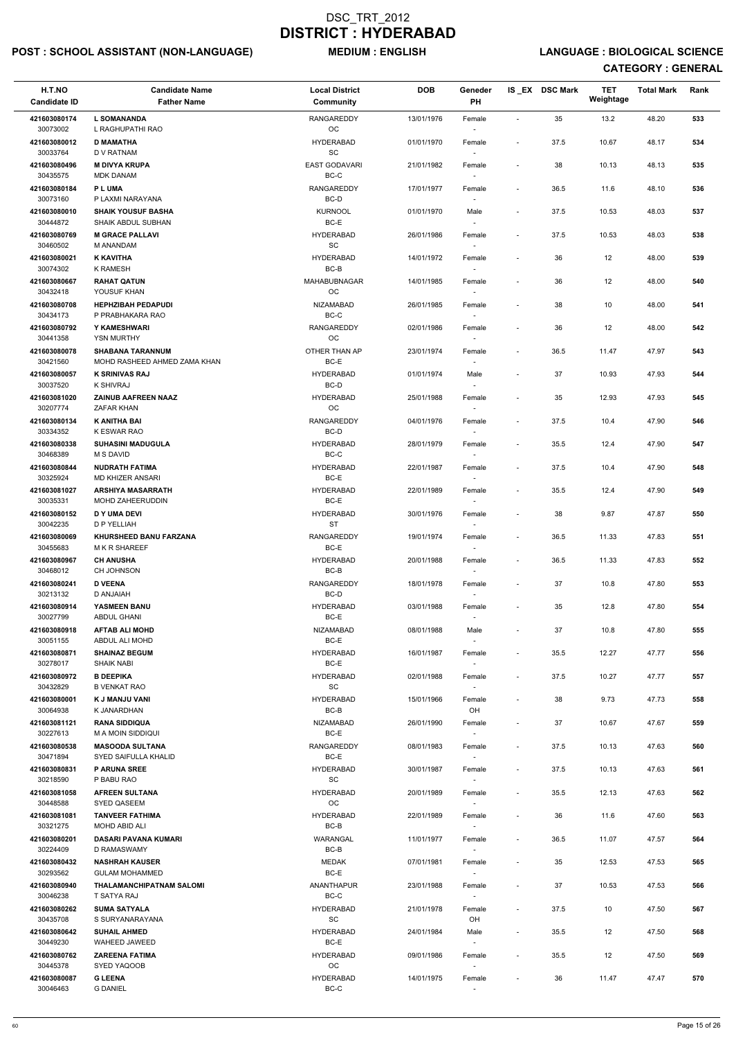# DSC_TRT_2012
# DISTRICT : HYDERABAD

**POST : SCHOOL ASSISTANT (NON-LANGUAGE)** **MEDIUM : ENGLISH** **LANGUAGE : BIOLOGICAL SCIENCE**

**CATEGORY : GENERAL**

| H.T.NO<br>Candidate ID | Candidate Name<br>Father Name | Local District<br>Community | DOB | Geneder<br>PH | IS_EX | DSC Mark | TET Weightage | Total Mark | Rank |
|---|---|---|---|---|---|---|---|---|---|
| 421603080174<br>30073002 | **L SOMANANDA**<br>L RAGHUPATHI RAO | RANGAREDDY<br>OC | 13/01/1976 | Female<br>- | - | 35 | 13.2 | 48.20 | 533 |
| 421603080012<br>30033764 | **D MAMATHA**<br>D V RATNAM | HYDERABAD<br>SC | 01/01/1970 | Female<br>- | - | 37.5 | 10.67 | 48.17 | 534 |
| 421603080496<br>30435575 | **M DIVYA KRUPA**<br>MDK DANAM | EAST GODAVARI<br>BC-C | 21/01/1982 | Female<br>- | - | 38 | 10.13 | 48.13 | 535 |
| 421603080184<br>30073160 | **P L UMA**<br>P LAXMI NARAYANA | RANGAREDDY<br>BC-D | 17/01/1977 | Female<br>- | - | 36.5 | 11.6 | 48.10 | 536 |
| 421603080010<br>30444872 | **SHAIK YOUSUF BASHA**<br>SHAIK ABDUL SUBHAN | KURNOOL<br>BC-E | 01/01/1970 | Male<br>- | - | 37.5 | 10.53 | 48.03 | 537 |
| 421603080769<br>30460502 | **M GRACE PALLAVI**<br>M ANANDAM | HYDERABAD<br>SC | 26/01/1986 | Female<br>- | - | 37.5 | 10.53 | 48.03 | 538 |
| 421603080021<br>30074302 | **K KAVITHA**<br>K RAMESH | HYDERABAD<br>BC-B | 14/01/1972 | Female<br>- | - | 36 | 12 | 48.00 | 539 |
| 421603080667<br>30432418 | **RAHAT QATUN**<br>YOUSUF KHAN | MAHABUBNAGAR<br>OC | 14/01/1985 | Female<br>- | - | 36 | 12 | 48.00 | 540 |
| 421603080708<br>30434173 | **HEPHZIBAH PEDAPUDI**<br>P PRABHAKARA RAO | NIZAMABAD<br>BC-C | 26/01/1985 | Female<br>- | - | 38 | 10 | 48.00 | 541 |
| 421603080792<br>30441358 | **Y KAMESHWARI**<br>YSN MURTHY | RANGAREDDY<br>OC | 02/01/1986 | Female<br>- | - | 36 | 12 | 48.00 | 542 |
| 421603080078<br>30421560 | **SHABANA TARANNUM**<br>MOHD RASHEED AHMED ZAMA KHAN | OTHER THAN AP<br>BC-E | 23/01/1974 | Female<br>- | - | 36.5 | 11.47 | 47.97 | 543 |
| 421603080057<br>30037520 | **K SRINIVAS RAJ**<br>K SHIVRAJ | HYDERABAD<br>BC-D | 01/01/1974 | Male<br>- | - | 37 | 10.93 | 47.93 | 544 |
| 421603081020<br>30207774 | **ZAINUB AAFREEN NAAZ**<br>ZAFAR KHAN | HYDERABAD<br>OC | 25/01/1988 | Female<br>- | - | 35 | 12.93 | 47.93 | 545 |
| 421603080134<br>30334352 | **K ANITHA BAI**<br>K ESWAR RAO | RANGAREDDY<br>BC-D | 04/01/1976 | Female<br>- | - | 37.5 | 10.4 | 47.90 | 546 |
| 421603080338<br>30468389 | **SUHASINI MADUGULA**<br>M S DAVID | HYDERABAD<br>BC-C | 28/01/1979 | Female<br>- | - | 35.5 | 12.4 | 47.90 | 547 |
| 421603080844<br>30325924 | **NUDRATH FATIMA**<br>MD KHIZER ANSARI | HYDERABAD<br>BC-E | 22/01/1987 | Female<br>- | - | 37.5 | 10.4 | 47.90 | 548 |
| 421603081027<br>30035331 | **ARSHIYA MASARRATH**<br>MOHD ZAHEERUDDIN | HYDERABAD<br>BC-E | 22/01/1989 | Female<br>- | - | 35.5 | 12.4 | 47.90 | 549 |
| 421603080152<br>30042235 | **D Y UMA DEVI**<br>D P YELLIAH | HYDERABAD<br>ST | 30/01/1976 | Female<br>- | - | 38 | 9.87 | 47.87 | 550 |
| 421603080069<br>30455683 | **KHURSHEED BANU FARZANA**<br>M K R SHAREEF | RANGAREDDY<br>BC-E | 19/01/1974 | Female<br>- | - | 36.5 | 11.33 | 47.83 | 551 |
| 421603080967<br>30468012 | **CH ANUSHA**<br>CH JOHNSON | HYDERABAD<br>BC-B | 20/01/1988 | Female<br>- | - | 36.5 | 11.33 | 47.83 | 552 |
| 421603080241<br>30213132 | **D VEENA**<br>D ANJAIAH | RANGAREDDY<br>BC-D | 18/01/1978 | Female<br>- | - | 37 | 10.8 | 47.80 | 553 |
| 421603080914<br>30027799 | **YASMEEN BANU**<br>ABDUL GHANI | HYDERABAD<br>BC-E | 03/01/1988 | Female<br>- | - | 35 | 12.8 | 47.80 | 554 |
| 421603080918<br>30051155 | **AFTAB ALI MOHD**<br>ABDUL ALI MOHD | NIZAMABAD<br>BC-E | 08/01/1988 | Male<br>- | - | 37 | 10.8 | 47.80 | 555 |
| 421603080871<br>30278017 | **SHAINAZ BEGUM**<br>SHAIK NABI | HYDERABAD<br>BC-E | 16/01/1987 | Female<br>- | - | 35.5 | 12.27 | 47.77 | 556 |
| 421603080972<br>30432829 | **B DEEPIKA**<br>B VENKAT RAO | HYDERABAD<br>SC | 02/01/1988 | Female<br>- | - | 37.5 | 10.27 | 47.77 | 557 |
| 421603080001<br>30064938 | **K J MANJU VANI**<br>K JANARDHAN | HYDERABAD<br>BC-B | 15/01/1966 | Female<br>OH | - | 38 | 9.73 | 47.73 | 558 |
| 421603081121<br>30227613 | **RANA SIDDIQUA**<br>M A MOIN SIDDIQUI | NIZAMABAD<br>BC-E | 26/01/1990 | Female<br>- | - | 37 | 10.67 | 47.67 | 559 |
| 421603080538<br>30471894 | **MASOODA SULTANA**<br>SYED SAIFULLA KHALID | RANGAREDDY<br>BC-E | 08/01/1983 | Female<br>- | - | 37.5 | 10.13 | 47.63 | 560 |
| 421603080831<br>30218590 | **P ARUNA SREE**<br>P BABU RAO | HYDERABAD<br>SC | 30/01/1987 | Female<br>- | - | 37.5 | 10.13 | 47.63 | 561 |
| 421603081058<br>30448588 | **AFREEN SULTANA**<br>SYED QASEEM | HYDERABAD<br>OC | 20/01/1989 | Female<br>- | - | 35.5 | 12.13 | 47.63 | 562 |
| 421603081081<br>30321275 | **TANVEER FATHIMA**<br>MOHD ABID ALI | HYDERABAD<br>BC-B | 22/01/1989 | Female<br>- | - | 36 | 11.6 | 47.60 | 563 |
| 421603080201<br>30224409 | **DASARI PAVANA KUMARI**<br>D RAMASWAMY | WARANGAL<br>BC-B | 11/01/1977 | Female<br>- | - | 36.5 | 11.07 | 47.57 | 564 |
| 421603080432<br>30293562 | **NASHRAH KAUSER**<br>GULAM MOHAMMED | MEDAK<br>BC-E | 07/01/1981 | Female<br>- | - | 35 | 12.53 | 47.53 | 565 |
| 421603080940<br>30046238 | **THALAMANCHIPATNAM SALOMI**<br>T SATYA RAJ | ANANTHAPUR<br>BC-C | 23/01/1988 | Female<br>- | - | 37 | 10.53 | 47.53 | 566 |
| 421603080262<br>30435708 | **SUMA SATYALA**<br>S SURYANARAYANA | HYDERABAD<br>SC | 21/01/1978 | Female<br>OH | - | 37.5 | 10 | 47.50 | 567 |
| 421603080642<br>30449230 | **SUHAIL AHMED**<br>WAHEED JAWEED | HYDERABAD<br>BC-E | 24/01/1984 | Male<br>- | - | 35.5 | 12 | 47.50 | 568 |
| 421603080762<br>30445378 | **ZAREENA FATIMA**<br>SYED YAQOOB | HYDERABAD<br>OC | 09/01/1986 | Female<br>- | - | 35.5 | 12 | 47.50 | 569 |
| 421603080087<br>30046463 | **G LEENA**<br>G DANIEL | HYDERABAD<br>BC-C | 14/01/1975 | Female<br>- | - | 36 | 11.47 | 47.47 | 570 |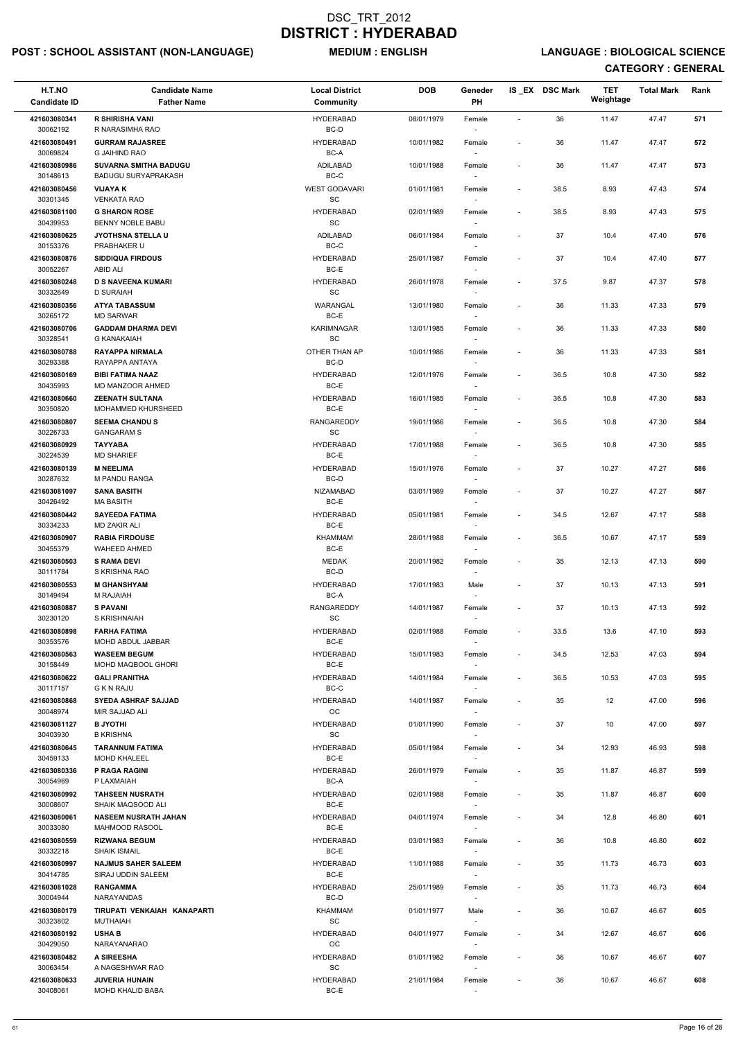# DSC_TRT_2012
# DISTRICT : HYDERABAD

**POST : SCHOOL ASSISTANT (NON-LANGUAGE)** **MEDIUM : ENGLISH** **LANGUAGE : BIOLOGICAL SCIENCE**

**CATEGORY : GENERAL**

| H.T.NO / Candidate ID | Candidate Name / Father Name | Local District / Community | DOB | Geneder / PH | IS_EX | DSC Mark | TET Weightage | Total Mark | Rank |
|---|---|---|---|---|---|---|---|---|---|
| 421603080341 / 30062192 | R SHIRISHA VANI / R NARASIMHA RAO | HYDERABAD / BC-D | 08/01/1979 | Female / - | - | 36 | 11.47 | 47.47 | 571 |
| 421603080491 / 30069824 | GURRAM RAJASREE / G JAIHIND RAO | HYDERABAD / BC-A | 10/01/1982 | Female / - | - | 36 | 11.47 | 47.47 | 572 |
| 421603080986 / 30148613 | SUVARNA SMITHA BADUGU / BADUGU SURYAPRAKASH | ADILABAD / BC-C | 10/01/1988 | Female / - | - | 36 | 11.47 | 47.47 | 573 |
| 421603080456 / 30301345 | VIJAYA K / VENKATA RAO | WEST GODAVARI / SC | 01/01/1981 | Female / - | - | 38.5 | 8.93 | 47.43 | 574 |
| 421603081100 / 30439953 | G SHARON ROSE / BENNY NOBLE BABU | HYDERABAD / SC | 02/01/1989 | Female / - | - | 38.5 | 8.93 | 47.43 | 575 |
| 421603080625 / 30153376 | JYOTHSNA STELLA U / PRABHAKER U | ADILABAD / BC-C | 06/01/1984 | Female / - | - | 37 | 10.4 | 47.40 | 576 |
| 421603080876 / 30052267 | SIDDIQUA FIRDOUS / ABID ALI | HYDERABAD / BC-E | 25/01/1987 | Female / - | - | 37 | 10.4 | 47.40 | 577 |
| 421603080248 / 30332649 | D S NAVEENA KUMARI / D SURAIAH | HYDERABAD / SC | 26/01/1978 | Female / - | - | 37.5 | 9.87 | 47.37 | 578 |
| 421603080356 / 30265172 | ATYA TABASSUM / MD SARWAR | WARANGAL / BC-E | 13/01/1980 | Female / - | - | 36 | 11.33 | 47.33 | 579 |
| 421603080706 / 30328541 | GADDAM DHARMA DEVI / G KANAKAIAH | KARIMNAGAR / SC | 13/01/1985 | Female / - | - | 36 | 11.33 | 47.33 | 580 |
| 421603080788 / 30293388 | RAYAPPA NIRMALA / RAYAPPA ANTAYA | OTHER THAN AP / BC-D | 10/01/1986 | Female / - | - | 36 | 11.33 | 47.33 | 581 |
| 421603080169 / 30435993 | BIBI FATIMA NAAZ / MD MANZOOR AHMED | HYDERABAD / BC-E | 12/01/1976 | Female / - | - | 36.5 | 10.8 | 47.30 | 582 |
| 421603080660 / 30350820 | ZEENATH SULTANA / MOHAMMED KHURSHEED | HYDERABAD / BC-E | 16/01/1985 | Female / - | - | 36.5 | 10.8 | 47.30 | 583 |
| 421603080807 / 30226733 | SEEMA CHANDU S / GANGARAM S | RANGAREDDY / SC | 19/01/1986 | Female / - | - | 36.5 | 10.8 | 47.30 | 584 |
| 421603080929 / 30224539 | TAYYABA / MD SHARIEF | HYDERABAD / BC-E | 17/01/1988 | Female / - | - | 36.5 | 10.8 | 47.30 | 585 |
| 421603080139 / 30287632 | M NEELIMA / M PANDU RANGA | HYDERABAD / BC-D | 15/01/1976 | Female / - | - | 37 | 10.27 | 47.27 | 586 |
| 421603081097 / 30426492 | SANA BASITH / MA BASITH | NIZAMABAD / BC-E | 03/01/1989 | Female / - | - | 37 | 10.27 | 47.27 | 587 |
| 421603080442 / 30334233 | SAYEEDA FATIMA / MD ZAKIR ALI | HYDERABAD / BC-E | 05/01/1981 | Female / - | - | 34.5 | 12.67 | 47.17 | 588 |
| 421603080907 / 30455379 | RABIA FIRDOUSE / WAHEED AHMED | KHAMMAM / BC-E | 28/01/1988 | Female / - | - | 36.5 | 10.67 | 47.17 | 589 |
| 421603080503 / 30111784 | S RAMA DEVI / S KRISHNA RAO | MEDAK / BC-D | 20/01/1982 | Female / - | - | 35 | 12.13 | 47.13 | 590 |
| 421603080553 / 30149494 | M GHANSHYAM / M RAJAIAH | HYDERABAD / BC-A | 17/01/1983 | Male / - | - | 37 | 10.13 | 47.13 | 591 |
| 421603080887 / 30230120 | S PAVANI / S KRISHNAIAH | RANGAREDDY / SC | 14/01/1987 | Female / - | - | 37 | 10.13 | 47.13 | 592 |
| 421603080898 / 30353576 | FARHA FATIMA / MOHD ABDUL JABBAR | HYDERABAD / BC-E | 02/01/1988 | Female / - | - | 33.5 | 13.6 | 47.10 | 593 |
| 421603080563 / 30158449 | WASEEM BEGUM / MOHD MAQBOOL GHORI | HYDERABAD / BC-E | 15/01/1983 | Female / - | - | 34.5 | 12.53 | 47.03 | 594 |
| 421603080622 / 30117157 | GALI PRANITHA / G K N RAJU | HYDERABAD / BC-C | 14/01/1984 | Female / - | - | 36.5 | 10.53 | 47.03 | 595 |
| 421603080868 / 30048974 | SYEDA ASHRAF SAJJAD / MIR SAJJAD ALI | HYDERABAD / OC | 14/01/1987 | Female / - | - | 35 | 12 | 47.00 | 596 |
| 421603081127 / 30403930 | B JYOTHI / B KRISHNA | HYDERABAD / SC | 01/01/1990 | Female / - | - | 37 | 10 | 47.00 | 597 |
| 421603080645 / 30459133 | TARANNUM FATIMA / MOHD KHALEEL | HYDERABAD / BC-E | 05/01/1984 | Female / - | - | 34 | 12.93 | 46.93 | 598 |
| 421603080336 / 30054969 | P RAGA RAGINI / P LAXMAIAH | HYDERABAD / BC-A | 26/01/1979 | Female / - | - | 35 | 11.87 | 46.87 | 599 |
| 421603080992 / 30008607 | TAHSEEN NUSRATH / SHAIK MAQSOOD ALI | HYDERABAD / BC-E | 02/01/1988 | Female / - | - | 35 | 11.87 | 46.87 | 600 |
| 421603080061 / 30033080 | NASEEM NUSRATH JAHAN / MAHMOOD RASOOL | HYDERABAD / BC-E | 04/01/1974 | Female / - | - | 34 | 12.8 | 46.80 | 601 |
| 421603080559 / 30332218 | RIZWANA BEGUM / SHAIK ISMAIL | HYDERABAD / BC-E | 03/01/1983 | Female / - | - | 36 | 10.8 | 46.80 | 602 |
| 421603080997 / 30414785 | NAJMUS SAHER SALEEM / SIRAJ UDDIN SALEEM | HYDERABAD / BC-E | 11/01/1988 | Female / - | - | 35 | 11.73 | 46.73 | 603 |
| 421603081028 / 30004944 | RANGAMMA / NARAYANDAS | HYDERABAD / BC-D | 25/01/1989 | Female / - | - | 35 | 11.73 | 46.73 | 604 |
| 421603080179 / 30323802 | TIRUPATI VENKAIAH KANAPARTI / MUTHAIAH | KHAMMAM / SC | 01/01/1977 | Male / - | - | 36 | 10.67 | 46.67 | 605 |
| 421603080192 / 30429050 | USHA B / NARAYANARAO | HYDERABAD / OC | 04/01/1977 | Female / - | - | 34 | 12.67 | 46.67 | 606 |
| 421603080482 / 30063454 | A SIREESHA / A NAGESHWAR RAO | HYDERABAD / SC | 01/01/1982 | Female / - | - | 36 | 10.67 | 46.67 | 607 |
| 421603080633 / 30408061 | JUVERIA HUNAIN / MOHD KHALID BABA | HYDERABAD / BC-E | 21/01/1984 | Female / - | - | 36 | 10.67 | 46.67 | 608 |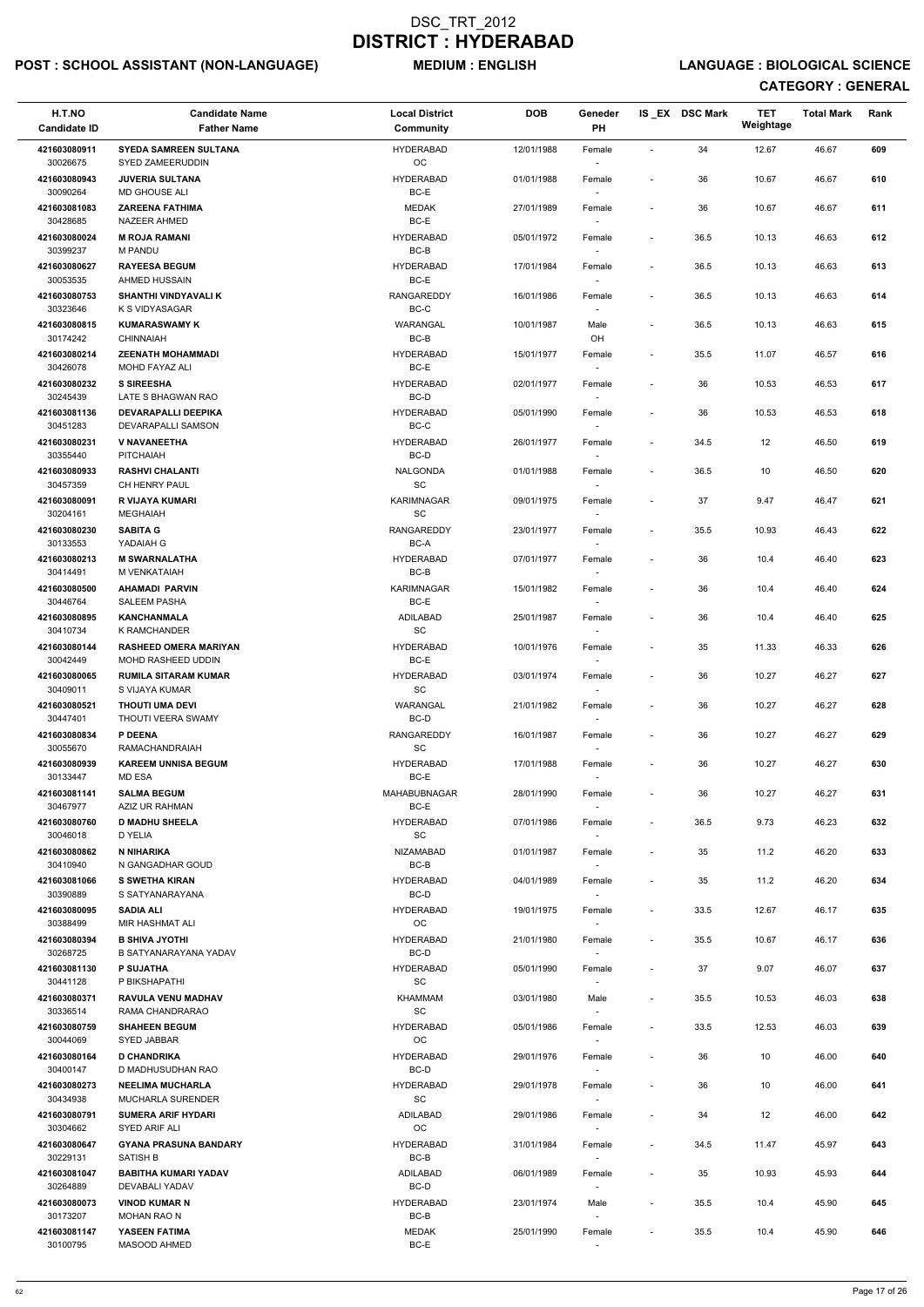# DSC_TRT_2012
# DISTRICT : HYDERABAD

**POST : SCHOOL ASSISTANT (NON-LANGUAGE)** **MEDIUM : ENGLISH** **LANGUAGE : BIOLOGICAL SCIENCE**

**CATEGORY : GENERAL**

| H.T.NO<br>Candidate ID | Candidate Name<br>Father Name | Local District<br>Community | DOB | Geneder<br>PH | IS _EX | DSC Mark | TET Weightage | Total Mark | Rank |
|---|---|---|---|---|---|---|---|---|---|
| 421603080911<br>30026675 | SYEDA SAMREEN SULTANA<br>SYED ZAMEERUDDIN | HYDERABAD<br>OC | 12/01/1988 | Female<br>- | - | 34 | 12.67 | 46.67 | 609 |
| 421603080943<br>30090264 | JUVERIA SULTANA<br>MD GHOUSE ALI | HYDERABAD<br>BC-E | 01/01/1988 | Female<br>- | - | 36 | 10.67 | 46.67 | 610 |
| 421603081083<br>30428685 | ZAREENA FATHIMA<br>NAZEER AHMED | MEDAK<br>BC-E | 27/01/1989 | Female<br>- | - | 36 | 10.67 | 46.67 | 611 |
| 421603080024<br>30399237 | M ROJA RAMANI<br>M PANDU | HYDERABAD<br>BC-B | 05/01/1972 | Female<br>- | - | 36.5 | 10.13 | 46.63 | 612 |
| 421603080627<br>30053535 | RAYEESA BEGUM<br>AHMED HUSSAIN | HYDERABAD<br>BC-E | 17/01/1984 | Female<br>- | - | 36.5 | 10.13 | 46.63 | 613 |
| 421603080753<br>30323646 | SHANTHI VINDYAVALI K<br>K S VIDYASAGAR | RANGAREDDY<br>BC-C | 16/01/1986 | Female<br>- | - | 36.5 | 10.13 | 46.63 | 614 |
| 421603080815<br>30174242 | KUMARASWAMY K<br>CHINNAIAH | WARANGAL<br>BC-B | 10/01/1987 | Male<br>OH | - | 36.5 | 10.13 | 46.63 | 615 |
| 421603080214<br>30426078 | ZEENATH MOHAMMADI<br>MOHD FAYAZ ALI | HYDERABAD<br>BC-E | 15/01/1977 | Female<br>- | - | 35.5 | 11.07 | 46.57 | 616 |
| 421603080232<br>30245439 | S SIREESHA<br>LATE S BHAGWAN RAO | HYDERABAD<br>BC-D | 02/01/1977 | Female<br>- | - | 36 | 10.53 | 46.53 | 617 |
| 421603081136<br>30451283 | DEVARAPALLI DEEPIKA<br>DEVARAPALLI SAMSON | HYDERABAD<br>BC-C | 05/01/1990 | Female<br>- | - | 36 | 10.53 | 46.53 | 618 |
| 421603080231<br>30355440 | V NAVANEETHA<br>PITCHAIAH | HYDERABAD<br>BC-D | 26/01/1977 | Female<br>- | - | 34.5 | 12 | 46.50 | 619 |
| 421603080933<br>30457359 | RASHVI CHALANTI<br>CH HENRY PAUL | NALGONDA<br>SC | 01/01/1988 | Female<br>- | - | 36.5 | 10 | 46.50 | 620 |
| 421603080091<br>30204161 | R VIJAYA KUMARI<br>MEGHAIAH | KARIMNAGAR<br>SC | 09/01/1975 | Female<br>- | - | 37 | 9.47 | 46.47 | 621 |
| 421603080230<br>30133553 | SABITA G<br>YADAIAH G | RANGAREDDY<br>BC-A | 23/01/1977 | Female<br>- | - | 35.5 | 10.93 | 46.43 | 622 |
| 421603080213<br>30414491 | M SWARNALATHA<br>M VENKATAIAH | HYDERABAD<br>BC-B | 07/01/1977 | Female<br>- | - | 36 | 10.4 | 46.40 | 623 |
| 421603080500<br>30446764 | AHAMADI PARVIN<br>SALEEM PASHA | KARIMNAGAR<br>BC-E | 15/01/1982 | Female<br>- | - | 36 | 10.4 | 46.40 | 624 |
| 421603080895<br>30410734 | KANCHANMALA<br>K RAMCHANDER | ADILABAD<br>SC | 25/01/1987 | Female<br>- | - | 36 | 10.4 | 46.40 | 625 |
| 421603080144<br>30042449 | RASHEED OMERA MARIYAN<br>MOHD RASHEED UDDIN | HYDERABAD<br>BC-E | 10/01/1976 | Female<br>- | - | 35 | 11.33 | 46.33 | 626 |
| 421603080065<br>30409011 | RUMILA SITARAM KUMAR<br>S VIJAYA KUMAR | HYDERABAD<br>SC | 03/01/1974 | Female<br>- | - | 36 | 10.27 | 46.27 | 627 |
| 421603080521<br>30447401 | THOUTI UMA DEVI<br>THOUTI VEERA SWAMY | WARANGAL<br>BC-D | 21/01/1982 | Female<br>- | - | 36 | 10.27 | 46.27 | 628 |
| 421603080834<br>30055670 | P DEENA<br>RAMACHANDRAIAH | RANGAREDDY<br>SC | 16/01/1987 | Female<br>- | - | 36 | 10.27 | 46.27 | 629 |
| 421603080939<br>30133447 | KAREEM UNNISA BEGUM<br>MD ESA | HYDERABAD<br>BC-E | 17/01/1988 | Female<br>- | - | 36 | 10.27 | 46.27 | 630 |
| 421603081141<br>30467977 | SALMA BEGUM<br>AZIZ UR RAHMAN | MAHABUBNAGAR<br>BC-E | 28/01/1990 | Female<br>- | - | 36 | 10.27 | 46.27 | 631 |
| 421603080760<br>30046018 | D MADHU SHEELA<br>D YELIA | HYDERABAD<br>SC | 07/01/1986 | Female<br>- | - | 36.5 | 9.73 | 46.23 | 632 |
| 421603080862<br>30410940 | N NIHARIKA<br>N GANGADHAR GOUD | NIZAMABAD<br>BC-B | 01/01/1987 | Female<br>- | - | 35 | 11.2 | 46.20 | 633 |
| 421603081066<br>30390889 | S SWETHA KIRAN<br>S SATYANARAYANA | HYDERABAD<br>BC-D | 04/01/1989 | Female<br>- | - | 35 | 11.2 | 46.20 | 634 |
| 421603080095<br>30388499 | SADIA ALI<br>MIR HASHMAT ALI | HYDERABAD<br>OC | 19/01/1975 | Female<br>- | - | 33.5 | 12.67 | 46.17 | 635 |
| 421603080394<br>30268725 | B SHIVA JYOTHI<br>B SATYANARAYANA YADAV | HYDERABAD<br>BC-D | 21/01/1980 | Female<br>- | - | 35.5 | 10.67 | 46.17 | 636 |
| 421603081130<br>30441128 | P SUJATHA<br>P BIKSHAPATHI | HYDERABAD<br>SC | 05/01/1990 | Female<br>- | - | 37 | 9.07 | 46.07 | 637 |
| 421603080371<br>30336514 | RAVULA VENU MADHAV<br>RAMA CHANDRARAO | KHAMMAM<br>SC | 03/01/1980 | Male<br>- | - | 35.5 | 10.53 | 46.03 | 638 |
| 421603080759<br>30044069 | SHAHEEN BEGUM<br>SYED JABBAR | HYDERABAD<br>OC | 05/01/1986 | Female<br>- | - | 33.5 | 12.53 | 46.03 | 639 |
| 421603080164<br>30400147 | D CHANDRIKA<br>D MADHUSUDHAN RAO | HYDERABAD<br>BC-D | 29/01/1976 | Female<br>- | - | 36 | 10 | 46.00 | 640 |
| 421603080273<br>30434938 | NEELIMA MUCHARLA<br>MUCHARLA SURENDER | HYDERABAD<br>SC | 29/01/1978 | Female<br>- | - | 36 | 10 | 46.00 | 641 |
| 421603080791<br>30304662 | SUMERA ARIF HYDARI<br>SYED ARIF ALI | ADILABAD<br>OC | 29/01/1986 | Female<br>- | - | 34 | 12 | 46.00 | 642 |
| 421603080647<br>30229131 | GYANA PRASUNA BANDARY<br>SATISH B | HYDERABAD<br>BC-B | 31/01/1984 | Female<br>- | - | 34.5 | 11.47 | 45.97 | 643 |
| 421603081047<br>30264889 | BABITHA KUMARI YADAV<br>DEVABALI YADAV | ADILABAD<br>BC-D | 06/01/1989 | Female<br>- | - | 35 | 10.93 | 45.93 | 644 |
| 421603080073<br>30173207 | VINOD KUMAR N<br>MOHAN RAO N | HYDERABAD<br>BC-B | 23/01/1974 | Male<br>- | - | 35.5 | 10.4 | 45.90 | 645 |
| 421603081147<br>30100795 | YASEEN FATIMA<br>MASOOD AHMED | MEDAK<br>BC-E | 25/01/1990 | Female<br>- | - | 35.5 | 10.4 | 45.90 | 646 |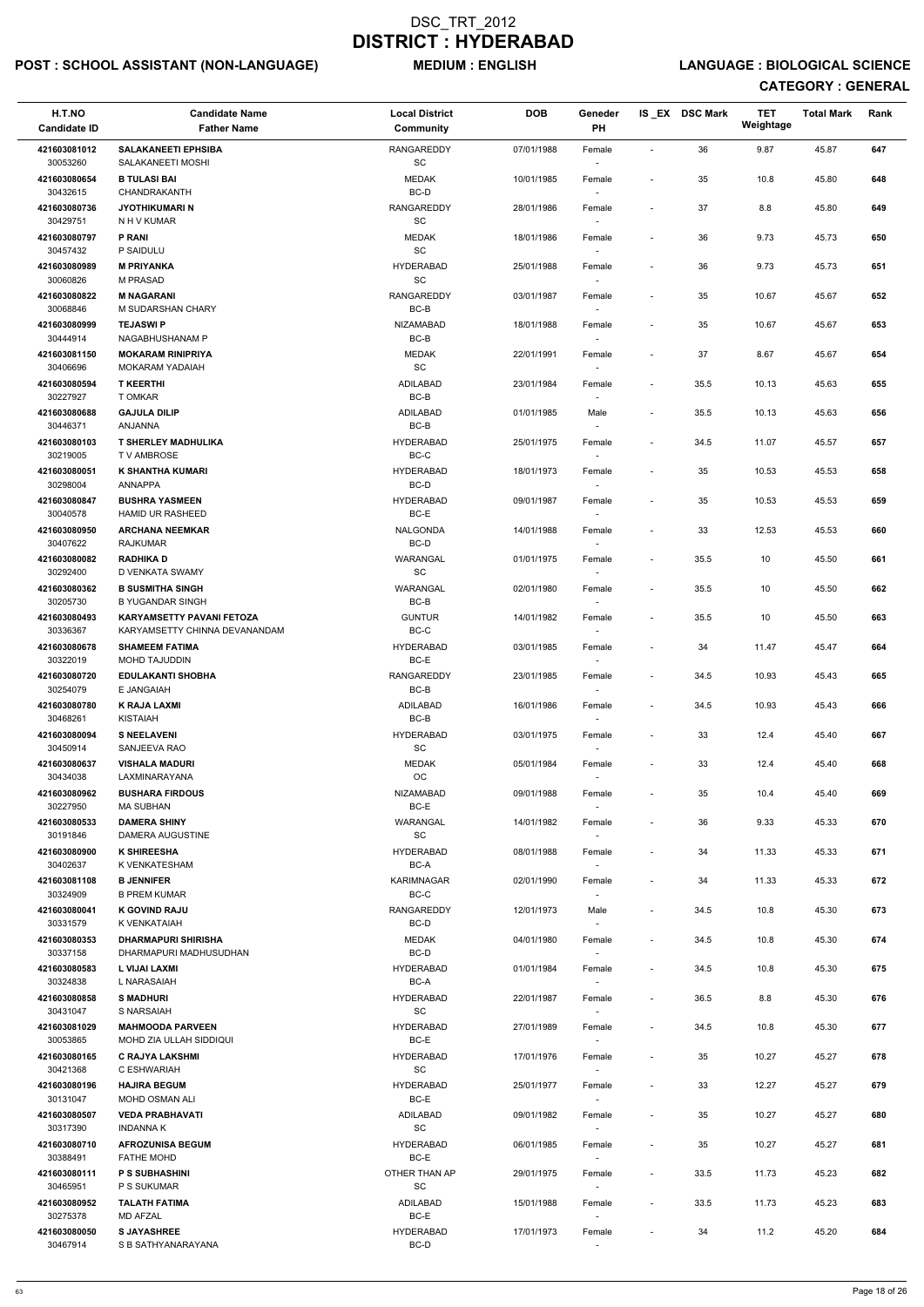# DSC_TRT_2012
# DISTRICT : HYDERABAD

**POST : SCHOOL ASSISTANT (NON-LANGUAGE)** &nbsp;&nbsp;&nbsp; **MEDIUM : ENGLISH** &nbsp;&nbsp;&nbsp; **LANGUAGE : BIOLOGICAL SCIENCE**

**CATEGORY : GENERAL**

| H.T.NO / Candidate ID | Candidate Name / Father Name | Local District / Community | DOB | Geneder / PH | IS _EX | DSC Mark | TET Weightage | Total Mark | Rank |
|---|---|---|---|---|---|---|---|---|---|
| 421603081012 / 30053260 | SALAKANEETI EPHSIBA / SALAKANEETI MOSHI | RANGAREDDY / SC | 07/01/1988 | Female / - | - | 36 | 9.87 | 45.87 | 647 |
| 421603080654 / 30432615 | B TULASI BAI / CHANDRAKANTH | MEDAK / BC-D | 10/01/1985 | Female / - | - | 35 | 10.8 | 45.80 | 648 |
| 421603080736 / 30429751 | JYOTHIKUMARI N / N H V KUMAR | RANGAREDDY / SC | 28/01/1986 | Female / - | - | 37 | 8.8 | 45.80 | 649 |
| 421603080797 / 30457432 | P RANI / P SAIDULU | MEDAK / SC | 18/01/1986 | Female / - | - | 36 | 9.73 | 45.73 | 650 |
| 421603080989 / 30060826 | M PRIYANKA / M PRASAD | HYDERABAD / SC | 25/01/1988 | Female / - | - | 36 | 9.73 | 45.73 | 651 |
| 421603080822 / 30068846 | M NAGARANI / M SUDARSHAN CHARY | RANGAREDDY / BC-B | 03/01/1987 | Female / - | - | 35 | 10.67 | 45.67 | 652 |
| 421603080999 / 30444914 | TEJASWI P / NAGABHUSHANAM P | NIZAMABAD / BC-B | 18/01/1988 | Female / - | - | 35 | 10.67 | 45.67 | 653 |
| 421603081150 / 30406696 | MOKARAM RINIPRIYA / MOKARAM YADAIAH | MEDAK / SC | 22/01/1991 | Female / - | - | 37 | 8.67 | 45.67 | 654 |
| 421603080594 / 30227927 | T KEERTHI / T OMKAR | ADILABAD / BC-B | 23/01/1984 | Female / - | - | 35.5 | 10.13 | 45.63 | 655 |
| 421603080688 / 30446371 | GAJULA DILIP / ANJANNA | ADILABAD / BC-B | 01/01/1985 | Male / - | - | 35.5 | 10.13 | 45.63 | 656 |
| 421603080103 / 30219005 | T SHERLEY MADHULIKA / T V AMBROSE | HYDERABAD / BC-C | 25/01/1975 | Female / - | - | 34.5 | 11.07 | 45.57 | 657 |
| 421603080051 / 30298004 | K SHANTHA KUMARI / ANNAPPA | HYDERABAD / BC-D | 18/01/1973 | Female / - | - | 35 | 10.53 | 45.53 | 658 |
| 421603080847 / 30040578 | BUSHRA YASMEEN / HAMID UR RASHEED | HYDERABAD / BC-E | 09/01/1987 | Female / - | - | 35 | 10.53 | 45.53 | 659 |
| 421603080950 / 30407622 | ARCHANA NEEMKAR / RAJKUMAR | NALGONDA / BC-D | 14/01/1988 | Female / - | - | 33 | 12.53 | 45.53 | 660 |
| 421603080082 / 30292400 | RADHIKA D / D VENKATA SWAMY | WARANGAL / SC | 01/01/1975 | Female / - | - | 35.5 | 10 | 45.50 | 661 |
| 421603080362 / 30205730 | B SUSMITHA SINGH / B YUGANDAR SINGH | WARANGAL / BC-B | 02/01/1980 | Female / - | - | 35.5 | 10 | 45.50 | 662 |
| 421603080493 / 30336367 | KARYAMSETTY PAVANI FETOZA / KARYAMSETTY CHINNA DEVANANDAM | GUNTUR / BC-C | 14/01/1982 | Female / - | - | 35.5 | 10 | 45.50 | 663 |
| 421603080678 / 30322019 | SHAMEEM FATIMA / MOHD TAJUDDIN | HYDERABAD / BC-E | 03/01/1985 | Female / - | - | 34 | 11.47 | 45.47 | 664 |
| 421603080720 / 30254079 | EDULAKANTI SHOBHA / E JANGAIAH | RANGAREDDY / BC-B | 23/01/1985 | Female / - | - | 34.5 | 10.93 | 45.43 | 665 |
| 421603080780 / 30468261 | K RAJA LAXMI / KISTAIAH | ADILABAD / BC-B | 16/01/1986 | Female / - | - | 34.5 | 10.93 | 45.43 | 666 |
| 421603080094 / 30450914 | S NEELAVENI / SANJEEVA RAO | HYDERABAD / SC | 03/01/1975 | Female / - | - | 33 | 12.4 | 45.40 | 667 |
| 421603080637 / 30434038 | VISHALA MADURI / LAXMINARAYANA | MEDAK / OC | 05/01/1984 | Female / - | - | 33 | 12.4 | 45.40 | 668 |
| 421603080962 / 30227950 | BUSHARA FIRDOUS / MA SUBHAN | NIZAMABAD / BC-E | 09/01/1988 | Female / - | - | 35 | 10.4 | 45.40 | 669 |
| 421603080533 / 30191846 | DAMERA SHINY / DAMERA AUGUSTINE | WARANGAL / SC | 14/01/1982 | Female / - | - | 36 | 9.33 | 45.33 | 670 |
| 421603080900 / 30402637 | K SHIREESHA / K VENKATESHAM | HYDERABAD / BC-A | 08/01/1988 | Female / - | - | 34 | 11.33 | 45.33 | 671 |
| 421603081108 / 30324909 | B JENNIFER / B PREM KUMAR | KARIMNAGAR / BC-C | 02/01/1990 | Female / - | - | 34 | 11.33 | 45.33 | 672 |
| 421603080041 / 30331579 | K GOVIND RAJU / K VENKATAIAH | RANGAREDDY / BC-D | 12/01/1973 | Male / - | - | 34.5 | 10.8 | 45.30 | 673 |
| 421603080353 / 30337158 | DHARMAPURI SHIRISHA / DHARMAPURI MADHUSUDHAN | MEDAK / BC-D | 04/01/1980 | Female / - | - | 34.5 | 10.8 | 45.30 | 674 |
| 421603080583 / 30324838 | L VIJAI LAXMI / L NARASAIAH | HYDERABAD / BC-A | 01/01/1984 | Female / - | - | 34.5 | 10.8 | 45.30 | 675 |
| 421603080858 / 30431047 | S MADHURI / S NARSAIAH | HYDERABAD / SC | 22/01/1987 | Female / - | - | 36.5 | 8.8 | 45.30 | 676 |
| 421603081029 / 30053865 | MAHMOODA PARVEEN / MOHD ZIA ULLAH SIDDIQUI | HYDERABAD / BC-E | 27/01/1989 | Female / - | - | 34.5 | 10.8 | 45.30 | 677 |
| 421603080165 / 30421368 | C RAJYA LAKSHMI / C ESHWARIAH | HYDERABAD / SC | 17/01/1976 | Female / - | - | 35 | 10.27 | 45.27 | 678 |
| 421603080196 / 30131047 | HAJIRA BEGUM / MOHD OSMAN ALI | HYDERABAD / BC-E | 25/01/1977 | Female / - | - | 33 | 12.27 | 45.27 | 679 |
| 421603080507 / 30317390 | VEDA PRABHAVATI / INDANNA K | ADILABAD / SC | 09/01/1982 | Female / - | - | 35 | 10.27 | 45.27 | 680 |
| 421603080710 / 30388491 | AFROZUNISA BEGUM / FATHE MOHD | HYDERABAD / BC-E | 06/01/1985 | Female / - | - | 35 | 10.27 | 45.27 | 681 |
| 421603080111 / 30465951 | P S SUBHASHINI / P S SUKUMAR | OTHER THAN AP / SC | 29/01/1975 | Female / - | - | 33.5 | 11.73 | 45.23 | 682 |
| 421603080952 / 30275378 | TALATH FATIMA / MD AFZAL | ADILABAD / BC-E | 15/01/1988 | Female / - | - | 33.5 | 11.73 | 45.23 | 683 |
| 421603080050 / 30467914 | S JAYASHREE / S B SATHYANARAYANA | HYDERABAD / BC-D | 17/01/1973 | Female / - | - | 34 | 11.2 | 45.20 | 684 |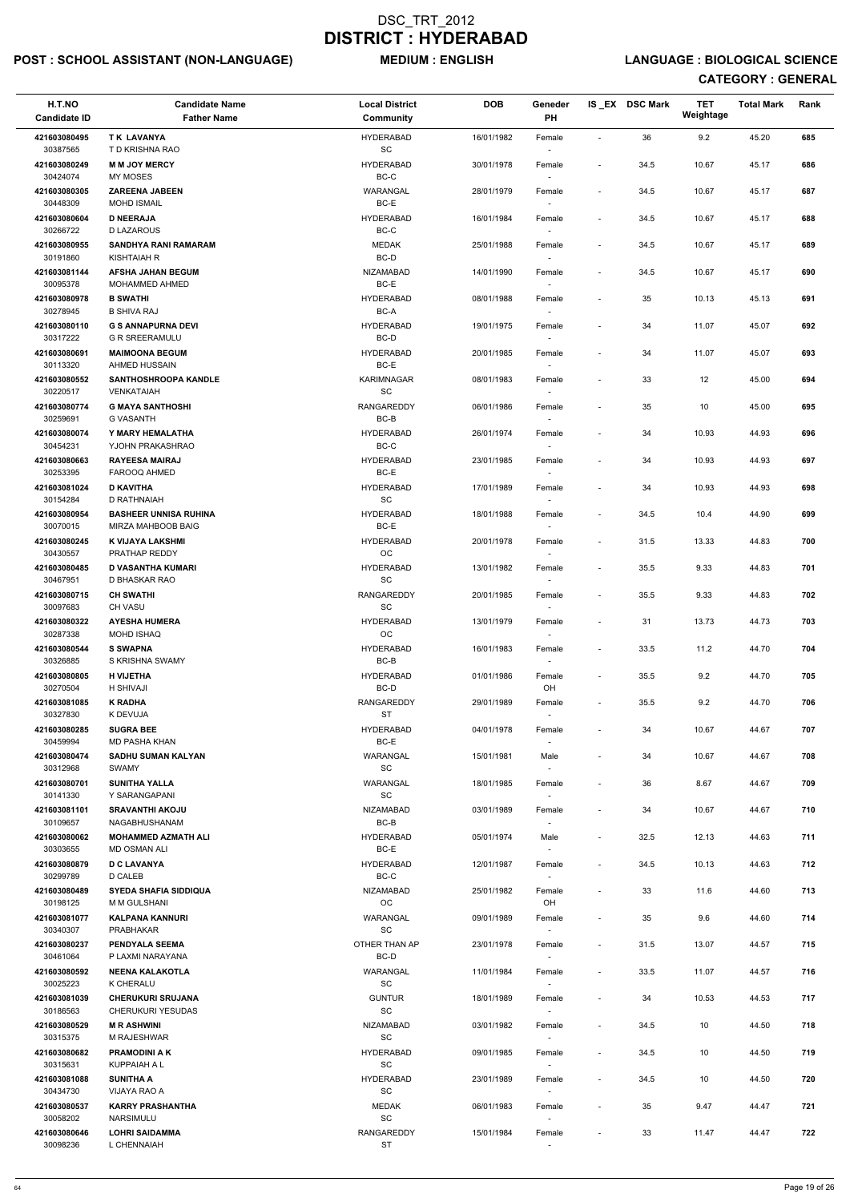# DSC_TRT_2012
# DISTRICT : HYDERABAD

**POST : SCHOOL ASSISTANT (NON-LANGUAGE)** **MEDIUM : ENGLISH** **LANGUAGE : BIOLOGICAL SCIENCE**

**CATEGORY : GENERAL**

| H.T.NO<br>Candidate ID | Candidate Name<br>Father Name | Local District<br>Community | DOB | Geneder<br>PH | IS _EX | DSC Mark | TET Weightage | Total Mark | Rank |
|---|---|---|---|---|---|---|---|---|---|
| 421603080495<br>30387565 | T K LAVANYA<br>T D KRISHNA RAO | HYDERABAD<br>SC | 16/01/1982 | Female<br>- | - | 36 | 9.2 | 45.20 | 685 |
| 421603080249<br>30424074 | M M JOY MERCY<br>MY MOSES | HYDERABAD<br>BC-C | 30/01/1978 | Female<br>- | - | 34.5 | 10.67 | 45.17 | 686 |
| 421603080305<br>30448309 | ZAREENA JABEEN<br>MOHD ISMAIL | WARANGAL<br>BC-E | 28/01/1979 | Female<br>- | - | 34.5 | 10.67 | 45.17 | 687 |
| 421603080604<br>30266722 | D NEERAJA<br>D LAZAROUS | HYDERABAD<br>BC-C | 16/01/1984 | Female<br>- | - | 34.5 | 10.67 | 45.17 | 688 |
| 421603080955<br>30191860 | SANDHYA RANI RAMARAM<br>KISHTAIAH R | MEDAK<br>BC-D | 25/01/1988 | Female<br>- | - | 34.5 | 10.67 | 45.17 | 689 |
| 421603081144<br>30095378 | AFSHA JAHAN BEGUM<br>MOHAMMED AHMED | NIZAMABAD<br>BC-E | 14/01/1990 | Female<br>- | - | 34.5 | 10.67 | 45.17 | 690 |
| 421603080978<br>30278945 | B SWATHI<br>B SHIVA RAJ | HYDERABAD<br>BC-A | 08/01/1988 | Female<br>- | - | 35 | 10.13 | 45.13 | 691 |
| 421603080110<br>30317222 | G S ANNAPURNA DEVI<br>G R SREERAMULU | HYDERABAD<br>BC-D | 19/01/1975 | Female<br>- | - | 34 | 11.07 | 45.07 | 692 |
| 421603080691<br>30113320 | MAIMOONA BEGUM<br>AHMED HUSSAIN | HYDERABAD<br>BC-E | 20/01/1985 | Female<br>- | - | 34 | 11.07 | 45.07 | 693 |
| 421603080552<br>30220517 | SANTHOSHROOPA KANDLE<br>VENKATAIAH | KARIMNAGAR<br>SC | 08/01/1983 | Female<br>- | - | 33 | 12 | 45.00 | 694 |
| 421603080774<br>30259691 | G MAYA SANTHOSHI<br>G VASANTH | RANGAREDDY<br>BC-B | 06/01/1986 | Female<br>- | - | 35 | 10 | 45.00 | 695 |
| 421603080074<br>30454231 | Y MARY HEMALATHA<br>YJOHN PRAKASHRAO | HYDERABAD<br>BC-C | 26/01/1974 | Female<br>- | - | 34 | 10.93 | 44.93 | 696 |
| 421603080663<br>30253395 | RAYEESA MAIRAJ<br>FAROOQ AHMED | HYDERABAD<br>BC-E | 23/01/1985 | Female<br>- | - | 34 | 10.93 | 44.93 | 697 |
| 421603081024<br>30154284 | D KAVITHA<br>D RATHNAIAH | HYDERABAD<br>SC | 17/01/1989 | Female<br>- | - | 34 | 10.93 | 44.93 | 698 |
| 421603080954<br>30070015 | BASHEER UNNISA RUHINA<br>MIRZA MAHBOOB BAIG | HYDERABAD<br>BC-E | 18/01/1988 | Female<br>- | - | 34.5 | 10.4 | 44.90 | 699 |
| 421603080245<br>30430557 | K VIJAYA LAKSHMI<br>PRATHAP REDDY | HYDERABAD<br>OC | 20/01/1978 | Female<br>- | - | 31.5 | 13.33 | 44.83 | 700 |
| 421603080485<br>30467951 | D VASANTHA KUMARI<br>D BHASKAR RAO | HYDERABAD<br>SC | 13/01/1982 | Female<br>- | - | 35.5 | 9.33 | 44.83 | 701 |
| 421603080715<br>30097683 | CH SWATHI<br>CH VASU | RANGAREDDY<br>SC | 20/01/1985 | Female<br>- | - | 35.5 | 9.33 | 44.83 | 702 |
| 421603080322<br>30287338 | AYESHA HUMERA<br>MOHD ISHAQ | HYDERABAD<br>OC | 13/01/1979 | Female<br>- | - | 31 | 13.73 | 44.73 | 703 |
| 421603080544<br>30326885 | S SWAPNA<br>S KRISHNA SWAMY | HYDERABAD<br>BC-B | 16/01/1983 | Female<br>- | - | 33.5 | 11.2 | 44.70 | 704 |
| 421603080805<br>30270504 | H VIJETHA<br>H SHIVAJI | HYDERABAD<br>BC-D | 01/01/1986 | Female<br>OH | - | 35.5 | 9.2 | 44.70 | 705 |
| 421603081085<br>30327830 | K RADHA<br>K DEVUJA | RANGAREDDY<br>ST | 29/01/1989 | Female<br>- | - | 35.5 | 9.2 | 44.70 | 706 |
| 421603080285<br>30459994 | SUGRA BEE<br>MD PASHA KHAN | HYDERABAD<br>BC-E | 04/01/1978 | Female<br>- | - | 34 | 10.67 | 44.67 | 707 |
| 421603080474<br>30312968 | SADHU SUMAN KALYAN<br>SWAMY | WARANGAL<br>SC | 15/01/1981 | Male<br>- | - | 34 | 10.67 | 44.67 | 708 |
| 421603080701<br>30141330 | SUNITHA YALLA<br>Y SARANGAPANI | WARANGAL<br>SC | 18/01/1985 | Female<br>- | - | 36 | 8.67 | 44.67 | 709 |
| 421603081101<br>30109657 | SRAVANTHI AKOJU<br>NAGABHUSHANAM | NIZAMABAD<br>BC-B | 03/01/1989 | Female<br>- | - | 34 | 10.67 | 44.67 | 710 |
| 421603080062<br>30303655 | MOHAMMED AZMATH ALI<br>MD OSMAN ALI | HYDERABAD<br>BC-E | 05/01/1974 | Male<br>- | - | 32.5 | 12.13 | 44.63 | 711 |
| 421603080879<br>30299789 | D C LAVANYA<br>D CALEB | HYDERABAD<br>BC-C | 12/01/1987 | Female<br>- | - | 34.5 | 10.13 | 44.63 | 712 |
| 421603080489<br>30198125 | SYEDA SHAFIA SIDDIQUA<br>M M GULSHANI | NIZAMABAD<br>OC | 25/01/1982 | Female<br>OH | - | 33 | 11.6 | 44.60 | 713 |
| 421603081077<br>30340307 | KALPANA KANNURI<br>PRABHAKAR | WARANGAL<br>SC | 09/01/1989 | Female<br>- | - | 35 | 9.6 | 44.60 | 714 |
| 421603080237<br>30461064 | PENDYALA SEEMA<br>P LAXMI NARAYANA | OTHER THAN AP<br>BC-D | 23/01/1978 | Female<br>- | - | 31.5 | 13.07 | 44.57 | 715 |
| 421603080592<br>30025223 | NEENA KALAKOTLA<br>K CHERALU | WARANGAL<br>SC | 11/01/1984 | Female<br>- | - | 33.5 | 11.07 | 44.57 | 716 |
| 421603081039<br>30186563 | CHERUKURI SRUJANA<br>CHERUKURI YESUDAS | GUNTUR<br>SC | 18/01/1989 | Female<br>- | - | 34 | 10.53 | 44.53 | 717 |
| 421603080529<br>30315375 | M R ASHWINI<br>M RAJESHWAR | NIZAMABAD<br>SC | 03/01/1982 | Female<br>- | - | 34.5 | 10 | 44.50 | 718 |
| 421603080682<br>30315631 | PRAMODINI A K<br>KUPPAIAH A L | HYDERABAD<br>SC | 09/01/1985 | Female<br>- | - | 34.5 | 10 | 44.50 | 719 |
| 421603081088<br>30434730 | SUNITHA A<br>VIJAYA RAO A | HYDERABAD<br>SC | 23/01/1989 | Female<br>- | - | 34.5 | 10 | 44.50 | 720 |
| 421603080537<br>30058202 | KARRY PRASHANTHA<br>NARSIMULU | MEDAK<br>SC | 06/01/1983 | Female<br>- | - | 35 | 9.47 | 44.47 | 721 |
| 421603080646<br>30098236 | LOHRI SAIDAMMA<br>L CHENNAIAH | RANGAREDDY<br>ST | 15/01/1984 | Female<br>- | - | 33 | 11.47 | 44.47 | 722 |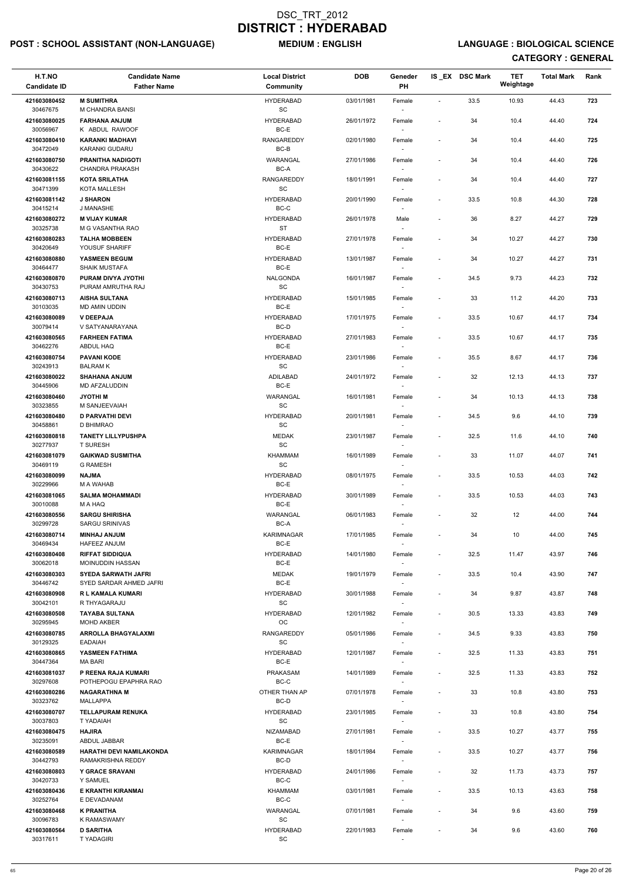# DSC_TRT_2012
# DISTRICT : HYDERABAD

**POST : SCHOOL ASSISTANT (NON-LANGUAGE)** **MEDIUM : ENGLISH** **LANGUAGE : BIOLOGICAL SCIENCE**

**CATEGORY : GENERAL**

| H.T.NO<br>Candidate ID | Candidate Name<br>Father Name | Local District<br>Community | DOB | Geneder<br>PH | IS _EX | DSC Mark | TET Weightage | Total Mark | Rank |
|---|---|---|---|---|---|---|---|---|---|
| 421603080452<br>30467675 | M SUMITHRA<br>M CHANDRA BANSI | HYDERABAD<br>SC | 03/01/1981 | Female<br>- | - | 33.5 | 10.93 | 44.43 | 723 |
| 421603080025<br>30056967 | FARHANA ANJUM<br>K ABDUL RAWOOF | HYDERABAD<br>BC-E | 26/01/1972 | Female<br>- | - | 34 | 10.4 | 44.40 | 724 |
| 421603080410<br>30472049 | KARANKI MADHAVI<br>KARANKI GUDARU | RANGAREDDY<br>BC-B | 02/01/1980 | Female<br>- | - | 34 | 10.4 | 44.40 | 725 |
| 421603080750<br>30430622 | PRANITHA NADIGOTI<br>CHANDRA PRAKASH | WARANGAL<br>BC-A | 27/01/1986 | Female<br>- | - | 34 | 10.4 | 44.40 | 726 |
| 421603081155<br>30471399 | KOTA SRILATHA<br>KOTA MALLESH | RANGAREDDY<br>SC | 18/01/1991 | Female<br>- | - | 34 | 10.4 | 44.40 | 727 |
| 421603081142<br>30415214 | J SHARON<br>J MANASHE | HYDERABAD<br>BC-C | 20/01/1990 | Female<br>- | - | 33.5 | 10.8 | 44.30 | 728 |
| 421603080272<br>30325738 | M VIJAY KUMAR<br>M G VASANTHA RAO | HYDERABAD<br>ST | 26/01/1978 | Male<br>- | - | 36 | 8.27 | 44.27 | 729 |
| 421603080283<br>30420649 | TALHA MOBBEEN<br>YOUSUF SHARIFF | HYDERABAD<br>BC-E | 27/01/1978 | Female<br>- | - | 34 | 10.27 | 44.27 | 730 |
| 421603080880<br>30464477 | YASMEEN BEGUM<br>SHAIK MUSTAFA | HYDERABAD<br>BC-E | 13/01/1987 | Female<br>- | - | 34 | 10.27 | 44.27 | 731 |
| 421603080870<br>30430753 | PURAM DIVYA JYOTHI<br>PURAM AMRUTHA RAJ | NALGONDA<br>SC | 16/01/1987 | Female<br>- | - | 34.5 | 9.73 | 44.23 | 732 |
| 421603080713<br>30103035 | AISHA SULTANA<br>MD AMIN UDDIN | HYDERABAD<br>BC-E | 15/01/1985 | Female<br>- | - | 33 | 11.2 | 44.20 | 733 |
| 421603080089<br>30079414 | V DEEPAJA<br>V SATYANARAYANA | HYDERABAD<br>BC-D | 17/01/1975 | Female<br>- | - | 33.5 | 10.67 | 44.17 | 734 |
| 421603080565<br>30462276 | FARHEEN FATIMA<br>ABDUL HAQ | HYDERABAD<br>BC-E | 27/01/1983 | Female<br>- | - | 33.5 | 10.67 | 44.17 | 735 |
| 421603080754<br>30243913 | PAVANI KODE<br>BALRAM K | HYDERABAD<br>SC | 23/01/1986 | Female<br>- | - | 35.5 | 8.67 | 44.17 | 736 |
| 421603080022<br>30445906 | SHAHANA ANJUM<br>MD AFZALUDDIN | ADILABAD<br>BC-E | 24/01/1972 | Female<br>- | - | 32 | 12.13 | 44.13 | 737 |
| 421603080460<br>30323855 | JYOTHI M<br>M SANJEEVAIAH | WARANGAL<br>SC | 16/01/1981 | Female<br>- | - | 34 | 10.13 | 44.13 | 738 |
| 421603080480<br>30458861 | D PARVATHI DEVI<br>D BHIMRAO | HYDERABAD<br>SC | 20/01/1981 | Female<br>- | - | 34.5 | 9.6 | 44.10 | 739 |
| 421603080818<br>30277937 | TANETY LILLYPUSHPA<br>T SURESH | MEDAK<br>SC | 23/01/1987 | Female<br>- | - | 32.5 | 11.6 | 44.10 | 740 |
| 421603081079<br>30469119 | GAIKWAD SUSMITHA<br>G RAMESH | KHAMMAM<br>SC | 16/01/1989 | Female<br>- | - | 33 | 11.07 | 44.07 | 741 |
| 421603080099<br>30229966 | NAJMA<br>M A WAHAB | HYDERABAD<br>BC-E | 08/01/1975 | Female<br>- | - | 33.5 | 10.53 | 44.03 | 742 |
| 421603081065<br>30010088 | SALMA MOHAMMADI<br>M A HAQ | HYDERABAD<br>BC-E | 30/01/1989 | Female<br>- | - | 33.5 | 10.53 | 44.03 | 743 |
| 421603080556<br>30299728 | SARGU SHIRISHA<br>SARGU SRINIVAS | WARANGAL<br>BC-A | 06/01/1983 | Female<br>- | - | 32 | 12 | 44.00 | 744 |
| 421603080714<br>30469434 | MINHAJ ANJUM<br>HAFEEZ ANJUM | KARIMNAGAR<br>BC-E | 17/01/1985 | Female<br>- | - | 34 | 10 | 44.00 | 745 |
| 421603080408<br>30062018 | RIFFAT SIDDIQUA<br>MOINUDDIN HASSAN | HYDERABAD<br>BC-E | 14/01/1980 | Female<br>- | - | 32.5 | 11.47 | 43.97 | 746 |
| 421603080303<br>30446742 | SYEDA SARWATH JAFRI<br>SYED SARDAR AHMED JAFRI | MEDAK<br>BC-E | 19/01/1979 | Female<br>- | - | 33.5 | 10.4 | 43.90 | 747 |
| 421603080908<br>30042101 | R L KAMALA KUMARI<br>R THYAGARAJU | HYDERABAD<br>SC | 30/01/1988 | Female<br>- | - | 34 | 9.87 | 43.87 | 748 |
| 421603080508<br>30295945 | TAYABA SULTANA<br>MOHD AKBER | HYDERABAD<br>OC | 12/01/1982 | Female<br>- | - | 30.5 | 13.33 | 43.83 | 749 |
| 421603080785<br>30129325 | ARROLLA BHAGYALAXMI<br>EADAIAH | RANGAREDDY<br>SC | 05/01/1986 | Female<br>- | - | 34.5 | 9.33 | 43.83 | 750 |
| 421603080865<br>30447364 | YASMEEN FATHIMA<br>MA BARI | HYDERABAD<br>BC-E | 12/01/1987 | Female<br>- | - | 32.5 | 11.33 | 43.83 | 751 |
| 421603081037<br>30297608 | P REENA RAJA KUMARI<br>POTHEPOGU EPAPHRA RAO | PRAKASAM<br>BC-C | 14/01/1989 | Female<br>- | - | 32.5 | 11.33 | 43.83 | 752 |
| 421603080286<br>30323762 | NAGARATHNA M<br>MALLAPPA | OTHER THAN AP<br>BC-D | 07/01/1978 | Female<br>- | - | 33 | 10.8 | 43.80 | 753 |
| 421603080707<br>30037803 | TELLAPURAM RENUKA<br>T YADAIAH | HYDERABAD<br>SC | 23/01/1985 | Female<br>- | - | 33 | 10.8 | 43.80 | 754 |
| 421603080475<br>30235091 | HAJIRA<br>ABDUL JABBAR | NIZAMABAD<br>BC-E | 27/01/1981 | Female<br>- | - | 33.5 | 10.27 | 43.77 | 755 |
| 421603080589<br>30442793 | HARATHI DEVI NAMILAKONDA<br>RAMAKRISHNA REDDY | KARIMNAGAR<br>BC-D | 18/01/1984 | Female<br>- | - | 33.5 | 10.27 | 43.77 | 756 |
| 421603080803<br>30420733 | Y GRACE SRAVANI<br>Y SAMUEL | HYDERABAD<br>BC-C | 24/01/1986 | Female<br>- | - | 32 | 11.73 | 43.73 | 757 |
| 421603080436<br>30252764 | E KRANTHI KIRANMAI<br>E DEVADANAM | KHAMMAM<br>BC-C | 03/01/1981 | Female<br>- | - | 33.5 | 10.13 | 43.63 | 758 |
| 421603080468<br>30096783 | K PRANITHA<br>K RAMASWAMY | WARANGAL<br>SC | 07/01/1981 | Female<br>- | - | 34 | 9.6 | 43.60 | 759 |
| 421603080564<br>30317611 | D SARITHA<br>T YADAGIRI | HYDERABAD<br>SC | 22/01/1983 | Female<br>- | - | 34 | 9.6 | 43.60 | 760 |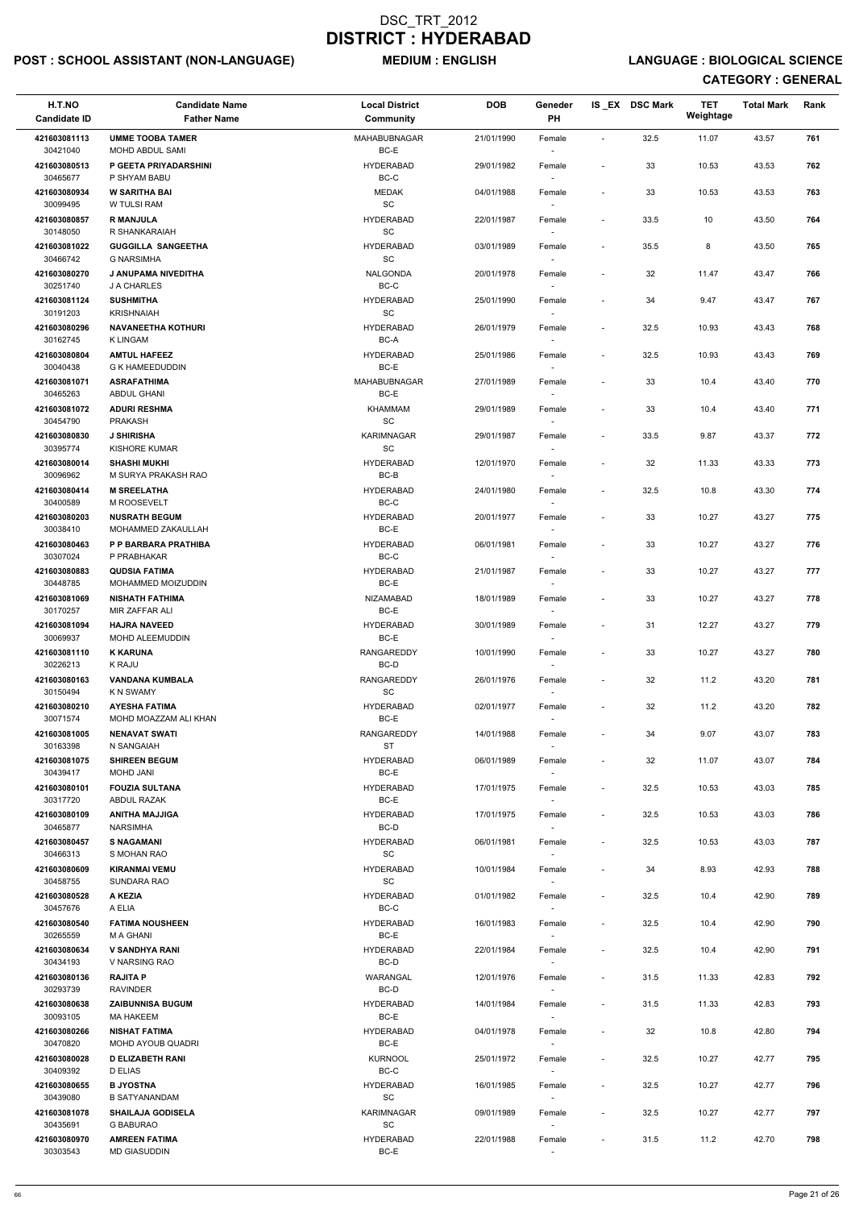# DSC_TRT_2012
# DISTRICT : HYDERABAD

**POST : SCHOOL ASSISTANT (NON-LANGUAGE)** **MEDIUM : ENGLISH** **LANGUAGE : BIOLOGICAL SCIENCE**

**CATEGORY : GENERAL**

| H.T.NO<br>Candidate ID | Candidate Name<br>Father Name | Local District<br>Community | DOB | Geneder<br>PH | IS _EX | DSC Mark | TET Weightage | Total Mark | Rank |
|---|---|---|---|---|---|---|---|---|---|
| 421603081113<br>30421040 | UMME TOOBA TAMER<br>MOHD ABDUL SAMI | MAHABUBNAGAR<br>BC-E | 21/01/1990 | Female<br>- | - | 32.5 | 11.07 | 43.57 | 761 |
| 421603080513<br>30465677 | P GEETA PRIYADARSHINI<br>P SHYAM BABU | HYDERABAD<br>BC-C | 29/01/1982 | Female<br>- | - | 33 | 10.53 | 43.53 | 762 |
| 421603080934<br>30099495 | W SARITHA BAI<br>W TULSI RAM | MEDAK<br>SC | 04/01/1988 | Female<br>- | - | 33 | 10.53 | 43.53 | 763 |
| 421603080857<br>30148050 | R MANJULA<br>R SHANKARAIAH | HYDERABAD<br>SC | 22/01/1987 | Female<br>- | - | 33.5 | 10 | 43.50 | 764 |
| 421603081022<br>30466742 | GUGGILLA SANGEETHA<br>G NARSIMHA | HYDERABAD<br>SC | 03/01/1989 | Female<br>- | - | 35.5 | 8 | 43.50 | 765 |
| 421603080270<br>30251740 | J ANUPAMA NIVEDITHA<br>J A CHARLES | NALGONDA<br>BC-C | 20/01/1978 | Female<br>- | - | 32 | 11.47 | 43.47 | 766 |
| 421603081124<br>30191203 | SUSHMITHA<br>KRISHNAIAH | HYDERABAD<br>SC | 25/01/1990 | Female<br>- | - | 34 | 9.47 | 43.47 | 767 |
| 421603080296<br>30162745 | NAVANEETHA KOTHURI<br>K LINGAM | HYDERABAD<br>BC-A | 26/01/1979 | Female<br>- | - | 32.5 | 10.93 | 43.43 | 768 |
| 421603080804<br>30040438 | AMTUL HAFEEZ<br>G K HAMEEDUDDIN | HYDERABAD<br>BC-E | 25/01/1986 | Female<br>- | - | 32.5 | 10.93 | 43.43 | 769 |
| 421603081071<br>30465263 | ASRAFATHIMA<br>ABDUL GHANI | MAHABUBNAGAR<br>BC-E | 27/01/1989 | Female<br>- | - | 33 | 10.4 | 43.40 | 770 |
| 421603081072<br>30454790 | ADURI RESHMA<br>PRAKASH | KHAMMAM<br>SC | 29/01/1989 | Female<br>- | - | 33 | 10.4 | 43.40 | 771 |
| 421603080830<br>30395774 | J SHIRISHA<br>KISHORE KUMAR | KARIMNAGAR<br>SC | 29/01/1987 | Female<br>- | - | 33.5 | 9.87 | 43.37 | 772 |
| 421603080014<br>30096962 | SHASHI MUKHI<br>M SURYA PRAKASH RAO | HYDERABAD<br>BC-B | 12/01/1970 | Female<br>- | - | 32 | 11.33 | 43.33 | 773 |
| 421603080414<br>30400589 | M SREELATHA<br>M ROOSEVELT | HYDERABAD<br>BC-C | 24/01/1980 | Female<br>- | - | 32.5 | 10.8 | 43.30 | 774 |
| 421603080203<br>30038410 | NUSRATH BEGUM<br>MOHAMMED ZAKAULLAH | HYDERABAD<br>BC-E | 20/01/1977 | Female<br>- | - | 33 | 10.27 | 43.27 | 775 |
| 421603080463<br>30307024 | P P BARBARA PRATHIBA<br>P PRABHAKAR | HYDERABAD<br>BC-C | 06/01/1981 | Female<br>- | - | 33 | 10.27 | 43.27 | 776 |
| 421603080883<br>30448785 | QUDSIA FATIMA<br>MOHAMMED MOIZUDDIN | HYDERABAD<br>BC-E | 21/01/1987 | Female<br>- | - | 33 | 10.27 | 43.27 | 777 |
| 421603081069<br>30170257 | NISHATH FATHIMA<br>MIR ZAFFAR ALI | NIZAMABAD<br>BC-E | 18/01/1989 | Female<br>- | - | 33 | 10.27 | 43.27 | 778 |
| 421603081094<br>30069937 | HAJRA NAVEED<br>MOHD ALEEMUDDIN | HYDERABAD<br>BC-E | 30/01/1989 | Female<br>- | - | 31 | 12.27 | 43.27 | 779 |
| 421603081110<br>30226213 | K KARUNA<br>K RAJU | RANGAREDDY<br>BC-D | 10/01/1990 | Female<br>- | - | 33 | 10.27 | 43.27 | 780 |
| 421603080163<br>30150494 | VANDANA KUMBALA<br>K N SWAMY | RANGAREDDY<br>SC | 26/01/1976 | Female<br>- | - | 32 | 11.2 | 43.20 | 781 |
| 421603080210<br>30071574 | AYESHA FATIMA<br>MOHD MOAZZAM ALI KHAN | HYDERABAD<br>BC-E | 02/01/1977 | Female<br>- | - | 32 | 11.2 | 43.20 | 782 |
| 421603081005<br>30163398 | NENAVAT SWATI<br>N SANGAIAH | RANGAREDDY<br>ST | 14/01/1988 | Female<br>- | - | 34 | 9.07 | 43.07 | 783 |
| 421603081075<br>30439417 | SHIREEN BEGUM<br>MOHD JANI | HYDERABAD<br>BC-E | 06/01/1989 | Female<br>- | - | 32 | 11.07 | 43.07 | 784 |
| 421603080101<br>30317720 | FOUZIA SULTANA<br>ABDUL RAZAK | HYDERABAD<br>BC-E | 17/01/1975 | Female<br>- | - | 32.5 | 10.53 | 43.03 | 785 |
| 421603080109<br>30465877 | ANITHA MAJJIGA<br>NARSIMHA | HYDERABAD<br>BC-D | 17/01/1975 | Female<br>- | - | 32.5 | 10.53 | 43.03 | 786 |
| 421603080457<br>30466313 | S NAGAMANI<br>S MOHAN RAO | HYDERABAD<br>SC | 06/01/1981 | Female<br>- | - | 32.5 | 10.53 | 43.03 | 787 |
| 421603080609<br>30458755 | KIRANMAI VEMU<br>SUNDARA RAO | HYDERABAD<br>SC | 10/01/1984 | Female<br>- | - | 34 | 8.93 | 42.93 | 788 |
| 421603080528<br>30457676 | A KEZIA<br>A ELIA | HYDERABAD<br>BC-C | 01/01/1982 | Female<br>- | - | 32.5 | 10.4 | 42.90 | 789 |
| 421603080540<br>30265559 | FATIMA NOUSHEEN<br>M A GHANI | HYDERABAD<br>BC-E | 16/01/1983 | Female<br>- | - | 32.5 | 10.4 | 42.90 | 790 |
| 421603080634<br>30434193 | V SANDHYA RANI<br>V NARSING RAO | HYDERABAD<br>BC-D | 22/01/1984 | Female<br>- | - | 32.5 | 10.4 | 42.90 | 791 |
| 421603080136<br>30293739 | RAJITA P<br>RAVINDER | WARANGAL<br>BC-D | 12/01/1976 | Female<br>- | - | 31.5 | 11.33 | 42.83 | 792 |
| 421603080638<br>30093105 | ZAIBUNNISA BUGUM<br>MA HAKEEM | HYDERABAD<br>BC-E | 14/01/1984 | Female<br>- | - | 31.5 | 11.33 | 42.83 | 793 |
| 421603080266<br>30470820 | NISHAT FATIMA<br>MOHD AYOUB QUADRI | HYDERABAD<br>BC-E | 04/01/1978 | Female<br>- | - | 32 | 10.8 | 42.80 | 794 |
| 421603080028<br>30409392 | D ELIZABETH RANI<br>D ELIAS | KURNOOL<br>BC-C | 25/01/1972 | Female<br>- | - | 32.5 | 10.27 | 42.77 | 795 |
| 421603080655<br>30439080 | B JYOSTNA<br>B SATYANANDAM | HYDERABAD<br>SC | 16/01/1985 | Female<br>- | - | 32.5 | 10.27 | 42.77 | 796 |
| 421603081078<br>30435691 | SHAILAJA GODISELA<br>G BABURAO | KARIMNAGAR<br>SC | 09/01/1989 | Female<br>- | - | 32.5 | 10.27 | 42.77 | 797 |
| 421603080970<br>30303543 | AMREEN FATIMA<br>MD GIASUDDIN | HYDERABAD<br>BC-E | 22/01/1988 | Female<br>- | - | 31.5 | 11.2 | 42.70 | 798 |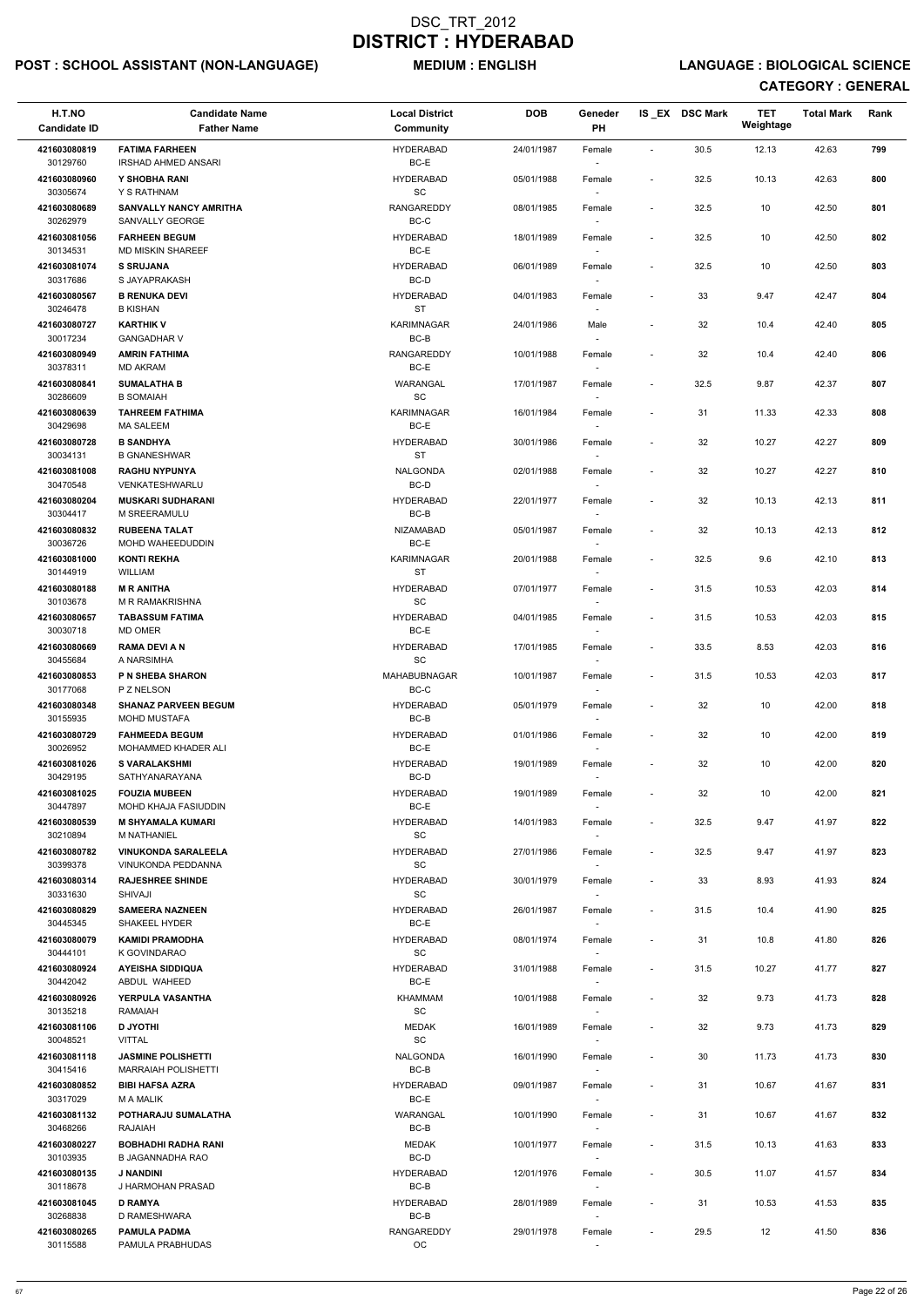# DSC_TRT_2012
# DISTRICT : HYDERABAD

**POST : SCHOOL ASSISTANT (NON-LANGUAGE)** **MEDIUM : ENGLISH** **LANGUAGE : BIOLOGICAL SCIENCE**

**CATEGORY : GENERAL**

| H.T.NO / Candidate ID | Candidate Name / Father Name | Local District / Community | DOB | Geneder / PH | IS _EX | DSC Mark | TET Weightage | Total Mark | Rank |
|---|---|---|---|---|---|---|---|---|---|
| 421603080819 / 30129760 | FATIMA FARHEEN / IRSHAD AHMED ANSARI | HYDERABAD / BC-E | 24/01/1987 | Female / - | - | 30.5 | 12.13 | 42.63 | 799 |
| 421603080960 / 30305674 | Y SHOBHA RANI / Y S RATHNAM | HYDERABAD / SC | 05/01/1988 | Female / - | - | 32.5 | 10.13 | 42.63 | 800 |
| 421603080689 / 30262979 | SANVALLY NANCY AMRITHA / SANVALLY GEORGE | RANGAREDDY / BC-C | 08/01/1985 | Female / - | - | 32.5 | 10 | 42.50 | 801 |
| 421603081056 / 30134531 | FARHEEN BEGUM / MD MISKIN SHAREEF | HYDERABAD / BC-E | 18/01/1989 | Female / - | - | 32.5 | 10 | 42.50 | 802 |
| 421603081074 / 30317686 | S SRUJANA / S JAYAPRAKASH | HYDERABAD / BC-D | 06/01/1989 | Female / - | - | 32.5 | 10 | 42.50 | 803 |
| 421603080567 / 30246478 | B RENUKA DEVI / B KISHAN | HYDERABAD / ST | 04/01/1983 | Female / - | - | 33 | 9.47 | 42.47 | 804 |
| 421603080727 / 30017234 | KARTHIK V / GANGADHAR V | KARIMNAGAR / BC-B | 24/01/1986 | Male / - | - | 32 | 10.4 | 42.40 | 805 |
| 421603080949 / 30378311 | AMRIN FATHIMA / MD AKRAM | RANGAREDDY / BC-E | 10/01/1988 | Female / - | - | 32 | 10.4 | 42.40 | 806 |
| 421603080841 / 30286609 | SUMALATHA B / B SOMAIAH | WARANGAL / SC | 17/01/1987 | Female / - | - | 32.5 | 9.87 | 42.37 | 807 |
| 421603080639 / 30429698 | TAHREEM FATHIMA / MA SALEEM | KARIMNAGAR / BC-E | 16/01/1984 | Female / - | - | 31 | 11.33 | 42.33 | 808 |
| 421603080728 / 30034131 | B SANDHYA / B GNANESHWAR | HYDERABAD / ST | 30/01/1986 | Female / - | - | 32 | 10.27 | 42.27 | 809 |
| 421603081008 / 30470548 | RAGHU NYPUNYA / VENKATESHWARLU | NALGONDA / BC-D | 02/01/1988 | Female / - | - | 32 | 10.27 | 42.27 | 810 |
| 421603080204 / 30304417 | MUSKARI SUDHARANI / M SREERAMULU | HYDERABAD / BC-B | 22/01/1977 | Female / - | - | 32 | 10.13 | 42.13 | 811 |
| 421603080832 / 30036726 | RUBEENA TALAT / MOHD WAHEEDUDDIN | NIZAMABAD / BC-E | 05/01/1987 | Female / - | - | 32 | 10.13 | 42.13 | 812 |
| 421603081000 / 30144919 | KONTI REKHA / WILLIAM | KARIMNAGAR / ST | 20/01/1988 | Female / - | - | 32.5 | 9.6 | 42.10 | 813 |
| 421603080188 / 30103678 | M R ANITHA / M R RAMAKRISHNA | HYDERABAD / SC | 07/01/1977 | Female / - | - | 31.5 | 10.53 | 42.03 | 814 |
| 421603080657 / 30030718 | TABASSUM FATIMA / MD OMER | HYDERABAD / BC-E | 04/01/1985 | Female / - | - | 31.5 | 10.53 | 42.03 | 815 |
| 421603080669 / 30455684 | RAMA DEVI A N / A NARSIMHA | HYDERABAD / SC | 17/01/1985 | Female / - | - | 33.5 | 8.53 | 42.03 | 816 |
| 421603080853 / 30177068 | P N SHEBA SHARON / P Z NELSON | MAHABUBNAGAR / BC-C | 10/01/1987 | Female / - | - | 31.5 | 10.53 | 42.03 | 817 |
| 421603080348 / 30155935 | SHANAZ PARVEEN BEGUM / MOHD MUSTAFA | HYDERABAD / BC-B | 05/01/1979 | Female / - | - | 32 | 10 | 42.00 | 818 |
| 421603080729 / 30026952 | FAHMEEDA BEGUM / MOHAMMED KHADER ALI | HYDERABAD / BC-E | 01/01/1986 | Female / - | - | 32 | 10 | 42.00 | 819 |
| 421603081026 / 30429195 | S VARALAKSHMI / SATHYANARAYANA | HYDERABAD / BC-D | 19/01/1989 | Female / - | - | 32 | 10 | 42.00 | 820 |
| 421603081025 / 30447897 | FOUZIA MUBEEN / MOHD KHAJA FASIUDDIN | HYDERABAD / BC-E | 19/01/1989 | Female / - | - | 32 | 10 | 42.00 | 821 |
| 421603080539 / 30210894 | M SHYAMALA KUMARI / M NATHANIEL | HYDERABAD / SC | 14/01/1983 | Female / - | - | 32.5 | 9.47 | 41.97 | 822 |
| 421603080782 / 30399378 | VINUKONDA SARALEELA / VINUKONDA PEDDANNA | HYDERABAD / SC | 27/01/1986 | Female / - | - | 32.5 | 9.47 | 41.97 | 823 |
| 421603080314 / 30331630 | RAJESHREE SHINDE / SHIVAJI | HYDERABAD / SC | 30/01/1979 | Female / - | - | 33 | 8.93 | 41.93 | 824 |
| 421603080829 / 30445345 | SAMEERA NAZNEEN / SHAKEEL HYDER | HYDERABAD / BC-E | 26/01/1987 | Female / - | - | 31.5 | 10.4 | 41.90 | 825 |
| 421603080079 / 30444101 | KAMIDI PRAMODHA / K GOVINDARAO | HYDERABAD / SC | 08/01/1974 | Female / - | - | 31 | 10.8 | 41.80 | 826 |
| 421603080924 / 30442042 | AYEISHA SIDDIQUA / ABDUL WAHEED | HYDERABAD / BC-E | 31/01/1988 | Female / - | - | 31.5 | 10.27 | 41.77 | 827 |
| 421603080926 / 30135218 | YERPULA VASANTHA / RAMAIAH | KHAMMAM / SC | 10/01/1988 | Female / - | - | 32 | 9.73 | 41.73 | 828 |
| 421603081106 / 30048521 | D JYOTHI / VITTAL | MEDAK / SC | 16/01/1989 | Female / - | - | 32 | 9.73 | 41.73 | 829 |
| 421603081118 / 30415416 | JASMINE POLISHETTI / MARRAIAH POLISHETTI | NALGONDA / BC-B | 16/01/1990 | Female / - | - | 30 | 11.73 | 41.73 | 830 |
| 421603080852 / 30317029 | BIBI HAFSA AZRA / M A MALIK | HYDERABAD / BC-E | 09/01/1987 | Female / - | - | 31 | 10.67 | 41.67 | 831 |
| 421603081132 / 30468266 | POTHARAJU SUMALATHA / RAJAIAH | WARANGAL / BC-B | 10/01/1990 | Female / - | - | 31 | 10.67 | 41.67 | 832 |
| 421603080227 / 30103935 | BOBHADHI RADHA RANI / B JAGANNADHA RAO | MEDAK / BC-D | 10/01/1977 | Female / - | - | 31.5 | 10.13 | 41.63 | 833 |
| 421603080135 / 30118678 | J NANDINI / J HARMOHAN PRASAD | HYDERABAD / BC-B | 12/01/1976 | Female / - | - | 30.5 | 11.07 | 41.57 | 834 |
| 421603081045 / 30268838 | D RAMYA / D RAMESHWARA | HYDERABAD / BC-B | 28/01/1989 | Female / - | - | 31 | 10.53 | 41.53 | 835 |
| 421603080265 / 30115588 | PAMULA PADMA / PAMULA PRABHUDAS | RANGAREDDY / OC | 29/01/1978 | Female / - | - | 29.5 | 12 | 41.50 | 836 |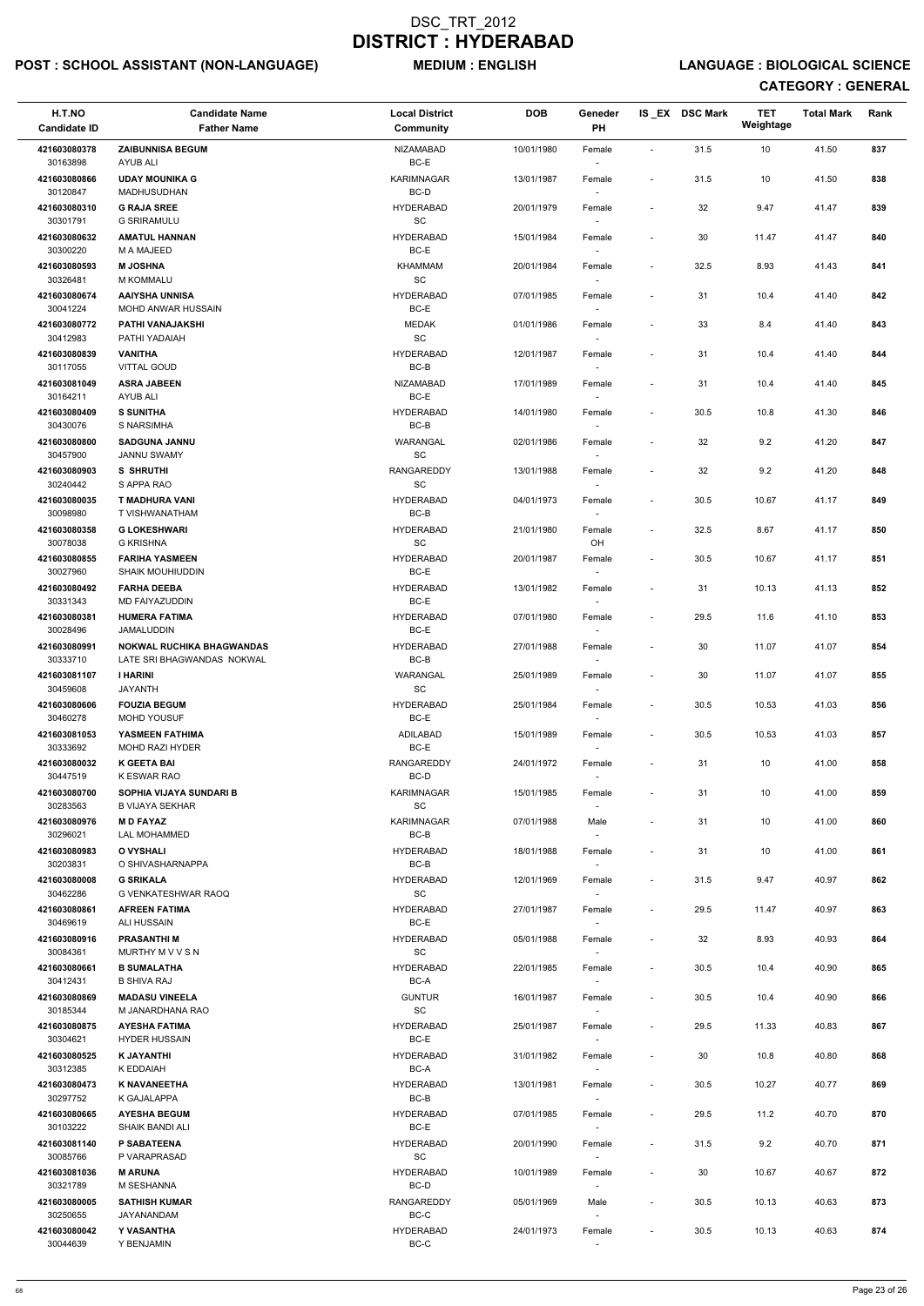# DSC_TRT_2012
# DISTRICT : HYDERABAD

**POST : SCHOOL ASSISTANT (NON-LANGUAGE)** | **MEDIUM : ENGLISH** | **LANGUAGE : BIOLOGICAL SCIENCE**

**CATEGORY : GENERAL**

| H.T.NO<br>Candidate ID | Candidate Name<br>Father Name | Local District<br>Community | DOB | Geneder<br>PH | IS _EX | DSC Mark | TET Weightage | Total Mark | Rank |
|---|---|---|---|---|---|---|---|---|---|
| 421603080378<br>30163898 | ZAIBUNNISA BEGUM<br>AYUB ALI | NIZAMABAD<br>BC-E | 10/01/1980 | Female<br>- | - | 31.5 | 10 | 41.50 | 837 |
| 421603080866<br>30120847 | UDAY MOUNIKA G<br>MADHUSUDHAN | KARIMNAGAR<br>BC-D | 13/01/1987 | Female<br>- | - | 31.5 | 10 | 41.50 | 838 |
| 421603080310<br>30301791 | G RAJA SREE<br>G SRIRAMULU | HYDERABAD<br>SC | 20/01/1979 | Female<br>- | - | 32 | 9.47 | 41.47 | 839 |
| 421603080632<br>30300220 | AMATUL HANNAN<br>M A MAJEED | HYDERABAD<br>BC-E | 15/01/1984 | Female<br>- | - | 30 | 11.47 | 41.47 | 840 |
| 421603080593<br>30326481 | M JOSHNA<br>M KOMMALU | KHAMMAM<br>SC | 20/01/1984 | Female<br>- | - | 32.5 | 8.93 | 41.43 | 841 |
| 421603080674<br>30041224 | AAIYSHA UNNISA<br>MOHD ANWAR HUSSAIN | HYDERABAD<br>BC-E | 07/01/1985 | Female<br>- | - | 31 | 10.4 | 41.40 | 842 |
| 421603080772<br>30412983 | PATHI VANAJAKSHI<br>PATHI YADAIAH | MEDAK<br>SC | 01/01/1986 | Female<br>- | - | 33 | 8.4 | 41.40 | 843 |
| 421603080839<br>30117055 | VANITHA<br>VITTAL GOUD | HYDERABAD<br>BC-B | 12/01/1987 | Female<br>- | - | 31 | 10.4 | 41.40 | 844 |
| 421603081049<br>30164211 | ASRA JABEEN<br>AYUB ALI | NIZAMABAD<br>BC-E | 17/01/1989 | Female<br>- | - | 31 | 10.4 | 41.40 | 845 |
| 421603080409<br>30430076 | S SUNITHA<br>S NARSIMHA | HYDERABAD<br>BC-B | 14/01/1980 | Female<br>- | - | 30.5 | 10.8 | 41.30 | 846 |
| 421603080800<br>30457900 | SADGUNA JANNU<br>JANNU SWAMY | WARANGAL<br>SC | 02/01/1986 | Female<br>- | - | 32 | 9.2 | 41.20 | 847 |
| 421603080903<br>30240442 | S SHRUTHI<br>S APPA RAO | RANGAREDDY<br>SC | 13/01/1988 | Female<br>- | - | 32 | 9.2 | 41.20 | 848 |
| 421603080035<br>30098980 | T MADHURA VANI<br>T VISHWANATHAM | HYDERABAD<br>BC-B | 04/01/1973 | Female<br>- | - | 30.5 | 10.67 | 41.17 | 849 |
| 421603080358<br>30078038 | G LOKESHWARI<br>G KRISHNA | HYDERABAD<br>SC | 21/01/1980 | Female<br>OH | - | 32.5 | 8.67 | 41.17 | 850 |
| 421603080855<br>30027960 | FARIHA YASMEEN<br>SHAIK MOUHIUDDIN | HYDERABAD<br>BC-E | 20/01/1987 | Female<br>- | - | 30.5 | 10.67 | 41.17 | 851 |
| 421603080492<br>30331343 | FARHA DEEBA<br>MD FAIYAZUDDIN | HYDERABAD<br>BC-E | 13/01/1982 | Female<br>- | - | 31 | 10.13 | 41.13 | 852 |
| 421603080381<br>30028496 | HUMERA FATIMA<br>JAMALUDDIN | HYDERABAD<br>BC-E | 07/01/1980 | Female<br>- | - | 29.5 | 11.6 | 41.10 | 853 |
| 421603080991<br>30333710 | NOKWAL RUCHIKA BHAGWANDAS<br>LATE SRI BHAGWANDAS NOKWAL | HYDERABAD<br>BC-B | 27/01/1988 | Female<br>- | - | 30 | 11.07 | 41.07 | 854 |
| 421603081107<br>30459608 | I HARINI<br>JAYANTH | WARANGAL<br>SC | 25/01/1989 | Female<br>- | - | 30 | 11.07 | 41.07 | 855 |
| 421603080606<br>30460278 | FOUZIA BEGUM<br>MOHD YOUSUF | HYDERABAD<br>BC-E | 25/01/1984 | Female<br>- | - | 30.5 | 10.53 | 41.03 | 856 |
| 421603081053<br>30333692 | YASMEEN FATHIMA<br>MOHD RAZI HYDER | ADILABAD<br>BC-E | 15/01/1989 | Female<br>- | - | 30.5 | 10.53 | 41.03 | 857 |
| 421603080032<br>30447519 | K GEETA BAI<br>K ESWAR RAO | RANGAREDDY<br>BC-D | 24/01/1972 | Female<br>- | - | 31 | 10 | 41.00 | 858 |
| 421603080700<br>30283563 | SOPHIA VIJAYA SUNDARI B<br>B VIJAYA SEKHAR | KARIMNAGAR<br>SC | 15/01/1985 | Female<br>- | - | 31 | 10 | 41.00 | 859 |
| 421603080976<br>30296021 | M D FAYAZ<br>LAL MOHAMMED | KARIMNAGAR<br>BC-B | 07/01/1988 | Male<br>- | - | 31 | 10 | 41.00 | 860 |
| 421603080983<br>30203831 | O VYSHALI<br>O SHIVASHARNAPPA | HYDERABAD<br>BC-B | 18/01/1988 | Female<br>- | - | 31 | 10 | 41.00 | 861 |
| 421603080008<br>30462286 | G SRIKALA<br>G VENKATESHWAR RAOQ | HYDERABAD<br>SC | 12/01/1969 | Female<br>- | - | 31.5 | 9.47 | 40.97 | 862 |
| 421603080861<br>30469619 | AFREEN FATIMA<br>ALI HUSSAIN | HYDERABAD<br>BC-E | 27/01/1987 | Female<br>- | - | 29.5 | 11.47 | 40.97 | 863 |
| 421603080916<br>30084361 | PRASANTHI M<br>MURTHY M V V S N | HYDERABAD<br>SC | 05/01/1988 | Female<br>- | - | 32 | 8.93 | 40.93 | 864 |
| 421603080661<br>30412431 | B SUMALATHA<br>B SHIVA RAJ | HYDERABAD<br>BC-A | 22/01/1985 | Female<br>- | - | 30.5 | 10.4 | 40.90 | 865 |
| 421603080869<br>30185344 | MADASU VINEELA<br>M JANARDHANA RAO | GUNTUR<br>SC | 16/01/1987 | Female<br>- | - | 30.5 | 10.4 | 40.90 | 866 |
| 421603080875<br>30304621 | AYESHA FATIMA<br>HYDER HUSSAIN | HYDERABAD<br>BC-E | 25/01/1987 | Female<br>- | - | 29.5 | 11.33 | 40.83 | 867 |
| 421603080525<br>30312385 | K JAYANTHI<br>K EDDAIAH | HYDERABAD<br>BC-A | 31/01/1982 | Female<br>- | - | 30 | 10.8 | 40.80 | 868 |
| 421603080473<br>30297752 | K NAVANEETHA<br>K GAJALAPPA | HYDERABAD<br>BC-B | 13/01/1981 | Female<br>- | - | 30.5 | 10.27 | 40.77 | 869 |
| 421603080665<br>30103222 | AYESHA BEGUM<br>SHAIK BANDI ALI | HYDERABAD<br>BC-E | 07/01/1985 | Female<br>- | - | 29.5 | 11.2 | 40.70 | 870 |
| 421603081140<br>30085766 | P SABATEENA<br>P VARAPRASAD | HYDERABAD<br>SC | 20/01/1990 | Female<br>- | - | 31.5 | 9.2 | 40.70 | 871 |
| 421603081036<br>30321789 | M ARUNA<br>M SESHANNA | HYDERABAD<br>BC-D | 10/01/1989 | Female<br>- | - | 30 | 10.67 | 40.67 | 872 |
| 421603080005<br>30250655 | SATHISH KUMAR<br>JAYANANDAM | RANGAREDDY<br>BC-C | 05/01/1969 | Male<br>- | - | 30.5 | 10.13 | 40.63 | 873 |
| 421603080042<br>30044639 | Y VASANTHA<br>Y BENJAMIN | HYDERABAD<br>BC-C | 24/01/1973 | Female<br>- | - | 30.5 | 10.13 | 40.63 | 874 |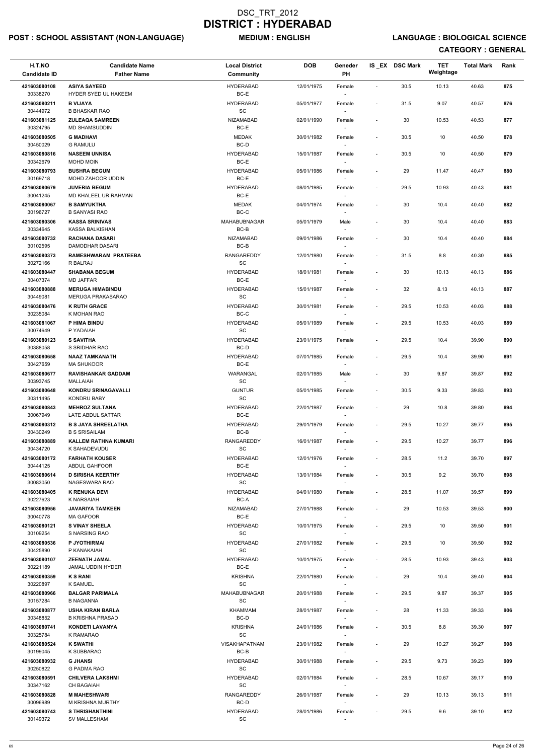# DSC_TRT_2012
# DISTRICT : HYDERABAD

**POST : SCHOOL ASSISTANT (NON-LANGUAGE)** **MEDIUM : ENGLISH** **LANGUAGE : BIOLOGICAL SCIENCE**

**CATEGORY : GENERAL**

| H.T.NO<br>Candidate ID | Candidate Name<br>Father Name | Local District<br>Community | DOB | Geneder<br>PH | IS _EX | DSC Mark | TET Weightage | Total Mark | Rank |
|---|---|---|---|---|---|---|---|---|---|
| 421603080108<br>30338270 | **ASIYA SAYEED**<br>HYDER SYED UL HAKEEM | HYDERABAD<br>BC-E | 12/01/1975 | Female<br>- | - | 30.5 | 10.13 | 40.63 | 875 |
| 421603080211<br>30444972 | **B VIJAYA**<br>B BHASKAR RAO | HYDERABAD<br>SC | 05/01/1977 | Female<br>- | - | 31.5 | 9.07 | 40.57 | 876 |
| 421603081125<br>30324795 | **ZULEAQA SAMREEN**<br>MD SHAMSUDDIN | NIZAMABAD<br>BC-E | 02/01/1990 | Female<br>- | - | 30 | 10.53 | 40.53 | 877 |
| 421603080505<br>30450029 | **G MADHAVI**<br>G RAMULU | MEDAK<br>BC-D | 30/01/1982 | Female<br>- | - | 30.5 | 10 | 40.50 | 878 |
| 421603080816<br>30342679 | **NASEEM UNNISA**<br>MOHD MOIN | HYDERABAD<br>BC-E | 15/01/1987 | Female<br>- | - | 30.5 | 10 | 40.50 | 879 |
| 421603080793<br>30169718 | **BUSHRA BEGUM**<br>MOHD ZAHOOR UDDIN | HYDERABAD<br>BC-E | 05/01/1986 | Female<br>- | - | 29 | 11.47 | 40.47 | 880 |
| 421603080679<br>30041245 | **JUVERIA BEGUM**<br>MD KHALEEL UR RAHMAN | HYDERABAD<br>BC-E | 08/01/1985 | Female<br>- | - | 29.5 | 10.93 | 40.43 | 881 |
| 421603080067<br>30196727 | **B SAMYUKTHA**<br>B SANYASI RAO | MEDAK<br>BC-C | 04/01/1974 | Female<br>- | - | 30 | 10.4 | 40.40 | 882 |
| 421603080306<br>30334645 | **KASSA SRINIVAS**<br>KASSA BALKISHAN | MAHABUBNAGAR<br>BC-B | 05/01/1979 | Male<br>- | - | 30 | 10.4 | 40.40 | 883 |
| 421603080732<br>30102595 | **RACHANA DASARI**<br>DAMODHAR DASARI | NIZAMABAD<br>BC-B | 09/01/1986 | Female<br>- | - | 30 | 10.4 | 40.40 | 884 |
| 421603080373<br>30272166 | **RAMESHWARAM PRATEEBA**<br>R BALRAJ | RANGAREDDY<br>SC | 12/01/1980 | Female<br>- | - | 31.5 | 8.8 | 40.30 | 885 |
| 421603080447<br>30407374 | **SHABANA BEGUM**<br>MD JAFFAR | HYDERABAD<br>BC-E | 18/01/1981 | Female<br>- | - | 30 | 10.13 | 40.13 | 886 |
| 421603080888<br>30449081 | **MERUGA HIMABINDU**<br>MERUGA PRAKASARAO | HYDERABAD<br>SC | 15/01/1987 | Female<br>- | - | 32 | 8.13 | 40.13 | 887 |
| 421603080476<br>30235084 | **K RUTH GRACE**<br>K MOHAN RAO | HYDERABAD<br>BC-C | 30/01/1981 | Female<br>- | - | 29.5 | 10.53 | 40.03 | 888 |
| 421603081067<br>30074649 | **P HIMA BINDU**<br>P YADAIAH | HYDERABAD<br>SC | 05/01/1989 | Female<br>- | - | 29.5 | 10.53 | 40.03 | 889 |
| 421603080123<br>30388058 | **S SAVITHA**<br>S SRIDHAR RAO | HYDERABAD<br>BC-D | 23/01/1975 | Female<br>- | - | 29.5 | 10.4 | 39.90 | 890 |
| 421603080658<br>30427659 | **NAAZ TAMKANATH**<br>MA SHUKOOR | HYDERABAD<br>BC-E | 07/01/1985 | Female<br>- | - | 29.5 | 10.4 | 39.90 | 891 |
| 421603080677<br>30393745 | **RAVISHANKAR GADDAM**<br>MALLAIAH | WARANGAL<br>SC | 02/01/1985 | Male<br>- | - | 30 | 9.87 | 39.87 | 892 |
| 421603080648<br>30311495 | **KONDRU SRINAGAVALLI**<br>KONDRU BABY | GUNTUR<br>SC | 05/01/1985 | Female<br>- | - | 30.5 | 9.33 | 39.83 | 893 |
| 421603080843<br>30067949 | **MEHROZ SULTANA**<br>LATE ABDUL SATTAR | HYDERABAD<br>BC-E | 22/01/1987 | Female<br>- | - | 29 | 10.8 | 39.80 | 894 |
| 421603080312<br>30430249 | **B S JAYA SHREELATHA**<br>B S SRISAILAM | HYDERABAD<br>BC-B | 29/01/1979 | Female<br>- | - | 29.5 | 10.27 | 39.77 | 895 |
| 421603080889<br>30434720 | **KALLEM RATHNA KUMARI**<br>K SAHADEVUDU | RANGAREDDY<br>SC | 16/01/1987 | Female<br>- | - | 29.5 | 10.27 | 39.77 | 896 |
| 421603080172<br>30444125 | **FARHATH KOUSER**<br>ABDUL GAHFOOR | HYDERABAD<br>BC-E | 12/01/1976 | Female<br>- | - | 28.5 | 11.2 | 39.70 | 897 |
| 421603080614<br>30083050 | **D SIRISHA KEERTHY**<br>NAGESWARA RAO | HYDERABAD<br>SC | 13/01/1984 | Female<br>- | - | 30.5 | 9.2 | 39.70 | 898 |
| 421603080405<br>30227623 | **K RENUKA DEVI**<br>K NARSAIAH | HYDERABAD<br>BC-A | 04/01/1980 | Female<br>- | - | 28.5 | 11.07 | 39.57 | 899 |
| 421603080956<br>30040778 | **JAVARIYA TAMKEEN**<br>MA GAFOOR | NIZAMABAD<br>BC-E | 27/01/1988 | Female<br>- | - | 29 | 10.53 | 39.53 | 900 |
| 421603080121<br>30109254 | **S VINAY SHEELA**<br>S NARSING RAO | HYDERABAD<br>SC | 10/01/1975 | Female<br>- | - | 29.5 | 10 | 39.50 | 901 |
| 421603080536<br>30425890 | **P JYOTHIRMAI**<br>P KANAKAIAH | HYDERABAD<br>SC | 27/01/1982 | Female<br>- | - | 29.5 | 10 | 39.50 | 902 |
| 421603080107<br>30221189 | **ZEENATH JAMAL**<br>JAMAL UDDIN HYDER | HYDERABAD<br>BC-E | 10/01/1975 | Female<br>- | - | 28.5 | 10.93 | 39.43 | 903 |
| 421603080359<br>30220897 | **K S RANI**<br>K SAMUEL | KRISHNA<br>SC | 22/01/1980 | Female<br>- | - | 29 | 10.4 | 39.40 | 904 |
| 421603080966<br>30157284 | **BALGAR PARIMALA**<br>B NAGANNA | MAHABUBNAGAR<br>SC | 20/01/1988 | Female<br>- | - | 29.5 | 9.87 | 39.37 | 905 |
| 421603080877<br>30348852 | **USHA KIRAN BARLA**<br>B KRISHNA PRASAD | KHAMMAM<br>BC-D | 28/01/1987 | Female<br>- | - | 28 | 11.33 | 39.33 | 906 |
| 421603080741<br>30325784 | **KONDETI LAVANYA**<br>K RAMARAO | KRISHNA<br>SC | 24/01/1986 | Female<br>- | - | 30.5 | 8.8 | 39.30 | 907 |
| 421603080524<br>30199045 | **K SWATHI**<br>K SUBBARAO | VISAKHAPATNAM<br>BC-B | 23/01/1982 | Female<br>- | - | 29 | 10.27 | 39.27 | 908 |
| 421603080932<br>30250822 | **G JHANSI**<br>G PADMA RAO | HYDERABAD<br>SC | 30/01/1988 | Female<br>- | - | 29.5 | 9.73 | 39.23 | 909 |
| 421603080591<br>30347162 | **CHILVERA LAKSHMI**<br>CH BAGAIAH | HYDERABAD<br>SC | 02/01/1984 | Female<br>- | - | 28.5 | 10.67 | 39.17 | 910 |
| 421603080828<br>30096989 | **M MAHESHWARI**<br>M KRISHNA MURTHY | RANGAREDDY<br>BC-D | 26/01/1987 | Female<br>- | - | 29 | 10.13 | 39.13 | 911 |
| 421603080743<br>30149372 | **S THRISHANTHINI**<br>SV MALLESHAM | HYDERABAD<br>SC | 28/01/1986 | Female<br>- | - | 29.5 | 9.6 | 39.10 | 912 |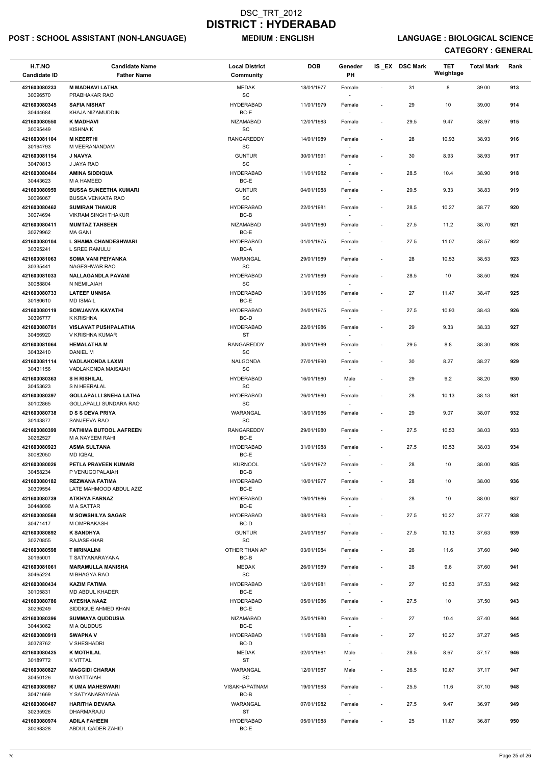# DSC_TRT_2012
# DISTRICT : HYDERABAD

**POST : SCHOOL ASSISTANT (NON-LANGUAGE)** **MEDIUM : ENGLISH** **LANGUAGE : BIOLOGICAL SCIENCE**

**CATEGORY : GENERAL**

| H.T.NO / Candidate ID | Candidate Name / Father Name | Local District / Community | DOB | Geneder / PH | IS _EX | DSC Mark | TET Weightage | Total Mark | Rank |
|---|---|---|---|---|---|---|---|---|---|
| 421603080233 / 30096570 | **M MADHAVI LATHA** / PRABHAKAR RAO | MEDAK / SC | 18/01/1977 | Female / - | - | 31 | 8 | 39.00 | 913 |
| 421603080345 / 30444684 | **SAFIA NISHAT** / KHAJA NIZAMUDDIN | HYDERABAD / BC-E | 11/01/1979 | Female / - | - | 29 | 10 | 39.00 | 914 |
| 421603080550 / 30095449 | **K MADHAVI** / KISHNA K | NIZAMABAD / SC | 12/01/1983 | Female / - | - | 29.5 | 9.47 | 38.97 | 915 |
| 421603081104 / 30194793 | **M KEERTHI** / M VEERANANDAM | RANGAREDDY / SC | 14/01/1989 | Female / - | - | 28 | 10.93 | 38.93 | 916 |
| 421603081154 / 30470813 | **J NAVYA** / J JAYA RAO | GUNTUR / SC | 30/01/1991 | Female / - | - | 30 | 8.93 | 38.93 | 917 |
| 421603080484 / 30443623 | **AMINA SIDDIQUA** / M A HAMEED | HYDERABAD / BC-E | 11/01/1982 | Female / - | - | 28.5 | 10.4 | 38.90 | 918 |
| 421603080959 / 30096067 | **BUSSA SUNEETHA KUMARI** / BUSSA VENKATA RAO | GUNTUR / SC | 04/01/1988 | Female / - | - | 29.5 | 9.33 | 38.83 | 919 |
| 421603080462 / 30074694 | **SUMIRAN THAKUR** / VIKRAM SINGH THAKUR | HYDERABAD / BC-B | 22/01/1981 | Female / - | - | 28.5 | 10.27 | 38.77 | 920 |
| 421603080411 / 30279962 | **MUMTAZ TAHSEEN** / MA GANI | NIZAMABAD / BC-E | 04/01/1980 | Female / - | - | 27.5 | 11.2 | 38.70 | 921 |
| 421603080104 / 30395241 | **L SHAMA CHANDESHWARI** / L SREE RAMULU | HYDERABAD / BC-A | 01/01/1975 | Female / - | - | 27.5 | 11.07 | 38.57 | 922 |
| 421603081063 / 30335441 | **SOMA VANI PEIYANKA** / NAGESHWAR RAO | WARANGAL / SC | 29/01/1989 | Female / - | - | 28 | 10.53 | 38.53 | 923 |
| 421603081033 / 30088804 | **NALLAGANDLA PAVANI** / N NEMILAIAH | HYDERABAD / SC | 21/01/1989 | Female / - | - | 28.5 | 10 | 38.50 | 924 |
| 421603080733 / 30180610 | **LATEEF UNNISA** / MD ISMAIL | HYDERABAD / BC-E | 13/01/1986 | Female / - | - | 27 | 11.47 | 38.47 | 925 |
| 421603080119 / 30396777 | **SOWJANYA KAYATHI** / K KRISHNA | HYDERABAD / BC-D | 24/01/1975 | Female / - | - | 27.5 | 10.93 | 38.43 | 926 |
| 421603080781 / 30466920 | **VISLAVAT PUSHPALATHA** / V KRISHNA KUMAR | HYDERABAD / ST | 22/01/1986 | Female / - | - | 29 | 9.33 | 38.33 | 927 |
| 421603081064 / 30432410 | **HEMALATHA M** / DANIEL M | RANGAREDDY / SC | 30/01/1989 | Female / - | - | 29.5 | 8.8 | 38.30 | 928 |
| 421603081114 / 30431156 | **VADLAKONDA LAXMI** / VADLAKONDA MAISAIAH | NALGONDA / SC | 27/01/1990 | Female / - | - | 30 | 8.27 | 38.27 | 929 |
| 421603080363 / 30453623 | **S H RISHILAL** / S N HEERALAL | HYDERABAD / SC | 16/01/1980 | Male / - | - | 29 | 9.2 | 38.20 | 930 |
| 421603080397 / 30102865 | **GOLLAPALLI SNEHA LATHA** / GOLLAPALLI SUNDARA RAO | HYDERABAD / SC | 26/01/1980 | Female / - | - | 28 | 10.13 | 38.13 | 931 |
| 421603080738 / 30143877 | **D S S DEVA PRIYA** / SANJEEVA RAO | WARANGAL / SC | 18/01/1986 | Female / - | - | 29 | 9.07 | 38.07 | 932 |
| 421603080399 / 30262527 | **FATHIMA BUTOOL AAFREEN** / M A NAYEEM RAHI | RANGAREDDY / BC-E | 29/01/1980 | Female / - | - | 27.5 | 10.53 | 38.03 | 933 |
| 421603080923 / 30082050 | **ASMA SULTANA** / MD IQBAL | HYDERABAD / BC-E | 31/01/1988 | Female / - | - | 27.5 | 10.53 | 38.03 | 934 |
| 421603080026 / 30458234 | **PETLA PRAVEEN KUMARI** / P VENUGOPALAIAH | KURNOOL / BC-B | 15/01/1972 | Female / - | - | 28 | 10 | 38.00 | 935 |
| 421603080182 / 30309554 | **REZWANA FATIMA** / LATE MAHMOOD ABDUL AZIZ | HYDERABAD / BC-E | 10/01/1977 | Female / - | - | 28 | 10 | 38.00 | 936 |
| 421603080739 / 30448096 | **ATKHYA FARNAZ** / M A SATTAR | HYDERABAD / BC-E | 19/01/1986 | Female / - | - | 28 | 10 | 38.00 | 937 |
| 421603080568 / 30471417 | **M SOWSHILYA SAGAR** / M OMPRAKASH | HYDERABAD / BC-D | 08/01/1983 | Female / - | - | 27.5 | 10.27 | 37.77 | 938 |
| 421603080892 / 30270855 | **K SANDHYA** / RAJASEKHAR | GUNTUR / SC | 24/01/1987 | Female / - | - | 27.5 | 10.13 | 37.63 | 939 |
| 421603080598 / 30195001 | **T MRINALINI** / T SATYANARAYANA | OTHER THAN AP / BC-B | 03/01/1984 | Female / - | - | 26 | 11.6 | 37.60 | 940 |
| 421603081061 / 30465224 | **MARAMULLA MANISHA** / M BHAGYA RAO | MEDAK / SC | 26/01/1989 | Female / - | - | 28 | 9.6 | 37.60 | 941 |
| 421603080434 / 30105831 | **KAZIM FATIMA** / MD ABDUL KHADER | HYDERABAD / BC-E | 12/01/1981 | Female / - | - | 27 | 10.53 | 37.53 | 942 |
| 421603080786 / 30236249 | **AYESHA NAAZ** / SIDDIQUE AHMED KHAN | HYDERABAD / BC-E | 05/01/1986 | Female / - | - | 27.5 | 10 | 37.50 | 943 |
| 421603080396 / 30443062 | **SUMMAYA QUDDUSIA** / M A QUDDUS | NIZAMABAD / BC-E | 25/01/1980 | Female / - | - | 27 | 10.4 | 37.40 | 944 |
| 421603080919 / 30378762 | **SWAPNA V** / V SHESHADRI | HYDERABAD / BC-D | 11/01/1988 | Female / - | - | 27 | 10.27 | 37.27 | 945 |
| 421603080425 / 30189772 | **K MOTHILAL** / K VITTAL | MEDAK / ST | 02/01/1981 | Male / - | - | 28.5 | 8.67 | 37.17 | 946 |
| 421603080827 / 30450126 | **MAGGIDI CHARAN** / M GATTAIAH | WARANGAL / SC | 12/01/1987 | Male / - | - | 26.5 | 10.67 | 37.17 | 947 |
| 421603080987 / 30471669 | **K UMA MAHESWARI** / Y SATYANARAYANA | VISAKHAPATNAM / BC-B | 19/01/1988 | Female / - | - | 25.5 | 11.6 | 37.10 | 948 |
| 421603080487 / 30235926 | **HARITHA DEVARA** / DHARMARAJU | WARANGAL / ST | 07/01/1982 | Female / - | - | 27.5 | 9.47 | 36.97 | 949 |
| 421603080974 / 30098328 | **ADILA FAHEEM** / ABDUL QADER ZAHID | HYDERABAD / BC-E | 05/01/1988 | Female / - | - | 25 | 11.87 | 36.87 | 950 |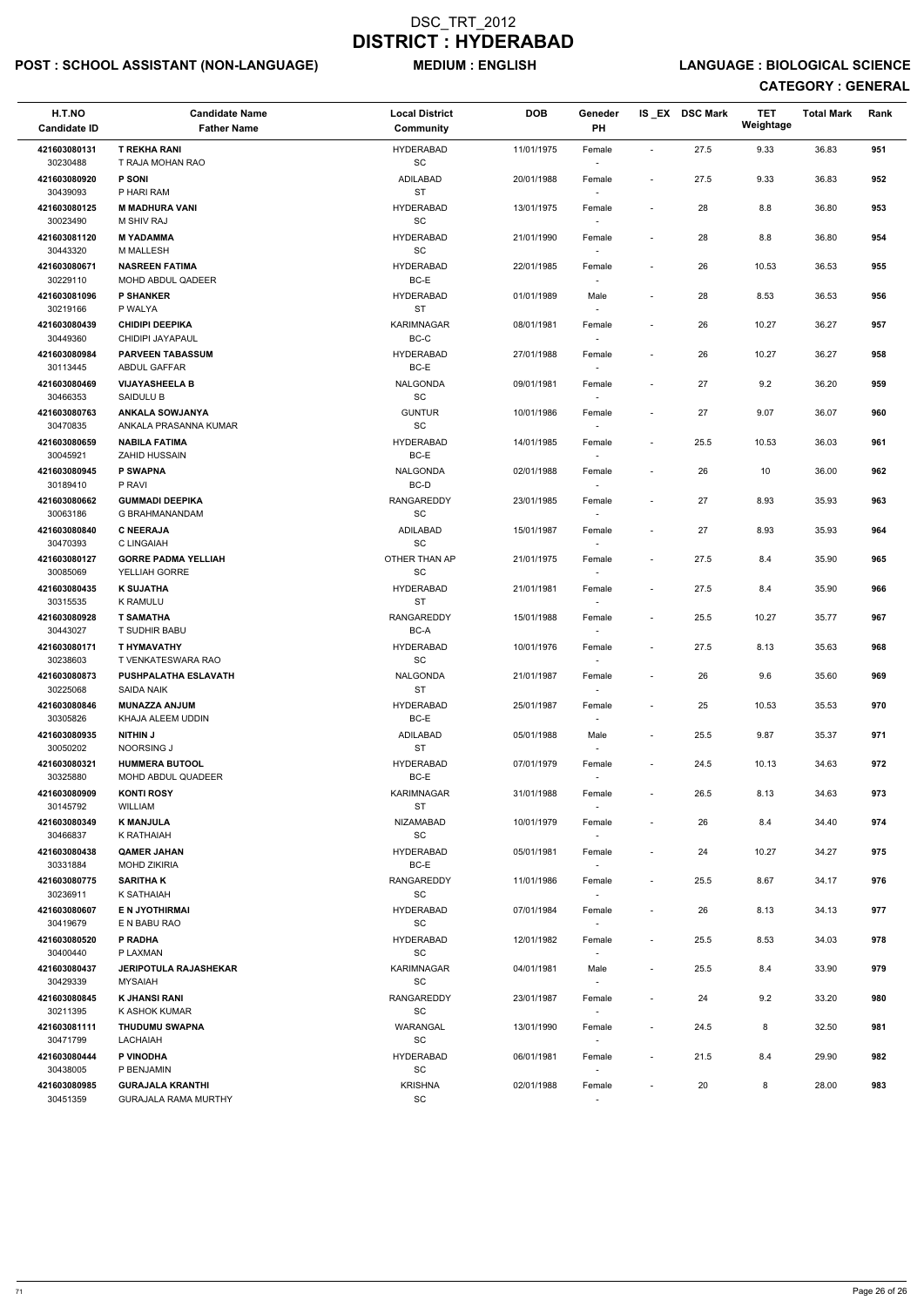# DSC_TRT_2012
# DISTRICT : HYDERABAD

**POST : SCHOOL ASSISTANT (NON-LANGUAGE)** **MEDIUM : ENGLISH** **LANGUAGE : BIOLOGICAL SCIENCE**

**CATEGORY : GENERAL**

| H.T.NO / Candidate ID | Candidate Name / Father Name | Local District / Community | DOB | Geneder / PH | IS_EX | DSC Mark | TET Weightage | Total Mark | Rank |
|---|---|---|---|---|---|---|---|---|---|
| 421603080131 / 30230488 | T REKHA RANI / T RAJA MOHAN RAO | HYDERABAD / SC | 11/01/1975 | Female / - | - | 27.5 | 9.33 | 36.83 | 951 |
| 421603080920 / 30439093 | P SONI / P HARI RAM | ADILABAD / ST | 20/01/1988 | Female / - | - | 27.5 | 9.33 | 36.83 | 952 |
| 421603080125 / 30023490 | M MADHURA VANI / M SHIV RAJ | HYDERABAD / SC | 13/01/1975 | Female / - | - | 28 | 8.8 | 36.80 | 953 |
| 421603081120 / 30443320 | M YADAMMA / M MALLESH | HYDERABAD / SC | 21/01/1990 | Female / - | - | 28 | 8.8 | 36.80 | 954 |
| 421603080671 / 30229110 | NASREEN FATIMA / MOHD ABDUL QADEER | HYDERABAD / BC-E | 22/01/1985 | Female / - | - | 26 | 10.53 | 36.53 | 955 |
| 421603081096 / 30219166 | P SHANKER / P WALYA | HYDERABAD / ST | 01/01/1989 | Male / - | - | 28 | 8.53 | 36.53 | 956 |
| 421603080439 / 30449360 | CHIDIPI DEEPIKA / CHIDIPI JAYAPAUL | KARIMNAGAR / BC-C | 08/01/1981 | Female / - | - | 26 | 10.27 | 36.27 | 957 |
| 421603080984 / 30113445 | PARVEEN TABASSUM / ABDUL GAFFAR | HYDERABAD / BC-E | 27/01/1988 | Female / - | - | 26 | 10.27 | 36.27 | 958 |
| 421603080469 / 30466353 | VIJAYASHEELA B / SAIDULU B | NALGONDA / SC | 09/01/1981 | Female / - | - | 27 | 9.2 | 36.20 | 959 |
| 421603080763 / 30470835 | ANKALA SOWJANYA / ANKALA PRASANNA KUMAR | GUNTUR / SC | 10/01/1986 | Female / - | - | 27 | 9.07 | 36.07 | 960 |
| 421603080659 / 30045921 | NABILA FATIMA / ZAHID HUSSAIN | HYDERABAD / BC-E | 14/01/1985 | Female / - | - | 25.5 | 10.53 | 36.03 | 961 |
| 421603080945 / 30189410 | P SWAPNA / P RAVI | NALGONDA / BC-D | 02/01/1988 | Female / - | - | 26 | 10 | 36.00 | 962 |
| 421603080662 / 30063186 | GUMMADI DEEPIKA / G BRAHMANANDAM | RANGAREDDY / SC | 23/01/1985 | Female / - | - | 27 | 8.93 | 35.93 | 963 |
| 421603080840 / 30470393 | C NEERAJA / C LINGAIAH | ADILABAD / SC | 15/01/1987 | Female / - | - | 27 | 8.93 | 35.93 | 964 |
| 421603080127 / 30085069 | GORRE PADMA YELLIAH / YELLIAH GORRE | OTHER THAN AP / SC | 21/01/1975 | Female / - | - | 27.5 | 8.4 | 35.90 | 965 |
| 421603080435 / 30315535 | K SUJATHA / K RAMULU | HYDERABAD / ST | 21/01/1981 | Female / - | - | 27.5 | 8.4 | 35.90 | 966 |
| 421603080928 / 30443027 | T SAMATHA / T SUDHIR BABU | RANGAREDDY / BC-A | 15/01/1988 | Female / - | - | 25.5 | 10.27 | 35.77 | 967 |
| 421603080171 / 30238603 | T HYMAVATHY / T VENKATESWARA RAO | HYDERABAD / SC | 10/01/1976 | Female / - | - | 27.5 | 8.13 | 35.63 | 968 |
| 421603080873 / 30225068 | PUSHPALATHA ESLAVATH / SAIDA NAIK | NALGONDA / ST | 21/01/1987 | Female / - | - | 26 | 9.6 | 35.60 | 969 |
| 421603080846 / 30305826 | MUNAZZA ANJUM / KHAJA ALEEM UDDIN | HYDERABAD / BC-E | 25/01/1987 | Female / - | - | 25 | 10.53 | 35.53 | 970 |
| 421603080935 / 30050202 | NITHIN J / NOORSING J | ADILABAD / ST | 05/01/1988 | Male / - | - | 25.5 | 9.87 | 35.37 | 971 |
| 421603080321 / 30325880 | HUMMERA BUTOOL / MOHD ABDUL QUADEER | HYDERABAD / BC-E | 07/01/1979 | Female / - | - | 24.5 | 10.13 | 34.63 | 972 |
| 421603080909 / 30145792 | KONTI ROSY / WILLIAM | KARIMNAGAR / ST | 31/01/1988 | Female / - | - | 26.5 | 8.13 | 34.63 | 973 |
| 421603080349 / 30466837 | K MANJULA / K RATHAIAH | NIZAMABAD / SC | 10/01/1979 | Female / - | - | 26 | 8.4 | 34.40 | 974 |
| 421603080438 / 30331884 | QAMER JAHAN / MOHD ZIKIRIA | HYDERABAD / BC-E | 05/01/1981 | Female / - | - | 24 | 10.27 | 34.27 | 975 |
| 421603080775 / 30236911 | SARITHA K / K SATHAIAH | RANGAREDDY / SC | 11/01/1986 | Female / - | - | 25.5 | 8.67 | 34.17 | 976 |
| 421603080607 / 30419679 | E N JYOTHIRMAI / E N BABU RAO | HYDERABAD / SC | 07/01/1984 | Female / - | - | 26 | 8.13 | 34.13 | 977 |
| 421603080520 / 30400440 | P RADHA / P LAXMAN | HYDERABAD / SC | 12/01/1982 | Female / - | - | 25.5 | 8.53 | 34.03 | 978 |
| 421603080437 / 30429339 | JERIPOTULA RAJASHEKAR / MYSAIAH | KARIMNAGAR / SC | 04/01/1981 | Male / - | - | 25.5 | 8.4 | 33.90 | 979 |
| 421603080845 / 30211395 | K JHANSI RANI / K ASHOK KUMAR | RANGAREDDY / SC | 23/01/1987 | Female / - | - | 24 | 9.2 | 33.20 | 980 |
| 421603081111 / 30471799 | THUDUMU SWAPNA / LACHAIAH | WARANGAL / SC | 13/01/1990 | Female / - | - | 24.5 | 8 | 32.50 | 981 |
| 421603080444 / 30438005 | P VINODHA / P BENJAMIN | HYDERABAD / SC | 06/01/1981 | Female / - | - | 21.5 | 8.4 | 29.90 | 982 |
| 421603080985 / 30451359 | GURAJALA KRANTHI / GURAJALA RAMA MURTHY | KRISHNA / SC | 02/01/1988 | Female / - | - | 20 | 8 | 28.00 | 983 |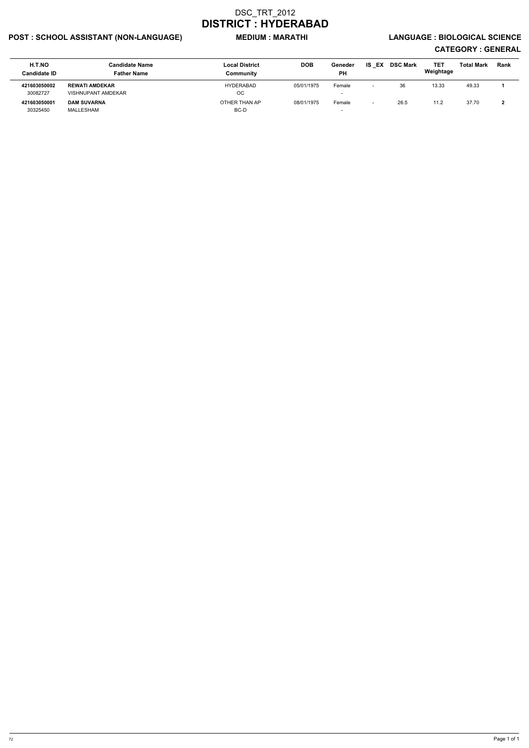# DSC_TRT_2012

## DISTRICT : HYDERABAD

**POST : SCHOOL ASSISTANT (NON-LANGUAGE)** **MEDIUM : MARATHI** **LANGUAGE : BIOLOGICAL SCIENCE**

**CATEGORY : GENERAL**

| H.T.NO<br>Candidate ID | Candidate Name<br>Father Name | Local District<br>Community | DOB | Geneder<br>PH | IS _EX | DSC Mark | TET Weightage | Total Mark | Rank |
|---|---|---|---|---|---|---|---|---|---|
| **421603050002**<br>30082727 | **REWATI AMDEKAR**<br>VISHNUPANT AMDEKAR | HYDERABAD<br>OC | 05/01/1975 | Female<br>- | - | 36 | 13.33 | 49.33 | **1** |
| **421603050001**<br>30325450 | **DAM SUVARNA**<br>MALLESHAM | OTHER THAN AP<br>BC-D | 08/01/1975 | Female<br>- | - | 26.5 | 11.2 | 37.70 | **2** |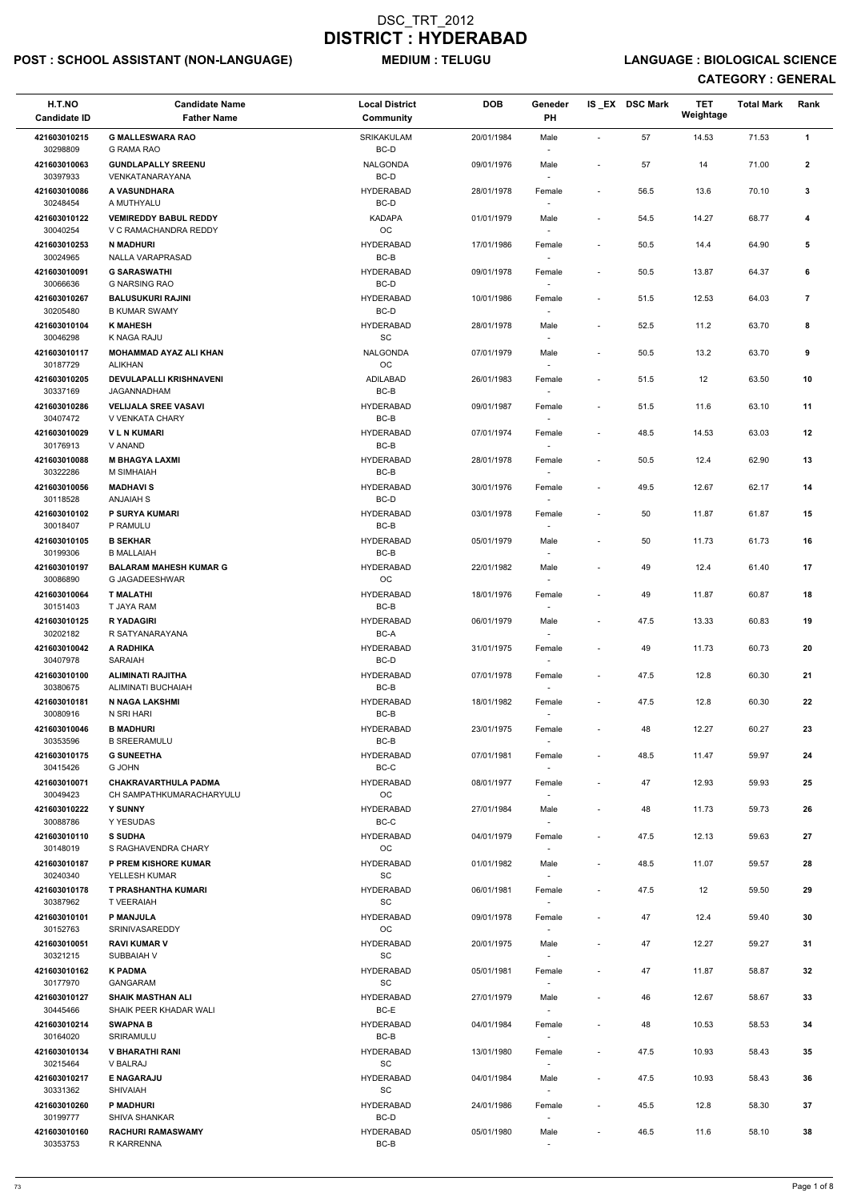# DSC_TRT_2012
# DISTRICT : HYDERABAD

**POST : SCHOOL ASSISTANT (NON-LANGUAGE)** **MEDIUM : TELUGU** **LANGUAGE : BIOLOGICAL SCIENCE**

**CATEGORY : GENERAL**

| H.T.NO / Candidate ID | Candidate Name / Father Name | Local District / Community | DOB | Geneder / PH | IS_EX | DSC Mark | TET Weightage | Total Mark | Rank |
|---|---|---|---|---|---|---|---|---|---|
| 421603010215 / 30298809 | **G MALLESWARA RAO** / G RAMA RAO | SRIKAKULAM / BC-D | 20/01/1984 | Male / - | - | 57 | 14.53 | 71.53 | **1** |
| 421603010063 / 30397933 | **GUNDLAPALLY SREENU** / VENKATANARAYANA | NALGONDA / BC-D | 09/01/1976 | Male / - | - | 57 | 14 | 71.00 | **2** |
| 421603010086 / 30248454 | **A VASUNDHARA** / A MUTHYALU | HYDERABAD / BC-D | 28/01/1978 | Female / - | - | 56.5 | 13.6 | 70.10 | **3** |
| 421603010122 / 30040254 | **VEMIREDDY BABUL REDDY** / V C RAMACHANDRA REDDY | KADAPA / OC | 01/01/1979 | Male / - | - | 54.5 | 14.27 | 68.77 | **4** |
| 421603010253 / 30024965 | **N MADHURI** / NALLA VARAPRASAD | HYDERABAD / BC-B | 17/01/1986 | Female / - | - | 50.5 | 14.4 | 64.90 | **5** |
| 421603010091 / 30066636 | **G SARASWATHI** / G NARSING RAO | HYDERABAD / BC-D | 09/01/1978 | Female / - | - | 50.5 | 13.87 | 64.37 | **6** |
| 421603010267 / 30205480 | **BALUSUKURI RAJINI** / B KUMAR SWAMY | HYDERABAD / BC-D | 10/01/1986 | Female / - | - | 51.5 | 12.53 | 64.03 | **7** |
| 421603010104 / 30046298 | **K MAHESH** / K NAGA RAJU | HYDERABAD / SC | 28/01/1978 | Male / - | - | 52.5 | 11.2 | 63.70 | **8** |
| 421603010117 / 30187729 | **MOHAMMAD AYAZ ALI KHAN** / ALIKHAN | NALGONDA / OC | 07/01/1979 | Male / - | - | 50.5 | 13.2 | 63.70 | **9** |
| 421603010205 / 30337169 | **DEVULAPALLI KRISHNAVENI** / JAGANNADHAM | ADILABAD / BC-B | 26/01/1983 | Female / - | - | 51.5 | 12 | 63.50 | **10** |
| 421603010286 / 30407472 | **VELIJALA SREE VASAVI** / V VENKATA CHARY | HYDERABAD / BC-B | 09/01/1987 | Female / - | - | 51.5 | 11.6 | 63.10 | **11** |
| 421603010029 / 30176913 | **V L N KUMARI** / V ANAND | HYDERABAD / BC-B | 07/01/1974 | Female / - | - | 48.5 | 14.53 | 63.03 | **12** |
| 421603010088 / 30322286 | **M BHAGYA LAXMI** / M SIMHAIAH | HYDERABAD / BC-B | 28/01/1978 | Female / - | - | 50.5 | 12.4 | 62.90 | **13** |
| 421603010056 / 30118528 | **MADHAVI S** / ANJAIAH S | HYDERABAD / BC-D | 30/01/1976 | Female / - | - | 49.5 | 12.67 | 62.17 | **14** |
| 421603010102 / 30018407 | **P SURYA KUMARI** / P RAMULU | HYDERABAD / BC-B | 03/01/1978 | Female / - | - | 50 | 11.87 | 61.87 | **15** |
| 421603010105 / 30199306 | **B SEKHAR** / B MALLAIAH | HYDERABAD / BC-B | 05/01/1979 | Male / - | - | 50 | 11.73 | 61.73 | **16** |
| 421603010197 / 30086890 | **BALARAM MAHESH KUMAR G** / G JAGADEESHWAR | HYDERABAD / OC | 22/01/1982 | Male / - | - | 49 | 12.4 | 61.40 | **17** |
| 421603010064 / 30151403 | **T MALATHI** / T JAYA RAM | HYDERABAD / BC-B | 18/01/1976 | Female / - | - | 49 | 11.87 | 60.87 | **18** |
| 421603010125 / 30202182 | **R YADAGIRI** / R SATYANARAYANA | HYDERABAD / BC-A | 06/01/1979 | Male / - | - | 47.5 | 13.33 | 60.83 | **19** |
| 421603010042 / 30407978 | **A RADHIKA** / SARAIAH | HYDERABAD / BC-D | 31/01/1975 | Female / - | - | 49 | 11.73 | 60.73 | **20** |
| 421603010100 / 30380675 | **ALIMINATI RAJITHA** / ALIMINATI BUCHAIAH | HYDERABAD / BC-B | 07/01/1978 | Female / - | - | 47.5 | 12.8 | 60.30 | **21** |
| 421603010181 / 30080916 | **N NAGA LAKSHMI** / N SRI HARI | HYDERABAD / BC-B | 18/01/1982 | Female / - | - | 47.5 | 12.8 | 60.30 | **22** |
| 421603010046 / 30353596 | **B MADHURI** / B SREERAMULU | HYDERABAD / BC-B | 23/01/1975 | Female / - | - | 48 | 12.27 | 60.27 | **23** |
| 421603010175 / 30415426 | **G SUNEETHA** / G JOHN | HYDERABAD / BC-C | 07/01/1981 | Female / - | - | 48.5 | 11.47 | 59.97 | **24** |
| 421603010071 / 30049423 | **CHAKRAVARTHULA PADMA** / CH SAMPATHKUMARACHARYULU | HYDERABAD / OC | 08/01/1977 | Female / - | - | 47 | 12.93 | 59.93 | **25** |
| 421603010222 / 30088786 | **Y SUNNY** / Y YESUDAS | HYDERABAD / BC-C | 27/01/1984 | Male / - | - | 48 | 11.73 | 59.73 | **26** |
| 421603010110 / 30148019 | **S SUDHA** / S RAGHAVENDRA CHARY | HYDERABAD / OC | 04/01/1979 | Female / - | - | 47.5 | 12.13 | 59.63 | **27** |
| 421603010187 / 30240340 | **P PREM KISHORE KUMAR** / YELLESH KUMAR | HYDERABAD / SC | 01/01/1982 | Male / - | - | 48.5 | 11.07 | 59.57 | **28** |
| 421603010178 / 30387962 | **T PRASHANTHA KUMARI** / T VEERAIAH | HYDERABAD / SC | 06/01/1981 | Female / - | - | 47.5 | 12 | 59.50 | **29** |
| 421603010101 / 30152763 | **P MANJULA** / SRINIVASAREDDY | HYDERABAD / OC | 09/01/1978 | Female / - | - | 47 | 12.4 | 59.40 | **30** |
| 421603010051 / 30321215 | **RAVI KUMAR V** / SUBBAIAH V | HYDERABAD / SC | 20/01/1975 | Male / - | - | 47 | 12.27 | 59.27 | **31** |
| 421603010162 / 30177970 | **K PADMA** / GANGARAM | HYDERABAD / SC | 05/01/1981 | Female / - | - | 47 | 11.87 | 58.87 | **32** |
| 421603010127 / 30445466 | **SHAIK MASTHAN ALI** / SHAIK PEER KHADAR WALI | HYDERABAD / BC-E | 27/01/1979 | Male / - | - | 46 | 12.67 | 58.67 | **33** |
| 421603010214 / 30164020 | **SWAPNA B** / SRIRAMULU | HYDERABAD / BC-B | 04/01/1984 | Female / - | - | 48 | 10.53 | 58.53 | **34** |
| 421603010134 / 30215464 | **V BHARATHI RANI** / V BALRAJ | HYDERABAD / SC | 13/01/1980 | Female / - | - | 47.5 | 10.93 | 58.43 | **35** |
| 421603010217 / 30331362 | **E NAGARAJU** / SHIVAIAH | HYDERABAD / SC | 04/01/1984 | Male / - | - | 47.5 | 10.93 | 58.43 | **36** |
| 421603010260 / 30199777 | **P MADHURI** / SHIVA SHANKAR | HYDERABAD / BC-D | 24/01/1986 | Female / - | - | 45.5 | 12.8 | 58.30 | **37** |
| 421603010160 / 30353753 | **RACHURI RAMASWAMY** / R KARRENNA | HYDERABAD / BC-B | 05/01/1980 | Male / - | - | 46.5 | 11.6 | 58.10 | **38** |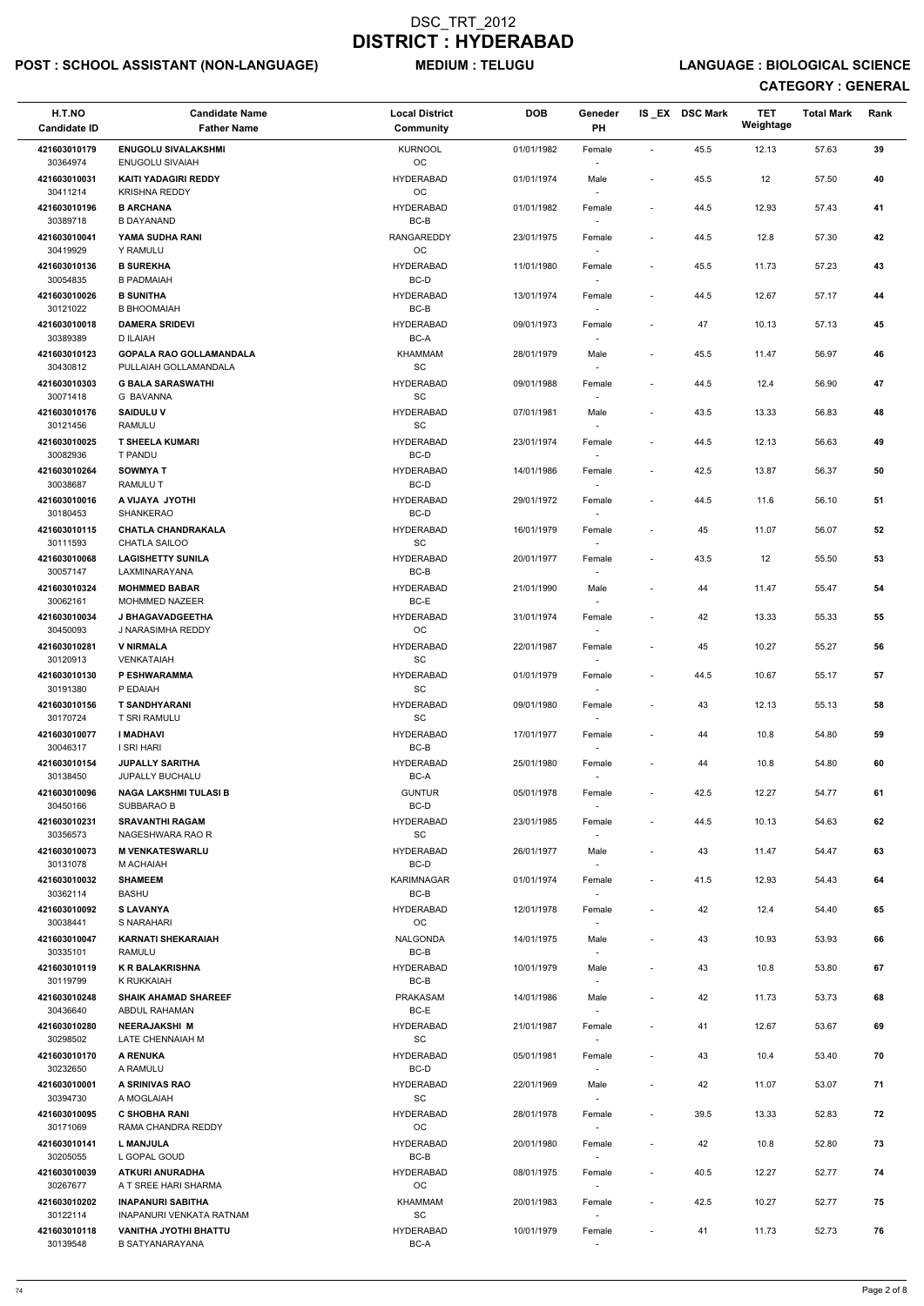# DSC_TRT_2012
# DISTRICT : HYDERABAD

**POST : SCHOOL ASSISTANT (NON-LANGUAGE)** **MEDIUM : TELUGU** **LANGUAGE : BIOLOGICAL SCIENCE**

**CATEGORY : GENERAL**

| H.T.NO / Candidate ID | Candidate Name / Father Name | Local District / Community | DOB | Geneder / PH | IS _EX | DSC Mark | TET Weightage | Total Mark | Rank |
|---|---|---|---|---|---|---|---|---|---|
| 421603010179 / 30364974 | **ENUGOLU SIVALAKSHMI** / ENUGOLU SIVAIAH | KURNOOL / OC | 01/01/1982 | Female / - | - | 45.5 | 12.13 | 57.63 | 39 |
| 421603010031 / 30411214 | **KAITI YADAGIRI REDDY** / KRISHNA REDDY | HYDERABAD / OC | 01/01/1974 | Male / - | - | 45.5 | 12 | 57.50 | 40 |
| 421603010196 / 30389718 | **B ARCHANA** / B DAYANAND | HYDERABAD / BC-B | 01/01/1982 | Female / - | - | 44.5 | 12.93 | 57.43 | 41 |
| 421603010041 / 30419929 | **YAMA SUDHA RANI** / Y RAMULU | RANGAREDDY / OC | 23/01/1975 | Female / - | - | 44.5 | 12.8 | 57.30 | 42 |
| 421603010136 / 30054835 | **B SUREKHA** / B PADMAIAH | HYDERABAD / BC-D | 11/01/1980 | Female / - | - | 45.5 | 11.73 | 57.23 | 43 |
| 421603010026 / 30121022 | **B SUNITHA** / B BHOOMAIAH | HYDERABAD / BC-B | 13/01/1974 | Female / - | - | 44.5 | 12.67 | 57.17 | 44 |
| 421603010018 / 30389389 | **DAMERA SRIDEVI** / D ILAIAH | HYDERABAD / BC-A | 09/01/1973 | Female / - | - | 47 | 10.13 | 57.13 | 45 |
| 421603010123 / 30430812 | **GOPALA RAO GOLLAMANDALA** / PULLAIAH GOLLAMANDALA | KHAMMAM / SC | 28/01/1979 | Male / - | - | 45.5 | 11.47 | 56.97 | 46 |
| 421603010303 / 30071418 | **G BALA SARASWATHI** / G BAVANNA | HYDERABAD / SC | 09/01/1988 | Female / - | - | 44.5 | 12.4 | 56.90 | 47 |
| 421603010176 / 30121456 | **SAIDULU V** / RAMULU | HYDERABAD / SC | 07/01/1981 | Male / - | - | 43.5 | 13.33 | 56.83 | 48 |
| 421603010025 / 30082936 | **T SHEELA KUMARI** / T PANDU | HYDERABAD / BC-D | 23/01/1974 | Female / - | - | 44.5 | 12.13 | 56.63 | 49 |
| 421603010264 / 30038687 | **SOWMYA T** / RAMULU T | HYDERABAD / BC-D | 14/01/1986 | Female / - | - | 42.5 | 13.87 | 56.37 | 50 |
| 421603010016 / 30180453 | **A VIJAYA JYOTHI** / SHANKERAO | HYDERABAD / BC-D | 29/01/1972 | Female / - | - | 44.5 | 11.6 | 56.10 | 51 |
| 421603010115 / 30111593 | **CHATLA CHANDRAKALA** / CHATLA SAILOO | HYDERABAD / SC | 16/01/1979 | Female / - | - | 45 | 11.07 | 56.07 | 52 |
| 421603010068 / 30057147 | **LAGISHETTY SUNILA** / LAXMINARAYANA | HYDERABAD / BC-B | 20/01/1977 | Female / - | - | 43.5 | 12 | 55.50 | 53 |
| 421603010324 / 30062161 | **MOHMMED BABAR** / MOHMMED NAZEER | HYDERABAD / BC-E | 21/01/1990 | Male / - | - | 44 | 11.47 | 55.47 | 54 |
| 421603010034 / 30450093 | **J BHAGAVADGEETHA** / J NARASIMHA REDDY | HYDERABAD / OC | 31/01/1974 | Female / - | - | 42 | 13.33 | 55.33 | 55 |
| 421603010281 / 30120913 | **V NIRMALA** / VENKATAIAH | HYDERABAD / SC | 22/01/1987 | Female / - | - | 45 | 10.27 | 55.27 | 56 |
| 421603010130 / 30191380 | **P ESHWARAMMA** / P EDAIAH | HYDERABAD / SC | 01/01/1979 | Female / - | - | 44.5 | 10.67 | 55.17 | 57 |
| 421603010156 / 30170724 | **T SANDHYARANI** / T SRI RAMULU | HYDERABAD / SC | 09/01/1980 | Female / - | - | 43 | 12.13 | 55.13 | 58 |
| 421603010077 / 30046317 | **I MADHAVI** / I SRI HARI | HYDERABAD / BC-B | 17/01/1977 | Female / - | - | 44 | 10.8 | 54.80 | 59 |
| 421603010154 / 30138450 | **JUPALLY SARITHA** / JUPALLY BUCHALU | HYDERABAD / BC-A | 25/01/1980 | Female / - | - | 44 | 10.8 | 54.80 | 60 |
| 421603010096 / 30450166 | **NAGA LAKSHMI TULASI B** / SUBBARAO B | GUNTUR / BC-D | 05/01/1978 | Female / - | - | 42.5 | 12.27 | 54.77 | 61 |
| 421603010231 / 30356573 | **SRAVANTHI RAGAM** / NAGESHWARA RAO R | HYDERABAD / SC | 23/01/1985 | Female / - | - | 44.5 | 10.13 | 54.63 | 62 |
| 421603010073 / 30131078 | **M VENKATESWARLU** / M ACHAIAH | HYDERABAD / BC-D | 26/01/1977 | Male / - | - | 43 | 11.47 | 54.47 | 63 |
| 421603010032 / 30362114 | **SHAMEEM** / BASHU | KARIMNAGAR / BC-B | 01/01/1974 | Female / - | - | 41.5 | 12.93 | 54.43 | 64 |
| 421603010092 / 30038441 | **S LAVANYA** / S NARAHARI | HYDERABAD / OC | 12/01/1978 | Female / - | - | 42 | 12.4 | 54.40 | 65 |
| 421603010047 / 30335101 | **KARNATI SHEKARAIAH** / RAMULU | NALGONDA / BC-B | 14/01/1975 | Male / - | - | 43 | 10.93 | 53.93 | 66 |
| 421603010119 / 30119799 | **K R BALAKRISHNA** / K RUKKAIAH | HYDERABAD / BC-B | 10/01/1979 | Male / - | - | 43 | 10.8 | 53.80 | 67 |
| 421603010248 / 30436640 | **SHAIK AHAMAD SHAREEF** / ABDUL RAHAMAN | PRAKASAM / BC-E | 14/01/1986 | Male / - | - | 42 | 11.73 | 53.73 | 68 |
| 421603010280 / 30298502 | **NEERAJAKSHI M** / LATE CHENNAIAH M | HYDERABAD / SC | 21/01/1987 | Female / - | - | 41 | 12.67 | 53.67 | 69 |
| 421603010170 / 30232650 | **A RENUKA** / A RAMULU | HYDERABAD / BC-D | 05/01/1981 | Female / - | - | 43 | 10.4 | 53.40 | 70 |
| 421603010001 / 30394730 | **A SRINIVAS RAO** / A MOGLAIAH | HYDERABAD / SC | 22/01/1969 | Male / - | - | 42 | 11.07 | 53.07 | 71 |
| 421603010095 / 30171069 | **C SHOBHA RANI** / RAMA CHANDRA REDDY | HYDERABAD / OC | 28/01/1978 | Female / - | - | 39.5 | 13.33 | 52.83 | 72 |
| 421603010141 / 30205055 | **L MANJULA** / L GOPAL GOUD | HYDERABAD / BC-B | 20/01/1980 | Female / - | - | 42 | 10.8 | 52.80 | 73 |
| 421603010039 / 30267677 | **ATKURI ANURADHA** / A T SREE HARI SHARMA | HYDERABAD / OC | 08/01/1975 | Female / - | - | 40.5 | 12.27 | 52.77 | 74 |
| 421603010202 / 30122114 | **INAPANURI SABITHA** / INAPANURI VENKATA RATNAM | KHAMMAM / SC | 20/01/1983 | Female / - | - | 42.5 | 10.27 | 52.77 | 75 |
| 421603010118 / 30139548 | **VANITHA JYOTHI BHATTU** / B SATYANARAYANA | HYDERABAD / BC-A | 10/01/1979 | Female / - | - | 41 | 11.73 | 52.73 | 76 |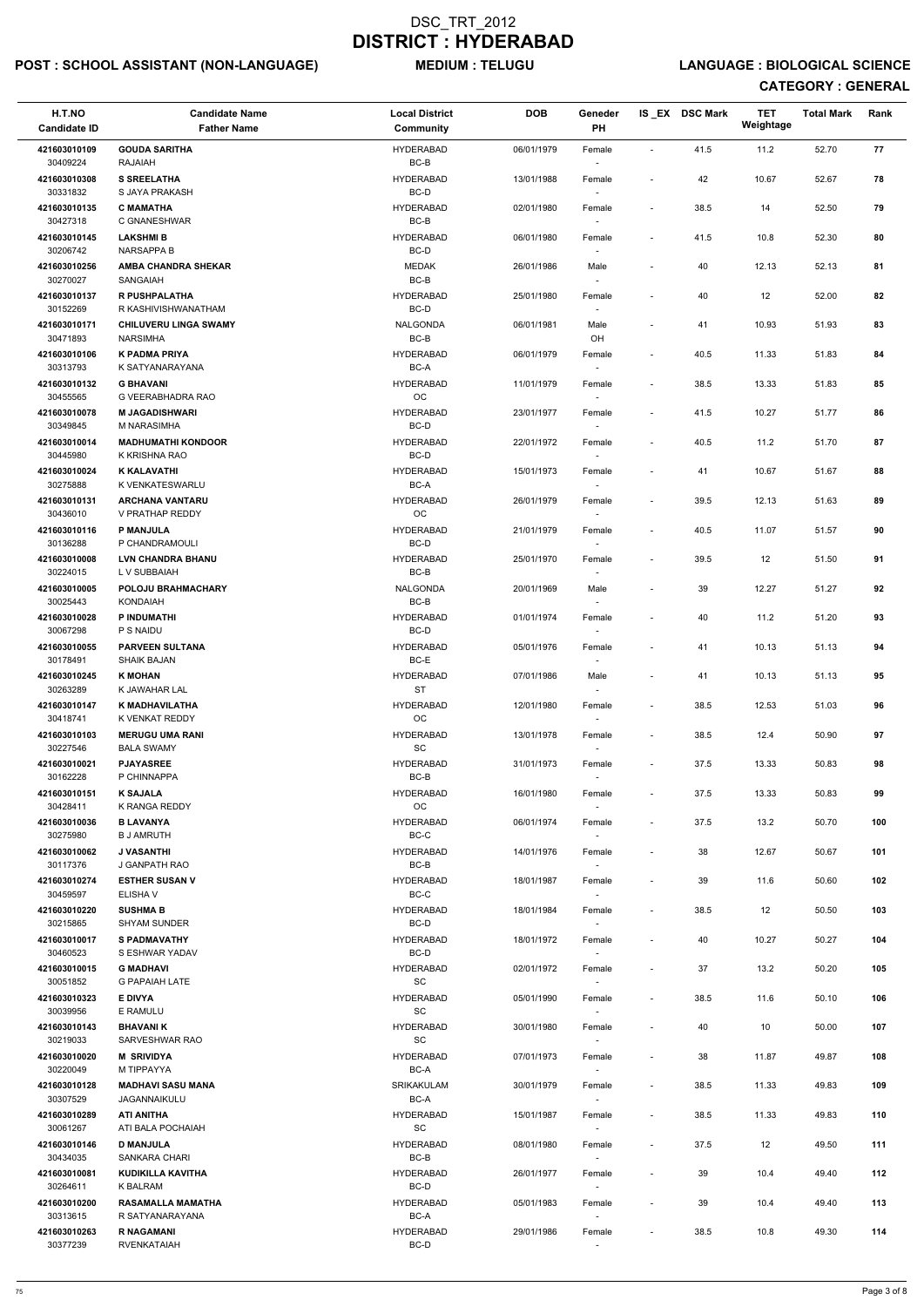# DSC_TRT_2012
# DISTRICT : HYDERABAD

**POST : SCHOOL ASSISTANT (NON-LANGUAGE)** **MEDIUM : TELUGU** **LANGUAGE : BIOLOGICAL SCIENCE**

**CATEGORY : GENERAL**

| H.T.NO<br>Candidate ID | Candidate Name<br>Father Name | Local District<br>Community | DOB | Geneder<br>PH | IS_EX | DSC Mark | TET Weightage | Total Mark | Rank |
|---|---|---|---|---|---|---|---|---|---|
| 421603010109<br>30409224 | **GOUDA SARITHA**<br>RAJAIAH | HYDERABAD<br>BC-B | 06/01/1979 | Female<br>- | - | 41.5 | 11.2 | 52.70 | **77** |
| 421603010308<br>30331832 | **S SREELATHA**<br>S JAYA PRAKASH | HYDERABAD<br>BC-D | 13/01/1988 | Female<br>- | - | 42 | 10.67 | 52.67 | **78** |
| 421603010135<br>30427318 | **C MAMATHA**<br>C GNANESHWAR | HYDERABAD<br>BC-B | 02/01/1980 | Female<br>- | - | 38.5 | 14 | 52.50 | **79** |
| 421603010145<br>30206742 | **LAKSHMI B**<br>NARSAPPA B | HYDERABAD<br>BC-D | 06/01/1980 | Female<br>- | - | 41.5 | 10.8 | 52.30 | **80** |
| 421603010256<br>30270027 | **AMBA CHANDRA SHEKAR**<br>SANGAIAH | MEDAK<br>BC-B | 26/01/1986 | Male<br>- | - | 40 | 12.13 | 52.13 | **81** |
| 421603010137<br>30152269 | **R PUSHPALATHA**<br>R KASHIVISHWANATHAM | HYDERABAD<br>BC-D | 25/01/1980 | Female<br>- | - | 40 | 12 | 52.00 | **82** |
| 421603010171<br>30471893 | **CHILUVERU LINGA SWAMY**<br>NARSIMHA | NALGONDA<br>BC-B | 06/01/1981 | Male<br>OH | - | 41 | 10.93 | 51.93 | **83** |
| 421603010106<br>30313793 | **K PADMA PRIYA**<br>K SATYANARAYANA | HYDERABAD<br>BC-A | 06/01/1979 | Female<br>- | - | 40.5 | 11.33 | 51.83 | **84** |
| 421603010132<br>30455565 | **G BHAVANI**<br>G VEERABHADRA RAO | HYDERABAD<br>OC | 11/01/1979 | Female<br>- | - | 38.5 | 13.33 | 51.83 | **85** |
| 421603010078<br>30349845 | **M JAGADISHWARI**<br>M NARASIMHA | HYDERABAD<br>BC-D | 23/01/1977 | Female<br>- | - | 41.5 | 10.27 | 51.77 | **86** |
| 421603010014<br>30445980 | **MADHUMATHI KONDOOR**<br>K KRISHNA RAO | HYDERABAD<br>BC-D | 22/01/1972 | Female<br>- | - | 40.5 | 11.2 | 51.70 | **87** |
| 421603010024<br>30275888 | **K KALAVATHI**<br>K VENKATESWARLU | HYDERABAD<br>BC-A | 15/01/1973 | Female<br>- | - | 41 | 10.67 | 51.67 | **88** |
| 421603010131<br>30436010 | **ARCHANA VANTARU**<br>V PRATHAP REDDY | HYDERABAD<br>OC | 26/01/1979 | Female<br>- | - | 39.5 | 12.13 | 51.63 | **89** |
| 421603010116<br>30136288 | **P MANJULA**<br>P CHANDRAMOULI | HYDERABAD<br>BC-D | 21/01/1979 | Female<br>- | - | 40.5 | 11.07 | 51.57 | **90** |
| 421603010008<br>30224015 | **LVN CHANDRA BHANU**<br>L V SUBBAIAH | HYDERABAD<br>BC-B | 25/01/1970 | Female<br>- | - | 39.5 | 12 | 51.50 | **91** |
| 421603010005<br>30025443 | **POLOJU BRAHMACHARY**<br>KONDAIAH | NALGONDA<br>BC-B | 20/01/1969 | Male<br>- | - | 39 | 12.27 | 51.27 | **92** |
| 421603010028<br>30067298 | **P INDUMATHI**<br>P S NAIDU | HYDERABAD<br>BC-D | 01/01/1974 | Female<br>- | - | 40 | 11.2 | 51.20 | **93** |
| 421603010055<br>30178491 | **PARVEEN SULTANA**<br>SHAIK BAJAN | HYDERABAD<br>BC-E | 05/01/1976 | Female<br>- | - | 41 | 10.13 | 51.13 | **94** |
| 421603010245<br>30263289 | **K MOHAN**<br>K JAWAHAR LAL | HYDERABAD<br>ST | 07/01/1986 | Male<br>- | - | 41 | 10.13 | 51.13 | **95** |
| 421603010147<br>30418741 | **K MADHAVILATHA**<br>K VENKAT REDDY | HYDERABAD<br>OC | 12/01/1980 | Female<br>- | - | 38.5 | 12.53 | 51.03 | **96** |
| 421603010103<br>30227546 | **MERUGU UMA RANI**<br>BALA SWAMY | HYDERABAD<br>SC | 13/01/1978 | Female<br>- | - | 38.5 | 12.4 | 50.90 | **97** |
| 421603010021<br>30162228 | **PJAYASREE**<br>P CHINNAPPA | HYDERABAD<br>BC-B | 31/01/1973 | Female<br>- | - | 37.5 | 13.33 | 50.83 | **98** |
| 421603010151<br>30428411 | **K SAJALA**<br>K RANGA REDDY | HYDERABAD<br>OC | 16/01/1980 | Female<br>- | - | 37.5 | 13.33 | 50.83 | **99** |
| 421603010036<br>30275980 | **B LAVANYA**<br>B J AMRUTH | HYDERABAD<br>BC-C | 06/01/1974 | Female<br>- | - | 37.5 | 13.2 | 50.70 | **100** |
| 421603010062<br>30117376 | **J VASANTHI**<br>J GANPATH RAO | HYDERABAD<br>BC-B | 14/01/1976 | Female<br>- | - | 38 | 12.67 | 50.67 | **101** |
| 421603010274<br>30459597 | **ESTHER SUSAN V**<br>ELISHA V | HYDERABAD<br>BC-C | 18/01/1987 | Female<br>- | - | 39 | 11.6 | 50.60 | **102** |
| 421603010220<br>30215865 | **SUSHMA B**<br>SHYAM SUNDER | HYDERABAD<br>BC-D | 18/01/1984 | Female<br>- | - | 38.5 | 12 | 50.50 | **103** |
| 421603010017<br>30460523 | **S PADMAVATHY**<br>S ESHWAR YADAV | HYDERABAD<br>BC-D | 18/01/1972 | Female<br>- | - | 40 | 10.27 | 50.27 | **104** |
| 421603010015<br>30051852 | **G MADHAVI**<br>G PAPAIAH LATE | HYDERABAD<br>SC | 02/01/1972 | Female<br>- | - | 37 | 13.2 | 50.20 | **105** |
| 421603010323<br>30039956 | **E DIVYA**<br>E RAMULU | HYDERABAD<br>SC | 05/01/1990 | Female<br>- | - | 38.5 | 11.6 | 50.10 | **106** |
| 421603010143<br>30219033 | **BHAVANI K**<br>SARVESHWAR RAO | HYDERABAD<br>SC | 30/01/1980 | Female<br>- | - | 40 | 10 | 50.00 | **107** |
| 421603010020<br>30220049 | **M SRIVIDYA**<br>M TIPPAYYA | HYDERABAD<br>BC-A | 07/01/1973 | Female<br>- | - | 38 | 11.87 | 49.87 | **108** |
| 421603010128<br>30307529 | **MADHAVI SASU MANA**<br>JAGANNAIKULU | SRIKAKULAM<br>BC-A | 30/01/1979 | Female<br>- | - | 38.5 | 11.33 | 49.83 | **109** |
| 421603010289<br>30061267 | **ATI ANITHA**<br>ATI BALA POCHAIAH | HYDERABAD<br>SC | 15/01/1987 | Female<br>- | - | 38.5 | 11.33 | 49.83 | **110** |
| 421603010146<br>30434035 | **D MANJULA**<br>SANKARA CHARI | HYDERABAD<br>BC-B | 08/01/1980 | Female<br>- | - | 37.5 | 12 | 49.50 | **111** |
| 421603010081<br>30264611 | **KUDIKILLA KAVITHA**<br>K BALRAM | HYDERABAD<br>BC-D | 26/01/1977 | Female<br>- | - | 39 | 10.4 | 49.40 | **112** |
| 421603010200<br>30313615 | **RASAMALLA MAMATHA**<br>R SATYANARAYANA | HYDERABAD<br>BC-A | 05/01/1983 | Female<br>- | - | 39 | 10.4 | 49.40 | **113** |
| 421603010263<br>30377239 | **R NAGAMANI**<br>RVENKATAIAH | HYDERABAD<br>BC-D | 29/01/1986 | Female<br>- | - | 38.5 | 10.8 | 49.30 | **114** |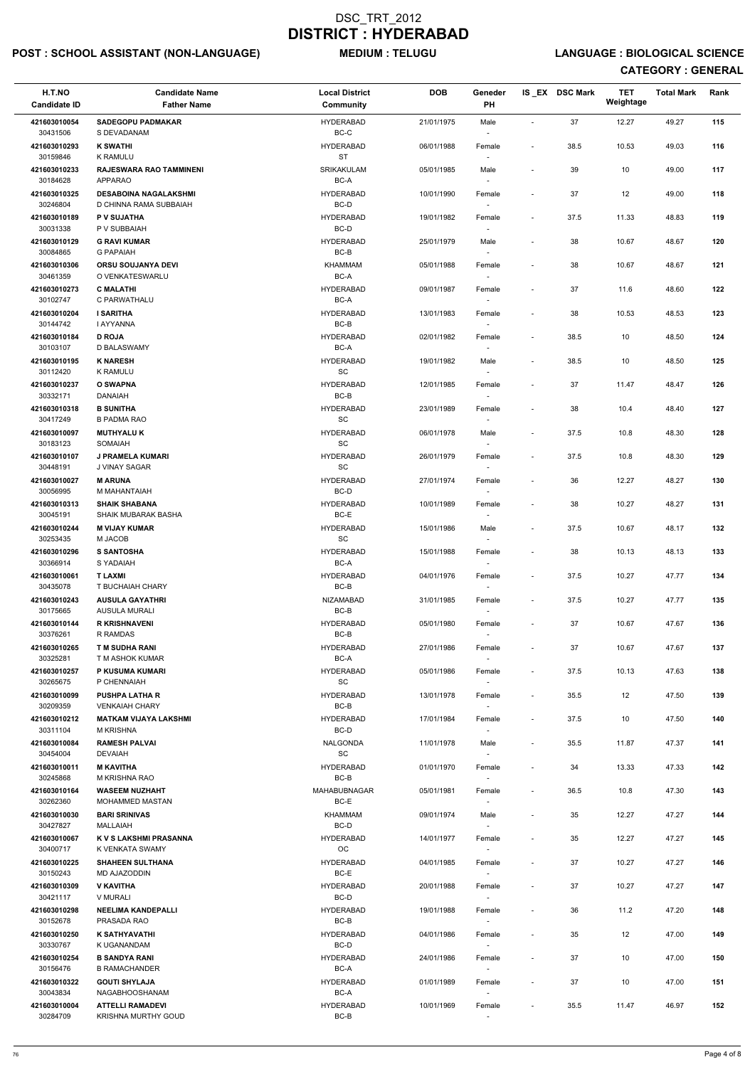# DSC_TRT_2012
# DISTRICT : HYDERABAD

**POST : SCHOOL ASSISTANT (NON-LANGUAGE)** **MEDIUM : TELUGU** **LANGUAGE : BIOLOGICAL SCIENCE**

**CATEGORY : GENERAL**

| H.T.NO / Candidate ID | Candidate Name / Father Name | Local District / Community | DOB | Geneder / PH | IS_EX | DSC Mark | TET Weightage | Total Mark | Rank |
|---|---|---|---|---|---|---|---|---|---|
| 421603010054 / 30431506 | **SADEGOPU PADMAKAR** / S DEVADANAM | HYDERABAD / BC-C | 21/01/1975 | Male / - | - | 37 | 12.27 | 49.27 | 115 |
| 421603010293 / 30159846 | **K SWATHI** / K RAMULU | HYDERABAD / ST | 06/01/1988 | Female / - | - | 38.5 | 10.53 | 49.03 | 116 |
| 421603010233 / 30184628 | **RAJESWARA RAO TAMMINENI** / APPARAO | SRIKAKULAM / BC-A | 05/01/1985 | Male / - | - | 39 | 10 | 49.00 | 117 |
| 421603010325 / 30246804 | **DESABOINA NAGALAKSHMI** / D CHINNA RAMA SUBBAIAH | HYDERABAD / BC-D | 10/01/1990 | Female / - | - | 37 | 12 | 49.00 | 118 |
| 421603010189 / 30031338 | **P V SUJATHA** / P V SUBBAIAH | HYDERABAD / BC-D | 19/01/1982 | Female / - | - | 37.5 | 11.33 | 48.83 | 119 |
| 421603010129 / 30084865 | **G RAVI KUMAR** / G PAPAIAH | HYDERABAD / BC-B | 25/01/1979 | Male / - | - | 38 | 10.67 | 48.67 | 120 |
| 421603010306 / 30461359 | **ORSU SOUJANYA DEVI** / O VENKATESWARLU | KHAMMAM / BC-A | 05/01/1988 | Female / - | - | 38 | 10.67 | 48.67 | 121 |
| 421603010273 / 30102747 | **C MALATHI** / C PARWATHALU | HYDERABAD / BC-A | 09/01/1987 | Female / - | - | 37 | 11.6 | 48.60 | 122 |
| 421603010204 / 30144742 | **I SARITHA** / I AYYANNA | HYDERABAD / BC-B | 13/01/1983 | Female / - | - | 38 | 10.53 | 48.53 | 123 |
| 421603010184 / 30103107 | **D ROJA** / D BALASWAMY | HYDERABAD / BC-A | 02/01/1982 | Female / - | - | 38.5 | 10 | 48.50 | 124 |
| 421603010195 / 30112420 | **K NARESH** / K RAMULU | HYDERABAD / SC | 19/01/1982 | Male / - | - | 38.5 | 10 | 48.50 | 125 |
| 421603010237 / 30332171 | **O SWAPNA** / DANAIAH | HYDERABAD / BC-B | 12/01/1985 | Female / - | - | 37 | 11.47 | 48.47 | 126 |
| 421603010318 / 30417249 | **B SUNITHA** / B PADMA RAO | HYDERABAD / SC | 23/01/1989 | Female / - | - | 38 | 10.4 | 48.40 | 127 |
| 421603010097 / 30183123 | **MUTHYALU K** / SOMAIAH | HYDERABAD / SC | 06/01/1978 | Male / - | - | 37.5 | 10.8 | 48.30 | 128 |
| 421603010107 / 30448191 | **J PRAMELA KUMARI** / J VINAY SAGAR | HYDERABAD / SC | 26/01/1979 | Female / - | - | 37.5 | 10.8 | 48.30 | 129 |
| 421603010027 / 30056995 | **M ARUNA** / M MAHANTAIAH | HYDERABAD / BC-D | 27/01/1974 | Female / - | - | 36 | 12.27 | 48.27 | 130 |
| 421603010313 / 30045191 | **SHAIK SHABANA** / SHAIK MUBARAK BASHA | HYDERABAD / BC-E | 10/01/1989 | Female / - | - | 38 | 10.27 | 48.27 | 131 |
| 421603010244 / 30253435 | **M VIJAY KUMAR** / M JACOB | HYDERABAD / SC | 15/01/1986 | Male / - | - | 37.5 | 10.67 | 48.17 | 132 |
| 421603010296 / 30366914 | **S SANTOSHA** / S YADAIAH | HYDERABAD / BC-A | 15/01/1988 | Female / - | - | 38 | 10.13 | 48.13 | 133 |
| 421603010061 / 30435078 | **T LAXMI** / T BUCHAIAH CHARY | HYDERABAD / BC-B | 04/01/1976 | Female / - | - | 37.5 | 10.27 | 47.77 | 134 |
| 421603010243 / 30175665 | **AUSULA GAYATHRI** / AUSULA MURALI | NIZAMABAD / BC-B | 31/01/1985 | Female / - | - | 37.5 | 10.27 | 47.77 | 135 |
| 421603010144 / 30376261 | **R KRISHNAVENI** / R RAMDAS | HYDERABAD / BC-B | 05/01/1980 | Female / - | - | 37 | 10.67 | 47.67 | 136 |
| 421603010265 / 30325281 | **T M SUDHA RANI** / T M ASHOK KUMAR | HYDERABAD / BC-A | 27/01/1986 | Female / - | - | 37 | 10.67 | 47.67 | 137 |
| 421603010257 / 30265675 | **P KUSUMA KUMARI** / P CHENNAIAH | HYDERABAD / SC | 05/01/1986 | Female / - | - | 37.5 | 10.13 | 47.63 | 138 |
| 421603010099 / 30209359 | **PUSHPA LATHA R** / VENKAIAH CHARY | HYDERABAD / BC-B | 13/01/1978 | Female / - | - | 35.5 | 12 | 47.50 | 139 |
| 421603010212 / 30311104 | **MATKAM VIJAYA LAKSHMI** / M KRISHNA | HYDERABAD / BC-D | 17/01/1984 | Female / - | - | 37.5 | 10 | 47.50 | 140 |
| 421603010084 / 30454004 | **RAMESH PALVAI** / DEVAIAH | NALGONDA / SC | 11/01/1978 | Male / - | - | 35.5 | 11.87 | 47.37 | 141 |
| 421603010011 / 30245868 | **M KAVITHA** / M KRISHNA RAO | HYDERABAD / BC-B | 01/01/1970 | Female / - | - | 34 | 13.33 | 47.33 | 142 |
| 421603010164 / 30262360 | **WASEEM NUZHAHT** / MOHAMMED MASTAN | MAHABUBNAGAR / BC-E | 05/01/1981 | Female / - | - | 36.5 | 10.8 | 47.30 | 143 |
| 421603010030 / 30427827 | **BARI SRINIVAS** / MALLAIAH | KHAMMAM / BC-D | 09/01/1974 | Male / - | - | 35 | 12.27 | 47.27 | 144 |
| 421603010067 / 30400717 | **K V S LAKSHMI PRASANNA** / K VENKATA SWAMY | HYDERABAD / OC | 14/01/1977 | Female / - | - | 35 | 12.27 | 47.27 | 145 |
| 421603010225 / 30150243 | **SHAHEEN SULTHANA** / MD AJAZODDIN | HYDERABAD / BC-E | 04/01/1985 | Female / - | - | 37 | 10.27 | 47.27 | 146 |
| 421603010309 / 30421117 | **V KAVITHA** / V MURALI | HYDERABAD / BC-D | 20/01/1988 | Female / - | - | 37 | 10.27 | 47.27 | 147 |
| 421603010298 / 30152678 | **NEELIMA KANDEPALLI** / PRASADA RAO | HYDERABAD / BC-B | 19/01/1988 | Female / - | - | 36 | 11.2 | 47.20 | 148 |
| 421603010250 / 30330767 | **K SATHYAVATHI** / K UGANANDAM | HYDERABAD / BC-D | 04/01/1986 | Female / - | - | 35 | 12 | 47.00 | 149 |
| 421603010254 / 30156476 | **B SANDYA RANI** / B RAMACHANDER | HYDERABAD / BC-A | 24/01/1986 | Female / - | - | 37 | 10 | 47.00 | 150 |
| 421603010322 / 30043834 | **GOUTI SHYLAJA** / NAGABHOOSHANAM | HYDERABAD / BC-A | 01/01/1989 | Female / - | - | 37 | 10 | 47.00 | 151 |
| 421603010004 / 30284709 | **ATTELLI RAMADEVI** / KRISHNA MURTHY GOUD | HYDERABAD / BC-B | 10/01/1969 | Female / - | - | 35.5 | 11.47 | 46.97 | 152 |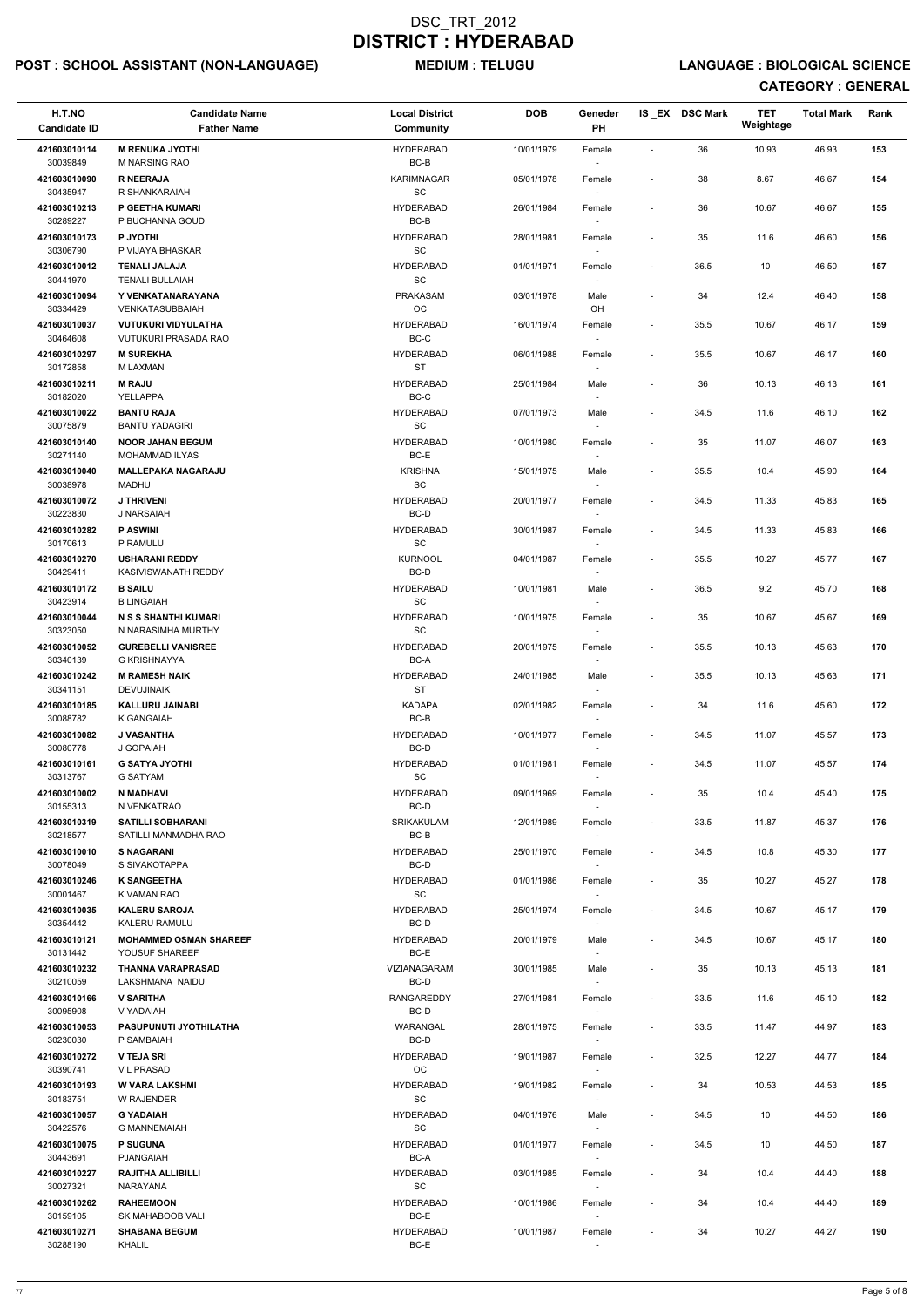# DSC_TRT_2012
# DISTRICT : HYDERABAD

**POST : SCHOOL ASSISTANT (NON-LANGUAGE)** **MEDIUM : TELUGU** **LANGUAGE : BIOLOGICAL SCIENCE**

**CATEGORY : GENERAL**

| H.T.NO<br>Candidate ID | Candidate Name<br>Father Name | Local District<br>Community | DOB | Geneder<br>PH | IS _EX | DSC Mark | TET Weightage | Total Mark | Rank |
|---|---|---|---|---|---|---|---|---|---|
| 421603010114<br>30039849 | **M RENUKA JYOTHI**<br>M NARSING RAO | HYDERABAD<br>BC-B | 10/01/1979 | Female<br>- | - | 36 | 10.93 | 46.93 | **153** |
| 421603010090<br>30435947 | **R NEERAJA**<br>R SHANKARAIAH | KARIMNAGAR<br>SC | 05/01/1978 | Female<br>- | - | 38 | 8.67 | 46.67 | **154** |
| 421603010213<br>30289227 | **P GEETHA KUMARI**<br>P BUCHANNA GOUD | HYDERABAD<br>BC-B | 26/01/1984 | Female<br>- | - | 36 | 10.67 | 46.67 | **155** |
| 421603010173<br>30306790 | **P JYOTHI**<br>P VIJAYA BHASKAR | HYDERABAD<br>SC | 28/01/1981 | Female<br>- | - | 35 | 11.6 | 46.60 | **156** |
| 421603010012<br>30441970 | **TENALI JALAJA**<br>TENALI BULLAIAH | HYDERABAD<br>SC | 01/01/1971 | Female<br>- | - | 36.5 | 10 | 46.50 | **157** |
| 421603010094<br>30334429 | **Y VENKATANARAYANA**<br>VENKATASUBBAIAH | PRAKASAM<br>OC | 03/01/1978 | Male<br>OH | - | 34 | 12.4 | 46.40 | **158** |
| 421603010037<br>30464608 | **VUTUKURI VIDYULATHA**<br>VUTUKURI PRASADA RAO | HYDERABAD<br>BC-C | 16/01/1974 | Female<br>- | - | 35.5 | 10.67 | 46.17 | **159** |
| 421603010297<br>30172858 | **M SUREKHA**<br>M LAXMAN | HYDERABAD<br>ST | 06/01/1988 | Female<br>- | - | 35.5 | 10.67 | 46.17 | **160** |
| 421603010211<br>30182020 | **M RAJU**<br>YELLAPPA | HYDERABAD<br>BC-C | 25/01/1984 | Male<br>- | - | 36 | 10.13 | 46.13 | **161** |
| 421603010022<br>30075879 | **BANTU RAJA**<br>BANTU YADAGIRI | HYDERABAD<br>SC | 07/01/1973 | Male<br>- | - | 34.5 | 11.6 | 46.10 | **162** |
| 421603010140<br>30271140 | **NOOR JAHAN BEGUM**<br>MOHAMMAD ILYAS | HYDERABAD<br>BC-E | 10/01/1980 | Female<br>- | - | 35 | 11.07 | 46.07 | **163** |
| 421603010040<br>30038978 | **MALLEPAKA NAGARAJU**<br>MADHU | KRISHNA<br>SC | 15/01/1975 | Male<br>- | - | 35.5 | 10.4 | 45.90 | **164** |
| 421603010072<br>30223830 | **J THRIVENI**<br>J NARSAIAH | HYDERABAD<br>BC-D | 20/01/1977 | Female<br>- | - | 34.5 | 11.33 | 45.83 | **165** |
| 421603010282<br>30170613 | **P ASWINI**<br>P RAMULU | HYDERABAD<br>SC | 30/01/1987 | Female<br>- | - | 34.5 | 11.33 | 45.83 | **166** |
| 421603010270<br>30429411 | **USHARANI REDDY**<br>KASIVISWANATH REDDY | KURNOOL<br>BC-D | 04/01/1987 | Female<br>- | - | 35.5 | 10.27 | 45.77 | **167** |
| 421603010172<br>30423914 | **B SAILU**<br>B LINGAIAH | HYDERABAD<br>SC | 10/01/1981 | Male<br>- | - | 36.5 | 9.2 | 45.70 | **168** |
| 421603010044<br>30323050 | **N S S SHANTHI KUMARI**<br>N NARASIMHA MURTHY | HYDERABAD<br>SC | 10/01/1975 | Female<br>- | - | 35 | 10.67 | 45.67 | **169** |
| 421603010052<br>30340139 | **GUREBELLI VANISREE**<br>G KRISHNAYYA | HYDERABAD<br>BC-A | 20/01/1975 | Female<br>- | - | 35.5 | 10.13 | 45.63 | **170** |
| 421603010242<br>30341151 | **M RAMESH NAIK**<br>DEVUJINAIK | HYDERABAD<br>ST | 24/01/1985 | Male<br>- | - | 35.5 | 10.13 | 45.63 | **171** |
| 421603010185<br>30088782 | **KALLURU JAINABI**<br>K GANGAIAH | KADAPA<br>BC-B | 02/01/1982 | Female<br>- | - | 34 | 11.6 | 45.60 | **172** |
| 421603010082<br>30080778 | **J VASANTHA**<br>J GOPAIAH | HYDERABAD<br>BC-D | 10/01/1977 | Female<br>- | - | 34.5 | 11.07 | 45.57 | **173** |
| 421603010161<br>30313767 | **G SATYA JYOTHI**<br>G SATYAM | HYDERABAD<br>SC | 01/01/1981 | Female<br>- | - | 34.5 | 11.07 | 45.57 | **174** |
| 421603010002<br>30155313 | **N MADHAVI**<br>N VENKATRAO | HYDERABAD<br>BC-D | 09/01/1969 | Female<br>- | - | 35 | 10.4 | 45.40 | **175** |
| 421603010319<br>30218577 | **SATILLI SOBHARANI**<br>SATILLI MANMADHA RAO | SRIKAKULAM<br>BC-B | 12/01/1989 | Female<br>- | - | 33.5 | 11.87 | 45.37 | **176** |
| 421603010010<br>30078049 | **S NAGARANI**<br>S SIVAKOTAPPA | HYDERABAD<br>BC-D | 25/01/1970 | Female<br>- | - | 34.5 | 10.8 | 45.30 | **177** |
| 421603010246<br>30001467 | **K SANGEETHA**<br>K VAMAN RAO | HYDERABAD<br>SC | 01/01/1986 | Female<br>- | - | 35 | 10.27 | 45.27 | **178** |
| 421603010035<br>30354442 | **KALERU SAROJA**<br>KALERU RAMULU | HYDERABAD<br>BC-D | 25/01/1974 | Female<br>- | - | 34.5 | 10.67 | 45.17 | **179** |
| 421603010121<br>30131442 | **MOHAMMED OSMAN SHAREEF**<br>YOUSUF SHAREEF | HYDERABAD<br>BC-E | 20/01/1979 | Male<br>- | - | 34.5 | 10.67 | 45.17 | **180** |
| 421603010232<br>30210059 | **THANNA VARAPRASAD**<br>LAKSHMANA NAIDU | VIZIANAGARAM<br>BC-D | 30/01/1985 | Male<br>- | - | 35 | 10.13 | 45.13 | **181** |
| 421603010166<br>30095908 | **V SARITHA**<br>V YADAIAH | RANGAREDDY<br>BC-D | 27/01/1981 | Female<br>- | - | 33.5 | 11.6 | 45.10 | **182** |
| 421603010053<br>30230030 | **PASUPUNUTI JYOTHILATHA**<br>P SAMBAIAH | WARANGAL<br>BC-D | 28/01/1975 | Female<br>- | - | 33.5 | 11.47 | 44.97 | **183** |
| 421603010272<br>30390741 | **V TEJA SRI**<br>V L PRASAD | HYDERABAD<br>OC | 19/01/1987 | Female<br>- | - | 32.5 | 12.27 | 44.77 | **184** |
| 421603010193<br>30183751 | **W VARA LAKSHMI**<br>W RAJENDER | HYDERABAD<br>SC | 19/01/1982 | Female<br>- | - | 34 | 10.53 | 44.53 | **185** |
| 421603010057<br>30422576 | **G YADAIAH**<br>G MANNEMAIAH | HYDERABAD<br>SC | 04/01/1976 | Male<br>- | - | 34.5 | 10 | 44.50 | **186** |
| 421603010075<br>30443691 | **P SUGUNA**<br>PJANGAIAH | HYDERABAD<br>BC-A | 01/01/1977 | Female<br>- | - | 34.5 | 10 | 44.50 | **187** |
| 421603010227<br>30027321 | **RAJITHA ALLIBILLI**<br>NARAYANA | HYDERABAD<br>SC | 03/01/1985 | Female<br>- | - | 34 | 10.4 | 44.40 | **188** |
| 421603010262<br>30159105 | **RAHEEMOON**<br>SK MAHABOOB VALI | HYDERABAD<br>BC-E | 10/01/1986 | Female<br>- | - | 34 | 10.4 | 44.40 | **189** |
| 421603010271<br>30288190 | **SHABANA BEGUM**<br>KHALIL | HYDERABAD<br>BC-E | 10/01/1987 | Female<br>- | - | 34 | 10.27 | 44.27 | **190** |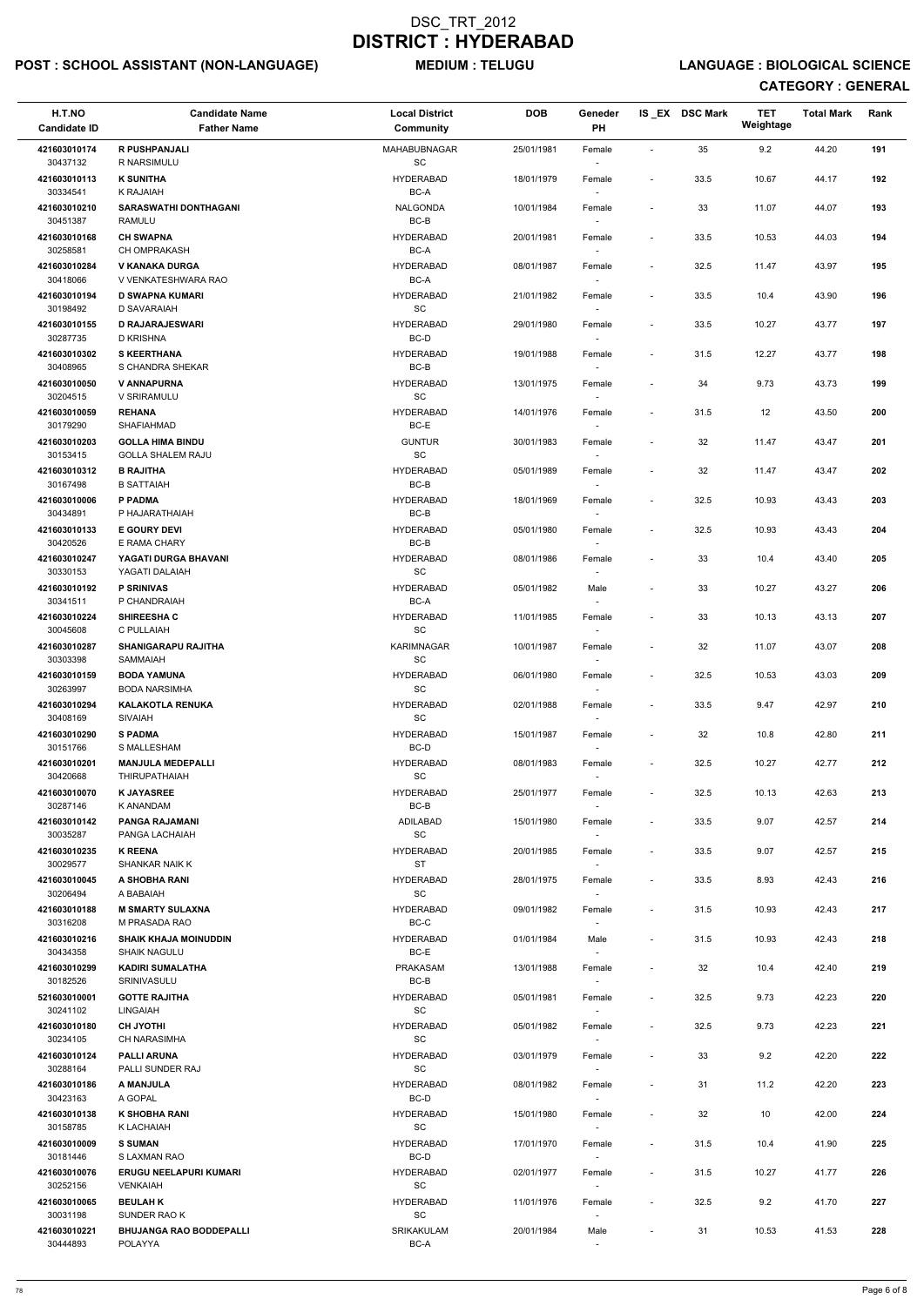# DSC_TRT_2012
# DISTRICT : HYDERABAD

**POST : SCHOOL ASSISTANT (NON-LANGUAGE)** **MEDIUM : TELUGU** **LANGUAGE : BIOLOGICAL SCIENCE**

**CATEGORY : GENERAL**

| H.T.NO<br>Candidate ID | Candidate Name<br>Father Name | Local District<br>Community | DOB | Geneder<br>PH | IS_EX | DSC Mark | TET Weightage | Total Mark | Rank |
|---|---|---|---|---|---|---|---|---|---|
| 421603010174<br>30437132 | **R PUSHPANJALI**<br>R NARSIMULU | MAHABUBNAGAR<br>SC | 25/01/1981 | Female<br>- | - | 35 | 9.2 | 44.20 | 191 |
| 421603010113<br>30334541 | **K SUNITHA**<br>K RAJAIAH | HYDERABAD<br>BC-A | 18/01/1979 | Female<br>- | - | 33.5 | 10.67 | 44.17 | 192 |
| 421603010210<br>30451387 | **SARASWATHI DONTHAGANI**<br>RAMULU | NALGONDA<br>BC-B | 10/01/1984 | Female<br>- | - | 33 | 11.07 | 44.07 | 193 |
| 421603010168<br>30258581 | **CH SWAPNA**<br>CH OMPRAKASH | HYDERABAD<br>BC-A | 20/01/1981 | Female<br>- | - | 33.5 | 10.53 | 44.03 | 194 |
| 421603010284<br>30418066 | **V KANAKA DURGA**<br>V VENKATESHWARA RAO | HYDERABAD<br>BC-A | 08/01/1987 | Female<br>- | - | 32.5 | 11.47 | 43.97 | 195 |
| 421603010194<br>30198492 | **D SWAPNA KUMARI**<br>D SAVARAIAH | HYDERABAD<br>SC | 21/01/1982 | Female<br>- | - | 33.5 | 10.4 | 43.90 | 196 |
| 421603010155<br>30287735 | **D RAJARAJESWARI**<br>D KRISHNA | HYDERABAD<br>BC-D | 29/01/1980 | Female<br>- | - | 33.5 | 10.27 | 43.77 | 197 |
| 421603010302<br>30408965 | **S KEERTHANA**<br>S CHANDRA SHEKAR | HYDERABAD<br>BC-B | 19/01/1988 | Female<br>- | - | 31.5 | 12.27 | 43.77 | 198 |
| 421603010050<br>30204515 | **V ANNAPURNA**<br>V SRIRAMULU | HYDERABAD<br>SC | 13/01/1975 | Female<br>- | - | 34 | 9.73 | 43.73 | 199 |
| 421603010059<br>30179290 | **REHANA**<br>SHAFIAHMAD | HYDERABAD<br>BC-E | 14/01/1976 | Female<br>- | - | 31.5 | 12 | 43.50 | 200 |
| 421603010203<br>30153415 | **GOLLA HIMA BINDU**<br>GOLLA SHALEM RAJU | GUNTUR<br>SC | 30/01/1983 | Female<br>- | - | 32 | 11.47 | 43.47 | 201 |
| 421603010312<br>30167498 | **B RAJITHA**<br>B SATTAIAH | HYDERABAD<br>BC-B | 05/01/1989 | Female<br>- | - | 32 | 11.47 | 43.47 | 202 |
| 421603010006<br>30434891 | **P PADMA**<br>P HAJARATHAIAH | HYDERABAD<br>BC-B | 18/01/1969 | Female<br>- | - | 32.5 | 10.93 | 43.43 | 203 |
| 421603010133<br>30420526 | **E GOURY DEVI**<br>E RAMA CHARY | HYDERABAD<br>BC-B | 05/01/1980 | Female<br>- | - | 32.5 | 10.93 | 43.43 | 204 |
| 421603010247<br>30330153 | **YAGATI DURGA BHAVANI**<br>YAGATI DALAIAH | HYDERABAD<br>SC | 08/01/1986 | Female<br>- | - | 33 | 10.4 | 43.40 | 205 |
| 421603010192<br>30341511 | **P SRINIVAS**<br>P CHANDRAIAH | HYDERABAD<br>BC-A | 05/01/1982 | Male<br>- | - | 33 | 10.27 | 43.27 | 206 |
| 421603010224<br>30045608 | **SHIREESHA C**<br>C PULLAIAH | HYDERABAD<br>SC | 11/01/1985 | Female<br>- | - | 33 | 10.13 | 43.13 | 207 |
| 421603010287<br>30303398 | **SHANIGARAPU RAJITHA**<br>SAMMAIAH | KARIMNAGAR<br>SC | 10/01/1987 | Female<br>- | - | 32 | 11.07 | 43.07 | 208 |
| 421603010159<br>30263997 | **BODA YAMUNA**<br>BODA NARSIMHA | HYDERABAD<br>SC | 06/01/1980 | Female<br>- | - | 32.5 | 10.53 | 43.03 | 209 |
| 421603010294<br>30408169 | **KALAKOTLA RENUKA**<br>SIVAIAH | HYDERABAD<br>SC | 02/01/1988 | Female<br>- | - | 33.5 | 9.47 | 42.97 | 210 |
| 421603010290<br>30151766 | **S PADMA**<br>S MALLESHAM | HYDERABAD<br>BC-D | 15/01/1987 | Female<br>- | - | 32 | 10.8 | 42.80 | 211 |
| 421603010201<br>30420668 | **MANJULA MEDEPALLI**<br>THIRUPATHAIAH | HYDERABAD<br>SC | 08/01/1983 | Female<br>- | - | 32.5 | 10.27 | 42.77 | 212 |
| 421603010070<br>30287146 | **K JAYASREE**<br>K ANANDAM | HYDERABAD<br>BC-B | 25/01/1977 | Female<br>- | - | 32.5 | 10.13 | 42.63 | 213 |
| 421603010142<br>30035287 | **PANGA RAJAMANI**<br>PANGA LACHAIAH | ADILABAD<br>SC | 15/01/1980 | Female<br>- | - | 33.5 | 9.07 | 42.57 | 214 |
| 421603010235<br>30029577 | **K REENA**<br>SHANKAR NAIK K | HYDERABAD<br>ST | 20/01/1985 | Female<br>- | - | 33.5 | 9.07 | 42.57 | 215 |
| 421603010045<br>30206494 | **A SHOBHA RANI**<br>A BABAIAH | HYDERABAD<br>SC | 28/01/1975 | Female<br>- | - | 33.5 | 8.93 | 42.43 | 216 |
| 421603010188<br>30316208 | **M SMARTY SULAXNA**<br>M PRASADA RAO | HYDERABAD<br>BC-C | 09/01/1982 | Female<br>- | - | 31.5 | 10.93 | 42.43 | 217 |
| 421603010216<br>30434358 | **SHAIK KHAJA MOINUDDIN**<br>SHAIK NAGULU | HYDERABAD<br>BC-E | 01/01/1984 | Male<br>- | - | 31.5 | 10.93 | 42.43 | 218 |
| 421603010299<br>30182526 | **KADIRI SUMALATHA**<br>SRINIVASULU | PRAKASAM<br>BC-B | 13/01/1988 | Female<br>- | - | 32 | 10.4 | 42.40 | 219 |
| 521603010001<br>30241102 | **GOTTE RAJITHA**<br>LINGAIAH | HYDERABAD<br>SC | 05/01/1981 | Female<br>- | - | 32.5 | 9.73 | 42.23 | 220 |
| 421603010180<br>30234105 | **CH JYOTHI**<br>CH NARASIMHA | HYDERABAD<br>SC | 05/01/1982 | Female<br>- | - | 32.5 | 9.73 | 42.23 | 221 |
| 421603010124<br>30288164 | **PALLI ARUNA**<br>PALLI SUNDER RAJ | HYDERABAD<br>SC | 03/01/1979 | Female<br>- | - | 33 | 9.2 | 42.20 | 222 |
| 421603010186<br>30423163 | **A MANJULA**<br>A GOPAL | HYDERABAD<br>BC-D | 08/01/1982 | Female<br>- | - | 31 | 11.2 | 42.20 | 223 |
| 421603010138<br>30158785 | **K SHOBHA RANI**<br>K LACHAIAH | HYDERABAD<br>SC | 15/01/1980 | Female<br>- | - | 32 | 10 | 42.00 | 224 |
| 421603010009<br>30181446 | **S SUMAN**<br>S LAXMAN RAO | HYDERABAD<br>BC-D | 17/01/1970 | Female<br>- | - | 31.5 | 10.4 | 41.90 | 225 |
| 421603010076<br>30252156 | **ERUGU NEELAPURI KUMARI**<br>VENKAIAH | HYDERABAD<br>SC | 02/01/1977 | Female<br>- | - | 31.5 | 10.27 | 41.77 | 226 |
| 421603010065<br>30031198 | **BEULAH K**<br>SUNDER RAO K | HYDERABAD<br>SC | 11/01/1976 | Female<br>- | - | 32.5 | 9.2 | 41.70 | 227 |
| 421603010221<br>30444893 | **BHUJANGA RAO BODDEPALLI**<br>POLAYYA | SRIKAKULAM<br>BC-A | 20/01/1984 | Male<br>- | - | 31 | 10.53 | 41.53 | 228 |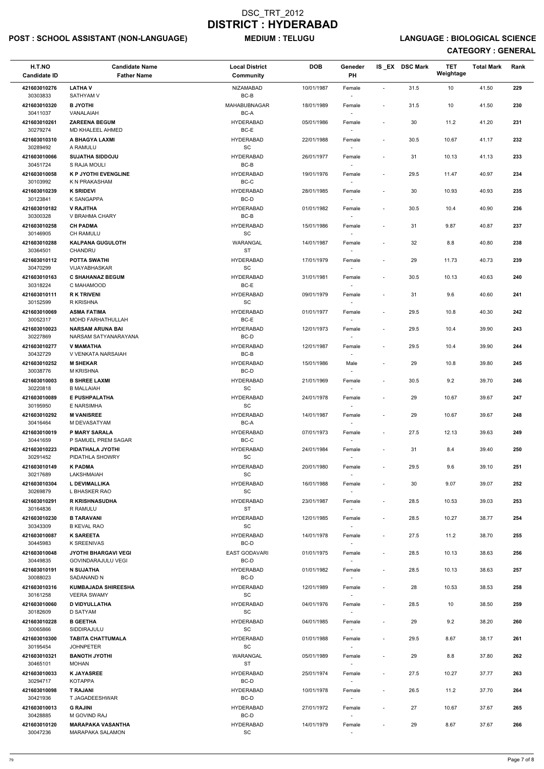# DSC_TRT_2012
# DISTRICT : HYDERABAD

**POST : SCHOOL ASSISTANT (NON-LANGUAGE)** **MEDIUM : TELUGU** **LANGUAGE : BIOLOGICAL SCIENCE**

**CATEGORY : GENERAL**

| H.T.NO<br>Candidate ID | Candidate Name<br>Father Name | Local District<br>Community | DOB | Geneder<br>PH | IS _EX | DSC Mark | TET Weightage | Total Mark | Rank |
|---|---|---|---|---|---|---|---|---|---|
| 421603010276<br>30303833 | **LATHA V**<br>SATHYAM V | NIZAMABAD<br>BC-B | 10/01/1987 | Female<br>- | - | 31.5 | 10 | 41.50 | 229 |
| 421603010320<br>30411037 | **B JYOTHI**<br>VANALAIAH | MAHABUBNAGAR<br>BC-A | 18/01/1989 | Female<br>- | - | 31.5 | 10 | 41.50 | 230 |
| 421603010261<br>30279274 | **ZAREENA BEGUM**<br>MD KHALEEL AHMED | HYDERABAD<br>BC-E | 05/01/1986 | Female<br>- | - | 30 | 11.2 | 41.20 | 231 |
| 421603010310<br>30289492 | **A BHAGYA LAXMI**<br>A RAMULU | HYDERABAD<br>SC | 22/01/1988 | Female<br>- | - | 30.5 | 10.67 | 41.17 | 232 |
| 421603010066<br>30451724 | **SUJATHA SIDDOJU**<br>S RAJA MOULI | HYDERABAD<br>BC-B | 26/01/1977 | Female<br>- | - | 31 | 10.13 | 41.13 | 233 |
| 421603010058<br>30103992 | **K P JYOTHI EVENGLINE**<br>K N PRAKASHAM | HYDERABAD<br>BC-C | 19/01/1976 | Female<br>- | - | 29.5 | 11.47 | 40.97 | 234 |
| 421603010239<br>30123841 | **K SRIDEVI**<br>K SANGAPPA | HYDERABAD<br>BC-D | 28/01/1985 | Female<br>- | - | 30 | 10.93 | 40.93 | 235 |
| 421603010182<br>30300328 | **V RAJITHA**<br>V BRAHMA CHARY | HYDERABAD<br>BC-B | 01/01/1982 | Female<br>- | - | 30.5 | 10.4 | 40.90 | 236 |
| 421603010258<br>30146905 | **CH PADMA**<br>CH RAMULU | HYDERABAD<br>SC | 15/01/1986 | Female<br>- | - | 31 | 9.87 | 40.87 | 237 |
| 421603010288<br>30364501 | **KALPANA GUGULOTH**<br>CHANDRU | WARANGAL<br>ST | 14/01/1987 | Female<br>- | - | 32 | 8.8 | 40.80 | 238 |
| 421603010112<br>30470299 | **POTTA SWATHI**<br>VIJAYABHASKAR | HYDERABAD<br>SC | 17/01/1979 | Female<br>- | - | 29 | 11.73 | 40.73 | 239 |
| 421603010163<br>30318224 | **C SHAHANAZ BEGUM**<br>C MAHAMOOD | HYDERABAD<br>BC-E | 31/01/1981 | Female<br>- | - | 30.5 | 10.13 | 40.63 | 240 |
| 421603010111<br>30152599 | **R K TRIVENI**<br>R KRISHNA | HYDERABAD<br>SC | 09/01/1979 | Female<br>- | - | 31 | 9.6 | 40.60 | 241 |
| 421603010069<br>30052317 | **ASMA FATIMA**<br>MOHD FARHATHULLAH | HYDERABAD<br>BC-E | 01/01/1977 | Female<br>- | - | 29.5 | 10.8 | 40.30 | 242 |
| 421603010023<br>30227869 | **NARSAM ARUNA BAI**<br>NARSAM SATYANARAYANA | HYDERABAD<br>BC-D | 12/01/1973 | Female<br>- | - | 29.5 | 10.4 | 39.90 | 243 |
| 421603010277<br>30432729 | **V MAMATHA**<br>V VENKATA NARSAIAH | HYDERABAD<br>BC-B | 12/01/1987 | Female<br>- | - | 29.5 | 10.4 | 39.90 | 244 |
| 421603010252<br>30038776 | **M SHEKAR**<br>M KRISHNA | HYDERABAD<br>BC-D | 15/01/1986 | Male<br>- | - | 29 | 10.8 | 39.80 | 245 |
| 421603010003<br>30220818 | **B SHREE LAXMI**<br>B MALLAIAH | HYDERABAD<br>SC | 21/01/1969 | Female<br>- | - | 30.5 | 9.2 | 39.70 | 246 |
| 421603010089<br>30195950 | **E PUSHPALATHA**<br>E NARSIMHA | HYDERABAD<br>SC | 24/01/1978 | Female<br>- | - | 29 | 10.67 | 39.67 | 247 |
| 421603010292<br>30416464 | **M VANISREE**<br>M DEVASATYAM | HYDERABAD<br>BC-A | 14/01/1987 | Female<br>- | - | 29 | 10.67 | 39.67 | 248 |
| 421603010019<br>30441659 | **P MARY SARALA**<br>P SAMUEL PREM SAGAR | HYDERABAD<br>BC-C | 07/01/1973 | Female<br>- | - | 27.5 | 12.13 | 39.63 | 249 |
| 421603010223<br>30291452 | **PIDATHALA JYOTHI**<br>PIDATHLA SHOWRY | HYDERABAD<br>SC | 24/01/1984 | Female<br>- | - | 31 | 8.4 | 39.40 | 250 |
| 421603010149<br>30217689 | **K PADMA**<br>LAKSHMAIAH | HYDERABAD<br>SC | 20/01/1980 | Female<br>- | - | 29.5 | 9.6 | 39.10 | 251 |
| 421603010304<br>30269879 | **L DEVIMALLIKA**<br>L BHASKER RAO | HYDERABAD<br>SC | 16/01/1988 | Female<br>- | - | 30 | 9.07 | 39.07 | 252 |
| 421603010291<br>30164836 | **R KRISHNASUDHA**<br>R RAMULU | HYDERABAD<br>ST | 23/01/1987 | Female<br>- | - | 28.5 | 10.53 | 39.03 | 253 |
| 421603010230<br>30343309 | **B TARAVANI**<br>B KEVAL RAO | HYDERABAD<br>SC | 12/01/1985 | Female<br>- | - | 28.5 | 10.27 | 38.77 | 254 |
| 421603010087<br>30445983 | **K SAREETA**<br>K SREENIVAS | HYDERABAD<br>BC-D | 14/01/1978 | Female<br>- | - | 27.5 | 11.2 | 38.70 | 255 |
| 421603010048<br>30449835 | **JYOTHI BHARGAVI VEGI**<br>GOVINDARAJULU VEGI | EAST GODAVARI<br>BC-D | 01/01/1975 | Female<br>- | - | 28.5 | 10.13 | 38.63 | 256 |
| 421603010191<br>30088023 | **N SUJATHA**<br>SADANAND N | HYDERABAD<br>BC-D | 01/01/1982 | Female<br>- | - | 28.5 | 10.13 | 38.63 | 257 |
| 421603010316<br>30161258 | **KUMBAJADA SHIREESHA**<br>VEERA SWAMY | HYDERABAD<br>SC | 12/01/1989 | Female<br>- | - | 28 | 10.53 | 38.53 | 258 |
| 421603010060<br>30182609 | **D VIDYULLATHA**<br>D SATYAM | HYDERABAD<br>SC | 04/01/1976 | Female<br>- | - | 28.5 | 10 | 38.50 | 259 |
| 421603010228<br>30065866 | **B GEETHA**<br>SIDDIRAJULU | HYDERABAD<br>SC | 04/01/1985 | Female<br>- | - | 29 | 9.2 | 38.20 | 260 |
| 421603010300<br>30195454 | **TABITA CHATTUMALA**<br>JOHNPETER | HYDERABAD<br>SC | 01/01/1988 | Female<br>- | - | 29.5 | 8.67 | 38.17 | 261 |
| 421603010321<br>30465101 | **BANOTH JYOTHI**<br>MOHAN | WARANGAL<br>ST | 05/01/1989 | Female<br>- | - | 29 | 8.8 | 37.80 | 262 |
| 421603010033<br>30294717 | **K JAYASREE**<br>KOTAPPA | HYDERABAD<br>BC-D | 25/01/1974 | Female<br>- | - | 27.5 | 10.27 | 37.77 | 263 |
| 421603010098<br>30421936 | **T RAJANI**<br>T JAGADEESHWAR | HYDERABAD<br>BC-D | 10/01/1978 | Female<br>- | - | 26.5 | 11.2 | 37.70 | 264 |
| 421603010013<br>30428885 | **G RAJINI**<br>M GOVIND RAJ | HYDERABAD<br>BC-D | 27/01/1972 | Female<br>- | - | 27 | 10.67 | 37.67 | 265 |
| 421603010120<br>30047236 | **MARAPAKA VASANTHA**<br>MARAPAKA SALAMON | HYDERABAD<br>SC | 14/01/1979 | Female<br>- | - | 29 | 8.67 | 37.67 | 266 |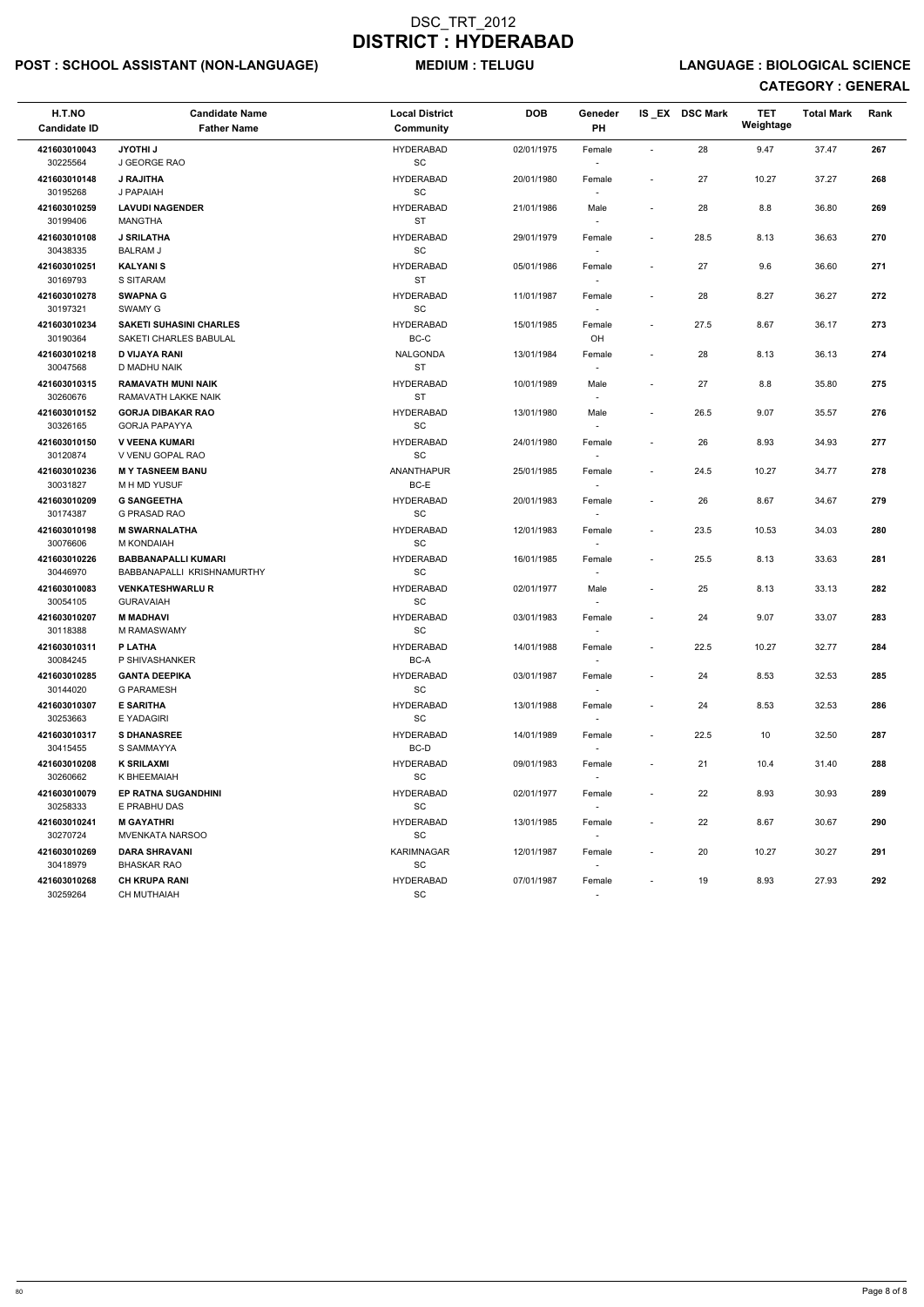# DSC_TRT_2012

# DISTRICT : HYDERABAD

**POST : SCHOOL ASSISTANT (NON-LANGUAGE)** **MEDIUM : TELUGU** **LANGUAGE : BIOLOGICAL SCIENCE**

**CATEGORY : GENERAL**

| H.T.NO<br>Candidate ID | Candidate Name<br>Father Name | Local District<br>Community | DOB | Geneder<br>PH | IS _EX | DSC Mark | TET Weightage | Total Mark | Rank |
|---|---|---|---|---|---|---|---|---|---|
| 421603010043<br>30225564 | **JYOTHI J**<br>J GEORGE RAO | HYDERABAD<br>SC | 02/01/1975 | Female<br>- | - | 28 | 9.47 | 37.47 | 267 |
| 421603010148<br>30195268 | **J RAJITHA**<br>J PAPAIAH | HYDERABAD<br>SC | 20/01/1980 | Female<br>- | - | 27 | 10.27 | 37.27 | 268 |
| 421603010259<br>30199406 | **LAVUDI NAGENDER**<br>MANGTHA | HYDERABAD<br>ST | 21/01/1986 | Male<br>- | - | 28 | 8.8 | 36.80 | 269 |
| 421603010108<br>30438335 | **J SRILATHA**<br>BALRAM J | HYDERABAD<br>SC | 29/01/1979 | Female<br>- | - | 28.5 | 8.13 | 36.63 | 270 |
| 421603010251<br>30169793 | **KALYANI S**<br>S SITARAM | HYDERABAD<br>ST | 05/01/1986 | Female<br>- | - | 27 | 9.6 | 36.60 | 271 |
| 421603010278<br>30197321 | **SWAPNA G**<br>SWAMY G | HYDERABAD<br>SC | 11/01/1987 | Female<br>- | - | 28 | 8.27 | 36.27 | 272 |
| 421603010234<br>30190364 | **SAKETI SUHASINI CHARLES**<br>SAKETI CHARLES BABULAL | HYDERABAD<br>BC-C | 15/01/1985 | Female<br>OH | - | 27.5 | 8.67 | 36.17 | 273 |
| 421603010218<br>30047568 | **D VIJAYA RANI**<br>D MADHU NAIK | NALGONDA<br>ST | 13/01/1984 | Female<br>- | - | 28 | 8.13 | 36.13 | 274 |
| 421603010315<br>30260676 | **RAMAVATH MUNI NAIK**<br>RAMAVATH LAKKE NAIK | HYDERABAD<br>ST | 10/01/1989 | Male<br>- | - | 27 | 8.8 | 35.80 | 275 |
| 421603010152<br>30326165 | **GORJA DIBAKAR RAO**<br>GORJA PAPAYYA | HYDERABAD<br>SC | 13/01/1980 | Male<br>- | - | 26.5 | 9.07 | 35.57 | 276 |
| 421603010150<br>30120874 | **V VEENA KUMARI**<br>V VENU GOPAL RAO | HYDERABAD<br>SC | 24/01/1980 | Female<br>- | - | 26 | 8.93 | 34.93 | 277 |
| 421603010236<br>30031827 | **M Y TASNEEM BANU**<br>M H MD YUSUF | ANANTHAPUR<br>BC-E | 25/01/1985 | Female<br>- | - | 24.5 | 10.27 | 34.77 | 278 |
| 421603010209<br>30174387 | **G SANGEETHA**<br>G PRASAD RAO | HYDERABAD<br>SC | 20/01/1983 | Female<br>- | - | 26 | 8.67 | 34.67 | 279 |
| 421603010198<br>30076606 | **M SWARNALATHA**<br>M KONDAIAH | HYDERABAD<br>SC | 12/01/1983 | Female<br>- | - | 23.5 | 10.53 | 34.03 | 280 |
| 421603010226<br>30446970 | **BABBANAPALLI KUMARI**<br>BABBANAPALLI KRISHNAMURTHY | HYDERABAD<br>SC | 16/01/1985 | Female<br>- | - | 25.5 | 8.13 | 33.63 | 281 |
| 421603010083<br>30054105 | **VENKATESHWARLU R**<br>GURAVAIAH | HYDERABAD<br>SC | 02/01/1977 | Male<br>- | - | 25 | 8.13 | 33.13 | 282 |
| 421603010207<br>30118388 | **M MADHAVI**<br>M RAMASWAMY | HYDERABAD<br>SC | 03/01/1983 | Female<br>- | - | 24 | 9.07 | 33.07 | 283 |
| 421603010311<br>30084245 | **P LATHA**<br>P SHIVASHANKER | HYDERABAD<br>BC-A | 14/01/1988 | Female<br>- | - | 22.5 | 10.27 | 32.77 | 284 |
| 421603010285<br>30144020 | **GANTA DEEPIKA**<br>G PARAMESH | HYDERABAD<br>SC | 03/01/1987 | Female<br>- | - | 24 | 8.53 | 32.53 | 285 |
| 421603010307<br>30253663 | **E SARITHA**<br>E YADAGIRI | HYDERABAD<br>SC | 13/01/1988 | Female<br>- | - | 24 | 8.53 | 32.53 | 286 |
| 421603010317<br>30415455 | **S DHANASREE**<br>S SAMMAYYA | HYDERABAD<br>BC-D | 14/01/1989 | Female<br>- | - | 22.5 | 10 | 32.50 | 287 |
| 421603010208<br>30260662 | **K SRILAXMI**<br>K BHEEMAIAH | HYDERABAD<br>SC | 09/01/1983 | Female<br>- | - | 21 | 10.4 | 31.40 | 288 |
| 421603010079<br>30258333 | **EP RATNA SUGANDHINI**<br>E PRABHU DAS | HYDERABAD<br>SC | 02/01/1977 | Female<br>- | - | 22 | 8.93 | 30.93 | 289 |
| 421603010241<br>30270724 | **M GAYATHRI**<br>MVENKATA NARSOO | HYDERABAD<br>SC | 13/01/1985 | Female<br>- | - | 22 | 8.67 | 30.67 | 290 |
| 421603010269<br>30418979 | **DARA SHRAVANI**<br>BHASKAR RAO | KARIMNAGAR<br>SC | 12/01/1987 | Female<br>- | - | 20 | 10.27 | 30.27 | 291 |
| 421603010268<br>30259264 | **CH KRUPA RANI**<br>CH MUTHAIAH | HYDERABAD<br>SC | 07/01/1987 | Female<br>- | - | 19 | 8.93 | 27.93 | 292 |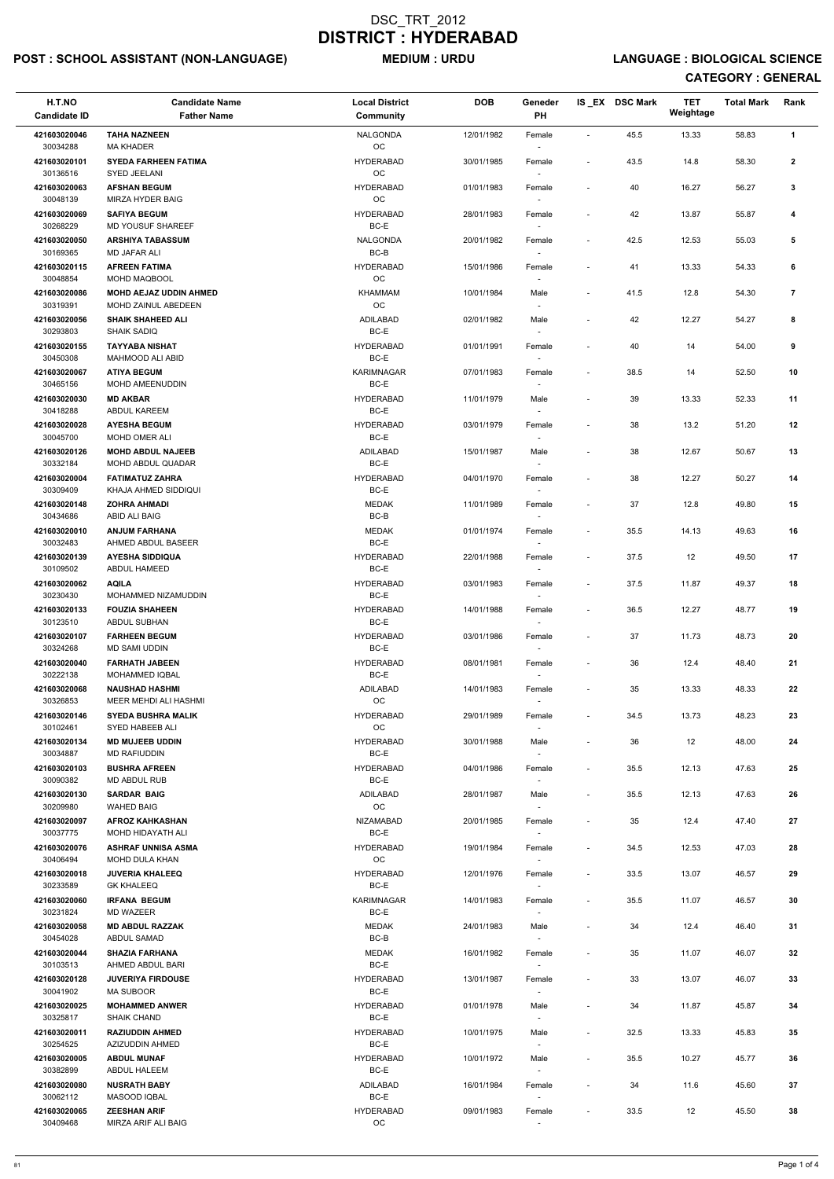# DSC_TRT_2012

# DISTRICT : HYDERABAD

**POST : SCHOOL ASSISTANT (NON-LANGUAGE)** **MEDIUM : URDU** **LANGUAGE : BIOLOGICAL SCIENCE**

**CATEGORY : GENERAL**

| H.T.NO<br>Candidate ID | Candidate Name<br>Father Name | Local District<br>Community | DOB | Geneder<br>PH | IS _EX | DSC Mark | TET Weightage | Total Mark | Rank |
|---|---|---|---|---|---|---|---|---|---|
| 421603020046<br>30034288 | TAHA NAZNEEN<br>MA KHADER | NALGONDA<br>OC | 12/01/1982 | Female<br>- | - | 45.5 | 13.33 | 58.83 | 1 |
| 421603020101<br>30136516 | SYEDA FARHEEN FATIMA<br>SYED JEELANI | HYDERABAD<br>OC | 30/01/1985 | Female<br>- | - | 43.5 | 14.8 | 58.30 | 2 |
| 421603020063<br>30048139 | AFSHAN BEGUM<br>MIRZA HYDER BAIG | HYDERABAD<br>OC | 01/01/1983 | Female<br>- | - | 40 | 16.27 | 56.27 | 3 |
| 421603020069<br>30268229 | SAFIYA BEGUM<br>MD YOUSUF SHAREEF | HYDERABAD<br>BC-E | 28/01/1983 | Female<br>- | - | 42 | 13.87 | 55.87 | 4 |
| 421603020050<br>30169365 | ARSHIYA TABASSUM<br>MD JAFAR ALI | NALGONDA<br>BC-B | 20/01/1982 | Female<br>- | - | 42.5 | 12.53 | 55.03 | 5 |
| 421603020115<br>30048854 | AFREEN FATIMA<br>MOHD MAQBOOL | HYDERABAD<br>OC | 15/01/1986 | Female<br>- | - | 41 | 13.33 | 54.33 | 6 |
| 421603020086<br>30319391 | MOHD AEJAZ UDDIN AHMED<br>MOHD ZAINUL ABEDEEN | KHAMMAM<br>OC | 10/01/1984 | Male<br>- | - | 41.5 | 12.8 | 54.30 | 7 |
| 421603020056<br>30293803 | SHAIK SHAHEED ALI<br>SHAIK SADIQ | ADILABAD<br>BC-E | 02/01/1982 | Male<br>- | - | 42 | 12.27 | 54.27 | 8 |
| 421603020155<br>30450308 | TAYYABA NISHAT<br>MAHMOOD ALI ABID | HYDERABAD<br>BC-E | 01/01/1991 | Female<br>- | - | 40 | 14 | 54.00 | 9 |
| 421603020067<br>30465156 | ATIYA BEGUM<br>MOHD AMEENUDDIN | KARIMNAGAR<br>BC-E | 07/01/1983 | Female<br>- | - | 38.5 | 14 | 52.50 | 10 |
| 421603020030<br>30418288 | MD AKBAR<br>ABDUL KAREEM | HYDERABAD<br>BC-E | 11/01/1979 | Male<br>- | - | 39 | 13.33 | 52.33 | 11 |
| 421603020028<br>30045700 | AYESHA BEGUM<br>MOHD OMER ALI | HYDERABAD<br>BC-E | 03/01/1979 | Female<br>- | - | 38 | 13.2 | 51.20 | 12 |
| 421603020126<br>30332184 | MOHD ABDUL NAJEEB<br>MOHD ABDUL QUADAR | ADILABAD<br>BC-E | 15/01/1987 | Male<br>- | - | 38 | 12.67 | 50.67 | 13 |
| 421603020004<br>30309409 | FATIMATUZ ZAHRA<br>KHAJA AHMED SIDDIQUI | HYDERABAD<br>BC-E | 04/01/1970 | Female<br>- | - | 38 | 12.27 | 50.27 | 14 |
| 421603020148<br>30434686 | ZOHRA AHMADI<br>ABID ALI BAIG | MEDAK<br>BC-B | 11/01/1989 | Female<br>- | - | 37 | 12.8 | 49.80 | 15 |
| 421603020010<br>30032483 | ANJUM FARHANA<br>AHMED ABDUL BASEER | MEDAK<br>BC-E | 01/01/1974 | Female<br>- | - | 35.5 | 14.13 | 49.63 | 16 |
| 421603020139<br>30109502 | AYESHA SIDDIQUA<br>ABDUL HAMEED | HYDERABAD<br>BC-E | 22/01/1988 | Female<br>- | - | 37.5 | 12 | 49.50 | 17 |
| 421603020062<br>30230430 | AQILA<br>MOHAMMED NIZAMUDDIN | HYDERABAD<br>BC-E | 03/01/1983 | Female<br>- | - | 37.5 | 11.87 | 49.37 | 18 |
| 421603020133<br>30123510 | FOUZIA SHAHEEN<br>ABDUL SUBHAN | HYDERABAD<br>BC-E | 14/01/1988 | Female<br>- | - | 36.5 | 12.27 | 48.77 | 19 |
| 421603020107<br>30324268 | FARHEEN BEGUM<br>MD SAMI UDDIN | HYDERABAD<br>BC-E | 03/01/1986 | Female<br>- | - | 37 | 11.73 | 48.73 | 20 |
| 421603020040<br>30222138 | FARHATH JABEEN<br>MOHAMMED IQBAL | HYDERABAD<br>BC-E | 08/01/1981 | Female<br>- | - | 36 | 12.4 | 48.40 | 21 |
| 421603020068<br>30326853 | NAUSHAD HASHMI<br>MEER MEHDI ALI HASHMI | ADILABAD<br>OC | 14/01/1983 | Female<br>- | - | 35 | 13.33 | 48.33 | 22 |
| 421603020146<br>30102461 | SYEDA BUSHRA MALIK<br>SYED HABEEB ALI | HYDERABAD<br>OC | 29/01/1989 | Female<br>- | - | 34.5 | 13.73 | 48.23 | 23 |
| 421603020134<br>30034887 | MD MUJEEB UDDIN<br>MD RAFIUDDIN | HYDERABAD<br>BC-E | 30/01/1988 | Male<br>- | - | 36 | 12 | 48.00 | 24 |
| 421603020103<br>30090382 | BUSHRA AFREEN<br>MD ABDUL RUB | HYDERABAD<br>BC-E | 04/01/1986 | Female<br>- | - | 35.5 | 12.13 | 47.63 | 25 |
| 421603020130<br>30209980 | SARDAR BAIG<br>WAHED BAIG | ADILABAD<br>OC | 28/01/1987 | Male<br>- | - | 35.5 | 12.13 | 47.63 | 26 |
| 421603020097<br>30037775 | AFROZ KAHKASHAN<br>MOHD HIDAYATH ALI | NIZAMABAD<br>BC-E | 20/01/1985 | Female<br>- | - | 35 | 12.4 | 47.40 | 27 |
| 421603020076<br>30406494 | ASHRAF UNNISA ASMA<br>MOHD DULA KHAN | HYDERABAD<br>OC | 19/01/1984 | Female<br>- | - | 34.5 | 12.53 | 47.03 | 28 |
| 421603020018<br>30233589 | JUVERIA KHALEEQ<br>GK KHALEEQ | HYDERABAD<br>BC-E | 12/01/1976 | Female<br>- | - | 33.5 | 13.07 | 46.57 | 29 |
| 421603020060<br>30231824 | IRFANA BEGUM<br>MD WAZEER | KARIMNAGAR<br>BC-E | 14/01/1983 | Female<br>- | - | 35.5 | 11.07 | 46.57 | 30 |
| 421603020058<br>30454028 | MD ABDUL RAZZAK<br>ABDUL SAMAD | MEDAK<br>BC-B | 24/01/1983 | Male<br>- | - | 34 | 12.4 | 46.40 | 31 |
| 421603020044<br>30103513 | SHAZIA FARHANA<br>AHMED ABDUL BARI | MEDAK<br>BC-E | 16/01/1982 | Female<br>- | - | 35 | 11.07 | 46.07 | 32 |
| 421603020128<br>30041902 | JUVERIYA FIRDOUSE<br>MA SUBOOR | HYDERABAD<br>BC-E | 13/01/1987 | Female<br>- | - | 33 | 13.07 | 46.07 | 33 |
| 421603020025<br>30325817 | MOHAMMED ANWER<br>SHAIK CHAND | HYDERABAD<br>BC-E | 01/01/1978 | Male<br>- | - | 34 | 11.87 | 45.87 | 34 |
| 421603020011<br>30254525 | RAZIUDDIN AHMED<br>AZIZUDDIN AHMED | HYDERABAD<br>BC-E | 10/01/1975 | Male<br>- | - | 32.5 | 13.33 | 45.83 | 35 |
| 421603020005<br>30382899 | ABDUL MUNAF<br>ABDUL HALEEM | HYDERABAD<br>BC-E | 10/01/1972 | Male<br>- | - | 35.5 | 10.27 | 45.77 | 36 |
| 421603020080<br>30062112 | NUSRATH BABY<br>MASOOD IQBAL | ADILABAD<br>BC-E | 16/01/1984 | Female<br>- | - | 34 | 11.6 | 45.60 | 37 |
| 421603020065<br>30409468 | ZEESHAN ARIF<br>MIRZA ARIF ALI BAIG | HYDERABAD<br>OC | 09/01/1983 | Female<br>- | - | 33.5 | 12 | 45.50 | 38 |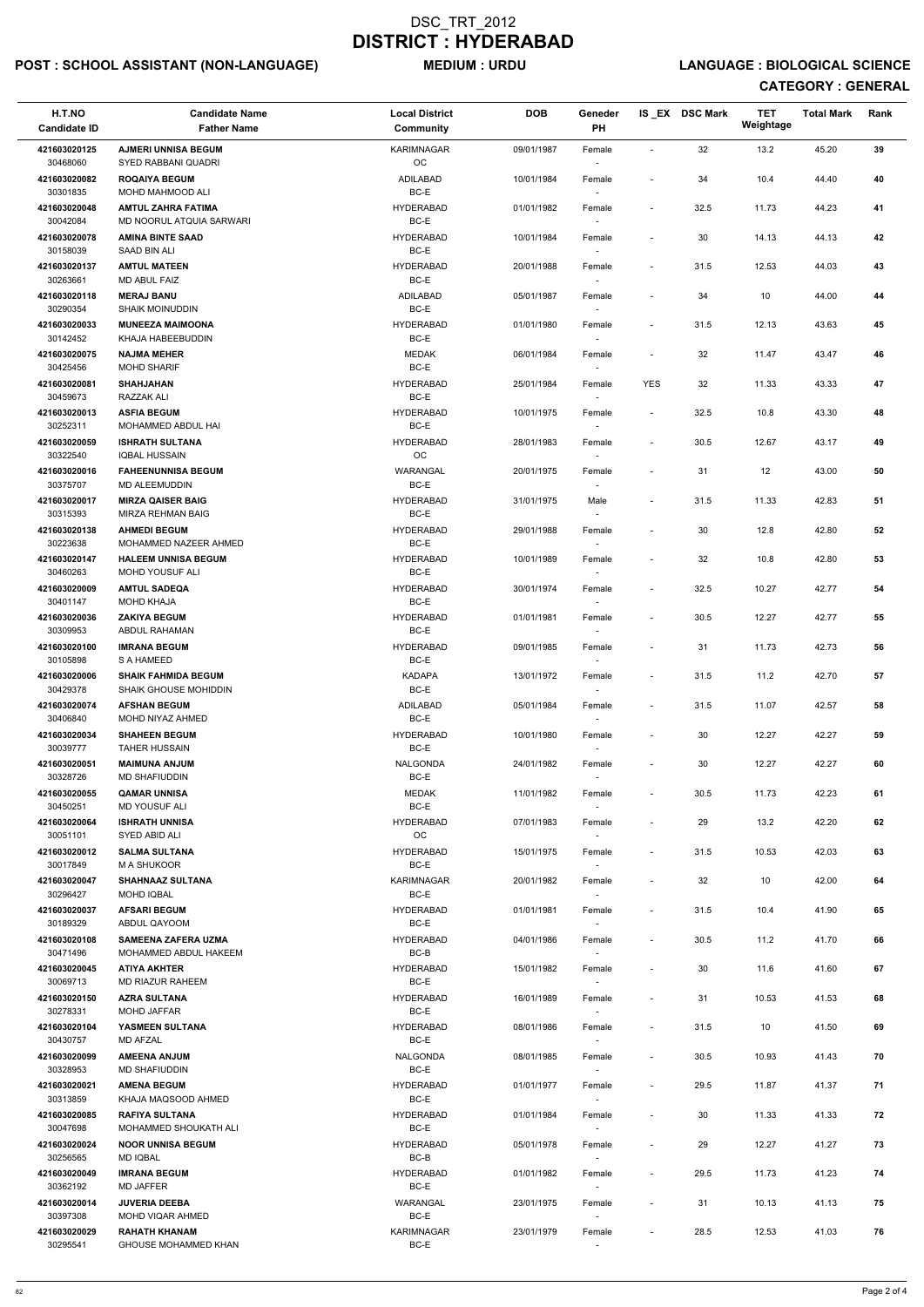# DSC_TRT_2012
# DISTRICT : HYDERABAD

**POST : SCHOOL ASSISTANT (NON-LANGUAGE)** | **MEDIUM : URDU** | **LANGUAGE : BIOLOGICAL SCIENCE**

**CATEGORY : GENERAL**

| H.T.NO / Candidate ID | Candidate Name / Father Name | Local District / Community | DOB | Geneder / PH | IS _EX | DSC Mark | TET Weightage | Total Mark | Rank |
|---|---|---|---|---|---|---|---|---|---|
| 421603020125 / 30468060 | AJMERI UNNISA BEGUM / SYED RABBANI QUADRI | KARIMNAGAR / OC | 09/01/1987 | Female / - | - | 32 | 13.2 | 45.20 | 39 |
| 421603020082 / 30301835 | ROQAIYA BEGUM / MOHD MAHMOOD ALI | ADILABAD / BC-E | 10/01/1984 | Female / - | - | 34 | 10.4 | 44.40 | 40 |
| 421603020048 / 30042084 | AMTUL ZAHRA FATIMA / MD NOORUL ATQUIA SARWARI | HYDERABAD / BC-E | 01/01/1982 | Female / - | - | 32.5 | 11.73 | 44.23 | 41 |
| 421603020078 / 30158039 | AMINA BINTE SAAD / SAAD BIN ALI | HYDERABAD / BC-E | 10/01/1984 | Female / - | - | 30 | 14.13 | 44.13 | 42 |
| 421603020137 / 30263661 | AMTUL MATEEN / MD ABUL FAIZ | HYDERABAD / BC-E | 20/01/1988 | Female / - | - | 31.5 | 12.53 | 44.03 | 43 |
| 421603020118 / 30290354 | MERAJ BANU / SHAIK MOINUDDIN | ADILABAD / BC-E | 05/01/1987 | Female / - | - | 34 | 10 | 44.00 | 44 |
| 421603020033 / 30142452 | MUNEEZA MAIMOONA / KHAJA HABEEBUDDIN | HYDERABAD / BC-E | 01/01/1980 | Female / - | - | 31.5 | 12.13 | 43.63 | 45 |
| 421603020075 / 30425456 | NAJMA MEHER / MOHD SHARIF | MEDAK / BC-E | 06/01/1984 | Female / - | - | 32 | 11.47 | 43.47 | 46 |
| 421603020081 / 30459673 | SHAHJAHAN / RAZZAK ALI | HYDERABAD / BC-E | 25/01/1984 | Female / - | YES | 32 | 11.33 | 43.33 | 47 |
| 421603020013 / 30252311 | ASFIA BEGUM / MOHAMMED ABDUL HAI | HYDERABAD / BC-E | 10/01/1975 | Female / - | - | 32.5 | 10.8 | 43.30 | 48 |
| 421603020059 / 30322540 | ISHRATH SULTANA / IQBAL HUSSAIN | HYDERABAD / OC | 28/01/1983 | Female / - | - | 30.5 | 12.67 | 43.17 | 49 |
| 421603020016 / 30375707 | FAHEENUNNISA BEGUM / MD ALEEMUDDIN | WARANGAL / BC-E | 20/01/1975 | Female / - | - | 31 | 12 | 43.00 | 50 |
| 421603020017 / 30315393 | MIRZA QAISER BAIG / MIRZA REHMAN BAIG | HYDERABAD / BC-E | 31/01/1975 | Male / - | - | 31.5 | 11.33 | 42.83 | 51 |
| 421603020138 / 30223638 | AHMEDI BEGUM / MOHAMMED NAZEER AHMED | HYDERABAD / BC-E | 29/01/1988 | Female / - | - | 30 | 12.8 | 42.80 | 52 |
| 421603020147 / 30460263 | HALEEM UNNISA BEGUM / MOHD YOUSUF ALI | HYDERABAD / BC-E | 10/01/1989 | Female / - | - | 32 | 10.8 | 42.80 | 53 |
| 421603020009 / 30401147 | AMTUL SADEQA / MOHD KHAJA | HYDERABAD / BC-E | 30/01/1974 | Female / - | - | 32.5 | 10.27 | 42.77 | 54 |
| 421603020036 / 30309953 | ZAKIYA BEGUM / ABDUL RAHAMAN | HYDERABAD / BC-E | 01/01/1981 | Female / - | - | 30.5 | 12.27 | 42.77 | 55 |
| 421603020100 / 30105898 | IMRANA BEGUM / S A HAMEED | HYDERABAD / BC-E | 09/01/1985 | Female / - | - | 31 | 11.73 | 42.73 | 56 |
| 421603020006 / 30429378 | SHAIK FAHMIDA BEGUM / SHAIK GHOUSE MOHIDDIN | KADAPA / BC-E | 13/01/1972 | Female / - | - | 31.5 | 11.2 | 42.70 | 57 |
| 421603020074 / 30406840 | AFSHAN BEGUM / MOHD NIYAZ AHMED | ADILABAD / BC-E | 05/01/1984 | Female / - | - | 31.5 | 11.07 | 42.57 | 58 |
| 421603020034 / 30039777 | SHAHEEN BEGUM / TAHER HUSSAIN | HYDERABAD / BC-E | 10/01/1980 | Female / - | - | 30 | 12.27 | 42.27 | 59 |
| 421603020051 / 30328726 | MAIMUNA ANJUM / MD SHAFIUDDIN | NALGONDA / BC-E | 24/01/1982 | Female / - | - | 30 | 12.27 | 42.27 | 60 |
| 421603020055 / 30450251 | QAMAR UNNISA / MD YOUSUF ALI | MEDAK / BC-E | 11/01/1982 | Female / - | - | 30.5 | 11.73 | 42.23 | 61 |
| 421603020064 / 30051101 | ISHRATH UNNISA / SYED ABID ALI | HYDERABAD / OC | 07/01/1983 | Female / - | - | 29 | 13.2 | 42.20 | 62 |
| 421603020012 / 30017849 | SALMA SULTANA / M A SHUKOOR | HYDERABAD / BC-E | 15/01/1975 | Female / - | - | 31.5 | 10.53 | 42.03 | 63 |
| 421603020047 / 30296427 | SHAHNAAZ SULTANA / MOHD IQBAL | KARIMNAGAR / BC-E | 20/01/1982 | Female / - | - | 32 | 10 | 42.00 | 64 |
| 421603020037 / 30189329 | AFSARI BEGUM / ABDUL QAYOOM | HYDERABAD / BC-E | 01/01/1981 | Female / - | - | 31.5 | 10.4 | 41.90 | 65 |
| 421603020108 / 30471496 | SAMEENA ZAFERA UZMA / MOHAMMED ABDUL HAKEEM | HYDERABAD / BC-B | 04/01/1986 | Female / - | - | 30.5 | 11.2 | 41.70 | 66 |
| 421603020045 / 30069713 | ATIYA AKHTER / MD RIAZUR RAHEEM | HYDERABAD / BC-E | 15/01/1982 | Female / - | - | 30 | 11.6 | 41.60 | 67 |
| 421603020150 / 30278331 | AZRA SULTANA / MOHD JAFFAR | HYDERABAD / BC-E | 16/01/1989 | Female / - | - | 31 | 10.53 | 41.53 | 68 |
| 421603020104 / 30430757 | YASMEEN SULTANA / MD AFZAL | HYDERABAD / BC-E | 08/01/1986 | Female / - | - | 31.5 | 10 | 41.50 | 69 |
| 421603020099 / 30328953 | AMEENA ANJUM / MD SHAFIUDDIN | NALGONDA / BC-E | 08/01/1985 | Female / - | - | 30.5 | 10.93 | 41.43 | 70 |
| 421603020021 / 30313859 | AMENA BEGUM / KHAJA MAQSOOD AHMED | HYDERABAD / BC-E | 01/01/1977 | Female / - | - | 29.5 | 11.87 | 41.37 | 71 |
| 421603020085 / 30047698 | RAFIYA SULTANA / MOHAMMED SHOUKATH ALI | HYDERABAD / BC-E | 01/01/1984 | Female / - | - | 30 | 11.33 | 41.33 | 72 |
| 421603020024 / 30256565 | NOOR UNNISA BEGUM / MD IQBAL | HYDERABAD / BC-B | 05/01/1978 | Female / - | - | 29 | 12.27 | 41.27 | 73 |
| 421603020049 / 30362192 | IMRANA BEGUM / MD JAFFER | HYDERABAD / BC-E | 01/01/1982 | Female / - | - | 29.5 | 11.73 | 41.23 | 74 |
| 421603020014 / 30397308 | JUVERIA DEEBA / MOHD VIQAR AHMED | WARANGAL / BC-E | 23/01/1975 | Female / - | - | 31 | 10.13 | 41.13 | 75 |
| 421603020029 / 30295541 | RAHATH KHANAM / GHOUSE MOHAMMED KHAN | KARIMNAGAR / BC-E | 23/01/1979 | Female / - | - | 28.5 | 12.53 | 41.03 | 76 |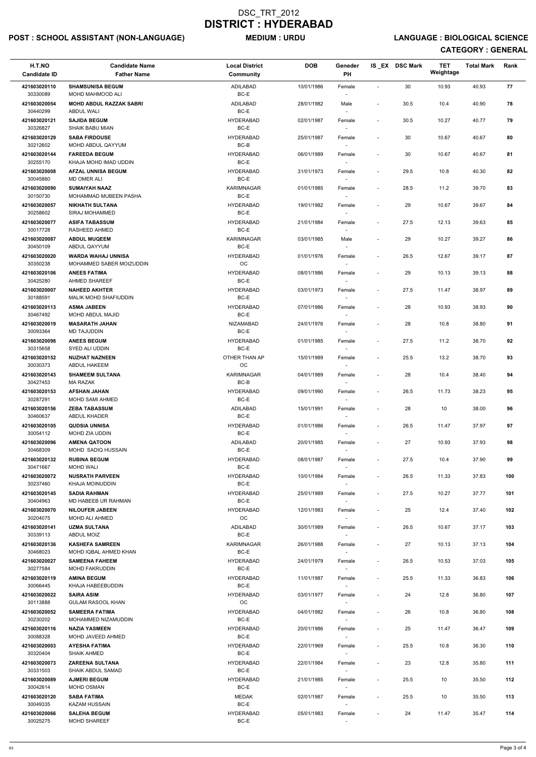# DSC_TRT_2012
# DISTRICT : HYDERABAD

**POST : SCHOOL ASSISTANT (NON-LANGUAGE)** **MEDIUM : URDU** **LANGUAGE : BIOLOGICAL SCIENCE**

**CATEGORY : GENERAL**

| H.T.NO<br>Candidate ID | Candidate Name<br>Father Name | Local District<br>Community | DOB | Geneder<br>PH | IS_EX | DSC Mark | TET Weightage | Total Mark | Rank |
|---|---|---|---|---|---|---|---|---|---|
| 421603020110<br>30330089 | SHAMSUNISA BEGUM<br>MOHD MAHMOOD ALI | ADILABAD<br>BC-E | 10/01/1986 | Female<br>- | - | 30 | 10.93 | 40.93 | 77 |
| 421603020054<br>30440299 | MOHD ABDUL RAZZAK SABRI<br>ABDUL WALI | ADILABAD<br>BC-E | 28/01/1982 | Male<br>- | - | 30.5 | 10.4 | 40.90 | 78 |
| 421603020121<br>30326827 | SAJIDA BEGUM<br>SHAIK BABU MIAN | HYDERABAD<br>BC-E | 02/01/1987 | Female<br>- | - | 30.5 | 10.27 | 40.77 | 79 |
| 421603020129<br>30212602 | SABA FIRDOUSE<br>MOHD ABDUL QAYYUM | HYDERABAD<br>BC-B | 25/01/1987 | Female<br>- | - | 30 | 10.67 | 40.67 | 80 |
| 421603020144<br>30255170 | FAREEDA BEGUM<br>KHAJA MOHD IMAD UDDIN | HYDERABAD<br>BC-E | 06/01/1989 | Female<br>- | - | 30 | 10.67 | 40.67 | 81 |
| 421603020008<br>30045860 | AFZAL UNNISA BEGUM<br>MD OMER ALI | HYDERABAD<br>BC-E | 31/01/1973 | Female<br>- | - | 29.5 | 10.8 | 40.30 | 82 |
| 421603020090<br>30150730 | SUMAIYAH NAAZ<br>MOHAMMAD MUBEEN PASHA | KARIMNAGAR<br>BC-E | 01/01/1985 | Female<br>- | - | 28.5 | 11.2 | 39.70 | 83 |
| 421603020057<br>30258602 | NIKHATH SULTANA<br>SIRAJ MOHAMMED | HYDERABAD<br>BC-E | 19/01/1982 | Female<br>- | - | 29 | 10.67 | 39.67 | 84 |
| 421603020077<br>30017728 | ASIFA TABASSUM<br>RASHEED AHMED | HYDERABAD<br>BC-E | 21/01/1984 | Female<br>- | - | 27.5 | 12.13 | 39.63 | 85 |
| 421603020087<br>30450109 | ABDUL MUQEEM<br>ABDUL QAYYUM | KARIMNAGAR<br>BC-E | 03/01/1985 | Male<br>- | - | 29 | 10.27 | 39.27 | 86 |
| 421603020020<br>30350238 | WARDA WAHAJ UNNISA<br>MOHAMMED SABER MOIZUDDIN | HYDERABAD<br>OC | 01/01/1976 | Female<br>- | - | 26.5 | 12.67 | 39.17 | 87 |
| 421603020106<br>30425280 | ANEES FATIMA<br>AHMED SHAREEF | HYDERABAD<br>BC-E | 08/01/1986 | Female<br>- | - | 29 | 10.13 | 39.13 | 88 |
| 421603020007<br>30188591 | NAHEED AKHTER<br>MALIK MOHD SHAFIUDDIN | HYDERABAD<br>BC-E | 03/01/1973 | Female<br>- | - | 27.5 | 11.47 | 38.97 | 89 |
| 421603020113<br>30467492 | ASMA JABEEN<br>MOHD ABDUL MAJID | HYDERABAD<br>BC-E | 07/01/1986 | Female<br>- | - | 28 | 10.93 | 38.93 | 90 |
| 421603020019<br>30093364 | MASARATH JAHAN<br>MD TAJUDDIN | NIZAMABAD<br>BC-E | 24/01/1976 | Female<br>- | - | 28 | 10.8 | 38.80 | 91 |
| 421603020098<br>30315658 | ANEES BEGUM<br>SYED ALI UDDIN | HYDERABAD<br>BC-E | 01/01/1985 | Female<br>- | - | 27.5 | 11.2 | 38.70 | 92 |
| 421603020152<br>30030373 | NUZHAT NAZNEEN<br>ABDUL HAKEEM | OTHER THAN AP<br>OC | 15/01/1989 | Female<br>- | - | 25.5 | 13.2 | 38.70 | 93 |
| 421603020143<br>30427453 | SHAMEEM SULTANA<br>MA RAZAK | KARIMNAGAR<br>BC-B | 04/01/1989 | Female<br>- | - | 28 | 10.4 | 38.40 | 94 |
| 421603020153<br>30287291 | AFSHAN JAHAN<br>MOHD SAMI AHMED | HYDERABAD<br>BC-E | 09/01/1990 | Female<br>- | - | 26.5 | 11.73 | 38.23 | 95 |
| 421603020156<br>30460637 | ZEBA TABASSUM<br>ABDUL KHADER | ADILABAD<br>BC-E | 15/01/1991 | Female<br>- | - | 28 | 10 | 38.00 | 96 |
| 421603020105<br>30054112 | QUDSIA UNNISA<br>MOHD ZIA UDDIN | HYDERABAD<br>BC-E | 01/01/1986 | Female<br>- | - | 26.5 | 11.47 | 37.97 | 97 |
| 421603020096<br>30468309 | AMENA QATOON<br>MOHD SADIQ HUSSAIN | ADILABAD<br>BC-E | 20/01/1985 | Female<br>- | - | 27 | 10.93 | 37.93 | 98 |
| 421603020132<br>30471667 | RUBINA BEGUM<br>MOHD WALI | HYDERABAD<br>BC-E | 08/01/1987 | Female<br>- | - | 27.5 | 10.4 | 37.90 | 99 |
| 421603020072<br>30237460 | NUSRATH PARVEEN<br>KHAJA MOINUDDIN | HYDERABAD<br>BC-E | 10/01/1984 | Female<br>- | - | 26.5 | 11.33 | 37.83 | 100 |
| 421603020145<br>30404963 | SADIA RAHMAN<br>MD HABEEB UR RAHMAN | HYDERABAD<br>BC-E | 25/01/1989 | Female<br>- | - | 27.5 | 10.27 | 37.77 | 101 |
| 421603020070<br>30204075 | NILOUFER JABEEN<br>MOHD ALI AHMED | HYDERABAD<br>OC | 12/01/1983 | Female<br>- | - | 25 | 12.4 | 37.40 | 102 |
| 421603020141<br>30339113 | UZMA SULTANA<br>ABDUL MOIZ | ADILABAD<br>BC-E | 30/01/1989 | Female<br>- | - | 26.5 | 10.67 | 37.17 | 103 |
| 421603020136<br>30468023 | KASHEFA SAMREEN<br>MOHD IQBAL AHMED KHAN | KARIMNAGAR<br>BC-E | 26/01/1988 | Female<br>- | - | 27 | 10.13 | 37.13 | 104 |
| 421603020027<br>30277584 | SAMEENA FAHEEM<br>MOHD FAKRUDDIN | HYDERABAD<br>BC-E | 24/01/1979 | Female<br>- | - | 26.5 | 10.53 | 37.03 | 105 |
| 421603020119<br>30066445 | AMINA BEGUM<br>KHAJA HABEEBUDDIN | HYDERABAD<br>BC-E | 11/01/1987 | Female<br>- | - | 25.5 | 11.33 | 36.83 | 106 |
| 421603020022<br>30113888 | SAIRA ASIM<br>GULAM RASOOL KHAN | HYDERABAD<br>OC | 03/01/1977 | Female<br>- | - | 24 | 12.8 | 36.80 | 107 |
| 421603020052<br>30230202 | SAMEERA FATIMA<br>MOHAMMED NIZAMUDDIN | HYDERABAD<br>BC-E | 04/01/1982 | Female<br>- | - | 26 | 10.8 | 36.80 | 108 |
| 421603020116<br>30088328 | NAZIA YASMEEN<br>MOHD JAVEED AHMED | HYDERABAD<br>BC-E | 20/01/1986 | Female<br>- | - | 25 | 11.47 | 36.47 | 109 |
| 421603020003<br>30320404 | AYESHA FATIMA<br>SHAIK AHMED | HYDERABAD<br>BC-E | 22/01/1969 | Female<br>- | - | 25.5 | 10.8 | 36.30 | 110 |
| 421603020073<br>30331503 | ZAREENA SULTANA<br>SHAIK ABDUL SAMAD | HYDERABAD<br>BC-E | 22/01/1984 | Female<br>- | - | 23 | 12.8 | 35.80 | 111 |
| 421603020089<br>30042614 | AJMERI BEGUM<br>MOHD OSMAN | HYDERABAD<br>BC-E | 21/01/1985 | Female<br>- | - | 25.5 | 10 | 35.50 | 112 |
| 421603020120<br>30049335 | SABA FATIMA<br>KAZAM HUSSAIN | MEDAK<br>BC-E | 02/01/1987 | Female<br>- | - | 25.5 | 10 | 35.50 | 113 |
| 421603020066<br>30025275 | SALEHA BEGUM<br>MOHD SHAREEF | HYDERABAD<br>BC-E | 05/01/1983 | Female<br>- | - | 24 | 11.47 | 35.47 | 114 |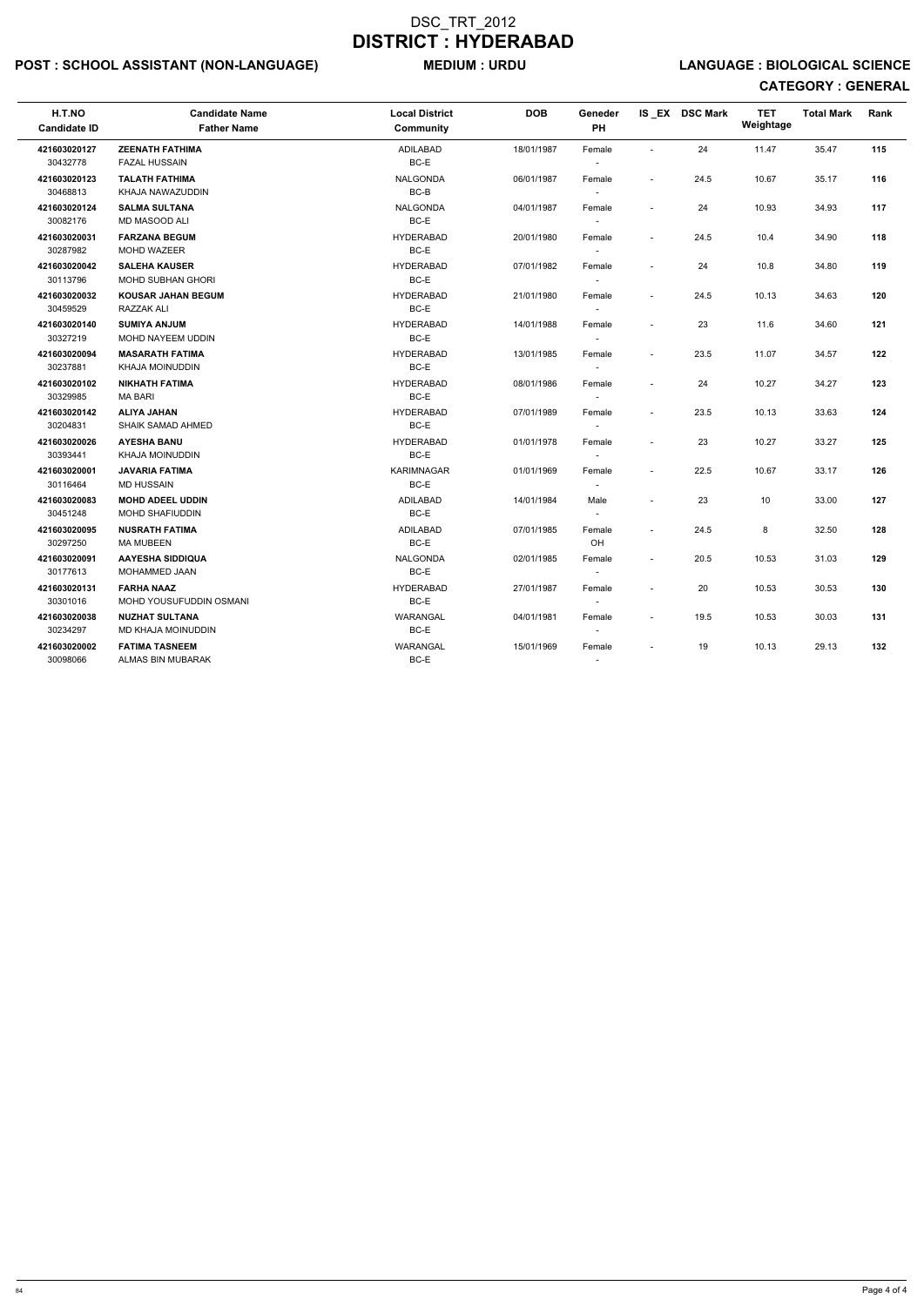# DSC_TRT_2012

# DISTRICT : HYDERABAD

**POST : SCHOOL ASSISTANT (NON-LANGUAGE)** **MEDIUM : URDU** **LANGUAGE : BIOLOGICAL SCIENCE**

**CATEGORY : GENERAL**

| H.T.NO / Candidate ID | Candidate Name / Father Name | Local District / Community | DOB | Geneder / PH | IS _EX | DSC Mark | TET Weightage | Total Mark | Rank |
|---|---|---|---|---|---|---|---|---|---|
| **421603020127** 30432778 | **ZEENATH FATHIMA** FAZAL HUSSAIN | ADILABAD BC-E | 18/01/1987 | Female - | - | 24 | 11.47 | 35.47 | **115** |
| **421603020123** 30468813 | **TALATH FATHIMA** KHAJA NAWAZUDDIN | NALGONDA BC-B | 06/01/1987 | Female - | - | 24.5 | 10.67 | 35.17 | **116** |
| **421603020124** 30082176 | **SALMA SULTANA** MD MASOOD ALI | NALGONDA BC-E | 04/01/1987 | Female - | - | 24 | 10.93 | 34.93 | **117** |
| **421603020031** 30287982 | **FARZANA BEGUM** MOHD WAZEER | HYDERABAD BC-E | 20/01/1980 | Female - | - | 24.5 | 10.4 | 34.90 | **118** |
| **421603020042** 30113796 | **SALEHA KAUSER** MOHD SUBHAN GHORI | HYDERABAD BC-E | 07/01/1982 | Female - | - | 24 | 10.8 | 34.80 | **119** |
| **421603020032** 30459529 | **KOUSAR JAHAN BEGUM** RAZZAK ALI | HYDERABAD BC-E | 21/01/1980 | Female - | - | 24.5 | 10.13 | 34.63 | **120** |
| **421603020140** 30327219 | **SUMIYA ANJUM** MOHD NAYEEM UDDIN | HYDERABAD BC-E | 14/01/1988 | Female - | - | 23 | 11.6 | 34.60 | **121** |
| **421603020094** 30237881 | **MASARATH FATIMA** KHAJA MOINUDDIN | HYDERABAD BC-E | 13/01/1985 | Female - | - | 23.5 | 11.07 | 34.57 | **122** |
| **421603020102** 30329985 | **NIKHATH FATIMA** MA BARI | HYDERABAD BC-E | 08/01/1986 | Female - | - | 24 | 10.27 | 34.27 | **123** |
| **421603020142** 30204831 | **ALIYA JAHAN** SHAIK SAMAD AHMED | HYDERABAD BC-E | 07/01/1989 | Female - | - | 23.5 | 10.13 | 33.63 | **124** |
| **421603020026** 30393441 | **AYESHA BANU** KHAJA MOINUDDIN | HYDERABAD BC-E | 01/01/1978 | Female - | - | 23 | 10.27 | 33.27 | **125** |
| **421603020001** 30116464 | **JAVARIA FATIMA** MD HUSSAIN | KARIMNAGAR BC-E | 01/01/1969 | Female - | - | 22.5 | 10.67 | 33.17 | **126** |
| **421603020083** 30451248 | **MOHD ADEEL UDDIN** MOHD SHAFIUDDIN | ADILABAD BC-E | 14/01/1984 | Male - | - | 23 | 10 | 33.00 | **127** |
| **421603020095** 30297250 | **NUSRATH FATIMA** MA MUBEEN | ADILABAD BC-E | 07/01/1985 | Female OH | - | 24.5 | 8 | 32.50 | **128** |
| **421603020091** 30177613 | **AAYESHA SIDDIQUA** MOHAMMED JAAN | NALGONDA BC-E | 02/01/1985 | Female - | - | 20.5 | 10.53 | 31.03 | **129** |
| **421603020131** 30301016 | **FARHA NAAZ** MOHD YOUSUFUDDIN OSMANI | HYDERABAD BC-E | 27/01/1987 | Female - | - | 20 | 10.53 | 30.53 | **130** |
| **421603020038** 30234297 | **NUZHAT SULTANA** MD KHAJA MOINUDDIN | WARANGAL BC-E | 04/01/1981 | Female - | - | 19.5 | 10.53 | 30.03 | **131** |
| **421603020002** 30098066 | **FATIMA TASNEEM** ALMAS BIN MUBARAK | WARANGAL BC-E | 15/01/1969 | Female - | - | 19 | 10.13 | 29.13 | **132** |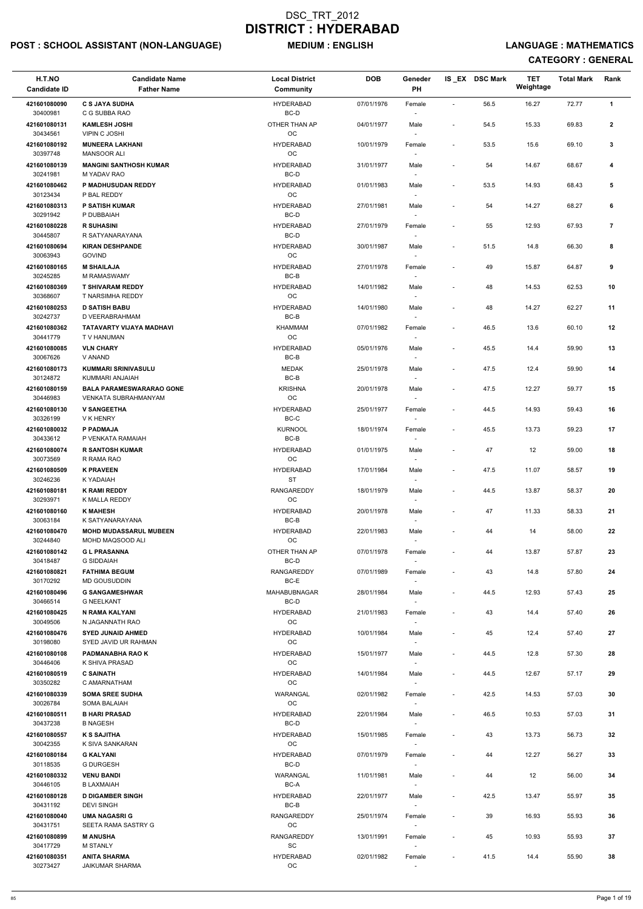# DSC_TRT_2012
# DISTRICT : HYDERABAD

**POST : SCHOOL ASSISTANT (NON-LANGUAGE)** **MEDIUM : ENGLISH** **LANGUAGE : MATHEMATICS**

**CATEGORY : GENERAL**

| H.T.NO<br>Candidate ID | Candidate Name<br>Father Name | Local District<br>Community | DOB | Geneder<br>PH | IS _EX | DSC Mark | TET Weightage | Total Mark | Rank |
|---|---|---|---|---|---|---|---|---|---|
| 421601080090<br>30400981 | **C S JAYA SUDHA**<br>C G SUBBA RAO | HYDERABAD<br>BC-D | 07/01/1976 | Female<br>- | - | 56.5 | 16.27 | 72.77 | 1 |
| 421601080131<br>30434561 | **KAMLESH JOSHI**<br>VIPIN C JOSHI | OTHER THAN AP<br>OC | 04/01/1977 | Male<br>- | - | 54.5 | 15.33 | 69.83 | 2 |
| 421601080192<br>30397748 | **MUNEERA LAKHANI**<br>MANSOOR ALI | HYDERABAD<br>OC | 10/01/1979 | Female<br>- | - | 53.5 | 15.6 | 69.10 | 3 |
| 421601080139<br>30241981 | **MANGINI SANTHOSH KUMAR**<br>M YADAV RAO | HYDERABAD<br>BC-D | 31/01/1977 | Male<br>- | - | 54 | 14.67 | 68.67 | 4 |
| 421601080462<br>30123434 | **P MADHUSUDAN REDDY**<br>P BAL REDDY | HYDERABAD<br>OC | 01/01/1983 | Male<br>- | - | 53.5 | 14.93 | 68.43 | 5 |
| 421601080313<br>30291942 | **P SATISH KUMAR**<br>P DUBBAIAH | HYDERABAD<br>BC-D | 27/01/1981 | Male<br>- | - | 54 | 14.27 | 68.27 | 6 |
| 421601080228<br>30445807 | **R SUHASINI**<br>R SATYANARAYANA | HYDERABAD<br>BC-D | 27/01/1979 | Female<br>- | - | 55 | 12.93 | 67.93 | 7 |
| 421601080694<br>30063943 | **KIRAN DESHPANDE**<br>GOVIND | HYDERABAD<br>OC | 30/01/1987 | Male<br>- | - | 51.5 | 14.8 | 66.30 | 8 |
| 421601080165<br>30245285 | **M SHAILAJA**<br>M RAMASWAMY | HYDERABAD<br>BC-B | 27/01/1978 | Female<br>- | - | 49 | 15.87 | 64.87 | 9 |
| 421601080369<br>30368607 | **T SHIVARAM REDDY**<br>T NARSIMHA REDDY | HYDERABAD<br>OC | 14/01/1982 | Male<br>- | - | 48 | 14.53 | 62.53 | 10 |
| 421601080253<br>30242737 | **D SATISH BABU**<br>D VEERABRAHMAM | HYDERABAD<br>BC-B | 14/01/1980 | Male<br>- | - | 48 | 14.27 | 62.27 | 11 |
| 421601080362<br>30441779 | **TATAVARTY VIJAYA MADHAVI**<br>T V HANUMAN | KHAMMAM<br>OC | 07/01/1982 | Female<br>- | - | 46.5 | 13.6 | 60.10 | 12 |
| 421601080085<br>30067626 | **VLN CHARY**<br>V ANAND | HYDERABAD<br>BC-B | 05/01/1976 | Male<br>- | - | 45.5 | 14.4 | 59.90 | 13 |
| 421601080173<br>30124872 | **KUMMARI SRINIVASULU**<br>KUMMARI ANJAIAH | MEDAK<br>BC-B | 25/01/1978 | Male<br>- | - | 47.5 | 12.4 | 59.90 | 14 |
| 421601080159<br>30446983 | **BALA PARAMESWARARAO GONE**<br>VENKATA SUBRAHMANYAM | KRISHNA<br>OC | 20/01/1978 | Male<br>- | - | 47.5 | 12.27 | 59.77 | 15 |
| 421601080130<br>30326199 | **V SANGEETHA**<br>V K HENRY | HYDERABAD<br>BC-C | 25/01/1977 | Female<br>- | - | 44.5 | 14.93 | 59.43 | 16 |
| 421601080032<br>30433612 | **P PADMAJA**<br>P VENKATA RAMAIAH | KURNOOL<br>BC-B | 18/01/1974 | Female<br>- | - | 45.5 | 13.73 | 59.23 | 17 |
| 421601080074<br>30073569 | **R SANTOSH KUMAR**<br>R RAMA RAO | HYDERABAD<br>OC | 01/01/1975 | Male<br>- | - | 47 | 12 | 59.00 | 18 |
| 421601080509<br>30246236 | **K PRAVEEN**<br>K YADAIAH | HYDERABAD<br>ST | 17/01/1984 | Male<br>- | - | 47.5 | 11.07 | 58.57 | 19 |
| 421601080181<br>30293971 | **K RAMI REDDY**<br>K MALLA REDDY | RANGAREDDY<br>OC | 18/01/1979 | Male<br>- | - | 44.5 | 13.87 | 58.37 | 20 |
| 421601080160<br>30063184 | **K MAHESH**<br>K SATYANARAYANA | HYDERABAD<br>BC-B | 20/01/1978 | Male<br>- | - | 47 | 11.33 | 58.33 | 21 |
| 421601080470<br>30244840 | **MOHD MUDASSARUL MUBEEN**<br>MOHD MAQSOOD ALI | HYDERABAD<br>OC | 22/01/1983 | Male<br>- | - | 44 | 14 | 58.00 | 22 |
| 421601080142<br>30418487 | **G L PRASANNA**<br>G SIDDAIAH | OTHER THAN AP<br>BC-D | 07/01/1978 | Female<br>- | - | 44 | 13.87 | 57.87 | 23 |
| 421601080821<br>30170292 | **FATHIMA BEGUM**<br>MD GOUSUDDIN | RANGAREDDY<br>BC-E | 07/01/1989 | Female<br>- | - | 43 | 14.8 | 57.80 | 24 |
| 421601080496<br>30466514 | **G SANGAMESHWAR**<br>G NEELKANT | MAHABUBNAGAR<br>BC-D | 28/01/1984 | Male<br>- | - | 44.5 | 12.93 | 57.43 | 25 |
| 421601080425<br>30049506 | **N RAMA KALYANI**<br>N JAGANNATH RAO | HYDERABAD<br>OC | 21/01/1983 | Female<br>- | - | 43 | 14.4 | 57.40 | 26 |
| 421601080476<br>30198080 | **SYED JUNAID AHMED**<br>SYED JAVID UR RAHMAN | HYDERABAD<br>OC | 10/01/1984 | Male<br>- | - | 45 | 12.4 | 57.40 | 27 |
| 421601080108<br>30446406 | **PADMANABHA RAO K**<br>K SHIVA PRASAD | HYDERABAD<br>OC | 15/01/1977 | Male<br>- | - | 44.5 | 12.8 | 57.30 | 28 |
| 421601080519<br>30350282 | **C SAINATH**<br>C AMARNATHAM | HYDERABAD<br>OC | 14/01/1984 | Male<br>- | - | 44.5 | 12.67 | 57.17 | 29 |
| 421601080339<br>30026784 | **SOMA SREE SUDHA**<br>SOMA BALAIAH | WARANGAL<br>OC | 02/01/1982 | Female<br>- | - | 42.5 | 14.53 | 57.03 | 30 |
| 421601080511<br>30437238 | **B HARI PRASAD**<br>B NAGESH | HYDERABAD<br>BC-D | 22/01/1984 | Male<br>- | - | 46.5 | 10.53 | 57.03 | 31 |
| 421601080557<br>30042355 | **K S SAJITHA**<br>K SIVA SANKARAN | HYDERABAD<br>OC | 15/01/1985 | Female<br>- | - | 43 | 13.73 | 56.73 | 32 |
| 421601080184<br>30118535 | **G KALYANI**<br>G DURGESH | HYDERABAD<br>BC-D | 07/01/1979 | Female<br>- | - | 44 | 12.27 | 56.27 | 33 |
| 421601080332<br>30446105 | **VENU BANDI**<br>B LAXMAIAH | WARANGAL<br>BC-A | 11/01/1981 | Male<br>- | - | 44 | 12 | 56.00 | 34 |
| 421601080128<br>30431192 | **D DIGAMBER SINGH**<br>DEVI SINGH | HYDERABAD<br>BC-B | 22/01/1977 | Male<br>- | - | 42.5 | 13.47 | 55.97 | 35 |
| 421601080040<br>30431751 | **UMA NAGASRI G**<br>SEETA RAMA SASTRY G | RANGAREDDY<br>OC | 25/01/1974 | Female<br>- | - | 39 | 16.93 | 55.93 | 36 |
| 421601080899<br>30417729 | **M ANUSHA**<br>M STANLY | RANGAREDDY<br>SC | 13/01/1991 | Female<br>- | - | 45 | 10.93 | 55.93 | 37 |
| 421601080351<br>30273427 | **ANITA SHARMA**<br>JAIKUMAR SHARMA | HYDERABAD<br>OC | 02/01/1982 | Female<br>- | - | 41.5 | 14.4 | 55.90 | 38 |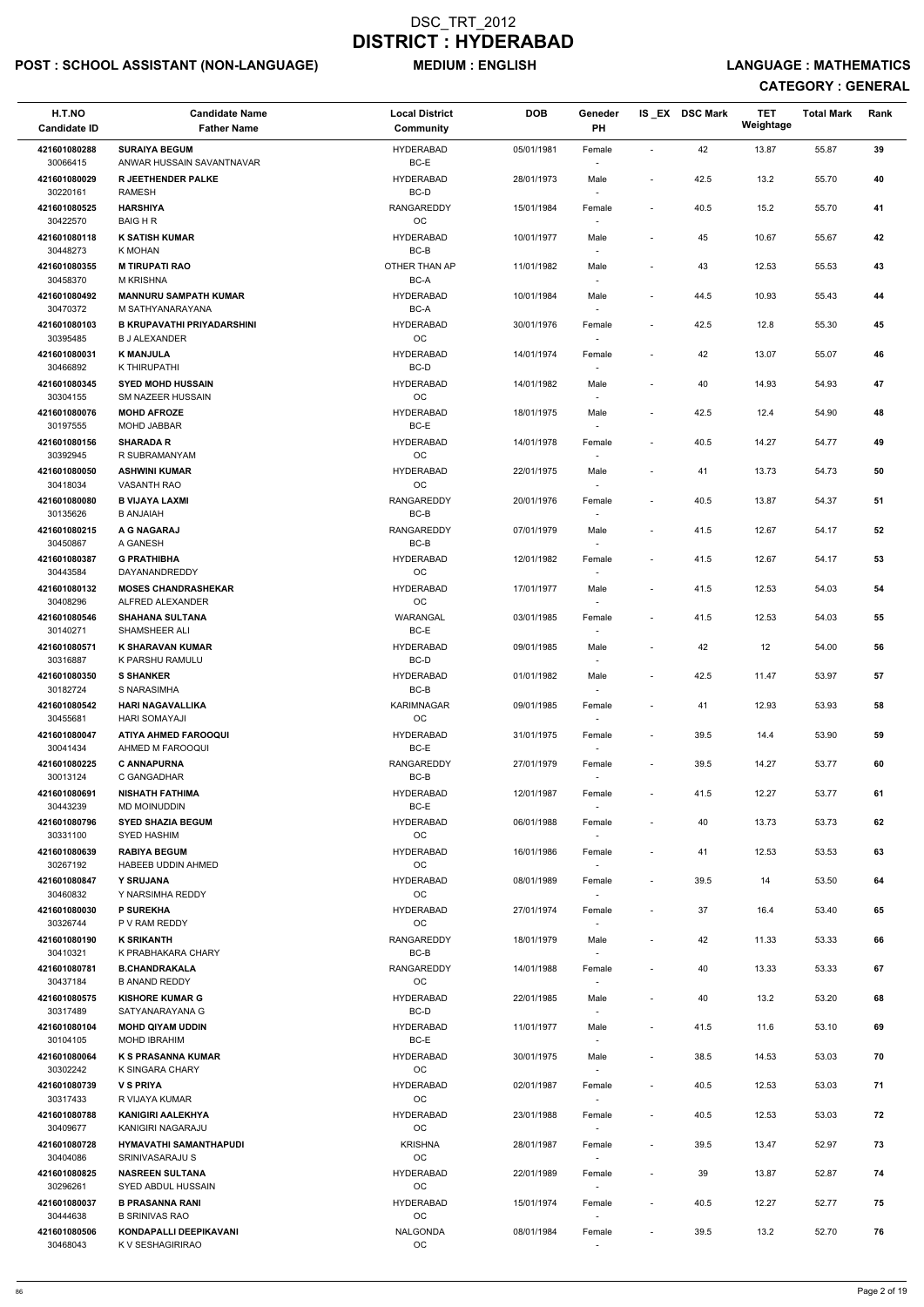# DSC_TRT_2012
# DISTRICT : HYDERABAD

**POST : SCHOOL ASSISTANT (NON-LANGUAGE)** **MEDIUM : ENGLISH** **LANGUAGE : MATHEMATICS**

**CATEGORY : GENERAL**

| H.T.NO<br>Candidate ID | Candidate Name<br>Father Name | Local District<br>Community | DOB | Geneder<br>PH | IS_EX | DSC Mark | TET Weightage | Total Mark | Rank |
|---|---|---|---|---|---|---|---|---|---|
| 421601080288<br>30066415 | SURAIYA BEGUM<br>ANWAR HUSSAIN SAVANTNAVAR | HYDERABAD<br>BC-E | 05/01/1981 | Female<br>- | - | 42 | 13.87 | 55.87 | 39 |
| 421601080029<br>30220161 | R JEETHENDER PALKE<br>RAMESH | HYDERABAD<br>BC-D | 28/01/1973 | Male<br>- | - | 42.5 | 13.2 | 55.70 | 40 |
| 421601080525<br>30422570 | HARSHIYA<br>BAIG H R | RANGAREDDY<br>OC | 15/01/1984 | Female<br>- | - | 40.5 | 15.2 | 55.70 | 41 |
| 421601080118<br>30448273 | K SATISH KUMAR<br>K MOHAN | HYDERABAD<br>BC-B | 10/01/1977 | Male<br>- | - | 45 | 10.67 | 55.67 | 42 |
| 421601080355<br>30458370 | M TIRUPATI RAO<br>M KRISHNA | OTHER THAN AP<br>BC-A | 11/01/1982 | Male<br>- | - | 43 | 12.53 | 55.53 | 43 |
| 421601080492<br>30470372 | MANNURU SAMPATH KUMAR<br>M SATHYANARAYANA | HYDERABAD<br>BC-A | 10/01/1984 | Male<br>- | - | 44.5 | 10.93 | 55.43 | 44 |
| 421601080103<br>30395485 | B KRUPAVATHI PRIYADARSHINI<br>B J ALEXANDER | HYDERABAD<br>OC | 30/01/1976 | Female<br>- | - | 42.5 | 12.8 | 55.30 | 45 |
| 421601080031<br>30466892 | K MANJULA<br>K THIRUPATHI | HYDERABAD<br>BC-D | 14/01/1974 | Female<br>- | - | 42 | 13.07 | 55.07 | 46 |
| 421601080345<br>30304155 | SYED MOHD HUSSAIN<br>SM NAZEER HUSSAIN | HYDERABAD<br>OC | 14/01/1982 | Male<br>- | - | 40 | 14.93 | 54.93 | 47 |
| 421601080076<br>30197555 | MOHD AFROZE<br>MOHD JABBAR | HYDERABAD<br>BC-E | 18/01/1975 | Male<br>- | - | 42.5 | 12.4 | 54.90 | 48 |
| 421601080156<br>30392945 | SHARADA R<br>R SUBRAMANYAM | HYDERABAD<br>OC | 14/01/1978 | Female<br>- | - | 40.5 | 14.27 | 54.77 | 49 |
| 421601080050<br>30418034 | ASHWINI KUMAR<br>VASANTH RAO | HYDERABAD<br>OC | 22/01/1975 | Male<br>- | - | 41 | 13.73 | 54.73 | 50 |
| 421601080080<br>30135626 | B VIJAYA LAXMI<br>B ANJAIAH | RANGAREDDY<br>BC-B | 20/01/1976 | Female<br>- | - | 40.5 | 13.87 | 54.37 | 51 |
| 421601080215<br>30450867 | A G NAGARAJ<br>A GANESH | RANGAREDDY<br>BC-B | 07/01/1979 | Male<br>- | - | 41.5 | 12.67 | 54.17 | 52 |
| 421601080387<br>30443584 | G PRATHIBHA<br>DAYANANDREDDY | HYDERABAD<br>OC | 12/01/1982 | Female<br>- | - | 41.5 | 12.67 | 54.17 | 53 |
| 421601080132<br>30408296 | MOSES CHANDRASHEKAR<br>ALFRED ALEXANDER | HYDERABAD<br>OC | 17/01/1977 | Male<br>- | - | 41.5 | 12.53 | 54.03 | 54 |
| 421601080546<br>30140271 | SHAHANA SULTANA<br>SHAMSHEER ALI | WARANGAL<br>BC-E | 03/01/1985 | Female<br>- | - | 41.5 | 12.53 | 54.03 | 55 |
| 421601080571<br>30316887 | K SHARAVAN KUMAR<br>K PARSHU RAMULU | HYDERABAD<br>BC-D | 09/01/1985 | Male<br>- | - | 42 | 12 | 54.00 | 56 |
| 421601080350<br>30182724 | S SHANKER<br>S NARASIMHA | HYDERABAD<br>BC-B | 01/01/1982 | Male<br>- | - | 42.5 | 11.47 | 53.97 | 57 |
| 421601080542<br>30455681 | HARI NAGAVALLIKA<br>HARI SOMAYAJI | KARIMNAGAR<br>OC | 09/01/1985 | Female<br>- | - | 41 | 12.93 | 53.93 | 58 |
| 421601080047<br>30041434 | ATIYA AHMED FAROOQUI<br>AHMED M FAROOQUI | HYDERABAD<br>BC-E | 31/01/1975 | Female<br>- | - | 39.5 | 14.4 | 53.90 | 59 |
| 421601080225<br>30013124 | C ANNAPURNA<br>C GANGADHAR | RANGAREDDY<br>BC-B | 27/01/1979 | Female<br>- | - | 39.5 | 14.27 | 53.77 | 60 |
| 421601080691<br>30443239 | NISHATH FATHIMA<br>MD MOINUDDIN | HYDERABAD<br>BC-E | 12/01/1987 | Female<br>- | - | 41.5 | 12.27 | 53.77 | 61 |
| 421601080796<br>30331100 | SYED SHAZIA BEGUM<br>SYED HASHIM | HYDERABAD<br>OC | 06/01/1988 | Female<br>- | - | 40 | 13.73 | 53.73 | 62 |
| 421601080639<br>30267192 | RABIYA BEGUM<br>HABEEB UDDIN AHMED | HYDERABAD<br>OC | 16/01/1986 | Female<br>- | - | 41 | 12.53 | 53.53 | 63 |
| 421601080847<br>30460832 | Y SRUJANA<br>Y NARSIMHA REDDY | HYDERABAD<br>OC | 08/01/1989 | Female<br>- | - | 39.5 | 14 | 53.50 | 64 |
| 421601080030<br>30326744 | P SUREKHA<br>P V RAM REDDY | HYDERABAD<br>OC | 27/01/1974 | Female<br>- | - | 37 | 16.4 | 53.40 | 65 |
| 421601080190<br>30410321 | K SRIKANTH<br>K PRABHAKARA CHARY | RANGAREDDY<br>BC-B | 18/01/1979 | Male<br>- | - | 42 | 11.33 | 53.33 | 66 |
| 421601080781<br>30437184 | B.CHANDRAKALA<br>B ANAND REDDY | RANGAREDDY<br>OC | 14/01/1988 | Female<br>- | - | 40 | 13.33 | 53.33 | 67 |
| 421601080575<br>30317489 | KISHORE KUMAR G<br>SATYANARAYANA G | HYDERABAD<br>BC-D | 22/01/1985 | Male<br>- | - | 40 | 13.2 | 53.20 | 68 |
| 421601080104<br>30104105 | MOHD QIYAM UDDIN<br>MOHD IBRAHIM | HYDERABAD<br>BC-E | 11/01/1977 | Male<br>- | - | 41.5 | 11.6 | 53.10 | 69 |
| 421601080064<br>30302242 | K S PRASANNA KUMAR<br>K SINGARA CHARY | HYDERABAD<br>OC | 30/01/1975 | Male<br>- | - | 38.5 | 14.53 | 53.03 | 70 |
| 421601080739<br>30317433 | V S PRIYA<br>R VIJAYA KUMAR | HYDERABAD<br>OC | 02/01/1987 | Female<br>- | - | 40.5 | 12.53 | 53.03 | 71 |
| 421601080788<br>30409677 | KANIGIRI AALEKHYA<br>KANIGIRI NAGARAJU | HYDERABAD<br>OC | 23/01/1988 | Female<br>- | - | 40.5 | 12.53 | 53.03 | 72 |
| 421601080728<br>30404086 | HYMAVATHI SAMANTHAPUDI<br>SRINIVASARAJU S | KRISHNA<br>OC | 28/01/1987 | Female<br>- | - | 39.5 | 13.47 | 52.97 | 73 |
| 421601080825<br>30296261 | NASREEN SULTANA<br>SYED ABDUL HUSSAIN | HYDERABAD<br>OC | 22/01/1989 | Female<br>- | - | 39 | 13.87 | 52.87 | 74 |
| 421601080037<br>30444638 | B PRASANNA RANI<br>B SRINIVAS RAO | HYDERABAD<br>OC | 15/01/1974 | Female<br>- | - | 40.5 | 12.27 | 52.77 | 75 |
| 421601080506<br>30468043 | KONDAPALLI DEEPIKAVANI<br>K V SESHAGIRIRAO | NALGONDA<br>OC | 08/01/1984 | Female<br>- | - | 39.5 | 13.2 | 52.70 | 76 |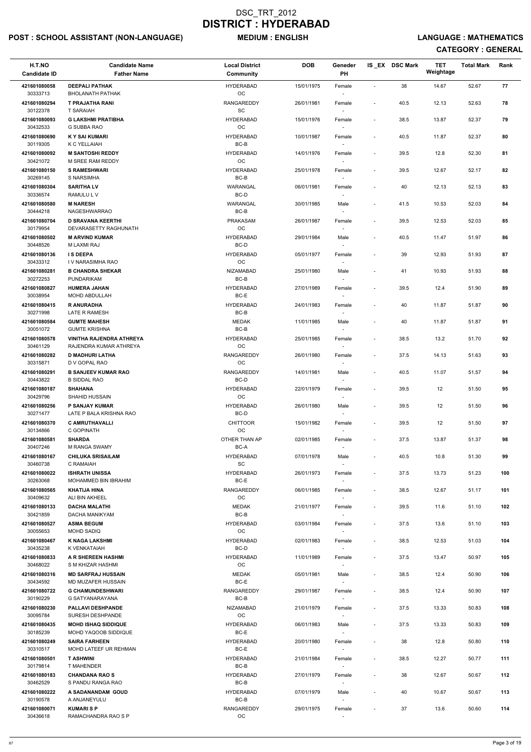# DSC_TRT_2012
# DISTRICT : HYDERABAD

**POST : SCHOOL ASSISTANT (NON-LANGUAGE)** **MEDIUM : ENGLISH** **LANGUAGE : MATHEMATICS**

**CATEGORY : GENERAL**

| H.T.NO<br>Candidate ID | Candidate Name<br>Father Name | Local District<br>Community | DOB | Geneder<br>PH | IS_EX | DSC Mark | TET Weightage | Total Mark | Rank |
|---|---|---|---|---|---|---|---|---|---|
| 421601080058<br>30333713 | DEEPALI PATHAK<br>BHOLANATH PATHAK | HYDERABAD<br>OC | 15/01/1975 | Female<br>- | - | 38 | 14.67 | 52.67 | 77 |
| 421601080294<br>30122378 | T PRAJATHA RANI<br>T SARAIAH | RANGAREDDY<br>SC | 26/01/1981 | Female<br>- | - | 40.5 | 12.13 | 52.63 | 78 |
| 421601080093<br>30432533 | G LAKSHMI PRATIBHA<br>G SUBBA RAO | HYDERABAD<br>OC | 15/01/1976 | Female<br>- | - | 38.5 | 13.87 | 52.37 | 79 |
| 421601080690<br>30119305 | K Y SAI KUMARI<br>K C YELLAIAH | HYDERABAD<br>BC-B | 10/01/1987 | Female<br>- | - | 40.5 | 11.87 | 52.37 | 80 |
| 421601080092<br>30421072 | M SANTOSHI REDDY<br>M SREE RAM REDDY | HYDERABAD<br>OC | 14/01/1976 | Female<br>- | - | 39.5 | 12.8 | 52.30 | 81 |
| 421601080150<br>30269145 | S RAMESHWARI<br>S NARSIMHA | HYDERABAD<br>BC-B | 25/01/1978 | Female<br>- | - | 39.5 | 12.67 | 52.17 | 82 |
| 421601080304<br>30336574 | SARITHA LV<br>RAMULU L V | WARANGAL<br>BC-D | 06/01/1981 | Female<br>- | - | 40 | 12.13 | 52.13 | 83 |
| 421601080580<br>30444218 | M NARESH<br>NAGESHWARRAO | WARANGAL<br>BC-B | 30/01/1985 | Male<br>- | - | 41.5 | 10.53 | 52.03 | 84 |
| 421601080704<br>30179954 | D SRAVANA KEERTHI<br>DEVARASETTY RAGHUNATH | PRAKASAM<br>OC | 26/01/1987 | Female<br>- | - | 39.5 | 12.53 | 52.03 | 85 |
| 421601080502<br>30448526 | M ARVIND KUMAR<br>M LAXMI RAJ | HYDERABAD<br>BC-D | 29/01/1984 | Male<br>- | - | 40.5 | 11.47 | 51.97 | 86 |
| 421601080136<br>30433312 | I S DEEPA<br>I V NARASIMHA RAO | HYDERABAD<br>OC | 05/01/1977 | Female<br>- | - | 39 | 12.93 | 51.93 | 87 |
| 421601080281<br>30272253 | B CHANDRA SHEKAR<br>PUNDARIKAM | NIZAMABAD<br>BC-B | 25/01/1980 | Male<br>- | - | 41 | 10.93 | 51.93 | 88 |
| 421601080827<br>30038954 | HUMERA JAHAN<br>MOHD ABDULLAH | HYDERABAD<br>BC-E | 27/01/1989 | Female<br>- | - | 39.5 | 12.4 | 51.90 | 89 |
| 421601080415<br>30271998 | R ANURADHA<br>LATE R RAMESH | HYDERABAD<br>BC-B | 24/01/1983 | Female<br>- | - | 40 | 11.87 | 51.87 | 90 |
| 421601080584<br>30051072 | GUMTE MAHESH<br>GUMTE KRISHNA | MEDAK<br>BC-B | 11/01/1985 | Male<br>- | - | 40 | 11.87 | 51.87 | 91 |
| 421601080578<br>30461129 | VINITHA RAJENDRA ATHREYA<br>RAJENDRA KUMAR ATHREYA | HYDERABAD<br>OC | 25/01/1985 | Female<br>- | - | 38.5 | 13.2 | 51.70 | 92 |
| 421601080282<br>30315871 | D MADHURI LATHA<br>D V GOPAL RAO | RANGAREDDY<br>OC | 26/01/1980 | Female<br>- | - | 37.5 | 14.13 | 51.63 | 93 |
| 421601080291<br>30443822 | B SANJEEV KUMAR RAO<br>B SIDDAL RAO | RANGAREDDY<br>BC-D | 14/01/1981 | Male<br>- | - | 40.5 | 11.07 | 51.57 | 94 |
| 421601080187<br>30429796 | SHAHANA<br>SHAHID HUSSAIN | HYDERABAD<br>OC | 22/01/1979 | Female<br>- | - | 39.5 | 12 | 51.50 | 95 |
| 421601080256<br>30271477 | P SANJAY KUMAR<br>LATE P BALA KRISHNA RAO | HYDERABAD<br>BC-D | 26/01/1980 | Male<br>- | - | 39.5 | 12 | 51.50 | 96 |
| 421601080370<br>30134866 | C AMRUTHAVALLI<br>C GOPINATH | CHITTOOR<br>OC | 15/01/1982 | Female<br>- | - | 39.5 | 12 | 51.50 | 97 |
| 421601080581<br>30407246 | SHARDA<br>M RANGA SWAMY | OTHER THAN AP<br>BC-A | 02/01/1985 | Female<br>- | - | 37.5 | 13.87 | 51.37 | 98 |
| 421601080167<br>30460738 | CHILUKA SRISAILAM<br>C RAMAIAH | HYDERABAD<br>SC | 07/01/1978 | Male<br>- | - | 40.5 | 10.8 | 51.30 | 99 |
| 421601080022<br>30263068 | ISHRATH UNISSA<br>MOHAMMED BIN IBRAHIM | HYDERABAD<br>BC-E | 26/01/1973 | Female<br>- | - | 37.5 | 13.73 | 51.23 | 100 |
| 421601080565<br>30409632 | KHATIJA HINA<br>ALI BIN AKHEEL | RANGAREDDY<br>OC | 06/01/1985 | Female<br>- | - | 38.5 | 12.67 | 51.17 | 101 |
| 421601080133<br>30421859 | DACHA MALATHI<br>DACHA MANIKYAM | MEDAK<br>BC-B | 21/01/1977 | Female<br>- | - | 39.5 | 11.6 | 51.10 | 102 |
| 421601080527<br>30055653 | ASMA BEGUM<br>MOHD SADIQ | HYDERABAD<br>OC | 03/01/1984 | Female<br>- | - | 37.5 | 13.6 | 51.10 | 103 |
| 421601080467<br>30435238 | K NAGA LAKSHMI<br>K VENKATAIAH | HYDERABAD<br>BC-D | 02/01/1983 | Female<br>- | - | 38.5 | 12.53 | 51.03 | 104 |
| 421601080833<br>30468022 | A R SHEREEN HASHMI<br>S M KHIZAR HASHMI | HYDERABAD<br>OC | 11/01/1989 | Female<br>- | - | 37.5 | 13.47 | 50.97 | 105 |
| 421601080316<br>30434592 | MD SARFRAJ HUSSAIN<br>MD MUZAFER HUSSAIN | MEDAK<br>BC-E | 05/01/1981 | Male<br>- | - | 38.5 | 12.4 | 50.90 | 106 |
| 421601080722<br>30190229 | G CHAMUNDESHWARI<br>G SATYANARAYANA | RANGAREDDY<br>BC-B | 29/01/1987 | Female<br>- | - | 38.5 | 12.4 | 50.90 | 107 |
| 421601080230<br>30095784 | PALLAVI DESHPANDE<br>SURESH DESHPANDE | NIZAMABAD<br>OC | 21/01/1979 | Female<br>- | - | 37.5 | 13.33 | 50.83 | 108 |
| 421601080435<br>30185239 | MOHD ISHAQ SIDDIQUE<br>MOHD YAQOOB SIDDIQUE | HYDERABAD<br>BC-E | 06/01/1983 | Male<br>- | - | 37.5 | 13.33 | 50.83 | 109 |
| 421601080249<br>30310517 | SAIRA FARHEEN<br>MOHD LATEEF UR REHMAN | HYDERABAD<br>BC-E | 20/01/1980 | Female<br>- | - | 38 | 12.8 | 50.80 | 110 |
| 421601080501<br>30179814 | T ASHWINI<br>T MAHENDER | HYDERABAD<br>BC-B | 21/01/1984 | Female<br>- | - | 38.5 | 12.27 | 50.77 | 111 |
| 421601080183<br>30462529 | CHANDANA RAO S<br>S PANDU RANGA RAO | HYDERABAD<br>BC-B | 27/01/1979 | Female<br>- | - | 38 | 12.67 | 50.67 | 112 |
| 421601080222<br>30190578 | A SADANANDAM GOUD<br>A ANJANEYULU | HYDERABAD<br>BC-B | 07/01/1979 | Male<br>- | - | 40 | 10.67 | 50.67 | 113 |
| 421601080071<br>30436618 | KUMARI S P<br>RAMACHANDRA RAO S P | RANGAREDDY<br>OC | 29/01/1975 | Female<br>- | - | 37 | 13.6 | 50.60 | 114 |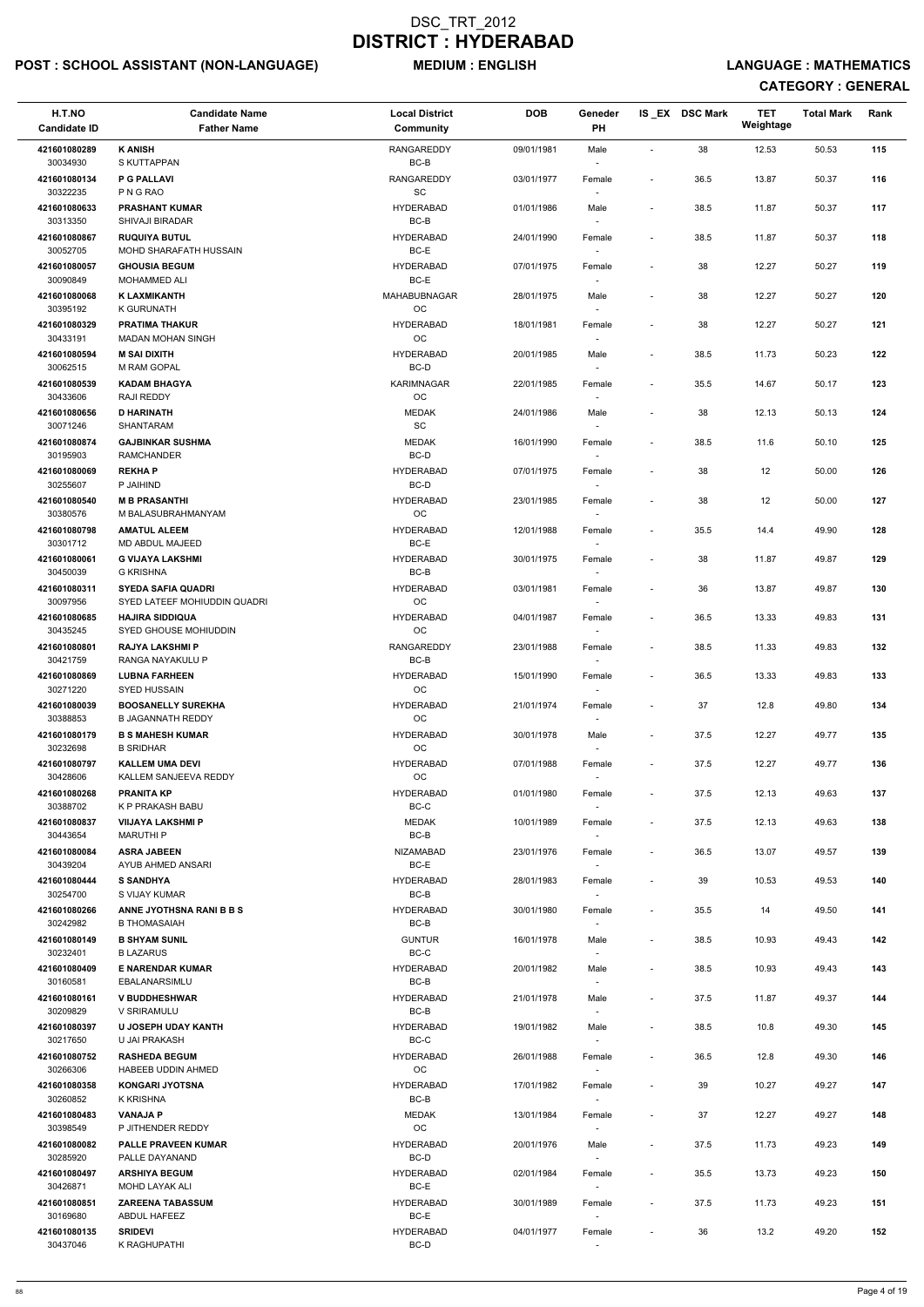# DSC_TRT_2012
# DISTRICT : HYDERABAD

**POST : SCHOOL ASSISTANT (NON-LANGUAGE)** **MEDIUM : ENGLISH** **LANGUAGE : MATHEMATICS**

**CATEGORY : GENERAL**

| H.T.NO<br>Candidate ID | Candidate Name<br>Father Name | Local District<br>Community | DOB | Geneder<br>PH | IS_EX | DSC Mark | TET Weightage | Total Mark | Rank |
|---|---|---|---|---|---|---|---|---|---|
| 421601080289<br>30034930 | **K ANISH**<br>S KUTTAPPAN | RANGAREDDY<br>BC-B | 09/01/1981 | Male<br>- | - | 38 | 12.53 | 50.53 | 115 |
| 421601080134<br>30322235 | **P G PALLAVI**<br>P N G RAO | RANGAREDDY<br>SC | 03/01/1977 | Female<br>- | - | 36.5 | 13.87 | 50.37 | 116 |
| 421601080633<br>30313350 | **PRASHANT KUMAR**<br>SHIVAJI BIRADAR | HYDERABAD<br>BC-B | 01/01/1986 | Male<br>- | - | 38.5 | 11.87 | 50.37 | 117 |
| 421601080867<br>30052705 | **RUQUIYA BUTUL**<br>MOHD SHARAFATH HUSSAIN | HYDERABAD<br>BC-E | 24/01/1990 | Female<br>- | - | 38.5 | 11.87 | 50.37 | 118 |
| 421601080057<br>30090849 | **GHOUSIA BEGUM**<br>MOHAMMED ALI | HYDERABAD<br>BC-E | 07/01/1975 | Female<br>- | - | 38 | 12.27 | 50.27 | 119 |
| 421601080068<br>30395192 | **K LAXMIKANTH**<br>K GURUNATH | MAHABUBNAGAR<br>OC | 28/01/1975 | Male<br>- | - | 38 | 12.27 | 50.27 | 120 |
| 421601080329<br>30433191 | **PRATIMA THAKUR**<br>MADAN MOHAN SINGH | HYDERABAD<br>OC | 18/01/1981 | Female<br>- | - | 38 | 12.27 | 50.27 | 121 |
| 421601080594<br>30062515 | **M SAI DIXITH**<br>M RAM GOPAL | HYDERABAD<br>BC-D | 20/01/1985 | Male<br>- | - | 38.5 | 11.73 | 50.23 | 122 |
| 421601080539<br>30433606 | **KADAM BHAGYA**<br>RAJI REDDY | KARIMNAGAR<br>OC | 22/01/1985 | Female<br>- | - | 35.5 | 14.67 | 50.17 | 123 |
| 421601080656<br>30071246 | **D HARINATH**<br>SHANTARAM | MEDAK<br>SC | 24/01/1986 | Male<br>- | - | 38 | 12.13 | 50.13 | 124 |
| 421601080874<br>30195903 | **GAJBINKAR SUSHMA**<br>RAMCHANDER | MEDAK<br>BC-D | 16/01/1990 | Female<br>- | - | 38.5 | 11.6 | 50.10 | 125 |
| 421601080069<br>30255607 | **REKHA P**<br>P JAIHIND | HYDERABAD<br>BC-D | 07/01/1975 | Female<br>- | - | 38 | 12 | 50.00 | 126 |
| 421601080540<br>30380576 | **M B PRASANTHI**<br>M BALASUBRAHMANYAM | HYDERABAD<br>OC | 23/01/1985 | Female<br>- | - | 38 | 12 | 50.00 | 127 |
| 421601080798<br>30301712 | **AMATUL ALEEM**<br>MD ABDUL MAJEED | HYDERABAD<br>BC-E | 12/01/1988 | Female<br>- | - | 35.5 | 14.4 | 49.90 | 128 |
| 421601080061<br>30450039 | **G VIJAYA LAKSHMI**<br>G KRISHNA | HYDERABAD<br>BC-B | 30/01/1975 | Female<br>- | - | 38 | 11.87 | 49.87 | 129 |
| 421601080311<br>30097956 | **SYEDA SAFIA QUADRI**<br>SYED LATEEF MOHIUDDIN QUADRI | HYDERABAD<br>OC | 03/01/1981 | Female<br>- | - | 36 | 13.87 | 49.87 | 130 |
| 421601080685<br>30435245 | **HAJIRA SIDDIQUA**<br>SYED GHOUSE MOHIUDDIN | HYDERABAD<br>OC | 04/01/1987 | Female<br>- | - | 36.5 | 13.33 | 49.83 | 131 |
| 421601080801<br>30421759 | **RAJYA LAKSHMI P**<br>RANGA NAYAKULU P | RANGAREDDY<br>BC-B | 23/01/1988 | Female<br>- | - | 38.5 | 11.33 | 49.83 | 132 |
| 421601080869<br>30271220 | **LUBNA FARHEEN**<br>SYED HUSSAIN | HYDERABAD<br>OC | 15/01/1990 | Female<br>- | - | 36.5 | 13.33 | 49.83 | 133 |
| 421601080039<br>30388853 | **BOOSANELLY SUREKHA**<br>B JAGANNATH REDDY | HYDERABAD<br>OC | 21/01/1974 | Female<br>- | - | 37 | 12.8 | 49.80 | 134 |
| 421601080179<br>30232698 | **B S MAHESH KUMAR**<br>B SRIDHAR | HYDERABAD<br>OC | 30/01/1978 | Male<br>- | - | 37.5 | 12.27 | 49.77 | 135 |
| 421601080797<br>30428606 | **KALLEM UMA DEVI**<br>KALLEM SANJEEVA REDDY | HYDERABAD<br>OC | 07/01/1988 | Female<br>- | - | 37.5 | 12.27 | 49.77 | 136 |
| 421601080268<br>30388702 | **PRANITA KP**<br>K P PRAKASH BABU | HYDERABAD<br>BC-C | 01/01/1980 | Female<br>- | - | 37.5 | 12.13 | 49.63 | 137 |
| 421601080837<br>30443654 | **VIJAYA LAKSHMI P**<br>MARUTHI P | MEDAK<br>BC-B | 10/01/1989 | Female<br>- | - | 37.5 | 12.13 | 49.63 | 138 |
| 421601080084<br>30439204 | **ASRA JABEEN**<br>AYUB AHMED ANSARI | NIZAMABAD<br>BC-E | 23/01/1976 | Female<br>- | - | 36.5 | 13.07 | 49.57 | 139 |
| 421601080444<br>30254700 | **S SANDHYA**<br>S VIJAY KUMAR | HYDERABAD<br>BC-B | 28/01/1983 | Female<br>- | - | 39 | 10.53 | 49.53 | 140 |
| 421601080266<br>30242982 | **ANNE JYOTHSNA RANI B B S**<br>B THOMASAIAH | HYDERABAD<br>BC-B | 30/01/1980 | Female<br>- | - | 35.5 | 14 | 49.50 | 141 |
| 421601080149<br>30232401 | **B SHYAM SUNIL**<br>B LAZARUS | GUNTUR<br>BC-C | 16/01/1978 | Male<br>- | - | 38.5 | 10.93 | 49.43 | 142 |
| 421601080409<br>30160581 | **E NARENDAR KUMAR**<br>EBALANARSIMLU | HYDERABAD<br>BC-B | 20/01/1982 | Male<br>- | - | 38.5 | 10.93 | 49.43 | 143 |
| 421601080161<br>30209829 | **V BUDDHESHWAR**<br>V SRIRAMULU | HYDERABAD<br>BC-B | 21/01/1978 | Male<br>- | - | 37.5 | 11.87 | 49.37 | 144 |
| 421601080397<br>30217650 | **U JOSEPH UDAY KANTH**<br>U JAI PRAKASH | HYDERABAD<br>BC-C | 19/01/1982 | Male<br>- | - | 38.5 | 10.8 | 49.30 | 145 |
| 421601080752<br>30266306 | **RASHEDA BEGUM**<br>HABEEB UDDIN AHMED | HYDERABAD<br>OC | 26/01/1988 | Female<br>- | - | 36.5 | 12.8 | 49.30 | 146 |
| 421601080358<br>30260852 | **KONGARI JYOTSNA**<br>K KRISHNA | HYDERABAD<br>BC-B | 17/01/1982 | Female<br>- | - | 39 | 10.27 | 49.27 | 147 |
| 421601080483<br>30398549 | **VANAJA P**<br>P JITHENDER REDDY | MEDAK<br>OC | 13/01/1984 | Female<br>- | - | 37 | 12.27 | 49.27 | 148 |
| 421601080082<br>30285920 | **PALLE PRAVEEN KUMAR**<br>PALLE DAYANAND | HYDERABAD<br>BC-D | 20/01/1976 | Male<br>- | - | 37.5 | 11.73 | 49.23 | 149 |
| 421601080497<br>30426871 | **ARSHIYA BEGUM**<br>MOHD LAYAK ALI | HYDERABAD<br>BC-E | 02/01/1984 | Female<br>- | - | 35.5 | 13.73 | 49.23 | 150 |
| 421601080851<br>30169680 | **ZAREENA TABASSUM**<br>ABDUL HAFEEZ | HYDERABAD<br>BC-E | 30/01/1989 | Female<br>- | - | 37.5 | 11.73 | 49.23 | 151 |
| 421601080135<br>30437046 | **SRIDEVI**<br>K RAGHUPATHI | HYDERABAD<br>BC-D | 04/01/1977 | Female<br>- | - | 36 | 13.2 | 49.20 | 152 |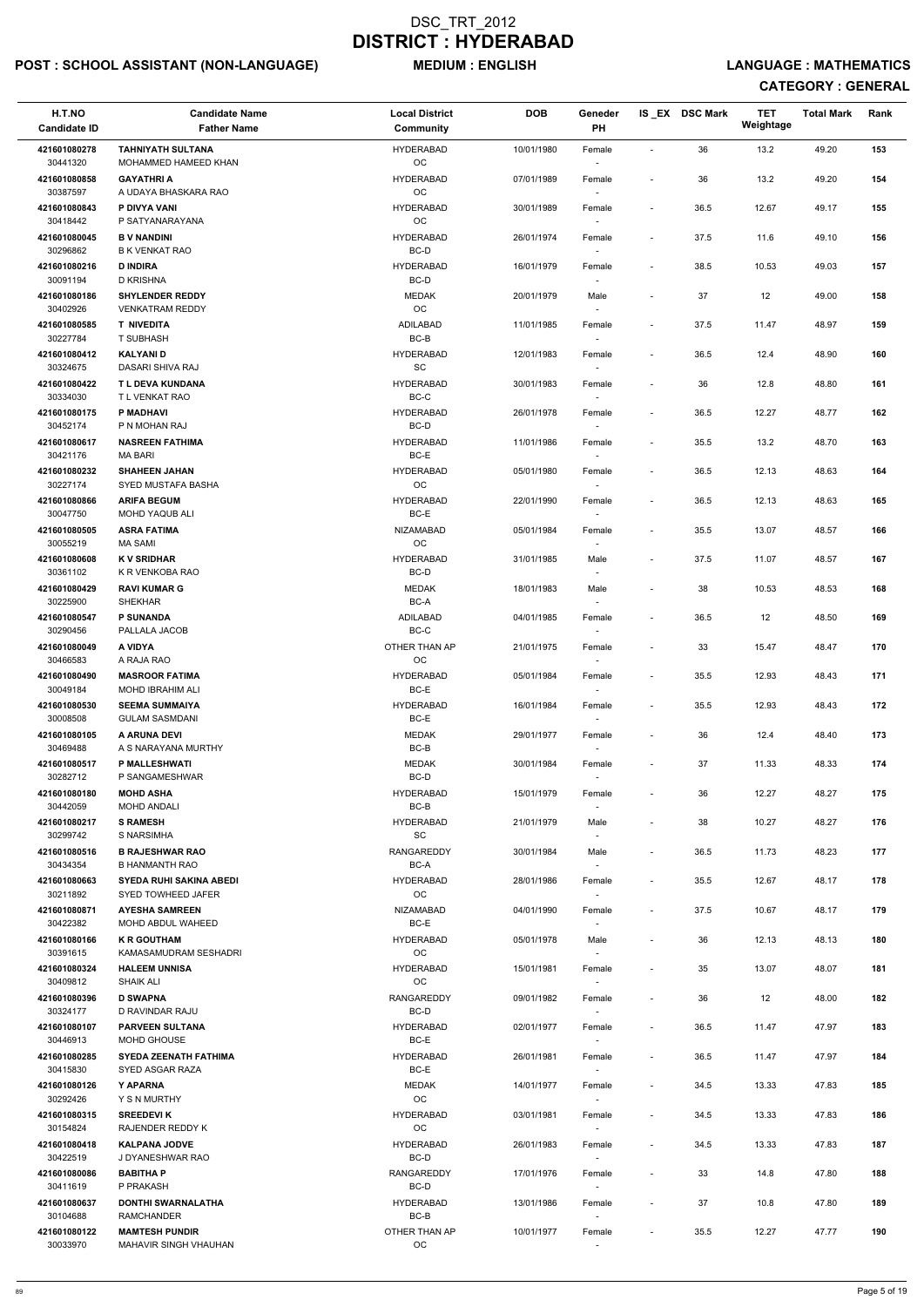# DSC_TRT_2012
# DISTRICT : HYDERABAD

**POST : SCHOOL ASSISTANT (NON-LANGUAGE)** **MEDIUM : ENGLISH** **LANGUAGE : MATHEMATICS**

**CATEGORY : GENERAL**

| H.T.NO<br>Candidate ID | Candidate Name<br>Father Name | Local District<br>Community | DOB | Geneder<br>PH | IS _EX | DSC Mark | TET Weightage | Total Mark | Rank |
|---|---|---|---|---|---|---|---|---|---|
| 421601080278<br>30441320 | TAHNIYATH SULTANA<br>MOHAMMED HAMEED KHAN | HYDERABAD<br>OC | 10/01/1980 | Female<br>- | - | 36 | 13.2 | 49.20 | 153 |
| 421601080858<br>30387597 | GAYATHRI A<br>A UDAYA BHASKARA RAO | HYDERABAD<br>OC | 07/01/1989 | Female<br>- | - | 36 | 13.2 | 49.20 | 154 |
| 421601080843<br>30418442 | P DIVYA VANI<br>P SATYANARAYANA | HYDERABAD<br>OC | 30/01/1989 | Female<br>- | - | 36.5 | 12.67 | 49.17 | 155 |
| 421601080045<br>30296862 | B V NANDINI<br>B K VENKAT RAO | HYDERABAD<br>BC-D | 26/01/1974 | Female<br>- | - | 37.5 | 11.6 | 49.10 | 156 |
| 421601080216<br>30091194 | D INDIRA<br>D KRISHNA | HYDERABAD<br>BC-D | 16/01/1979 | Female<br>- | - | 38.5 | 10.53 | 49.03 | 157 |
| 421601080186<br>30402926 | SHYLENDER REDDY<br>VENKATRAM REDDY | MEDAK<br>OC | 20/01/1979 | Male<br>- | - | 37 | 12 | 49.00 | 158 |
| 421601080585<br>30227784 | T NIVEDITA<br>T SUBHASH | ADILABAD<br>BC-B | 11/01/1985 | Female<br>- | - | 37.5 | 11.47 | 48.97 | 159 |
| 421601080412<br>30324675 | KALYANI D<br>DASARI SHIVA RAJ | HYDERABAD<br>SC | 12/01/1983 | Female<br>- | - | 36.5 | 12.4 | 48.90 | 160 |
| 421601080422<br>30334030 | T L DEVA KUNDANA<br>T L VENKAT RAO | HYDERABAD<br>BC-C | 30/01/1983 | Female<br>- | - | 36 | 12.8 | 48.80 | 161 |
| 421601080175<br>30452174 | P MADHAVI<br>P N MOHAN RAJ | HYDERABAD<br>BC-D | 26/01/1978 | Female<br>- | - | 36.5 | 12.27 | 48.77 | 162 |
| 421601080617<br>30421176 | NASREEN FATHIMA<br>MA BARI | HYDERABAD<br>BC-E | 11/01/1986 | Female<br>- | - | 35.5 | 13.2 | 48.70 | 163 |
| 421601080232<br>30227174 | SHAHEEN JAHAN<br>SYED MUSTAFA BASHA | HYDERABAD<br>OC | 05/01/1980 | Female<br>- | - | 36.5 | 12.13 | 48.63 | 164 |
| 421601080866<br>30047750 | ARIFA BEGUM<br>MOHD YAQUB ALI | HYDERABAD<br>BC-E | 22/01/1990 | Female<br>- | - | 36.5 | 12.13 | 48.63 | 165 |
| 421601080505<br>30055219 | ASRA FATIMA<br>MA SAMI | NIZAMABAD<br>OC | 05/01/1984 | Female<br>- | - | 35.5 | 13.07 | 48.57 | 166 |
| 421601080608<br>30361102 | K V SRIDHAR<br>K R VENKOBA RAO | HYDERABAD<br>BC-D | 31/01/1985 | Male<br>- | - | 37.5 | 11.07 | 48.57 | 167 |
| 421601080429<br>30225900 | RAVI KUMAR G<br>SHEKHAR | MEDAK<br>BC-A | 18/01/1983 | Male<br>- | - | 38 | 10.53 | 48.53 | 168 |
| 421601080547<br>30290456 | P SUNANDA<br>PALLALA JACOB | ADILABAD<br>BC-C | 04/01/1985 | Female<br>- | - | 36.5 | 12 | 48.50 | 169 |
| 421601080049<br>30466583 | A VIDYA<br>A RAJA RAO | OTHER THAN AP<br>OC | 21/01/1975 | Female<br>- | - | 33 | 15.47 | 48.47 | 170 |
| 421601080490<br>30049184 | MASROOR FATIMA<br>MOHD IBRAHIM ALI | HYDERABAD<br>BC-E | 05/01/1984 | Female<br>- | - | 35.5 | 12.93 | 48.43 | 171 |
| 421601080530<br>30008508 | SEEMA SUMMAIYA<br>GULAM SASMDANI | HYDERABAD<br>BC-E | 16/01/1984 | Female<br>- | - | 35.5 | 12.93 | 48.43 | 172 |
| 421601080105<br>30469488 | A ARUNA DEVI<br>A S NARAYANA MURTHY | MEDAK<br>BC-B | 29/01/1977 | Female<br>- | - | 36 | 12.4 | 48.40 | 173 |
| 421601080517<br>30282712 | P MALLESHWATI<br>P SANGAMESHWAR | MEDAK<br>BC-D | 30/01/1984 | Female<br>- | - | 37 | 11.33 | 48.33 | 174 |
| 421601080180<br>30442059 | MOHD ASHA<br>MOHD ANDALI | HYDERABAD<br>BC-B | 15/01/1979 | Female<br>- | - | 36 | 12.27 | 48.27 | 175 |
| 421601080217<br>30299742 | S RAMESH<br>S NARSIMHA | HYDERABAD<br>SC | 21/01/1979 | Male<br>- | - | 38 | 10.27 | 48.27 | 176 |
| 421601080516<br>30434354 | B RAJESHWAR RAO<br>B HANMANTH RAO | RANGAREDDY<br>BC-A | 30/01/1984 | Male<br>- | - | 36.5 | 11.73 | 48.23 | 177 |
| 421601080663<br>30211892 | SYEDA RUHI SAKINA ABEDI<br>SYED TOWHEED JAFER | HYDERABAD<br>OC | 28/01/1986 | Female<br>- | - | 35.5 | 12.67 | 48.17 | 178 |
| 421601080871<br>30422382 | AYESHA SAMREEN<br>MOHD ABDUL WAHEED | NIZAMABAD<br>BC-E | 04/01/1990 | Female<br>- | - | 37.5 | 10.67 | 48.17 | 179 |
| 421601080166<br>30391615 | K R GOUTHAM<br>KAMASAMUDRAM SESHADRI | HYDERABAD<br>OC | 05/01/1978 | Male<br>- | - | 36 | 12.13 | 48.13 | 180 |
| 421601080324<br>30409812 | HALEEM UNNISA<br>SHAIK ALI | HYDERABAD<br>OC | 15/01/1981 | Female<br>- | - | 35 | 13.07 | 48.07 | 181 |
| 421601080396<br>30324177 | D SWAPNA<br>D RAVINDAR RAJU | RANGAREDDY<br>BC-D | 09/01/1982 | Female<br>- | - | 36 | 12 | 48.00 | 182 |
| 421601080107<br>30446913 | PARVEEN SULTANA<br>MOHD GHOUSE | HYDERABAD<br>BC-E | 02/01/1977 | Female<br>- | - | 36.5 | 11.47 | 47.97 | 183 |
| 421601080285<br>30415830 | SYEDA ZEENATH FATHIMA<br>SYED ASGAR RAZA | HYDERABAD<br>BC-E | 26/01/1981 | Female<br>- | - | 36.5 | 11.47 | 47.97 | 184 |
| 421601080126<br>30292426 | Y APARNA<br>Y S N MURTHY | MEDAK<br>OC | 14/01/1977 | Female<br>- | - | 34.5 | 13.33 | 47.83 | 185 |
| 421601080315<br>30154824 | SREEDEVI K<br>RAJENDER REDDY K | HYDERABAD<br>OC | 03/01/1981 | Female<br>- | - | 34.5 | 13.33 | 47.83 | 186 |
| 421601080418<br>30422519 | KALPANA JODVE<br>J DYANESHWAR RAO | HYDERABAD<br>BC-D | 26/01/1983 | Female<br>- | - | 34.5 | 13.33 | 47.83 | 187 |
| 421601080086<br>30411619 | BABITHA P<br>P PRAKASH | RANGAREDDY<br>BC-D | 17/01/1976 | Female<br>- | - | 33 | 14.8 | 47.80 | 188 |
| 421601080637<br>30104688 | DONTHI SWARNALATHA<br>RAMCHANDER | HYDERABAD<br>BC-B | 13/01/1986 | Female<br>- | - | 37 | 10.8 | 47.80 | 189 |
| 421601080122<br>30033970 | MAMTESH PUNDIR<br>MAHAVIR SINGH VHAUHAN | OTHER THAN AP<br>OC | 10/01/1977 | Female<br>- | - | 35.5 | 12.27 | 47.77 | 190 |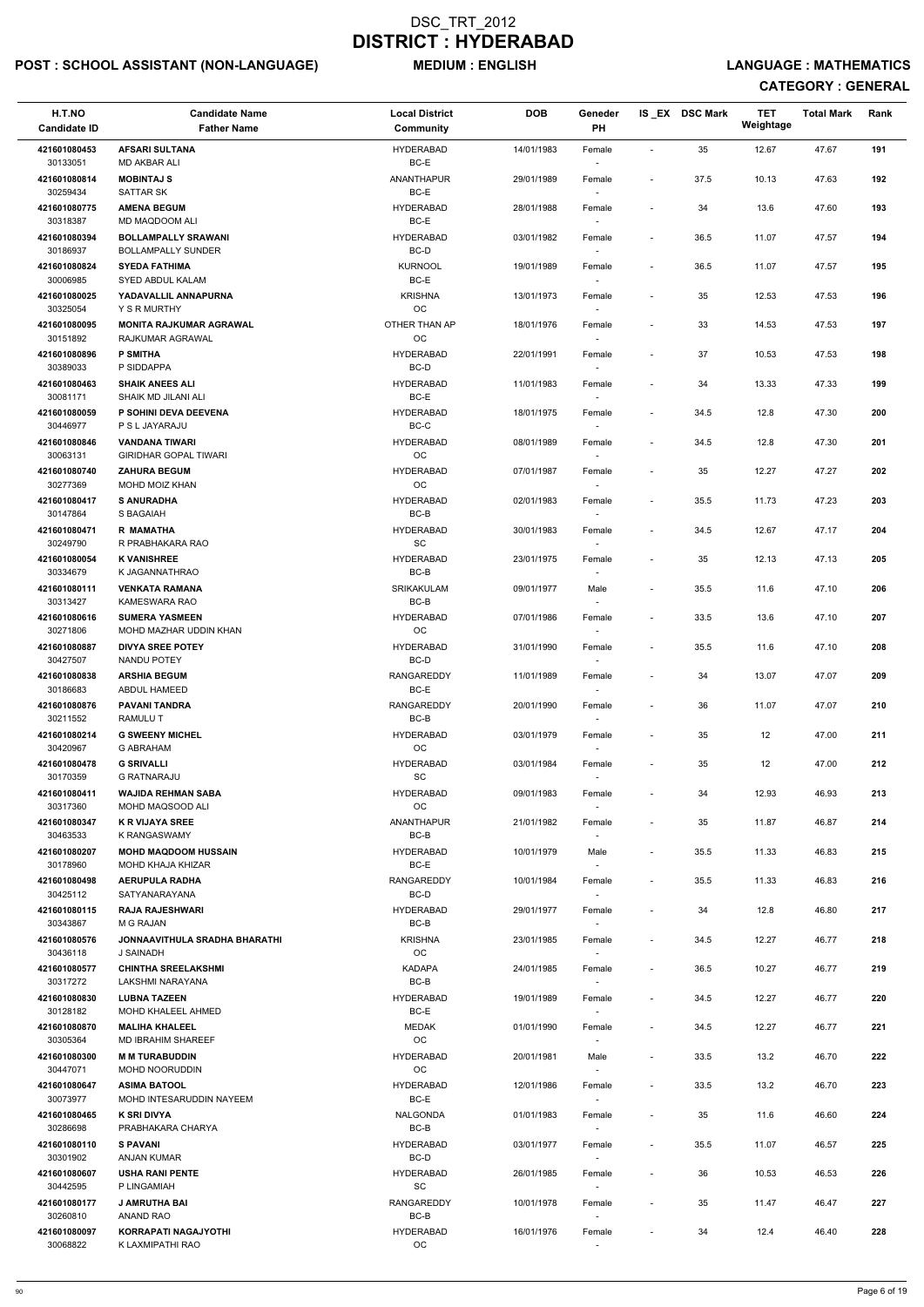# DSC_TRT_2012
# DISTRICT : HYDERABAD

**POST : SCHOOL ASSISTANT (NON-LANGUAGE)** **MEDIUM : ENGLISH** **LANGUAGE : MATHEMATICS**

**CATEGORY : GENERAL**

| H.T.NO<br>Candidate ID | Candidate Name<br>Father Name | Local District<br>Community | DOB | Geneder<br>PH | IS _EX | DSC Mark | TET<br>Weightage | Total Mark | Rank |
|---|---|---|---|---|---|---|---|---|---|
| 421601080453<br>30133051 | AFSARI SULTANA<br>MD AKBAR ALI | HYDERABAD<br>BC-E | 14/01/1983 | Female<br>- | - | 35 | 12.67 | 47.67 | 191 |
| 421601080814<br>30259434 | MOBINTAJ S<br>SATTAR SK | ANANTHAPUR<br>BC-E | 29/01/1989 | Female<br>- | - | 37.5 | 10.13 | 47.63 | 192 |
| 421601080775<br>30318387 | AMENA BEGUM<br>MD MAQDOOM ALI | HYDERABAD<br>BC-E | 28/01/1988 | Female<br>- | - | 34 | 13.6 | 47.60 | 193 |
| 421601080394<br>30186937 | BOLLAMPALLY SRAWANI<br>BOLLAMPALLY SUNDER | HYDERABAD<br>BC-D | 03/01/1982 | Female<br>- | - | 36.5 | 11.07 | 47.57 | 194 |
| 421601080824<br>30006985 | SYEDA FATHIMA<br>SYED ABDUL KALAM | KURNOOL<br>BC-E | 19/01/1989 | Female<br>- | - | 36.5 | 11.07 | 47.57 | 195 |
| 421601080025<br>30325054 | YADAVALLIL ANNAPURNA<br>Y S R MURTHY | KRISHNA<br>OC | 13/01/1973 | Female<br>- | - | 35 | 12.53 | 47.53 | 196 |
| 421601080095<br>30151892 | MONITA RAJKUMAR AGRAWAL<br>RAJKUMAR AGRAWAL | OTHER THAN AP<br>OC | 18/01/1976 | Female<br>- | - | 33 | 14.53 | 47.53 | 197 |
| 421601080896<br>30389033 | P SMITHA<br>P SIDDAPPA | HYDERABAD<br>BC-D | 22/01/1991 | Female<br>- | - | 37 | 10.53 | 47.53 | 198 |
| 421601080463<br>30081171 | SHAIK ANEES ALI<br>SHAIK MD JILANI ALI | HYDERABAD<br>BC-E | 11/01/1983 | Female<br>- | - | 34 | 13.33 | 47.33 | 199 |
| 421601080059<br>30446977 | P SOHINI DEVA DEEVENA<br>P S L JAYARAJU | HYDERABAD<br>BC-C | 18/01/1975 | Female<br>- | - | 34.5 | 12.8 | 47.30 | 200 |
| 421601080846<br>30063131 | VANDANA TIWARI<br>GIRIDHAR GOPAL TIWARI | HYDERABAD<br>OC | 08/01/1989 | Female<br>- | - | 34.5 | 12.8 | 47.30 | 201 |
| 421601080740<br>30277369 | ZAHURA BEGUM<br>MOHD MOIZ KHAN | HYDERABAD<br>OC | 07/01/1987 | Female<br>- | - | 35 | 12.27 | 47.27 | 202 |
| 421601080417<br>30147864 | S ANURADHA<br>S BAGAIAH | HYDERABAD<br>BC-B | 02/01/1983 | Female<br>- | - | 35.5 | 11.73 | 47.23 | 203 |
| 421601080471<br>30249790 | R MAMATHA<br>R PRABHAKARA RAO | HYDERABAD<br>SC | 30/01/1983 | Female<br>- | - | 34.5 | 12.67 | 47.17 | 204 |
| 421601080054<br>30334679 | K VANISHREE<br>K JAGANNATHRAO | HYDERABAD<br>BC-B | 23/01/1975 | Female<br>- | - | 35 | 12.13 | 47.13 | 205 |
| 421601080111<br>30313427 | VENKATA RAMANA<br>KAMESWARA RAO | SRIKAKULAM<br>BC-B | 09/01/1977 | Male<br>- | - | 35.5 | 11.6 | 47.10 | 206 |
| 421601080616<br>30271806 | SUMERA YASMEEN<br>MOHD MAZHAR UDDIN KHAN | HYDERABAD<br>OC | 07/01/1986 | Female<br>- | - | 33.5 | 13.6 | 47.10 | 207 |
| 421601080887<br>30427507 | DIVYA SREE POTEY<br>NANDU POTEY | HYDERABAD<br>BC-D | 31/01/1990 | Female<br>- | - | 35.5 | 11.6 | 47.10 | 208 |
| 421601080838<br>30186683 | ARSHIA BEGUM<br>ABDUL HAMEED | RANGAREDDY<br>BC-E | 11/01/1989 | Female<br>- | - | 34 | 13.07 | 47.07 | 209 |
| 421601080876<br>30211552 | PAVANI TANDRA<br>RAMULU T | RANGAREDDY<br>BC-B | 20/01/1990 | Female<br>- | - | 36 | 11.07 | 47.07 | 210 |
| 421601080214<br>30420967 | G SWEENY MICHEL<br>G ABRAHAM | HYDERABAD<br>OC | 03/01/1979 | Female<br>- | - | 35 | 12 | 47.00 | 211 |
| 421601080478<br>30170359 | G SRIVALLI<br>G RATNARAJU | HYDERABAD<br>SC | 03/01/1984 | Female<br>- | - | 35 | 12 | 47.00 | 212 |
| 421601080411<br>30317360 | WAJIDA REHMAN SABA<br>MOHD MAQSOOD ALI | HYDERABAD<br>OC | 09/01/1983 | Female<br>- | - | 34 | 12.93 | 46.93 | 213 |
| 421601080347<br>30463533 | K R VIJAYA SREE<br>K RANGASWAMY | ANANTHAPUR<br>BC-B | 21/01/1982 | Female<br>- | - | 35 | 11.87 | 46.87 | 214 |
| 421601080207<br>30178960 | MOHD MAQDOOM HUSSAIN<br>MOHD KHAJA KHIZAR | HYDERABAD<br>BC-E | 10/01/1979 | Male<br>- | - | 35.5 | 11.33 | 46.83 | 215 |
| 421601080498<br>30425112 | AERUPULA RADHA<br>SATYANARAYANA | RANGAREDDY<br>BC-D | 10/01/1984 | Female<br>- | - | 35.5 | 11.33 | 46.83 | 216 |
| 421601080115<br>30343867 | RAJA RAJESHWARI<br>M G RAJAN | HYDERABAD<br>BC-B | 29/01/1977 | Female<br>- | - | 34 | 12.8 | 46.80 | 217 |
| 421601080576<br>30436118 | JONNAAVITHULA SRADHA BHARATHI<br>J SAINADH | KRISHNA<br>OC | 23/01/1985 | Female<br>- | - | 34.5 | 12.27 | 46.77 | 218 |
| 421601080577<br>30317272 | CHINTHA SREELAKSHMI<br>LAKSHMI NARAYANA | KADAPA<br>BC-B | 24/01/1985 | Female<br>- | - | 36.5 | 10.27 | 46.77 | 219 |
| 421601080830<br>30128182 | LUBNA TAZEEN<br>MOHD KHALEEL AHMED | HYDERABAD<br>BC-E | 19/01/1989 | Female<br>- | - | 34.5 | 12.27 | 46.77 | 220 |
| 421601080870<br>30305364 | MALIHA KHALEEL<br>MD IBRAHIM SHAREEF | MEDAK<br>OC | 01/01/1990 | Female<br>- | - | 34.5 | 12.27 | 46.77 | 221 |
| 421601080300<br>30447071 | M M TURABUDDIN<br>MOHD NOORUDDIN | HYDERABAD<br>OC | 20/01/1981 | Male<br>- | - | 33.5 | 13.2 | 46.70 | 222 |
| 421601080647<br>30073977 | ASIMA BATOOL<br>MOHD INTESARUDDIN NAYEEM | HYDERABAD<br>BC-E | 12/01/1986 | Female<br>- | - | 33.5 | 13.2 | 46.70 | 223 |
| 421601080465<br>30286698 | K SRI DIVYA<br>PRABHAKARA CHARYA | NALGONDA<br>BC-B | 01/01/1983 | Female<br>- | - | 35 | 11.6 | 46.60 | 224 |
| 421601080110<br>30301902 | S PAVANI<br>ANJAN KUMAR | HYDERABAD<br>BC-D | 03/01/1977 | Female<br>- | - | 35.5 | 11.07 | 46.57 | 225 |
| 421601080607<br>30442595 | USHA RANI PENTE<br>P LINGAMIAH | HYDERABAD<br>SC | 26/01/1985 | Female<br>- | - | 36 | 10.53 | 46.53 | 226 |
| 421601080177<br>30260810 | J AMRUTHA BAI<br>ANAND RAO | RANGAREDDY<br>BC-B | 10/01/1978 | Female<br>- | - | 35 | 11.47 | 46.47 | 227 |
| 421601080097<br>30068822 | KORRAPATI NAGAJYOTHI<br>K LAXMIPATHI RAO | HYDERABAD<br>OC | 16/01/1976 | Female<br>- | - | 34 | 12.4 | 46.40 | 228 |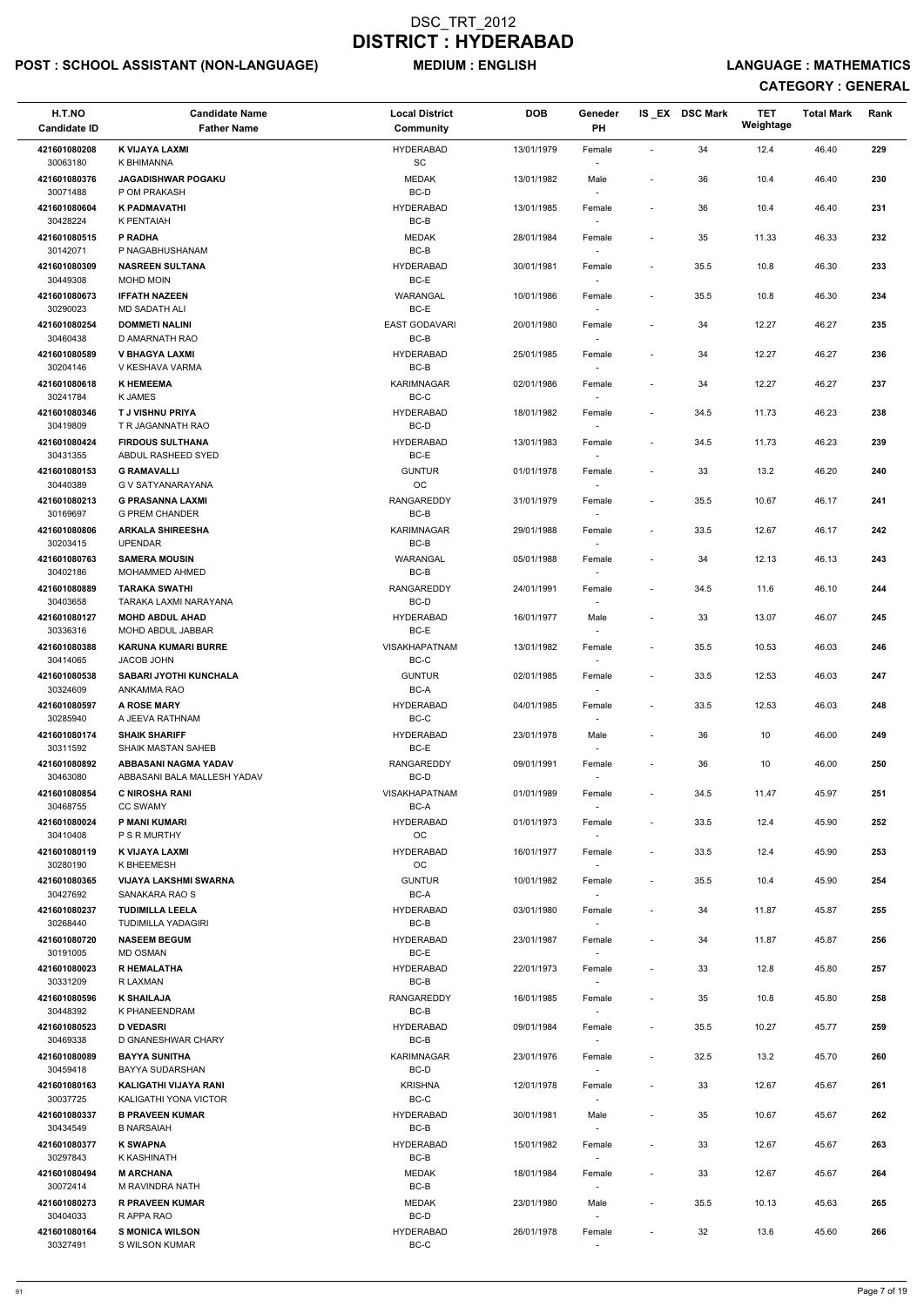# DSC_TRT_2012
# DISTRICT : HYDERABAD

**POST : SCHOOL ASSISTANT (NON-LANGUAGE)** **MEDIUM : ENGLISH** **LANGUAGE : MATHEMATICS**

**CATEGORY : GENERAL**

| H.T.NO<br>Candidate ID | Candidate Name<br>Father Name | Local District<br>Community | DOB | Geneder<br>PH | IS _EX | DSC Mark | TET Weightage | Total Mark | Rank |
|---|---|---|---|---|---|---|---|---|---|
| 421601080208<br>30063180 | K VIJAYA LAXMI<br>K BHIMANNA | HYDERABAD<br>SC | 13/01/1979 | Female<br>- | - | 34 | 12.4 | 46.40 | 229 |
| 421601080376<br>30071488 | JAGADISHWAR POGAKU<br>P OM PRAKASH | MEDAK<br>BC-D | 13/01/1982 | Male<br>- | - | 36 | 10.4 | 46.40 | 230 |
| 421601080604<br>30428224 | K PADMAVATHI<br>K PENTAIAH | HYDERABAD<br>BC-B | 13/01/1985 | Female<br>- | - | 36 | 10.4 | 46.40 | 231 |
| 421601080515<br>30142071 | P RADHA<br>P NAGABHUSHANAM | MEDAK<br>BC-B | 28/01/1984 | Female<br>- | - | 35 | 11.33 | 46.33 | 232 |
| 421601080309<br>30449308 | NASREEN SULTANA<br>MOHD MOIN | HYDERABAD<br>BC-E | 30/01/1981 | Female<br>- | - | 35.5 | 10.8 | 46.30 | 233 |
| 421601080673<br>30290023 | IFFATH NAZEEN<br>MD SADATH ALI | WARANGAL<br>BC-E | 10/01/1986 | Female<br>- | - | 35.5 | 10.8 | 46.30 | 234 |
| 421601080254<br>30460438 | DOMMETI NALINI<br>D AMARNATH RAO | EAST GODAVARI<br>BC-B | 20/01/1980 | Female<br>- | - | 34 | 12.27 | 46.27 | 235 |
| 421601080589<br>30204146 | V BHAGYA LAXMI<br>V KESHAVA VARMA | HYDERABAD<br>BC-B | 25/01/1985 | Female<br>- | - | 34 | 12.27 | 46.27 | 236 |
| 421601080618<br>30241784 | K HEMEEMA<br>K JAMES | KARIMNAGAR<br>BC-C | 02/01/1986 | Female<br>- | - | 34 | 12.27 | 46.27 | 237 |
| 421601080346<br>30419809 | T J VISHNU PRIYA<br>T R JAGANNATH RAO | HYDERABAD<br>BC-D | 18/01/1982 | Female<br>- | - | 34.5 | 11.73 | 46.23 | 238 |
| 421601080424<br>30431355 | FIRDOUS SULTHANA<br>ABDUL RASHEED SYED | HYDERABAD<br>BC-E | 13/01/1983 | Female<br>- | - | 34.5 | 11.73 | 46.23 | 239 |
| 421601080153<br>30440389 | G RAMAVALLI<br>G V SATYANARAYANA | GUNTUR<br>OC | 01/01/1978 | Female<br>- | - | 33 | 13.2 | 46.20 | 240 |
| 421601080213<br>30169697 | G PRASANNA LAXMI<br>G PREM CHANDER | RANGAREDDY<br>BC-B | 31/01/1979 | Female<br>- | - | 35.5 | 10.67 | 46.17 | 241 |
| 421601080806<br>30203415 | ARKALA SHIREESHA<br>UPENDAR | KARIMNAGAR<br>BC-B | 29/01/1988 | Female<br>- | - | 33.5 | 12.67 | 46.17 | 242 |
| 421601080763<br>30402186 | SAMERA MOUSIN<br>MOHAMMED AHMED | WARANGAL<br>BC-B | 05/01/1988 | Female<br>- | - | 34 | 12.13 | 46.13 | 243 |
| 421601080889<br>30403658 | TARAKA SWATHI<br>TARAKA LAXMI NARAYANA | RANGAREDDY<br>BC-D | 24/01/1991 | Female<br>- | - | 34.5 | 11.6 | 46.10 | 244 |
| 421601080127<br>30336316 | MOHD ABDUL AHAD<br>MOHD ABDUL JABBAR | HYDERABAD<br>BC-E | 16/01/1977 | Male<br>- | - | 33 | 13.07 | 46.07 | 245 |
| 421601080388<br>30414065 | KARUNA KUMARI BURRE<br>JACOB JOHN | VISAKHAPATNAM<br>BC-C | 13/01/1982 | Female<br>- | - | 35.5 | 10.53 | 46.03 | 246 |
| 421601080538<br>30324609 | SABARI JYOTHI KUNCHALA<br>ANKAMMA RAO | GUNTUR<br>BC-A | 02/01/1985 | Female<br>- | - | 33.5 | 12.53 | 46.03 | 247 |
| 421601080597<br>30285940 | A ROSE MARY<br>A JEEVA RATHNAM | HYDERABAD<br>BC-C | 04/01/1985 | Female<br>- | - | 33.5 | 12.53 | 46.03 | 248 |
| 421601080174<br>30311592 | SHAIK SHARIFF<br>SHAIK MASTAN SAHEB | HYDERABAD<br>BC-E | 23/01/1978 | Male<br>- | - | 36 | 10 | 46.00 | 249 |
| 421601080892<br>30463080 | ABBASANI NAGMA YADAV<br>ABBASANI BALA MALLESH YADAV | RANGAREDDY<br>BC-D | 09/01/1991 | Female<br>- | - | 36 | 10 | 46.00 | 250 |
| 421601080854<br>30468755 | C NIROSHA RANI<br>CC SWAMY | VISAKHAPATNAM<br>BC-A | 01/01/1989 | Female<br>- | - | 34.5 | 11.47 | 45.97 | 251 |
| 421601080024<br>30410408 | P MANI KUMARI<br>P S R MURTHY | HYDERABAD<br>OC | 01/01/1973 | Female<br>- | - | 33.5 | 12.4 | 45.90 | 252 |
| 421601080119<br>30280190 | K VIJAYA LAXMI<br>K BHEEMESH | HYDERABAD<br>OC | 16/01/1977 | Female<br>- | - | 33.5 | 12.4 | 45.90 | 253 |
| 421601080365<br>30427692 | VIJAYA LAKSHMI SWARNA<br>SANAKARA RAO S | GUNTUR<br>BC-A | 10/01/1982 | Female<br>- | - | 35.5 | 10.4 | 45.90 | 254 |
| 421601080237<br>30268440 | TUDIMILLA LEELA<br>TUDIMILLA YADAGIRI | HYDERABAD<br>BC-B | 03/01/1980 | Female<br>- | - | 34 | 11.87 | 45.87 | 255 |
| 421601080720<br>30191005 | NASEEM BEGUM<br>MD OSMAN | HYDERABAD<br>BC-E | 23/01/1987 | Female<br>- | - | 34 | 11.87 | 45.87 | 256 |
| 421601080023<br>30331209 | R HEMALATHA<br>R LAXMAN | HYDERABAD<br>BC-B | 22/01/1973 | Female<br>- | - | 33 | 12.8 | 45.80 | 257 |
| 421601080596<br>30448392 | K SHAILAJA<br>K PHANEENDRAM | RANGAREDDY<br>BC-B | 16/01/1985 | Female<br>- | - | 35 | 10.8 | 45.80 | 258 |
| 421601080523<br>30469338 | D VEDASRI<br>D GNANESHWAR CHARY | HYDERABAD<br>BC-B | 09/01/1984 | Female<br>- | - | 35.5 | 10.27 | 45.77 | 259 |
| 421601080089<br>30459418 | BAYYA SUNITHA<br>BAYYA SUDARSHAN | KARIMNAGAR<br>BC-D | 23/01/1976 | Female<br>- | - | 32.5 | 13.2 | 45.70 | 260 |
| 421601080163<br>30037725 | KALIGATHI VIJAYA RANI<br>KALIGATHI YONA VICTOR | KRISHNA<br>BC-C | 12/01/1978 | Female<br>- | - | 33 | 12.67 | 45.67 | 261 |
| 421601080337<br>30434549 | B PRAVEEN KUMAR<br>B NARSAIAH | HYDERABAD<br>BC-B | 30/01/1981 | Male<br>- | - | 35 | 10.67 | 45.67 | 262 |
| 421601080377<br>30297843 | K SWAPNA<br>K KASHINATH | HYDERABAD<br>BC-B | 15/01/1982 | Female<br>- | - | 33 | 12.67 | 45.67 | 263 |
| 421601080494<br>30072414 | M ARCHANA<br>M RAVINDRA NATH | MEDAK<br>BC-B | 18/01/1984 | Female<br>- | - | 33 | 12.67 | 45.67 | 264 |
| 421601080273<br>30404033 | R PRAVEEN KUMAR<br>R APPA RAO | MEDAK<br>BC-D | 23/01/1980 | Male<br>- | - | 35.5 | 10.13 | 45.63 | 265 |
| 421601080164<br>30327491 | S MONICA WILSON<br>S WILSON KUMAR | HYDERABAD<br>BC-C | 26/01/1978 | Female<br>- | - | 32 | 13.6 | 45.60 | 266 |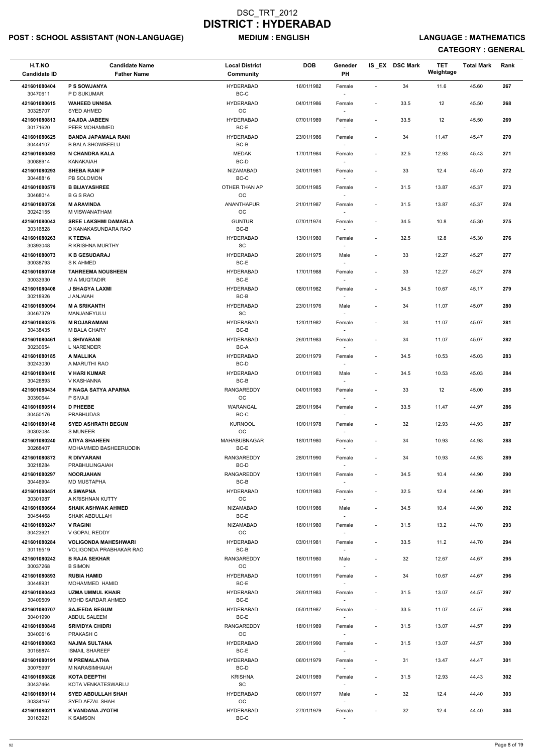# DSC_TRT_2012
# DISTRICT : HYDERABAD

**POST : SCHOOL ASSISTANT (NON-LANGUAGE)** **MEDIUM : ENGLISH** **LANGUAGE : MATHEMATICS**

**CATEGORY : GENERAL**

| H.T.NO / Candidate ID | Candidate Name / Father Name | Local District / Community | DOB | Geneder / PH | IS_EX | DSC Mark | TET Weightage | Total Mark | Rank |
|---|---|---|---|---|---|---|---|---|---|
| 421601080404 / 30470611 | P S SOWJANYA / P D SUKUMAR | HYDERABAD / BC-C | 16/01/1982 | Female / - | - | 34 | 11.6 | 45.60 | 267 |
| 421601080615 / 30325707 | WAHEED UNNISA / SYED AHMED | HYDERABAD / OC | 04/01/1986 | Female / - | - | 33.5 | 12 | 45.50 | 268 |
| 421601080813 / 30171620 | SAJIDA JABEEN / PEER MOHAMMED | HYDERABAD / BC-E | 07/01/1989 | Female / - | - | 33.5 | 12 | 45.50 | 269 |
| 421601080625 / 30444107 | BANDA JAPAMALA RANI / B BALA SHOWREELU | HYDERABAD / BC-B | 23/01/1986 | Female / - | - | 34 | 11.47 | 45.47 | 270 |
| 421601080493 / 30088914 | N CHANDRA KALA / KANAKAIAH | MEDAK / BC-D | 17/01/1984 | Female / - | - | 32.5 | 12.93 | 45.43 | 271 |
| 421601080293 / 30448816 | SHEBA RANI P / PB SOLOMON | NIZAMABAD / BC-C | 24/01/1981 | Female / - | - | 33 | 12.4 | 45.40 | 272 |
| 421601080579 / 30468014 | B BIJAYASHREE / B G S RAO | OTHER THAN AP / OC | 30/01/1985 | Female / - | - | 31.5 | 13.87 | 45.37 | 273 |
| 421601080726 / 30242155 | M ARAVINDA / M VISWANATHAM | ANANTHAPUR / OC | 21/01/1987 | Female / - | - | 31.5 | 13.87 | 45.37 | 274 |
| 421601080043 / 30316828 | SREE LAKSHMI DAMARLA / D KANAKASUNDARA RAO | GUNTUR / BC-B | 07/01/1974 | Female / - | - | 34.5 | 10.8 | 45.30 | 275 |
| 421601080263 / 30393048 | K TEENA / R KRISHNA MURTHY | HYDERABAD / SC | 13/01/1980 | Female / - | - | 32.5 | 12.8 | 45.30 | 276 |
| 421601080073 / 30038793 | K B GESUDARAJ / S K AHMED | HYDERABAD / BC-E | 26/01/1975 | Male / - | - | 33 | 12.27 | 45.27 | 277 |
| 421601080749 / 30033930 | TAHREEMA NOUSHEEN / M A MUQTADIR | HYDERABAD / BC-E | 17/01/1988 | Female / - | - | 33 | 12.27 | 45.27 | 278 |
| 421601080408 / 30218926 | J BHAGYA LAXMI / J ANJAIAH | HYDERABAD / BC-B | 08/01/1982 | Female / - | - | 34.5 | 10.67 | 45.17 | 279 |
| 421601080094 / 30467379 | M A SRIKANTH / MANJANEYULU | HYDERABAD / SC | 23/01/1976 | Male / - | - | 34 | 11.07 | 45.07 | 280 |
| 421601080375 / 30438435 | M ROJARAMANI / M BALA CHARY | HYDERABAD / BC-B | 12/01/1982 | Female / - | - | 34 | 11.07 | 45.07 | 281 |
| 421601080461 / 30230654 | L SHIVARANI / L NARENDER | HYDERABAD / BC-A | 26/01/1983 | Female / - | - | 34 | 11.07 | 45.07 | 282 |
| 421601080185 / 30243030 | A MALLIKA / A MARUTHI RAO | HYDERABAD / BC-D | 20/01/1979 | Female / - | - | 34.5 | 10.53 | 45.03 | 283 |
| 421601080410 / 30426893 | V HARI KUMAR / V KASHANNA | HYDERABAD / BC-B | 01/01/1983 | Male / - | - | 34.5 | 10.53 | 45.03 | 284 |
| 421601080434 / 30390644 | P NAGA SATYA APARNA / P SIVAJI | RANGAREDDY / OC | 04/01/1983 | Female / - | - | 33 | 12 | 45.00 | 285 |
| 421601080514 / 30450176 | D PHEEBE / PRABHUDAS | WARANGAL / BC-C | 28/01/1984 | Female / - | - | 33.5 | 11.47 | 44.97 | 286 |
| 421601080148 / 30302084 | SYED ASHRATH BEGUM / S MUNEER | KURNOOL / OC | 10/01/1978 | Female / - | - | 32 | 12.93 | 44.93 | 287 |
| 421601080240 / 30268407 | ATIYA SHAHEEN / MOHAMMED BASHEERUDDIN | MAHABUBNAGAR / BC-E | 18/01/1980 | Female / - | - | 34 | 10.93 | 44.93 | 288 |
| 421601080872 / 30218284 | R DIVYARANI / PRABHULINGAIAH | RANGAREDDY / BC-D | 28/01/1990 | Female / - | - | 34 | 10.93 | 44.93 | 289 |
| 421601080297 / 30446904 | NOORJAHAN / MD MUSTAPHA | RANGAREDDY / BC-B | 13/01/1981 | Female / - | - | 34.5 | 10.4 | 44.90 | 290 |
| 421601080451 / 30301987 | A SWAPNA / A KRISHNAN KUTTY | HYDERABAD / OC | 10/01/1983 | Female / - | - | 32.5 | 12.4 | 44.90 | 291 |
| 421601080664 / 30454468 | SHAIK ASHWAK AHMED / SHAIK ABDULLAH | NIZAMABAD / BC-E | 10/01/1986 | Male / - | - | 34.5 | 10.4 | 44.90 | 292 |
| 421601080247 / 30423921 | V RAGINI / V GOPAL REDDY | NIZAMABAD / OC | 16/01/1980 | Female / - | - | 31.5 | 13.2 | 44.70 | 293 |
| 421601080284 / 30119519 | VOLIGONDA MAHESHWARI / VOLIGONDA PRABHAKAR RAO | HYDERABAD / BC-B | 03/01/1981 | Female / - | - | 33.5 | 11.2 | 44.70 | 294 |
| 421601080242 / 30037268 | B RAJA SEKHAR / B SIMON | RANGAREDDY / OC | 18/01/1980 | Male / - | - | 32 | 12.67 | 44.67 | 295 |
| 421601080893 / 30448931 | RUBIA HAMID / MOHAMMED HAMID | HYDERABAD / BC-E | 10/01/1991 | Female / - | - | 34 | 10.67 | 44.67 | 296 |
| 421601080443 / 30409509 | UZMA UMMUL KHAIR / MOHD SARDAR AHMED | HYDERABAD / BC-E | 26/01/1983 | Female / - | - | 31.5 | 13.07 | 44.57 | 297 |
| 421601080707 / 30401990 | SAJEEDA BEGUM / ABDUL SALEEM | HYDERABAD / BC-E | 05/01/1987 | Female / - | - | 33.5 | 11.07 | 44.57 | 298 |
| 421601080849 / 30400616 | SRIVIDYA CHIDRI / PRAKASH C | RANGAREDDY / OC | 18/01/1989 | Female / - | - | 31.5 | 13.07 | 44.57 | 299 |
| 421601080863 / 30159874 | NAJMA SULTANA / ISMAIL SHAREEF | HYDERABAD / BC-E | 26/01/1990 | Female / - | - | 31.5 | 13.07 | 44.57 | 300 |
| 421601080191 / 30075997 | M PREMALATHA / M NARASIMHAIAH | HYDERABAD / BC-D | 06/01/1979 | Female / - | - | 31 | 13.47 | 44.47 | 301 |
| 421601080826 / 30437464 | KOTA DEEPTHI / KOTA VENKATESWARLU | KRISHNA / SC | 24/01/1989 | Female / - | - | 31.5 | 12.93 | 44.43 | 302 |
| 421601080114 / 30334167 | SYED ABDULLAH SHAH / SYED AFZAL SHAH | HYDERABAD / OC | 06/01/1977 | Male / - | - | 32 | 12.4 | 44.40 | 303 |
| 421601080211 / 30163921 | K VANDANA JYOTHI / K SAMSON | HYDERABAD / BC-C | 27/01/1979 | Female / - | - | 32 | 12.4 | 44.40 | 304 |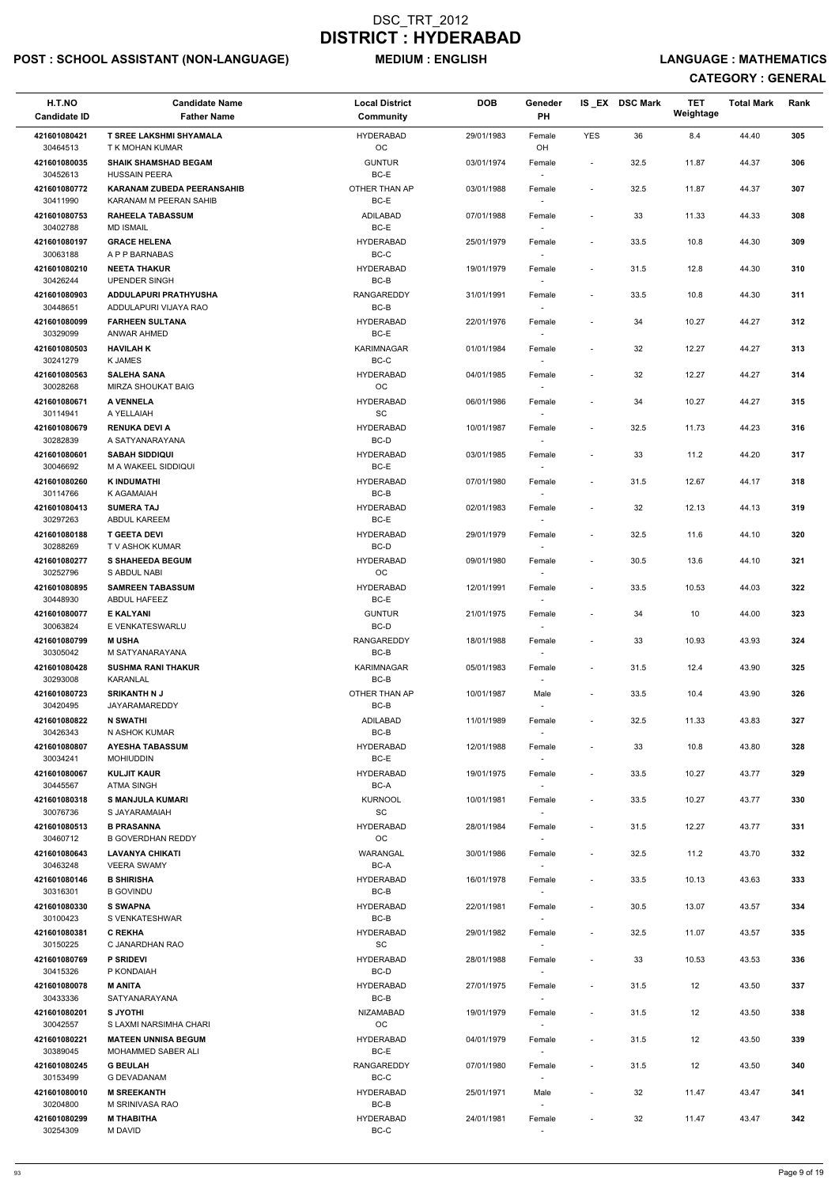# DSC_TRT_2012
# DISTRICT : HYDERABAD

**POST : SCHOOL ASSISTANT (NON-LANGUAGE)** **MEDIUM : ENGLISH** **LANGUAGE : MATHEMATICS**

**CATEGORY : GENERAL**

| H.T.NO / Candidate ID | Candidate Name / Father Name | Local District / Community | DOB | Geneder / PH | IS _EX | DSC Mark | TET Weightage | Total Mark | Rank |
|---|---|---|---|---|---|---|---|---|---|
| 421601080421 / 30464513 | T SREE LAKSHMI SHYAMALA / T K MOHAN KUMAR | HYDERABAD / OC | 29/01/1983 | Female / OH | YES | 36 | 8.4 | 44.40 | 305 |
| 421601080035 / 30452613 | SHAIK SHAMSHAD BEGAM / HUSSAIN PEERA | GUNTUR / BC-E | 03/01/1974 | Female / - | - | 32.5 | 11.87 | 44.37 | 306 |
| 421601080772 / 30411990 | KARANAM ZUBEDA PEERANSAHIB / KARANAM M PEERAN SAHIB | OTHER THAN AP / BC-E | 03/01/1988 | Female / - | - | 32.5 | 11.87 | 44.37 | 307 |
| 421601080753 / 30402788 | RAHEELA TABASSUM / MD ISMAIL | ADILABAD / BC-E | 07/01/1988 | Female / - | - | 33 | 11.33 | 44.33 | 308 |
| 421601080197 / 30063188 | GRACE HELENA / A P P BARNABAS | HYDERABAD / BC-C | 25/01/1979 | Female / - | - | 33.5 | 10.8 | 44.30 | 309 |
| 421601080210 / 30426244 | NEETA THAKUR / UPENDER SINGH | HYDERABAD / BC-B | 19/01/1979 | Female / - | - | 31.5 | 12.8 | 44.30 | 310 |
| 421601080903 / 30448651 | ADDULAPURI PRATHYUSHA / ADDULAPURI VIJAYA RAO | RANGAREDDY / BC-B | 31/01/1991 | Female / - | - | 33.5 | 10.8 | 44.30 | 311 |
| 421601080099 / 30329099 | FARHEEN SULTANA / ANWAR AHMED | HYDERABAD / BC-E | 22/01/1976 | Female / - | - | 34 | 10.27 | 44.27 | 312 |
| 421601080503 / 30241279 | HAVILAH K / K JAMES | KARIMNAGAR / BC-C | 01/01/1984 | Female / - | - | 32 | 12.27 | 44.27 | 313 |
| 421601080563 / 30028268 | SALEHA SANA / MIRZA SHOUKAT BAIG | HYDERABAD / OC | 04/01/1985 | Female / - | - | 32 | 12.27 | 44.27 | 314 |
| 421601080671 / 30114941 | A VENNELA / A YELLAIAH | HYDERABAD / SC | 06/01/1986 | Female / - | - | 34 | 10.27 | 44.27 | 315 |
| 421601080679 / 30282839 | RENUKA DEVI A / A SATYANARAYANA | HYDERABAD / BC-D | 10/01/1987 | Female / - | - | 32.5 | 11.73 | 44.23 | 316 |
| 421601080601 / 30046692 | SABAH SIDDIQUI / M A WAKEEL SIDDIQUI | HYDERABAD / BC-E | 03/01/1985 | Female / - | - | 33 | 11.2 | 44.20 | 317 |
| 421601080260 / 30114766 | K INDUMATHI / K AGAMAIAH | HYDERABAD / BC-B | 07/01/1980 | Female / - | - | 31.5 | 12.67 | 44.17 | 318 |
| 421601080413 / 30297263 | SUMERA TAJ / ABDUL KAREEM | HYDERABAD / BC-E | 02/01/1983 | Female / - | - | 32 | 12.13 | 44.13 | 319 |
| 421601080188 / 30288269 | T GEETA DEVI / T V ASHOK KUMAR | HYDERABAD / BC-D | 29/01/1979 | Female / - | - | 32.5 | 11.6 | 44.10 | 320 |
| 421601080277 / 30252796 | S SHAHEEDA BEGUM / S ABDUL NABI | HYDERABAD / OC | 09/01/1980 | Female / - | - | 30.5 | 13.6 | 44.10 | 321 |
| 421601080895 / 30448930 | SAMREEN TABASSUM / ABDUL HAFEEZ | HYDERABAD / BC-E | 12/01/1991 | Female / - | - | 33.5 | 10.53 | 44.03 | 322 |
| 421601080077 / 30063824 | E KALYANI / E VENKATESWARLU | GUNTUR / BC-D | 21/01/1975 | Female / - | - | 34 | 10 | 44.00 | 323 |
| 421601080799 / 30305042 | M USHA / M SATYANARAYANA | RANGAREDDY / BC-B | 18/01/1988 | Female / - | - | 33 | 10.93 | 43.93 | 324 |
| 421601080428 / 30293008 | SUSHMA RANI THAKUR / KARANLAL | KARIMNAGAR / BC-B | 05/01/1983 | Female / - | - | 31.5 | 12.4 | 43.90 | 325 |
| 421601080723 / 30420495 | SRIKANTH N J / JAYARAMAREDDY | OTHER THAN AP / BC-B | 10/01/1987 | Male / - | - | 33.5 | 10.4 | 43.90 | 326 |
| 421601080822 / 30426343 | N SWATHI / N ASHOK KUMAR | ADILABAD / BC-B | 11/01/1989 | Female / - | - | 32.5 | 11.33 | 43.83 | 327 |
| 421601080807 / 30034241 | AYESHA TABASSUM / MOHIUDDIN | HYDERABAD / BC-E | 12/01/1988 | Female / - | - | 33 | 10.8 | 43.80 | 328 |
| 421601080067 / 30445567 | KULJIT KAUR / ATMA SINGH | HYDERABAD / BC-A | 19/01/1975 | Female / - | - | 33.5 | 10.27 | 43.77 | 329 |
| 421601080318 / 30076736 | S MANJULA KUMARI / S JAYARAMAIAH | KURNOOL / SC | 10/01/1981 | Female / - | - | 33.5 | 10.27 | 43.77 | 330 |
| 421601080513 / 30460712 | B PRASANNA / B GOVERDHAN REDDY | HYDERABAD / OC | 28/01/1984 | Female / - | - | 31.5 | 12.27 | 43.77 | 331 |
| 421601080643 / 30463248 | LAVANYA CHIKATI / VEERA SWAMY | WARANGAL / BC-A | 30/01/1986 | Female / - | - | 32.5 | 11.2 | 43.70 | 332 |
| 421601080146 / 30316301 | B SHIRISHA / B GOVINDU | HYDERABAD / BC-B | 16/01/1978 | Female / - | - | 33.5 | 10.13 | 43.63 | 333 |
| 421601080330 / 30100423 | S SWAPNA / S VENKATESHWAR | HYDERABAD / BC-B | 22/01/1981 | Female / - | - | 30.5 | 13.07 | 43.57 | 334 |
| 421601080381 / 30150225 | C REKHA / C JANARDHAN RAO | HYDERABAD / SC | 29/01/1982 | Female / - | - | 32.5 | 11.07 | 43.57 | 335 |
| 421601080769 / 30415326 | P SRIDEVI / P KONDAIAH | HYDERABAD / BC-D | 28/01/1988 | Female / - | - | 33 | 10.53 | 43.53 | 336 |
| 421601080078 / 30433336 | M ANITA / SATYANARAYANA | HYDERABAD / BC-B | 27/01/1975 | Female / - | - | 31.5 | 12 | 43.50 | 337 |
| 421601080201 / 30042557 | S JYOTHI / S LAXMI NARSIMHA CHARI | NIZAMABAD / OC | 19/01/1979 | Female / - | - | 31.5 | 12 | 43.50 | 338 |
| 421601080221 / 30389045 | MATEEN UNNISA BEGUM / MOHAMMED SABER ALI | HYDERABAD / BC-E | 04/01/1979 | Female / - | - | 31.5 | 12 | 43.50 | 339 |
| 421601080245 / 30153499 | G BEULAH / G DEVADANAM | RANGAREDDY / BC-C | 07/01/1980 | Female / - | - | 31.5 | 12 | 43.50 | 340 |
| 421601080010 / 30204800 | M SREEKANTH / M SRINIVASA RAO | HYDERABAD / BC-B | 25/01/1971 | Male / - | - | 32 | 11.47 | 43.47 | 341 |
| 421601080299 / 30254309 | M THABITHA / M DAVID | HYDERABAD / BC-C | 24/01/1981 | Female / - | - | 32 | 11.47 | 43.47 | 342 |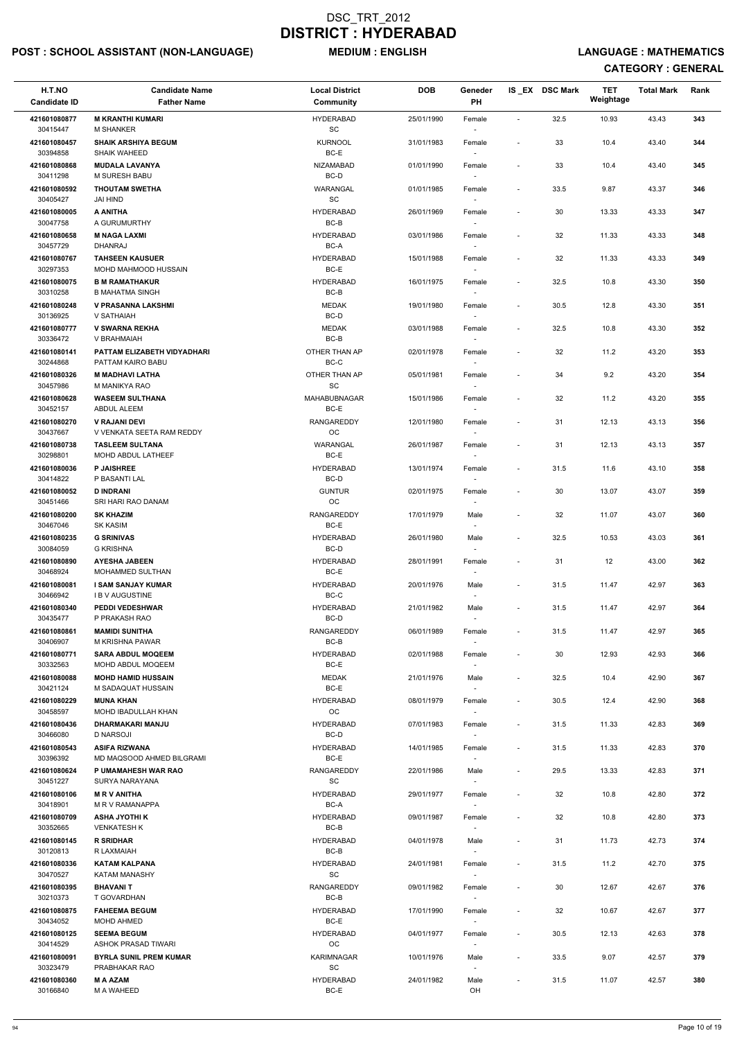# DSC_TRT_2012
# DISTRICT : HYDERABAD

**POST : SCHOOL ASSISTANT (NON-LANGUAGE)** **MEDIUM : ENGLISH** **LANGUAGE : MATHEMATICS**

**CATEGORY : GENERAL**

| H.T.NO / Candidate ID | Candidate Name / Father Name | Local District / Community | DOB | Geneder / PH | IS_EX | DSC Mark | TET Weightage | Total Mark | Rank |
|---|---|---|---|---|---|---|---|---|---|
| 421601080877 / 30415447 | **M KRANTHI KUMARI** / M SHANKER | HYDERABAD / SC | 25/01/1990 | Female / - | - | 32.5 | 10.93 | 43.43 | 343 |
| 421601080457 / 30394858 | **SHAIK ARSHIYA BEGUM** / SHAIK WAHEED | KURNOOL / BC-E | 31/01/1983 | Female / - | - | 33 | 10.4 | 43.40 | 344 |
| 421601080868 / 30411298 | **MUDALA LAVANYA** / M SURESH BABU | NIZAMABAD / BC-D | 01/01/1990 | Female / - | - | 33 | 10.4 | 43.40 | 345 |
| 421601080592 / 30405427 | **THOUTAM SWETHA** / JAI HIND | WARANGAL / SC | 01/01/1985 | Female / - | - | 33.5 | 9.87 | 43.37 | 346 |
| 421601080005 / 30047758 | **A ANITHA** / A GURUMURTHY | HYDERABAD / BC-B | 26/01/1969 | Female / - | - | 30 | 13.33 | 43.33 | 347 |
| 421601080658 / 30457729 | **M NAGA LAXMI** / DHANRAJ | HYDERABAD / BC-A | 03/01/1986 | Female / - | - | 32 | 11.33 | 43.33 | 348 |
| 421601080767 / 30297353 | **TAHSEEN KAUSUER** / MOHD MAHMOOD HUSSAIN | HYDERABAD / BC-E | 15/01/1988 | Female / - | - | 32 | 11.33 | 43.33 | 349 |
| 421601080075 / 30310258 | **B M RAMATHAKUR** / B MAHATMA SINGH | HYDERABAD / BC-B | 16/01/1975 | Female / - | - | 32.5 | 10.8 | 43.30 | 350 |
| 421601080248 / 30136925 | **V PRASANNA LAKSHMI** / V SATHAIAH | MEDAK / BC-D | 19/01/1980 | Female / - | - | 30.5 | 12.8 | 43.30 | 351 |
| 421601080777 / 30336472 | **V SWARNA REKHA** / V BRAHMAIAH | MEDAK / BC-B | 03/01/1988 | Female / - | - | 32.5 | 10.8 | 43.30 | 352 |
| 421601080141 / 30244868 | **PATTAM ELIZABETH VIDYADHARI** / PATTAM KAIRO BABU | OTHER THAN AP / BC-C | 02/01/1978 | Female / - | - | 32 | 11.2 | 43.20 | 353 |
| 421601080326 / 30457986 | **M MADHAVI LATHA** / M MANIKYA RAO | OTHER THAN AP / SC | 05/01/1981 | Female / - | - | 34 | 9.2 | 43.20 | 354 |
| 421601080628 / 30452157 | **WASEEM SULTHANA** / ABDUL ALEEM | MAHABUBNAGAR / BC-E | 15/01/1986 | Female / - | - | 32 | 11.2 | 43.20 | 355 |
| 421601080270 / 30437667 | **V RAJANI DEVI** / V VENKATA SEETA RAM REDDY | RANGAREDDY / OC | 12/01/1980 | Female / - | - | 31 | 12.13 | 43.13 | 356 |
| 421601080738 / 30298801 | **TASLEEM SULTANA** / MOHD ABDUL LATHEEF | WARANGAL / BC-E | 26/01/1987 | Female / - | - | 31 | 12.13 | 43.13 | 357 |
| 421601080036 / 30414822 | **P JAISHREE** / P BASANTI LAL | HYDERABAD / BC-D | 13/01/1974 | Female / - | - | 31.5 | 11.6 | 43.10 | 358 |
| 421601080052 / 30451466 | **D INDRANI** / SRI HARI RAO DANAM | GUNTUR / OC | 02/01/1975 | Female / - | - | 30 | 13.07 | 43.07 | 359 |
| 421601080200 / 30467046 | **SK KHAZIM** / SK KASIM | RANGAREDDY / BC-E | 17/01/1979 | Male / - | - | 32 | 11.07 | 43.07 | 360 |
| 421601080235 / 30084059 | **G SRINIVAS** / G KRISHNA | HYDERABAD / BC-D | 26/01/1980 | Male / - | - | 32.5 | 10.53 | 43.03 | 361 |
| 421601080890 / 30468924 | **AYESHA JABEEN** / MOHAMMED SULTHAN | HYDERABAD / BC-E | 28/01/1991 | Female / - | - | 31 | 12 | 43.00 | 362 |
| 421601080081 / 30466942 | **I SAM SANJAY KUMAR** / I B V AUGUSTINE | HYDERABAD / BC-C | 20/01/1976 | Male / - | - | 31.5 | 11.47 | 42.97 | 363 |
| 421601080340 / 30435477 | **PEDDI VEDESHWAR** / P PRAKASH RAO | HYDERABAD / BC-D | 21/01/1982 | Male / - | - | 31.5 | 11.47 | 42.97 | 364 |
| 421601080861 / 30406907 | **MAMIDI SUNITHA** / M KRISHNA PAWAR | RANGAREDDY / BC-B | 06/01/1989 | Female / - | - | 31.5 | 11.47 | 42.97 | 365 |
| 421601080771 / 30332563 | **SARA ABDUL MOQEEM** / MOHD ABDUL MOQEEM | HYDERABAD / BC-E | 02/01/1988 | Female / - | - | 30 | 12.93 | 42.93 | 366 |
| 421601080088 / 30421124 | **MOHD HAMID HUSSAIN** / M SADAQUAT HUSSAIN | MEDAK / BC-E | 21/01/1976 | Male / - | - | 32.5 | 10.4 | 42.90 | 367 |
| 421601080229 / 30458597 | **MUNA KHAN** / MOHD IBADULLAH KHAN | HYDERABAD / OC | 08/01/1979 | Female / - | - | 30.5 | 12.4 | 42.90 | 368 |
| 421601080436 / 30466080 | **DHARMAKARI MANJU** / D NARSOJI | HYDERABAD / BC-D | 07/01/1983 | Female / - | - | 31.5 | 11.33 | 42.83 | 369 |
| 421601080543 / 30396392 | **ASIFA RIZWANA** / MD MAQSOOD AHMED BILGRAMI | HYDERABAD / BC-E | 14/01/1985 | Female / - | - | 31.5 | 11.33 | 42.83 | 370 |
| 421601080624 / 30451227 | **P UMAMAHESH WAR RAO** / SURYA NARAYANA | RANGAREDDY / SC | 22/01/1986 | Male / - | - | 29.5 | 13.33 | 42.83 | 371 |
| 421601080106 / 30418901 | **M R V ANITHA** / M R V RAMANAPPA | HYDERABAD / BC-A | 29/01/1977 | Female / - | - | 32 | 10.8 | 42.80 | 372 |
| 421601080709 / 30352665 | **ASHA JYOTHI K** / VENKATESH K | HYDERABAD / BC-B | 09/01/1987 | Female / - | - | 32 | 10.8 | 42.80 | 373 |
| 421601080145 / 30120813 | **R SRIDHAR** / R LAXMAIAH | HYDERABAD / BC-B | 04/01/1978 | Male / - | - | 31 | 11.73 | 42.73 | 374 |
| 421601080336 / 30470527 | **KATAM KALPANA** / KATAM MANASHY | HYDERABAD / SC | 24/01/1981 | Female / - | - | 31.5 | 11.2 | 42.70 | 375 |
| 421601080395 / 30210373 | **BHAVANI T** / T GOVARDHAN | RANGAREDDY / BC-B | 09/01/1982 | Female / - | - | 30 | 12.67 | 42.67 | 376 |
| 421601080875 / 30434052 | **FAHEEMA BEGUM** / MOHD AHMED | HYDERABAD / BC-E | 17/01/1990 | Female / - | - | 32 | 10.67 | 42.67 | 377 |
| 421601080125 / 30414529 | **SEEMA BEGUM** / ASHOK PRASAD TIWARI | HYDERABAD / OC | 04/01/1977 | Female / - | - | 30.5 | 12.13 | 42.63 | 378 |
| 421601080091 / 30323479 | **BYRLA SUNIL PREM KUMAR** / PRABHAKAR RAO | KARIMNAGAR / SC | 10/01/1976 | Male / - | - | 33.5 | 9.07 | 42.57 | 379 |
| 421601080360 / 30166840 | **M A AZAM** / M A WAHEED | HYDERABAD / BC-E | 24/01/1982 | Male / OH | - | 31.5 | 11.07 | 42.57 | 380 |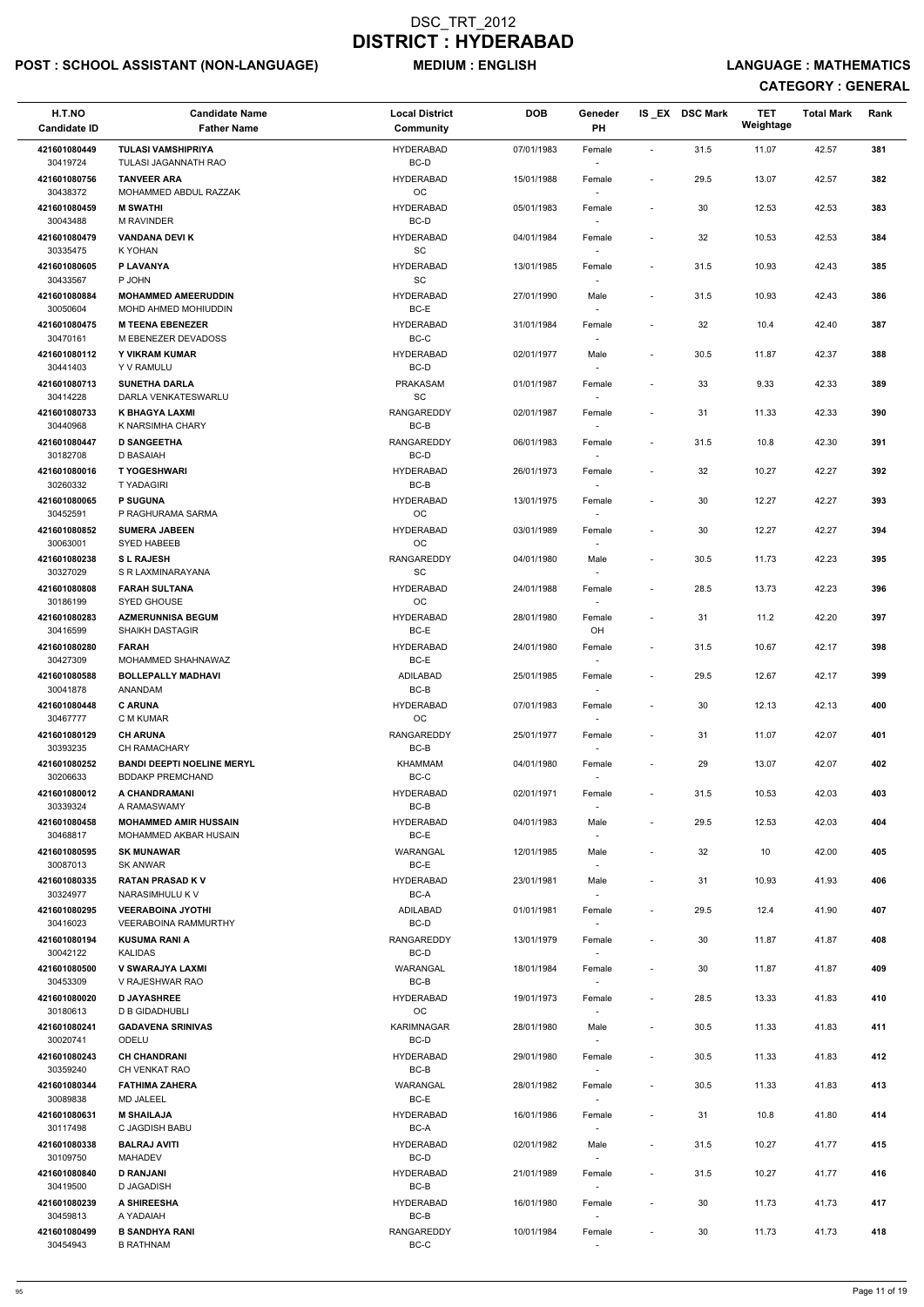# DSC_TRT_2012
# DISTRICT : HYDERABAD

**POST : SCHOOL ASSISTANT (NON-LANGUAGE)** **MEDIUM : ENGLISH** **LANGUAGE : MATHEMATICS**

**CATEGORY : GENERAL**

| H.T.NO / Candidate ID | Candidate Name / Father Name | Local District / Community | DOB | Geneder / PH | IS_EX | DSC Mark | TET Weightage | Total Mark | Rank |
|---|---|---|---|---|---|---|---|---|---|
| 421601080449 / 30419724 | TULASI VAMSHIPRIYA / TULASI JAGANNATH RAO | HYDERABAD / BC-D | 07/01/1983 | Female / - | - | 31.5 | 11.07 | 42.57 | 381 |
| 421601080756 / 30438372 | TANVEER ARA / MOHAMMED ABDUL RAZZAK | HYDERABAD / OC | 15/01/1988 | Female / - | - | 29.5 | 13.07 | 42.57 | 382 |
| 421601080459 / 30043488 | M SWATHI / M RAVINDER | HYDERABAD / BC-D | 05/01/1983 | Female / - | - | 30 | 12.53 | 42.53 | 383 |
| 421601080479 / 30335475 | VANDANA DEVI K / K YOHAN | HYDERABAD / SC | 04/01/1984 | Female / - | - | 32 | 10.53 | 42.53 | 384 |
| 421601080605 / 30433567 | P LAVANYA / P JOHN | HYDERABAD / SC | 13/01/1985 | Female / - | - | 31.5 | 10.93 | 42.43 | 385 |
| 421601080884 / 30050604 | MOHAMMED AMEERUDDIN / MOHD AHMED MOHIUDDIN | HYDERABAD / BC-E | 27/01/1990 | Male / - | - | 31.5 | 10.93 | 42.43 | 386 |
| 421601080475 / 30470161 | M TEENA EBENEZER / M EBENEZER DEVADOSS | HYDERABAD / BC-C | 31/01/1984 | Female / - | - | 32 | 10.4 | 42.40 | 387 |
| 421601080112 / 30441403 | Y VIKRAM KUMAR / Y V RAMULU | HYDERABAD / BC-D | 02/01/1977 | Male / - | - | 30.5 | 11.87 | 42.37 | 388 |
| 421601080713 / 30414228 | SUNETHA DARLA / DARLA VENKATESWARLU | PRAKASAM / SC | 01/01/1987 | Female / - | - | 33 | 9.33 | 42.33 | 389 |
| 421601080733 / 30440968 | K BHAGYA LAXMI / K NARSIMHA CHARY | RANGAREDDY / BC-B | 02/01/1987 | Female / - | - | 31 | 11.33 | 42.33 | 390 |
| 421601080447 / 30182708 | D SANGEETHA / D BASAIAH | RANGAREDDY / BC-D | 06/01/1983 | Female / - | - | 31.5 | 10.8 | 42.30 | 391 |
| 421601080016 / 30260332 | T YOGESHWARI / T YADAGIRI | HYDERABAD / BC-B | 26/01/1973 | Female / - | - | 32 | 10.27 | 42.27 | 392 |
| 421601080065 / 30452591 | P SUGUNA / P RAGHURAMA SARMA | HYDERABAD / OC | 13/01/1975 | Female / - | - | 30 | 12.27 | 42.27 | 393 |
| 421601080852 / 30063001 | SUMERA JABEEN / SYED HABEEB | HYDERABAD / OC | 03/01/1989 | Female / - | - | 30 | 12.27 | 42.27 | 394 |
| 421601080238 / 30327029 | S L RAJESH / S R LAXMINARAYANA | RANGAREDDY / SC | 04/01/1980 | Male / - | - | 30.5 | 11.73 | 42.23 | 395 |
| 421601080808 / 30186199 | FARAH SULTANA / SYED GHOUSE | HYDERABAD / OC | 24/01/1988 | Female / - | - | 28.5 | 13.73 | 42.23 | 396 |
| 421601080283 / 30416599 | AZMERUNNISA BEGUM / SHAIKH DASTAGIR | HYDERABAD / BC-E | 28/01/1980 | Female / OH | - | 31 | 11.2 | 42.20 | 397 |
| 421601080280 / 30427309 | FARAH / MOHAMMED SHAHNAWAZ | HYDERABAD / BC-E | 24/01/1980 | Female / - | - | 31.5 | 10.67 | 42.17 | 398 |
| 421601080588 / 30041878 | BOLLEPALLY MADHAVI / ANANDAM | ADILABAD / BC-B | 25/01/1985 | Female / - | - | 29.5 | 12.67 | 42.17 | 399 |
| 421601080448 / 30467777 | C ARUNA / C M KUMAR | HYDERABAD / OC | 07/01/1983 | Female / - | - | 30 | 12.13 | 42.13 | 400 |
| 421601080129 / 30393235 | CH ARUNA / CH RAMACHARY | RANGAREDDY / BC-B | 25/01/1977 | Female / - | - | 31 | 11.07 | 42.07 | 401 |
| 421601080252 / 30206633 | BANDI DEEPTI NOELINE MERYL / BDDAKP PREMCHAND | KHAMMAM / BC-C | 04/01/1980 | Female / - | - | 29 | 13.07 | 42.07 | 402 |
| 421601080012 / 30339324 | A CHANDRAMANI / A RAMASWAMY | HYDERABAD / BC-B | 02/01/1971 | Female / - | - | 31.5 | 10.53 | 42.03 | 403 |
| 421601080458 / 30468817 | MOHAMMED AMIR HUSSAIN / MOHAMMED AKBAR HUSAIN | HYDERABAD / BC-E | 04/01/1983 | Male / - | - | 29.5 | 12.53 | 42.03 | 404 |
| 421601080595 / 30087013 | SK MUNAWAR / SK ANWAR | WARANGAL / BC-E | 12/01/1985 | Male / - | - | 32 | 10 | 42.00 | 405 |
| 421601080335 / 30324977 | RATAN PRASAD K V / NARASIMHULU K V | HYDERABAD / BC-A | 23/01/1981 | Male / - | - | 31 | 10.93 | 41.93 | 406 |
| 421601080295 / 30416023 | VEERABOINA JYOTHI / VEERABOINA RAMMURTHY | ADILABAD / BC-D | 01/01/1981 | Female / - | - | 29.5 | 12.4 | 41.90 | 407 |
| 421601080194 / 30042122 | KUSUMA RANI A / KALIDAS | RANGAREDDY / BC-D | 13/01/1979 | Female / - | - | 30 | 11.87 | 41.87 | 408 |
| 421601080500 / 30453309 | V SWARAJYA LAXMI / V RAJESHWAR RAO | WARANGAL / BC-B | 18/01/1984 | Female / - | - | 30 | 11.87 | 41.87 | 409 |
| 421601080020 / 30180613 | D JAYASHREE / D B GIDADHUBLI | HYDERABAD / OC | 19/01/1973 | Female / - | - | 28.5 | 13.33 | 41.83 | 410 |
| 421601080241 / 30020741 | GADAVENA SRINIVAS / ODELU | KARIMNAGAR / BC-D | 28/01/1980 | Male / - | - | 30.5 | 11.33 | 41.83 | 411 |
| 421601080243 / 30359240 | CH CHANDRANI / CH VENKAT RAO | HYDERABAD / BC-B | 29/01/1980 | Female / - | - | 30.5 | 11.33 | 41.83 | 412 |
| 421601080344 / 30089838 | FATHIMA ZAHERA / MD JALEEL | WARANGAL / BC-E | 28/01/1982 | Female / - | - | 30.5 | 11.33 | 41.83 | 413 |
| 421601080631 / 30117498 | M SHAILAJA / C JAGDISH BABU | HYDERABAD / BC-A | 16/01/1986 | Female / - | - | 31 | 10.8 | 41.80 | 414 |
| 421601080338 / 30109750 | BALRAJ AVITI / MAHADEV | HYDERABAD / BC-D | 02/01/1982 | Male / - | - | 31.5 | 10.27 | 41.77 | 415 |
| 421601080840 / 30419500 | D RANJANI / D JAGADISH | HYDERABAD / BC-B | 21/01/1989 | Female / - | - | 31.5 | 10.27 | 41.77 | 416 |
| 421601080239 / 30459813 | A SHIREESHA / A YADAIAH | HYDERABAD / BC-B | 16/01/1980 | Female / - | - | 30 | 11.73 | 41.73 | 417 |
| 421601080499 / 30454943 | B SANDHYA RANI / B RATHNAM | RANGAREDDY / BC-C | 10/01/1984 | Female / - | - | 30 | 11.73 | 41.73 | 418 |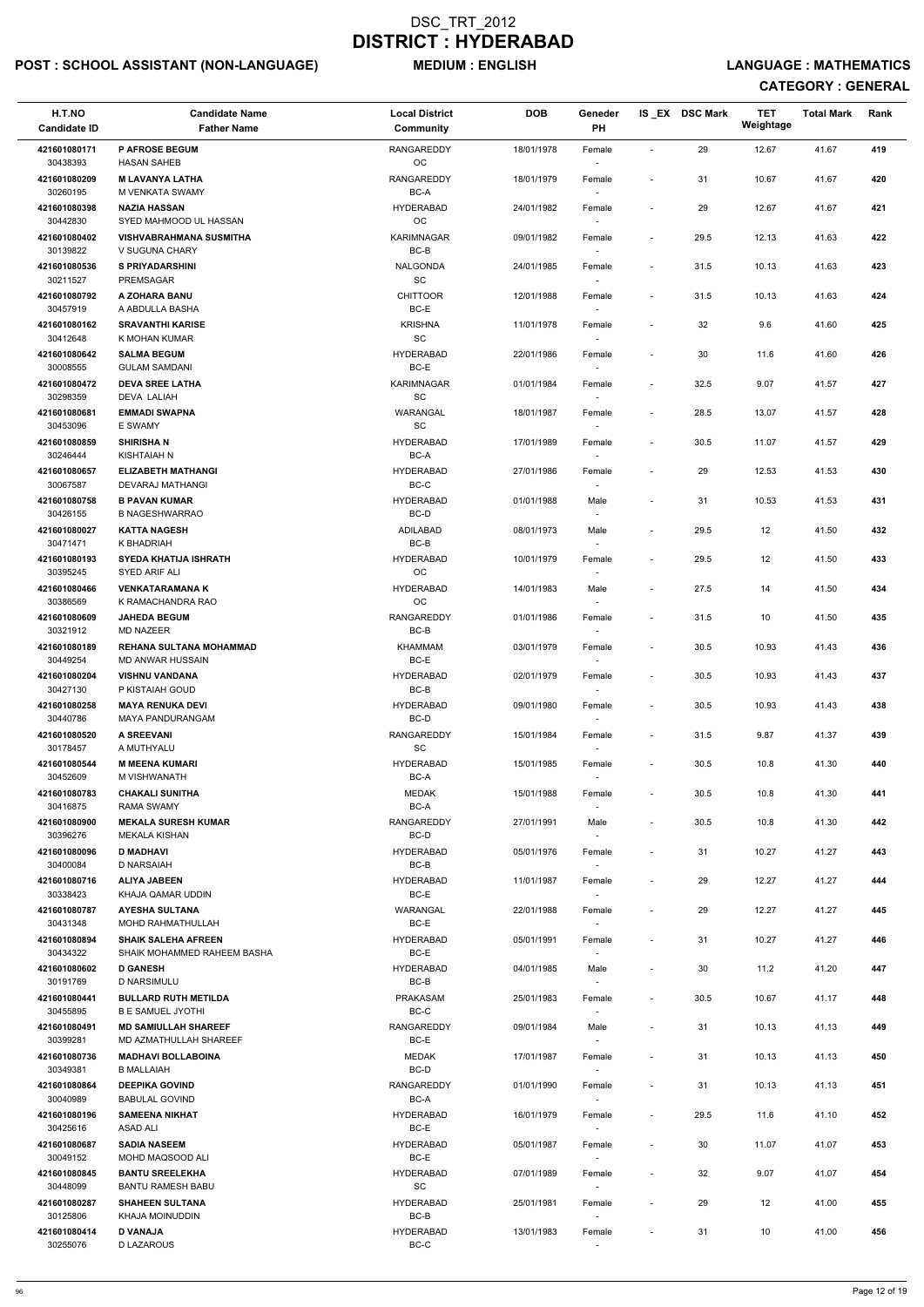# DSC_TRT_2012
# DISTRICT : HYDERABAD

**POST : SCHOOL ASSISTANT (NON-LANGUAGE)** **MEDIUM : ENGLISH** **LANGUAGE : MATHEMATICS**

**CATEGORY : GENERAL**

| H.T.NO<br>Candidate ID | Candidate Name<br>Father Name | Local District<br>Community | DOB | Geneder<br>PH | IS_EX | DSC Mark | TET Weightage | Total Mark | Rank |
|---|---|---|---|---|---|---|---|---|---|
| 421601080171<br>30438393 | P AFROSE BEGUM<br>HASAN SAHEB | RANGAREDDY<br>OC | 18/01/1978 | Female<br>- | - | 29 | 12.67 | 41.67 | 419 |
| 421601080209<br>30260195 | M LAVANYA LATHA<br>M VENKATA SWAMY | RANGAREDDY<br>BC-A | 18/01/1979 | Female<br>- | - | 31 | 10.67 | 41.67 | 420 |
| 421601080398<br>30442830 | NAZIA HASSAN<br>SYED MAHMOOD UL HASSAN | HYDERABAD<br>OC | 24/01/1982 | Female<br>- | - | 29 | 12.67 | 41.67 | 421 |
| 421601080402<br>30139822 | VISHVABRAHMANA SUSMITHA<br>V SUGUNA CHARY | KARIMNAGAR<br>BC-B | 09/01/1982 | Female<br>- | - | 29.5 | 12.13 | 41.63 | 422 |
| 421601080536<br>30211527 | S PRIYADARSHINI<br>PREMSAGAR | NALGONDA<br>SC | 24/01/1985 | Female<br>- | - | 31.5 | 10.13 | 41.63 | 423 |
| 421601080792<br>30457919 | A ZOHARA BANU<br>A ABDULLA BASHA | CHITTOOR<br>BC-E | 12/01/1988 | Female<br>- | - | 31.5 | 10.13 | 41.63 | 424 |
| 421601080162<br>30412648 | SRAVANTHI KARISE<br>K MOHAN KUMAR | KRISHNA<br>SC | 11/01/1978 | Female<br>- | - | 32 | 9.6 | 41.60 | 425 |
| 421601080642<br>30008555 | SALMA BEGUM<br>GULAM SAMDANI | HYDERABAD<br>BC-E | 22/01/1986 | Female<br>- | - | 30 | 11.6 | 41.60 | 426 |
| 421601080472<br>30298359 | DEVA SREE LATHA<br>DEVA LALIAH | KARIMNAGAR<br>SC | 01/01/1984 | Female<br>- | - | 32.5 | 9.07 | 41.57 | 427 |
| 421601080681<br>30453096 | EMMADI SWAPNA<br>E SWAMY | WARANGAL<br>SC | 18/01/1987 | Female<br>- | - | 28.5 | 13.07 | 41.57 | 428 |
| 421601080859<br>30246444 | SHIRISHA N<br>KISHTAIAH N | HYDERABAD<br>BC-A | 17/01/1989 | Female<br>- | - | 30.5 | 11.07 | 41.57 | 429 |
| 421601080657<br>30067587 | ELIZABETH MATHANGI<br>DEVARAJ MATHANGI | HYDERABAD<br>BC-C | 27/01/1986 | Female<br>- | - | 29 | 12.53 | 41.53 | 430 |
| 421601080758<br>30426155 | B PAVAN KUMAR<br>B NAGESHWARRAO | HYDERABAD<br>BC-D | 01/01/1988 | Male<br>- | - | 31 | 10.53 | 41.53 | 431 |
| 421601080027<br>30471471 | KATTA NAGESH<br>K BHADRIAH | ADILABAD<br>BC-B | 08/01/1973 | Male<br>- | - | 29.5 | 12 | 41.50 | 432 |
| 421601080193<br>30395245 | SYEDA KHATIJA ISHRATH<br>SYED ARIF ALI | HYDERABAD<br>OC | 10/01/1979 | Female<br>- | - | 29.5 | 12 | 41.50 | 433 |
| 421601080466<br>30386569 | VENKATARAMANA K<br>K RAMACHANDRA RAO | HYDERABAD<br>OC | 14/01/1983 | Male<br>- | - | 27.5 | 14 | 41.50 | 434 |
| 421601080609<br>30321912 | JAHEDA BEGUM<br>MD NAZEER | RANGAREDDY<br>BC-B | 01/01/1986 | Female<br>- | - | 31.5 | 10 | 41.50 | 435 |
| 421601080189<br>30449254 | REHANA SULTANA MOHAMMAD<br>MD ANWAR HUSSAIN | KHAMMAM<br>BC-E | 03/01/1979 | Female<br>- | - | 30.5 | 10.93 | 41.43 | 436 |
| 421601080204<br>30427130 | VISHNU VANDANA<br>P KISTAIAH GOUD | HYDERABAD<br>BC-B | 02/01/1979 | Female<br>- | - | 30.5 | 10.93 | 41.43 | 437 |
| 421601080258<br>30440786 | MAYA RENUKA DEVI<br>MAYA PANDURANGAM | HYDERABAD<br>BC-D | 09/01/1980 | Female<br>- | - | 30.5 | 10.93 | 41.43 | 438 |
| 421601080520<br>30178457 | A SREEVANI<br>A MUTHYALU | RANGAREDDY<br>SC | 15/01/1984 | Female<br>- | - | 31.5 | 9.87 | 41.37 | 439 |
| 421601080544<br>30452609 | M MEENA KUMARI<br>M VISHWANATH | HYDERABAD<br>BC-A | 15/01/1985 | Female<br>- | - | 30.5 | 10.8 | 41.30 | 440 |
| 421601080783<br>30416875 | CHAKALI SUNITHA<br>RAMA SWAMY | MEDAK<br>BC-A | 15/01/1988 | Female<br>- | - | 30.5 | 10.8 | 41.30 | 441 |
| 421601080900<br>30396276 | MEKALA SURESH KUMAR<br>MEKALA KISHAN | RANGAREDDY<br>BC-D | 27/01/1991 | Male<br>- | - | 30.5 | 10.8 | 41.30 | 442 |
| 421601080096<br>30400084 | D MADHAVI<br>D NARSAIAH | HYDERABAD<br>BC-B | 05/01/1976 | Female<br>- | - | 31 | 10.27 | 41.27 | 443 |
| 421601080716<br>30338423 | ALIYA JABEEN<br>KHAJA QAMAR UDDIN | HYDERABAD<br>BC-E | 11/01/1987 | Female<br>- | - | 29 | 12.27 | 41.27 | 444 |
| 421601080787<br>30431348 | AYESHA SULTANA<br>MOHD RAHMATHULLAH | WARANGAL<br>BC-E | 22/01/1988 | Female<br>- | - | 29 | 12.27 | 41.27 | 445 |
| 421601080894<br>30434322 | SHAIK SALEHA AFREEN<br>SHAIK MOHAMMED RAHEEM BASHA | HYDERABAD<br>BC-E | 05/01/1991 | Female<br>- | - | 31 | 10.27 | 41.27 | 446 |
| 421601080602<br>30191769 | D GANESH<br>D NARSIMULU | HYDERABAD<br>BC-B | 04/01/1985 | Male<br>- | - | 30 | 11.2 | 41.20 | 447 |
| 421601080441<br>30455895 | BULLARD RUTH METILDA<br>B E SAMUEL JYOTHI | PRAKASAM<br>BC-C | 25/01/1983 | Female<br>- | - | 30.5 | 10.67 | 41.17 | 448 |
| 421601080491<br>30399281 | MD SAMIULLAH SHAREEF<br>MD AZMATHULLAH SHAREEF | RANGAREDDY<br>BC-E | 09/01/1984 | Male<br>- | - | 31 | 10.13 | 41.13 | 449 |
| 421601080736<br>30349381 | MADHAVI BOLLABOINA<br>B MALLAIAH | MEDAK<br>BC-D | 17/01/1987 | Female<br>- | - | 31 | 10.13 | 41.13 | 450 |
| 421601080864<br>30040989 | DEEPIKA GOVIND<br>BABULAL GOVIND | RANGAREDDY<br>BC-A | 01/01/1990 | Female<br>- | - | 31 | 10.13 | 41.13 | 451 |
| 421601080196<br>30425616 | SAMEENA NIKHAT<br>ASAD ALI | HYDERABAD<br>BC-E | 16/01/1979 | Female<br>- | - | 29.5 | 11.6 | 41.10 | 452 |
| 421601080687<br>30049152 | SADIA NASEEM<br>MOHD MAQSOOD ALI | HYDERABAD<br>BC-E | 05/01/1987 | Female<br>- | - | 30 | 11.07 | 41.07 | 453 |
| 421601080845<br>30448099 | BANTU SREELEKHA<br>BANTU RAMESH BABU | HYDERABAD<br>SC | 07/01/1989 | Female<br>- | - | 32 | 9.07 | 41.07 | 454 |
| 421601080287<br>30125806 | SHAHEEN SULTANA<br>KHAJA MOINUDDIN | HYDERABAD<br>BC-B | 25/01/1981 | Female<br>- | - | 29 | 12 | 41.00 | 455 |
| 421601080414<br>30255076 | D VANAJA<br>D LAZAROUS | HYDERABAD<br>BC-C | 13/01/1983 | Female<br>- | - | 31 | 10 | 41.00 | 456 |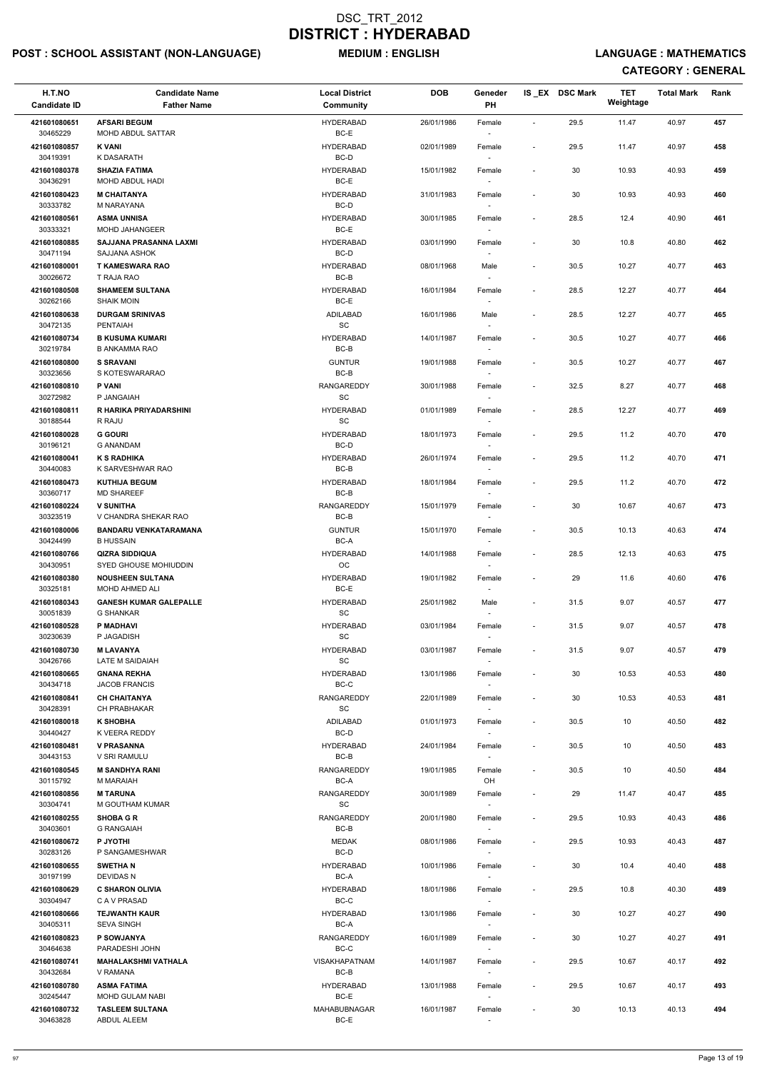# DSC_TRT_2012
# DISTRICT : HYDERABAD

**POST : SCHOOL ASSISTANT (NON-LANGUAGE)** **MEDIUM : ENGLISH** **LANGUAGE : MATHEMATICS**

**CATEGORY : GENERAL**

| H.T.NO<br>Candidate ID | Candidate Name<br>Father Name | Local District<br>Community | DOB | Geneder<br>PH | IS_EX | DSC Mark | TET Weightage | Total Mark | Rank |
|---|---|---|---|---|---|---|---|---|---|
| 421601080651<br>30465229 | AFSARI BEGUM<br>MOHD ABDUL SATTAR | HYDERABAD<br>BC-E | 26/01/1986 | Female<br>- | - | 29.5 | 11.47 | 40.97 | 457 |
| 421601080857<br>30419391 | K VANI<br>K DASARATH | HYDERABAD<br>BC-D | 02/01/1989 | Female<br>- | - | 29.5 | 11.47 | 40.97 | 458 |
| 421601080378<br>30436291 | SHAZIA FATIMA<br>MOHD ABDUL HADI | HYDERABAD<br>BC-E | 15/01/1982 | Female<br>- | - | 30 | 10.93 | 40.93 | 459 |
| 421601080423<br>30333782 | M CHAITANYA<br>M NARAYANA | HYDERABAD<br>BC-D | 31/01/1983 | Female<br>- | - | 30 | 10.93 | 40.93 | 460 |
| 421601080561<br>30333321 | ASMA UNNISA<br>MOHD JAHANGEER | HYDERABAD<br>BC-E | 30/01/1985 | Female<br>- | - | 28.5 | 12.4 | 40.90 | 461 |
| 421601080885<br>30471194 | SAJJANA PRASANNA LAXMI<br>SAJJANA ASHOK | HYDERABAD<br>BC-D | 03/01/1990 | Female<br>- | - | 30 | 10.8 | 40.80 | 462 |
| 421601080001<br>30026672 | T KAMESWARA RAO<br>T RAJA RAO | HYDERABAD<br>BC-B | 08/01/1968 | Male<br>- | - | 30.5 | 10.27 | 40.77 | 463 |
| 421601080508<br>30262166 | SHAMEEM SULTANA<br>SHAIK MOIN | HYDERABAD<br>BC-E | 16/01/1984 | Female<br>- | - | 28.5 | 12.27 | 40.77 | 464 |
| 421601080638<br>30472135 | DURGAM SRINIVAS<br>PENTAIAH | ADILABAD<br>SC | 16/01/1986 | Male<br>- | - | 28.5 | 12.27 | 40.77 | 465 |
| 421601080734<br>30219784 | B KUSUMA KUMARI<br>B ANKAMMA RAO | HYDERABAD<br>BC-B | 14/01/1987 | Female<br>- | - | 30.5 | 10.27 | 40.77 | 466 |
| 421601080800<br>30323656 | S SRAVANI<br>S KOTESWARARAO | GUNTUR<br>BC-B | 19/01/1988 | Female<br>- | - | 30.5 | 10.27 | 40.77 | 467 |
| 421601080810<br>30272982 | P VANI<br>P JANGAIAH | RANGAREDDY<br>SC | 30/01/1988 | Female<br>- | - | 32.5 | 8.27 | 40.77 | 468 |
| 421601080811<br>30188544 | R HARIKA PRIYADARSHINI<br>R RAJU | HYDERABAD<br>SC | 01/01/1989 | Female<br>- | - | 28.5 | 12.27 | 40.77 | 469 |
| 421601080028<br>30196121 | G GOURI<br>G ANANDAM | HYDERABAD<br>BC-D | 18/01/1973 | Female<br>- | - | 29.5 | 11.2 | 40.70 | 470 |
| 421601080041<br>30440083 | K S RADHIKA<br>K SARVESHWAR RAO | HYDERABAD<br>BC-B | 26/01/1974 | Female<br>- | - | 29.5 | 11.2 | 40.70 | 471 |
| 421601080473<br>30360717 | KUTHIJA BEGUM<br>MD SHAREEF | HYDERABAD<br>BC-B | 18/01/1984 | Female<br>- | - | 29.5 | 11.2 | 40.70 | 472 |
| 421601080224<br>30323519 | V SUNITHA<br>V CHANDRA SHEKAR RAO | RANGAREDDY<br>BC-B | 15/01/1979 | Female<br>- | - | 30 | 10.67 | 40.67 | 473 |
| 421601080006<br>30424499 | BANDARU VENKATARAMANA<br>B HUSSAIN | GUNTUR<br>BC-A | 15/01/1970 | Female<br>- | - | 30.5 | 10.13 | 40.63 | 474 |
| 421601080766<br>30430951 | QIZRA SIDDIQUA<br>SYED GHOUSE MOHIUDDIN | HYDERABAD<br>OC | 14/01/1988 | Female<br>- | - | 28.5 | 12.13 | 40.63 | 475 |
| 421601080380<br>30325181 | NOUSHEEN SULTANA<br>MOHD AHMED ALI | HYDERABAD<br>BC-E | 19/01/1982 | Female<br>- | - | 29 | 11.6 | 40.60 | 476 |
| 421601080343<br>30051839 | GANESH KUMAR GALEPALLE<br>G SHANKAR | HYDERABAD<br>SC | 25/01/1982 | Male<br>- | - | 31.5 | 9.07 | 40.57 | 477 |
| 421601080528<br>30230639 | P MADHAVI<br>P JAGADISH | HYDERABAD<br>SC | 03/01/1984 | Female<br>- | - | 31.5 | 9.07 | 40.57 | 478 |
| 421601080730<br>30426766 | M LAVANYA<br>LATE M SAIDAIAH | HYDERABAD<br>SC | 03/01/1987 | Female<br>- | - | 31.5 | 9.07 | 40.57 | 479 |
| 421601080665<br>30434718 | GNANA REKHA<br>JACOB FRANCIS | HYDERABAD<br>BC-C | 13/01/1986 | Female<br>- | - | 30 | 10.53 | 40.53 | 480 |
| 421601080841<br>30428391 | CH CHAITANYA<br>CH PRABHAKAR | RANGAREDDY<br>SC | 22/01/1989 | Female<br>- | - | 30 | 10.53 | 40.53 | 481 |
| 421601080018<br>30440427 | K SHOBHA<br>K VEERA REDDY | ADILABAD<br>BC-D | 01/01/1973 | Female<br>- | - | 30.5 | 10 | 40.50 | 482 |
| 421601080481<br>30443153 | V PRASANNA<br>V SRI RAMULU | HYDERABAD<br>BC-B | 24/01/1984 | Female<br>- | - | 30.5 | 10 | 40.50 | 483 |
| 421601080545<br>30115792 | M SANDHYA RANI<br>M MARAIAH | RANGAREDDY<br>BC-A | 19/01/1985 | Female<br>OH | - | 30.5 | 10 | 40.50 | 484 |
| 421601080856<br>30304741 | M TARUNA<br>M GOUTHAM KUMAR | RANGAREDDY<br>SC | 30/01/1989 | Female<br>- | - | 29 | 11.47 | 40.47 | 485 |
| 421601080255<br>30403601 | SHOBA G R<br>G RANGAIAH | RANGAREDDY<br>BC-B | 20/01/1980 | Female<br>- | - | 29.5 | 10.93 | 40.43 | 486 |
| 421601080672<br>30283126 | P JYOTHI<br>P SANGAMESHWAR | MEDAK<br>BC-D | 08/01/1986 | Female<br>- | - | 29.5 | 10.93 | 40.43 | 487 |
| 421601080655<br>30197199 | SWETHA N<br>DEVIDAS N | HYDERABAD<br>BC-A | 10/01/1986 | Female<br>- | - | 30 | 10.4 | 40.40 | 488 |
| 421601080629<br>30304947 | C SHARON OLIVIA<br>C A V PRASAD | HYDERABAD<br>BC-C | 18/01/1986 | Female<br>- | - | 29.5 | 10.8 | 40.30 | 489 |
| 421601080666<br>30405311 | TEJWANTH KAUR<br>SEVA SINGH | HYDERABAD<br>BC-A | 13/01/1986 | Female<br>- | - | 30 | 10.27 | 40.27 | 490 |
| 421601080823<br>30464638 | P SOWJANYA<br>PARADESHI JOHN | RANGAREDDY<br>BC-C | 16/01/1989 | Female<br>- | - | 30 | 10.27 | 40.27 | 491 |
| 421601080741<br>30432684 | MAHALAKSHMI VATHALA<br>V RAMANA | VISAKHAPATNAM<br>BC-B | 14/01/1987 | Female<br>- | - | 29.5 | 10.67 | 40.17 | 492 |
| 421601080780<br>30245447 | ASMA FATIMA<br>MOHD GULAM NABI | HYDERABAD<br>BC-E | 13/01/1988 | Female<br>- | - | 29.5 | 10.67 | 40.17 | 493 |
| 421601080732<br>30463828 | TASLEEM SULTANA<br>ABDUL ALEEM | MAHABUBNAGAR<br>BC-E | 16/01/1987 | Female<br>- | - | 30 | 10.13 | 40.13 | 494 |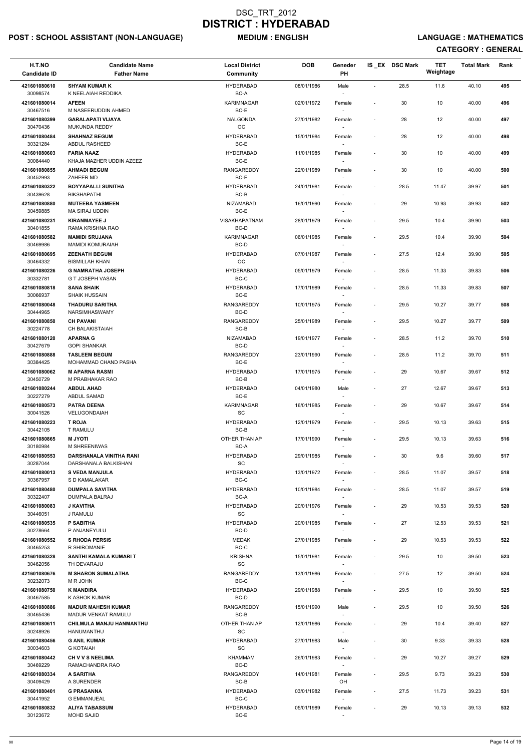# DSC_TRT_2012
# DISTRICT : HYDERABAD

**POST : SCHOOL ASSISTANT (NON-LANGUAGE)** **MEDIUM : ENGLISH** **LANGUAGE : MATHEMATICS**

**CATEGORY : GENERAL**

| H.T.NO<br>Candidate ID | Candidate Name<br>Father Name | Local District<br>Community | DOB | Geneder<br>PH | IS _EX | DSC Mark | TET Weightage | Total Mark | Rank |
|---|---|---|---|---|---|---|---|---|---|
| 421601080610<br>30098574 | **SHYAM KUMAR K**<br>K NEELAIAH REDDIKA | HYDERABAD<br>BC-A | 08/01/1986 | Male<br>- | - | 28.5 | 11.6 | 40.10 | 495 |
| 421601080014<br>30467516 | **AFEEN**<br>M NASEERUDDIN AHMED | KARIMNAGAR<br>BC-E | 02/01/1972 | Female<br>- | - | 30 | 10 | 40.00 | 496 |
| 421601080399<br>30470436 | **GARALAPATI VIJAYA**<br>MUKUNDA REDDY | NALGONDA<br>OC | 27/01/1982 | Female<br>- | - | 28 | 12 | 40.00 | 497 |
| 421601080484<br>30321284 | **SHAHNAZ BEGUM**<br>ABDUL RASHEED | HYDERABAD<br>BC-E | 15/01/1984 | Female<br>- | - | 28 | 12 | 40.00 | 498 |
| 421601080603<br>30084440 | **FARIA NAAZ**<br>KHAJA MAZHER UDDIN AZEEZ | HYDERABAD<br>BC-E | 11/01/1985 | Female<br>- | - | 30 | 10 | 40.00 | 499 |
| 421601080855<br>30452993 | **AHMADI BEGUM**<br>ZAHEER MD | RANGAREDDY<br>BC-E | 22/01/1989 | Female<br>- | - | 30 | 10 | 40.00 | 500 |
| 421601080322<br>30439628 | **BOYYAPALLI SUNITHA**<br>BIKSHAPATHI | HYDERABAD<br>BC-B | 24/01/1981 | Female<br>- | - | 28.5 | 11.47 | 39.97 | 501 |
| 421601080880<br>30459885 | **MUTEEBA YASMEEN**<br>MA SIRAJ UDDIN | NIZAMABAD<br>BC-E | 16/01/1990 | Female<br>- | - | 29 | 10.93 | 39.93 | 502 |
| 421601080231<br>30401855 | **KIRANMAYEE J**<br>RAMA KRISHNA RAO | VISAKHAPATNAM<br>BC-D | 28/01/1979 | Female<br>- | - | 29.5 | 10.4 | 39.90 | 503 |
| 421601080582<br>30469986 | **MAMIDI SRUJANA**<br>MAMIDI KOMURAIAH | KARIMNAGAR<br>BC-D | 06/01/1985 | Female<br>- | - | 29.5 | 10.4 | 39.90 | 504 |
| 421601080695<br>30464332 | **ZEENATH BEGUM**<br>BISMILLAH KHAN | HYDERABAD<br>OC | 07/01/1987 | Female<br>- | - | 27.5 | 12.4 | 39.90 | 505 |
| 421601080226<br>30332781 | **G NAMRATHA JOSEPH**<br>G T JOSEPH VASAN | HYDERABAD<br>BC-C | 05/01/1979 | Female<br>- | - | 28.5 | 11.33 | 39.83 | 506 |
| 421601080818<br>30066937 | **SANA SHAIK**<br>SHAIK HUSSAIN | HYDERABAD<br>BC-E | 17/01/1989 | Female<br>- | - | 28.5 | 11.33 | 39.83 | 507 |
| 421601080048<br>30444965 | **THADURU SARITHA**<br>NARSIMHASWAMY | RANGAREDDY<br>BC-D | 10/01/1975 | Female<br>- | - | 29.5 | 10.27 | 39.77 | 508 |
| 421601080850<br>30224778 | **CH PAVANI**<br>CH BALAKISTAIAH | RANGAREDDY<br>BC-B | 25/01/1989 | Female<br>- | - | 29.5 | 10.27 | 39.77 | 509 |
| 421601080120<br>30427679 | **APARNA G**<br>GOPI SHANKAR | NIZAMABAD<br>BC-D | 19/01/1977 | Female<br>- | - | 28.5 | 11.2 | 39.70 | 510 |
| 421601080888<br>30384425 | **TASLEEM BEGUM**<br>MOHAMMAD CHAND PASHA | RANGAREDDY<br>BC-E | 23/01/1990 | Female<br>- | - | 28.5 | 11.2 | 39.70 | 511 |
| 421601080062<br>30450729 | **M APARNA RASMI**<br>M PRABHAKAR RAO | HYDERABAD<br>BC-B | 17/01/1975 | Female<br>- | - | 29 | 10.67 | 39.67 | 512 |
| 421601080244<br>30227279 | **ABDUL AHAD**<br>ABDUL SAMAD | HYDERABAD<br>BC-E | 04/01/1980 | Male<br>- | - | 27 | 12.67 | 39.67 | 513 |
| 421601080573<br>30041526 | **PATRA DEENA**<br>VELUGONDAIAH | KARIMNAGAR<br>SC | 16/01/1985 | Female<br>- | - | 29 | 10.67 | 39.67 | 514 |
| 421601080223<br>30442105 | **T ROJA**<br>T RAMULU | HYDERABAD<br>BC-B | 12/01/1979 | Female<br>- | - | 29.5 | 10.13 | 39.63 | 515 |
| 421601080865<br>30180984 | **M JYOTI**<br>M SHREENIWAS | OTHER THAN AP<br>BC-A | 17/01/1990 | Female<br>- | - | 29.5 | 10.13 | 39.63 | 516 |
| 421601080553<br>30287044 | **DARSHANALA VINITHA RANI**<br>DARSHANALA BALKISHAN | HYDERABAD<br>SC | 29/01/1985 | Female<br>- | - | 30 | 9.6 | 39.60 | 517 |
| 421601080013<br>30367957 | **S VEDA MANJULA**<br>S D KAMALAKAR | HYDERABAD<br>BC-C | 13/01/1972 | Female<br>- | - | 28.5 | 11.07 | 39.57 | 518 |
| 421601080480<br>30322407 | **DUMPALA SAVITHA**<br>DUMPALA BALRAJ | HYDERABAD<br>BC-A | 10/01/1984 | Female<br>- | - | 28.5 | 11.07 | 39.57 | 519 |
| 421601080083<br>30446051 | **J KAVITHA**<br>J RAMULU | HYDERABAD<br>SC | 20/01/1976 | Female<br>- | - | 29 | 10.53 | 39.53 | 520 |
| 421601080535<br>30278664 | **P SABITHA**<br>P ANJANEYULU | HYDERABAD<br>BC-D | 20/01/1985 | Female<br>- | - | 27 | 12.53 | 39.53 | 521 |
| 421601080552<br>30465253 | **S RHODA PERSIS**<br>R SHIROMANIE | MEDAK<br>BC-C | 27/01/1985 | Female<br>- | - | 29 | 10.53 | 39.53 | 522 |
| 421601080328<br>30462056 | **SANTHI KAMALA KUMARI T**<br>TH DEVARAJU | KRISHNA<br>SC | 15/01/1981 | Female<br>- | - | 29.5 | 10 | 39.50 | 523 |
| 421601080676<br>30232073 | **M SHARON SUMALATHA**<br>M R JOHN | RANGAREDDY<br>BC-C | 13/01/1986 | Female<br>- | - | 27.5 | 12 | 39.50 | 524 |
| 421601080750<br>30467585 | **K MANDIRA**<br>K ASHOK KUMAR | HYDERABAD<br>BC-D | 29/01/1988 | Female<br>- | - | 29.5 | 10 | 39.50 | 525 |
| 421601080886<br>30465436 | **MADUR MAHESH KUMAR**<br>MADUR VENKAT RAMULU | RANGAREDDY<br>BC-B | 15/01/1990 | Male<br>- | - | 29.5 | 10 | 39.50 | 526 |
| 421601080611<br>30248926 | **CHILMULA MANJU HANMANTHU**<br>HANUMANTHU | OTHER THAN AP<br>SC | 12/01/1986 | Female<br>- | - | 29 | 10.4 | 39.40 | 527 |
| 421601080456<br>30034603 | **G ANIL KUMAR**<br>G KOTAIAH | HYDERABAD<br>SC | 27/01/1983 | Male<br>- | - | 30 | 9.33 | 39.33 | 528 |
| 421601080442<br>30469229 | **CH V V S NEELIMA**<br>RAMACHANDRA RAO | KHAMMAM<br>BC-D | 26/01/1983 | Female<br>- | - | 29 | 10.27 | 39.27 | 529 |
| 421601080334<br>30409429 | **A SARITHA**<br>A SURENDER | RANGAREDDY<br>BC-B | 14/01/1981 | Female<br>OH | - | 29.5 | 9.73 | 39.23 | 530 |
| 421601080401<br>30441952 | **G PRASANNA**<br>G EMMANUEAL | HYDERABAD<br>BC-C | 03/01/1982 | Female<br>- | - | 27.5 | 11.73 | 39.23 | 531 |
| 421601080832<br>30123672 | **ALIYA TABASSUM**<br>MOHD SAJID | HYDERABAD<br>BC-E | 05/01/1989 | Female<br>- | - | 29 | 10.13 | 39.13 | 532 |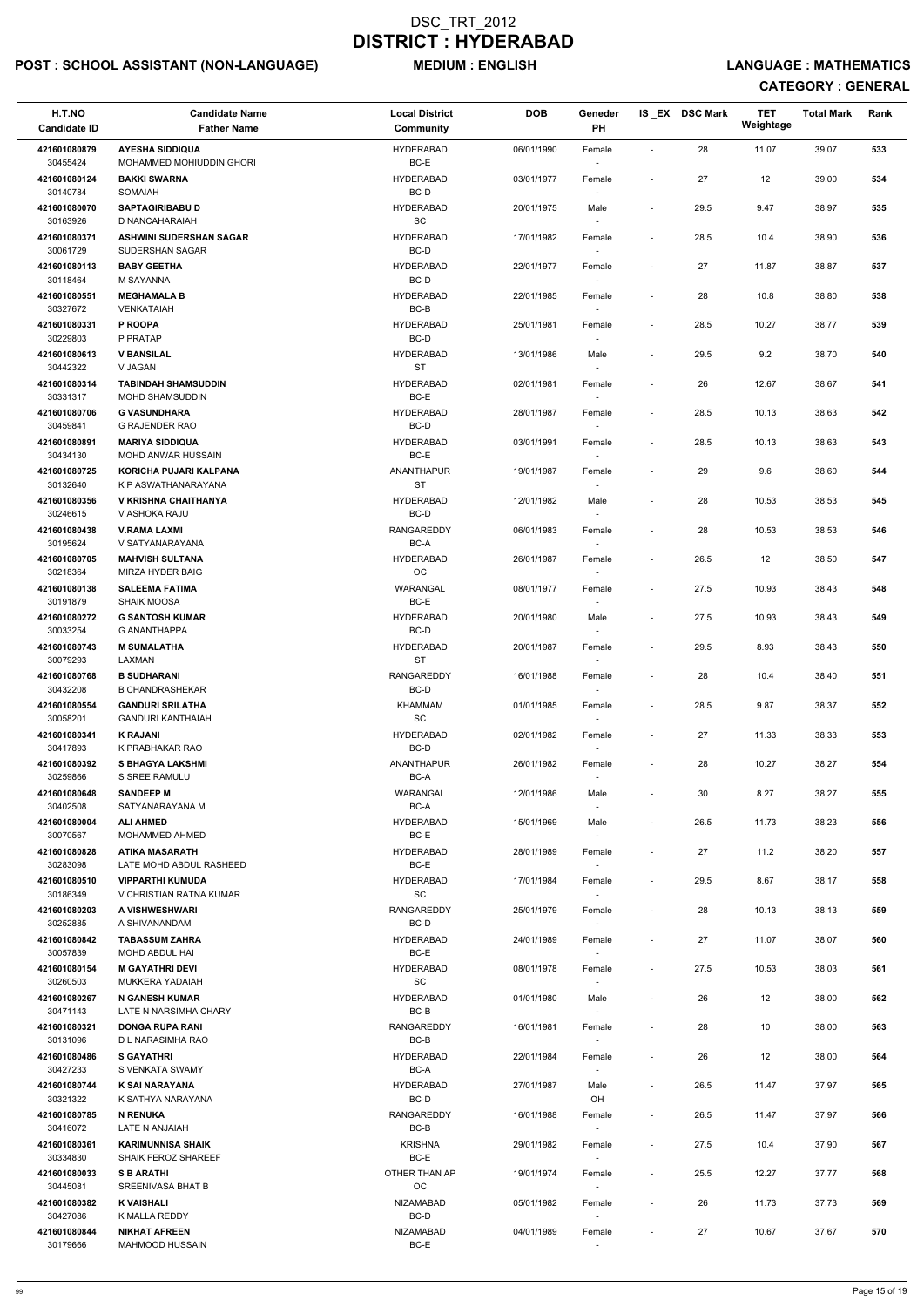# DSC_TRT_2012
# DISTRICT : HYDERABAD

**POST : SCHOOL ASSISTANT (NON-LANGUAGE)** **MEDIUM : ENGLISH** **LANGUAGE : MATHEMATICS**

**CATEGORY : GENERAL**

| H.T.NO<br>Candidate ID | Candidate Name<br>Father Name | Local District<br>Community | DOB | Geneder<br>PH | IS _EX | DSC Mark | TET Weightage | Total Mark | Rank |
|---|---|---|---|---|---|---|---|---|---|
| 421601080879<br>30455424 | AYESHA SIDDIQUA<br>MOHAMMED MOHIUDDIN GHORI | HYDERABAD<br>BC-E | 06/01/1990 | Female<br>- | - | 28 | 11.07 | 39.07 | 533 |
| 421601080124<br>30140784 | BAKKI SWARNA<br>SOMAIAH | HYDERABAD<br>BC-D | 03/01/1977 | Female<br>- | - | 27 | 12 | 39.00 | 534 |
| 421601080070<br>30163926 | SAPTAGIRIBABU D<br>D NANCAHARAIAH | HYDERABAD<br>SC | 20/01/1975 | Male<br>- | - | 29.5 | 9.47 | 38.97 | 535 |
| 421601080371<br>30061729 | ASHWINI SUDERSHAN SAGAR<br>SUDERSHAN SAGAR | HYDERABAD<br>BC-D | 17/01/1982 | Female<br>- | - | 28.5 | 10.4 | 38.90 | 536 |
| 421601080113<br>30118464 | BABY GEETHA<br>M SAYANNA | HYDERABAD<br>BC-D | 22/01/1977 | Female<br>- | - | 27 | 11.87 | 38.87 | 537 |
| 421601080551<br>30327672 | MEGHAMALA B<br>VENKATAIAH | HYDERABAD<br>BC-B | 22/01/1985 | Female<br>- | - | 28 | 10.8 | 38.80 | 538 |
| 421601080331<br>30229803 | P ROOPA<br>P PRATAP | HYDERABAD<br>BC-D | 25/01/1981 | Female<br>- | - | 28.5 | 10.27 | 38.77 | 539 |
| 421601080613<br>30442322 | V BANSILAL<br>V JAGAN | HYDERABAD<br>ST | 13/01/1986 | Male<br>- | - | 29.5 | 9.2 | 38.70 | 540 |
| 421601080314<br>30331317 | TABINDAH SHAMSUDDIN<br>MOHD SHAMSUDDIN | HYDERABAD<br>BC-E | 02/01/1981 | Female<br>- | - | 26 | 12.67 | 38.67 | 541 |
| 421601080706<br>30459841 | G VASUNDHARA<br>G RAJENDER RAO | HYDERABAD<br>BC-D | 28/01/1987 | Female<br>- | - | 28.5 | 10.13 | 38.63 | 542 |
| 421601080891<br>30434130 | MARIYA SIDDIQUA<br>MOHD ANWAR HUSSAIN | HYDERABAD<br>BC-E | 03/01/1991 | Female<br>- | - | 28.5 | 10.13 | 38.63 | 543 |
| 421601080725<br>30132640 | KORICHA PUJARI KALPANA<br>K P ASWATHANARAYANA | ANANTHAPUR<br>ST | 19/01/1987 | Female<br>- | - | 29 | 9.6 | 38.60 | 544 |
| 421601080356<br>30246615 | V KRISHNA CHAITHANYA<br>V ASHOKA RAJU | HYDERABAD<br>BC-D | 12/01/1982 | Male<br>- | - | 28 | 10.53 | 38.53 | 545 |
| 421601080438<br>30195624 | V.RAMA LAXMI<br>V SATYANARAYANA | RANGAREDDY<br>BC-A | 06/01/1983 | Female<br>- | - | 28 | 10.53 | 38.53 | 546 |
| 421601080705<br>30218364 | MAHVISH SULTANA<br>MIRZA HYDER BAIG | HYDERABAD<br>OC | 26/01/1987 | Female<br>- | - | 26.5 | 12 | 38.50 | 547 |
| 421601080138<br>30191879 | SALEEMA FATIMA<br>SHAIK MOOSA | WARANGAL<br>BC-E | 08/01/1977 | Female<br>- | - | 27.5 | 10.93 | 38.43 | 548 |
| 421601080272<br>30033254 | G SANTOSH KUMAR<br>G ANANTHAPPA | HYDERABAD<br>BC-D | 20/01/1980 | Male<br>- | - | 27.5 | 10.93 | 38.43 | 549 |
| 421601080743<br>30079293 | M SUMALATHA<br>LAXMAN | HYDERABAD<br>ST | 20/01/1987 | Female<br>- | - | 29.5 | 8.93 | 38.43 | 550 |
| 421601080768<br>30432208 | B SUDHARANI<br>B CHANDRASHEKAR | RANGAREDDY<br>BC-D | 16/01/1988 | Female<br>- | - | 28 | 10.4 | 38.40 | 551 |
| 421601080554<br>30058201 | GANDURI SRILATHA<br>GANDURI KANTHAIAH | KHAMMAM<br>SC | 01/01/1985 | Female<br>- | - | 28.5 | 9.87 | 38.37 | 552 |
| 421601080341<br>30417893 | K RAJANI<br>K PRABHAKAR RAO | HYDERABAD<br>BC-D | 02/01/1982 | Female<br>- | - | 27 | 11.33 | 38.33 | 553 |
| 421601080392<br>30259866 | S BHAGYA LAKSHMI<br>S SREE RAMULU | ANANTHAPUR<br>BC-A | 26/01/1982 | Female<br>- | - | 28 | 10.27 | 38.27 | 554 |
| 421601080648<br>30402508 | SANDEEP M<br>SATYANARAYANA M | WARANGAL<br>BC-A | 12/01/1986 | Male<br>- | - | 30 | 8.27 | 38.27 | 555 |
| 421601080004<br>30070567 | ALI AHMED<br>MOHAMMED AHMED | HYDERABAD<br>BC-E | 15/01/1969 | Male<br>- | - | 26.5 | 11.73 | 38.23 | 556 |
| 421601080828<br>30283098 | ATIKA MASARATH<br>LATE MOHD ABDUL RASHEED | HYDERABAD<br>BC-E | 28/01/1989 | Female<br>- | - | 27 | 11.2 | 38.20 | 557 |
| 421601080510<br>30186349 | VIPPARTHI KUMUDA<br>V CHRISTIAN RATNA KUMAR | HYDERABAD<br>SC | 17/01/1984 | Female<br>- | - | 29.5 | 8.67 | 38.17 | 558 |
| 421601080203<br>30252885 | A VISHWESHWARI<br>A SHIVANANDAM | RANGAREDDY<br>BC-D | 25/01/1979 | Female<br>- | - | 28 | 10.13 | 38.13 | 559 |
| 421601080842<br>30057839 | TABASSUM ZAHRA<br>MOHD ABDUL HAI | HYDERABAD<br>BC-E | 24/01/1989 | Female<br>- | - | 27 | 11.07 | 38.07 | 560 |
| 421601080154<br>30260503 | M GAYATHRI DEVI<br>MUKKERA YADAIAH | HYDERABAD<br>SC | 08/01/1978 | Female<br>- | - | 27.5 | 10.53 | 38.03 | 561 |
| 421601080267<br>30471143 | N GANESH KUMAR<br>LATE N NARSIMHA CHARY | HYDERABAD<br>BC-B | 01/01/1980 | Male<br>- | - | 26 | 12 | 38.00 | 562 |
| 421601080321<br>30131096 | DONGA RUPA RANI<br>D L NARASIMHA RAO | RANGAREDDY<br>BC-B | 16/01/1981 | Female<br>- | - | 28 | 10 | 38.00 | 563 |
| 421601080486<br>30427233 | S GAYATHRI<br>S VENKATA SWAMY | HYDERABAD<br>BC-A | 22/01/1984 | Female<br>- | - | 26 | 12 | 38.00 | 564 |
| 421601080744<br>30321322 | K SAI NARAYANA<br>K SATHYA NARAYANA | HYDERABAD<br>BC-D | 27/01/1987 | Male<br>OH | - | 26.5 | 11.47 | 37.97 | 565 |
| 421601080785<br>30416072 | N RENUKA<br>LATE N ANJAIAH | RANGAREDDY<br>BC-B | 16/01/1988 | Female<br>- | - | 26.5 | 11.47 | 37.97 | 566 |
| 421601080361<br>30334830 | KARIMUNNISA SHAIK<br>SHAIK FEROZ SHAREEF | KRISHNA<br>BC-E | 29/01/1982 | Female<br>- | - | 27.5 | 10.4 | 37.90 | 567 |
| 421601080033<br>30445081 | S B ARATHI<br>SREENIVASA BHAT B | OTHER THAN AP<br>OC | 19/01/1974 | Female<br>- | - | 25.5 | 12.27 | 37.77 | 568 |
| 421601080382<br>30427086 | K VAISHALI<br>K MALLA REDDY | NIZAMABAD<br>BC-D | 05/01/1982 | Female<br>- | - | 26 | 11.73 | 37.73 | 569 |
| 421601080844<br>30179666 | NIKHAT AFREEN<br>MAHMOOD HUSSAIN | NIZAMABAD<br>BC-E | 04/01/1989 | Female<br>- | - | 27 | 10.67 | 37.67 | 570 |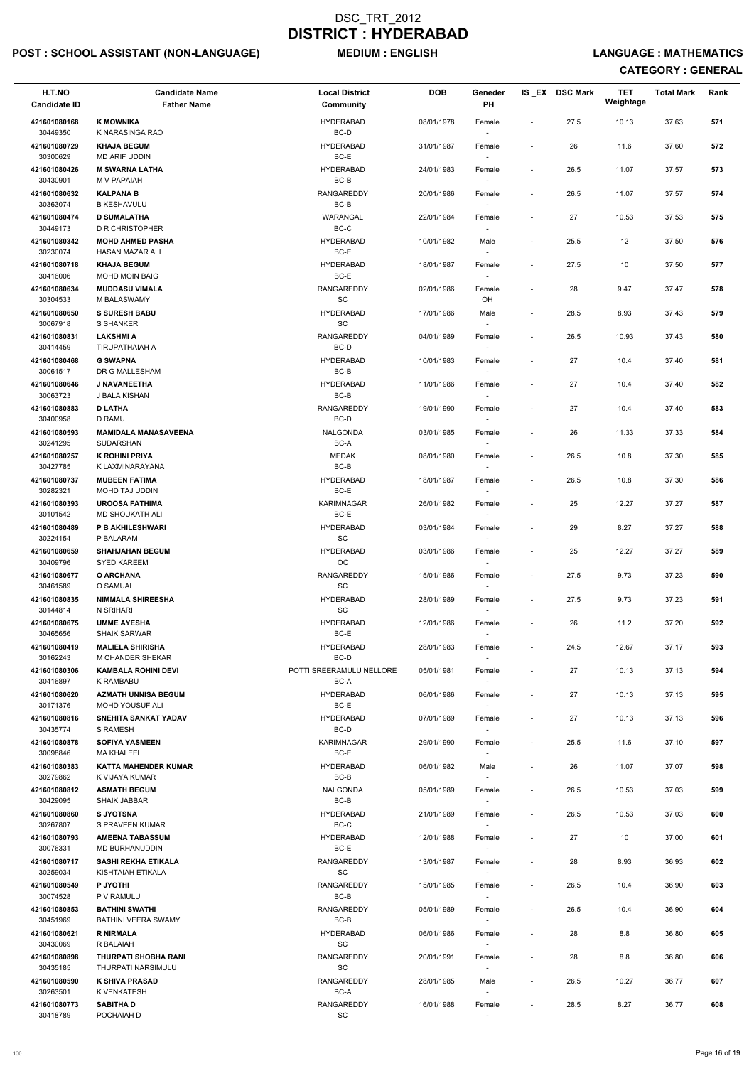# DSC_TRT_2012
# DISTRICT : HYDERABAD

**POST : SCHOOL ASSISTANT (NON-LANGUAGE)** **MEDIUM : ENGLISH** **LANGUAGE : MATHEMATICS**

**CATEGORY : GENERAL**

| H.T.NO<br>Candidate ID | Candidate Name<br>Father Name | Local District<br>Community | DOB | Geneder<br>PH | IS_EX | DSC Mark | TET Weightage | Total Mark | Rank |
|---|---|---|---|---|---|---|---|---|---|
| 421601080168<br>30449350 | **K MOWNIKA**<br>K NARASINGA RAO | HYDERABAD<br>BC-D | 08/01/1978 | Female<br>- | - | 27.5 | 10.13 | 37.63 | 571 |
| 421601080729<br>30300629 | **KHAJA BEGUM**<br>MD ARIF UDDIN | HYDERABAD<br>BC-E | 31/01/1987 | Female<br>- | - | 26 | 11.6 | 37.60 | 572 |
| 421601080426<br>30430901 | **M SWARNA LATHA**<br>M V PAPAIAH | HYDERABAD<br>BC-B | 24/01/1983 | Female<br>- | - | 26.5 | 11.07 | 37.57 | 573 |
| 421601080632<br>30363074 | **KALPANA B**<br>B KESHAVULU | RANGAREDDY<br>BC-B | 20/01/1986 | Female<br>- | - | 26.5 | 11.07 | 37.57 | 574 |
| 421601080474<br>30449173 | **D SUMALATHA**<br>D R CHRISTOPHER | WARANGAL<br>BC-C | 22/01/1984 | Female<br>- | - | 27 | 10.53 | 37.53 | 575 |
| 421601080342<br>30230074 | **MOHD AHMED PASHA**<br>HASAN MAZAR ALI | HYDERABAD<br>BC-E | 10/01/1982 | Male<br>- | - | 25.5 | 12 | 37.50 | 576 |
| 421601080718<br>30416006 | **KHAJA BEGUM**<br>MOHD MOIN BAIG | HYDERABAD<br>BC-E | 18/01/1987 | Female<br>- | - | 27.5 | 10 | 37.50 | 577 |
| 421601080634<br>30304533 | **MUDDASU VIMALA**<br>M BALASWAMY | RANGAREDDY<br>SC | 02/01/1986 | Female<br>OH | - | 28 | 9.47 | 37.47 | 578 |
| 421601080650<br>30067918 | **S SURESH BABU**<br>S SHANKER | HYDERABAD<br>SC | 17/01/1986 | Male<br>- | - | 28.5 | 8.93 | 37.43 | 579 |
| 421601080831<br>30414459 | **LAKSHMI A**<br>TIRUPATHAIAH A | RANGAREDDY<br>BC-D | 04/01/1989 | Female<br>- | - | 26.5 | 10.93 | 37.43 | 580 |
| 421601080468<br>30061517 | **G SWAPNA**<br>DR G MALLESHAM | HYDERABAD<br>BC-B | 10/01/1983 | Female<br>- | - | 27 | 10.4 | 37.40 | 581 |
| 421601080646<br>30063723 | **J NAVANEETHA**<br>J BALA KISHAN | HYDERABAD<br>BC-B | 11/01/1986 | Female<br>- | - | 27 | 10.4 | 37.40 | 582 |
| 421601080883<br>30400958 | **D LATHA**<br>D RAMU | RANGAREDDY<br>BC-D | 19/01/1990 | Female<br>- | - | 27 | 10.4 | 37.40 | 583 |
| 421601080593<br>30241295 | **MAMIDALA MANASAVEENA**<br>SUDARSHAN | NALGONDA<br>BC-A | 03/01/1985 | Female<br>- | - | 26 | 11.33 | 37.33 | 584 |
| 421601080257<br>30427785 | **K ROHINI PRIYA**<br>K LAXMINARAYANA | MEDAK<br>BC-B | 08/01/1980 | Female<br>- | - | 26.5 | 10.8 | 37.30 | 585 |
| 421601080737<br>30282321 | **MUBEEN FATIMA**<br>MOHD TAJ UDDIN | HYDERABAD<br>BC-E | 18/01/1987 | Female<br>- | - | 26.5 | 10.8 | 37.30 | 586 |
| 421601080393<br>30101542 | **UROOSA FATHIMA**<br>MD SHOUKATH ALI | KARIMNAGAR<br>BC-E | 26/01/1982 | Female<br>- | - | 25 | 12.27 | 37.27 | 587 |
| 421601080489<br>30224154 | **P B AKHILESHWARI**<br>P BALARAM | HYDERABAD<br>SC | 03/01/1984 | Female<br>- | - | 29 | 8.27 | 37.27 | 588 |
| 421601080659<br>30409796 | **SHAHJAHAN BEGUM**<br>SYED KAREEM | HYDERABAD<br>OC | 03/01/1986 | Female<br>- | - | 25 | 12.27 | 37.27 | 589 |
| 421601080677<br>30461589 | **O ARCHANA**<br>O SAMUAL | RANGAREDDY<br>SC | 15/01/1986 | Female<br>- | - | 27.5 | 9.73 | 37.23 | 590 |
| 421601080835<br>30144814 | **NIMMALA SHIREESHA**<br>N SRIHARI | HYDERABAD<br>SC | 28/01/1989 | Female<br>- | - | 27.5 | 9.73 | 37.23 | 591 |
| 421601080675<br>30465656 | **UMME AYESHA**<br>SHAIK SARWAR | HYDERABAD<br>BC-E | 12/01/1986 | Female<br>- | - | 26 | 11.2 | 37.20 | 592 |
| 421601080419<br>30162243 | **MALIELA SHIRISHA**<br>M CHANDER SHEKAR | HYDERABAD<br>BC-D | 28/01/1983 | Female<br>- | - | 24.5 | 12.67 | 37.17 | 593 |
| 421601080306<br>30416897 | **KAMBALA ROHINI DEVI**<br>K RAMBABU | POTTI SREERAMULU NELLORE<br>BC-A | 05/01/1981 | Female<br>- | - | 27 | 10.13 | 37.13 | 594 |
| 421601080620<br>30171376 | **AZMATH UNNISA BEGUM**<br>MOHD YOUSUF ALI | HYDERABAD<br>BC-E | 06/01/1986 | Female<br>- | - | 27 | 10.13 | 37.13 | 595 |
| 421601080816<br>30435774 | **SNEHITA SANKAT YADAV**<br>S RAMESH | HYDERABAD<br>BC-D | 07/01/1989 | Female<br>- | - | 27 | 10.13 | 37.13 | 596 |
| 421601080878<br>30098846 | **SOFIYA YASMEEN**<br>MA KHALEEL | KARIMNAGAR<br>BC-E | 29/01/1990 | Female<br>- | - | 25.5 | 11.6 | 37.10 | 597 |
| 421601080383<br>30279862 | **KATTA MAHENDER KUMAR**<br>K VIJAYA KUMAR | HYDERABAD<br>BC-B | 06/01/1982 | Male<br>- | - | 26 | 11.07 | 37.07 | 598 |
| 421601080812<br>30429095 | **ASMATH BEGUM**<br>SHAIK JABBAR | NALGONDA<br>BC-B | 05/01/1989 | Female<br>- | - | 26.5 | 10.53 | 37.03 | 599 |
| 421601080860<br>30267807 | **S JYOTSNA**<br>S PRAVEEN KUMAR | HYDERABAD<br>BC-C | 21/01/1989 | Female<br>- | - | 26.5 | 10.53 | 37.03 | 600 |
| 421601080793<br>30076331 | **AMEENA TABASSUM**<br>MD BURHANUDDIN | HYDERABAD<br>BC-E | 12/01/1988 | Female<br>- | - | 27 | 10 | 37.00 | 601 |
| 421601080717<br>30259034 | **SASHI REKHA ETIKALA**<br>KISHTAIAH ETIKALA | RANGAREDDY<br>SC | 13/01/1987 | Female<br>- | - | 28 | 8.93 | 36.93 | 602 |
| 421601080549<br>30074528 | **P JYOTHI**<br>P V RAMULU | RANGAREDDY<br>BC-B | 15/01/1985 | Female<br>- | - | 26.5 | 10.4 | 36.90 | 603 |
| 421601080853<br>30451969 | **BATHINI SWATHI**<br>BATHINI VEERA SWAMY | RANGAREDDY<br>BC-B | 05/01/1989 | Female<br>- | - | 26.5 | 10.4 | 36.90 | 604 |
| 421601080621<br>30430069 | **R NIRMALA**<br>R BALAIAH | HYDERABAD<br>SC | 06/01/1986 | Female<br>- | - | 28 | 8.8 | 36.80 | 605 |
| 421601080898<br>30435185 | **THURPATI SHOBHA RANI**<br>THURPATI NARSIMULU | RANGAREDDY<br>SC | 20/01/1991 | Female<br>- | - | 28 | 8.8 | 36.80 | 606 |
| 421601080590<br>30263501 | **K SHIVA PRASAD**<br>K VENKATESH | RANGAREDDY<br>BC-A | 28/01/1985 | Male<br>- | - | 26.5 | 10.27 | 36.77 | 607 |
| 421601080773<br>30418789 | **SABITHA D**<br>POCHAIAH D | RANGAREDDY<br>SC | 16/01/1988 | Female<br>- | - | 28.5 | 8.27 | 36.77 | 608 |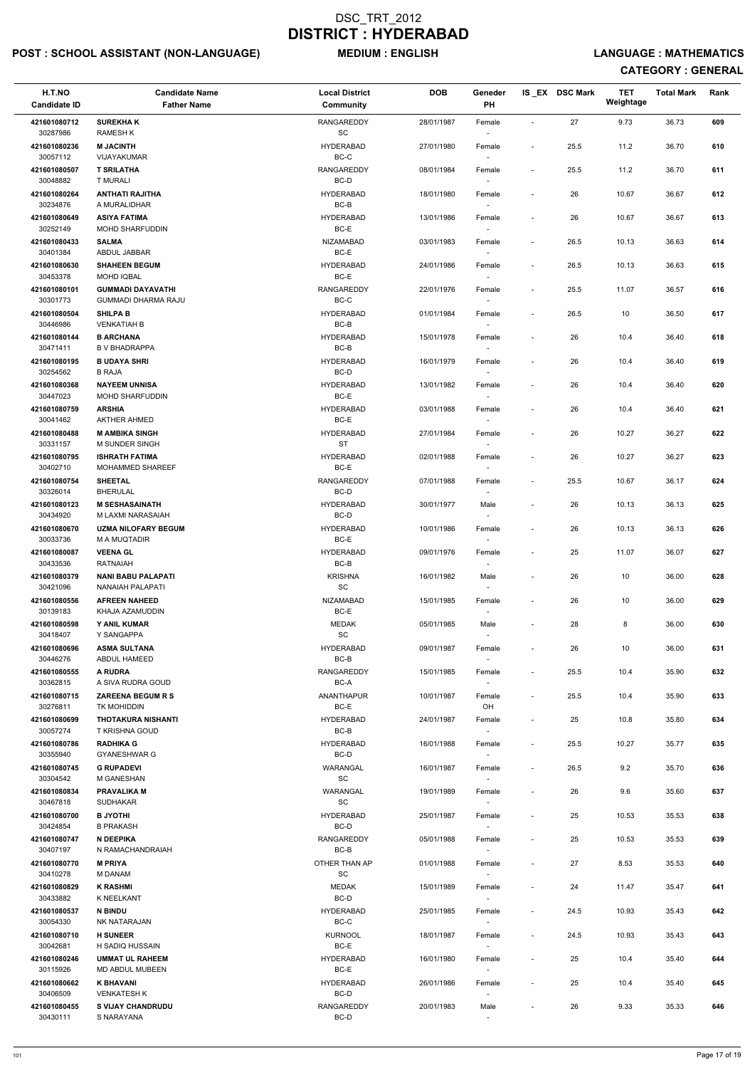# DSC_TRT_2012
# DISTRICT : HYDERABAD

**POST : SCHOOL ASSISTANT (NON-LANGUAGE)** **MEDIUM : ENGLISH** **LANGUAGE : MATHEMATICS**

**CATEGORY : GENERAL**

| H.T.NO / Candidate ID | Candidate Name / Father Name | Local District / Community | DOB | Geneder / PH | IS _EX | DSC Mark | TET Weightage | Total Mark | Rank |
|---|---|---|---|---|---|---|---|---|---|
| 421601080712 / 30287986 | **SUREKHA K** / RAMESH K | RANGAREDDY / SC | 28/01/1987 | Female / - | - | 27 | 9.73 | 36.73 | 609 |
| 421601080236 / 30057112 | **M JACINTH** / VIJAYAKUMAR | HYDERABAD / BC-C | 27/01/1980 | Female / - | - | 25.5 | 11.2 | 36.70 | 610 |
| 421601080507 / 30048882 | **T SRILATHA** / T MURALI | RANGAREDDY / BC-D | 08/01/1984 | Female / - | - | 25.5 | 11.2 | 36.70 | 611 |
| 421601080264 / 30234876 | **ANTHATI RAJITHA** / A MURALIDHAR | HYDERABAD / BC-B | 18/01/1980 | Female / - | - | 26 | 10.67 | 36.67 | 612 |
| 421601080649 / 30252149 | **ASIYA FATIMA** / MOHD SHARFUDDIN | HYDERABAD / BC-E | 13/01/1986 | Female / - | - | 26 | 10.67 | 36.67 | 613 |
| 421601080433 / 30401384 | **SALMA** / ABDUL JABBAR | NIZAMABAD / BC-E | 03/01/1983 | Female / - | - | 26.5 | 10.13 | 36.63 | 614 |
| 421601080630 / 30453378 | **SHAHEEN BEGUM** / MOHD IQBAL | HYDERABAD / BC-E | 24/01/1986 | Female / - | - | 26.5 | 10.13 | 36.63 | 615 |
| 421601080101 / 30301773 | **GUMMADI DAYAVATHI** / GUMMADI DHARMA RAJU | RANGAREDDY / BC-C | 22/01/1976 | Female / - | - | 25.5 | 11.07 | 36.57 | 616 |
| 421601080504 / 30446986 | **SHILPA B** / VENKATIAH B | HYDERABAD / BC-B | 01/01/1984 | Female / - | - | 26.5 | 10 | 36.50 | 617 |
| 421601080144 / 30471411 | **B ARCHANA** / B V BHADRAPPA | HYDERABAD / BC-B | 15/01/1978 | Female / - | - | 26 | 10.4 | 36.40 | 618 |
| 421601080195 / 30254562 | **B UDAYA SHRI** / B RAJA | HYDERABAD / BC-D | 16/01/1979 | Female / - | - | 26 | 10.4 | 36.40 | 619 |
| 421601080368 / 30447023 | **NAYEEM UNNISA** / MOHD SHARFUDDIN | HYDERABAD / BC-E | 13/01/1982 | Female / - | - | 26 | 10.4 | 36.40 | 620 |
| 421601080759 / 30041462 | **ARSHIA** / AKTHER AHMED | HYDERABAD / BC-E | 03/01/1988 | Female / - | - | 26 | 10.4 | 36.40 | 621 |
| 421601080488 / 30331157 | **M AMBIKA SINGH** / M SUNDER SINGH | HYDERABAD / ST | 27/01/1984 | Female / - | - | 26 | 10.27 | 36.27 | 622 |
| 421601080795 / 30402710 | **ISHRATH FATIMA** / MOHAMMED SHAREEF | HYDERABAD / BC-E | 02/01/1988 | Female / - | - | 26 | 10.27 | 36.27 | 623 |
| 421601080754 / 30326014 | **SHEETAL** / BHERULAL | RANGAREDDY / BC-D | 07/01/1988 | Female / - | - | 25.5 | 10.67 | 36.17 | 624 |
| 421601080123 / 30434920 | **M SESHASAINATH** / M LAXMI NARASAIAH | HYDERABAD / BC-D | 30/01/1977 | Male / - | - | 26 | 10.13 | 36.13 | 625 |
| 421601080670 / 30033736 | **UZMA NILOFARY BEGUM** / M A MUQTADIR | HYDERABAD / BC-E | 10/01/1986 | Female / - | - | 26 | 10.13 | 36.13 | 626 |
| 421601080087 / 30433536 | **VEENA GL** / RATNAIAH | HYDERABAD / BC-B | 09/01/1976 | Female / - | - | 25 | 11.07 | 36.07 | 627 |
| 421601080379 / 30421096 | **NANI BABU PALAPATI** / NANAIAH PALAPATI | KRISHNA / SC | 16/01/1982 | Male / - | - | 26 | 10 | 36.00 | 628 |
| 421601080556 / 30139183 | **AFREEN NAHEED** / KHAJA AZAMUDDIN | NIZAMABAD / BC-E | 15/01/1985 | Female / - | - | 26 | 10 | 36.00 | 629 |
| 421601080598 / 30418407 | **Y ANIL KUMAR** / Y SANGAPPA | MEDAK / SC | 05/01/1985 | Male / - | - | 28 | 8 | 36.00 | 630 |
| 421601080696 / 30446276 | **ASMA SULTANA** / ABDUL HAMEED | HYDERABAD / BC-B | 09/01/1987 | Female / - | - | 26 | 10 | 36.00 | 631 |
| 421601080555 / 30362815 | **A RUDRA** / A SIVA RUDRA GOUD | RANGAREDDY / BC-A | 15/01/1985 | Female / - | - | 25.5 | 10.4 | 35.90 | 632 |
| 421601080715 / 30276811 | **ZAREENA BEGUM R S** / TK MOHIDDIN | ANANTHAPUR / BC-E | 10/01/1987 | Female / OH | - | 25.5 | 10.4 | 35.90 | 633 |
| 421601080699 / 30057274 | **THOTAKURA NISHANTI** / T KRISHNA GOUD | HYDERABAD / BC-B | 24/01/1987 | Female / - | - | 25 | 10.8 | 35.80 | 634 |
| 421601080786 / 30355940 | **RADHIKA G** / GYANESHWAR G | HYDERABAD / BC-D | 16/01/1988 | Female / - | - | 25.5 | 10.27 | 35.77 | 635 |
| 421601080745 / 30304542 | **G RUPADEVI** / M GANESHAN | WARANGAL / SC | 16/01/1987 | Female / - | - | 26.5 | 9.2 | 35.70 | 636 |
| 421601080834 / 30467818 | **PRAVALIKA M** / SUDHAKAR | WARANGAL / SC | 19/01/1989 | Female / - | - | 26 | 9.6 | 35.60 | 637 |
| 421601080700 / 30424854 | **B JYOTHI** / B PRAKASH | HYDERABAD / BC-D | 25/01/1987 | Female / - | - | 25 | 10.53 | 35.53 | 638 |
| 421601080747 / 30407197 | **N DEEPIKA** / N RAMACHANDRAIAH | RANGAREDDY / BC-B | 05/01/1988 | Female / - | - | 25 | 10.53 | 35.53 | 639 |
| 421601080770 / 30410278 | **M PRIYA** / M DANAM | OTHER THAN AP / SC | 01/01/1988 | Female / - | - | 27 | 8.53 | 35.53 | 640 |
| 421601080829 / 30433882 | **K RASHMI** / K NEELKANT | MEDAK / BC-D | 15/01/1989 | Female / - | - | 24 | 11.47 | 35.47 | 641 |
| 421601080537 / 30054330 | **N BINDU** / NK NATARAJAN | HYDERABAD / BC-C | 25/01/1985 | Female / - | - | 24.5 | 10.93 | 35.43 | 642 |
| 421601080710 / 30042681 | **H SUNEER** / H SADIQ HUSSAIN | KURNOOL / BC-E | 18/01/1987 | Female / - | - | 24.5 | 10.93 | 35.43 | 643 |
| 421601080246 / 30115926 | **UMMAT UL RAHEEM** / MD ABDUL MUBEEN | HYDERABAD / BC-E | 16/01/1980 | Female / - | - | 25 | 10.4 | 35.40 | 644 |
| 421601080662 / 30406509 | **K BHAVANI** / VENKATESH K | HYDERABAD / BC-D | 26/01/1986 | Female / - | - | 25 | 10.4 | 35.40 | 645 |
| 421601080455 / 30430111 | **S VIJAY CHANDRUDU** / S NARAYANA | RANGAREDDY / BC-D | 20/01/1983 | Male / - | - | 26 | 9.33 | 35.33 | 646 |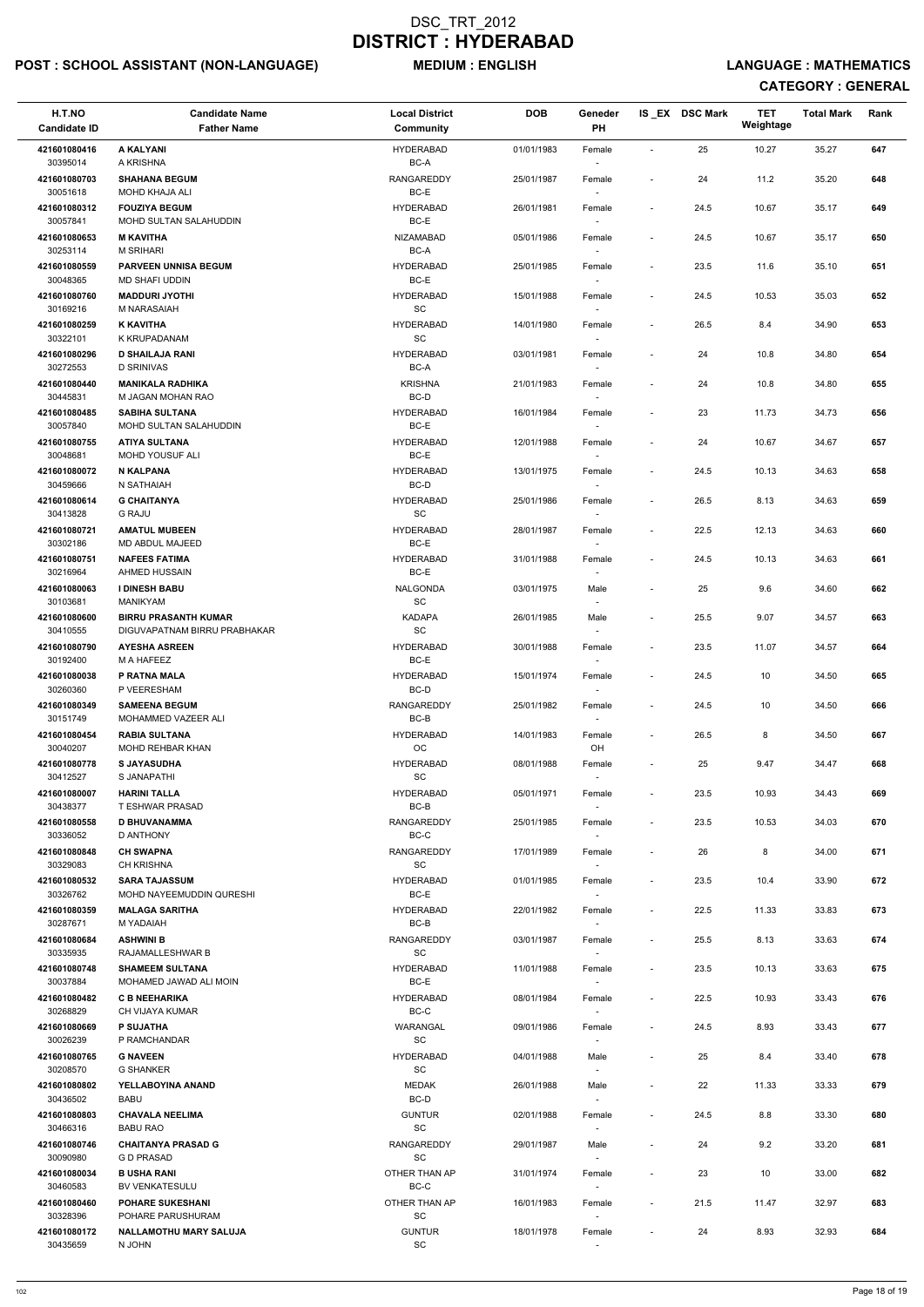# DSC_TRT_2012
# DISTRICT : HYDERABAD

**POST : SCHOOL ASSISTANT (NON-LANGUAGE)** **MEDIUM : ENGLISH** **LANGUAGE : MATHEMATICS**

**CATEGORY : GENERAL**

| H.T.NO<br>Candidate ID | Candidate Name<br>Father Name | Local District<br>Community | DOB | Geneder<br>PH | IS_EX | DSC Mark | TET Weightage | Total Mark | Rank |
|---|---|---|---|---|---|---|---|---|---|
| 421601080416<br>30395014 | A KALYANI<br>A KRISHNA | HYDERABAD<br>BC-A | 01/01/1983 | Female<br>- | - | 25 | 10.27 | 35.27 | 647 |
| 421601080703<br>30051618 | SHAHANA BEGUM<br>MOHD KHAJA ALI | RANGAREDDY<br>BC-E | 25/01/1987 | Female<br>- | - | 24 | 11.2 | 35.20 | 648 |
| 421601080312<br>30057841 | FOUZIYA BEGUM<br>MOHD SULTAN SALAHUDDIN | HYDERABAD<br>BC-E | 26/01/1981 | Female<br>- | - | 24.5 | 10.67 | 35.17 | 649 |
| 421601080653<br>30253114 | M KAVITHA<br>M SRIHARI | NIZAMABAD<br>BC-A | 05/01/1986 | Female<br>- | - | 24.5 | 10.67 | 35.17 | 650 |
| 421601080559<br>30048365 | PARVEEN UNNISA BEGUM<br>MD SHAFI UDDIN | HYDERABAD<br>BC-E | 25/01/1985 | Female<br>- | - | 23.5 | 11.6 | 35.10 | 651 |
| 421601080760<br>30169216 | MADDURI JYOTHI<br>M NARASAIAH | HYDERABAD<br>SC | 15/01/1988 | Female<br>- | - | 24.5 | 10.53 | 35.03 | 652 |
| 421601080259<br>30322101 | K KAVITHA<br>K KRUPADANAM | HYDERABAD<br>SC | 14/01/1980 | Female<br>- | - | 26.5 | 8.4 | 34.90 | 653 |
| 421601080296<br>30272553 | D SHAILAJA RANI<br>D SRINIVAS | HYDERABAD<br>BC-A | 03/01/1981 | Female<br>- | - | 24 | 10.8 | 34.80 | 654 |
| 421601080440<br>30445831 | MANIKALA RADHIKA<br>M JAGAN MOHAN RAO | KRISHNA<br>BC-D | 21/01/1983 | Female<br>- | - | 24 | 10.8 | 34.80 | 655 |
| 421601080485<br>30057840 | SABIHA SULTANA<br>MOHD SULTAN SALAHUDDIN | HYDERABAD<br>BC-E | 16/01/1984 | Female<br>- | - | 23 | 11.73 | 34.73 | 656 |
| 421601080755<br>30048681 | ATIYA SULTANA<br>MOHD YOUSUF ALI | HYDERABAD<br>BC-E | 12/01/1988 | Female<br>- | - | 24 | 10.67 | 34.67 | 657 |
| 421601080072<br>30459666 | N KALPANA<br>N SATHAIAH | HYDERABAD<br>BC-D | 13/01/1975 | Female<br>- | - | 24.5 | 10.13 | 34.63 | 658 |
| 421601080614<br>30413828 | G CHAITANYA<br>G RAJU | HYDERABAD<br>SC | 25/01/1986 | Female<br>- | - | 26.5 | 8.13 | 34.63 | 659 |
| 421601080721<br>30302186 | AMATUL MUBEEN<br>MD ABDUL MAJEED | HYDERABAD<br>BC-E | 28/01/1987 | Female<br>- | - | 22.5 | 12.13 | 34.63 | 660 |
| 421601080751<br>30216964 | NAFEES FATIMA<br>AHMED HUSSAIN | HYDERABAD<br>BC-E | 31/01/1988 | Female<br>- | - | 24.5 | 10.13 | 34.63 | 661 |
| 421601080063<br>30103681 | I DINESH BABU<br>MANIKYAM | NALGONDA<br>SC | 03/01/1975 | Male<br>- | - | 25 | 9.6 | 34.60 | 662 |
| 421601080600<br>30410555 | BIRRU PRASANTH KUMAR<br>DIGUVAPATNAM BIRRU PRABHAKAR | KADAPA<br>SC | 26/01/1985 | Male<br>- | - | 25.5 | 9.07 | 34.57 | 663 |
| 421601080790<br>30192400 | AYESHA ASREEN<br>M A HAFEEZ | HYDERABAD<br>BC-E | 30/01/1988 | Female<br>- | - | 23.5 | 11.07 | 34.57 | 664 |
| 421601080038<br>30260360 | P RATNA MALA<br>P VEERESHAM | HYDERABAD<br>BC-D | 15/01/1974 | Female<br>- | - | 24.5 | 10 | 34.50 | 665 |
| 421601080349<br>30151749 | SAMEENA BEGUM<br>MOHAMMED VAZEER ALI | RANGAREDDY<br>BC-B | 25/01/1982 | Female<br>- | - | 24.5 | 10 | 34.50 | 666 |
| 421601080454<br>30040207 | RABIA SULTANA<br>MOHD REHBAR KHAN | HYDERABAD<br>OC | 14/01/1983 | Female<br>OH | - | 26.5 | 8 | 34.50 | 667 |
| 421601080778<br>30412527 | S JAYASUDHA<br>S JANAPATHI | HYDERABAD<br>SC | 08/01/1988 | Female<br>- | - | 25 | 9.47 | 34.47 | 668 |
| 421601080007<br>30438377 | HARINI TALLA<br>T ESHWAR PRASAD | HYDERABAD<br>BC-B | 05/01/1971 | Female<br>- | - | 23.5 | 10.93 | 34.43 | 669 |
| 421601080558<br>30336052 | D BHUVANAMMA<br>D ANTHONY | RANGAREDDY<br>BC-C | 25/01/1985 | Female<br>- | - | 23.5 | 10.53 | 34.03 | 670 |
| 421601080848<br>30329083 | CH SWAPNA<br>CH KRISHNA | RANGAREDDY<br>SC | 17/01/1989 | Female<br>- | - | 26 | 8 | 34.00 | 671 |
| 421601080532<br>30326762 | SARA TAJASSUM<br>MOHD NAYEEMUDDIN QURESHI | HYDERABAD<br>BC-E | 01/01/1985 | Female<br>- | - | 23.5 | 10.4 | 33.90 | 672 |
| 421601080359<br>30287671 | MALAGA SARITHA<br>M YADAIAH | HYDERABAD<br>BC-B | 22/01/1982 | Female<br>- | - | 22.5 | 11.33 | 33.83 | 673 |
| 421601080684<br>30335935 | ASHWINI B<br>RAJAMALLESHWAR B | RANGAREDDY<br>SC | 03/01/1987 | Female<br>- | - | 25.5 | 8.13 | 33.63 | 674 |
| 421601080748<br>30037884 | SHAMEEM SULTANA<br>MOHAMED JAWAD ALI MOIN | HYDERABAD<br>BC-E | 11/01/1988 | Female<br>- | - | 23.5 | 10.13 | 33.63 | 675 |
| 421601080482<br>30268829 | C B NEEHARIKA<br>CH VIJAYA KUMAR | HYDERABAD<br>BC-C | 08/01/1984 | Female<br>- | - | 22.5 | 10.93 | 33.43 | 676 |
| 421601080669<br>30026239 | P SUJATHA<br>P RAMCHANDAR | WARANGAL<br>SC | 09/01/1986 | Female<br>- | - | 24.5 | 8.93 | 33.43 | 677 |
| 421601080765<br>30208570 | G NAVEEN<br>G SHANKER | HYDERABAD<br>SC | 04/01/1988 | Male<br>- | - | 25 | 8.4 | 33.40 | 678 |
| 421601080802<br>30436502 | YELLABOYINA ANAND<br>BABU | MEDAK<br>BC-D | 26/01/1988 | Male<br>- | - | 22 | 11.33 | 33.33 | 679 |
| 421601080803<br>30466316 | CHAVALA NEELIMA<br>BABU RAO | GUNTUR<br>SC | 02/01/1988 | Female<br>- | - | 24.5 | 8.8 | 33.30 | 680 |
| 421601080746<br>30090980 | CHAITANYA PRASAD G<br>G D PRASAD | RANGAREDDY<br>SC | 29/01/1987 | Male<br>- | - | 24 | 9.2 | 33.20 | 681 |
| 421601080034<br>30460583 | B USHA RANI<br>BV VENKATESULU | OTHER THAN AP<br>BC-C | 31/01/1974 | Female<br>- | - | 23 | 10 | 33.00 | 682 |
| 421601080460<br>30328396 | POHARE SUKESHANI<br>POHARE PARUSHURAM | OTHER THAN AP<br>SC | 16/01/1983 | Female<br>- | - | 21.5 | 11.47 | 32.97 | 683 |
| 421601080172<br>30435659 | NALLAMOTHU MARY SALUJA<br>N JOHN | GUNTUR<br>SC | 18/01/1978 | Female<br>- | - | 24 | 8.93 | 32.93 | 684 |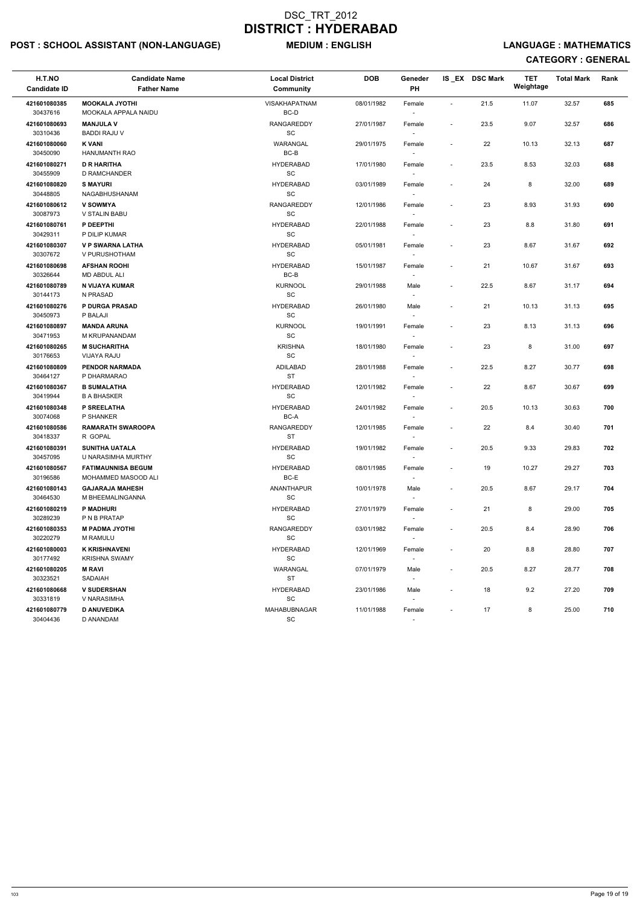# DSC_TRT_2012
# DISTRICT : HYDERABAD

**POST : SCHOOL ASSISTANT (NON-LANGUAGE)** **MEDIUM : ENGLISH** **LANGUAGE : MATHEMATICS**

**CATEGORY : GENERAL**

| H.T.NO<br>Candidate ID | Candidate Name<br>Father Name | Local District<br>Community | DOB | Geneder<br>PH | IS _EX | DSC Mark | TET Weightage | Total Mark | Rank |
|---|---|---|---|---|---|---|---|---|---|
| 421601080385<br>30437616 | **MOOKALA JYOTHI**<br>MOOKALA APPALA NAIDU | VISAKHAPATNAM<br>BC-D | 08/01/1982 | Female<br>- | - | 21.5 | 11.07 | 32.57 | 685 |
| 421601080693<br>30310436 | **MANJULA V**<br>BADDI RAJU V | RANGAREDDY<br>SC | 27/01/1987 | Female<br>- | - | 23.5 | 9.07 | 32.57 | 686 |
| 421601080060<br>30450090 | **K VANI**<br>HANUMANTH RAO | WARANGAL<br>BC-B | 29/01/1975 | Female<br>- | - | 22 | 10.13 | 32.13 | 687 |
| 421601080271<br>30455909 | **D R HARITHA**<br>D RAMCHANDER | HYDERABAD<br>SC | 17/01/1980 | Female<br>- | - | 23.5 | 8.53 | 32.03 | 688 |
| 421601080820<br>30448805 | **S MAYURI**<br>NAGABHUSHANAM | HYDERABAD<br>SC | 03/01/1989 | Female<br>- | - | 24 | 8 | 32.00 | 689 |
| 421601080612<br>30087973 | **V SOWMYA**<br>V STALIN BABU | RANGAREDDY<br>SC | 12/01/1986 | Female<br>- | - | 23 | 8.93 | 31.93 | 690 |
| 421601080761<br>30429311 | **P DEEPTHI**<br>P DILIP KUMAR | HYDERABAD<br>SC | 22/01/1988 | Female<br>- | - | 23 | 8.8 | 31.80 | 691 |
| 421601080307<br>30307672 | **V P SWARNA LATHA**<br>V PURUSHOTHAM | HYDERABAD<br>SC | 05/01/1981 | Female<br>- | - | 23 | 8.67 | 31.67 | 692 |
| 421601080698<br>30326644 | **AFSHAN ROOHI**<br>MD ABDUL ALI | HYDERABAD<br>BC-B | 15/01/1987 | Female<br>- | - | 21 | 10.67 | 31.67 | 693 |
| 421601080789<br>30144173 | **N VIJAYA KUMAR**<br>N PRASAD | KURNOOL<br>SC | 29/01/1988 | Male<br>- | - | 22.5 | 8.67 | 31.17 | 694 |
| 421601080276<br>30450973 | **P DURGA PRASAD**<br>P BALAJI | HYDERABAD<br>SC | 26/01/1980 | Male<br>- | - | 21 | 10.13 | 31.13 | 695 |
| 421601080897<br>30471953 | **MANDA ARUNA**<br>M KRUPANANDAM | KURNOOL<br>SC | 19/01/1991 | Female<br>- | - | 23 | 8.13 | 31.13 | 696 |
| 421601080265<br>30176653 | **M SUCHARITHA**<br>VIJAYA RAJU | KRISHNA<br>SC | 18/01/1980 | Female<br>- | - | 23 | 8 | 31.00 | 697 |
| 421601080809<br>30464127 | **PENDOR NARMADA**<br>P DHARMARAO | ADILABAD<br>ST | 28/01/1988 | Female<br>- | - | 22.5 | 8.27 | 30.77 | 698 |
| 421601080367<br>30419944 | **B SUMALATHA**<br>B A BHASKER | HYDERABAD<br>SC | 12/01/1982 | Female<br>- | - | 22 | 8.67 | 30.67 | 699 |
| 421601080348<br>30074068 | **P SREELATHA**<br>P SHANKER | HYDERABAD<br>BC-A | 24/01/1982 | Female<br>- | - | 20.5 | 10.13 | 30.63 | 700 |
| 421601080586<br>30418337 | **RAMARATH SWAROOPA**<br>R GOPAL | RANGAREDDY<br>ST | 12/01/1985 | Female<br>- | - | 22 | 8.4 | 30.40 | 701 |
| 421601080391<br>30457095 | **SUNITHA UATALA**<br>U NARASIMHA MURTHY | HYDERABAD<br>SC | 19/01/1982 | Female<br>- | - | 20.5 | 9.33 | 29.83 | 702 |
| 421601080567<br>30196586 | **FATIMAUNNISA BEGUM**<br>MOHAMMED MASOOD ALI | HYDERABAD<br>BC-E | 08/01/1985 | Female<br>- | - | 19 | 10.27 | 29.27 | 703 |
| 421601080143<br>30464530 | **GAJARAJA MAHESH**<br>M BHEEMALINGANNA | ANANTHAPUR<br>SC | 10/01/1978 | Male<br>- | - | 20.5 | 8.67 | 29.17 | 704 |
| 421601080219<br>30289239 | **P MADHURI**<br>P N B PRATAP | HYDERABAD<br>SC | 27/01/1979 | Female<br>- | - | 21 | 8 | 29.00 | 705 |
| 421601080353<br>30220279 | **M PADMA JYOTHI**<br>M RAMULU | RANGAREDDY<br>SC | 03/01/1982 | Female<br>- | - | 20.5 | 8.4 | 28.90 | 706 |
| 421601080003<br>30177492 | **K KRISHNAVENI**<br>KRISHNA SWAMY | HYDERABAD<br>SC | 12/01/1969 | Female<br>- | - | 20 | 8.8 | 28.80 | 707 |
| 421601080205<br>30323521 | **M RAVI**<br>SADAIAH | WARANGAL<br>ST | 07/01/1979 | Male<br>- | - | 20.5 | 8.27 | 28.77 | 708 |
| 421601080668<br>30331819 | **V SUDERSHAN**<br>V NARASIMHA | HYDERABAD<br>SC | 23/01/1986 | Male<br>- | - | 18 | 9.2 | 27.20 | 709 |
| 421601080779<br>30404436 | **D ANUVEDIKA**<br>D ANANDAM | MAHABUBNAGAR<br>SC | 11/01/1988 | Female<br>- | - | 17 | 8 | 25.00 | 710 |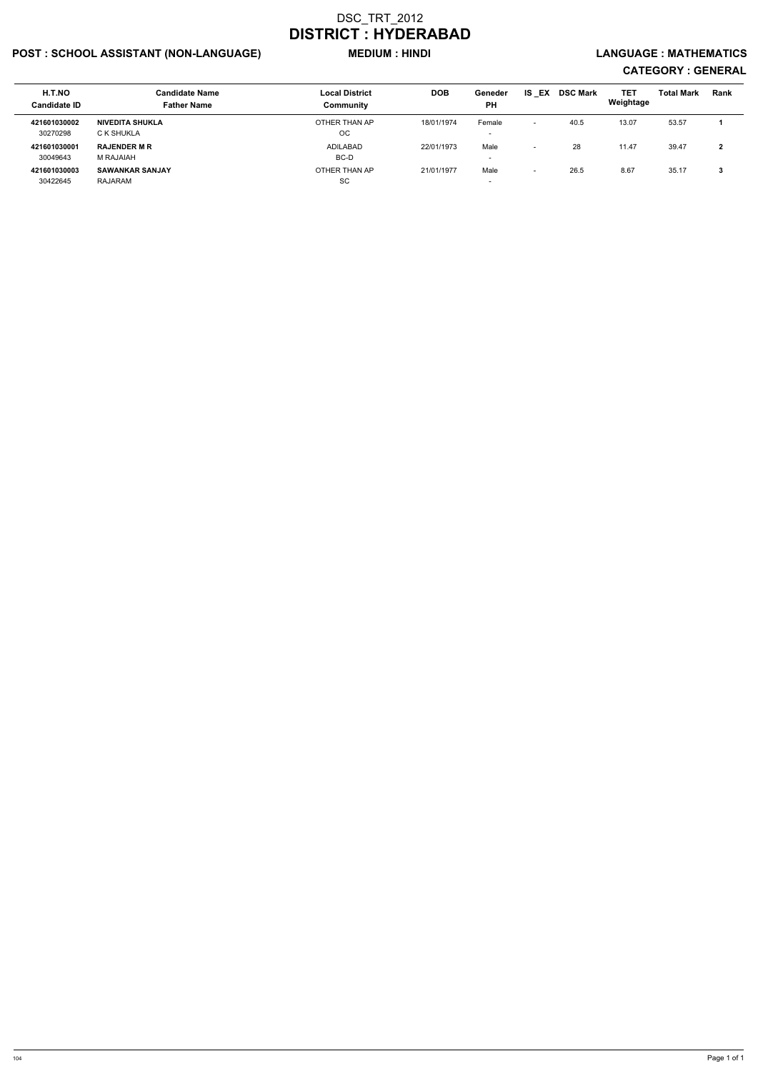# DSC_TRT_2012

# DISTRICT : HYDERABAD

**POST : SCHOOL ASSISTANT (NON-LANGUAGE)** **MEDIUM : HINDI** **LANGUAGE : MATHEMATICS**

**CATEGORY : GENERAL**

| H.T.NO<br>Candidate ID | Candidate Name<br>Father Name | Local District<br>Community | DOB | Geneder<br>PH | IS _EX | DSC Mark | TET Weightage | Total Mark | Rank |
|---|---|---|---|---|---|---|---|---|---|
| **421601030002**<br>30270298 | **NIVEDITA SHUKLA**<br>C K SHUKLA | OTHER THAN AP<br>OC | 18/01/1974 | Female<br>- | - | 40.5 | 13.07 | 53.57 | **1** |
| **421601030001**<br>30049643 | **RAJENDER M R**<br>M RAJAIAH | ADILABAD<br>BC-D | 22/01/1973 | Male<br>- | - | 28 | 11.47 | 39.47 | **2** |
| **421601030003**<br>30422645 | **SAWANKAR SANJAY**<br>RAJARAM | OTHER THAN AP<br>SC | 21/01/1977 | Male<br>- | - | 26.5 | 8.67 | 35.17 | **3** |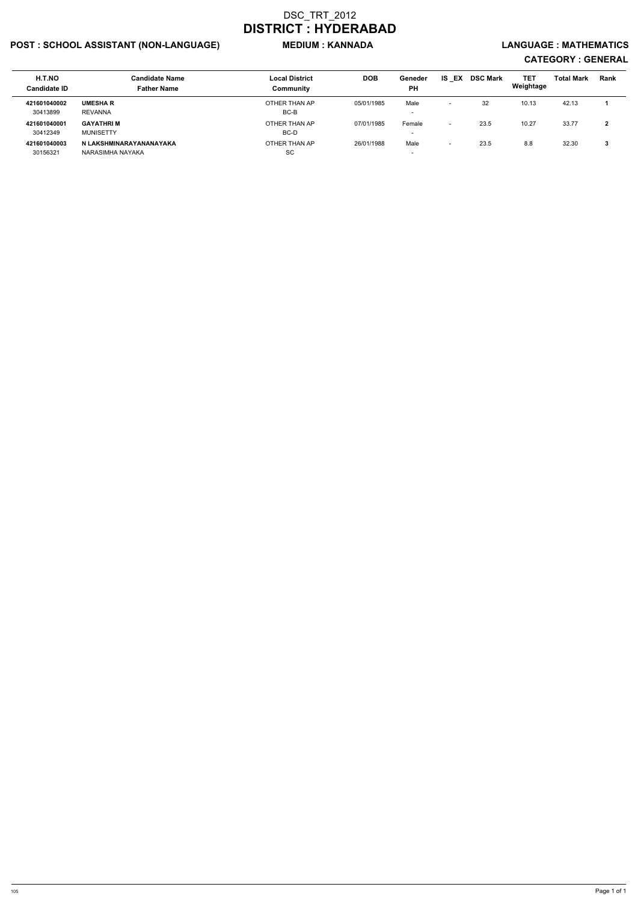# DSC_TRT_2012

# DISTRICT : HYDERABAD

**POST : SCHOOL ASSISTANT (NON-LANGUAGE)** **MEDIUM : KANNADA** **LANGUAGE : MATHEMATICS**

**CATEGORY : GENERAL**

| H.T.NO<br>Candidate ID | Candidate Name<br>Father Name | Local District<br>Community | DOB | Geneder<br>PH | IS _EX | DSC Mark | TET Weightage | Total Mark | Rank |
|---|---|---|---|---|---|---|---|---|---|
| **421601040002**<br>30413899 | **UMESHA R**<br>REVANNA | OTHER THAN AP<br>BC-B | 05/01/1985 | Male<br>- | - | 32 | 10.13 | 42.13 | **1** |
| **421601040001**<br>30412349 | **GAYATHRI M**<br>MUNISETTY | OTHER THAN AP<br>BC-D | 07/01/1985 | Female<br>- | - | 23.5 | 10.27 | 33.77 | **2** |
| **421601040003**<br>30156321 | **N LAKSHMINARAYANANAYAKA**<br>NARASIMHA NAYAKA | OTHER THAN AP<br>SC | 26/01/1988 | Male<br>- | - | 23.5 | 8.8 | 32.30 | **3** |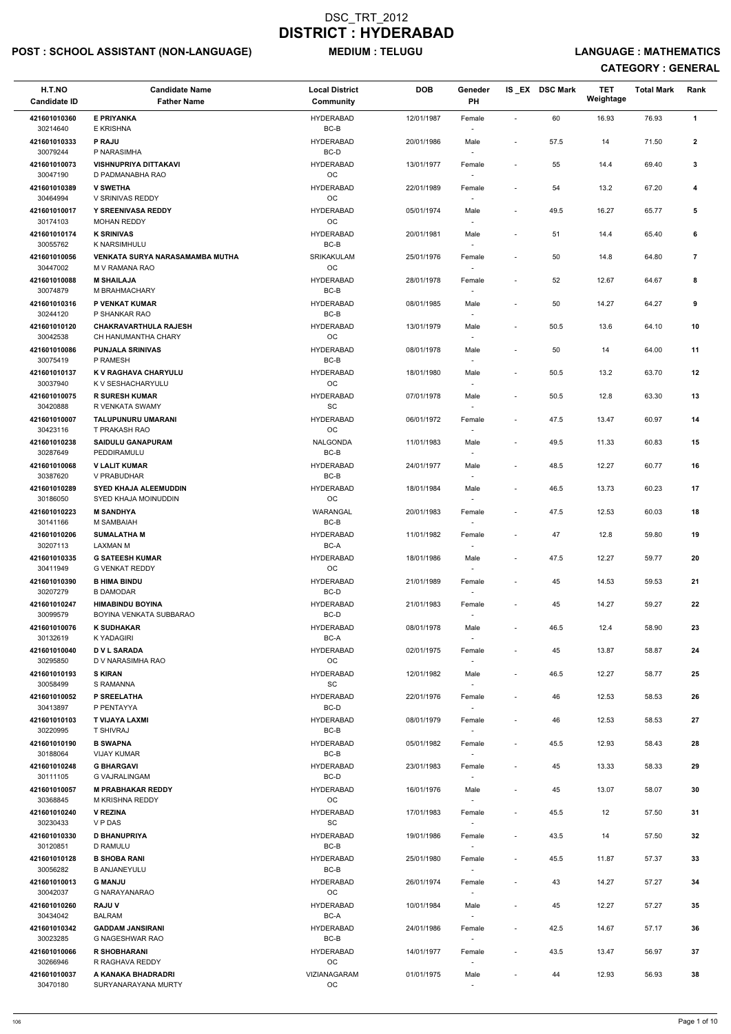# DSC_TRT_2012
# DISTRICT : HYDERABAD

**POST : SCHOOL ASSISTANT (NON-LANGUAGE)** **MEDIUM : TELUGU** **LANGUAGE : MATHEMATICS**

**CATEGORY : GENERAL**

| H.T.NO<br>Candidate ID | Candidate Name<br>Father Name | Local District<br>Community | DOB | Geneder<br>PH | IS_EX | DSC Mark | TET Weightage | Total Mark | Rank |
|---|---|---|---|---|---|---|---|---|---|
| 421601010360<br>30214640 | **E PRIYANKA**<br>E KRISHNA | HYDERABAD<br>BC-B | 12/01/1987 | Female<br>- | - | 60 | 16.93 | 76.93 | 1 |
| 421601010333<br>30079244 | **P RAJU**<br>P NARASIMHA | HYDERABAD<br>BC-D | 20/01/1986 | Male<br>- | - | 57.5 | 14 | 71.50 | 2 |
| 421601010073<br>30047190 | **VISHNUPRIYA DITTAKAVI**<br>D PADMANABHA RAO | HYDERABAD<br>OC | 13/01/1977 | Female<br>- | - | 55 | 14.4 | 69.40 | 3 |
| 421601010389<br>30464994 | **V SWETHA**<br>V SRINIVAS REDDY | HYDERABAD<br>OC | 22/01/1989 | Female<br>- | - | 54 | 13.2 | 67.20 | 4 |
| 421601010017<br>30174103 | **Y SREENIVASA REDDY**<br>MOHAN REDDY | HYDERABAD<br>OC | 05/01/1974 | Male<br>- | - | 49.5 | 16.27 | 65.77 | 5 |
| 421601010174<br>30055762 | **K SRINIVAS**<br>K NARSIMHULU | HYDERABAD<br>BC-B | 20/01/1981 | Male<br>- | - | 51 | 14.4 | 65.40 | 6 |
| 421601010056<br>30447002 | **VENKATA SURYA NARASAMAMBA MUTHA**<br>M V RAMANA RAO | SRIKAKULAM<br>OC | 25/01/1976 | Female<br>- | - | 50 | 14.8 | 64.80 | 7 |
| 421601010088<br>30074879 | **M SHAILAJA**<br>M BRAHMACHARY | HYDERABAD<br>BC-B | 28/01/1978 | Female<br>- | - | 52 | 12.67 | 64.67 | 8 |
| 421601010316<br>30244120 | **P VENKAT KUMAR**<br>P SHANKAR RAO | HYDERABAD<br>BC-B | 08/01/1985 | Male<br>- | - | 50 | 14.27 | 64.27 | 9 |
| 421601010120<br>30042538 | **CHAKRAVARTHULA RAJESH**<br>CH HANUMANTHA CHARY | HYDERABAD<br>OC | 13/01/1979 | Male<br>- | - | 50.5 | 13.6 | 64.10 | 10 |
| 421601010086<br>30075419 | **PUNJALA SRINIVAS**<br>P RAMESH | HYDERABAD<br>BC-B | 08/01/1978 | Male<br>- | - | 50 | 14 | 64.00 | 11 |
| 421601010137<br>30037940 | **K V RAGHAVA CHARYULU**<br>K V SESHACHARYULU | HYDERABAD<br>OC | 18/01/1980 | Male<br>- | - | 50.5 | 13.2 | 63.70 | 12 |
| 421601010075<br>30420888 | **R SURESH KUMAR**<br>R VENKATA SWAMY | HYDERABAD<br>SC | 07/01/1978 | Male<br>- | - | 50.5 | 12.8 | 63.30 | 13 |
| 421601010007<br>30423116 | **TALUPUNURU UMARANI**<br>T PRAKASH RAO | HYDERABAD<br>OC | 06/01/1972 | Female<br>- | - | 47.5 | 13.47 | 60.97 | 14 |
| 421601010238<br>30287649 | **SAIDULU GANAPURAM**<br>PEDDIRAMULU | NALGONDA<br>BC-B | 11/01/1983 | Male<br>- | - | 49.5 | 11.33 | 60.83 | 15 |
| 421601010068<br>30387620 | **V LALIT KUMAR**<br>V PRABUDHAR | HYDERABAD<br>BC-B | 24/01/1977 | Male<br>- | - | 48.5 | 12.27 | 60.77 | 16 |
| 421601010289<br>30186050 | **SYED KHAJA ALEEMUDDIN**<br>SYED KHAJA MOINUDDIN | HYDERABAD<br>OC | 18/01/1984 | Male<br>- | - | 46.5 | 13.73 | 60.23 | 17 |
| 421601010223<br>30141166 | **M SANDHYA**<br>M SAMBAIAH | WARANGAL<br>BC-B | 20/01/1983 | Female<br>- | - | 47.5 | 12.53 | 60.03 | 18 |
| 421601010206<br>30207113 | **SUMALATHA M**<br>LAXMAN M | HYDERABAD<br>BC-A | 11/01/1982 | Female<br>- | - | 47 | 12.8 | 59.80 | 19 |
| 421601010335<br>30411949 | **G SATEESH KUMAR**<br>G VENKAT REDDY | HYDERABAD<br>OC | 18/01/1986 | Male<br>- | - | 47.5 | 12.27 | 59.77 | 20 |
| 421601010390<br>30207279 | **B HIMA BINDU**<br>B DAMODAR | HYDERABAD<br>BC-D | 21/01/1989 | Female<br>- | - | 45 | 14.53 | 59.53 | 21 |
| 421601010247<br>30099579 | **HIMABINDU BOYINA**<br>BOYINA VENKATA SUBBARAO | HYDERABAD<br>BC-D | 21/01/1983 | Female<br>- | - | 45 | 14.27 | 59.27 | 22 |
| 421601010076<br>30132619 | **K SUDHAKAR**<br>K YADAGIRI | HYDERABAD<br>BC-A | 08/01/1978 | Male<br>- | - | 46.5 | 12.4 | 58.90 | 23 |
| 421601010040<br>30295850 | **D V L SARADA**<br>D V NARASIMHA RAO | HYDERABAD<br>OC | 02/01/1975 | Female<br>- | - | 45 | 13.87 | 58.87 | 24 |
| 421601010193<br>30058499 | **S KIRAN**<br>S RAMANNA | HYDERABAD<br>SC | 12/01/1982 | Male<br>- | - | 46.5 | 12.27 | 58.77 | 25 |
| 421601010052<br>30413897 | **P SREELATHA**<br>P PENTAYYA | HYDERABAD<br>BC-D | 22/01/1976 | Female<br>- | - | 46 | 12.53 | 58.53 | 26 |
| 421601010103<br>30220995 | **T VIJAYA LAXMI**<br>T SHIVRAJ | HYDERABAD<br>BC-B | 08/01/1979 | Female<br>- | - | 46 | 12.53 | 58.53 | 27 |
| 421601010190<br>30188064 | **B SWAPNA**<br>VIJAY KUMAR | HYDERABAD<br>BC-B | 05/01/1982 | Female<br>- | - | 45.5 | 12.93 | 58.43 | 28 |
| 421601010248<br>30111105 | **G BHARGAVI**<br>G VAJRALINGAM | HYDERABAD<br>BC-D | 23/01/1983 | Female<br>- | - | 45 | 13.33 | 58.33 | 29 |
| 421601010057<br>30368845 | **M PRABHAKAR REDDY**<br>M KRISHNA REDDY | HYDERABAD<br>OC | 16/01/1976 | Male<br>- | - | 45 | 13.07 | 58.07 | 30 |
| 421601010240<br>30230433 | **V REZINA**<br>V P DAS | HYDERABAD<br>SC | 17/01/1983 | Female<br>- | - | 45.5 | 12 | 57.50 | 31 |
| 421601010330<br>30120851 | **D BHANUPRIYA**<br>D RAMULU | HYDERABAD<br>BC-B | 19/01/1986 | Female<br>- | - | 43.5 | 14 | 57.50 | 32 |
| 421601010128<br>30056282 | **B SHOBA RANI**<br>B ANJANEYULU | HYDERABAD<br>BC-B | 25/01/1980 | Female<br>- | - | 45.5 | 11.87 | 57.37 | 33 |
| 421601010013<br>30042037 | **G MANJU**<br>G NARAYANARAO | HYDERABAD<br>OC | 26/01/1974 | Female<br>- | - | 43 | 14.27 | 57.27 | 34 |
| 421601010260<br>30434042 | **RAJU V**<br>BALRAM | HYDERABAD<br>BC-A | 10/01/1984 | Male<br>- | - | 45 | 12.27 | 57.27 | 35 |
| 421601010342<br>30023285 | **GADDAM JANSIRANI**<br>G NAGESHWAR RAO | HYDERABAD<br>BC-B | 24/01/1986 | Female<br>- | - | 42.5 | 14.67 | 57.17 | 36 |
| 421601010066<br>30266946 | **R SHOBHARANI**<br>R RAGHAVA REDDY | HYDERABAD<br>OC | 14/01/1977 | Female<br>- | - | 43.5 | 13.47 | 56.97 | 37 |
| 421601010037<br>30470180 | **A KANAKA BHADRADRI**<br>SURYANARAYANA MURTY | VIZIANAGARAM<br>OC | 01/01/1975 | Male<br>- | - | 44 | 12.93 | 56.93 | 38 |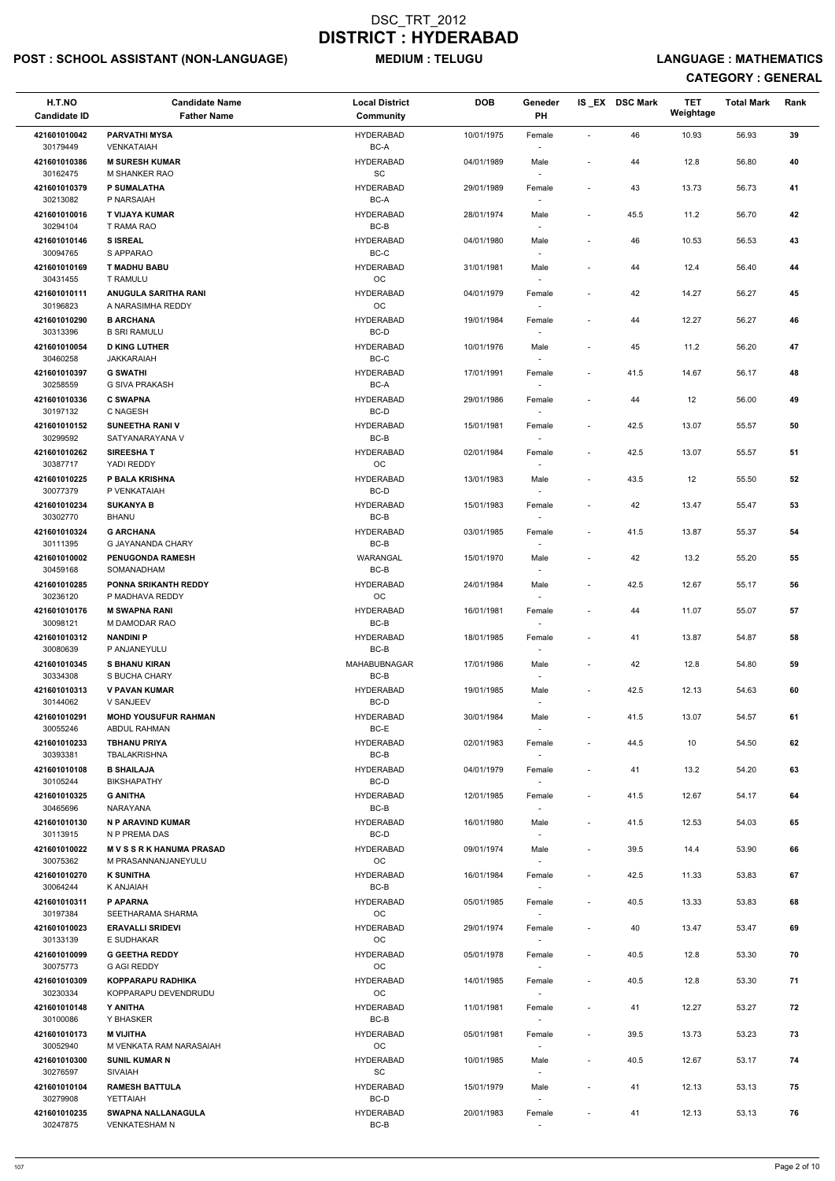# DSC_TRT_2012
# DISTRICT : HYDERABAD

**POST : SCHOOL ASSISTANT (NON-LANGUAGE)** **MEDIUM : TELUGU** **LANGUAGE : MATHEMATICS**

**CATEGORY : GENERAL**

| H.T.NO<br>Candidate ID | Candidate Name<br>Father Name | Local District<br>Community | DOB | Geneder<br>PH | IS_EX | DSC Mark | TET Weightage | Total Mark | Rank |
|---|---|---|---|---|---|---|---|---|---|
| 421601010042<br>30179449 | PARVATHI MYSA<br>VENKATAIAH | HYDERABAD<br>BC-A | 10/01/1975 | Female<br>- | - | 46 | 10.93 | 56.93 | 39 |
| 421601010386<br>30162475 | M SURESH KUMAR<br>M SHANKER RAO | HYDERABAD<br>SC | 04/01/1989 | Male<br>- | - | 44 | 12.8 | 56.80 | 40 |
| 421601010379<br>30213082 | P SUMALATHA<br>P NARSAIAH | HYDERABAD<br>BC-A | 29/01/1989 | Female<br>- | - | 43 | 13.73 | 56.73 | 41 |
| 421601010016<br>30294104 | T VIJAYA KUMAR<br>T RAMA RAO | HYDERABAD<br>BC-B | 28/01/1974 | Male<br>- | - | 45.5 | 11.2 | 56.70 | 42 |
| 421601010146<br>30094765 | S ISREAL<br>S APPARAO | HYDERABAD<br>BC-C | 04/01/1980 | Male<br>- | - | 46 | 10.53 | 56.53 | 43 |
| 421601010169<br>30431455 | T MADHU BABU<br>T RAMULU | HYDERABAD<br>OC | 31/01/1981 | Male<br>- | - | 44 | 12.4 | 56.40 | 44 |
| 421601010111<br>30196823 | ANUGULA SARITHA RANI<br>A NARASIMHA REDDY | HYDERABAD<br>OC | 04/01/1979 | Female<br>- | - | 42 | 14.27 | 56.27 | 45 |
| 421601010290<br>30313396 | B ARCHANA<br>B SRI RAMULU | HYDERABAD<br>BC-D | 19/01/1984 | Female<br>- | - | 44 | 12.27 | 56.27 | 46 |
| 421601010054<br>30460258 | D KING LUTHER<br>JAKKARAIAH | HYDERABAD<br>BC-C | 10/01/1976 | Male<br>- | - | 45 | 11.2 | 56.20 | 47 |
| 421601010397<br>30258559 | G SWATHI<br>G SIVA PRAKASH | HYDERABAD<br>BC-A | 17/01/1991 | Female<br>- | - | 41.5 | 14.67 | 56.17 | 48 |
| 421601010336<br>30197132 | C SWAPNA<br>C NAGESH | HYDERABAD<br>BC-D | 29/01/1986 | Female<br>- | - | 44 | 12 | 56.00 | 49 |
| 421601010152<br>30299592 | SUNEETHA RANI V<br>SATYANARAYANA V | HYDERABAD<br>BC-B | 15/01/1981 | Female<br>- | - | 42.5 | 13.07 | 55.57 | 50 |
| 421601010262<br>30387717 | SIREESHA T<br>YADI REDDY | HYDERABAD<br>OC | 02/01/1984 | Female<br>- | - | 42.5 | 13.07 | 55.57 | 51 |
| 421601010225<br>30077379 | P BALA KRISHNA<br>P VENKATAIAH | HYDERABAD<br>BC-D | 13/01/1983 | Male<br>- | - | 43.5 | 12 | 55.50 | 52 |
| 421601010234<br>30302770 | SUKANYA B<br>BHANU | HYDERABAD<br>BC-B | 15/01/1983 | Female<br>- | - | 42 | 13.47 | 55.47 | 53 |
| 421601010324<br>30111395 | G ARCHANA<br>G JAYANANDA CHARY | HYDERABAD<br>BC-B | 03/01/1985 | Female<br>- | - | 41.5 | 13.87 | 55.37 | 54 |
| 421601010002<br>30459168 | PENUGONDA RAMESH<br>SOMANADHAM | WARANGAL<br>BC-B | 15/01/1970 | Male<br>- | - | 42 | 13.2 | 55.20 | 55 |
| 421601010285<br>30236120 | PONNA SRIKANTH REDDY<br>P MADHAVA REDDY | HYDERABAD<br>OC | 24/01/1984 | Male<br>- | - | 42.5 | 12.67 | 55.17 | 56 |
| 421601010176<br>30098121 | M SWAPNA RANI<br>M DAMODAR RAO | HYDERABAD<br>BC-B | 16/01/1981 | Female<br>- | - | 44 | 11.07 | 55.07 | 57 |
| 421601010312<br>30080639 | NANDINI P<br>P ANJANEYULU | HYDERABAD<br>BC-B | 18/01/1985 | Female<br>- | - | 41 | 13.87 | 54.87 | 58 |
| 421601010345<br>30334308 | S BHANU KIRAN<br>S BUCHA CHARY | MAHABUBNAGAR<br>BC-B | 17/01/1986 | Male<br>- | - | 42 | 12.8 | 54.80 | 59 |
| 421601010313<br>30144062 | V PAVAN KUMAR<br>V SANJEEV | HYDERABAD<br>BC-D | 19/01/1985 | Male<br>- | - | 42.5 | 12.13 | 54.63 | 60 |
| 421601010291<br>30055246 | MOHD YOUSUFUR RAHMAN<br>ABDUL RAHMAN | HYDERABAD<br>BC-E | 30/01/1984 | Male<br>- | - | 41.5 | 13.07 | 54.57 | 61 |
| 421601010233<br>30393381 | TBHANU PRIYA<br>TBALAKRISHNA | HYDERABAD<br>BC-B | 02/01/1983 | Female<br>- | - | 44.5 | 10 | 54.50 | 62 |
| 421601010108<br>30105244 | B SHAILAJA<br>BIKSHAPATHY | HYDERABAD<br>BC-D | 04/01/1979 | Female<br>- | - | 41 | 13.2 | 54.20 | 63 |
| 421601010325<br>30465696 | G ANITHA<br>NARAYANA | HYDERABAD<br>BC-B | 12/01/1985 | Female<br>- | - | 41.5 | 12.67 | 54.17 | 64 |
| 421601010130<br>30113915 | N P ARAVIND KUMAR<br>N P PREMA DAS | HYDERABAD<br>BC-D | 16/01/1980 | Male<br>- | - | 41.5 | 12.53 | 54.03 | 65 |
| 421601010022<br>30075362 | M V S S R K HANUMA PRASAD<br>M PRASANNANJANEYULU | HYDERABAD<br>OC | 09/01/1974 | Male<br>- | - | 39.5 | 14.4 | 53.90 | 66 |
| 421601010270<br>30064244 | K SUNITHA<br>K ANJAIAH | HYDERABAD<br>BC-B | 16/01/1984 | Female<br>- | - | 42.5 | 11.33 | 53.83 | 67 |
| 421601010311<br>30197384 | P APARNA<br>SEETHARAMA SHARMA | HYDERABAD<br>OC | 05/01/1985 | Female<br>- | - | 40.5 | 13.33 | 53.83 | 68 |
| 421601010023<br>30133139 | ERAVALLI SRIDEVI<br>E SUDHAKAR | HYDERABAD<br>OC | 29/01/1974 | Female<br>- | - | 40 | 13.47 | 53.47 | 69 |
| 421601010099<br>30075773 | G GEETHA REDDY<br>G AGI REDDY | HYDERABAD<br>OC | 05/01/1978 | Female<br>- | - | 40.5 | 12.8 | 53.30 | 70 |
| 421601010309<br>30230334 | KOPPARAPU RADHIKA<br>KOPPARAPU DEVENDRUDU | HYDERABAD<br>OC | 14/01/1985 | Female<br>- | - | 40.5 | 12.8 | 53.30 | 71 |
| 421601010148<br>30100086 | Y ANITHA<br>Y BHASKER | HYDERABAD<br>BC-B | 11/01/1981 | Female<br>- | - | 41 | 12.27 | 53.27 | 72 |
| 421601010173<br>30052940 | M VIJITHA<br>M VENKATA RAM NARASAIAH | HYDERABAD<br>OC | 05/01/1981 | Female<br>- | - | 39.5 | 13.73 | 53.23 | 73 |
| 421601010300<br>30276597 | SUNIL KUMAR N<br>SIVAIAH | HYDERABAD<br>SC | 10/01/1985 | Male<br>- | - | 40.5 | 12.67 | 53.17 | 74 |
| 421601010104<br>30279908 | RAMESH BATTULA<br>YETTAIAH | HYDERABAD<br>BC-D | 15/01/1979 | Male<br>- | - | 41 | 12.13 | 53.13 | 75 |
| 421601010235<br>30247875 | SWAPNA NALLANAGULA<br>VENKATESHAM N | HYDERABAD<br>BC-B | 20/01/1983 | Female<br>- | - | 41 | 12.13 | 53.13 | 76 |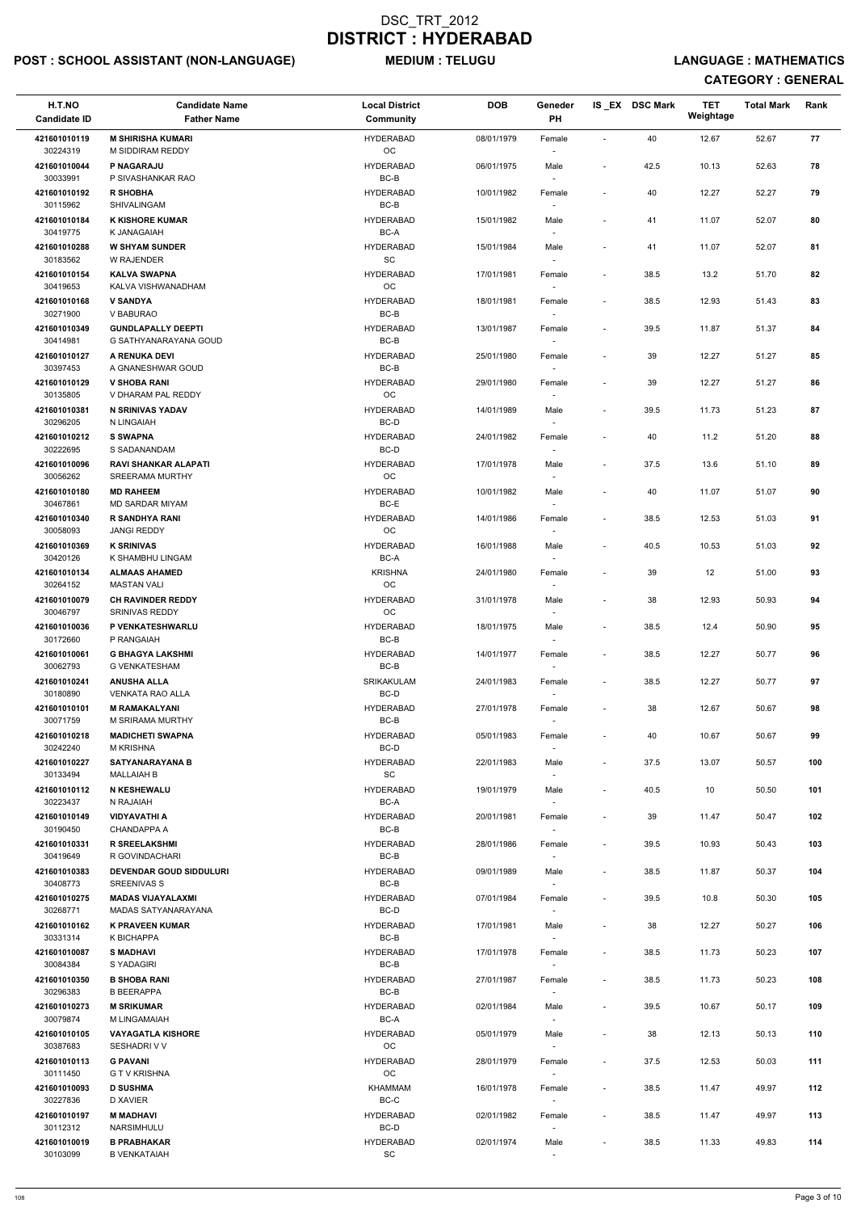# DSC_TRT_2012
# DISTRICT : HYDERABAD

**POST : SCHOOL ASSISTANT (NON-LANGUAGE)** **MEDIUM : TELUGU** **LANGUAGE : MATHEMATICS**

**CATEGORY : GENERAL**

| H.T.NO<br>Candidate ID | Candidate Name<br>Father Name | Local District<br>Community | DOB | Geneder<br>PH | IS_EX | DSC Mark | TET Weightage | Total Mark | Rank |
|---|---|---|---|---|---|---|---|---|---|
| 421601010119<br>30224319 | **M SHIRISHA KUMARI**<br>M SIDDIRAM REDDY | HYDERABAD<br>OC | 08/01/1979 | Female<br>- | - | 40 | 12.67 | 52.67 | 77 |
| 421601010044<br>30033991 | **P NAGARAJU**<br>P SIVASHANKAR RAO | HYDERABAD<br>BC-B | 06/01/1975 | Male<br>- | - | 42.5 | 10.13 | 52.63 | 78 |
| 421601010192<br>30115962 | **R SHOBHA**<br>SHIVALINGAM | HYDERABAD<br>BC-B | 10/01/1982 | Female<br>- | - | 40 | 12.27 | 52.27 | 79 |
| 421601010184<br>30419775 | **K KISHORE KUMAR**<br>K JANAGAIAH | HYDERABAD<br>BC-A | 15/01/1982 | Male<br>- | - | 41 | 11.07 | 52.07 | 80 |
| 421601010288<br>30183562 | **W SHYAM SUNDER**<br>W RAJENDER | HYDERABAD<br>SC | 15/01/1984 | Male<br>- | - | 41 | 11.07 | 52.07 | 81 |
| 421601010154<br>30419653 | **KALVA SWAPNA**<br>KALVA VISHWANADHAM | HYDERABAD<br>OC | 17/01/1981 | Female<br>- | - | 38.5 | 13.2 | 51.70 | 82 |
| 421601010168<br>30271900 | **V SANDYA**<br>V BABURAO | HYDERABAD<br>BC-B | 18/01/1981 | Female<br>- | - | 38.5 | 12.93 | 51.43 | 83 |
| 421601010349<br>30414981 | **GUNDLAPALLY DEEPTI**<br>G SATHYANARAYANA GOUD | HYDERABAD<br>BC-B | 13/01/1987 | Female<br>- | - | 39.5 | 11.87 | 51.37 | 84 |
| 421601010127<br>30397453 | **A RENUKA DEVI**<br>A GNANESHWAR GOUD | HYDERABAD<br>BC-B | 25/01/1980 | Female<br>- | - | 39 | 12.27 | 51.27 | 85 |
| 421601010129<br>30135805 | **V SHOBA RANI**<br>V DHARAM PAL REDDY | HYDERABAD<br>OC | 29/01/1980 | Female<br>- | - | 39 | 12.27 | 51.27 | 86 |
| 421601010381<br>30296205 | **N SRINIVAS YADAV**<br>N LINGAIAH | HYDERABAD<br>BC-D | 14/01/1989 | Male<br>- | - | 39.5 | 11.73 | 51.23 | 87 |
| 421601010212<br>30222695 | **S SWAPNA**<br>S SADANANDAM | HYDERABAD<br>BC-D | 24/01/1982 | Female<br>- | - | 40 | 11.2 | 51.20 | 88 |
| 421601010096<br>30056262 | **RAVI SHANKAR ALAPATI**<br>SREERAMA MURTHY | HYDERABAD<br>OC | 17/01/1978 | Male<br>- | - | 37.5 | 13.6 | 51.10 | 89 |
| 421601010180<br>30467861 | **MD RAHEEM**<br>MD SARDAR MIYAM | HYDERABAD<br>BC-E | 10/01/1982 | Male<br>- | - | 40 | 11.07 | 51.07 | 90 |
| 421601010340<br>30058093 | **R SANDHYA RANI**<br>JANGI REDDY | HYDERABAD<br>OC | 14/01/1986 | Female<br>- | - | 38.5 | 12.53 | 51.03 | 91 |
| 421601010369<br>30420126 | **K SRINIVAS**<br>K SHAMBHU LINGAM | HYDERABAD<br>BC-A | 16/01/1988 | Male<br>- | - | 40.5 | 10.53 | 51.03 | 92 |
| 421601010134<br>30264152 | **ALMAAS AHAMED**<br>MASTAN VALI | KRISHNA<br>OC | 24/01/1980 | Female<br>- | - | 39 | 12 | 51.00 | 93 |
| 421601010079<br>30046797 | **CH RAVINDER REDDY**<br>SRINIVAS REDDY | HYDERABAD<br>OC | 31/01/1978 | Male<br>- | - | 38 | 12.93 | 50.93 | 94 |
| 421601010036<br>30172660 | **P VENKATESHWARLU**<br>P RANGAIAH | HYDERABAD<br>BC-B | 18/01/1975 | Male<br>- | - | 38.5 | 12.4 | 50.90 | 95 |
| 421601010061<br>30062793 | **G BHAGYA LAKSHMI**<br>G VENKATESHAM | HYDERABAD<br>BC-B | 14/01/1977 | Female<br>- | - | 38.5 | 12.27 | 50.77 | 96 |
| 421601010241<br>30180890 | **ANUSHA ALLA**<br>VENKATA RAO ALLA | SRIKAKULAM<br>BC-D | 24/01/1983 | Female<br>- | - | 38.5 | 12.27 | 50.77 | 97 |
| 421601010101<br>30071759 | **M RAMAKALYANI**<br>M SRIRAMA MURTHY | HYDERABAD<br>BC-B | 27/01/1978 | Female<br>- | - | 38 | 12.67 | 50.67 | 98 |
| 421601010218<br>30242240 | **MADICHETI SWAPNA**<br>M KRISHNA | HYDERABAD<br>BC-D | 05/01/1983 | Female<br>- | - | 40 | 10.67 | 50.67 | 99 |
| 421601010227<br>30133494 | **SATYANARAYANA B**<br>MALLAIAH B | HYDERABAD<br>SC | 22/01/1983 | Male<br>- | - | 37.5 | 13.07 | 50.57 | 100 |
| 421601010112<br>30223437 | **N KESHEWALU**<br>N RAJAIAH | HYDERABAD<br>BC-A | 19/01/1979 | Male<br>- | - | 40.5 | 10 | 50.50 | 101 |
| 421601010149<br>30190450 | **VIDYAVATHI A**<br>CHANDAPPA A | HYDERABAD<br>BC-B | 20/01/1981 | Female<br>- | - | 39 | 11.47 | 50.47 | 102 |
| 421601010331<br>30419649 | **R SREELAKSHMI**<br>R GOVINDACHARI | HYDERABAD<br>BC-B | 28/01/1986 | Female<br>- | - | 39.5 | 10.93 | 50.43 | 103 |
| 421601010383<br>30408773 | **DEVENDAR GOUD SIDDULURI**<br>SREENIVAS S | HYDERABAD<br>BC-B | 09/01/1989 | Male<br>- | - | 38.5 | 11.87 | 50.37 | 104 |
| 421601010275<br>30268771 | **MADAS VIJAYALAXMI**<br>MADAS SATYANARAYANA | HYDERABAD<br>BC-D | 07/01/1984 | Female<br>- | - | 39.5 | 10.8 | 50.30 | 105 |
| 421601010162<br>30331314 | **K PRAVEEN KUMAR**<br>K BICHAPPA | HYDERABAD<br>BC-B | 17/01/1981 | Male<br>- | - | 38 | 12.27 | 50.27 | 106 |
| 421601010087<br>30084384 | **S MADHAVI**<br>S YADAGIRI | HYDERABAD<br>BC-B | 17/01/1978 | Female<br>- | - | 38.5 | 11.73 | 50.23 | 107 |
| 421601010350<br>30296383 | **B SHOBA RANI**<br>B BEERAPPA | HYDERABAD<br>BC-B | 27/01/1987 | Female<br>- | - | 38.5 | 11.73 | 50.23 | 108 |
| 421601010273<br>30079874 | **M SRIKUMAR**<br>M LINGAMAIAH | HYDERABAD<br>BC-A | 02/01/1984 | Male<br>- | - | 39.5 | 10.67 | 50.17 | 109 |
| 421601010105<br>30387683 | **VAYAGATLA KISHORE**<br>SESHADRI V V | HYDERABAD<br>OC | 05/01/1979 | Male<br>- | - | 38 | 12.13 | 50.13 | 110 |
| 421601010113<br>30111450 | **G PAVANI**<br>G T V KRISHNA | HYDERABAD<br>OC | 28/01/1979 | Female<br>- | - | 37.5 | 12.53 | 50.03 | 111 |
| 421601010093<br>30227836 | **D SUSHMA**<br>D XAVIER | KHAMMAM<br>BC-C | 16/01/1978 | Female<br>- | - | 38.5 | 11.47 | 49.97 | 112 |
| 421601010197<br>30112312 | **M MADHAVI**<br>NARSIMHULU | HYDERABAD<br>BC-D | 02/01/1982 | Female<br>- | - | 38.5 | 11.47 | 49.97 | 113 |
| 421601010019<br>30103099 | **B PRABHAKAR**<br>B VENKATAIAH | HYDERABAD<br>SC | 02/01/1974 | Male<br>- | - | 38.5 | 11.33 | 49.83 | 114 |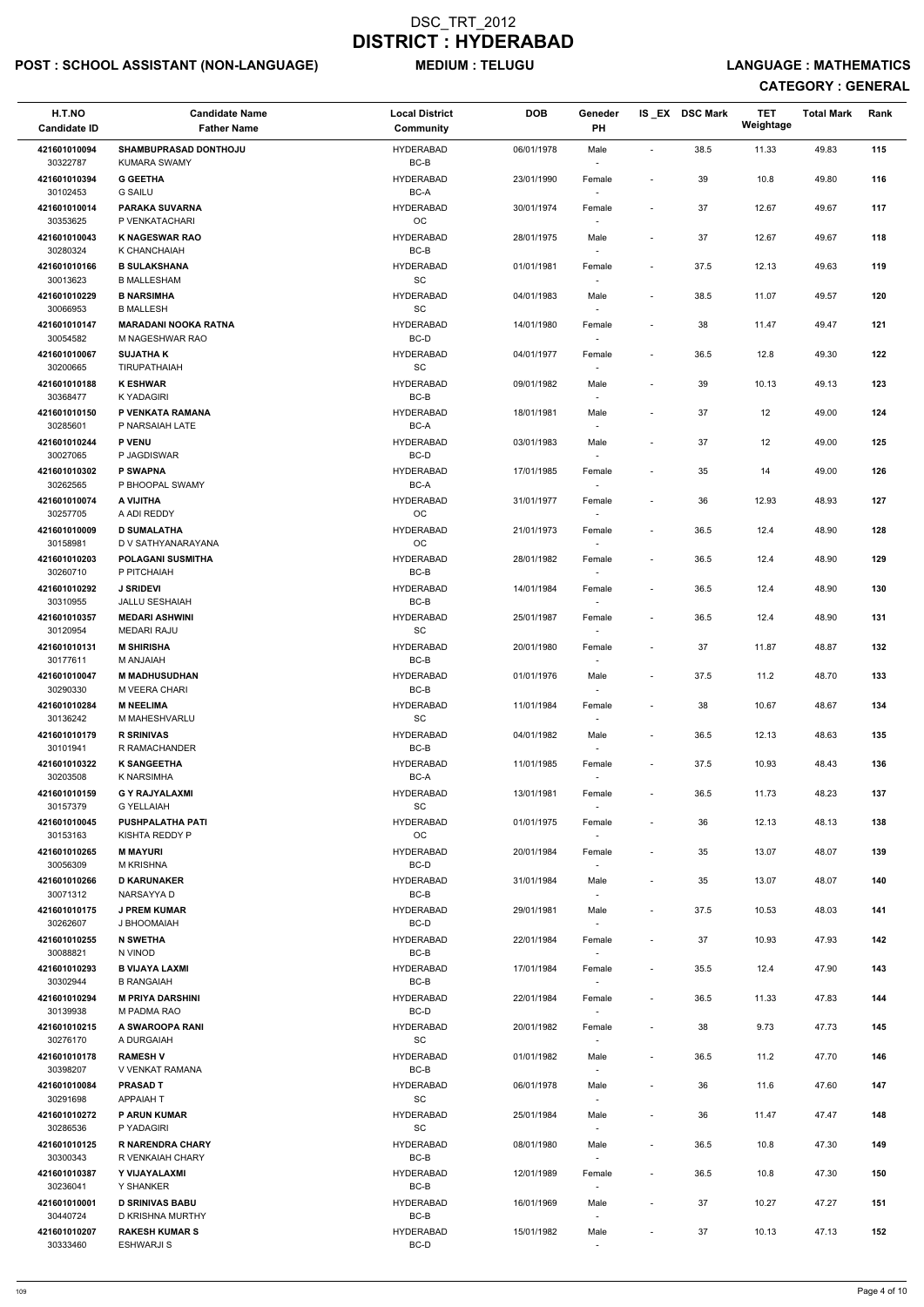# DSC_TRT_2012
# DISTRICT : HYDERABAD

**POST : SCHOOL ASSISTANT (NON-LANGUAGE)** **MEDIUM : TELUGU** **LANGUAGE : MATHEMATICS**

**CATEGORY : GENERAL**

| H.T.NO<br>Candidate ID | Candidate Name<br>Father Name | Local District<br>Community | DOB | Geneder<br>PH | IS _EX | DSC Mark | TET Weightage | Total Mark | Rank |
|---|---|---|---|---|---|---|---|---|---|
| 421601010094<br>30322787 | **SHAMBUPRASAD DONTHOJU**<br>KUMARA SWAMY | HYDERABAD<br>BC-B | 06/01/1978 | Male<br>- | - | 38.5 | 11.33 | 49.83 | 115 |
| 421601010394<br>30102453 | **G GEETHA**<br>G SAILU | HYDERABAD<br>BC-A | 23/01/1990 | Female<br>- | - | 39 | 10.8 | 49.80 | 116 |
| 421601010014<br>30353625 | **PARAKA SUVARNA**<br>P VENKATACHARI | HYDERABAD<br>OC | 30/01/1974 | Female<br>- | - | 37 | 12.67 | 49.67 | 117 |
| 421601010043<br>30280324 | **K NAGESWAR RAO**<br>K CHANCHAIAH | HYDERABAD<br>BC-B | 28/01/1975 | Male<br>- | - | 37 | 12.67 | 49.67 | 118 |
| 421601010166<br>30013623 | **B SULAKSHANA**<br>B MALLESHAM | HYDERABAD<br>SC | 01/01/1981 | Female<br>- | - | 37.5 | 12.13 | 49.63 | 119 |
| 421601010229<br>30066953 | **B NARSIMHA**<br>B MALLESH | HYDERABAD<br>SC | 04/01/1983 | Male<br>- | - | 38.5 | 11.07 | 49.57 | 120 |
| 421601010147<br>30054582 | **MARADANI NOOKA RATNA**<br>M NAGESHWAR RAO | HYDERABAD<br>BC-D | 14/01/1980 | Female<br>- | - | 38 | 11.47 | 49.47 | 121 |
| 421601010067<br>30200665 | **SUJATHA K**<br>TIRUPATHAIAH | HYDERABAD<br>SC | 04/01/1977 | Female<br>- | - | 36.5 | 12.8 | 49.30 | 122 |
| 421601010188<br>30368477 | **K ESHWAR**<br>K YADAGIRI | HYDERABAD<br>BC-B | 09/01/1982 | Male<br>- | - | 39 | 10.13 | 49.13 | 123 |
| 421601010150<br>30285601 | **P VENKATA RAMANA**<br>P NARSAIAH LATE | HYDERABAD<br>BC-A | 18/01/1981 | Male<br>- | - | 37 | 12 | 49.00 | 124 |
| 421601010244<br>30027065 | **P VENU**<br>P JAGDISWAR | HYDERABAD<br>BC-D | 03/01/1983 | Male<br>- | - | 37 | 12 | 49.00 | 125 |
| 421601010302<br>30262565 | **P SWAPNA**<br>P BHOOPAL SWAMY | HYDERABAD<br>BC-A | 17/01/1985 | Female<br>- | - | 35 | 14 | 49.00 | 126 |
| 421601010074<br>30257705 | **A VIJITHA**<br>A ADI REDDY | HYDERABAD<br>OC | 31/01/1977 | Female<br>- | - | 36 | 12.93 | 48.93 | 127 |
| 421601010009<br>30158981 | **D SUMALATHA**<br>D V SATHYANARAYANA | HYDERABAD<br>OC | 21/01/1973 | Female<br>- | - | 36.5 | 12.4 | 48.90 | 128 |
| 421601010203<br>30260710 | **POLAGANI SUSMITHA**<br>P PITCHAIAH | HYDERABAD<br>BC-B | 28/01/1982 | Female<br>- | - | 36.5 | 12.4 | 48.90 | 129 |
| 421601010292<br>30310955 | **J SRIDEVI**<br>JALLU SESHAIAH | HYDERABAD<br>BC-B | 14/01/1984 | Female<br>- | - | 36.5 | 12.4 | 48.90 | 130 |
| 421601010357<br>30120954 | **MEDARI ASHWINI**<br>MEDARI RAJU | HYDERABAD<br>SC | 25/01/1987 | Female<br>- | - | 36.5 | 12.4 | 48.90 | 131 |
| 421601010131<br>30177611 | **M SHIRISHA**<br>M ANJAIAH | HYDERABAD<br>BC-B | 20/01/1980 | Female<br>- | - | 37 | 11.87 | 48.87 | 132 |
| 421601010047<br>30290330 | **M MADHUSUDHAN**<br>M VEERA CHARI | HYDERABAD<br>BC-B | 01/01/1976 | Male<br>- | - | 37.5 | 11.2 | 48.70 | 133 |
| 421601010284<br>30136242 | **M NEELIMA**<br>M MAHESHVARLU | HYDERABAD<br>SC | 11/01/1984 | Female<br>- | - | 38 | 10.67 | 48.67 | 134 |
| 421601010179<br>30101941 | **R SRINIVAS**<br>R RAMACHANDER | HYDERABAD<br>BC-B | 04/01/1982 | Male<br>- | - | 36.5 | 12.13 | 48.63 | 135 |
| 421601010322<br>30203508 | **K SANGEETHA**<br>K NARSIMHA | HYDERABAD<br>BC-A | 11/01/1985 | Female<br>- | - | 37.5 | 10.93 | 48.43 | 136 |
| 421601010159<br>30157379 | **G Y RAJYALAXMI**<br>G YELLAIAH | HYDERABAD<br>SC | 13/01/1981 | Female<br>- | - | 36.5 | 11.73 | 48.23 | 137 |
| 421601010045<br>30153163 | **PUSHPALATHA PATI**<br>KISHTA REDDY P | HYDERABAD<br>OC | 01/01/1975 | Female<br>- | - | 36 | 12.13 | 48.13 | 138 |
| 421601010265<br>30056309 | **M MAYURI**<br>M KRISHNA | HYDERABAD<br>BC-D | 20/01/1984 | Female<br>- | - | 35 | 13.07 | 48.07 | 139 |
| 421601010266<br>30071312 | **D KARUNAKER**<br>NARSAYYA D | HYDERABAD<br>BC-B | 31/01/1984 | Male<br>- | - | 35 | 13.07 | 48.07 | 140 |
| 421601010175<br>30262607 | **J PREM KUMAR**<br>J BHOOMAIAH | HYDERABAD<br>BC-D | 29/01/1981 | Male<br>- | - | 37.5 | 10.53 | 48.03 | 141 |
| 421601010255<br>30088821 | **N SWETHA**<br>N VINOD | HYDERABAD<br>BC-B | 22/01/1984 | Female<br>- | - | 37 | 10.93 | 47.93 | 142 |
| 421601010293<br>30302944 | **B VIJAYA LAXMI**<br>B RANGAIAH | HYDERABAD<br>BC-B | 17/01/1984 | Female<br>- | - | 35.5 | 12.4 | 47.90 | 143 |
| 421601010294<br>30139938 | **M PRIYA DARSHINI**<br>M PADMA RAO | HYDERABAD<br>BC-D | 22/01/1984 | Female<br>- | - | 36.5 | 11.33 | 47.83 | 144 |
| 421601010215<br>30276170 | **A SWAROOPA RANI**<br>A DURGAIAH | HYDERABAD<br>SC | 20/01/1982 | Female<br>- | - | 38 | 9.73 | 47.73 | 145 |
| 421601010178<br>30398207 | **RAMESH V**<br>V VENKAT RAMANA | HYDERABAD<br>BC-B | 01/01/1982 | Male<br>- | - | 36.5 | 11.2 | 47.70 | 146 |
| 421601010084<br>30291698 | **PRASAD T**<br>APPAIAH T | HYDERABAD<br>SC | 06/01/1978 | Male<br>- | - | 36 | 11.6 | 47.60 | 147 |
| 421601010272<br>30286536 | **P ARUN KUMAR**<br>P YADAGIRI | HYDERABAD<br>SC | 25/01/1984 | Male<br>- | - | 36 | 11.47 | 47.47 | 148 |
| 421601010125<br>30300343 | **R NARENDRA CHARY**<br>R VENKAIAH CHARY | HYDERABAD<br>BC-B | 08/01/1980 | Male<br>- | - | 36.5 | 10.8 | 47.30 | 149 |
| 421601010387<br>30236041 | **Y VIJAYALAXMI**<br>Y SHANKER | HYDERABAD<br>BC-B | 12/01/1989 | Female<br>- | - | 36.5 | 10.8 | 47.30 | 150 |
| 421601010001<br>30440724 | **D SRINIVAS BABU**<br>D KRISHNA MURTHY | HYDERABAD<br>BC-B | 16/01/1969 | Male<br>- | - | 37 | 10.27 | 47.27 | 151 |
| 421601010207<br>30333460 | **RAKESH KUMAR S**<br>ESHWARJI S | HYDERABAD<br>BC-D | 15/01/1982 | Male<br>- | - | 37 | 10.13 | 47.13 | 152 |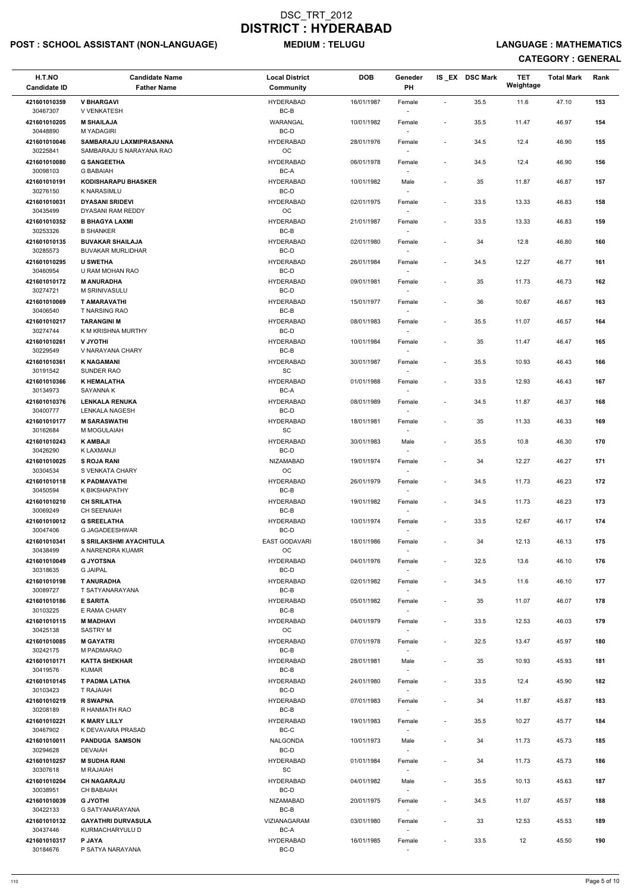# DSC_TRT_2012
# DISTRICT : HYDERABAD

**POST : SCHOOL ASSISTANT (NON-LANGUAGE)** **MEDIUM : TELUGU** **LANGUAGE : MATHEMATICS**

**CATEGORY : GENERAL**

| H.T.NO<br>Candidate ID | Candidate Name<br>Father Name | Local District<br>Community | DOB | Geneder<br>PH | IS_EX | DSC Mark | TET Weightage | Total Mark | Rank |
|---|---|---|---|---|---|---|---|---|---|
| 421601010359<br>30467307 | V BHARGAVI<br>V VENKATESH | HYDERABAD<br>BC-B | 16/01/1987 | Female<br>- | - | 35.5 | 11.6 | 47.10 | 153 |
| 421601010205<br>30448890 | M SHAILAJA<br>M YADAGIRI | WARANGAL<br>BC-D | 10/01/1982 | Female<br>- | - | 35.5 | 11.47 | 46.97 | 154 |
| 421601010046<br>30225841 | SAMBARAJU LAXMIPRASANNA<br>SAMBARAJU S NARAYANA RAO | HYDERABAD<br>OC | 28/01/1976 | Female<br>- | - | 34.5 | 12.4 | 46.90 | 155 |
| 421601010080<br>30098103 | G SANGEETHA<br>G BABAIAH | HYDERABAD<br>BC-A | 06/01/1978 | Female<br>- | - | 34.5 | 12.4 | 46.90 | 156 |
| 421601010191<br>30276150 | KODISHARAPU BHASKER<br>K NARASIMLU | HYDERABAD<br>BC-D | 10/01/1982 | Male<br>- | - | 35 | 11.87 | 46.87 | 157 |
| 421601010031<br>30435499 | DYASANI SRIDEVI<br>DYASANI RAM REDDY | HYDERABAD<br>OC | 02/01/1975 | Female<br>- | - | 33.5 | 13.33 | 46.83 | 158 |
| 421601010352<br>30253326 | B BHAGYA LAXMI<br>B SHANKER | HYDERABAD<br>BC-B | 21/01/1987 | Female<br>- | - | 33.5 | 13.33 | 46.83 | 159 |
| 421601010135<br>30285573 | BUVAKAR SHAILAJA<br>BUVAKAR MURLIDHAR | HYDERABAD<br>BC-D | 02/01/1980 | Female<br>- | - | 34 | 12.8 | 46.80 | 160 |
| 421601010295<br>30460954 | U SWETHA<br>U RAM MOHAN RAO | HYDERABAD<br>BC-D | 26/01/1984 | Female<br>- | - | 34.5 | 12.27 | 46.77 | 161 |
| 421601010172<br>30274721 | M ANURADHA<br>M SRINIVASULU | HYDERABAD<br>BC-D | 09/01/1981 | Female<br>- | - | 35 | 11.73 | 46.73 | 162 |
| 421601010069<br>30406540 | T AMARAVATHI<br>T NARSING RAO | HYDERABAD<br>BC-B | 15/01/1977 | Female<br>- | - | 36 | 10.67 | 46.67 | 163 |
| 421601010217<br>30274744 | TARANGINI M<br>K M KRISHNA MURTHY | HYDERABAD<br>BC-D | 08/01/1983 | Female<br>- | - | 35.5 | 11.07 | 46.57 | 164 |
| 421601010261<br>30229549 | V JYOTHI<br>V NARAYANA CHARY | HYDERABAD<br>BC-B | 10/01/1984 | Female<br>- | - | 35 | 11.47 | 46.47 | 165 |
| 421601010361<br>30191542 | K NAGAMANI<br>SUNDER RAO | HYDERABAD<br>SC | 30/01/1987 | Female<br>- | - | 35.5 | 10.93 | 46.43 | 166 |
| 421601010366<br>30134973 | K HEMALATHA<br>SAYANNA K | HYDERABAD<br>BC-A | 01/01/1988 | Female<br>- | - | 33.5 | 12.93 | 46.43 | 167 |
| 421601010376<br>30400777 | LENKALA RENUKA<br>LENKALA NAGESH | HYDERABAD<br>BC-D | 08/01/1989 | Female<br>- | - | 34.5 | 11.87 | 46.37 | 168 |
| 421601010177<br>30162684 | M SARASWATHI<br>M MOGULAIAH | HYDERABAD<br>SC | 18/01/1981 | Female<br>- | - | 35 | 11.33 | 46.33 | 169 |
| 421601010243<br>30426290 | K AMBAJI<br>K LAXMANJI | HYDERABAD<br>BC-D | 30/01/1983 | Male<br>- | - | 35.5 | 10.8 | 46.30 | 170 |
| 421601010025<br>30304534 | S ROJA RANI<br>S VENKATA CHARY | NIZAMABAD<br>OC | 19/01/1974 | Female<br>- | - | 34 | 12.27 | 46.27 | 171 |
| 421601010118<br>30450594 | K PADMAVATHI<br>K BIKSHAPATHY | HYDERABAD<br>BC-B | 26/01/1979 | Female<br>- | - | 34.5 | 11.73 | 46.23 | 172 |
| 421601010210<br>30069249 | CH SRILATHA<br>CH SEENAIAH | HYDERABAD<br>BC-B | 19/01/1982 | Female<br>- | - | 34.5 | 11.73 | 46.23 | 173 |
| 421601010012<br>30047406 | G SREELATHA<br>G JAGADEESHWAR | HYDERABAD<br>BC-D | 10/01/1974 | Female<br>- | - | 33.5 | 12.67 | 46.17 | 174 |
| 421601010341<br>30438499 | S SRILAKSHMI AYACHITULA<br>A NARENDRA KUAMR | EAST GODAVARI<br>OC | 18/01/1986 | Female<br>- | - | 34 | 12.13 | 46.13 | 175 |
| 421601010049<br>30318635 | G JYOTSNA<br>G JAIPAL | HYDERABAD<br>BC-D | 04/01/1976 | Female<br>- | - | 32.5 | 13.6 | 46.10 | 176 |
| 421601010198<br>30089727 | T ANURADHA<br>T SATYANARAYANA | HYDERABAD<br>BC-B | 02/01/1982 | Female<br>- | - | 34.5 | 11.6 | 46.10 | 177 |
| 421601010186<br>30103225 | E SARITA<br>E RAMA CHARY | HYDERABAD<br>BC-B | 05/01/1982 | Female<br>- | - | 35 | 11.07 | 46.07 | 178 |
| 421601010115<br>30425138 | M MADHAVI<br>SASTRY M | HYDERABAD<br>OC | 04/01/1979 | Female<br>- | - | 33.5 | 12.53 | 46.03 | 179 |
| 421601010085<br>30242175 | M GAYATRI<br>M PADMARAO | HYDERABAD<br>BC-B | 07/01/1978 | Female<br>- | - | 32.5 | 13.47 | 45.97 | 180 |
| 421601010171<br>30419576 | KATTA SHEKHAR<br>KUMAR | HYDERABAD<br>BC-B | 28/01/1981 | Male<br>- | - | 35 | 10.93 | 45.93 | 181 |
| 421601010145<br>30103423 | T PADMA LATHA<br>T RAJAIAH | HYDERABAD<br>BC-D | 24/01/1980 | Female<br>- | - | 33.5 | 12.4 | 45.90 | 182 |
| 421601010219<br>30208189 | R SWAPNA<br>R HANMATH RAO | HYDERABAD<br>BC-B | 07/01/1983 | Female<br>- | - | 34 | 11.87 | 45.87 | 183 |
| 421601010221<br>30467902 | K MARY LILLY<br>K DEVAVARA PRASAD | HYDERABAD<br>BC-C | 19/01/1983 | Female<br>- | - | 35.5 | 10.27 | 45.77 | 184 |
| 421601010011<br>30294628 | PANDUGA SAMSON<br>DEVAIAH | NALGONDA<br>BC-D | 10/01/1973 | Male<br>- | - | 34 | 11.73 | 45.73 | 185 |
| 421601010257<br>30307618 | M SUDHA RANI<br>M RAJAIAH | HYDERABAD<br>SC | 01/01/1984 | Female<br>- | - | 34 | 11.73 | 45.73 | 186 |
| 421601010204<br>30038951 | CH NAGARAJU<br>CH BABAIAH | HYDERABAD<br>BC-D | 04/01/1982 | Male<br>- | - | 35.5 | 10.13 | 45.63 | 187 |
| 421601010039<br>30422133 | G JYOTHI<br>G SATYANARAYANA | NIZAMABAD<br>BC-B | 20/01/1975 | Female<br>- | - | 34.5 | 11.07 | 45.57 | 188 |
| 421601010132<br>30437446 | GAYATHRI DURVASULA<br>KURMACHARYULU D | VIZIANAGARAM<br>BC-A | 03/01/1980 | Female<br>- | - | 33 | 12.53 | 45.53 | 189 |
| 421601010317<br>30184676 | P JAYA<br>P SATYA NARAYANA | HYDERABAD<br>BC-D | 16/01/1985 | Female<br>- | - | 33.5 | 12 | 45.50 | 190 |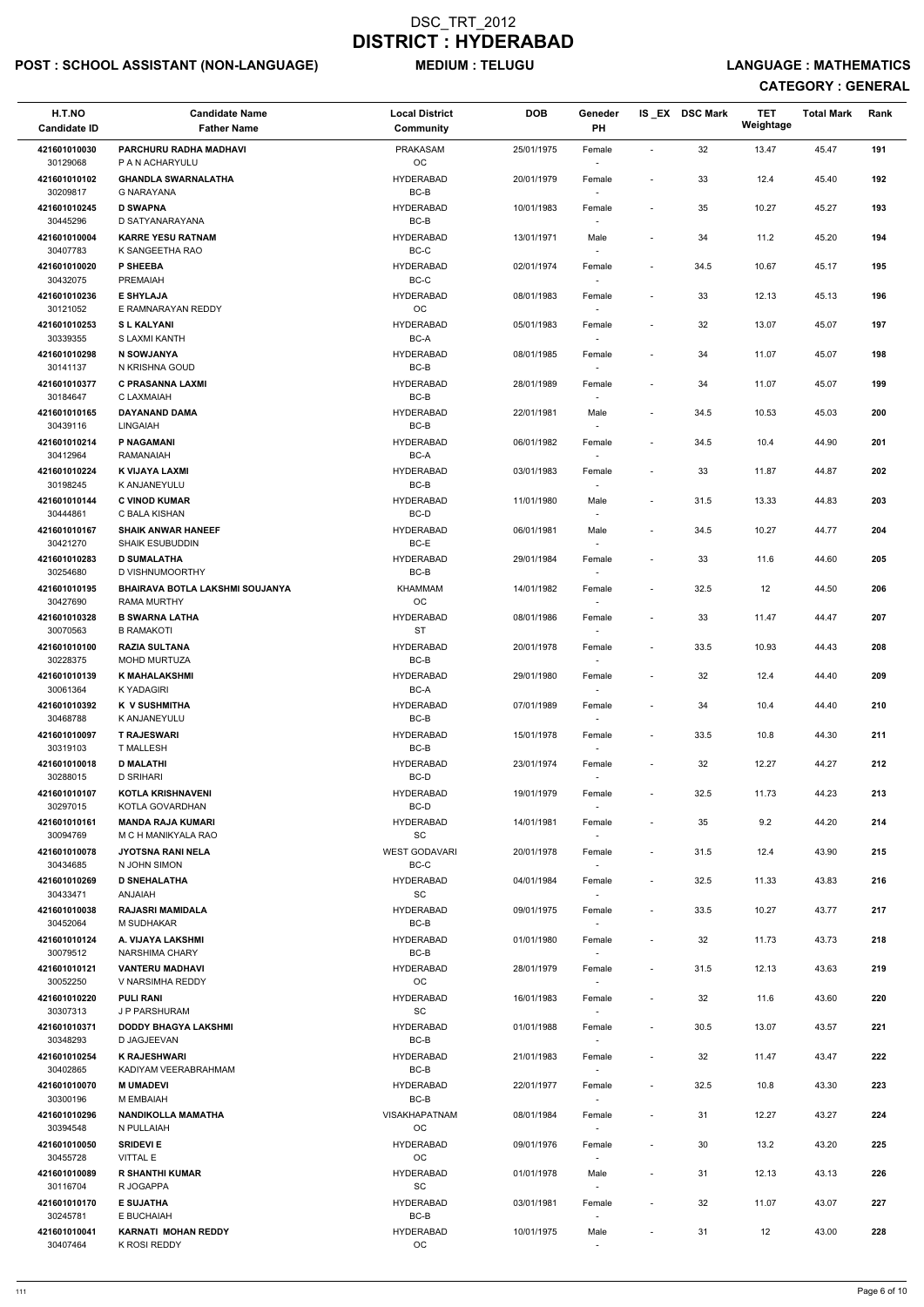# DSC_TRT_2012
# DISTRICT : HYDERABAD

**POST : SCHOOL ASSISTANT (NON-LANGUAGE)** **MEDIUM : TELUGU** **LANGUAGE : MATHEMATICS**

**CATEGORY : GENERAL**

| H.T.NO<br>Candidate ID | Candidate Name<br>Father Name | Local District<br>Community | DOB | Geneder<br>PH | IS_EX | DSC Mark | TET Weightage | Total Mark | Rank |
|---|---|---|---|---|---|---|---|---|---|
| 421601010030<br>30129068 | PARCHURU RADHA MADHAVI<br>P A N ACHARYULU | PRAKASAM<br>OC | 25/01/1975 | Female<br>- | - | 32 | 13.47 | 45.47 | 191 |
| 421601010102<br>30209817 | GHANDLA SWARNALATHA<br>G NARAYANA | HYDERABAD<br>BC-B | 20/01/1979 | Female<br>- | - | 33 | 12.4 | 45.40 | 192 |
| 421601010245<br>30445296 | D SWAPNA<br>D SATYANARAYANA | HYDERABAD<br>BC-B | 10/01/1983 | Female<br>- | - | 35 | 10.27 | 45.27 | 193 |
| 421601010004<br>30407783 | KARRE YESU RATNAM<br>K SANGEETHA RAO | HYDERABAD<br>BC-C | 13/01/1971 | Male<br>- | - | 34 | 11.2 | 45.20 | 194 |
| 421601010020<br>30432075 | P SHEEBA<br>PREMAIAH | HYDERABAD<br>BC-C | 02/01/1974 | Female<br>- | - | 34.5 | 10.67 | 45.17 | 195 |
| 421601010236<br>30121052 | E SHYLAJA<br>E RAMNARAYAN REDDY | HYDERABAD<br>OC | 08/01/1983 | Female<br>- | - | 33 | 12.13 | 45.13 | 196 |
| 421601010253<br>30339355 | S L KALYANI<br>S LAXMI KANTH | HYDERABAD<br>BC-A | 05/01/1983 | Female<br>- | - | 32 | 13.07 | 45.07 | 197 |
| 421601010298<br>30141137 | N SOWJANYA<br>N KRISHNA GOUD | HYDERABAD<br>BC-B | 08/01/1985 | Female<br>- | - | 34 | 11.07 | 45.07 | 198 |
| 421601010377<br>30184647 | C PRASANNA LAXMI<br>C LAXMAIAH | HYDERABAD<br>BC-B | 28/01/1989 | Female<br>- | - | 34 | 11.07 | 45.07 | 199 |
| 421601010165<br>30439116 | DAYANAND DAMA<br>LINGAIAH | HYDERABAD<br>BC-B | 22/01/1981 | Male<br>- | - | 34.5 | 10.53 | 45.03 | 200 |
| 421601010214<br>30412964 | P NAGAMANI<br>RAMANAIAH | HYDERABAD<br>BC-A | 06/01/1982 | Female<br>- | - | 34.5 | 10.4 | 44.90 | 201 |
| 421601010224<br>30198245 | K VIJAYA LAXMI<br>K ANJANEYULU | HYDERABAD<br>BC-B | 03/01/1983 | Female<br>- | - | 33 | 11.87 | 44.87 | 202 |
| 421601010144<br>30444861 | C VINOD KUMAR<br>C BALA KISHAN | HYDERABAD<br>BC-D | 11/01/1980 | Male<br>- | - | 31.5 | 13.33 | 44.83 | 203 |
| 421601010167<br>30421270 | SHAIK ANWAR HANEEF<br>SHAIK ESUBUDDIN | HYDERABAD<br>BC-E | 06/01/1981 | Male<br>- | - | 34.5 | 10.27 | 44.77 | 204 |
| 421601010283<br>30254680 | D SUMALATHA<br>D VISHNUMOORTHY | HYDERABAD<br>BC-B | 29/01/1984 | Female<br>- | - | 33 | 11.6 | 44.60 | 205 |
| 421601010195<br>30427690 | BHAIRAVA BOTLA LAKSHMI SOUJANYA<br>RAMA MURTHY | KHAMMAM<br>OC | 14/01/1982 | Female<br>- | - | 32.5 | 12 | 44.50 | 206 |
| 421601010328<br>30070563 | B SWARNA LATHA<br>B RAMAKOTI | HYDERABAD<br>ST | 08/01/1986 | Female<br>- | - | 33 | 11.47 | 44.47 | 207 |
| 421601010100<br>30228375 | RAZIA SULTANA<br>MOHD MURTUZA | HYDERABAD<br>BC-B | 20/01/1978 | Female<br>- | - | 33.5 | 10.93 | 44.43 | 208 |
| 421601010139<br>30061364 | K MAHALAKSHMI<br>K YADAGIRI | HYDERABAD<br>BC-A | 29/01/1980 | Female<br>- | - | 32 | 12.4 | 44.40 | 209 |
| 421601010392<br>30468788 | K V SUSHMITHA<br>K ANJANEYULU | HYDERABAD<br>BC-B | 07/01/1989 | Female<br>- | - | 34 | 10.4 | 44.40 | 210 |
| 421601010097<br>30319103 | T RAJESWARI<br>T MALLESH | HYDERABAD<br>BC-B | 15/01/1978 | Female<br>- | - | 33.5 | 10.8 | 44.30 | 211 |
| 421601010018<br>30288015 | D MALATHI<br>D SRIHARI | HYDERABAD<br>BC-D | 23/01/1974 | Female<br>- | - | 32 | 12.27 | 44.27 | 212 |
| 421601010107<br>30297015 | KOTLA KRISHNAVENI<br>KOTLA GOVARDHAN | HYDERABAD<br>BC-D | 19/01/1979 | Female<br>- | - | 32.5 | 11.73 | 44.23 | 213 |
| 421601010161<br>30094769 | MANDA RAJA KUMARI<br>M C H MANIKYALA RAO | HYDERABAD<br>SC | 14/01/1981 | Female<br>- | - | 35 | 9.2 | 44.20 | 214 |
| 421601010078<br>30434685 | JYOTSNA RANI NELA<br>N JOHN SIMON | WEST GODAVARI<br>BC-C | 20/01/1978 | Female<br>- | - | 31.5 | 12.4 | 43.90 | 215 |
| 421601010269<br>30433471 | D SNEHALATHA<br>ANJAIAH | HYDERABAD<br>SC | 04/01/1984 | Female<br>- | - | 32.5 | 11.33 | 43.83 | 216 |
| 421601010038<br>30452064 | RAJASRI MAMIDALA<br>M SUDHAKAR | HYDERABAD<br>BC-B | 09/01/1975 | Female<br>- | - | 33.5 | 10.27 | 43.77 | 217 |
| 421601010124<br>30079512 | A. VIJAYA LAKSHMI<br>NARSHIMA CHARY | HYDERABAD<br>BC-B | 01/01/1980 | Female<br>- | - | 32 | 11.73 | 43.73 | 218 |
| 421601010121<br>30052250 | VANTERU MADHAVI<br>V NARSIMHA REDDY | HYDERABAD<br>OC | 28/01/1979 | Female<br>- | - | 31.5 | 12.13 | 43.63 | 219 |
| 421601010220<br>30307313 | PULI RANI<br>J P PARSHURAM | HYDERABAD<br>SC | 16/01/1983 | Female<br>- | - | 32 | 11.6 | 43.60 | 220 |
| 421601010371<br>30348293 | DODDY BHAGYA LAKSHMI<br>D JAGJEEVAN | HYDERABAD<br>BC-B | 01/01/1988 | Female<br>- | - | 30.5 | 13.07 | 43.57 | 221 |
| 421601010254<br>30402865 | K RAJESHWARI<br>KADIYAM VEERABRAHMAM | HYDERABAD<br>BC-B | 21/01/1983 | Female<br>- | - | 32 | 11.47 | 43.47 | 222 |
| 421601010070<br>30300196 | M UMADEVI<br>M EMBAIAH | HYDERABAD<br>BC-B | 22/01/1977 | Female<br>- | - | 32.5 | 10.8 | 43.30 | 223 |
| 421601010296<br>30394548 | NANDIKOLLA MAMATHA<br>N PULLAIAH | VISAKHAPATNAM<br>OC | 08/01/1984 | Female<br>- | - | 31 | 12.27 | 43.27 | 224 |
| 421601010050<br>30455728 | SRIDEVI E<br>VITTAL E | HYDERABAD<br>OC | 09/01/1976 | Female<br>- | - | 30 | 13.2 | 43.20 | 225 |
| 421601010089<br>30116704 | R SHANTHI KUMAR<br>R JOGAPPA | HYDERABAD<br>SC | 01/01/1978 | Male<br>- | - | 31 | 12.13 | 43.13 | 226 |
| 421601010170<br>30245781 | E SUJATHA<br>E BUCHAIAH | HYDERABAD<br>BC-B | 03/01/1981 | Female<br>- | - | 32 | 11.07 | 43.07 | 227 |
| 421601010041<br>30407464 | KARNATI MOHAN REDDY<br>K ROSI REDDY | HYDERABAD<br>OC | 10/01/1975 | Male<br>- | - | 31 | 12 | 43.00 | 228 |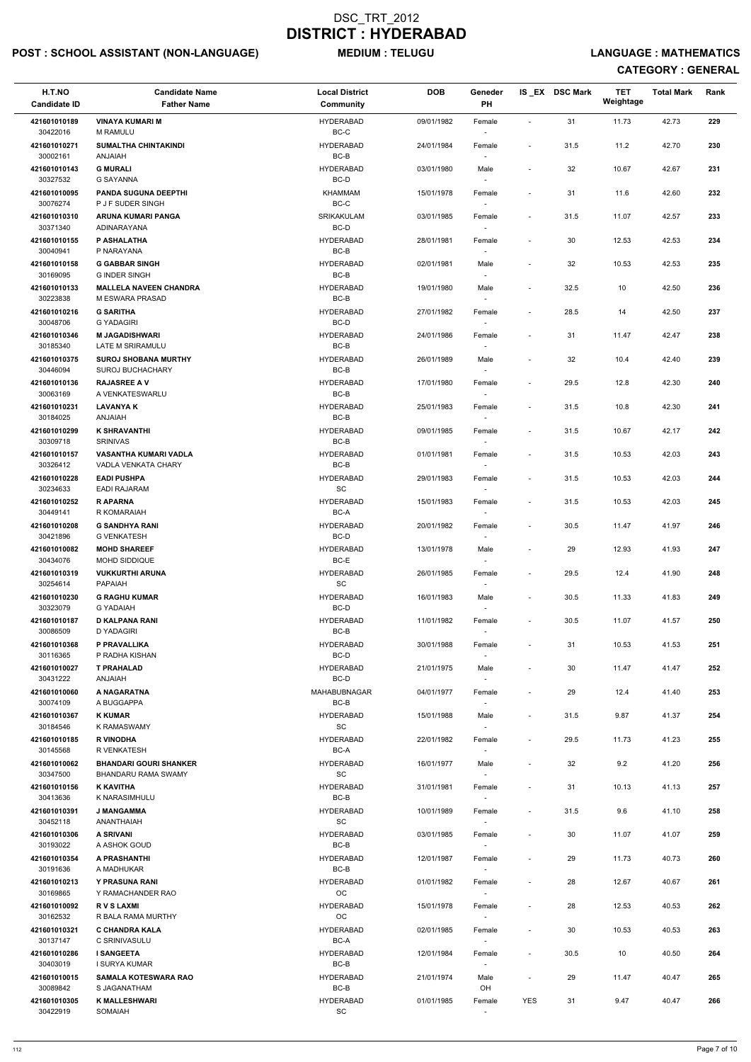# DSC_TRT_2012
# DISTRICT : HYDERABAD

**POST : SCHOOL ASSISTANT (NON-LANGUAGE)** **MEDIUM : TELUGU** **LANGUAGE : MATHEMATICS**

**CATEGORY : GENERAL**

| H.T.NO<br>Candidate ID | Candidate Name<br>Father Name | Local District<br>Community | DOB | Geneder<br>PH | IS_EX | DSC Mark | TET Weightage | Total Mark | Rank |
|---|---|---|---|---|---|---|---|---|---|
| 421601010189<br>30422016 | VINAYA KUMARI M<br>M RAMULU | HYDERABAD<br>BC-C | 09/01/1982 | Female<br>- | - | 31 | 11.73 | 42.73 | 229 |
| 421601010271<br>30002161 | SUMALTHA CHINTAKINDI<br>ANJAIAH | HYDERABAD<br>BC-B | 24/01/1984 | Female<br>- | - | 31.5 | 11.2 | 42.70 | 230 |
| 421601010143<br>30327532 | G MURALI<br>G SAYANNA | HYDERABAD<br>BC-D | 03/01/1980 | Male<br>- | - | 32 | 10.67 | 42.67 | 231 |
| 421601010095<br>30076274 | PANDA SUGUNA DEEPTHI<br>P J F SUDER SINGH | KHAMMAM<br>BC-C | 15/01/1978 | Female<br>- | - | 31 | 11.6 | 42.60 | 232 |
| 421601010310<br>30371340 | ARUNA KUMARI PANGA<br>ADINARAYANA | SRIKAKULAM<br>BC-D | 03/01/1985 | Female<br>- | - | 31.5 | 11.07 | 42.57 | 233 |
| 421601010155<br>30040941 | P ASHALATHA<br>P NARAYANA | HYDERABAD<br>BC-B | 28/01/1981 | Female<br>- | - | 30 | 12.53 | 42.53 | 234 |
| 421601010158<br>30169095 | G GABBAR SINGH<br>G INDER SINGH | HYDERABAD<br>BC-B | 02/01/1981 | Male<br>- | - | 32 | 10.53 | 42.53 | 235 |
| 421601010133<br>30223838 | MALLELA NAVEEN CHANDRA<br>M ESWARA PRASAD | HYDERABAD<br>BC-B | 19/01/1980 | Male<br>- | - | 32.5 | 10 | 42.50 | 236 |
| 421601010216<br>30048706 | G SARITHA<br>G YADAGIRI | HYDERABAD<br>BC-D | 27/01/1982 | Female<br>- | - | 28.5 | 14 | 42.50 | 237 |
| 421601010346<br>30185340 | M JAGADISHWARI<br>LATE M SRIRAMULU | HYDERABAD<br>BC-B | 24/01/1986 | Female<br>- | - | 31 | 11.47 | 42.47 | 238 |
| 421601010375<br>30446094 | SUROJ SHOBANA MURTHY<br>SUROJ BUCHACHARY | HYDERABAD<br>BC-B | 26/01/1989 | Male<br>- | - | 32 | 10.4 | 42.40 | 239 |
| 421601010136<br>30063169 | RAJASREE A V<br>A VENKATESWARLU | HYDERABAD<br>BC-B | 17/01/1980 | Female<br>- | - | 29.5 | 12.8 | 42.30 | 240 |
| 421601010231<br>30184025 | LAVANYA K<br>ANJAIAH | HYDERABAD<br>BC-B | 25/01/1983 | Female<br>- | - | 31.5 | 10.8 | 42.30 | 241 |
| 421601010299<br>30309718 | K SHRAVANTHI<br>SRINIVAS | HYDERABAD<br>BC-B | 09/01/1985 | Female<br>- | - | 31.5 | 10.67 | 42.17 | 242 |
| 421601010157<br>30326412 | VASANTHA KUMARI VADLA<br>VADLA VENKATA CHARY | HYDERABAD<br>BC-B | 01/01/1981 | Female<br>- | - | 31.5 | 10.53 | 42.03 | 243 |
| 421601010228<br>30234633 | EADI PUSHPA<br>EADI RAJARAM | HYDERABAD<br>SC | 29/01/1983 | Female<br>- | - | 31.5 | 10.53 | 42.03 | 244 |
| 421601010252<br>30449141 | R APARNA<br>R KOMARAIAH | HYDERABAD<br>BC-A | 15/01/1983 | Female<br>- | - | 31.5 | 10.53 | 42.03 | 245 |
| 421601010208<br>30421896 | G SANDHYA RANI<br>G VENKATESH | HYDERABAD<br>BC-D | 20/01/1982 | Female<br>- | - | 30.5 | 11.47 | 41.97 | 246 |
| 421601010082<br>30434076 | MOHD SHAREEF<br>MOHD SIDDIQUE | HYDERABAD<br>BC-E | 13/01/1978 | Male<br>- | - | 29 | 12.93 | 41.93 | 247 |
| 421601010319<br>30254614 | VUKKURTHI ARUNA<br>PAPAIAH | HYDERABAD<br>SC | 26/01/1985 | Female<br>- | - | 29.5 | 12.4 | 41.90 | 248 |
| 421601010230<br>30323079 | G RAGHU KUMAR<br>G YADAIAH | HYDERABAD<br>BC-D | 16/01/1983 | Male<br>- | - | 30.5 | 11.33 | 41.83 | 249 |
| 421601010187<br>30086509 | D KALPANA RANI<br>D YADAGIRI | HYDERABAD<br>BC-B | 11/01/1982 | Female<br>- | - | 30.5 | 11.07 | 41.57 | 250 |
| 421601010368<br>30116365 | P PRAVALLIKA<br>P RADHA KISHAN | HYDERABAD<br>BC-D | 30/01/1988 | Female<br>- | - | 31 | 10.53 | 41.53 | 251 |
| 421601010027<br>30431222 | T PRAHALAD<br>ANJAIAH | HYDERABAD<br>BC-D | 21/01/1975 | Male<br>- | - | 30 | 11.47 | 41.47 | 252 |
| 421601010060<br>30074109 | A NAGARATNA<br>A BUGGAPPA | MAHABUBNAGAR<br>BC-B | 04/01/1977 | Female<br>- | - | 29 | 12.4 | 41.40 | 253 |
| 421601010367<br>30184546 | K KUMAR<br>K RAMASWAMY | HYDERABAD<br>SC | 15/01/1988 | Male<br>- | - | 31.5 | 9.87 | 41.37 | 254 |
| 421601010185<br>30145568 | R VINODHA<br>R VENKATESH | HYDERABAD<br>BC-A | 22/01/1982 | Female<br>- | - | 29.5 | 11.73 | 41.23 | 255 |
| 421601010062<br>30347500 | BHANDARI GOURI SHANKER<br>BHANDARU RAMA SWAMY | HYDERABAD<br>SC | 16/01/1977 | Male<br>- | - | 32 | 9.2 | 41.20 | 256 |
| 421601010156<br>30413636 | K KAVITHA<br>K NARASIMHULU | HYDERABAD<br>BC-B | 31/01/1981 | Female<br>- | - | 31 | 10.13 | 41.13 | 257 |
| 421601010391<br>30452118 | J MANGAMMA<br>ANANTHAIAH | HYDERABAD<br>SC | 10/01/1989 | Female<br>- | - | 31.5 | 9.6 | 41.10 | 258 |
| 421601010306<br>30193022 | A SRIVANI<br>A ASHOK GOUD | HYDERABAD<br>BC-B | 03/01/1985 | Female<br>- | - | 30 | 11.07 | 41.07 | 259 |
| 421601010354<br>30191636 | A PRASHANTHI<br>A MADHUKAR | HYDERABAD<br>BC-B | 12/01/1987 | Female<br>- | - | 29 | 11.73 | 40.73 | 260 |
| 421601010213<br>30169865 | Y PRASUNA RANI<br>Y RAMACHANDER RAO | HYDERABAD<br>OC | 01/01/1982 | Female<br>- | - | 28 | 12.67 | 40.67 | 261 |
| 421601010092<br>30162532 | R V S LAXMI<br>R BALA RAMA MURTHY | HYDERABAD<br>OC | 15/01/1978 | Female<br>- | - | 28 | 12.53 | 40.53 | 262 |
| 421601010321<br>30137147 | C CHANDRA KALA<br>C SRINIVASULU | HYDERABAD<br>BC-A | 02/01/1985 | Female<br>- | - | 30 | 10.53 | 40.53 | 263 |
| 421601010286<br>30403019 | I SANGEETA<br>I SURYA KUMAR | HYDERABAD<br>BC-B | 12/01/1984 | Female<br>- | - | 30.5 | 10 | 40.50 | 264 |
| 421601010015<br>30089842 | SAMALA KOTESWARA RAO<br>S JAGANATHAM | HYDERABAD<br>BC-B | 21/01/1974 | Male<br>OH | - | 29 | 11.47 | 40.47 | 265 |
| 421601010305<br>30422919 | K MALLESHWARI<br>SOMAIAH | HYDERABAD<br>SC | 01/01/1985 | Female<br>- | YES | 31 | 9.47 | 40.47 | 266 |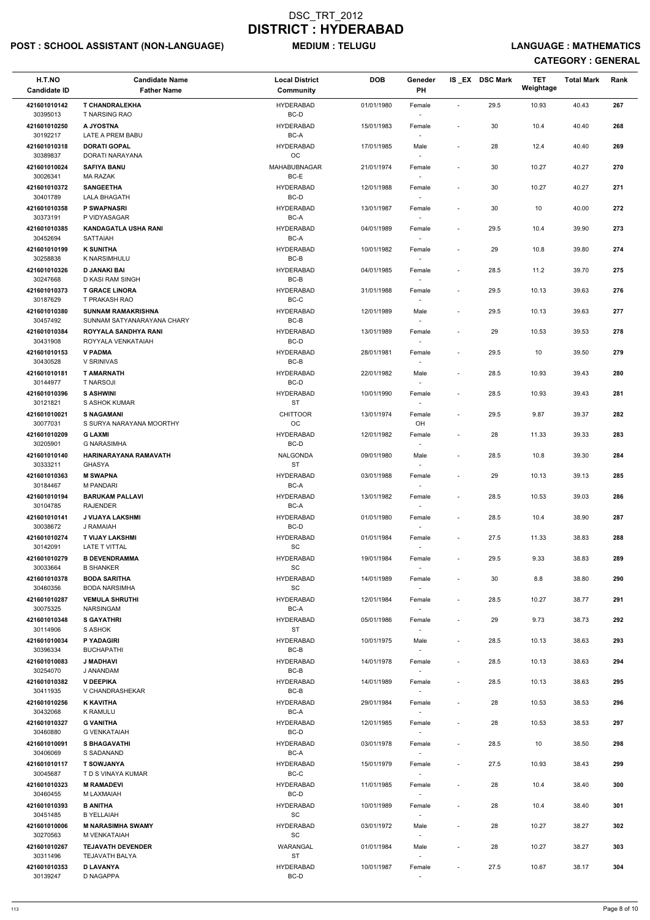# DSC_TRT_2012
# DISTRICT : HYDERABAD

**POST : SCHOOL ASSISTANT (NON-LANGUAGE)** **MEDIUM : TELUGU** **LANGUAGE : MATHEMATICS**

**CATEGORY : GENERAL**

| H.T.NO<br>Candidate ID | Candidate Name<br>Father Name | Local District<br>Community | DOB | Geneder<br>PH | IS_EX | DSC Mark | TET Weightage | Total Mark | Rank |
|---|---|---|---|---|---|---|---|---|---|
| 421601010142<br>30395013 | T CHANDRALEKHA<br>T NARSING RAO | HYDERABAD<br>BC-D | 01/01/1980 | Female<br>- | - | 29.5 | 10.93 | 40.43 | 267 |
| 421601010250<br>30192217 | A JYOSTNA<br>LATE A PREM BABU | HYDERABAD<br>BC-A | 15/01/1983 | Female<br>- | - | 30 | 10.4 | 40.40 | 268 |
| 421601010318<br>30389837 | DORATI GOPAL<br>DORATI NARAYANA | HYDERABAD<br>OC | 17/01/1985 | Male<br>- | - | 28 | 12.4 | 40.40 | 269 |
| 421601010024<br>30026341 | SAFIYA BANU<br>MA RAZAK | MAHABUBNAGAR<br>BC-E | 21/01/1974 | Female<br>- | - | 30 | 10.27 | 40.27 | 270 |
| 421601010372<br>30401789 | SANGEETHA<br>LALA BHAGATH | HYDERABAD<br>BC-D | 12/01/1988 | Female<br>- | - | 30 | 10.27 | 40.27 | 271 |
| 421601010358<br>30373191 | P SWAPNASRI<br>P VIDYASAGAR | HYDERABAD<br>BC-A | 13/01/1987 | Female<br>- | - | 30 | 10 | 40.00 | 272 |
| 421601010385<br>30452694 | KANDAGATLA USHA RANI<br>SATTAIAH | HYDERABAD<br>BC-A | 04/01/1989 | Female<br>- | - | 29.5 | 10.4 | 39.90 | 273 |
| 421601010199<br>30258838 | K SUNITHA<br>K NARSIMHULU | HYDERABAD<br>BC-B | 10/01/1982 | Female<br>- | - | 29 | 10.8 | 39.80 | 274 |
| 421601010326<br>30247668 | D JANAKI BAI<br>D KASI RAM SINGH | HYDERABAD<br>BC-B | 04/01/1985 | Female<br>- | - | 28.5 | 11.2 | 39.70 | 275 |
| 421601010373<br>30187629 | T GRACE LINORA<br>T PRAKASH RAO | HYDERABAD<br>BC-C | 31/01/1988 | Female<br>- | - | 29.5 | 10.13 | 39.63 | 276 |
| 421601010380<br>30457492 | SUNNAM RAMAKRISHNA<br>SUNNAM SATYANARAYANA CHARY | HYDERABAD<br>BC-B | 12/01/1989 | Male<br>- | - | 29.5 | 10.13 | 39.63 | 277 |
| 421601010384<br>30431908 | ROYYALA SANDHYA RANI<br>ROYYALA VENKATAIAH | HYDERABAD<br>BC-D | 13/01/1989 | Female<br>- | - | 29 | 10.53 | 39.53 | 278 |
| 421601010153<br>30430528 | V PADMA<br>V SRINIVAS | HYDERABAD<br>BC-B | 28/01/1981 | Female<br>- | - | 29.5 | 10 | 39.50 | 279 |
| 421601010181<br>30144977 | T AMARNATH<br>T NARSOJI | HYDERABAD<br>BC-D | 22/01/1982 | Male<br>- | - | 28.5 | 10.93 | 39.43 | 280 |
| 421601010396<br>30121821 | S ASHWINI<br>S ASHOK KUMAR | HYDERABAD<br>ST | 10/01/1990 | Female<br>- | - | 28.5 | 10.93 | 39.43 | 281 |
| 421601010021<br>30077031 | S NAGAMANI<br>S SURYA NARAYANA MOORTHY | CHITTOOR<br>OC | 13/01/1974 | Female<br>OH | - | 29.5 | 9.87 | 39.37 | 282 |
| 421601010209<br>30205901 | G LAXMI<br>G NARASIMHA | HYDERABAD<br>BC-D | 12/01/1982 | Female<br>- | - | 28 | 11.33 | 39.33 | 283 |
| 421601010140<br>30333211 | HARINARAYANA RAMAVATH<br>GHASYA | NALGONDA<br>ST | 09/01/1980 | Male<br>- | - | 28.5 | 10.8 | 39.30 | 284 |
| 421601010363<br>30184467 | M SWAPNA<br>M PANDARI | HYDERABAD<br>BC-A | 03/01/1988 | Female<br>- | - | 29 | 10.13 | 39.13 | 285 |
| 421601010194<br>30104785 | BARUKAM PALLAVI<br>RAJENDER | HYDERABAD<br>BC-A | 13/01/1982 | Female<br>- | - | 28.5 | 10.53 | 39.03 | 286 |
| 421601010141<br>30038672 | J VIJAYA LAKSHMI<br>J RAMAIAH | HYDERABAD<br>BC-D | 01/01/1980 | Female<br>- | - | 28.5 | 10.4 | 38.90 | 287 |
| 421601010274<br>30142091 | T VIJAY LAKSHMI<br>LATE T VITTAL | HYDERABAD<br>SC | 01/01/1984 | Female<br>- | - | 27.5 | 11.33 | 38.83 | 288 |
| 421601010279<br>30033664 | B DEVENDRAMMA<br>B SHANKER | HYDERABAD<br>SC | 19/01/1984 | Female<br>- | - | 29.5 | 9.33 | 38.83 | 289 |
| 421601010378<br>30460356 | BODA SARITHA<br>BODA NARSIMHA | HYDERABAD<br>SC | 14/01/1989 | Female<br>- | - | 30 | 8.8 | 38.80 | 290 |
| 421601010287<br>30075325 | VEMULA SHRUTHI<br>NARSINGAM | HYDERABAD<br>BC-A | 12/01/1984 | Female<br>- | - | 28.5 | 10.27 | 38.77 | 291 |
| 421601010348<br>30114906 | S GAYATHRI<br>S ASHOK | HYDERABAD<br>ST | 05/01/1986 | Female<br>- | - | 29 | 9.73 | 38.73 | 292 |
| 421601010034<br>30396334 | P YADAGIRI<br>BUCHAPATHI | HYDERABAD<br>BC-B | 10/01/1975 | Male<br>- | - | 28.5 | 10.13 | 38.63 | 293 |
| 421601010083<br>30254070 | J MADHAVI<br>J ANANDAM | HYDERABAD<br>BC-B | 14/01/1978 | Female<br>- | - | 28.5 | 10.13 | 38.63 | 294 |
| 421601010382<br>30411935 | V DEEPIKA<br>V CHANDRASHEKAR | HYDERABAD<br>BC-B | 14/01/1989 | Female<br>- | - | 28.5 | 10.13 | 38.63 | 295 |
| 421601010256<br>30432068 | K KAVITHA<br>K RAMULU | HYDERABAD<br>BC-A | 29/01/1984 | Female<br>- | - | 28 | 10.53 | 38.53 | 296 |
| 421601010327<br>30460880 | G VANITHA<br>G VENKATAIAH | HYDERABAD<br>BC-D | 12/01/1985 | Female<br>- | - | 28 | 10.53 | 38.53 | 297 |
| 421601010091<br>30406069 | S BHAGAVATHI<br>S SADANAND | HYDERABAD<br>BC-A | 03/01/1978 | Female<br>- | - | 28.5 | 10 | 38.50 | 298 |
| 421601010117<br>30045687 | T SOWJANYA<br>T D S VINAYA KUMAR | HYDERABAD<br>BC-C | 15/01/1979 | Female<br>- | - | 27.5 | 10.93 | 38.43 | 299 |
| 421601010323<br>30460455 | M RAMADEVI<br>M LAXMAIAH | HYDERABAD<br>BC-D | 11/01/1985 | Female<br>- | - | 28 | 10.4 | 38.40 | 300 |
| 421601010393<br>30451485 | B ANITHA<br>B YELLAIAH | HYDERABAD<br>SC | 10/01/1989 | Female<br>- | - | 28 | 10.4 | 38.40 | 301 |
| 421601010006<br>30270563 | M NARASIMHA SWAMY<br>M VENKATAIAH | HYDERABAD<br>SC | 03/01/1972 | Male<br>- | - | 28 | 10.27 | 38.27 | 302 |
| 421601010267<br>30311496 | TEJAVATH DEVENDER<br>TEJAVATH BALYA | WARANGAL<br>ST | 01/01/1984 | Male<br>- | - | 28 | 10.27 | 38.27 | 303 |
| 421601010353<br>30139247 | D LAVANYA<br>D NAGAPPA | HYDERABAD<br>BC-D | 10/01/1987 | Female<br>- | - | 27.5 | 10.67 | 38.17 | 304 |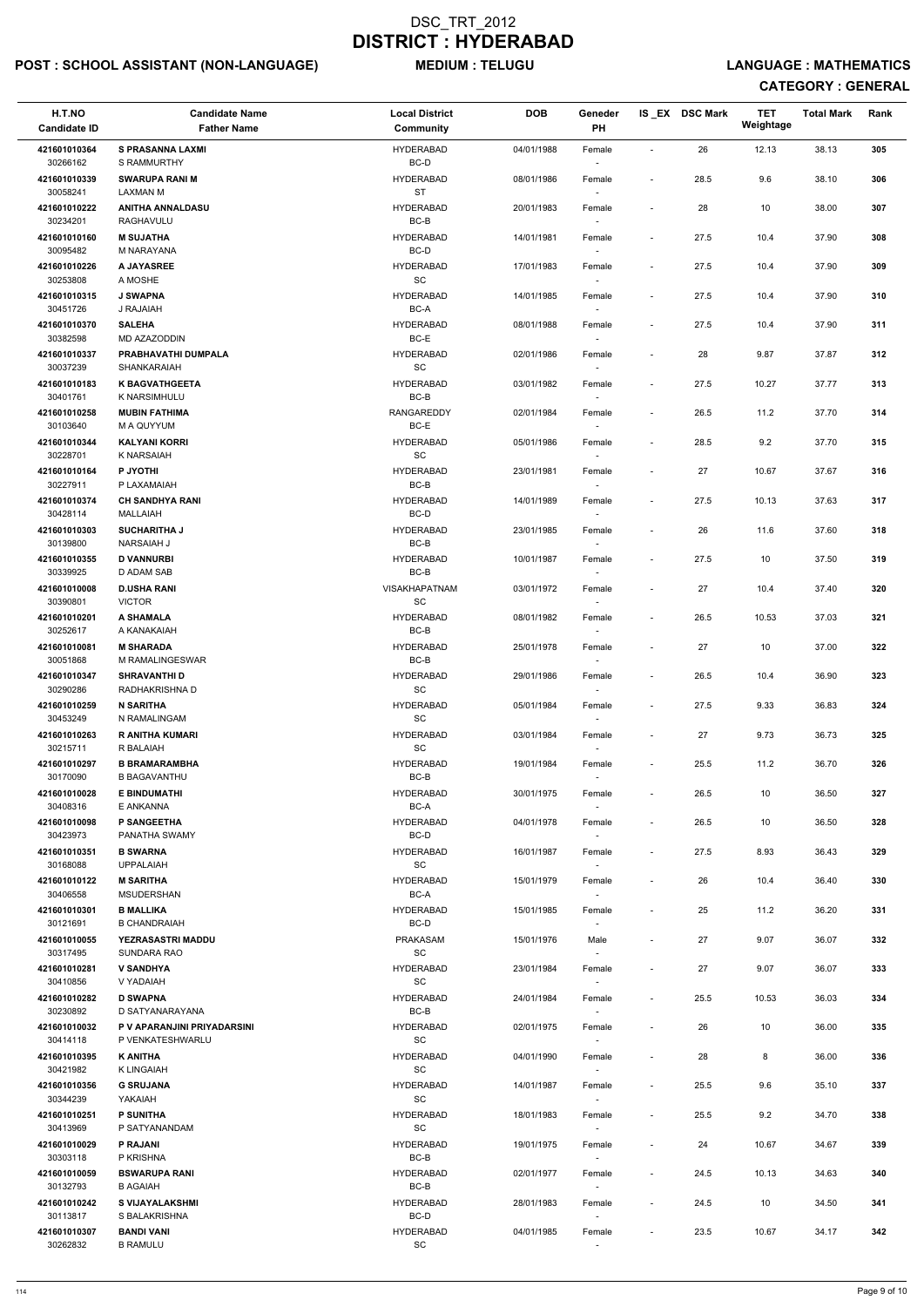# DSC_TRT_2012
# DISTRICT : HYDERABAD

**POST : SCHOOL ASSISTANT (NON-LANGUAGE)** **MEDIUM : TELUGU** **LANGUAGE : MATHEMATICS**

**CATEGORY : GENERAL**

| H.T.NO<br>Candidate ID | Candidate Name<br>Father Name | Local District<br>Community | DOB | Geneder<br>PH | IS_EX | DSC Mark | TET Weightage | Total Mark | Rank |
|---|---|---|---|---|---|---|---|---|---|
| 421601010364<br>30266162 | **S PRASANNA LAXMI**<br>S RAMMURTHY | HYDERABAD<br>BC-D | 04/01/1988 | Female<br>- | - | 26 | 12.13 | 38.13 | **305** |
| 421601010339<br>30058241 | **SWARUPA RANI M**<br>LAXMAN M | HYDERABAD<br>ST | 08/01/1986 | Female<br>- | - | 28.5 | 9.6 | 38.10 | **306** |
| 421601010222<br>30234201 | **ANITHA ANNALDASU**<br>RAGHAVULU | HYDERABAD<br>BC-B | 20/01/1983 | Female<br>- | - | 28 | 10 | 38.00 | **307** |
| 421601010160<br>30095482 | **M SUJATHA**<br>M NARAYANA | HYDERABAD<br>BC-D | 14/01/1981 | Female<br>- | - | 27.5 | 10.4 | 37.90 | **308** |
| 421601010226<br>30253808 | **A JAYASREE**<br>A MOSHE | HYDERABAD<br>SC | 17/01/1983 | Female<br>- | - | 27.5 | 10.4 | 37.90 | **309** |
| 421601010315<br>30451726 | **J SWAPNA**<br>J RAJAIAH | HYDERABAD<br>BC-A | 14/01/1985 | Female<br>- | - | 27.5 | 10.4 | 37.90 | **310** |
| 421601010370<br>30382598 | **SALEHA**<br>MD AZAZODDIN | HYDERABAD<br>BC-E | 08/01/1988 | Female<br>- | - | 27.5 | 10.4 | 37.90 | **311** |
| 421601010337<br>30037239 | **PRABHAVATHI DUMPALA**<br>SHANKARAIAH | HYDERABAD<br>SC | 02/01/1986 | Female<br>- | - | 28 | 9.87 | 37.87 | **312** |
| 421601010183<br>30401761 | **K BAGVATHGEETA**<br>K NARSIMHULU | HYDERABAD<br>BC-B | 03/01/1982 | Female<br>- | - | 27.5 | 10.27 | 37.77 | **313** |
| 421601010258<br>30103640 | **MUBIN FATHIMA**<br>M A QUYYUM | RANGAREDDY<br>BC-E | 02/01/1984 | Female<br>- | - | 26.5 | 11.2 | 37.70 | **314** |
| 421601010344<br>30228701 | **KALYANI KORRI**<br>K NARSAIAH | HYDERABAD<br>SC | 05/01/1986 | Female<br>- | - | 28.5 | 9.2 | 37.70 | **315** |
| 421601010164<br>30227911 | **P JYOTHI**<br>P LAXAMAIAH | HYDERABAD<br>BC-B | 23/01/1981 | Female<br>- | - | 27 | 10.67 | 37.67 | **316** |
| 421601010374<br>30428114 | **CH SANDHYA RANI**<br>MALLAIAH | HYDERABAD<br>BC-D | 14/01/1989 | Female<br>- | - | 27.5 | 10.13 | 37.63 | **317** |
| 421601010303<br>30139800 | **SUCHARITHA J**<br>NARSAIAH J | HYDERABAD<br>BC-B | 23/01/1985 | Female<br>- | - | 26 | 11.6 | 37.60 | **318** |
| 421601010355<br>30339925 | **D VANNURBI**<br>D ADAM SAB | HYDERABAD<br>BC-B | 10/01/1987 | Female<br>- | - | 27.5 | 10 | 37.50 | **319** |
| 421601010008<br>30390801 | **D.USHA RANI**<br>VICTOR | VISAKHAPATNAM<br>SC | 03/01/1972 | Female<br>- | - | 27 | 10.4 | 37.40 | **320** |
| 421601010201<br>30252617 | **A SHAMALA**<br>A KANAKAIAH | HYDERABAD<br>BC-B | 08/01/1982 | Female<br>- | - | 26.5 | 10.53 | 37.03 | **321** |
| 421601010081<br>30051868 | **M SHARADA**<br>M RAMALINGESWAR | HYDERABAD<br>BC-B | 25/01/1978 | Female<br>- | - | 27 | 10 | 37.00 | **322** |
| 421601010347<br>30290286 | **SHRAVANTHI D**<br>RADHAKRISHNA D | HYDERABAD<br>SC | 29/01/1986 | Female<br>- | - | 26.5 | 10.4 | 36.90 | **323** |
| 421601010259<br>30453249 | **N SARITHA**<br>N RAMALINGAM | HYDERABAD<br>SC | 05/01/1984 | Female<br>- | - | 27.5 | 9.33 | 36.83 | **324** |
| 421601010263<br>30215711 | **R ANITHA KUMARI**<br>R BALAIAH | HYDERABAD<br>SC | 03/01/1984 | Female<br>- | - | 27 | 9.73 | 36.73 | **325** |
| 421601010297<br>30170090 | **B BRAMARAMBHA**<br>B BAGAVANTHU | HYDERABAD<br>BC-B | 19/01/1984 | Female<br>- | - | 25.5 | 11.2 | 36.70 | **326** |
| 421601010028<br>30408316 | **E BINDUMATHI**<br>E ANKANNA | HYDERABAD<br>BC-A | 30/01/1975 | Female<br>- | - | 26.5 | 10 | 36.50 | **327** |
| 421601010098<br>30423973 | **P SANGEETHA**<br>PANATHA SWAMY | HYDERABAD<br>BC-D | 04/01/1978 | Female<br>- | - | 26.5 | 10 | 36.50 | **328** |
| 421601010351<br>30168088 | **B SWARNA**<br>UPPALAIAH | HYDERABAD<br>SC | 16/01/1987 | Female<br>- | - | 27.5 | 8.93 | 36.43 | **329** |
| 421601010122<br>30406558 | **M SARITHA**<br>MSUDERSHAN | HYDERABAD<br>BC-A | 15/01/1979 | Female<br>- | - | 26 | 10.4 | 36.40 | **330** |
| 421601010301<br>30121691 | **B MALLIKA**<br>B CHANDRAIAH | HYDERABAD<br>BC-D | 15/01/1985 | Female<br>- | - | 25 | 11.2 | 36.20 | **331** |
| 421601010055<br>30317495 | **YEZRASASTRI MADDU**<br>SUNDARA RAO | PRAKASAM<br>SC | 15/01/1976 | Male<br>- | - | 27 | 9.07 | 36.07 | **332** |
| 421601010281<br>30410856 | **V SANDHYA**<br>V YADAIAH | HYDERABAD<br>SC | 23/01/1984 | Female<br>- | - | 27 | 9.07 | 36.07 | **333** |
| 421601010282<br>30230892 | **D SWAPNA**<br>D SATYANARAYANA | HYDERABAD<br>BC-B | 24/01/1984 | Female<br>- | - | 25.5 | 10.53 | 36.03 | **334** |
| 421601010032<br>30414118 | **P V APARANJINI PRIYADARSINI**<br>P VENKATESHWARLU | HYDERABAD<br>SC | 02/01/1975 | Female<br>- | - | 26 | 10 | 36.00 | **335** |
| 421601010395<br>30421982 | **K ANITHA**<br>K LINGAIAH | HYDERABAD<br>SC | 04/01/1990 | Female<br>- | - | 28 | 8 | 36.00 | **336** |
| 421601010356<br>30344239 | **G SRUJANA**<br>YAKAIAH | HYDERABAD<br>SC | 14/01/1987 | Female<br>- | - | 25.5 | 9.6 | 35.10 | **337** |
| 421601010251<br>30413969 | **P SUNITHA**<br>P SATYANANDAM | HYDERABAD<br>SC | 18/01/1983 | Female<br>- | - | 25.5 | 9.2 | 34.70 | **338** |
| 421601010029<br>30303118 | **P RAJANI**<br>P KRISHNA | HYDERABAD<br>BC-B | 19/01/1975 | Female<br>- | - | 24 | 10.67 | 34.67 | **339** |
| 421601010059<br>30132793 | **BSWARUPA RANI**<br>B AGAIAH | HYDERABAD<br>BC-B | 02/01/1977 | Female<br>- | - | 24.5 | 10.13 | 34.63 | **340** |
| 421601010242<br>30113817 | **S VIJAYALAKSHMI**<br>S BALAKRISHNA | HYDERABAD<br>BC-D | 28/01/1983 | Female<br>- | - | 24.5 | 10 | 34.50 | **341** |
| 421601010307<br>30262832 | **BANDI VANI**<br>B RAMULU | HYDERABAD<br>SC | 04/01/1985 | Female<br>- | - | 23.5 | 10.67 | 34.17 | **342** |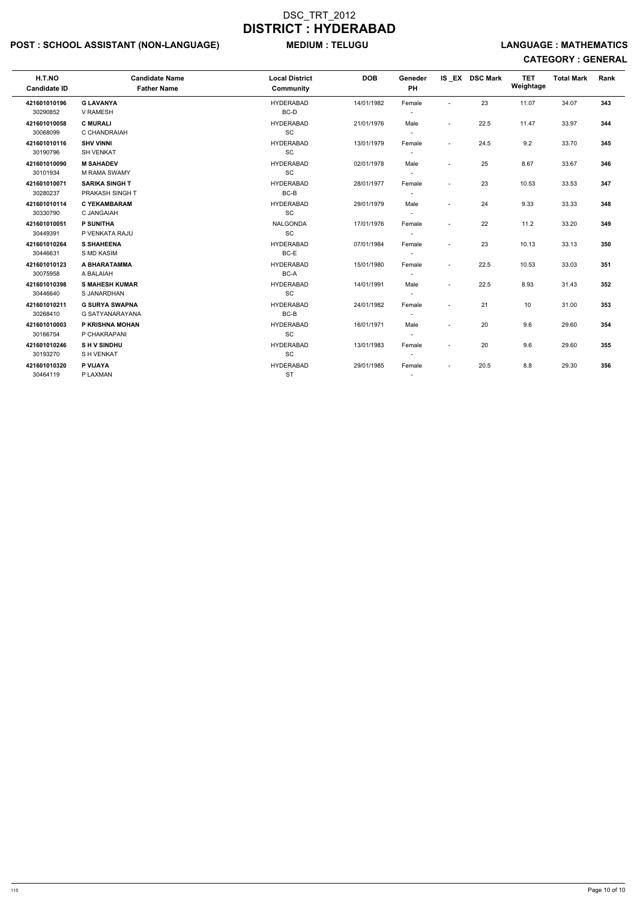# DSC_TRT_2012

# DISTRICT : HYDERABAD

**POST : SCHOOL ASSISTANT (NON-LANGUAGE)** **MEDIUM : TELUGU** **LANGUAGE : MATHEMATICS**

**CATEGORY : GENERAL**

| H.T.NO<br>Candidate ID | Candidate Name<br>Father Name | Local District<br>Community | DOB | Geneder<br>PH | IS _EX | DSC Mark | TET Weightage | Total Mark | Rank |
|---|---|---|---|---|---|---|---|---|---|
| 421601010196<br>30290852 | G LAVANYA<br>V RAMESH | HYDERABAD<br>BC-D | 14/01/1982 | Female<br>- | - | 23 | 11.07 | 34.07 | 343 |
| 421601010058<br>30068099 | C MURALI<br>C CHANDRAIAH | HYDERABAD<br>SC | 21/01/1976 | Male<br>- | - | 22.5 | 11.47 | 33.97 | 344 |
| 421601010116<br>30190796 | SHV VINNI<br>SH VENKAT | HYDERABAD<br>SC | 13/01/1979 | Female<br>- | - | 24.5 | 9.2 | 33.70 | 345 |
| 421601010090<br>30101934 | M SAHADEV<br>M RAMA SWAMY | HYDERABAD<br>SC | 02/01/1978 | Male<br>- | - | 25 | 8.67 | 33.67 | 346 |
| 421601010071<br>30280237 | SARIKA SINGH T<br>PRAKASH SINGH T | HYDERABAD<br>BC-B | 28/01/1977 | Female<br>- | - | 23 | 10.53 | 33.53 | 347 |
| 421601010114<br>30330790 | C YEKAMBARAM<br>C JANGAIAH | HYDERABAD<br>SC | 29/01/1979 | Male<br>- | - | 24 | 9.33 | 33.33 | 348 |
| 421601010051<br>30449391 | P SUNITHA<br>P VENKATA RAJU | NALGONDA<br>SC | 17/01/1976 | Female<br>- | - | 22 | 11.2 | 33.20 | 349 |
| 421601010264<br>30446631 | S SHAHEENA<br>S MD KASIM | HYDERABAD<br>BC-E | 07/01/1984 | Female<br>- | - | 23 | 10.13 | 33.13 | 350 |
| 421601010123<br>30075958 | A BHARATAMMA<br>A BALAIAH | HYDERABAD<br>BC-A | 15/01/1980 | Female<br>- | - | 22.5 | 10.53 | 33.03 | 351 |
| 421601010398<br>30446640 | S MAHESH KUMAR<br>S JANARDHAN | HYDERABAD<br>SC | 14/01/1991 | Male<br>- | - | 22.5 | 8.93 | 31.43 | 352 |
| 421601010211<br>30268410 | G SURYA SWAPNA<br>G SATYANARAYANA | HYDERABAD<br>BC-B | 24/01/1982 | Female<br>- | - | 21 | 10 | 31.00 | 353 |
| 421601010003<br>30166754 | P KRISHNA MOHAN<br>P CHAKRAPANI | HYDERABAD<br>SC | 16/01/1971 | Male<br>- | - | 20 | 9.6 | 29.60 | 354 |
| 421601010246<br>30193270 | S H V SINDHU<br>S H VENKAT | HYDERABAD<br>SC | 13/01/1983 | Female<br>- | - | 20 | 9.6 | 29.60 | 355 |
| 421601010320<br>30464119 | P VIJAYA<br>P LAXMAN | HYDERABAD<br>ST | 29/01/1985 | Female<br>- | - | 20.5 | 8.8 | 29.30 | 356 |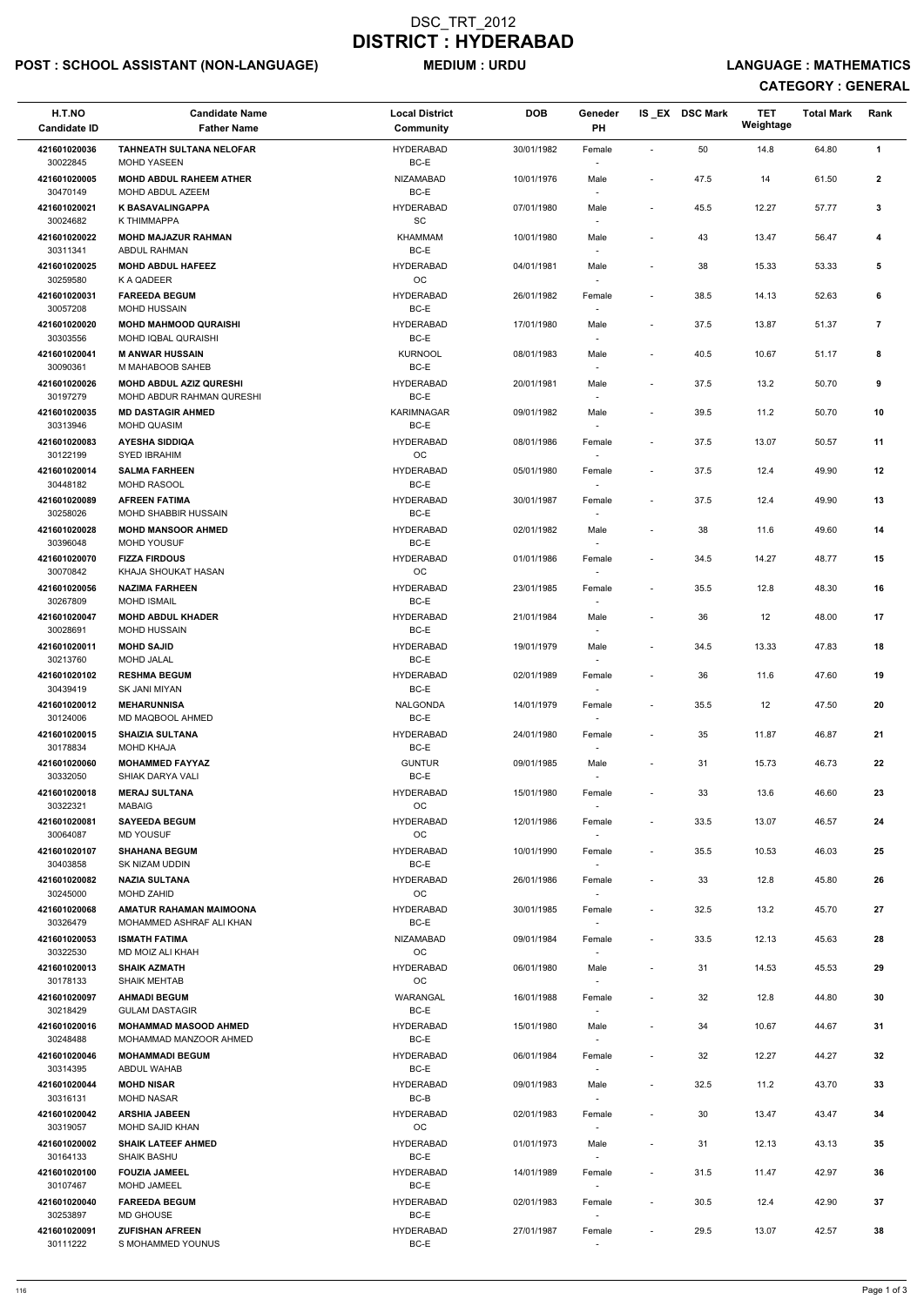# DSC_TRT_2012
# DISTRICT : HYDERABAD

**POST : SCHOOL ASSISTANT (NON-LANGUAGE)** **MEDIUM : URDU** **LANGUAGE : MATHEMATICS**

**CATEGORY : GENERAL**

| H.T.NO<br>Candidate ID | Candidate Name<br>Father Name | Local District<br>Community | DOB | Geneder<br>PH | IS _EX | DSC Mark | TET Weightage | Total Mark | Rank |
|---|---|---|---|---|---|---|---|---|---|
| 421601020036<br>30022845 | TAHNEATH SULTANA NELOFAR<br>MOHD YASEEN | HYDERABAD<br>BC-E | 30/01/1982 | Female<br>- | - | 50 | 14.8 | 64.80 | 1 |
| 421601020005<br>30470149 | MOHD ABDUL RAHEEM ATHER<br>MOHD ABDUL AZEEM | NIZAMABAD<br>BC-E | 10/01/1976 | Male<br>- | - | 47.5 | 14 | 61.50 | 2 |
| 421601020021<br>30024682 | K BASAVALINGAPPA<br>K THIMMAPPA | HYDERABAD<br>SC | 07/01/1980 | Male<br>- | - | 45.5 | 12.27 | 57.77 | 3 |
| 421601020022<br>30311341 | MOHD MAJAZUR RAHMAN<br>ABDUL RAHMAN | KHAMMAM<br>BC-E | 10/01/1980 | Male<br>- | - | 43 | 13.47 | 56.47 | 4 |
| 421601020025<br>30259580 | MOHD ABDUL HAFEEZ<br>K A QADEER | HYDERABAD<br>OC | 04/01/1981 | Male<br>- | - | 38 | 15.33 | 53.33 | 5 |
| 421601020031<br>30057208 | FAREEDA BEGUM<br>MOHD HUSSAIN | HYDERABAD<br>BC-E | 26/01/1982 | Female<br>- | - | 38.5 | 14.13 | 52.63 | 6 |
| 421601020020<br>30303556 | MOHD MAHMOOD QURAISHI<br>MOHD IQBAL QURAISHI | HYDERABAD<br>BC-E | 17/01/1980 | Male<br>- | - | 37.5 | 13.87 | 51.37 | 7 |
| 421601020041<br>30090361 | M ANWAR HUSSAIN<br>M MAHABOOB SAHEB | KURNOOL<br>BC-E | 08/01/1983 | Male<br>- | - | 40.5 | 10.67 | 51.17 | 8 |
| 421601020026<br>30197279 | MOHD ABDUL AZIZ QURESHI<br>MOHD ABDUR RAHMAN QURESHI | HYDERABAD<br>BC-E | 20/01/1981 | Male<br>- | - | 37.5 | 13.2 | 50.70 | 9 |
| 421601020035<br>30313946 | MD DASTAGIR AHMED<br>MOHD QUASIM | KARIMNAGAR<br>BC-E | 09/01/1982 | Male<br>- | - | 39.5 | 11.2 | 50.70 | 10 |
| 421601020083<br>30122199 | AYESHA SIDDIQA<br>SYED IBRAHIM | HYDERABAD<br>OC | 08/01/1986 | Female<br>- | - | 37.5 | 13.07 | 50.57 | 11 |
| 421601020014<br>30448182 | SALMA FARHEEN<br>MOHD RASOOL | HYDERABAD<br>BC-E | 05/01/1980 | Female<br>- | - | 37.5 | 12.4 | 49.90 | 12 |
| 421601020089<br>30258026 | AFREEN FATIMA<br>MOHD SHABBIR HUSSAIN | HYDERABAD<br>BC-E | 30/01/1987 | Female<br>- | - | 37.5 | 12.4 | 49.90 | 13 |
| 421601020028<br>30396048 | MOHD MANSOOR AHMED<br>MOHD YOUSUF | HYDERABAD<br>BC-E | 02/01/1982 | Male<br>- | - | 38 | 11.6 | 49.60 | 14 |
| 421601020070<br>30070842 | FIZZA FIRDOUS<br>KHAJA SHOUKAT HASAN | HYDERABAD<br>OC | 01/01/1986 | Female<br>- | - | 34.5 | 14.27 | 48.77 | 15 |
| 421601020056<br>30267809 | NAZIMA FARHEEN<br>MOHD ISMAIL | HYDERABAD<br>BC-E | 23/01/1985 | Female<br>- | - | 35.5 | 12.8 | 48.30 | 16 |
| 421601020047<br>30028691 | MOHD ABDUL KHADER<br>MOHD HUSSAIN | HYDERABAD<br>BC-E | 21/01/1984 | Male<br>- | - | 36 | 12 | 48.00 | 17 |
| 421601020011<br>30213760 | MOHD SAJID<br>MOHD JALAL | HYDERABAD<br>BC-E | 19/01/1979 | Male<br>- | - | 34.5 | 13.33 | 47.83 | 18 |
| 421601020102<br>30439419 | RESHMA BEGUM<br>SK JANI MIYAN | HYDERABAD<br>BC-E | 02/01/1989 | Female<br>- | - | 36 | 11.6 | 47.60 | 19 |
| 421601020012<br>30124006 | MEHARUNNISA<br>MD MAQBOOL AHMED | NALGONDA<br>BC-E | 14/01/1979 | Female<br>- | - | 35.5 | 12 | 47.50 | 20 |
| 421601020015<br>30178834 | SHAIZIA SULTANA<br>MOHD KHAJA | HYDERABAD<br>BC-E | 24/01/1980 | Female<br>- | - | 35 | 11.87 | 46.87 | 21 |
| 421601020060<br>30332050 | MOHAMMED FAYYAZ<br>SHIAK DARYA VALI | GUNTUR<br>BC-E | 09/01/1985 | Male<br>- | - | 31 | 15.73 | 46.73 | 22 |
| 421601020018<br>30322321 | MERAJ SULTANA<br>MABAIG | HYDERABAD<br>OC | 15/01/1980 | Female<br>- | - | 33 | 13.6 | 46.60 | 23 |
| 421601020081<br>30064087 | SAYEEDA BEGUM<br>MD YOUSUF | HYDERABAD<br>OC | 12/01/1986 | Female<br>- | - | 33.5 | 13.07 | 46.57 | 24 |
| 421601020107<br>30403858 | SHAHANA BEGUM<br>SK NIZAM UDDIN | HYDERABAD<br>BC-E | 10/01/1990 | Female<br>- | - | 35.5 | 10.53 | 46.03 | 25 |
| 421601020082<br>30245000 | NAZIA SULTANA<br>MOHD ZAHID | HYDERABAD<br>OC | 26/01/1986 | Female<br>- | - | 33 | 12.8 | 45.80 | 26 |
| 421601020068<br>30326479 | AMATUR RAHAMAN MAIMOONA<br>MOHAMMED ASHRAF ALI KHAN | HYDERABAD<br>BC-E | 30/01/1985 | Female<br>- | - | 32.5 | 13.2 | 45.70 | 27 |
| 421601020053<br>30322530 | ISMATH FATIMA<br>MD MOIZ ALI KHAH | NIZAMABAD<br>OC | 09/01/1984 | Female<br>- | - | 33.5 | 12.13 | 45.63 | 28 |
| 421601020013<br>30178133 | SHAIK AZMATH<br>SHAIK MEHTAB | HYDERABAD<br>OC | 06/01/1980 | Male<br>- | - | 31 | 14.53 | 45.53 | 29 |
| 421601020097<br>30218429 | AHMADI BEGUM<br>GULAM DASTAGIR | WARANGAL<br>BC-E | 16/01/1988 | Female<br>- | - | 32 | 12.8 | 44.80 | 30 |
| 421601020016<br>30248488 | MOHAMMAD MASOOD AHMED<br>MOHAMMAD MANZOOR AHMED | HYDERABAD<br>BC-E | 15/01/1980 | Male<br>- | - | 34 | 10.67 | 44.67 | 31 |
| 421601020046<br>30314395 | MOHAMMADI BEGUM<br>ABDUL WAHAB | HYDERABAD<br>BC-E | 06/01/1984 | Female<br>- | - | 32 | 12.27 | 44.27 | 32 |
| 421601020044<br>30316131 | MOHD NISAR<br>MOHD NASAR | HYDERABAD<br>BC-B | 09/01/1983 | Male<br>- | - | 32.5 | 11.2 | 43.70 | 33 |
| 421601020042<br>30319057 | ARSHIA JABEEN<br>MOHD SAJID KHAN | HYDERABAD<br>OC | 02/01/1983 | Female<br>- | - | 30 | 13.47 | 43.47 | 34 |
| 421601020002<br>30164133 | SHAIK LATEEF AHMED<br>SHAIK BASHU | HYDERABAD<br>BC-E | 01/01/1973 | Male<br>- | - | 31 | 12.13 | 43.13 | 35 |
| 421601020100<br>30107467 | FOUZIA JAMEEL<br>MOHD JAMEEL | HYDERABAD<br>BC-E | 14/01/1989 | Female<br>- | - | 31.5 | 11.47 | 42.97 | 36 |
| 421601020040<br>30253897 | FAREEDA BEGUM<br>MD GHOUSE | HYDERABAD<br>BC-E | 02/01/1983 | Female<br>- | - | 30.5 | 12.4 | 42.90 | 37 |
| 421601020091<br>30111222 | ZUFISHAN AFREEN<br>S MOHAMMED YOUNUS | HYDERABAD<br>BC-E | 27/01/1987 | Female<br>- | - | 29.5 | 13.07 | 42.57 | 38 |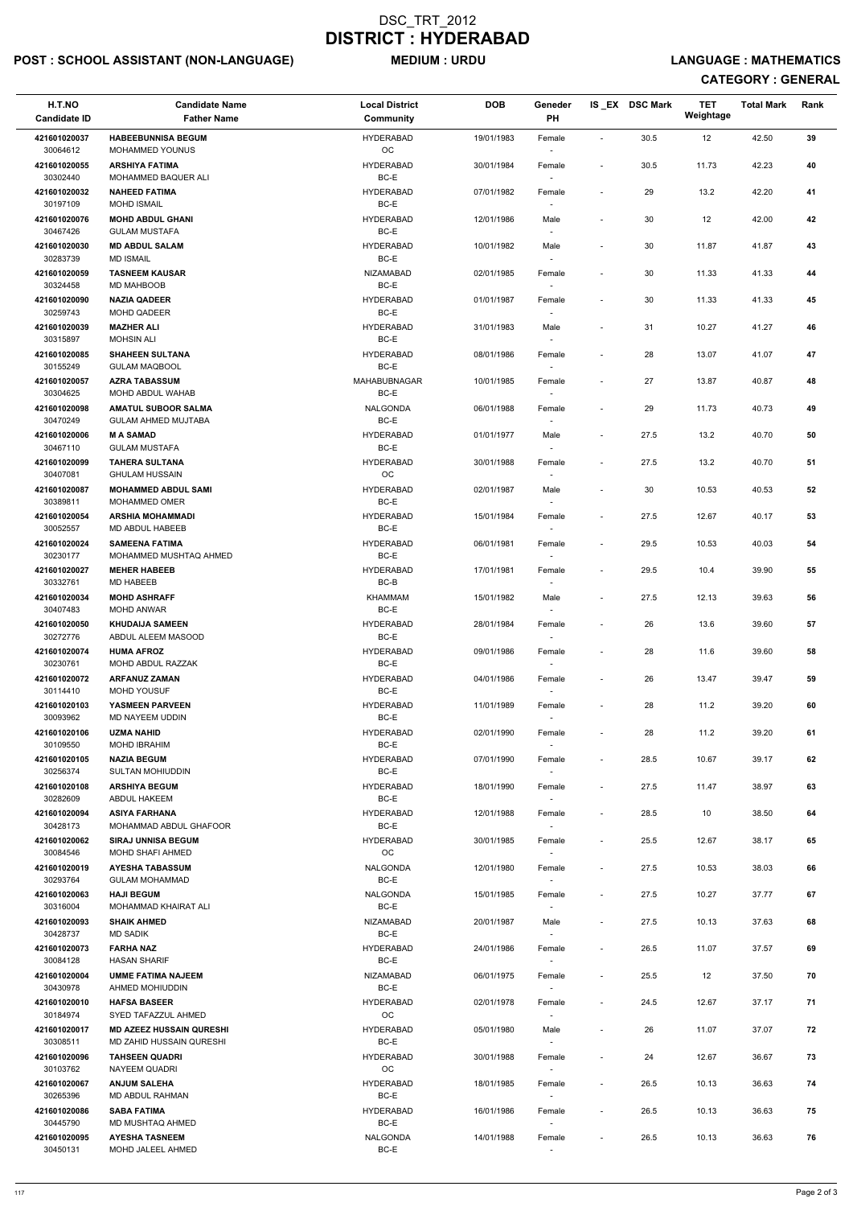# DSC_TRT_2012
# DISTRICT : HYDERABAD

**POST : SCHOOL ASSISTANT (NON-LANGUAGE)** **MEDIUM : URDU** **LANGUAGE : MATHEMATICS**

**CATEGORY : GENERAL**

| H.T.NO<br>Candidate ID | Candidate Name<br>Father Name | Local District<br>Community | DOB | Geneder<br>PH | IS _EX | DSC Mark | TET Weightage | Total Mark | Rank |
|---|---|---|---|---|---|---|---|---|---|
| 421601020037<br>30064612 | HABEEBUNNISA BEGUM<br>MOHAMMED YOUNUS | HYDERABAD<br>OC | 19/01/1983 | Female<br>- | - | 30.5 | 12 | 42.50 | 39 |
| 421601020055<br>30302440 | ARSHIYA FATIMA<br>MOHAMMED BAQUER ALI | HYDERABAD<br>BC-E | 30/01/1984 | Female<br>- | - | 30.5 | 11.73 | 42.23 | 40 |
| 421601020032<br>30197109 | NAHEED FATIMA<br>MOHD ISMAIL | HYDERABAD<br>BC-E | 07/01/1982 | Female<br>- | - | 29 | 13.2 | 42.20 | 41 |
| 421601020076<br>30467426 | MOHD ABDUL GHANI<br>GULAM MUSTAFA | HYDERABAD<br>BC-E | 12/01/1986 | Male<br>- | - | 30 | 12 | 42.00 | 42 |
| 421601020030<br>30283739 | MD ABDUL SALAM<br>MD ISMAIL | HYDERABAD<br>BC-E | 10/01/1982 | Male<br>- | - | 30 | 11.87 | 41.87 | 43 |
| 421601020059<br>30324458 | TASNEEM KAUSAR<br>MD MAHBOOB | NIZAMABAD<br>BC-E | 02/01/1985 | Female<br>- | - | 30 | 11.33 | 41.33 | 44 |
| 421601020090<br>30259743 | NAZIA QADEER<br>MOHD QADEER | HYDERABAD<br>BC-E | 01/01/1987 | Female<br>- | - | 30 | 11.33 | 41.33 | 45 |
| 421601020039<br>30315897 | MAZHER ALI<br>MOHSIN ALI | HYDERABAD<br>BC-E | 31/01/1983 | Male<br>- | - | 31 | 10.27 | 41.27 | 46 |
| 421601020085<br>30155249 | SHAHEEN SULTANA<br>GULAM MAQBOOL | HYDERABAD<br>BC-E | 08/01/1986 | Female<br>- | - | 28 | 13.07 | 41.07 | 47 |
| 421601020057<br>30304625 | AZRA TABASSUM<br>MOHD ABDUL WAHAB | MAHABUBNAGAR<br>BC-E | 10/01/1985 | Female<br>- | - | 27 | 13.87 | 40.87 | 48 |
| 421601020098<br>30470249 | AMATUL SUBOOR SALMA<br>GULAM AHMED MUJTABA | NALGONDA<br>BC-E | 06/01/1988 | Female<br>- | - | 29 | 11.73 | 40.73 | 49 |
| 421601020006<br>30467110 | M A SAMAD<br>GULAM MUSTAFA | HYDERABAD<br>BC-E | 01/01/1977 | Male<br>- | - | 27.5 | 13.2 | 40.70 | 50 |
| 421601020099<br>30407081 | TAHERA SULTANA<br>GHULAM HUSSAIN | HYDERABAD<br>OC | 30/01/1988 | Female<br>- | - | 27.5 | 13.2 | 40.70 | 51 |
| 421601020087<br>30389811 | MOHAMMED ABDUL SAMI<br>MOHAMMED OMER | HYDERABAD<br>BC-E | 02/01/1987 | Male<br>- | - | 30 | 10.53 | 40.53 | 52 |
| 421601020054<br>30052557 | ARSHIA MOHAMMADI<br>MD ABDUL HABEEB | HYDERABAD<br>BC-E | 15/01/1984 | Female<br>- | - | 27.5 | 12.67 | 40.17 | 53 |
| 421601020024<br>30230177 | SAMEENA FATIMA<br>MOHAMMED MUSHTAQ AHMED | HYDERABAD<br>BC-E | 06/01/1981 | Female<br>- | - | 29.5 | 10.53 | 40.03 | 54 |
| 421601020027<br>30332761 | MEHER HABEEB<br>MD HABEEB | HYDERABAD<br>BC-B | 17/01/1981 | Female<br>- | - | 29.5 | 10.4 | 39.90 | 55 |
| 421601020034<br>30407483 | MOHD ASHRAFF<br>MOHD ANWAR | KHAMMAM<br>BC-E | 15/01/1982 | Male<br>- | - | 27.5 | 12.13 | 39.63 | 56 |
| 421601020050<br>30272776 | KHUDAIJA SAMEEN<br>ABDUL ALEEM MASOOD | HYDERABAD<br>BC-E | 28/01/1984 | Female<br>- | - | 26 | 13.6 | 39.60 | 57 |
| 421601020074<br>30230761 | HUMA AFROZ<br>MOHD ABDUL RAZZAK | HYDERABAD<br>BC-E | 09/01/1986 | Female<br>- | - | 28 | 11.6 | 39.60 | 58 |
| 421601020072<br>30114410 | ARFANUZ ZAMAN<br>MOHD YOUSUF | HYDERABAD<br>BC-E | 04/01/1986 | Female<br>- | - | 26 | 13.47 | 39.47 | 59 |
| 421601020103<br>30093962 | YASMEEN PARVEEN<br>MD NAYEEM UDDIN | HYDERABAD<br>BC-E | 11/01/1989 | Female<br>- | - | 28 | 11.2 | 39.20 | 60 |
| 421601020106<br>30109550 | UZMA NAHID<br>MOHD IBRAHIM | HYDERABAD<br>BC-E | 02/01/1990 | Female<br>- | - | 28 | 11.2 | 39.20 | 61 |
| 421601020105<br>30256374 | NAZIA BEGUM<br>SULTAN MOHIUDDIN | HYDERABAD<br>BC-E | 07/01/1990 | Female<br>- | - | 28.5 | 10.67 | 39.17 | 62 |
| 421601020108<br>30282609 | ARSHIYA BEGUM<br>ABDUL HAKEEM | HYDERABAD<br>BC-E | 18/01/1990 | Female<br>- | - | 27.5 | 11.47 | 38.97 | 63 |
| 421601020094<br>30428173 | ASIYA FARHANA<br>MOHAMMAD ABDUL GHAFOOR | HYDERABAD<br>BC-E | 12/01/1988 | Female<br>- | - | 28.5 | 10 | 38.50 | 64 |
| 421601020062<br>30084546 | SIRAJ UNNISA BEGUM<br>MOHD SHAFI AHMED | HYDERABAD<br>OC | 30/01/1985 | Female<br>- | - | 25.5 | 12.67 | 38.17 | 65 |
| 421601020019<br>30293764 | AYESHA TABASSUM<br>GULAM MOHAMMAD | NALGONDA<br>BC-E | 12/01/1980 | Female<br>- | - | 27.5 | 10.53 | 38.03 | 66 |
| 421601020063<br>30316004 | HAJI BEGUM<br>MOHAMMAD KHAIRAT ALI | NALGONDA<br>BC-E | 15/01/1985 | Female<br>- | - | 27.5 | 10.27 | 37.77 | 67 |
| 421601020093<br>30428737 | SHAIK AHMED<br>MD SADIK | NIZAMABAD<br>BC-E | 20/01/1987 | Male<br>- | - | 27.5 | 10.13 | 37.63 | 68 |
| 421601020073<br>30084128 | FARHA NAZ<br>HASAN SHARIF | HYDERABAD<br>BC-E | 24/01/1986 | Female<br>- | - | 26.5 | 11.07 | 37.57 | 69 |
| 421601020004<br>30430978 | UMME FATIMA NAJEEM<br>AHMED MOHIUDDIN | NIZAMABAD<br>BC-E | 06/01/1975 | Female<br>- | - | 25.5 | 12 | 37.50 | 70 |
| 421601020010<br>30184974 | HAFSA BASEER<br>SYED TAFAZZUL AHMED | HYDERABAD<br>OC | 02/01/1978 | Female<br>- | - | 24.5 | 12.67 | 37.17 | 71 |
| 421601020017<br>30308511 | MD AZEEZ HUSSAIN QURESHI<br>MD ZAHID HUSSAIN QURESHI | HYDERABAD<br>BC-E | 05/01/1980 | Male<br>- | - | 26 | 11.07 | 37.07 | 72 |
| 421601020096<br>30103762 | TAHSEEN QUADRI<br>NAYEEM QUADRI | HYDERABAD<br>OC | 30/01/1988 | Female<br>- | - | 24 | 12.67 | 36.67 | 73 |
| 421601020067<br>30265396 | ANJUM SALEHA<br>MD ABDUL RAHMAN | HYDERABAD<br>BC-E | 18/01/1985 | Female<br>- | - | 26.5 | 10.13 | 36.63 | 74 |
| 421601020086<br>30445790 | SABA FATIMA<br>MD MUSHTAQ AHMED | HYDERABAD<br>BC-E | 16/01/1986 | Female<br>- | - | 26.5 | 10.13 | 36.63 | 75 |
| 421601020095<br>30450131 | AYESHA TASNEEM<br>MOHD JALEEL AHMED | NALGONDA<br>BC-E | 14/01/1988 | Female<br>- | - | 26.5 | 10.13 | 36.63 | 76 |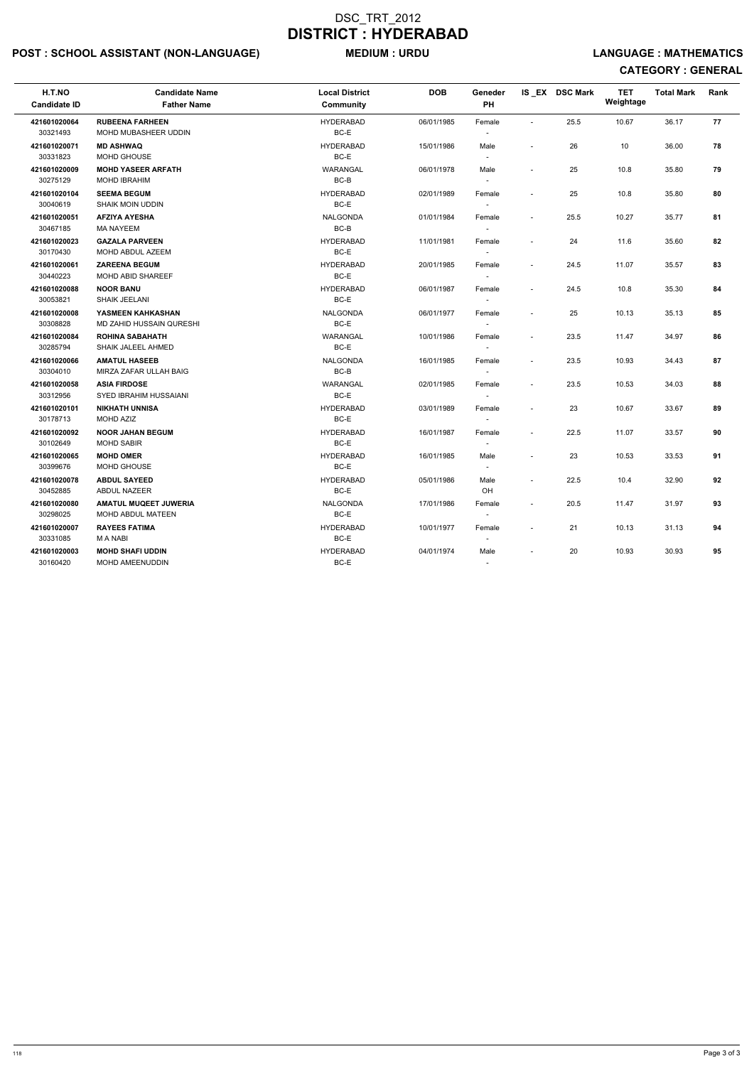# DSC_TRT_2012
# DISTRICT : HYDERABAD

**POST : SCHOOL ASSISTANT (NON-LANGUAGE)** **MEDIUM : URDU** **LANGUAGE : MATHEMATICS**

**CATEGORY : GENERAL**

| H.T.NO / Candidate ID | Candidate Name / Father Name | Local District / Community | DOB | Geneder / PH | IS _EX | DSC Mark | TET Weightage | Total Mark | Rank |
|---|---|---|---|---|---|---|---|---|---|
| **421601020064** 30321493 | **RUBEENA FARHEEN** MOHD MUBASHEER UDDIN | HYDERABAD BC-E | 06/01/1985 | Female - | - | 25.5 | 10.67 | 36.17 | **77** |
| **421601020071** 30331823 | **MD ASHWAQ** MOHD GHOUSE | HYDERABAD BC-E | 15/01/1986 | Male - | - | 26 | 10 | 36.00 | **78** |
| **421601020009** 30275129 | **MOHD YASEER ARFATH** MOHD IBRAHIM | WARANGAL BC-B | 06/01/1978 | Male - | - | 25 | 10.8 | 35.80 | **79** |
| **421601020104** 30040619 | **SEEMA BEGUM** SHAIK MOIN UDDIN | HYDERABAD BC-E | 02/01/1989 | Female - | - | 25 | 10.8 | 35.80 | **80** |
| **421601020051** 30467185 | **AFZIYA AYESHA** MA NAYEEM | NALGONDA BC-B | 01/01/1984 | Female - | - | 25.5 | 10.27 | 35.77 | **81** |
| **421601020023** 30170430 | **GAZALA PARVEEN** MOHD ABDUL AZEEM | HYDERABAD BC-E | 11/01/1981 | Female - | - | 24 | 11.6 | 35.60 | **82** |
| **421601020061** 30440223 | **ZAREENA BEGUM** MOHD ABID SHAREEF | HYDERABAD BC-E | 20/01/1985 | Female - | - | 24.5 | 11.07 | 35.57 | **83** |
| **421601020088** 30053821 | **NOOR BANU** SHAIK JEELANI | HYDERABAD BC-E | 06/01/1987 | Female - | - | 24.5 | 10.8 | 35.30 | **84** |
| **421601020008** 30308828 | **YASMEEN KAHKASHAN** MD ZAHID HUSSAIN QURESHI | NALGONDA BC-E | 06/01/1977 | Female - | - | 25 | 10.13 | 35.13 | **85** |
| **421601020084** 30285794 | **ROHINA SABAHATH** SHAIK JALEEL AHMED | WARANGAL BC-E | 10/01/1986 | Female - | - | 23.5 | 11.47 | 34.97 | **86** |
| **421601020066** 30304010 | **AMATUL HASEEB** MIRZA ZAFAR ULLAH BAIG | NALGONDA BC-B | 16/01/1985 | Female - | - | 23.5 | 10.93 | 34.43 | **87** |
| **421601020058** 30312956 | **ASIA FIRDOSE** SYED IBRAHIM HUSSAIANI | WARANGAL BC-E | 02/01/1985 | Female - | - | 23.5 | 10.53 | 34.03 | **88** |
| **421601020101** 30178713 | **NIKHATH UNNISA** MOHD AZIZ | HYDERABAD BC-E | 03/01/1989 | Female - | - | 23 | 10.67 | 33.67 | **89** |
| **421601020092** 30102649 | **NOOR JAHAN BEGUM** MOHD SABIR | HYDERABAD BC-E | 16/01/1987 | Female - | - | 22.5 | 11.07 | 33.57 | **90** |
| **421601020065** 30399676 | **MOHD OMER** MOHD GHOUSE | HYDERABAD BC-E | 16/01/1985 | Male - | - | 23 | 10.53 | 33.53 | **91** |
| **421601020078** 30452885 | **ABDUL SAYEED** ABDUL NAZEER | HYDERABAD BC-E | 05/01/1986 | Male OH | - | 22.5 | 10.4 | 32.90 | **92** |
| **421601020080** 30298025 | **AMATUL MUQEET JUWERIA** MOHD ABDUL MATEEN | NALGONDA BC-E | 17/01/1986 | Female - | - | 20.5 | 11.47 | 31.97 | **93** |
| **421601020007** 30331085 | **RAYEES FATIMA** M A NABI | HYDERABAD BC-E | 10/01/1977 | Female - | - | 21 | 10.13 | 31.13 | **94** |
| **421601020003** 30160420 | **MOHD SHAFI UDDIN** MOHD AMEENUDDIN | HYDERABAD BC-E | 04/01/1974 | Male - | - | 20 | 10.93 | 30.93 | **95** |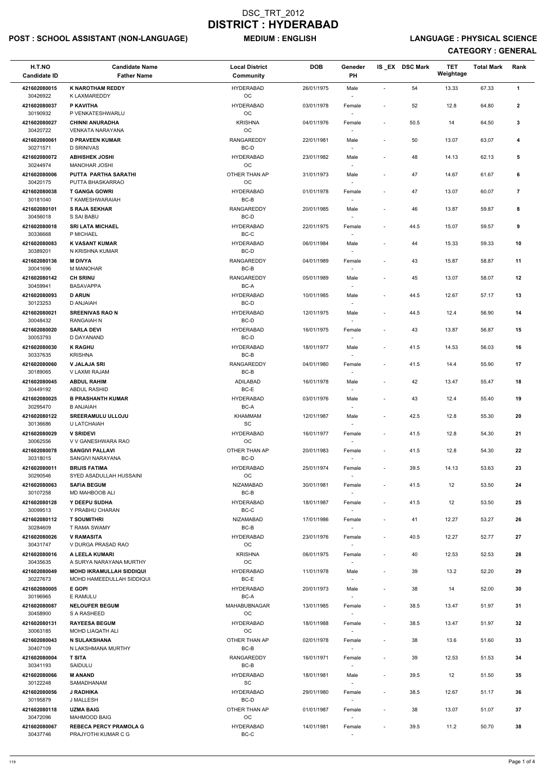# DSC_TRT_2012
# DISTRICT : HYDERABAD

**POST : SCHOOL ASSISTANT (NON-LANGUAGE)** **MEDIUM : ENGLISH** **LANGUAGE : PHYSICAL SCIENCE**

**CATEGORY : GENERAL**

| H.T.NO<br>Candidate ID | Candidate Name<br>Father Name | Local District<br>Community | DOB | Geneder<br>PH | IS _EX | DSC Mark | TET Weightage | Total Mark | Rank |
|---|---|---|---|---|---|---|---|---|---|
| 421602080015<br>30426922 | **K NAROTHAM REDDY**<br>K LAXMAREDDY | HYDERABAD<br>OC | 26/01/1975 | Male<br>- | - | 54 | 13.33 | 67.33 | 1 |
| 421602080037<br>30190932 | **P KAVITHA**<br>P VENKATESHWARLU | HYDERABAD<br>OC | 03/01/1978 | Female<br>- | - | 52 | 12.8 | 64.80 | 2 |
| 421602080027<br>30420722 | **CHINNI ANURADHA**<br>VENKATA NARAYANA | KRISHNA<br>OC | 04/01/1976 | Female<br>- | - | 50.5 | 14 | 64.50 | 3 |
| 421602080061<br>30271571 | **D PRAVEEN KUMAR**<br>D SRINIVAS | RANGAREDDY<br>BC-D | 22/01/1981 | Male<br>- | - | 50 | 13.07 | 63.07 | 4 |
| 421602080072<br>30244974 | **ABHISHEK JOSHI**<br>MANOHAR JOSHI | HYDERABAD<br>OC | 23/01/1982 | Male<br>- | - | 48 | 14.13 | 62.13 | 5 |
| 421602080006<br>30420175 | **PUTTA PARTHA SARATHI**<br>PUTTA BHASKARRAO | OTHER THAN AP<br>OC | 31/01/1973 | Male<br>- | - | 47 | 14.67 | 61.67 | 6 |
| 421602080038<br>30181040 | **T GANGA GOWRI**<br>T KAMESHWARAIAH | HYDERABAD<br>BC-B | 01/01/1978 | Female<br>- | - | 47 | 13.07 | 60.07 | 7 |
| 421602080101<br>30456018 | **S RAJA SEKHAR**<br>S SAI BABU | RANGAREDDY<br>BC-D | 20/01/1985 | Male<br>- | - | 46 | 13.87 | 59.87 | 8 |
| 421602080018<br>30336668 | **SRI LATA MICHAEL**<br>P MICHAEL | HYDERABAD<br>BC-C | 22/01/1975 | Female<br>- | - | 44.5 | 15.07 | 59.57 | 9 |
| 421602080083<br>30389201 | **K VASANT KUMAR**<br>N KRISHNA KUMAR | HYDERABAD<br>BC-D | 06/01/1984 | Male<br>- | - | 44 | 15.33 | 59.33 | 10 |
| 421602080136<br>30041696 | **M DIVYA**<br>M MANOHAR | RANGAREDDY<br>BC-B | 04/01/1989 | Female<br>- | - | 43 | 15.87 | 58.87 | 11 |
| 421602080142<br>30459941 | **CH SRINU**<br>BASAVAPPA | RANGAREDDY<br>BC-A | 05/01/1989 | Male<br>- | - | 45 | 13.07 | 58.07 | 12 |
| 421602080093<br>30123253 | **D ARUN**<br>D ANJAIAH | HYDERABAD<br>BC-D | 10/01/1985 | Male<br>- | - | 44.5 | 12.67 | 57.17 | 13 |
| 421602080021<br>30048432 | **SREENIVAS RAO N**<br>RANGAIAH N | HYDERABAD<br>BC-D | 12/01/1975 | Male<br>- | - | 44.5 | 12.4 | 56.90 | 14 |
| 421602080020<br>30053793 | **SARLA DEVI**<br>D DAYANAND | HYDERABAD<br>BC-D | 16/01/1975 | Female<br>- | - | 43 | 13.87 | 56.87 | 15 |
| 421602080030<br>30337635 | **K RAGHU**<br>KRISHNA | HYDERABAD<br>BC-B | 18/01/1977 | Male<br>- | - | 41.5 | 14.53 | 56.03 | 16 |
| 421602080060<br>30189065 | **V JALAJA SRI**<br>V LAXMI RAJAM | RANGAREDDY<br>BC-B | 04/01/1980 | Female<br>- | - | 41.5 | 14.4 | 55.90 | 17 |
| 421602080045<br>30449192 | **ABDUL RAHIM**<br>ABDUL RASHID | ADILABAD<br>BC-E | 16/01/1978 | Male<br>- | - | 42 | 13.47 | 55.47 | 18 |
| 421602080025<br>30295470 | **B PRASHANTH KUMAR**<br>B ANJAIAH | HYDERABAD<br>BC-A | 03/01/1976 | Male<br>- | - | 43 | 12.4 | 55.40 | 19 |
| 421602080122<br>30136686 | **SREERAMULU ULLOJU**<br>U LATCHAIAH | KHAMMAM<br>SC | 12/01/1987 | Male<br>- | - | 42.5 | 12.8 | 55.30 | 20 |
| 421602080029<br>30062556 | **V SRIDEVI**<br>V V GANESHWARA RAO | HYDERABAD<br>OC | 16/01/1977 | Female<br>- | - | 41.5 | 12.8 | 54.30 | 21 |
| 421602080078<br>30318015 | **SANGIVI PALLAVI**<br>SANGIVI NARAYANA | OTHER THAN AP<br>BC-D | 20/01/1983 | Female<br>- | - | 41.5 | 12.8 | 54.30 | 22 |
| 421602080011<br>30290546 | **BRIJIS FATIMA**<br>SYED ASADULLAH HUSSAINI | HYDERABAD<br>OC | 25/01/1974 | Female<br>- | - | 39.5 | 14.13 | 53.63 | 23 |
| 421602080063<br>30107258 | **SAFIA BEGUM**<br>MD MAHBOOB ALI | NIZAMABAD<br>BC-B | 30/01/1981 | Female<br>- | - | 41.5 | 12 | 53.50 | 24 |
| 421602080128<br>30099513 | **Y DEEPU SUDHA**<br>Y PRABHU CHARAN | HYDERABAD<br>BC-C | 18/01/1987 | Female<br>- | - | 41.5 | 12 | 53.50 | 25 |
| 421602080112<br>30284609 | **T SOUMITHRI**<br>T RAMA SWAMY | NIZAMABAD<br>BC-B | 17/01/1986 | Female<br>- | - | 41 | 12.27 | 53.27 | 26 |
| 421602080026<br>30431747 | **V RAMASITA**<br>V DURGA PRASAD RAO | HYDERABAD<br>OC | 23/01/1976 | Female<br>- | - | 40.5 | 12.27 | 52.77 | 27 |
| 421602080016<br>30435635 | **A LEELA KUMARI**<br>A SURYA NARAYANA MURTHY | KRISHNA<br>OC | 06/01/1975 | Female<br>- | - | 40 | 12.53 | 52.53 | 28 |
| 421602080049<br>30227673 | **MOHD IKRAMULLAH SIDDIQUI**<br>MOHD HAMEEDULLAH SIDDIQUI | HYDERABAD<br>BC-E | 11/01/1978 | Male<br>- | - | 39 | 13.2 | 52.20 | 29 |
| 421602080005<br>30196965 | **E GOPI**<br>E RAMULU | HYDERABAD<br>BC-A | 20/01/1973 | Male<br>- | - | 38 | 14 | 52.00 | 30 |
| 421602080087<br>30458900 | **NELOUFER BEGUM**<br>S A RASHEED | MAHABUBNAGAR<br>OC | 13/01/1985 | Female<br>- | - | 38.5 | 13.47 | 51.97 | 31 |
| 421602080131<br>30063185 | **RAYEESA BEGUM**<br>MOHD LIAQATH ALI | HYDERABAD<br>OC | 18/01/1988 | Female<br>- | - | 38.5 | 13.47 | 51.97 | 32 |
| 421602080043<br>30407109 | **N SULAKSHANA**<br>N LAKSHMANA MURTHY | OTHER THAN AP<br>BC-B | 02/01/1978 | Female<br>- | - | 38 | 13.6 | 51.60 | 33 |
| 421602080004<br>30341193 | **T SITA**<br>SAIDULU | RANGAREDDY<br>BC-B | 16/01/1971 | Female<br>- | - | 39 | 12.53 | 51.53 | 34 |
| 421602080066<br>30122248 | **M ANAND**<br>SAMADHANAM | HYDERABAD<br>SC | 18/01/1981 | Male<br>- | - | 39.5 | 12 | 51.50 | 35 |
| 421602080056<br>30195879 | **J RADHIKA**<br>J MALLESH | HYDERABAD<br>BC-D | 29/01/1980 | Female<br>- | - | 38.5 | 12.67 | 51.17 | 36 |
| 421602080118<br>30472096 | **UZMA BAIG**<br>MAHMOOD BAIG | OTHER THAN AP<br>OC | 01/01/1987 | Female<br>- | - | 38 | 13.07 | 51.07 | 37 |
| 421602080067<br>30437746 | **REBECA PERCY PRAMOLA G**<br>PRAJYOTHI KUMAR C G | HYDERABAD<br>BC-C | 14/01/1981 | Female<br>- | - | 39.5 | 11.2 | 50.70 | 38 |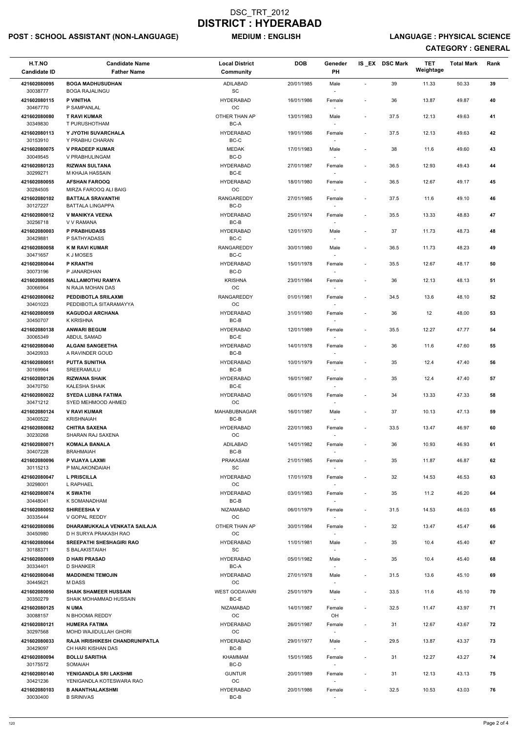# DSC_TRT_2012
# DISTRICT : HYDERABAD

**POST : SCHOOL ASSISTANT (NON-LANGUAGE)** **MEDIUM : ENGLISH** **LANGUAGE : PHYSICAL SCIENCE**

**CATEGORY : GENERAL**

| H.T.NO / Candidate ID | Candidate Name / Father Name | Local District / Community | DOB | Geneder / PH | IS_EX | DSC Mark | TET Weightage | Total Mark | Rank |
|---|---|---|---|---|---|---|---|---|---|
| 421602080095 / 30038777 | **BOGA MADHUSUDHAN** / BOGA RAJALINGU | ADILABAD / SC | 20/01/1985 | Male / - | - | 39 | 11.33 | 50.33 | 39 |
| 421602080115 / 30467770 | **P VINITHA** / P SAMPANLAL | HYDERABAD / OC | 16/01/1986 | Female / - | - | 36 | 13.87 | 49.87 | 40 |
| 421602080080 / 30349830 | **T RAVI KUMAR** / T PURUSHOTHAM | OTHER THAN AP / BC-A | 13/01/1983 | Male / - | - | 37.5 | 12.13 | 49.63 | 41 |
| 421602080113 / 30153910 | **Y JYOTHI SUVARCHALA** / Y PRABHU CHARAN | HYDERABAD / BC-C | 19/01/1986 | Female / - | - | 37.5 | 12.13 | 49.63 | 42 |
| 421602080075 / 30049545 | **V PRADEEP KUMAR** / V PRABHULINGAM | MEDAK / BC-D | 17/01/1983 | Male / - | - | 38 | 11.6 | 49.60 | 43 |
| 421602080123 / 30299271 | **RIZWAN SULTANA** / M KHAJA HASSAIN | HYDERABAD / BC-E | 27/01/1987 | Female / - | - | 36.5 | 12.93 | 49.43 | 44 |
| 421602080055 / 30284505 | **AFSHAN FAROOQ** / MIRZA FAROOQ ALI BAIG | HYDERABAD / OC | 18/01/1980 | Female / - | - | 36.5 | 12.67 | 49.17 | 45 |
| 421602080102 / 30127227 | **BATTALA SRAVANTHI** / BATTALA LINGAPPA | RANGAREDDY / BC-D | 27/01/1985 | Female / - | - | 37.5 | 11.6 | 49.10 | 46 |
| 421602080012 / 30256718 | **V MANIKYA VEENA** / V V RAMANA | HYDERABAD / BC-B | 25/01/1974 | Female / - | - | 35.5 | 13.33 | 48.83 | 47 |
| 421602080003 / 30429881 | **P PRABHUDASS** / P SATHYADASS | HYDERABAD / BC-C | 12/01/1970 | Male / - | - | 37 | 11.73 | 48.73 | 48 |
| 421602080058 / 30471657 | **K M RAVI KUMAR** / K J MOSES | RANGAREDDY / BC-C | 30/01/1980 | Male / - | - | 36.5 | 11.73 | 48.23 | 49 |
| 421602080044 / 30073196 | **P KRANTHI** / P JANARDHAN | HYDERABAD / BC-D | 15/01/1978 | Female / - | - | 35.5 | 12.67 | 48.17 | 50 |
| 421602080085 / 30066964 | **NALLAMOTHU RAMYA** / N RAJA MOHAN DAS | KRISHNA / OC | 23/01/1984 | Female / - | - | 36 | 12.13 | 48.13 | 51 |
| 421602080062 / 30401023 | **PEDDIBOTLA SRILAXMI** / PEDDIBOTLA SITARAMAYYA | RANGAREDDY / OC | 01/01/1981 | Female / - | - | 34.5 | 13.6 | 48.10 | 52 |
| 421602080059 / 30450707 | **KAGUDOJI ARCHANA** / K KRISHNA | HYDERABAD / BC-B | 31/01/1980 | Female / - | - | 36 | 12 | 48.00 | 53 |
| 421602080138 / 30065349 | **ANWARI BEGUM** / ABDUL SAMAD | HYDERABAD / BC-E | 12/01/1989 | Female / - | - | 35.5 | 12.27 | 47.77 | 54 |
| 421602080040 / 30420933 | **ALGANI SANGEETHA** / A RAVINDER GOUD | HYDERABAD / BC-B | 14/01/1978 | Female / - | - | 36 | 11.6 | 47.60 | 55 |
| 421602080051 / 30169964 | **PUTTA SUNITHA** / SREERAMULU | HYDERABAD / BC-B | 10/01/1979 | Female / - | - | 35 | 12.4 | 47.40 | 56 |
| 421602080126 / 30470750 | **RIZWANA SHAIK** / KALESHA SHAIK | HYDERABAD / BC-E | 16/01/1987 | Female / - | - | 35 | 12.4 | 47.40 | 57 |
| 421602080022 / 30471212 | **SYEDA LUBNA FATIMA** / SYED MEHMOOD AHMED | HYDERABAD / OC | 06/01/1976 | Female / - | - | 34 | 13.33 | 47.33 | 58 |
| 421602080124 / 30400522 | **V RAVI KUMAR** / KRISHNAIAH | MAHABUBNAGAR / BC-B | 16/01/1987 | Male / - | - | 37 | 10.13 | 47.13 | 59 |
| 421602080082 / 30230268 | **CHITRA SAXENA** / SHARAN RAJ SAXENA | HYDERABAD / OC | 22/01/1983 | Female / - | - | 33.5 | 13.47 | 46.97 | 60 |
| 421602080071 / 30407228 | **KOMALA BANALA** / BRAHMAIAH | ADILABAD / BC-B | 14/01/1982 | Female / - | - | 36 | 10.93 | 46.93 | 61 |
| 421602080096 / 30115213 | **P VIJAYA LAXMI** / P MALAKONDAIAH | PRAKASAM / SC | 21/01/1985 | Female / - | - | 35 | 11.87 | 46.87 | 62 |
| 421602080047 / 30298001 | **L PRISCILLA** / L RAPHAEL | HYDERABAD / OC | 17/01/1978 | Female / - | - | 32 | 14.53 | 46.53 | 63 |
| 421602080074 / 30448041 | **K SWATHI** / K SOMANADHAM | HYDERABAD / BC-B | 03/01/1983 | Female / - | - | 35 | 11.2 | 46.20 | 64 |
| 421602080052 / 30335444 | **SHIREESHA V** / V GOPAL REDDY | NIZAMABAD / OC | 06/01/1979 | Female / - | - | 31.5 | 14.53 | 46.03 | 65 |
| 421602080086 / 30450980 | **DHARAMUKKALA VENKATA SAILAJA** / D H SURYA PRAKASH RAO | OTHER THAN AP / OC | 30/01/1984 | Female / - | - | 32 | 13.47 | 45.47 | 66 |
| 421602080064 / 30188371 | **SREEPATHI SHESHAGIRI RAO** / S BALAKISTAIAH | HYDERABAD / SC | 11/01/1981 | Male / - | - | 35 | 10.4 | 45.40 | 67 |
| 421602080069 / 30334401 | **D HARI PRASAD** / D SHANKER | HYDERABAD / BC-A | 05/01/1982 | Male / - | - | 35 | 10.4 | 45.40 | 68 |
| 421602080048 / 30445621 | **MADDINENI TEMOJIN** / M DASS | HYDERABAD / OC | 27/01/1978 | Male / - | - | 31.5 | 13.6 | 45.10 | 69 |
| 421602080050 / 30350279 | **SHAIK SHAMEER HUSSAIN** / SHAIK MOHAMMAD HUSSAIN | WEST GODAVARI / BC-E | 25/01/1979 | Male / - | - | 33.5 | 11.6 | 45.10 | 70 |
| 421602080125 / 30088157 | **N UMA** / N BHOOMA REDDY | NIZAMABAD / OC | 14/01/1987 | Female / OH | - | 32.5 | 11.47 | 43.97 | 71 |
| 421602080121 / 30297568 | **HUMERA FATIMA** / MOHD WAJIDULLAH GHORI | HYDERABAD / OC | 26/01/1987 | Female / - | - | 31 | 12.67 | 43.67 | 72 |
| 421602080033 / 30429097 | **RAJA HRISHIKESH CHANDRUNIPATLA** / CH HARI KISHAN DAS | HYDERABAD / BC-B | 29/01/1977 | Male / - | - | 29.5 | 13.87 | 43.37 | 73 |
| 421602080094 / 30175572 | **BOLLU SARITHA** / SOMAIAH | KHAMMAM / BC-D | 15/01/1985 | Female / - | - | 31 | 12.27 | 43.27 | 74 |
| 421602080140 / 30421236 | **YENIGANDLA SRI LAKSHMI** / YENIGANDLA KOTESWARA RAO | GUNTUR / OC | 20/01/1989 | Female / - | - | 31 | 12.13 | 43.13 | 75 |
| 421602080103 / 30030400 | **B ANANTHALAKSHMI** / B SRINIVAS | HYDERABAD / BC-B | 20/01/1986 | Female / - | - | 32.5 | 10.53 | 43.03 | 76 |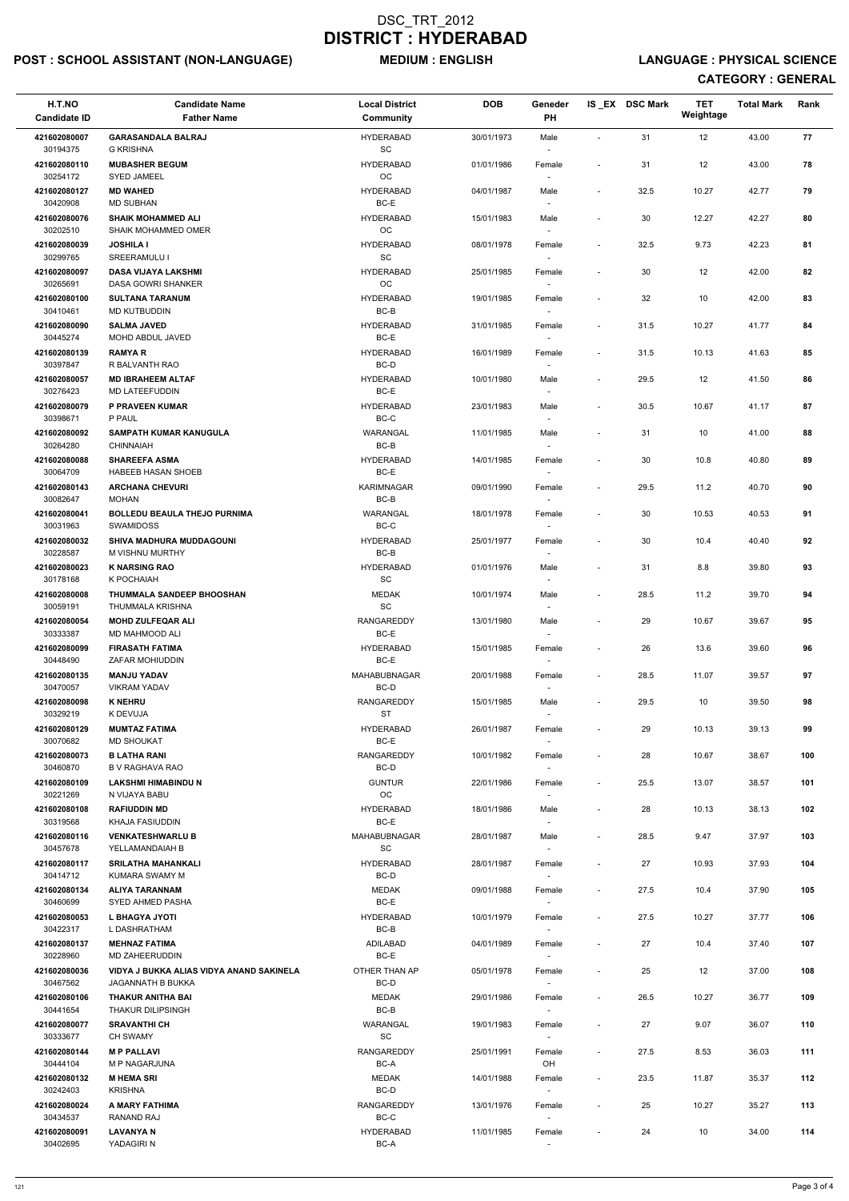# DSC_TRT_2012
# DISTRICT : HYDERABAD

**POST : SCHOOL ASSISTANT (NON-LANGUAGE)** **MEDIUM : ENGLISH** **LANGUAGE : PHYSICAL SCIENCE**

**CATEGORY : GENERAL**

| H.T.NO<br>Candidate ID | Candidate Name<br>Father Name | Local District<br>Community | DOB | Geneder<br>PH | IS_EX | DSC Mark | TET Weightage | Total Mark | Rank |
|---|---|---|---|---|---|---|---|---|---|
| 421602080007<br>30194375 | **GARASANDALA BALRAJ**<br>G KRISHNA | HYDERABAD<br>SC | 30/01/1973 | Male<br>- | - | 31 | 12 | 43.00 | 77 |
| 421602080110<br>30254172 | **MUBASHER BEGUM**<br>SYED JAMEEL | HYDERABAD<br>OC | 01/01/1986 | Female<br>- | - | 31 | 12 | 43.00 | 78 |
| 421602080127<br>30420908 | **MD WAHED**<br>MD SUBHAN | HYDERABAD<br>BC-E | 04/01/1987 | Male<br>- | - | 32.5 | 10.27 | 42.77 | 79 |
| 421602080076<br>30202510 | **SHAIK MOHAMMED ALI**<br>SHAIK MOHAMMED OMER | HYDERABAD<br>OC | 15/01/1983 | Male<br>- | - | 30 | 12.27 | 42.27 | 80 |
| 421602080039<br>30299765 | **JOSHILA I**<br>SREERAMULU I | HYDERABAD<br>SC | 08/01/1978 | Female<br>- | - | 32.5 | 9.73 | 42.23 | 81 |
| 421602080097<br>30265691 | **DASA VIJAYA LAKSHMI**<br>DASA GOWRI SHANKER | HYDERABAD<br>OC | 25/01/1985 | Female<br>- | - | 30 | 12 | 42.00 | 82 |
| 421602080100<br>30410461 | **SULTANA TARANUM**<br>MD KUTBUDDIN | HYDERABAD<br>BC-B | 19/01/1985 | Female<br>- | - | 32 | 10 | 42.00 | 83 |
| 421602080090<br>30445274 | **SALMA JAVED**<br>MOHD ABDUL JAVED | HYDERABAD<br>BC-E | 31/01/1985 | Female<br>- | - | 31.5 | 10.27 | 41.77 | 84 |
| 421602080139<br>30397847 | **RAMYA R**<br>R BALVANTH RAO | HYDERABAD<br>BC-D | 16/01/1989 | Female<br>- | - | 31.5 | 10.13 | 41.63 | 85 |
| 421602080057<br>30276423 | **MD IBRAHEEM ALTAF**<br>MD LATEEFUDDIN | HYDERABAD<br>BC-E | 10/01/1980 | Male<br>- | - | 29.5 | 12 | 41.50 | 86 |
| 421602080079<br>30398671 | **P PRAVEEN KUMAR**<br>P PAUL | HYDERABAD<br>BC-C | 23/01/1983 | Male<br>- | - | 30.5 | 10.67 | 41.17 | 87 |
| 421602080092<br>30264280 | **SAMPATH KUMAR KANUGULA**<br>CHINNAIAH | WARANGAL<br>BC-B | 11/01/1985 | Male<br>- | - | 31 | 10 | 41.00 | 88 |
| 421602080088<br>30064709 | **SHAREEFA ASMA**<br>HABEEB HASAN SHOEB | HYDERABAD<br>BC-E | 14/01/1985 | Female<br>- | - | 30 | 10.8 | 40.80 | 89 |
| 421602080143<br>30082647 | **ARCHANA CHEVURI**<br>MOHAN | KARIMNAGAR<br>BC-B | 09/01/1990 | Female<br>- | - | 29.5 | 11.2 | 40.70 | 90 |
| 421602080041<br>30031963 | **BOLLEDU BEAULA THEJO PURNIMA**<br>SWAMIDOSS | WARANGAL<br>BC-C | 18/01/1978 | Female<br>- | - | 30 | 10.53 | 40.53 | 91 |
| 421602080032<br>30228587 | **SHIVA MADHURA MUDDAGOUNI**<br>M VISHNU MURTHY | HYDERABAD<br>BC-B | 25/01/1977 | Female<br>- | - | 30 | 10.4 | 40.40 | 92 |
| 421602080023<br>30178168 | **K NARSING RAO**<br>K POCHAIAH | HYDERABAD<br>SC | 01/01/1976 | Male<br>- | - | 31 | 8.8 | 39.80 | 93 |
| 421602080008<br>30059191 | **THUMMALA SANDEEP BHOOSHAN**<br>THUMMALA KRISHNA | MEDAK<br>SC | 10/01/1974 | Male<br>- | - | 28.5 | 11.2 | 39.70 | 94 |
| 421602080054<br>30333387 | **MOHD ZULFEQAR ALI**<br>MD MAHMOOD ALI | RANGAREDDY<br>BC-E | 13/01/1980 | Male<br>- | - | 29 | 10.67 | 39.67 | 95 |
| 421602080099<br>30448490 | **FIRASATH FATIMA**<br>ZAFAR MOHIUDDIN | HYDERABAD<br>BC-E | 15/01/1985 | Female<br>- | - | 26 | 13.6 | 39.60 | 96 |
| 421602080135<br>30470057 | **MANJU YADAV**<br>VIKRAM YADAV | MAHABUBNAGAR<br>BC-D | 20/01/1988 | Female<br>- | - | 28.5 | 11.07 | 39.57 | 97 |
| 421602080098<br>30329219 | **K NEHRU**<br>K DEVUJA | RANGAREDDY<br>ST | 15/01/1985 | Male<br>- | - | 29.5 | 10 | 39.50 | 98 |
| 421602080129<br>30070682 | **MUMTAZ FATIMA**<br>MD SHOUKAT | HYDERABAD<br>BC-E | 26/01/1987 | Female<br>- | - | 29 | 10.13 | 39.13 | 99 |
| 421602080073<br>30460870 | **B LATHA RANI**<br>B V RAGHAVA RAO | RANGAREDDY<br>BC-D | 10/01/1982 | Female<br>- | - | 28 | 10.67 | 38.67 | 100 |
| 421602080109<br>30221269 | **LAKSHMI HIMABINDU N**<br>N VIJAYA BABU | GUNTUR<br>OC | 22/01/1986 | Female<br>- | - | 25.5 | 13.07 | 38.57 | 101 |
| 421602080108<br>30319568 | **RAFIUDDIN MD**<br>KHAJA FASIUDDIN | HYDERABAD<br>BC-E | 18/01/1986 | Male<br>- | - | 28 | 10.13 | 38.13 | 102 |
| 421602080116<br>30457678 | **VENKATESHWARLU B**<br>YELLAMANDAIAH B | MAHABUBNAGAR<br>SC | 28/01/1987 | Male<br>- | - | 28.5 | 9.47 | 37.97 | 103 |
| 421602080117<br>30414712 | **SRILATHA MAHANKALI**<br>KUMARA SWAMY M | HYDERABAD<br>BC-D | 28/01/1987 | Female<br>- | - | 27 | 10.93 | 37.93 | 104 |
| 421602080134<br>30460699 | **ALIYA TARANNAM**<br>SYED AHMED PASHA | MEDAK<br>BC-E | 09/01/1988 | Female<br>- | - | 27.5 | 10.4 | 37.90 | 105 |
| 421602080053<br>30422317 | **L BHAGYA JYOTI**<br>L DASHRATHAM | HYDERABAD<br>BC-B | 10/01/1979 | Female<br>- | - | 27.5 | 10.27 | 37.77 | 106 |
| 421602080137<br>30228960 | **MEHNAZ FATIMA**<br>MD ZAHEERUDDIN | ADILABAD<br>BC-E | 04/01/1989 | Female<br>- | - | 27 | 10.4 | 37.40 | 107 |
| 421602080036<br>30467562 | **VIDYA J BUKKA ALIAS VIDYA ANAND SAKINELA**<br>JAGANNATH B BUKKA | OTHER THAN AP<br>BC-D | 05/01/1978 | Female<br>- | - | 25 | 12 | 37.00 | 108 |
| 421602080106<br>30441654 | **THAKUR ANITHA BAI**<br>THAKUR DILIPSINGH | MEDAK<br>BC-B | 29/01/1986 | Female<br>- | - | 26.5 | 10.27 | 36.77 | 109 |
| 421602080077<br>30333677 | **SRAVANTHI CH**<br>CH SWAMY | WARANGAL<br>SC | 19/01/1983 | Female<br>- | - | 27 | 9.07 | 36.07 | 110 |
| 421602080144<br>30444104 | **M P PALLAVI**<br>M P NAGARJUNA | RANGAREDDY<br>BC-A | 25/01/1991 | Female<br>OH | - | 27.5 | 8.53 | 36.03 | 111 |
| 421602080132<br>30242403 | **M HEMA SRI**<br>KRISHNA | MEDAK<br>BC-D | 14/01/1988 | Female<br>- | - | 23.5 | 11.87 | 35.37 | 112 |
| 421602080024<br>30434537 | **A MARY FATHIMA**<br>RANAND RAJ | RANGAREDDY<br>BC-C | 13/01/1976 | Female<br>- | - | 25 | 10.27 | 35.27 | 113 |
| 421602080091<br>30402695 | **LAVANYA N**<br>YADAGIRI N | HYDERABAD<br>BC-A | 11/01/1985 | Female<br>- | - | 24 | 10 | 34.00 | 114 |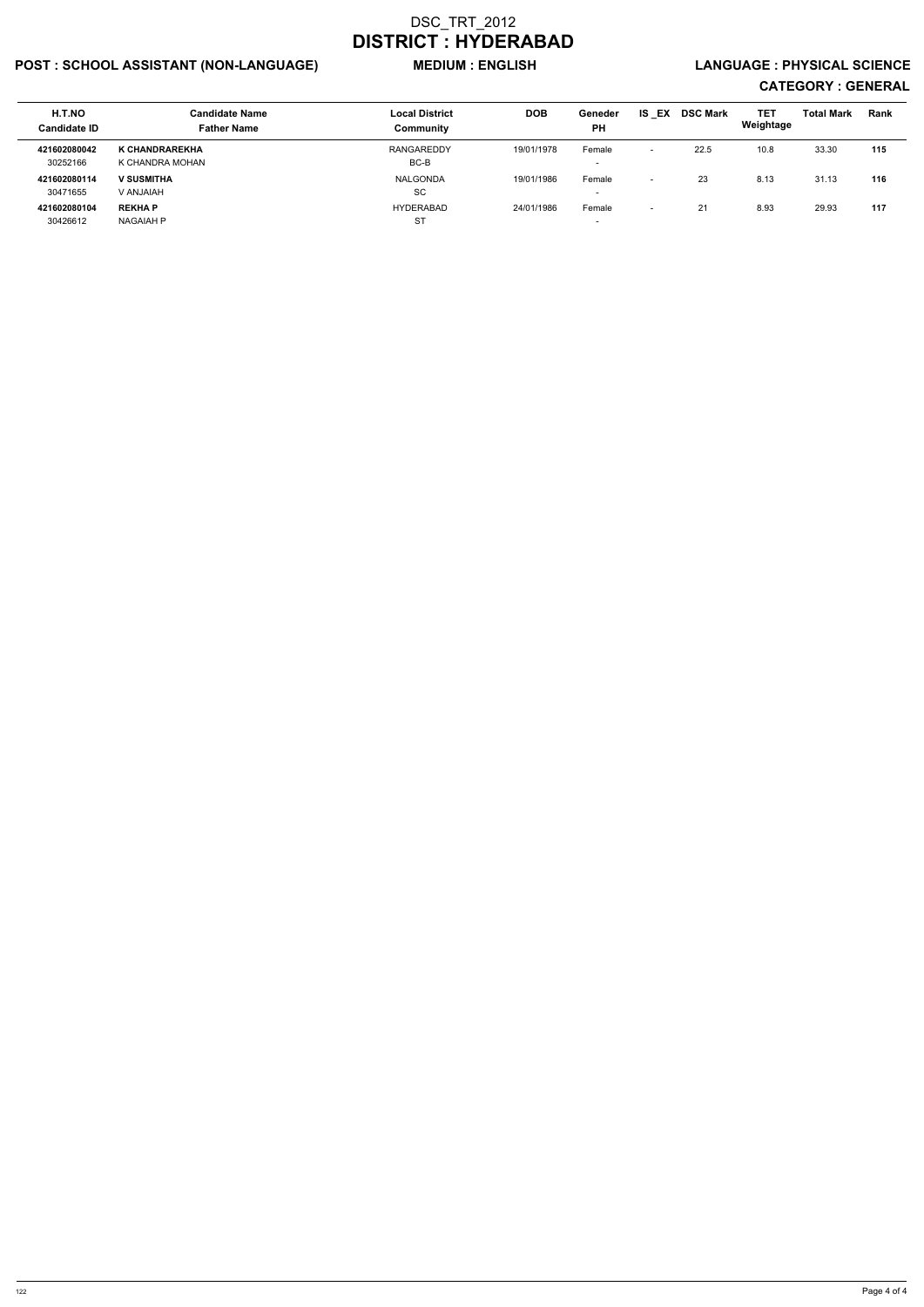# DSC_TRT_2012

# DISTRICT : HYDERABAD

**POST : SCHOOL ASSISTANT (NON-LANGUAGE)** **MEDIUM : ENGLISH** **LANGUAGE : PHYSICAL SCIENCE**

**CATEGORY : GENERAL**

| H.T.NO<br>Candidate ID | Candidate Name<br>Father Name | Local District<br>Community | DOB | Geneder<br>PH | IS _EX | DSC Mark | TET Weightage | Total Mark | Rank |
|---|---|---|---|---|---|---|---|---|---|
| **421602080042**<br>30252166 | **K CHANDRAREKHA**<br>K CHANDRA MOHAN | RANGAREDDY<br>BC-B | 19/01/1978 | Female<br>- | - | 22.5 | 10.8 | 33.30 | **115** |
| **421602080114**<br>30471655 | **V SUSMITHA**<br>V ANJAIAH | NALGONDA<br>SC | 19/01/1986 | Female<br>- | - | 23 | 8.13 | 31.13 | **116** |
| **421602080104**<br>30426612 | **REKHA P**<br>NAGAIAH P | HYDERABAD<br>ST | 24/01/1986 | Female<br>- | - | 21 | 8.93 | 29.93 | **117** |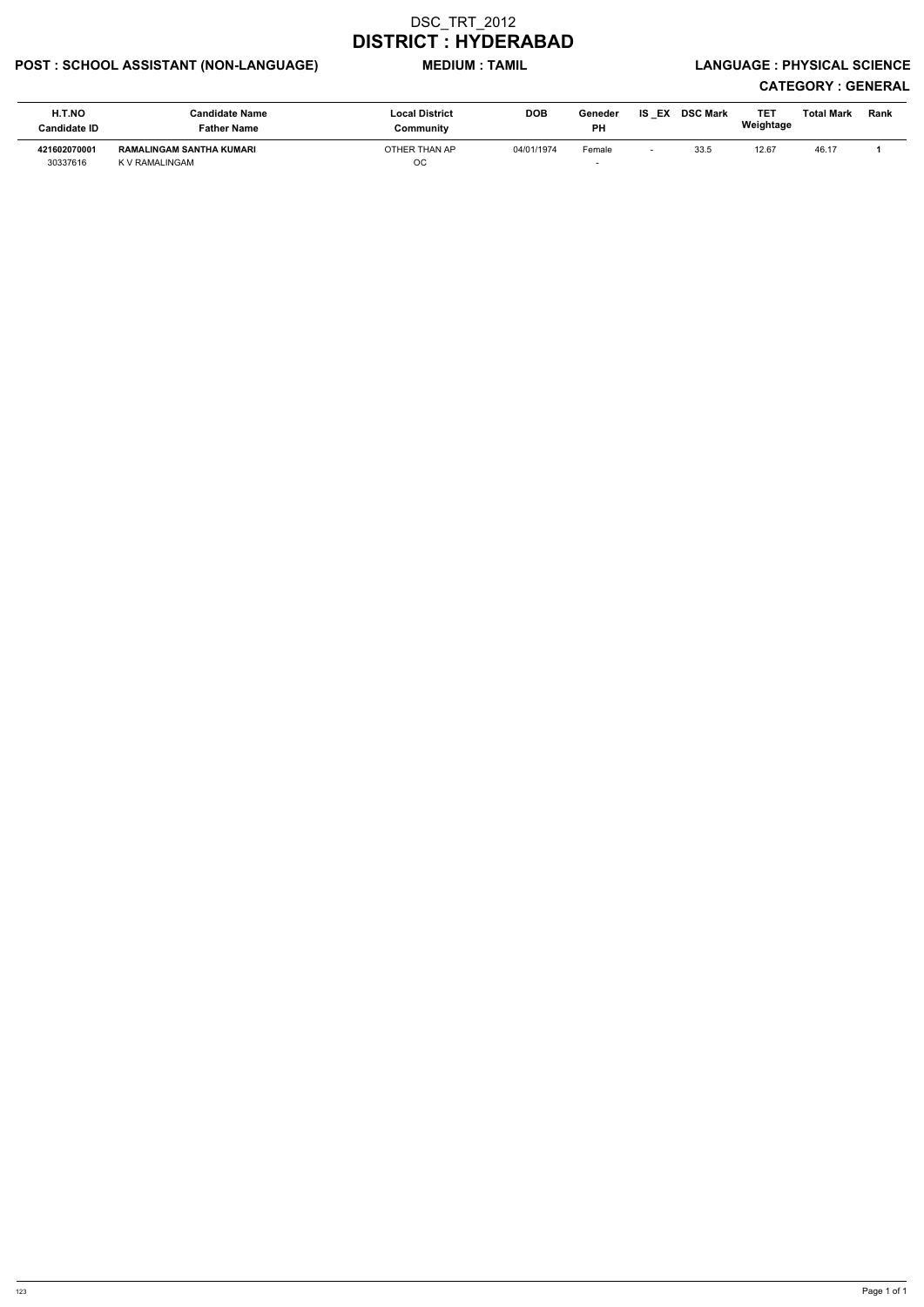# DSC_TRT_2012
# DISTRICT : HYDERABAD

**POST : SCHOOL ASSISTANT (NON-LANGUAGE)** **MEDIUM : TAMIL** **LANGUAGE : PHYSICAL SCIENCE**

**CATEGORY : GENERAL**

| H.T.NO<br>Candidate ID | Candidate Name<br>Father Name | Local District<br>Community | DOB | Geneder<br>PH | IS _EX | DSC Mark | TET Weightage | Total Mark | Rank |
|---|---|---|---|---|---|---|---|---|---|
| **421602070001**<br>30337616 | **RAMALINGAM SANTHA KUMARI**<br>K V RAMALINGAM | OTHER THAN AP<br>OC | 04/01/1974 | Female<br>- | - | 33.5 | 12.67 | 46.17 | **1** |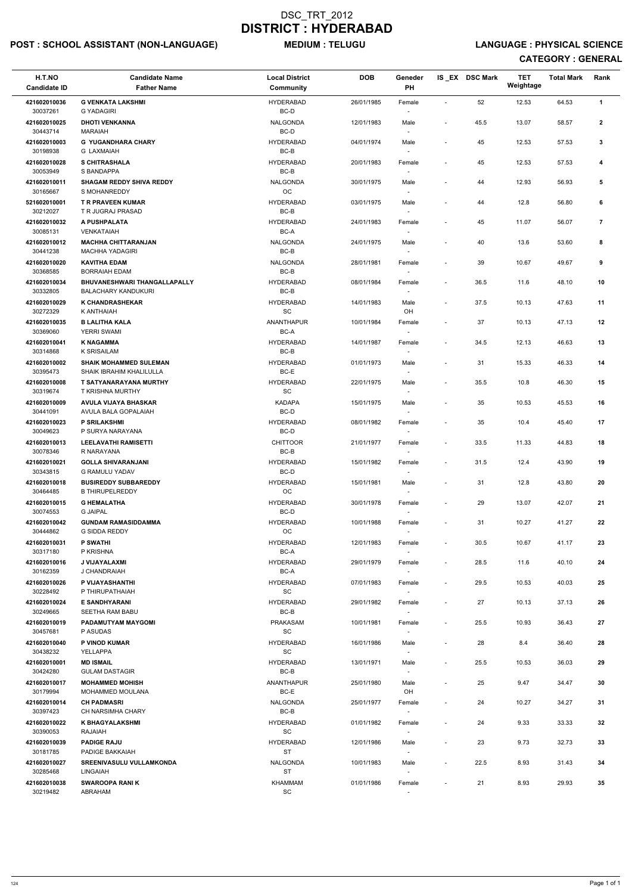# DSC_TRT_2012
# DISTRICT : HYDERABAD

**POST : SCHOOL ASSISTANT (NON-LANGUAGE)** **MEDIUM : TELUGU** **LANGUAGE : PHYSICAL SCIENCE**

**CATEGORY : GENERAL**

| H.T.NO<br>Candidate ID | Candidate Name<br>Father Name | Local District<br>Community | DOB | Geneder<br>PH | IS _EX | DSC Mark | TET Weightage | Total Mark | Rank |
|---|---|---|---|---|---|---|---|---|---|
| 421602010036<br>30037261 | **G VENKATA LAKSHMI**<br>G YADAGIRI | HYDERABAD<br>BC-D | 26/01/1985 | Female<br>- | - | 52 | 12.53 | 64.53 | 1 |
| 421602010025<br>30443714 | **DHOTI VENKANNA**<br>MARAIAH | NALGONDA<br>BC-D | 12/01/1983 | Male<br>- | - | 45.5 | 13.07 | 58.57 | 2 |
| 421602010003<br>30198938 | **G YUGANDHARA CHARY**<br>G LAXMAIAH | HYDERABAD<br>BC-B | 04/01/1974 | Male<br>- | - | 45 | 12.53 | 57.53 | 3 |
| 421602010028<br>30053949 | **S CHITRASHALA**<br>S BANDAPPA | HYDERABAD<br>BC-B | 20/01/1983 | Female<br>- | - | 45 | 12.53 | 57.53 | 4 |
| 421602010011<br>30165667 | **SHAGAM REDDY SHIVA REDDY**<br>S MOHANREDDY | NALGONDA<br>OC | 30/01/1975 | Male<br>- | - | 44 | 12.93 | 56.93 | 5 |
| 521602010001<br>30212027 | **T R PRAVEEN KUMAR**<br>T R JUGRAJ PRASAD | HYDERABAD<br>BC-B | 03/01/1975 | Male<br>- | - | 44 | 12.8 | 56.80 | 6 |
| 421602010032<br>30085131 | **A PUSHPALATA**<br>VENKATAIAH | HYDERABAD<br>BC-A | 24/01/1983 | Female<br>- | - | 45 | 11.07 | 56.07 | 7 |
| 421602010012<br>30441238 | **MACHHA CHITTARANJAN**<br>MACHHA YADAGIRI | NALGONDA<br>BC-B | 24/01/1975 | Male<br>- | - | 40 | 13.6 | 53.60 | 8 |
| 421602010020<br>30368585 | **KAVITHA EDAM**<br>BORRAIAH EDAM | NALGONDA<br>BC-B | 28/01/1981 | Female<br>- | - | 39 | 10.67 | 49.67 | 9 |
| 421602010034<br>30332805 | **BHUVANESHWARI THANGALLAPALLY**<br>BALACHARY KANDUKURI | HYDERABAD<br>BC-B | 08/01/1984 | Female<br>- | - | 36.5 | 11.6 | 48.10 | 10 |
| 421602010029<br>30272329 | **K CHANDRASHEKAR**<br>K ANTHAIAH | HYDERABAD<br>SC | 14/01/1983 | Male<br>OH | - | 37.5 | 10.13 | 47.63 | 11 |
| 421602010035<br>30369060 | **B LALITHA KALA**<br>YERRI SWAMI | ANANTHAPUR<br>BC-A | 10/01/1984 | Female<br>- | - | 37 | 10.13 | 47.13 | 12 |
| 421602010041<br>30314868 | **K NAGAMMA**<br>K SRISAILAM | HYDERABAD<br>BC-B | 14/01/1987 | Female<br>- | - | 34.5 | 12.13 | 46.63 | 13 |
| 421602010002<br>30395473 | **SHAIK MOHAMMED SULEMAN**<br>SHAIK IBRAHIM KHALILULLA | HYDERABAD<br>BC-E | 01/01/1973 | Male<br>- | - | 31 | 15.33 | 46.33 | 14 |
| 421602010008<br>30319674 | **T SATYANARAYANA MURTHY**<br>T KRISHNA MURTHY | HYDERABAD<br>SC | 22/01/1975 | Male<br>- | - | 35.5 | 10.8 | 46.30 | 15 |
| 421602010009<br>30441091 | **AVULA VIJAYA BHASKAR**<br>AVULA BALA GOPALAIAH | KADAPA<br>BC-D | 15/01/1975 | Male<br>- | - | 35 | 10.53 | 45.53 | 16 |
| 421602010023<br>30049623 | **P SRILAKSHMI**<br>P SURYA NARAYANA | HYDERABAD<br>BC-D | 08/01/1982 | Female<br>- | - | 35 | 10.4 | 45.40 | 17 |
| 421602010013<br>30078346 | **LEELAVATHI RAMISETTI**<br>R NARAYANA | CHITTOOR<br>BC-B | 21/01/1977 | Female<br>- | - | 33.5 | 11.33 | 44.83 | 18 |
| 421602010021<br>30343815 | **GOLLA SHIVARANJANI**<br>G RAMULU YADAV | HYDERABAD<br>BC-D | 15/01/1982 | Female<br>- | - | 31.5 | 12.4 | 43.90 | 19 |
| 421602010018<br>30464485 | **BUSIREDDY SUBBAREDDY**<br>B THIRUPELREDDY | HYDERABAD<br>OC | 15/01/1981 | Male<br>- | - | 31 | 12.8 | 43.80 | 20 |
| 421602010015<br>30074553 | **G HEMALATHA**<br>G JAIPAL | HYDERABAD<br>BC-D | 30/01/1978 | Female<br>- | - | 29 | 13.07 | 42.07 | 21 |
| 421602010042<br>30444862 | **GUNDAM RAMASIDDAMMA**<br>G SIDDA REDDY | HYDERABAD<br>OC | 10/01/1988 | Female<br>- | - | 31 | 10.27 | 41.27 | 22 |
| 421602010031<br>30317180 | **P SWATHI**<br>P KRISHNA | HYDERABAD<br>BC-A | 12/01/1983 | Female<br>- | - | 30.5 | 10.67 | 41.17 | 23 |
| 421602010016<br>30162359 | **J VIJAYALAXMI**<br>J CHANDRAIAH | HYDERABAD<br>BC-A | 29/01/1979 | Female<br>- | - | 28.5 | 11.6 | 40.10 | 24 |
| 421602010026<br>30228492 | **P VIJAYASHANTHI**<br>P THIRUPATHAIAH | HYDERABAD<br>SC | 07/01/1983 | Female<br>- | - | 29.5 | 10.53 | 40.03 | 25 |
| 421602010024<br>30249665 | **E SANDHYARANI**<br>SEETHA RAM BABU | HYDERABAD<br>BC-B | 29/01/1982 | Female<br>- | - | 27 | 10.13 | 37.13 | 26 |
| 421602010019<br>30457681 | **PADAMUTYAM MAYGOMI**<br>P ASUDAS | PRAKASAM<br>SC | 10/01/1981 | Female<br>- | - | 25.5 | 10.93 | 36.43 | 27 |
| 421602010040<br>30438232 | **P VINOD KUMAR**<br>YELLAPPA | HYDERABAD<br>SC | 16/01/1986 | Male<br>- | - | 28 | 8.4 | 36.40 | 28 |
| 421602010001<br>30424280 | **MD ISMAIL**<br>GULAM DASTAGIR | HYDERABAD<br>BC-B | 13/01/1971 | Male<br>- | - | 25.5 | 10.53 | 36.03 | 29 |
| 421602010017<br>30179994 | **MOHAMMED MOHISH**<br>MOHAMMED MOULANA | ANANTHAPUR<br>BC-E | 25/01/1980 | Male<br>OH | - | 25 | 9.47 | 34.47 | 30 |
| 421602010014<br>30397423 | **CH PADMASRI**<br>CH NARSIMHA CHARY | NALGONDA<br>BC-B | 25/01/1977 | Female<br>- | - | 24 | 10.27 | 34.27 | 31 |
| 421602010022<br>30390053 | **K BHAGYALAKSHMI**<br>RAJAIAH | HYDERABAD<br>SC | 01/01/1982 | Female<br>- | - | 24 | 9.33 | 33.33 | 32 |
| 421602010039<br>30181785 | **PADIGE RAJU**<br>PADIGE BAKKAIAH | HYDERABAD<br>ST | 12/01/1986 | Male<br>- | - | 23 | 9.73 | 32.73 | 33 |
| 421602010027<br>30285468 | **SREENIVASULU VULLAMKONDA**<br>LINGAIAH | NALGONDA<br>ST | 10/01/1983 | Male<br>- | - | 22.5 | 8.93 | 31.43 | 34 |
| 421602010038<br>30219482 | **SWAROOPA RANI K**<br>ABRAHAM | KHAMMAM<br>SC | 01/01/1986 | Female<br>- | - | 21 | 8.93 | 29.93 | 35 |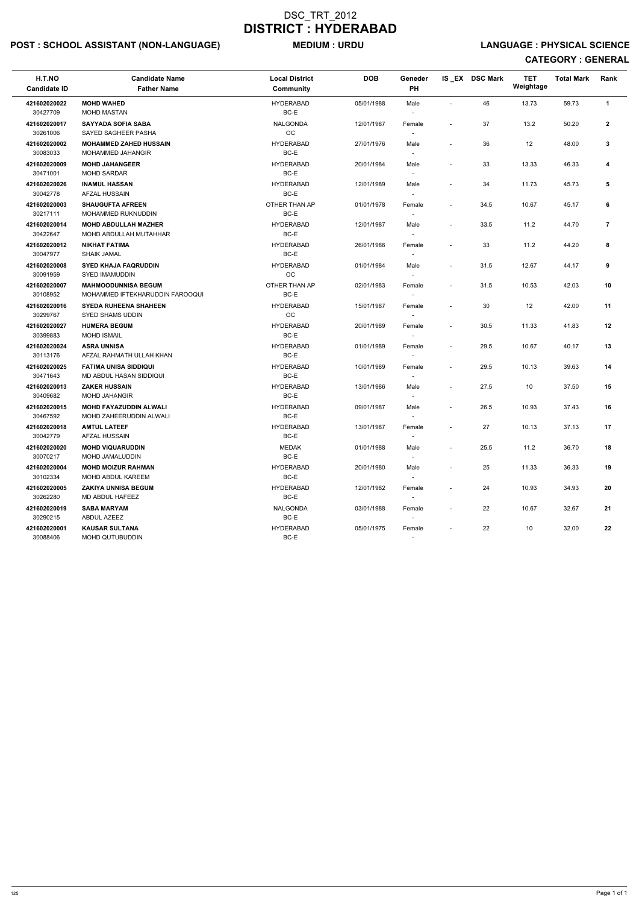# DSC_TRT_2012
# DISTRICT : HYDERABAD

**POST : SCHOOL ASSISTANT (NON-LANGUAGE)** **MEDIUM : URDU** **LANGUAGE : PHYSICAL SCIENCE**

**CATEGORY : GENERAL**

| H.T.NO<br>Candidate ID | Candidate Name<br>Father Name | Local District<br>Community | DOB | Geneder<br>PH | IS _EX | DSC Mark | TET Weightage | Total Mark | Rank |
|---|---|---|---|---|---|---|---|---|---|
| 421602020022<br>30427709 | MOHD WAHED<br>MOHD MASTAN | HYDERABAD<br>BC-E | 05/01/1988 | Male<br>- | - | 46 | 13.73 | 59.73 | 1 |
| 421602020017<br>30261006 | SAYYADA SOFIA SABA<br>SAYED SAGHEER PASHA | NALGONDA<br>OC | 12/01/1987 | Female<br>- | - | 37 | 13.2 | 50.20 | 2 |
| 421602020002<br>30083033 | MOHAMMED ZAHED HUSSAIN<br>MOHAMMED JAHANGIR | HYDERABAD<br>BC-E | 27/01/1976 | Male<br>- | - | 36 | 12 | 48.00 | 3 |
| 421602020009<br>30471001 | MOHD JAHANGEER<br>MOHD SARDAR | HYDERABAD<br>BC-E | 20/01/1984 | Male<br>- | - | 33 | 13.33 | 46.33 | 4 |
| 421602020026<br>30042778 | INAMUL HASSAN<br>AFZAL HUSSAIN | HYDERABAD<br>BC-E | 12/01/1989 | Male<br>- | - | 34 | 11.73 | 45.73 | 5 |
| 421602020003<br>30217111 | SHAUGUFTA AFREEN<br>MOHAMMED RUKNUDDIN | OTHER THAN AP<br>BC-E | 01/01/1978 | Female<br>- | - | 34.5 | 10.67 | 45.17 | 6 |
| 421602020014<br>30422647 | MOHD ABDULLAH MAZHER<br>MOHD ABDULLAH MUTAHHAR | HYDERABAD<br>BC-E | 12/01/1987 | Male<br>- | - | 33.5 | 11.2 | 44.70 | 7 |
| 421602020012<br>30047977 | NIKHAT FATIMA<br>SHAIK JAMAL | HYDERABAD<br>BC-E | 26/01/1986 | Female<br>- | - | 33 | 11.2 | 44.20 | 8 |
| 421602020008<br>30091959 | SYED KHAJA FAQRUDDIN<br>SYED IMAMUDDIN | HYDERABAD<br>OC | 01/01/1984 | Male<br>- | - | 31.5 | 12.67 | 44.17 | 9 |
| 421602020007<br>30108952 | MAHMOODUNNISA BEGUM<br>MOHAMMED IFTEKHARUDDIN FAROOQUI | OTHER THAN AP<br>BC-E | 02/01/1983 | Female<br>- | - | 31.5 | 10.53 | 42.03 | 10 |
| 421602020016<br>30299767 | SYEDA RUHEENA SHAHEEN<br>SYED SHAMS UDDIN | HYDERABAD<br>OC | 15/01/1987 | Female<br>- | - | 30 | 12 | 42.00 | 11 |
| 421602020027<br>30399883 | HUMERA BEGUM<br>MOHD ISMAIL | HYDERABAD<br>BC-E | 20/01/1989 | Female<br>- | - | 30.5 | 11.33 | 41.83 | 12 |
| 421602020024<br>30113176 | ASRA UNNISA<br>AFZAL RAHMATH ULLAH KHAN | HYDERABAD<br>BC-E | 01/01/1989 | Female<br>- | - | 29.5 | 10.67 | 40.17 | 13 |
| 421602020025<br>30471643 | FATIMA UNISA SIDDIQUI<br>MD ABDUL HASAN SIDDIQUI | HYDERABAD<br>BC-E | 10/01/1989 | Female<br>- | - | 29.5 | 10.13 | 39.63 | 14 |
| 421602020013<br>30409682 | ZAKER HUSSAIN<br>MOHD JAHANGIR | HYDERABAD<br>BC-E | 13/01/1986 | Male<br>- | - | 27.5 | 10 | 37.50 | 15 |
| 421602020015<br>30467592 | MOHD FAYAZUDDIN ALWALI<br>MOHD ZAHEERUDDIN ALWALI | HYDERABAD<br>BC-E | 09/01/1987 | Male<br>- | - | 26.5 | 10.93 | 37.43 | 16 |
| 421602020018<br>30042779 | AMTUL LATEEF<br>AFZAL HUSSAIN | HYDERABAD<br>BC-E | 13/01/1987 | Female<br>- | - | 27 | 10.13 | 37.13 | 17 |
| 421602020020<br>30070217 | MOHD VIQUARUDDIN<br>MOHD JAMALUDDIN | MEDAK<br>BC-E | 01/01/1988 | Male<br>- | - | 25.5 | 11.2 | 36.70 | 18 |
| 421602020004<br>30102334 | MOHD MOIZUR RAHMAN<br>MOHD ABDUL KAREEM | HYDERABAD<br>BC-E | 20/01/1980 | Male<br>- | - | 25 | 11.33 | 36.33 | 19 |
| 421602020005<br>30262280 | ZAKIYA UNNISA BEGUM<br>MD ABDUL HAFEEZ | HYDERABAD<br>BC-E | 12/01/1982 | Female<br>- | - | 24 | 10.93 | 34.93 | 20 |
| 421602020019<br>30290215 | SABA MARYAM<br>ABDUL AZEEZ | NALGONDA<br>BC-E | 03/01/1988 | Female<br>- | - | 22 | 10.67 | 32.67 | 21 |
| 421602020001<br>30088406 | KAUSAR SULTANA<br>MOHD QUTUBUDDIN | HYDERABAD<br>BC-E | 05/01/1975 | Female<br>- | - | 22 | 10 | 32.00 | 22 |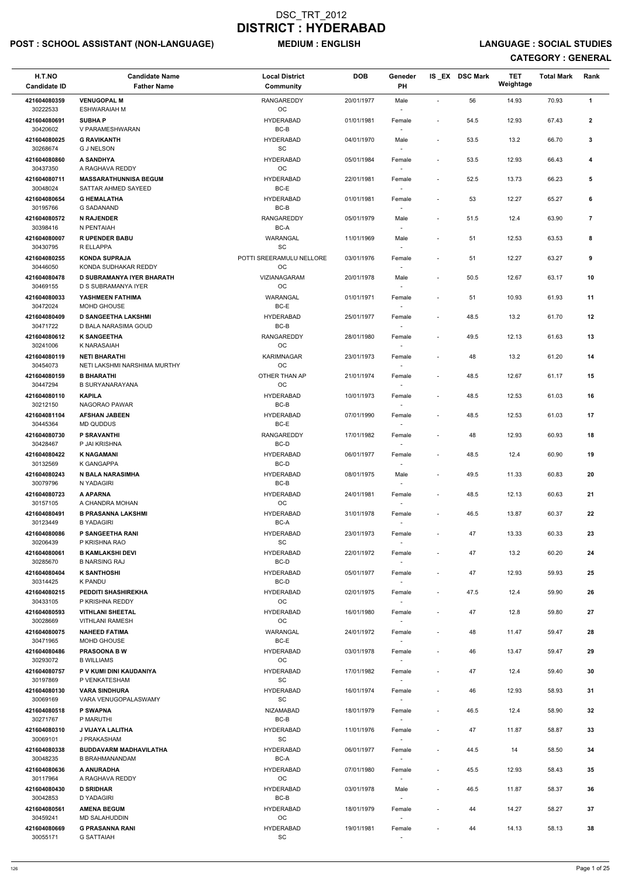# DSC_TRT_2012
# DISTRICT : HYDERABAD

**POST : SCHOOL ASSISTANT (NON-LANGUAGE)** **MEDIUM : ENGLISH** **LANGUAGE : SOCIAL STUDIES**

**CATEGORY : GENERAL**

| H.T.NO / Candidate ID | Candidate Name / Father Name | Local District / Community | DOB | Geneder / PH | IS_EX | DSC Mark | TET Weightage | Total Mark | Rank |
|---|---|---|---|---|---|---|---|---|---|
| 421604080359 / 30222533 | **VENUGOPAL M** / ESHWARAIAH M | RANGAREDDY / OC | 20/01/1977 | Male / - | - | 56 | 14.93 | 70.93 | 1 |
| 421604080691 / 30420602 | **SUBHA P** / V PARAMESHWARAN | HYDERABAD / BC-B | 01/01/1981 | Female / - | - | 54.5 | 12.93 | 67.43 | 2 |
| 421604080025 / 30268674 | **G RAVIKANTH** / G J NELSON | HYDERABAD / SC | 04/01/1970 | Male / - | - | 53.5 | 13.2 | 66.70 | 3 |
| 421604080860 / 30437350 | **A SANDHYA** / A RAGHAVA REDDY | HYDERABAD / OC | 05/01/1984 | Female / - | - | 53.5 | 12.93 | 66.43 | 4 |
| 421604080711 / 30048024 | **MASSARATHUNNISA BEGUM** / SATTAR AHMED SAYEED | HYDERABAD / BC-E | 22/01/1981 | Female / - | - | 52.5 | 13.73 | 66.23 | 5 |
| 421604080654 / 30195766 | **G HEMALATHA** / G SADANAND | HYDERABAD / BC-B | 01/01/1981 | Female / - | - | 53 | 12.27 | 65.27 | 6 |
| 421604080572 / 30398416 | **N RAJENDER** / N PENTAIAH | RANGAREDDY / BC-A | 05/01/1979 | Male / - | - | 51.5 | 12.4 | 63.90 | 7 |
| 421604080007 / 30430795 | **R UPENDER BABU** / R ELLAPPA | WARANGAL / SC | 11/01/1969 | Male / - | - | 51 | 12.53 | 63.53 | 8 |
| 421604080255 / 30446050 | **KONDA SUPRAJA** / KONDA SUDHAKAR REDDY | POTTI SREERAMULU NELLORE / OC | 03/01/1976 | Female / - | - | 51 | 12.27 | 63.27 | 9 |
| 421604080478 / 30469155 | **D SUBRAMANYA IYER BHARATH** / D S SUBRAMANYA IYER | VIZIANAGARAM / OC | 20/01/1978 | Male / - | - | 50.5 | 12.67 | 63.17 | 10 |
| 421604080033 / 30472024 | **YASHMEEN FATHIMA** / MOHD GHOUSE | WARANGAL / BC-E | 01/01/1971 | Female / - | - | 51 | 10.93 | 61.93 | 11 |
| 421604080409 / 30471722 | **D SANGEETHA LAKSHMI** / D BALA NARASIMA GOUD | HYDERABAD / BC-B | 25/01/1977 | Female / - | - | 48.5 | 13.2 | 61.70 | 12 |
| 421604080612 / 30241006 | **K SANGEETHA** / K NARASAIAH | RANGAREDDY / OC | 28/01/1980 | Female / - | - | 49.5 | 12.13 | 61.63 | 13 |
| 421604080119 / 30454073 | **NETI BHARATHI** / NETI LAKSHMI NARSHIMA MURTHY | KARIMNAGAR / OC | 23/01/1973 | Female / - | - | 48 | 13.2 | 61.20 | 14 |
| 421604080159 / 30447294 | **B BHARATHI** / B SURYANARAYANA | OTHER THAN AP / OC | 21/01/1974 | Female / - | - | 48.5 | 12.67 | 61.17 | 15 |
| 421604080110 / 30212150 | **KAPILA** / NAGORAO PAWAR | HYDERABAD / BC-B | 10/01/1973 | Female / - | - | 48.5 | 12.53 | 61.03 | 16 |
| 421604081104 / 30445364 | **AFSHAN JABEEN** / MD QUDDUS | HYDERABAD / BC-E | 07/01/1990 | Female / - | - | 48.5 | 12.53 | 61.03 | 17 |
| 421604080730 / 30428467 | **P SRAVANTHI** / P JAI KRISHNA | RANGAREDDY / BC-D | 17/01/1982 | Female / - | - | 48 | 12.93 | 60.93 | 18 |
| 421604080422 / 30132569 | **K NAGAMANI** / K GANGAPPA | HYDERABAD / BC-D | 06/01/1977 | Female / - | - | 48.5 | 12.4 | 60.90 | 19 |
| 421604080243 / 30079796 | **N BALA NARASIMHA** / N YADAGIRI | HYDERABAD / BC-B | 08/01/1975 | Male / - | - | 49.5 | 11.33 | 60.83 | 20 |
| 421604080723 / 30157105 | **A APARNA** / A CHANDRA MOHAN | HYDERABAD / OC | 24/01/1981 | Female / - | - | 48.5 | 12.13 | 60.63 | 21 |
| 421604080491 / 30123449 | **B PRASANNA LAKSHMI** / B YADAGIRI | HYDERABAD / BC-A | 31/01/1978 | Female / - | - | 46.5 | 13.87 | 60.37 | 22 |
| 421604080086 / 30206439 | **P SANGEETHA RANI** / P KRISHNA RAO | HYDERABAD / SC | 23/01/1973 | Female / - | - | 47 | 13.33 | 60.33 | 23 |
| 421604080061 / 30285670 | **B KAMLAKSHI DEVI** / B NARSING RAJ | HYDERABAD / BC-D | 22/01/1972 | Female / - | - | 47 | 13.2 | 60.20 | 24 |
| 421604080404 / 30314425 | **K SANTHOSHI** / K PANDU | HYDERABAD / BC-D | 05/01/1977 | Female / - | - | 47 | 12.93 | 59.93 | 25 |
| 421604080215 / 30433105 | **PEDDITI SHASHIREKHA** / P KRISHNA REDDY | HYDERABAD / OC | 02/01/1975 | Female / - | - | 47.5 | 12.4 | 59.90 | 26 |
| 421604080593 / 30028669 | **VITHLANI SHEETAL** / VITHLANI RAMESH | HYDERABAD / OC | 16/01/1980 | Female / - | - | 47 | 12.8 | 59.80 | 27 |
| 421604080075 / 30471965 | **NAHEED FATIMA** / MOHD GHOUSE | WARANGAL / BC-E | 24/01/1972 | Female / - | - | 48 | 11.47 | 59.47 | 28 |
| 421604080486 / 30293072 | **PRASOONA B W** / B WILLIAMS | HYDERABAD / OC | 03/01/1978 | Female / - | - | 46 | 13.47 | 59.47 | 29 |
| 421604080757 / 30197869 | **P V KUMI DINI KAUDANIYA** / P VENKATESHAM | HYDERABAD / SC | 17/01/1982 | Female / - | - | 47 | 12.4 | 59.40 | 30 |
| 421604080130 / 30069169 | **VARA SINDHURA** / VARA VENUGOPALASWAMY | HYDERABAD / SC | 16/01/1974 | Female / - | - | 46 | 12.93 | 58.93 | 31 |
| 421604080518 / 30271767 | **P SWAPNA** / P MARUTHI | NIZAMABAD / BC-B | 18/01/1979 | Female / - | - | 46.5 | 12.4 | 58.90 | 32 |
| 421604080310 / 30069101 | **J VIJAYA LALITHA** / J PRAKASHAM | HYDERABAD / SC | 11/01/1976 | Female / - | - | 47 | 11.87 | 58.87 | 33 |
| 421604080338 / 30048235 | **BUDDAVARM MADHAVILATHA** / B BRAHMANANDAM | HYDERABAD / BC-A | 06/01/1977 | Female / - | - | 44.5 | 14 | 58.50 | 34 |
| 421604080636 / 30117964 | **A ANURADHA** / A RAGHAVA REDDY | HYDERABAD / OC | 07/01/1980 | Female / - | - | 45.5 | 12.93 | 58.43 | 35 |
| 421604080430 / 30042853 | **D SRIDHAR** / D YADAGIRI | HYDERABAD / BC-B | 03/01/1978 | Male / - | - | 46.5 | 11.87 | 58.37 | 36 |
| 421604080561 / 30459241 | **AMENA BEGUM** / MD SALAHUDDIN | HYDERABAD / OC | 18/01/1979 | Female / - | - | 44 | 14.27 | 58.27 | 37 |
| 421604080669 / 30055171 | **G PRASANNA RANI** / G SATTAIAH | HYDERABAD / SC | 19/01/1981 | Female / - | - | 44 | 14.13 | 58.13 | 38 |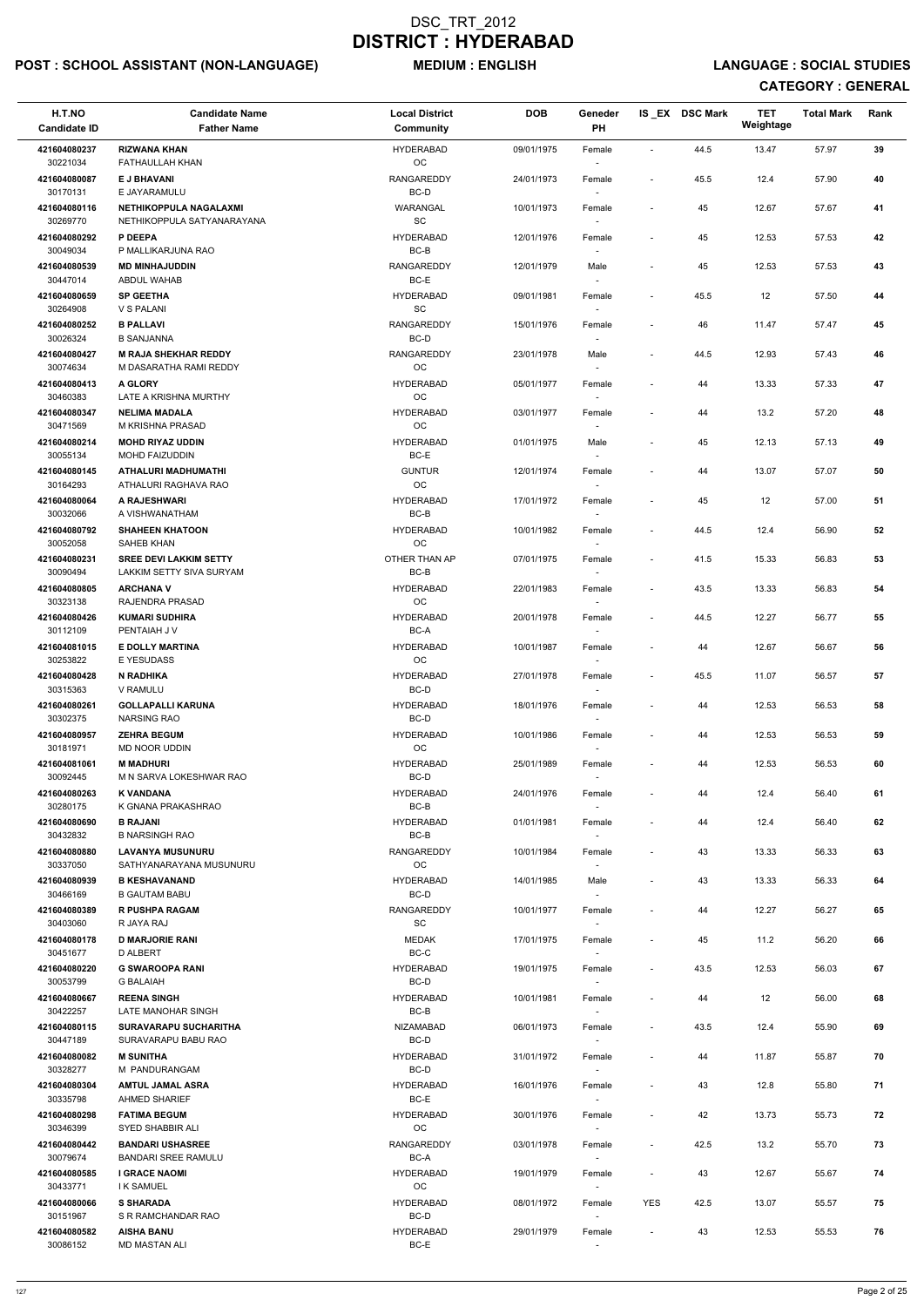# DSC_TRT_2012
# DISTRICT : HYDERABAD

**POST : SCHOOL ASSISTANT (NON-LANGUAGE)** **MEDIUM : ENGLISH** **LANGUAGE : SOCIAL STUDIES**

**CATEGORY : GENERAL**

| H.T.NO<br>Candidate ID | Candidate Name<br>Father Name | Local District<br>Community | DOB | Geneder<br>PH | IS_EX | DSC Mark | TET Weightage | Total Mark | Rank |
|---|---|---|---|---|---|---|---|---|---|
| 421604080237<br>30221034 | RIZWANA KHAN<br>FATHAULLAH KHAN | HYDERABAD<br>OC | 09/01/1975 | Female<br>- | - | 44.5 | 13.47 | 57.97 | 39 |
| 421604080087<br>30170131 | E J BHAVANI<br>E JAYARAMULU | RANGAREDDY<br>BC-D | 24/01/1973 | Female<br>- | - | 45.5 | 12.4 | 57.90 | 40 |
| 421604080116<br>30269770 | NETHIKOPPULA NAGALAXMI<br>NETHIKOPPULA SATYANARAYANA | WARANGAL<br>SC | 10/01/1973 | Female<br>- | - | 45 | 12.67 | 57.67 | 41 |
| 421604080292<br>30049034 | P DEEPA<br>P MALLIKARJUNA RAO | HYDERABAD<br>BC-B | 12/01/1976 | Female<br>- | - | 45 | 12.53 | 57.53 | 42 |
| 421604080539<br>30447014 | MD MINHAJUDDIN<br>ABDUL WAHAB | RANGAREDDY<br>BC-E | 12/01/1979 | Male<br>- | - | 45 | 12.53 | 57.53 | 43 |
| 421604080659<br>30264908 | SP GEETHA<br>V S PALANI | HYDERABAD<br>SC | 09/01/1981 | Female<br>- | - | 45.5 | 12 | 57.50 | 44 |
| 421604080252<br>30026324 | B PALLAVI<br>B SANJANNA | RANGAREDDY<br>BC-D | 15/01/1976 | Female<br>- | - | 46 | 11.47 | 57.47 | 45 |
| 421604080427<br>30074634 | M RAJA SHEKHAR REDDY<br>M DASARATHA RAMI REDDY | RANGAREDDY<br>OC | 23/01/1978 | Male<br>- | - | 44.5 | 12.93 | 57.43 | 46 |
| 421604080413<br>30460383 | A GLORY<br>LATE A KRISHNA MURTHY | HYDERABAD<br>OC | 05/01/1977 | Female<br>- | - | 44 | 13.33 | 57.33 | 47 |
| 421604080347<br>30471569 | NELIMA MADALA<br>M KRISHNA PRASAD | HYDERABAD<br>OC | 03/01/1977 | Female<br>- | - | 44 | 13.2 | 57.20 | 48 |
| 421604080214<br>30055134 | MOHD RIYAZ UDDIN<br>MOHD FAIZUDDIN | HYDERABAD<br>BC-E | 01/01/1975 | Male<br>- | - | 45 | 12.13 | 57.13 | 49 |
| 421604080145<br>30164293 | ATHALURI MADHUMATHI<br>ATHALURI RAGHAVA RAO | GUNTUR<br>OC | 12/01/1974 | Female<br>- | - | 44 | 13.07 | 57.07 | 50 |
| 421604080064<br>30032066 | A RAJESHWARI<br>A VISHWANATHAM | HYDERABAD<br>BC-B | 17/01/1972 | Female<br>- | - | 45 | 12 | 57.00 | 51 |
| 421604080792<br>30052058 | SHAHEEN KHATOON<br>SAHEB KHAN | HYDERABAD<br>OC | 10/01/1982 | Female<br>- | - | 44.5 | 12.4 | 56.90 | 52 |
| 421604080231<br>30090494 | SREE DEVI LAKKIM SETTY<br>LAKKIM SETTY SIVA SURYAM | OTHER THAN AP<br>BC-B | 07/01/1975 | Female<br>- | - | 41.5 | 15.33 | 56.83 | 53 |
| 421604080805<br>30323138 | ARCHANA V<br>RAJENDRA PRASAD | HYDERABAD<br>OC | 22/01/1983 | Female<br>- | - | 43.5 | 13.33 | 56.83 | 54 |
| 421604080426<br>30112109 | KUMARI SUDHIRA<br>PENTAIAH J V | HYDERABAD<br>BC-A | 20/01/1978 | Female<br>- | - | 44.5 | 12.27 | 56.77 | 55 |
| 421604081015<br>30253822 | E DOLLY MARTINA<br>E YESUDASS | HYDERABAD<br>OC | 10/01/1987 | Female<br>- | - | 44 | 12.67 | 56.67 | 56 |
| 421604080428<br>30315363 | N RADHIKA<br>V RAMULU | HYDERABAD<br>BC-D | 27/01/1978 | Female<br>- | - | 45.5 | 11.07 | 56.57 | 57 |
| 421604080261<br>30302375 | GOLLAPALLI KARUNA<br>NARSING RAO | HYDERABAD<br>BC-D | 18/01/1976 | Female<br>- | - | 44 | 12.53 | 56.53 | 58 |
| 421604080957<br>30181971 | ZEHRA BEGUM<br>MD NOOR UDDIN | HYDERABAD<br>OC | 10/01/1986 | Female<br>- | - | 44 | 12.53 | 56.53 | 59 |
| 421604081061<br>30092445 | M MADHURI<br>M N SARVA LOKESHWAR RAO | HYDERABAD<br>BC-D | 25/01/1989 | Female<br>- | - | 44 | 12.53 | 56.53 | 60 |
| 421604080263<br>30280175 | K VANDANA<br>K GNANA PRAKASHRAO | HYDERABAD<br>BC-B | 24/01/1976 | Female<br>- | - | 44 | 12.4 | 56.40 | 61 |
| 421604080690<br>30432832 | B RAJANI<br>B NARSINGH RAO | HYDERABAD<br>BC-B | 01/01/1981 | Female<br>- | - | 44 | 12.4 | 56.40 | 62 |
| 421604080880<br>30337050 | LAVANYA MUSUNURU<br>SATHYANARAYANA MUSUNURU | RANGAREDDY<br>OC | 10/01/1984 | Female<br>- | - | 43 | 13.33 | 56.33 | 63 |
| 421604080939<br>30466169 | B KESHAVANAND<br>B GAUTAM BABU | HYDERABAD<br>BC-D | 14/01/1985 | Male<br>- | - | 43 | 13.33 | 56.33 | 64 |
| 421604080389<br>30403060 | R PUSHPA RAGAM<br>R JAYA RAJ | RANGAREDDY<br>SC | 10/01/1977 | Female<br>- | - | 44 | 12.27 | 56.27 | 65 |
| 421604080178<br>30451677 | D MARJORIE RANI<br>D ALBERT | MEDAK<br>BC-C | 17/01/1975 | Female<br>- | - | 45 | 11.2 | 56.20 | 66 |
| 421604080220<br>30053799 | G SWAROOPA RANI<br>G BALAIAH | HYDERABAD<br>BC-D | 19/01/1975 | Female<br>- | - | 43.5 | 12.53 | 56.03 | 67 |
| 421604080667<br>30422257 | REENA SINGH<br>LATE MANOHAR SINGH | HYDERABAD<br>BC-B | 10/01/1981 | Female<br>- | - | 44 | 12 | 56.00 | 68 |
| 421604080115<br>30447189 | SURAVARAPU SUCHARITHA<br>SURAVARAPU BABU RAO | NIZAMABAD<br>BC-D | 06/01/1973 | Female<br>- | - | 43.5 | 12.4 | 55.90 | 69 |
| 421604080082<br>30328277 | M SUNITHA<br>M PANDURANGAM | HYDERABAD<br>BC-D | 31/01/1972 | Female<br>- | - | 44 | 11.87 | 55.87 | 70 |
| 421604080304<br>30335798 | AMTUL JAMAL ASRA<br>AHMED SHARIEF | HYDERABAD<br>BC-E | 16/01/1976 | Female<br>- | - | 43 | 12.8 | 55.80 | 71 |
| 421604080298<br>30346399 | FATIMA BEGUM<br>SYED SHABBIR ALI | HYDERABAD<br>OC | 30/01/1976 | Female<br>- | - | 42 | 13.73 | 55.73 | 72 |
| 421604080442<br>30079674 | BANDARI USHASREE<br>BANDARI SREE RAMULU | RANGAREDDY<br>BC-A | 03/01/1978 | Female<br>- | - | 42.5 | 13.2 | 55.70 | 73 |
| 421604080585<br>30433771 | I GRACE NAOMI<br>I K SAMUEL | HYDERABAD<br>OC | 19/01/1979 | Female<br>- | - | 43 | 12.67 | 55.67 | 74 |
| 421604080066<br>30151967 | S SHARADA<br>S R RAMCHANDAR RAO | HYDERABAD<br>BC-D | 08/01/1972 | Female<br>- | YES | 42.5 | 13.07 | 55.57 | 75 |
| 421604080582<br>30086152 | AISHA BANU<br>MD MASTAN ALI | HYDERABAD<br>BC-E | 29/01/1979 | Female<br>- | - | 43 | 12.53 | 55.53 | 76 |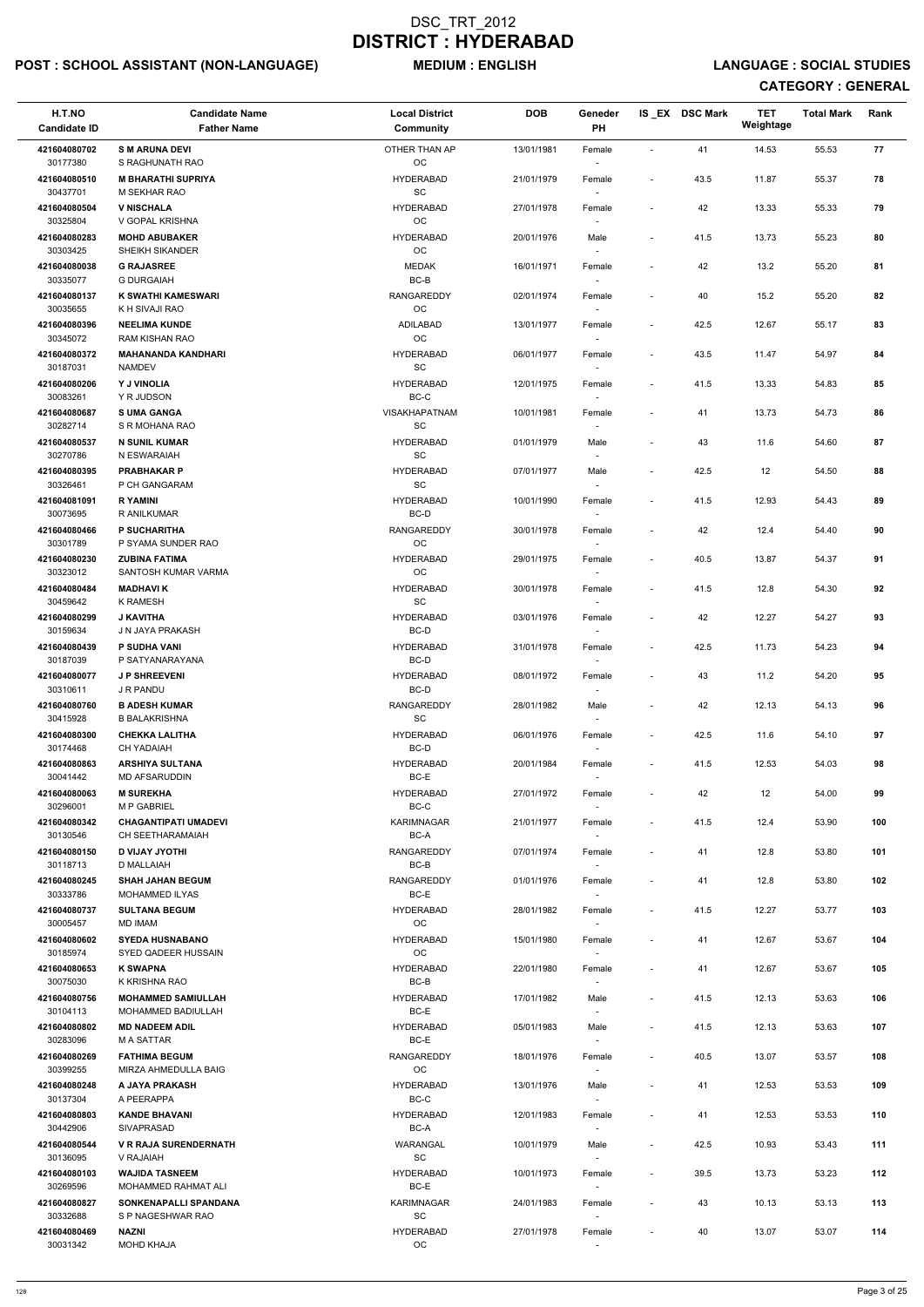# DSC_TRT_2012
# DISTRICT : HYDERABAD

**POST : SCHOOL ASSISTANT (NON-LANGUAGE)** **MEDIUM : ENGLISH** **LANGUAGE : SOCIAL STUDIES**

**CATEGORY : GENERAL**

| H.T.NO / Candidate ID | Candidate Name / Father Name | Local District / Community | DOB | Geneder / PH | IS _EX | DSC Mark | TET Weightage | Total Mark | Rank |
|---|---|---|---|---|---|---|---|---|---|
| 421604080702 / 30177380 | **S M ARUNA DEVI** / S RAGHUNATH RAO | OTHER THAN AP / OC | 13/01/1981 | Female / - | - | 41 | 14.53 | 55.53 | 77 |
| 421604080510 / 30437701 | **M BHARATHI SUPRIYA** / M SEKHAR RAO | HYDERABAD / SC | 21/01/1979 | Female / - | - | 43.5 | 11.87 | 55.37 | 78 |
| 421604080504 / 30325804 | **V NISCHALA** / V GOPAL KRISHNA | HYDERABAD / OC | 27/01/1978 | Female / - | - | 42 | 13.33 | 55.33 | 79 |
| 421604080283 / 30303425 | **MOHD ABUBAKER** / SHEIKH SIKANDER | HYDERABAD / OC | 20/01/1976 | Male / - | - | 41.5 | 13.73 | 55.23 | 80 |
| 421604080038 / 30335077 | **G RAJASREE** / G DURGAIAH | MEDAK / BC-B | 16/01/1971 | Female / - | - | 42 | 13.2 | 55.20 | 81 |
| 421604080137 / 30035655 | **K SWATHI KAMESWARI** / K H SIVAJI RAO | RANGAREDDY / OC | 02/01/1974 | Female / - | - | 40 | 15.2 | 55.20 | 82 |
| 421604080396 / 30345072 | **NEELIMA KUNDE** / RAM KISHAN RAO | ADILABAD / OC | 13/01/1977 | Female / - | - | 42.5 | 12.67 | 55.17 | 83 |
| 421604080372 / 30187031 | **MAHANANDA KANDHARI** / NAMDEV | HYDERABAD / SC | 06/01/1977 | Female / - | - | 43.5 | 11.47 | 54.97 | 84 |
| 421604080206 / 30083261 | **Y J VINOLIA** / Y R JUDSON | HYDERABAD / BC-C | 12/01/1975 | Female / - | - | 41.5 | 13.33 | 54.83 | 85 |
| 421604080687 / 30282714 | **S UMA GANGA** / S R MOHANA RAO | VISAKHAPATNAM / SC | 10/01/1981 | Female / - | - | 41 | 13.73 | 54.73 | 86 |
| 421604080537 / 30270786 | **N SUNIL KUMAR** / N ESWARAIAH | HYDERABAD / SC | 01/01/1979 | Male / - | - | 43 | 11.6 | 54.60 | 87 |
| 421604080395 / 30326461 | **PRABHAKAR P** / P CH GANGARAM | HYDERABAD / SC | 07/01/1977 | Male / - | - | 42.5 | 12 | 54.50 | 88 |
| 421604081091 / 30073695 | **R YAMINI** / R ANILKUMAR | HYDERABAD / BC-D | 10/01/1990 | Female / - | - | 41.5 | 12.93 | 54.43 | 89 |
| 421604080466 / 30301789 | **P SUCHARITHA** / P SYAMA SUNDER RAO | RANGAREDDY / OC | 30/01/1978 | Female / - | - | 42 | 12.4 | 54.40 | 90 |
| 421604080230 / 30323012 | **ZUBINA FATIMA** / SANTOSH KUMAR VARMA | HYDERABAD / OC | 29/01/1975 | Female / - | - | 40.5 | 13.87 | 54.37 | 91 |
| 421604080484 / 30459642 | **MADHAVI K** / K RAMESH | HYDERABAD / SC | 30/01/1978 | Female / - | - | 41.5 | 12.8 | 54.30 | 92 |
| 421604080299 / 30159634 | **J KAVITHA** / J N JAYA PRAKASH | HYDERABAD / BC-D | 03/01/1976 | Female / - | - | 42 | 12.27 | 54.27 | 93 |
| 421604080439 / 30187039 | **P SUDHA VANI** / P SATYANARAYANA | HYDERABAD / BC-D | 31/01/1978 | Female / - | - | 42.5 | 11.73 | 54.23 | 94 |
| 421604080077 / 30310611 | **J P SHREEVENI** / J R PANDU | HYDERABAD / BC-D | 08/01/1972 | Female / - | - | 43 | 11.2 | 54.20 | 95 |
| 421604080760 / 30415928 | **B ADESH KUMAR** / B BALAKRISHNA | RANGAREDDY / SC | 28/01/1982 | Male / - | - | 42 | 12.13 | 54.13 | 96 |
| 421604080300 / 30174468 | **CHEKKA LALITHA** / CH YADAIAH | HYDERABAD / BC-D | 06/01/1976 | Female / - | - | 42.5 | 11.6 | 54.10 | 97 |
| 421604080863 / 30041442 | **ARSHIYA SULTANA** / MD AFSARUDDIN | HYDERABAD / BC-E | 20/01/1984 | Female / - | - | 41.5 | 12.53 | 54.03 | 98 |
| 421604080063 / 30296001 | **M SUREKHA** / M P GABRIEL | HYDERABAD / BC-C | 27/01/1972 | Female / - | - | 42 | 12 | 54.00 | 99 |
| 421604080342 / 30130546 | **CHAGANTIPATI UMADEVI** / CH SEETHARAMAIAH | KARIMNAGAR / BC-A | 21/01/1977 | Female / - | - | 41.5 | 12.4 | 53.90 | 100 |
| 421604080150 / 30118713 | **D VIJAY JYOTHI** / D MALLAIAH | RANGAREDDY / BC-B | 07/01/1974 | Female / - | - | 41 | 12.8 | 53.80 | 101 |
| 421604080245 / 30333786 | **SHAH JAHAN BEGUM** / MOHAMMED ILYAS | RANGAREDDY / BC-E | 01/01/1976 | Female / - | - | 41 | 12.8 | 53.80 | 102 |
| 421604080737 / 30005457 | **SULTANA BEGUM** / MD IMAM | HYDERABAD / OC | 28/01/1982 | Female / - | - | 41.5 | 12.27 | 53.77 | 103 |
| 421604080602 / 30185974 | **SYEDA HUSNABANO** / SYED QADEER HUSSAIN | HYDERABAD / OC | 15/01/1980 | Female / - | - | 41 | 12.67 | 53.67 | 104 |
| 421604080653 / 30075030 | **K SWAPNA** / K KRISHNA RAO | HYDERABAD / BC-B | 22/01/1980 | Female / - | - | 41 | 12.67 | 53.67 | 105 |
| 421604080756 / 30104113 | **MOHAMMED SAMIULLAH** / MOHAMMED BADIULLAH | HYDERABAD / BC-E | 17/01/1982 | Male / - | - | 41.5 | 12.13 | 53.63 | 106 |
| 421604080802 / 30283096 | **MD NADEEM ADIL** / M A SATTAR | HYDERABAD / BC-E | 05/01/1983 | Male / - | - | 41.5 | 12.13 | 53.63 | 107 |
| 421604080269 / 30399255 | **FATHIMA BEGUM** / MIRZA AHMEDULLA BAIG | RANGAREDDY / OC | 18/01/1976 | Female / - | - | 40.5 | 13.07 | 53.57 | 108 |
| 421604080248 / 30137304 | **A JAYA PRAKASH** / A PEERAPPA | HYDERABAD / BC-C | 13/01/1976 | Male / - | - | 41 | 12.53 | 53.53 | 109 |
| 421604080803 / 30442906 | **KANDE BHAVANI** / SIVAPRASAD | HYDERABAD / BC-A | 12/01/1983 | Female / - | - | 41 | 12.53 | 53.53 | 110 |
| 421604080544 / 30136095 | **V R RAJA SURENDERNATH** / V RAJAIAH | WARANGAL / SC | 10/01/1979 | Male / - | - | 42.5 | 10.93 | 53.43 | 111 |
| 421604080103 / 30269596 | **WAJIDA TASNEEM** / MOHAMMED RAHMAT ALI | HYDERABAD / BC-E | 10/01/1973 | Female / - | - | 39.5 | 13.73 | 53.23 | 112 |
| 421604080827 / 30332688 | **SONKENAPALLI SPANDANA** / S P NAGESHWAR RAO | KARIMNAGAR / SC | 24/01/1983 | Female / - | - | 43 | 10.13 | 53.13 | 113 |
| 421604080469 / 30031342 | **NAZNI** / MOHD KHAJA | HYDERABAD / OC | 27/01/1978 | Female / - | - | 40 | 13.07 | 53.07 | 114 |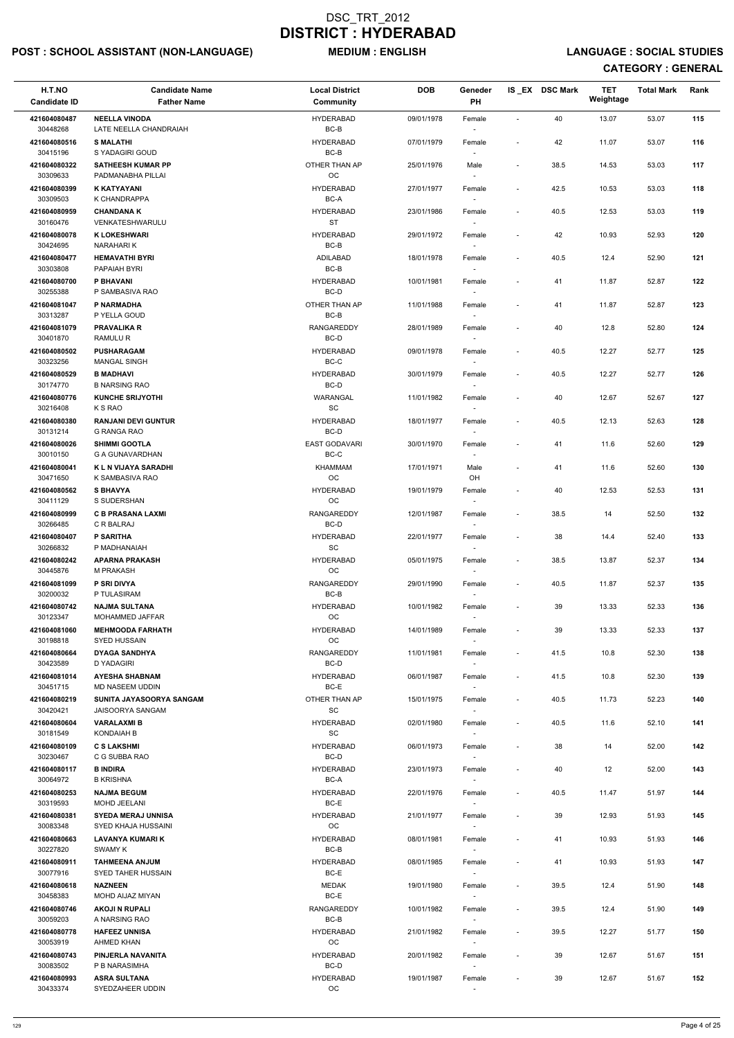# DSC_TRT_2012
# DISTRICT : HYDERABAD

**POST : SCHOOL ASSISTANT (NON-LANGUAGE)** **MEDIUM : ENGLISH** **LANGUAGE : SOCIAL STUDIES**

**CATEGORY : GENERAL**

| H.T.NO<br>Candidate ID | Candidate Name<br>Father Name | Local District<br>Community | DOB | Geneder<br>PH | IS _EX | DSC Mark | TET Weightage | Total Mark | Rank |
|---|---|---|---|---|---|---|---|---|---|
| 421604080487<br>30448268 | NEELLA VINODA<br>LATE NEELLA CHANDRAIAH | HYDERABAD<br>BC-B | 09/01/1978 | Female<br>- | - | 40 | 13.07 | 53.07 | 115 |
| 421604080516<br>30415196 | S MALATHI<br>S YADAGIRI GOUD | HYDERABAD<br>BC-B | 07/01/1979 | Female<br>- | - | 42 | 11.07 | 53.07 | 116 |
| 421604080322<br>30309633 | SATHEESH KUMAR PP<br>PADMANABHA PILLAI | OTHER THAN AP<br>OC | 25/01/1976 | Male<br>- | - | 38.5 | 14.53 | 53.03 | 117 |
| 421604080399<br>30309503 | K KATYAYANI<br>K CHANDRAPPA | HYDERABAD<br>BC-A | 27/01/1977 | Female<br>- | - | 42.5 | 10.53 | 53.03 | 118 |
| 421604080959<br>30160476 | CHANDANA K<br>VENKATESHWARULU | HYDERABAD<br>ST | 23/01/1986 | Female<br>- | - | 40.5 | 12.53 | 53.03 | 119 |
| 421604080078<br>30424695 | K LOKESHWARI<br>NARAHARI K | HYDERABAD<br>BC-B | 29/01/1972 | Female<br>- | - | 42 | 10.93 | 52.93 | 120 |
| 421604080477<br>30303808 | HEMAVATHI BYRI<br>PAPAIAH BYRI | ADILABAD<br>BC-B | 18/01/1978 | Female<br>- | - | 40.5 | 12.4 | 52.90 | 121 |
| 421604080700<br>30255388 | P BHAVANI<br>P SAMBASIVA RAO | HYDERABAD<br>BC-D | 10/01/1981 | Female<br>- | - | 41 | 11.87 | 52.87 | 122 |
| 421604081047<br>30313287 | P NARMADHA<br>P YELLA GOUD | OTHER THAN AP<br>BC-B | 11/01/1988 | Female<br>- | - | 41 | 11.87 | 52.87 | 123 |
| 421604081079<br>30401870 | PRAVALIKA R<br>RAMULU R | RANGAREDDY<br>BC-D | 28/01/1989 | Female<br>- | - | 40 | 12.8 | 52.80 | 124 |
| 421604080502<br>30323256 | PUSHARAGAM<br>MANGAL SINGH | HYDERABAD<br>BC-C | 09/01/1978 | Female<br>- | - | 40.5 | 12.27 | 52.77 | 125 |
| 421604080529<br>30174770 | B MADHAVI<br>B NARSING RAO | HYDERABAD<br>BC-D | 30/01/1979 | Female<br>- | - | 40.5 | 12.27 | 52.77 | 126 |
| 421604080776<br>30216408 | KUNCHE SRIJYOTHI<br>K S RAO | WARANGAL<br>SC | 11/01/1982 | Female<br>- | - | 40 | 12.67 | 52.67 | 127 |
| 421604080380<br>30131214 | RANJANI DEVI GUNTUR<br>G RANGA RAO | HYDERABAD<br>BC-D | 18/01/1977 | Female<br>- | - | 40.5 | 12.13 | 52.63 | 128 |
| 421604080026<br>30010150 | SHIMMI GOOTLA<br>G A GUNAVARDHAN | EAST GODAVARI<br>BC-C | 30/01/1970 | Female<br>- | - | 41 | 11.6 | 52.60 | 129 |
| 421604080041<br>30471650 | K L N VIJAYA SARADHI<br>K SAMBASIVA RAO | KHAMMAM<br>OC | 17/01/1971 | Male<br>OH | - | 41 | 11.6 | 52.60 | 130 |
| 421604080562<br>30411129 | S BHAVYA<br>S SUDERSHAN | HYDERABAD<br>OC | 19/01/1979 | Female<br>- | - | 40 | 12.53 | 52.53 | 131 |
| 421604080999<br>30266485 | C B PRASANA LAXMI<br>C R BALRAJ | RANGAREDDY<br>BC-D | 12/01/1987 | Female<br>- | - | 38.5 | 14 | 52.50 | 132 |
| 421604080407<br>30266832 | P SARITHA<br>P MADHANAIAH | HYDERABAD<br>SC | 22/01/1977 | Female<br>- | - | 38 | 14.4 | 52.40 | 133 |
| 421604080242<br>30445876 | APARNA PRAKASH<br>M PRAKASH | HYDERABAD<br>OC | 05/01/1975 | Female<br>- | - | 38.5 | 13.87 | 52.37 | 134 |
| 421604081099<br>30200032 | P SRI DIVYA<br>P TULASIRAM | RANGAREDDY<br>BC-B | 29/01/1990 | Female<br>- | - | 40.5 | 11.87 | 52.37 | 135 |
| 421604080742<br>30123347 | NAJMA SULTANA<br>MOHAMMED JAFFAR | HYDERABAD<br>OC | 10/01/1982 | Female<br>- | - | 39 | 13.33 | 52.33 | 136 |
| 421604081060<br>30198818 | MEHMOODA FARHATH<br>SYED HUSSAIN | HYDERABAD<br>OC | 14/01/1989 | Female<br>- | - | 39 | 13.33 | 52.33 | 137 |
| 421604080664<br>30423589 | DYAGA SANDHYA<br>D YADAGIRI | RANGAREDDY<br>BC-D | 11/01/1981 | Female<br>- | - | 41.5 | 10.8 | 52.30 | 138 |
| 421604081014<br>30451715 | AYESHA SHABNAM<br>MD NASEEM UDDIN | HYDERABAD<br>BC-E | 06/01/1987 | Female<br>- | - | 41.5 | 10.8 | 52.30 | 139 |
| 421604080219<br>30420421 | SUNITA JAYASOORYA SANGAM<br>JAISOORYA SANGAM | OTHER THAN AP<br>SC | 15/01/1975 | Female<br>- | - | 40.5 | 11.73 | 52.23 | 140 |
| 421604080604<br>30181549 | VARALAXMI B<br>KONDAIAH B | HYDERABAD<br>SC | 02/01/1980 | Female<br>- | - | 40.5 | 11.6 | 52.10 | 141 |
| 421604080109<br>30230467 | C S LAKSHMI<br>C G SUBBA RAO | HYDERABAD<br>BC-D | 06/01/1973 | Female<br>- | - | 38 | 14 | 52.00 | 142 |
| 421604080117<br>30064972 | B INDIRA<br>B KRISHNA | HYDERABAD<br>BC-A | 23/01/1973 | Female<br>- | - | 40 | 12 | 52.00 | 143 |
| 421604080253<br>30319593 | NAJMA BEGUM<br>MOHD JEELANI | HYDERABAD<br>BC-E | 22/01/1976 | Female<br>- | - | 40.5 | 11.47 | 51.97 | 144 |
| 421604080381<br>30083348 | SYEDA MERAJ UNNISA<br>SYED KHAJA HUSSAINI | HYDERABAD<br>OC | 21/01/1977 | Female<br>- | - | 39 | 12.93 | 51.93 | 145 |
| 421604080663<br>30227820 | LAVANYA KUMARI K<br>SWAMY K | HYDERABAD<br>BC-B | 08/01/1981 | Female<br>- | - | 41 | 10.93 | 51.93 | 146 |
| 421604080911<br>30077916 | TAHMEENA ANJUM<br>SYED TAHER HUSSAIN | HYDERABAD<br>BC-E | 08/01/1985 | Female<br>- | - | 41 | 10.93 | 51.93 | 147 |
| 421604080618<br>30458383 | NAZNEEN<br>MOHD AIJAZ MIYAN | MEDAK<br>BC-E | 19/01/1980 | Female<br>- | - | 39.5 | 12.4 | 51.90 | 148 |
| 421604080746<br>30059203 | AKOJI N RUPALI<br>A NARSING RAO | RANGAREDDY<br>BC-B | 10/01/1982 | Female<br>- | - | 39.5 | 12.4 | 51.90 | 149 |
| 421604080778<br>30053919 | HAFEEZ UNNISA<br>AHMED KHAN | HYDERABAD<br>OC | 21/01/1982 | Female<br>- | - | 39.5 | 12.27 | 51.77 | 150 |
| 421604080743<br>30083502 | PINJERLA NAVANITA<br>P B NARASIMHA | HYDERABAD<br>BC-D | 20/01/1982 | Female<br>- | - | 39 | 12.67 | 51.67 | 151 |
| 421604080993<br>30433374 | ASRA SULTANA<br>SYEDZAHEER UDDIN | HYDERABAD<br>OC | 19/01/1987 | Female<br>- | - | 39 | 12.67 | 51.67 | 152 |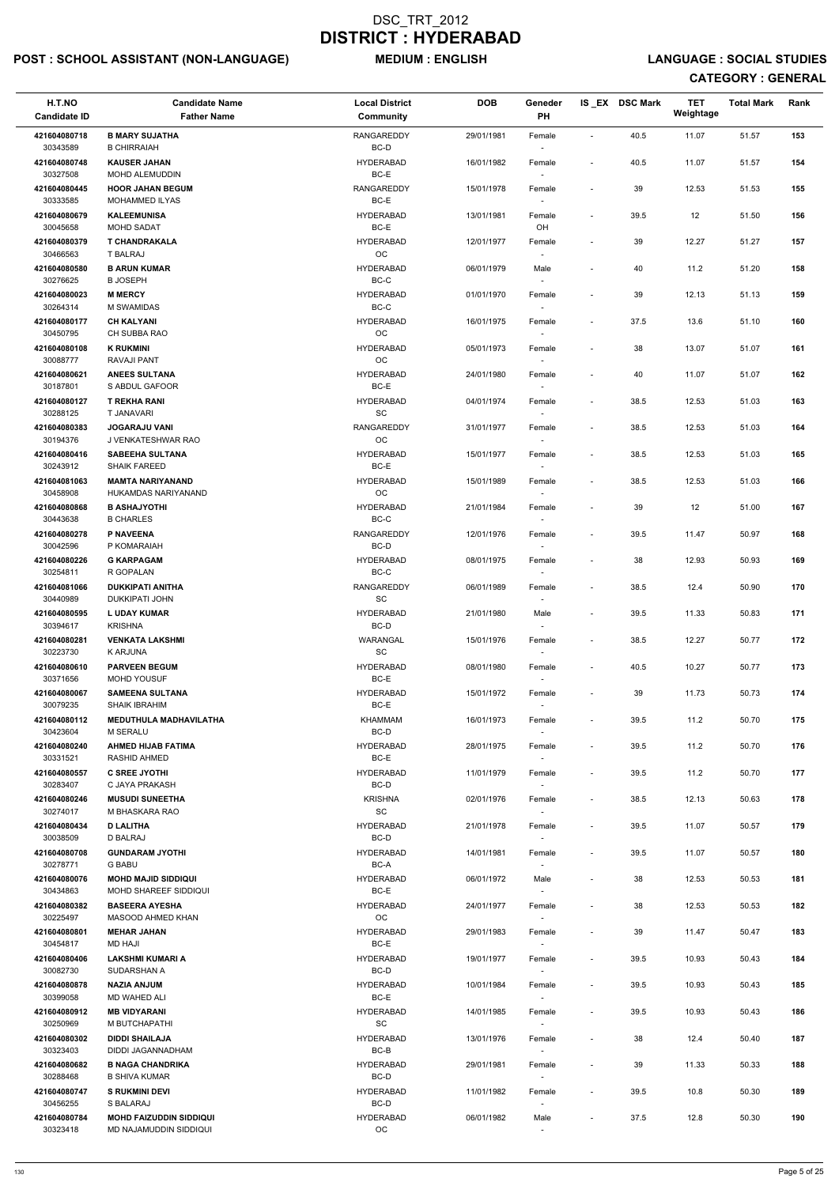# DSC_TRT_2012
# DISTRICT : HYDERABAD

**POST : SCHOOL ASSISTANT (NON-LANGUAGE)** **MEDIUM : ENGLISH** **LANGUAGE : SOCIAL STUDIES**

**CATEGORY : GENERAL**

| H.T.NO / Candidate ID | Candidate Name / Father Name | Local District / Community | DOB | Geneder / PH | IS _EX | DSC Mark | TET Weightage | Total Mark | Rank |
|---|---|---|---|---|---|---|---|---|---|
| 421604080718 / 30343589 | **B MARY SUJATHA** / B CHIRRAIAH | RANGAREDDY / BC-D | 29/01/1981 | Female / - | - | 40.5 | 11.07 | 51.57 | 153 |
| 421604080748 / 30327508 | **KAUSER JAHAN** / MOHD ALEMUDDIN | HYDERABAD / BC-E | 16/01/1982 | Female / - | - | 40.5 | 11.07 | 51.57 | 154 |
| 421604080445 / 30333585 | **HOOR JAHAN BEGUM** / MOHAMMED ILYAS | RANGAREDDY / BC-E | 15/01/1978 | Female / - | - | 39 | 12.53 | 51.53 | 155 |
| 421604080679 / 30045658 | **KALEEMUNISA** / MOHD SADAT | HYDERABAD / BC-E | 13/01/1981 | Female / OH | - | 39.5 | 12 | 51.50 | 156 |
| 421604080379 / 30466563 | **T CHANDRAKALA** / T BALRAJ | HYDERABAD / OC | 12/01/1977 | Female / - | - | 39 | 12.27 | 51.27 | 157 |
| 421604080580 / 30276625 | **B ARUN KUMAR** / B JOSEPH | HYDERABAD / BC-C | 06/01/1979 | Male / - | - | 40 | 11.2 | 51.20 | 158 |
| 421604080023 / 30264314 | **M MERCY** / M SWAMIDAS | HYDERABAD / BC-C | 01/01/1970 | Female / - | - | 39 | 12.13 | 51.13 | 159 |
| 421604080177 / 30450795 | **CH KALYANI** / CH SUBBA RAO | HYDERABAD / OC | 16/01/1975 | Female / - | - | 37.5 | 13.6 | 51.10 | 160 |
| 421604080108 / 30088777 | **K RUKMINI** / RAVAJI PANT | HYDERABAD / OC | 05/01/1973 | Female / - | - | 38 | 13.07 | 51.07 | 161 |
| 421604080621 / 30187801 | **ANEES SULTANA** / S ABDUL GAFOOR | HYDERABAD / BC-E | 24/01/1980 | Female / - | - | 40 | 11.07 | 51.07 | 162 |
| 421604080127 / 30288125 | **T REKHA RANI** / T JANAVARI | HYDERABAD / SC | 04/01/1974 | Female / - | - | 38.5 | 12.53 | 51.03 | 163 |
| 421604080383 / 30194376 | **JOGARAJU VANI** / J VENKATESHWAR RAO | RANGAREDDY / OC | 31/01/1977 | Female / - | - | 38.5 | 12.53 | 51.03 | 164 |
| 421604080416 / 30243912 | **SABEEHA SULTANA** / SHAIK FAREED | HYDERABAD / BC-E | 15/01/1977 | Female / - | - | 38.5 | 12.53 | 51.03 | 165 |
| 421604081063 / 30458908 | **MAMTA NARIYANAND** / HUKAMDAS NARIYANAND | HYDERABAD / OC | 15/01/1989 | Female / - | - | 38.5 | 12.53 | 51.03 | 166 |
| 421604080868 / 30443638 | **B ASHAJYOTHI** / B CHARLES | HYDERABAD / BC-C | 21/01/1984 | Female / - | - | 39 | 12 | 51.00 | 167 |
| 421604080278 / 30042596 | **P NAVEENA** / P KOMARAIAH | RANGAREDDY / BC-D | 12/01/1976 | Female / - | - | 39.5 | 11.47 | 50.97 | 168 |
| 421604080226 / 30254811 | **G KARPAGAM** / R GOPALAN | HYDERABAD / BC-C | 08/01/1975 | Female / - | - | 38 | 12.93 | 50.93 | 169 |
| 421604081066 / 30440989 | **DUKKIPATI ANITHA** / DUKKIPATI JOHN | RANGAREDDY / SC | 06/01/1989 | Female / - | - | 38.5 | 12.4 | 50.90 | 170 |
| 421604080595 / 30394617 | **L UDAY KUMAR** / KRISHNA | HYDERABAD / BC-D | 21/01/1980 | Male / - | - | 39.5 | 11.33 | 50.83 | 171 |
| 421604080281 / 30223730 | **VENKATA LAKSHMI** / K ARJUNA | WARANGAL / SC | 15/01/1976 | Female / - | - | 38.5 | 12.27 | 50.77 | 172 |
| 421604080610 / 30371656 | **PARVEEN BEGUM** / MOHD YOUSUF | HYDERABAD / BC-E | 08/01/1980 | Female / - | - | 40.5 | 10.27 | 50.77 | 173 |
| 421604080067 / 30079235 | **SAMEENA SULTANA** / SHAIK IBRAHIM | HYDERABAD / BC-E | 15/01/1972 | Female / - | - | 39 | 11.73 | 50.73 | 174 |
| 421604080112 / 30423604 | **MEDUTHULA MADHAVILATHA** / M SERALU | KHAMMAM / BC-D | 16/01/1973 | Female / - | - | 39.5 | 11.2 | 50.70 | 175 |
| 421604080240 / 30331521 | **AHMED HIJAB FATIMA** / RASHID AHMED | HYDERABAD / BC-E | 28/01/1975 | Female / - | - | 39.5 | 11.2 | 50.70 | 176 |
| 421604080557 / 30283407 | **C SREE JYOTHI** / C JAYA PRAKASH | HYDERABAD / BC-D | 11/01/1979 | Female / - | - | 39.5 | 11.2 | 50.70 | 177 |
| 421604080246 / 30274017 | **MUSUDI SUNEETHA** / M BHASKARA RAO | KRISHNA / SC | 02/01/1976 | Female / - | - | 38.5 | 12.13 | 50.63 | 178 |
| 421604080434 / 30038509 | **D LALITHA** / D BALRAJ | HYDERABAD / BC-D | 21/01/1978 | Female / - | - | 39.5 | 11.07 | 50.57 | 179 |
| 421604080708 / 30278771 | **GUNDARAM JYOTHI** / G BABU | HYDERABAD / BC-A | 14/01/1981 | Female / - | - | 39.5 | 11.07 | 50.57 | 180 |
| 421604080076 / 30434863 | **MOHD MAJID SIDDIQUI** / MOHD SHAREEF SIDDIQUI | HYDERABAD / BC-E | 06/01/1972 | Male / - | - | 38 | 12.53 | 50.53 | 181 |
| 421604080382 / 30225497 | **BASEERA AYESHA** / MASOOD AHMED KHAN | HYDERABAD / OC | 24/01/1977 | Female / - | - | 38 | 12.53 | 50.53 | 182 |
| 421604080801 / 30454817 | **MEHAR JAHAN** / MD HAJI | HYDERABAD / BC-E | 29/01/1983 | Female / - | - | 39 | 11.47 | 50.47 | 183 |
| 421604080406 / 30082730 | **LAKSHMI KUMARI A** / SUDARSHAN A | HYDERABAD / BC-D | 19/01/1977 | Female / - | - | 39.5 | 10.93 | 50.43 | 184 |
| 421604080878 / 30399058 | **NAZIA ANJUM** / MD WAHED ALI | HYDERABAD / BC-E | 10/01/1984 | Female / - | - | 39.5 | 10.93 | 50.43 | 185 |
| 421604080912 / 30250969 | **MB VIDYARANI** / M BUTCHAPATHI | HYDERABAD / SC | 14/01/1985 | Female / - | - | 39.5 | 10.93 | 50.43 | 186 |
| 421604080302 / 30323403 | **DIDDI SHAILAJA** / DIDDI JAGANNADHAM | HYDERABAD / BC-B | 13/01/1976 | Female / - | - | 38 | 12.4 | 50.40 | 187 |
| 421604080682 / 30288468 | **B NAGA CHANDRIKA** / B SHIVA KUMAR | HYDERABAD / BC-D | 29/01/1981 | Female / - | - | 39 | 11.33 | 50.33 | 188 |
| 421604080747 / 30456255 | **S RUKMINI DEVI** / S BALARAJ | HYDERABAD / BC-D | 11/01/1982 | Female / - | - | 39.5 | 10.8 | 50.30 | 189 |
| 421604080784 / 30323418 | **MOHD FAIZUDDIN SIDDIQUI** / MD NAJAMUDDIN SIDDIQUI | HYDERABAD / OC | 06/01/1982 | Male / - | - | 37.5 | 12.8 | 50.30 | 190 |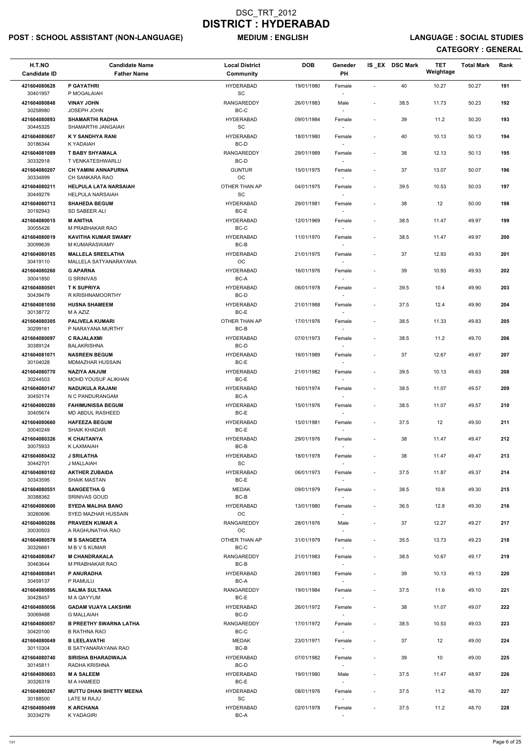# DSC_TRT_2012
# DISTRICT : HYDERABAD

**POST : SCHOOL ASSISTANT (NON-LANGUAGE)** **MEDIUM : ENGLISH** **LANGUAGE : SOCIAL STUDIES**

**CATEGORY : GENERAL**

| H.T.NO / Candidate ID | Candidate Name / Father Name | Local District / Community | DOB | Geneder / PH | IS_EX | DSC Mark | TET Weightage | Total Mark | Rank |
|---|---|---|---|---|---|---|---|---|---|
| 421604080628 / 30401957 | P GAYATHRI / P MOGALAIAH | HYDERABAD / SC | 19/01/1980 | Female / - | - | 40 | 10.27 | 50.27 | 191 |
| 421604080848 / 30258980 | VINAY JOHN / JOSEPH JOHN | RANGAREDDY / BC-C | 26/01/1983 | Male / - | - | 38.5 | 11.73 | 50.23 | 192 |
| 421604080893 / 30445325 | SHAMARTHI RADHA / SHAMARTHI JANGAIAH | HYDERABAD / SC | 09/01/1984 | Female / - | - | 39 | 11.2 | 50.20 | 193 |
| 421604080607 / 30186344 | K Y SANDHYA RANI / K YADAIAH | HYDERABAD / BC-D | 18/01/1980 | Female / - | - | 40 | 10.13 | 50.13 | 194 |
| 421604081089 / 30332918 | T BABY SHYAMALA / T VENKATESHWARLU | RANGAREDDY / BC-D | 29/01/1989 | Female / - | - | 38 | 12.13 | 50.13 | 195 |
| 421604080207 / 30334899 | CH YAMINI ANNAPURNA / CH SANKARA RAO | GUNTUR / OC | 15/01/1975 | Female / - | - | 37 | 13.07 | 50.07 | 196 |
| 421604080211 / 30449279 | HELPULA LATA NARSAIAH / HELPULA NARSAIAH | OTHER THAN AP / SC | 04/01/1975 | Female / - | - | 39.5 | 10.53 | 50.03 | 197 |
| 421604080713 / 30192943 | SHAHEDA BEGUM / SD SABEER ALI | HYDERABAD / BC-E | 29/01/1981 | Female / - | - | 38 | 12 | 50.00 | 198 |
| 421604080015 / 30055426 | M ANITHA / M PRABHAKAR RAO | HYDERABAD / BC-C | 12/01/1969 | Female / - | - | 38.5 | 11.47 | 49.97 | 199 |
| 421604080019 / 30099639 | KAVITHA KUMAR SWAMY / M KUMARASWAMY | HYDERABAD / BC-B | 11/01/1970 | Female / - | - | 38.5 | 11.47 | 49.97 | 200 |
| 421604080185 / 30419110 | MALLELA SREELATHA / MALLELA SATYANARAYANA | HYDERABAD / OC | 21/01/1975 | Female / - | - | 37 | 12.93 | 49.93 | 201 |
| 421604080260 / 30041850 | G APARNA / G SRINIVAS | HYDERABAD / BC-A | 16/01/1976 | Female / - | - | 39 | 10.93 | 49.93 | 202 |
| 421604080501 / 30439479 | T K SUPRIYA / R KRISHNAMOORTHY | HYDERABAD / BC-D | 06/01/1978 | Female / - | - | 39.5 | 10.4 | 49.90 | 203 |
| 421604081050 / 30138772 | HUSNA SHAMEEM / M A AZIZ | HYDERABAD / BC-E | 21/01/1988 | Female / - | - | 37.5 | 12.4 | 49.90 | 204 |
| 421604080305 / 30299161 | PALIVELA KUMARI / P NARAYANA MURTHY | OTHER THAN AP / BC-B | 17/01/1976 | Female / - | - | 38.5 | 11.33 | 49.83 | 205 |
| 421604080097 / 30389124 | C RAJALAXMI / BALAKRISHNA | HYDERABAD / BC-D | 07/01/1973 | Female / - | - | 38.5 | 11.2 | 49.70 | 206 |
| 421604081071 / 30104028 | NASREEN BEGUM / MDMAZHAR HUSSAIN | HYDERABAD / BC-E | 16/01/1989 | Female / - | - | 37 | 12.67 | 49.67 | 207 |
| 421604080770 / 30244503 | NAZIYA ANJUM / MOHD YOUSUF ALIKHAN | HYDERABAD / BC-E | 21/01/1982 | Female / - | - | 39.5 | 10.13 | 49.63 | 208 |
| 421604080147 / 30450174 | NADUKULA RAJANI / N C PANDURANGAM | HYDERABAD / BC-A | 16/01/1974 | Female / - | - | 38.5 | 11.07 | 49.57 | 209 |
| 421604080280 / 30405674 | FAHIMUNISSA BEGUM / MD ABDUL RASHEED | HYDERABAD / BC-E | 15/01/1976 | Female / - | - | 38.5 | 11.07 | 49.57 | 210 |
| 421604080660 / 30040249 | HAFEEZA BEGUM / SHAIK KHADAR | HYDERABAD / BC-E | 15/01/1981 | Female / - | - | 37.5 | 12 | 49.50 | 211 |
| 421604080326 / 30075933 | K CHAITANYA / K LAXMAIAH | HYDERABAD / BC-B | 29/01/1976 | Female / - | - | 38 | 11.47 | 49.47 | 212 |
| 421604080432 / 30442701 | J SRILATHA / J MALLAIAH | HYDERABAD / SC | 18/01/1978 | Female / - | - | 38 | 11.47 | 49.47 | 213 |
| 421604080102 / 30343595 | AKTHER ZUBAIDA / SHAIK MASTAN | HYDERABAD / BC-E | 06/01/1973 | Female / - | - | 37.5 | 11.87 | 49.37 | 214 |
| 421604080551 / 30388362 | SANGEETHA G / SRINIVAS GOUD | MEDAK / BC-B | 09/01/1979 | Female / - | - | 38.5 | 10.8 | 49.30 | 215 |
| 421604080600 / 30260696 | SYEDA MALIHA BANO / SYED MAZHAR HUSSAIN | HYDERABAD / OC | 13/01/1980 | Female / - | - | 36.5 | 12.8 | 49.30 | 216 |
| 421604080286 / 30030503 | PRAVEEN KUMAR A / A RAGHUNATHA RAO | RANGAREDDY / OC | 28/01/1976 | Male / - | - | 37 | 12.27 | 49.27 | 217 |
| 421604080578 / 30326661 | M S SANGEETA / M B V S KUMAR | OTHER THAN AP / BC-C | 31/01/1979 | Female / - | - | 35.5 | 13.73 | 49.23 | 218 |
| 421604080847 / 30463644 | M CHANDRAKALA / M PRABHAKAR RAO | RANGAREDDY / BC-B | 21/01/1983 | Female / - | - | 38.5 | 10.67 | 49.17 | 219 |
| 421604080841 / 30459137 | P ANURADHA / P RAMULU | HYDERABAD / BC-A | 28/01/1983 | Female / - | - | 39 | 10.13 | 49.13 | 220 |
| 421604080895 / 30428457 | SALMA SULTANA / M A QAYYUM | RANGAREDDY / BC-E | 19/01/1984 | Female / - | - | 37.5 | 11.6 | 49.10 | 221 |
| 421604080056 / 30069488 | GADAM VIJAYA LAKSHMI / G MALLAIAH | HYDERABAD / BC-D | 26/01/1972 | Female / - | - | 38 | 11.07 | 49.07 | 222 |
| 421604080057 / 30420100 | B PREETHY SWARNA LATHA / B RATHNA RAO | RANGAREDDY / BC-C | 17/01/1972 | Female / - | - | 38.5 | 10.53 | 49.03 | 223 |
| 421604080049 / 30110304 | B LEELAVATHI / B SATYANARAYANA RAO | MEDAK / BC-B | 23/01/1971 | Female / - | - | 37 | 12 | 49.00 | 224 |
| 421604080740 / 30145811 | SIRISHA BHARADWAJA / RADHA KRISHNA | HYDERABAD / BC-D | 07/01/1982 | Female / - | - | 39 | 10 | 49.00 | 225 |
| 421604080603 / 30326319 | M A SALEEM / M A HAMEED | HYDERABAD / BC-E | 19/01/1980 | Male / - | - | 37.5 | 11.47 | 48.97 | 226 |
| 421604080267 / 30188500 | MUTTU DHAN SHETTY MEENA / LATE M RAJU | HYDERABAD / SC | 08/01/1976 | Female / - | - | 37.5 | 11.2 | 48.70 | 227 |
| 421604080499 / 30334279 | K ARCHANA / K YADAGIRI | HYDERABAD / BC-A | 02/01/1978 | Female / - | - | 37.5 | 11.2 | 48.70 | 228 |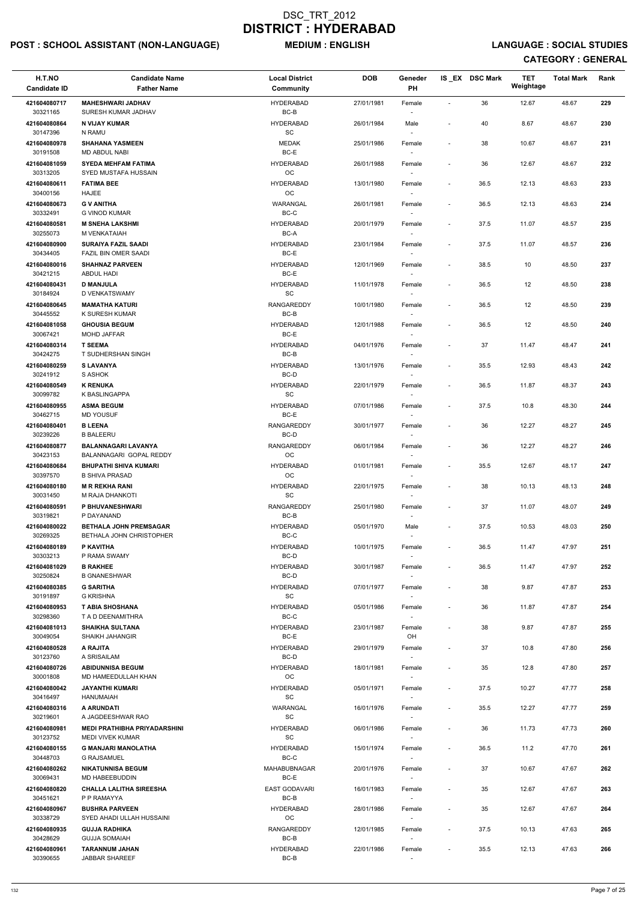# DSC_TRT_2012
# DISTRICT : HYDERABAD

**POST : SCHOOL ASSISTANT (NON-LANGUAGE)** **MEDIUM : ENGLISH** **LANGUAGE : SOCIAL STUDIES**

**CATEGORY : GENERAL**

| H.T.NO<br>Candidate ID | Candidate Name<br>Father Name | Local District<br>Community | DOB | Geneder<br>PH | IS _EX | DSC Mark | TET Weightage | Total Mark | Rank |
|---|---|---|---|---|---|---|---|---|---|
| 421604080717<br>30321165 | MAHESHWARI JADHAV<br>SURESH KUMAR JADHAV | HYDERABAD<br>BC-B | 27/01/1981 | Female<br>- | - | 36 | 12.67 | 48.67 | 229 |
| 421604080864<br>30147396 | N VIJAY KUMAR<br>N RAMU | HYDERABAD<br>SC | 26/01/1984 | Male<br>- | - | 40 | 8.67 | 48.67 | 230 |
| 421604080978<br>30191508 | SHAHANA YASMEEN<br>MD ABDUL NABI | MEDAK<br>BC-E | 25/01/1986 | Female<br>- | - | 38 | 10.67 | 48.67 | 231 |
| 421604081059<br>30313205 | SYEDA MEHFAM FATIMA<br>SYED MUSTAFA HUSSAIN | HYDERABAD<br>OC | 26/01/1988 | Female<br>- | - | 36 | 12.67 | 48.67 | 232 |
| 421604080611<br>30400156 | FATIMA BEE<br>HAJEE | HYDERABAD<br>OC | 13/01/1980 | Female<br>- | - | 36.5 | 12.13 | 48.63 | 233 |
| 421604080673<br>30332491 | G V ANITHA<br>G VINOD KUMAR | WARANGAL<br>BC-C | 26/01/1981 | Female<br>- | - | 36.5 | 12.13 | 48.63 | 234 |
| 421604080581<br>30255073 | M SNEHA LAKSHMI<br>M VENKATAIAH | HYDERABAD<br>BC-A | 20/01/1979 | Female<br>- | - | 37.5 | 11.07 | 48.57 | 235 |
| 421604080900<br>30434405 | SURAIYA FAZIL SAADI<br>FAZIL BIN OMER SAADI | HYDERABAD<br>BC-E | 23/01/1984 | Female<br>- | - | 37.5 | 11.07 | 48.57 | 236 |
| 421604080016<br>30421215 | SHAHNAZ PARVEEN<br>ABDUL HADI | HYDERABAD<br>BC-E | 12/01/1969 | Female<br>- | - | 38.5 | 10 | 48.50 | 237 |
| 421604080431<br>30184924 | D MANJULA<br>D VENKATSWAMY | HYDERABAD<br>SC | 11/01/1978 | Female<br>- | - | 36.5 | 12 | 48.50 | 238 |
| 421604080645<br>30445552 | MAMATHA KATURI<br>K SURESH KUMAR | RANGAREDDY<br>BC-B | 10/01/1980 | Female<br>- | - | 36.5 | 12 | 48.50 | 239 |
| 421604081058<br>30067421 | GHOUSIA BEGUM<br>MOHD JAFFAR | HYDERABAD<br>BC-E | 12/01/1988 | Female<br>- | - | 36.5 | 12 | 48.50 | 240 |
| 421604080314<br>30424275 | T SEEMA<br>T SUDHERSHAN SINGH | HYDERABAD<br>BC-B | 04/01/1976 | Female<br>- | - | 37 | 11.47 | 48.47 | 241 |
| 421604080259<br>30241912 | S LAVANYA<br>S ASHOK | HYDERABAD<br>BC-D | 13/01/1976 | Female<br>- | - | 35.5 | 12.93 | 48.43 | 242 |
| 421604080549<br>30099782 | K RENUKA<br>K BASLINGAPPA | HYDERABAD<br>SC | 22/01/1979 | Female<br>- | - | 36.5 | 11.87 | 48.37 | 243 |
| 421604080955<br>30462715 | ASMA BEGUM<br>MD YOUSUF | HYDERABAD<br>BC-E | 07/01/1986 | Female<br>- | - | 37.5 | 10.8 | 48.30 | 244 |
| 421604080401<br>30239226 | B LEENA<br>B BALEERU | RANGAREDDY<br>BC-D | 30/01/1977 | Female<br>- | - | 36 | 12.27 | 48.27 | 245 |
| 421604080877<br>30423153 | BALANNAGARI LAVANYA<br>BALANNAGARI GOPAL REDDY | RANGAREDDY<br>OC | 06/01/1984 | Female<br>- | - | 36 | 12.27 | 48.27 | 246 |
| 421604080684<br>30397570 | BHUPATHI SHIVA KUMARI<br>B SHIVA PRASAD | HYDERABAD<br>OC | 01/01/1981 | Female<br>- | - | 35.5 | 12.67 | 48.17 | 247 |
| 421604080180<br>30031450 | M R REKHA RANI<br>M RAJA DHANKOTI | HYDERABAD<br>SC | 22/01/1975 | Female<br>- | - | 38 | 10.13 | 48.13 | 248 |
| 421604080591<br>30319821 | P BHUVANESHWARI<br>P DAYANAND | RANGAREDDY<br>BC-B | 25/01/1980 | Female<br>- | - | 37 | 11.07 | 48.07 | 249 |
| 421604080022<br>30269325 | BETHALA JOHN PREMSAGAR<br>BETHALA JOHN CHRISTOPHER | HYDERABAD<br>BC-C | 05/01/1970 | Male<br>- | - | 37.5 | 10.53 | 48.03 | 250 |
| 421604080189<br>30303213 | P KAVITHA<br>P RAMA SWAMY | HYDERABAD<br>BC-D | 10/01/1975 | Female<br>- | - | 36.5 | 11.47 | 47.97 | 251 |
| 421604081029<br>30250824 | B RAKHEE<br>B GNANESHWAR | HYDERABAD<br>BC-D | 30/01/1987 | Female<br>- | - | 36.5 | 11.47 | 47.97 | 252 |
| 421604080385<br>30191897 | G SARITHA<br>G KRISHNA | HYDERABAD<br>SC | 07/01/1977 | Female<br>- | - | 38 | 9.87 | 47.87 | 253 |
| 421604080953<br>30298360 | T ABIA SHOSHANA<br>T A D DEENAMITHRA | HYDERABAD<br>BC-C | 05/01/1986 | Female<br>- | - | 36 | 11.87 | 47.87 | 254 |
| 421604081013<br>30049054 | SHAIKHA SULTANA<br>SHAIKH JAHANGIR | HYDERABAD<br>BC-E | 23/01/1987 | Female<br>OH | - | 38 | 9.87 | 47.87 | 255 |
| 421604080528<br>30123760 | A RAJITA<br>A SRISAILAM | HYDERABAD<br>BC-D | 29/01/1979 | Female<br>- | - | 37 | 10.8 | 47.80 | 256 |
| 421604080726<br>30001808 | ABIDUNNISA BEGUM<br>MD HAMEEDULLAH KHAN | HYDERABAD<br>OC | 18/01/1981 | Female<br>- | - | 35 | 12.8 | 47.80 | 257 |
| 421604080042<br>30416497 | JAYANTHI KUMARI<br>HANUMAIAH | HYDERABAD<br>SC | 05/01/1971 | Female<br>- | - | 37.5 | 10.27 | 47.77 | 258 |
| 421604080316<br>30219601 | A ARUNDATI<br>A JAGDEESHWAR RAO | WARANGAL<br>SC | 16/01/1976 | Female<br>- | - | 35.5 | 12.27 | 47.77 | 259 |
| 421604080981<br>30123752 | MEDI PRATHIBHA PRIYADARSHINI<br>MEDI VIVEK KUMAR | HYDERABAD<br>SC | 06/01/1986 | Female<br>- | - | 36 | 11.73 | 47.73 | 260 |
| 421604080155<br>30448703 | G MANJARI MANOLATHA<br>G RAJSAMUEL | HYDERABAD<br>BC-C | 15/01/1974 | Female<br>- | - | 36.5 | 11.2 | 47.70 | 261 |
| 421604080262<br>30069431 | NIKATUNNISA BEGUM<br>MD HABEEBUDDIN | MAHABUBNAGAR<br>BC-E | 20/01/1976 | Female<br>- | - | 37 | 10.67 | 47.67 | 262 |
| 421604080820<br>30451621 | CHALLA LALITHA SIREESHA<br>P P RAMAYYA | EAST GODAVARI<br>BC-B | 16/01/1983 | Female<br>- | - | 35 | 12.67 | 47.67 | 263 |
| 421604080967<br>30338729 | BUSHRA PARVEEN<br>SYED AHADI ULLAH HUSSAINI | HYDERABAD<br>OC | 28/01/1986 | Female<br>- | - | 35 | 12.67 | 47.67 | 264 |
| 421604080935<br>30428629 | GUJJA RADHIKA<br>GUJJA SOMAIAH | RANGAREDDY<br>BC-B | 12/01/1985 | Female<br>- | - | 37.5 | 10.13 | 47.63 | 265 |
| 421604080961<br>30390655 | TARANNUM JAHAN<br>JABBAR SHAREEF | HYDERABAD<br>BC-B | 22/01/1986 | Female<br>- | - | 35.5 | 12.13 | 47.63 | 266 |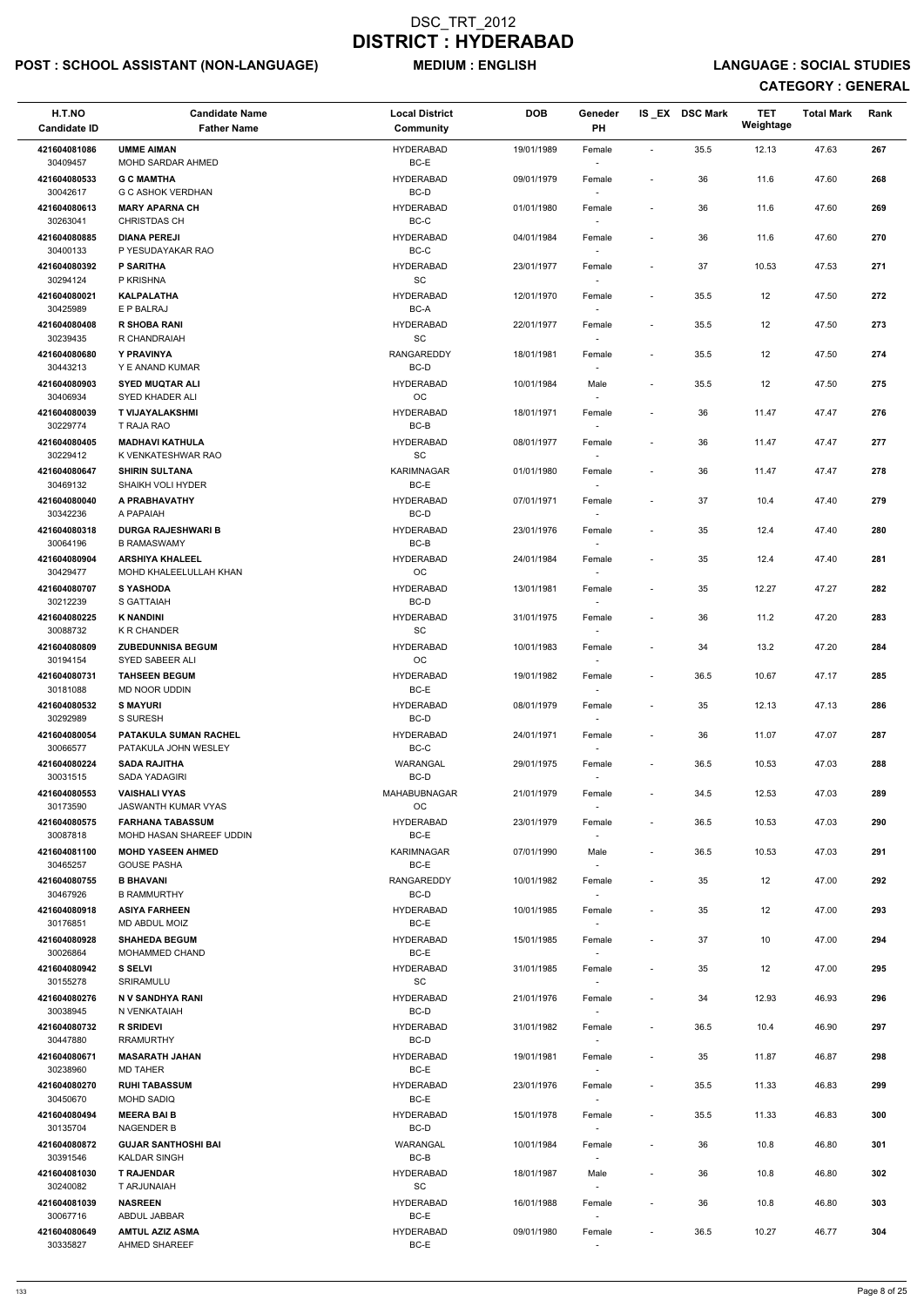# DSC_TRT_2012
# DISTRICT : HYDERABAD

**POST : SCHOOL ASSISTANT (NON-LANGUAGE)** **MEDIUM : ENGLISH** **LANGUAGE : SOCIAL STUDIES**

**CATEGORY : GENERAL**

| H.T.NO Candidate ID | Candidate Name Father Name | Local District Community | DOB | Geneder PH | IS _EX | DSC Mark | TET Weightage | Total Mark | Rank |
|---|---|---|---|---|---|---|---|---|---|
| 421604081086 30409457 | **UMME AIMAN** MOHD SARDAR AHMED | HYDERABAD BC-E | 19/01/1989 | Female - | - | 35.5 | 12.13 | 47.63 | 267 |
| 421604080533 30042617 | **G C MAMTHA** G C ASHOK VERDHAN | HYDERABAD BC-D | 09/01/1979 | Female - | - | 36 | 11.6 | 47.60 | 268 |
| 421604080613 30263041 | **MARY APARNA CH** CHRISTDAS CH | HYDERABAD BC-C | 01/01/1980 | Female - | - | 36 | 11.6 | 47.60 | 269 |
| 421604080885 30400133 | **DIANA PEREJI** P YESUDAYAKAR RAO | HYDERABAD BC-C | 04/01/1984 | Female - | - | 36 | 11.6 | 47.60 | 270 |
| 421604080392 30294124 | **P SARITHA** P KRISHNA | HYDERABAD SC | 23/01/1977 | Female - | - | 37 | 10.53 | 47.53 | 271 |
| 421604080021 30425989 | **KALPALATHA** E P BALRAJ | HYDERABAD BC-A | 12/01/1970 | Female - | - | 35.5 | 12 | 47.50 | 272 |
| 421604080408 30239435 | **R SHOBA RANI** R CHANDRAIAH | HYDERABAD SC | 22/01/1977 | Female - | - | 35.5 | 12 | 47.50 | 273 |
| 421604080680 30443213 | **Y PRAVINYA** Y E ANAND KUMAR | RANGAREDDY BC-D | 18/01/1981 | Female - | - | 35.5 | 12 | 47.50 | 274 |
| 421604080903 30406934 | **SYED MUQTAR ALI** SYED KHADER ALI | HYDERABAD OC | 10/01/1984 | Male - | - | 35.5 | 12 | 47.50 | 275 |
| 421604080039 30229774 | **T VIJAYALAKSHMI** T RAJA RAO | HYDERABAD BC-B | 18/01/1971 | Female - | - | 36 | 11.47 | 47.47 | 276 |
| 421604080405 30229412 | **MADHAVI KATHULA** K VENKATESHWAR RAO | HYDERABAD SC | 08/01/1977 | Female - | - | 36 | 11.47 | 47.47 | 277 |
| 421604080647 30469132 | **SHIRIN SULTANA** SHAIKH VOLI HYDER | KARIMNAGAR BC-E | 01/01/1980 | Female - | - | 36 | 11.47 | 47.47 | 278 |
| 421604080040 30342236 | **A PRABHAVATHY** A PAPAIAH | HYDERABAD BC-D | 07/01/1971 | Female - | - | 37 | 10.4 | 47.40 | 279 |
| 421604080318 30064196 | **DURGA RAJESHWARI B** B RAMASWAMY | HYDERABAD BC-B | 23/01/1976 | Female - | - | 35 | 12.4 | 47.40 | 280 |
| 421604080904 30429477 | **ARSHIYA KHALEEL** MOHD KHALEELULLAH KHAN | HYDERABAD OC | 24/01/1984 | Female - | - | 35 | 12.4 | 47.40 | 281 |
| 421604080707 30212239 | **S YASHODA** S GATTAIAH | HYDERABAD BC-D | 13/01/1981 | Female - | - | 35 | 12.27 | 47.27 | 282 |
| 421604080225 30088732 | **K NANDINI** K R CHANDER | HYDERABAD SC | 31/01/1975 | Female - | - | 36 | 11.2 | 47.20 | 283 |
| 421604080809 30194154 | **ZUBEDUNNISA BEGUM** SYED SABEER ALI | HYDERABAD OC | 10/01/1983 | Female - | - | 34 | 13.2 | 47.20 | 284 |
| 421604080731 30181088 | **TAHSEEN BEGUM** MD NOOR UDDIN | HYDERABAD BC-E | 19/01/1982 | Female - | - | 36.5 | 10.67 | 47.17 | 285 |
| 421604080532 30292989 | **S MAYURI** S SURESH | HYDERABAD BC-D | 08/01/1979 | Female - | - | 35 | 12.13 | 47.13 | 286 |
| 421604080054 30066577 | **PATAKULA SUMAN RACHEL** PATAKULA JOHN WESLEY | HYDERABAD BC-C | 24/01/1971 | Female - | - | 36 | 11.07 | 47.07 | 287 |
| 421604080224 30031515 | **SADA RAJITHA** SADA YADAGIRI | WARANGAL BC-D | 29/01/1975 | Female - | - | 36.5 | 10.53 | 47.03 | 288 |
| 421604080553 30173590 | **VAISHALI VYAS** JASWANTH KUMAR VYAS | MAHABUBNAGAR OC | 21/01/1979 | Female - | - | 34.5 | 12.53 | 47.03 | 289 |
| 421604080575 30087818 | **FARHANA TABASSUM** MOHD HASAN SHAREEF UDDIN | HYDERABAD BC-E | 23/01/1979 | Female - | - | 36.5 | 10.53 | 47.03 | 290 |
| 421604081100 30465257 | **MOHD YASEEN AHMED** GOUSE PASHA | KARIMNAGAR BC-E | 07/01/1990 | Male - | - | 36.5 | 10.53 | 47.03 | 291 |
| 421604080755 30467926 | **B BHAVANI** B RAMMURTHY | RANGAREDDY BC-D | 10/01/1982 | Female - | - | 35 | 12 | 47.00 | 292 |
| 421604080918 30176851 | **ASIYA FARHEEN** MD ABDUL MOIZ | HYDERABAD BC-E | 10/01/1985 | Female - | - | 35 | 12 | 47.00 | 293 |
| 421604080928 30026864 | **SHAHEDA BEGUM** MOHAMMED CHAND | HYDERABAD BC-E | 15/01/1985 | Female - | - | 37 | 10 | 47.00 | 294 |
| 421604080942 30155278 | **S SELVI** SRIRAMULU | HYDERABAD SC | 31/01/1985 | Female - | - | 35 | 12 | 47.00 | 295 |
| 421604080276 30038945 | **N V SANDHYA RANI** N VENKATAIAH | HYDERABAD BC-D | 21/01/1976 | Female - | - | 34 | 12.93 | 46.93 | 296 |
| 421604080732 30447880 | **R SRIDEVI** RRAMURTHY | HYDERABAD BC-D | 31/01/1982 | Female - | - | 36.5 | 10.4 | 46.90 | 297 |
| 421604080671 30238960 | **MASARATH JAHAN** MD TAHER | HYDERABAD BC-E | 19/01/1981 | Female - | - | 35 | 11.87 | 46.87 | 298 |
| 421604080270 30450670 | **RUHI TABASSUM** MOHD SADIQ | HYDERABAD BC-E | 23/01/1976 | Female - | - | 35.5 | 11.33 | 46.83 | 299 |
| 421604080494 30135704 | **MEERA BAI B** NAGENDER B | HYDERABAD BC-D | 15/01/1978 | Female - | - | 35.5 | 11.33 | 46.83 | 300 |
| 421604080872 30391546 | **GUJAR SANTHOSHI BAI** KALDAR SINGH | WARANGAL BC-B | 10/01/1984 | Female - | - | 36 | 10.8 | 46.80 | 301 |
| 421604081030 30240082 | **T RAJENDAR** T ARJUNAIAH | HYDERABAD SC | 18/01/1987 | Male - | - | 36 | 10.8 | 46.80 | 302 |
| 421604081039 30067716 | **NASREEN** ABDUL JABBAR | HYDERABAD BC-E | 16/01/1988 | Female - | - | 36 | 10.8 | 46.80 | 303 |
| 421604080649 30335827 | **AMTUL AZIZ ASMA** AHMED SHAREEF | HYDERABAD BC-E | 09/01/1980 | Female - | - | 36.5 | 10.27 | 46.77 | 304 |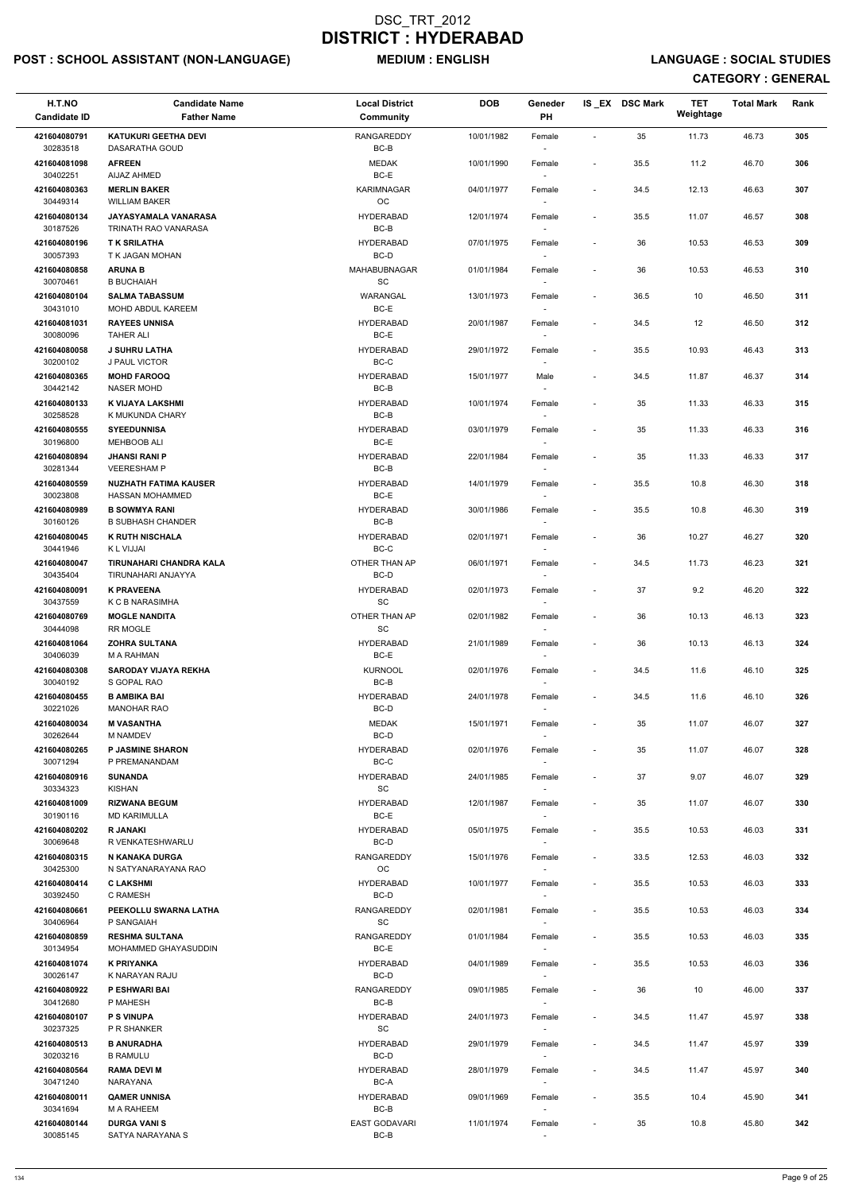# DSC_TRT_2012
# DISTRICT : HYDERABAD

**POST : SCHOOL ASSISTANT (NON-LANGUAGE)** **MEDIUM : ENGLISH** **LANGUAGE : SOCIAL STUDIES**

**CATEGORY : GENERAL**

| H.T.NO / Candidate ID | Candidate Name / Father Name | Local District / Community | DOB | Geneder / PH | IS_EX | DSC Mark | TET Weightage | Total Mark | Rank |
|---|---|---|---|---|---|---|---|---|---|
| 421604080791 / 30283518 | KATUKURI GEETHA DEVI / DASARATHA GOUD | RANGAREDDY / BC-B | 10/01/1982 | Female / - | - | 35 | 11.73 | 46.73 | 305 |
| 421604081098 / 30402251 | AFREEN / AIJAZ AHMED | MEDAK / BC-E | 10/01/1990 | Female / - | - | 35.5 | 11.2 | 46.70 | 306 |
| 421604080363 / 30449314 | MERLIN BAKER / WILLIAM BAKER | KARIMNAGAR / OC | 04/01/1977 | Female / - | - | 34.5 | 12.13 | 46.63 | 307 |
| 421604080134 / 30187526 | JAYASYAMALA VANARASA / TRINATH RAO VANARASA | HYDERABAD / BC-B | 12/01/1974 | Female / - | - | 35.5 | 11.07 | 46.57 | 308 |
| 421604080196 / 30057393 | T K SRILATHA / T K JAGAN MOHAN | HYDERABAD / BC-D | 07/01/1975 | Female / - | - | 36 | 10.53 | 46.53 | 309 |
| 421604080858 / 30070461 | ARUNA B / B BUCHAIAH | MAHABUBNAGAR / SC | 01/01/1984 | Female / - | - | 36 | 10.53 | 46.53 | 310 |
| 421604080104 / 30431010 | SALMA TABASSUM / MOHD ABDUL KAREEM | WARANGAL / BC-E | 13/01/1973 | Female / - | - | 36.5 | 10 | 46.50 | 311 |
| 421604081031 / 30080096 | RAYEES UNNISA / TAHER ALI | HYDERABAD / BC-E | 20/01/1987 | Female / - | - | 34.5 | 12 | 46.50 | 312 |
| 421604080058 / 30200102 | J SUHRU LATHA / J PAUL VICTOR | HYDERABAD / BC-C | 29/01/1972 | Female / - | - | 35.5 | 10.93 | 46.43 | 313 |
| 421604080365 / 30442142 | MOHD FAROOQ / NASER MOHD | HYDERABAD / BC-B | 15/01/1977 | Male / - | - | 34.5 | 11.87 | 46.37 | 314 |
| 421604080133 / 30258528 | K VIJAYA LAKSHMI / K MUKUNDA CHARY | HYDERABAD / BC-B | 10/01/1974 | Female / - | - | 35 | 11.33 | 46.33 | 315 |
| 421604080555 / 30196800 | SYEEDUNNISA / MEHBOOB ALI | HYDERABAD / BC-E | 03/01/1979 | Female / - | - | 35 | 11.33 | 46.33 | 316 |
| 421604080894 / 30281344 | JHANSI RANI P / VEERESHAM P | HYDERABAD / BC-B | 22/01/1984 | Female / - | - | 35 | 11.33 | 46.33 | 317 |
| 421604080559 / 30023808 | NUZHATH FATIMA KAUSER / HASSAN MOHAMMED | HYDERABAD / BC-E | 14/01/1979 | Female / - | - | 35.5 | 10.8 | 46.30 | 318 |
| 421604080989 / 30160126 | B SOWMYA RANI / B SUBHASH CHANDER | HYDERABAD / BC-B | 30/01/1986 | Female / - | - | 35.5 | 10.8 | 46.30 | 319 |
| 421604080045 / 30441946 | K RUTH NISCHALA / K L VIJJAI | HYDERABAD / BC-C | 02/01/1971 | Female / - | - | 36 | 10.27 | 46.27 | 320 |
| 421604080047 / 30435404 | TIRUNAHARI CHANDRA KALA / TIRUNAHARI ANJAYYA | OTHER THAN AP / BC-D | 06/01/1971 | Female / - | - | 34.5 | 11.73 | 46.23 | 321 |
| 421604080091 / 30437559 | K PRAVEENA / K C B NARASIMHA | HYDERABAD / SC | 02/01/1973 | Female / - | - | 37 | 9.2 | 46.20 | 322 |
| 421604080769 / 30444098 | MOGLE NANDITA / RR MOGLE | OTHER THAN AP / SC | 02/01/1982 | Female / - | - | 36 | 10.13 | 46.13 | 323 |
| 421604081064 / 30406039 | ZOHRA SULTANA / M A RAHMAN | HYDERABAD / BC-E | 21/01/1989 | Female / - | - | 36 | 10.13 | 46.13 | 324 |
| 421604080308 / 30040192 | SARODAY VIJAYA REKHA / S GOPAL RAO | KURNOOL / BC-B | 02/01/1976 | Female / - | - | 34.5 | 11.6 | 46.10 | 325 |
| 421604080455 / 30221026 | B AMBIKA BAI / MANOHAR RAO | HYDERABAD / BC-D | 24/01/1978 | Female / - | - | 34.5 | 11.6 | 46.10 | 326 |
| 421604080034 / 30262644 | M VASANTHA / M NAMDEV | MEDAK / BC-D | 15/01/1971 | Female / - | - | 35 | 11.07 | 46.07 | 327 |
| 421604080265 / 30071294 | P JASMINE SHARON / P PREMANANDAM | HYDERABAD / BC-C | 02/01/1976 | Female / - | - | 35 | 11.07 | 46.07 | 328 |
| 421604080916 / 30334323 | SUNANDA / KISHAN | HYDERABAD / SC | 24/01/1985 | Female / - | - | 37 | 9.07 | 46.07 | 329 |
| 421604081009 / 30190116 | RIZWANA BEGUM / MD KARIMULLA | HYDERABAD / BC-E | 12/01/1987 | Female / - | - | 35 | 11.07 | 46.07 | 330 |
| 421604080202 / 30069648 | R JANAKI / R VENKATESHWARLU | HYDERABAD / BC-D | 05/01/1975 | Female / - | - | 35.5 | 10.53 | 46.03 | 331 |
| 421604080315 / 30425300 | N KANAKA DURGA / N SATYANARAYANA RAO | RANGAREDDY / OC | 15/01/1976 | Female / - | - | 33.5 | 12.53 | 46.03 | 332 |
| 421604080414 / 30392450 | C LAKSHMI / C RAMESH | HYDERABAD / BC-D | 10/01/1977 | Female / - | - | 35.5 | 10.53 | 46.03 | 333 |
| 421604080661 / 30406964 | PEEKOLLU SWARNA LATHA / P SANGAIAH | RANGAREDDY / SC | 02/01/1981 | Female / - | - | 35.5 | 10.53 | 46.03 | 334 |
| 421604080859 / 30134954 | RESHMA SULTANA / MOHAMMED GHAYASUDDIN | RANGAREDDY / BC-E | 01/01/1984 | Female / - | - | 35.5 | 10.53 | 46.03 | 335 |
| 421604081074 / 30026147 | K PRIYANKA / K NARAYAN RAJU | HYDERABAD / BC-D | 04/01/1989 | Female / - | - | 35.5 | 10.53 | 46.03 | 336 |
| 421604080922 / 30412680 | P ESHWARI BAI / P MAHESH | RANGAREDDY / BC-B | 09/01/1985 | Female / - | - | 36 | 10 | 46.00 | 337 |
| 421604080107 / 30237325 | P S VINUPA / P R SHANKER | HYDERABAD / SC | 24/01/1973 | Female / - | - | 34.5 | 11.47 | 45.97 | 338 |
| 421604080513 / 30203216 | B ANURADHA / B RAMULU | HYDERABAD / BC-D | 29/01/1979 | Female / - | - | 34.5 | 11.47 | 45.97 | 339 |
| 421604080564 / 30471240 | RAMA DEVI M / NARAYANA | HYDERABAD / BC-A | 28/01/1979 | Female / - | - | 34.5 | 11.47 | 45.97 | 340 |
| 421604080011 / 30341694 | QAMER UNNISA / M A RAHEEM | HYDERABAD / BC-B | 09/01/1969 | Female / - | - | 35.5 | 10.4 | 45.90 | 341 |
| 421604080144 / 30085145 | DURGA VANI S / SATYA NARAYANA S | EAST GODAVARI / BC-B | 11/01/1974 | Female / - | - | 35 | 10.8 | 45.80 | 342 |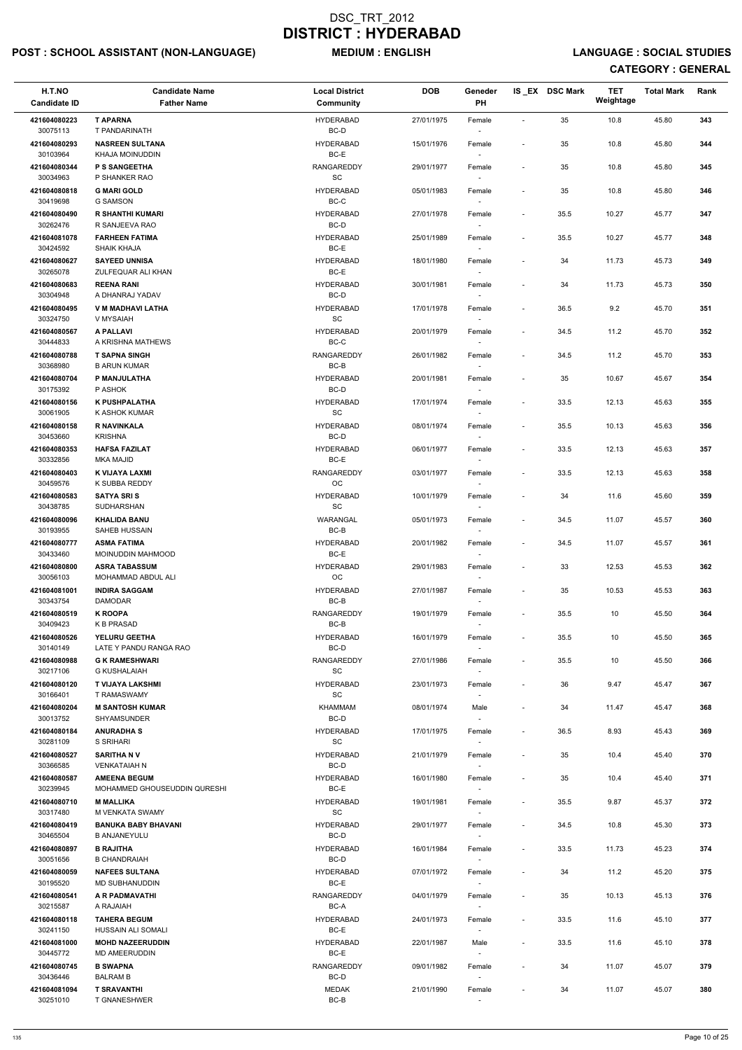# DSC_TRT_2012
# DISTRICT : HYDERABAD

**POST : SCHOOL ASSISTANT (NON-LANGUAGE)** **MEDIUM : ENGLISH** **LANGUAGE : SOCIAL STUDIES**

**CATEGORY : GENERAL**

| H.T.NO<br>Candidate ID | Candidate Name<br>Father Name | Local District<br>Community | DOB | Geneder<br>PH | IS _EX | DSC Mark | TET Weightage | Total Mark | Rank |
|---|---|---|---|---|---|---|---|---|---|
| 421604080223<br>30075113 | **T APARNA**<br>T PANDARINATH | HYDERABAD<br>BC-D | 27/01/1975 | Female<br>- | - | 35 | 10.8 | 45.80 | 343 |
| 421604080293<br>30103964 | **NASREEN SULTANA**<br>KHAJA MOINUDDIN | HYDERABAD<br>BC-E | 15/01/1976 | Female<br>- | - | 35 | 10.8 | 45.80 | 344 |
| 421604080344<br>30034963 | **P S SANGEETHA**<br>P SHANKER RAO | RANGAREDDY<br>SC | 29/01/1977 | Female<br>- | - | 35 | 10.8 | 45.80 | 345 |
| 421604080818<br>30419698 | **G MARI GOLD**<br>G SAMSON | HYDERABAD<br>BC-C | 05/01/1983 | Female<br>- | - | 35 | 10.8 | 45.80 | 346 |
| 421604080490<br>30262476 | **R SHANTHI KUMARI**<br>R SANJEEVA RAO | HYDERABAD<br>BC-D | 27/01/1978 | Female<br>- | - | 35.5 | 10.27 | 45.77 | 347 |
| 421604081078<br>30424592 | **FARHEEN FATIMA**<br>SHAIK KHAJA | HYDERABAD<br>BC-E | 25/01/1989 | Female<br>- | - | 35.5 | 10.27 | 45.77 | 348 |
| 421604080627<br>30265078 | **SAYEED UNNISA**<br>ZULFEQUAR ALI KHAN | HYDERABAD<br>BC-E | 18/01/1980 | Female<br>- | - | 34 | 11.73 | 45.73 | 349 |
| 421604080683<br>30304948 | **REENA RANI**<br>A DHANRAJ YADAV | HYDERABAD<br>BC-D | 30/01/1981 | Female<br>- | - | 34 | 11.73 | 45.73 | 350 |
| 421604080495<br>30324750 | **V M MADHAVI LATHA**<br>V MYSAIAH | HYDERABAD<br>SC | 17/01/1978 | Female<br>- | - | 36.5 | 9.2 | 45.70 | 351 |
| 421604080567<br>30444833 | **A PALLAVI**<br>A KRISHNA MATHEWS | HYDERABAD<br>BC-C | 20/01/1979 | Female<br>- | - | 34.5 | 11.2 | 45.70 | 352 |
| 421604080788<br>30368980 | **T SAPNA SINGH**<br>B ARUN KUMAR | RANGAREDDY<br>BC-B | 26/01/1982 | Female<br>- | - | 34.5 | 11.2 | 45.70 | 353 |
| 421604080704<br>30175392 | **P MANJULATHA**<br>P ASHOK | HYDERABAD<br>BC-D | 20/01/1981 | Female<br>- | - | 35 | 10.67 | 45.67 | 354 |
| 421604080156<br>30061905 | **K PUSHPALATHA**<br>K ASHOK KUMAR | HYDERABAD<br>SC | 17/01/1974 | Female<br>- | - | 33.5 | 12.13 | 45.63 | 355 |
| 421604080158<br>30453660 | **R NAVINKALA**<br>KRISHNA | HYDERABAD<br>BC-D | 08/01/1974 | Female<br>- | - | 35.5 | 10.13 | 45.63 | 356 |
| 421604080353<br>30332856 | **HAFSA FAZILAT**<br>MKA MAJID | HYDERABAD<br>BC-E | 06/01/1977 | Female<br>- | - | 33.5 | 12.13 | 45.63 | 357 |
| 421604080403<br>30459576 | **K VIJAYA LAXMI**<br>K SUBBA REDDY | RANGAREDDY<br>OC | 03/01/1977 | Female<br>- | - | 33.5 | 12.13 | 45.63 | 358 |
| 421604080583<br>30438785 | **SATYA SRI S**<br>SUDHARSHAN | HYDERABAD<br>SC | 10/01/1979 | Female<br>- | - | 34 | 11.6 | 45.60 | 359 |
| 421604080096<br>30193955 | **KHALIDA BANU**<br>SAHEB HUSSAIN | WARANGAL<br>BC-B | 05/01/1973 | Female<br>- | - | 34.5 | 11.07 | 45.57 | 360 |
| 421604080777<br>30433460 | **ASMA FATIMA**<br>MOINUDDIN MAHMOOD | HYDERABAD<br>BC-E | 20/01/1982 | Female<br>- | - | 34.5 | 11.07 | 45.57 | 361 |
| 421604080800<br>30056103 | **ASRA TABASSUM**<br>MOHAMMAD ABDUL ALI | HYDERABAD<br>OC | 29/01/1983 | Female<br>- | - | 33 | 12.53 | 45.53 | 362 |
| 421604081001<br>30343754 | **INDIRA SAGGAM**<br>DAMODAR | HYDERABAD<br>BC-B | 27/01/1987 | Female<br>- | - | 35 | 10.53 | 45.53 | 363 |
| 421604080519<br>30409423 | **K ROOPA**<br>K B PRASAD | RANGAREDDY<br>BC-B | 19/01/1979 | Female<br>- | - | 35.5 | 10 | 45.50 | 364 |
| 421604080526<br>30140149 | **YELURU GEETHA**<br>LATE Y PANDU RANGA RAO | HYDERABAD<br>BC-D | 16/01/1979 | Female<br>- | - | 35.5 | 10 | 45.50 | 365 |
| 421604080988<br>30217106 | **G K RAMESHWARI**<br>G KUSHALAIAH | RANGAREDDY<br>SC | 27/01/1986 | Female<br>- | - | 35.5 | 10 | 45.50 | 366 |
| 421604080120<br>30166401 | **T VIJAYA LAKSHMI**<br>T RAMASWAMY | HYDERABAD<br>SC | 23/01/1973 | Female<br>- | - | 36 | 9.47 | 45.47 | 367 |
| 421604080204<br>30013752 | **M SANTOSH KUMAR**<br>SHYAMSUNDER | KHAMMAM<br>BC-D | 08/01/1974 | Male<br>- | - | 34 | 11.47 | 45.47 | 368 |
| 421604080184<br>30281109 | **ANURADHA S**<br>S SRIHARI | HYDERABAD<br>SC | 17/01/1975 | Female<br>- | - | 36.5 | 8.93 | 45.43 | 369 |
| 421604080527<br>30366585 | **SARITHA N V**<br>VENKATAIAH N | HYDERABAD<br>BC-D | 21/01/1979 | Female<br>- | - | 35 | 10.4 | 45.40 | 370 |
| 421604080587<br>30239945 | **AMEENA BEGUM**<br>MOHAMMED GHOUSEUDDIN QURESHI | HYDERABAD<br>BC-E | 16/01/1980 | Female<br>- | - | 35 | 10.4 | 45.40 | 371 |
| 421604080710<br>30317480 | **M MALLIKA**<br>M VENKATA SWAMY | HYDERABAD<br>SC | 19/01/1981 | Female<br>- | - | 35.5 | 9.87 | 45.37 | 372 |
| 421604080419<br>30465504 | **BANUKA BABY BHAVANI**<br>B ANJANEYULU | HYDERABAD<br>BC-D | 29/01/1977 | Female<br>- | - | 34.5 | 10.8 | 45.30 | 373 |
| 421604080897<br>30051656 | **B RAJITHA**<br>B CHANDRAIAH | HYDERABAD<br>BC-D | 16/01/1984 | Female<br>- | - | 33.5 | 11.73 | 45.23 | 374 |
| 421604080059<br>30195520 | **NAFEES SULTANA**<br>MD SUBHANUDDIN | HYDERABAD<br>BC-E | 07/01/1972 | Female<br>- | - | 34 | 11.2 | 45.20 | 375 |
| 421604080541<br>30215587 | **A R PADMAVATHI**<br>A RAJAIAH | RANGAREDDY<br>BC-A | 04/01/1979 | Female<br>- | - | 35 | 10.13 | 45.13 | 376 |
| 421604080118<br>30241150 | **TAHERA BEGUM**<br>HUSSAIN ALI SOMALI | HYDERABAD<br>BC-E | 24/01/1973 | Female<br>- | - | 33.5 | 11.6 | 45.10 | 377 |
| 421604081000<br>30445772 | **MOHD NAZEERUDDIN**<br>MD AMEERUDDIN | HYDERABAD<br>BC-E | 22/01/1987 | Male<br>- | - | 33.5 | 11.6 | 45.10 | 378 |
| 421604080745<br>30436446 | **B SWAPNA**<br>BALRAM B | RANGAREDDY<br>BC-D | 09/01/1982 | Female<br>- | - | 34 | 11.07 | 45.07 | 379 |
| 421604081094<br>30251010 | **T SRAVANTHI**<br>T GNANESHWER | MEDAK<br>BC-B | 21/01/1990 | Female<br>- | - | 34 | 11.07 | 45.07 | 380 |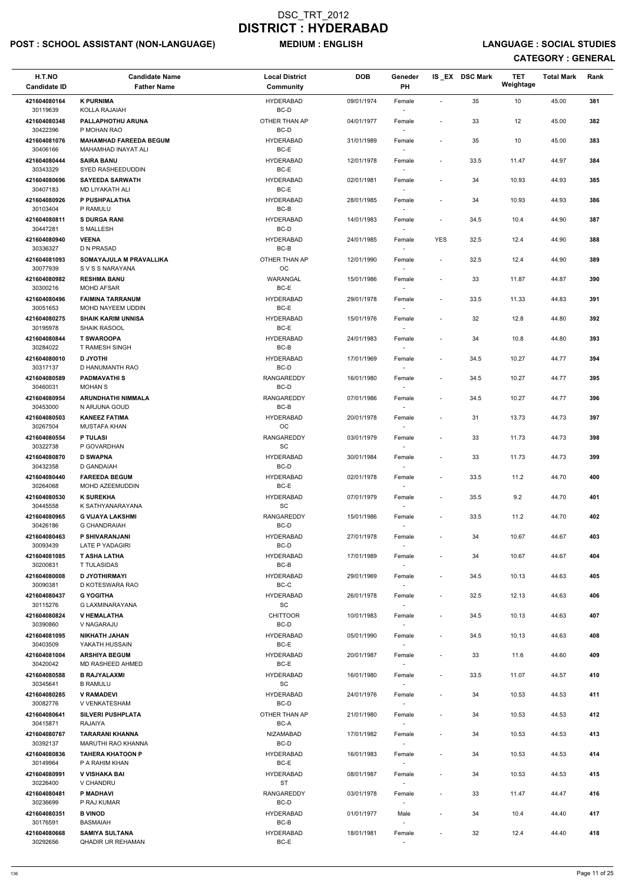# DSC_TRT_2012
# DISTRICT : HYDERABAD

**POST : SCHOOL ASSISTANT (NON-LANGUAGE)** **MEDIUM : ENGLISH** **LANGUAGE : SOCIAL STUDIES**

**CATEGORY : GENERAL**

| H.T.NO<br>Candidate ID | Candidate Name<br>Father Name | Local District<br>Community | DOB | Geneder<br>PH | IS_EX | DSC Mark | TET Weightage | Total Mark | Rank |
|---|---|---|---|---|---|---|---|---|---|
| 421604080164<br>30119639 | **K PURNIMA**<br>KOLLA RAJAIAH | HYDERABAD<br>BC-D | 09/01/1974 | Female<br>- | - | 35 | 10 | 45.00 | 381 |
| 421604080348<br>30422396 | **PALLAPHOTHU ARUNA**<br>P MOHAN RAO | OTHER THAN AP<br>BC-D | 04/01/1977 | Female<br>- | - | 33 | 12 | 45.00 | 382 |
| 421604081076<br>30406166 | **MAHAMHAD FAREEDA BEGUM**<br>MAHAMHAD INAYAT ALI | HYDERABAD<br>BC-E | 31/01/1989 | Female<br>- | - | 35 | 10 | 45.00 | 383 |
| 421604080444<br>30343329 | **SAIRA BANU**<br>SYED RASHEEDUDDIN | HYDERABAD<br>BC-E | 12/01/1978 | Female<br>- | - | 33.5 | 11.47 | 44.97 | 384 |
| 421604080696<br>30407183 | **SAYEEDA SARWATH**<br>MD LIYAKATH ALI | HYDERABAD<br>BC-E | 02/01/1981 | Female<br>- | - | 34 | 10.93 | 44.93 | 385 |
| 421604080926<br>30103404 | **P PUSHPALATHA**<br>P RAMULU | HYDERABAD<br>BC-B | 28/01/1985 | Female<br>- | - | 34 | 10.93 | 44.93 | 386 |
| 421604080811<br>30447281 | **S DURGA RANI**<br>S MALLESH | HYDERABAD<br>BC-D | 14/01/1983 | Female<br>- | - | 34.5 | 10.4 | 44.90 | 387 |
| 421604080940<br>30336327 | **VEENA**<br>D N PRASAD | HYDERABAD<br>BC-B | 24/01/1985 | Female<br>- | YES | 32.5 | 12.4 | 44.90 | 388 |
| 421604081093<br>30077939 | **SOMAYAJULA M PRAVALLIKA**<br>S V S S NARAYANA | OTHER THAN AP<br>OC | 12/01/1990 | Female<br>- | - | 32.5 | 12.4 | 44.90 | 389 |
| 421604080982<br>30300216 | **RESHMA BANU**<br>MOHD AFSAR | WARANGAL<br>BC-E | 15/01/1986 | Female<br>- | - | 33 | 11.87 | 44.87 | 390 |
| 421604080496<br>30051653 | **FAIMINA TARRANUM**<br>MOHD NAYEEM UDDIN | HYDERABAD<br>BC-E | 29/01/1978 | Female<br>- | - | 33.5 | 11.33 | 44.83 | 391 |
| 421604080275<br>30195978 | **SHAIK KARIM UNNISA**<br>SHAIK RASOOL | HYDERABAD<br>BC-E | 15/01/1976 | Female<br>- | - | 32 | 12.8 | 44.80 | 392 |
| 421604080844<br>30284022 | **T SWAROOPA**<br>T RAMESH SINGH | HYDERABAD<br>BC-B | 24/01/1983 | Female<br>- | - | 34 | 10.8 | 44.80 | 393 |
| 421604080010<br>30317137 | **D JYOTHI**<br>D HANUMANTH RAO | HYDERABAD<br>BC-D | 17/01/1969 | Female<br>- | - | 34.5 | 10.27 | 44.77 | 394 |
| 421604080589<br>30460031 | **PADMAVATHI S**<br>MOHAN S | RANGAREDDY<br>BC-D | 16/01/1980 | Female<br>- | - | 34.5 | 10.27 | 44.77 | 395 |
| 421604080954<br>30453000 | **ARUNDHATHI NIMMALA**<br>N ARJUNA GOUD | RANGAREDDY<br>BC-B | 07/01/1986 | Female<br>- | - | 34.5 | 10.27 | 44.77 | 396 |
| 421604080503<br>30267504 | **KANEEZ FATIMA**<br>MUSTAFA KHAN | HYDERABAD<br>OC | 20/01/1978 | Female<br>- | - | 31 | 13.73 | 44.73 | 397 |
| 421604080554<br>30322738 | **P TULASI**<br>P GOVARDHAN | RANGAREDDY<br>SC | 03/01/1979 | Female<br>- | - | 33 | 11.73 | 44.73 | 398 |
| 421604080870<br>30432358 | **D SWAPNA**<br>D GANDAIAH | HYDERABAD<br>BC-D | 30/01/1984 | Female<br>- | - | 33 | 11.73 | 44.73 | 399 |
| 421604080440<br>30264068 | **FAREEDA BEGUM**<br>MOHD AZEEMUDDIN | HYDERABAD<br>BC-E | 02/01/1978 | Female<br>- | - | 33.5 | 11.2 | 44.70 | 400 |
| 421604080530<br>30445558 | **K SUREKHA**<br>K SATHYANARAYANA | HYDERABAD<br>SC | 07/01/1979 | Female<br>- | - | 35.5 | 9.2 | 44.70 | 401 |
| 421604080965<br>30426186 | **G VIJAYA LAKSHMI**<br>G CHANDRAIAH | RANGAREDDY<br>BC-D | 15/01/1986 | Female<br>- | - | 33.5 | 11.2 | 44.70 | 402 |
| 421604080463<br>30093439 | **P SHIVARANJANI**<br>LATE P YADAGIRI | HYDERABAD<br>BC-D | 27/01/1978 | Female<br>- | - | 34 | 10.67 | 44.67 | 403 |
| 421604081085<br>30200831 | **T ASHA LATHA**<br>T TULASIDAS | HYDERABAD<br>BC-B | 17/01/1989 | Female<br>- | - | 34 | 10.67 | 44.67 | 404 |
| 421604080008<br>30090381 | **D JYOTHIRMAYI**<br>D KOTESWARA RAO | HYDERABAD<br>BC-C | 29/01/1969 | Female<br>- | - | 34.5 | 10.13 | 44.63 | 405 |
| 421604080437<br>30115276 | **G YOGITHA**<br>G LAXMINARAYANA | HYDERABAD<br>SC | 26/01/1978 | Female<br>- | - | 32.5 | 12.13 | 44.63 | 406 |
| 421604080824<br>30390860 | **V HEMALATHA**<br>V NAGARAJU | CHITTOOR<br>BC-D | 10/01/1983 | Female<br>- | - | 34.5 | 10.13 | 44.63 | 407 |
| 421604081095<br>30403509 | **NIKHATH JAHAN**<br>YAKATH HUSSAIN | HYDERABAD<br>BC-E | 05/01/1990 | Female<br>- | - | 34.5 | 10.13 | 44.63 | 408 |
| 421604081004<br>30420042 | **ARSHIYA BEGUM**<br>MD RASHEED AHMED | HYDERABAD<br>BC-E | 20/01/1987 | Female<br>- | - | 33 | 11.6 | 44.60 | 409 |
| 421604080588<br>30345641 | **B RAJYALAXMI**<br>B RAMULU | HYDERABAD<br>SC | 16/01/1980 | Female<br>- | - | 33.5 | 11.07 | 44.57 | 410 |
| 421604080285<br>30082776 | **V RAMADEVI**<br>V VENKATESHAM | HYDERABAD<br>BC-D | 24/01/1976 | Female<br>- | - | 34 | 10.53 | 44.53 | 411 |
| 421604080641<br>30415871 | **SILVERI PUSHPLATA**<br>RAJAIYA | OTHER THAN AP<br>BC-A | 21/01/1980 | Female<br>- | - | 34 | 10.53 | 44.53 | 412 |
| 421604080767<br>30392137 | **TARARANI KHANNA**<br>MARUTHI RAO KHANNA | NIZAMABAD<br>BC-D | 17/01/1982 | Female<br>- | - | 34 | 10.53 | 44.53 | 413 |
| 421604080836<br>30149964 | **TAHERA KHATOON P**<br>P A RAHIM KHAN | HYDERABAD<br>BC-E | 16/01/1983 | Female<br>- | - | 34 | 10.53 | 44.53 | 414 |
| 421604080991<br>30226400 | **V VISHAKA BAI**<br>V CHANDRU | HYDERABAD<br>ST | 08/01/1987 | Female<br>- | - | 34 | 10.53 | 44.53 | 415 |
| 421604080481<br>30236699 | **P MADHAVI**<br>P RAJ KUMAR | RANGAREDDY<br>BC-D | 03/01/1978 | Female<br>- | - | 33 | 11.47 | 44.47 | 416 |
| 421604080351<br>30176591 | **B VINOD**<br>BASMAIAH | HYDERABAD<br>BC-B | 01/01/1977 | Male<br>- | - | 34 | 10.4 | 44.40 | 417 |
| 421604080668<br>30292656 | **SAMIYA SULTANA**<br>QHADIR UR REHAMAN | HYDERABAD<br>BC-E | 18/01/1981 | Female<br>- | - | 32 | 12.4 | 44.40 | 418 |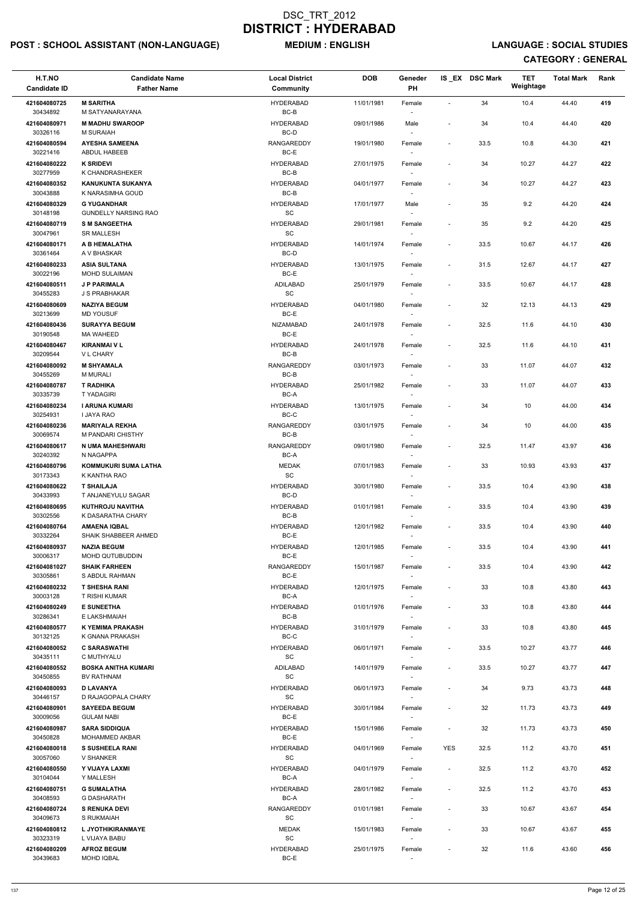# DSC_TRT_2012
# DISTRICT : HYDERABAD

**POST : SCHOOL ASSISTANT (NON-LANGUAGE)** **MEDIUM : ENGLISH** **LANGUAGE : SOCIAL STUDIES**

**CATEGORY : GENERAL**

| H.T.NO<br>Candidate ID | Candidate Name<br>Father Name | Local District<br>Community | DOB | Geneder<br>PH | IS_EX | DSC Mark | TET Weightage | Total Mark | Rank |
|---|---|---|---|---|---|---|---|---|---|
| 421604080725<br>30434892 | **M SARITHA**<br>M SATYANARAYANA | HYDERABAD<br>BC-B | 11/01/1981 | Female<br>- | - | 34 | 10.4 | 44.40 | 419 |
| 421604080971<br>30326116 | **M MADHU SWAROOP**<br>M SURAIAH | HYDERABAD<br>BC-D | 09/01/1986 | Male<br>- | - | 34 | 10.4 | 44.40 | 420 |
| 421604080594<br>30221416 | **AYESHA SAMEENA**<br>ABDUL HABEEB | RANGAREDDY<br>BC-E | 19/01/1980 | Female<br>- | - | 33.5 | 10.8 | 44.30 | 421 |
| 421604080222<br>30277959 | **K SRIDEVI**<br>K CHANDRASHEKER | HYDERABAD<br>BC-B | 27/01/1975 | Female<br>- | - | 34 | 10.27 | 44.27 | 422 |
| 421604080352<br>30043888 | **KANUKUNTA SUKANYA**<br>K NARASIMHA GOUD | HYDERABAD<br>BC-B | 04/01/1977 | Female<br>- | - | 34 | 10.27 | 44.27 | 423 |
| 421604080329<br>30148198 | **G YUGANDHAR**<br>GUNDELLY NARSING RAO | HYDERABAD<br>SC | 17/01/1977 | Male<br>- | - | 35 | 9.2 | 44.20 | 424 |
| 421604080719<br>30047961 | **S M SANGEETHA**<br>SR MALLESH | HYDERABAD<br>SC | 29/01/1981 | Female<br>- | - | 35 | 9.2 | 44.20 | 425 |
| 421604080171<br>30361464 | **A B HEMALATHA**<br>A V BHASKAR | HYDERABAD<br>BC-D | 14/01/1974 | Female<br>- | - | 33.5 | 10.67 | 44.17 | 426 |
| 421604080233<br>30022196 | **ASIA SULTANA**<br>MOHD SULAIMAN | HYDERABAD<br>BC-E | 13/01/1975 | Female<br>- | - | 31.5 | 12.67 | 44.17 | 427 |
| 421604080511<br>30455283 | **J P PARIMALA**<br>J S PRABHAKAR | ADILABAD<br>SC | 25/01/1979 | Female<br>- | - | 33.5 | 10.67 | 44.17 | 428 |
| 421604080609<br>30213699 | **NAZIYA BEGUM**<br>MD YOUSUF | HYDERABAD<br>BC-E | 04/01/1980 | Female<br>- | - | 32 | 12.13 | 44.13 | 429 |
| 421604080436<br>30190548 | **SURAYYA BEGUM**<br>MA WAHEED | NIZAMABAD<br>BC-E | 24/01/1978 | Female<br>- | - | 32.5 | 11.6 | 44.10 | 430 |
| 421604080467<br>30209544 | **KIRANMAI V L**<br>V L CHARY | HYDERABAD<br>BC-B | 24/01/1978 | Female<br>- | - | 32.5 | 11.6 | 44.10 | 431 |
| 421604080092<br>30455269 | **M SHYAMALA**<br>M MURALI | RANGAREDDY<br>BC-B | 03/01/1973 | Female<br>- | - | 33 | 11.07 | 44.07 | 432 |
| 421604080787<br>30335739 | **T RADHIKA**<br>T YADAGIRI | HYDERABAD<br>BC-A | 25/01/1982 | Female<br>- | - | 33 | 11.07 | 44.07 | 433 |
| 421604080234<br>30254931 | **I ARUNA KUMARI**<br>I JAYA RAO | HYDERABAD<br>BC-C | 13/01/1975 | Female<br>- | - | 34 | 10 | 44.00 | 434 |
| 421604080236<br>30069574 | **MARIYALA REKHA**<br>M PANDARI CHISTHY | RANGAREDDY<br>BC-B | 03/01/1975 | Female<br>- | - | 34 | 10 | 44.00 | 435 |
| 421604080617<br>30240392 | **N UMA MAHESHWARI**<br>N NAGAPPA | RANGAREDDY<br>BC-A | 09/01/1980 | Female<br>- | - | 32.5 | 11.47 | 43.97 | 436 |
| 421604080796<br>30173343 | **KOMMUKURI SUMA LATHA**<br>K KANTHA RAO | MEDAK<br>SC | 07/01/1983 | Female<br>- | - | 33 | 10.93 | 43.93 | 437 |
| 421604080622<br>30433993 | **T SHAILAJA**<br>T ANJANEYULU SAGAR | HYDERABAD<br>BC-D | 30/01/1980 | Female<br>- | - | 33.5 | 10.4 | 43.90 | 438 |
| 421604080695<br>30302556 | **KUTHROJU NAVITHA**<br>K DASARATHA CHARY | HYDERABAD<br>BC-B | 01/01/1981 | Female<br>- | - | 33.5 | 10.4 | 43.90 | 439 |
| 421604080764<br>30332264 | **AMAENA IQBAL**<br>SHAIK SHABBEER AHMED | HYDERABAD<br>BC-E | 12/01/1982 | Female<br>- | - | 33.5 | 10.4 | 43.90 | 440 |
| 421604080937<br>30006317 | **NAZIA BEGUM**<br>MOHD QUTUBUDDIN | HYDERABAD<br>BC-E | 12/01/1985 | Female<br>- | - | 33.5 | 10.4 | 43.90 | 441 |
| 421604081027<br>30305861 | **SHAIK FARHEEN**<br>S ABDUL RAHMAN | RANGAREDDY<br>BC-E | 15/01/1987 | Female<br>- | - | 33.5 | 10.4 | 43.90 | 442 |
| 421604080232<br>30003128 | **T SHESHA RANI**<br>T RISHI KUMAR | HYDERABAD<br>BC-A | 12/01/1975 | Female<br>- | - | 33 | 10.8 | 43.80 | 443 |
| 421604080249<br>30286341 | **E SUNEETHA**<br>E LAKSHMAIAH | HYDERABAD<br>BC-B | 01/01/1976 | Female<br>- | - | 33 | 10.8 | 43.80 | 444 |
| 421604080577<br>30132125 | **K YEMIMA PRAKASH**<br>K GNANA PRAKASH | HYDERABAD<br>BC-C | 31/01/1979 | Female<br>- | - | 33 | 10.8 | 43.80 | 445 |
| 421604080052<br>30435111 | **C SARASWATHI**<br>C MUTHYALU | HYDERABAD<br>SC | 06/01/1971 | Female<br>- | - | 33.5 | 10.27 | 43.77 | 446 |
| 421604080552<br>30450855 | **BOSKA ANITHA KUMARI**<br>BV RATHNAM | ADILABAD<br>SC | 14/01/1979 | Female<br>- | - | 33.5 | 10.27 | 43.77 | 447 |
| 421604080093<br>30446157 | **D LAVANYA**<br>D RAJAGOPALA CHARY | HYDERABAD<br>SC | 06/01/1973 | Female<br>- | - | 34 | 9.73 | 43.73 | 448 |
| 421604080901<br>30009056 | **SAYEEDA BEGUM**<br>GULAM NABI | HYDERABAD<br>BC-E | 30/01/1984 | Female<br>- | - | 32 | 11.73 | 43.73 | 449 |
| 421604080987<br>30450828 | **SARA SIDDIQUA**<br>MOHAMMED AKBAR | HYDERABAD<br>BC-E | 15/01/1986 | Female<br>- | - | 32 | 11.73 | 43.73 | 450 |
| 421604080018<br>30057060 | **S SUSHEELA RANI**<br>V SHANKER | HYDERABAD<br>SC | 04/01/1969 | Female<br>- | YES | 32.5 | 11.2 | 43.70 | 451 |
| 421604080550<br>30104044 | **Y VIJAYA LAXMI**<br>Y MALLESH | HYDERABAD<br>BC-A | 04/01/1979 | Female<br>- | - | 32.5 | 11.2 | 43.70 | 452 |
| 421604080751<br>30408593 | **G SUMALATHA**<br>G DASHARATH | HYDERABAD<br>BC-A | 28/01/1982 | Female<br>- | - | 32.5 | 11.2 | 43.70 | 453 |
| 421604080724<br>30409673 | **S RENUKA DEVI**<br>S RUKMAIAH | RANGAREDDY<br>SC | 01/01/1981 | Female<br>- | - | 33 | 10.67 | 43.67 | 454 |
| 421604080812<br>30323319 | **L JYOTHIKIRANMAYE**<br>L VIJAYA BABU | MEDAK<br>SC | 15/01/1983 | Female<br>- | - | 33 | 10.67 | 43.67 | 455 |
| 421604080209<br>30439683 | **AFROZ BEGUM**<br>MOHD IQBAL | HYDERABAD<br>BC-E | 25/01/1975 | Female<br>- | - | 32 | 11.6 | 43.60 | 456 |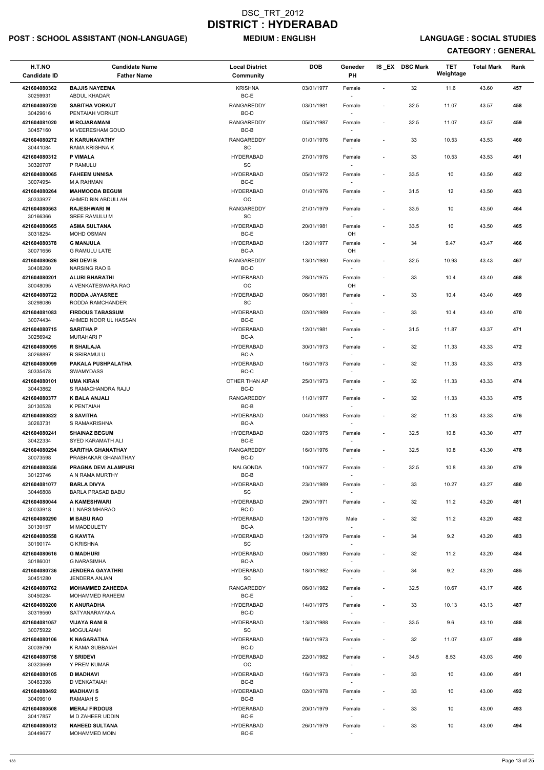# DSC_TRT_2012
# DISTRICT : HYDERABAD

**POST : SCHOOL ASSISTANT (NON-LANGUAGE)** **MEDIUM : ENGLISH** **LANGUAGE : SOCIAL STUDIES**

**CATEGORY : GENERAL**

| H.T.NO<br>Candidate ID | Candidate Name<br>Father Name | Local District<br>Community | DOB | Geneder<br>PH | IS_EX | DSC Mark | TET Weightage | Total Mark | Rank |
|---|---|---|---|---|---|---|---|---|---|
| 421604080362<br>30259931 | BAJJIS NAYEEMA<br>ABDUL KHADAR | KRISHNA<br>BC-E | 03/01/1977 | Female<br>- | - | 32 | 11.6 | 43.60 | 457 |
| 421604080720<br>30429616 | SABITHA VORKUT<br>PENTAIAH VORKUT | RANGAREDDY<br>BC-D | 03/01/1981 | Female<br>- | - | 32.5 | 11.07 | 43.57 | 458 |
| 421604081020<br>30457160 | M ROJARAMANI<br>M VEERESHAM GOUD | RANGAREDDY<br>BC-B | 05/01/1987 | Female<br>- | - | 32.5 | 11.07 | 43.57 | 459 |
| 421604080272<br>30441084 | K KARUNAVATHY<br>RAMA KRISHNA K | RANGAREDDY<br>SC | 01/01/1976 | Female<br>- | - | 33 | 10.53 | 43.53 | 460 |
| 421604080312<br>30320707 | P VIMALA<br>P RAMULU | HYDERABAD<br>SC | 27/01/1976 | Female<br>- | - | 33 | 10.53 | 43.53 | 461 |
| 421604080065<br>30074954 | FAHEEM UNNISA<br>M A RAHMAN | HYDERABAD<br>BC-E | 05/01/1972 | Female<br>- | - | 33.5 | 10 | 43.50 | 462 |
| 421604080264<br>30333927 | MAHMOODA BEGUM<br>AHMED BIN ABDULLAH | HYDERABAD<br>OC | 01/01/1976 | Female<br>- | - | 31.5 | 12 | 43.50 | 463 |
| 421604080563<br>30166366 | RAJESHWARI M<br>SREE RAMULU M | RANGAREDDY<br>SC | 21/01/1979 | Female<br>- | - | 33.5 | 10 | 43.50 | 464 |
| 421604080665<br>30318254 | ASMA SULTANA<br>MOHD OSMAN | HYDERABAD<br>BC-E | 20/01/1981 | Female<br>OH | - | 33.5 | 10 | 43.50 | 465 |
| 421604080378<br>30071656 | G MANJULA<br>G RAMULU LATE | HYDERABAD<br>BC-A | 12/01/1977 | Female<br>OH | - | 34 | 9.47 | 43.47 | 466 |
| 421604080626<br>30408260 | SRI DEVI B<br>NARSING RAO B | RANGAREDDY<br>BC-D | 13/01/1980 | Female<br>- | - | 32.5 | 10.93 | 43.43 | 467 |
| 421604080201<br>30048095 | ALURI BHARATHI<br>A VENKATESWARA RAO | HYDERABAD<br>OC | 28/01/1975 | Female<br>OH | - | 33 | 10.4 | 43.40 | 468 |
| 421604080722<br>30298086 | RODDA JAYASREE<br>RODDA RAMCHANDER | HYDERABAD<br>SC | 06/01/1981 | Female<br>- | - | 33 | 10.4 | 43.40 | 469 |
| 421604081083<br>30074434 | FIRDOUS TABASSUM<br>AHMED NOOR UL HASSAN | HYDERABAD<br>BC-E | 02/01/1989 | Female<br>- | - | 33 | 10.4 | 43.40 | 470 |
| 421604080715<br>30256942 | SARITHA P<br>MURAHARI P | HYDERABAD<br>BC-A | 12/01/1981 | Female<br>- | - | 31.5 | 11.87 | 43.37 | 471 |
| 421604080095<br>30268897 | R SHAILAJA<br>R SRIRAMULU | HYDERABAD<br>BC-A | 30/01/1973 | Female<br>- | - | 32 | 11.33 | 43.33 | 472 |
| 421604080099<br>30335478 | PAKALA PUSHPALATHA<br>SWAMYDASS | HYDERABAD<br>BC-C | 16/01/1973 | Female<br>- | - | 32 | 11.33 | 43.33 | 473 |
| 421604080101<br>30443862 | UMA KIRAN<br>S RAMACHANDRA RAJU | OTHER THAN AP<br>BC-D | 25/01/1973 | Female<br>- | - | 32 | 11.33 | 43.33 | 474 |
| 421604080377<br>30130528 | K BALA ANJALI<br>K PENTAIAH | RANGAREDDY<br>BC-B | 11/01/1977 | Female<br>- | - | 32 | 11.33 | 43.33 | 475 |
| 421604080822<br>30263731 | S SAVITHA<br>S RAMAKRISHNA | HYDERABAD<br>BC-A | 04/01/1983 | Female<br>- | - | 32 | 11.33 | 43.33 | 476 |
| 421604080241<br>30422334 | SHAINAZ BEGUM<br>SYED KARAMATH ALI | HYDERABAD<br>BC-E | 02/01/1975 | Female<br>- | - | 32.5 | 10.8 | 43.30 | 477 |
| 421604080294<br>30073598 | SARITHA GHANATHAY<br>PRABHAKAR GHANATHAY | RANGAREDDY<br>BC-D | 16/01/1976 | Female<br>- | - | 32.5 | 10.8 | 43.30 | 478 |
| 421604080356<br>30123746 | PRAGNA DEVI ALAMPURI<br>A N RAMA MURTHY | NALGONDA<br>BC-B | 10/01/1977 | Female<br>- | - | 32.5 | 10.8 | 43.30 | 479 |
| 421604081077<br>30446808 | BARLA DIVYA<br>BARLA PRASAD BABU | HYDERABAD<br>SC | 23/01/1989 | Female<br>- | - | 33 | 10.27 | 43.27 | 480 |
| 421604080044<br>30033918 | A KAMESHWARI<br>I L NARSIMHARAO | HYDERABAD<br>BC-D | 29/01/1971 | Female<br>- | - | 32 | 11.2 | 43.20 | 481 |
| 421604080290<br>30139157 | M BABU RAO<br>M MADDULETY | HYDERABAD<br>BC-A | 12/01/1976 | Male<br>- | - | 32 | 11.2 | 43.20 | 482 |
| 421604080558<br>30190174 | G KAVITA<br>G KRISHNA | HYDERABAD<br>SC | 12/01/1979 | Female<br>- | - | 34 | 9.2 | 43.20 | 483 |
| 421604080616<br>30186001 | G MADHURI<br>G NARASIMHA | HYDERABAD<br>BC-A | 06/01/1980 | Female<br>- | - | 32 | 11.2 | 43.20 | 484 |
| 421604080736<br>30451280 | JENDERA GAYATHRI<br>JENDERA ANJAN | HYDERABAD<br>SC | 18/01/1982 | Female<br>- | - | 34 | 9.2 | 43.20 | 485 |
| 421604080762<br>30450284 | MOHAMMED ZAHEEDA<br>MOHAMMED RAHEEM | RANGAREDDY<br>BC-E | 06/01/1982 | Female<br>- | - | 32.5 | 10.67 | 43.17 | 486 |
| 421604080200<br>30319560 | K ANURADHA<br>SATYANARAYANA | HYDERABAD<br>BC-D | 14/01/1975 | Female<br>- | - | 33 | 10.13 | 43.13 | 487 |
| 421604081057<br>30075922 | VIJAYA RANI B<br>MOGULAIAH | HYDERABAD<br>SC | 13/01/1988 | Female<br>- | - | 33.5 | 9.6 | 43.10 | 488 |
| 421604080106<br>30039790 | K NAGARATNA<br>K RAMA SUBBAIAH | HYDERABAD<br>BC-D | 16/01/1973 | Female<br>- | - | 32 | 11.07 | 43.07 | 489 |
| 421604080758<br>30323669 | Y SRIDEVI<br>Y PREM KUMAR | HYDERABAD<br>OC | 22/01/1982 | Female<br>- | - | 34.5 | 8.53 | 43.03 | 490 |
| 421604080105<br>30463398 | D MADHAVI<br>D VENKATAIAH | HYDERABAD<br>BC-B | 16/01/1973 | Female<br>- | - | 33 | 10 | 43.00 | 491 |
| 421604080492<br>30409610 | MADHAVI S<br>RAMAIAH S | HYDERABAD<br>BC-B | 02/01/1978 | Female<br>- | - | 33 | 10 | 43.00 | 492 |
| 421604080508<br>30417857 | MERAJ FIRDOUS<br>M D ZAHEER UDDIN | HYDERABAD<br>BC-E | 20/01/1979 | Female<br>- | - | 33 | 10 | 43.00 | 493 |
| 421604080512<br>30449677 | NAHEED SULTANA<br>MOHAMMED MOIN | HYDERABAD<br>BC-E | 26/01/1979 | Female<br>- | - | 33 | 10 | 43.00 | 494 |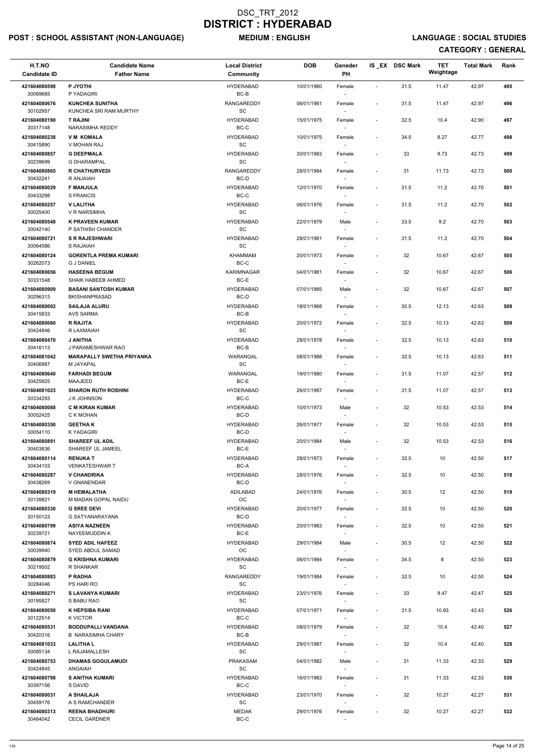# DSC_TRT_2012
# DISTRICT : HYDERABAD

**POST : SCHOOL ASSISTANT (NON-LANGUAGE)** **MEDIUM : ENGLISH** **LANGUAGE : SOCIAL STUDIES**

**CATEGORY : GENERAL**

| H.T.NO<br>Candidate ID | Candidate Name<br>Father Name | Local District<br>Community | DOB | Geneder<br>PH | IS_EX | DSC Mark | TET Weightage | Total Mark | Rank |
|---|---|---|---|---|---|---|---|---|---|
| 421604080598<br>30069685 | **P JYOTHI**<br>P YADAGIRI | HYDERABAD<br>BC-B | 10/01/1980 | Female<br>- | - | 31.5 | 11.47 | 42.97 | 495 |
| 421604080676<br>30102957 | **KUNCHEA SUNITHA**<br>KUNCHEA SRI RAM MURTHY | RANGAREDDY<br>SC | 06/01/1981 | Female<br>- | - | 31.5 | 11.47 | 42.97 | 496 |
| 421604080190<br>30317148 | **T RAJINI**<br>NARASIMHA REDDY | HYDERABAD<br>BC-C | 15/01/1975 | Female<br>- | - | 32.5 | 10.4 | 42.90 | 497 |
| 421604080238<br>30415890 | **V M KOMALA**<br>V MOHAN RAJ | HYDERABAD<br>SC | 10/01/1975 | Female<br>- | - | 34.5 | 8.27 | 42.77 | 498 |
| 421604080857<br>30239699 | **G DEEPMALA**<br>G DHARAMPAL | HYDERABAD<br>SC | 30/01/1983 | Female<br>- | - | 33 | 9.73 | 42.73 | 499 |
| 421604080865<br>30432241 | **R CHATHURVEDI**<br>R ANJAIAH | RANGAREDDY<br>BC-D | 28/01/1984 | Female<br>- | - | 31 | 11.73 | 42.73 | 500 |
| 421604080029<br>30433298 | **F MANJULA**<br>S FRANCIS | HYDERABAD<br>BC-C | 12/01/1970 | Female<br>- | - | 31.5 | 11.2 | 42.70 | 501 |
| 421604080257<br>30025400 | **V LALITHA**<br>V R NARSIMHA | HYDERABAD<br>SC | 06/01/1976 | Female<br>- | - | 31.5 | 11.2 | 42.70 | 502 |
| 421604080548<br>30042140 | **K PRAVEEN KUMAR**<br>P SATHISH CHANDER | HYDERABAD<br>SC | 22/01/1979 | Male<br>- | - | 33.5 | 9.2 | 42.70 | 503 |
| 421604080721<br>30064586 | **S R RAJESHWARI**<br>S RAJAIAH | HYDERABAD<br>SC | 28/01/1981 | Female<br>- | - | 31.5 | 11.2 | 42.70 | 504 |
| 421604080124<br>30262073 | **GORENTLA PREMA KUMARI**<br>G J DANIEL | KHAMMAM<br>BC-C | 20/01/1973 | Female<br>- | - | 32 | 10.67 | 42.67 | 505 |
| 421604080656<br>30331548 | **HASEENA BEGUM**<br>SHAIK HABEEB AHMED | KARIMNAGAR<br>BC-E | 04/01/1981 | Female<br>- | - | 32 | 10.67 | 42.67 | 506 |
| 421604080909<br>30296313 | **BASANI SANTOSH KUMAR**<br>BKISHANPRASAD | HYDERABAD<br>BC-D | 07/01/1985 | Male<br>- | - | 32 | 10.67 | 42.67 | 507 |
| 421604080002<br>30415833 | **SAILAJA ALURU**<br>AVS SARMA | HYDERABAD<br>BC-B | 18/01/1968 | Female<br>- | - | 30.5 | 12.13 | 42.63 | 508 |
| 421604080060<br>30424846 | **R RAJITA**<br>R LAXMAIAH | HYDERABAD<br>SC | 20/01/1972 | Female<br>- | - | 32.5 | 10.13 | 42.63 | 509 |
| 421604080470<br>30416113 | **J ANITHA**<br>J PARAMESHWAR RAO | HYDERABAD<br>BC-B | 28/01/1978 | Female<br>- | - | 32.5 | 10.13 | 42.63 | 510 |
| 421604081042<br>30406987 | **MARAPALLY SWETHA PRIYANKA**<br>M JAYAPAL | WARANGAL<br>SC | 08/01/1988 | Female<br>- | - | 32.5 | 10.13 | 42.63 | 511 |
| 421604080640<br>30425925 | **FARHADI BEGUM**<br>MAAJEED | WARANGAL<br>BC-E | 19/01/1980 | Female<br>- | - | 31.5 | 11.07 | 42.57 | 512 |
| 421604081023<br>30334293 | **SHARON RUTH ROSHINI**<br>J K JOHNSON | HYDERABAD<br>BC-C | 26/01/1987 | Female<br>- | - | 31.5 | 11.07 | 42.57 | 513 |
| 421604080088<br>30052425 | **C M KIRAN KUMAR**<br>C K MOHAN | HYDERABAD<br>BC-D | 10/01/1973 | Male<br>- | - | 32 | 10.53 | 42.53 | 514 |
| 421604080350<br>30054110 | **GEETHA K**<br>K YADAGIRI | HYDERABAD<br>BC-D | 26/01/1977 | Female<br>- | - | 32 | 10.53 | 42.53 | 515 |
| 421604080891<br>30403836 | **SHAREEF UL ADIL**<br>SHAREEF UL JAMEEL | HYDERABAD<br>BC-E | 20/01/1984 | Male<br>- | - | 32 | 10.53 | 42.53 | 516 |
| 421604080114<br>30434103 | **RENUKA T**<br>VENKATESHWAR T | HYDERABAD<br>BC-A | 28/01/1973 | Female<br>- | - | 32.5 | 10 | 42.50 | 517 |
| 421604080287<br>30438269 | **V CHANDRIKA**<br>V GNANENDAR | HYDERABAD<br>BC-D | 28/01/1976 | Female<br>- | - | 32.5 | 10 | 42.50 | 518 |
| 421604080319<br>30139821 | **M HEMALATHA**<br>M MADAN GOPAL NAIDU | ADILABAD<br>OC | 24/01/1976 | Female<br>- | - | 30.5 | 12 | 42.50 | 519 |
| 421604080330<br>30150123 | **G SREE DEVI**<br>G SATYANARAYANA | HYDERABAD<br>BC-D | 20/01/1977 | Female<br>- | - | 32.5 | 10 | 42.50 | 520 |
| 421604080799<br>30239721 | **ASIYA NAZNEEN**<br>NAYEEMUDDIN K | HYDERABAD<br>BC-E | 20/01/1983 | Female<br>- | - | 32.5 | 10 | 42.50 | 521 |
| 421604080874<br>30039940 | **SYED ADIL HAFEEZ**<br>SYED ABDUL SAMAD | HYDERABAD<br>OC | 29/01/1984 | Male<br>- | - | 30.5 | 12 | 42.50 | 522 |
| 421604080879<br>30219502 | **G KRISHNA KUMARI**<br>R SHANKAR | HYDERABAD<br>SC | 06/01/1984 | Female<br>- | - | 34.5 | 8 | 42.50 | 523 |
| 421604080883<br>30284046 | **P RADHA**<br>PS HARI RO | RANGAREDDY<br>SC | 19/01/1984 | Female<br>- | - | 32.5 | 10 | 42.50 | 524 |
| 421604080271<br>30195827 | **S LAVANYA KUMARI**<br>S BABU RAO | HYDERABAD<br>SC | 23/01/1976 | Female<br>- | - | 33 | 9.47 | 42.47 | 525 |
| 421604080050<br>30122514 | **K HEPSIBA RANI**<br>K VICTOR | HYDERABAD<br>BC-C | 07/01/1971 | Female<br>- | - | 31.5 | 10.93 | 42.43 | 526 |
| 421604080531<br>30420316 | **BODDUPALLI VANDANA**<br>B NARASIMHA CHARY | HYDERABAD<br>BC-B | 08/01/1979 | Female<br>- | - | 32 | 10.4 | 42.40 | 527 |
| 421604081033<br>30085134 | **LALITHA L**<br>L RAJAMALLESH | HYDERABAD<br>SC | 29/01/1987 | Female<br>- | - | 32 | 10.4 | 42.40 | 528 |
| 421604080753<br>30424845 | **DHAMAS GOGULAMUDI**<br>ANGAIAH | PRAKASAM<br>SC | 04/01/1982 | Male<br>- | - | 31 | 11.33 | 42.33 | 529 |
| 421604080798<br>30397156 | **S ANITHA KUMARI**<br>S DAVID | HYDERABAD<br>BC-C | 16/01/1983 | Female<br>- | - | 31 | 11.33 | 42.33 | 530 |
| 421604080031<br>30459176 | **A SHAILAJA**<br>A S RAMCHANDER | HYDERABAD<br>SC | 23/01/1970 | Female<br>- | - | 32 | 10.27 | 42.27 | 531 |
| 421604080313<br>30464042 | **REENA BHADHURI**<br>CECIL GARDNER | MEDAK<br>BC-C | 29/01/1976 | Female<br>- | - | 32 | 10.27 | 42.27 | 532 |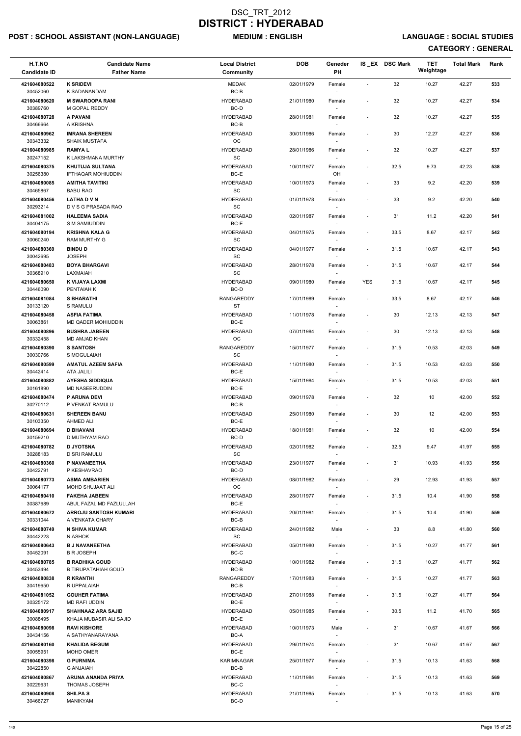# DSC_TRT_2012
# DISTRICT : HYDERABAD

**POST : SCHOOL ASSISTANT (NON-LANGUAGE)** **MEDIUM : ENGLISH** **LANGUAGE : SOCIAL STUDIES**

**CATEGORY : GENERAL**

| H.T.NO<br>Candidate ID | Candidate Name<br>Father Name | Local District<br>Community | DOB | Geneder<br>PH | IS _EX | DSC Mark | TET Weightage | Total Mark | Rank |
|---|---|---|---|---|---|---|---|---|---|
| 421604080522<br>30452060 | **K SRIDEVI**<br>K SADANANDAM | MEDAK<br>BC-B | 02/01/1979 | Female<br>- | - | 32 | 10.27 | 42.27 | 533 |
| 421604080620<br>30389760 | **M SWAROOPA RANI**<br>M GOPAL REDDY | HYDERABAD<br>BC-D | 21/01/1980 | Female<br>- | - | 32 | 10.27 | 42.27 | 534 |
| 421604080728<br>30466664 | **A PAVANI**<br>A KRISHNA | HYDERABAD<br>BC-B | 28/01/1981 | Female<br>- | - | 32 | 10.27 | 42.27 | 535 |
| 421604080962<br>30343332 | **IMRANA SHEREEN**<br>SHAIK MUSTAFA | HYDERABAD<br>OC | 30/01/1986 | Female<br>- | - | 30 | 12.27 | 42.27 | 536 |
| 421604080985<br>30247152 | **RAMYA L**<br>K LAKSHMANA MURTHY | HYDERABAD<br>SC | 28/01/1986 | Female<br>- | - | 32 | 10.27 | 42.27 | 537 |
| 421604080375<br>30256380 | **KHUTUJA SULTANA**<br>IFTHAQAR MOHIUDDIN | HYDERABAD<br>BC-E | 10/01/1977 | Female<br>OH | - | 32.5 | 9.73 | 42.23 | 538 |
| 421604080085<br>30465867 | **AMITHA TAVITIKI**<br>BABU RAO | HYDERABAD<br>SC | 10/01/1973 | Female<br>- | - | 33 | 9.2 | 42.20 | 539 |
| 421604080456<br>30293214 | **LATHA D V N**<br>D V S G PRASADA RAO | HYDERABAD<br>SC | 01/01/1978 | Female<br>- | - | 33 | 9.2 | 42.20 | 540 |
| 421604081002<br>30404175 | **HALEEMA SADIA**<br>S M SAMIUDDIN | HYDERABAD<br>BC-E | 02/01/1987 | Female<br>- | - | 31 | 11.2 | 42.20 | 541 |
| 421604080194<br>30060240 | **KRISHNA KALA G**<br>RAM MURTHY G | HYDERABAD<br>SC | 04/01/1975 | Female<br>- | - | 33.5 | 8.67 | 42.17 | 542 |
| 421604080369<br>30042695 | **BINDU D**<br>JOSEPH | HYDERABAD<br>SC | 04/01/1977 | Female<br>- | - | 31.5 | 10.67 | 42.17 | 543 |
| 421604080483<br>30368910 | **BOYA BHARGAVI**<br>LAXMAIAH | HYDERABAD<br>SC | 28/01/1978 | Female<br>- | - | 31.5 | 10.67 | 42.17 | 544 |
| 421604080650<br>30446090 | **K VIJAYA LAXMI**<br>PENTAIAH K | HYDERABAD<br>BC-D | 09/01/1980 | Female<br>- | YES | 31.5 | 10.67 | 42.17 | 545 |
| 421604081084<br>30133120 | **S BHARATHI**<br>S RAMULU | RANGAREDDY<br>ST | 17/01/1989 | Female<br>- | - | 33.5 | 8.67 | 42.17 | 546 |
| 421604080458<br>30063861 | **ASFIA FATIMA**<br>MD QADER MOHIUDDIN | HYDERABAD<br>BC-E | 11/01/1978 | Female<br>- | - | 30 | 12.13 | 42.13 | 547 |
| 421604080896<br>30332458 | **BUSHRA JABEEN**<br>MD AMJAD KHAN | HYDERABAD<br>OC | 07/01/1984 | Female<br>- | - | 30 | 12.13 | 42.13 | 548 |
| 421604080390<br>30030766 | **S SANTOSH**<br>S MOGULAIAH | RANGAREDDY<br>SC | 15/01/1977 | Female<br>- | - | 31.5 | 10.53 | 42.03 | 549 |
| 421604080599<br>30442414 | **AMATUL AZEEM SAFIA**<br>ATA JALILI | HYDERABAD<br>BC-E | 11/01/1980 | Female<br>- | - | 31.5 | 10.53 | 42.03 | 550 |
| 421604080882<br>30161890 | **AYESHA SIDDIQUA**<br>MD NASEERUDDIN | HYDERABAD<br>BC-E | 15/01/1984 | Female<br>- | - | 31.5 | 10.53 | 42.03 | 551 |
| 421604080474<br>30270112 | **P ARUNA DEVI**<br>P VENKAT RAMULU | HYDERABAD<br>BC-B | 09/01/1978 | Female<br>- | - | 32 | 10 | 42.00 | 552 |
| 421604080631<br>30103350 | **SHEREEN BANU**<br>AHMED ALI | HYDERABAD<br>BC-E | 25/01/1980 | Female<br>- | - | 30 | 12 | 42.00 | 553 |
| 421604080694<br>30159210 | **D BHAVANI**<br>D MUTHYAM RAO | HYDERABAD<br>BC-D | 18/01/1981 | Female<br>- | - | 32 | 10 | 42.00 | 554 |
| 421604080782<br>30288183 | **D JYOTSNA**<br>D SRI RAMULU | HYDERABAD<br>SC | 02/01/1982 | Female<br>- | - | 32.5 | 9.47 | 41.97 | 555 |
| 421604080360<br>30422791 | **P NAVANEETHA**<br>P KESHAVRAO | HYDERABAD<br>BC-D | 23/01/1977 | Female<br>- | - | 31 | 10.93 | 41.93 | 556 |
| 421604080773<br>30064177 | **ASMA AMBARIEN**<br>MOHD SHUJAAT ALI | HYDERABAD<br>OC | 08/01/1982 | Female<br>- | - | 29 | 12.93 | 41.93 | 557 |
| 421604080410<br>30387689 | **FAKEHA JABEEN**<br>ABUL FAZAL MD FAZLULLAH | HYDERABAD<br>BC-E | 28/01/1977 | Female<br>- | - | 31.5 | 10.4 | 41.90 | 558 |
| 421604080672<br>30331044 | **ARROJU SANTOSH KUMARI**<br>A VENKATA CHARY | HYDERABAD<br>BC-B | 20/01/1981 | Female<br>- | - | 31.5 | 10.4 | 41.90 | 559 |
| 421604080749<br>30442223 | **N SHIVA KUMAR**<br>N ASHOK | HYDERABAD<br>SC | 24/01/1982 | Male<br>- | - | 33 | 8.8 | 41.80 | 560 |
| 421604080643<br>30452091 | **B J NAVANEETHA**<br>B R JOSEPH | HYDERABAD<br>BC-C | 05/01/1980 | Female<br>- | - | 31.5 | 10.27 | 41.77 | 561 |
| 421604080785<br>30453494 | **B RADHIKA GOUD**<br>B TIRUPATAHIAH GOUD | HYDERABAD<br>BC-B | 10/01/1982 | Female<br>- | - | 31.5 | 10.27 | 41.77 | 562 |
| 421604080838<br>30419650 | **R KRANTHI**<br>R UPPALAIAH | RANGAREDDY<br>BC-B | 17/01/1983 | Female<br>- | - | 31.5 | 10.27 | 41.77 | 563 |
| 421604081052<br>30325172 | **GOUHER FATIMA**<br>MD RAFI UDDIN | HYDERABAD<br>BC-E | 27/01/1988 | Female<br>- | - | 31.5 | 10.27 | 41.77 | 564 |
| 421604080917<br>30088495 | **SHAHNAAZ ARA SAJID**<br>KHAJA MUBASIR ALI SAJID | HYDERABAD<br>BC-E | 05/01/1985 | Female<br>- | - | 30.5 | 11.2 | 41.70 | 565 |
| 421604080098<br>30434156 | **RAVI KISHORE**<br>A SATHYANARAYANA | HYDERABAD<br>BC-A | 10/01/1973 | Male<br>- | - | 31 | 10.67 | 41.67 | 566 |
| 421604080160<br>30055951 | **KHALIDA BEGUM**<br>MOHD OMER | HYDERABAD<br>BC-E | 29/01/1974 | Female<br>- | - | 31 | 10.67 | 41.67 | 567 |
| 421604080398<br>30422850 | **G PURNIMA**<br>G ANJAIAH | KARIMNAGAR<br>BC-B | 25/01/1977 | Female<br>- | - | 31.5 | 10.13 | 41.63 | 568 |
| 421604080867<br>30229631 | **ARUNA ANANDA PRIYA**<br>THOMAS JOSEPH | HYDERABAD<br>BC-C | 11/01/1984 | Female<br>- | - | 31.5 | 10.13 | 41.63 | 569 |
| 421604080908<br>30466727 | **SHILPA S**<br>MANIKYAM | HYDERABAD<br>BC-D | 21/01/1985 | Female<br>- | - | 31.5 | 10.13 | 41.63 | 570 |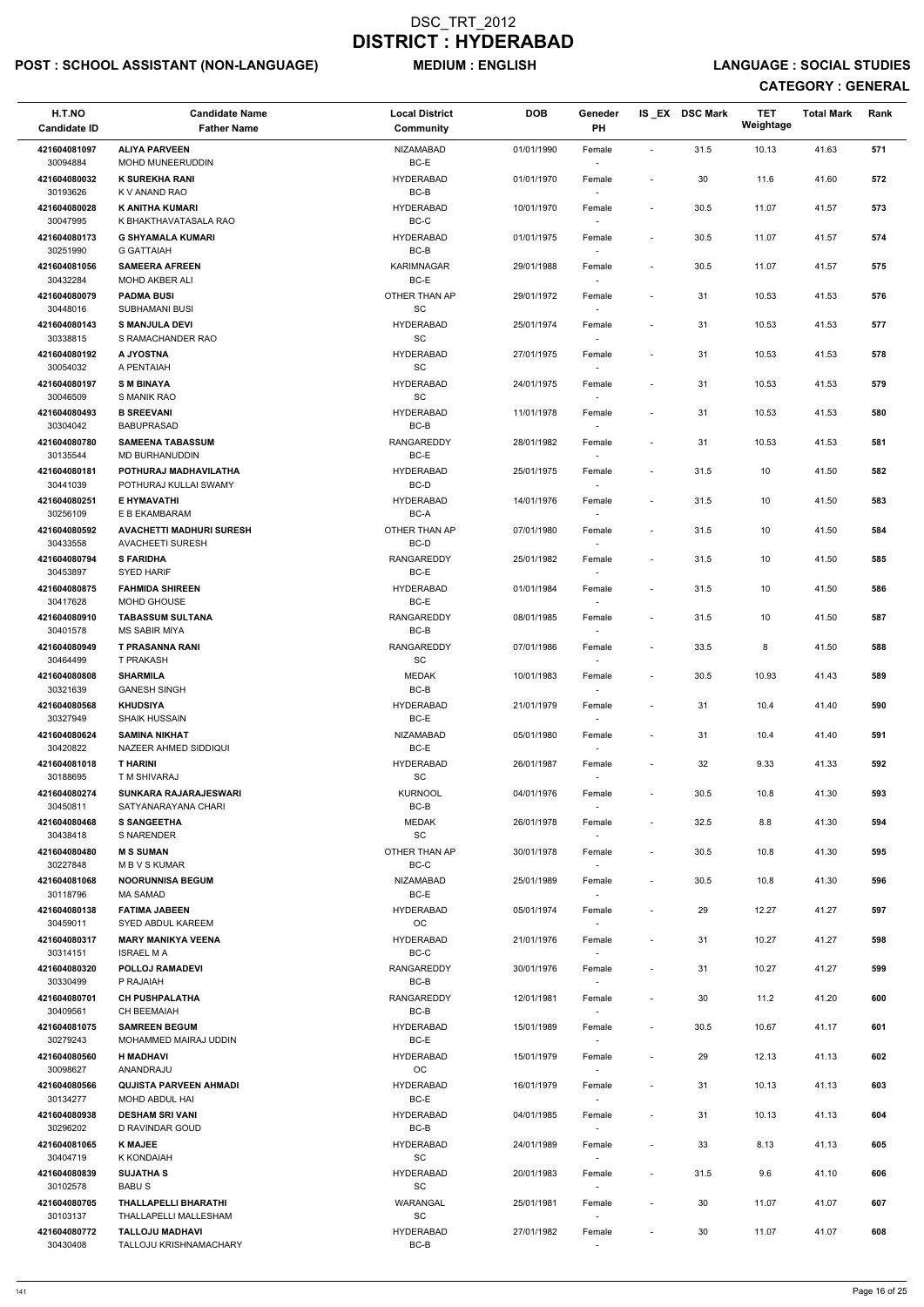# DSC_TRT_2012
# DISTRICT : HYDERABAD

**POST : SCHOOL ASSISTANT (NON-LANGUAGE)** **MEDIUM : ENGLISH** **LANGUAGE : SOCIAL STUDIES**

**CATEGORY : GENERAL**

| H.T.NO<br>Candidate ID | Candidate Name<br>Father Name | Local District<br>Community | DOB | Geneder<br>PH | IS _EX | DSC Mark | TET Weightage | Total Mark | Rank |
|---|---|---|---|---|---|---|---|---|---|
| 421604081097<br>30094884 | ALIYA PARVEEN<br>MOHD MUNEERUDDIN | NIZAMABAD<br>BC-E | 01/01/1990 | Female<br>- | - | 31.5 | 10.13 | 41.63 | 571 |
| 421604080032<br>30193626 | K SUREKHA RANI<br>K V ANAND RAO | HYDERABAD<br>BC-B | 01/01/1970 | Female<br>- | - | 30 | 11.6 | 41.60 | 572 |
| 421604080028<br>30047995 | K ANITHA KUMARI<br>K BHAKTHAVATASALA RAO | HYDERABAD<br>BC-C | 10/01/1970 | Female<br>- | - | 30.5 | 11.07 | 41.57 | 573 |
| 421604080173<br>30251990 | G SHYAMALA KUMARI<br>G GATTAIAH | HYDERABAD<br>BC-B | 01/01/1975 | Female<br>- | - | 30.5 | 11.07 | 41.57 | 574 |
| 421604081056<br>30432284 | SAMEERA AFREEN<br>MOHD AKBER ALI | KARIMNAGAR<br>BC-E | 29/01/1988 | Female<br>- | - | 30.5 | 11.07 | 41.57 | 575 |
| 421604080079<br>30448016 | PADMA BUSI<br>SUBHAMANI BUSI | OTHER THAN AP<br>SC | 29/01/1972 | Female<br>- | - | 31 | 10.53 | 41.53 | 576 |
| 421604080143<br>30338815 | S MANJULA DEVI<br>S RAMACHANDER RAO | HYDERABAD<br>SC | 25/01/1974 | Female<br>- | - | 31 | 10.53 | 41.53 | 577 |
| 421604080192<br>30054032 | A JYOSTNA<br>A PENTAIAH | HYDERABAD<br>SC | 27/01/1975 | Female<br>- | - | 31 | 10.53 | 41.53 | 578 |
| 421604080197<br>30046509 | S M BINAYA<br>S MANIK RAO | HYDERABAD<br>SC | 24/01/1975 | Female<br>- | - | 31 | 10.53 | 41.53 | 579 |
| 421604080493<br>30304042 | B SREEVANI<br>BABUPRASAD | HYDERABAD<br>BC-B | 11/01/1978 | Female<br>- | - | 31 | 10.53 | 41.53 | 580 |
| 421604080780<br>30135544 | SAMEENA TABASSUM<br>MD BURHANUDDIN | RANGAREDDY<br>BC-E | 28/01/1982 | Female<br>- | - | 31 | 10.53 | 41.53 | 581 |
| 421604080181<br>30441039 | POTHURAJ MADHAVILATHA<br>POTHURAJ KULLAI SWAMY | HYDERABAD<br>BC-D | 25/01/1975 | Female<br>- | - | 31.5 | 10 | 41.50 | 582 |
| 421604080251<br>30256109 | E HYMAVATHI<br>E B EKAMBARAM | HYDERABAD<br>BC-A | 14/01/1976 | Female<br>- | - | 31.5 | 10 | 41.50 | 583 |
| 421604080592<br>30433558 | AVACHETTI MADHURI SURESH<br>AVACHEETI SURESH | OTHER THAN AP<br>BC-D | 07/01/1980 | Female<br>- | - | 31.5 | 10 | 41.50 | 584 |
| 421604080794<br>30453897 | S FARIDHA<br>SYED HARIF | RANGAREDDY<br>BC-E | 25/01/1982 | Female<br>- | - | 31.5 | 10 | 41.50 | 585 |
| 421604080875<br>30417628 | FAHMIDA SHIREEN<br>MOHD GHOUSE | HYDERABAD<br>BC-E | 01/01/1984 | Female<br>- | - | 31.5 | 10 | 41.50 | 586 |
| 421604080910<br>30401578 | TABASSUM SULTANA<br>MS SABIR MIYA | RANGAREDDY<br>BC-B | 08/01/1985 | Female<br>- | - | 31.5 | 10 | 41.50 | 587 |
| 421604080949<br>30464499 | T PRASANNA RANI<br>T PRAKASH | RANGAREDDY<br>SC | 07/01/1986 | Female<br>- | - | 33.5 | 8 | 41.50 | 588 |
| 421604080808<br>30321639 | SHARMILA<br>GANESH SINGH | MEDAK<br>BC-B | 10/01/1983 | Female<br>- | - | 30.5 | 10.93 | 41.43 | 589 |
| 421604080568<br>30327949 | KHUDSIYA<br>SHAIK HUSSAIN | HYDERABAD<br>BC-E | 21/01/1979 | Female<br>- | - | 31 | 10.4 | 41.40 | 590 |
| 421604080624<br>30420822 | SAMINA NIKHAT<br>NAZEER AHMED SIDDIQUI | NIZAMABAD<br>BC-E | 05/01/1980 | Female<br>- | - | 31 | 10.4 | 41.40 | 591 |
| 421604081018<br>30188695 | T HARINI<br>T M SHIVARAJ | HYDERABAD<br>SC | 26/01/1987 | Female<br>- | - | 32 | 9.33 | 41.33 | 592 |
| 421604080274<br>30450811 | SUNKARA RAJARAJESWARI<br>SATYANARAYANA CHARI | KURNOOL<br>BC-B | 04/01/1976 | Female<br>- | - | 30.5 | 10.8 | 41.30 | 593 |
| 421604080468<br>30438418 | S SANGEETHA<br>S NARENDER | MEDAK<br>SC | 26/01/1978 | Female<br>- | - | 32.5 | 8.8 | 41.30 | 594 |
| 421604080480<br>30227848 | M S SUMAN<br>M B V S KUMAR | OTHER THAN AP<br>BC-C | 30/01/1978 | Female<br>- | - | 30.5 | 10.8 | 41.30 | 595 |
| 421604081068<br>30118796 | NOORUNNISA BEGUM<br>MA SAMAD | NIZAMABAD<br>BC-E | 25/01/1989 | Female<br>- | - | 30.5 | 10.8 | 41.30 | 596 |
| 421604080138<br>30459011 | FATIMA JABEEN<br>SYED ABDUL KAREEM | HYDERABAD<br>OC | 05/01/1974 | Female<br>- | - | 29 | 12.27 | 41.27 | 597 |
| 421604080317<br>30314151 | MARY MANIKYA VEENA<br>ISRAEL M A | HYDERABAD<br>BC-C | 21/01/1976 | Female<br>- | - | 31 | 10.27 | 41.27 | 598 |
| 421604080320<br>30330499 | POLLOJ RAMADEVI<br>P RAJAIAH | RANGAREDDY<br>BC-B | 30/01/1976 | Female<br>- | - | 31 | 10.27 | 41.27 | 599 |
| 421604080701<br>30409561 | CH PUSHPALATHA<br>CH BEEMAIAH | RANGAREDDY<br>BC-B | 12/01/1981 | Female<br>- | - | 30 | 11.2 | 41.20 | 600 |
| 421604081075<br>30279243 | SAMREEN BEGUM<br>MOHAMMED MAIRAJ UDDIN | HYDERABAD<br>BC-E | 15/01/1989 | Female<br>- | - | 30.5 | 10.67 | 41.17 | 601 |
| 421604080560<br>30098627 | H MADHAVI<br>ANANDRAJU | HYDERABAD<br>OC | 15/01/1979 | Female<br>- | - | 29 | 12.13 | 41.13 | 602 |
| 421604080566<br>30134277 | QUJISTA PARVEEN AHMADI<br>MOHD ABDUL HAI | HYDERABAD<br>BC-E | 16/01/1979 | Female<br>- | - | 31 | 10.13 | 41.13 | 603 |
| 421604080938<br>30296202 | DESHAM SRI VANI<br>D RAVINDAR GOUD | HYDERABAD<br>BC-B | 04/01/1985 | Female<br>- | - | 31 | 10.13 | 41.13 | 604 |
| 421604081065<br>30404719 | K MAJEE<br>K KONDAIAH | HYDERABAD<br>SC | 24/01/1989 | Female<br>- | - | 33 | 8.13 | 41.13 | 605 |
| 421604080839<br>30102578 | SUJATHA S<br>BABU S | HYDERABAD<br>SC | 20/01/1983 | Female<br>- | - | 31.5 | 9.6 | 41.10 | 606 |
| 421604080705<br>30103137 | THALLAPELLI BHARATHI<br>THALLAPELLI MALLESHAM | WARANGAL<br>SC | 25/01/1981 | Female<br>- | - | 30 | 11.07 | 41.07 | 607 |
| 421604080772<br>30430408 | TALLOJU MADHAVI<br>TALLOJU KRISHNAMACHARY | HYDERABAD<br>BC-B | 27/01/1982 | Female<br>- | - | 30 | 11.07 | 41.07 | 608 |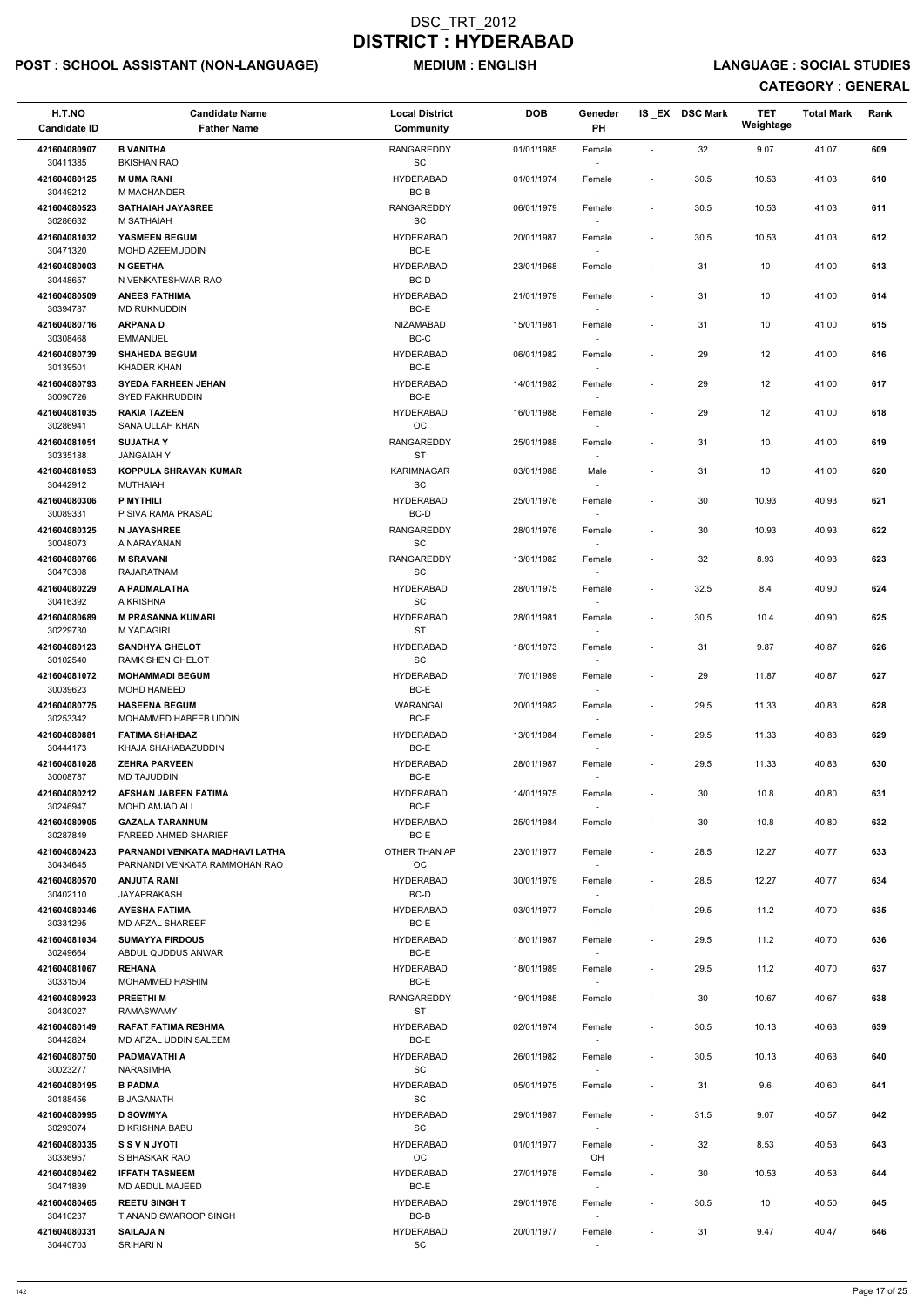# DSC_TRT_2012
# DISTRICT : HYDERABAD

**POST : SCHOOL ASSISTANT (NON-LANGUAGE)** **MEDIUM : ENGLISH** **LANGUAGE : SOCIAL STUDIES**

**CATEGORY : GENERAL**

| H.T.NO<br>Candidate ID | Candidate Name<br>Father Name | Local District<br>Community | DOB | Geneder<br>PH | IS_EX | DSC Mark | TET Weightage | Total Mark | Rank |
|---|---|---|---|---|---|---|---|---|---|
| 421604080907<br>30411385 | **B VANITHA**<br>BKISHAN RAO | RANGAREDDY<br>SC | 01/01/1985 | Female<br>- | - | 32 | 9.07 | 41.07 | 609 |
| 421604080125<br>30449212 | **M UMA RANI**<br>M MACHANDER | HYDERABAD<br>BC-B | 01/01/1974 | Female<br>- | - | 30.5 | 10.53 | 41.03 | 610 |
| 421604080523<br>30286632 | **SATHAIAH JAYASREE**<br>M SATHAIAH | RANGAREDDY<br>SC | 06/01/1979 | Female<br>- | - | 30.5 | 10.53 | 41.03 | 611 |
| 421604081032<br>30471320 | **YASMEEN BEGUM**<br>MOHD AZEEMUDDIN | HYDERABAD<br>BC-E | 20/01/1987 | Female<br>- | - | 30.5 | 10.53 | 41.03 | 612 |
| 421604080003<br>30448657 | **N GEETHA**<br>N VENKATESHWAR RAO | HYDERABAD<br>BC-D | 23/01/1968 | Female<br>- | - | 31 | 10 | 41.00 | 613 |
| 421604080509<br>30394787 | **ANEES FATHIMA**<br>MD RUKNUDDIN | HYDERABAD<br>BC-E | 21/01/1979 | Female<br>- | - | 31 | 10 | 41.00 | 614 |
| 421604080716<br>30308468 | **ARPANA D**<br>EMMANUEL | NIZAMABAD<br>BC-C | 15/01/1981 | Female<br>- | - | 31 | 10 | 41.00 | 615 |
| 421604080739<br>30139501 | **SHAHEDA BEGUM**<br>KHADER KHAN | HYDERABAD<br>BC-E | 06/01/1982 | Female<br>- | - | 29 | 12 | 41.00 | 616 |
| 421604080793<br>30090726 | **SYEDA FARHEEN JEHAN**<br>SYED FAKHRUDDIN | HYDERABAD<br>BC-E | 14/01/1982 | Female<br>- | - | 29 | 12 | 41.00 | 617 |
| 421604081035<br>30286941 | **RAKIA TAZEEN**<br>SANA ULLAH KHAN | HYDERABAD<br>OC | 16/01/1988 | Female<br>- | - | 29 | 12 | 41.00 | 618 |
| 421604081051<br>30335188 | **SUJATHA Y**<br>JANGAIAH Y | RANGAREDDY<br>ST | 25/01/1988 | Female<br>- | - | 31 | 10 | 41.00 | 619 |
| 421604081053<br>30442912 | **KOPPULA SHRAVAN KUMAR**<br>MUTHAIAH | KARIMNAGAR<br>SC | 03/01/1988 | Male<br>- | - | 31 | 10 | 41.00 | 620 |
| 421604080306<br>30089331 | **P MYTHILI**<br>P SIVA RAMA PRASAD | HYDERABAD<br>BC-D | 25/01/1976 | Female<br>- | - | 30 | 10.93 | 40.93 | 621 |
| 421604080325<br>30048073 | **N JAYASHREE**<br>A NARAYANAN | RANGAREDDY<br>SC | 28/01/1976 | Female<br>- | - | 30 | 10.93 | 40.93 | 622 |
| 421604080766<br>30470308 | **M SRAVANI**<br>RAJARATNAM | RANGAREDDY<br>SC | 13/01/1982 | Female<br>- | - | 32 | 8.93 | 40.93 | 623 |
| 421604080229<br>30416392 | **A PADMALATHA**<br>A KRISHNA | HYDERABAD<br>SC | 28/01/1975 | Female<br>- | - | 32.5 | 8.4 | 40.90 | 624 |
| 421604080689<br>30229730 | **M PRASANNA KUMARI**<br>M YADAGIRI | HYDERABAD<br>ST | 28/01/1981 | Female<br>- | - | 30.5 | 10.4 | 40.90 | 625 |
| 421604080123<br>30102540 | **SANDHYA GHELOT**<br>RAMKISHEN GHELOT | HYDERABAD<br>SC | 18/01/1973 | Female<br>- | - | 31 | 9.87 | 40.87 | 626 |
| 421604081072<br>30039623 | **MOHAMMADI BEGUM**<br>MOHD HAMEED | HYDERABAD<br>BC-E | 17/01/1989 | Female<br>- | - | 29 | 11.87 | 40.87 | 627 |
| 421604080775<br>30253342 | **HASEENA BEGUM**<br>MOHAMMED HABEEB UDDIN | WARANGAL<br>BC-E | 20/01/1982 | Female<br>- | - | 29.5 | 11.33 | 40.83 | 628 |
| 421604080881<br>30444173 | **FATIMA SHAHBAZ**<br>KHAJA SHAHABAZUDDIN | HYDERABAD<br>BC-E | 13/01/1984 | Female<br>- | - | 29.5 | 11.33 | 40.83 | 629 |
| 421604081028<br>30008787 | **ZEHRA PARVEEN**<br>MD TAJUDDIN | HYDERABAD<br>BC-E | 28/01/1987 | Female<br>- | - | 29.5 | 11.33 | 40.83 | 630 |
| 421604080212<br>30246947 | **AFSHAN JABEEN FATIMA**<br>MOHD AMJAD ALI | HYDERABAD<br>BC-E | 14/01/1975 | Female<br>- | - | 30 | 10.8 | 40.80 | 631 |
| 421604080905<br>30287849 | **GAZALA TARANNUM**<br>FAREED AHMED SHARIEF | HYDERABAD<br>BC-E | 25/01/1984 | Female<br>- | - | 30 | 10.8 | 40.80 | 632 |
| 421604080423<br>30434645 | **PARNANDI VENKATA MADHAVI LATHA**<br>PARNANDI VENKATA RAMMOHAN RAO | OTHER THAN AP<br>OC | 23/01/1977 | Female<br>- | - | 28.5 | 12.27 | 40.77 | 633 |
| 421604080570<br>30402110 | **ANJUTA RANI**<br>JAYAPRAKASH | HYDERABAD<br>BC-D | 30/01/1979 | Female<br>- | - | 28.5 | 12.27 | 40.77 | 634 |
| 421604080346<br>30331295 | **AYESHA FATIMA**<br>MD AFZAL SHAREEF | HYDERABAD<br>BC-E | 03/01/1977 | Female<br>- | - | 29.5 | 11.2 | 40.70 | 635 |
| 421604081034<br>30249664 | **SUMAYYA FIRDOUS**<br>ABDUL QUDDUS ANWAR | HYDERABAD<br>BC-E | 18/01/1987 | Female<br>- | - | 29.5 | 11.2 | 40.70 | 636 |
| 421604081067<br>30331504 | **REHANA**<br>MOHAMMED HASHIM | HYDERABAD<br>BC-E | 18/01/1989 | Female<br>- | - | 29.5 | 11.2 | 40.70 | 637 |
| 421604080923<br>30430027 | **PREETHI M**<br>RAMASWAMY | RANGAREDDY<br>ST | 19/01/1985 | Female<br>- | - | 30 | 10.67 | 40.67 | 638 |
| 421604080149<br>30442824 | **RAFAT FATIMA RESHMA**<br>MD AFZAL UDDIN SALEEM | HYDERABAD<br>BC-E | 02/01/1974 | Female<br>- | - | 30.5 | 10.13 | 40.63 | 639 |
| 421604080750<br>30023277 | **PADMAVATHI A**<br>NARASIMHA | HYDERABAD<br>SC | 26/01/1982 | Female<br>- | - | 30.5 | 10.13 | 40.63 | 640 |
| 421604080195<br>30188456 | **B PADMA**<br>B JAGANATH | HYDERABAD<br>SC | 05/01/1975 | Female<br>- | - | 31 | 9.6 | 40.60 | 641 |
| 421604080995<br>30293074 | **D SOWMYA**<br>D KRISHNA BABU | HYDERABAD<br>SC | 29/01/1987 | Female<br>- | - | 31.5 | 9.07 | 40.57 | 642 |
| 421604080335<br>30336957 | **S S V N JYOTI**<br>S BHASKAR RAO | HYDERABAD<br>OC | 01/01/1977 | Female<br>OH | - | 32 | 8.53 | 40.53 | 643 |
| 421604080462<br>30471839 | **IFFATH TASNEEM**<br>MD ABDUL MAJEED | HYDERABAD<br>BC-E | 27/01/1978 | Female<br>- | - | 30 | 10.53 | 40.53 | 644 |
| 421604080465<br>30410237 | **REETU SINGH T**<br>T ANAND SWAROOP SINGH | HYDERABAD<br>BC-B | 29/01/1978 | Female<br>- | - | 30.5 | 10 | 40.50 | 645 |
| 421604080331<br>30440703 | **SAILAJA N**<br>SRIHARI N | HYDERABAD<br>SC | 20/01/1977 | Female<br>- | - | 31 | 9.47 | 40.47 | 646 |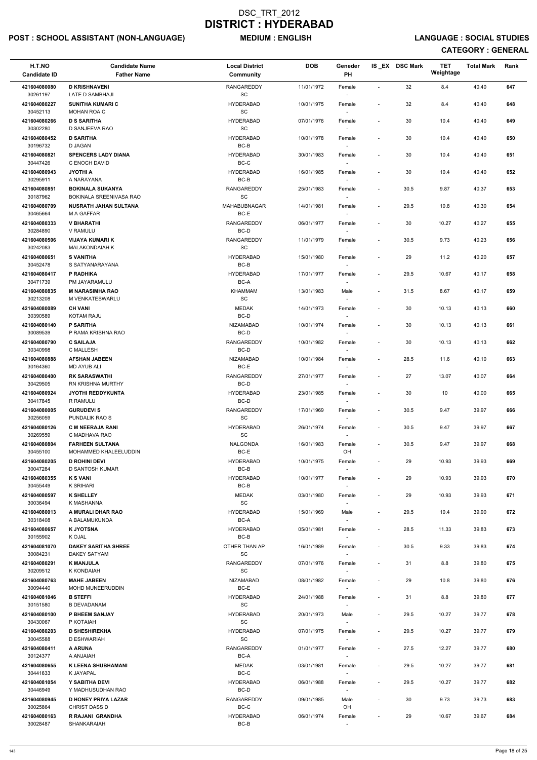# DSC_TRT_2012
# DISTRICT : HYDERABAD

**POST : SCHOOL ASSISTANT (NON-LANGUAGE)** **MEDIUM : ENGLISH** **LANGUAGE : SOCIAL STUDIES**

**CATEGORY : GENERAL**

| H.T.NO / Candidate ID | Candidate Name / Father Name | Local District / Community | DOB | Geneder / PH | IS_EX | DSC Mark | TET Weightage | Total Mark | Rank |
|---|---|---|---|---|---|---|---|---|---|
| 421604080080 / 30261197 | D KRISHNAVENI / LATE D SAMBHAJI | RANGAREDDY / SC | 11/01/1972 | Female / - | - | 32 | 8.4 | 40.40 | 647 |
| 421604080227 / 30452113 | SUNITHA KUMARI C / MOHAN ROA C | HYDERABAD / SC | 10/01/1975 | Female / - | - | 32 | 8.4 | 40.40 | 648 |
| 421604080266 / 30302280 | D S SARITHA / D SANJEEVA RAO | HYDERABAD / SC | 07/01/1976 | Female / - | - | 30 | 10.4 | 40.40 | 649 |
| 421604080452 / 30196732 | D SARITHA / D JAGAN | HYDERABAD / BC-B | 10/01/1978 | Female / - | - | 30 | 10.4 | 40.40 | 650 |
| 421604080821 / 30447426 | SPENCERS LADY DIANA / C ENOCH DAVID | HYDERABAD / BC-C | 30/01/1983 | Female / - | - | 30 | 10.4 | 40.40 | 651 |
| 421604080943 / 30295911 | JYOTHI A / A NARAYANA | HYDERABAD / BC-B | 16/01/1985 | Female / - | - | 30 | 10.4 | 40.40 | 652 |
| 421604080851 / 30187962 | BOKINALA SUKANYA / BOKINALA SREENIVASA RAO | RANGAREDDY / SC | 25/01/1983 | Female / - | - | 30.5 | 9.87 | 40.37 | 653 |
| 421604080709 / 30465664 | NUSRATH JAHAN SULTANA / M A GAFFAR | MAHABUBNAGAR / BC-E | 14/01/1981 | Female / - | - | 29.5 | 10.8 | 40.30 | 654 |
| 421604080333 / 30284890 | V BHARATHI / V RAMULU | RANGAREDDY / BC-D | 06/01/1977 | Female / - | - | 30 | 10.27 | 40.27 | 655 |
| 421604080506 / 30242083 | VIJAYA KUMARI K / MALAKONDAIAH K | RANGAREDDY / SC | 11/01/1979 | Female / - | - | 30.5 | 9.73 | 40.23 | 656 |
| 421604080651 / 30452478 | S VANITHA / S SATYANARAYANA | HYDERABAD / BC-B | 15/01/1980 | Female / - | - | 29 | 11.2 | 40.20 | 657 |
| 421604080417 / 30471739 | P RADHIKA / PM JAYARAMULU | HYDERABAD / BC-A | 17/01/1977 | Female / - | - | 29.5 | 10.67 | 40.17 | 658 |
| 421604080835 / 30213208 | M NARASIMHA RAO / M VENKATESWARLU | KHAMMAM / SC | 13/01/1983 | Male / - | - | 31.5 | 8.67 | 40.17 | 659 |
| 421604080089 / 30390589 | CH VANI / KOTAM RAJU | MEDAK / BC-D | 14/01/1973 | Female / - | - | 30 | 10.13 | 40.13 | 660 |
| 421604080140 / 30089539 | P SARITHA / P RAMA KRISHNA RAO | NIZAMABAD / BC-D | 10/01/1974 | Female / - | - | 30 | 10.13 | 40.13 | 661 |
| 421604080790 / 30340998 | C SAILAJA / C MALLESH | RANGAREDDY / BC-D | 10/01/1982 | Female / - | - | 30 | 10.13 | 40.13 | 662 |
| 421604080888 / 30164360 | AFSHAN JABEEN / MD AYUB ALI | NIZAMABAD / BC-E | 10/01/1984 | Female / - | - | 28.5 | 11.6 | 40.10 | 663 |
| 421604080400 / 30429505 | RK SARASWATHI / RN KRISHNA MURTHY | RANGAREDDY / BC-D | 27/01/1977 | Female / - | - | 27 | 13.07 | 40.07 | 664 |
| 421604080924 / 30417845 | JYOTHI REDDYKUNTA / R RAMULU | HYDERABAD / BC-D | 23/01/1985 | Female / - | - | 30 | 10 | 40.00 | 665 |
| 421604080005 / 30256059 | GURUDEVI S / PUNDALIK RAO S | RANGAREDDY / SC | 17/01/1969 | Female / - | - | 30.5 | 9.47 | 39.97 | 666 |
| 421604080126 / 30269559 | C M NEERAJA RANI / C MADHAVA RAO | HYDERABAD / SC | 26/01/1974 | Female / - | - | 30.5 | 9.47 | 39.97 | 667 |
| 421604080804 / 30455100 | FARHEEN SULTANA / MOHAMMED KHALEELUDDIN | NALGONDA / BC-E | 16/01/1983 | Female / OH | - | 30.5 | 9.47 | 39.97 | 668 |
| 421604080205 / 30047284 | D ROHINI DEVI / D SANTOSH KUMAR | HYDERABAD / BC-B | 10/01/1975 | Female / - | - | 29 | 10.93 | 39.93 | 669 |
| 421604080355 / 30455449 | K S VANI / K SRIHARI | HYDERABAD / BC-B | 10/01/1977 | Female / - | - | 29 | 10.93 | 39.93 | 670 |
| 421604080597 / 30036494 | K SHELLEY / K MASHANNA | MEDAK / SC | 03/01/1980 | Female / - | - | 29 | 10.93 | 39.93 | 671 |
| 421604080013 / 30318408 | A MURALI DHAR RAO / A BALAMUKUNDA | HYDERABAD / BC-A | 15/01/1969 | Male / - | - | 29.5 | 10.4 | 39.90 | 672 |
| 421604080657 / 30155902 | K JYOTSNA / K OJAL | HYDERABAD / BC-B | 05/01/1981 | Female / - | - | 28.5 | 11.33 | 39.83 | 673 |
| 421604081070 / 30084231 | DAKEY SARITHA SHREE / DAKEY SATYAM | OTHER THAN AP / SC | 16/01/1989 | Female / - | - | 30.5 | 9.33 | 39.83 | 674 |
| 421604080291 / 30209512 | K MANJULA / K KONDAIAH | RANGAREDDY / SC | 07/01/1976 | Female / - | - | 31 | 8.8 | 39.80 | 675 |
| 421604080763 / 30094440 | MAHE JABEEN / MOHD MUNEERUDDIN | NIZAMABAD / BC-E | 08/01/1982 | Female / - | - | 29 | 10.8 | 39.80 | 676 |
| 421604081046 / 30151580 | B STEFFI / B DEVADANAM | HYDERABAD / SC | 24/01/1988 | Female / - | - | 31 | 8.8 | 39.80 | 677 |
| 421604080100 / 30430067 | P BHEEM SANJAY / P KOTAIAH | HYDERABAD / SC | 20/01/1973 | Male / - | - | 29.5 | 10.27 | 39.77 | 678 |
| 421604080203 / 30045588 | D SHESHIREKHA / D ESHWARIAH | HYDERABAD / SC | 07/01/1975 | Female / - | - | 29.5 | 10.27 | 39.77 | 679 |
| 421604080411 / 30124377 | A ARUNA / A ANJAIAH | RANGAREDDY / BC-A | 01/01/1977 | Female / - | - | 27.5 | 12.27 | 39.77 | 680 |
| 421604080655 / 30441633 | K LEENA SHUBHAMANI / K JAYAPAL | MEDAK / BC-C | 03/01/1981 | Female / - | - | 29.5 | 10.27 | 39.77 | 681 |
| 421604081054 / 30446949 | Y SABITHA DEVI / Y MADHUSUDHAN RAO | HYDERABAD / BC-D | 06/01/1988 | Female / - | - | 29.5 | 10.27 | 39.77 | 682 |
| 421604080945 / 30025864 | D HONEY PRIYA LAZAR / CHRIST DASS D | RANGAREDDY / BC-C | 09/01/1985 | Male / OH | - | 30 | 9.73 | 39.73 | 683 |
| 421604080163 / 30028487 | R RAJANI GRANDHA / SHANKARAIAH | HYDERABAD / BC-B | 06/01/1974 | Female / - | - | 29 | 10.67 | 39.67 | 684 |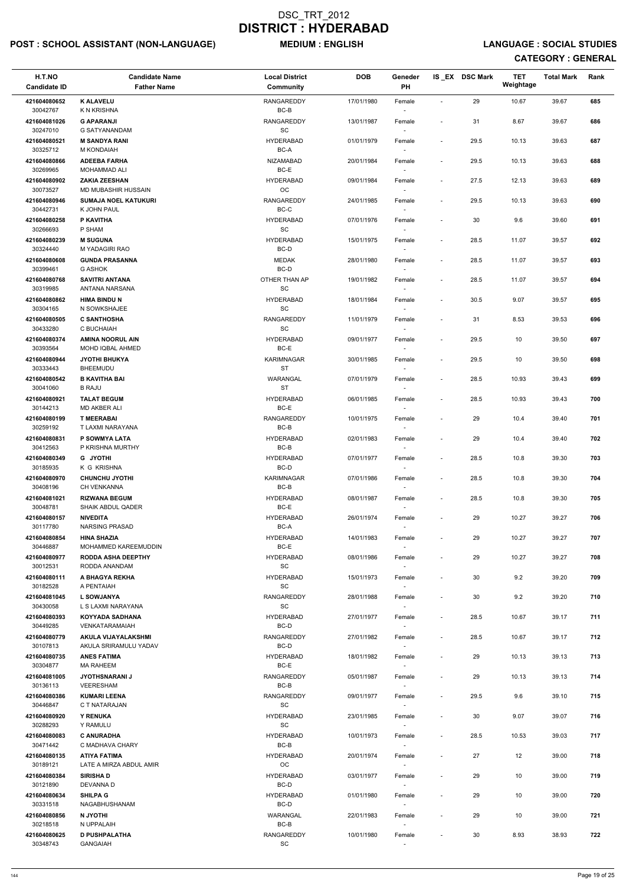# DSC_TRT_2012
# DISTRICT : HYDERABAD

**POST : SCHOOL ASSISTANT (NON-LANGUAGE)** **MEDIUM : ENGLISH** **LANGUAGE : SOCIAL STUDIES**

**CATEGORY : GENERAL**

| H.T.NO / Candidate ID | Candidate Name / Father Name | Local District / Community | DOB | Geneder / PH | IS_EX | DSC Mark | TET Weightage | Total Mark | Rank |
|---|---|---|---|---|---|---|---|---|---|
| 421604080652 / 30042767 | K ALAVELU / K N KRISHNA | RANGAREDDY / BC-B | 17/01/1980 | Female / - | - | 29 | 10.67 | 39.67 | 685 |
| 421604081026 / 30247010 | G APARANJI / G SATYANANDAM | RANGAREDDY / SC | 13/01/1987 | Female / - | - | 31 | 8.67 | 39.67 | 686 |
| 421604080521 / 30325712 | M SANDYA RANI / M KONDAIAH | HYDERABAD / BC-A | 01/01/1979 | Female / - | - | 29.5 | 10.13 | 39.63 | 687 |
| 421604080866 / 30269965 | ADEEBA FARHA / MOHAMMAD ALI | NIZAMABAD / BC-E | 20/01/1984 | Female / - | - | 29.5 | 10.13 | 39.63 | 688 |
| 421604080902 / 30073527 | ZAKIA ZEESHAN / MD MUBASHIR HUSSAIN | HYDERABAD / OC | 09/01/1984 | Female / - | - | 27.5 | 12.13 | 39.63 | 689 |
| 421604080946 / 30442731 | SUMAJA NOEL KATUKURI / K JOHN PAUL | RANGAREDDY / BC-C | 24/01/1985 | Female / - | - | 29.5 | 10.13 | 39.63 | 690 |
| 421604080258 / 30266693 | P KAVITHA / P SHAM | HYDERABAD / SC | 07/01/1976 | Female / - | - | 30 | 9.6 | 39.60 | 691 |
| 421604080239 / 30324440 | M SUGUNA / M YADAGIRI RAO | HYDERABAD / BC-D | 15/01/1975 | Female / - | - | 28.5 | 11.07 | 39.57 | 692 |
| 421604080608 / 30399461 | GUNDA PRASANNA / G ASHOK | MEDAK / BC-D | 28/01/1980 | Female / - | - | 28.5 | 11.07 | 39.57 | 693 |
| 421604080768 / 30319985 | SAVITRI ANTANA / ANTANA NARSANA | OTHER THAN AP / SC | 19/01/1982 | Female / - | - | 28.5 | 11.07 | 39.57 | 694 |
| 421604080862 / 30304165 | HIMA BINDU N / N SOWKSHAJEE | HYDERABAD / SC | 18/01/1984 | Female / - | - | 30.5 | 9.07 | 39.57 | 695 |
| 421604080505 / 30433280 | C SANTHOSHA / C BUCHAIAH | RANGAREDDY / SC | 11/01/1979 | Female / - | - | 31 | 8.53 | 39.53 | 696 |
| 421604080374 / 30393564 | AMINA NOORUL AIN / MOHD IQBAL AHMED | HYDERABAD / BC-E | 09/01/1977 | Female / - | - | 29.5 | 10 | 39.50 | 697 |
| 421604080944 / 30333443 | JYOTHI BHUKYA / BHEEMUDU | KARIMNAGAR / ST | 30/01/1985 | Female / - | - | 29.5 | 10 | 39.50 | 698 |
| 421604080542 / 30041060 | B KAVITHA BAI / B RAJU | WARANGAL / ST | 07/01/1979 | Female / - | - | 28.5 | 10.93 | 39.43 | 699 |
| 421604080921 / 30144213 | TALAT BEGUM / MD AKBER ALI | HYDERABAD / BC-E | 06/01/1985 | Female / - | - | 28.5 | 10.93 | 39.43 | 700 |
| 421604080199 / 30259192 | T MEERABAI / T LAXMI NARAYANA | RANGAREDDY / BC-B | 10/01/1975 | Female / - | - | 29 | 10.4 | 39.40 | 701 |
| 421604080831 / 30412563 | P SOWMYA LATA / P KRISHNA MURTHY | HYDERABAD / BC-B | 02/01/1983 | Female / - | - | 29 | 10.4 | 39.40 | 702 |
| 421604080349 / 30185935 | G JYOTHI / K G KRISHNA | HYDERABAD / BC-D | 07/01/1977 | Female / - | - | 28.5 | 10.8 | 39.30 | 703 |
| 421604080970 / 30408196 | CHUNCHU JYOTHI / CH VENKANNA | KARIMNAGAR / BC-B | 07/01/1986 | Female / - | - | 28.5 | 10.8 | 39.30 | 704 |
| 421604081021 / 30048781 | RIZWANA BEGUM / SHAIK ABDUL QADER | HYDERABAD / BC-E | 08/01/1987 | Female / - | - | 28.5 | 10.8 | 39.30 | 705 |
| 421604080157 / 30117780 | NIVEDITA / NARSING PRASAD | HYDERABAD / BC-A | 26/01/1974 | Female / - | - | 29 | 10.27 | 39.27 | 706 |
| 421604080854 / 30446887 | HINA SHAZIA / MOHAMMED KAREEMUDDIN | HYDERABAD / BC-E | 14/01/1983 | Female / - | - | 29 | 10.27 | 39.27 | 707 |
| 421604080977 / 30012531 | RODDA ASHA DEEPTHY / RODDA ANANDAM | HYDERABAD / SC | 08/01/1986 | Female / - | - | 29 | 10.27 | 39.27 | 708 |
| 421604080111 / 30182528 | A BHAGYA REKHA / A PENTAIAH | HYDERABAD / SC | 15/01/1973 | Female / - | - | 30 | 9.2 | 39.20 | 709 |
| 421604081045 / 30430058 | L SOWJANYA / L S LAXMI NARAYANA | RANGAREDDY / SC | 28/01/1988 | Female / - | - | 30 | 9.2 | 39.20 | 710 |
| 421604080393 / 30449285 | KOYYADA SADHANA / VENKATARAMAIAH | HYDERABAD / BC-D | 27/01/1977 | Female / - | - | 28.5 | 10.67 | 39.17 | 711 |
| 421604080779 / 30107813 | AKULA VIJAYALAKSHMI / AKULA SRIRAMULU YADAV | RANGAREDDY / BC-D | 27/01/1982 | Female / - | - | 28.5 | 10.67 | 39.17 | 712 |
| 421604080735 / 30304877 | ANES FATIMA / MA RAHEEM | HYDERABAD / BC-E | 18/01/1982 | Female / - | - | 29 | 10.13 | 39.13 | 713 |
| 421604081005 / 30136113 | JYOTHSNARANI J / VEERESHAM | RANGAREDDY / BC-B | 05/01/1987 | Female / - | - | 29 | 10.13 | 39.13 | 714 |
| 421604080386 / 30446847 | KUMARI LEENA / C T NATARAJAN | RANGAREDDY / SC | 09/01/1977 | Female / - | - | 29.5 | 9.6 | 39.10 | 715 |
| 421604080920 / 30288293 | Y RENUKA / Y RAMULU | HYDERABAD / SC | 23/01/1985 | Female / - | - | 30 | 9.07 | 39.07 | 716 |
| 421604080083 / 30471442 | C ANURADHA / C MADHAVA CHARY | HYDERABAD / BC-B | 10/01/1973 | Female / - | - | 28.5 | 10.53 | 39.03 | 717 |
| 421604080135 / 30189121 | ATIYA FATIMA / LATE A MIRZA ABDUL AMIR | HYDERABAD / OC | 20/01/1974 | Female / - | - | 27 | 12 | 39.00 | 718 |
| 421604080384 / 30121890 | SIRISHA D / DEVANNA D | HYDERABAD / BC-D | 03/01/1977 | Female / - | - | 29 | 10 | 39.00 | 719 |
| 421604080634 / 30331518 | SHILPA G / NAGABHUSHANAM | HYDERABAD / BC-D | 01/01/1980 | Female / - | - | 29 | 10 | 39.00 | 720 |
| 421604080856 / 30218518 | N JYOTHI / N UPPALAIH | WARANGAL / BC-B | 22/01/1983 | Female / - | - | 29 | 10 | 39.00 | 721 |
| 421604080625 / 30348743 | D PUSHPALATHA / GANGAIAH | RANGAREDDY / SC | 10/01/1980 | Female / - | - | 30 | 8.93 | 38.93 | 722 |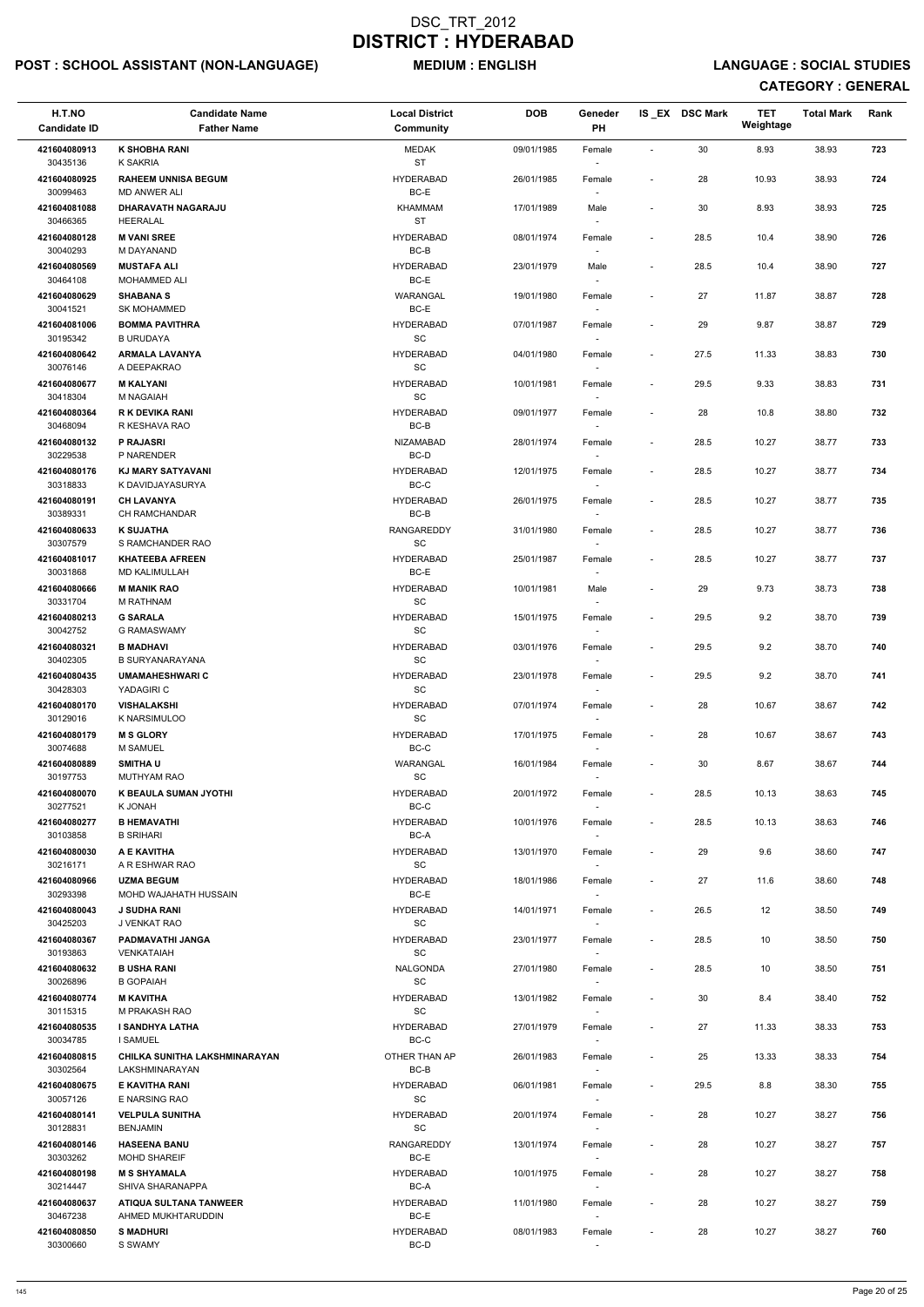# DSC_TRT_2012
# DISTRICT : HYDERABAD

**POST : SCHOOL ASSISTANT (NON-LANGUAGE)** **MEDIUM : ENGLISH** **LANGUAGE : SOCIAL STUDIES**

**CATEGORY : GENERAL**

| H.T.NO / Candidate ID | Candidate Name / Father Name | Local District / Community | DOB | Geneder / PH | IS_EX | DSC Mark | TET Weightage | Total Mark | Rank |
|---|---|---|---|---|---|---|---|---|---|
| 421604080913 / 30435136 | **K SHOBHA RANI** / K SAKRIA | MEDAK / ST | 09/01/1985 | Female / - | - | 30 | 8.93 | 38.93 | 723 |
| 421604080925 / 30099463 | **RAHEEM UNNISA BEGUM** / MD ANWER ALI | HYDERABAD / BC-E | 26/01/1985 | Female / - | - | 28 | 10.93 | 38.93 | 724 |
| 421604081088 / 30466365 | **DHARAVATH NAGARAJU** / HEERALAL | KHAMMAM / ST | 17/01/1989 | Male / - | - | 30 | 8.93 | 38.93 | 725 |
| 421604080128 / 30040293 | **M VANI SREE** / M DAYANAND | HYDERABAD / BC-B | 08/01/1974 | Female / - | - | 28.5 | 10.4 | 38.90 | 726 |
| 421604080569 / 30464108 | **MUSTAFA ALI** / MOHAMMED ALI | HYDERABAD / BC-E | 23/01/1979 | Male / - | - | 28.5 | 10.4 | 38.90 | 727 |
| 421604080629 / 30041521 | **SHABANA S** / SK MOHAMMED | WARANGAL / BC-E | 19/01/1980 | Female / - | - | 27 | 11.87 | 38.87 | 728 |
| 421604081006 / 30195342 | **BOMMA PAVITHRA** / B URUDAYA | HYDERABAD / SC | 07/01/1987 | Female / - | - | 29 | 9.87 | 38.87 | 729 |
| 421604080642 / 30076146 | **ARMALA LAVANYA** / A DEEPAKRAO | HYDERABAD / SC | 04/01/1980 | Female / - | - | 27.5 | 11.33 | 38.83 | 730 |
| 421604080677 / 30418304 | **M KALYANI** / M NAGAIAH | HYDERABAD / SC | 10/01/1981 | Female / - | - | 29.5 | 9.33 | 38.83 | 731 |
| 421604080364 / 30468094 | **R K DEVIKA RANI** / R KESHAVA RAO | HYDERABAD / BC-B | 09/01/1977 | Female / - | - | 28 | 10.8 | 38.80 | 732 |
| 421604080132 / 30229538 | **P RAJASRI** / P NARENDER | NIZAMABAD / BC-D | 28/01/1974 | Female / - | - | 28.5 | 10.27 | 38.77 | 733 |
| 421604080176 / 30318833 | **KJ MARY SATYAVANI** / K DAVIDJAYASURYA | HYDERABAD / BC-C | 12/01/1975 | Female / - | - | 28.5 | 10.27 | 38.77 | 734 |
| 421604080191 / 30389331 | **CH LAVANYA** / CH RAMCHANDAR | HYDERABAD / BC-B | 26/01/1975 | Female / - | - | 28.5 | 10.27 | 38.77 | 735 |
| 421604080633 / 30307579 | **K SUJATHA** / S RAMCHANDER RAO | RANGAREDDY / SC | 31/01/1980 | Female / - | - | 28.5 | 10.27 | 38.77 | 736 |
| 421604081017 / 30031868 | **KHATEEBA AFREEN** / MD KALIMULLAH | HYDERABAD / BC-E | 25/01/1987 | Female / - | - | 28.5 | 10.27 | 38.77 | 737 |
| 421604080666 / 30331704 | **M MANIK RAO** / M RATHNAM | HYDERABAD / SC | 10/01/1981 | Male / - | - | 29 | 9.73 | 38.73 | 738 |
| 421604080213 / 30042752 | **G SARALA** / G RAMASWAMY | HYDERABAD / SC | 15/01/1975 | Female / - | - | 29.5 | 9.2 | 38.70 | 739 |
| 421604080321 / 30402305 | **B MADHAVI** / B SURYANARAYANA | HYDERABAD / SC | 03/01/1976 | Female / - | - | 29.5 | 9.2 | 38.70 | 740 |
| 421604080435 / 30428303 | **UMAMAHESHWARI C** / YADAGIRI C | HYDERABAD / SC | 23/01/1978 | Female / - | - | 29.5 | 9.2 | 38.70 | 741 |
| 421604080170 / 30129016 | **VISHALAKSHI** / K NARSIMULOO | HYDERABAD / SC | 07/01/1974 | Female / - | - | 28 | 10.67 | 38.67 | 742 |
| 421604080179 / 30074688 | **M S GLORY** / M SAMUEL | HYDERABAD / BC-C | 17/01/1975 | Female / - | - | 28 | 10.67 | 38.67 | 743 |
| 421604080889 / 30197753 | **SMITHA U** / MUTHYAM RAO | WARANGAL / SC | 16/01/1984 | Female / - | - | 30 | 8.67 | 38.67 | 744 |
| 421604080070 / 30277521 | **K BEAULA SUMAN JYOTHI** / K JONAH | HYDERABAD / BC-C | 20/01/1972 | Female / - | - | 28.5 | 10.13 | 38.63 | 745 |
| 421604080277 / 30103858 | **B HEMAVATHI** / B SRIHARI | HYDERABAD / BC-A | 10/01/1976 | Female / - | - | 28.5 | 10.13 | 38.63 | 746 |
| 421604080030 / 30216171 | **A E KAVITHA** / A R ESHWAR RAO | HYDERABAD / SC | 13/01/1970 | Female / - | - | 29 | 9.6 | 38.60 | 747 |
| 421604080966 / 30293398 | **UZMA BEGUM** / MOHD WAJAHATH HUSSAIN | HYDERABAD / BC-E | 18/01/1986 | Female / - | - | 27 | 11.6 | 38.60 | 748 |
| 421604080043 / 30425203 | **J SUDHA RANI** / J VENKAT RAO | HYDERABAD / SC | 14/01/1971 | Female / - | - | 26.5 | 12 | 38.50 | 749 |
| 421604080367 / 30193863 | **PADMAVATHI JANGA** / VENKATAIAH | HYDERABAD / SC | 23/01/1977 | Female / - | - | 28.5 | 10 | 38.50 | 750 |
| 421604080632 / 30026896 | **B USHA RANI** / B GOPAIAH | NALGONDA / SC | 27/01/1980 | Female / - | - | 28.5 | 10 | 38.50 | 751 |
| 421604080774 / 30115315 | **M KAVITHA** / M PRAKASH RAO | HYDERABAD / SC | 13/01/1982 | Female / - | - | 30 | 8.4 | 38.40 | 752 |
| 421604080535 / 30034785 | **I SANDHYA LATHA** / I SAMUEL | HYDERABAD / BC-C | 27/01/1979 | Female / - | - | 27 | 11.33 | 38.33 | 753 |
| 421604080815 / 30302564 | **CHILKA SUNITHA LAKSHMINARAYAN** / LAKSHMINARAYAN | OTHER THAN AP / BC-B | 26/01/1983 | Female / - | - | 25 | 13.33 | 38.33 | 754 |
| 421604080675 / 30057126 | **E KAVITHA RANI** / E NARSING RAO | HYDERABAD / SC | 06/01/1981 | Female / - | - | 29.5 | 8.8 | 38.30 | 755 |
| 421604080141 / 30128831 | **VELPULA SUNITHA** / BENJAMIN | HYDERABAD / SC | 20/01/1974 | Female / - | - | 28 | 10.27 | 38.27 | 756 |
| 421604080146 / 30303262 | **HASEENA BANU** / MOHD SHAREIF | RANGAREDDY / BC-E | 13/01/1974 | Female / - | - | 28 | 10.27 | 38.27 | 757 |
| 421604080198 / 30214447 | **M S SHYAMALA** / SHIVA SHARANAPPA | HYDERABAD / BC-A | 10/01/1975 | Female / - | - | 28 | 10.27 | 38.27 | 758 |
| 421604080637 / 30467238 | **ATIQUA SULTANA TANWEER** / AHMED MUKHTARUDDIN | HYDERABAD / BC-E | 11/01/1980 | Female / - | - | 28 | 10.27 | 38.27 | 759 |
| 421604080850 / 30300660 | **S MADHURI** / S SWAMY | HYDERABAD / BC-D | 08/01/1983 | Female / - | - | 28 | 10.27 | 38.27 | 760 |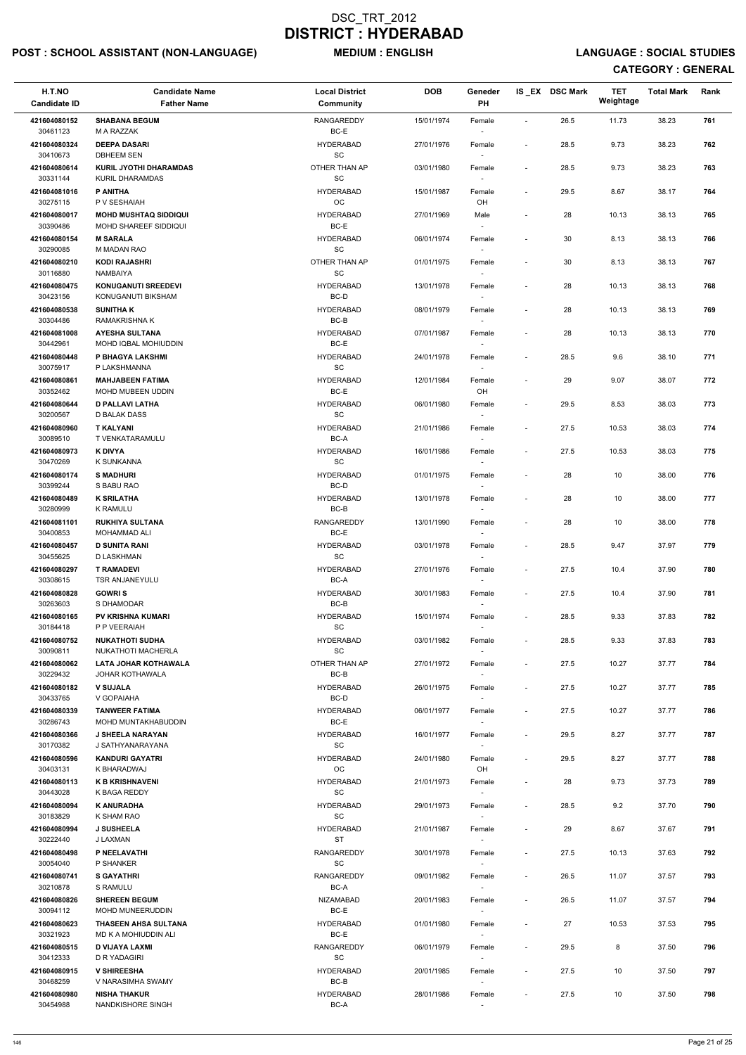# DSC_TRT_2012
# DISTRICT : HYDERABAD

**POST : SCHOOL ASSISTANT (NON-LANGUAGE)** **MEDIUM : ENGLISH** **LANGUAGE : SOCIAL STUDIES**

**CATEGORY : GENERAL**

| H.T.NO / Candidate ID | Candidate Name / Father Name | Local District / Community | DOB | Geneder / PH | IS_EX | DSC Mark | TET Weightage | Total Mark | Rank |
|---|---|---|---|---|---|---|---|---|---|
| 421604080152 / 30461123 | **SHABANA BEGUM** / M A RAZZAK | RANGAREDDY / BC-E | 15/01/1974 | Female / - | - | 26.5 | 11.73 | 38.23 | 761 |
| 421604080324 / 30410673 | **DEEPA DASARI** / DBHEEM SEN | HYDERABAD / SC | 27/01/1976 | Female / - | - | 28.5 | 9.73 | 38.23 | 762 |
| 421604080614 / 30331144 | **KURIL JYOTHI DHARAMDAS** / KURIL DHARAMDAS | OTHER THAN AP / SC | 03/01/1980 | Female / - | - | 28.5 | 9.73 | 38.23 | 763 |
| 421604081016 / 30275115 | **P ANITHA** / P V SESHAIAH | HYDERABAD / OC | 15/01/1987 | Female / OH | - | 29.5 | 8.67 | 38.17 | 764 |
| 421604080017 / 30390486 | **MOHD MUSHTAQ SIDDIQUI** / MOHD SHAREEF SIDDIQUI | HYDERABAD / BC-E | 27/01/1969 | Male / - | - | 28 | 10.13 | 38.13 | 765 |
| 421604080154 / 30290085 | **M SARALA** / M MADAN RAO | HYDERABAD / SC | 06/01/1974 | Female / - | - | 30 | 8.13 | 38.13 | 766 |
| 421604080210 / 30116880 | **KODI RAJASHRI** / NAMBAIYA | OTHER THAN AP / SC | 01/01/1975 | Female / - | - | 30 | 8.13 | 38.13 | 767 |
| 421604080475 / 30423156 | **KONUGANUTI SREEDEVI** / KONUGANUTI BIKSHAM | HYDERABAD / BC-D | 13/01/1978 | Female / - | - | 28 | 10.13 | 38.13 | 768 |
| 421604080538 / 30304486 | **SUNITHA K** / RAMAKRISHNA K | HYDERABAD / BC-B | 08/01/1979 | Female / - | - | 28 | 10.13 | 38.13 | 769 |
| 421604081008 / 30442961 | **AYESHA SULTANA** / MOHD IQBAL MOHIUDDIN | HYDERABAD / BC-E | 07/01/1987 | Female / - | - | 28 | 10.13 | 38.13 | 770 |
| 421604080448 / 30075917 | **P BHAGYA LAKSHMI** / P LAKSHMANNA | HYDERABAD / SC | 24/01/1978 | Female / - | - | 28.5 | 9.6 | 38.10 | 771 |
| 421604080861 / 30352462 | **MAHJABEEN FATIMA** / MOHD MUBEEN UDDIN | HYDERABAD / BC-E | 12/01/1984 | Female / OH | - | 29 | 9.07 | 38.07 | 772 |
| 421604080644 / 30200567 | **D PALLAVI LATHA** / D BALAK DASS | HYDERABAD / SC | 06/01/1980 | Female / - | - | 29.5 | 8.53 | 38.03 | 773 |
| 421604080960 / 30089510 | **T KALYANI** / T VENKATARAMULU | HYDERABAD / BC-A | 21/01/1986 | Female / - | - | 27.5 | 10.53 | 38.03 | 774 |
| 421604080973 / 30470269 | **K DIVYA** / K SUNKANNA | HYDERABAD / SC | 16/01/1986 | Female / - | - | 27.5 | 10.53 | 38.03 | 775 |
| 421604080174 / 30399244 | **S MADHURI** / S BABU RAO | HYDERABAD / BC-D | 01/01/1975 | Female / - | - | 28 | 10 | 38.00 | 776 |
| 421604080489 / 30280999 | **K SRILATHA** / K RAMULU | HYDERABAD / BC-B | 13/01/1978 | Female / - | - | 28 | 10 | 38.00 | 777 |
| 421604081101 / 30400853 | **RUKHIYA SULTANA** / MOHAMMAD ALI | RANGAREDDY / BC-E | 13/01/1990 | Female / - | - | 28 | 10 | 38.00 | 778 |
| 421604080457 / 30455625 | **D SUNITA RANI** / D LASKHMAN | HYDERABAD / SC | 03/01/1978 | Female / - | - | 28.5 | 9.47 | 37.97 | 779 |
| 421604080297 / 30308615 | **T RAMADEVI** / TSR ANJANEYULU | HYDERABAD / BC-A | 27/01/1976 | Female / - | - | 27.5 | 10.4 | 37.90 | 780 |
| 421604080828 / 30263603 | **GOWRI S** / S DHAMODAR | HYDERABAD / BC-B | 30/01/1983 | Female / - | - | 27.5 | 10.4 | 37.90 | 781 |
| 421604080165 / 30184418 | **PV KRISHNA KUMARI** / P P VEERAIAH | HYDERABAD / SC | 15/01/1974 | Female / - | - | 28.5 | 9.33 | 37.83 | 782 |
| 421604080752 / 30090811 | **NUKATHOTI SUDHA** / NUKATHOTI MACHERLA | HYDERABAD / SC | 03/01/1982 | Female / - | - | 28.5 | 9.33 | 37.83 | 783 |
| 421604080062 / 30229432 | **LATA JOHAR KOTHAWALA** / JOHAR KOTHAWALA | OTHER THAN AP / BC-B | 27/01/1972 | Female / - | - | 27.5 | 10.27 | 37.77 | 784 |
| 421604080182 / 30433765 | **V SUJALA** / V GOPAIAHA | HYDERABAD / BC-D | 26/01/1975 | Female / - | - | 27.5 | 10.27 | 37.77 | 785 |
| 421604080339 / 30286743 | **TANWEER FATIMA** / MOHD MUNTAKHABUDDIN | HYDERABAD / BC-E | 06/01/1977 | Female / - | - | 27.5 | 10.27 | 37.77 | 786 |
| 421604080366 / 30170382 | **J SHEELA NARAYAN** / J SATHYANARAYANA | HYDERABAD / SC | 16/01/1977 | Female / - | - | 29.5 | 8.27 | 37.77 | 787 |
| 421604080596 / 30403131 | **KANDURI GAYATRI** / K BHARADWAJ | HYDERABAD / OC | 24/01/1980 | Female / OH | - | 29.5 | 8.27 | 37.77 | 788 |
| 421604080113 / 30443028 | **K B KRISHNAVENI** / K BAGA REDDY | HYDERABAD / SC | 21/01/1973 | Female / - | - | 28 | 9.73 | 37.73 | 789 |
| 421604080094 / 30183829 | **K ANURADHA** / K SHAM RAO | HYDERABAD / SC | 29/01/1973 | Female / - | - | 28.5 | 9.2 | 37.70 | 790 |
| 421604080994 / 30222440 | **J SUSHEELA** / J LAXMAN | HYDERABAD / ST | 21/01/1987 | Female / - | - | 29 | 8.67 | 37.67 | 791 |
| 421604080498 / 30054040 | **P NEELAVATHI** / P SHANKER | RANGAREDDY / SC | 30/01/1978 | Female / - | - | 27.5 | 10.13 | 37.63 | 792 |
| 421604080741 / 30210878 | **S GAYATHRI** / S RAMULU | RANGAREDDY / BC-A | 09/01/1982 | Female / - | - | 26.5 | 11.07 | 37.57 | 793 |
| 421604080826 / 30094112 | **SHEREEN BEGUM** / MOHD MUNEERUDDIN | NIZAMABAD / BC-E | 20/01/1983 | Female / - | - | 26.5 | 11.07 | 37.57 | 794 |
| 421604080623 / 30321923 | **THASEEN AHSA SULTANA** / MD K A MOHIUDDIN ALI | HYDERABAD / BC-E | 01/01/1980 | Female / - | - | 27 | 10.53 | 37.53 | 795 |
| 421604080515 / 30412333 | **D VIJAYA LAXMI** / D R YADAGIRI | RANGAREDDY / SC | 06/01/1979 | Female / - | - | 29.5 | 8 | 37.50 | 796 |
| 421604080915 / 30468259 | **V SHIREESHA** / V NARASIMHA SWAMY | HYDERABAD / BC-B | 20/01/1985 | Female / - | - | 27.5 | 10 | 37.50 | 797 |
| 421604080980 / 30454988 | **NISHA THAKUR** / NANDKISHORE SINGH | HYDERABAD / BC-A | 28/01/1986 | Female / - | - | 27.5 | 10 | 37.50 | 798 |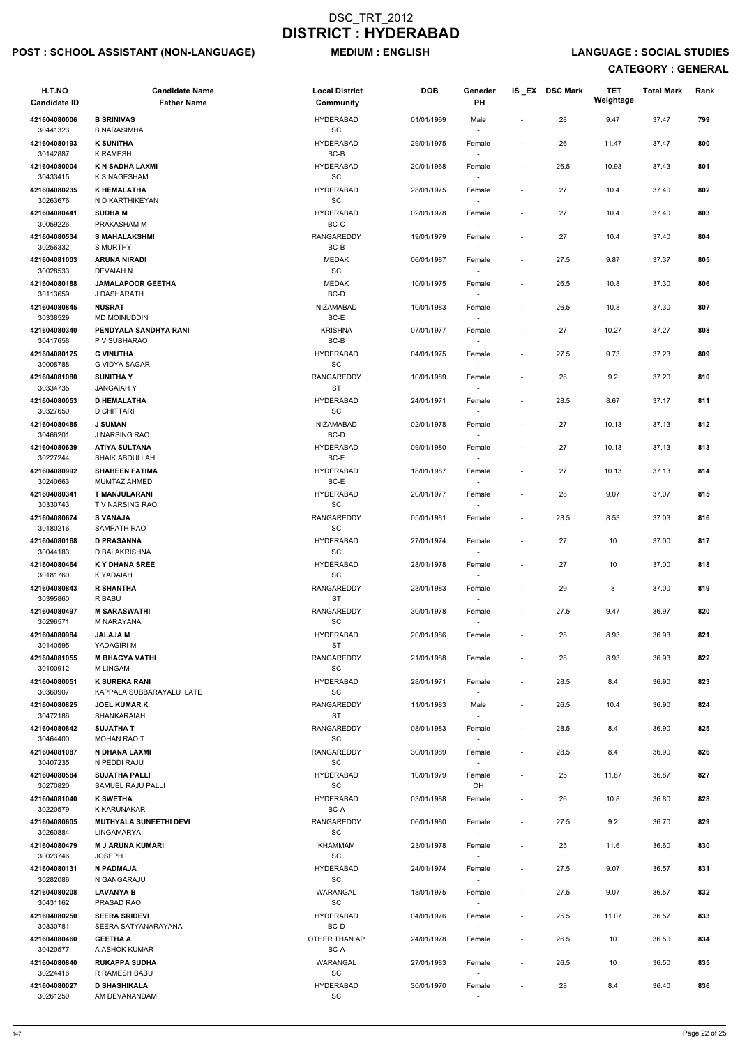# DSC_TRT_2012
# DISTRICT : HYDERABAD

**POST : SCHOOL ASSISTANT (NON-LANGUAGE)** **MEDIUM : ENGLISH** **LANGUAGE : SOCIAL STUDIES**

**CATEGORY : GENERAL**

| H.T.NO / Candidate ID | Candidate Name / Father Name | Local District / Community | DOB | Geneder / PH | IS _EX | DSC Mark | TET Weightage | Total Mark | Rank |
|---|---|---|---|---|---|---|---|---|---|
| 421604080006 / 30441323 | B SRINIVAS / B NARASIMHA | HYDERABAD / SC | 01/01/1969 | Male / - | - | 28 | 9.47 | 37.47 | 799 |
| 421604080193 / 30142887 | K SUNITHA / K RAMESH | HYDERABAD / BC-B | 29/01/1975 | Female / - | - | 26 | 11.47 | 37.47 | 800 |
| 421604080004 / 30433415 | K N SADHA LAXMI / K S NAGESHAM | HYDERABAD / SC | 20/01/1968 | Female / - | - | 26.5 | 10.93 | 37.43 | 801 |
| 421604080235 / 30263676 | K HEMALATHA / N D KARTHIKEYAN | HYDERABAD / SC | 28/01/1975 | Female / - | - | 27 | 10.4 | 37.40 | 802 |
| 421604080441 / 30059226 | SUDHA M / PRAKASHAM M | HYDERABAD / BC-C | 02/01/1978 | Female / - | - | 27 | 10.4 | 37.40 | 803 |
| 421604080534 / 30256332 | S MAHALAKSHMI / S MURTHY | RANGAREDDY / BC-B | 19/01/1979 | Female / - | - | 27 | 10.4 | 37.40 | 804 |
| 421604081003 / 30028533 | ARUNA NIRADI / DEVAIAH N | MEDAK / SC | 06/01/1987 | Female / - | - | 27.5 | 9.87 | 37.37 | 805 |
| 421604080188 / 30113659 | JAMALAPOOR GEETHA / J DASHARATH | MEDAK / BC-D | 10/01/1975 | Female / - | - | 26.5 | 10.8 | 37.30 | 806 |
| 421604080845 / 30338529 | NUSRAT / MD MOINUDDIN | NIZAMABAD / BC-E | 10/01/1983 | Female / - | - | 26.5 | 10.8 | 37.30 | 807 |
| 421604080340 / 30417658 | PENDYALA SANDHYA RANI / P V SUBHARAO | KRISHNA / BC-B | 07/01/1977 | Female / - | - | 27 | 10.27 | 37.27 | 808 |
| 421604080175 / 30008788 | G VINUTHA / G VIDYA SAGAR | HYDERABAD / SC | 04/01/1975 | Female / - | - | 27.5 | 9.73 | 37.23 | 809 |
| 421604081080 / 30334735 | SUNITHA Y / JANGAIAH Y | RANGAREDDY / ST | 10/01/1989 | Female / - | - | 28 | 9.2 | 37.20 | 810 |
| 421604080053 / 30327650 | D HEMALATHA / D CHITTARI | HYDERABAD / SC | 24/01/1971 | Female / - | - | 28.5 | 8.67 | 37.17 | 811 |
| 421604080485 / 30466201 | J SUMAN / J NARSING RAO | NIZAMABAD / BC-D | 02/01/1978 | Female / - | - | 27 | 10.13 | 37.13 | 812 |
| 421604080639 / 30227244 | ATIYA SULTANA / SHAIK ABDULLAH | HYDERABAD / BC-E | 09/01/1980 | Female / - | - | 27 | 10.13 | 37.13 | 813 |
| 421604080992 / 30240663 | SHAHEEN FATIMA / MUMTAZ AHMED | HYDERABAD / BC-E | 18/01/1987 | Female / - | - | 27 | 10.13 | 37.13 | 814 |
| 421604080341 / 30330743 | T MANJULARANI / T V NARSING RAO | HYDERABAD / SC | 20/01/1977 | Female / - | - | 28 | 9.07 | 37.07 | 815 |
| 421604080674 / 30180216 | S VANAJA / SAMPATH RAO | RANGAREDDY / SC | 05/01/1981 | Female / - | - | 28.5 | 8.53 | 37.03 | 816 |
| 421604080168 / 30044183 | D PRASANNA / D BALAKRISHNA | HYDERABAD / SC | 27/01/1974 | Female / - | - | 27 | 10 | 37.00 | 817 |
| 421604080464 / 30181760 | K Y DHANA SREE / K YADAIAH | HYDERABAD / SC | 28/01/1978 | Female / - | - | 27 | 10 | 37.00 | 818 |
| 421604080843 / 30395860 | R SHANTHA / R BABU | RANGAREDDY / ST | 23/01/1983 | Female / - | - | 29 | 8 | 37.00 | 819 |
| 421604080497 / 30296571 | M SARASWATHI / M NARAYANA | RANGAREDDY / SC | 30/01/1978 | Female / - | - | 27.5 | 9.47 | 36.97 | 820 |
| 421604080984 / 30140595 | JALAJA M / YADAGIRI M | HYDERABAD / ST | 20/01/1986 | Female / - | - | 28 | 8.93 | 36.93 | 821 |
| 421604081055 / 30100912 | M BHAGYA VATHI / M LINGAM | RANGAREDDY / SC | 21/01/1988 | Female / - | - | 28 | 8.93 | 36.93 | 822 |
| 421604080051 / 30360907 | K SUREKA RANI / KAPPALA SUBBARAYALU LATE | HYDERABAD / SC | 28/01/1971 | Female / - | - | 28.5 | 8.4 | 36.90 | 823 |
| 421604080825 / 30472186 | JOEL KUMAR K / SHANKARAIAH | RANGAREDDY / ST | 11/01/1983 | Male / - | - | 26.5 | 10.4 | 36.90 | 824 |
| 421604080842 / 30464400 | SUJATHA T / MOHAN RAO T | RANGAREDDY / SC | 08/01/1983 | Female / - | - | 28.5 | 8.4 | 36.90 | 825 |
| 421604081087 / 30407235 | N DHANA LAXMI / N PEDDI RAJU | RANGAREDDY / SC | 30/01/1989 | Female / - | - | 28.5 | 8.4 | 36.90 | 826 |
| 421604080584 / 30270820 | SUJATHA PALLI / SAMUEL RAJU PALLI | HYDERABAD / SC | 10/01/1979 | Female / OH | - | 25 | 11.87 | 36.87 | 827 |
| 421604081040 / 30220579 | K SWETHA / K KARUNAKAR | HYDERABAD / BC-A | 03/01/1988 | Female / - | - | 26 | 10.8 | 36.80 | 828 |
| 421604080605 / 30260884 | MUTHYALA SUNEETHI DEVI / LINGAMARYA | RANGAREDDY / SC | 06/01/1980 | Female / - | - | 27.5 | 9.2 | 36.70 | 829 |
| 421604080479 / 30023746 | M J ARUNA KUMARI / JOSEPH | KHAMMAM / SC | 23/01/1978 | Female / - | - | 25 | 11.6 | 36.60 | 830 |
| 421604080131 / 30282086 | N PADMAJA / N GANGARAJU | HYDERABAD / SC | 24/01/1974 | Female / - | - | 27.5 | 9.07 | 36.57 | 831 |
| 421604080208 / 30431162 | LAVANYA B / PRASAD RAO | WARANGAL / SC | 18/01/1975 | Female / - | - | 27.5 | 9.07 | 36.57 | 832 |
| 421604080250 / 30330781 | SEERA SRIDEVI / SEERA SATYANARAYANA | HYDERABAD / BC-D | 04/01/1976 | Female / - | - | 25.5 | 11.07 | 36.57 | 833 |
| 421604080460 / 30420577 | GEETHA A / A ASHOK KUMAR | OTHER THAN AP / BC-A | 24/01/1978 | Female / - | - | 26.5 | 10 | 36.50 | 834 |
| 421604080840 / 30224416 | RUKAPPA SUDHA / R RAMESH BABU | WARANGAL / SC | 27/01/1983 | Female / - | - | 26.5 | 10 | 36.50 | 835 |
| 421604080027 / 30261250 | D SHASHIKALA / AM DEVANANDAM | HYDERABAD / SC | 30/01/1970 | Female / - | - | 28 | 8.4 | 36.40 | 836 |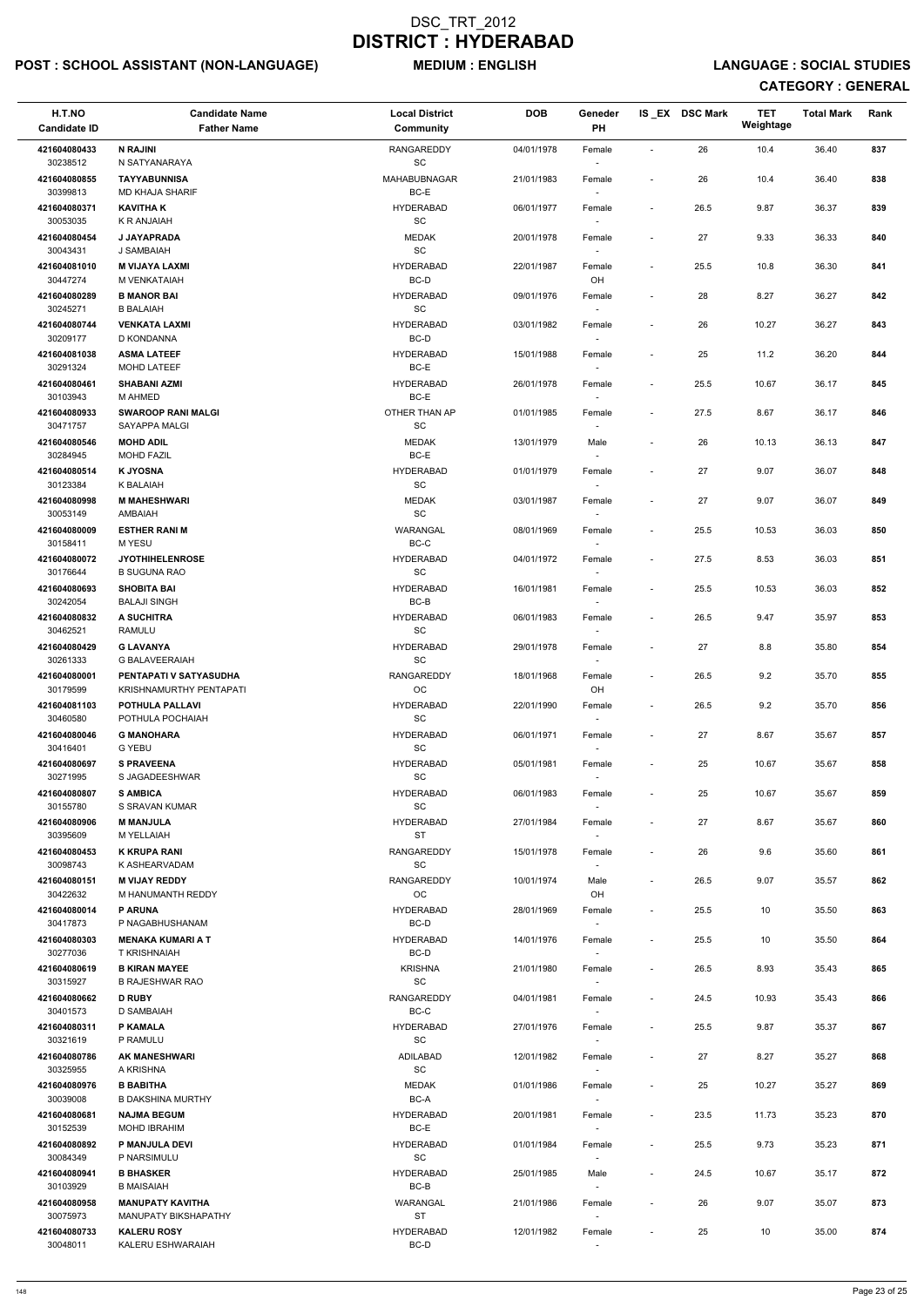# DSC_TRT_2012
# DISTRICT : HYDERABAD

**POST : SCHOOL ASSISTANT (NON-LANGUAGE)** **MEDIUM : ENGLISH** **LANGUAGE : SOCIAL STUDIES**

**CATEGORY : GENERAL**

| H.T.NO<br>Candidate ID | Candidate Name<br>Father Name | Local District<br>Community | DOB | Geneder<br>PH | IS _EX | DSC Mark | TET<br>Weightage | Total Mark | Rank |
|---|---|---|---|---|---|---|---|---|---|
| 421604080433<br>30238512 | N RAJINI<br>N SATYANARAYA | RANGAREDDY<br>SC | 04/01/1978 | Female<br>- | - | 26 | 10.4 | 36.40 | 837 |
| 421604080855<br>30399813 | TAYYABUNNISA<br>MD KHAJA SHARIF | MAHABUBNAGAR<br>BC-E | 21/01/1983 | Female<br>- | - | 26 | 10.4 | 36.40 | 838 |
| 421604080371<br>30053035 | KAVITHA K<br>K R ANJAIAH | HYDERABAD<br>SC | 06/01/1977 | Female<br>- | - | 26.5 | 9.87 | 36.37 | 839 |
| 421604080454<br>30043431 | J JAYAPRADA<br>J SAMBAIAH | MEDAK<br>SC | 20/01/1978 | Female<br>- | - | 27 | 9.33 | 36.33 | 840 |
| 421604081010<br>30447274 | M VIJAYA LAXMI<br>M VENKATAIAH | HYDERABAD<br>BC-D | 22/01/1987 | Female<br>OH | - | 25.5 | 10.8 | 36.30 | 841 |
| 421604080289<br>30245271 | B MANOR BAI<br>B BALAIAH | HYDERABAD<br>SC | 09/01/1976 | Female<br>- | - | 28 | 8.27 | 36.27 | 842 |
| 421604080744<br>30209177 | VENKATA LAXMI<br>D KONDANNA | HYDERABAD<br>BC-D | 03/01/1982 | Female<br>- | - | 26 | 10.27 | 36.27 | 843 |
| 421604081038<br>30291324 | ASMA LATEEF<br>MOHD LATEEF | HYDERABAD<br>BC-E | 15/01/1988 | Female<br>- | - | 25 | 11.2 | 36.20 | 844 |
| 421604080461<br>30103943 | SHABANI AZMI<br>M AHMED | HYDERABAD<br>BC-E | 26/01/1978 | Female<br>- | - | 25.5 | 10.67 | 36.17 | 845 |
| 421604080933<br>30471757 | SWAROOP RANI MALGI<br>SAYAPPA MALGI | OTHER THAN AP<br>SC | 01/01/1985 | Female<br>- | - | 27.5 | 8.67 | 36.17 | 846 |
| 421604080546<br>30284945 | MOHD ADIL<br>MOHD FAZIL | MEDAK<br>BC-E | 13/01/1979 | Male<br>- | - | 26 | 10.13 | 36.13 | 847 |
| 421604080514<br>30123384 | K JYOSNA<br>K BALAIAH | HYDERABAD<br>SC | 01/01/1979 | Female<br>- | - | 27 | 9.07 | 36.07 | 848 |
| 421604080998<br>30053149 | M MAHESHWARI<br>AMBAIAH | MEDAK<br>SC | 03/01/1987 | Female<br>- | - | 27 | 9.07 | 36.07 | 849 |
| 421604080009<br>30158411 | ESTHER RANI M<br>M YESU | WARANGAL<br>BC-C | 08/01/1969 | Female<br>- | - | 25.5 | 10.53 | 36.03 | 850 |
| 421604080072<br>30176644 | JYOTHIHELENROSE<br>B SUGUNA RAO | HYDERABAD<br>SC | 04/01/1972 | Female<br>- | - | 27.5 | 8.53 | 36.03 | 851 |
| 421604080693<br>30242054 | SHOBITA BAI<br>BALAJI SINGH | HYDERABAD<br>BC-B | 16/01/1981 | Female<br>- | - | 25.5 | 10.53 | 36.03 | 852 |
| 421604080832<br>30462521 | A SUCHITRA<br>RAMULU | HYDERABAD<br>SC | 06/01/1983 | Female<br>- | - | 26.5 | 9.47 | 35.97 | 853 |
| 421604080429<br>30261333 | G LAVANYA<br>G BALAVEERAIAH | HYDERABAD<br>SC | 29/01/1978 | Female<br>- | - | 27 | 8.8 | 35.80 | 854 |
| 421604080001<br>30179599 | PENTAPATI V SATYASUDHA<br>KRISHNAMURTHY PENTAPATI | RANGAREDDY<br>OC | 18/01/1968 | Female<br>OH | - | 26.5 | 9.2 | 35.70 | 855 |
| 421604081103<br>30460580 | POTHULA PALLAVI<br>POTHULA POCHAIAH | HYDERABAD<br>SC | 22/01/1990 | Female<br>- | - | 26.5 | 9.2 | 35.70 | 856 |
| 421604080046<br>30416401 | G MANOHARA<br>G YEBU | HYDERABAD<br>SC | 06/01/1971 | Female<br>- | - | 27 | 8.67 | 35.67 | 857 |
| 421604080697<br>30271995 | S PRAVEENA<br>S JAGADEESHWAR | HYDERABAD<br>SC | 05/01/1981 | Female<br>- | - | 25 | 10.67 | 35.67 | 858 |
| 421604080807<br>30155780 | S AMBICA<br>S SRAVAN KUMAR | HYDERABAD<br>SC | 06/01/1983 | Female<br>- | - | 25 | 10.67 | 35.67 | 859 |
| 421604080906<br>30395609 | M MANJULA<br>M YELLAIAH | HYDERABAD<br>ST | 27/01/1984 | Female<br>- | - | 27 | 8.67 | 35.67 | 860 |
| 421604080453<br>30098743 | K KRUPA RANI<br>K ASHEARVADAM | RANGAREDDY<br>SC | 15/01/1978 | Female<br>- | - | 26 | 9.6 | 35.60 | 861 |
| 421604080151<br>30422632 | M VIJAY REDDY<br>M HANUMANTH REDDY | RANGAREDDY<br>OC | 10/01/1974 | Male<br>OH | - | 26.5 | 9.07 | 35.57 | 862 |
| 421604080014<br>30417873 | P ARUNA<br>P NAGABHUSHANAM | HYDERABAD<br>BC-D | 28/01/1969 | Female<br>- | - | 25.5 | 10 | 35.50 | 863 |
| 421604080303<br>30277036 | MENAKA KUMARI A T<br>T KRISHNAIAH | HYDERABAD<br>BC-D | 14/01/1976 | Female<br>- | - | 25.5 | 10 | 35.50 | 864 |
| 421604080619<br>30315927 | B KIRAN MAYEE<br>B RAJESHWAR RAO | KRISHNA<br>SC | 21/01/1980 | Female<br>- | - | 26.5 | 8.93 | 35.43 | 865 |
| 421604080662<br>30401573 | D RUBY<br>D SAMBAIAH | RANGAREDDY<br>BC-C | 04/01/1981 | Female<br>- | - | 24.5 | 10.93 | 35.43 | 866 |
| 421604080311<br>30321619 | P KAMALA<br>P RAMULU | HYDERABAD<br>SC | 27/01/1976 | Female<br>- | - | 25.5 | 9.87 | 35.37 | 867 |
| 421604080786<br>30325955 | AK MANESHWARI<br>A KRISHNA | ADILABAD<br>SC | 12/01/1982 | Female<br>- | - | 27 | 8.27 | 35.27 | 868 |
| 421604080976<br>30039008 | B BABITHA<br>B DAKSHINA MURTHY | MEDAK<br>BC-A | 01/01/1986 | Female<br>- | - | 25 | 10.27 | 35.27 | 869 |
| 421604080681<br>30152539 | NAJMA BEGUM<br>MOHD IBRAHIM | HYDERABAD<br>BC-E | 20/01/1981 | Female<br>- | - | 23.5 | 11.73 | 35.23 | 870 |
| 421604080892<br>30084349 | P MANJULA DEVI<br>P NARSIMULU | HYDERABAD<br>SC | 01/01/1984 | Female<br>- | - | 25.5 | 9.73 | 35.23 | 871 |
| 421604080941<br>30103929 | B BHASKER<br>B MAISAIAH | HYDERABAD<br>BC-B | 25/01/1985 | Male<br>- | - | 24.5 | 10.67 | 35.17 | 872 |
| 421604080958<br>30075973 | MANUPATY KAVITHA<br>MANUPATY BIKSHAPATHY | WARANGAL<br>ST | 21/01/1986 | Female<br>- | - | 26 | 9.07 | 35.07 | 873 |
| 421604080733<br>30048011 | KALERU ROSY<br>KALERU ESHWARAIAH | HYDERABAD<br>BC-D | 12/01/1982 | Female<br>- | - | 25 | 10 | 35.00 | 874 |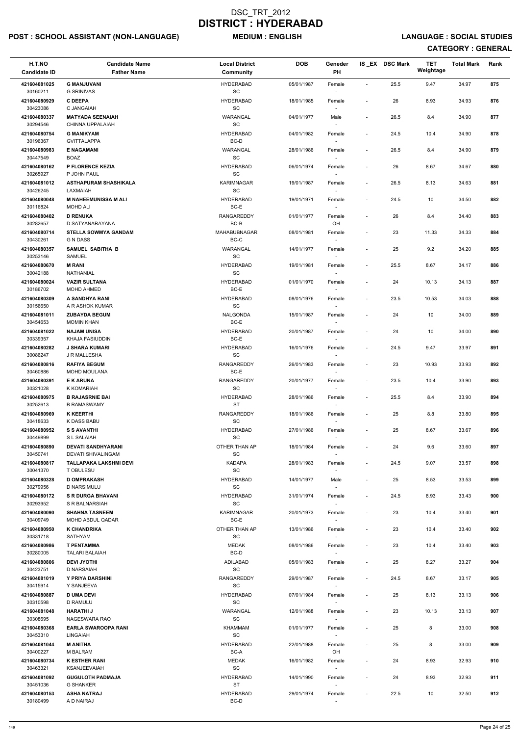# DSC_TRT_2012
# DISTRICT : HYDERABAD

**POST : SCHOOL ASSISTANT (NON-LANGUAGE)** **MEDIUM : ENGLISH** **LANGUAGE : SOCIAL STUDIES**

**CATEGORY : GENERAL**

| H.T.NO<br>Candidate ID | Candidate Name<br>Father Name | Local District<br>Community | DOB | Geneder<br>PH | IS _EX | DSC Mark | TET Weightage | Total Mark | Rank |
|---|---|---|---|---|---|---|---|---|---|
| 421604081025<br>30160211 | G MANJUVANI<br>G SRINIVAS | HYDERABAD<br>SC | 05/01/1987 | Female<br>- | - | 25.5 | 9.47 | 34.97 | 875 |
| 421604080929<br>30423086 | C DEEPA<br>C JANGAIAH | HYDERABAD<br>SC | 18/01/1985 | Female<br>- | - | 26 | 8.93 | 34.93 | 876 |
| 421604080337<br>30294546 | MATYADA SEENAIAH<br>CHINNA UPPALAIAH | WARANGAL<br>SC | 04/01/1977 | Male<br>- | - | 26.5 | 8.4 | 34.90 | 877 |
| 421604080754<br>30196367 | G MANIKYAM<br>GVITTALAPPA | HYDERABAD<br>BC-D | 04/01/1982 | Female<br>- | - | 24.5 | 10.4 | 34.90 | 878 |
| 421604080983<br>30447549 | E NAGAMANI<br>BOAZ | WARANGAL<br>SC | 28/01/1986 | Female<br>- | - | 26.5 | 8.4 | 34.90 | 879 |
| 421604080162<br>30265927 | P FLORENCE KEZIA<br>P JOHN PAUL | HYDERABAD<br>SC | 06/01/1974 | Female<br>- | - | 26 | 8.67 | 34.67 | 880 |
| 421604081012<br>30426245 | ASTHAPURAM SHASHIKALA<br>LAXMAIAH | KARIMNAGAR<br>SC | 19/01/1987 | Female<br>- | - | 26.5 | 8.13 | 34.63 | 881 |
| 421604080048<br>30116824 | M NAHEEMUNISSA M ALI<br>MOHD ALI | HYDERABAD<br>BC-E | 19/01/1971 | Female<br>- | - | 24.5 | 10 | 34.50 | 882 |
| 421604080402<br>30282657 | D RENUKA<br>D SATYANARAYANA | RANGAREDDY<br>BC-B | 01/01/1977 | Female<br>OH | - | 26 | 8.4 | 34.40 | 883 |
| 421604080714<br>30430261 | STELLA SOWMYA GANDAM<br>G N DASS | MAHABUBNAGAR<br>BC-C | 08/01/1981 | Female<br>- | - | 23 | 11.33 | 34.33 | 884 |
| 421604080357<br>30253146 | SAMUEL SABITHA B<br>SAMUEL | WARANGAL<br>SC | 14/01/1977 | Female<br>- | - | 25 | 9.2 | 34.20 | 885 |
| 421604080670<br>30042188 | M RANI<br>NATHANIAL | HYDERABAD<br>SC | 19/01/1981 | Female<br>- | - | 25.5 | 8.67 | 34.17 | 886 |
| 421604080024<br>30186702 | VAZIR SULTANA<br>MOHD AHMED | HYDERABAD<br>BC-E | 01/01/1970 | Female<br>- | - | 24 | 10.13 | 34.13 | 887 |
| 421604080309<br>30156650 | A SANDHYA RANI<br>A R ASHOK KUMAR | HYDERABAD<br>SC | 08/01/1976 | Female<br>- | - | 23.5 | 10.53 | 34.03 | 888 |
| 421604081011<br>30454653 | ZUBAYDA BEGUM<br>MOMIN KHAN | NALGONDA<br>BC-E | 15/01/1987 | Female<br>- | - | 24 | 10 | 34.00 | 889 |
| 421604081022<br>30339357 | NAJAM UNISA<br>KHAJA FASIUDDIN | HYDERABAD<br>BC-E | 20/01/1987 | Female<br>- | - | 24 | 10 | 34.00 | 890 |
| 421604080282<br>30086247 | J SHARA KUMARI<br>J R MALLESHA | HYDERABAD<br>SC | 16/01/1976 | Female<br>- | - | 24.5 | 9.47 | 33.97 | 891 |
| 421604080816<br>30460886 | RAFIYA BEGUM<br>MOHD MOULANA | RANGAREDDY<br>BC-E | 26/01/1983 | Female<br>- | - | 23 | 10.93 | 33.93 | 892 |
| 421604080391<br>30321028 | E K ARUNA<br>K KOMARIAH | RANGAREDDY<br>SC | 20/01/1977 | Female<br>- | - | 23.5 | 10.4 | 33.90 | 893 |
| 421604080975<br>30252613 | B RAJASRNIE BAI<br>B RAMASWAMY | HYDERABAD<br>ST | 28/01/1986 | Female<br>- | - | 25.5 | 8.4 | 33.90 | 894 |
| 421604080969<br>30418633 | K KEERTHI<br>K DASS BABU | RANGAREDDY<br>SC | 18/01/1986 | Female<br>- | - | 25 | 8.8 | 33.80 | 895 |
| 421604080952<br>30449899 | S S AVANTHI<br>S L SALAIAH | HYDERABAD<br>SC | 27/01/1986 | Female<br>- | - | 25 | 8.67 | 33.67 | 896 |
| 421604080890<br>30450741 | DEVATI SANDHYARANI<br>DEVATI SHIVALINGAM | OTHER THAN AP<br>SC | 18/01/1984 | Female<br>- | - | 24 | 9.6 | 33.60 | 897 |
| 421604080817<br>30041370 | TALLAPAKA LAKSHMI DEVI<br>T OBULESU | KADAPA<br>SC | 28/01/1983 | Female<br>- | - | 24.5 | 9.07 | 33.57 | 898 |
| 421604080328<br>30279956 | D OMPRAKASH<br>D NARSIMULU | HYDERABAD<br>SC | 14/01/1977 | Male<br>- | - | 25 | 8.53 | 33.53 | 899 |
| 421604080172<br>30293952 | S R DURGA BHAVANI<br>S R BALNARSIAH | HYDERABAD<br>SC | 31/01/1974 | Female<br>- | - | 24.5 | 8.93 | 33.43 | 900 |
| 421604080090<br>30409749 | SHAHNA TASNEEM<br>MOHD ABDUL QADAR | KARIMNAGAR<br>BC-E | 20/01/1973 | Female<br>- | - | 23 | 10.4 | 33.40 | 901 |
| 421604080950<br>30331718 | K CHANDRIKA<br>SATHYAM | OTHER THAN AP<br>SC | 13/01/1986 | Female<br>- | - | 23 | 10.4 | 33.40 | 902 |
| 421604080986<br>30280005 | T PENTAMMA<br>TALARI BALAIAH | MEDAK<br>BC-D | 08/01/1986 | Female<br>- | - | 23 | 10.4 | 33.40 | 903 |
| 421604080806<br>30423751 | DEVI JYOTHI<br>D NARSAIAH | ADILABAD<br>SC | 05/01/1983 | Female<br>- | - | 25 | 8.27 | 33.27 | 904 |
| 421604081019<br>30415914 | Y PRIYA DARSHINI<br>Y SANJEEVA | RANGAREDDY<br>SC | 29/01/1987 | Female<br>- | - | 24.5 | 8.67 | 33.17 | 905 |
| 421604080887<br>30310598 | D UMA DEVI<br>D RAMULU | HYDERABAD<br>SC | 07/01/1984 | Female<br>- | - | 25 | 8.13 | 33.13 | 906 |
| 421604081048<br>30308695 | HARATHI J<br>NAGESWARA RAO | WARANGAL<br>SC | 12/01/1988 | Female<br>- | - | 23 | 10.13 | 33.13 | 907 |
| 421604080368<br>30453310 | EARLA SWAROOPA RANI<br>LINGAIAH | KHAMMAM<br>SC | 01/01/1977 | Female<br>- | - | 25 | 8 | 33.00 | 908 |
| 421604081044<br>30400227 | M ANITHA<br>M BALRAM | HYDERABAD<br>BC-A | 22/01/1988 | Female<br>OH | - | 25 | 8 | 33.00 | 909 |
| 421604080734<br>30463321 | K ESTHER RANI<br>KSANJEEVAIAH | MEDAK<br>SC | 16/01/1982 | Female<br>- | - | 24 | 8.93 | 32.93 | 910 |
| 421604081092<br>30451036 | GUGULOTH PADMAJA<br>G SHANKER | HYDERABAD<br>ST | 14/01/1990 | Female<br>- | - | 24 | 8.93 | 32.93 | 911 |
| 421604080153<br>30180499 | ASHA NATRAJ<br>A D NAIRAJ | HYDERABAD<br>BC-D | 29/01/1974 | Female<br>- | - | 22.5 | 10 | 32.50 | 912 |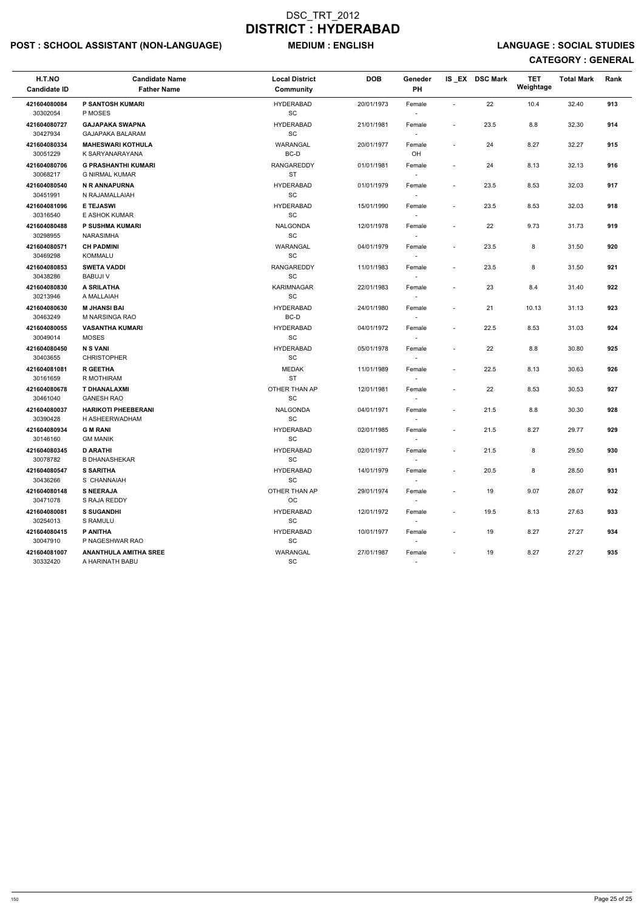# DSC_TRT_2012
# DISTRICT : HYDERABAD

**POST : SCHOOL ASSISTANT (NON-LANGUAGE)** **MEDIUM : ENGLISH** **LANGUAGE : SOCIAL STUDIES**

**CATEGORY : GENERAL**

| H.T.NO<br>Candidate ID | Candidate Name<br>Father Name | Local District<br>Community | DOB | Geneder<br>PH | IS _EX | DSC Mark | TET Weightage | Total Mark | Rank |
|---|---|---|---|---|---|---|---|---|---|
| 421604080084<br>30302054 | P SANTOSH KUMARI<br>P MOSES | HYDERABAD<br>SC | 20/01/1973 | Female<br>- | - | 22 | 10.4 | 32.40 | 913 |
| 421604080727<br>30427934 | GAJAPAKA SWAPNA<br>GAJAPAKA BALARAM | HYDERABAD<br>SC | 21/01/1981 | Female<br>- | - | 23.5 | 8.8 | 32.30 | 914 |
| 421604080334<br>30051229 | MAHESWARI KOTHULA<br>K SARYANARAYANA | WARANGAL<br>BC-D | 20/01/1977 | Female<br>OH | - | 24 | 8.27 | 32.27 | 915 |
| 421604080706<br>30068217 | G PRASHANTHI KUMARI<br>G NIRMAL KUMAR | RANGAREDDY<br>ST | 01/01/1981 | Female<br>- | - | 24 | 8.13 | 32.13 | 916 |
| 421604080540<br>30451991 | N R ANNAPURNA<br>N RAJAMALLAIAH | HYDERABAD<br>SC | 01/01/1979 | Female<br>- | - | 23.5 | 8.53 | 32.03 | 917 |
| 421604081096<br>30316540 | E TEJASWI<br>E ASHOK KUMAR | HYDERABAD<br>SC | 15/01/1990 | Female<br>- | - | 23.5 | 8.53 | 32.03 | 918 |
| 421604080488<br>30298955 | P SUSHMA KUMARI<br>NARASIMHA | NALGONDA<br>SC | 12/01/1978 | Female<br>- | - | 22 | 9.73 | 31.73 | 919 |
| 421604080571<br>30469298 | CH PADMINI<br>KOMMALU | WARANGAL<br>SC | 04/01/1979 | Female<br>- | - | 23.5 | 8 | 31.50 | 920 |
| 421604080853<br>30438286 | SWETA VADDI<br>BABUJI V | RANGAREDDY<br>SC | 11/01/1983 | Female<br>- | - | 23.5 | 8 | 31.50 | 921 |
| 421604080830<br>30213946 | A SRILATHA<br>A MALLAIAH | KARIMNAGAR<br>SC | 22/01/1983 | Female<br>- | - | 23 | 8.4 | 31.40 | 922 |
| 421604080630<br>30463249 | M JHANSI BAI<br>M NARSINGA RAO | HYDERABAD<br>BC-D | 24/01/1980 | Female<br>- | - | 21 | 10.13 | 31.13 | 923 |
| 421604080055<br>30049014 | VASANTHA KUMARI<br>MOSES | HYDERABAD<br>SC | 04/01/1972 | Female<br>- | - | 22.5 | 8.53 | 31.03 | 924 |
| 421604080450<br>30403655 | N S VANI<br>CHRISTOPHER | HYDERABAD<br>SC | 05/01/1978 | Female<br>- | - | 22 | 8.8 | 30.80 | 925 |
| 421604081081<br>30161659 | R GEETHA<br>R MOTHIRAM | MEDAK<br>ST | 11/01/1989 | Female<br>- | - | 22.5 | 8.13 | 30.63 | 926 |
| 421604080678<br>30461040 | T DHANALAXMI<br>GANESH RAO | OTHER THAN AP<br>SC | 12/01/1981 | Female<br>- | - | 22 | 8.53 | 30.53 | 927 |
| 421604080037<br>30390428 | HARIKOTI PHEEBERANI<br>H ASHEERWADHAM | NALGONDA<br>SC | 04/01/1971 | Female<br>- | - | 21.5 | 8.8 | 30.30 | 928 |
| 421604080934<br>30146160 | G M RANI<br>GM MANIK | HYDERABAD<br>SC | 02/01/1985 | Female<br>- | - | 21.5 | 8.27 | 29.77 | 929 |
| 421604080345<br>30078782 | D ARATHI<br>B DHANASHEKAR | HYDERABAD<br>SC | 02/01/1977 | Female<br>- | - | 21.5 | 8 | 29.50 | 930 |
| 421604080547<br>30436266 | S SARITHA<br>S CHANNAIAH | HYDERABAD<br>SC | 14/01/1979 | Female<br>- | - | 20.5 | 8 | 28.50 | 931 |
| 421604080148<br>30471078 | S NEERAJA<br>S RAJA REDDY | OTHER THAN AP<br>OC | 29/01/1974 | Female<br>- | - | 19 | 9.07 | 28.07 | 932 |
| 421604080081<br>30254013 | S SUGANDHI<br>S RAMULU | HYDERABAD<br>SC | 12/01/1972 | Female<br>- | - | 19.5 | 8.13 | 27.63 | 933 |
| 421604080415<br>30047910 | P ANITHA<br>P NAGESHWAR RAO | HYDERABAD<br>SC | 10/01/1977 | Female<br>- | - | 19 | 8.27 | 27.27 | 934 |
| 421604081007<br>30332420 | ANANTHULA AMITHA SREE<br>A HARINATH BABU | WARANGAL<br>SC | 27/01/1987 | Female<br>- | - | 19 | 8.27 | 27.27 | 935 |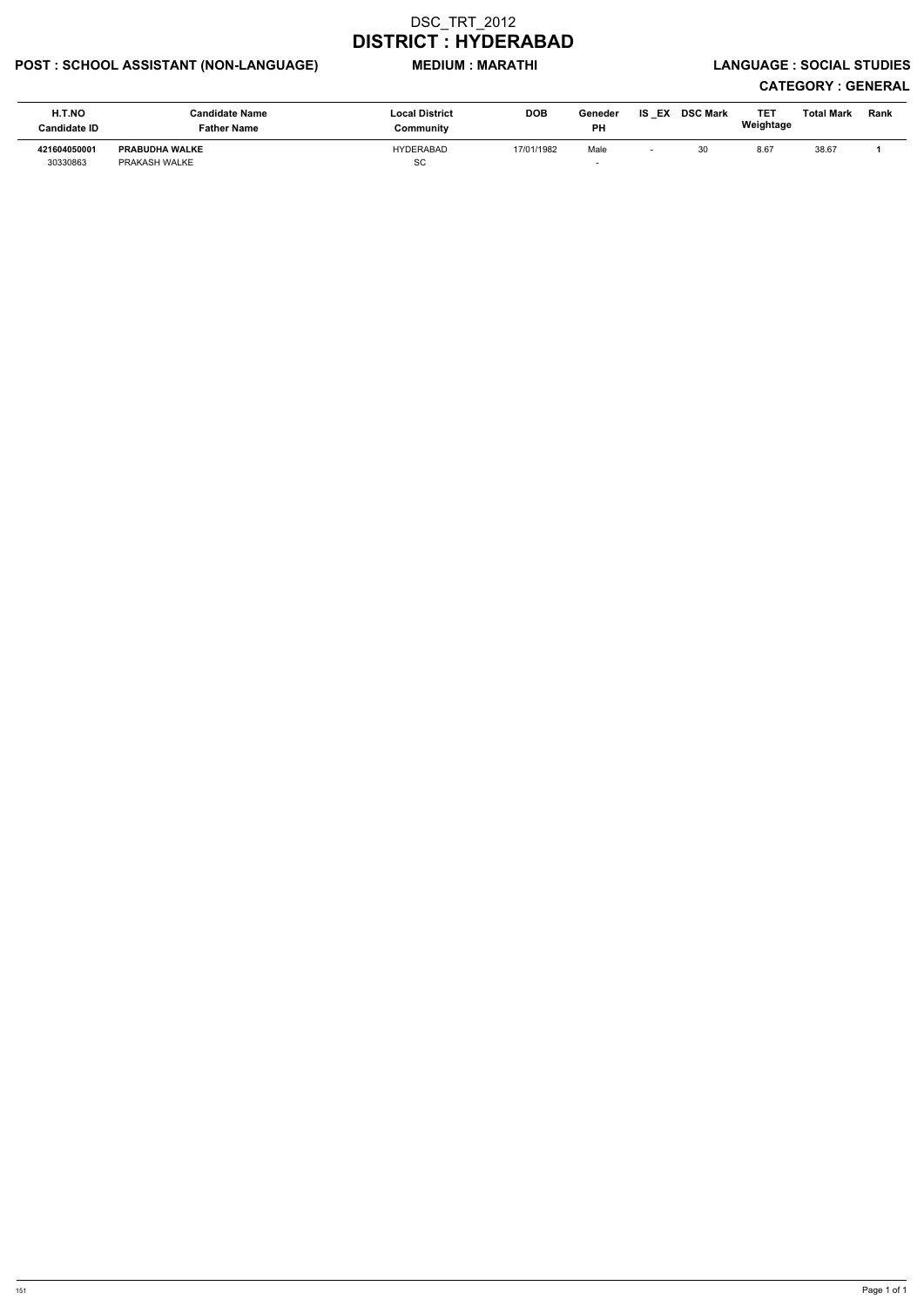# DSC_TRT_2012
## DISTRICT : HYDERABAD

**POST : SCHOOL ASSISTANT (NON-LANGUAGE)** **MEDIUM : MARATHI** **LANGUAGE : SOCIAL STUDIES**

**CATEGORY : GENERAL**

| H.T.NO<br>Candidate ID | Candidate Name<br>Father Name | Local District<br>Community | DOB | Geneder<br>PH | IS _EX | DSC Mark | TET Weightage | Total Mark | Rank |
|---|---|---|---|---|---|---|---|---|---|
| **421604050001**<br>30330863 | **PRABUDHA WALKE**<br>PRAKASH WALKE | HYDERABAD<br>SC | 17/01/1982 | Male<br>- | - | 30 | 8.67 | 38.67 | **1** |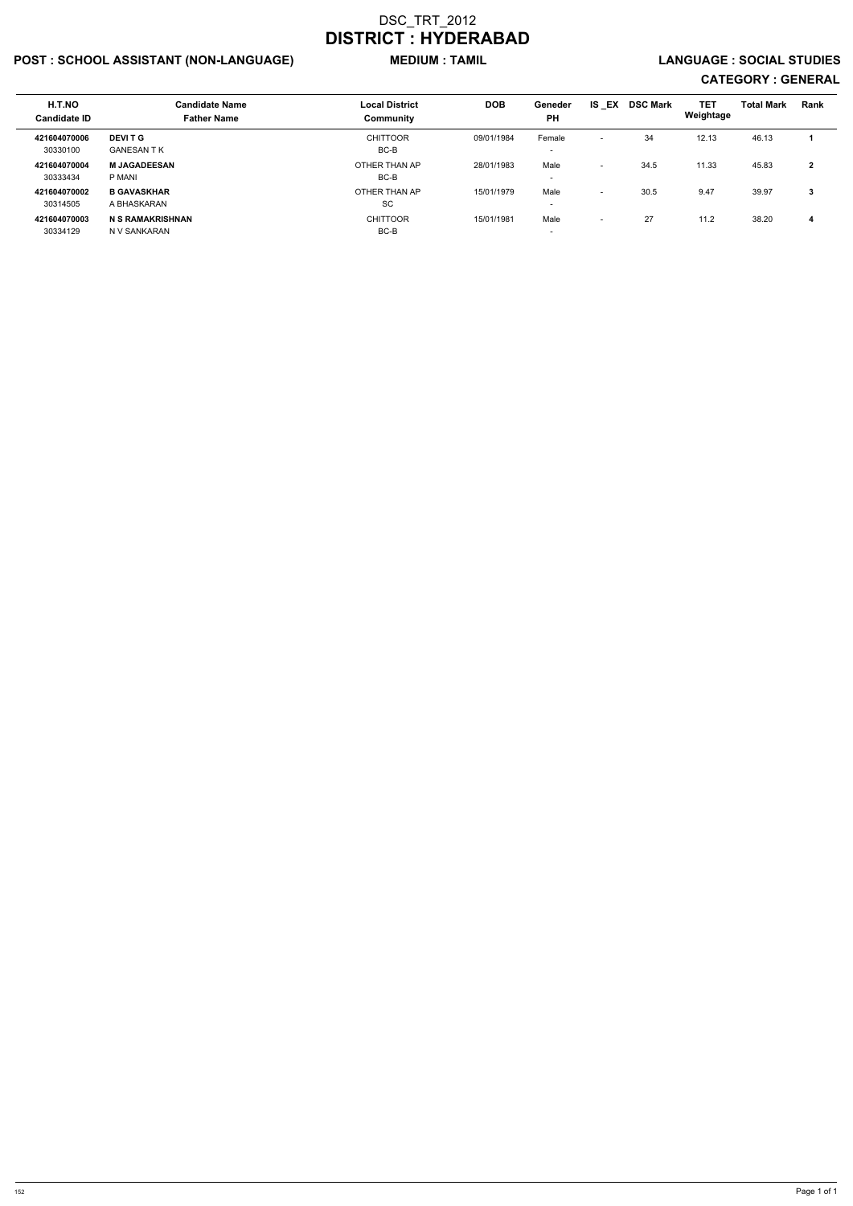# DSC_TRT_2012

# DISTRICT : HYDERABAD

**POST : SCHOOL ASSISTANT (NON-LANGUAGE)** **MEDIUM : TAMIL** **LANGUAGE : SOCIAL STUDIES**

**CATEGORY : GENERAL**

| H.T.NO<br>Candidate ID | Candidate Name<br>Father Name | Local District<br>Community | DOB | Geneder<br>PH | IS _EX | DSC Mark | TET Weightage | Total Mark | Rank |
|---|---|---|---|---|---|---|---|---|---|
| **421604070006**<br>30330100 | **DEVI T G**<br>GANESAN T K | CHITTOOR<br>BC-B | 09/01/1984 | Female<br>- | - | 34 | 12.13 | 46.13 | **1** |
| **421604070004**<br>30333434 | **M JAGADEESAN**<br>P MANI | OTHER THAN AP<br>BC-B | 28/01/1983 | Male<br>- | - | 34.5 | 11.33 | 45.83 | **2** |
| **421604070002**<br>30314505 | **B GAVASKHAR**<br>A BHASKARAN | OTHER THAN AP<br>SC | 15/01/1979 | Male<br>- | - | 30.5 | 9.47 | 39.97 | **3** |
| **421604070003**<br>30334129 | **N S RAMAKRISHNAN**<br>N V SANKARAN | CHITTOOR<br>BC-B | 15/01/1981 | Male<br>- | - | 27 | 11.2 | 38.20 | **4** |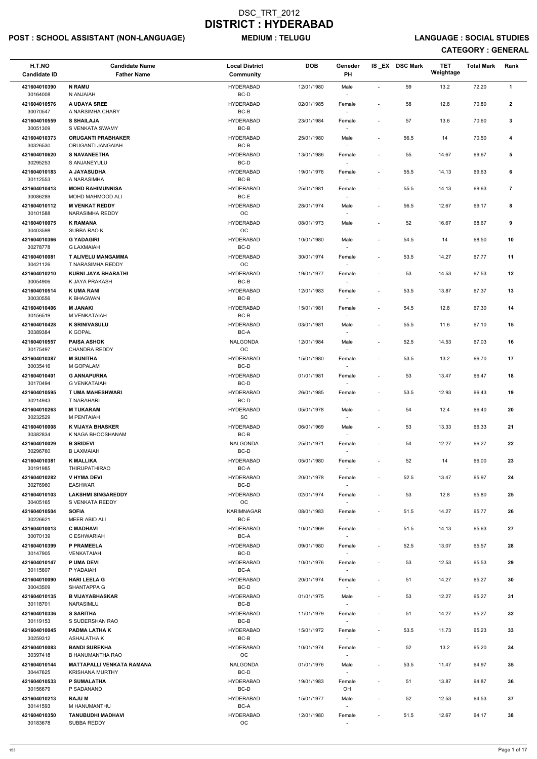# DSC_TRT_2012
# DISTRICT : HYDERABAD

**POST : SCHOOL ASSISTANT (NON-LANGUAGE)** **MEDIUM : TELUGU** **LANGUAGE : SOCIAL STUDIES**

**CATEGORY : GENERAL**

| H.T.NO<br>Candidate ID | Candidate Name<br>Father Name | Local District<br>Community | DOB | Geneder<br>PH | IS _EX | DSC Mark | TET Weightage | Total Mark | Rank |
|---|---|---|---|---|---|---|---|---|---|
| 421604010390<br>30164008 | **N RAMU**<br>N ANJAIAH | HYDERABAD<br>BC-D | 12/01/1980 | Male<br>- | - | 59 | 13.2 | 72.20 | 1 |
| 421604010576<br>30070547 | **A UDAYA SREE**<br>A NARSIMHA CHARY | HYDERABAD<br>BC-B | 02/01/1985 | Female<br>- | - | 58 | 12.8 | 70.80 | 2 |
| 421604010559<br>30051309 | **S SHAILAJA**<br>S VENKATA SWAMY | HYDERABAD<br>BC-B | 23/01/1984 | Female<br>- | - | 57 | 13.6 | 70.60 | 3 |
| 421604010373<br>30326530 | **ORUGANTI PRABHAKER**<br>ORUGANTI JANGAIAH | HYDERABAD<br>BC-B | 25/01/1980 | Male<br>- | - | 56.5 | 14 | 70.50 | 4 |
| 421604010620<br>30295253 | **S NAVANEETHA**<br>S ANJANEYULU | HYDERABAD<br>BC-D | 13/01/1986 | Female<br>- | - | 55 | 14.67 | 69.67 | 5 |
| 421604010183<br>30112553 | **A JAYASUDHA**<br>A NARASIMHA | HYDERABAD<br>BC-B | 19/01/1976 | Female<br>- | - | 55.5 | 14.13 | 69.63 | 6 |
| 421604010413<br>30086289 | **MOHD RAHIMUNNISA**<br>MOHD MAHMOOD ALI | HYDERABAD<br>BC-E | 25/01/1981 | Female<br>- | - | 55.5 | 14.13 | 69.63 | 7 |
| 421604010112<br>30101588 | **M VENKAT REDDY**<br>NARASIMHA REDDY | HYDERABAD<br>OC | 28/01/1974 | Male<br>- | - | 56.5 | 12.67 | 69.17 | 8 |
| 421604010075<br>30403598 | **K RAMANA**<br>SUBBA RAO K | HYDERABAD<br>OC | 08/01/1973 | Male<br>- | - | 52 | 16.67 | 68.67 | 9 |
| 421604010366<br>30278778 | **G YADAGIRI**<br>G LAXMAIAH | HYDERABAD<br>BC-D | 10/01/1980 | Male<br>- | - | 54.5 | 14 | 68.50 | 10 |
| 421604010081<br>30421126 | **T ALIVELU MANGAMMA**<br>T NARASIMHA REDDY | HYDERABAD<br>OC | 30/01/1974 | Female<br>- | - | 53.5 | 14.27 | 67.77 | 11 |
| 421604010210<br>30054906 | **KURNI JAYA BHARATHI**<br>K JAYA PRAKASH | HYDERABAD<br>BC-B | 19/01/1977 | Female<br>- | - | 53 | 14.53 | 67.53 | 12 |
| 421604010514<br>30030556 | **K UMA RANI**<br>K BHAGWAN | HYDERABAD<br>BC-B | 12/01/1983 | Female<br>- | - | 53.5 | 13.87 | 67.37 | 13 |
| 421604010406<br>30156519 | **M JANAKI**<br>M VENKATAIAH | HYDERABAD<br>BC-B | 15/01/1981 | Female<br>- | - | 54.5 | 12.8 | 67.30 | 14 |
| 421604010428<br>30389384 | **K SRINIVASULU**<br>K GOPAL | HYDERABAD<br>BC-A | 03/01/1981 | Male<br>- | - | 55.5 | 11.6 | 67.10 | 15 |
| 421604010557<br>30175497 | **PAISA ASHOK**<br>CHANDRA REDDY | NALGONDA<br>OC | 12/01/1984 | Male<br>- | - | 52.5 | 14.53 | 67.03 | 16 |
| 421604010387<br>30035416 | **M SUNITHA**<br>M GOPALAM | HYDERABAD<br>BC-D | 15/01/1980 | Female<br>- | - | 53.5 | 13.2 | 66.70 | 17 |
| 421604010401<br>30170494 | **G ANNAPURNA**<br>G VENKATAIAH | HYDERABAD<br>BC-D | 01/01/1981 | Female<br>- | - | 53 | 13.47 | 66.47 | 18 |
| 421604010595<br>30214943 | **T UMA MAHESHWARI**<br>T NARAHARI | HYDERABAD<br>BC-D | 26/01/1985 | Female<br>- | - | 53.5 | 12.93 | 66.43 | 19 |
| 421604010263<br>30232529 | **M TUKARAM**<br>M PENTAIAH | HYDERABAD<br>SC | 05/01/1978 | Male<br>- | - | 54 | 12.4 | 66.40 | 20 |
| 421604010008<br>30382834 | **K VIJAYA BHASKER**<br>K NAGA BHOOSHANAM | HYDERABAD<br>BC-B | 06/01/1969 | Male<br>- | - | 53 | 13.33 | 66.33 | 21 |
| 421604010029<br>30296760 | **B SRIDEVI**<br>B LAXMAIAH | NALGONDA<br>BC-D | 25/01/1971 | Female<br>- | - | 54 | 12.27 | 66.27 | 22 |
| 421604010381<br>30191985 | **K MALLIKA**<br>THIRUPATHIRAO | HYDERABAD<br>BC-A | 05/01/1980 | Female<br>- | - | 52 | 14 | 66.00 | 23 |
| 421604010282<br>30276960 | **V HYMA DEVI**<br>EASHWAR | HYDERABAD<br>BC-D | 20/01/1978 | Female<br>- | - | 52.5 | 13.47 | 65.97 | 24 |
| 421604010103<br>30405165 | **LAKSHMI SINGAREDDY**<br>S VENKATA REDDY | HYDERABAD<br>OC | 02/01/1974 | Female<br>- | - | 53 | 12.8 | 65.80 | 25 |
| 421604010504<br>30226621 | **SOFIA**<br>MEER ABID ALI | KARIMNAGAR<br>BC-E | 08/01/1983 | Female<br>- | - | 51.5 | 14.27 | 65.77 | 26 |
| 421604010013<br>30070139 | **C MADHAVI**<br>C ESHWARIAH | HYDERABAD<br>BC-A | 10/01/1969 | Female<br>- | - | 51.5 | 14.13 | 65.63 | 27 |
| 421604010399<br>30147905 | **P PRAMEELA**<br>VENKATAIAH | HYDERABAD<br>BC-D | 09/01/1980 | Female<br>- | - | 52.5 | 13.07 | 65.57 | 28 |
| 421604010147<br>30115607 | **P UMA DEVI**<br>P YADAIAH | HYDERABAD<br>BC-A | 10/01/1976 | Female<br>- | - | 53 | 12.53 | 65.53 | 29 |
| 421604010090<br>30043509 | **HARI LEELA G**<br>SHANTAPPA G | HYDERABAD<br>BC-D | 20/01/1974 | Female<br>- | - | 51 | 14.27 | 65.27 | 30 |
| 421604010135<br>30118701 | **B VIJAYABHASKAR**<br>NARASIMLU | HYDERABAD<br>BC-B | 01/01/1975 | Male<br>- | - | 53 | 12.27 | 65.27 | 31 |
| 421604010336<br>30119153 | **S SARITHA**<br>S SUDERSHAN RAO | HYDERABAD<br>BC-B | 11/01/1979 | Female<br>- | - | 51 | 14.27 | 65.27 | 32 |
| 421604010045<br>30259312 | **PADMA LATHA K**<br>ASHALATHA K | HYDERABAD<br>BC-B | 15/01/1972 | Female<br>- | - | 53.5 | 11.73 | 65.23 | 33 |
| 421604010083<br>30397418 | **BANDI SUREKHA**<br>B HANUMANTHA RAO | HYDERABAD<br>OC | 10/01/1974 | Female<br>- | - | 52 | 13.2 | 65.20 | 34 |
| 421604010144<br>30447625 | **MATTAPALLI VENKATA RAMANA**<br>KRISHANA MURTHY | NALGONDA<br>BC-D | 01/01/1976 | Male<br>- | - | 53.5 | 11.47 | 64.97 | 35 |
| 421604010533<br>30156679 | **P SUMALATHA**<br>P SADANAND | HYDERABAD<br>BC-D | 19/01/1983 | Female<br>OH | - | 51 | 13.87 | 64.87 | 36 |
| 421604010213<br>30141593 | **RAJU M**<br>M HANUMANTHU | HYDERABAD<br>BC-A | 15/01/1977 | Male<br>- | - | 52 | 12.53 | 64.53 | 37 |
| 421604010350<br>30183678 | **TANUBUDHI MADHAVI**<br>SUBBA REDDY | HYDERABAD<br>OC | 12/01/1980 | Female<br>- | - | 51.5 | 12.67 | 64.17 | 38 |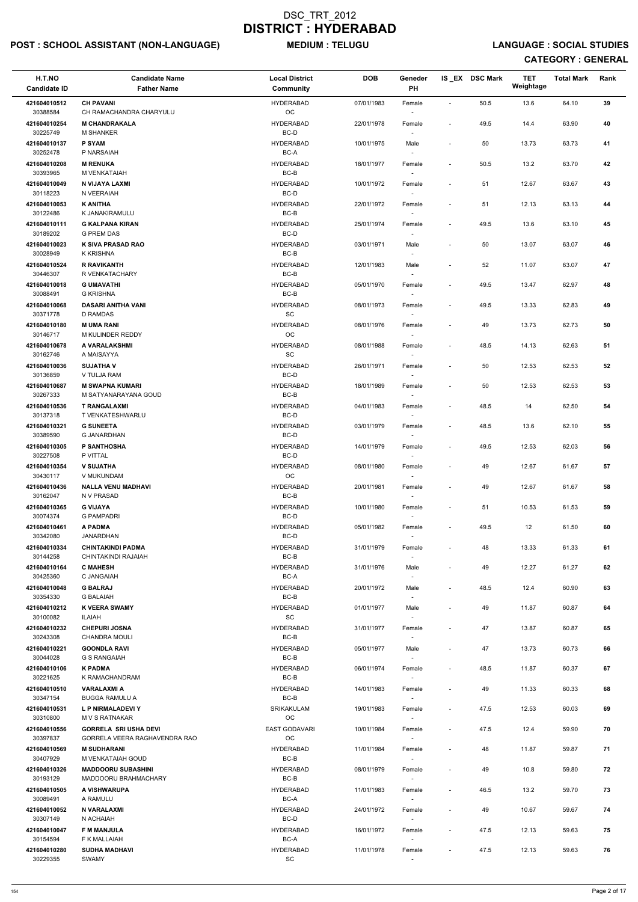# DSC_TRT_2012
# DISTRICT : HYDERABAD

**POST : SCHOOL ASSISTANT (NON-LANGUAGE)** **MEDIUM : TELUGU** **LANGUAGE : SOCIAL STUDIES**

**CATEGORY : GENERAL**

| H.T.NO<br>Candidate ID | Candidate Name<br>Father Name | Local District<br>Community | DOB | Geneder<br>PH | IS_EX | DSC Mark | TET Weightage | Total Mark | Rank |
|---|---|---|---|---|---|---|---|---|---|
| 421604010512<br>30388584 | CH PAVANI<br>CH RAMACHANDRA CHARYULU | HYDERABAD<br>OC | 07/01/1983 | Female<br>- | - | 50.5 | 13.6 | 64.10 | 39 |
| 421604010254<br>30225749 | M CHANDRAKALA<br>M SHANKER | HYDERABAD<br>BC-D | 22/01/1978 | Female<br>- | - | 49.5 | 14.4 | 63.90 | 40 |
| 421604010137<br>30252478 | P SYAM<br>P NARSAIAH | HYDERABAD<br>BC-A | 10/01/1975 | Male<br>- | - | 50 | 13.73 | 63.73 | 41 |
| 421604010208<br>30393965 | M RENUKA<br>M VENKATAIAH | HYDERABAD<br>BC-B | 18/01/1977 | Female<br>- | - | 50.5 | 13.2 | 63.70 | 42 |
| 421604010049<br>30118223 | N VIJAYA LAXMI<br>N VEERAIAH | HYDERABAD<br>BC-D | 10/01/1972 | Female<br>- | - | 51 | 12.67 | 63.67 | 43 |
| 421604010053<br>30122486 | K ANITHA<br>K JANAKIRAMULU | HYDERABAD<br>BC-B | 22/01/1972 | Female<br>- | - | 51 | 12.13 | 63.13 | 44 |
| 421604010111<br>30189202 | G KALPANA KIRAN<br>G PREM DAS | HYDERABAD<br>BC-D | 25/01/1974 | Female<br>- | - | 49.5 | 13.6 | 63.10 | 45 |
| 421604010023<br>30028949 | K SIVA PRASAD RAO<br>K KRISHNA | HYDERABAD<br>BC-B | 03/01/1971 | Male<br>- | - | 50 | 13.07 | 63.07 | 46 |
| 421604010524<br>30446307 | R RAVIKANTH<br>R VENKATACHARY | HYDERABAD<br>BC-B | 12/01/1983 | Male<br>- | - | 52 | 11.07 | 63.07 | 47 |
| 421604010018<br>30088491 | G UMAVATHI<br>G KRISHNA | HYDERABAD<br>BC-B | 05/01/1970 | Female<br>- | - | 49.5 | 13.47 | 62.97 | 48 |
| 421604010068<br>30371778 | DASARI ANITHA VANI<br>D RAMDAS | HYDERABAD<br>SC | 08/01/1973 | Female<br>- | - | 49.5 | 13.33 | 62.83 | 49 |
| 421604010180<br>30146717 | M UMA RANI<br>M KULINDER REDDY | HYDERABAD<br>OC | 08/01/1976 | Female<br>- | - | 49 | 13.73 | 62.73 | 50 |
| 421604010678<br>30162746 | A VARALAKSHMI<br>A MAISAYYA | HYDERABAD<br>SC | 08/01/1988 | Female<br>- | - | 48.5 | 14.13 | 62.63 | 51 |
| 421604010036<br>30136859 | SUJATHA V<br>V TULJA RAM | HYDERABAD<br>BC-D | 26/01/1971 | Female<br>- | - | 50 | 12.53 | 62.53 | 52 |
| 421604010687<br>30267333 | M SWAPNA KUMARI<br>M SATYANARAYANA GOUD | HYDERABAD<br>BC-B | 18/01/1989 | Female<br>- | - | 50 | 12.53 | 62.53 | 53 |
| 421604010536<br>30137318 | T RANGALAXMI<br>T VENKATESHWARLU | HYDERABAD<br>BC-D | 04/01/1983 | Female<br>- | - | 48.5 | 14 | 62.50 | 54 |
| 421604010321<br>30389590 | G SUNEETA<br>G JANARDHAN | HYDERABAD<br>BC-D | 03/01/1979 | Female<br>- | - | 48.5 | 13.6 | 62.10 | 55 |
| 421604010305<br>30227508 | P SANTHOSHA<br>P VITTAL | HYDERABAD<br>BC-D | 14/01/1979 | Female<br>- | - | 49.5 | 12.53 | 62.03 | 56 |
| 421604010354<br>30430117 | V SUJATHA<br>V MUKUNDAM | HYDERABAD<br>OC | 08/01/1980 | Female<br>- | - | 49 | 12.67 | 61.67 | 57 |
| 421604010436<br>30162047 | NALLA VENU MADHAVI<br>N V PRASAD | HYDERABAD<br>BC-B | 20/01/1981 | Female<br>- | - | 49 | 12.67 | 61.67 | 58 |
| 421604010365<br>30074374 | G VIJAYA<br>G PAMPADRI | HYDERABAD<br>BC-D | 10/01/1980 | Female<br>- | - | 51 | 10.53 | 61.53 | 59 |
| 421604010461<br>30342080 | A PADMA<br>JANARDHAN | HYDERABAD<br>BC-D | 05/01/1982 | Female<br>- | - | 49.5 | 12 | 61.50 | 60 |
| 421604010334<br>30144258 | CHINTAKINDI PADMA<br>CHINTAKINDI RAJAIAH | HYDERABAD<br>BC-B | 31/01/1979 | Female<br>- | - | 48 | 13.33 | 61.33 | 61 |
| 421604010164<br>30425360 | C MAHESH<br>C JANGAIAH | HYDERABAD<br>BC-A | 31/01/1976 | Male<br>- | - | 49 | 12.27 | 61.27 | 62 |
| 421604010048<br>30354330 | G BALRAJ<br>G BALAIAH | HYDERABAD<br>BC-B | 20/01/1972 | Male<br>- | - | 48.5 | 12.4 | 60.90 | 63 |
| 421604010212<br>30100082 | K VEERA SWAMY<br>ILAIAH | HYDERABAD<br>SC | 01/01/1977 | Male<br>- | - | 49 | 11.87 | 60.87 | 64 |
| 421604010232<br>30243308 | CHEPURI JOSNA<br>CHANDRA MOULI | HYDERABAD<br>BC-B | 31/01/1977 | Female<br>- | - | 47 | 13.87 | 60.87 | 65 |
| 421604010221<br>30044028 | GOONDLA RAVI<br>G S RANGAIAH | HYDERABAD<br>BC-B | 05/01/1977 | Male<br>- | - | 47 | 13.73 | 60.73 | 66 |
| 421604010106<br>30221625 | K PADMA<br>K RAMACHANDRAM | HYDERABAD<br>BC-B | 06/01/1974 | Female<br>- | - | 48.5 | 11.87 | 60.37 | 67 |
| 421604010510<br>30347154 | VARALAXMI A<br>BUGGA RAMULU A | HYDERABAD<br>BC-B | 14/01/1983 | Female<br>- | - | 49 | 11.33 | 60.33 | 68 |
| 421604010531<br>30310800 | L P NIRMALADEVI Y<br>M V S RATNAKAR | SRIKAKULAM<br>OC | 19/01/1983 | Female<br>- | - | 47.5 | 12.53 | 60.03 | 69 |
| 421604010556<br>30397837 | GORRELA SRI USHA DEVI<br>GORRELA VEERA RAGHAVENDRA RAO | EAST GODAVARI<br>OC | 10/01/1984 | Female<br>- | - | 47.5 | 12.4 | 59.90 | 70 |
| 421604010569<br>30407929 | M SUDHARANI<br>M VENKATAIAH GOUD | HYDERABAD<br>BC-B | 11/01/1984 | Female<br>- | - | 48 | 11.87 | 59.87 | 71 |
| 421604010326<br>30193129 | MADDOORU SUBASHINI<br>MADDOORU BRAHMACHARY | HYDERABAD<br>BC-B | 08/01/1979 | Female<br>- | - | 49 | 10.8 | 59.80 | 72 |
| 421604010505<br>30089491 | A VISHWARUPA<br>A RAMULU | HYDERABAD<br>BC-A | 11/01/1983 | Female<br>- | - | 46.5 | 13.2 | 59.70 | 73 |
| 421604010052<br>30307149 | N VARALAXMI<br>N ACHAIAH | HYDERABAD<br>BC-D | 24/01/1972 | Female<br>- | - | 49 | 10.67 | 59.67 | 74 |
| 421604010047<br>30154594 | F M MANJULA<br>F K MALLAIAH | HYDERABAD<br>BC-A | 16/01/1972 | Female<br>- | - | 47.5 | 12.13 | 59.63 | 75 |
| 421604010280<br>30229355 | SUDHA MADHAVI<br>SWAMY | HYDERABAD<br>SC | 11/01/1978 | Female<br>- | - | 47.5 | 12.13 | 59.63 | 76 |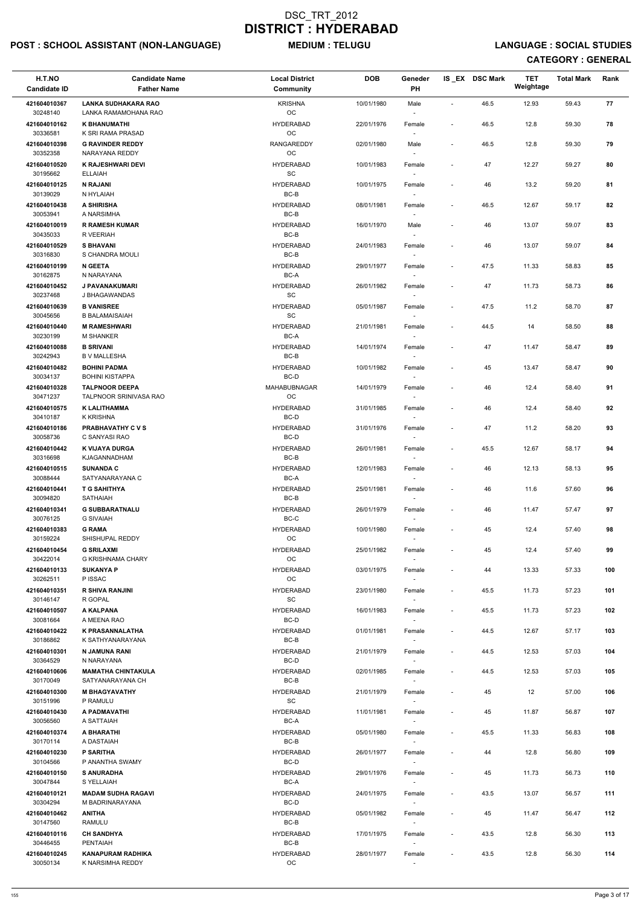# DSC_TRT_2012
# DISTRICT : HYDERABAD

**POST : SCHOOL ASSISTANT (NON-LANGUAGE)** **MEDIUM : TELUGU** **LANGUAGE : SOCIAL STUDIES**

**CATEGORY : GENERAL**

| H.T.NO<br>Candidate ID | Candidate Name<br>Father Name | Local District<br>Community | DOB | Geneder<br>PH | IS_EX | DSC Mark | TET Weightage | Total Mark | Rank |
|---|---|---|---|---|---|---|---|---|---|
| 421604010367<br>30248140 | LANKA SUDHAKARA RAO<br>LANKA RAMAMOHANA RAO | KRISHNA<br>OC | 10/01/1980 | Male<br>- | - | 46.5 | 12.93 | 59.43 | 77 |
| 421604010162<br>30336581 | K BHANUMATHI<br>K SRI RAMA PRASAD | HYDERABAD<br>OC | 22/01/1976 | Female<br>- | - | 46.5 | 12.8 | 59.30 | 78 |
| 421604010398<br>30352358 | G RAVINDER REDDY<br>NARAYANA REDDY | RANGAREDDY<br>OC | 02/01/1980 | Male<br>- | - | 46.5 | 12.8 | 59.30 | 79 |
| 421604010520<br>30195662 | K RAJESHWARI DEVI<br>ELLAIAH | HYDERABAD<br>SC | 10/01/1983 | Female<br>- | - | 47 | 12.27 | 59.27 | 80 |
| 421604010125<br>30139029 | N RAJANI<br>N HYLAIAH | HYDERABAD<br>BC-B | 10/01/1975 | Female<br>- | - | 46 | 13.2 | 59.20 | 81 |
| 421604010438<br>30053941 | A SHIRISHA<br>A NARSIMHA | HYDERABAD<br>BC-B | 08/01/1981 | Female<br>- | - | 46.5 | 12.67 | 59.17 | 82 |
| 421604010019<br>30435033 | R RAMESH KUMAR<br>R VEERIAH | HYDERABAD<br>BC-B | 16/01/1970 | Male<br>- | - | 46 | 13.07 | 59.07 | 83 |
| 421604010529<br>30316830 | S BHAVANI<br>S CHANDRA MOULI | HYDERABAD<br>BC-B | 24/01/1983 | Female<br>- | - | 46 | 13.07 | 59.07 | 84 |
| 421604010199<br>30162875 | N GEETA<br>N NARAYANA | HYDERABAD<br>BC-A | 29/01/1977 | Female<br>- | - | 47.5 | 11.33 | 58.83 | 85 |
| 421604010452<br>30237468 | J PAVANAKUMARI<br>J BHAGAWANDAS | HYDERABAD<br>SC | 26/01/1982 | Female<br>- | - | 47 | 11.73 | 58.73 | 86 |
| 421604010639<br>30045656 | B VANISREE<br>B BALAMAISAIAH | HYDERABAD<br>SC | 05/01/1987 | Female<br>- | - | 47.5 | 11.2 | 58.70 | 87 |
| 421604010440<br>30230199 | M RAMESHWARI<br>M SHANKER | HYDERABAD<br>BC-A | 21/01/1981 | Female<br>- | - | 44.5 | 14 | 58.50 | 88 |
| 421604010088<br>30242943 | B SRIVANI<br>B V MALLESHA | HYDERABAD<br>BC-B | 14/01/1974 | Female<br>- | - | 47 | 11.47 | 58.47 | 89 |
| 421604010482<br>30034137 | BOHINI PADMA<br>BOHINI KISTAPPA | HYDERABAD<br>BC-D | 10/01/1982 | Female<br>- | - | 45 | 13.47 | 58.47 | 90 |
| 421604010328<br>30471237 | TALPNOOR DEEPA<br>TALPNOOR SRINIVASA RAO | MAHABUBNAGAR<br>OC | 14/01/1979 | Female<br>- | - | 46 | 12.4 | 58.40 | 91 |
| 421604010575<br>30410187 | K LALITHAMMA<br>K KRISHNA | HYDERABAD<br>BC-D | 31/01/1985 | Female<br>- | - | 46 | 12.4 | 58.40 | 92 |
| 421604010186<br>30058736 | PRABHAVATHY C V S<br>C SANYASI RAO | HYDERABAD<br>BC-D | 31/01/1976 | Female<br>- | - | 47 | 11.2 | 58.20 | 93 |
| 421604010442<br>30316698 | K VIJAYA DURGA<br>KJAGANNADHAM | HYDERABAD<br>BC-B | 26/01/1981 | Female<br>- | - | 45.5 | 12.67 | 58.17 | 94 |
| 421604010515<br>30088444 | SUNANDA C<br>SATYANARAYANA C | HYDERABAD<br>BC-A | 12/01/1983 | Female<br>- | - | 46 | 12.13 | 58.13 | 95 |
| 421604010441<br>30094820 | T G SAHITHYA<br>SATHAIAH | HYDERABAD<br>BC-B | 25/01/1981 | Female<br>- | - | 46 | 11.6 | 57.60 | 96 |
| 421604010341<br>30076125 | G SUBBARATNALU<br>G SIVAIAH | HYDERABAD<br>BC-C | 26/01/1979 | Female<br>- | - | 46 | 11.47 | 57.47 | 97 |
| 421604010383<br>30159224 | G RAMA<br>SHISHUPAL REDDY | HYDERABAD<br>OC | 10/01/1980 | Female<br>- | - | 45 | 12.4 | 57.40 | 98 |
| 421604010454<br>30422014 | G SRILAXMI<br>G KRISHNAMA CHARY | HYDERABAD<br>OC | 25/01/1982 | Female<br>- | - | 45 | 12.4 | 57.40 | 99 |
| 421604010133<br>30262511 | SUKANYA P<br>P ISSAC | HYDERABAD<br>OC | 03/01/1975 | Female<br>- | - | 44 | 13.33 | 57.33 | 100 |
| 421604010351<br>30146147 | R SHIVA RANJINI<br>R GOPAL | HYDERABAD<br>SC | 23/01/1980 | Female<br>- | - | 45.5 | 11.73 | 57.23 | 101 |
| 421604010507<br>30081664 | A KALPANA<br>A MEENA RAO | HYDERABAD<br>BC-D | 16/01/1983 | Female<br>- | - | 45.5 | 11.73 | 57.23 | 102 |
| 421604010422<br>30186862 | K PRASANNALATHA<br>K SATHYANARAYANA | HYDERABAD<br>BC-B | 01/01/1981 | Female<br>- | - | 44.5 | 12.67 | 57.17 | 103 |
| 421604010301<br>30364529 | N JAMUNA RANI<br>N NARAYANA | HYDERABAD<br>BC-D | 21/01/1979 | Female<br>- | - | 44.5 | 12.53 | 57.03 | 104 |
| 421604010606<br>30170049 | MAMATHA CHINTAKULA<br>SATYANARAYANA CH | HYDERABAD<br>BC-B | 02/01/1985 | Female<br>- | - | 44.5 | 12.53 | 57.03 | 105 |
| 421604010300<br>30151996 | M BHAGYAVATHY<br>P RAMULU | HYDERABAD<br>SC | 21/01/1979 | Female<br>- | - | 45 | 12 | 57.00 | 106 |
| 421604010430<br>30056560 | A PADMAVATHI<br>A SATTAIAH | HYDERABAD<br>BC-A | 11/01/1981 | Female<br>- | - | 45 | 11.87 | 56.87 | 107 |
| 421604010374<br>30170114 | A BHARATHI<br>A DASTAIAH | HYDERABAD<br>BC-B | 05/01/1980 | Female<br>- | - | 45.5 | 11.33 | 56.83 | 108 |
| 421604010230<br>30104566 | P SARITHA<br>P ANANTHA SWAMY | HYDERABAD<br>BC-D | 26/01/1977 | Female<br>- | - | 44 | 12.8 | 56.80 | 109 |
| 421604010150<br>30047844 | S ANURADHA<br>S YELLAIAH | HYDERABAD<br>BC-A | 29/01/1976 | Female<br>- | - | 45 | 11.73 | 56.73 | 110 |
| 421604010121<br>30304294 | MADAM SUDHA RAGAVI<br>M BADRINARAYANA | HYDERABAD<br>BC-D | 24/01/1975 | Female<br>- | - | 43.5 | 13.07 | 56.57 | 111 |
| 421604010462<br>30147560 | ANITHA<br>RAMULU | HYDERABAD<br>BC-B | 05/01/1982 | Female<br>- | - | 45 | 11.47 | 56.47 | 112 |
| 421604010116<br>30446455 | CH SANDHYA<br>PENTAIAH | HYDERABAD<br>BC-B | 17/01/1975 | Female<br>- | - | 43.5 | 12.8 | 56.30 | 113 |
| 421604010245<br>30050134 | KANAPURAM RADHIKA<br>K NARSIMHA REDDY | HYDERABAD<br>OC | 28/01/1977 | Female<br>- | - | 43.5 | 12.8 | 56.30 | 114 |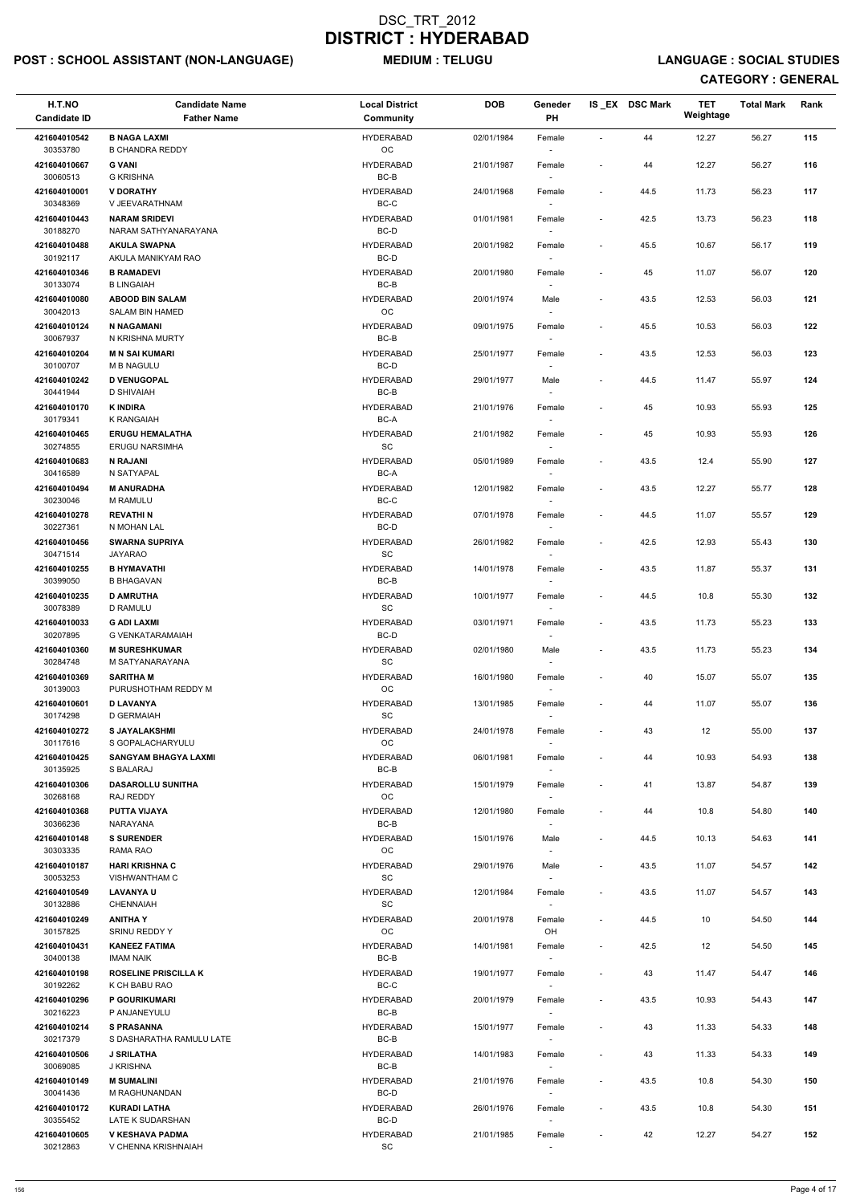# DSC_TRT_2012
# DISTRICT : HYDERABAD

**POST : SCHOOL ASSISTANT (NON-LANGUAGE)** **MEDIUM : TELUGU** **LANGUAGE : SOCIAL STUDIES**

**CATEGORY : GENERAL**

| H.T.NO<br>Candidate ID | Candidate Name<br>Father Name | Local District<br>Community | DOB | Geneder<br>PH | IS _EX | DSC Mark | TET Weightage | Total Mark | Rank |
|---|---|---|---|---|---|---|---|---|---|
| 421604010542<br>30353780 | B NAGA LAXMI<br>B CHANDRA REDDY | HYDERABAD<br>OC | 02/01/1984 | Female<br>- | - | 44 | 12.27 | 56.27 | 115 |
| 421604010667<br>30060513 | G VANI<br>G KRISHNA | HYDERABAD<br>BC-B | 21/01/1987 | Female<br>- | - | 44 | 12.27 | 56.27 | 116 |
| 421604010001<br>30348369 | V DORATHY<br>V JEEVARATHNAM | HYDERABAD<br>BC-C | 24/01/1968 | Female<br>- | - | 44.5 | 11.73 | 56.23 | 117 |
| 421604010443<br>30188270 | NARAM SRIDEVI<br>NARAM SATHYANARAYANA | HYDERABAD<br>BC-D | 01/01/1981 | Female<br>- | - | 42.5 | 13.73 | 56.23 | 118 |
| 421604010488<br>30192117 | AKULA SWAPNA<br>AKULA MANIKYAM RAO | HYDERABAD<br>BC-D | 20/01/1982 | Female<br>- | - | 45.5 | 10.67 | 56.17 | 119 |
| 421604010346<br>30133074 | B RAMADEVI<br>B LINGAIAH | HYDERABAD<br>BC-B | 20/01/1980 | Female<br>- | - | 45 | 11.07 | 56.07 | 120 |
| 421604010080<br>30042013 | ABOOD BIN SALAM<br>SALAM BIN HAMED | HYDERABAD<br>OC | 20/01/1974 | Male<br>- | - | 43.5 | 12.53 | 56.03 | 121 |
| 421604010124<br>30067937 | N NAGAMANI<br>N KRISHNA MURTY | HYDERABAD<br>BC-B | 09/01/1975 | Female<br>- | - | 45.5 | 10.53 | 56.03 | 122 |
| 421604010204<br>30100707 | M N SAI KUMARI<br>M B NAGULU | HYDERABAD<br>BC-D | 25/01/1977 | Female<br>- | - | 43.5 | 12.53 | 56.03 | 123 |
| 421604010242<br>30441944 | D VENUGOPAL<br>D SHIVAIAH | HYDERABAD<br>BC-B | 29/01/1977 | Male<br>- | - | 44.5 | 11.47 | 55.97 | 124 |
| 421604010170<br>30179341 | K INDIRA<br>K RANGAIAH | HYDERABAD<br>BC-A | 21/01/1976 | Female<br>- | - | 45 | 10.93 | 55.93 | 125 |
| 421604010465<br>30274855 | ERUGU HEMALATHA<br>ERUGU NARSIMHA | HYDERABAD<br>SC | 21/01/1982 | Female<br>- | - | 45 | 10.93 | 55.93 | 126 |
| 421604010683<br>30416589 | N RAJANI<br>N SATYAPAL | HYDERABAD<br>BC-A | 05/01/1989 | Female<br>- | - | 43.5 | 12.4 | 55.90 | 127 |
| 421604010494<br>30230046 | M ANURADHA<br>M RAMULU | HYDERABAD<br>BC-C | 12/01/1982 | Female<br>- | - | 43.5 | 12.27 | 55.77 | 128 |
| 421604010278<br>30227361 | REVATHI N<br>N MOHAN LAL | HYDERABAD<br>BC-D | 07/01/1978 | Female<br>- | - | 44.5 | 11.07 | 55.57 | 129 |
| 421604010456<br>30471514 | SWARNA SUPRIYA<br>JAYARAO | HYDERABAD<br>SC | 26/01/1982 | Female<br>- | - | 42.5 | 12.93 | 55.43 | 130 |
| 421604010255<br>30399050 | B HYMAVATHI<br>B BHAGAVAN | HYDERABAD<br>BC-B | 14/01/1978 | Female<br>- | - | 43.5 | 11.87 | 55.37 | 131 |
| 421604010235<br>30078389 | D AMRUTHA<br>D RAMULU | HYDERABAD<br>SC | 10/01/1977 | Female<br>- | - | 44.5 | 10.8 | 55.30 | 132 |
| 421604010033<br>30207895 | G ADI LAXMI<br>G VENKATARAMAIAH | HYDERABAD<br>BC-D | 03/01/1971 | Female<br>- | - | 43.5 | 11.73 | 55.23 | 133 |
| 421604010360<br>30284748 | M SURESHKUMAR<br>M SATYANARAYANA | HYDERABAD<br>SC | 02/01/1980 | Male<br>- | - | 43.5 | 11.73 | 55.23 | 134 |
| 421604010369<br>30139003 | SARITHA M<br>PURUSHOTHAM REDDY M | HYDERABAD<br>OC | 16/01/1980 | Female<br>- | - | 40 | 15.07 | 55.07 | 135 |
| 421604010601<br>30174298 | D LAVANYA<br>D GERMAIAH | HYDERABAD<br>SC | 13/01/1985 | Female<br>- | - | 44 | 11.07 | 55.07 | 136 |
| 421604010272<br>30117616 | S JAYALAKSHMI<br>S GOPALACHARYULU | HYDERABAD<br>OC | 24/01/1978 | Female<br>- | - | 43 | 12 | 55.00 | 137 |
| 421604010425<br>30135925 | SANGYAM BHAGYA LAXMI<br>S BALARAJ | HYDERABAD<br>BC-B | 06/01/1981 | Female<br>- | - | 44 | 10.93 | 54.93 | 138 |
| 421604010306<br>30268168 | DASAROLLU SUNITHA<br>RAJ REDDY | HYDERABAD<br>OC | 15/01/1979 | Female<br>- | - | 41 | 13.87 | 54.87 | 139 |
| 421604010368<br>30366236 | PUTTA VIJAYA<br>NARAYANA | HYDERABAD<br>BC-B | 12/01/1980 | Female<br>- | - | 44 | 10.8 | 54.80 | 140 |
| 421604010148<br>30303335 | S SURENDER<br>RAMA RAO | HYDERABAD<br>OC | 15/01/1976 | Male<br>- | - | 44.5 | 10.13 | 54.63 | 141 |
| 421604010187<br>30053253 | HARI KRISHNA C<br>VISHWANTHAM C | HYDERABAD<br>SC | 29/01/1976 | Male<br>- | - | 43.5 | 11.07 | 54.57 | 142 |
| 421604010549<br>30132886 | LAVANYA U<br>CHENNAIAH | HYDERABAD<br>SC | 12/01/1984 | Female<br>- | - | 43.5 | 11.07 | 54.57 | 143 |
| 421604010249<br>30157825 | ANITHA Y<br>SRINU REDDY Y | HYDERABAD<br>OC | 20/01/1978 | Female<br>OH | - | 44.5 | 10 | 54.50 | 144 |
| 421604010431<br>30400138 | KANEEZ FATIMA<br>IMAM NAIK | HYDERABAD<br>BC-B | 14/01/1981 | Female<br>- | - | 42.5 | 12 | 54.50 | 145 |
| 421604010198<br>30192262 | ROSELINE PRISCILLA K<br>K CH BABU RAO | HYDERABAD<br>BC-C | 19/01/1977 | Female<br>- | - | 43 | 11.47 | 54.47 | 146 |
| 421604010296<br>30216223 | P GOURIKUMARI<br>P ANJANEYULU | HYDERABAD<br>BC-B | 20/01/1979 | Female<br>- | - | 43.5 | 10.93 | 54.43 | 147 |
| 421604010214<br>30217379 | S PRASANNA<br>S DASHARATHA RAMULU LATE | HYDERABAD<br>BC-B | 15/01/1977 | Female<br>- | - | 43 | 11.33 | 54.33 | 148 |
| 421604010506<br>30069085 | J SRILATHA<br>J KRISHNA | HYDERABAD<br>BC-B | 14/01/1983 | Female<br>- | - | 43 | 11.33 | 54.33 | 149 |
| 421604010149<br>30041436 | M SUMALINI<br>M RAGHUNANDAN | HYDERABAD<br>BC-D | 21/01/1976 | Female<br>- | - | 43.5 | 10.8 | 54.30 | 150 |
| 421604010172<br>30355452 | KURADI LATHA<br>LATE K SUDARSHAN | HYDERABAD<br>BC-D | 26/01/1976 | Female<br>- | - | 43.5 | 10.8 | 54.30 | 151 |
| 421604010605<br>30212863 | V KESHAVA PADMA<br>V CHENNA KRISHNAIAH | HYDERABAD<br>SC | 21/01/1985 | Female<br>- | - | 42 | 12.27 | 54.27 | 152 |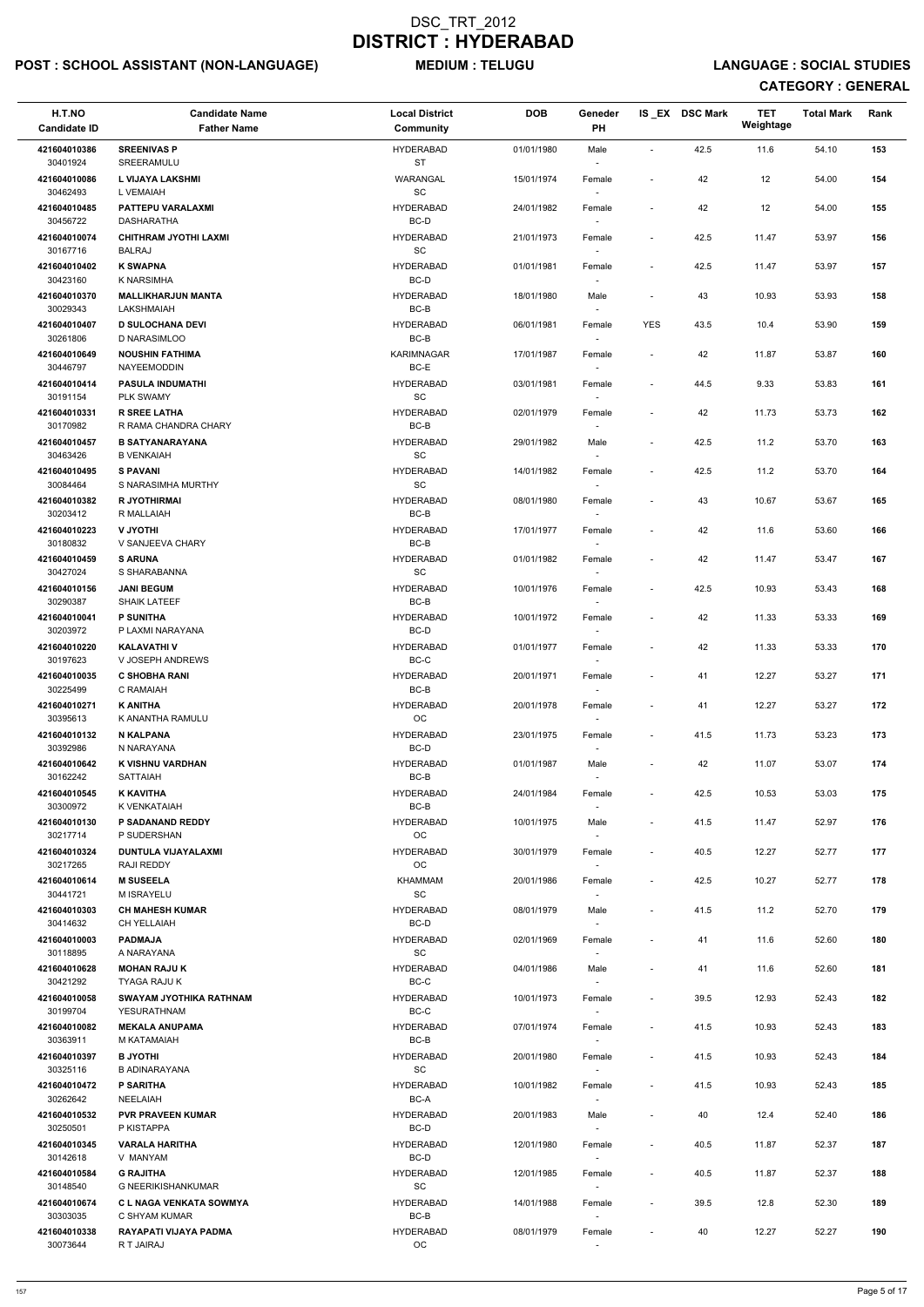# DSC_TRT_2012
# DISTRICT : HYDERABAD

**POST : SCHOOL ASSISTANT (NON-LANGUAGE)** **MEDIUM : TELUGU** **LANGUAGE : SOCIAL STUDIES**

**CATEGORY : GENERAL**

| H.T.NO<br>Candidate ID | Candidate Name<br>Father Name | Local District<br>Community | DOB | Geneder<br>PH | IS _EX | DSC Mark | TET Weightage | Total Mark | Rank |
|---|---|---|---|---|---|---|---|---|---|
| 421604010386<br>30401924 | SREENIVAS P<br>SREERAMULU | HYDERABAD<br>ST | 01/01/1980 | Male<br>- | - | 42.5 | 11.6 | 54.10 | 153 |
| 421604010086<br>30462493 | L VIJAYA LAKSHMI<br>L VEMAIAH | WARANGAL<br>SC | 15/01/1974 | Female<br>- | - | 42 | 12 | 54.00 | 154 |
| 421604010485<br>30456722 | PATTEPU VARALAXMI<br>DASHARATHA | HYDERABAD<br>BC-D | 24/01/1982 | Female<br>- | - | 42 | 12 | 54.00 | 155 |
| 421604010074<br>30167716 | CHITHRAM JYOTHI LAXMI<br>BALRAJ | HYDERABAD<br>SC | 21/01/1973 | Female<br>- | - | 42.5 | 11.47 | 53.97 | 156 |
| 421604010402<br>30423160 | K SWAPNA<br>K NARSIMHA | HYDERABAD<br>BC-D | 01/01/1981 | Female<br>- | - | 42.5 | 11.47 | 53.97 | 157 |
| 421604010370<br>30029343 | MALLIKHARJUN MANTA<br>LAKSHMAIAH | HYDERABAD<br>BC-B | 18/01/1980 | Male<br>- | - | 43 | 10.93 | 53.93 | 158 |
| 421604010407<br>30261806 | D SULOCHANA DEVI<br>D NARASIMLOO | HYDERABAD<br>BC-B | 06/01/1981 | Female<br>- | YES | 43.5 | 10.4 | 53.90 | 159 |
| 421604010649<br>30446797 | NOUSHIN FATHIMA<br>NAYEEMODDIN | KARIMNAGAR<br>BC-E | 17/01/1987 | Female<br>- | - | 42 | 11.87 | 53.87 | 160 |
| 421604010414<br>30191154 | PASULA INDUMATHI<br>PLK SWAMY | HYDERABAD<br>SC | 03/01/1981 | Female<br>- | - | 44.5 | 9.33 | 53.83 | 161 |
| 421604010331<br>30170982 | R SREE LATHA<br>R RAMA CHANDRA CHARY | HYDERABAD<br>BC-B | 02/01/1979 | Female<br>- | - | 42 | 11.73 | 53.73 | 162 |
| 421604010457<br>30463426 | B SATYANARAYANA<br>B VENKAIAH | HYDERABAD<br>SC | 29/01/1982 | Male<br>- | - | 42.5 | 11.2 | 53.70 | 163 |
| 421604010495<br>30084464 | S PAVANI<br>S NARASIMHA MURTHY | HYDERABAD<br>SC | 14/01/1982 | Female<br>- | - | 42.5 | 11.2 | 53.70 | 164 |
| 421604010382<br>30203412 | R JYOTHIRMAI<br>R MALLAIAH | HYDERABAD<br>BC-B | 08/01/1980 | Female<br>- | - | 43 | 10.67 | 53.67 | 165 |
| 421604010223<br>30180832 | V JYOTHI<br>V SANJEEVA CHARY | HYDERABAD<br>BC-B | 17/01/1977 | Female<br>- | - | 42 | 11.6 | 53.60 | 166 |
| 421604010459<br>30427024 | S ARUNA<br>S SHARABANNA | HYDERABAD<br>SC | 01/01/1982 | Female<br>- | - | 42 | 11.47 | 53.47 | 167 |
| 421604010156<br>30290387 | JANI BEGUM<br>SHAIK LATEEF | HYDERABAD<br>BC-B | 10/01/1976 | Female<br>- | - | 42.5 | 10.93 | 53.43 | 168 |
| 421604010041<br>30203972 | P SUNITHA<br>P LAXMI NARAYANA | HYDERABAD<br>BC-D | 10/01/1972 | Female<br>- | - | 42 | 11.33 | 53.33 | 169 |
| 421604010220<br>30197623 | KALAVATHI V<br>V JOSEPH ANDREWS | HYDERABAD<br>BC-C | 01/01/1977 | Female<br>- | - | 42 | 11.33 | 53.33 | 170 |
| 421604010035<br>30225499 | C SHOBHA RANI<br>C RAMAIAH | HYDERABAD<br>BC-B | 20/01/1971 | Female<br>- | - | 41 | 12.27 | 53.27 | 171 |
| 421604010271<br>30395613 | K ANITHA<br>K ANANTHA RAMULU | HYDERABAD<br>OC | 20/01/1978 | Female<br>- | - | 41 | 12.27 | 53.27 | 172 |
| 421604010132<br>30392986 | N KALPANA<br>N NARAYANA | HYDERABAD<br>BC-D | 23/01/1975 | Female<br>- | - | 41.5 | 11.73 | 53.23 | 173 |
| 421604010642<br>30162242 | K VISHNU VARDHAN<br>SATTAIAH | HYDERABAD<br>BC-B | 01/01/1987 | Male<br>- | - | 42 | 11.07 | 53.07 | 174 |
| 421604010545<br>30300972 | K KAVITHA<br>K VENKATAIAH | HYDERABAD<br>BC-B | 24/01/1984 | Female<br>- | - | 42.5 | 10.53 | 53.03 | 175 |
| 421604010130<br>30217714 | P SADANAND REDDY<br>P SUDERSHAN | HYDERABAD<br>OC | 10/01/1975 | Male<br>- | - | 41.5 | 11.47 | 52.97 | 176 |
| 421604010324<br>30217265 | DUNTULA VIJAYALAXMI<br>RAJI REDDY | HYDERABAD<br>OC | 30/01/1979 | Female<br>- | - | 40.5 | 12.27 | 52.77 | 177 |
| 421604010614<br>30441721 | M SUSEELA<br>M ISRAYELU | KHAMMAM<br>SC | 20/01/1986 | Female<br>- | - | 42.5 | 10.27 | 52.77 | 178 |
| 421604010303<br>30414632 | CH MAHESH KUMAR<br>CH YELLAIAH | HYDERABAD<br>BC-D | 08/01/1979 | Male<br>- | - | 41.5 | 11.2 | 52.70 | 179 |
| 421604010003<br>30118895 | PADMAJA<br>A NARAYANA | HYDERABAD<br>SC | 02/01/1969 | Female<br>- | - | 41 | 11.6 | 52.60 | 180 |
| 421604010628<br>30421292 | MOHAN RAJU K<br>TYAGA RAJU K | HYDERABAD<br>BC-C | 04/01/1986 | Male<br>- | - | 41 | 11.6 | 52.60 | 181 |
| 421604010058<br>30199704 | SWAYAM JYOTHIKA RATHNAM<br>YESURATHNAM | HYDERABAD<br>BC-C | 10/01/1973 | Female<br>- | - | 39.5 | 12.93 | 52.43 | 182 |
| 421604010082<br>30363911 | MEKALA ANUPAMA<br>M KATAMAIAH | HYDERABAD<br>BC-B | 07/01/1974 | Female<br>- | - | 41.5 | 10.93 | 52.43 | 183 |
| 421604010397<br>30325116 | B JYOTHI<br>B ADINARAYANA | HYDERABAD<br>SC | 20/01/1980 | Female<br>- | - | 41.5 | 10.93 | 52.43 | 184 |
| 421604010472<br>30262642 | P SARITHA<br>NEELAIAH | HYDERABAD<br>BC-A | 10/01/1982 | Female<br>- | - | 41.5 | 10.93 | 52.43 | 185 |
| 421604010532<br>30250501 | PVR PRAVEEN KUMAR<br>P KISTAPPA | HYDERABAD<br>BC-D | 20/01/1983 | Male<br>- | - | 40 | 12.4 | 52.40 | 186 |
| 421604010345<br>30142618 | VARALA HARITHA<br>V MANYAM | HYDERABAD<br>BC-D | 12/01/1980 | Female<br>- | - | 40.5 | 11.87 | 52.37 | 187 |
| 421604010584<br>30148540 | G RAJITHA<br>G NEERIKISHANKUMAR | HYDERABAD<br>SC | 12/01/1985 | Female<br>- | - | 40.5 | 11.87 | 52.37 | 188 |
| 421604010674<br>30303035 | C L NAGA VENKATA SOWMYA<br>C SHYAM KUMAR | HYDERABAD<br>BC-B | 14/01/1988 | Female<br>- | - | 39.5 | 12.8 | 52.30 | 189 |
| 421604010338<br>30073644 | RAYAPATI VIJAYA PADMA<br>R T JAIRAJ | HYDERABAD<br>OC | 08/01/1979 | Female<br>- | - | 40 | 12.27 | 52.27 | 190 |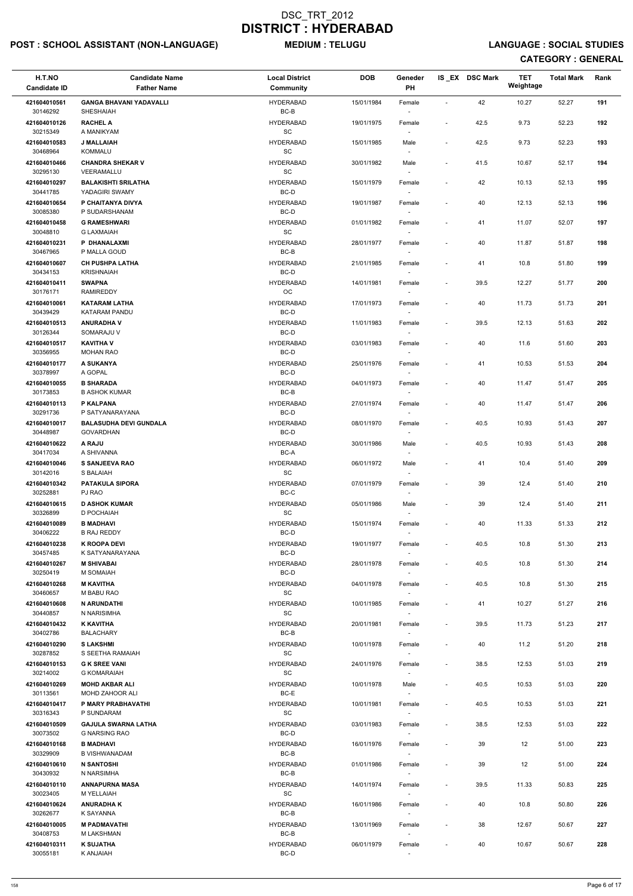# DSC_TRT_2012
# DISTRICT : HYDERABAD

**POST : SCHOOL ASSISTANT (NON-LANGUAGE)** **MEDIUM : TELUGU** **LANGUAGE : SOCIAL STUDIES**

**CATEGORY : GENERAL**

| H.T.NO<br>Candidate ID | Candidate Name<br>Father Name | Local District<br>Community | DOB | Geneder<br>PH | IS_EX | DSC Mark | TET Weightage | Total Mark | Rank |
|---|---|---|---|---|---|---|---|---|---|
| 421604010561<br>30146292 | GANGA BHAVANI YADAVALLI<br>SHESHAIAH | HYDERABAD<br>BC-B | 15/01/1984 | Female<br>- | - | 42 | 10.27 | 52.27 | 191 |
| 421604010126<br>30215349 | RACHEL A<br>A MANIKYAM | HYDERABAD<br>SC | 19/01/1975 | Female<br>- | - | 42.5 | 9.73 | 52.23 | 192 |
| 421604010583<br>30468964 | J MALLAIAH<br>KOMMALU | HYDERABAD<br>SC | 15/01/1985 | Male<br>- | - | 42.5 | 9.73 | 52.23 | 193 |
| 421604010466<br>30295130 | CHANDRA SHEKAR V<br>VEERAMALLU | HYDERABAD<br>SC | 30/01/1982 | Male<br>- | - | 41.5 | 10.67 | 52.17 | 194 |
| 421604010297<br>30441785 | BALAKISHTI SRILATHA<br>YADAGIRI SWAMY | HYDERABAD<br>BC-D | 15/01/1979 | Female<br>- | - | 42 | 10.13 | 52.13 | 195 |
| 421604010654<br>30085380 | P CHAITANYA DIVYA<br>P SUDARSHANAM | HYDERABAD<br>BC-D | 19/01/1987 | Female<br>- | - | 40 | 12.13 | 52.13 | 196 |
| 421604010458<br>30048810 | G RAMESHWARI<br>G LAXMAIAH | HYDERABAD<br>SC | 01/01/1982 | Female<br>- | - | 41 | 11.07 | 52.07 | 197 |
| 421604010231<br>30467965 | P DHANALAXMI<br>P MALLA GOUD | HYDERABAD<br>BC-B | 28/01/1977 | Female<br>- | - | 40 | 11.87 | 51.87 | 198 |
| 421604010607<br>30434153 | CH PUSHPA LATHA<br>KRISHNAIAH | HYDERABAD<br>BC-D | 21/01/1985 | Female<br>- | - | 41 | 10.8 | 51.80 | 199 |
| 421604010411<br>30176171 | SWAPNA<br>RAMIREDDY | HYDERABAD<br>OC | 14/01/1981 | Female<br>- | - | 39.5 | 12.27 | 51.77 | 200 |
| 421604010061<br>30439429 | KATARAM LATHA<br>KATARAM PANDU | HYDERABAD<br>BC-D | 17/01/1973 | Female<br>- | - | 40 | 11.73 | 51.73 | 201 |
| 421604010513<br>30126344 | ANURADHA V<br>SOMARAJU V | HYDERABAD<br>BC-D | 11/01/1983 | Female<br>- | - | 39.5 | 12.13 | 51.63 | 202 |
| 421604010517<br>30356955 | KAVITHA V<br>MOHAN RAO | HYDERABAD<br>BC-D | 03/01/1983 | Female<br>- | - | 40 | 11.6 | 51.60 | 203 |
| 421604010177<br>30378997 | A SUKANYA<br>A GOPAL | HYDERABAD<br>BC-D | 25/01/1976 | Female<br>- | - | 41 | 10.53 | 51.53 | 204 |
| 421604010055<br>30173853 | B SHARADA<br>B ASHOK KUMAR | HYDERABAD<br>BC-B | 04/01/1973 | Female<br>- | - | 40 | 11.47 | 51.47 | 205 |
| 421604010113<br>30291736 | P KALPANA<br>P SATYANARAYANA | HYDERABAD<br>BC-D | 27/01/1974 | Female<br>- | - | 40 | 11.47 | 51.47 | 206 |
| 421604010017<br>30448987 | BALASUDHA DEVI GUNDALA<br>GOVARDHAN | HYDERABAD<br>BC-D | 08/01/1970 | Female<br>- | - | 40.5 | 10.93 | 51.43 | 207 |
| 421604010622<br>30417034 | A RAJU<br>A SHIVANNA | HYDERABAD<br>BC-A | 30/01/1986 | Male<br>- | - | 40.5 | 10.93 | 51.43 | 208 |
| 421604010046<br>30142016 | S SANJEEVA RAO<br>S BALAIAH | HYDERABAD<br>SC | 06/01/1972 | Male<br>- | - | 41 | 10.4 | 51.40 | 209 |
| 421604010342<br>30252881 | PATAKULA SIPORA<br>PJ RAO | HYDERABAD<br>BC-C | 07/01/1979 | Female<br>- | - | 39 | 12.4 | 51.40 | 210 |
| 421604010615<br>30326899 | D ASHOK KUMAR<br>D POCHAIAH | HYDERABAD<br>SC | 05/01/1986 | Male<br>- | - | 39 | 12.4 | 51.40 | 211 |
| 421604010089<br>30406222 | B MADHAVI<br>B RAJ REDDY | HYDERABAD<br>BC-D | 15/01/1974 | Female<br>- | - | 40 | 11.33 | 51.33 | 212 |
| 421604010238<br>30457485 | K ROOPA DEVI<br>K SATYANARAYANA | HYDERABAD<br>BC-D | 19/01/1977 | Female<br>- | - | 40.5 | 10.8 | 51.30 | 213 |
| 421604010267<br>30250419 | M SHIVABAI<br>M SOMAIAH | HYDERABAD<br>BC-D | 28/01/1978 | Female<br>- | - | 40.5 | 10.8 | 51.30 | 214 |
| 421604010268<br>30460657 | M KAVITHA<br>M BABU RAO | HYDERABAD<br>SC | 04/01/1978 | Female<br>- | - | 40.5 | 10.8 | 51.30 | 215 |
| 421604010608<br>30440857 | N ARUNDATHI<br>N NARISIMHA | HYDERABAD<br>SC | 10/01/1985 | Female<br>- | - | 41 | 10.27 | 51.27 | 216 |
| 421604010432<br>30402786 | K KAVITHA<br>BALACHARY | HYDERABAD<br>BC-B | 20/01/1981 | Female<br>- | - | 39.5 | 11.73 | 51.23 | 217 |
| 421604010290<br>30287852 | S LAKSHMI<br>S SEETHA RAMAIAH | HYDERABAD<br>SC | 10/01/1978 | Female<br>- | - | 40 | 11.2 | 51.20 | 218 |
| 421604010153<br>30214002 | G K SREE VANI<br>G KOMARAIAH | HYDERABAD<br>SC | 24/01/1976 | Female<br>- | - | 38.5 | 12.53 | 51.03 | 219 |
| 421604010269<br>30113561 | MOHD AKBAR ALI<br>MOHD ZAHOOR ALI | HYDERABAD<br>BC-E | 10/01/1978 | Male<br>- | - | 40.5 | 10.53 | 51.03 | 220 |
| 421604010417<br>30316343 | P MARY PRABHAVATHI<br>P SUNDARAM | HYDERABAD<br>SC | 10/01/1981 | Female<br>- | - | 40.5 | 10.53 | 51.03 | 221 |
| 421604010509<br>30073502 | GAJULA SWARNA LATHA<br>G NARSING RAO | HYDERABAD<br>BC-D | 03/01/1983 | Female<br>- | - | 38.5 | 12.53 | 51.03 | 222 |
| 421604010168<br>30329909 | B MADHAVI<br>B VISHWANADAM | HYDERABAD<br>BC-B | 16/01/1976 | Female<br>- | - | 39 | 12 | 51.00 | 223 |
| 421604010610<br>30430932 | N SANTOSHI<br>N NARSIMHA | HYDERABAD<br>BC-B | 01/01/1986 | Female<br>- | - | 39 | 12 | 51.00 | 224 |
| 421604010110<br>30023405 | ANNAPURNA MASA<br>M YELLAIAH | HYDERABAD<br>SC | 14/01/1974 | Female<br>- | - | 39.5 | 11.33 | 50.83 | 225 |
| 421604010624<br>30262677 | ANURADHA K<br>K SAYANNA | HYDERABAD<br>BC-B | 16/01/1986 | Female<br>- | - | 40 | 10.8 | 50.80 | 226 |
| 421604010005<br>30408753 | M PADMAVATHI<br>M LAKSHMAN | HYDERABAD<br>BC-B | 13/01/1969 | Female<br>- | - | 38 | 12.67 | 50.67 | 227 |
| 421604010311<br>30055181 | K SUJATHA<br>K ANJAIAH | HYDERABAD<br>BC-D | 06/01/1979 | Female<br>- | - | 40 | 10.67 | 50.67 | 228 |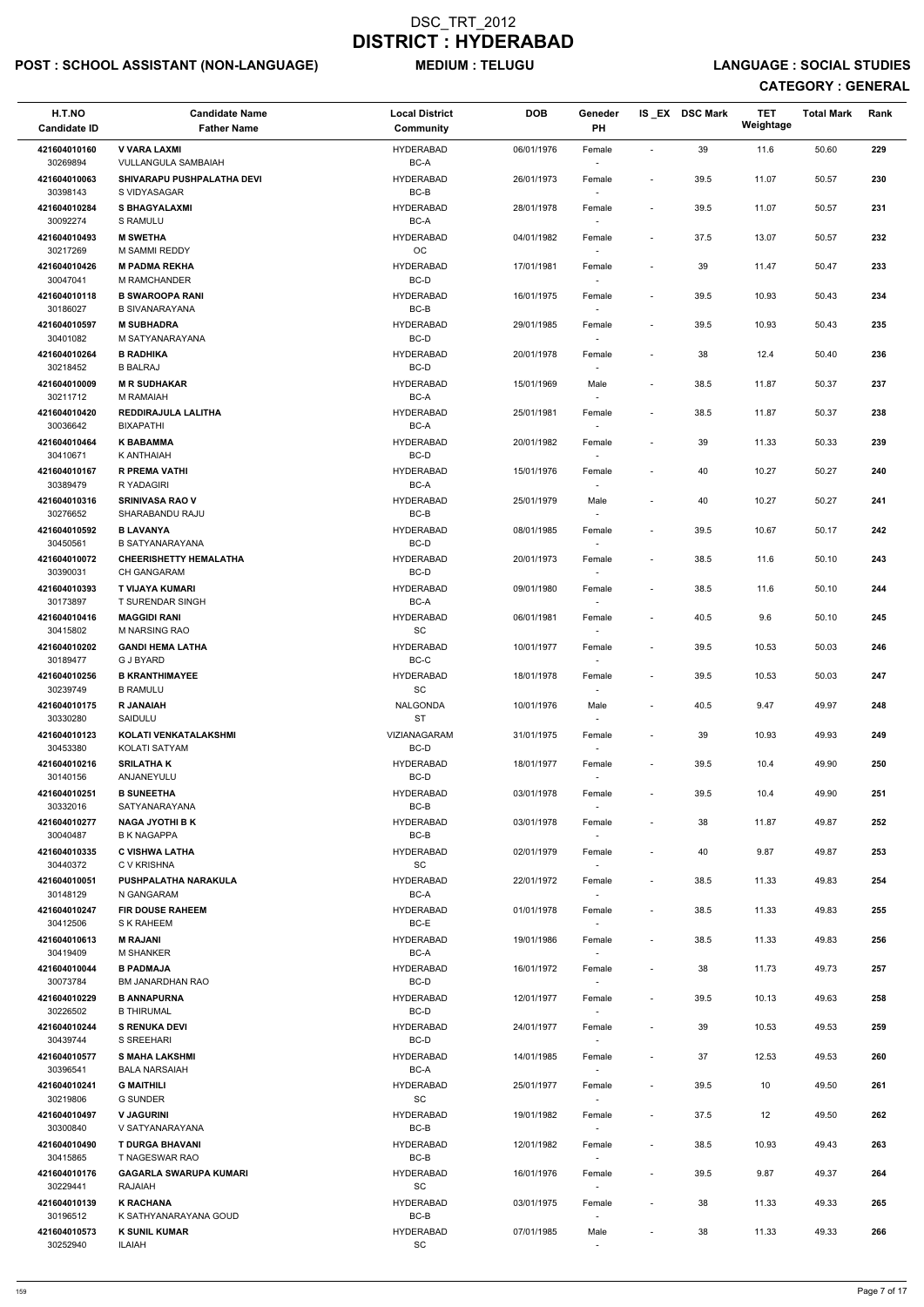# DSC_TRT_2012
# DISTRICT : HYDERABAD

**POST : SCHOOL ASSISTANT (NON-LANGUAGE)** **MEDIUM : TELUGU** **LANGUAGE : SOCIAL STUDIES**

**CATEGORY : GENERAL**

| H.T.NO<br>Candidate ID | Candidate Name<br>Father Name | Local District<br>Community | DOB | Geneder<br>PH | IS_EX | DSC Mark | TET Weightage | Total Mark | Rank |
|---|---|---|---|---|---|---|---|---|---|
| 421604010160<br>30269894 | **V VARA LAXMI**<br>VULLANGULA SAMBAIAH | HYDERABAD<br>BC-A | 06/01/1976 | Female<br>- | - | 39 | 11.6 | 50.60 | 229 |
| 421604010063<br>30398143 | **SHIVARAPU PUSHPALATHA DEVI**<br>S VIDYASAGAR | HYDERABAD<br>BC-B | 26/01/1973 | Female<br>- | - | 39.5 | 11.07 | 50.57 | 230 |
| 421604010284<br>30092274 | **S BHAGYALAXMI**<br>S RAMULU | HYDERABAD<br>BC-A | 28/01/1978 | Female<br>- | - | 39.5 | 11.07 | 50.57 | 231 |
| 421604010493<br>30217269 | **M SWETHA**<br>M SAMMI REDDY | HYDERABAD<br>OC | 04/01/1982 | Female<br>- | - | 37.5 | 13.07 | 50.57 | 232 |
| 421604010426<br>30047041 | **M PADMA REKHA**<br>M RAMCHANDER | HYDERABAD<br>BC-D | 17/01/1981 | Female<br>- | - | 39 | 11.47 | 50.47 | 233 |
| 421604010118<br>30186027 | **B SWAROOPA RANI**<br>B SIVANARAYANA | HYDERABAD<br>BC-B | 16/01/1975 | Female<br>- | - | 39.5 | 10.93 | 50.43 | 234 |
| 421604010597<br>30401082 | **M SUBHADRA**<br>M SATYANARAYANA | HYDERABAD<br>BC-D | 29/01/1985 | Female<br>- | - | 39.5 | 10.93 | 50.43 | 235 |
| 421604010264<br>30218452 | **B RADHIKA**<br>B BALRAJ | HYDERABAD<br>BC-D | 20/01/1978 | Female<br>- | - | 38 | 12.4 | 50.40 | 236 |
| 421604010009<br>30211712 | **M R SUDHAKAR**<br>M RAMAIAH | HYDERABAD<br>BC-A | 15/01/1969 | Male<br>- | - | 38.5 | 11.87 | 50.37 | 237 |
| 421604010420<br>30036642 | **REDDIRAJULA LALITHA**<br>BIXAPATHI | HYDERABAD<br>BC-A | 25/01/1981 | Female<br>- | - | 38.5 | 11.87 | 50.37 | 238 |
| 421604010464<br>30410671 | **K BABAMMA**<br>K ANTHAIAH | HYDERABAD<br>BC-D | 20/01/1982 | Female<br>- | - | 39 | 11.33 | 50.33 | 239 |
| 421604010167<br>30389479 | **R PREMA VATHI**<br>R YADAGIRI | HYDERABAD<br>BC-A | 15/01/1976 | Female<br>- | - | 40 | 10.27 | 50.27 | 240 |
| 421604010316<br>30276652 | **SRINIVASA RAO V**<br>SHARABANDU RAJU | HYDERABAD<br>BC-B | 25/01/1979 | Male<br>- | - | 40 | 10.27 | 50.27 | 241 |
| 421604010592<br>30450561 | **B LAVANYA**<br>B SATYANARAYANA | HYDERABAD<br>BC-D | 08/01/1985 | Female<br>- | - | 39.5 | 10.67 | 50.17 | 242 |
| 421604010072<br>30390031 | **CHEERISHETTY HEMALATHA**<br>CH GANGARAM | HYDERABAD<br>BC-D | 20/01/1973 | Female<br>- | - | 38.5 | 11.6 | 50.10 | 243 |
| 421604010393<br>30173897 | **T VIJAYA KUMARI**<br>T SURENDAR SINGH | HYDERABAD<br>BC-A | 09/01/1980 | Female<br>- | - | 38.5 | 11.6 | 50.10 | 244 |
| 421604010416<br>30415802 | **MAGGIDI RANI**<br>M NARSING RAO | HYDERABAD<br>SC | 06/01/1981 | Female<br>- | - | 40.5 | 9.6 | 50.10 | 245 |
| 421604010202<br>30189477 | **GANDI HEMA LATHA**<br>G J BYARD | HYDERABAD<br>BC-C | 10/01/1977 | Female<br>- | - | 39.5 | 10.53 | 50.03 | 246 |
| 421604010256<br>30239749 | **B KRANTHIMAYEE**<br>B RAMULU | HYDERABAD<br>SC | 18/01/1978 | Female<br>- | - | 39.5 | 10.53 | 50.03 | 247 |
| 421604010175<br>30330280 | **R JANAIAH**<br>SAIDULU | NALGONDA<br>ST | 10/01/1976 | Male<br>- | - | 40.5 | 9.47 | 49.97 | 248 |
| 421604010123<br>30453380 | **KOLATI VENKATALAKSHMI**<br>KOLATI SATYAM | VIZIANAGARAM<br>BC-D | 31/01/1975 | Female<br>- | - | 39 | 10.93 | 49.93 | 249 |
| 421604010216<br>30140156 | **SRILATHA K**<br>ANJANEYULU | HYDERABAD<br>BC-D | 18/01/1977 | Female<br>- | - | 39.5 | 10.4 | 49.90 | 250 |
| 421604010251<br>30332016 | **B SUNEETHA**<br>SATYANARAYANA | HYDERABAD<br>BC-B | 03/01/1978 | Female<br>- | - | 39.5 | 10.4 | 49.90 | 251 |
| 421604010277<br>30040487 | **NAGA JYOTHI B K**<br>B K NAGAPPA | HYDERABAD<br>BC-B | 03/01/1978 | Female<br>- | - | 38 | 11.87 | 49.87 | 252 |
| 421604010335<br>30440372 | **C VISHWA LATHA**<br>C V KRISHNA | HYDERABAD<br>SC | 02/01/1979 | Female<br>- | - | 40 | 9.87 | 49.87 | 253 |
| 421604010051<br>30148129 | **PUSHPALATHA NARAKULA**<br>N GANGARAM | HYDERABAD<br>BC-A | 22/01/1972 | Female<br>- | - | 38.5 | 11.33 | 49.83 | 254 |
| 421604010247<br>30412506 | **FIR DOUSE RAHEEM**<br>S K RAHEEM | HYDERABAD<br>BC-E | 01/01/1978 | Female<br>- | - | 38.5 | 11.33 | 49.83 | 255 |
| 421604010613<br>30419409 | **M RAJANI**<br>M SHANKER | HYDERABAD<br>BC-A | 19/01/1986 | Female<br>- | - | 38.5 | 11.33 | 49.83 | 256 |
| 421604010044<br>30073784 | **B PADMAJA**<br>BM JANARDHAN RAO | HYDERABAD<br>BC-D | 16/01/1972 | Female<br>- | - | 38 | 11.73 | 49.73 | 257 |
| 421604010229<br>30226502 | **B ANNAPURNA**<br>B THIRUMAL | HYDERABAD<br>BC-D | 12/01/1977 | Female<br>- | - | 39.5 | 10.13 | 49.63 | 258 |
| 421604010244<br>30439744 | **S RENUKA DEVI**<br>S SREEHARI | HYDERABAD<br>BC-D | 24/01/1977 | Female<br>- | - | 39 | 10.53 | 49.53 | 259 |
| 421604010577<br>30396541 | **S MAHA LAKSHMI**<br>BALA NARSAIAH | HYDERABAD<br>BC-A | 14/01/1985 | Female<br>- | - | 37 | 12.53 | 49.53 | 260 |
| 421604010241<br>30219806 | **G MAITHILI**<br>G SUNDER | HYDERABAD<br>SC | 25/01/1977 | Female<br>- | - | 39.5 | 10 | 49.50 | 261 |
| 421604010497<br>30300840 | **V JAGURINI**<br>V SATYANARAYANA | HYDERABAD<br>BC-B | 19/01/1982 | Female<br>- | - | 37.5 | 12 | 49.50 | 262 |
| 421604010490<br>30415865 | **T DURGA BHAVANI**<br>T NAGESWAR RAO | HYDERABAD<br>BC-B | 12/01/1982 | Female<br>- | - | 38.5 | 10.93 | 49.43 | 263 |
| 421604010176<br>30229441 | **GAGARLA SWARUPA KUMARI**<br>RAJAIAH | HYDERABAD<br>SC | 16/01/1976 | Female<br>- | - | 39.5 | 9.87 | 49.37 | 264 |
| 421604010139<br>30196512 | **K RACHANA**<br>K SATHYANARAYANA GOUD | HYDERABAD<br>BC-B | 03/01/1975 | Female<br>- | - | 38 | 11.33 | 49.33 | 265 |
| 421604010573<br>30252940 | **K SUNIL KUMAR**<br>ILAIAH | HYDERABAD<br>SC | 07/01/1985 | Male<br>- | - | 38 | 11.33 | 49.33 | 266 |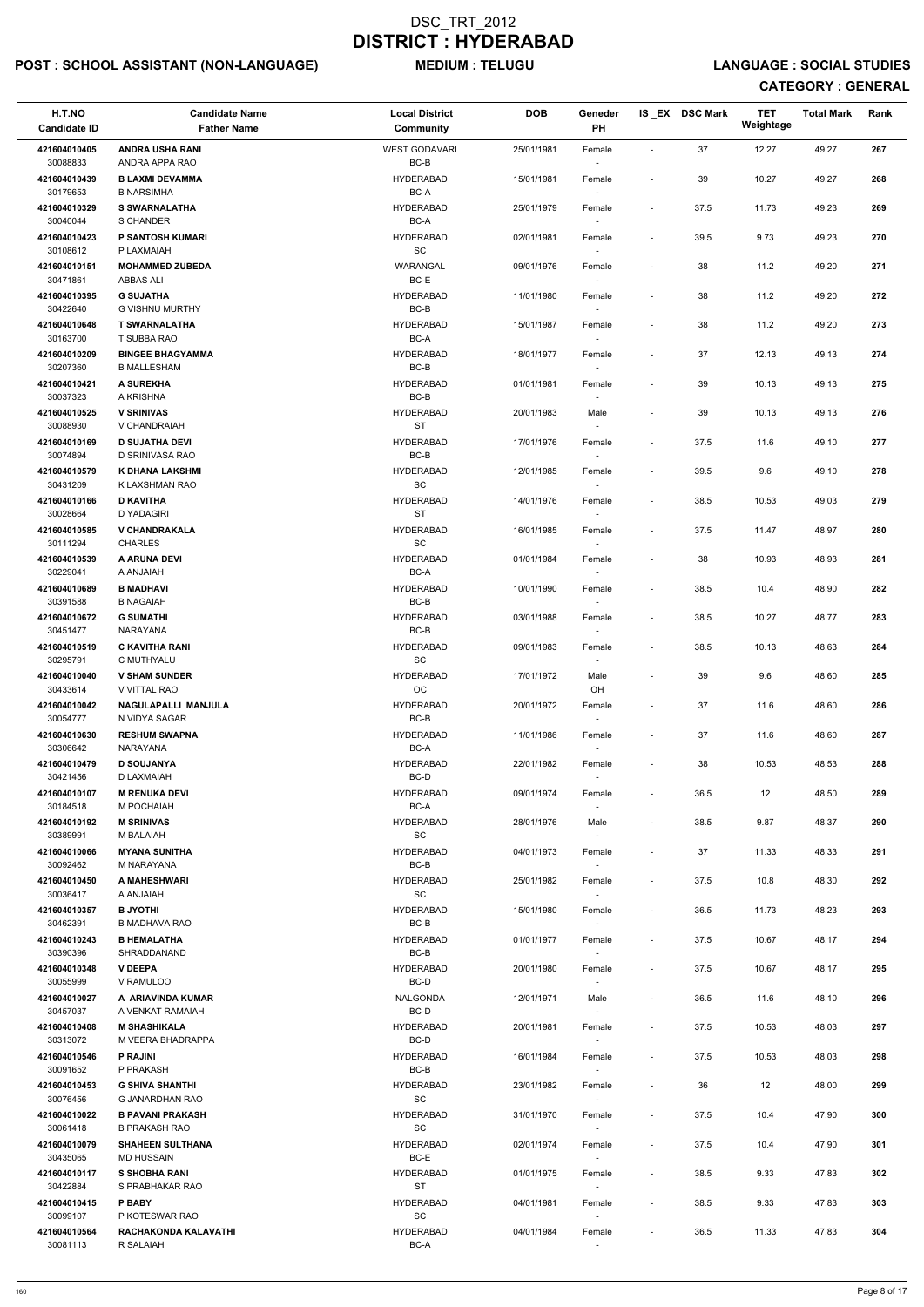# DSC_TRT_2012
# DISTRICT : HYDERABAD

**POST : SCHOOL ASSISTANT (NON-LANGUAGE)** **MEDIUM : TELUGU** **LANGUAGE : SOCIAL STUDIES**

**CATEGORY : GENERAL**

| H.T.NO<br>Candidate ID | Candidate Name<br>Father Name | Local District<br>Community | DOB | Geneder<br>PH | IS _EX | DSC Mark | TET Weightage | Total Mark | Rank |
|---|---|---|---|---|---|---|---|---|---|
| 421604010405<br>30088833 | **ANDRA USHA RANI**<br>ANDRA APPA RAO | WEST GODAVARI<br>BC-B | 25/01/1981 | Female<br>- | - | 37 | 12.27 | 49.27 | 267 |
| 421604010439<br>30179653 | **B LAXMI DEVAMMA**<br>B NARSIMHA | HYDERABAD<br>BC-A | 15/01/1981 | Female<br>- | - | 39 | 10.27 | 49.27 | 268 |
| 421604010329<br>30040044 | **S SWARNALATHA**<br>S CHANDER | HYDERABAD<br>BC-A | 25/01/1979 | Female<br>- | - | 37.5 | 11.73 | 49.23 | 269 |
| 421604010423<br>30108612 | **P SANTOSH KUMARI**<br>P LAXMAIAH | HYDERABAD<br>SC | 02/01/1981 | Female<br>- | - | 39.5 | 9.73 | 49.23 | 270 |
| 421604010151<br>30471861 | **MOHAMMED ZUBEDA**<br>ABBAS ALI | WARANGAL<br>BC-E | 09/01/1976 | Female<br>- | - | 38 | 11.2 | 49.20 | 271 |
| 421604010395<br>30422640 | **G SUJATHA**<br>G VISHNU MURTHY | HYDERABAD<br>BC-B | 11/01/1980 | Female<br>- | - | 38 | 11.2 | 49.20 | 272 |
| 421604010648<br>30163700 | **T SWARNALATHA**<br>T SUBBA RAO | HYDERABAD<br>BC-A | 15/01/1987 | Female<br>- | - | 38 | 11.2 | 49.20 | 273 |
| 421604010209<br>30207360 | **BINGEE BHAGYAMMA**<br>B MALLESHAM | HYDERABAD<br>BC-B | 18/01/1977 | Female<br>- | - | 37 | 12.13 | 49.13 | 274 |
| 421604010421<br>30037323 | **A SUREKHA**<br>A KRISHNA | HYDERABAD<br>BC-B | 01/01/1981 | Female<br>- | - | 39 | 10.13 | 49.13 | 275 |
| 421604010525<br>30088930 | **V SRINIVAS**<br>V CHANDRAIAH | HYDERABAD<br>ST | 20/01/1983 | Male<br>- | - | 39 | 10.13 | 49.13 | 276 |
| 421604010169<br>30074894 | **D SUJATHA DEVI**<br>D SRINIVASA RAO | HYDERABAD<br>BC-B | 17/01/1976 | Female<br>- | - | 37.5 | 11.6 | 49.10 | 277 |
| 421604010579<br>30431209 | **K DHANA LAKSHMI**<br>K LAXSHMAN RAO | HYDERABAD<br>SC | 12/01/1985 | Female<br>- | - | 39.5 | 9.6 | 49.10 | 278 |
| 421604010166<br>30028664 | **D KAVITHA**<br>D YADAGIRI | HYDERABAD<br>ST | 14/01/1976 | Female<br>- | - | 38.5 | 10.53 | 49.03 | 279 |
| 421604010585<br>30111294 | **V CHANDRAKALA**<br>CHARLES | HYDERABAD<br>SC | 16/01/1985 | Female<br>- | - | 37.5 | 11.47 | 48.97 | 280 |
| 421604010539<br>30229041 | **A ARUNA DEVI**<br>A ANJAIAH | HYDERABAD<br>BC-A | 01/01/1984 | Female<br>- | - | 38 | 10.93 | 48.93 | 281 |
| 421604010689<br>30391588 | **B MADHAVI**<br>B NAGAIAH | HYDERABAD<br>BC-B | 10/01/1990 | Female<br>- | - | 38.5 | 10.4 | 48.90 | 282 |
| 421604010672<br>30451477 | **G SUMATHI**<br>NARAYANA | HYDERABAD<br>BC-B | 03/01/1988 | Female<br>- | - | 38.5 | 10.27 | 48.77 | 283 |
| 421604010519<br>30295791 | **C KAVITHA RANI**<br>C MUTHYALU | HYDERABAD<br>SC | 09/01/1983 | Female<br>- | - | 38.5 | 10.13 | 48.63 | 284 |
| 421604010040<br>30433614 | **V SHAM SUNDER**<br>V VITTAL RAO | HYDERABAD<br>OC | 17/01/1972 | Male<br>OH | - | 39 | 9.6 | 48.60 | 285 |
| 421604010042<br>30054777 | **NAGULAPALLI MANJULA**<br>N VIDYA SAGAR | HYDERABAD<br>BC-B | 20/01/1972 | Female<br>- | - | 37 | 11.6 | 48.60 | 286 |
| 421604010630<br>30306642 | **RESHUM SWAPNA**<br>NARAYANA | HYDERABAD<br>BC-A | 11/01/1986 | Female<br>- | - | 37 | 11.6 | 48.60 | 287 |
| 421604010479<br>30421456 | **D SOUJANYA**<br>D LAXMAIAH | HYDERABAD<br>BC-D | 22/01/1982 | Female<br>- | - | 38 | 10.53 | 48.53 | 288 |
| 421604010107<br>30184518 | **M RENUKA DEVI**<br>M POCHAIAH | HYDERABAD<br>BC-A | 09/01/1974 | Female<br>- | - | 36.5 | 12 | 48.50 | 289 |
| 421604010192<br>30389991 | **M SRINIVAS**<br>M BALAIAH | HYDERABAD<br>SC | 28/01/1976 | Male<br>- | - | 38.5 | 9.87 | 48.37 | 290 |
| 421604010066<br>30092462 | **MYANA SUNITHA**<br>M NARAYANA | HYDERABAD<br>BC-B | 04/01/1973 | Female<br>- | - | 37 | 11.33 | 48.33 | 291 |
| 421604010450<br>30036417 | **A MAHESHWARI**<br>A ANJAIAH | HYDERABAD<br>SC | 25/01/1982 | Female<br>- | - | 37.5 | 10.8 | 48.30 | 292 |
| 421604010357<br>30462391 | **B JYOTHI**<br>B MADHAVA RAO | HYDERABAD<br>BC-B | 15/01/1980 | Female<br>- | - | 36.5 | 11.73 | 48.23 | 293 |
| 421604010243<br>30390396 | **B HEMALATHA**<br>SHRADDANAND | HYDERABAD<br>BC-B | 01/01/1977 | Female<br>- | - | 37.5 | 10.67 | 48.17 | 294 |
| 421604010348<br>30055999 | **V DEEPA**<br>V RAMULOO | HYDERABAD<br>BC-D | 20/01/1980 | Female<br>- | - | 37.5 | 10.67 | 48.17 | 295 |
| 421604010027<br>30457037 | **A ARIAVINDA KUMAR**<br>A VENKAT RAMAIAH | NALGONDA<br>BC-D | 12/01/1971 | Male<br>- | - | 36.5 | 11.6 | 48.10 | 296 |
| 421604010408<br>30313072 | **M SHASHIKALA**<br>M VEERA BHADRAPPA | HYDERABAD<br>BC-D | 20/01/1981 | Female<br>- | - | 37.5 | 10.53 | 48.03 | 297 |
| 421604010546<br>30091652 | **P RAJINI**<br>P PRAKASH | HYDERABAD<br>BC-B | 16/01/1984 | Female<br>- | - | 37.5 | 10.53 | 48.03 | 298 |
| 421604010453<br>30076456 | **G SHIVA SHANTHI**<br>G JANARDHAN RAO | HYDERABAD<br>SC | 23/01/1982 | Female<br>- | - | 36 | 12 | 48.00 | 299 |
| 421604010022<br>30061418 | **B PAVANI PRAKASH**<br>B PRAKASH RAO | HYDERABAD<br>SC | 31/01/1970 | Female<br>- | - | 37.5 | 10.4 | 47.90 | 300 |
| 421604010079<br>30435065 | **SHAHEEN SULTHANA**<br>MD HUSSAIN | HYDERABAD<br>BC-E | 02/01/1974 | Female<br>- | - | 37.5 | 10.4 | 47.90 | 301 |
| 421604010117<br>30422884 | **S SHOBHA RANI**<br>S PRABHAKAR RAO | HYDERABAD<br>ST | 01/01/1975 | Female<br>- | - | 38.5 | 9.33 | 47.83 | 302 |
| 421604010415<br>30099107 | **P BABY**<br>P KOTESWAR RAO | HYDERABAD<br>SC | 04/01/1981 | Female<br>- | - | 38.5 | 9.33 | 47.83 | 303 |
| 421604010564<br>30081113 | **RACHAKONDA KALAVATHI**<br>R SALAIAH | HYDERABAD<br>BC-A | 04/01/1984 | Female<br>- | - | 36.5 | 11.33 | 47.83 | 304 |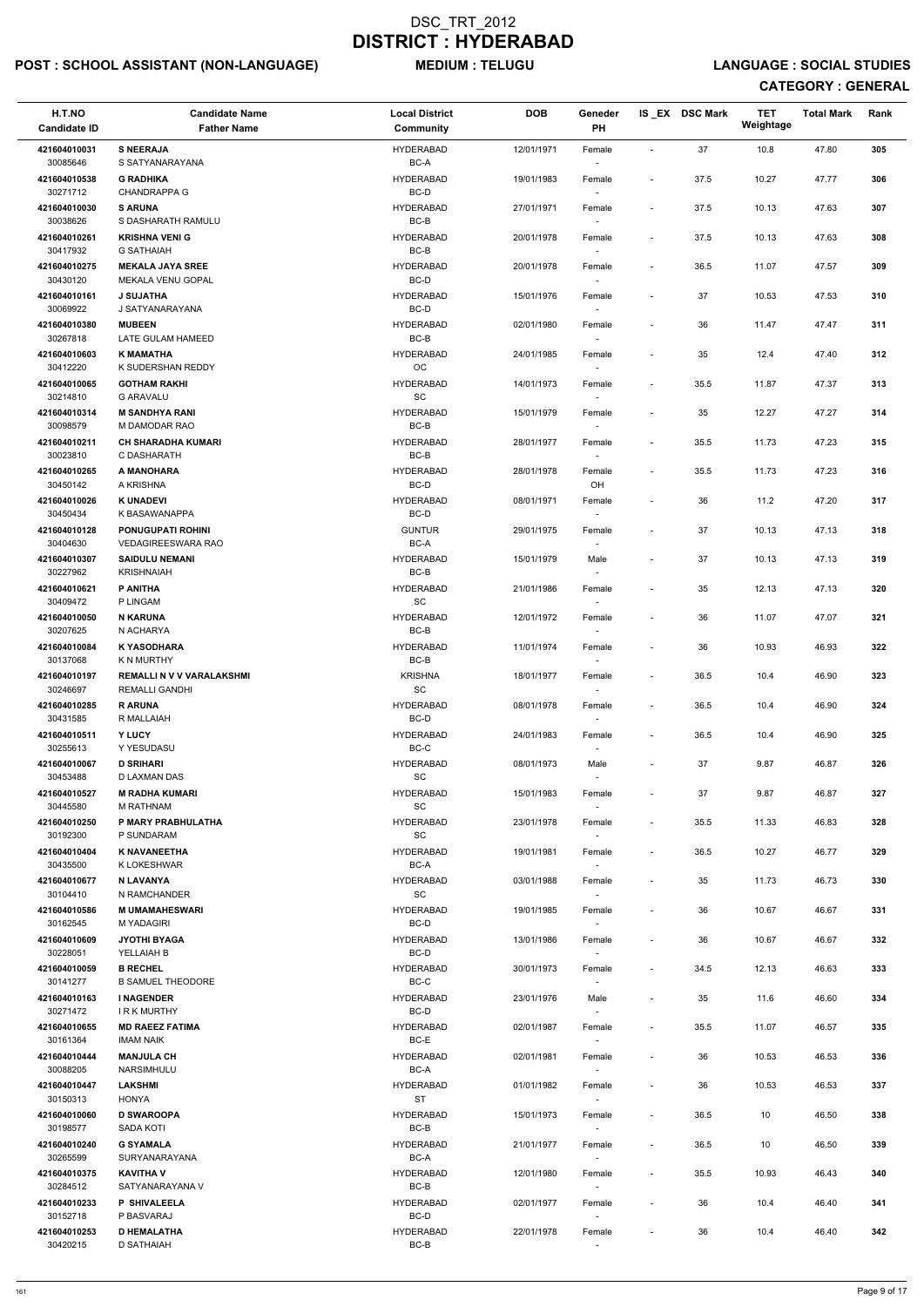# DSC_TRT_2012
# DISTRICT : HYDERABAD

**POST : SCHOOL ASSISTANT (NON-LANGUAGE)** **MEDIUM : TELUGU** **LANGUAGE : SOCIAL STUDIES**

**CATEGORY : GENERAL**

| H.T.NO / Candidate ID | Candidate Name / Father Name | Local District / Community | DOB | Geneder / PH | IS _EX | DSC Mark | TET Weightage | Total Mark | Rank |
|---|---|---|---|---|---|---|---|---|---|
| 421604010031 / 30085646 | **S NEERAJA** / S SATYANARAYANA | HYDERABAD / BC-A | 12/01/1971 | Female / - | - | 37 | 10.8 | 47.80 | 305 |
| 421604010538 / 30271712 | **G RADHIKA** / CHANDRAPPA G | HYDERABAD / BC-D | 19/01/1983 | Female / - | - | 37.5 | 10.27 | 47.77 | 306 |
| 421604010030 / 30038626 | **S ARUNA** / S DASHARATH RAMULU | HYDERABAD / BC-B | 27/01/1971 | Female / - | - | 37.5 | 10.13 | 47.63 | 307 |
| 421604010261 / 30417932 | **KRISHNA VENI G** / G SATHAIAH | HYDERABAD / BC-B | 20/01/1978 | Female / - | - | 37.5 | 10.13 | 47.63 | 308 |
| 421604010275 / 30430120 | **MEKALA JAYA SREE** / MEKALA VENU GOPAL | HYDERABAD / BC-D | 20/01/1978 | Female / - | - | 36.5 | 11.07 | 47.57 | 309 |
| 421604010161 / 30069922 | **J SUJATHA** / J SATYANARAYANA | HYDERABAD / BC-D | 15/01/1976 | Female / - | - | 37 | 10.53 | 47.53 | 310 |
| 421604010380 / 30267818 | **MUBEEN** / LATE GULAM HAMEED | HYDERABAD / BC-B | 02/01/1980 | Female / - | - | 36 | 11.47 | 47.47 | 311 |
| 421604010603 / 30412220 | **K MAMATHA** / K SUDERSHAN REDDY | HYDERABAD / OC | 24/01/1985 | Female / - | - | 35 | 12.4 | 47.40 | 312 |
| 421604010065 / 30214810 | **GOTHAM RAKHI** / G ARAVALU | HYDERABAD / SC | 14/01/1973 | Female / - | - | 35.5 | 11.87 | 47.37 | 313 |
| 421604010314 / 30098579 | **M SANDHYA RANI** / M DAMODAR RAO | HYDERABAD / BC-B | 15/01/1979 | Female / - | - | 35 | 12.27 | 47.27 | 314 |
| 421604010211 / 30023810 | **CH SHARADHA KUMARI** / C DASHARATH | HYDERABAD / BC-B | 28/01/1977 | Female / - | - | 35.5 | 11.73 | 47.23 | 315 |
| 421604010265 / 30450142 | **A MANOHARA** / A KRISHNA | HYDERABAD / BC-D | 28/01/1978 | Female / OH | - | 35.5 | 11.73 | 47.23 | 316 |
| 421604010026 / 30450434 | **K UNADEVI** / K BASAWANAPPA | HYDERABAD / BC-D | 08/01/1971 | Female / - | - | 36 | 11.2 | 47.20 | 317 |
| 421604010128 / 30404630 | **PONUGUPATI ROHINI** / VEDAGIREESWARA RAO | GUNTUR / BC-A | 29/01/1975 | Female / - | - | 37 | 10.13 | 47.13 | 318 |
| 421604010307 / 30227962 | **SAIDULU NEMANI** / KRISHNAIAH | HYDERABAD / BC-B | 15/01/1979 | Male / - | - | 37 | 10.13 | 47.13 | 319 |
| 421604010621 / 30409472 | **P ANITHA** / P LINGAM | HYDERABAD / SC | 21/01/1986 | Female / - | - | 35 | 12.13 | 47.13 | 320 |
| 421604010050 / 30207625 | **N KARUNA** / N ACHARYA | HYDERABAD / BC-B | 12/01/1972 | Female / - | - | 36 | 11.07 | 47.07 | 321 |
| 421604010084 / 30137068 | **K YASODHARA** / K N MURTHY | HYDERABAD / BC-B | 11/01/1974 | Female / - | - | 36 | 10.93 | 46.93 | 322 |
| 421604010197 / 30246697 | **REMALLI N V V VARALAKSHMI** / REMALLI GANDHI | KRISHNA / SC | 18/01/1977 | Female / - | - | 36.5 | 10.4 | 46.90 | 323 |
| 421604010285 / 30431585 | **R ARUNA** / R MALLAIAH | HYDERABAD / BC-D | 08/01/1978 | Female / - | - | 36.5 | 10.4 | 46.90 | 324 |
| 421604010511 / 30255613 | **Y LUCY** / Y YESUDASU | HYDERABAD / BC-C | 24/01/1983 | Female / - | - | 36.5 | 10.4 | 46.90 | 325 |
| 421604010067 / 30453488 | **D SRIHARI** / D LAXMAN DAS | HYDERABAD / SC | 08/01/1973 | Male / - | - | 37 | 9.87 | 46.87 | 326 |
| 421604010527 / 30445580 | **M RADHA KUMARI** / M RATHNAM | HYDERABAD / SC | 15/01/1983 | Female / - | - | 37 | 9.87 | 46.87 | 327 |
| 421604010250 / 30192300 | **P MARY PRABHULATHA** / P SUNDARAM | HYDERABAD / SC | 23/01/1978 | Female / - | - | 35.5 | 11.33 | 46.83 | 328 |
| 421604010404 / 30435500 | **K NAVANEETHA** / K LOKESHWAR | HYDERABAD / BC-A | 19/01/1981 | Female / - | - | 36.5 | 10.27 | 46.77 | 329 |
| 421604010677 / 30104410 | **N LAVANYA** / N RAMCHANDER | HYDERABAD / SC | 03/01/1988 | Female / - | - | 35 | 11.73 | 46.73 | 330 |
| 421604010586 / 30162545 | **M UMAMAHESWARI** / M YADAGIRI | HYDERABAD / BC-D | 19/01/1985 | Female / - | - | 36 | 10.67 | 46.67 | 331 |
| 421604010609 / 30228051 | **JYOTHI BYAGA** / YELLAIAH B | HYDERABAD / BC-D | 13/01/1986 | Female / - | - | 36 | 10.67 | 46.67 | 332 |
| 421604010059 / 30141277 | **B RECHEL** / B SAMUEL THEODORE | HYDERABAD / BC-C | 30/01/1973 | Female / - | - | 34.5 | 12.13 | 46.63 | 333 |
| 421604010163 / 30271472 | **I NAGENDER** / I R K MURTHY | HYDERABAD / BC-D | 23/01/1976 | Male / - | - | 35 | 11.6 | 46.60 | 334 |
| 421604010655 / 30161364 | **MD RAEEZ FATIMA** / IMAM NAIK | HYDERABAD / BC-E | 02/01/1987 | Female / - | - | 35.5 | 11.07 | 46.57 | 335 |
| 421604010444 / 30088205 | **MANJULA CH** / NARSIMHULU | HYDERABAD / BC-A | 02/01/1981 | Female / - | - | 36 | 10.53 | 46.53 | 336 |
| 421604010447 / 30150313 | **LAKSHMI** / HONYA | HYDERABAD / ST | 01/01/1982 | Female / - | - | 36 | 10.53 | 46.53 | 337 |
| 421604010060 / 30198577 | **D SWAROOPA** / SADA KOTI | HYDERABAD / BC-B | 15/01/1973 | Female / - | - | 36.5 | 10 | 46.50 | 338 |
| 421604010240 / 30265599 | **G SYAMALA** / SURYANARAYANA | HYDERABAD / BC-A | 21/01/1977 | Female / - | - | 36.5 | 10 | 46.50 | 339 |
| 421604010375 / 30284512 | **KAVITHA V** / SATYANARAYANA V | HYDERABAD / BC-B | 12/01/1980 | Female / - | - | 35.5 | 10.93 | 46.43 | 340 |
| 421604010233 / 30152718 | **P SHIVALEELA** / P BASVARAJ | HYDERABAD / BC-D | 02/01/1977 | Female / - | - | 36 | 10.4 | 46.40 | 341 |
| 421604010253 / 30420215 | **D HEMALATHA** / D SATHAIAH | HYDERABAD / BC-B | 22/01/1978 | Female / - | - | 36 | 10.4 | 46.40 | 342 |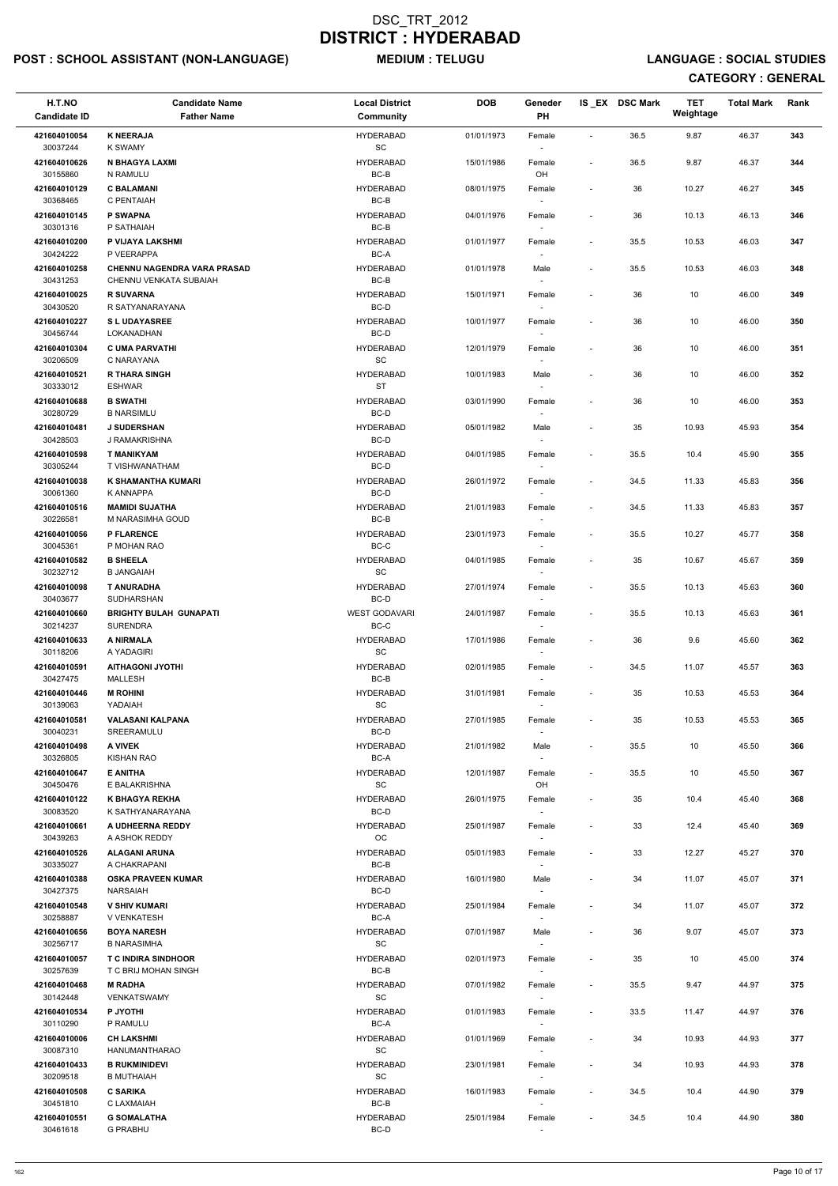# DSC_TRT_2012
# DISTRICT : HYDERABAD

**POST : SCHOOL ASSISTANT (NON-LANGUAGE)** **MEDIUM : TELUGU** **LANGUAGE : SOCIAL STUDIES**

**CATEGORY : GENERAL**

| H.T.NO<br>Candidate ID | Candidate Name<br>Father Name | Local District<br>Community | DOB | Geneder<br>PH | IS_EX | DSC Mark | TET Weightage | Total Mark | Rank |
|---|---|---|---|---|---|---|---|---|---|
| 421604010054<br>30037244 | K NEERAJA<br>K SWAMY | HYDERABAD<br>SC | 01/01/1973 | Female<br>- | - | 36.5 | 9.87 | 46.37 | 343 |
| 421604010626<br>30155860 | N BHAGYA LAXMI<br>N RAMULU | HYDERABAD<br>BC-B | 15/01/1986 | Female<br>OH | - | 36.5 | 9.87 | 46.37 | 344 |
| 421604010129<br>30368465 | C BALAMANI<br>C PENTAIAH | HYDERABAD<br>BC-B | 08/01/1975 | Female<br>- | - | 36 | 10.27 | 46.27 | 345 |
| 421604010145<br>30301316 | P SWAPNA<br>P SATHAIAH | HYDERABAD<br>BC-B | 04/01/1976 | Female<br>- | - | 36 | 10.13 | 46.13 | 346 |
| 421604010200<br>30424222 | P VIJAYA LAKSHMI<br>P VEERAPPA | HYDERABAD<br>BC-A | 01/01/1977 | Female<br>- | - | 35.5 | 10.53 | 46.03 | 347 |
| 421604010258<br>30431253 | CHENNU NAGENDRA VARA PRASAD<br>CHENNU VENKATA SUBAIAH | HYDERABAD<br>BC-B | 01/01/1978 | Male<br>- | - | 35.5 | 10.53 | 46.03 | 348 |
| 421604010025<br>30430520 | R SUVARNA<br>R SATYANARAYANA | HYDERABAD<br>BC-D | 15/01/1971 | Female<br>- | - | 36 | 10 | 46.00 | 349 |
| 421604010227<br>30456744 | S L UDAYASREE<br>LOKANADHAN | HYDERABAD<br>BC-D | 10/01/1977 | Female<br>- | - | 36 | 10 | 46.00 | 350 |
| 421604010304<br>30206509 | C UMA PARVATHI<br>C NARAYANA | HYDERABAD<br>SC | 12/01/1979 | Female<br>- | - | 36 | 10 | 46.00 | 351 |
| 421604010521<br>30333012 | R THARA SINGH<br>ESHWAR | HYDERABAD<br>ST | 10/01/1983 | Male<br>- | - | 36 | 10 | 46.00 | 352 |
| 421604010688<br>30280729 | B SWATHI<br>B NARSIMLU | HYDERABAD<br>BC-D | 03/01/1990 | Female<br>- | - | 36 | 10 | 46.00 | 353 |
| 421604010481<br>30428503 | J SUDERSHAN<br>J RAMAKRISHNA | HYDERABAD<br>BC-D | 05/01/1982 | Male<br>- | - | 35 | 10.93 | 45.93 | 354 |
| 421604010598<br>30305244 | T MANIKYAM<br>T VISHWANATHAM | HYDERABAD<br>BC-D | 04/01/1985 | Female<br>- | - | 35.5 | 10.4 | 45.90 | 355 |
| 421604010038<br>30061360 | K SHAMANTHA KUMARI<br>K ANNAPPA | HYDERABAD<br>BC-D | 26/01/1972 | Female<br>- | - | 34.5 | 11.33 | 45.83 | 356 |
| 421604010516<br>30226581 | MAMIDI SUJATHA<br>M NARASIMHA GOUD | HYDERABAD<br>BC-B | 21/01/1983 | Female<br>- | - | 34.5 | 11.33 | 45.83 | 357 |
| 421604010056<br>30045361 | P FLARENCE<br>P MOHAN RAO | HYDERABAD<br>BC-C | 23/01/1973 | Female<br>- | - | 35.5 | 10.27 | 45.77 | 358 |
| 421604010582<br>30232712 | B SHEELA<br>B JANGAIAH | HYDERABAD<br>SC | 04/01/1985 | Female<br>- | - | 35 | 10.67 | 45.67 | 359 |
| 421604010098<br>30403677 | T ANURADHA<br>SUDHARSHAN | HYDERABAD<br>BC-D | 27/01/1974 | Female<br>- | - | 35.5 | 10.13 | 45.63 | 360 |
| 421604010660<br>30214237 | BRIGHTY BULAH GUNAPATI<br>SURENDRA | WEST GODAVARI<br>BC-C | 24/01/1987 | Female<br>- | - | 35.5 | 10.13 | 45.63 | 361 |
| 421604010633<br>30118206 | A NIRMALA<br>A YADAGIRI | HYDERABAD<br>SC | 17/01/1986 | Female<br>- | - | 36 | 9.6 | 45.60 | 362 |
| 421604010591<br>30427475 | AITHAGONI JYOTHI<br>MALLESH | HYDERABAD<br>BC-B | 02/01/1985 | Female<br>- | - | 34.5 | 11.07 | 45.57 | 363 |
| 421604010446<br>30139063 | M ROHINI<br>YADAIAH | HYDERABAD<br>SC | 31/01/1981 | Female<br>- | - | 35 | 10.53 | 45.53 | 364 |
| 421604010581<br>30040231 | VALASANI KALPANA<br>SREERAMULU | HYDERABAD<br>BC-D | 27/01/1985 | Female<br>- | - | 35 | 10.53 | 45.53 | 365 |
| 421604010498<br>30326805 | A VIVEK<br>KISHAN RAO | HYDERABAD<br>BC-A | 21/01/1982 | Male<br>- | - | 35.5 | 10 | 45.50 | 366 |
| 421604010647<br>30450476 | E ANITHA<br>E BALAKRISHNA | HYDERABAD<br>SC | 12/01/1987 | Female<br>OH | - | 35.5 | 10 | 45.50 | 367 |
| 421604010122<br>30083520 | K BHAGYA REKHA<br>K SATHYANARAYANA | HYDERABAD<br>BC-D | 26/01/1975 | Female<br>- | - | 35 | 10.4 | 45.40 | 368 |
| 421604010661<br>30439263 | A UDHEERNA REDDY<br>A ASHOK REDDY | HYDERABAD<br>OC | 25/01/1987 | Female<br>- | - | 33 | 12.4 | 45.40 | 369 |
| 421604010526<br>30335027 | ALAGANI ARUNA<br>A CHAKRAPANI | HYDERABAD<br>BC-B | 05/01/1983 | Female<br>- | - | 33 | 12.27 | 45.27 | 370 |
| 421604010388<br>30427375 | OSKA PRAVEEN KUMAR<br>NARSAIAH | HYDERABAD<br>BC-D | 16/01/1980 | Male<br>- | - | 34 | 11.07 | 45.07 | 371 |
| 421604010548<br>30258887 | V SHIV KUMARI<br>V VENKATESH | HYDERABAD<br>BC-A | 25/01/1984 | Female<br>- | - | 34 | 11.07 | 45.07 | 372 |
| 421604010656<br>30256717 | BOYA NARESH<br>B NARASIMHA | HYDERABAD<br>SC | 07/01/1987 | Male<br>- | - | 36 | 9.07 | 45.07 | 373 |
| 421604010057<br>30257639 | T C INDIRA SINDHOOR<br>T C BRIJ MOHAN SINGH | HYDERABAD<br>BC-B | 02/01/1973 | Female<br>- | - | 35 | 10 | 45.00 | 374 |
| 421604010468<br>30142448 | M RADHA<br>VENKATSWAMY | HYDERABAD<br>SC | 07/01/1982 | Female<br>- | - | 35.5 | 9.47 | 44.97 | 375 |
| 421604010534<br>30110290 | P JYOTHI<br>P RAMULU | HYDERABAD<br>BC-A | 01/01/1983 | Female<br>- | - | 33.5 | 11.47 | 44.97 | 376 |
| 421604010006<br>30087310 | CH LAKSHMI<br>HANUMANTHARAO | HYDERABAD<br>SC | 01/01/1969 | Female<br>- | - | 34 | 10.93 | 44.93 | 377 |
| 421604010433<br>30209518 | B RUKMINIDEVI<br>B MUTHAIAH | HYDERABAD<br>SC | 23/01/1981 | Female<br>- | - | 34 | 10.93 | 44.93 | 378 |
| 421604010508<br>30451810 | C SARIKA<br>C LAXMAIAH | HYDERABAD<br>BC-B | 16/01/1983 | Female<br>- | - | 34.5 | 10.4 | 44.90 | 379 |
| 421604010551<br>30461618 | G SOMALATHA<br>G PRABHU | HYDERABAD<br>BC-D | 25/01/1984 | Female<br>- | - | 34.5 | 10.4 | 44.90 | 380 |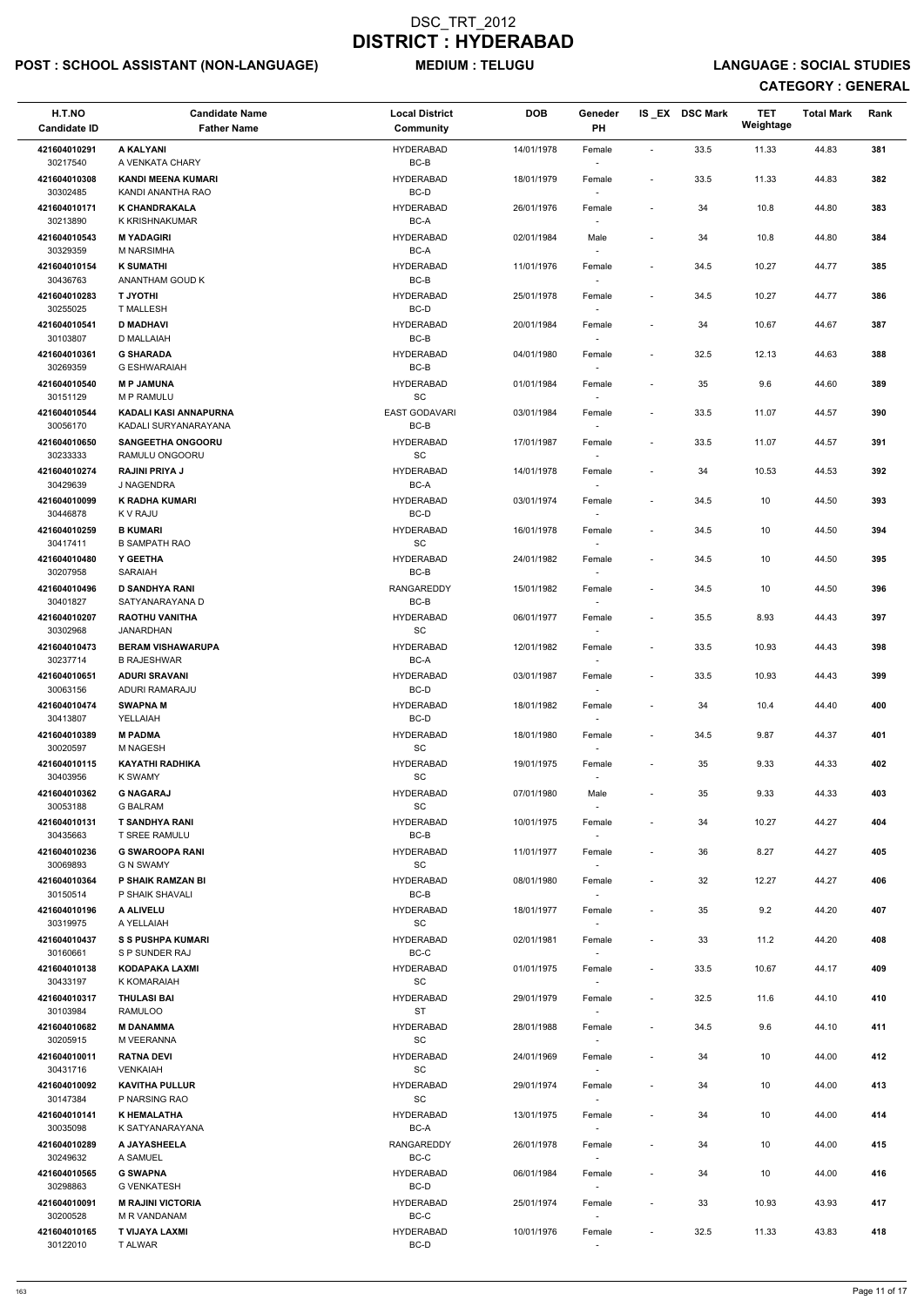# DSC_TRT_2012
# DISTRICT : HYDERABAD

**POST : SCHOOL ASSISTANT (NON-LANGUAGE)** **MEDIUM : TELUGU** **LANGUAGE : SOCIAL STUDIES**

**CATEGORY : GENERAL**

| H.T.NO<br>Candidate ID | Candidate Name<br>Father Name | Local District<br>Community | DOB | Geneder<br>PH | IS_EX | DSC Mark | TET Weightage | Total Mark | Rank |
|---|---|---|---|---|---|---|---|---|---|
| 421604010291<br>30217540 | A KALYANI<br>A VENKATA CHARY | HYDERABAD<br>BC-B | 14/01/1978 | Female<br>- | - | 33.5 | 11.33 | 44.83 | 381 |
| 421604010308<br>30302485 | KANDI MEENA KUMARI<br>KANDI ANANTHA RAO | HYDERABAD<br>BC-D | 18/01/1979 | Female<br>- | - | 33.5 | 11.33 | 44.83 | 382 |
| 421604010171<br>30213890 | K CHANDRAKALA<br>K KRISHNAKUMAR | HYDERABAD<br>BC-A | 26/01/1976 | Female<br>- | - | 34 | 10.8 | 44.80 | 383 |
| 421604010543<br>30329359 | M YADAGIRI<br>M NARSIMHA | HYDERABAD<br>BC-A | 02/01/1984 | Male<br>- | - | 34 | 10.8 | 44.80 | 384 |
| 421604010154<br>30436763 | K SUMATHI<br>ANANTHAM GOUD K | HYDERABAD<br>BC-B | 11/01/1976 | Female<br>- | - | 34.5 | 10.27 | 44.77 | 385 |
| 421604010283<br>30255025 | T JYOTHI<br>T MALLESH | HYDERABAD<br>BC-D | 25/01/1978 | Female<br>- | - | 34.5 | 10.27 | 44.77 | 386 |
| 421604010541<br>30103807 | D MADHAVI<br>D MALLAIAH | HYDERABAD<br>BC-B | 20/01/1984 | Female<br>- | - | 34 | 10.67 | 44.67 | 387 |
| 421604010361<br>30269359 | G SHARADA<br>G ESHWARAIAH | HYDERABAD<br>BC-B | 04/01/1980 | Female<br>- | - | 32.5 | 12.13 | 44.63 | 388 |
| 421604010540<br>30151129 | M P JAMUNA<br>M P RAMULU | HYDERABAD<br>SC | 01/01/1984 | Female<br>- | - | 35 | 9.6 | 44.60 | 389 |
| 421604010544<br>30056170 | KADALI KASI ANNAPURNA<br>KADALI SURYANARAYANA | EAST GODAVARI<br>BC-B | 03/01/1984 | Female<br>- | - | 33.5 | 11.07 | 44.57 | 390 |
| 421604010650<br>30233333 | SANGEETHA ONGOORU<br>RAMULU ONGOORU | HYDERABAD<br>SC | 17/01/1987 | Female<br>- | - | 33.5 | 11.07 | 44.57 | 391 |
| 421604010274<br>30429639 | RAJINI PRIYA J<br>J NAGENDRA | HYDERABAD<br>BC-A | 14/01/1978 | Female<br>- | - | 34 | 10.53 | 44.53 | 392 |
| 421604010099<br>30446878 | K RADHA KUMARI<br>K V RAJU | HYDERABAD<br>BC-D | 03/01/1974 | Female<br>- | - | 34.5 | 10 | 44.50 | 393 |
| 421604010259<br>30417411 | B KUMARI<br>B SAMPATH RAO | HYDERABAD<br>SC | 16/01/1978 | Female<br>- | - | 34.5 | 10 | 44.50 | 394 |
| 421604010480<br>30207958 | Y GEETHA<br>SARAIAH | HYDERABAD<br>BC-B | 24/01/1982 | Female<br>- | - | 34.5 | 10 | 44.50 | 395 |
| 421604010496<br>30401827 | D SANDHYA RANI<br>SATYANARAYANA D | RANGAREDDY<br>BC-B | 15/01/1982 | Female<br>- | - | 34.5 | 10 | 44.50 | 396 |
| 421604010207<br>30302968 | RAOTHU VANITHA<br>JANARDHAN | HYDERABAD<br>SC | 06/01/1977 | Female<br>- | - | 35.5 | 8.93 | 44.43 | 397 |
| 421604010473<br>30237714 | BERAM VISHAWARUPA<br>B RAJESHWAR | HYDERABAD<br>BC-A | 12/01/1982 | Female<br>- | - | 33.5 | 10.93 | 44.43 | 398 |
| 421604010651<br>30063156 | ADURI SRAVANI<br>ADURI RAMARAJU | HYDERABAD<br>BC-D | 03/01/1987 | Female<br>- | - | 33.5 | 10.93 | 44.43 | 399 |
| 421604010474<br>30413807 | SWAPNA M<br>YELLAIAH | HYDERABAD<br>BC-D | 18/01/1982 | Female<br>- | - | 34 | 10.4 | 44.40 | 400 |
| 421604010389<br>30020597 | M PADMA<br>M NAGESH | HYDERABAD<br>SC | 18/01/1980 | Female<br>- | - | 34.5 | 9.87 | 44.37 | 401 |
| 421604010115<br>30403956 | KAYATHI RADHIKA<br>K SWAMY | HYDERABAD<br>SC | 19/01/1975 | Female<br>- | - | 35 | 9.33 | 44.33 | 402 |
| 421604010362<br>30053188 | G NAGARAJ<br>G BALRAM | HYDERABAD<br>SC | 07/01/1980 | Male<br>- | - | 35 | 9.33 | 44.33 | 403 |
| 421604010131<br>30435663 | T SANDHYA RANI<br>T SREE RAMULU | HYDERABAD<br>BC-B | 10/01/1975 | Female<br>- | - | 34 | 10.27 | 44.27 | 404 |
| 421604010236<br>30069893 | G SWAROOPA RANI<br>G N SWAMY | HYDERABAD<br>SC | 11/01/1977 | Female<br>- | - | 36 | 8.27 | 44.27 | 405 |
| 421604010364<br>30150514 | P SHAIK RAMZAN BI<br>P SHAIK SHAVALI | HYDERABAD<br>BC-B | 08/01/1980 | Female<br>- | - | 32 | 12.27 | 44.27 | 406 |
| 421604010196<br>30319975 | A ALIVELU<br>A YELLAIAH | HYDERABAD<br>SC | 18/01/1977 | Female<br>- | - | 35 | 9.2 | 44.20 | 407 |
| 421604010437<br>30160661 | S S PUSHPA KUMARI<br>S P SUNDER RAJ | HYDERABAD<br>BC-C | 02/01/1981 | Female<br>- | - | 33 | 11.2 | 44.20 | 408 |
| 421604010138<br>30433197 | KODAPAKA LAXMI<br>K KOMARAIAH | HYDERABAD<br>SC | 01/01/1975 | Female<br>- | - | 33.5 | 10.67 | 44.17 | 409 |
| 421604010317<br>30103984 | THULASI BAI<br>RAMULOO | HYDERABAD<br>ST | 29/01/1979 | Female<br>- | - | 32.5 | 11.6 | 44.10 | 410 |
| 421604010682<br>30205915 | M DANAMMA<br>M VEERANNA | HYDERABAD<br>SC | 28/01/1988 | Female<br>- | - | 34.5 | 9.6 | 44.10 | 411 |
| 421604010011<br>30431716 | RATNA DEVI<br>VENKAIAH | HYDERABAD<br>SC | 24/01/1969 | Female<br>- | - | 34 | 10 | 44.00 | 412 |
| 421604010092<br>30147384 | KAVITHA PULLUR<br>P NARSING RAO | HYDERABAD<br>SC | 29/01/1974 | Female<br>- | - | 34 | 10 | 44.00 | 413 |
| 421604010141<br>30035098 | K HEMALATHA<br>K SATYANARAYANA | HYDERABAD<br>BC-A | 13/01/1975 | Female<br>- | - | 34 | 10 | 44.00 | 414 |
| 421604010289<br>30249632 | A JAYASHEELA<br>A SAMUEL | RANGAREDDY<br>BC-C | 26/01/1978 | Female<br>- | - | 34 | 10 | 44.00 | 415 |
| 421604010565<br>30298863 | G SWAPNA<br>G VENKATESH | HYDERABAD<br>BC-D | 06/01/1984 | Female<br>- | - | 34 | 10 | 44.00 | 416 |
| 421604010091<br>30200528 | M RAJINI VICTORIA<br>M R VANDANAM | HYDERABAD<br>BC-C | 25/01/1974 | Female<br>- | - | 33 | 10.93 | 43.93 | 417 |
| 421604010165<br>30122010 | T VIJAYA LAXMI<br>T ALWAR | HYDERABAD<br>BC-D | 10/01/1976 | Female<br>- | - | 32.5 | 11.33 | 43.83 | 418 |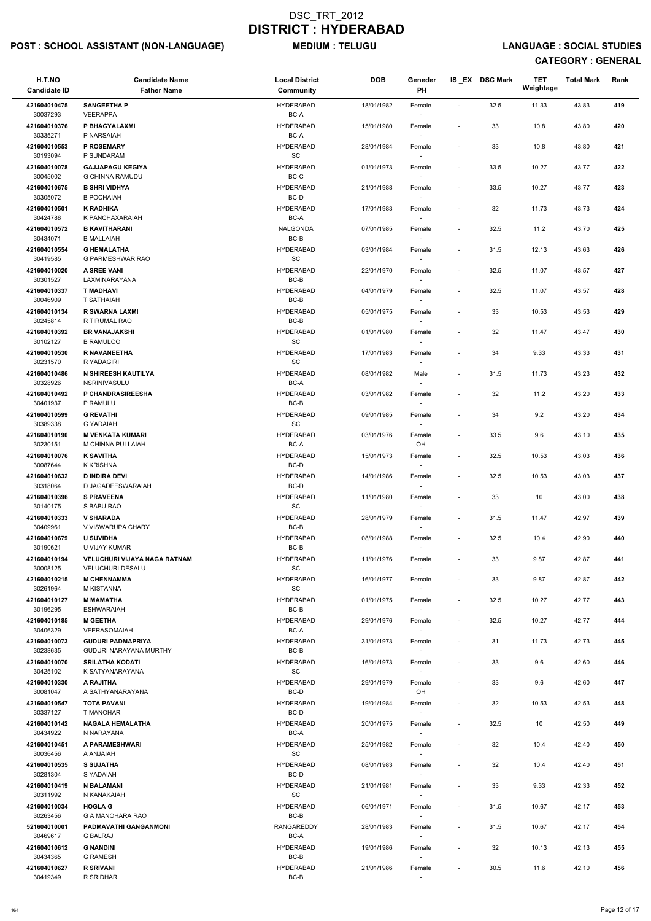# DSC_TRT_2012
# DISTRICT : HYDERABAD

**POST : SCHOOL ASSISTANT (NON-LANGUAGE)** **MEDIUM : TELUGU** **LANGUAGE : SOCIAL STUDIES**

**CATEGORY : GENERAL**

| H.T.NO<br>Candidate ID | Candidate Name<br>Father Name | Local District<br>Community | DOB | Geneder<br>PH | IS _EX | DSC Mark | TET Weightage | Total Mark | Rank |
|---|---|---|---|---|---|---|---|---|---|
| 421604010475<br>30037293 | SANGEETHA P<br>VEERAPPA | HYDERABAD<br>BC-A | 18/01/1982 | Female<br>- | - | 32.5 | 11.33 | 43.83 | 419 |
| 421604010376<br>30335271 | P BHAGYALAXMI<br>P NARSAIAH | HYDERABAD<br>BC-A | 15/01/1980 | Female<br>- | - | 33 | 10.8 | 43.80 | 420 |
| 421604010553<br>30193094 | P ROSEMARY<br>P SUNDARAM | HYDERABAD<br>SC | 28/01/1984 | Female<br>- | - | 33 | 10.8 | 43.80 | 421 |
| 421604010078<br>30045002 | GAJJAPAGU KEGIYA<br>G CHINNA RAMUDU | HYDERABAD<br>BC-C | 01/01/1973 | Female<br>- | - | 33.5 | 10.27 | 43.77 | 422 |
| 421604010675<br>30305072 | B SHRI VIDHYA<br>B POCHAIAH | HYDERABAD<br>BC-D | 21/01/1988 | Female<br>- | - | 33.5 | 10.27 | 43.77 | 423 |
| 421604010501<br>30424788 | K RADHIKA<br>K PANCHAXARAIAH | HYDERABAD<br>BC-A | 17/01/1983 | Female<br>- | - | 32 | 11.73 | 43.73 | 424 |
| 421604010572<br>30434071 | B KAVITHARANI<br>B MALLAIAH | NALGONDA<br>BC-B | 07/01/1985 | Female<br>- | - | 32.5 | 11.2 | 43.70 | 425 |
| 421604010554<br>30419585 | G HEMALATHA<br>G PARMESHWAR RAO | HYDERABAD<br>SC | 03/01/1984 | Female<br>- | - | 31.5 | 12.13 | 43.63 | 426 |
| 421604010020<br>30301527 | A SREE VANI<br>LAXMINARAYANA | HYDERABAD<br>BC-B | 22/01/1970 | Female<br>- | - | 32.5 | 11.07 | 43.57 | 427 |
| 421604010337<br>30046909 | T MADHAVI<br>T SATHAIAH | HYDERABAD<br>BC-B | 04/01/1979 | Female<br>- | - | 32.5 | 11.07 | 43.57 | 428 |
| 421604010134<br>30245814 | R SWARNA LAXMI<br>R TIRUMAL RAO | HYDERABAD<br>BC-B | 05/01/1975 | Female<br>- | - | 33 | 10.53 | 43.53 | 429 |
| 421604010392<br>30102127 | BR VANAJAKSHI<br>B RAMULOO | HYDERABAD<br>SC | 01/01/1980 | Female<br>- | - | 32 | 11.47 | 43.47 | 430 |
| 421604010530<br>30231570 | R NAVANEETHA<br>R YADAGIRI | HYDERABAD<br>SC | 17/01/1983 | Female<br>- | - | 34 | 9.33 | 43.33 | 431 |
| 421604010486<br>30328926 | N SHIREESH KAUTILYA<br>NSRINIVASULU | HYDERABAD<br>BC-A | 08/01/1982 | Male<br>- | - | 31.5 | 11.73 | 43.23 | 432 |
| 421604010492<br>30401937 | P CHANDRASIREESHA<br>P RAMULU | HYDERABAD<br>BC-B | 03/01/1982 | Female<br>- | - | 32 | 11.2 | 43.20 | 433 |
| 421604010599<br>30389338 | G REVATHI<br>G YADAIAH | HYDERABAD<br>SC | 09/01/1985 | Female<br>- | - | 34 | 9.2 | 43.20 | 434 |
| 421604010190<br>30230151 | M VENKATA KUMARI<br>M CHINNA PULLAIAH | HYDERABAD<br>BC-A | 03/01/1976 | Female<br>OH | - | 33.5 | 9.6 | 43.10 | 435 |
| 421604010076<br>30087644 | K SAVITHA<br>K KRISHNA | HYDERABAD<br>BC-D | 15/01/1973 | Female<br>- | - | 32.5 | 10.53 | 43.03 | 436 |
| 421604010632<br>30318064 | D INDIRA DEVI<br>D JAGADEESWARAIAH | HYDERABAD<br>BC-D | 14/01/1986 | Female<br>- | - | 32.5 | 10.53 | 43.03 | 437 |
| 421604010396<br>30140175 | S PRAVEENA<br>S BABU RAO | HYDERABAD<br>SC | 11/01/1980 | Female<br>- | - | 33 | 10 | 43.00 | 438 |
| 421604010333<br>30409961 | V SHARADA<br>V VISWARUPA CHARY | HYDERABAD<br>BC-B | 28/01/1979 | Female<br>- | - | 31.5 | 11.47 | 42.97 | 439 |
| 421604010679<br>30190621 | U SUVIDHA<br>U VIJAY KUMAR | HYDERABAD<br>BC-B | 08/01/1988 | Female<br>- | - | 32.5 | 10.4 | 42.90 | 440 |
| 421604010194<br>30008125 | VELUCHURI VIJAYA NAGA RATNAM<br>VELUCHURI DESALU | HYDERABAD<br>SC | 11/01/1976 | Female<br>- | - | 33 | 9.87 | 42.87 | 441 |
| 421604010215<br>30261964 | M CHENNAMMA<br>M KISTANNA | HYDERABAD<br>SC | 16/01/1977 | Female<br>- | - | 33 | 9.87 | 42.87 | 442 |
| 421604010127<br>30196295 | M MAMATHA<br>ESHWARAIAH | HYDERABAD<br>BC-B | 01/01/1975 | Female<br>- | - | 32.5 | 10.27 | 42.77 | 443 |
| 421604010185<br>30406329 | M GEETHA<br>VEERASOMAIAH | HYDERABAD<br>BC-A | 29/01/1976 | Female<br>- | - | 32.5 | 10.27 | 42.77 | 444 |
| 421604010073<br>30238635 | GUDURI PADMAPRIYA<br>GUDURI NARAYANA MURTHY | HYDERABAD<br>BC-B | 31/01/1973 | Female<br>- | - | 31 | 11.73 | 42.73 | 445 |
| 421604010070<br>30425102 | SRILATHA KODATI<br>K SATYANARAYANA | HYDERABAD<br>SC | 16/01/1973 | Female<br>- | - | 33 | 9.6 | 42.60 | 446 |
| 421604010330<br>30081047 | A RAJITHA<br>A SATHYANARAYANA | HYDERABAD<br>BC-D | 29/01/1979 | Female<br>OH | - | 33 | 9.6 | 42.60 | 447 |
| 421604010547<br>30337127 | TOTA PAVANI<br>T MANOHAR | HYDERABAD<br>BC-D | 19/01/1984 | Female<br>- | - | 32 | 10.53 | 42.53 | 448 |
| 421604010142<br>30434922 | NAGALA HEMALATHA<br>N NARAYANA | HYDERABAD<br>BC-A | 20/01/1975 | Female<br>- | - | 32.5 | 10 | 42.50 | 449 |
| 421604010451<br>30036456 | A PARAMESHWARI<br>A ANJAIAH | HYDERABAD<br>SC | 25/01/1982 | Female<br>- | - | 32 | 10.4 | 42.40 | 450 |
| 421604010535<br>30281304 | S SUJATHA<br>S YADAIAH | HYDERABAD<br>BC-D | 08/01/1983 | Female<br>- | - | 32 | 10.4 | 42.40 | 451 |
| 421604010419<br>30311992 | N BALAMANI<br>N KANAKAIAH | HYDERABAD<br>SC | 21/01/1981 | Female<br>- | - | 33 | 9.33 | 42.33 | 452 |
| 421604010034<br>30263456 | HOGLA G<br>G A MANOHARA RAO | HYDERABAD<br>BC-B | 06/01/1971 | Female<br>- | - | 31.5 | 10.67 | 42.17 | 453 |
| 521604010001<br>30469617 | PADMAVATHI GANGANMONI<br>G BALRAJ | RANGAREDDY<br>BC-A | 28/01/1983 | Female<br>- | - | 31.5 | 10.67 | 42.17 | 454 |
| 421604010612<br>30434365 | G NANDINI<br>G RAMESH | HYDERABAD<br>BC-B | 19/01/1986 | Female<br>- | - | 32 | 10.13 | 42.13 | 455 |
| 421604010627<br>30419349 | R SRIVANI<br>R SRIDHAR | HYDERABAD<br>BC-B | 21/01/1986 | Female<br>- | - | 30.5 | 11.6 | 42.10 | 456 |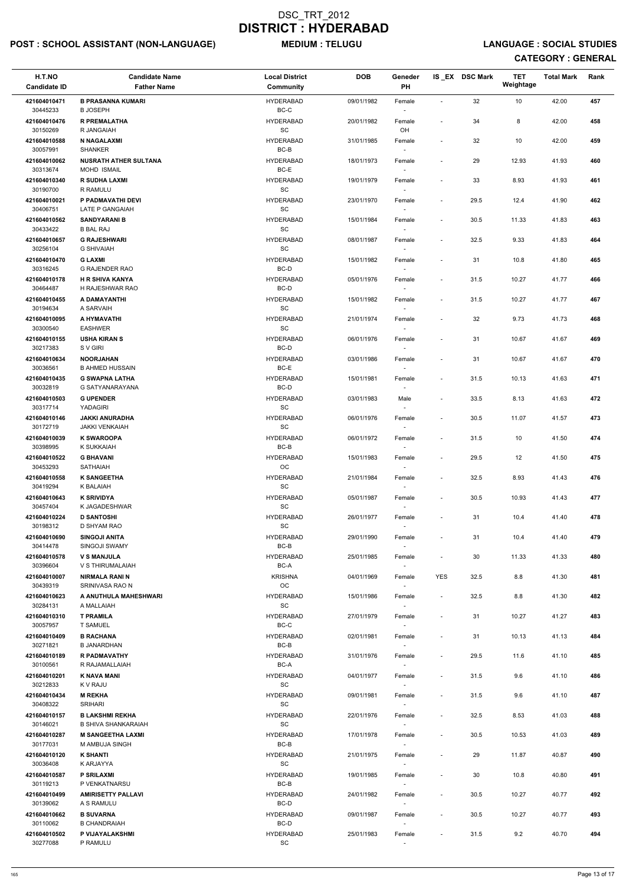# DSC_TRT_2012
# DISTRICT : HYDERABAD

**POST : SCHOOL ASSISTANT (NON-LANGUAGE)** **MEDIUM : TELUGU** **LANGUAGE : SOCIAL STUDIES**

**CATEGORY : GENERAL**

| H.T.NO<br>Candidate ID | Candidate Name<br>Father Name | Local District<br>Community | DOB | Geneder<br>PH | IS _EX | DSC Mark | TET Weightage | Total Mark | Rank |
|---|---|---|---|---|---|---|---|---|---|
| 421604010471<br>30445233 | B PRASANNA KUMARI<br>B JOSEPH | HYDERABAD<br>BC-C | 09/01/1982 | Female<br>- | - | 32 | 10 | 42.00 | 457 |
| 421604010476<br>30150269 | R PREMALATHA<br>R JANGAIAH | HYDERABAD<br>SC | 20/01/1982 | Female<br>OH | - | 34 | 8 | 42.00 | 458 |
| 421604010588<br>30057991 | N NAGALAXMI<br>SHANKER | HYDERABAD<br>BC-B | 31/01/1985 | Female<br>- | - | 32 | 10 | 42.00 | 459 |
| 421604010062<br>30313674 | NUSRATH ATHER SULTANA<br>MOHD ISMAIL | HYDERABAD<br>BC-E | 18/01/1973 | Female<br>- | - | 29 | 12.93 | 41.93 | 460 |
| 421604010340<br>30190700 | R SUDHA LAXMI<br>R RAMULU | HYDERABAD<br>SC | 19/01/1979 | Female<br>- | - | 33 | 8.93 | 41.93 | 461 |
| 421604010021<br>30406751 | P PADMAVATHI DEVI<br>LATE P GANGAIAH | HYDERABAD<br>SC | 23/01/1970 | Female<br>- | - | 29.5 | 12.4 | 41.90 | 462 |
| 421604010562<br>30433422 | SANDYARANI B<br>B BAL RAJ | HYDERABAD<br>SC | 15/01/1984 | Female<br>- | - | 30.5 | 11.33 | 41.83 | 463 |
| 421604010657<br>30256104 | G RAJESHWARI<br>G SHIVAIAH | HYDERABAD<br>SC | 08/01/1987 | Female<br>- | - | 32.5 | 9.33 | 41.83 | 464 |
| 421604010470<br>30316245 | G LAXMI<br>G RAJENDER RAO | HYDERABAD<br>BC-D | 15/01/1982 | Female<br>- | - | 31 | 10.8 | 41.80 | 465 |
| 421604010178<br>30464487 | H R SHIVA KANYA<br>H RAJESHWAR RAO | HYDERABAD<br>BC-D | 05/01/1976 | Female<br>- | - | 31.5 | 10.27 | 41.77 | 466 |
| 421604010455<br>30194634 | A DAMAYANTHI<br>A SARVAIH | HYDERABAD<br>SC | 15/01/1982 | Female<br>- | - | 31.5 | 10.27 | 41.77 | 467 |
| 421604010095<br>30300540 | A HYMAVATHI<br>EASHWER | HYDERABAD<br>SC | 21/01/1974 | Female<br>- | - | 32 | 9.73 | 41.73 | 468 |
| 421604010155<br>30217383 | USHA KIRAN S<br>S V GIRI | HYDERABAD<br>BC-D | 06/01/1976 | Female<br>- | - | 31 | 10.67 | 41.67 | 469 |
| 421604010634<br>30036561 | NOORJAHAN<br>B AHMED HUSSAIN | HYDERABAD<br>BC-E | 03/01/1986 | Female<br>- | - | 31 | 10.67 | 41.67 | 470 |
| 421604010435<br>30032819 | G SWAPNA LATHA<br>G SATYANARAYANA | HYDERABAD<br>BC-D | 15/01/1981 | Female<br>- | - | 31.5 | 10.13 | 41.63 | 471 |
| 421604010503<br>30317714 | G UPENDER<br>YADAGIRI | HYDERABAD<br>SC | 03/01/1983 | Male<br>- | - | 33.5 | 8.13 | 41.63 | 472 |
| 421604010146<br>30172719 | JAKKI ANURADHA<br>JAKKI VENKAIAH | HYDERABAD<br>SC | 06/01/1976 | Female<br>- | - | 30.5 | 11.07 | 41.57 | 473 |
| 421604010039<br>30398995 | K SWAROOPA<br>K SUKKAIAH | HYDERABAD<br>BC-B | 06/01/1972 | Female<br>- | - | 31.5 | 10 | 41.50 | 474 |
| 421604010522<br>30453293 | G BHAVANI<br>SATHAIAH | HYDERABAD<br>OC | 15/01/1983 | Female<br>- | - | 29.5 | 12 | 41.50 | 475 |
| 421604010558<br>30419294 | K SANGEETHA<br>K BALAIAH | HYDERABAD<br>SC | 21/01/1984 | Female<br>- | - | 32.5 | 8.93 | 41.43 | 476 |
| 421604010643<br>30457404 | K SRIVIDYA<br>K JAGADESHWAR | HYDERABAD<br>SC | 05/01/1987 | Female<br>- | - | 30.5 | 10.93 | 41.43 | 477 |
| 421604010224<br>30198312 | D SANTOSHI<br>D SHYAM RAO | HYDERABAD<br>SC | 26/01/1977 | Female<br>- | - | 31 | 10.4 | 41.40 | 478 |
| 421604010690<br>30414478 | SINGOJI ANITA<br>SINGOJI SWAMY | HYDERABAD<br>BC-B | 29/01/1990 | Female<br>- | - | 31 | 10.4 | 41.40 | 479 |
| 421604010578<br>30396604 | V S MANJULA<br>V S THIRUMALAIAH | HYDERABAD<br>BC-A | 25/01/1985 | Female<br>- | - | 30 | 11.33 | 41.33 | 480 |
| 421604010007<br>30439319 | NIRMALA RANI N<br>SRINIVASA RAO N | KRISHNA<br>OC | 04/01/1969 | Female<br>- | YES | 32.5 | 8.8 | 41.30 | 481 |
| 421604010623<br>30284131 | A ANUTHULA MAHESHWARI<br>A MALLAIAH | HYDERABAD<br>SC | 15/01/1986 | Female<br>- | - | 32.5 | 8.8 | 41.30 | 482 |
| 421604010310<br>30057957 | T PRAMILA<br>T SAMUEL | HYDERABAD<br>BC-C | 27/01/1979 | Female<br>- | - | 31 | 10.27 | 41.27 | 483 |
| 421604010409<br>30271821 | B RACHANA<br>B JANARDHAN | HYDERABAD<br>BC-B | 02/01/1981 | Female<br>- | - | 31 | 10.13 | 41.13 | 484 |
| 421604010189<br>30100561 | R PADMAVATHY<br>R RAJAMALLAIAH | HYDERABAD<br>BC-A | 31/01/1976 | Female<br>- | - | 29.5 | 11.6 | 41.10 | 485 |
| 421604010201<br>30212833 | K NAVA MANI<br>K V RAJU | HYDERABAD<br>SC | 04/01/1977 | Female<br>- | - | 31.5 | 9.6 | 41.10 | 486 |
| 421604010434<br>30408322 | M REKHA<br>SRIHARI | HYDERABAD<br>SC | 09/01/1981 | Female<br>- | - | 31.5 | 9.6 | 41.10 | 487 |
| 421604010157<br>30146021 | B LAKSHMI REKHA<br>B SHIVA SHANKARAIAH | HYDERABAD<br>SC | 22/01/1976 | Female<br>- | - | 32.5 | 8.53 | 41.03 | 488 |
| 421604010287<br>30177031 | M SANGEETHA LAXMI<br>M AMBUJA SINGH | HYDERABAD<br>BC-B | 17/01/1978 | Female<br>- | - | 30.5 | 10.53 | 41.03 | 489 |
| 421604010120<br>30036408 | K SHANTI<br>K ARJAYYA | HYDERABAD<br>SC | 21/01/1975 | Female<br>- | - | 29 | 11.87 | 40.87 | 490 |
| 421604010587<br>30119213 | P SRILAXMI<br>P VENKATNARSU | HYDERABAD<br>BC-B | 19/01/1985 | Female<br>- | - | 30 | 10.8 | 40.80 | 491 |
| 421604010499<br>30139062 | AMIRISETTY PALLAVI<br>A S RAMULU | HYDERABAD<br>BC-D | 24/01/1982 | Female<br>- | - | 30.5 | 10.27 | 40.77 | 492 |
| 421604010662<br>30110062 | B SUVARNA<br>B CHANDRAIAH | HYDERABAD<br>BC-D | 09/01/1987 | Female<br>- | - | 30.5 | 10.27 | 40.77 | 493 |
| 421604010502<br>30277088 | P VIJAYALAKSHMI<br>P RAMULU | HYDERABAD<br>SC | 25/01/1983 | Female<br>- | - | 31.5 | 9.2 | 40.70 | 494 |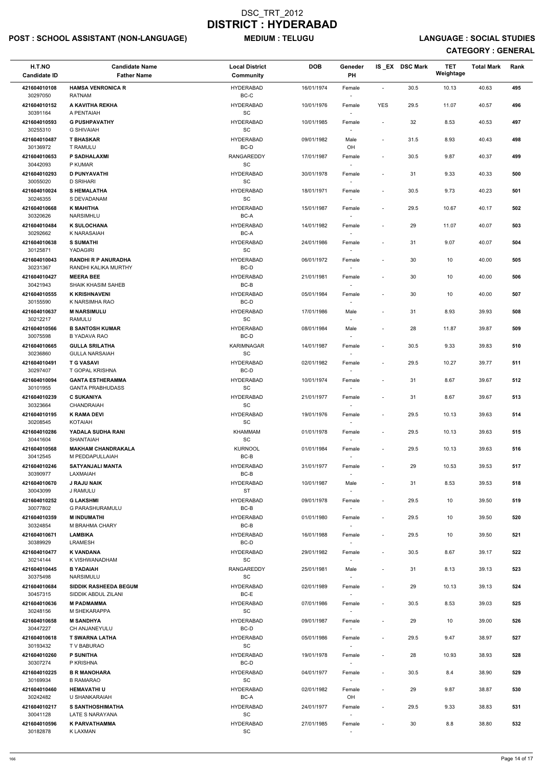# DSC_TRT_2012
# DISTRICT : HYDERABAD

**POST : SCHOOL ASSISTANT (NON-LANGUAGE)** **MEDIUM : TELUGU** **LANGUAGE : SOCIAL STUDIES**

**CATEGORY : GENERAL**

| H.T.NO / Candidate ID | Candidate Name / Father Name | Local District / Community | DOB | Geneder / PH | IS _EX | DSC Mark | TET Weightage | Total Mark | Rank |
|---|---|---|---|---|---|---|---|---|---|
| 421604010108 / 30297050 | **HAMSA VENRONICA R** / RATNAM | HYDERABAD / BC-C | 16/01/1974 | Female / - | - | 30.5 | 10.13 | 40.63 | 495 |
| 421604010152 / 30391164 | **A KAVITHA REKHA** / A PENTAIAH | HYDERABAD / SC | 10/01/1976 | Female / - | YES | 29.5 | 11.07 | 40.57 | 496 |
| 421604010593 / 30255310 | **G PUSHPAVATHY** / G SHIVAIAH | HYDERABAD / SC | 10/01/1985 | Female / - | - | 32 | 8.53 | 40.53 | 497 |
| 421604010487 / 30136972 | **T BHASKAR** / T RAMULU | HYDERABAD / BC-D | 09/01/1982 | Male / OH | - | 31.5 | 8.93 | 40.43 | 498 |
| 421604010653 / 30442093 | **P SADHALAXMI** / P KUMAR | RANGAREDDY / SC | 17/01/1987 | Female / - | - | 30.5 | 9.87 | 40.37 | 499 |
| 421604010293 / 30055020 | **D PUNYAVATHI** / D SRIHARI | HYDERABAD / SC | 30/01/1978 | Female / - | - | 31 | 9.33 | 40.33 | 500 |
| 421604010024 / 30246355 | **S HEMALATHA** / S DEVADANAM | HYDERABAD / SC | 18/01/1971 | Female / - | - | 30.5 | 9.73 | 40.23 | 501 |
| 421604010668 / 30320626 | **K MAHITHA** / NARSIMHLU | HYDERABAD / BC-A | 15/01/1987 | Female / - | - | 29.5 | 10.67 | 40.17 | 502 |
| 421604010484 / 30292662 | **K SULOCHANA** / K NARASAIAH | HYDERABAD / BC-A | 14/01/1982 | Female / - | - | 29 | 11.07 | 40.07 | 503 |
| 421604010638 / 30125871 | **S SUMATHI** / YADAGIRI | HYDERABAD / SC | 24/01/1986 | Female / - | - | 31 | 9.07 | 40.07 | 504 |
| 421604010043 / 30231367 | **RANDHI R P ANURADHA** / RANDHI KALIKA MURTHY | HYDERABAD / BC-D | 06/01/1972 | Female / - | - | 30 | 10 | 40.00 | 505 |
| 421604010427 / 30421943 | **MEERA BEE** / SHAIK KHASIM SAHEB | HYDERABAD / BC-B | 21/01/1981 | Female / - | - | 30 | 10 | 40.00 | 506 |
| 421604010555 / 30155590 | **K KRISHNAVENI** / K NARSIMHA RAO | HYDERABAD / BC-D | 05/01/1984 | Female / - | - | 30 | 10 | 40.00 | 507 |
| 421604010637 / 30212217 | **M NARSIMULU** / RAMULU | HYDERABAD / SC | 17/01/1986 | Male / - | - | 31 | 8.93 | 39.93 | 508 |
| 421604010566 / 30075598 | **B SANTOSH KUMAR** / B YADAVA RAO | HYDERABAD / BC-D | 08/01/1984 | Male / - | - | 28 | 11.87 | 39.87 | 509 |
| 421604010665 / 30236860 | **GULLA SRILATHA** / GULLA NARSAIAH | KARIMNAGAR / SC | 14/01/1987 | Female / - | - | 30.5 | 9.33 | 39.83 | 510 |
| 421604010491 / 30297407 | **T G VASAVI** / T GOPAL KRISHNA | HYDERABAD / BC-D | 02/01/1982 | Female / - | - | 29.5 | 10.27 | 39.77 | 511 |
| 421604010094 / 30101955 | **GANTA ESTHERAMMA** / GANTA PRABHUDASS | HYDERABAD / SC | 10/01/1974 | Female / - | - | 31 | 8.67 | 39.67 | 512 |
| 421604010239 / 30323664 | **C SUKANIYA** / CHANDRAIAH | HYDERABAD / SC | 21/01/1977 | Female / - | - | 31 | 8.67 | 39.67 | 513 |
| 421604010195 / 30208545 | **K RAMA DEVI** / KOTAIAH | HYDERABAD / SC | 19/01/1976 | Female / - | - | 29.5 | 10.13 | 39.63 | 514 |
| 421604010286 / 30441604 | **YADALA SUDHA RANI** / SHANTAIAH | KHAMMAM / SC | 01/01/1978 | Female / - | - | 29.5 | 10.13 | 39.63 | 515 |
| 421604010568 / 30412545 | **MAKHAM CHANDRAKALA** / M PEDDAPULLAIAH | KURNOOL / BC-B | 01/01/1984 | Female / - | - | 29.5 | 10.13 | 39.63 | 516 |
| 421604010246 / 30390977 | **SATYANJALI MANTA** / LAXMAIAH | HYDERABAD / BC-B | 31/01/1977 | Female / - | - | 29 | 10.53 | 39.53 | 517 |
| 421604010670 / 30043099 | **J RAJU NAIK** / J RAMULU | HYDERABAD / ST | 10/01/1987 | Male / - | - | 31 | 8.53 | 39.53 | 518 |
| 421604010252 / 30077802 | **G LAKSHMI** / G PARASHURAMULU | HYDERABAD / BC-B | 09/01/1978 | Female / - | - | 29.5 | 10 | 39.50 | 519 |
| 421604010359 / 30324854 | **M INDUMATHI** / M BRAHMA CHARY | HYDERABAD / BC-B | 01/01/1980 | Female / - | - | 29.5 | 10 | 39.50 | 520 |
| 421604010671 / 30389929 | **LAMBIKA** / LRAMESH | HYDERABAD / BC-D | 16/01/1988 | Female / - | - | 29.5 | 10 | 39.50 | 521 |
| 421604010477 / 30214144 | **K VANDANA** / K VISHWANADHAM | HYDERABAD / SC | 29/01/1982 | Female / - | - | 30.5 | 8.67 | 39.17 | 522 |
| 421604010445 / 30375498 | **B YADAIAH** / NARSIMULU | RANGAREDDY / SC | 25/01/1981 | Male / - | - | 31 | 8.13 | 39.13 | 523 |
| 421604010684 / 30457315 | **SIDDIK RASHEEDA BEGUM** / SIDDIK ABDUL ZILANI | HYDERABAD / BC-E | 02/01/1989 | Female / - | - | 29 | 10.13 | 39.13 | 524 |
| 421604010636 / 30248156 | **M PADMAMMA** / M SHEKARAPPA | HYDERABAD / SC | 07/01/1986 | Female / - | - | 30.5 | 8.53 | 39.03 | 525 |
| 421604010658 / 30447227 | **M SANDHYA** / CH ANJANEYULU | HYDERABAD / BC-D | 09/01/1987 | Female / - | - | 29 | 10 | 39.00 | 526 |
| 421604010618 / 30193432 | **T SWARNA LATHA** / T V BABURAO | HYDERABAD / SC | 05/01/1986 | Female / - | - | 29.5 | 9.47 | 38.97 | 527 |
| 421604010260 / 30307274 | **P SUNITHA** / P KRISHNA | HYDERABAD / BC-D | 19/01/1978 | Female / - | - | 28 | 10.93 | 38.93 | 528 |
| 421604010225 / 30169934 | **B R MANOHARA** / B RAMARAO | HYDERABAD / SC | 04/01/1977 | Female / - | - | 30.5 | 8.4 | 38.90 | 529 |
| 421604010460 / 30242482 | **HEMAVATHI U** / U SHANKARAIAH | HYDERABAD / BC-A | 02/01/1982 | Female / OH | - | 29 | 9.87 | 38.87 | 530 |
| 421604010217 / 30041128 | **S SANTHOSHIMATHA** / LATE S NARAYANA | HYDERABAD / SC | 24/01/1977 | Female / - | - | 29.5 | 9.33 | 38.83 | 531 |
| 421604010596 / 30182878 | **K PARVATHAMMA** / K LAXMAN | HYDERABAD / SC | 27/01/1985 | Female / - | - | 30 | 8.8 | 38.80 | 532 |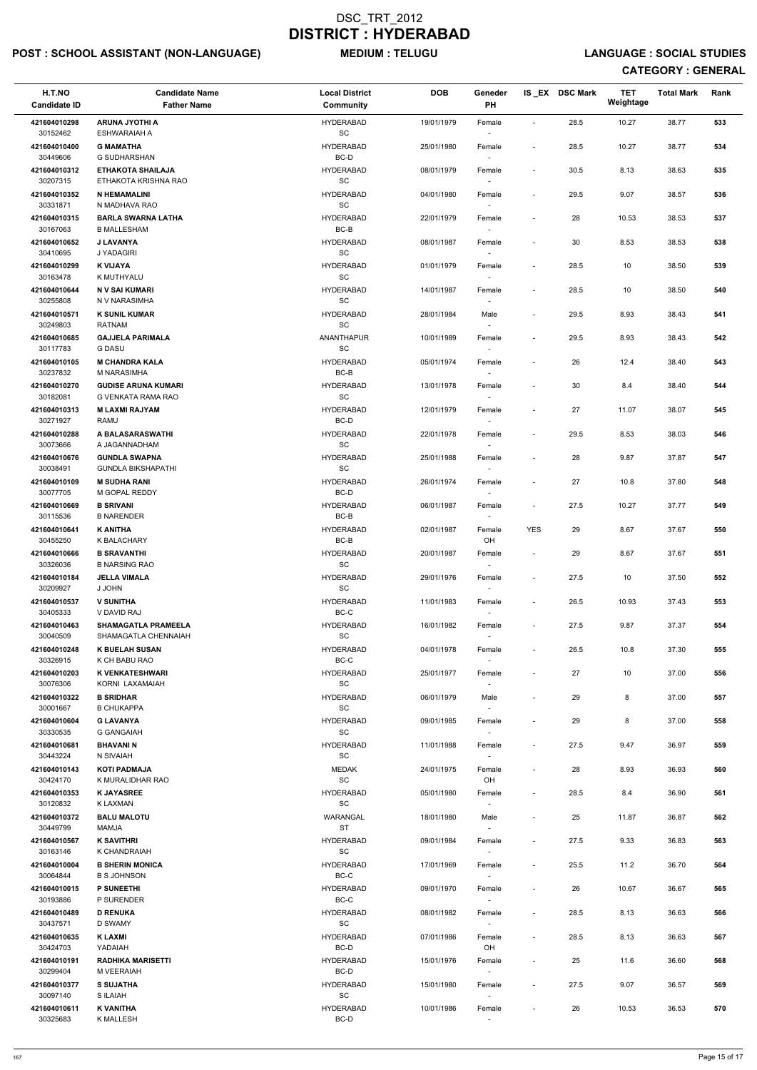# DSC_TRT_2012
# DISTRICT : HYDERABAD

**POST : SCHOOL ASSISTANT (NON-LANGUAGE)** **MEDIUM : TELUGU** **LANGUAGE : SOCIAL STUDIES**

**CATEGORY : GENERAL**

| H.T.NO<br>Candidate ID | Candidate Name<br>Father Name | Local District<br>Community | DOB | Geneder<br>PH | IS_EX | DSC Mark | TET Weightage | Total Mark | Rank |
|---|---|---|---|---|---|---|---|---|---|
| 421604010298<br>30152462 | ARUNA JYOTHI A<br>ESHWARAIAH A | HYDERABAD<br>SC | 19/01/1979 | Female<br>- | - | 28.5 | 10.27 | 38.77 | 533 |
| 421604010400<br>30449606 | G MAMATHA<br>G SUDHARSHAN | HYDERABAD<br>BC-D | 25/01/1980 | Female<br>- | - | 28.5 | 10.27 | 38.77 | 534 |
| 421604010312<br>30207315 | ETHAKOTA SHAILAJA<br>ETHAKOTA KRISHNA RAO | HYDERABAD<br>SC | 08/01/1979 | Female<br>- | - | 30.5 | 8.13 | 38.63 | 535 |
| 421604010352<br>30331871 | N HEMAMALINI<br>N MADHAVA RAO | HYDERABAD<br>SC | 04/01/1980 | Female<br>- | - | 29.5 | 9.07 | 38.57 | 536 |
| 421604010315<br>30167063 | BARLA SWARNA LATHA<br>B MALLESHAM | HYDERABAD<br>BC-B | 22/01/1979 | Female<br>- | - | 28 | 10.53 | 38.53 | 537 |
| 421604010652<br>30410695 | J LAVANYA<br>J YADAGIRI | HYDERABAD<br>SC | 08/01/1987 | Female<br>- | - | 30 | 8.53 | 38.53 | 538 |
| 421604010299<br>30163478 | K VIJAYA<br>K MUTHYALU | HYDERABAD<br>SC | 01/01/1979 | Female<br>- | - | 28.5 | 10 | 38.50 | 539 |
| 421604010644<br>30255808 | N V SAI KUMARI<br>N V NARASIMHA | HYDERABAD<br>SC | 14/01/1987 | Female<br>- | - | 28.5 | 10 | 38.50 | 540 |
| 421604010571<br>30249803 | K SUNIL KUMAR<br>RATNAM | HYDERABAD<br>SC | 28/01/1984 | Male<br>- | - | 29.5 | 8.93 | 38.43 | 541 |
| 421604010685<br>30117783 | GAJJELA PARIMALA<br>G DASU | ANANTHAPUR<br>SC | 10/01/1989 | Female<br>- | - | 29.5 | 8.93 | 38.43 | 542 |
| 421604010105<br>30237832 | M CHANDRA KALA<br>M NARASIMHA | HYDERABAD<br>BC-B | 05/01/1974 | Female<br>- | - | 26 | 12.4 | 38.40 | 543 |
| 421604010270<br>30182081 | GUDISE ARUNA KUMARI<br>G VENKATA RAMA RAO | HYDERABAD<br>SC | 13/01/1978 | Female<br>- | - | 30 | 8.4 | 38.40 | 544 |
| 421604010313<br>30271927 | M LAXMI RAJYAM<br>RAMU | HYDERABAD<br>BC-D | 12/01/1979 | Female<br>- | - | 27 | 11.07 | 38.07 | 545 |
| 421604010288<br>30073666 | A BALASARASWATHI<br>A JAGANNADHAM | HYDERABAD<br>SC | 22/01/1978 | Female<br>- | - | 29.5 | 8.53 | 38.03 | 546 |
| 421604010676<br>30038491 | GUNDLA SWAPNA<br>GUNDLA BIKSHAPATHI | HYDERABAD<br>SC | 25/01/1988 | Female<br>- | - | 28 | 9.87 | 37.87 | 547 |
| 421604010109<br>30077705 | M SUDHA RANI<br>M GOPAL REDDY | HYDERABAD<br>BC-D | 26/01/1974 | Female<br>- | - | 27 | 10.8 | 37.80 | 548 |
| 421604010669<br>30115536 | B SRIVANI<br>B NARENDER | HYDERABAD<br>BC-B | 06/01/1987 | Female<br>- | - | 27.5 | 10.27 | 37.77 | 549 |
| 421604010641<br>30455250 | K ANITHA<br>K BALACHARY | HYDERABAD<br>BC-B | 02/01/1987 | Female<br>OH | YES | 29 | 8.67 | 37.67 | 550 |
| 421604010666<br>30326036 | B SRAVANTHI<br>B NARSING RAO | HYDERABAD<br>SC | 20/01/1987 | Female<br>- | - | 29 | 8.67 | 37.67 | 551 |
| 421604010184<br>30209927 | JELLA VIMALA<br>J JOHN | HYDERABAD<br>SC | 29/01/1976 | Female<br>- | - | 27.5 | 10 | 37.50 | 552 |
| 421604010537<br>30405333 | V SUNITHA<br>V DAVID RAJ | HYDERABAD<br>BC-C | 11/01/1983 | Female<br>- | - | 26.5 | 10.93 | 37.43 | 553 |
| 421604010463<br>30040509 | SHAMAGATLA PRAMEELA<br>SHAMAGATLA CHENNAIAH | HYDERABAD<br>SC | 16/01/1982 | Female<br>- | - | 27.5 | 9.87 | 37.37 | 554 |
| 421604010248<br>30326915 | K BUELAH SUSAN<br>K CH BABU RAO | HYDERABAD<br>BC-C | 04/01/1978 | Female<br>- | - | 26.5 | 10.8 | 37.30 | 555 |
| 421604010203<br>30076306 | K VENKATESHWARI<br>KORNI LAXAMAIAH | HYDERABAD<br>SC | 25/01/1977 | Female<br>- | - | 27 | 10 | 37.00 | 556 |
| 421604010322<br>30001667 | B SRIDHAR<br>B CHUKAPPA | HYDERABAD<br>SC | 06/01/1979 | Male<br>- | - | 29 | 8 | 37.00 | 557 |
| 421604010604<br>30330535 | G LAVANYA<br>G GANGAIAH | HYDERABAD<br>SC | 09/01/1985 | Female<br>- | - | 29 | 8 | 37.00 | 558 |
| 421604010681<br>30443224 | BHAVANI N<br>N SIVAIAH | HYDERABAD<br>SC | 11/01/1988 | Female<br>- | - | 27.5 | 9.47 | 36.97 | 559 |
| 421604010143<br>30424170 | KOTI PADMAJA<br>K MURALIDHAR RAO | MEDAK<br>SC | 24/01/1975 | Female<br>OH | - | 28 | 8.93 | 36.93 | 560 |
| 421604010353<br>30120832 | K JAYASREE<br>K LAXMAN | HYDERABAD<br>SC | 05/01/1980 | Female<br>- | - | 28.5 | 8.4 | 36.90 | 561 |
| 421604010372<br>30449799 | BALU MALOTU<br>MAMJA | WARANGAL<br>ST | 18/01/1980 | Male<br>- | - | 25 | 11.87 | 36.87 | 562 |
| 421604010567<br>30163146 | K SAVITHRI<br>K CHANDRAIAH | HYDERABAD<br>SC | 09/01/1984 | Female<br>- | - | 27.5 | 9.33 | 36.83 | 563 |
| 421604010004<br>30064844 | B SHERIN MONICA<br>B S JOHNSON | HYDERABAD<br>BC-C | 17/01/1969 | Female<br>- | - | 25.5 | 11.2 | 36.70 | 564 |
| 421604010015<br>30193886 | P SUNEETHI<br>P SURENDER | HYDERABAD<br>BC-C | 09/01/1970 | Female<br>- | - | 26 | 10.67 | 36.67 | 565 |
| 421604010489<br>30437571 | D RENUKA<br>D SWAMY | HYDERABAD<br>SC | 08/01/1982 | Female<br>- | - | 28.5 | 8.13 | 36.63 | 566 |
| 421604010635<br>30424703 | K LAXMI<br>YADAIAH | HYDERABAD<br>BC-D | 07/01/1986 | Female<br>OH | - | 28.5 | 8.13 | 36.63 | 567 |
| 421604010191<br>30299404 | RADHIKA MARISETTI<br>M VEERAIAH | HYDERABAD<br>BC-D | 15/01/1976 | Female<br>- | - | 25 | 11.6 | 36.60 | 568 |
| 421604010377<br>30097140 | S SUJATHA<br>S ILAIAH | HYDERABAD<br>SC | 15/01/1980 | Female<br>- | - | 27.5 | 9.07 | 36.57 | 569 |
| 421604010611<br>30325683 | K VANITHA<br>K MALLESH | HYDERABAD<br>BC-D | 10/01/1986 | Female<br>- | - | 26 | 10.53 | 36.53 | 570 |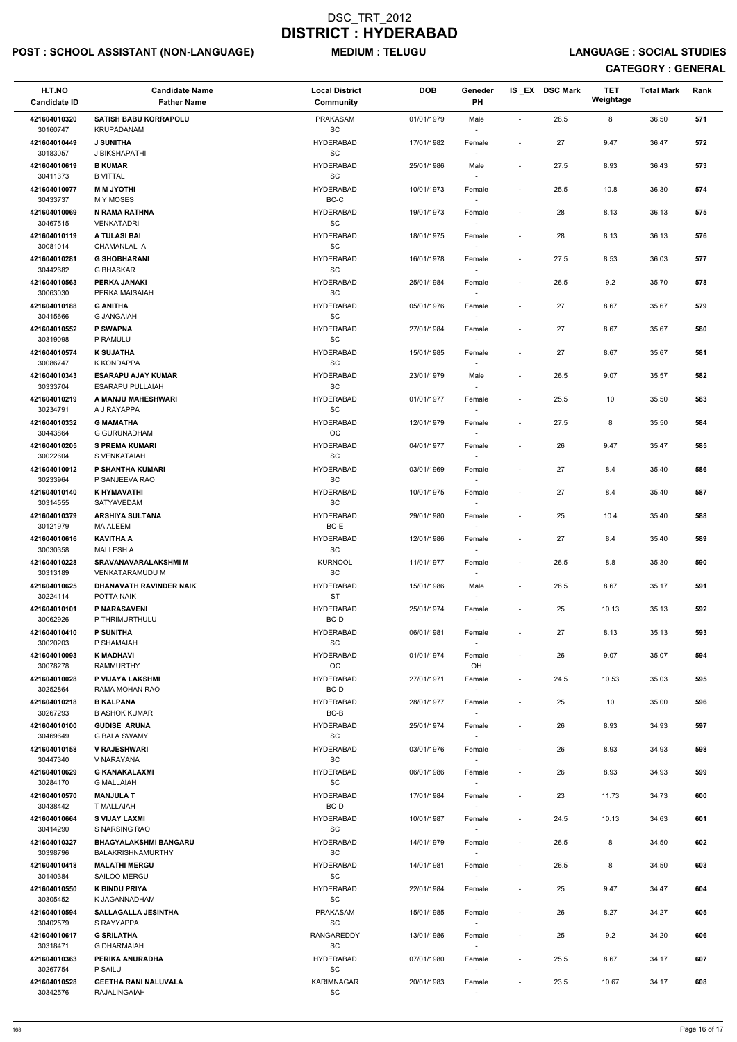# DSC_TRT_2012
# DISTRICT : HYDERABAD

**POST : SCHOOL ASSISTANT (NON-LANGUAGE)** **MEDIUM : TELUGU** **LANGUAGE : SOCIAL STUDIES**

**CATEGORY : GENERAL**

| H.T.NO / Candidate ID | Candidate Name / Father Name | Local District / Community | DOB | Geneder / PH | IS_EX | DSC Mark | TET Weightage | Total Mark | Rank |
|---|---|---|---|---|---|---|---|---|---|
| 421604010320 / 30160747 | SATISH BABU KORRAPOLU / KRUPADANAM | PRAKASAM / SC | 01/01/1979 | Male / - | - | 28.5 | 8 | 36.50 | 571 |
| 421604010449 / 30183057 | J SUNITHA / J BIKSHAPATHI | HYDERABAD / SC | 17/01/1982 | Female / - | - | 27 | 9.47 | 36.47 | 572 |
| 421604010619 / 30411373 | B KUMAR / B VITTAL | HYDERABAD / SC | 25/01/1986 | Male / - | - | 27.5 | 8.93 | 36.43 | 573 |
| 421604010077 / 30433737 | M M JYOTHI / M Y MOSES | HYDERABAD / BC-C | 10/01/1973 | Female / - | - | 25.5 | 10.8 | 36.30 | 574 |
| 421604010069 / 30467515 | N RAMA RATHNA / VENKATADRI | HYDERABAD / SC | 19/01/1973 | Female / - | - | 28 | 8.13 | 36.13 | 575 |
| 421604010119 / 30081014 | A TULASI BAI / CHAMANLAL A | HYDERABAD / SC | 18/01/1975 | Female / - | - | 28 | 8.13 | 36.13 | 576 |
| 421604010281 / 30442682 | G SHOBHARANI / G BHASKAR | HYDERABAD / SC | 16/01/1978 | Female / - | - | 27.5 | 8.53 | 36.03 | 577 |
| 421604010563 / 30063030 | PERKA JANAKI / PERKA MAISAIAH | HYDERABAD / SC | 25/01/1984 | Female / - | - | 26.5 | 9.2 | 35.70 | 578 |
| 421604010188 / 30415666 | G ANITHA / G JANGAIAH | HYDERABAD / SC | 05/01/1976 | Female / - | - | 27 | 8.67 | 35.67 | 579 |
| 421604010552 / 30319098 | P SWAPNA / P RAMULU | HYDERABAD / SC | 27/01/1984 | Female / - | - | 27 | 8.67 | 35.67 | 580 |
| 421604010574 / 30086747 | K SUJATHA / K KONDAPPA | HYDERABAD / SC | 15/01/1985 | Female / - | - | 27 | 8.67 | 35.67 | 581 |
| 421604010343 / 30333704 | ESARAPU AJAY KUMAR / ESARAPU PULLAIAH | HYDERABAD / SC | 23/01/1979 | Male / - | - | 26.5 | 9.07 | 35.57 | 582 |
| 421604010219 / 30234791 | A MANJU MAHESHWARI / A J RAYAPPA | HYDERABAD / SC | 01/01/1977 | Female / - | - | 25.5 | 10 | 35.50 | 583 |
| 421604010332 / 30443864 | G MAMATHA / G GURUNADHAM | HYDERABAD / OC | 12/01/1979 | Female / - | - | 27.5 | 8 | 35.50 | 584 |
| 421604010205 / 30022604 | S PREMA KUMARI / S VENKATAIAH | HYDERABAD / SC | 04/01/1977 | Female / - | - | 26 | 9.47 | 35.47 | 585 |
| 421604010012 / 30233964 | P SHANTHA KUMARI / P SANJEEVA RAO | HYDERABAD / SC | 03/01/1969 | Female / - | - | 27 | 8.4 | 35.40 | 586 |
| 421604010140 / 30314555 | K HYMAVATHI / SATYAVEDAM | HYDERABAD / SC | 10/01/1975 | Female / - | - | 27 | 8.4 | 35.40 | 587 |
| 421604010379 / 30121979 | ARSHIYA SULTANA / MA ALEEM | HYDERABAD / BC-E | 29/01/1980 | Female / - | - | 25 | 10.4 | 35.40 | 588 |
| 421604010616 / 30030358 | KAVITHA A / MALLESH A | HYDERABAD / SC | 12/01/1986 | Female / - | - | 27 | 8.4 | 35.40 | 589 |
| 421604010228 / 30313189 | SRAVANAVARALAKSHMI M / VENKATARAMUDU M | KURNOOL / SC | 11/01/1977 | Female / - | - | 26.5 | 8.8 | 35.30 | 590 |
| 421604010625 / 30224114 | DHANAVATH RAVINDER NAIK / POTTA NAIK | HYDERABAD / ST | 15/01/1986 | Male / - | - | 26.5 | 8.67 | 35.17 | 591 |
| 421604010101 / 30062926 | P NARASAVENI / P THRIMURTHULU | HYDERABAD / BC-D | 25/01/1974 | Female / - | - | 25 | 10.13 | 35.13 | 592 |
| 421604010410 / 30020203 | P SUNITHA / P SHAMAIAH | HYDERABAD / SC | 06/01/1981 | Female / - | - | 27 | 8.13 | 35.13 | 593 |
| 421604010093 / 30078278 | K MADHAVI / RAMMURTHY | HYDERABAD / OC | 01/01/1974 | Female / OH | - | 26 | 9.07 | 35.07 | 594 |
| 421604010028 / 30252864 | P VIJAYA LAKSHMI / RAMA MOHAN RAO | HYDERABAD / BC-D | 27/01/1971 | Female / - | - | 24.5 | 10.53 | 35.03 | 595 |
| 421604010218 / 30267293 | B KALPANA / B ASHOK KUMAR | HYDERABAD / BC-B | 28/01/1977 | Female / - | - | 25 | 10 | 35.00 | 596 |
| 421604010100 / 30469649 | GUDISE ARUNA / G BALA SWAMY | HYDERABAD / SC | 25/01/1974 | Female / - | - | 26 | 8.93 | 34.93 | 597 |
| 421604010158 / 30447340 | V RAJESHWARI / V NARAYANA | HYDERABAD / SC | 03/01/1976 | Female / - | - | 26 | 8.93 | 34.93 | 598 |
| 421604010629 / 30284170 | G KANAKALAXMI / G MALLAIAH | HYDERABAD / SC | 06/01/1986 | Female / - | - | 26 | 8.93 | 34.93 | 599 |
| 421604010570 / 30438442 | MANJULA T / T MALLAIAH | HYDERABAD / BC-D | 17/01/1984 | Female / - | - | 23 | 11.73 | 34.73 | 600 |
| 421604010664 / 30414290 | S VIJAY LAXMI / S NARSING RAO | HYDERABAD / SC | 10/01/1987 | Female / - | - | 24.5 | 10.13 | 34.63 | 601 |
| 421604010327 / 30398796 | BHAGYALAKSHMI BANGARU / BALAKRISHNAMURTHY | HYDERABAD / SC | 14/01/1979 | Female / - | - | 26.5 | 8 | 34.50 | 602 |
| 421604010418 / 30140384 | MALATHI MERGU / SAILOO MERGU | HYDERABAD / SC | 14/01/1981 | Female / - | - | 26.5 | 8 | 34.50 | 603 |
| 421604010550 / 30305452 | K BINDU PRIYA / K JAGANNADHAM | HYDERABAD / SC | 22/01/1984 | Female / - | - | 25 | 9.47 | 34.47 | 604 |
| 421604010594 / 30402579 | SALLAGALLA JESINTHA / S RAYYAPPA | PRAKASAM / SC | 15/01/1985 | Female / - | - | 26 | 8.27 | 34.27 | 605 |
| 421604010617 / 30318471 | G SRILATHA / G DHARMAIAH | RANGAREDDY / SC | 13/01/1986 | Female / - | - | 25 | 9.2 | 34.20 | 606 |
| 421604010363 / 30267754 | PERIKA ANURADHA / P SAILU | HYDERABAD / SC | 07/01/1980 | Female / - | - | 25.5 | 8.67 | 34.17 | 607 |
| 421604010528 / 30342576 | GEETHA RANI NALUVALA / RAJALINGAIAH | KARIMNAGAR / SC | 20/01/1983 | Female / - | - | 23.5 | 10.67 | 34.17 | 608 |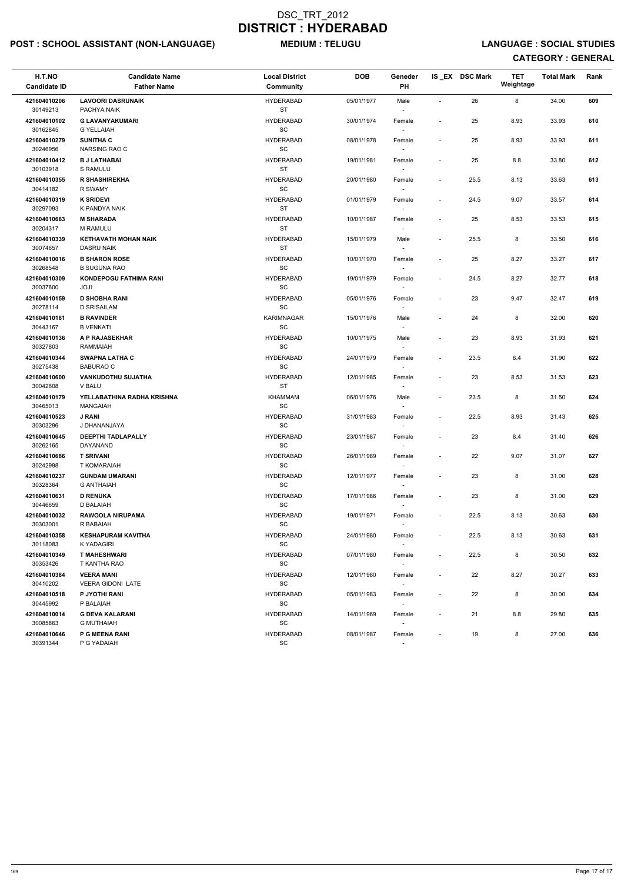# DSC_TRT_2012
# DISTRICT : HYDERABAD

**POST : SCHOOL ASSISTANT (NON-LANGUAGE)** **MEDIUM : TELUGU** **LANGUAGE : SOCIAL STUDIES**

**CATEGORY : GENERAL**

| H.T.NO<br>Candidate ID | Candidate Name<br>Father Name | Local District<br>Community | DOB | Geneder<br>PH | IS _EX | DSC Mark | TET Weightage | Total Mark | Rank |
|---|---|---|---|---|---|---|---|---|---|
| 421604010206<br>30149213 | LAVOORI DASRUNAIK<br>PACHYA NAIK | HYDERABAD<br>ST | 05/01/1977 | Male<br>- | - | 26 | 8 | 34.00 | 609 |
| 421604010102<br>30162845 | G LAVANYAKUMARI<br>G YELLAIAH | HYDERABAD<br>SC | 30/01/1974 | Female<br>- | - | 25 | 8.93 | 33.93 | 610 |
| 421604010279<br>30246956 | SUNITHA C<br>NARSING RAO C | HYDERABAD<br>SC | 08/01/1978 | Female<br>- | - | 25 | 8.93 | 33.93 | 611 |
| 421604010412<br>30103918 | B J LATHABAI<br>S RAMULU | HYDERABAD<br>ST | 19/01/1981 | Female<br>- | - | 25 | 8.8 | 33.80 | 612 |
| 421604010355<br>30414182 | R SHASHIREKHA<br>R SWAMY | HYDERABAD<br>SC | 20/01/1980 | Female<br>- | - | 25.5 | 8.13 | 33.63 | 613 |
| 421604010319<br>30297093 | K SRIDEVI<br>K PANDYA NAIK | HYDERABAD<br>ST | 01/01/1979 | Female<br>- | - | 24.5 | 9.07 | 33.57 | 614 |
| 421604010663<br>30204317 | M SHARADA<br>M RAMULU | HYDERABAD<br>ST | 10/01/1987 | Female<br>- | - | 25 | 8.53 | 33.53 | 615 |
| 421604010339<br>30074657 | KETHAVATH MOHAN NAIK<br>DASRU NAIK | HYDERABAD<br>ST | 15/01/1979 | Male<br>- | - | 25.5 | 8 | 33.50 | 616 |
| 421604010016<br>30268548 | B SHARON ROSE<br>B SUGUNA RAO | HYDERABAD<br>SC | 10/01/1970 | Female<br>- | - | 25 | 8.27 | 33.27 | 617 |
| 421604010309<br>30037600 | KONDEPOGU FATHIMA RANI<br>JOJI | HYDERABAD<br>SC | 19/01/1979 | Female<br>- | - | 24.5 | 8.27 | 32.77 | 618 |
| 421604010159<br>30278114 | D SHOBHA RANI<br>D SRISAILAM | HYDERABAD<br>SC | 05/01/1976 | Female<br>- | - | 23 | 9.47 | 32.47 | 619 |
| 421604010181<br>30443167 | B RAVINDER<br>B VENKATI | KARIMNAGAR<br>SC | 15/01/1976 | Male<br>- | - | 24 | 8 | 32.00 | 620 |
| 421604010136<br>30327803 | A P RAJASEKHAR<br>RAMMAIAH | HYDERABAD<br>SC | 10/01/1975 | Male<br>- | - | 23 | 8.93 | 31.93 | 621 |
| 421604010344<br>30275438 | SWAPNA LATHA C<br>BABURAO C | HYDERABAD<br>SC | 24/01/1979 | Female<br>- | - | 23.5 | 8.4 | 31.90 | 622 |
| 421604010600<br>30042608 | VANKUDOTHU SUJATHA<br>V BALU | HYDERABAD<br>ST | 12/01/1985 | Female<br>- | - | 23 | 8.53 | 31.53 | 623 |
| 421604010179<br>30465013 | YELLABATHINA RADHA KRISHNA<br>MANGAIAH | KHAMMAM<br>SC | 06/01/1976 | Male<br>- | - | 23.5 | 8 | 31.50 | 624 |
| 421604010523<br>30303296 | J RANI<br>J DHANANJAYA | HYDERABAD<br>SC | 31/01/1983 | Female<br>- | - | 22.5 | 8.93 | 31.43 | 625 |
| 421604010645<br>30262165 | DEEPTHI TADLAPALLY<br>DAYANAND | HYDERABAD<br>SC | 23/01/1987 | Female<br>- | - | 23 | 8.4 | 31.40 | 626 |
| 421604010686<br>30242998 | T SRIVANI<br>T KOMARAIAH | HYDERABAD<br>SC | 26/01/1989 | Female<br>- | - | 22 | 9.07 | 31.07 | 627 |
| 421604010237<br>30328364 | GUNDAM UMARANI<br>G ANTHAIAH | HYDERABAD<br>SC | 12/01/1977 | Female<br>- | - | 23 | 8 | 31.00 | 628 |
| 421604010631<br>30446659 | D RENUKA<br>D BALAIAH | HYDERABAD<br>SC | 17/01/1986 | Female<br>- | - | 23 | 8 | 31.00 | 629 |
| 421604010032<br>30303001 | RAWOOLA NIRUPAMA<br>R BABAIAH | HYDERABAD<br>SC | 19/01/1971 | Female<br>- | - | 22.5 | 8.13 | 30.63 | 630 |
| 421604010358<br>30118083 | KESHAPURAM KAVITHA<br>K YADAGIRI | HYDERABAD<br>SC | 24/01/1980 | Female<br>- | - | 22.5 | 8.13 | 30.63 | 631 |
| 421604010349<br>30353426 | T MAHESHWARI<br>T KANTHA RAO | HYDERABAD<br>SC | 07/01/1980 | Female<br>- | - | 22.5 | 8 | 30.50 | 632 |
| 421604010384<br>30410202 | VEERA MANI<br>VEERA GIDONI LATE | HYDERABAD<br>SC | 12/01/1980 | Female<br>- | - | 22 | 8.27 | 30.27 | 633 |
| 421604010518<br>30445992 | P JYOTHI RANI<br>P BALAIAH | HYDERABAD<br>SC | 05/01/1983 | Female<br>- | - | 22 | 8 | 30.00 | 634 |
| 421604010014<br>30085863 | G DEVA KALARANI<br>G MUTHAIAH | HYDERABAD<br>SC | 14/01/1969 | Female<br>- | - | 21 | 8.8 | 29.80 | 635 |
| 421604010646<br>30391344 | P G MEENA RANI<br>P G YADAIAH | HYDERABAD<br>SC | 08/01/1987 | Female<br>- | - | 19 | 8 | 27.00 | 636 |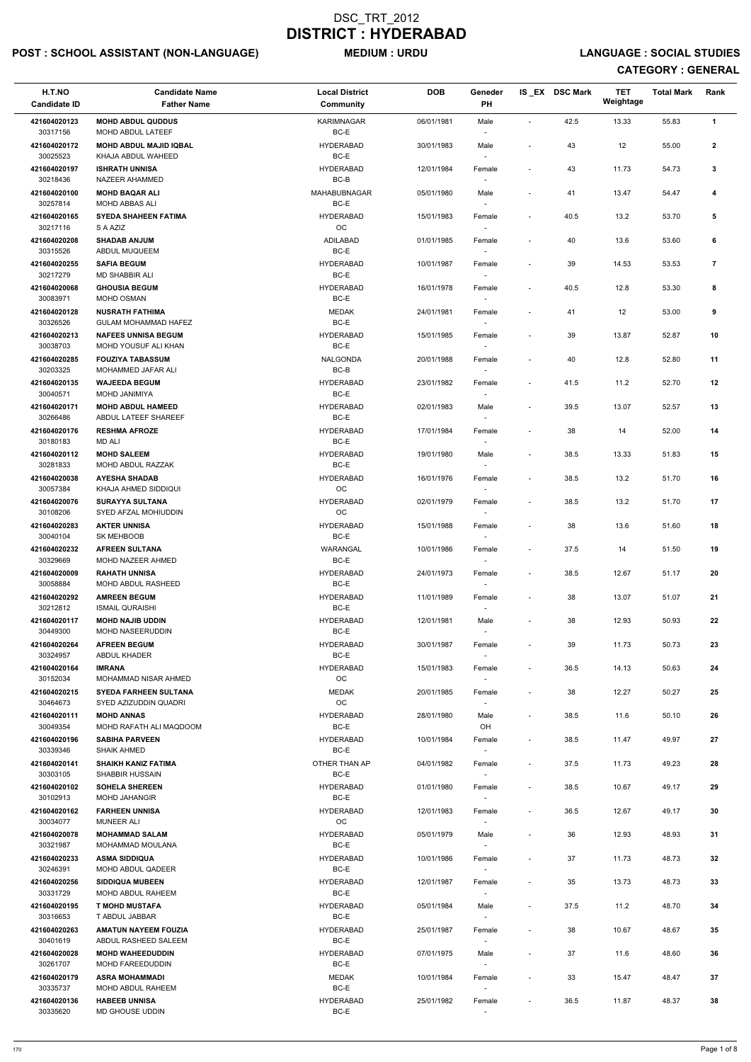# DSC_TRT_2012
# DISTRICT : HYDERABAD

**POST : SCHOOL ASSISTANT (NON-LANGUAGE)** **MEDIUM : URDU** **LANGUAGE : SOCIAL STUDIES**

**CATEGORY : GENERAL**

| H.T.NO<br>Candidate ID | Candidate Name<br>Father Name | Local District<br>Community | DOB | Geneder<br>PH | IS _EX | DSC Mark | TET Weightage | Total Mark | Rank |
|---|---|---|---|---|---|---|---|---|---|
| 421604020123<br>30317156 | MOHD ABDUL QUDDUS<br>MOHD ABDUL LATEEF | KARIMNAGAR<br>BC-E | 06/01/1981 | Male<br>- | - | 42.5 | 13.33 | 55.83 | 1 |
| 421604020172<br>30025523 | MOHD ABDUL MAJID IQBAL<br>KHAJA ABDUL WAHEED | HYDERABAD<br>BC-E | 30/01/1983 | Male<br>- | - | 43 | 12 | 55.00 | 2 |
| 421604020197<br>30218436 | ISHRATH UNNISA<br>NAZEER AHAMMED | HYDERABAD<br>BC-B | 12/01/1984 | Female<br>- | - | 43 | 11.73 | 54.73 | 3 |
| 421604020100<br>30257814 | MOHD BAQAR ALI<br>MOHD ABBAS ALI | MAHABUBNAGAR<br>BC-E | 05/01/1980 | Male<br>- | - | 41 | 13.47 | 54.47 | 4 |
| 421604020165<br>30217116 | SYEDA SHAHEEN FATIMA<br>S A AZIZ | HYDERABAD<br>OC | 15/01/1983 | Female<br>- | - | 40.5 | 13.2 | 53.70 | 5 |
| 421604020208<br>30315526 | SHADAB ANJUM<br>ABDUL MUQUEEM | ADILABAD<br>BC-E | 01/01/1985 | Female<br>- | - | 40 | 13.6 | 53.60 | 6 |
| 421604020255<br>30217279 | SAFIA BEGUM<br>MD SHABBIR ALI | HYDERABAD<br>BC-E | 10/01/1987 | Female<br>- | - | 39 | 14.53 | 53.53 | 7 |
| 421604020068<br>30083971 | GHOUSIA BEGUM<br>MOHD OSMAN | HYDERABAD<br>BC-E | 16/01/1978 | Female<br>- | - | 40.5 | 12.8 | 53.30 | 8 |
| 421604020128<br>30326526 | NUSRATH FATHIMA<br>GULAM MOHAMMAD HAFEZ | MEDAK<br>BC-E | 24/01/1981 | Female<br>- | - | 41 | 12 | 53.00 | 9 |
| 421604020213<br>30038703 | NAFEES UNNISA BEGUM<br>MOHD YOUSUF ALI KHAN | HYDERABAD<br>BC-E | 15/01/1985 | Female<br>- | - | 39 | 13.87 | 52.87 | 10 |
| 421604020285<br>30203325 | FOUZIYA TABASSUM<br>MOHAMMED JAFAR ALI | NALGONDA<br>BC-B | 20/01/1988 | Female<br>- | - | 40 | 12.8 | 52.80 | 11 |
| 421604020135<br>30040571 | WAJEEDA BEGUM<br>MOHD JANIMIYA | HYDERABAD<br>BC-E | 23/01/1982 | Female<br>- | - | 41.5 | 11.2 | 52.70 | 12 |
| 421604020171<br>30266486 | MOHD ABDUL HAMEED<br>ABDUL LATEEF SHAREEF | HYDERABAD<br>BC-E | 02/01/1983 | Male<br>- | - | 39.5 | 13.07 | 52.57 | 13 |
| 421604020176<br>30180183 | RESHMA AFROZE<br>MD ALI | HYDERABAD<br>BC-E | 17/01/1984 | Female<br>- | - | 38 | 14 | 52.00 | 14 |
| 421604020112<br>30281833 | MOHD SALEEM<br>MOHD ABDUL RAZZAK | HYDERABAD<br>BC-E | 19/01/1980 | Male<br>- | - | 38.5 | 13.33 | 51.83 | 15 |
| 421604020038<br>30057384 | AYESHA SHADAB<br>KHAJA AHMED SIDDIQUI | HYDERABAD<br>OC | 16/01/1976 | Female<br>- | - | 38.5 | 13.2 | 51.70 | 16 |
| 421604020076<br>30108206 | SURAYYA SULTANA<br>SYED AFZAL MOHIUDDIN | HYDERABAD<br>OC | 02/01/1979 | Female<br>- | - | 38.5 | 13.2 | 51.70 | 17 |
| 421604020283<br>30040104 | AKTER UNNISA<br>SK MEHBOOB | HYDERABAD<br>BC-E | 15/01/1988 | Female<br>- | - | 38 | 13.6 | 51.60 | 18 |
| 421604020232<br>30329669 | AFREEN SULTANA<br>MOHD NAZEER AHMED | WARANGAL<br>BC-E | 10/01/1986 | Female<br>- | - | 37.5 | 14 | 51.50 | 19 |
| 421604020009<br>30058884 | RAHATH UNNISA<br>MOHD ABDUL RASHEED | HYDERABAD<br>BC-E | 24/01/1973 | Female<br>- | - | 38.5 | 12.67 | 51.17 | 20 |
| 421604020292<br>30212812 | AMREEN BEGUM<br>ISMAIL QURAISHI | HYDERABAD<br>BC-E | 11/01/1989 | Female<br>- | - | 38 | 13.07 | 51.07 | 21 |
| 421604020117<br>30449300 | MOHD NAJIB UDDIN<br>MOHD NASEERUDDIN | HYDERABAD<br>BC-E | 12/01/1981 | Male<br>- | - | 38 | 12.93 | 50.93 | 22 |
| 421604020264<br>30324957 | AFREEN BEGUM<br>ABDUL KHADER | HYDERABAD<br>BC-E | 30/01/1987 | Female<br>- | - | 39 | 11.73 | 50.73 | 23 |
| 421604020164<br>30152034 | IMRANA<br>MOHAMMAD NISAR AHMED | HYDERABAD<br>OC | 15/01/1983 | Female<br>- | - | 36.5 | 14.13 | 50.63 | 24 |
| 421604020215<br>30464673 | SYEDA FARHEEN SULTANA<br>SYED AZIZUDDIN QUADRI | MEDAK<br>OC | 20/01/1985 | Female<br>- | - | 38 | 12.27 | 50.27 | 25 |
| 421604020111<br>30049354 | MOHD ANNAS<br>MOHD RAFATH ALI MAQDOOM | HYDERABAD<br>BC-E | 28/01/1980 | Male<br>OH | - | 38.5 | 11.6 | 50.10 | 26 |
| 421604020196<br>30339346 | SABIHA PARVEEN<br>SHAIK AHMED | HYDERABAD<br>BC-E | 10/01/1984 | Female<br>- | - | 38.5 | 11.47 | 49.97 | 27 |
| 421604020141<br>30303105 | SHAIKH KANIZ FATIMA<br>SHABBIR HUSSAIN | OTHER THAN AP<br>BC-E | 04/01/1982 | Female<br>- | - | 37.5 | 11.73 | 49.23 | 28 |
| 421604020102<br>30102913 | SOHELA SHEREEN<br>MOHD JAHANGIR | HYDERABAD<br>BC-E | 01/01/1980 | Female<br>- | - | 38.5 | 10.67 | 49.17 | 29 |
| 421604020162<br>30034077 | FARHEEN UNNISA<br>MUNEER ALI | HYDERABAD<br>OC | 12/01/1983 | Female<br>- | - | 36.5 | 12.67 | 49.17 | 30 |
| 421604020078<br>30321987 | MOHAMMAD SALAM<br>MOHAMMAD MOULANA | HYDERABAD<br>BC-E | 05/01/1979 | Male<br>- | - | 36 | 12.93 | 48.93 | 31 |
| 421604020233<br>30246391 | ASMA SIDDIQUA<br>MOHD ABDUL QADEER | HYDERABAD<br>BC-E | 10/01/1986 | Female<br>- | - | 37 | 11.73 | 48.73 | 32 |
| 421604020256<br>30331729 | SIDDIQUA MUBEEN<br>MOHD ABDUL RAHEEM | HYDERABAD<br>BC-E | 12/01/1987 | Female<br>- | - | 35 | 13.73 | 48.73 | 33 |
| 421604020195<br>30316653 | T MOHD MUSTAFA<br>T ABDUL JABBAR | HYDERABAD<br>BC-E | 05/01/1984 | Male<br>- | - | 37.5 | 11.2 | 48.70 | 34 |
| 421604020263<br>30401619 | AMATUN NAYEEM FOUZIA<br>ABDUL RASHEED SALEEM | HYDERABAD<br>BC-E | 25/01/1987 | Female<br>- | - | 38 | 10.67 | 48.67 | 35 |
| 421604020028<br>30261707 | MOHD WAHEEDUDDIN<br>MOHD FAREEDUDDIN | HYDERABAD<br>BC-E | 07/01/1975 | Male<br>- | - | 37 | 11.6 | 48.60 | 36 |
| 421604020179<br>30335737 | ASRA MOHAMMADI<br>MOHD ABDUL RAHEEM | MEDAK<br>BC-E | 10/01/1984 | Female<br>- | - | 33 | 15.47 | 48.47 | 37 |
| 421604020136<br>30335620 | HABEEB UNNISA<br>MD GHOUSE UDDIN | HYDERABAD<br>BC-E | 25/01/1982 | Female<br>- | - | 36.5 | 11.87 | 48.37 | 38 |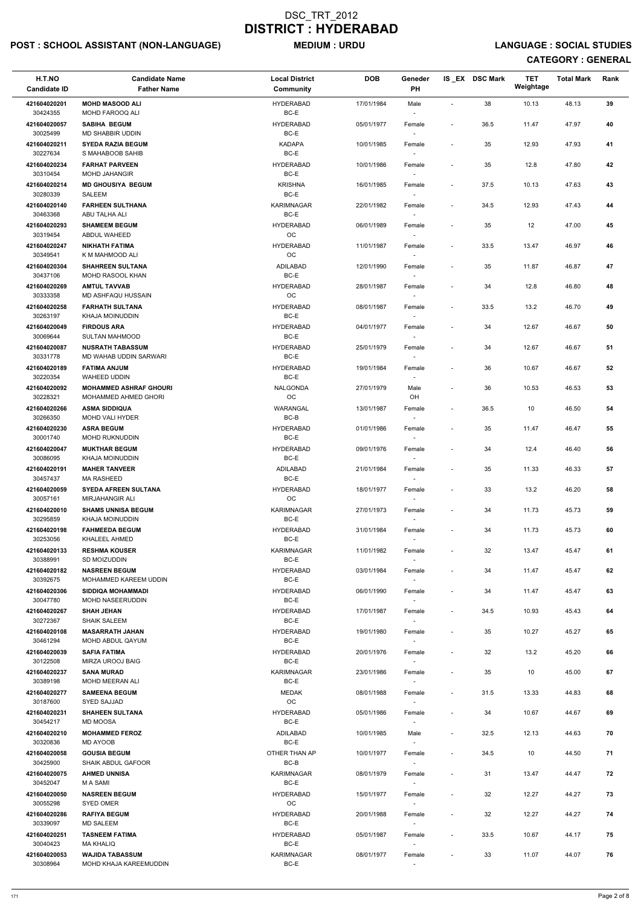# DSC_TRT_2012
# DISTRICT : HYDERABAD

**POST : SCHOOL ASSISTANT (NON-LANGUAGE)** **MEDIUM : URDU** **LANGUAGE : SOCIAL STUDIES**

**CATEGORY : GENERAL**

| H.T.NO / Candidate ID | Candidate Name / Father Name | Local District / Community | DOB | Geneder / PH | IS_EX | DSC Mark | TET Weightage | Total Mark | Rank |
|---|---|---|---|---|---|---|---|---|---|
| 421604020201 / 30424355 | **MOHD MASOOD ALI** / MOHD FAROOQ ALI | HYDERABAD / BC-E | 17/01/1984 | Male / - | - | 38 | 10.13 | 48.13 | 39 |
| 421604020057 / 30025499 | **SABIHA BEGUM** / MD SHABBIR UDDIN | HYDERABAD / BC-E | 05/01/1977 | Female / - | - | 36.5 | 11.47 | 47.97 | 40 |
| 421604020211 / 30227634 | **SYEDA RAZIA BEGUM** / S MAHABOOB SAHIB | KADAPA / BC-E | 10/01/1985 | Female / - | - | 35 | 12.93 | 47.93 | 41 |
| 421604020234 / 30310454 | **FARHAT PARVEEN** / MOHD JAHANGIR | HYDERABAD / BC-E | 10/01/1986 | Female / - | - | 35 | 12.8 | 47.80 | 42 |
| 421604020214 / 30280339 | **MD GHOUSIYA BEGUM** / SALEEM | KRISHNA / BC-E | 16/01/1985 | Female / - | - | 37.5 | 10.13 | 47.63 | 43 |
| 421604020140 / 30463368 | **FARHEEN SULTHANA** / ABU TALHA ALI | KARIMNAGAR / BC-E | 22/01/1982 | Female / - | - | 34.5 | 12.93 | 47.43 | 44 |
| 421604020293 / 30319454 | **SHAMEEM BEGUM** / ABDUL WAHEED | HYDERABAD / OC | 06/01/1989 | Female / - | - | 35 | 12 | 47.00 | 45 |
| 421604020247 / 30349541 | **NIKHATH FATIMA** / K M MAHMOOD ALI | HYDERABAD / OC | 11/01/1987 | Female / - | - | 33.5 | 13.47 | 46.97 | 46 |
| 421604020304 / 30437106 | **SHAHREEN SULTANA** / MOHD RASOOL KHAN | ADILABAD / BC-E | 12/01/1990 | Female / - | - | 35 | 11.87 | 46.87 | 47 |
| 421604020269 / 30333358 | **AMTUL TAVVAB** / MD ASHFAQU HUSSAIN | HYDERABAD / OC | 28/01/1987 | Female / - | - | 34 | 12.8 | 46.80 | 48 |
| 421604020258 / 30263197 | **FARHATH SULTANA** / KHAJA MOINUDDIN | HYDERABAD / BC-E | 08/01/1987 | Female / - | - | 33.5 | 13.2 | 46.70 | 49 |
| 421604020049 / 30069644 | **FIRDOUS ARA** / SULTAN MAHMOOD | HYDERABAD / BC-E | 04/01/1977 | Female / - | - | 34 | 12.67 | 46.67 | 50 |
| 421604020087 / 30331778 | **NUSRATH TABASSUM** / MD WAHAB UDDIN SARWARI | HYDERABAD / BC-E | 25/01/1979 | Female / - | - | 34 | 12.67 | 46.67 | 51 |
| 421604020189 / 30220354 | **FATIMA ANJUM** / WAHEED UDDIN | HYDERABAD / BC-E | 19/01/1984 | Female / - | - | 36 | 10.67 | 46.67 | 52 |
| 421604020092 / 30228321 | **MOHAMMED ASHRAF GHOURI** / MOHAMMED AHMED GHORI | NALGONDA / OC | 27/01/1979 | Male / OH | - | 36 | 10.53 | 46.53 | 53 |
| 421604020266 / 30266350 | **ASMA SIDDIQUA** / MOHD VALI HYDER | WARANGAL / BC-B | 13/01/1987 | Female / - | - | 36.5 | 10 | 46.50 | 54 |
| 421604020230 / 30001740 | **ASRA BEGUM** / MOHD RUKNUDDIN | HYDERABAD / BC-E | 01/01/1986 | Female / - | - | 35 | 11.47 | 46.47 | 55 |
| 421604020047 / 30086095 | **MUKTHAR BEGUM** / KHAJA MOINUDDIN | HYDERABAD / BC-E | 09/01/1976 | Female / - | - | 34 | 12.4 | 46.40 | 56 |
| 421604020191 / 30457437 | **MAHER TANVEER** / MA RASHEED | ADILABAD / BC-E | 21/01/1984 | Female / - | - | 35 | 11.33 | 46.33 | 57 |
| 421604020059 / 30057161 | **SYEDA AFREEN SULTANA** / MIRJAHANGIR ALI | HYDERABAD / OC | 18/01/1977 | Female / - | - | 33 | 13.2 | 46.20 | 58 |
| 421604020010 / 30295859 | **SHAMS UNNISA BEGUM** / KHAJA MOINUDDIN | KARIMNAGAR / BC-E | 27/01/1973 | Female / - | - | 34 | 11.73 | 45.73 | 59 |
| 421604020198 / 30253056 | **FAHMEEDA BEGUM** / KHALEEL AHMED | HYDERABAD / BC-E | 31/01/1984 | Female / - | - | 34 | 11.73 | 45.73 | 60 |
| 421604020133 / 30388991 | **RESHMA KOUSER** / SD MOIZUDDIN | KARIMNAGAR / BC-E | 11/01/1982 | Female / - | - | 32 | 13.47 | 45.47 | 61 |
| 421604020182 / 30392675 | **NASREEN BEGUM** / MOHAMMED KAREEM UDDIN | HYDERABAD / BC-E | 03/01/1984 | Female / - | - | 34 | 11.47 | 45.47 | 62 |
| 421604020306 / 30047780 | **SIDDIQA MOHAMMADI** / MOHD NASEERUDDIN | HYDERABAD / BC-E | 06/01/1990 | Female / - | - | 34 | 11.47 | 45.47 | 63 |
| 421604020267 / 30272367 | **SHAH JEHAN** / SHAIK SALEEM | HYDERABAD / BC-E | 17/01/1987 | Female / - | - | 34.5 | 10.93 | 45.43 | 64 |
| 421604020108 / 30461294 | **MASARRATH JAHAN** / MOHD ABDUL QAYUM | HYDERABAD / BC-E | 19/01/1980 | Female / - | - | 35 | 10.27 | 45.27 | 65 |
| 421604020039 / 30122508 | **SAFIA FATIMA** / MIRZA UROOJ BAIG | HYDERABAD / BC-E | 20/01/1976 | Female / - | - | 32 | 13.2 | 45.20 | 66 |
| 421604020237 / 30389198 | **SANA MURAD** / MOHD MEERAN ALI | KARIMNAGAR / BC-E | 23/01/1986 | Female / - | - | 35 | 10 | 45.00 | 67 |
| 421604020277 / 30187600 | **SAMEENA BEGUM** / SYED SAJJAD | MEDAK / OC | 08/01/1988 | Female / - | - | 31.5 | 13.33 | 44.83 | 68 |
| 421604020231 / 30454217 | **SHAHEEN SULTANA** / MD MOOSA | HYDERABAD / BC-E | 05/01/1986 | Female / - | - | 34 | 10.67 | 44.67 | 69 |
| 421604020210 / 30320836 | **MOHAMMED FEROZ** / MD AYOOB | ADILABAD / BC-E | 10/01/1985 | Male / - | - | 32.5 | 12.13 | 44.63 | 70 |
| 421604020058 / 30425900 | **GOUSIA BEGUM** / SHAIK ABDUL GAFOOR | OTHER THAN AP / BC-B | 10/01/1977 | Female / - | - | 34.5 | 10 | 44.50 | 71 |
| 421604020075 / 30452047 | **AHMED UNNISA** / M A SAMI | KARIMNAGAR / BC-E | 08/01/1979 | Female / - | - | 31 | 13.47 | 44.47 | 72 |
| 421604020050 / 30055298 | **NASREEN BEGUM** / SYED OMER | HYDERABAD / OC | 15/01/1977 | Female / - | - | 32 | 12.27 | 44.27 | 73 |
| 421604020286 / 30339097 | **RAFIYA BEGUM** / MD SALEEM | HYDERABAD / BC-E | 20/01/1988 | Female / - | - | 32 | 12.27 | 44.27 | 74 |
| 421604020251 / 30040423 | **TASNEEM FATIMA** / MA KHALIQ | HYDERABAD / BC-E | 05/01/1987 | Female / - | - | 33.5 | 10.67 | 44.17 | 75 |
| 421604020053 / 30308964 | **WAJIDA TABASSUM** / MOHD KHAJA KAREEMUDDIN | KARIMNAGAR / BC-E | 08/01/1977 | Female / - | - | 33 | 11.07 | 44.07 | 76 |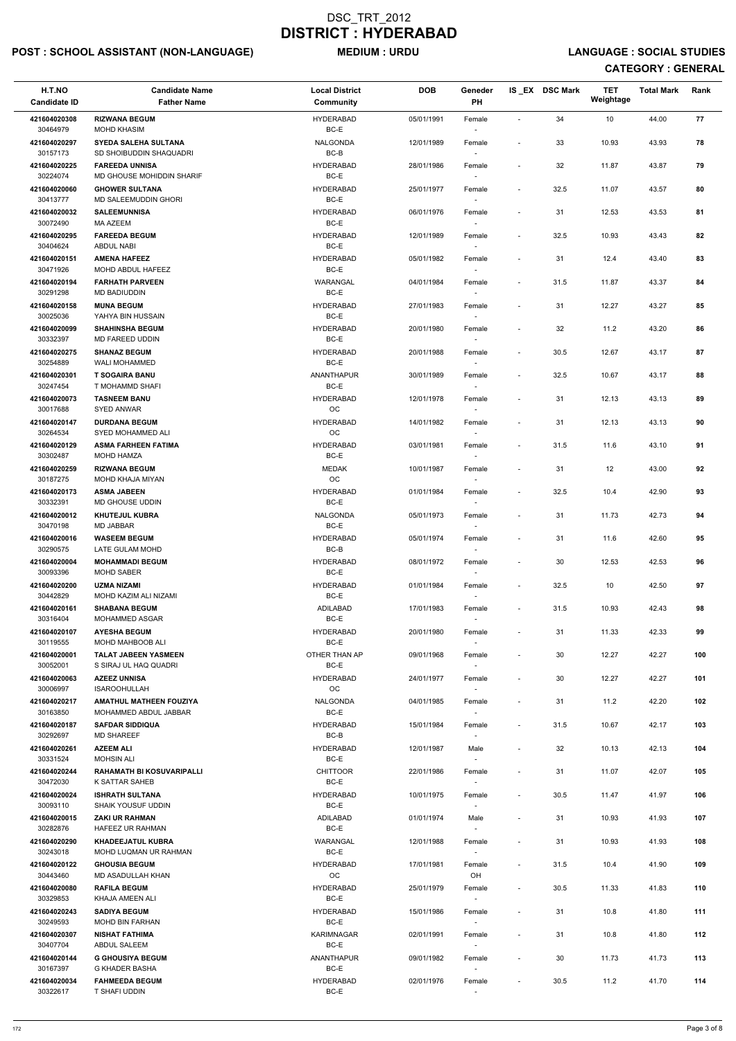# DSC_TRT_2012
# DISTRICT : HYDERABAD

**POST : SCHOOL ASSISTANT (NON-LANGUAGE)** **MEDIUM : URDU** **LANGUAGE : SOCIAL STUDIES**

**CATEGORY : GENERAL**

| H.T.NO / Candidate ID | Candidate Name / Father Name | Local District / Community | DOB | Geneder / PH | IS _EX | DSC Mark | TET Weightage | Total Mark | Rank |
|---|---|---|---|---|---|---|---|---|---|
| 421604020308 / 30464979 | **RIZWANA BEGUM** / MOHD KHASIM | HYDERABAD / BC-E | 05/01/1991 | Female / - | - | 34 | 10 | 44.00 | 77 |
| 421604020297 / 30157173 | **SYEDA SALEHA SULTANA** / SD SHOIBUDDIN SHAQUADRI | NALGONDA / BC-B | 12/01/1989 | Female / - | - | 33 | 10.93 | 43.93 | 78 |
| 421604020225 / 30224074 | **FAREEDA UNNISA** / MD GHOUSE MOHIDDIN SHARIF | HYDERABAD / BC-E | 28/01/1986 | Female / - | - | 32 | 11.87 | 43.87 | 79 |
| 421604020060 / 30413777 | **GHOWER SULTANA** / MD SALEEMUDDIN GHORI | HYDERABAD / BC-E | 25/01/1977 | Female / - | - | 32.5 | 11.07 | 43.57 | 80 |
| 421604020032 / 30072490 | **SALEEMUNNISA** / MA AZEEM | HYDERABAD / BC-E | 06/01/1976 | Female / - | - | 31 | 12.53 | 43.53 | 81 |
| 421604020295 / 30404624 | **FAREEDA BEGUM** / ABDUL NABI | HYDERABAD / BC-E | 12/01/1989 | Female / - | - | 32.5 | 10.93 | 43.43 | 82 |
| 421604020151 / 30471926 | **AMENA HAFEEZ** / MOHD ABDUL HAFEEZ | HYDERABAD / BC-E | 05/01/1982 | Female / - | - | 31 | 12.4 | 43.40 | 83 |
| 421604020194 / 30291298 | **FARHATH PARVEEN** / MD BADIUDDIN | WARANGAL / BC-E | 04/01/1984 | Female / - | - | 31.5 | 11.87 | 43.37 | 84 |
| 421604020158 / 30025036 | **MUNA BEGUM** / YAHYA BIN HUSSAIN | HYDERABAD / BC-E | 27/01/1983 | Female / - | - | 31 | 12.27 | 43.27 | 85 |
| 421604020099 / 30332397 | **SHAHINSHA BEGUM** / MD FAREED UDDIN | HYDERABAD / BC-E | 20/01/1980 | Female / - | - | 32 | 11.2 | 43.20 | 86 |
| 421604020275 / 30254889 | **SHANAZ BEGUM** / WALI MOHAMMED | HYDERABAD / BC-E | 20/01/1988 | Female / - | - | 30.5 | 12.67 | 43.17 | 87 |
| 421604020301 / 30247454 | **T SOGAIRA BANU** / T MOHAMMD SHAFI | ANANTHAPUR / BC-E | 30/01/1989 | Female / - | - | 32.5 | 10.67 | 43.17 | 88 |
| 421604020073 / 30017688 | **TASNEEM BANU** / SYED ANWAR | HYDERABAD / OC | 12/01/1978 | Female / - | - | 31 | 12.13 | 43.13 | 89 |
| 421604020147 / 30264534 | **DURDANA BEGUM** / SYED MOHAMMED ALI | HYDERABAD / OC | 14/01/1982 | Female / - | - | 31 | 12.13 | 43.13 | 90 |
| 421604020129 / 30302487 | **ASMA FARHEEN FATIMA** / MOHD HAMZA | HYDERABAD / BC-E | 03/01/1981 | Female / - | - | 31.5 | 11.6 | 43.10 | 91 |
| 421604020259 / 30187275 | **RIZWANA BEGUM** / MOHD KHAJA MIYAN | MEDAK / OC | 10/01/1987 | Female / - | - | 31 | 12 | 43.00 | 92 |
| 421604020173 / 30332391 | **ASMA JABEEN** / MD GHOUSE UDDIN | HYDERABAD / BC-E | 01/01/1984 | Female / - | - | 32.5 | 10.4 | 42.90 | 93 |
| 421604020012 / 30470198 | **KHUTEJUL KUBRA** / MD JABBAR | NALGONDA / BC-E | 05/01/1973 | Female / - | - | 31 | 11.73 | 42.73 | 94 |
| 421604020016 / 30290575 | **WASEEM BEGUM** / LATE GULAM MOHD | HYDERABAD / BC-B | 05/01/1974 | Female / - | - | 31 | 11.6 | 42.60 | 95 |
| 421604020004 / 30093396 | **MOHAMMADI BEGUM** / MOHD SABER | HYDERABAD / BC-E | 08/01/1972 | Female / - | - | 30 | 12.53 | 42.53 | 96 |
| 421604020200 / 30442829 | **UZMA NIZAMI** / MOHD KAZIM ALI NIZAMI | HYDERABAD / BC-E | 01/01/1984 | Female / - | - | 32.5 | 10 | 42.50 | 97 |
| 421604020161 / 30316404 | **SHABANA BEGUM** / MOHAMMED ASGAR | ADILABAD / BC-E | 17/01/1983 | Female / - | - | 31.5 | 10.93 | 42.43 | 98 |
| 421604020107 / 30119555 | **AYESHA BEGUM** / MOHD MAHBOOB ALI | HYDERABAD / BC-E | 20/01/1980 | Female / - | - | 31 | 11.33 | 42.33 | 99 |
| 421604020001 / 30052001 | **TALAT JABEEN YASMEEN** / S SIRAJ UL HAQ QUADRI | OTHER THAN AP / BC-E | 09/01/1968 | Female / - | - | 30 | 12.27 | 42.27 | 100 |
| 421604020063 / 30006997 | **AZEEZ UNNISA** / ISAROOHULLAH | HYDERABAD / OC | 24/01/1977 | Female / - | - | 30 | 12.27 | 42.27 | 101 |
| 421604020217 / 30163850 | **AMATHUL MATHEEN FOUZIYA** / MOHAMMED ABDUL JABBAR | NALGONDA / BC-E | 04/01/1985 | Female / - | - | 31 | 11.2 | 42.20 | 102 |
| 421604020187 / 30292697 | **SAFDAR SIDDIQUA** / MD SHAREEF | HYDERABAD / BC-B | 15/01/1984 | Female / - | - | 31.5 | 10.67 | 42.17 | 103 |
| 421604020261 / 30331524 | **AZEEM ALI** / MOHSIN ALI | HYDERABAD / BC-E | 12/01/1987 | Male / - | - | 32 | 10.13 | 42.13 | 104 |
| 421604020244 / 30472030 | **RAHAMATH BI KOSUVARIPALLI** / K SATTAR SAHEB | CHITTOOR / BC-E | 22/01/1986 | Female / - | - | 31 | 11.07 | 42.07 | 105 |
| 421604020024 / 30093110 | **ISHRATH SULTANA** / SHAIK YOUSUF UDDIN | HYDERABAD / BC-E | 10/01/1975 | Female / - | - | 30.5 | 11.47 | 41.97 | 106 |
| 421604020015 / 30282876 | **ZAKI UR RAHMAN** / HAFEEZ UR RAHMAN | ADILABAD / BC-E | 01/01/1974 | Male / - | - | 31 | 10.93 | 41.93 | 107 |
| 421604020290 / 30243018 | **KHADEEJATUL KUBRA** / MOHD LUQMAN UR RAHMAN | WARANGAL / BC-E | 12/01/1988 | Female / - | - | 31 | 10.93 | 41.93 | 108 |
| 421604020122 / 30443460 | **GHOUSIA BEGUM** / MD ASADULLAH KHAN | HYDERABAD / OC | 17/01/1981 | Female / OH | - | 31.5 | 10.4 | 41.90 | 109 |
| 421604020080 / 30329853 | **RAFILA BEGUM** / KHAJA AMEEN ALI | HYDERABAD / BC-E | 25/01/1979 | Female / - | - | 30.5 | 11.33 | 41.83 | 110 |
| 421604020243 / 30249593 | **SADIYA BEGUM** / MOHD BIN FARHAN | HYDERABAD / BC-E | 15/01/1986 | Female / - | - | 31 | 10.8 | 41.80 | 111 |
| 421604020307 / 30407704 | **NISHAT FATHIMA** / ABDUL SALEEM | KARIMNAGAR / BC-E | 02/01/1991 | Female / - | - | 31 | 10.8 | 41.80 | 112 |
| 421604020144 / 30167397 | **G GHOUSIYA BEGUM** / G KHADER BASHA | ANANTHAPUR / BC-E | 09/01/1982 | Female / - | - | 30 | 11.73 | 41.73 | 113 |
| 421604020034 / 30322617 | **FAHMEEDA BEGUM** / T SHAFI UDDIN | HYDERABAD / BC-E | 02/01/1976 | Female / - | - | 30.5 | 11.2 | 41.70 | 114 |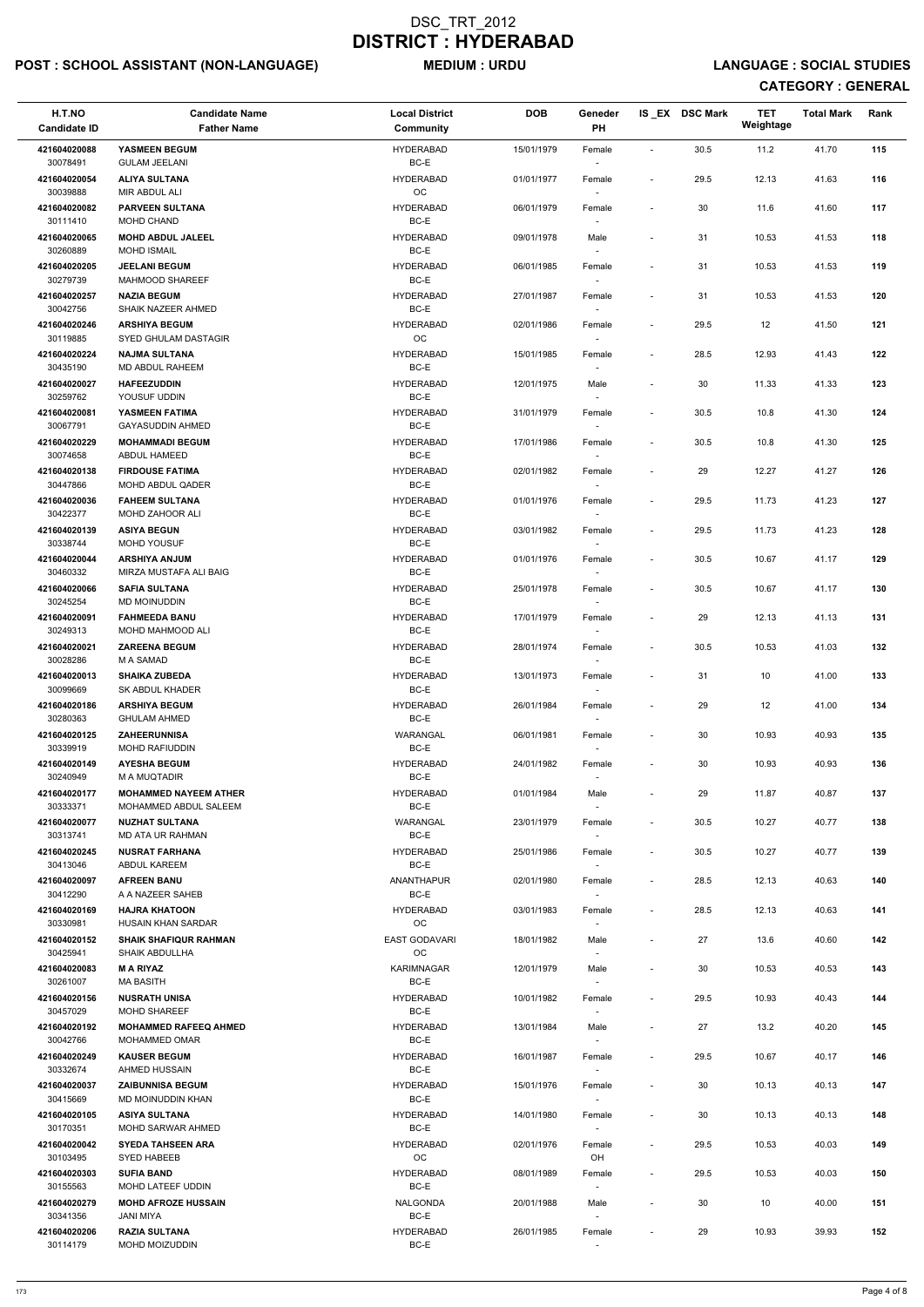# DSC_TRT_2012
# DISTRICT : HYDERABAD

**POST : SCHOOL ASSISTANT (NON-LANGUAGE)** **MEDIUM : URDU** **LANGUAGE : SOCIAL STUDIES**

**CATEGORY : GENERAL**

| H.T.NO<br>Candidate ID | Candidate Name<br>Father Name | Local District<br>Community | DOB | Geneder<br>PH | IS_EX | DSC Mark | TET Weightage | Total Mark | Rank |
|---|---|---|---|---|---|---|---|---|---|
| 421604020088<br>30078491 | YASMEEN BEGUM<br>GULAM JEELANI | HYDERABAD<br>BC-E | 15/01/1979 | Female<br>- | - | 30.5 | 11.2 | 41.70 | 115 |
| 421604020054<br>30039888 | ALIYA SULTANA<br>MIR ABDUL ALI | HYDERABAD<br>OC | 01/01/1977 | Female<br>- | - | 29.5 | 12.13 | 41.63 | 116 |
| 421604020082<br>30111410 | PARVEEN SULTANA<br>MOHD CHAND | HYDERABAD<br>BC-E | 06/01/1979 | Female<br>- | - | 30 | 11.6 | 41.60 | 117 |
| 421604020065<br>30260889 | MOHD ABDUL JALEEL<br>MOHD ISMAIL | HYDERABAD<br>BC-E | 09/01/1978 | Male<br>- | - | 31 | 10.53 | 41.53 | 118 |
| 421604020205<br>30279739 | JEELANI BEGUM<br>MAHMOOD SHAREEF | HYDERABAD<br>BC-E | 06/01/1985 | Female<br>- | - | 31 | 10.53 | 41.53 | 119 |
| 421604020257<br>30042756 | NAZIA BEGUM<br>SHAIK NAZEER AHMED | HYDERABAD<br>BC-E | 27/01/1987 | Female<br>- | - | 31 | 10.53 | 41.53 | 120 |
| 421604020246<br>30119885 | ARSHIYA BEGUM<br>SYED GHULAM DASTAGIR | HYDERABAD<br>OC | 02/01/1986 | Female<br>- | - | 29.5 | 12 | 41.50 | 121 |
| 421604020224<br>30435190 | NAJMA SULTANA<br>MD ABDUL RAHEEM | HYDERABAD<br>BC-E | 15/01/1985 | Female<br>- | - | 28.5 | 12.93 | 41.43 | 122 |
| 421604020027<br>30259762 | HAFEEZUDDIN<br>YOUSUF UDDIN | HYDERABAD<br>BC-E | 12/01/1975 | Male<br>- | - | 30 | 11.33 | 41.33 | 123 |
| 421604020081<br>30067791 | YASMEEN FATIMA<br>GAYASUDDIN AHMED | HYDERABAD<br>BC-E | 31/01/1979 | Female<br>- | - | 30.5 | 10.8 | 41.30 | 124 |
| 421604020229<br>30074658 | MOHAMMADI BEGUM<br>ABDUL HAMEED | HYDERABAD<br>BC-E | 17/01/1986 | Female<br>- | - | 30.5 | 10.8 | 41.30 | 125 |
| 421604020138<br>30447866 | FIRDOUSE FATIMA<br>MOHD ABDUL QADER | HYDERABAD<br>BC-E | 02/01/1982 | Female<br>- | - | 29 | 12.27 | 41.27 | 126 |
| 421604020036<br>30422377 | FAHEEM SULTANA<br>MOHD ZAHOOR ALI | HYDERABAD<br>BC-E | 01/01/1976 | Female<br>- | - | 29.5 | 11.73 | 41.23 | 127 |
| 421604020139<br>30338744 | ASIYA BEGUN<br>MOHD YOUSUF | HYDERABAD<br>BC-E | 03/01/1982 | Female<br>- | - | 29.5 | 11.73 | 41.23 | 128 |
| 421604020044<br>30460332 | ARSHIYA ANJUM<br>MIRZA MUSTAFA ALI BAIG | HYDERABAD<br>BC-E | 01/01/1976 | Female<br>- | - | 30.5 | 10.67 | 41.17 | 129 |
| 421604020066<br>30245254 | SAFIA SULTANA<br>MD MOINUDDIN | HYDERABAD<br>BC-E | 25/01/1978 | Female<br>- | - | 30.5 | 10.67 | 41.17 | 130 |
| 421604020091<br>30249313 | FAHMEEDA BANU<br>MOHD MAHMOOD ALI | HYDERABAD<br>BC-E | 17/01/1979 | Female<br>- | - | 29 | 12.13 | 41.13 | 131 |
| 421604020021<br>30028286 | ZAREENA BEGUM<br>M A SAMAD | HYDERABAD<br>BC-E | 28/01/1974 | Female<br>- | - | 30.5 | 10.53 | 41.03 | 132 |
| 421604020013<br>30099669 | SHAIKA ZUBEDA<br>SK ABDUL KHADER | HYDERABAD<br>BC-E | 13/01/1973 | Female<br>- | - | 31 | 10 | 41.00 | 133 |
| 421604020186<br>30280363 | ARSHIYA BEGUM<br>GHULAM AHMED | HYDERABAD<br>BC-E | 26/01/1984 | Female<br>- | - | 29 | 12 | 41.00 | 134 |
| 421604020125<br>30339919 | ZAHEERUNNISA<br>MOHD RAFIUDDIN | WARANGAL<br>BC-E | 06/01/1981 | Female<br>- | - | 30 | 10.93 | 40.93 | 135 |
| 421604020149<br>30240949 | AYESHA BEGUM<br>M A MUQTADIR | HYDERABAD<br>BC-E | 24/01/1982 | Female<br>- | - | 30 | 10.93 | 40.93 | 136 |
| 421604020177<br>30333371 | MOHAMMED NAYEEM ATHER<br>MOHAMMED ABDUL SALEEM | HYDERABAD<br>BC-E | 01/01/1984 | Male<br>- | - | 29 | 11.87 | 40.87 | 137 |
| 421604020077<br>30313741 | NUZHAT SULTANA<br>MD ATA UR RAHMAN | WARANGAL<br>BC-E | 23/01/1979 | Female<br>- | - | 30.5 | 10.27 | 40.77 | 138 |
| 421604020245<br>30413046 | NUSRAT FARHANA<br>ABDUL KAREEM | HYDERABAD<br>BC-E | 25/01/1986 | Female<br>- | - | 30.5 | 10.27 | 40.77 | 139 |
| 421604020097<br>30412290 | AFREEN BANU<br>A A NAZEER SAHEB | ANANTHAPUR<br>BC-E | 02/01/1980 | Female<br>- | - | 28.5 | 12.13 | 40.63 | 140 |
| 421604020169<br>30330981 | HAJRA KHATOON<br>HUSAIN KHAN SARDAR | HYDERABAD<br>OC | 03/01/1983 | Female<br>- | - | 28.5 | 12.13 | 40.63 | 141 |
| 421604020152<br>30425941 | SHAIK SHAFIQUR RAHMAN<br>SHAIK ABDULLHA | EAST GODAVARI<br>OC | 18/01/1982 | Male<br>- | - | 27 | 13.6 | 40.60 | 142 |
| 421604020083<br>30261007 | M A RIYAZ<br>MA BASITH | KARIMNAGAR<br>BC-E | 12/01/1979 | Male<br>- | - | 30 | 10.53 | 40.53 | 143 |
| 421604020156<br>30457029 | NUSRATH UNISA<br>MOHD SHAREEF | HYDERABAD<br>BC-E | 10/01/1982 | Female<br>- | - | 29.5 | 10.93 | 40.43 | 144 |
| 421604020192<br>30042766 | MOHAMMED RAFEEQ AHMED<br>MOHAMMED OMAR | HYDERABAD<br>BC-E | 13/01/1984 | Male<br>- | - | 27 | 13.2 | 40.20 | 145 |
| 421604020249<br>30332674 | KAUSER BEGUM<br>AHMED HUSSAIN | HYDERABAD<br>BC-E | 16/01/1987 | Female<br>- | - | 29.5 | 10.67 | 40.17 | 146 |
| 421604020037<br>30415669 | ZAIBUNNISA BEGUM<br>MD MOINUDDIN KHAN | HYDERABAD<br>BC-E | 15/01/1976 | Female<br>- | - | 30 | 10.13 | 40.13 | 147 |
| 421604020105<br>30170351 | ASIYA SULTANA<br>MOHD SARWAR AHMED | HYDERABAD<br>BC-E | 14/01/1980 | Female<br>- | - | 30 | 10.13 | 40.13 | 148 |
| 421604020042<br>30103495 | SYEDA TAHSEEN ARA<br>SYED HABEEB | HYDERABAD<br>OC | 02/01/1976 | Female<br>OH | - | 29.5 | 10.53 | 40.03 | 149 |
| 421604020303<br>30155563 | SUFIA BAND<br>MOHD LATEEF UDDIN | HYDERABAD<br>BC-E | 08/01/1989 | Female<br>- | - | 29.5 | 10.53 | 40.03 | 150 |
| 421604020279<br>30341356 | MOHD AFROZE HUSSAIN<br>JANI MIYA | NALGONDA<br>BC-E | 20/01/1988 | Male<br>- | - | 30 | 10 | 40.00 | 151 |
| 421604020206<br>30114179 | RAZIA SULTANA<br>MOHD MOIZUDDIN | HYDERABAD<br>BC-E | 26/01/1985 | Female<br>- | - | 29 | 10.93 | 39.93 | 152 |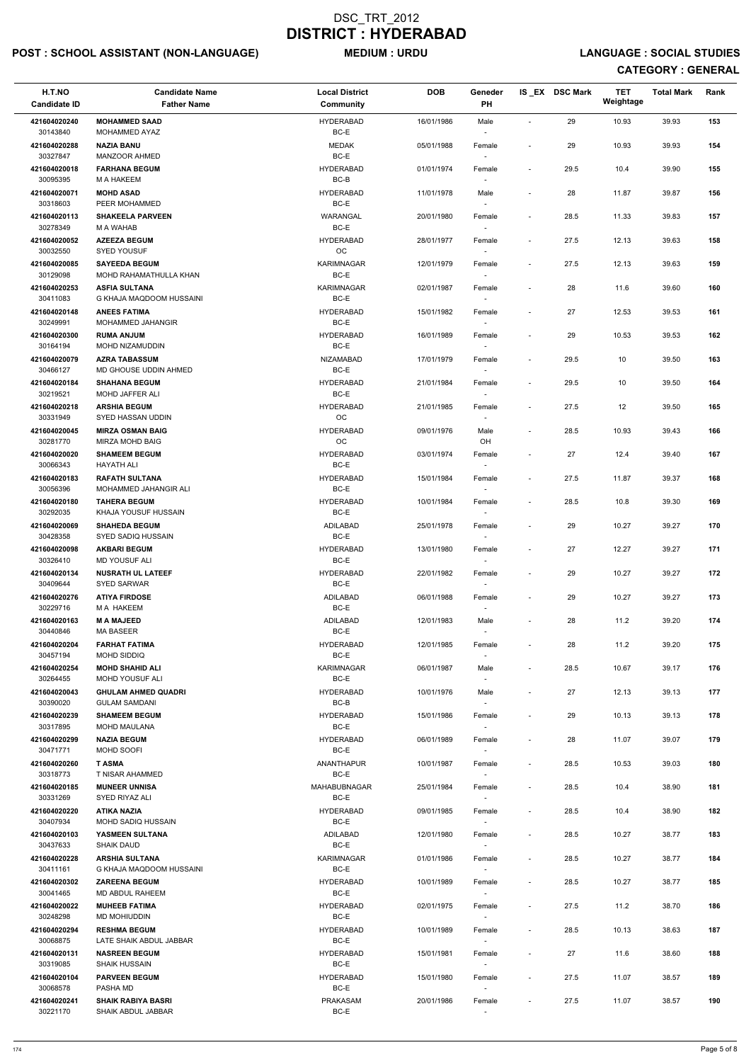# DSC_TRT_2012
# DISTRICT : HYDERABAD

**POST : SCHOOL ASSISTANT (NON-LANGUAGE)** **MEDIUM : URDU** **LANGUAGE : SOCIAL STUDIES**

**CATEGORY : GENERAL**

| H.T.NO / Candidate ID | Candidate Name / Father Name | Local District / Community | DOB | Geneder / PH | IS _EX | DSC Mark | TET Weightage | Total Mark | Rank |
|---|---|---|---|---|---|---|---|---|---|
| 421604020240 / 30143840 | **MOHAMMED SAAD** / MOHAMMED AYAZ | HYDERABAD / BC-E | 16/01/1986 | Male / - | - | 29 | 10.93 | 39.93 | 153 |
| 421604020288 / 30327847 | **NAZIA BANU** / MANZOOR AHMED | MEDAK / BC-E | 05/01/1988 | Female / - | - | 29 | 10.93 | 39.93 | 154 |
| 421604020018 / 30095395 | **FARHANA BEGUM** / M A HAKEEM | HYDERABAD / BC-B | 01/01/1974 | Female / - | - | 29.5 | 10.4 | 39.90 | 155 |
| 421604020071 / 30318603 | **MOHD ASAD** / PEER MOHAMMED | HYDERABAD / BC-E | 11/01/1978 | Male / - | - | 28 | 11.87 | 39.87 | 156 |
| 421604020113 / 30278349 | **SHAKEELA PARVEEN** / M A WAHAB | WARANGAL / BC-E | 20/01/1980 | Female / - | - | 28.5 | 11.33 | 39.83 | 157 |
| 421604020052 / 30032550 | **AZEEZA BEGUM** / SYED YOUSUF | HYDERABAD / OC | 28/01/1977 | Female / - | - | 27.5 | 12.13 | 39.63 | 158 |
| 421604020085 / 30129098 | **SAYEEDA BEGUM** / MOHD RAHAMATHULLA KHAN | KARIMNAGAR / BC-E | 12/01/1979 | Female / - | - | 27.5 | 12.13 | 39.63 | 159 |
| 421604020253 / 30411083 | **ASFIA SULTANA** / G KHAJA MAQDOOM HUSSAINI | KARIMNAGAR / BC-E | 02/01/1987 | Female / - | - | 28 | 11.6 | 39.60 | 160 |
| 421604020148 / 30249991 | **ANEES FATIMA** / MOHAMMED JAHANGIR | HYDERABAD / BC-E | 15/01/1982 | Female / - | - | 27 | 12.53 | 39.53 | 161 |
| 421604020300 / 30164194 | **RUMA ANJUM** / MOHD NIZAMUDDIN | HYDERABAD / BC-E | 16/01/1989 | Female / - | - | 29 | 10.53 | 39.53 | 162 |
| 421604020079 / 30466127 | **AZRA TABASSUM** / MD GHOUSE UDDIN AHMED | NIZAMABAD / BC-E | 17/01/1979 | Female / - | - | 29.5 | 10 | 39.50 | 163 |
| 421604020184 / 30219521 | **SHAHANA BEGUM** / MOHD JAFFER ALI | HYDERABAD / BC-E | 21/01/1984 | Female / - | - | 29.5 | 10 | 39.50 | 164 |
| 421604020218 / 30331949 | **ARSHIA BEGUM** / SYED HASSAN UDDIN | HYDERABAD / OC | 21/01/1985 | Female / - | - | 27.5 | 12 | 39.50 | 165 |
| 421604020045 / 30281770 | **MIRZA OSMAN BAIG** / MIRZA MOHD BAIG | HYDERABAD / OC | 09/01/1976 | Male / OH | - | 28.5 | 10.93 | 39.43 | 166 |
| 421604020020 / 30066343 | **SHAMEEM BEGUM** / HAYATH ALI | HYDERABAD / BC-E | 03/01/1974 | Female / - | - | 27 | 12.4 | 39.40 | 167 |
| 421604020183 / 30056396 | **RAFATH SULTANA** / MOHAMMED JAHANGIR ALI | HYDERABAD / BC-E | 15/01/1984 | Female / - | - | 27.5 | 11.87 | 39.37 | 168 |
| 421604020180 / 30292035 | **TAHERA BEGUM** / KHAJA YOUSUF HUSSAIN | HYDERABAD / BC-E | 10/01/1984 | Female / - | - | 28.5 | 10.8 | 39.30 | 169 |
| 421604020069 / 30428358 | **SHAHEDA BEGUM** / SYED SADIQ HUSSAIN | ADILABAD / BC-E | 25/01/1978 | Female / - | - | 29 | 10.27 | 39.27 | 170 |
| 421604020098 / 30326410 | **AKBARI BEGUM** / MD YOUSUF ALI | HYDERABAD / BC-E | 13/01/1980 | Female / - | - | 27 | 12.27 | 39.27 | 171 |
| 421604020134 / 30409644 | **NUSRATH UL LATEEF** / SYED SARWAR | HYDERABAD / BC-E | 22/01/1982 | Female / - | - | 29 | 10.27 | 39.27 | 172 |
| 421604020276 / 30229716 | **ATIYA FIRDOSE** / M A HAKEEM | ADILABAD / BC-E | 06/01/1988 | Female / - | - | 29 | 10.27 | 39.27 | 173 |
| 421604020163 / 30440846 | **M A MAJEED** / MA BASEER | ADILABAD / BC-E | 12/01/1983 | Male / - | - | 28 | 11.2 | 39.20 | 174 |
| 421604020204 / 30457194 | **FARHAT FATIMA** / MOHD SIDDIQ | HYDERABAD / BC-E | 12/01/1985 | Female / - | - | 28 | 11.2 | 39.20 | 175 |
| 421604020254 / 30264455 | **MOHD SHAHID ALI** / MOHD YOUSUF ALI | KARIMNAGAR / BC-E | 06/01/1987 | Male / - | - | 28.5 | 10.67 | 39.17 | 176 |
| 421604020043 / 30390020 | **GHULAM AHMED QUADRI** / GULAM SAMDANI | HYDERABAD / BC-B | 10/01/1976 | Male / - | - | 27 | 12.13 | 39.13 | 177 |
| 421604020239 / 30317895 | **SHAMEEM BEGUM** / MOHD MAULANA | HYDERABAD / BC-E | 15/01/1986 | Female / - | - | 29 | 10.13 | 39.13 | 178 |
| 421604020299 / 30471771 | **NAZIA BEGUM** / MOHD SOOFI | HYDERABAD / BC-E | 06/01/1989 | Female / - | - | 28 | 11.07 | 39.07 | 179 |
| 421604020260 / 30318773 | **T ASMA** / T NISAR AHAMMED | ANANTHAPUR / BC-E | 10/01/1987 | Female / - | - | 28.5 | 10.53 | 39.03 | 180 |
| 421604020185 / 30331269 | **MUNEER UNNISA** / SYED RIYAZ ALI | MAHABUBNAGAR / BC-E | 25/01/1984 | Female / - | - | 28.5 | 10.4 | 38.90 | 181 |
| 421604020220 / 30407934 | **ATIKA NAZIA** / MOHD SADIQ HUSSAIN | HYDERABAD / BC-E | 09/01/1985 | Female / - | - | 28.5 | 10.4 | 38.90 | 182 |
| 421604020103 / 30437633 | **YASMEEN SULTANA** / SHAIK DAUD | ADILABAD / BC-E | 12/01/1980 | Female / - | - | 28.5 | 10.27 | 38.77 | 183 |
| 421604020228 / 30411161 | **ARSHIA SULTANA** / G KHAJA MAQDOOM HUSSAINI | KARIMNAGAR / BC-E | 01/01/1986 | Female / - | - | 28.5 | 10.27 | 38.77 | 184 |
| 421604020302 / 30041465 | **ZAREENA BEGUM** / MD ABDUL RAHEEM | HYDERABAD / BC-E | 10/01/1989 | Female / - | - | 28.5 | 10.27 | 38.77 | 185 |
| 421604020022 / 30248298 | **MUHEEB FATIMA** / MD MOHIUDDIN | HYDERABAD / BC-E | 02/01/1975 | Female / - | - | 27.5 | 11.2 | 38.70 | 186 |
| 421604020294 / 30068875 | **RESHMA BEGUM** / LATE SHAIK ABDUL JABBAR | HYDERABAD / BC-E | 10/01/1989 | Female / - | - | 28.5 | 10.13 | 38.63 | 187 |
| 421604020131 / 30319085 | **NASREEN BEGUM** / SHAIK HUSSAIN | HYDERABAD / BC-E | 15/01/1981 | Female / - | - | 27 | 11.6 | 38.60 | 188 |
| 421604020104 / 30068578 | **PARVEEN BEGUM** / PASHA MD | HYDERABAD / BC-E | 15/01/1980 | Female / - | - | 27.5 | 11.07 | 38.57 | 189 |
| 421604020241 / 30221170 | **SHAIK RABIYA BASRI** / SHAIK ABDUL JABBAR | PRAKASAM / BC-E | 20/01/1986 | Female / - | - | 27.5 | 11.07 | 38.57 | 190 |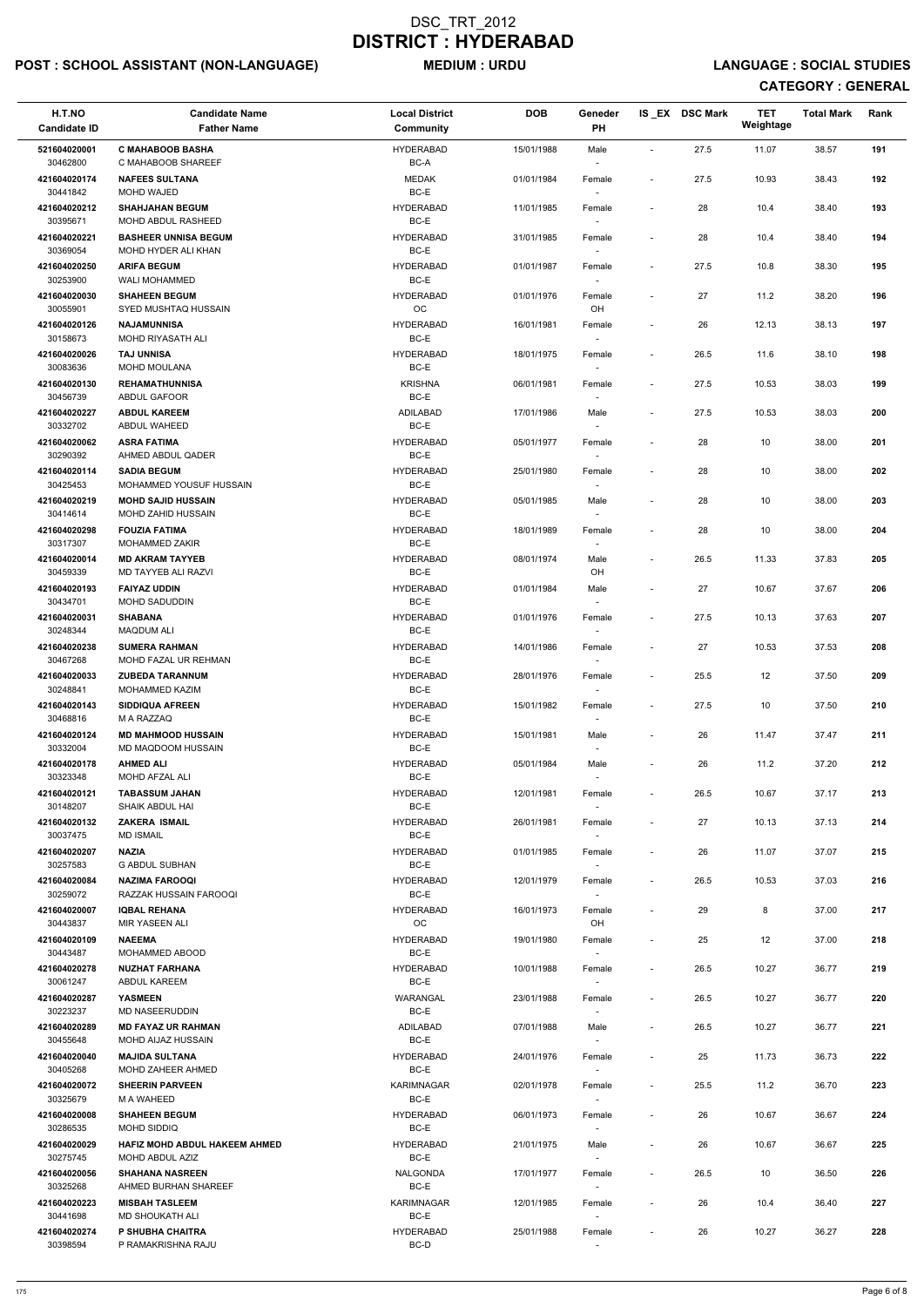# DSC_TRT_2012
# DISTRICT : HYDERABAD

**POST : SCHOOL ASSISTANT (NON-LANGUAGE)** **MEDIUM : URDU** **LANGUAGE : SOCIAL STUDIES**

**CATEGORY : GENERAL**

| H.T.NO Candidate ID | Candidate Name Father Name | Local District Community | DOB | Geneder PH | IS _EX | DSC Mark | TET Weightage | Total Mark | Rank |
|---|---|---|---|---|---|---|---|---|---|
| 521604020001 30462800 | **C MAHABOOB BASHA** C MAHABOOB SHAREEF | HYDERABAD BC-A | 15/01/1988 | Male - | - | 27.5 | 11.07 | 38.57 | 191 |
| 421604020174 30441842 | **NAFEES SULTANA** MOHD WAJED | MEDAK BC-E | 01/01/1984 | Female - | - | 27.5 | 10.93 | 38.43 | 192 |
| 421604020212 30395671 | **SHAHJAHAN BEGUM** MOHD ABDUL RASHEED | HYDERABAD BC-E | 11/01/1985 | Female - | - | 28 | 10.4 | 38.40 | 193 |
| 421604020221 30369054 | **BASHEER UNNISA BEGUM** MOHD HYDER ALI KHAN | HYDERABAD BC-E | 31/01/1985 | Female - | - | 28 | 10.4 | 38.40 | 194 |
| 421604020250 30253900 | **ARIFA BEGUM** WALI MOHAMMED | HYDERABAD BC-E | 01/01/1987 | Female - | - | 27.5 | 10.8 | 38.30 | 195 |
| 421604020030 30055901 | **SHAHEEN BEGUM** SYED MUSHTAQ HUSSAIN | HYDERABAD OC | 01/01/1976 | Female OH | - | 27 | 11.2 | 38.20 | 196 |
| 421604020126 30158673 | **NAJAMUNNISA** MOHD RIYASATH ALI | HYDERABAD BC-E | 16/01/1981 | Female - | - | 26 | 12.13 | 38.13 | 197 |
| 421604020026 30083636 | **TAJ UNNISA** MOHD MOULANA | HYDERABAD BC-E | 18/01/1975 | Female - | - | 26.5 | 11.6 | 38.10 | 198 |
| 421604020130 30456739 | **REHAMATHUNNISA** ABDUL GAFOOR | KRISHNA BC-E | 06/01/1981 | Female - | - | 27.5 | 10.53 | 38.03 | 199 |
| 421604020227 30332702 | **ABDUL KAREEM** ABDUL WAHEED | ADILABAD BC-E | 17/01/1986 | Male - | - | 27.5 | 10.53 | 38.03 | 200 |
| 421604020062 30290392 | **ASRA FATIMA** AHMED ABDUL QADER | HYDERABAD BC-E | 05/01/1977 | Female - | - | 28 | 10 | 38.00 | 201 |
| 421604020114 30425453 | **SADIA BEGUM** MOHAMMED YOUSUF HUSSAIN | HYDERABAD BC-E | 25/01/1980 | Female - | - | 28 | 10 | 38.00 | 202 |
| 421604020219 30414614 | **MOHD SAJID HUSSAIN** MOHD ZAHID HUSSAIN | HYDERABAD BC-E | 05/01/1985 | Male - | - | 28 | 10 | 38.00 | 203 |
| 421604020298 30317307 | **FOUZIA FATIMA** MOHAMMED ZAKIR | HYDERABAD BC-E | 18/01/1989 | Female - | - | 28 | 10 | 38.00 | 204 |
| 421604020014 30459339 | **MD AKRAM TAYYEB** MD TAYYEB ALI RAZVI | HYDERABAD BC-E | 08/01/1974 | Male OH | - | 26.5 | 11.33 | 37.83 | 205 |
| 421604020193 30434701 | **FAIYAZ UDDIN** MOHD SADUDDIN | HYDERABAD BC-E | 01/01/1984 | Male - | - | 27 | 10.67 | 37.67 | 206 |
| 421604020031 30248344 | **SHABANA** MAQDUM ALI | HYDERABAD BC-E | 01/01/1976 | Female - | - | 27.5 | 10.13 | 37.63 | 207 |
| 421604020238 30467268 | **SUMERA RAHMAN** MOHD FAZAL UR REHMAN | HYDERABAD BC-E | 14/01/1986 | Female - | - | 27 | 10.53 | 37.53 | 208 |
| 421604020033 30248841 | **ZUBEDA TARANNUM** MOHAMMED KAZIM | HYDERABAD BC-E | 28/01/1976 | Female - | - | 25.5 | 12 | 37.50 | 209 |
| 421604020143 30468816 | **SIDDIQUA AFREEN** M A RAZZAQ | HYDERABAD BC-E | 15/01/1982 | Female - | - | 27.5 | 10 | 37.50 | 210 |
| 421604020124 30332004 | **MD MAHMOOD HUSSAIN** MD MAQDOOM HUSSAIN | HYDERABAD BC-E | 15/01/1981 | Male - | - | 26 | 11.47 | 37.47 | 211 |
| 421604020178 30323348 | **AHMED ALI** MOHD AFZAL ALI | HYDERABAD BC-E | 05/01/1984 | Male - | - | 26 | 11.2 | 37.20 | 212 |
| 421604020121 30148207 | **TABASSUM JAHAN** SHAIK ABDUL HAI | HYDERABAD BC-E | 12/01/1981 | Female - | - | 26.5 | 10.67 | 37.17 | 213 |
| 421604020132 30037475 | **ZAKERA ISMAIL** MD ISMAIL | HYDERABAD BC-E | 26/01/1981 | Female - | - | 27 | 10.13 | 37.13 | 214 |
| 421604020207 30257583 | **NAZIA** G ABDUL SUBHAN | HYDERABAD BC-E | 01/01/1985 | Female - | - | 26 | 11.07 | 37.07 | 215 |
| 421604020084 30259072 | **NAZIMA FAROOQI** RAZZAK HUSSAIN FAROOQI | HYDERABAD BC-E | 12/01/1979 | Female - | - | 26.5 | 10.53 | 37.03 | 216 |
| 421604020007 30443837 | **IQBAL REHANA** MIR YASEEN ALI | HYDERABAD OC | 16/01/1973 | Female OH | - | 29 | 8 | 37.00 | 217 |
| 421604020109 30443487 | **NAEEMA** MOHAMMED ABOOD | HYDERABAD BC-E | 19/01/1980 | Female - | - | 25 | 12 | 37.00 | 218 |
| 421604020278 30061247 | **NUZHAT FARHANA** ABDUL KAREEM | HYDERABAD BC-E | 10/01/1988 | Female - | - | 26.5 | 10.27 | 36.77 | 219 |
| 421604020287 30223237 | **YASMEEN** MD NASEERUDDIN | WARANGAL BC-E | 23/01/1988 | Female - | - | 26.5 | 10.27 | 36.77 | 220 |
| 421604020289 30455648 | **MD FAYAZ UR RAHMAN** MOHD AIJAZ HUSSAIN | ADILABAD BC-E | 07/01/1988 | Male - | - | 26.5 | 10.27 | 36.77 | 221 |
| 421604020040 30405268 | **MAJIDA SULTANA** MOHD ZAHEER AHMED | HYDERABAD BC-E | 24/01/1976 | Female - | - | 25 | 11.73 | 36.73 | 222 |
| 421604020072 30325679 | **SHEERIN PARVEEN** M A WAHEED | KARIMNAGAR BC-E | 02/01/1978 | Female - | - | 25.5 | 11.2 | 36.70 | 223 |
| 421604020008 30286535 | **SHAHEEN BEGUM** MOHD SIDDIQ | HYDERABAD BC-E | 06/01/1973 | Female - | - | 26 | 10.67 | 36.67 | 224 |
| 421604020029 30275745 | **HAFIZ MOHD ABDUL HAKEEM AHMED** MOHD ABDUL AZIZ | HYDERABAD BC-E | 21/01/1975 | Male - | - | 26 | 10.67 | 36.67 | 225 |
| 421604020056 30325268 | **SHAHANA NASREEN** AHMED BURHAN SHAREEF | NALGONDA BC-E | 17/01/1977 | Female - | - | 26.5 | 10 | 36.50 | 226 |
| 421604020223 30441698 | **MISBAH TASLEEM** MD SHOUKATH ALI | KARIMNAGAR BC-E | 12/01/1985 | Female - | - | 26 | 10.4 | 36.40 | 227 |
| 421604020274 30398594 | **P SHUBHA CHAITRA** P RAMAKRISHNA RAJU | HYDERABAD BC-D | 25/01/1988 | Female - | - | 26 | 10.27 | 36.27 | 228 |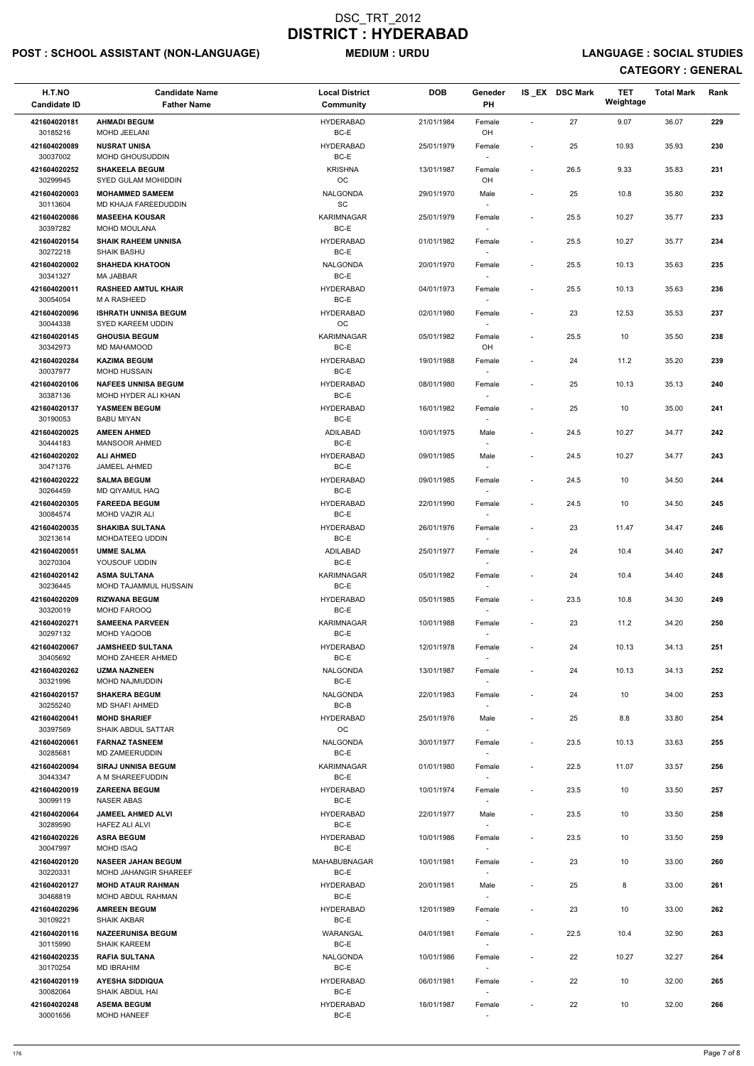# DSC_TRT_2012
# DISTRICT : HYDERABAD

**POST : SCHOOL ASSISTANT (NON-LANGUAGE)** **MEDIUM : URDU** **LANGUAGE : SOCIAL STUDIES**

**CATEGORY : GENERAL**

| H.T.NO<br>Candidate ID | Candidate Name<br>Father Name | Local District<br>Community | DOB | Geneder<br>PH | IS _EX | DSC Mark | TET Weightage | Total Mark | Rank |
|---|---|---|---|---|---|---|---|---|---|
| 421604020181<br>30185216 | AHMADI BEGUM<br>MOHD JEELANI | HYDERABAD<br>BC-E | 21/01/1984 | Female<br>OH | - | 27 | 9.07 | 36.07 | 229 |
| 421604020089<br>30037002 | NUSRAT UNISA<br>MOHD GHOUSUDDIN | HYDERABAD<br>BC-E | 25/01/1979 | Female<br>- | - | 25 | 10.93 | 35.93 | 230 |
| 421604020252<br>30299945 | SHAKEELA BEGUM<br>SYED GULAM MOHIDDIN | KRISHNA<br>OC | 13/01/1987 | Female<br>OH | - | 26.5 | 9.33 | 35.83 | 231 |
| 421604020003<br>30113604 | MOHAMMED SAMEEM<br>MD KHAJA FAREEDUDDIN | NALGONDA<br>SC | 29/01/1970 | Male<br>- | - | 25 | 10.8 | 35.80 | 232 |
| 421604020086<br>30397282 | MASEEHA KOUSAR<br>MOHD MOULANA | KARIMNAGAR<br>BC-E | 25/01/1979 | Female<br>- | - | 25.5 | 10.27 | 35.77 | 233 |
| 421604020154<br>30272218 | SHAIK RAHEEM UNNISA<br>SHAIK BASHU | HYDERABAD<br>BC-E | 01/01/1982 | Female<br>- | - | 25.5 | 10.27 | 35.77 | 234 |
| 421604020002<br>30341327 | SHAHEDA KHATOON<br>MA JABBAR | NALGONDA<br>BC-E | 20/01/1970 | Female<br>- | - | 25.5 | 10.13 | 35.63 | 235 |
| 421604020011<br>30054054 | RASHEED AMTUL KHAIR<br>M A RASHEED | HYDERABAD<br>BC-E | 04/01/1973 | Female<br>- | - | 25.5 | 10.13 | 35.63 | 236 |
| 421604020096<br>30044338 | ISHRATH UNNISA BEGUM<br>SYED KAREEM UDDIN | HYDERABAD<br>OC | 02/01/1980 | Female<br>- | - | 23 | 12.53 | 35.53 | 237 |
| 421604020145<br>30342973 | GHOUSIA BEGUM<br>MD MAHAMOOD | KARIMNAGAR<br>BC-E | 05/01/1982 | Female<br>OH | - | 25.5 | 10 | 35.50 | 238 |
| 421604020284<br>30037977 | KAZIMA BEGUM<br>MOHD HUSSAIN | HYDERABAD<br>BC-E | 19/01/1988 | Female<br>- | - | 24 | 11.2 | 35.20 | 239 |
| 421604020106<br>30387136 | NAFEES UNNISA BEGUM<br>MOHD HYDER ALI KHAN | HYDERABAD<br>BC-E | 08/01/1980 | Female<br>- | - | 25 | 10.13 | 35.13 | 240 |
| 421604020137<br>30190053 | YASMEEN BEGUM<br>BABU MIYAN | HYDERABAD<br>BC-E | 16/01/1982 | Female<br>- | - | 25 | 10 | 35.00 | 241 |
| 421604020025<br>30444183 | AMEEN AHMED<br>MANSOOR AHMED | ADILABAD<br>BC-E | 10/01/1975 | Male<br>- | - | 24.5 | 10.27 | 34.77 | 242 |
| 421604020202<br>30471376 | ALI AHMED<br>JAMEEL AHMED | HYDERABAD<br>BC-E | 09/01/1985 | Male<br>- | - | 24.5 | 10.27 | 34.77 | 243 |
| 421604020222<br>30264459 | SALMA BEGUM<br>MD QIYAMUL HAQ | HYDERABAD<br>BC-E | 09/01/1985 | Female<br>- | - | 24.5 | 10 | 34.50 | 244 |
| 421604020305<br>30084574 | FAREEDA BEGUM<br>MOHD VAZIR ALI | HYDERABAD<br>BC-E | 22/01/1990 | Female<br>- | - | 24.5 | 10 | 34.50 | 245 |
| 421604020035<br>30213614 | SHAKIBA SULTANA<br>MOHDATEEQ UDDIN | HYDERABAD<br>BC-E | 26/01/1976 | Female<br>- | - | 23 | 11.47 | 34.47 | 246 |
| 421604020051<br>30270304 | UMME SALMA<br>YOUSOUF UDDIN | ADILABAD<br>BC-E | 25/01/1977 | Female<br>- | - | 24 | 10.4 | 34.40 | 247 |
| 421604020142<br>30236445 | ASMA SULTANA<br>MOHD TAJAMMUL HUSSAIN | KARIMNAGAR<br>BC-E | 05/01/1982 | Female<br>- | - | 24 | 10.4 | 34.40 | 248 |
| 421604020209<br>30320019 | RIZWANA BEGUM<br>MOHD FAROOQ | HYDERABAD<br>BC-E | 05/01/1985 | Female<br>- | - | 23.5 | 10.8 | 34.30 | 249 |
| 421604020271<br>30297132 | SAMEENA PARVEEN<br>MOHD YAQOOB | KARIMNAGAR<br>BC-E | 10/01/1988 | Female<br>- | - | 23 | 11.2 | 34.20 | 250 |
| 421604020067<br>30405692 | JAMSHEED SULTANA<br>MOHD ZAHEER AHMED | HYDERABAD<br>BC-E | 12/01/1978 | Female<br>- | - | 24 | 10.13 | 34.13 | 251 |
| 421604020262<br>30321996 | UZMA NAZNEEN<br>MOHD NAJMUDDIN | NALGONDA<br>BC-E | 13/01/1987 | Female<br>- | - | 24 | 10.13 | 34.13 | 252 |
| 421604020157<br>30255240 | SHAKERA BEGUM<br>MD SHAFI AHMED | NALGONDA<br>BC-B | 22/01/1983 | Female<br>- | - | 24 | 10 | 34.00 | 253 |
| 421604020041<br>30397569 | MOHD SHARIEF<br>SHAIK ABDUL SATTAR | HYDERABAD<br>OC | 25/01/1976 | Male<br>- | - | 25 | 8.8 | 33.80 | 254 |
| 421604020061<br>30285681 | FARNAZ TASNEEM<br>MD ZAMEERUDDIN | NALGONDA<br>BC-E | 30/01/1977 | Female<br>- | - | 23.5 | 10.13 | 33.63 | 255 |
| 421604020094<br>30443347 | SIRAJ UNNISA BEGUM<br>A M SHAREEFUDDIN | KARIMNAGAR<br>BC-E | 01/01/1980 | Female<br>- | - | 22.5 | 11.07 | 33.57 | 256 |
| 421604020019<br>30099119 | ZAREENA BEGUM<br>NASER ABAS | HYDERABAD<br>BC-E | 10/01/1974 | Female<br>- | - | 23.5 | 10 | 33.50 | 257 |
| 421604020064<br>30289590 | JAMEEL AHMED ALVI<br>HAFEZ ALI ALVI | HYDERABAD<br>BC-E | 22/01/1977 | Male<br>- | - | 23.5 | 10 | 33.50 | 258 |
| 421604020226<br>30047997 | ASRA BEGUM<br>MOHD ISAQ | HYDERABAD<br>BC-E | 10/01/1986 | Female<br>- | - | 23.5 | 10 | 33.50 | 259 |
| 421604020120<br>30220331 | NASEER JAHAN BEGUM<br>MOHD JAHANGIR SHAREEF | MAHABUBNAGAR<br>BC-E | 10/01/1981 | Female<br>- | - | 23 | 10 | 33.00 | 260 |
| 421604020127<br>30468819 | MOHD ATAUR RAHMAN<br>MOHD ABDUL RAHMAN | HYDERABAD<br>BC-E | 20/01/1981 | Male<br>- | - | 25 | 8 | 33.00 | 261 |
| 421604020296<br>30109221 | AMREEN BEGUM<br>SHAIK AKBAR | HYDERABAD<br>BC-E | 12/01/1989 | Female<br>- | - | 23 | 10 | 33.00 | 262 |
| 421604020116<br>30115990 | NAZEERUNISA BEGUM<br>SHAIK KAREEM | WARANGAL<br>BC-E | 04/01/1981 | Female<br>- | - | 22.5 | 10.4 | 32.90 | 263 |
| 421604020235<br>30170254 | RAFIA SULTANA<br>MD IBRAHIM | NALGONDA<br>BC-E | 10/01/1986 | Female<br>- | - | 22 | 10.27 | 32.27 | 264 |
| 421604020119<br>30082064 | AYESHA SIDDIQUA<br>SHAIK ABDUL HAI | HYDERABAD<br>BC-E | 06/01/1981 | Female<br>- | - | 22 | 10 | 32.00 | 265 |
| 421604020248<br>30001656 | ASEMA BEGUM<br>MOHD HANEEF | HYDERABAD<br>BC-E | 16/01/1987 | Female<br>- | - | 22 | 10 | 32.00 | 266 |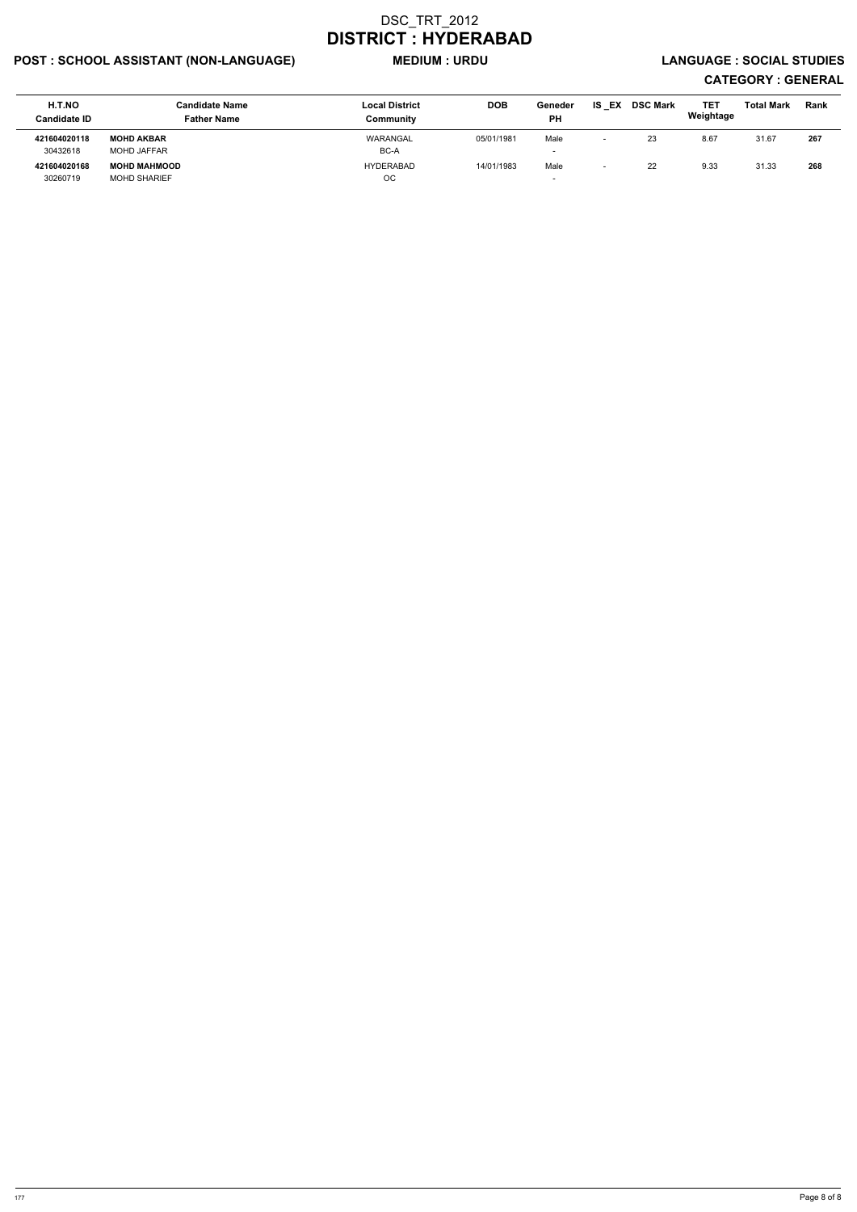# DSC_TRT_2012
# DISTRICT : HYDERABAD

**POST : SCHOOL ASSISTANT (NON-LANGUAGE)** **MEDIUM : URDU** **LANGUAGE : SOCIAL STUDIES**

**CATEGORY : GENERAL**

| H.T.NO<br>Candidate ID | Candidate Name<br>Father Name | Local District<br>Community | DOB | Geneder<br>PH | IS _EX | DSC Mark | TET Weightage | Total Mark | Rank |
|---|---|---|---|---|---|---|---|---|---|
| **421604020118**<br>30432618 | **MOHD AKBAR**<br>MOHD JAFFAR | WARANGAL<br>BC-A | 05/01/1981 | Male<br>- | - | 23 | 8.67 | 31.67 | **267** |
| **421604020168**<br>30260719 | **MOHD MAHMOOD**<br>MOHD SHARIEF | HYDERABAD<br>OC | 14/01/1983 | Male<br>- | - | 22 | 9.33 | 31.33 | **268** |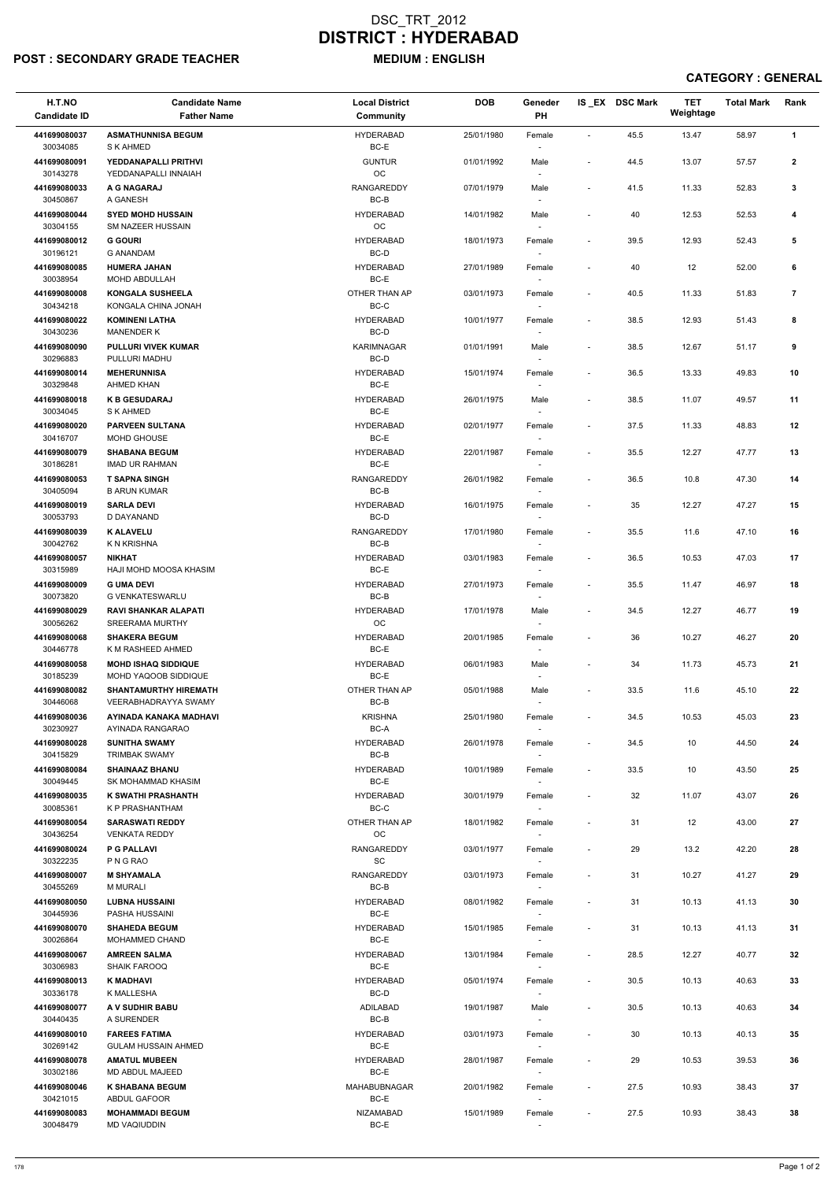# DSC_TRT_2012
# DISTRICT : HYDERABAD

**POST : SECONDARY GRADE TEACHER** **MEDIUM : ENGLISH**

**CATEGORY : GENERAL**

| H.T.NO<br>Candidate ID | Candidate Name<br>Father Name | Local District<br>Community | DOB | Geneder<br>PH | IS _EX | DSC Mark | TET Weightage | Total Mark | Rank |
|---|---|---|---|---|---|---|---|---|---|
| 441699080037<br>30034085 | ASMATHUNNISA BEGUM<br>S K AHMED | HYDERABAD<br>BC-E | 25/01/1980 | Female<br>- | - | 45.5 | 13.47 | 58.97 | 1 |
| 441699080091<br>30143278 | YEDDANAPALLI PRITHVI<br>YEDDANAPALLI INNAIAH | GUNTUR<br>OC | 01/01/1992 | Male<br>- | - | 44.5 | 13.07 | 57.57 | 2 |
| 441699080033<br>30450867 | A G NAGARAJ<br>A GANESH | RANGAREDDY<br>BC-B | 07/01/1979 | Male<br>- | - | 41.5 | 11.33 | 52.83 | 3 |
| 441699080044<br>30304155 | SYED MOHD HUSSAIN<br>SM NAZEER HUSSAIN | HYDERABAD<br>OC | 14/01/1982 | Male<br>- | - | 40 | 12.53 | 52.53 | 4 |
| 441699080012<br>30196121 | G GOURI<br>G ANANDAM | HYDERABAD<br>BC-D | 18/01/1973 | Female<br>- | - | 39.5 | 12.93 | 52.43 | 5 |
| 441699080085<br>30038954 | HUMERA JAHAN<br>MOHD ABDULLAH | HYDERABAD<br>BC-E | 27/01/1989 | Female<br>- | - | 40 | 12 | 52.00 | 6 |
| 441699080008<br>30434218 | KONGALA SUSHEELA<br>KONGALA CHINA JONAH | OTHER THAN AP<br>BC-C | 03/01/1973 | Female<br>- | - | 40.5 | 11.33 | 51.83 | 7 |
| 441699080022<br>30430236 | KOMINENI LATHA<br>MANENDER K | HYDERABAD<br>BC-D | 10/01/1977 | Female<br>- | - | 38.5 | 12.93 | 51.43 | 8 |
| 441699080090<br>30296883 | PULLURI VIVEK KUMAR<br>PULLURI MADHU | KARIMNAGAR<br>BC-D | 01/01/1991 | Male<br>- | - | 38.5 | 12.67 | 51.17 | 9 |
| 441699080014<br>30329848 | MEHERUNNISA<br>AHMED KHAN | HYDERABAD<br>BC-E | 15/01/1974 | Female<br>- | - | 36.5 | 13.33 | 49.83 | 10 |
| 441699080018<br>30034045 | K B GESUDARAJ<br>S K AHMED | HYDERABAD<br>BC-E | 26/01/1975 | Male<br>- | - | 38.5 | 11.07 | 49.57 | 11 |
| 441699080020<br>30416707 | PARVEEN SULTANA<br>MOHD GHOUSE | HYDERABAD<br>BC-E | 02/01/1977 | Female<br>- | - | 37.5 | 11.33 | 48.83 | 12 |
| 441699080079<br>30186281 | SHABANA BEGUM<br>IMAD UR RAHMAN | HYDERABAD<br>BC-E | 22/01/1987 | Female<br>- | - | 35.5 | 12.27 | 47.77 | 13 |
| 441699080053<br>30405094 | T SAPNA SINGH<br>B ARUN KUMAR | RANGAREDDY<br>BC-B | 26/01/1982 | Female<br>- | - | 36.5 | 10.8 | 47.30 | 14 |
| 441699080019<br>30053793 | SARLA DEVI<br>D DAYANAND | HYDERABAD<br>BC-D | 16/01/1975 | Female<br>- | - | 35 | 12.27 | 47.27 | 15 |
| 441699080039<br>30042762 | K ALAVELU<br>K N KRISHNA | RANGAREDDY<br>BC-B | 17/01/1980 | Female<br>- | - | 35.5 | 11.6 | 47.10 | 16 |
| 441699080057<br>30315989 | NIKHAT<br>HAJI MOHD MOOSA KHASIM | HYDERABAD<br>BC-E | 03/01/1983 | Female<br>- | - | 36.5 | 10.53 | 47.03 | 17 |
| 441699080009<br>30073820 | G UMA DEVI<br>G VENKATESWARLU | HYDERABAD<br>BC-B | 27/01/1973 | Female<br>- | - | 35.5 | 11.47 | 46.97 | 18 |
| 441699080029<br>30056262 | RAVI SHANKAR ALAPATI<br>SREERAMA MURTHY | HYDERABAD<br>OC | 17/01/1978 | Male<br>- | - | 34.5 | 12.27 | 46.77 | 19 |
| 441699080068<br>30446778 | SHAKERA BEGUM<br>K M RASHEED AHMED | HYDERABAD<br>BC-E | 20/01/1985 | Female<br>- | - | 36 | 10.27 | 46.27 | 20 |
| 441699080058<br>30185239 | MOHD ISHAQ SIDDIQUE<br>MOHD YAQOOB SIDDIQUE | HYDERABAD<br>BC-E | 06/01/1983 | Male<br>- | - | 34 | 11.73 | 45.73 | 21 |
| 441699080082<br>30446068 | SHANTAMURTHY HIREMATH<br>VEERABHADRAYYA SWAMY | OTHER THAN AP<br>BC-B | 05/01/1988 | Male<br>- | - | 33.5 | 11.6 | 45.10 | 22 |
| 441699080036<br>30230927 | AYINADA KANAKA MADHAVI<br>AYINADA RANGARAO | KRISHNA<br>BC-A | 25/01/1980 | Female<br>- | - | 34.5 | 10.53 | 45.03 | 23 |
| 441699080028<br>30415829 | SUNITHA SWAMY<br>TRIMBAK SWAMY | HYDERABAD<br>BC-B | 26/01/1978 | Female<br>- | - | 34.5 | 10 | 44.50 | 24 |
| 441699080084<br>30049445 | SHAINAAZ BHANU<br>SK MOHAMMAD KHASIM | HYDERABAD<br>BC-E | 10/01/1989 | Female<br>- | - | 33.5 | 10 | 43.50 | 25 |
| 441699080035<br>30085361 | K SWATHI PRASHANTH<br>K P PRASHANTHAM | HYDERABAD<br>BC-C | 30/01/1979 | Female<br>- | - | 32 | 11.07 | 43.07 | 26 |
| 441699080054<br>30436254 | SARASWATI REDDY<br>VENKATA REDDY | OTHER THAN AP<br>OC | 18/01/1982 | Female<br>- | - | 31 | 12 | 43.00 | 27 |
| 441699080024<br>30322235 | P G PALLAVI<br>P N G RAO | RANGAREDDY<br>SC | 03/01/1977 | Female<br>- | - | 29 | 13.2 | 42.20 | 28 |
| 441699080007<br>30455269 | M SHYAMALA<br>M MURALI | RANGAREDDY<br>BC-B | 03/01/1973 | Female<br>- | - | 31 | 10.27 | 41.27 | 29 |
| 441699080050<br>30445936 | LUBNA HUSSAINI<br>PASHA HUSSAINI | HYDERABAD<br>BC-E | 08/01/1982 | Female<br>- | - | 31 | 10.13 | 41.13 | 30 |
| 441699080070<br>30026864 | SHAHEDA BEGUM<br>MOHAMMED CHAND | HYDERABAD<br>BC-E | 15/01/1985 | Female<br>- | - | 31 | 10.13 | 41.13 | 31 |
| 441699080067<br>30306983 | AMREEN SALMA<br>SHAIK FAROOQ | HYDERABAD<br>BC-E | 13/01/1984 | Female<br>- | - | 28.5 | 12.27 | 40.77 | 32 |
| 441699080013<br>30336178 | K MADHAVI<br>K MALLESHA | HYDERABAD<br>BC-D | 05/01/1974 | Female<br>- | - | 30.5 | 10.13 | 40.63 | 33 |
| 441699080077<br>30440435 | A V SUDHIR BABU<br>A SURENDER | ADILABAD<br>BC-B | 19/01/1987 | Male<br>- | - | 30.5 | 10.13 | 40.63 | 34 |
| 441699080010<br>30269142 | FAREES FATIMA<br>GULAM HUSSAIN AHMED | HYDERABAD<br>BC-E | 03/01/1973 | Female<br>- | - | 30 | 10.13 | 40.13 | 35 |
| 441699080078<br>30302186 | AMATUL MUBEEN<br>MD ABDUL MAJEED | HYDERABAD<br>BC-E | 28/01/1987 | Female<br>- | - | 29 | 10.53 | 39.53 | 36 |
| 441699080046<br>30421015 | K SHABANA BEGUM<br>ABDUL GAFOOR | MAHABUBNAGAR<br>BC-E | 20/01/1982 | Female<br>- | - | 27.5 | 10.93 | 38.43 | 37 |
| 441699080083<br>30048479 | MOHAMMADI BEGUM<br>MD VAQIUDDIN | NIZAMABAD<br>BC-E | 15/01/1989 | Female<br>- | - | 27.5 | 10.93 | 38.43 | 38 |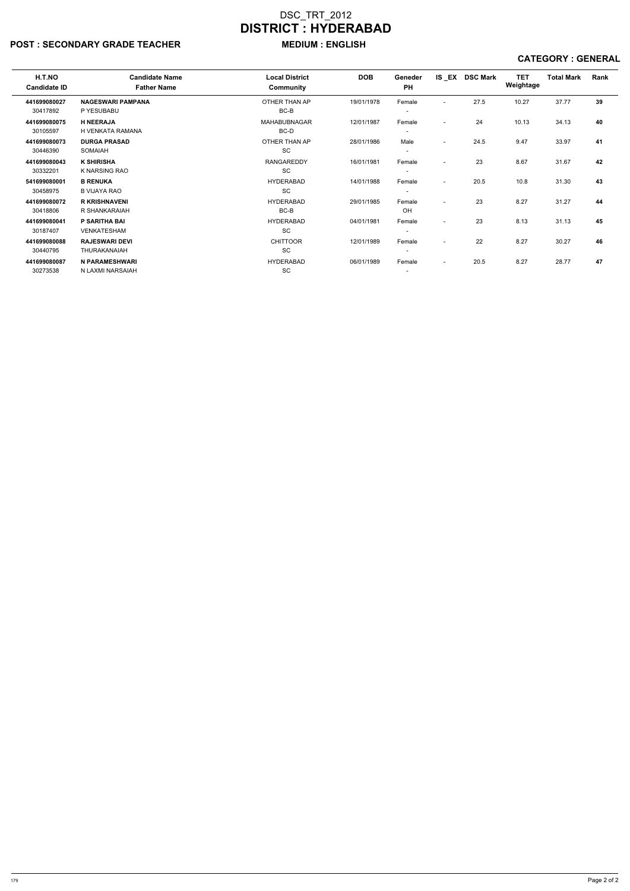# DSC_TRT_2012
# DISTRICT : HYDERABAD

**POST : SECONDARY GRADE TEACHER** **MEDIUM : ENGLISH**

**CATEGORY : GENERAL**

| H.T.NO<br>Candidate ID | Candidate Name<br>Father Name | Local District<br>Community | DOB | Geneder<br>PH | IS _EX | DSC Mark | TET Weightage | Total Mark | Rank |
|---|---|---|---|---|---|---|---|---|---|
| **441699080027**<br>30417892 | **NAGESWARI PAMPANA**<br>P YESUBABU | OTHER THAN AP<br>BC-B | 19/01/1978 | Female<br>- | - | 27.5 | 10.27 | 37.77 | **39** |
| **441699080075**<br>30105597 | **H NEERAJA**<br>H VENKATA RAMANA | MAHABUBNAGAR<br>BC-D | 12/01/1987 | Female<br>- | - | 24 | 10.13 | 34.13 | **40** |
| **441699080073**<br>30446390 | **DURGA PRASAD**<br>SOMAIAH | OTHER THAN AP<br>SC | 28/01/1986 | Male<br>- | - | 24.5 | 9.47 | 33.97 | **41** |
| **441699080043**<br>30332201 | **K SHIRISHA**<br>K NARSING RAO | RANGAREDDY<br>SC | 16/01/1981 | Female<br>- | - | 23 | 8.67 | 31.67 | **42** |
| **541699080001**<br>30458975 | **B RENUKA**<br>B VIJAYA RAO | HYDERABAD<br>SC | 14/01/1988 | Female<br>- | - | 20.5 | 10.8 | 31.30 | **43** |
| **441699080072**<br>30418806 | **R KRISHNAVENI**<br>R SHANKARAIAH | HYDERABAD<br>BC-B | 29/01/1985 | Female<br>OH | - | 23 | 8.27 | 31.27 | **44** |
| **441699080041**<br>30187407 | **P SARITHA BAI**<br>VENKATESHAM | HYDERABAD<br>SC | 04/01/1981 | Female<br>- | - | 23 | 8.13 | 31.13 | **45** |
| **441699080088**<br>30440795 | **RAJESWARI DEVI**<br>THURAKANAIAH | CHITTOOR<br>SC | 12/01/1989 | Female<br>- | - | 22 | 8.27 | 30.27 | **46** |
| **441699080087**<br>30273538 | **N PARAMESHWARI**<br>N LAXMI NARSAIAH | HYDERABAD<br>SC | 06/01/1989 | Female<br>- | - | 20.5 | 8.27 | 28.77 | **47** |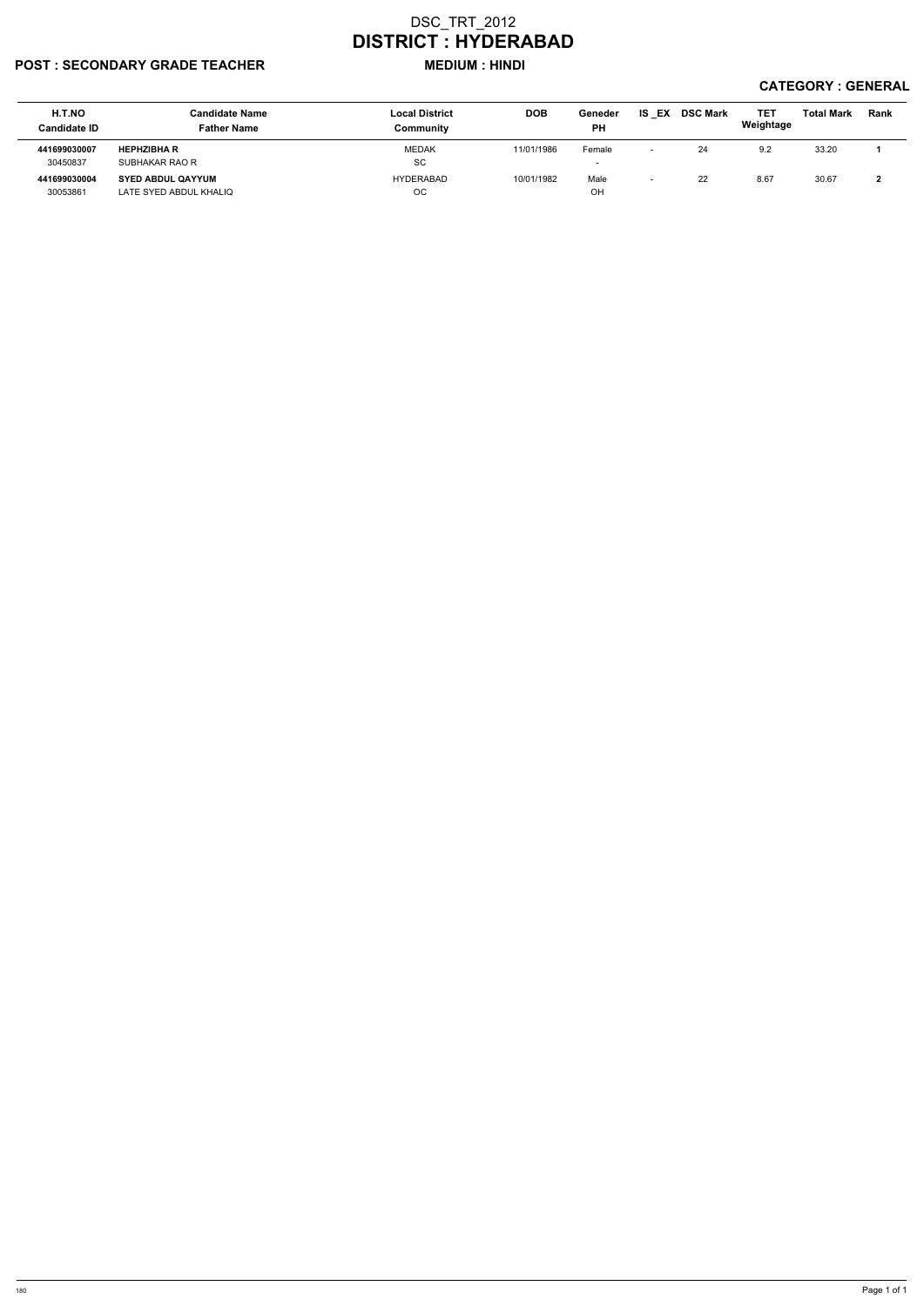# DSC_TRT_2012
## DISTRICT : HYDERABAD

**POST : SECONDARY GRADE TEACHER** **MEDIUM : HINDI**

**CATEGORY : GENERAL**

| H.T.NO<br>Candidate ID | Candidate Name<br>Father Name | Local District<br>Community | DOB | Geneder<br>PH | IS _EX | DSC Mark | TET Weightage | Total Mark | Rank |
|---|---|---|---|---|---|---|---|---|---|
| **441699030007**<br>30450837 | **HEPHZIBHA R**<br>SUBHAKAR RAO R | MEDAK<br>SC | 11/01/1986 | Female<br>- | - | 24 | 9.2 | 33.20 | **1** |
| **441699030004**<br>30053861 | **SYED ABDUL QAYYUM**<br>LATE SYED ABDUL KHALIQ | HYDERABAD<br>OC | 10/01/1982 | Male<br>OH | - | 22 | 8.67 | 30.67 | **2** |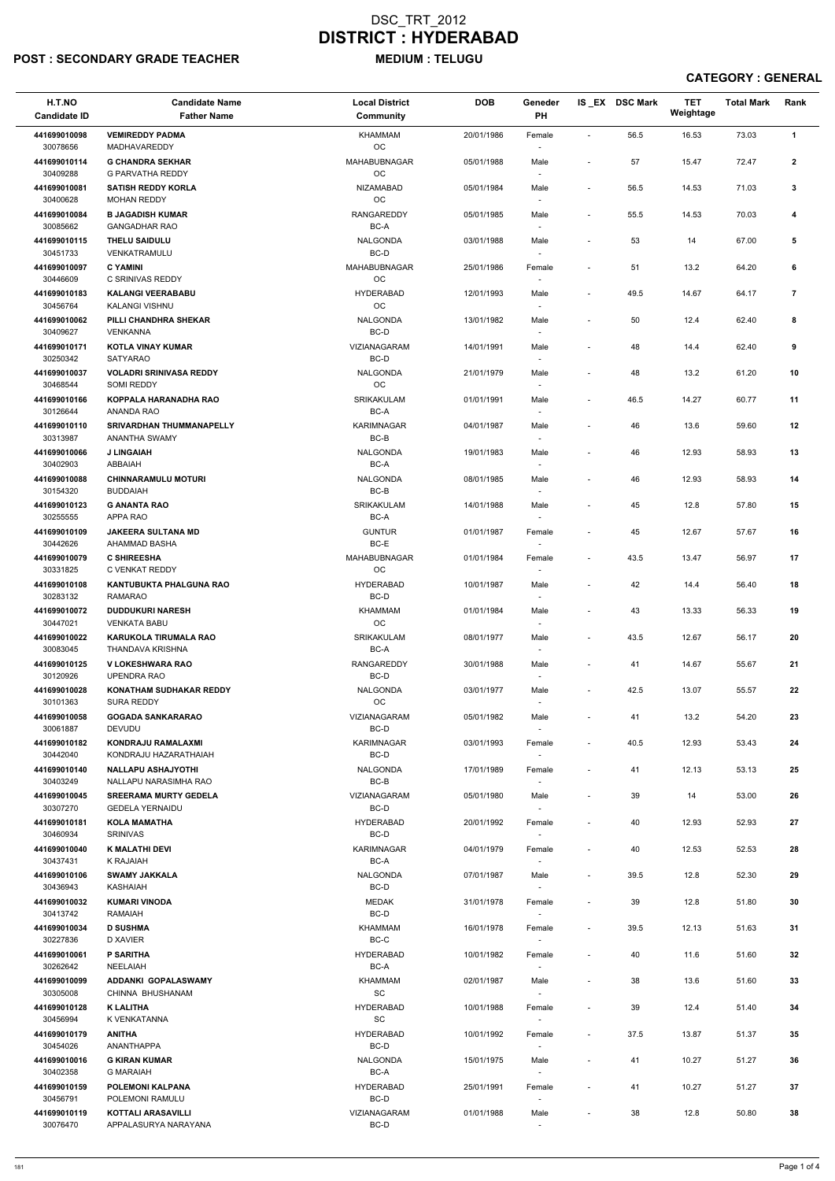# DSC_TRT_2012
# DISTRICT : HYDERABAD

**POST : SECONDARY GRADE TEACHER** **MEDIUM : TELUGU**

**CATEGORY : GENERAL**

| H.T.NO / Candidate ID | Candidate Name / Father Name | Local District / Community | DOB | Geneder / PH | IS _EX | DSC Mark | TET Weightage | Total Mark | Rank |
|---|---|---|---|---|---|---|---|---|---|
| 441699010098 / 30078656 | **VEMIREDDY PADMA** / MADHAVAREDDY | KHAMMAM / OC | 20/01/1986 | Female / - | - | 56.5 | 16.53 | 73.03 | 1 |
| 441699010114 / 30409288 | **G CHANDRA SEKHAR** / G PARVATHA REDDY | MAHABUBNAGAR / OC | 05/01/1988 | Male / - | - | 57 | 15.47 | 72.47 | 2 |
| 441699010081 / 30400628 | **SATISH REDDY KORLA** / MOHAN REDDY | NIZAMABAD / OC | 05/01/1984 | Male / - | - | 56.5 | 14.53 | 71.03 | 3 |
| 441699010084 / 30085662 | **B JAGADISH KUMAR** / GANGADHAR RAO | RANGAREDDY / BC-A | 05/01/1985 | Male / - | - | 55.5 | 14.53 | 70.03 | 4 |
| 441699010115 / 30451733 | **THELU SAIDULU** / VENKATRAMULU | NALGONDA / BC-D | 03/01/1988 | Male / - | - | 53 | 14 | 67.00 | 5 |
| 441699010097 / 30446609 | **C YAMINI** / C SRINIVAS REDDY | MAHABUBNAGAR / OC | 25/01/1986 | Female / - | - | 51 | 13.2 | 64.20 | 6 |
| 441699010183 / 30456764 | **KALANGI VEERABABU** / KALANGI VISHNU | HYDERABAD / OC | 12/01/1993 | Male / - | - | 49.5 | 14.67 | 64.17 | 7 |
| 441699010062 / 30409627 | **PILLI CHANDHRA SHEKAR** / VENKANNA | NALGONDA / BC-D | 13/01/1982 | Male / - | - | 50 | 12.4 | 62.40 | 8 |
| 441699010171 / 30250342 | **KOTLA VINAY KUMAR** / SATYARAO | VIZIANAGARAM / BC-D | 14/01/1991 | Male / - | - | 48 | 14.4 | 62.40 | 9 |
| 441699010037 / 30468544 | **VOLADRI SRINIVASA REDDY** / SOMI REDDY | NALGONDA / OC | 21/01/1979 | Male / - | - | 48 | 13.2 | 61.20 | 10 |
| 441699010166 / 30126644 | **KOPPALA HARANADHA RAO** / ANANDA RAO | SRIKAKULAM / BC-A | 01/01/1991 | Male / - | - | 46.5 | 14.27 | 60.77 | 11 |
| 441699010110 / 30313987 | **SRIVARDHAN THUMMANAPELLY** / ANANTHA SWAMY | KARIMNAGAR / BC-B | 04/01/1987 | Male / - | - | 46 | 13.6 | 59.60 | 12 |
| 441699010066 / 30402903 | **J LINGAIAH** / ABBAIAH | NALGONDA / BC-A | 19/01/1983 | Male / - | - | 46 | 12.93 | 58.93 | 13 |
| 441699010088 / 30154320 | **CHINNARAMULU MOTURI** / BUDDAIAH | NALGONDA / BC-B | 08/01/1985 | Male / - | - | 46 | 12.93 | 58.93 | 14 |
| 441699010123 / 30255555 | **G ANANTA RAO** / APPA RAO | SRIKAKULAM / BC-A | 14/01/1988 | Male / - | - | 45 | 12.8 | 57.80 | 15 |
| 441699010109 / 30442626 | **JAKEERA SULTANA MD** / AHAMMAD BASHA | GUNTUR / BC-E | 01/01/1987 | Female / - | - | 45 | 12.67 | 57.67 | 16 |
| 441699010079 / 30331825 | **C SHIREESHA** / C VENKAT REDDY | MAHABUBNAGAR / OC | 01/01/1984 | Female / - | - | 43.5 | 13.47 | 56.97 | 17 |
| 441699010108 / 30283132 | **KANTUBUKTA PHALGUNA RAO** / RAMARAO | HYDERABAD / BC-D | 10/01/1987 | Male / - | - | 42 | 14.4 | 56.40 | 18 |
| 441699010072 / 30447021 | **DUDDUKURI NARESH** / VENKATA BABU | KHAMMAM / OC | 01/01/1984 | Male / - | - | 43 | 13.33 | 56.33 | 19 |
| 441699010022 / 30083045 | **KARUKOLA TIRUMALA RAO** / THANDAVA KRISHNA | SRIKAKULAM / BC-A | 08/01/1977 | Male / - | - | 43.5 | 12.67 | 56.17 | 20 |
| 441699010125 / 30120926 | **V LOKESHWARA RAO** / UPENDRA RAO | RANGAREDDY / BC-D | 30/01/1988 | Male / - | - | 41 | 14.67 | 55.67 | 21 |
| 441699010028 / 30101363 | **KONATHAM SUDHAKAR REDDY** / SURA REDDY | NALGONDA / OC | 03/01/1977 | Male / - | - | 42.5 | 13.07 | 55.57 | 22 |
| 441699010058 / 30061887 | **GOGADA SANKARARAO** / DEVUDU | VIZIANAGARAM / BC-D | 05/01/1982 | Male / - | - | 41 | 13.2 | 54.20 | 23 |
| 441699010182 / 30442040 | **KONDRAJU RAMALAXMI** / KONDRAJU HAZARATHAIAH | KARIMNAGAR / BC-D | 03/01/1993 | Female / - | - | 40.5 | 12.93 | 53.43 | 24 |
| 441699010140 / 30403249 | **NALLAPU ASHAJYOTHI** / NALLAPU NARASIMHA RAO | NALGONDA / BC-B | 17/01/1989 | Female / - | - | 41 | 12.13 | 53.13 | 25 |
| 441699010045 / 30307270 | **SREERAMA MURTY GEDELA** / GEDELA YERNAIDU | VIZIANAGARAM / BC-D | 05/01/1980 | Male / - | - | 39 | 14 | 53.00 | 26 |
| 441699010181 / 30460934 | **KOLA MAMATHA** / SRINIVAS | HYDERABAD / BC-D | 20/01/1992 | Female / - | - | 40 | 12.93 | 52.93 | 27 |
| 441699010040 / 30437431 | **K MALATHI DEVI** / K RAJAIAH | KARIMNAGAR / BC-A | 04/01/1979 | Female / - | - | 40 | 12.53 | 52.53 | 28 |
| 441699010106 / 30436943 | **SWAMY JAKKALA** / KASHAIAH | NALGONDA / BC-D | 07/01/1987 | Male / - | - | 39.5 | 12.8 | 52.30 | 29 |
| 441699010032 / 30413742 | **KUMARI VINODA** / RAMAIAH | MEDAK / BC-D | 31/01/1978 | Female / - | - | 39 | 12.8 | 51.80 | 30 |
| 441699010034 / 30227836 | **D SUSHMA** / D XAVIER | KHAMMAM / BC-C | 16/01/1978 | Female / - | - | 39.5 | 12.13 | 51.63 | 31 |
| 441699010061 / 30262642 | **P SARITHA** / NEELAIAH | HYDERABAD / BC-A | 10/01/1982 | Female / - | - | 40 | 11.6 | 51.60 | 32 |
| 441699010099 / 30305008 | **ADDANKI GOPALASWAMY** / CHINNA BHUSHANAM | KHAMMAM / SC | 02/01/1987 | Male / - | - | 38 | 13.6 | 51.60 | 33 |
| 441699010128 / 30456994 | **K LALITHA** / K VENKATANNA | HYDERABAD / SC | 10/01/1988 | Female / - | - | 39 | 12.4 | 51.40 | 34 |
| 441699010179 / 30454026 | **ANITHA** / ANANTHAPPA | HYDERABAD / BC-D | 10/01/1992 | Female / - | - | 37.5 | 13.87 | 51.37 | 35 |
| 441699010016 / 30402358 | **G KIRAN KUMAR** / G MARAIAH | NALGONDA / BC-A | 15/01/1975 | Male / - | - | 41 | 10.27 | 51.27 | 36 |
| 441699010159 / 30456791 | **POLEMONI KALPANA** / POLEMONI RAMULU | HYDERABAD / BC-D | 25/01/1991 | Female / - | - | 41 | 10.27 | 51.27 | 37 |
| 441699010119 / 30076470 | **KOTTALI ARASAVILLI** / APPALASURYA NARAYANA | VIZIANAGARAM / BC-D | 01/01/1988 | Male / - | - | 38 | 12.8 | 50.80 | 38 |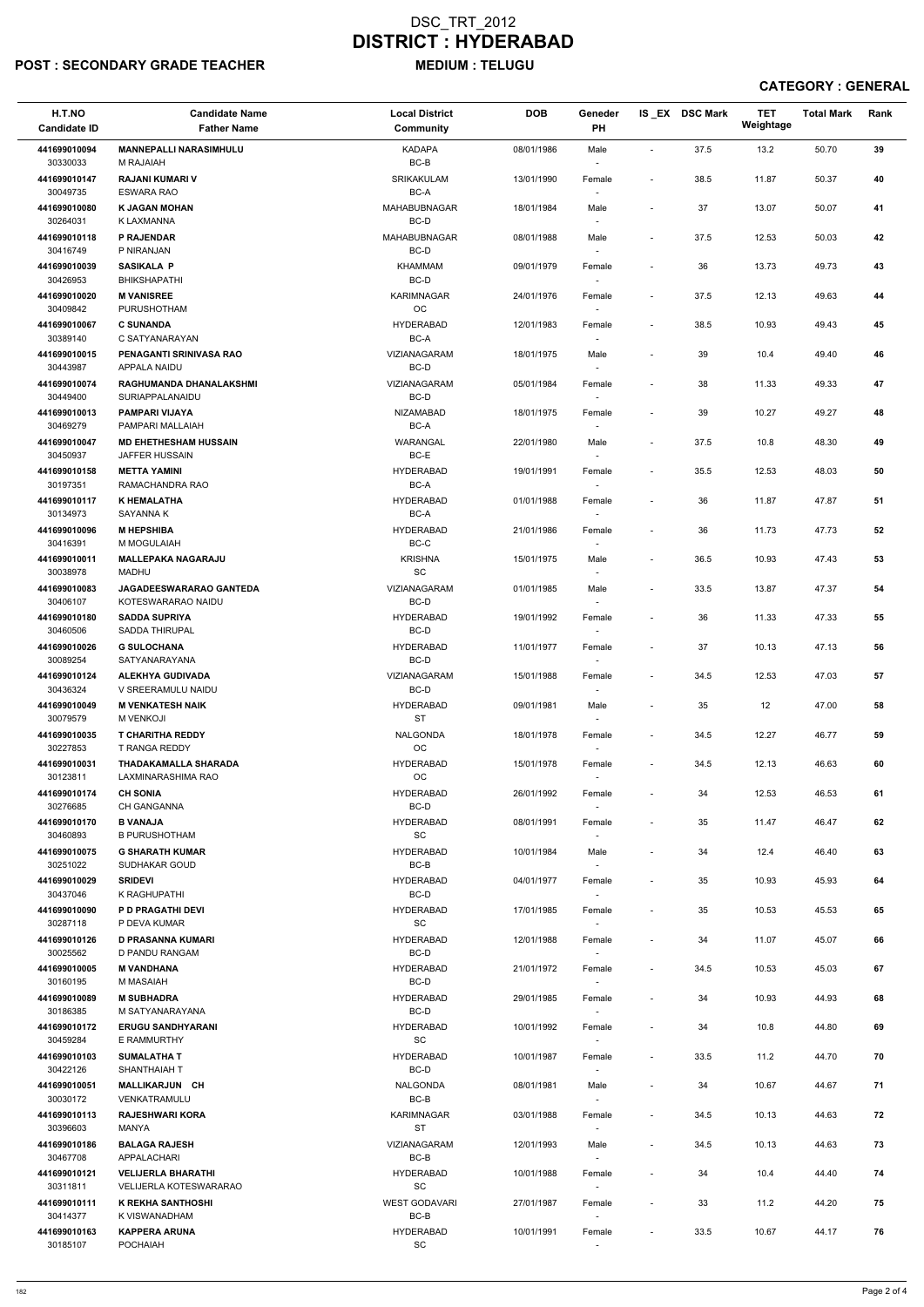# DSC_TRT_2012
# DISTRICT : HYDERABAD

**POST : SECONDARY GRADE TEACHER** **MEDIUM : TELUGU**

**CATEGORY : GENERAL**

| H.T.NO<br>Candidate ID | Candidate Name<br>Father Name | Local District<br>Community | DOB | Geneder<br>PH | IS _EX | DSC Mark | TET Weightage | Total Mark | Rank |
|---|---|---|---|---|---|---|---|---|---|
| 441699010094<br>30330033 | MANNEPALLI NARASIMHULU<br>M RAJAIAH | KADAPA<br>BC-B | 08/01/1986 | Male<br>- | - | 37.5 | 13.2 | 50.70 | 39 |
| 441699010147<br>30049735 | RAJANI KUMARI V<br>ESWARA RAO | SRIKAKULAM<br>BC-A | 13/01/1990 | Female<br>- | - | 38.5 | 11.87 | 50.37 | 40 |
| 441699010080<br>30264031 | K JAGAN MOHAN<br>K LAXMANNA | MAHABUBNAGAR<br>BC-D | 18/01/1984 | Male<br>- | - | 37 | 13.07 | 50.07 | 41 |
| 441699010118<br>30416749 | P RAJENDAR<br>P NIRANJAN | MAHABUBNAGAR<br>BC-D | 08/01/1988 | Male<br>- | - | 37.5 | 12.53 | 50.03 | 42 |
| 441699010039<br>30426953 | SASIKALA P<br>BHIKSHAPATHI | KHAMMAM<br>BC-D | 09/01/1979 | Female<br>- | - | 36 | 13.73 | 49.73 | 43 |
| 441699010020<br>30409842 | M VANISREE<br>PURUSHOTHAM | KARIMNAGAR<br>OC | 24/01/1976 | Female<br>- | - | 37.5 | 12.13 | 49.63 | 44 |
| 441699010067<br>30389140 | C SUNANDA<br>C SATYANARAYAN | HYDERABAD<br>BC-A | 12/01/1983 | Female<br>- | - | 38.5 | 10.93 | 49.43 | 45 |
| 441699010015<br>30443987 | PENAGANTI SRINIVASA RAO<br>APPALA NAIDU | VIZIANAGARAM<br>BC-D | 18/01/1975 | Male<br>- | - | 39 | 10.4 | 49.40 | 46 |
| 441699010074<br>30449400 | RAGHUMANDA DHANALAKSHMI<br>SURIAPPALANAIDU | VIZIANAGARAM<br>BC-D | 05/01/1984 | Female<br>- | - | 38 | 11.33 | 49.33 | 47 |
| 441699010013<br>30469279 | PAMPARI VIJAYA<br>PAMPARI MALLAIAH | NIZAMABAD<br>BC-A | 18/01/1975 | Female<br>- | - | 39 | 10.27 | 49.27 | 48 |
| 441699010047<br>30450937 | MD EHETHESHAM HUSSAIN<br>JAFFER HUSSAIN | WARANGAL<br>BC-E | 22/01/1980 | Male<br>- | - | 37.5 | 10.8 | 48.30 | 49 |
| 441699010158<br>30197351 | METTA YAMINI<br>RAMACHANDRA RAO | HYDERABAD<br>BC-A | 19/01/1991 | Female<br>- | - | 35.5 | 12.53 | 48.03 | 50 |
| 441699010117<br>30134973 | K HEMALATHA<br>SAYANNA K | HYDERABAD<br>BC-A | 01/01/1988 | Female<br>- | - | 36 | 11.87 | 47.87 | 51 |
| 441699010096<br>30416391 | M HEPSHIBA<br>M MOGULAIAH | HYDERABAD<br>BC-C | 21/01/1986 | Female<br>- | - | 36 | 11.73 | 47.73 | 52 |
| 441699010011<br>30038978 | MALLEPAKA NAGARAJU<br>MADHU | KRISHNA<br>SC | 15/01/1975 | Male<br>- | - | 36.5 | 10.93 | 47.43 | 53 |
| 441699010083<br>30406107 | JAGADEESWARARAO GANTEDA<br>KOTESWARARAO NAIDU | VIZIANAGARAM<br>BC-D | 01/01/1985 | Male<br>- | - | 33.5 | 13.87 | 47.37 | 54 |
| 441699010180<br>30460506 | SADDA SUPRIYA<br>SADDA THIRUPAL | HYDERABAD<br>BC-D | 19/01/1992 | Female<br>- | - | 36 | 11.33 | 47.33 | 55 |
| 441699010026<br>30089254 | G SULOCHANA<br>SATYANARAYANA | HYDERABAD<br>BC-D | 11/01/1977 | Female<br>- | - | 37 | 10.13 | 47.13 | 56 |
| 441699010124<br>30436324 | ALEKHYA GUDIVADA<br>V SREERAMULU NAIDU | VIZIANAGARAM<br>BC-D | 15/01/1988 | Female<br>- | - | 34.5 | 12.53 | 47.03 | 57 |
| 441699010049<br>30079579 | M VENKATESH NAIK<br>M VENKOJI | HYDERABAD<br>ST | 09/01/1981 | Male<br>- | - | 35 | 12 | 47.00 | 58 |
| 441699010035<br>30227853 | T CHARITHA REDDY<br>T RANGA REDDY | NALGONDA<br>OC | 18/01/1978 | Female<br>- | - | 34.5 | 12.27 | 46.77 | 59 |
| 441699010031<br>30123811 | THADAKAMALLA SHARADA<br>LAXMINARASHIMA RAO | HYDERABAD<br>OC | 15/01/1978 | Female<br>- | - | 34.5 | 12.13 | 46.63 | 60 |
| 441699010174<br>30276685 | CH SONIA<br>CH GANGANNA | HYDERABAD<br>BC-D | 26/01/1992 | Female<br>- | - | 34 | 12.53 | 46.53 | 61 |
| 441699010170<br>30460893 | B VANAJA<br>B PURUSHOTHAM | HYDERABAD<br>SC | 08/01/1991 | Female<br>- | - | 35 | 11.47 | 46.47 | 62 |
| 441699010075<br>30251022 | G SHARATH KUMAR<br>SUDHAKAR GOUD | HYDERABAD<br>BC-B | 10/01/1984 | Male<br>- | - | 34 | 12.4 | 46.40 | 63 |
| 441699010029<br>30437046 | SRIDEVI<br>K RAGHUPATHI | HYDERABAD<br>BC-D | 04/01/1977 | Female<br>- | - | 35 | 10.93 | 45.93 | 64 |
| 441699010090<br>30287118 | P D PRAGATHI DEVI<br>P DEVA KUMAR | HYDERABAD<br>SC | 17/01/1985 | Female<br>- | - | 35 | 10.53 | 45.53 | 65 |
| 441699010126<br>30025562 | D PRASANNA KUMARI<br>D PANDU RANGAM | HYDERABAD<br>BC-D | 12/01/1988 | Female<br>- | - | 34 | 11.07 | 45.07 | 66 |
| 441699010005<br>30160195 | M VANDHANA<br>M MASAIAH | HYDERABAD<br>BC-D | 21/01/1972 | Female<br>- | - | 34.5 | 10.53 | 45.03 | 67 |
| 441699010089<br>30186385 | M SUBHADRA<br>M SATYANARAYANA | HYDERABAD<br>BC-D | 29/01/1985 | Female<br>- | - | 34 | 10.93 | 44.93 | 68 |
| 441699010172<br>30459284 | ERUGU SANDHYARANI<br>E RAMMURTHY | HYDERABAD<br>SC | 10/01/1992 | Female<br>- | - | 34 | 10.8 | 44.80 | 69 |
| 441699010103<br>30422126 | SUMALATHA T<br>SHANTHAIAH T | HYDERABAD<br>BC-D | 10/01/1987 | Female<br>- | - | 33.5 | 11.2 | 44.70 | 70 |
| 441699010051<br>30030172 | MALLIKARJUN CH<br>VENKATRAMULU | NALGONDA<br>BC-B | 08/01/1981 | Male<br>- | - | 34 | 10.67 | 44.67 | 71 |
| 441699010113<br>30396603 | RAJESHWARI KORA<br>MANYA | KARIMNAGAR<br>ST | 03/01/1988 | Female<br>- | - | 34.5 | 10.13 | 44.63 | 72 |
| 441699010186<br>30467708 | BALAGA RAJESH<br>APPALACHARI | VIZIANAGARAM<br>BC-B | 12/01/1993 | Male<br>- | - | 34.5 | 10.13 | 44.63 | 73 |
| 441699010121<br>30311811 | VELIJERLA BHARATHI<br>VELIJERLA KOTESWARARAO | HYDERABAD<br>SC | 10/01/1988 | Female<br>- | - | 34 | 10.4 | 44.40 | 74 |
| 441699010111<br>30414377 | K REKHA SANTHOSHI<br>K VISWANADHAM | WEST GODAVARI<br>BC-B | 27/01/1987 | Female<br>- | - | 33 | 11.2 | 44.20 | 75 |
| 441699010163<br>30185107 | KAPPERA ARUNA<br>POCHAIAH | HYDERABAD<br>SC | 10/01/1991 | Female<br>- | - | 33.5 | 10.67 | 44.17 | 76 |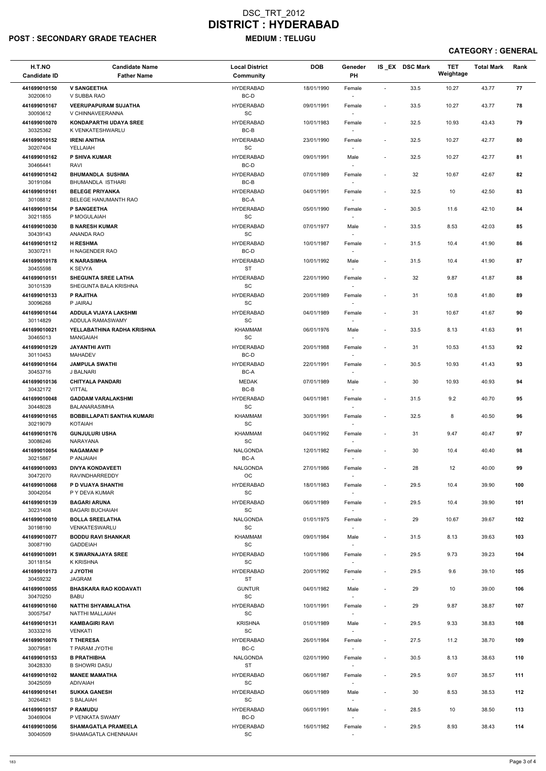# DSC_TRT_2012
# DISTRICT : HYDERABAD

**POST : SECONDARY GRADE TEACHER** **MEDIUM : TELUGU**

**CATEGORY : GENERAL**

| H.T.NO / Candidate ID | Candidate Name / Father Name | Local District / Community | DOB | Geneder / PH | IS _EX | DSC Mark | TET Weightage | Total Mark | Rank |
|---|---|---|---|---|---|---|---|---|---|
| 441699010150 / 30200610 | V SANGEETHA / V SUBBA RAO | HYDERABAD / BC-D | 18/01/1990 | Female / - | - | 33.5 | 10.27 | 43.77 | 77 |
| 441699010167 / 30093612 | VEERUPAPURAM SUJATHA / V CHINNAVEERANNA | HYDERABAD / SC | 09/01/1991 | Female / - | - | 33.5 | 10.27 | 43.77 | 78 |
| 441699010070 / 30325362 | KONDAPARTHI UDAYA SREE / K VENKATESHWARLU | HYDERABAD / BC-B | 10/01/1983 | Female / - | - | 32.5 | 10.93 | 43.43 | 79 |
| 441699010152 / 30207404 | IRENI ANITHA / YELLAIAH | HYDERABAD / SC | 23/01/1990 | Female / - | - | 32.5 | 10.27 | 42.77 | 80 |
| 441699010162 / 30466441 | P SHIVA KUMAR / RAVI | HYDERABAD / BC-D | 09/01/1991 | Male / - | - | 32.5 | 10.27 | 42.77 | 81 |
| 441699010142 / 30191084 | BHUMANDLA SUSHMA / BHUMANDLA ISTHARI | HYDERABAD / BC-B | 07/01/1989 | Female / - | - | 32 | 10.67 | 42.67 | 82 |
| 441699010161 / 30108812 | BELEGE PRIYANKA / BELEGE HANUMANTH RAO | HYDERABAD / BC-A | 04/01/1991 | Female / - | - | 32.5 | 10 | 42.50 | 83 |
| 441699010154 / 30211855 | P SANGEETHA / P MOGULAIAH | HYDERABAD / SC | 05/01/1990 | Female / - | - | 30.5 | 11.6 | 42.10 | 84 |
| 441699010030 / 30439143 | B NARESH KUMAR / ANANDA RAO | HYDERABAD / SC | 07/01/1977 | Male / - | - | 33.5 | 8.53 | 42.03 | 85 |
| 441699010112 / 30307211 | H RESHMA / H NAGENDER RAO | HYDERABAD / BC-D | 10/01/1987 | Female / - | - | 31.5 | 10.4 | 41.90 | 86 |
| 441699010178 / 30455598 | K NARASIMHA / K SEVYA | HYDERABAD / ST | 10/01/1992 | Male / - | - | 31.5 | 10.4 | 41.90 | 87 |
| 441699010151 / 30101539 | SHEGUNTA SREE LATHA / SHEGUNTA BALA KRISHNA | HYDERABAD / SC | 22/01/1990 | Female / - | - | 32 | 9.87 | 41.87 | 88 |
| 441699010133 / 30096268 | P RAJITHA / P JAIRAJ | HYDERABAD / SC | 20/01/1989 | Female / - | - | 31 | 10.8 | 41.80 | 89 |
| 441699010144 / 30114829 | ADDULA VIJAYA LAKSHMI / ADDULA RAMASWAMY | HYDERABAD / SC | 04/01/1989 | Female / - | - | 31 | 10.67 | 41.67 | 90 |
| 441699010021 / 30465013 | YELLABATHINA RADHA KRISHNA / MANGAIAH | KHAMMAM / SC | 06/01/1976 | Male / - | - | 33.5 | 8.13 | 41.63 | 91 |
| 441699010129 / 30110453 | JAYANTHI AVITI / MAHADEV | HYDERABAD / BC-D | 20/01/1988 | Female / - | - | 31 | 10.53 | 41.53 | 92 |
| 441699010164 / 30453716 | JAMPULA SWATHI / J BALNARI | HYDERABAD / BC-A | 22/01/1991 | Female / - | - | 30.5 | 10.93 | 41.43 | 93 |
| 441699010136 / 30432172 | CHITYALA PANDARI / VITTAL | MEDAK / BC-B | 07/01/1989 | Male / - | - | 30 | 10.93 | 40.93 | 94 |
| 441699010048 / 30448028 | GADDAM VARALAKSHMI / BALANARASIMHA | HYDERABAD / SC | 04/01/1981 | Female / - | - | 31.5 | 9.2 | 40.70 | 95 |
| 441699010165 / 30219079 | BOBBILLAPATI SANTHA KUMARI / KOTAIAH | KHAMMAM / SC | 30/01/1991 | Female / - | - | 32.5 | 8 | 40.50 | 96 |
| 441699010176 / 30086246 | GUNJULURI USHA / NARAYANA | KHAMMAM / SC | 04/01/1992 | Female / - | - | 31 | 9.47 | 40.47 | 97 |
| 441699010054 / 30215867 | NAGAMANI P / P ANJAIAH | NALGONDA / BC-A | 12/01/1982 | Female / - | - | 30 | 10.4 | 40.40 | 98 |
| 441699010093 / 30472070 | DIVYA KONDAVEETI / RAVINDHARREDDY | NALGONDA / OC | 27/01/1986 | Female / - | - | 28 | 12 | 40.00 | 99 |
| 441699010068 / 30042054 | P D VIJAYA SHANTHI / P Y DEVA KUMAR | HYDERABAD / SC | 18/01/1983 | Female / - | - | 29.5 | 10.4 | 39.90 | 100 |
| 441699010139 / 30231408 | BAGARI ARUNA / BAGARI BUCHAIAH | HYDERABAD / SC | 06/01/1989 | Female / - | - | 29.5 | 10.4 | 39.90 | 101 |
| 441699010010 / 30198190 | BOLLA SREELATHA / VENKATESWARLU | NALGONDA / SC | 01/01/1975 | Female / - | - | 29 | 10.67 | 39.67 | 102 |
| 441699010077 / 30087190 | BODDU RAVI SHANKAR / GADDEIAH | KHAMMAM / SC | 09/01/1984 | Male / - | - | 31.5 | 8.13 | 39.63 | 103 |
| 441699010091 / 30118154 | K SWARNAJAYA SREE / K KRISHNA | HYDERABAD / SC | 10/01/1986 | Female / - | - | 29.5 | 9.73 | 39.23 | 104 |
| 441699010173 / 30459232 | J JYOTHI / JAGRAM | HYDERABAD / ST | 20/01/1992 | Female / - | - | 29.5 | 9.6 | 39.10 | 105 |
| 441699010055 / 30470250 | BHASKARA RAO KODAVATI / BABU | GUNTUR / SC | 04/01/1982 | Male / - | - | 29 | 10 | 39.00 | 106 |
| 441699010160 / 30057547 | NATTHI SHYAMALATHA / NATTHI MALLAIAH | HYDERABAD / SC | 10/01/1991 | Female / - | - | 29 | 9.87 | 38.87 | 107 |
| 441699010131 / 30333216 | KAMBAGIRI RAVI / VENKATI | KRISHNA / SC | 01/01/1989 | Male / - | - | 29.5 | 9.33 | 38.83 | 108 |
| 441699010076 / 30079581 | T THERESA / T PARAM JYOTHI | HYDERABAD / BC-C | 26/01/1984 | Female / - | - | 27.5 | 11.2 | 38.70 | 109 |
| 441699010153 / 30428330 | B PRATHIBHA / B SHOWRI DASU | NALGONDA / ST | 02/01/1990 | Female / - | - | 30.5 | 8.13 | 38.63 | 110 |
| 441699010102 / 30425059 | MANEE MAMATHA / ADIVAIAH | HYDERABAD / SC | 06/01/1987 | Female / - | - | 29.5 | 9.07 | 38.57 | 111 |
| 441699010141 / 30264821 | SUKKA GANESH / S BALAIAH | HYDERABAD / SC | 06/01/1989 | Male / - | - | 30 | 8.53 | 38.53 | 112 |
| 441699010157 / 30469004 | P RAMUDU / P VENKATA SWAMY | HYDERABAD / BC-D | 06/01/1991 | Male / - | - | 28.5 | 10 | 38.50 | 113 |
| 441699010056 / 30040509 | SHAMAGATLA PRAMEELA / SHAMAGATLA CHENNAIAH | HYDERABAD / SC | 16/01/1982 | Female / - | - | 29.5 | 8.93 | 38.43 | 114 |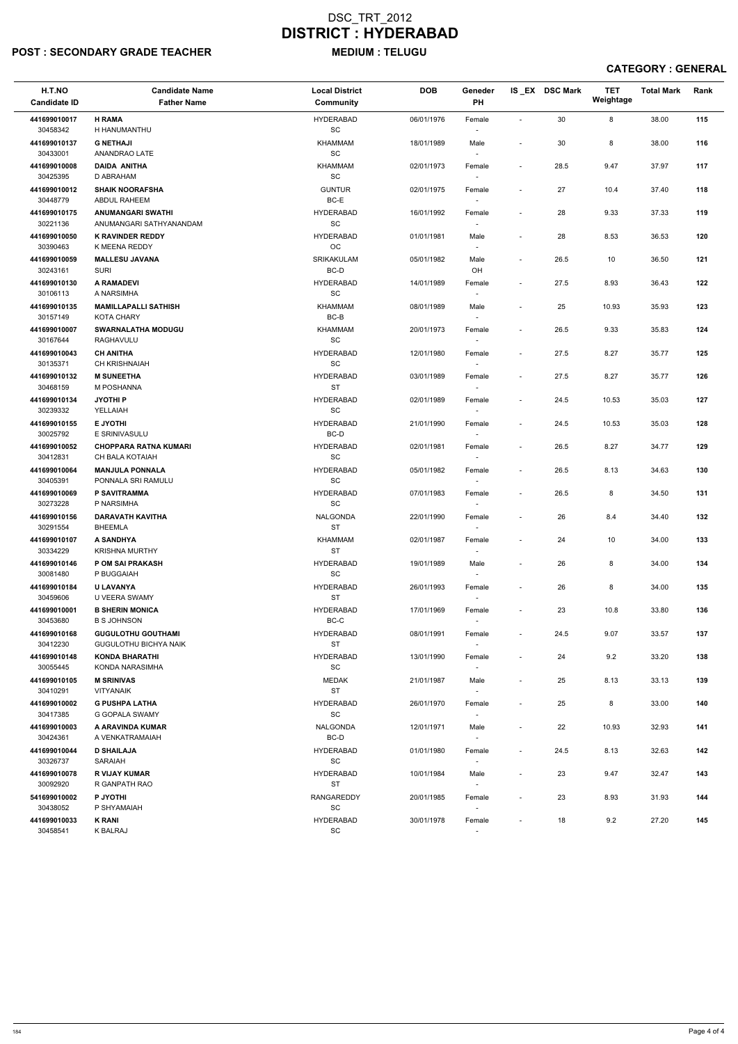# DSC_TRT_2012
# DISTRICT : HYDERABAD

**POST : SECONDARY GRADE TEACHER** **MEDIUM : TELUGU**

**CATEGORY : GENERAL**

| H.T.NO<br>Candidate ID | Candidate Name<br>Father Name | Local District<br>Community | DOB | Geneder<br>PH | IS _EX | DSC Mark | TET Weightage | Total Mark | Rank |
|---|---|---|---|---|---|---|---|---|---|
| 441699010017<br>30458342 | **H RAMA**<br>H HANUMANTHU | HYDERABAD<br>SC | 06/01/1976 | Female<br>- | - | 30 | 8 | 38.00 | **115** |
| 441699010137<br>30433001 | **G NETHAJI**<br>ANANDRAO LATE | KHAMMAM<br>SC | 18/01/1989 | Male<br>- | - | 30 | 8 | 38.00 | **116** |
| 441699010008<br>30425395 | **DAIDA ANITHA**<br>D ABRAHAM | KHAMMAM<br>SC | 02/01/1973 | Female<br>- | - | 28.5 | 9.47 | 37.97 | **117** |
| 441699010012<br>30448779 | **SHAIK NOORAFSHA**<br>ABDUL RAHEEM | GUNTUR<br>BC-E | 02/01/1975 | Female<br>- | - | 27 | 10.4 | 37.40 | **118** |
| 441699010175<br>30221136 | **ANUMANGARI SWATHI**<br>ANUMANGARI SATHYANANDAM | HYDERABAD<br>SC | 16/01/1992 | Female<br>- | - | 28 | 9.33 | 37.33 | **119** |
| 441699010050<br>30390463 | **K RAVINDER REDDY**<br>K MEENA REDDY | HYDERABAD<br>OC | 01/01/1981 | Male<br>- | - | 28 | 8.53 | 36.53 | **120** |
| 441699010059<br>30243161 | **MALLESU JAVANA**<br>SURI | SRIKAKULAM<br>BC-D | 05/01/1982 | Male<br>OH | - | 26.5 | 10 | 36.50 | **121** |
| 441699010130<br>30106113 | **A RAMADEVI**<br>A NARSIMHA | HYDERABAD<br>SC | 14/01/1989 | Female<br>- | - | 27.5 | 8.93 | 36.43 | **122** |
| 441699010135<br>30157149 | **MAMILLAPALLI SATHISH**<br>KOTA CHARY | KHAMMAM<br>BC-B | 08/01/1989 | Male<br>- | - | 25 | 10.93 | 35.93 | **123** |
| 441699010007<br>30167644 | **SWARNALATHA MODUGU**<br>RAGHAVULU | KHAMMAM<br>SC | 20/01/1973 | Female<br>- | - | 26.5 | 9.33 | 35.83 | **124** |
| 441699010043<br>30135371 | **CH ANITHA**<br>CH KRISHNAIAH | HYDERABAD<br>SC | 12/01/1980 | Female<br>- | - | 27.5 | 8.27 | 35.77 | **125** |
| 441699010132<br>30468159 | **M SUNEETHA**<br>M POSHANNA | HYDERABAD<br>ST | 03/01/1989 | Female<br>- | - | 27.5 | 8.27 | 35.77 | **126** |
| 441699010134<br>30239332 | **JYOTHI P**<br>YELLAIAH | HYDERABAD<br>SC | 02/01/1989 | Female<br>- | - | 24.5 | 10.53 | 35.03 | **127** |
| 441699010155<br>30025792 | **E JYOTHI**<br>E SRINIVASULU | HYDERABAD<br>BC-D | 21/01/1990 | Female<br>- | - | 24.5 | 10.53 | 35.03 | **128** |
| 441699010052<br>30412831 | **CHOPPARA RATNA KUMARI**<br>CH BALA KOTAIAH | HYDERABAD<br>SC | 02/01/1981 | Female<br>- | - | 26.5 | 8.27 | 34.77 | **129** |
| 441699010064<br>30405391 | **MANJULA PONNALA**<br>PONNALA SRI RAMULU | HYDERABAD<br>SC | 05/01/1982 | Female<br>- | - | 26.5 | 8.13 | 34.63 | **130** |
| 441699010069<br>30273228 | **P SAVITRAMMA**<br>P NARSIMHA | HYDERABAD<br>SC | 07/01/1983 | Female<br>- | - | 26.5 | 8 | 34.50 | **131** |
| 441699010156<br>30291554 | **DARAVATH KAVITHA**<br>BHEEMLA | NALGONDA<br>ST | 22/01/1990 | Female<br>- | - | 26 | 8.4 | 34.40 | **132** |
| 441699010107<br>30334229 | **A SANDHYA**<br>KRISHNA MURTHY | KHAMMAM<br>ST | 02/01/1987 | Female<br>- | - | 24 | 10 | 34.00 | **133** |
| 441699010146<br>30081480 | **P OM SAI PRAKASH**<br>P BUGGAIAH | HYDERABAD<br>SC | 19/01/1989 | Male<br>- | - | 26 | 8 | 34.00 | **134** |
| 441699010184<br>30459606 | **U LAVANYA**<br>U VEERA SWAMY | HYDERABAD<br>ST | 26/01/1993 | Female<br>- | - | 26 | 8 | 34.00 | **135** |
| 441699010001<br>30453680 | **B SHERIN MONICA**<br>B S JOHNSON | HYDERABAD<br>BC-C | 17/01/1969 | Female<br>- | - | 23 | 10.8 | 33.80 | **136** |
| 441699010168<br>30412230 | **GUGULOTHU GOUTHAMI**<br>GUGULOTHU BICHYA NAIK | HYDERABAD<br>ST | 08/01/1991 | Female<br>- | - | 24.5 | 9.07 | 33.57 | **137** |
| 441699010148<br>30055445 | **KONDA BHARATHI**<br>KONDA NARASIMHA | HYDERABAD<br>SC | 13/01/1990 | Female<br>- | - | 24 | 9.2 | 33.20 | **138** |
| 441699010105<br>30410291 | **M SRINIVAS**<br>VITYANAIK | MEDAK<br>ST | 21/01/1987 | Male<br>- | - | 25 | 8.13 | 33.13 | **139** |
| 441699010002<br>30417385 | **G PUSHPA LATHA**<br>G GOPALA SWAMY | HYDERABAD<br>SC | 26/01/1970 | Female<br>- | - | 25 | 8 | 33.00 | **140** |
| 441699010003<br>30424361 | **A ARAVINDA KUMAR**<br>A VENKATRAMAIAH | NALGONDA<br>BC-D | 12/01/1971 | Male<br>- | - | 22 | 10.93 | 32.93 | **141** |
| 441699010044<br>30326737 | **D SHAILAJA**<br>SARAIAH | HYDERABAD<br>SC | 01/01/1980 | Female<br>- | - | 24.5 | 8.13 | 32.63 | **142** |
| 441699010078<br>30092920 | **R VIJAY KUMAR**<br>R GANPATH RAO | HYDERABAD<br>ST | 10/01/1984 | Male<br>- | - | 23 | 9.47 | 32.47 | **143** |
| 541699010002<br>30438052 | **P JYOTHI**<br>P SHYAMAIAH | RANGAREDDY<br>SC | 20/01/1985 | Female<br>- | - | 23 | 8.93 | 31.93 | **144** |
| 441699010033<br>30458541 | **K RANI**<br>K BALRAJ | HYDERABAD<br>SC | 30/01/1978 | Female<br>- | - | 18 | 9.2 | 27.20 | **145** |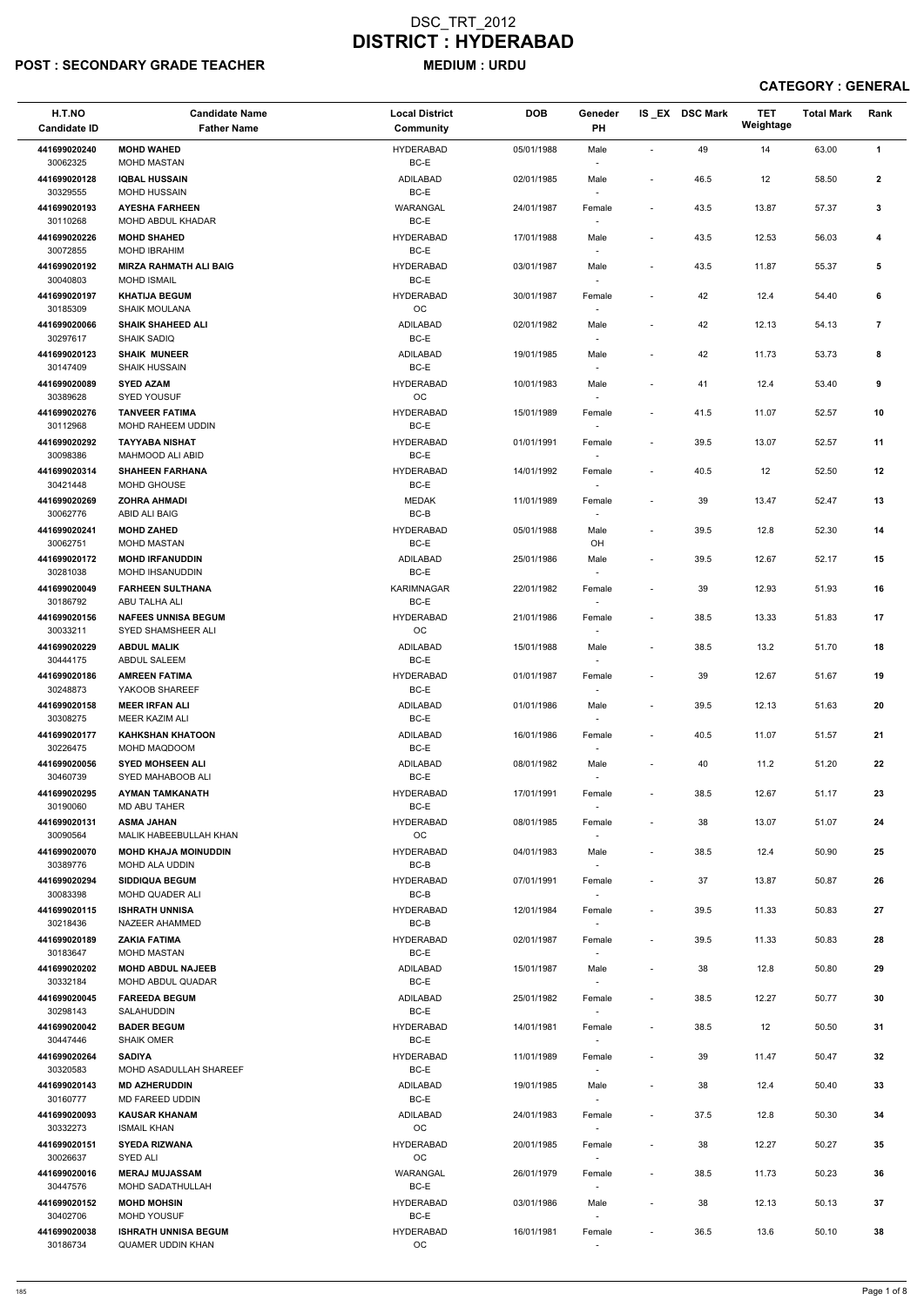# DSC_TRT_2012
# DISTRICT : HYDERABAD

**POST : SECONDARY GRADE TEACHER** **MEDIUM : URDU**

**CATEGORY : GENERAL**

| H.T.NO<br>Candidate ID | Candidate Name<br>Father Name | Local District<br>Community | DOB | Geneder<br>PH | IS _EX | DSC Mark | TET Weightage | Total Mark | Rank |
|---|---|---|---|---|---|---|---|---|---|
| 441699020240<br>30062325 | MOHD WAHED<br>MOHD MASTAN | HYDERABAD<br>BC-E | 05/01/1988 | Male<br>- | - | 49 | 14 | 63.00 | 1 |
| 441699020128<br>30329555 | IQBAL HUSSAIN<br>MOHD HUSSAIN | ADILABAD<br>BC-E | 02/01/1985 | Male<br>- | - | 46.5 | 12 | 58.50 | 2 |
| 441699020193<br>30110268 | AYESHA FARHEEN<br>MOHD ABDUL KHADAR | WARANGAL<br>BC-E | 24/01/1987 | Female<br>- | - | 43.5 | 13.87 | 57.37 | 3 |
| 441699020226<br>30072855 | MOHD SHAHED<br>MOHD IBRAHIM | HYDERABAD<br>BC-E | 17/01/1988 | Male<br>- | - | 43.5 | 12.53 | 56.03 | 4 |
| 441699020192<br>30040803 | MIRZA RAHMATH ALI BAIG<br>MOHD ISMAIL | HYDERABAD<br>BC-E | 03/01/1987 | Male<br>- | - | 43.5 | 11.87 | 55.37 | 5 |
| 441699020197<br>30185309 | KHATIJA BEGUM<br>SHAIK MOULANA | HYDERABAD<br>OC | 30/01/1987 | Female<br>- | - | 42 | 12.4 | 54.40 | 6 |
| 441699020066<br>30297617 | SHAIK SHAHEED ALI<br>SHAIK SADIQ | ADILABAD<br>BC-E | 02/01/1982 | Male<br>- | - | 42 | 12.13 | 54.13 | 7 |
| 441699020123<br>30147409 | SHAIK MUNEER<br>SHAIK HUSSAIN | ADILABAD<br>BC-E | 19/01/1985 | Male<br>- | - | 42 | 11.73 | 53.73 | 8 |
| 441699020089<br>30389628 | SYED AZAM<br>SYED YOUSUF | HYDERABAD<br>OC | 10/01/1983 | Male<br>- | - | 41 | 12.4 | 53.40 | 9 |
| 441699020276<br>30112968 | TANVEER FATIMA<br>MOHD RAHEEM UDDIN | HYDERABAD<br>BC-E | 15/01/1989 | Female<br>- | - | 41.5 | 11.07 | 52.57 | 10 |
| 441699020292<br>30098386 | TAYYABA NISHAT<br>MAHMOOD ALI ABID | HYDERABAD<br>BC-E | 01/01/1991 | Female<br>- | - | 39.5 | 13.07 | 52.57 | 11 |
| 441699020314<br>30421448 | SHAHEEN FARHANA<br>MOHD GHOUSE | HYDERABAD<br>BC-E | 14/01/1992 | Female<br>- | - | 40.5 | 12 | 52.50 | 12 |
| 441699020269<br>30062776 | ZOHRA AHMADI<br>ABID ALI BAIG | MEDAK<br>BC-B | 11/01/1989 | Female<br>- | - | 39 | 13.47 | 52.47 | 13 |
| 441699020241<br>30062751 | MOHD ZAHED<br>MOHD MASTAN | HYDERABAD<br>BC-E | 05/01/1988 | Male<br>OH | - | 39.5 | 12.8 | 52.30 | 14 |
| 441699020172<br>30281038 | MOHD IRFANUDDIN<br>MOHD IHSANUDDIN | ADILABAD<br>BC-E | 25/01/1986 | Male<br>- | - | 39.5 | 12.67 | 52.17 | 15 |
| 441699020049<br>30186792 | FARHEEN SULTHANA<br>ABU TALHA ALI | KARIMNAGAR<br>BC-E | 22/01/1982 | Female<br>- | - | 39 | 12.93 | 51.93 | 16 |
| 441699020156<br>30033211 | NAFEES UNNISA BEGUM<br>SYED SHAMSHEER ALI | HYDERABAD<br>OC | 21/01/1986 | Female<br>- | - | 38.5 | 13.33 | 51.83 | 17 |
| 441699020229<br>30444175 | ABDUL MALIK<br>ABDUL SALEEM | ADILABAD<br>BC-E | 15/01/1988 | Male<br>- | - | 38.5 | 13.2 | 51.70 | 18 |
| 441699020186<br>30248873 | AMREEN FATIMA<br>YAKOOB SHAREEF | HYDERABAD<br>BC-E | 01/01/1987 | Female<br>- | - | 39 | 12.67 | 51.67 | 19 |
| 441699020158<br>30308275 | MEER IRFAN ALI<br>MEER KAZIM ALI | ADILABAD<br>BC-E | 01/01/1986 | Male<br>- | - | 39.5 | 12.13 | 51.63 | 20 |
| 441699020177<br>30226475 | KAHKSHAN KHATOON<br>MOHD MAQDOOM | ADILABAD<br>BC-E | 16/01/1986 | Female<br>- | - | 40.5 | 11.07 | 51.57 | 21 |
| 441699020056<br>30460739 | SYED MOHSEEN ALI<br>SYED MAHABOOB ALI | ADILABAD<br>BC-E | 08/01/1982 | Male<br>- | - | 40 | 11.2 | 51.20 | 22 |
| 441699020295<br>30190060 | AYMAN TAMKANATH<br>MD ABU TAHER | HYDERABAD<br>BC-E | 17/01/1991 | Female<br>- | - | 38.5 | 12.67 | 51.17 | 23 |
| 441699020131<br>30090564 | ASMA JAHAN<br>MALIK HABEEBULLAH KHAN | HYDERABAD<br>OC | 08/01/1985 | Female<br>- | - | 38 | 13.07 | 51.07 | 24 |
| 441699020070<br>30389776 | MOHD KHAJA MOINUDDIN<br>MOHD ALA UDDIN | HYDERABAD<br>BC-B | 04/01/1983 | Male<br>- | - | 38.5 | 12.4 | 50.90 | 25 |
| 441699020294<br>30083398 | SIDDIQUA BEGUM<br>MOHD QUADER ALI | HYDERABAD<br>BC-B | 07/01/1991 | Female<br>- | - | 37 | 13.87 | 50.87 | 26 |
| 441699020115<br>30218436 | ISHRATH UNNISA<br>NAZEER AHAMMED | HYDERABAD<br>BC-B | 12/01/1984 | Female<br>- | - | 39.5 | 11.33 | 50.83 | 27 |
| 441699020189<br>30183647 | ZAKIA FATIMA<br>MOHD MASTAN | HYDERABAD<br>BC-E | 02/01/1987 | Female<br>- | - | 39.5 | 11.33 | 50.83 | 28 |
| 441699020202<br>30332184 | MOHD ABDUL NAJEEB<br>MOHD ABDUL QUADAR | ADILABAD<br>BC-E | 15/01/1987 | Male<br>- | - | 38 | 12.8 | 50.80 | 29 |
| 441699020045<br>30298143 | FAREEDA BEGUM<br>SALAHUDDIN | ADILABAD<br>BC-E | 25/01/1982 | Female<br>- | - | 38.5 | 12.27 | 50.77 | 30 |
| 441699020042<br>30447446 | BADER BEGUM<br>SHAIK OMER | HYDERABAD<br>BC-E | 14/01/1981 | Female<br>- | - | 38.5 | 12 | 50.50 | 31 |
| 441699020264<br>30320583 | SADIYA<br>MOHD ASADULLAH SHAREEF | HYDERABAD<br>BC-E | 11/01/1989 | Female<br>- | - | 39 | 11.47 | 50.47 | 32 |
| 441699020143<br>30160777 | MD AZHERUDDIN<br>MD FAREED UDDIN | ADILABAD<br>BC-E | 19/01/1985 | Male<br>- | - | 38 | 12.4 | 50.40 | 33 |
| 441699020093<br>30332273 | KAUSAR KHANAM<br>ISMAIL KHAN | ADILABAD<br>OC | 24/01/1983 | Female<br>- | - | 37.5 | 12.8 | 50.30 | 34 |
| 441699020151<br>30026637 | SYEDA RIZWANA<br>SYED ALI | HYDERABAD<br>OC | 20/01/1985 | Female<br>- | - | 38 | 12.27 | 50.27 | 35 |
| 441699020016<br>30447576 | MERAJ MUJASSAM<br>MOHD SADATHULLAH | WARANGAL<br>BC-E | 26/01/1979 | Female<br>- | - | 38.5 | 11.73 | 50.23 | 36 |
| 441699020152<br>30402706 | MOHD MOHSIN<br>MOHD YOUSUF | HYDERABAD<br>BC-E | 03/01/1986 | Male<br>- | - | 38 | 12.13 | 50.13 | 37 |
| 441699020038<br>30186734 | ISHRATH UNNISA BEGUM<br>QUAMER UDDIN KHAN | HYDERABAD<br>OC | 16/01/1981 | Female<br>- | - | 36.5 | 13.6 | 50.10 | 38 |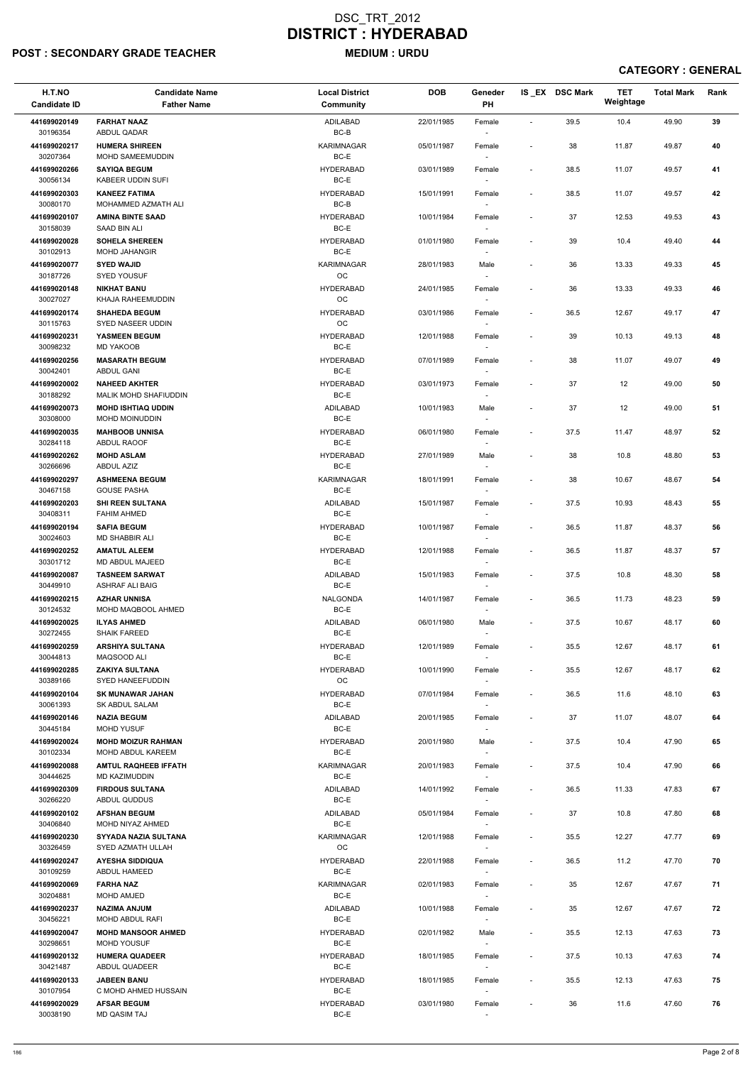# DSC_TRT_2012
# DISTRICT : HYDERABAD

**POST : SECONDARY GRADE TEACHER** **MEDIUM : URDU**

**CATEGORY : GENERAL**

| H.T.NO<br>Candidate ID | Candidate Name<br>Father Name | Local District<br>Community | DOB | Geneder<br>PH | IS_EX | DSC Mark | TET Weightage | Total Mark | Rank |
|---|---|---|---|---|---|---|---|---|---|
| 441699020149<br>30196354 | FARHAT NAAZ<br>ABDUL QADAR | ADILABAD<br>BC-B | 22/01/1985 | Female<br>- | - | 39.5 | 10.4 | 49.90 | 39 |
| 441699020217<br>30207364 | HUMERA SHIREEN<br>MOHD SAMEEMUDDIN | KARIMNAGAR<br>BC-E | 05/01/1987 | Female<br>- | - | 38 | 11.87 | 49.87 | 40 |
| 441699020266<br>30056134 | SAYIQA BEGUM<br>KABEER UDDIN SUFI | HYDERABAD<br>BC-E | 03/01/1989 | Female<br>- | - | 38.5 | 11.07 | 49.57 | 41 |
| 441699020303<br>30080170 | KANEEZ FATIMA<br>MOHAMMED AZMATH ALI | HYDERABAD<br>BC-B | 15/01/1991 | Female<br>- | - | 38.5 | 11.07 | 49.57 | 42 |
| 441699020107<br>30158039 | AMINA BINTE SAAD<br>SAAD BIN ALI | HYDERABAD<br>BC-E | 10/01/1984 | Female<br>- | - | 37 | 12.53 | 49.53 | 43 |
| 441699020028<br>30102913 | SOHELA SHEREEN<br>MOHD JAHANGIR | HYDERABAD<br>BC-E | 01/01/1980 | Female<br>- | - | 39 | 10.4 | 49.40 | 44 |
| 441699020077<br>30187726 | SYED WAJID<br>SYED YOUSUF | KARIMNAGAR<br>OC | 28/01/1983 | Male<br>- | - | 36 | 13.33 | 49.33 | 45 |
| 441699020148<br>30027027 | NIKHAT BANU<br>KHAJA RAHEEMUDDIN | HYDERABAD<br>OC | 24/01/1985 | Female<br>- | - | 36 | 13.33 | 49.33 | 46 |
| 441699020174<br>30115763 | SHAHEDA BEGUM<br>SYED NASEER UDDIN | HYDERABAD<br>OC | 03/01/1986 | Female<br>- | - | 36.5 | 12.67 | 49.17 | 47 |
| 441699020231<br>30098232 | YASMEEN BEGUM<br>MD YAKOOB | HYDERABAD<br>BC-E | 12/01/1988 | Female<br>- | - | 39 | 10.13 | 49.13 | 48 |
| 441699020256<br>30042401 | MASARATH BEGUM<br>ABDUL GANI | HYDERABAD<br>BC-E | 07/01/1989 | Female<br>- | - | 38 | 11.07 | 49.07 | 49 |
| 441699020002<br>30188292 | NAHEED AKHTER<br>MALIK MOHD SHAFIUDDIN | HYDERABAD<br>BC-E | 03/01/1973 | Female<br>- | - | 37 | 12 | 49.00 | 50 |
| 441699020073<br>30308000 | MOHD ISHTIAQ UDDIN<br>MOHD MOINUDDIN | ADILABAD<br>BC-E | 10/01/1983 | Male<br>- | - | 37 | 12 | 49.00 | 51 |
| 441699020035<br>30284118 | MAHBOOB UNNISA<br>ABDUL RAOOF | HYDERABAD<br>BC-E | 06/01/1980 | Female<br>- | - | 37.5 | 11.47 | 48.97 | 52 |
| 441699020262<br>30266696 | MOHD ASLAM<br>ABDUL AZIZ | HYDERABAD<br>BC-E | 27/01/1989 | Male<br>- | - | 38 | 10.8 | 48.80 | 53 |
| 441699020297<br>30467158 | ASHMEENA BEGUM<br>GOUSE PASHA | KARIMNAGAR<br>BC-E | 18/01/1991 | Female<br>- | - | 38 | 10.67 | 48.67 | 54 |
| 441699020203<br>30408311 | SHI REEN SULTANA<br>FAHIM AHMED | ADILABAD<br>BC-E | 15/01/1987 | Female<br>- | - | 37.5 | 10.93 | 48.43 | 55 |
| 441699020194<br>30024603 | SAFIA BEGUM<br>MD SHABBIR ALI | HYDERABAD<br>BC-E | 10/01/1987 | Female<br>- | - | 36.5 | 11.87 | 48.37 | 56 |
| 441699020252<br>30301712 | AMATUL ALEEM<br>MD ABDUL MAJEED | HYDERABAD<br>BC-E | 12/01/1988 | Female<br>- | - | 36.5 | 11.87 | 48.37 | 57 |
| 441699020087<br>30449910 | TASNEEM SARWAT<br>ASHRAF ALI BAIG | ADILABAD<br>BC-E | 15/01/1983 | Female<br>- | - | 37.5 | 10.8 | 48.30 | 58 |
| 441699020215<br>30124532 | AZHAR UNNISA<br>MOHD MAQBOOL AHMED | NALGONDA<br>BC-E | 14/01/1987 | Female<br>- | - | 36.5 | 11.73 | 48.23 | 59 |
| 441699020025<br>30272455 | ILYAS AHMED<br>SHAIK FAREED | ADILABAD<br>BC-E | 06/01/1980 | Male<br>- | - | 37.5 | 10.67 | 48.17 | 60 |
| 441699020259<br>30044813 | ARSHIYA SULTANA<br>MAQSOOD ALI | HYDERABAD<br>BC-E | 12/01/1989 | Female<br>- | - | 35.5 | 12.67 | 48.17 | 61 |
| 441699020285<br>30389166 | ZAKIYA SULTANA<br>SYED HANEEFUDDIN | HYDERABAD<br>OC | 10/01/1990 | Female<br>- | - | 35.5 | 12.67 | 48.17 | 62 |
| 441699020104<br>30061393 | SK MUNAWAR JAHAN<br>SK ABDUL SALAM | HYDERABAD<br>BC-E | 07/01/1984 | Female<br>- | - | 36.5 | 11.6 | 48.10 | 63 |
| 441699020146<br>30445184 | NAZIA BEGUM<br>MOHD YUSUF | ADILABAD<br>BC-E | 20/01/1985 | Female<br>- | - | 37 | 11.07 | 48.07 | 64 |
| 441699020024<br>30102334 | MOHD MOIZUR RAHMAN<br>MOHD ABDUL KAREEM | HYDERABAD<br>BC-E | 20/01/1980 | Male<br>- | - | 37.5 | 10.4 | 47.90 | 65 |
| 441699020088<br>30444625 | AMTUL RAQHEEB IFFATH<br>MD KAZIMUDDIN | KARIMNAGAR<br>BC-E | 20/01/1983 | Female<br>- | - | 37.5 | 10.4 | 47.90 | 66 |
| 441699020309<br>30266220 | FIRDOUS SULTANA<br>ABDUL QUDDUS | ADILABAD<br>BC-E | 14/01/1992 | Female<br>- | - | 36.5 | 11.33 | 47.83 | 67 |
| 441699020102<br>30406840 | AFSHAN BEGUM<br>MOHD NIYAZ AHMED | ADILABAD<br>BC-E | 05/01/1984 | Female<br>- | - | 37 | 10.8 | 47.80 | 68 |
| 441699020230<br>30326459 | SYYADA NAZIA SULTANA<br>SYED AZMATH ULLAH | KARIMNAGAR<br>OC | 12/01/1988 | Female<br>- | - | 35.5 | 12.27 | 47.77 | 69 |
| 441699020247<br>30109259 | AYESHA SIDDIQUA<br>ABDUL HAMEED | HYDERABAD<br>BC-E | 22/01/1988 | Female<br>- | - | 36.5 | 11.2 | 47.70 | 70 |
| 441699020069<br>30204881 | FARHA NAZ<br>MOHD AMJED | KARIMNAGAR<br>BC-E | 02/01/1983 | Female<br>- | - | 35 | 12.67 | 47.67 | 71 |
| 441699020237<br>30456221 | NAZIMA ANJUM<br>MOHD ABDUL RAFI | ADILABAD<br>BC-E | 10/01/1988 | Female<br>- | - | 35 | 12.67 | 47.67 | 72 |
| 441699020047<br>30298651 | MOHD MANSOOR AHMED<br>MOHD YOUSUF | HYDERABAD<br>BC-E | 02/01/1982 | Male<br>- | - | 35.5 | 12.13 | 47.63 | 73 |
| 441699020132<br>30421487 | HUMERA QUADEER<br>ABDUL QUADEER | HYDERABAD<br>BC-E | 18/01/1985 | Female<br>- | - | 37.5 | 10.13 | 47.63 | 74 |
| 441699020133<br>30107954 | JABEEN BANU<br>C MOHD AHMED HUSSAIN | HYDERABAD<br>BC-E | 18/01/1985 | Female<br>- | - | 35.5 | 12.13 | 47.63 | 75 |
| 441699020029<br>30038190 | AFSAR BEGUM<br>MD QASIM TAJ | HYDERABAD<br>BC-E | 03/01/1980 | Female<br>- | - | 36 | 11.6 | 47.60 | 76 |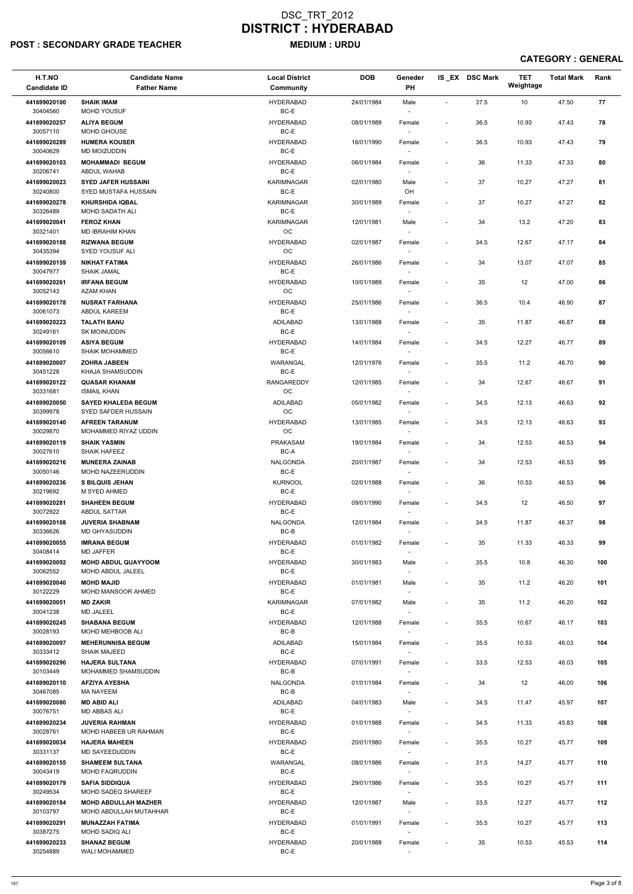# DSC_TRT_2012
# DISTRICT : HYDERABAD

**POST : SECONDARY GRADE TEACHER** **MEDIUM : URDU**

**CATEGORY : GENERAL**

| H.T.NO<br>Candidate ID | Candidate Name<br>Father Name | Local District<br>Community | DOB | Geneder<br>PH | IS _EX | DSC Mark | TET Weightage | Total Mark | Rank |
|---|---|---|---|---|---|---|---|---|---|
| 441699020100<br>30404560 | SHAIK IMAM<br>MOHD YOUSUF | HYDERABAD<br>BC-E | 24/01/1984 | Male<br>- | - | 37.5 | 10 | 47.50 | 77 |
| 441699020257<br>30057110 | ALIYA BEGUM<br>MOHD GHOUSE | HYDERABAD<br>BC-E | 08/01/1989 | Female<br>- | - | 36.5 | 10.93 | 47.43 | 78 |
| 441699020289<br>30040629 | HUMERA KOUSER<br>MD MOIZUDDIN | HYDERABAD<br>BC-E | 16/01/1990 | Female<br>- | - | 36.5 | 10.93 | 47.43 | 79 |
| 441699020103<br>30206741 | MOHAMMADI BEGUM<br>ABDUL WAHAB | HYDERABAD<br>BC-E | 06/01/1984 | Female<br>- | - | 36 | 11.33 | 47.33 | 80 |
| 441699020023<br>30240800 | SYED JAFER HUSSAINI<br>SYED MUSTAFA HUSSAIN | KARIMNAGAR<br>BC-E | 02/01/1980 | Male<br>OH | - | 37 | 10.27 | 47.27 | 81 |
| 441699020278<br>30326489 | KHURSHIDA IQBAL<br>MOHD SADATH ALI | KARIMNAGAR<br>BC-E | 30/01/1989 | Female<br>- | - | 37 | 10.27 | 47.27 | 82 |
| 441699020041<br>30321401 | FEROZ KHAN<br>MD IBRAHIM KHAN | KARIMNAGAR<br>OC | 12/01/1981 | Male<br>- | - | 34 | 13.2 | 47.20 | 83 |
| 441699020188<br>30435394 | RIZWANA BEGUM<br>SYED YOUSUF ALI | HYDERABAD<br>OC | 02/01/1987 | Female<br>- | - | 34.5 | 12.67 | 47.17 | 84 |
| 441699020159<br>30047977 | NIKHAT FATIMA<br>SHAIK JAMAL | HYDERABAD<br>BC-E | 26/01/1986 | Female<br>- | - | 34 | 13.07 | 47.07 | 85 |
| 441699020261<br>30052143 | IRFANA BEGUM<br>AZAM KHAN | HYDERABAD<br>OC | 10/01/1989 | Female<br>- | - | 35 | 12 | 47.00 | 86 |
| 441699020178<br>30061073 | NUSRAT FARHANA<br>ABDUL KAREEM | HYDERABAD<br>BC-E | 25/01/1986 | Female<br>- | - | 36.5 | 10.4 | 46.90 | 87 |
| 441699020223<br>30249161 | TALATH BANU<br>SK MOINUDDIN | ADILABAD<br>BC-E | 13/01/1988 | Female<br>- | - | 35 | 11.87 | 46.87 | 88 |
| 441699020109<br>30056610 | ASIYA BEGUM<br>SHAIK MOHAMMED | HYDERABAD<br>BC-E | 14/01/1984 | Female<br>- | - | 34.5 | 12.27 | 46.77 | 89 |
| 441699020007<br>30451228 | ZOHRA JABEEN<br>KHAJA SHAMSUDDIN | WARANGAL<br>BC-E | 12/01/1976 | Female<br>- | - | 35.5 | 11.2 | 46.70 | 90 |
| 441699020122<br>30331681 | QUASAR KHANAM<br>ISMAIL KHAN | RANGAREDDY<br>OC | 12/01/1985 | Female<br>- | - | 34 | 12.67 | 46.67 | 91 |
| 441699020050<br>30399978 | SAYED KHALEDA BEGUM<br>SYED SAFDER HUSSAIN | ADILABAD<br>OC | 05/01/1982 | Female<br>- | - | 34.5 | 12.13 | 46.63 | 92 |
| 441699020140<br>30029870 | AFREEN TARANUM<br>MOHAMMED RIYAZ UDDIN | HYDERABAD<br>OC | 13/01/1985 | Female<br>- | - | 34.5 | 12.13 | 46.63 | 93 |
| 441699020119<br>30027610 | SHAIK YASMIN<br>SHAIK HAFEEZ | PRAKASAM<br>BC-A | 19/01/1984 | Female<br>- | - | 34 | 12.53 | 46.53 | 94 |
| 441699020216<br>30050146 | MUNEERA ZAINAB<br>MOHD NAZEERUDDIN | NALGONDA<br>BC-E | 20/01/1987 | Female<br>- | - | 34 | 12.53 | 46.53 | 95 |
| 441699020236<br>30219692 | S BILQUIS JEHAN<br>M SYED AHMED | KURNOOL<br>BC-E | 02/01/1988 | Female<br>- | - | 36 | 10.53 | 46.53 | 96 |
| 441699020281<br>30072922 | SHAHEEN BEGUM<br>ABDUL SATTAR | HYDERABAD<br>BC-E | 09/01/1990 | Female<br>- | - | 34.5 | 12 | 46.50 | 97 |
| 441699020108<br>30336626 | JUVERIA SHABNAM<br>MD GHYASUDDIN | NALGONDA<br>BC-B | 12/01/1984 | Female<br>- | - | 34.5 | 11.87 | 46.37 | 98 |
| 441699020055<br>30408414 | IMRANA BEGUM<br>MD JAFFER | HYDERABAD<br>BC-E | 01/01/1982 | Female<br>- | - | 35 | 11.33 | 46.33 | 99 |
| 441699020092<br>30062552 | MOHD ABDUL QUAYYOOM<br>MOHD ABDUL JALEEL | HYDERABAD<br>BC-E | 30/01/1983 | Male<br>- | - | 35.5 | 10.8 | 46.30 | 100 |
| 441699020040<br>30122229 | MOHD MAJID<br>MOHD MANSOOR AHMED | HYDERABAD<br>BC-E | 01/01/1981 | Male<br>- | - | 35 | 11.2 | 46.20 | 101 |
| 441699020051<br>30041238 | MD ZAKIR<br>MD JALEEL | KARIMNAGAR<br>BC-E | 07/01/1982 | Male<br>- | - | 35 | 11.2 | 46.20 | 102 |
| 441699020245<br>30028193 | SHABANA BEGUM<br>MOHD MEHBOOB ALI | HYDERABAD<br>BC-B | 12/01/1988 | Female<br>- | - | 35.5 | 10.67 | 46.17 | 103 |
| 441699020097<br>30333412 | MEHERUNNISA BEGUM<br>SHAIK MAJEED | ADILABAD<br>BC-E | 15/01/1984 | Female<br>- | - | 35.5 | 10.53 | 46.03 | 104 |
| 441699020290<br>30103449 | HAJERA SULTANA<br>MOHAMMED SHAMSUDDIN | HYDERABAD<br>BC-B | 07/01/1991 | Female<br>- | - | 33.5 | 12.53 | 46.03 | 105 |
| 441699020110<br>30467085 | AFZIYA AYESHA<br>MA NAYEEM | NALGONDA<br>BC-B | 01/01/1984 | Female<br>- | - | 34 | 12 | 46.00 | 106 |
| 441699020080<br>30076751 | MD ABID ALI<br>MD ABBAS ALI | ADILABAD<br>BC-E | 04/01/1983 | Male<br>- | - | 34.5 | 11.47 | 45.97 | 107 |
| 441699020234<br>30028761 | JUVERIA RAHMAN<br>MOHD HABEEB UR RAHMAN | HYDERABAD<br>BC-E | 01/01/1988 | Female<br>- | - | 34.5 | 11.33 | 45.83 | 108 |
| 441699020034<br>30331137 | HAJERA MAHEEN<br>MD SAYEEDUDDIN | HYDERABAD<br>BC-E | 20/01/1980 | Female<br>- | - | 35.5 | 10.27 | 45.77 | 109 |
| 441699020155<br>30043419 | SHAMEEM SULTANA<br>MOHD FAQRUDDIN | WARANGAL<br>BC-E | 08/01/1986 | Female<br>- | - | 31.5 | 14.27 | 45.77 | 110 |
| 441699020179<br>30249534 | SAFIA SIDDIQUA<br>MOHD SADEQ SHAREEF | HYDERABAD<br>BC-E | 29/01/1986 | Female<br>- | - | 35.5 | 10.27 | 45.77 | 111 |
| 441699020184<br>30103797 | MOHD ABDULLAH MAZHER<br>MOHD ABDULLAH MUTAHHAR | HYDERABAD<br>BC-E | 12/01/1987 | Male<br>- | - | 33.5 | 12.27 | 45.77 | 112 |
| 441699020291<br>30387275 | MUNAZZAH FATIMA<br>MOHD SADIQ ALI | HYDERABAD<br>BC-E | 01/01/1991 | Female<br>- | - | 35.5 | 10.27 | 45.77 | 113 |
| 441699020233<br>30254889 | SHANAZ BEGUM<br>WALI MOHAMMED | HYDERABAD<br>BC-E | 20/01/1988 | Female<br>- | - | 35 | 10.53 | 45.53 | 114 |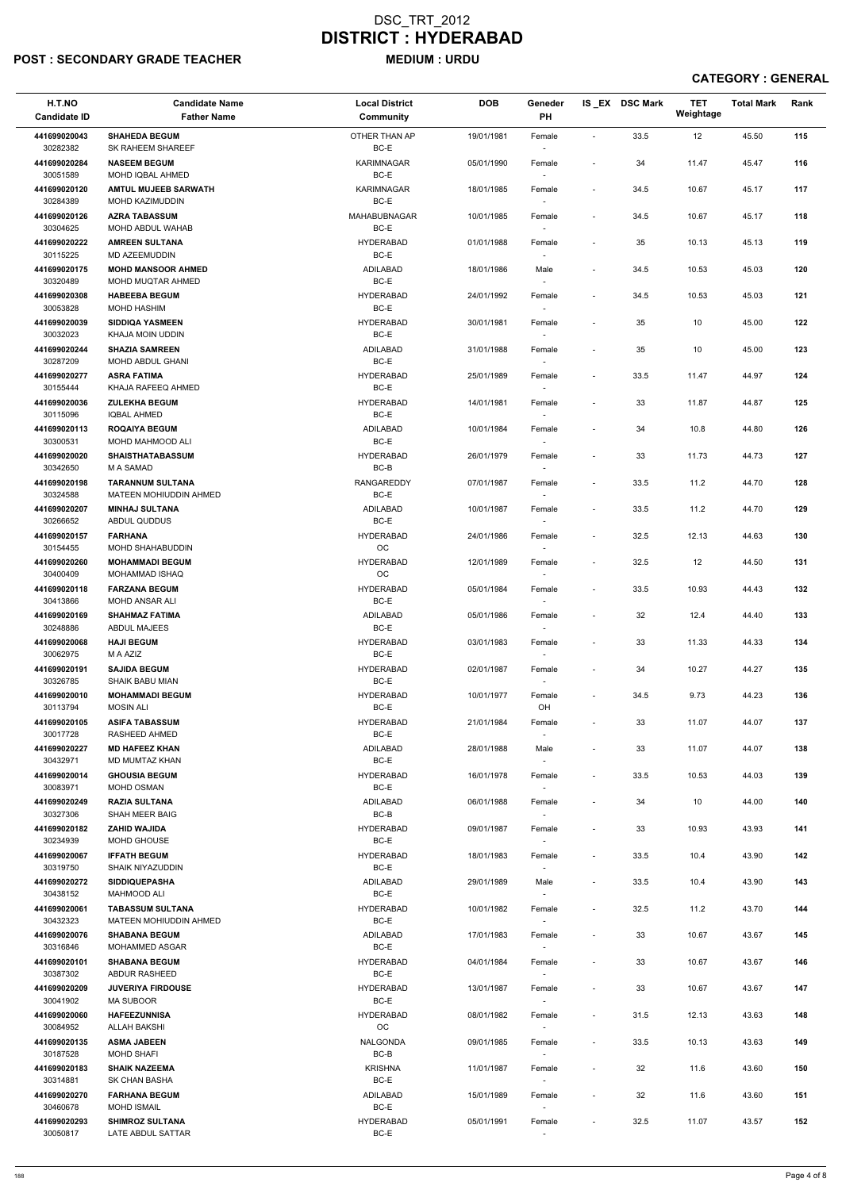# DSC_TRT_2012
# DISTRICT : HYDERABAD

**POST : SECONDARY GRADE TEACHER** **MEDIUM : URDU**

**CATEGORY : GENERAL**

| H.T.NO / Candidate ID | Candidate Name / Father Name | Local District / Community | DOB | Geneder / PH | IS _EX | DSC Mark | TET Weightage | Total Mark | Rank |
|---|---|---|---|---|---|---|---|---|---|
| 441699020043 / 30282382 | SHAHEDA BEGUM / SK RAHEEM SHAREEF | OTHER THAN AP / BC-E | 19/01/1981 | Female / - | - | 33.5 | 12 | 45.50 | 115 |
| 441699020284 / 30051589 | NASEEM BEGUM / MOHD IQBAL AHMED | KARIMNAGAR / BC-E | 05/01/1990 | Female / - | - | 34 | 11.47 | 45.47 | 116 |
| 441699020120 / 30284389 | AMTUL MUJEEB SARWATH / MOHD KAZIMUDDIN | KARIMNAGAR / BC-E | 18/01/1985 | Female / - | - | 34.5 | 10.67 | 45.17 | 117 |
| 441699020126 / 30304625 | AZRA TABASSUM / MOHD ABDUL WAHAB | MAHABUBNAGAR / BC-E | 10/01/1985 | Female / - | - | 34.5 | 10.67 | 45.17 | 118 |
| 441699020222 / 30115225 | AMREEN SULTANA / MD AZEEMUDDIN | HYDERABAD / BC-E | 01/01/1988 | Female / - | - | 35 | 10.13 | 45.13 | 119 |
| 441699020175 / 30320489 | MOHD MANSOOR AHMED / MOHD MUQTAR AHMED | ADILABAD / BC-E | 18/01/1986 | Male / - | - | 34.5 | 10.53 | 45.03 | 120 |
| 441699020308 / 30053828 | HABEEBA BEGUM / MOHD HASHIM | HYDERABAD / BC-E | 24/01/1992 | Female / - | - | 34.5 | 10.53 | 45.03 | 121 |
| 441699020039 / 30032023 | SIDDIQA YASMEEN / KHAJA MOIN UDDIN | HYDERABAD / BC-E | 30/01/1981 | Female / - | - | 35 | 10 | 45.00 | 122 |
| 441699020244 / 30287209 | SHAZIA SAMREEN / MOHD ABDUL GHANI | ADILABAD / BC-E | 31/01/1988 | Female / - | - | 35 | 10 | 45.00 | 123 |
| 441699020277 / 30155444 | ASRA FATIMA / KHAJA RAFEEQ AHMED | HYDERABAD / BC-E | 25/01/1989 | Female / - | - | 33.5 | 11.47 | 44.97 | 124 |
| 441699020036 / 30115096 | ZULEKHA BEGUM / IQBAL AHMED | HYDERABAD / BC-E | 14/01/1981 | Female / - | - | 33 | 11.87 | 44.87 | 125 |
| 441699020113 / 30300531 | ROQAIYA BEGUM / MOHD MAHMOOD ALI | ADILABAD / BC-E | 10/01/1984 | Female / - | - | 34 | 10.8 | 44.80 | 126 |
| 441699020020 / 30342650 | SHAISTHATABASSUM / M A SAMAD | HYDERABAD / BC-B | 26/01/1979 | Female / - | - | 33 | 11.73 | 44.73 | 127 |
| 441699020198 / 30324588 | TARANNUM SULTANA / MATEEN MOHIUDDIN AHMED | RANGAREDDY / BC-E | 07/01/1987 | Female / - | - | 33.5 | 11.2 | 44.70 | 128 |
| 441699020207 / 30266652 | MINHAJ SULTANA / ABDUL QUDDUS | ADILABAD / BC-E | 10/01/1987 | Female / - | - | 33.5 | 11.2 | 44.70 | 129 |
| 441699020157 / 30154455 | FARHANA / MOHD SHAHABUDDIN | HYDERABAD / OC | 24/01/1986 | Female / - | - | 32.5 | 12.13 | 44.63 | 130 |
| 441699020260 / 30400409 | MOHAMMADI BEGUM / MOHAMMAD ISHAQ | HYDERABAD / OC | 12/01/1989 | Female / - | - | 32.5 | 12 | 44.50 | 131 |
| 441699020118 / 30413866 | FARZANA BEGUM / MOHD ANSAR ALI | HYDERABAD / BC-E | 05/01/1984 | Female / - | - | 33.5 | 10.93 | 44.43 | 132 |
| 441699020169 / 30248886 | SHAHMAZ FATIMA / ABDUL MAJEES | ADILABAD / BC-E | 05/01/1986 | Female / - | - | 32 | 12.4 | 44.40 | 133 |
| 441699020068 / 30062975 | HAJI BEGUM / M A AZIZ | HYDERABAD / BC-E | 03/01/1983 | Female / - | - | 33 | 11.33 | 44.33 | 134 |
| 441699020191 / 30326785 | SAJIDA BEGUM / SHAIK BABU MIAN | HYDERABAD / BC-E | 02/01/1987 | Female / - | - | 34 | 10.27 | 44.27 | 135 |
| 441699020010 / 30113794 | MOHAMMADI BEGUM / MOSIN ALI | HYDERABAD / BC-E | 10/01/1977 | Female / OH | - | 34.5 | 9.73 | 44.23 | 136 |
| 441699020105 / 30017728 | ASIFA TABASSUM / RASHEED AHMED | HYDERABAD / BC-E | 21/01/1984 | Female / - | - | 33 | 11.07 | 44.07 | 137 |
| 441699020227 / 30432971 | MD HAFEEZ KHAN / MD MUMTAZ KHAN | ADILABAD / BC-E | 28/01/1988 | Male / - | - | 33 | 11.07 | 44.07 | 138 |
| 441699020014 / 30083971 | GHOUSIA BEGUM / MOHD OSMAN | HYDERABAD / BC-E | 16/01/1978 | Female / - | - | 33.5 | 10.53 | 44.03 | 139 |
| 441699020249 / 30327306 | RAZIA SULTANA / SHAH MEER BAIG | ADILABAD / BC-B | 06/01/1988 | Female / - | - | 34 | 10 | 44.00 | 140 |
| 441699020182 / 30234939 | ZAHID WAJIDA / MOHD GHOUSE | HYDERABAD / BC-E | 09/01/1987 | Female / - | - | 33 | 10.93 | 43.93 | 141 |
| 441699020067 / 30319750 | IFFATH BEGUM / SHAIK NIYAZUDDIN | HYDERABAD / BC-E | 18/01/1983 | Female / - | - | 33.5 | 10.4 | 43.90 | 142 |
| 441699020272 / 30438152 | SIDDIQUEPASHA / MAHMOOD ALI | ADILABAD / BC-E | 29/01/1989 | Male / - | - | 33.5 | 10.4 | 43.90 | 143 |
| 441699020061 / 30432323 | TABASSUM SULTANA / MATEEN MOHIUDDIN AHMED | HYDERABAD / BC-E | 10/01/1982 | Female / - | - | 32.5 | 11.2 | 43.70 | 144 |
| 441699020076 / 30316846 | SHABANA BEGUM / MOHAMMED ASGAR | ADILABAD / BC-E | 17/01/1983 | Female / - | - | 33 | 10.67 | 43.67 | 145 |
| 441699020101 / 30387302 | SHABANA BEGUM / ABDUR RASHEED | HYDERABAD / BC-E | 04/01/1984 | Female / - | - | 33 | 10.67 | 43.67 | 146 |
| 441699020209 / 30041902 | JUVERIYA FIRDOUSE / MA SUBOOR | HYDERABAD / BC-E | 13/01/1987 | Female / - | - | 33 | 10.67 | 43.67 | 147 |
| 441699020060 / 30084952 | HAFEEZUNNISA / ALLAH BAKSHI | HYDERABAD / OC | 08/01/1982 | Female / - | - | 31.5 | 12.13 | 43.63 | 148 |
| 441699020135 / 30187528 | ASMA JABEEN / MOHD SHAFI | NALGONDA / BC-B | 09/01/1985 | Female / - | - | 33.5 | 10.13 | 43.63 | 149 |
| 441699020183 / 30314881 | SHAIK NAZEEMA / SK CHAN BASHA | KRISHNA / BC-E | 11/01/1987 | Female / - | - | 32 | 11.6 | 43.60 | 150 |
| 441699020270 / 30460678 | FARHANA BEGUM / MOHD ISMAIL | ADILABAD / BC-E | 15/01/1989 | Female / - | - | 32 | 11.6 | 43.60 | 151 |
| 441699020293 / 30050817 | SHIMROZ SULTANA / LATE ABDUL SATTAR | HYDERABAD / BC-E | 05/01/1991 | Female / - | - | 32.5 | 11.07 | 43.57 | 152 |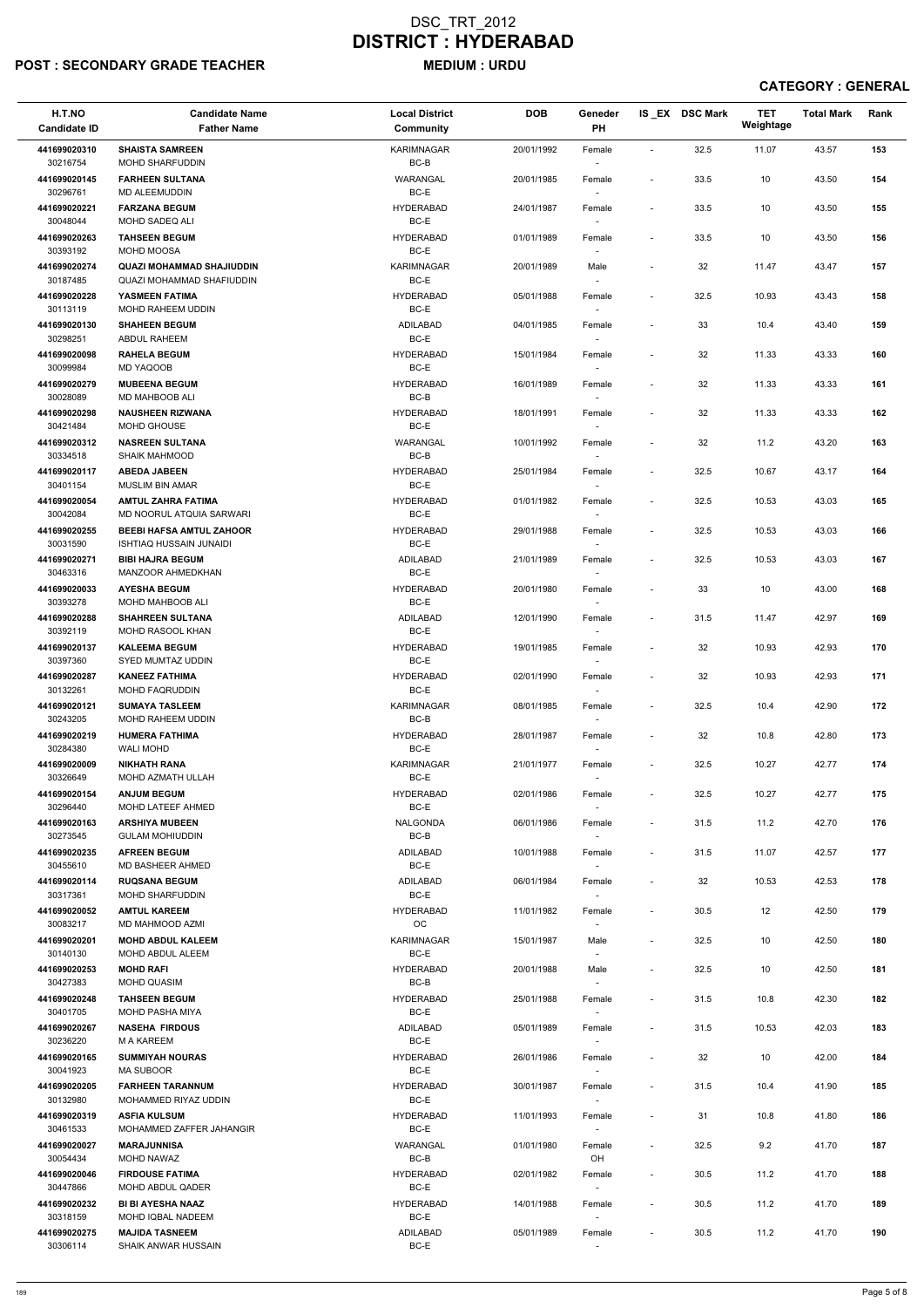# DSC_TRT_2012
# DISTRICT : HYDERABAD

**POST : SECONDARY GRADE TEACHER** **MEDIUM : URDU**

**CATEGORY : GENERAL**

| H.T.NO<br>Candidate ID | Candidate Name<br>Father Name | Local District<br>Community | DOB | Geneder<br>PH | IS _EX | DSC Mark | TET Weightage | Total Mark | Rank |
|---|---|---|---|---|---|---|---|---|---|
| 441699020310<br>30216754 | SHAISTA SAMREEN<br>MOHD SHARFUDDIN | KARIMNAGAR<br>BC-B | 20/01/1992 | Female<br>- | - | 32.5 | 11.07 | 43.57 | 153 |
| 441699020145<br>30296761 | FARHEEN SULTANA<br>MD ALEEMUDDIN | WARANGAL<br>BC-E | 20/01/1985 | Female<br>- | - | 33.5 | 10 | 43.50 | 154 |
| 441699020221<br>30048044 | FARZANA BEGUM<br>MOHD SADEQ ALI | HYDERABAD<br>BC-E | 24/01/1987 | Female<br>- | - | 33.5 | 10 | 43.50 | 155 |
| 441699020263<br>30393192 | TAHSEEN BEGUM<br>MOHD MOOSA | HYDERABAD<br>BC-E | 01/01/1989 | Female<br>- | - | 33.5 | 10 | 43.50 | 156 |
| 441699020274<br>30187485 | QUAZI MOHAMMAD SHAJIUDDIN<br>QUAZI MOHAMMAD SHAFIUDDIN | KARIMNAGAR<br>BC-E | 20/01/1989 | Male<br>- | - | 32 | 11.47 | 43.47 | 157 |
| 441699020228<br>30113119 | YASMEEN FATIMA<br>MOHD RAHEEM UDDIN | HYDERABAD<br>BC-E | 05/01/1988 | Female<br>- | - | 32.5 | 10.93 | 43.43 | 158 |
| 441699020130<br>30298251 | SHAHEEN BEGUM<br>ABDUL RAHEEM | ADILABAD<br>BC-E | 04/01/1985 | Female<br>- | - | 33 | 10.4 | 43.40 | 159 |
| 441699020098<br>30099984 | RAHELA BEGUM<br>MD YAQOOB | HYDERABAD<br>BC-E | 15/01/1984 | Female<br>- | - | 32 | 11.33 | 43.33 | 160 |
| 441699020279<br>30028089 | MUBEENA BEGUM<br>MD MAHBOOB ALI | HYDERABAD<br>BC-B | 16/01/1989 | Female<br>- | - | 32 | 11.33 | 43.33 | 161 |
| 441699020298<br>30421484 | NAUSHEEN RIZWANA<br>MOHD GHOUSE | HYDERABAD<br>BC-E | 18/01/1991 | Female<br>- | - | 32 | 11.33 | 43.33 | 162 |
| 441699020312<br>30334518 | NASREEN SULTANA<br>SHAIK MAHMOOD | WARANGAL<br>BC-B | 10/01/1992 | Female<br>- | - | 32 | 11.2 | 43.20 | 163 |
| 441699020117<br>30401154 | ABEDA JABEEN<br>MUSLIM BIN AMAR | HYDERABAD<br>BC-E | 25/01/1984 | Female<br>- | - | 32.5 | 10.67 | 43.17 | 164 |
| 441699020054<br>30042084 | AMTUL ZAHRA FATIMA<br>MD NOORUL ATQUIA SARWARI | HYDERABAD<br>BC-E | 01/01/1982 | Female<br>- | - | 32.5 | 10.53 | 43.03 | 165 |
| 441699020255<br>30031590 | BEEBI HAFSA AMTUL ZAHOOR<br>ISHTIAQ HUSSAIN JUNAIDI | HYDERABAD<br>BC-E | 29/01/1988 | Female<br>- | - | 32.5 | 10.53 | 43.03 | 166 |
| 441699020271<br>30463316 | BIBI HAJRA BEGUM<br>MANZOOR AHMEDKHAN | ADILABAD<br>BC-E | 21/01/1989 | Female<br>- | - | 32.5 | 10.53 | 43.03 | 167 |
| 441699020033<br>30393278 | AYESHA BEGUM<br>MOHD MAHBOOB ALI | HYDERABAD<br>BC-E | 20/01/1980 | Female<br>- | - | 33 | 10 | 43.00 | 168 |
| 441699020288<br>30392119 | SHAHREEN SULTANA<br>MOHD RASOOL KHAN | ADILABAD<br>BC-E | 12/01/1990 | Female<br>- | - | 31.5 | 11.47 | 42.97 | 169 |
| 441699020137<br>30397360 | KALEEMA BEGUM<br>SYED MUMTAZ UDDIN | HYDERABAD<br>BC-E | 19/01/1985 | Female<br>- | - | 32 | 10.93 | 42.93 | 170 |
| 441699020287<br>30132261 | KANEEZ FATHIMA<br>MOHD FAQRUDDIN | HYDERABAD<br>BC-E | 02/01/1990 | Female<br>- | - | 32 | 10.93 | 42.93 | 171 |
| 441699020121<br>30243205 | SUMAYA TASLEEM<br>MOHD RAHEEM UDDIN | KARIMNAGAR<br>BC-B | 08/01/1985 | Female<br>- | - | 32.5 | 10.4 | 42.90 | 172 |
| 441699020219<br>30284380 | HUMERA FATHIMA<br>WALI MOHD | HYDERABAD<br>BC-E | 28/01/1987 | Female<br>- | - | 32 | 10.8 | 42.80 | 173 |
| 441699020009<br>30326649 | NIKHATH RANA<br>MOHD AZMATH ULLAH | KARIMNAGAR<br>BC-E | 21/01/1977 | Female<br>- | - | 32.5 | 10.27 | 42.77 | 174 |
| 441699020154<br>30296440 | ANJUM BEGUM<br>MOHD LATEEF AHMED | HYDERABAD<br>BC-E | 02/01/1986 | Female<br>- | - | 32.5 | 10.27 | 42.77 | 175 |
| 441699020163<br>30273545 | ARSHIYA MUBEEN<br>GULAM MOHIUDDIN | NALGONDA<br>BC-B | 06/01/1986 | Female<br>- | - | 31.5 | 11.2 | 42.70 | 176 |
| 441699020235<br>30455610 | AFREEN BEGUM<br>MD BASHEER AHMED | ADILABAD<br>BC-E | 10/01/1988 | Female<br>- | - | 31.5 | 11.07 | 42.57 | 177 |
| 441699020114<br>30317361 | RUQSANA BEGUM<br>MOHD SHARFUDDIN | ADILABAD<br>BC-E | 06/01/1984 | Female<br>- | - | 32 | 10.53 | 42.53 | 178 |
| 441699020052<br>30083217 | AMTUL KAREEM<br>MD MAHMOOD AZMI | HYDERABAD<br>OC | 11/01/1982 | Female<br>- | - | 30.5 | 12 | 42.50 | 179 |
| 441699020201<br>30140130 | MOHD ABDUL KALEEM<br>MOHD ABDUL ALEEM | KARIMNAGAR<br>BC-E | 15/01/1987 | Male<br>- | - | 32.5 | 10 | 42.50 | 180 |
| 441699020253<br>30427383 | MOHD RAFI<br>MOHD QUASIM | HYDERABAD<br>BC-B | 20/01/1988 | Male<br>- | - | 32.5 | 10 | 42.50 | 181 |
| 441699020248<br>30401705 | TAHSEEN BEGUM<br>MOHD PASHA MIYA | HYDERABAD<br>BC-E | 25/01/1988 | Female<br>- | - | 31.5 | 10.8 | 42.30 | 182 |
| 441699020267<br>30236220 | NASEHA FIRDOUS<br>M A KAREEM | ADILABAD<br>BC-E | 05/01/1989 | Female<br>- | - | 31.5 | 10.53 | 42.03 | 183 |
| 441699020165<br>30041923 | SUMMIYAH NOURAS<br>MA SUBOOR | HYDERABAD<br>BC-E | 26/01/1986 | Female<br>- | - | 32 | 10 | 42.00 | 184 |
| 441699020205<br>30132980 | FARHEEN TARANNUM<br>MOHAMMED RIYAZ UDDIN | HYDERABAD<br>BC-E | 30/01/1987 | Female<br>- | - | 31.5 | 10.4 | 41.90 | 185 |
| 441699020319<br>30461533 | ASFIA KULSUM<br>MOHAMMED ZAFFER JAHANGIR | HYDERABAD<br>BC-E | 11/01/1993 | Female<br>- | - | 31 | 10.8 | 41.80 | 186 |
| 441699020027<br>30054434 | MARAJUNNISA<br>MOHD NAWAZ | WARANGAL<br>BC-B | 01/01/1980 | Female<br>OH | - | 32.5 | 9.2 | 41.70 | 187 |
| 441699020046<br>30447866 | FIRDOUSE FATIMA<br>MOHD ABDUL QADER | HYDERABAD<br>BC-E | 02/01/1982 | Female<br>- | - | 30.5 | 11.2 | 41.70 | 188 |
| 441699020232<br>30318159 | BI BI AYESHA NAAZ<br>MOHD IQBAL NADEEM | HYDERABAD<br>BC-E | 14/01/1988 | Female<br>- | - | 30.5 | 11.2 | 41.70 | 189 |
| 441699020275<br>30306114 | MAJIDA TASNEEM<br>SHAIK ANWAR HUSSAIN | ADILABAD<br>BC-E | 05/01/1989 | Female<br>- | - | 30.5 | 11.2 | 41.70 | 190 |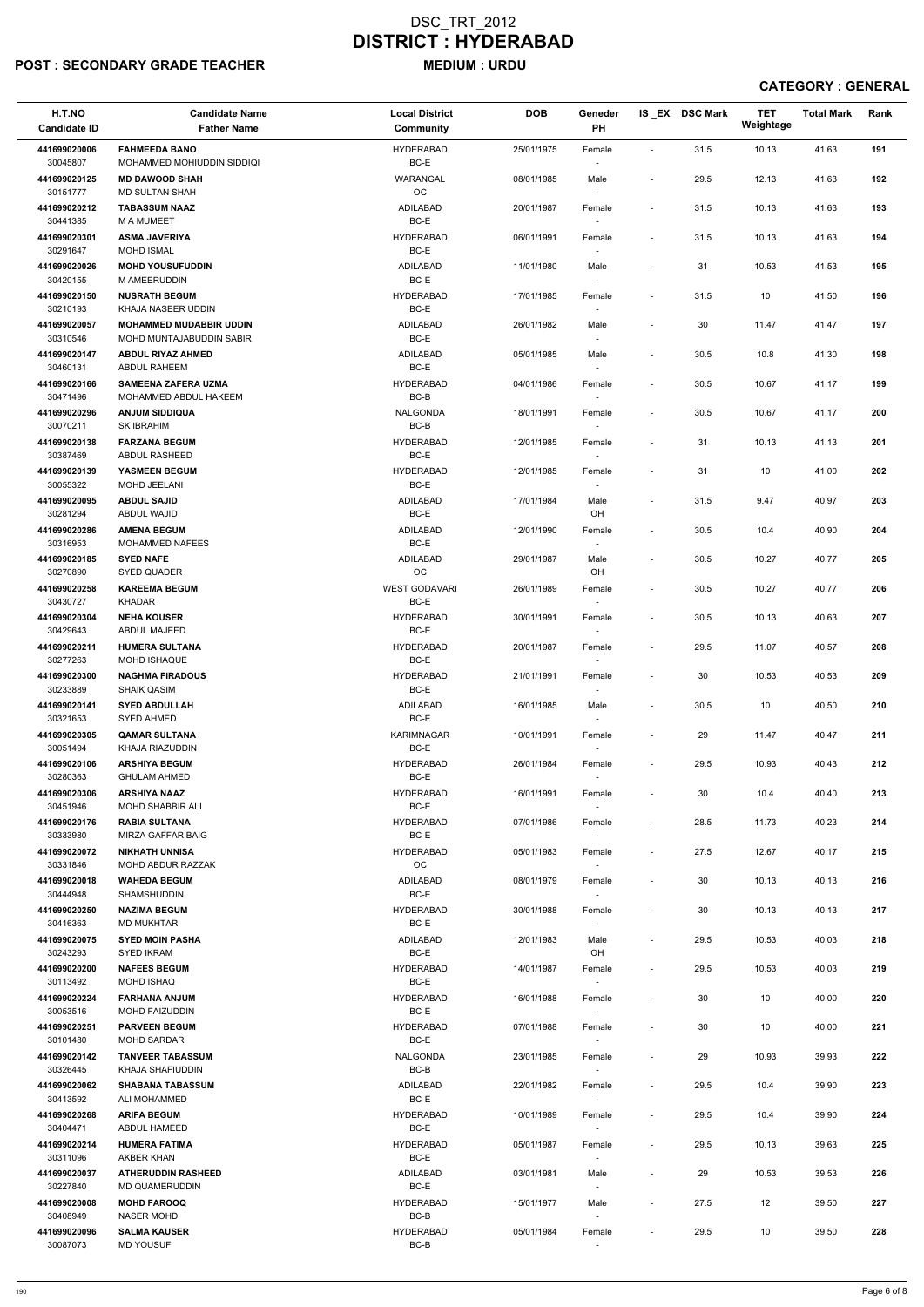# DSC_TRT_2012
# DISTRICT : HYDERABAD

**POST : SECONDARY GRADE TEACHER** **MEDIUM : URDU**

**CATEGORY : GENERAL**

| H.T.NO<br>Candidate ID | Candidate Name<br>Father Name | Local District<br>Community | DOB | Geneder<br>PH | IS _EX | DSC Mark | TET Weightage | Total Mark | Rank |
|---|---|---|---|---|---|---|---|---|---|
| 441699020006<br>30045807 | FAHMEEDA BANO<br>MOHAMMED MOHIUDDIN SIDDIQI | HYDERABAD<br>BC-E | 25/01/1975 | Female<br>- | - | 31.5 | 10.13 | 41.63 | 191 |
| 441699020125<br>30151777 | MD DAWOOD SHAH<br>MD SULTAN SHAH | WARANGAL<br>OC | 08/01/1985 | Male<br>- | - | 29.5 | 12.13 | 41.63 | 192 |
| 441699020212<br>30441385 | TABASSUM NAAZ<br>M A MUMEET | ADILABAD<br>BC-E | 20/01/1987 | Female<br>- | - | 31.5 | 10.13 | 41.63 | 193 |
| 441699020301<br>30291647 | ASMA JAVERIYA<br>MOHD ISMAL | HYDERABAD<br>BC-E | 06/01/1991 | Female<br>- | - | 31.5 | 10.13 | 41.63 | 194 |
| 441699020026<br>30420155 | MOHD YOUSUFUDDIN<br>M AMEERUDDIN | ADILABAD<br>BC-E | 11/01/1980 | Male<br>- | - | 31 | 10.53 | 41.53 | 195 |
| 441699020150<br>30210193 | NUSRATH BEGUM<br>KHAJA NASEER UDDIN | HYDERABAD<br>BC-E | 17/01/1985 | Female<br>- | - | 31.5 | 10 | 41.50 | 196 |
| 441699020057<br>30310546 | MOHAMMED MUDABBIR UDDIN<br>MOHD MUNTAJABUDDIN SABIR | ADILABAD<br>BC-E | 26/01/1982 | Male<br>- | - | 30 | 11.47 | 41.47 | 197 |
| 441699020147<br>30460131 | ABDUL RIYAZ AHMED<br>ABDUL RAHEEM | ADILABAD<br>BC-E | 05/01/1985 | Male<br>- | - | 30.5 | 10.8 | 41.30 | 198 |
| 441699020166<br>30471496 | SAMEENA ZAFERA UZMA<br>MOHAMMED ABDUL HAKEEM | HYDERABAD<br>BC-B | 04/01/1986 | Female<br>- | - | 30.5 | 10.67 | 41.17 | 199 |
| 441699020296<br>30070211 | ANJUM SIDDIQUA<br>SK IBRAHIM | NALGONDA<br>BC-B | 18/01/1991 | Female<br>- | - | 30.5 | 10.67 | 41.17 | 200 |
| 441699020138<br>30387469 | FARZANA BEGUM<br>ABDUL RASHEED | HYDERABAD<br>BC-E | 12/01/1985 | Female<br>- | - | 31 | 10.13 | 41.13 | 201 |
| 441699020139<br>30055322 | YASMEEN BEGUM<br>MOHD JEELANI | HYDERABAD<br>BC-E | 12/01/1985 | Female<br>- | - | 31 | 10 | 41.00 | 202 |
| 441699020095<br>30281294 | ABDUL SAJID<br>ABDUL WAJID | ADILABAD<br>BC-E | 17/01/1984 | Male<br>OH | - | 31.5 | 9.47 | 40.97 | 203 |
| 441699020286<br>30316953 | AMENA BEGUM<br>MOHAMMED NAFEES | ADILABAD<br>BC-E | 12/01/1990 | Female<br>- | - | 30.5 | 10.4 | 40.90 | 204 |
| 441699020185<br>30270890 | SYED NAFE<br>SYED QUADER | ADILABAD<br>OC | 29/01/1987 | Male<br>OH | - | 30.5 | 10.27 | 40.77 | 205 |
| 441699020258<br>30430727 | KAREEMA BEGUM<br>KHADAR | WEST GODAVARI<br>BC-E | 26/01/1989 | Female<br>- | - | 30.5 | 10.27 | 40.77 | 206 |
| 441699020304<br>30429643 | NEHA KOUSER<br>ABDUL MAJEED | HYDERABAD<br>BC-E | 30/01/1991 | Female<br>- | - | 30.5 | 10.13 | 40.63 | 207 |
| 441699020211<br>30277263 | HUMERA SULTANA<br>MOHD ISHAQUE | HYDERABAD<br>BC-E | 20/01/1987 | Female<br>- | - | 29.5 | 11.07 | 40.57 | 208 |
| 441699020300<br>30233889 | NAGHMA FIRADOUS<br>SHAIK QASIM | HYDERABAD<br>BC-E | 21/01/1991 | Female<br>- | - | 30 | 10.53 | 40.53 | 209 |
| 441699020141<br>30321653 | SYED ABDULLAH<br>SYED AHMED | ADILABAD<br>BC-E | 16/01/1985 | Male<br>- | - | 30.5 | 10 | 40.50 | 210 |
| 441699020305<br>30051494 | QAMAR SULTANA<br>KHAJA RIAZUDDIN | KARIMNAGAR<br>BC-E | 10/01/1991 | Female<br>- | - | 29 | 11.47 | 40.47 | 211 |
| 441699020106<br>30280363 | ARSHIYA BEGUM<br>GHULAM AHMED | HYDERABAD<br>BC-E | 26/01/1984 | Female<br>- | - | 29.5 | 10.93 | 40.43 | 212 |
| 441699020306<br>30451946 | ARSHIYA NAAZ<br>MOHD SHABBIR ALI | HYDERABAD<br>BC-E | 16/01/1991 | Female<br>- | - | 30 | 10.4 | 40.40 | 213 |
| 441699020176<br>30333980 | RABIA SULTANA<br>MIRZA GAFFAR BAIG | HYDERABAD<br>BC-E | 07/01/1986 | Female<br>- | - | 28.5 | 11.73 | 40.23 | 214 |
| 441699020072<br>30331846 | NIKHATH UNNISA<br>MOHD ABDUR RAZZAK | HYDERABAD<br>OC | 05/01/1983 | Female<br>- | - | 27.5 | 12.67 | 40.17 | 215 |
| 441699020018<br>30444948 | WAHEDA BEGUM<br>SHAMSHUDDIN | ADILABAD<br>BC-E | 08/01/1979 | Female<br>- | - | 30 | 10.13 | 40.13 | 216 |
| 441699020250<br>30416363 | NAZIMA BEGUM<br>MD MUKHTAR | HYDERABAD<br>BC-E | 30/01/1988 | Female<br>- | - | 30 | 10.13 | 40.13 | 217 |
| 441699020075<br>30243293 | SYED MOIN PASHA<br>SYED IKRAM | ADILABAD<br>BC-E | 12/01/1983 | Male<br>OH | - | 29.5 | 10.53 | 40.03 | 218 |
| 441699020200<br>30113492 | NAFEES BEGUM<br>MOHD ISHAQ | HYDERABAD<br>BC-E | 14/01/1987 | Female<br>- | - | 29.5 | 10.53 | 40.03 | 219 |
| 441699020224<br>30053516 | FARHANA ANJUM<br>MOHD FAIZUDDIN | HYDERABAD<br>BC-E | 16/01/1988 | Female<br>- | - | 30 | 10 | 40.00 | 220 |
| 441699020251<br>30101480 | PARVEEN BEGUM<br>MOHD SARDAR | HYDERABAD<br>BC-E | 07/01/1988 | Female<br>- | - | 30 | 10 | 40.00 | 221 |
| 441699020142<br>30326445 | TANVEER TABASSUM<br>KHAJA SHAFIUDDIN | NALGONDA<br>BC-B | 23/01/1985 | Female<br>- | - | 29 | 10.93 | 39.93 | 222 |
| 441699020062<br>30413592 | SHABANA TABASSUM<br>ALI MOHAMMED | ADILABAD<br>BC-E | 22/01/1982 | Female<br>- | - | 29.5 | 10.4 | 39.90 | 223 |
| 441699020268<br>30404471 | ARIFA BEGUM<br>ABDUL HAMEED | HYDERABAD<br>BC-E | 10/01/1989 | Female<br>- | - | 29.5 | 10.4 | 39.90 | 224 |
| 441699020214<br>30311096 | HUMERA FATIMA<br>AKBER KHAN | HYDERABAD<br>BC-E | 05/01/1987 | Female<br>- | - | 29.5 | 10.13 | 39.63 | 225 |
| 441699020037<br>30227840 | ATHERUDDIN RASHEED<br>MD QUAMERUDDIN | ADILABAD<br>BC-E | 03/01/1981 | Male<br>- | - | 29 | 10.53 | 39.53 | 226 |
| 441699020008<br>30408949 | MOHD FAROOQ<br>NASER MOHD | HYDERABAD<br>BC-B | 15/01/1977 | Male<br>- | - | 27.5 | 12 | 39.50 | 227 |
| 441699020096<br>30087073 | SALMA KAUSER<br>MD YOUSUF | HYDERABAD<br>BC-B | 05/01/1984 | Female<br>- | - | 29.5 | 10 | 39.50 | 228 |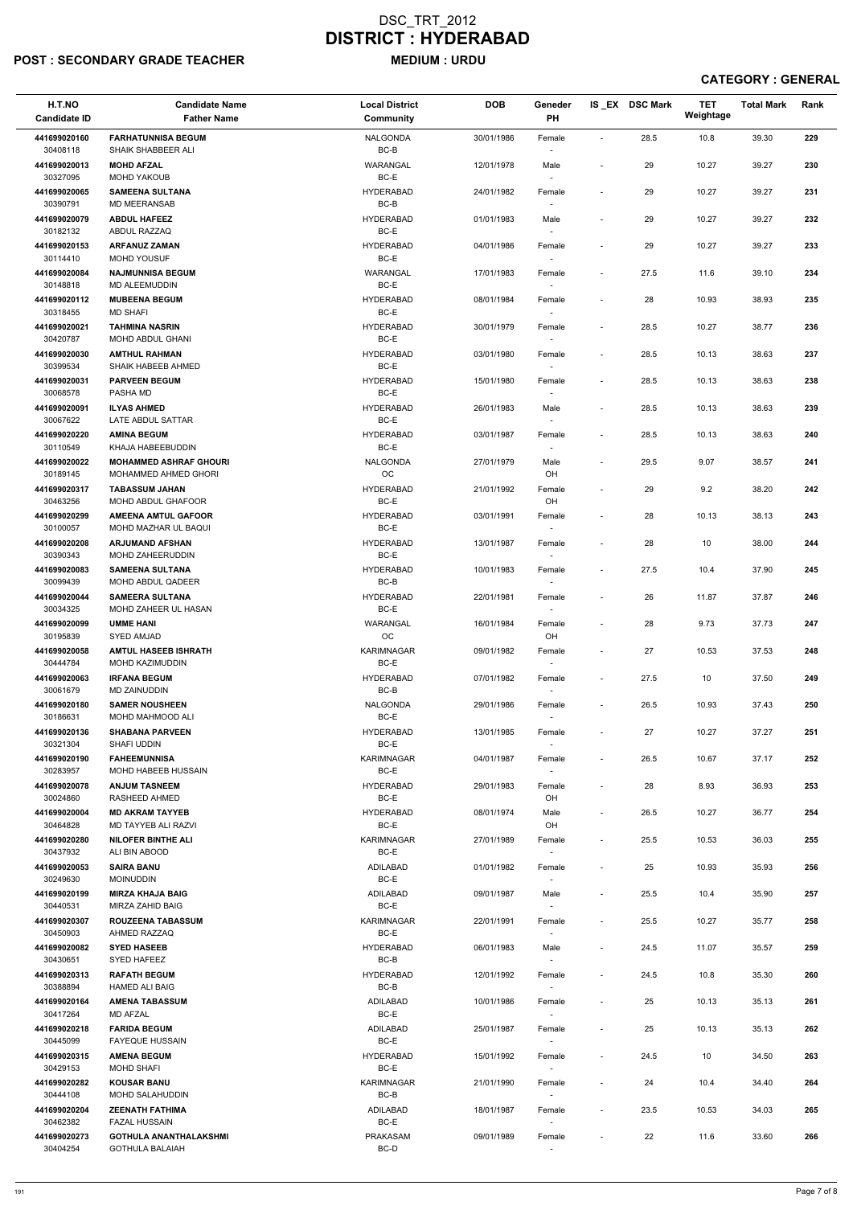# DSC_TRT_2012
# DISTRICT : HYDERABAD

**POST : SECONDARY GRADE TEACHER** **MEDIUM : URDU**

**CATEGORY : GENERAL**

| H.T.NO<br>Candidate ID | Candidate Name<br>Father Name | Local District<br>Community | DOB | Geneder<br>PH | IS_EX | DSC Mark | TET Weightage | Total Mark | Rank |
|---|---|---|---|---|---|---|---|---|---|
| 441699020160<br>30408118 | FARHATUNNISA BEGUM<br>SHAIK SHABBEER ALI | NALGONDA<br>BC-B | 30/01/1986 | Female<br>- | - | 28.5 | 10.8 | 39.30 | 229 |
| 441699020013<br>30327095 | MOHD AFZAL<br>MOHD YAKOUB | WARANGAL<br>BC-E | 12/01/1978 | Male<br>- | - | 29 | 10.27 | 39.27 | 230 |
| 441699020065<br>30390791 | SAMEENA SULTANA<br>MD MEERANSAB | HYDERABAD<br>BC-B | 24/01/1982 | Female<br>- | - | 29 | 10.27 | 39.27 | 231 |
| 441699020079<br>30182132 | ABDUL HAFEEZ<br>ABDUL RAZZAQ | HYDERABAD<br>BC-E | 01/01/1983 | Male<br>- | - | 29 | 10.27 | 39.27 | 232 |
| 441699020153<br>30114410 | ARFANUZ ZAMAN<br>MOHD YOUSUF | HYDERABAD<br>BC-E | 04/01/1986 | Female<br>- | - | 29 | 10.27 | 39.27 | 233 |
| 441699020084<br>30148818 | NAJMUNNISA BEGUM<br>MD ALEEMUDDIN | WARANGAL<br>BC-E | 17/01/1983 | Female<br>- | - | 27.5 | 11.6 | 39.10 | 234 |
| 441699020112<br>30318455 | MUBEENA BEGUM<br>MD SHAFI | HYDERABAD<br>BC-E | 08/01/1984 | Female<br>- | - | 28 | 10.93 | 38.93 | 235 |
| 441699020021<br>30420787 | TAHMINA NASRIN<br>MOHD ABDUL GHANI | HYDERABAD<br>BC-E | 30/01/1979 | Female<br>- | - | 28.5 | 10.27 | 38.77 | 236 |
| 441699020030<br>30399534 | AMTHUL RAHMAN<br>SHAIK HABEEB AHMED | HYDERABAD<br>BC-E | 03/01/1980 | Female<br>- | - | 28.5 | 10.13 | 38.63 | 237 |
| 441699020031<br>30068578 | PARVEEN BEGUM<br>PASHA MD | HYDERABAD<br>BC-E | 15/01/1980 | Female<br>- | - | 28.5 | 10.13 | 38.63 | 238 |
| 441699020091<br>30067622 | ILYAS AHMED<br>LATE ABDUL SATTAR | HYDERABAD<br>BC-E | 26/01/1983 | Male<br>- | - | 28.5 | 10.13 | 38.63 | 239 |
| 441699020220<br>30110549 | AMINA BEGUM<br>KHAJA HABEEBUDDIN | HYDERABAD<br>BC-E | 03/01/1987 | Female<br>- | - | 28.5 | 10.13 | 38.63 | 240 |
| 441699020022<br>30189145 | MOHAMMED ASHRAF GHOURI<br>MOHAMMED AHMED GHORI | NALGONDA<br>OC | 27/01/1979 | Male<br>OH | - | 29.5 | 9.07 | 38.57 | 241 |
| 441699020317<br>30463256 | TABASSUM JAHAN<br>MOHD ABDUL GHAFOOR | HYDERABAD<br>BC-E | 21/01/1992 | Female<br>OH | - | 29 | 9.2 | 38.20 | 242 |
| 441699020299<br>30100057 | AMEENA AMTUL GAFOOR<br>MOHD MAZHAR UL BAQUI | HYDERABAD<br>BC-E | 03/01/1991 | Female<br>- | - | 28 | 10.13 | 38.13 | 243 |
| 441699020208<br>30390343 | ARJUMAND AFSHAN<br>MOHD ZAHEERUDDIN | HYDERABAD<br>BC-E | 13/01/1987 | Female<br>- | - | 28 | 10 | 38.00 | 244 |
| 441699020083<br>30099439 | SAMEENA SULTANA<br>MOHD ABDUL QADEER | HYDERABAD<br>BC-B | 10/01/1983 | Female<br>- | - | 27.5 | 10.4 | 37.90 | 245 |
| 441699020044<br>30034325 | SAMEERA SULTANA<br>MOHD ZAHEER UL HASAN | HYDERABAD<br>BC-E | 22/01/1981 | Female<br>- | - | 26 | 11.87 | 37.87 | 246 |
| 441699020099<br>30195839 | UMME HANI<br>SYED AMJAD | WARANGAL<br>OC | 16/01/1984 | Female<br>OH | - | 28 | 9.73 | 37.73 | 247 |
| 441699020058<br>30444784 | AMTUL HASEEB ISHRATH<br>MOHD KAZIMUDDIN | KARIMNAGAR<br>BC-E | 09/01/1982 | Female<br>- | - | 27 | 10.53 | 37.53 | 248 |
| 441699020063<br>30061679 | IRFANA BEGUM<br>MD ZAINUDDIN | HYDERABAD<br>BC-B | 07/01/1982 | Female<br>- | - | 27.5 | 10 | 37.50 | 249 |
| 441699020180<br>30186631 | SAMER NOUSHEEN<br>MOHD MAHMOOD ALI | NALGONDA<br>BC-E | 29/01/1986 | Female<br>- | - | 26.5 | 10.93 | 37.43 | 250 |
| 441699020136<br>30321304 | SHABANA PARVEEN<br>SHAFI UDDIN | HYDERABAD<br>BC-E | 13/01/1985 | Female<br>- | - | 27 | 10.27 | 37.27 | 251 |
| 441699020190<br>30283957 | FAHEEMUNNISA<br>MOHD HABEEB HUSSAIN | KARIMNAGAR<br>BC-E | 04/01/1987 | Female<br>- | - | 26.5 | 10.67 | 37.17 | 252 |
| 441699020078<br>30024860 | ANJUM TASNEEM<br>RASHEED AHMED | HYDERABAD<br>BC-E | 29/01/1983 | Female<br>OH | - | 28 | 8.93 | 36.93 | 253 |
| 441699020004<br>30464828 | MD AKRAM TAYYEB<br>MD TAYYEB ALI RAZVI | HYDERABAD<br>BC-E | 08/01/1974 | Male<br>OH | - | 26.5 | 10.27 | 36.77 | 254 |
| 441699020280<br>30437932 | NILOFER BINTHE ALI<br>ALI BIN ABOOD | KARIMNAGAR<br>BC-E | 27/01/1989 | Female<br>- | - | 25.5 | 10.53 | 36.03 | 255 |
| 441699020053<br>30249630 | SAIRA BANU<br>MOINUDDIN | ADILABAD<br>BC-E | 01/01/1982 | Female<br>- | - | 25 | 10.93 | 35.93 | 256 |
| 441699020199<br>30440531 | MIRZA KHAJA BAIG<br>MIRZA ZAHID BAIG | ADILABAD<br>BC-E | 09/01/1987 | Male<br>- | - | 25.5 | 10.4 | 35.90 | 257 |
| 441699020307<br>30450903 | ROUZEENA TABASSUM<br>AHMED RAZZAQ | KARIMNAGAR<br>BC-E | 22/01/1991 | Female<br>- | - | 25.5 | 10.27 | 35.77 | 258 |
| 441699020082<br>30430651 | SYED HASEEB<br>SYED HAFEEZ | HYDERABAD<br>BC-B | 06/01/1983 | Male<br>- | - | 24.5 | 11.07 | 35.57 | 259 |
| 441699020313<br>30388894 | RAFATH BEGUM<br>HAMED ALI BAIG | HYDERABAD<br>BC-B | 12/01/1992 | Female<br>- | - | 24.5 | 10.8 | 35.30 | 260 |
| 441699020164<br>30417264 | AMENA TABASSUM<br>MD AFZAL | ADILABAD<br>BC-E | 10/01/1986 | Female<br>- | - | 25 | 10.13 | 35.13 | 261 |
| 441699020218<br>30445099 | FARIDA BEGUM<br>FAYEQUE HUSSAIN | ADILABAD<br>BC-E | 25/01/1987 | Female<br>- | - | 25 | 10.13 | 35.13 | 262 |
| 441699020315<br>30429153 | AMENA BEGUM<br>MOHD SHAFI | HYDERABAD<br>BC-E | 15/01/1992 | Female<br>- | - | 24.5 | 10 | 34.50 | 263 |
| 441699020282<br>30444108 | KOUSAR BANU<br>MOHD SALAHUDDIN | KARIMNAGAR<br>BC-B | 21/01/1990 | Female<br>- | - | 24 | 10.4 | 34.40 | 264 |
| 441699020204<br>30462382 | ZEENATH FATHIMA<br>FAZAL HUSSAIN | ADILABAD<br>BC-E | 18/01/1987 | Female<br>- | - | 23.5 | 10.53 | 34.03 | 265 |
| 441699020273<br>30404254 | GOTHULA ANANTHALAKSHMI<br>GOTHULA BALAIAH | PRAKASAM<br>BC-D | 09/01/1989 | Female<br>- | - | 22 | 11.6 | 33.60 | 266 |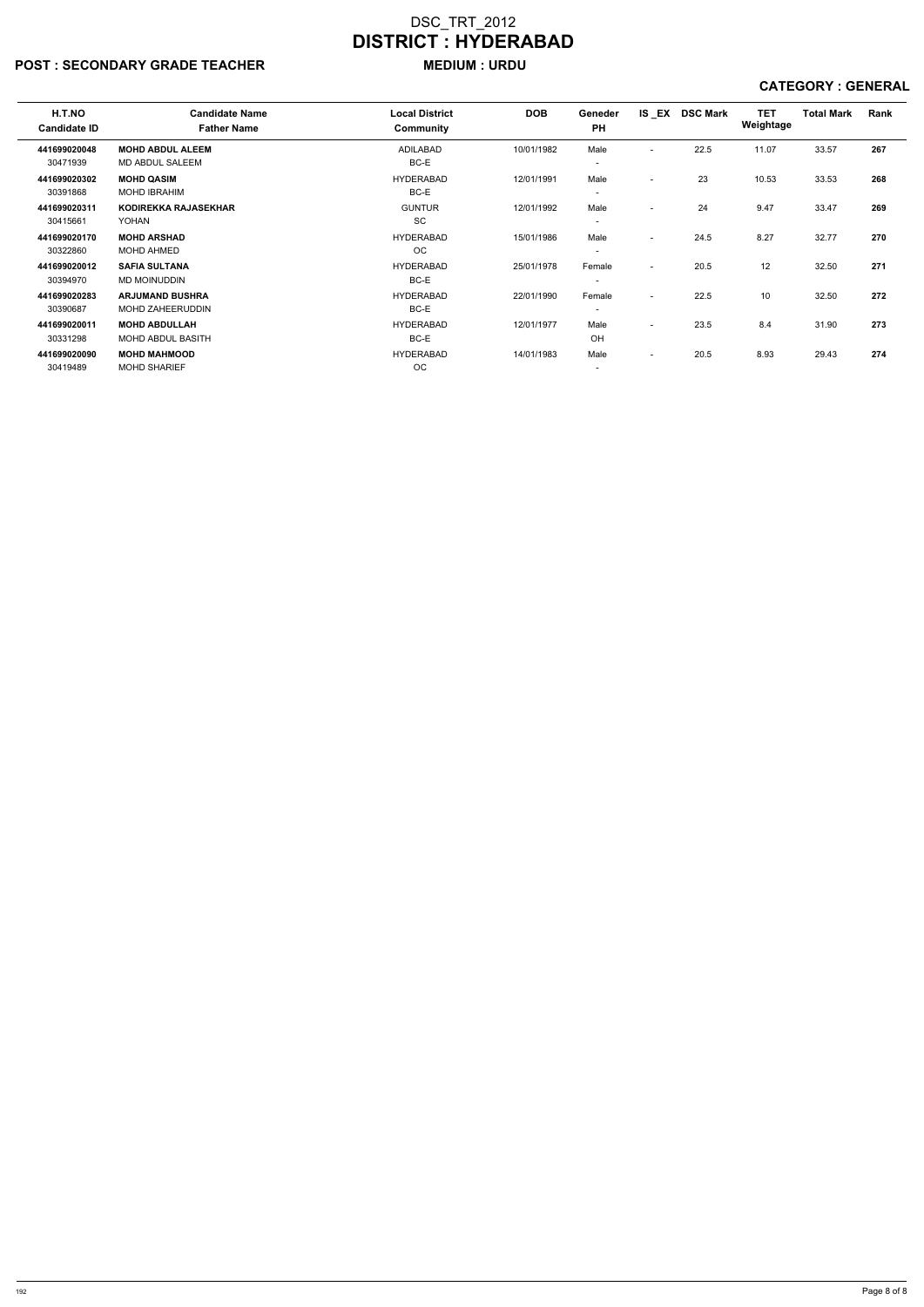# DSC_TRT_2012
# DISTRICT : HYDERABAD

**POST : SECONDARY GRADE TEACHER** **MEDIUM : URDU**

**CATEGORY : GENERAL**

| H.T.NO<br>Candidate ID | Candidate Name<br>Father Name | Local District<br>Community | DOB | Geneder<br>PH | IS _EX | DSC Mark | TET Weightage | Total Mark | Rank |
|---|---|---|---|---|---|---|---|---|---|
| **441699020048**<br>30471939 | **MOHD ABDUL ALEEM**<br>MD ABDUL SALEEM | ADILABAD<br>BC-E | 10/01/1982 | Male<br>- | - | 22.5 | 11.07 | 33.57 | **267** |
| **441699020302**<br>30391868 | **MOHD QASIM**<br>MOHD IBRAHIM | HYDERABAD<br>BC-E | 12/01/1991 | Male<br>- | - | 23 | 10.53 | 33.53 | **268** |
| **441699020311**<br>30415661 | **KODIREKKA RAJASEKHAR**<br>YOHAN | GUNTUR<br>SC | 12/01/1992 | Male<br>- | - | 24 | 9.47 | 33.47 | **269** |
| **441699020170**<br>30322860 | **MOHD ARSHAD**<br>MOHD AHMED | HYDERABAD<br>OC | 15/01/1986 | Male<br>- | - | 24.5 | 8.27 | 32.77 | **270** |
| **441699020012**<br>30394970 | **SAFIA SULTANA**<br>MD MOINUDDIN | HYDERABAD<br>BC-E | 25/01/1978 | Female<br>- | - | 20.5 | 12 | 32.50 | **271** |
| **441699020283**<br>30390687 | **ARJUMAND BUSHRA**<br>MOHD ZAHEERUDDIN | HYDERABAD<br>BC-E | 22/01/1990 | Female<br>- | - | 22.5 | 10 | 32.50 | **272** |
| **441699020011**<br>30331298 | **MOHD ABDULLAH**<br>MOHD ABDUL BASITH | HYDERABAD<br>BC-E | 12/01/1977 | Male<br>OH | - | 23.5 | 8.4 | 31.90 | **273** |
| **441699020090**<br>30419489 | **MOHD MAHMOOD**<br>MOHD SHARIEF | HYDERABAD<br>OC | 14/01/1983 | Male<br>- | - | 20.5 | 8.93 | 29.43 | **274** |